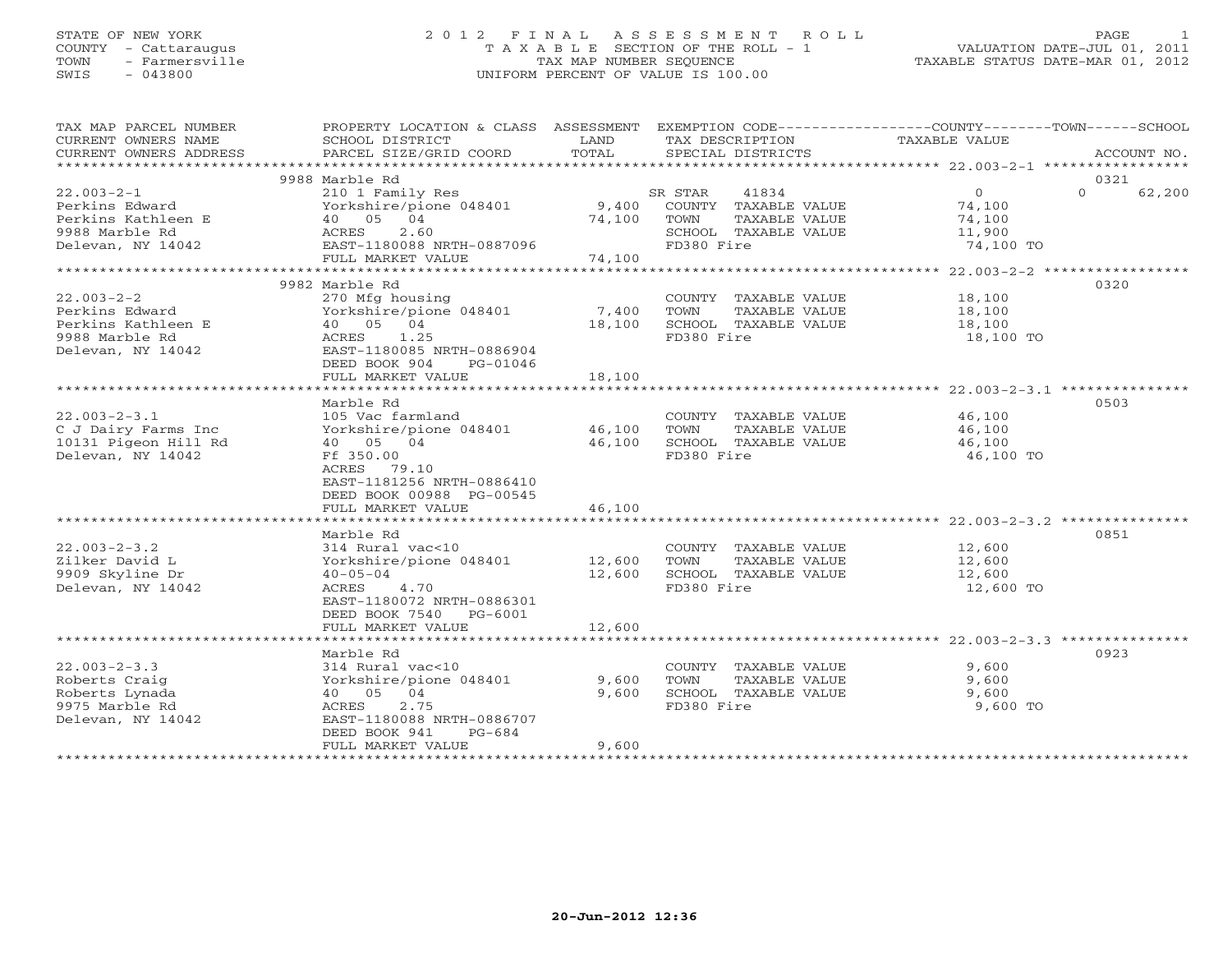STATE OF NEW YORK
COUNTY - Cattaraugus
TOWN - Farmersville
SWIS - 043800

# 2012 FINAL ASSESSMENT ROLL

TAXABLE SECTION OF THE ROLL - 1
TAX MAP NUMBER SEQUENCE
UNIFORM PERCENT OF VALUE IS 100.00

VALUATION DATE-JUL 01, 2011
TAXABLE STATUS DATE-MAR 01, 2012

| TAX MAP PARCEL NUMBER / CURRENT OWNERS NAME / CURRENT OWNERS ADDRESS | PROPERTY LOCATION & CLASS / SCHOOL DISTRICT / PARCEL SIZE/GRID COORD | ASSESSMENT LAND | ASSESSMENT TOTAL | EXEMPTION CODE / TAX DESCRIPTION / SPECIAL DISTRICTS | COUNTY TAXABLE VALUE | TOWN | SCHOOL | ACCOUNT NO. |
|---|---|---|---|---|---|---|---|---|
| 22.003-2-1 | 9988 Marble Rd | | | | | | | 0321 |
| 22.003-2-1 | 210 1 Family Res | | | SR STAR 41834 | 0 | 0 | 62,200 | |
| Perkins Edward | Yorkshire/pione 048401 | 9,400 | | COUNTY TAXABLE VALUE | 74,100 | | | |
| Perkins Kathleen E | 40 05 04 | | 74,100 | TOWN TAXABLE VALUE | 74,100 | | | |
| 9988 Marble Rd | ACRES 2.60 | | | SCHOOL TAXABLE VALUE | 11,900 | | | |
| Delevan, NY 14042 | EAST-1180088 NRTH-0887096 | | | FD380 Fire | 74,100 TO | | | |
| | FULL MARKET VALUE | | 74,100 | | | | | |
| 22.003-2-2 | 9982 Marble Rd | | | | | | | 0320 |
| 22.003-2-2 | 270 Mfg housing | | | COUNTY TAXABLE VALUE | 18,100 | | | |
| Perkins Edward | Yorkshire/pione 048401 | 7,400 | | TOWN TAXABLE VALUE | 18,100 | | | |
| Perkins Kathleen E | 40 05 04 | | 18,100 | SCHOOL TAXABLE VALUE | 18,100 | | | |
| 9988 Marble Rd | ACRES 1.25 | | | FD380 Fire | 18,100 TO | | | |
| Delevan, NY 14042 | EAST-1180085 NRTH-0886904 | | | | | | | |
| | DEED BOOK 904 PG-01046 | | | | | | | |
| | FULL MARKET VALUE | | 18,100 | | | | | |
| 22.003-2-3.1 | Marble Rd | | | | | | | 0503 |
| 22.003-2-3.1 | 105 Vac farmland | | | COUNTY TAXABLE VALUE | 46,100 | | | |
| C J Dairy Farms Inc | Yorkshire/pione 048401 | 46,100 | | TOWN TAXABLE VALUE | 46,100 | | | |
| 10131 Pigeon Hill Rd | 40 05 04 | | 46,100 | SCHOOL TAXABLE VALUE | 46,100 | | | |
| Delevan, NY 14042 | Ff 350.00 | | | FD380 Fire | 46,100 TO | | | |
| | ACRES 79.10 | | | | | | | |
| | EAST-1181256 NRTH-0886410 | | | | | | | |
| | DEED BOOK 00988 PG-00545 | | | | | | | |
| | FULL MARKET VALUE | | 46,100 | | | | | |
| 22.003-2-3.2 | Marble Rd | | | | | | | 0851 |
| 22.003-2-3.2 | 314 Rural vac<10 | | | COUNTY TAXABLE VALUE | 12,600 | | | |
| Zilker David L | Yorkshire/pione 048401 | 12,600 | | TOWN TAXABLE VALUE | 12,600 | | | |
| 9909 Skyline Dr | 40-05-04 | | 12,600 | SCHOOL TAXABLE VALUE | 12,600 | | | |
| Delevan, NY 14042 | ACRES 4.70 | | | FD380 Fire | 12,600 TO | | | |
| | EAST-1180072 NRTH-0886301 | | | | | | | |
| | DEED BOOK 7540 PG-6001 | | | | | | | |
| | FULL MARKET VALUE | | 12,600 | | | | | |
| 22.003-2-3.3 | Marble Rd | | | | | | | 0923 |
| 22.003-2-3.3 | 314 Rural vac<10 | | | COUNTY TAXABLE VALUE | 9,600 | | | |
| Roberts Craig | Yorkshire/pione 048401 | 9,600 | | TOWN TAXABLE VALUE | 9,600 | | | |
| Roberts Lynada | 40 05 04 | | 9,600 | SCHOOL TAXABLE VALUE | 9,600 | | | |
| 9975 Marble Rd | ACRES 2.75 | | | FD380 Fire | 9,600 TO | | | |
| Delevan, NY 14042 | EAST-1180088 NRTH-0886707 | | | | | | | |
| | DEED BOOK 941 PG-684 | | | | | | | |
| | FULL MARKET VALUE | | 9,600 | | | | | |

20-Jun-2012 12:36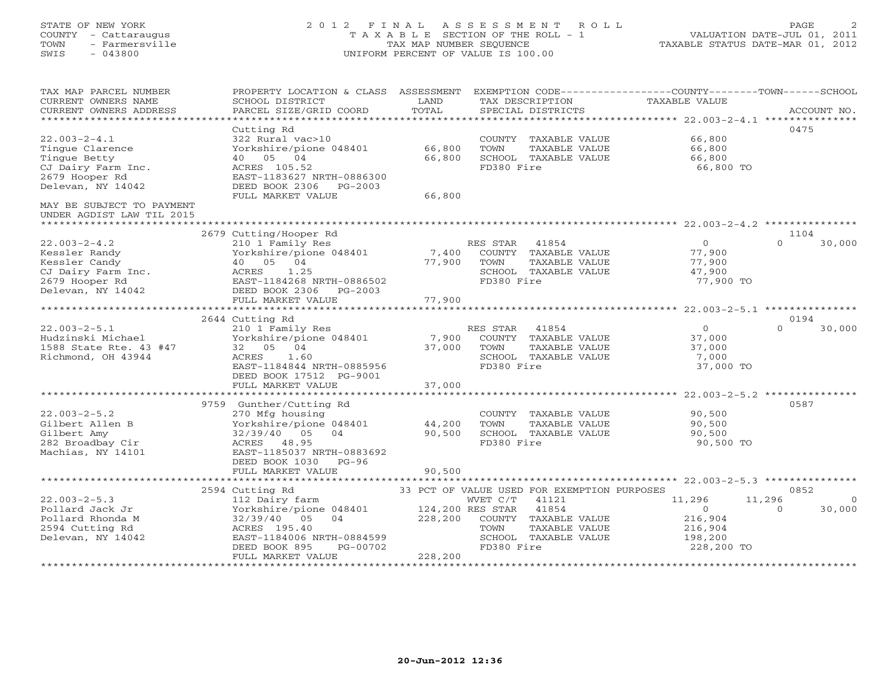STATE OF NEW YORK
COUNTY - Cattaraugus
TOWN - Farmersville
SWIS - 043800

# 2012 FINAL ASSESSMENT ROLL

TAXABLE SECTION OF THE ROLL - 1
TAX MAP NUMBER SEQUENCE
UNIFORM PERCENT OF VALUE IS 100.00

VALUATION DATE-JUL 01, 2011
TAXABLE STATUS DATE-MAR 01, 2012

| TAX MAP PARCEL NUMBER / CURRENT OWNERS NAME / CURRENT OWNERS ADDRESS | PROPERTY LOCATION & CLASS / SCHOOL DISTRICT / PARCEL SIZE/GRID COORD | ASSESSMENT LAND / TOTAL | EXEMPTION CODE / TAX DESCRIPTION / SPECIAL DISTRICTS | COUNTY TAXABLE VALUE | TOWN | SCHOOL | ACCOUNT NO. |
|---|---|---|---|---|---|---|---|
| 22.003-2-4.1 | Cutting Rd | | | | | | 0475 |
| Tingue Clarence | 322 Rural vac>10 | | COUNTY TAXABLE VALUE | 66,800 | | | |
| Tingue Betty | Yorkshire/pione 048401 | 66,800 | TOWN TAXABLE VALUE | 66,800 | | | |
| CJ Dairy Farm Inc. | 40 05 04 | 66,800 | SCHOOL TAXABLE VALUE | 66,800 | | | |
| 2679 Hooper Rd | ACRES 105.52 | | FD380 Fire | 66,800 TO | | | |
| Delevan, NY 14042 | EAST-1183627 NRTH-0886300 | | | | | | |
| | DEED BOOK 2306 PG-2003 | | | | | | |
| | FULL MARKET VALUE | 66,800 | | | | | |
| MAY BE SUBJECT TO PAYMENT UNDER AGDIST LAW TIL 2015 | | | | | | | |
| 22.003-2-4.2 | 2679 Cutting/Hooper Rd | | | | | | 1104 |
| Kessler Randy | 210 1 Family Res | | RES STAR 41854 | 0 | 0 | 30,000 | |
| Kessler Candy | Yorkshire/pione 048401 | 7,400 | COUNTY TAXABLE VALUE | 77,900 | | | |
| CJ Dairy Farm Inc. | 40 05 04 | 77,900 | TOWN TAXABLE VALUE | 77,900 | | | |
| 2679 Hooper Rd | ACRES 1.25 | | SCHOOL TAXABLE VALUE | 47,900 | | | |
| Delevan, NY 14042 | EAST-1184268 NRTH-0886502 | | FD380 Fire | 77,900 TO | | | |
| | DEED BOOK 2306 PG-2003 | | | | | | |
| | FULL MARKET VALUE | 77,900 | | | | | |
| 22.003-2-5.1 | 2644 Cutting Rd | | | | | | 0194 |
| Hudzinski Michael | 210 1 Family Res | | RES STAR 41854 | 0 | 0 | 30,000 | |
| 1588 State Rte. 43 #47 | Yorkshire/pione 048401 | 7,900 | COUNTY TAXABLE VALUE | 37,000 | | | |
| Richmond, OH 43944 | 32 05 04 | 37,000 | TOWN TAXABLE VALUE | 37,000 | | | |
| | ACRES 1.60 | | SCHOOL TAXABLE VALUE | 7,000 | | | |
| | EAST-1184844 NRTH-0885956 | | FD380 Fire | 37,000 TO | | | |
| | DEED BOOK 17512 PG-9001 | | | | | | |
| | FULL MARKET VALUE | 37,000 | | | | | |
| 22.003-2-5.2 | 9759 Gunther/Cutting Rd | | | | | | 0587 |
| Gilbert Allen B | 270 Mfg housing | | COUNTY TAXABLE VALUE | 90,500 | | | |
| Gilbert Amy | Yorkshire/pione 048401 | 44,200 | TOWN TAXABLE VALUE | 90,500 | | | |
| 282 Broadbay Cir | 32/39/40 05 04 | 90,500 | SCHOOL TAXABLE VALUE | 90,500 | | | |
| Machias, NY 14101 | ACRES 48.95 | | FD380 Fire | 90,500 TO | | | |
| | EAST-1185037 NRTH-0883692 | | | | | | |
| | DEED BOOK 1030 PG-96 | | | | | | |
| | FULL MARKET VALUE | 90,500 | | | | | |
| 22.003-2-5.3 | 2594 Cutting Rd | | 33 PCT OF VALUE USED FOR EXEMPTION PURPOSES | | | | 0852 |
| Pollard Jack Jr | 112 Dairy farm | | WVET C/T 41121 | 11,296 | 11,296 | 0 | |
| Pollard Rhonda M | Yorkshire/pione 048401 | 124,200 | RES STAR 41854 | 0 | 0 | 30,000 | |
| 2594 Cutting Rd | 32/39/40 05 04 | 228,200 | COUNTY TAXABLE VALUE | 216,904 | | | |
| Delevan, NY 14042 | ACRES 195.40 | | TOWN TAXABLE VALUE | 216,904 | | | |
| | EAST-1184006 NRTH-0884599 | | SCHOOL TAXABLE VALUE | 198,200 | | | |
| | DEED BOOK 895 PG-00702 | | FD380 Fire | 228,200 TO | | | |
| | FULL MARKET VALUE | 228,200 | | | | | |

20-Jun-2012 12:36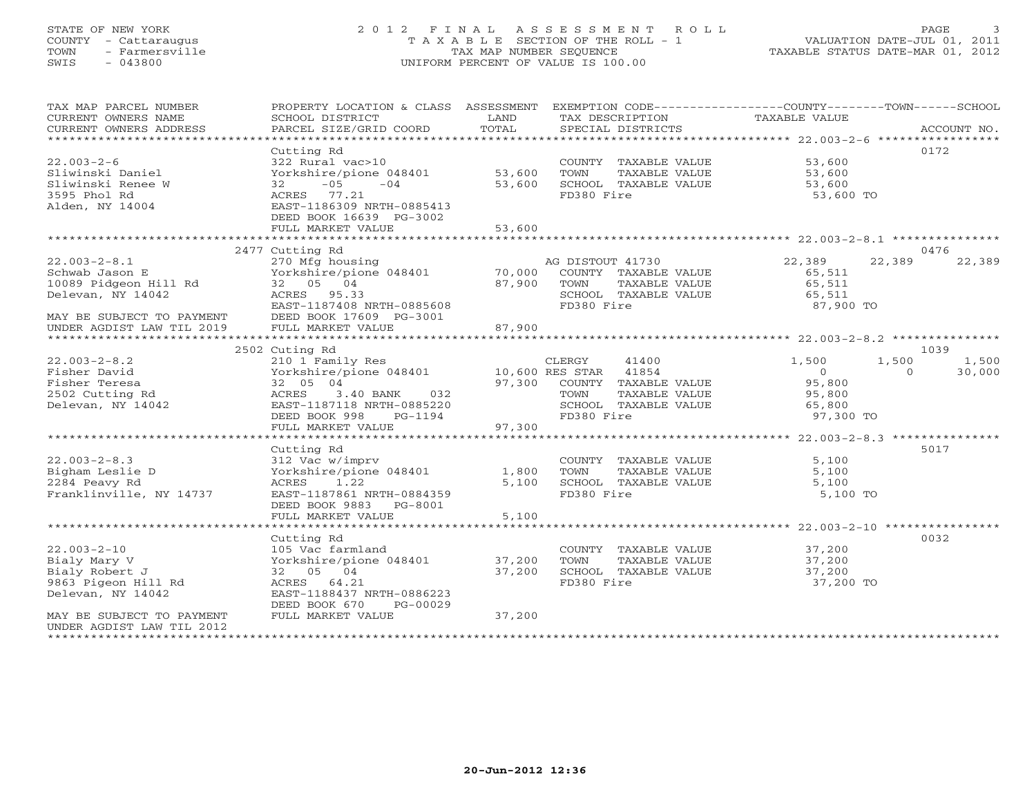STATE OF NEW YORK
COUNTY - Cattaraugus
TOWN - Farmersville
SWIS - 043800

2012 FINAL ASSESSMENT ROLL
TAXABLE SECTION OF THE ROLL - 1
TAX MAP NUMBER SEQUENCE
UNIFORM PERCENT OF VALUE IS 100.00

VALUATION DATE-JUL 01, 2011
TAXABLE STATUS DATE-MAR 01, 2012

| TAX MAP PARCEL NUMBER / CURRENT OWNERS NAME / CURRENT OWNERS ADDRESS | PROPERTY LOCATION & CLASS / SCHOOL DISTRICT / PARCEL SIZE/GRID COORD | ASSESSMENT LAND | TOTAL | EXEMPTION CODE / TAX DESCRIPTION / SPECIAL DISTRICTS | COUNTY | TOWN | SCHOOL | ACCOUNT NO. |
|---|---|---|---|---|---|---|---|---|
| 22.003-2-6 | Cutting Rd | | | | | | | 0172 |
| Sliwinski Daniel | 322 Rural vac>10 | | | COUNTY TAXABLE VALUE | 53,600 | | | |
| Sliwinski Renee W | Yorkshire/pione 048401 | 53,600 | | TOWN TAXABLE VALUE | | 53,600 | | |
| 3595 Phol Rd | 32 -05 -04 | | 53,600 | SCHOOL TAXABLE VALUE | | | 53,600 | |
| Alden, NY 14004 | ACRES 77.21 | | | FD380 Fire | 53,600 TO | | | |
| | EAST-1186309 NRTH-0885413 | | | | | | | |
| | DEED BOOK 16639 PG-3002 | | | | | | | |
| | FULL MARKET VALUE | | 53,600 | | | | | |
| 22.003-2-8.1 | 2477 Cutting Rd | | | | | | | 0476 |
| Schwab Jason E | 270 Mfg housing | | | AG DISTOUT 41730 | 22,389 | 22,389 | 22,389 | |
| 10089 Pidgeon Hill Rd | Yorkshire/pione 048401 | 70,000 | | COUNTY TAXABLE VALUE | 65,511 | | | |
| Delevan, NY 14042 | 32 05 04 | | 87,900 | TOWN TAXABLE VALUE | | 65,511 | | |
| | ACRES 95.33 | | | SCHOOL TAXABLE VALUE | | | 65,511 | |
| | EAST-1187408 NRTH-0885608 | | | FD380 Fire | 87,900 TO | | | |
| MAY BE SUBJECT TO PAYMENT | DEED BOOK 17609 PG-3001 | | | | | | | |
| UNDER AGDIST LAW TIL 2019 | FULL MARKET VALUE | | 87,900 | | | | | |
| 22.003-2-8.2 | 2502 Cuting Rd | | | | | | | 1039 |
| Fisher David | 210 1 Family Res | | | CLERGY 41400 | 1,500 | 1,500 | 1,500 | |
| Fisher Teresa | Yorkshire/pione 048401 | 10,600 | | RES STAR 41854 | 0 | 0 | 30,000 | |
| 2502 Cutting Rd | 32 05 04 | | 97,300 | COUNTY TAXABLE VALUE | 95,800 | | | |
| Delevan, NY 14042 | ACRES 3.40 BANK 032 | | | TOWN TAXABLE VALUE | | 95,800 | | |
| | EAST-1187118 NRTH-0885220 | | | SCHOOL TAXABLE VALUE | | | 65,800 | |
| | DEED BOOK 998 PG-1194 | | | FD380 Fire | 97,300 TO | | | |
| | FULL MARKET VALUE | | 97,300 | | | | | |
| 22.003-2-8.3 | Cutting Rd | | | | | | | 5017 |
| Bigham Leslie D | 312 Vac w/imprv | | | COUNTY TAXABLE VALUE | 5,100 | | | |
| 2284 Peavy Rd | Yorkshire/pione 048401 | 1,800 | | TOWN TAXABLE VALUE | | 5,100 | | |
| Franklinville, NY 14737 | ACRES 1.22 | | 5,100 | SCHOOL TAXABLE VALUE | | | 5,100 | |
| | EAST-1187861 NRTH-0884359 | | | FD380 Fire | 5,100 TO | | | |
| | DEED BOOK 9883 PG-8001 | | | | | | | |
| | FULL MARKET VALUE | | 5,100 | | | | | |
| 22.003-2-10 | Cutting Rd | | | | | | | 0032 |
| Bialy Mary V | 105 Vac farmland | | | COUNTY TAXABLE VALUE | 37,200 | | | |
| Bialy Robert J | Yorkshire/pione 048401 | 37,200 | | TOWN TAXABLE VALUE | | 37,200 | | |
| 9863 Pigeon Hill Rd | 32 05 04 | | 37,200 | SCHOOL TAXABLE VALUE | | | 37,200 | |
| Delevan, NY 14042 | ACRES 64.21 | | | FD380 Fire | 37,200 TO | | | |
| | EAST-1188437 NRTH-0886223 | | | | | | | |
| | DEED BOOK 670 PG-00029 | | | | | | | |
| MAY BE SUBJECT TO PAYMENT | FULL MARKET VALUE | | 37,200 | | | | | |
| UNDER AGDIST LAW TIL 2012 | | | | | | | | |

20-Jun-2012 12:36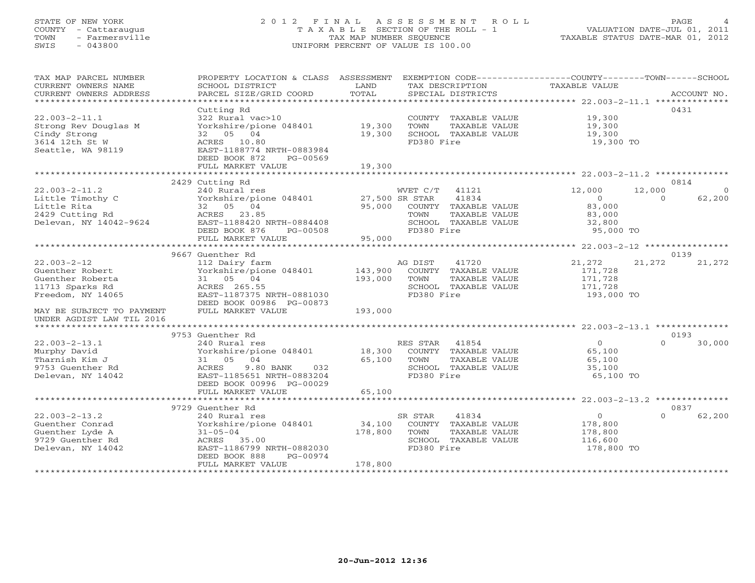STATE OF NEW YORK
COUNTY - Cattaraugus
TOWN - Farmersville
SWIS - 043800

# 2012 FINAL ASSESSMENT ROLL
TAXABLE SECTION OF THE ROLL - 1
TAX MAP NUMBER SEQUENCE
UNIFORM PERCENT OF VALUE IS 100.00

VALUATION DATE-JUL 01, 2011
TAXABLE STATUS DATE-MAR 01, 2012

| TAX MAP PARCEL NUMBER / CURRENT OWNERS NAME / CURRENT OWNERS ADDRESS | PROPERTY LOCATION & CLASS / SCHOOL DISTRICT / PARCEL SIZE/GRID COORD | ASSESSMENT LAND / TOTAL | EXEMPTION CODE / TAX DESCRIPTION / SPECIAL DISTRICTS | COUNTY TAXABLE VALUE | TOWN | SCHOOL | ACCOUNT NO. |
|---|---|---|---|---|---|---|---|
| 22.003-2-11.1 | Cutting Rd | | | | | | 0431 |
| | 322 Rural vac>10 | | COUNTY TAXABLE VALUE | 19,300 | | | |
| Strong Rev Douglas M | Yorkshire/pione 048401 | 19,300 | TOWN TAXABLE VALUE | 19,300 | | | |
| Cindy Strong | 32 05 04 | 19,300 | SCHOOL TAXABLE VALUE | 19,300 | | | |
| 3614 12th St W | ACRES 10.80 | | FD380 Fire | 19,300 TO | | | |
| Seattle, WA 98119 | EAST-1188774 NRTH-0883984 | | | | | | |
| | DEED BOOK 872 PG-00569 | | | | | | |
| | FULL MARKET VALUE | 19,300 | | | | | |
| 22.003-2-11.2 | 2429 Cutting Rd | | | | | | 0814 |
| | 240 Rural res | | WVET C/T 41121 | 12,000 | 12,000 | 0 | |
| Little Timothy C | Yorkshire/pione 048401 | 27,500 | SR STAR 41834 | 0 | 0 | 62,200 | |
| Little Rita | 32 05 04 | 95,000 | COUNTY TAXABLE VALUE | 83,000 | | | |
| 2429 Cutting Rd | ACRES 23.85 | | TOWN TAXABLE VALUE | 83,000 | | | |
| Delevan, NY 14042-9624 | EAST-1188420 NRTH-0884408 | | SCHOOL TAXABLE VALUE | 32,800 | | | |
| | DEED BOOK 876 PG-00508 | | FD380 Fire | 95,000 TO | | | |
| | FULL MARKET VALUE | 95,000 | | | | | |
| 22.003-2-12 | 9667 Guenther Rd | | | | | | 0139 |
| | 112 Dairy farm | | AG DIST 41720 | 21,272 | 21,272 | 21,272 | |
| Guenther Robert | Yorkshire/pione 048401 | 143,900 | COUNTY TAXABLE VALUE | 171,728 | | | |
| Guenther Roberta | 31 05 04 | 193,000 | TOWN TAXABLE VALUE | 171,728 | | | |
| 11713 Sparks Rd | ACRES 265.55 | | SCHOOL TAXABLE VALUE | 171,728 | | | |
| Freedom, NY 14065 | EAST-1187375 NRTH-0881030 | | FD380 Fire | 193,000 TO | | | |
| | DEED BOOK 00986 PG-00873 | | | | | | |
| MAY BE SUBJECT TO PAYMENT | FULL MARKET VALUE | 193,000 | | | | | |
| UNDER AGDIST LAW TIL 2016 | | | | | | | |
| 22.003-2-13.1 | 9753 Guenther Rd | | | | | | 0193 |
| | 240 Rural res | | RES STAR 41854 | 0 | 0 | 30,000 | |
| Murphy David | Yorkshire/pione 048401 | 18,300 | COUNTY TAXABLE VALUE | 65,100 | | | |
| Tharnish Kim J | 31 05 04 | 65,100 | TOWN TAXABLE VALUE | 65,100 | | | |
| 9753 Guenther Rd | ACRES 9.80 BANK 032 | | SCHOOL TAXABLE VALUE | 35,100 | | | |
| Delevan, NY 14042 | EAST-1185651 NRTH-0883204 | | FD380 Fire | 65,100 TO | | | |
| | DEED BOOK 00996 PG-00029 | | | | | | |
| | FULL MARKET VALUE | 65,100 | | | | | |
| 22.003-2-13.2 | 9729 Guenther Rd | | | | | | 0837 |
| | 240 Rural res | | SR STAR 41834 | 0 | 0 | 62,200 | |
| Guenther Conrad | Yorkshire/pione 048401 | 34,100 | COUNTY TAXABLE VALUE | 178,800 | | | |
| Guenther Lyde A | 31-05-04 | 178,800 | TOWN TAXABLE VALUE | 178,800 | | | |
| 9729 Guenther Rd | ACRES 35.00 | | SCHOOL TAXABLE VALUE | 116,600 | | | |
| Delevan, NY 14042 | EAST-1186799 NRTH-0882030 | | FD380 Fire | 178,800 TO | | | |
| | DEED BOOK 888 PG-00974 | | | | | | |
| | FULL MARKET VALUE | 178,800 | | | | | |

20-Jun-2012 12:36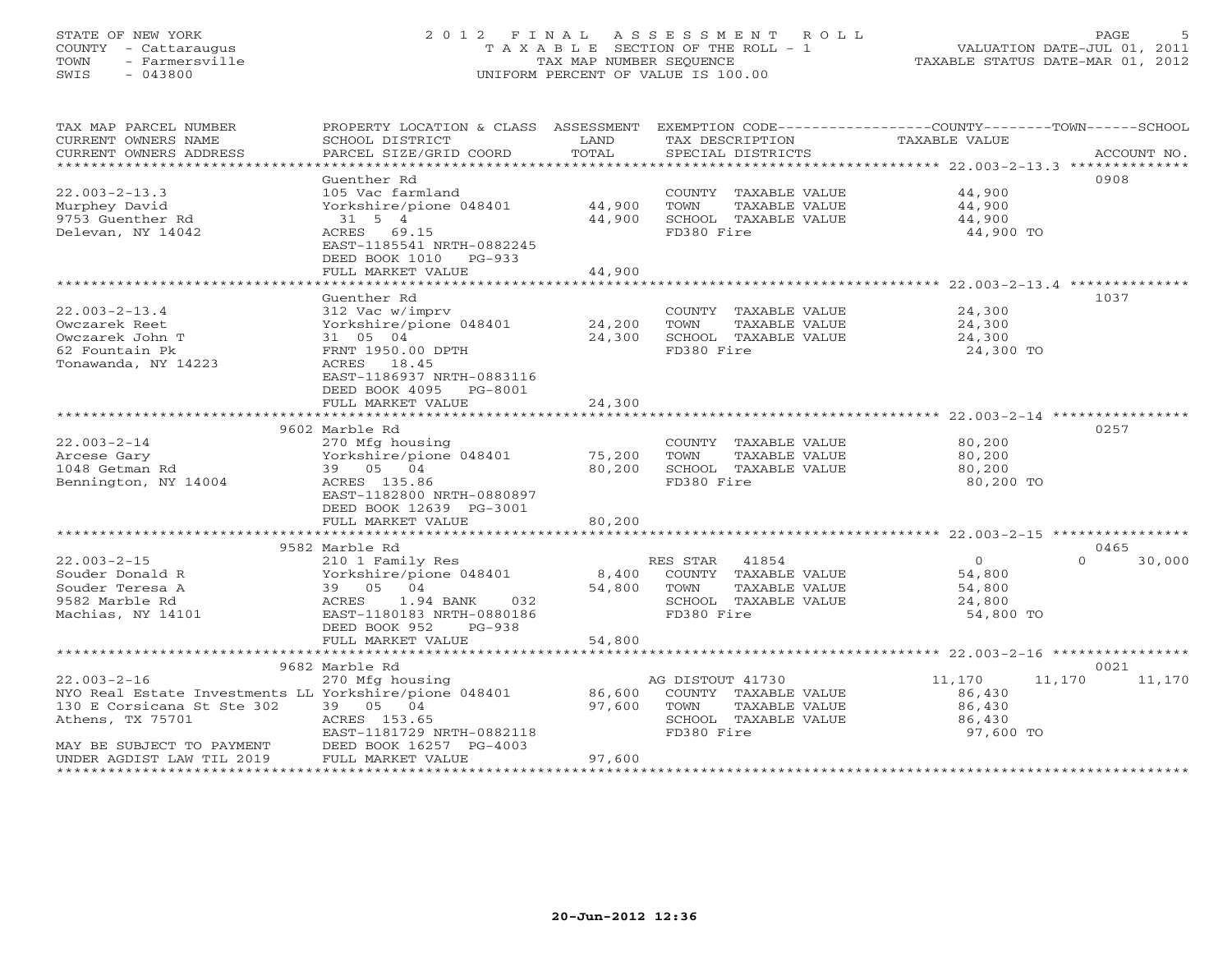STATE OF NEW YORK
COUNTY - Cattaraugus
TOWN - Farmersville
SWIS - 043800

# 2012 FINAL ASSESSMENT ROLL
TAXABLE SECTION OF THE ROLL - 1
TAX MAP NUMBER SEQUENCE
UNIFORM PERCENT OF VALUE IS 100.00

VALUATION DATE-JUL 01, 2011
TAXABLE STATUS DATE-MAR 01, 2012

| TAX MAP PARCEL NUMBER / CURRENT OWNERS NAME / CURRENT OWNERS ADDRESS | PROPERTY LOCATION & CLASS / SCHOOL DISTRICT / PARCEL SIZE/GRID COORD | ASSESSMENT LAND | TOTAL | EXEMPTION CODE / TAX DESCRIPTION / SPECIAL DISTRICTS | COUNTY TAXABLE VALUE | TOWN | SCHOOL | ACCOUNT NO. |
|---|---|---|---|---|---|---|---|---|
| 22.003-2-13.3 | Guenther Rd | | | | | | | 0908 |
| Murphey David | 105 Vac farmland | | | COUNTY TAXABLE VALUE | 44,900 | | | |
| 9753 Guenther Rd | Yorkshire/pione 048401 | 44,900 | | TOWN TAXABLE VALUE | 44,900 | | | |
| Delevan, NY 14042 | 31 5 4 | | 44,900 | SCHOOL TAXABLE VALUE | 44,900 | | | |
| | ACRES 69.15 | | | FD380 Fire | 44,900 TO | | | |
| | EAST-1185541 NRTH-0882245 | | | | | | | |
| | DEED BOOK 1010 PG-933 | | | | | | | |
| | FULL MARKET VALUE | | 44,900 | | | | | |
| 22.003-2-13.4 | Guenther Rd | | | | | | | 1037 |
| Owczarek Reet | 312 Vac w/imprv | | | COUNTY TAXABLE VALUE | 24,300 | | | |
| Owczarek John T | Yorkshire/pione 048401 | 24,200 | | TOWN TAXABLE VALUE | 24,300 | | | |
| 62 Fountain Pk | 31 05 04 | | 24,300 | SCHOOL TAXABLE VALUE | 24,300 | | | |
| Tonawanda, NY 14223 | FRNT 1950.00 DPTH | | | FD380 Fire | 24,300 TO | | | |
| | ACRES 18.45 | | | | | | | |
| | EAST-1186937 NRTH-0883116 | | | | | | | |
| | DEED BOOK 4095 PG-8001 | | | | | | | |
| | FULL MARKET VALUE | | 24,300 | | | | | |
| 22.003-2-14 | 9602 Marble Rd | | | | | | | 0257 |
| Arcese Gary | 270 Mfg housing | | | COUNTY TAXABLE VALUE | 80,200 | | | |
| 1048 Getman Rd | Yorkshire/pione 048401 | 75,200 | | TOWN TAXABLE VALUE | 80,200 | | | |
| Bennington, NY 14004 | 39 05 04 | | 80,200 | SCHOOL TAXABLE VALUE | 80,200 | | | |
| | ACRES 135.86 | | | FD380 Fire | 80,200 TO | | | |
| | EAST-1182800 NRTH-0880897 | | | | | | | |
| | DEED BOOK 12639 PG-3001 | | | | | | | |
| | FULL MARKET VALUE | | 80,200 | | | | | |
| 22.003-2-15 | 9582 Marble Rd | | | | | | | 0465 |
| Souder Donald R | 210 1 Family Res | | | RES STAR 41854 | 0 | 0 | 30,000 | |
| Souder Teresa A | Yorkshire/pione 048401 | 8,400 | | COUNTY TAXABLE VALUE | 54,800 | | | |
| 9582 Marble Rd | 39 05 04 | | 54,800 | TOWN TAXABLE VALUE | 54,800 | | | |
| Machias, NY 14101 | ACRES 1.94 BANK 032 | | | SCHOOL TAXABLE VALUE | 24,800 | | | |
| | EAST-1180183 NRTH-0880186 | | | FD380 Fire | 54,800 TO | | | |
| | DEED BOOK 952 PG-938 | | | | | | | |
| | FULL MARKET VALUE | | 54,800 | | | | | |
| 22.003-2-16 | 9682 Marble Rd | | | | | | | 0021 |
| NYO Real Estate Investments LL | 270 Mfg housing | | | AG DISTOUT 41730 | 11,170 | 11,170 | 11,170 | |
| 130 E Corsicana St Ste 302 | Yorkshire/pione 048401 | 86,600 | | COUNTY TAXABLE VALUE | 86,430 | | | |
| Athens, TX 75701 | 39 05 04 | | 97,600 | TOWN TAXABLE VALUE | 86,430 | | | |
| | ACRES 153.65 | | | SCHOOL TAXABLE VALUE | 86,430 | | | |
| | EAST-1181729 NRTH-0882118 | | | FD380 Fire | 97,600 TO | | | |
| MAY BE SUBJECT TO PAYMENT | DEED BOOK 16257 PG-4003 | | | | | | | |
| UNDER AGDIST LAW TIL 2019 | FULL MARKET VALUE | | 97,600 | | | | | |

20-Jun-2012 12:36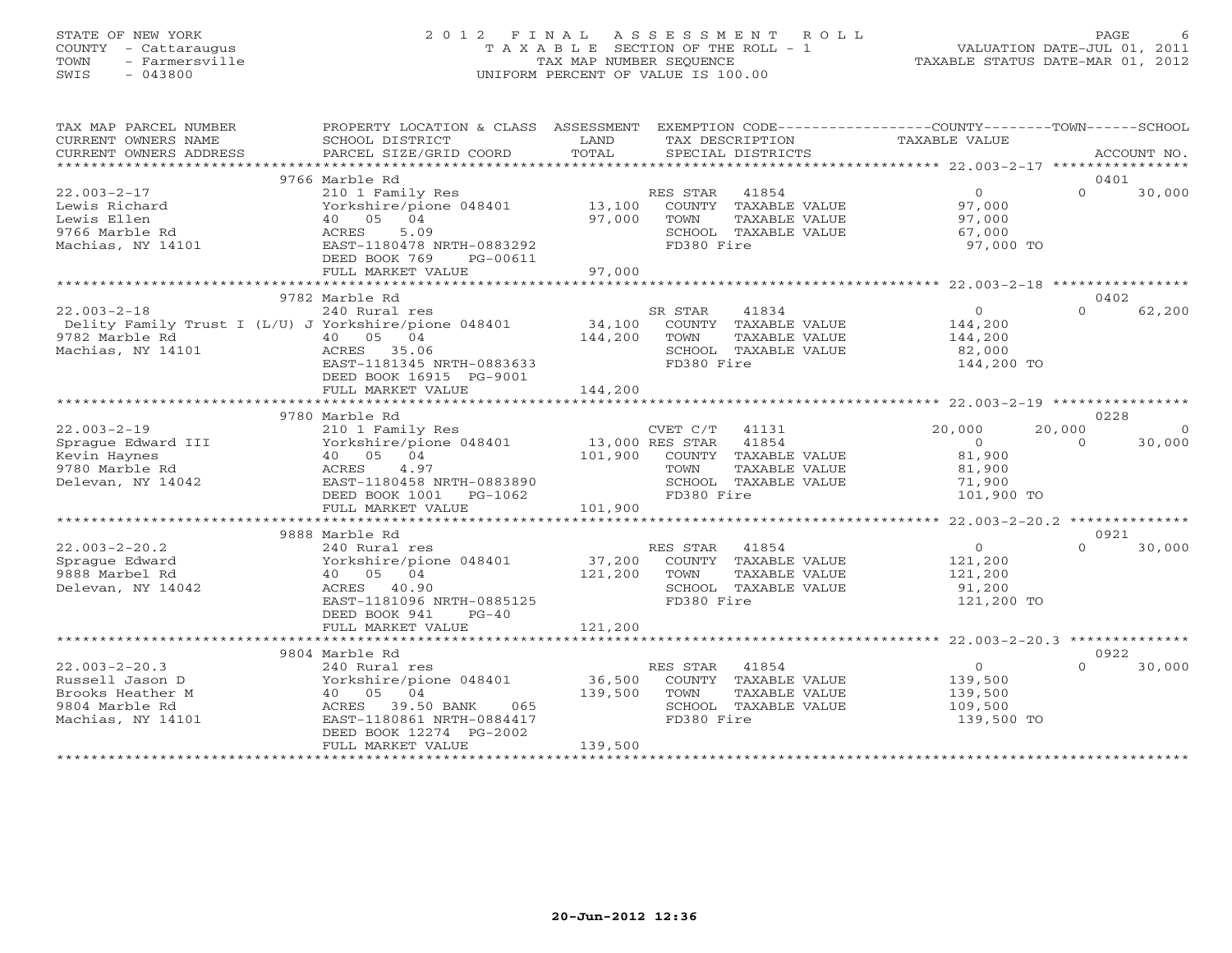STATE OF NEW YORK
COUNTY - Cattaraugus
TOWN - Farmersville
SWIS - 043800

# 2012 FINAL ASSESSMENT ROLL

TAXABLE SECTION OF THE ROLL - 1
TAX MAP NUMBER SEQUENCE
UNIFORM PERCENT OF VALUE IS 100.00

VALUATION DATE-JUL 01, 2011
TAXABLE STATUS DATE-MAR 01, 2012

| TAX MAP PARCEL NUMBER / CURRENT OWNERS NAME / CURRENT OWNERS ADDRESS | PROPERTY LOCATION & CLASS / SCHOOL DISTRICT / PARCEL SIZE/GRID COORD | ASSESSMENT LAND / TOTAL | EXEMPTION CODE / TAX DESCRIPTION / SPECIAL DISTRICTS | COUNTY TAXABLE VALUE | TOWN | SCHOOL / ACCOUNT NO. |
|---|---|---|---|---|---|---|
| | 9766 Marble Rd | | | | | 0401 |
| 22.003-2-17 | 210 1 Family Res | | RES STAR 41854 | 0 | 0 | 30,000 |
| Lewis Richard | Yorkshire/pione 048401 | 13,100 | COUNTY TAXABLE VALUE | 97,000 | | |
| Lewis Ellen | 40 05 04 | 97,000 | TOWN TAXABLE VALUE | 97,000 | | |
| 9766 Marble Rd | ACRES 5.09 | | SCHOOL TAXABLE VALUE | 67,000 | | |
| Machias, NY 14101 | EAST-1180478 NRTH-0883292 | | FD380 Fire | 97,000 TO | | |
| | DEED BOOK 769 PG-00611 | | | | | |
| | FULL MARKET VALUE | 97,000 | | | | |
| | 9782 Marble Rd | | | | | 0402 |
| 22.003-2-18 | 240 Rural res | | SR STAR 41834 | 0 | 0 | 62,200 |
| Delity Family Trust I (L/U) J | Yorkshire/pione 048401 | 34,100 | COUNTY TAXABLE VALUE | 144,200 | | |
| 9782 Marble Rd | 40 05 04 | 144,200 | TOWN TAXABLE VALUE | 144,200 | | |
| Machias, NY 14101 | ACRES 35.06 | | SCHOOL TAXABLE VALUE | 82,000 | | |
| | EAST-1181345 NRTH-0883633 | | FD380 Fire | 144,200 TO | | |
| | DEED BOOK 16915 PG-9001 | | | | | |
| | FULL MARKET VALUE | 144,200 | | | | |
| | 9780 Marble Rd | | | | | 0228 |
| 22.003-2-19 | 210 1 Family Res | | CVET C/T 41131 | 20,000 | 20,000 | 0 |
| Sprague Edward III | Yorkshire/pione 048401 | 13,000 | RES STAR 41854 | 0 | 0 | 30,000 |
| Kevin Haynes | 40 05 04 | 101,900 | COUNTY TAXABLE VALUE | 81,900 | | |
| 9780 Marble Rd | ACRES 4.97 | | TOWN TAXABLE VALUE | 81,900 | | |
| Delevan, NY 14042 | EAST-1180458 NRTH-0883890 | | SCHOOL TAXABLE VALUE | 71,900 | | |
| | DEED BOOK 1001 PG-1062 | | FD380 Fire | 101,900 TO | | |
| | FULL MARKET VALUE | 101,900 | | | | |
| | 9888 Marble Rd | | | | | 0921 |
| 22.003-2-20.2 | 240 Rural res | | RES STAR 41854 | 0 | 0 | 30,000 |
| Sprague Edward | Yorkshire/pione 048401 | 37,200 | COUNTY TAXABLE VALUE | 121,200 | | |
| 9888 Marbel Rd | 40 05 04 | 121,200 | TOWN TAXABLE VALUE | 121,200 | | |
| Delevan, NY 14042 | ACRES 40.90 | | SCHOOL TAXABLE VALUE | 91,200 | | |
| | EAST-1181096 NRTH-0885125 | | FD380 Fire | 121,200 TO | | |
| | DEED BOOK 941 PG-40 | | | | | |
| | FULL MARKET VALUE | 121,200 | | | | |
| | 9804 Marble Rd | | | | | 0922 |
| 22.003-2-20.3 | 240 Rural res | | RES STAR 41854 | 0 | 0 | 30,000 |
| Russell Jason D | Yorkshire/pione 048401 | 36,500 | COUNTY TAXABLE VALUE | 139,500 | | |
| Brooks Heather M | 40 05 04 | 139,500 | TOWN TAXABLE VALUE | 139,500 | | |
| 9804 Marble Rd | ACRES 39.50 BANK 065 | | SCHOOL TAXABLE VALUE | 109,500 | | |
| Machias, NY 14101 | EAST-1180861 NRTH-0884417 | | FD380 Fire | 139,500 TO | | |
| | DEED BOOK 12274 PG-2002 | | | | | |
| | FULL MARKET VALUE | 139,500 | | | | |

20-Jun-2012 12:36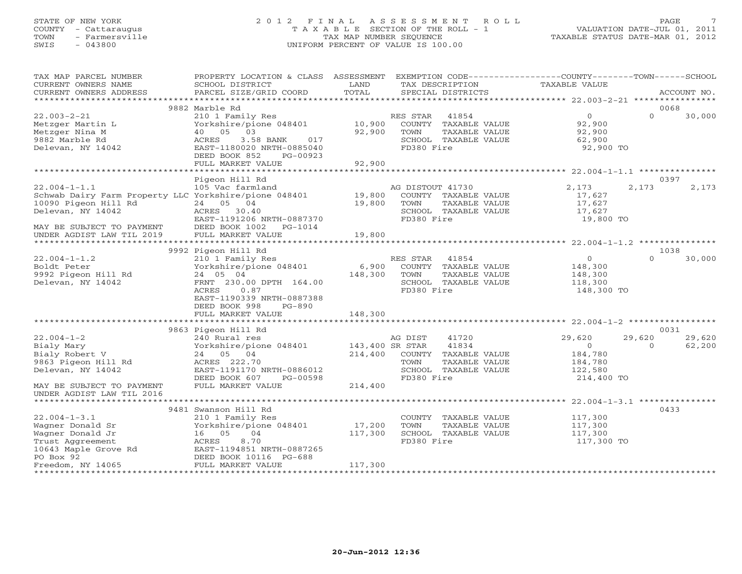STATE OF NEW YORK
COUNTY - Cattaraugus
TOWN - Farmersville
SWIS - 043800

2012 FINAL ASSESSMENT ROLL
TAXABLE SECTION OF THE ROLL - 1
TAX MAP NUMBER SEQUENCE
UNIFORM PERCENT OF VALUE IS 100.00

VALUATION DATE-JUL 01, 2011
TAXABLE STATUS DATE-MAR 01, 2012

| TAX MAP PARCEL NUMBER / CURRENT OWNERS NAME / CURRENT OWNERS ADDRESS | PROPERTY LOCATION & CLASS / SCHOOL DISTRICT / PARCEL SIZE/GRID COORD | ASSESSMENT LAND / TOTAL | EXEMPTION CODE / TAX DESCRIPTION / SPECIAL DISTRICTS | COUNTY TAXABLE VALUE | TOWN | SCHOOL / ACCOUNT NO. |
|---|---|---|---|---|---|---|
| | 9882 Marble Rd | | | | | 0068 |
| 22.003-2-21 | 210 1 Family Res | | RES STAR 41854 | 0 | 0 | 30,000 |
| Metzger Martin L | Yorkshire/pione 048401 | 10,900 | COUNTY TAXABLE VALUE | 92,900 | | |
| Metzger Nina M | 40 05 03 | 92,900 | TOWN TAXABLE VALUE | 92,900 | | |
| 9882 Marble Rd | ACRES 3.58 BANK 017 | | SCHOOL TAXABLE VALUE | 62,900 | | |
| Delevan, NY 14042 | EAST-1180020 NRTH-0885040 | | FD380 Fire | 92,900 TO | | |
| | DEED BOOK 852 PG-00923 | | | | | |
| | FULL MARKET VALUE | 92,900 | | | | |
| | Pigeon Hill Rd | | | | | 0397 |
| 22.004-1-1.1 | 105 Vac farmland | | AG DISTOUT 41730 | 2,173 | 2,173 | 2,173 |
| Schwab Dairy Farm Property LLC | Yorkshire/pione 048401 | 19,800 | COUNTY TAXABLE VALUE | 17,627 | | |
| 10090 Pigeon Hill Rd | 24 05 04 | 19,800 | TOWN TAXABLE VALUE | 17,627 | | |
| Delevan, NY 14042 | ACRES 30.40 | | SCHOOL TAXABLE VALUE | 17,627 | | |
| | EAST-1191206 NRTH-0887370 | | FD380 Fire | 19,800 TO | | |
| MAY BE SUBJECT TO PAYMENT | DEED BOOK 1002 PG-1014 | | | | | |
| UNDER AGDIST LAW TIL 2019 | FULL MARKET VALUE | 19,800 | | | | |
| | 9992 Pigeon Hill Rd | | | | | 1038 |
| 22.004-1-1.2 | 210 1 Family Res | | RES STAR 41854 | 0 | 0 | 30,000 |
| Boldt Peter | Yorkshire/pione 048401 | 6,900 | COUNTY TAXABLE VALUE | 148,300 | | |
| 9992 Pigeon Hill Rd | 24 05 04 | 148,300 | TOWN TAXABLE VALUE | 148,300 | | |
| Delevan, NY 14042 | FRNT 230.00 DPTH 164.00 | | SCHOOL TAXABLE VALUE | 118,300 | | |
| | ACRES 0.87 | | FD380 Fire | 148,300 TO | | |
| | EAST-1190339 NRTH-0887388 | | | | | |
| | DEED BOOK 998 PG-890 | | | | | |
| | FULL MARKET VALUE | 148,300 | | | | |
| | 9863 Pigeon Hill Rd | | | | | 0031 |
| 22.004-1-2 | 240 Rural res | | AG DIST 41720 | 29,620 | 29,620 | 29,620 |
| Bialy Mary | Yorkshire/pione 048401 | 143,400 | SR STAR 41834 | 0 | 0 | 62,200 |
| Bialy Robert V | 24 05 04 | 214,400 | COUNTY TAXABLE VALUE | 184,780 | | |
| 9863 Pigeon Hill Rd | ACRES 222.70 | | TOWN TAXABLE VALUE | 184,780 | | |
| Delevan, NY 14042 | EAST-1191170 NRTH-0886012 | | SCHOOL TAXABLE VALUE | 122,580 | | |
| | DEED BOOK 607 PG-00598 | | FD380 Fire | 214,400 TO | | |
| MAY BE SUBJECT TO PAYMENT | FULL MARKET VALUE | 214,400 | | | | |
| UNDER AGDIST LAW TIL 2016 | | | | | | |
| | 9481 Swanson Hill Rd | | | | | 0433 |
| 22.004-1-3.1 | 210 1 Family Res | | COUNTY TAXABLE VALUE | 117,300 | | |
| Wagner Donald Sr | Yorkshire/pione 048401 | 17,200 | TOWN TAXABLE VALUE | 117,300 | | |
| Wagner Donald Jr | 16 05 04 | 117,300 | SCHOOL TAXABLE VALUE | 117,300 | | |
| Trust Aggreement | ACRES 8.70 | | FD380 Fire | 117,300 TO | | |
| 10643 Maple Grove Rd | EAST-1194851 NRTH-0887265 | | | | | |
| PO Box 92 | DEED BOOK 10116 PG-688 | | | | | |
| Freedom, NY 14065 | FULL MARKET VALUE | 117,300 | | | | |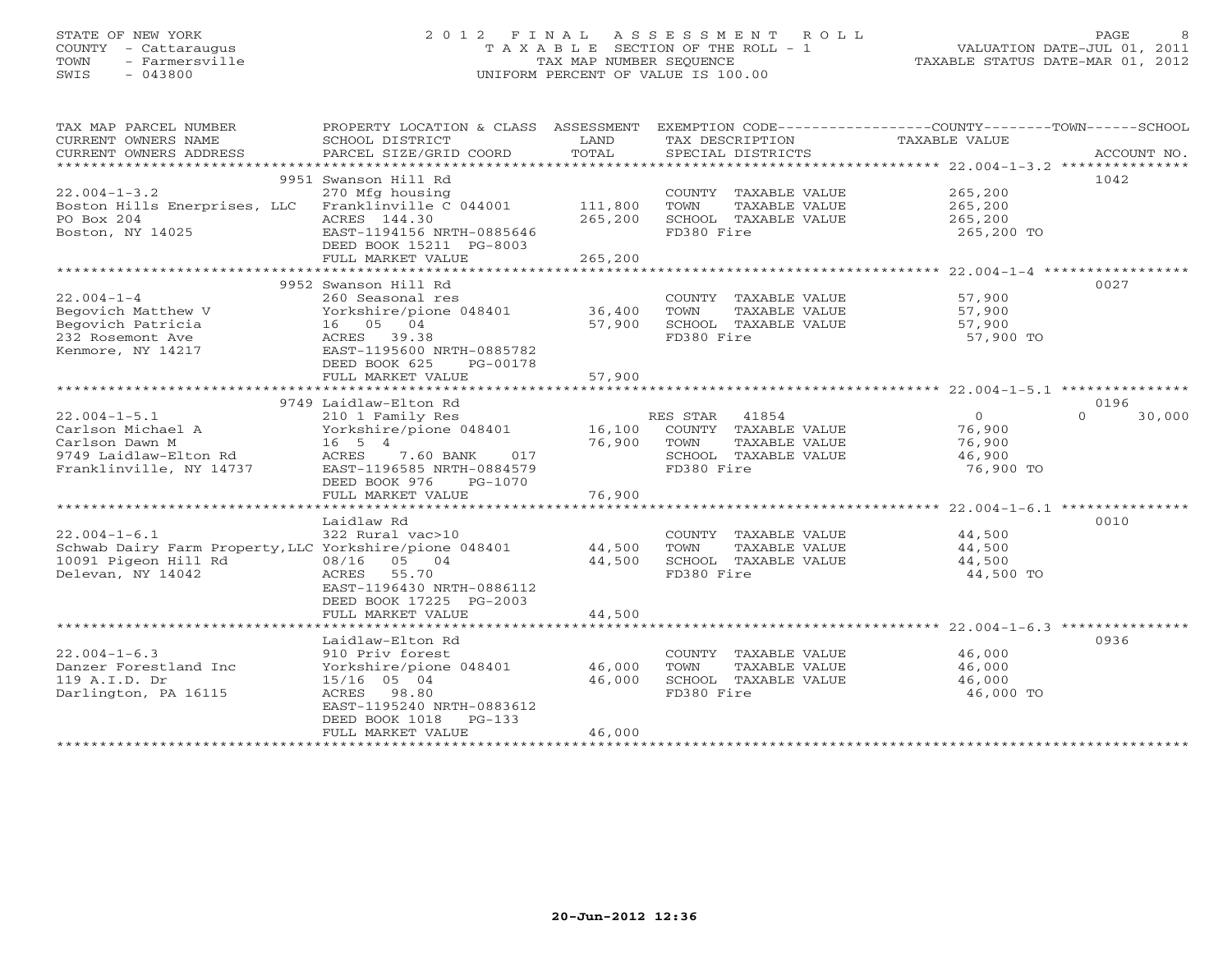STATE OF NEW YORK
COUNTY - Cattaraugus
TOWN - Farmersville
SWIS - 043800

# 2012 FINAL ASSESSMENT ROLL

TAXABLE SECTION OF THE ROLL - 1
TAX MAP NUMBER SEQUENCE
UNIFORM PERCENT OF VALUE IS 100.00

VALUATION DATE-JUL 01, 2011
TAXABLE STATUS DATE-MAR 01, 2012

| TAX MAP PARCEL NUMBER / CURRENT OWNERS NAME / CURRENT OWNERS ADDRESS | PROPERTY LOCATION & CLASS / SCHOOL DISTRICT / PARCEL SIZE/GRID COORD | ASSESSMENT LAND | TOTAL | EXEMPTION CODE / TAX DESCRIPTION / SPECIAL DISTRICTS | COUNTY/TOWN TAXABLE VALUE | SCHOOL | ACCOUNT NO. |
|---|---|---|---|---|---|---|---|
| 22.004-1-3.2 | 9951 Swanson Hill Rd | | | | | | 1042 |
| | 270 Mfg housing | | | COUNTY TAXABLE VALUE | 265,200 | | |
| Boston Hills Enerprises, LLC | Franklinville C 044001 | 111,800 | | TOWN TAXABLE VALUE | 265,200 | | |
| PO Box 204 | ACRES 144.30 | | 265,200 | SCHOOL TAXABLE VALUE | 265,200 | | |
| Boston, NY 14025 | EAST-1194156 NRTH-0885646 | | | FD380 Fire | 265,200 TO | | |
| | DEED BOOK 15211 PG-8003 | | | | | | |
| | FULL MARKET VALUE | | 265,200 | | | | |
| 22.004-1-4 | 9952 Swanson Hill Rd | | | | | | 0027 |
| | 260 Seasonal res | | | COUNTY TAXABLE VALUE | 57,900 | | |
| Begovich Matthew V | Yorkshire/pione 048401 | 36,400 | | TOWN TAXABLE VALUE | 57,900 | | |
| Begovich Patricia | 16 05 04 | | 57,900 | SCHOOL TAXABLE VALUE | 57,900 | | |
| 232 Rosemont Ave | ACRES 39.38 | | | FD380 Fire | 57,900 TO | | |
| Kenmore, NY 14217 | EAST-1195600 NRTH-0885782 | | | | | | |
| | DEED BOOK 625 PG-00178 | | | | | | |
| | FULL MARKET VALUE | | 57,900 | | | | |
| 22.004-1-5.1 | 9749 Laidlaw-Elton Rd | | | | | | 0196 |
| | 210 1 Family Res | | | RES STAR 41854 | 0 | 0 30,000 | |
| Carlson Michael A | Yorkshire/pione 048401 | 16,100 | | COUNTY TAXABLE VALUE | 76,900 | | |
| Carlson Dawn M | 16 5 4 | | 76,900 | TOWN TAXABLE VALUE | 76,900 | | |
| 9749 Laidlaw-Elton Rd | ACRES 7.60 BANK 017 | | | SCHOOL TAXABLE VALUE | 46,900 | | |
| Franklinville, NY 14737 | EAST-1196585 NRTH-0884579 | | | FD380 Fire | 76,900 TO | | |
| | DEED BOOK 976 PG-1070 | | | | | | |
| | FULL MARKET VALUE | | 76,900 | | | | |
| 22.004-1-6.1 | Laidlaw Rd | | | | | | 0010 |
| | 322 Rural vac>10 | | | COUNTY TAXABLE VALUE | 44,500 | | |
| Schwab Dairy Farm Property,LLC | Yorkshire/pione 048401 | 44,500 | | TOWN TAXABLE VALUE | 44,500 | | |
| 10091 Pigeon Hill Rd | 08/16 05 04 | | 44,500 | SCHOOL TAXABLE VALUE | 44,500 | | |
| Delevan, NY 14042 | ACRES 55.70 | | | FD380 Fire | 44,500 TO | | |
| | EAST-1196430 NRTH-0886112 | | | | | | |
| | DEED BOOK 17225 PG-2003 | | | | | | |
| | FULL MARKET VALUE | | 44,500 | | | | |
| 22.004-1-6.3 | Laidlaw-Elton Rd | | | | | | 0936 |
| | 910 Priv forest | | | COUNTY TAXABLE VALUE | 46,000 | | |
| Danzer Forestland Inc | Yorkshire/pione 048401 | 46,000 | | TOWN TAXABLE VALUE | 46,000 | | |
| 119 A.I.D. Dr | 15/16 05 04 | | 46,000 | SCHOOL TAXABLE VALUE | 46,000 | | |
| Darlington, PA 16115 | ACRES 98.80 | | | FD380 Fire | 46,000 TO | | |
| | EAST-1195240 NRTH-0883612 | | | | | | |
| | DEED BOOK 1018 PG-133 | | | | | | |
| | FULL MARKET VALUE | | 46,000 | | | | |

20-Jun-2012 12:36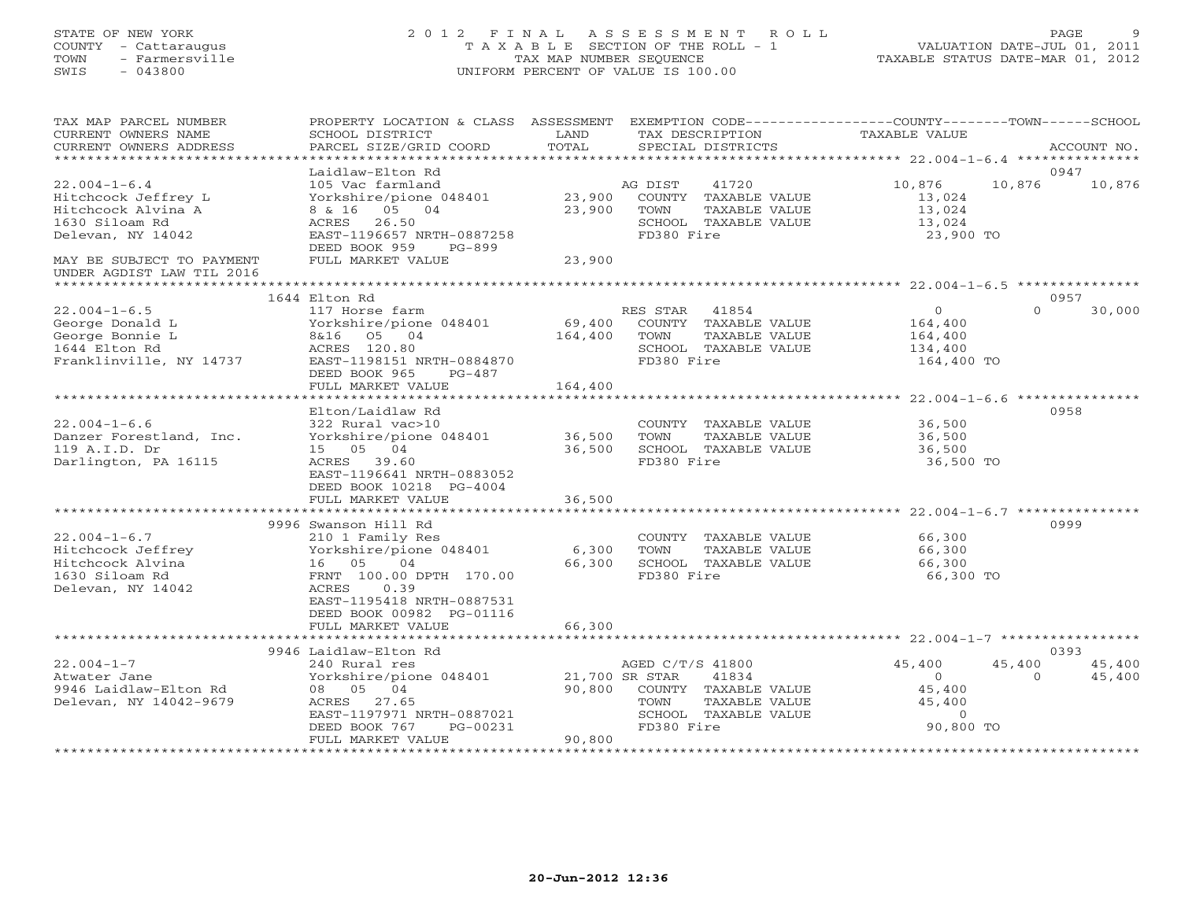STATE OF NEW YORK
COUNTY - Cattaraugus
TOWN - Farmersville
SWIS - 043800

2012 FINAL ASSESSMENT ROLL
TAXABLE SECTION OF THE ROLL - 1
TAX MAP NUMBER SEQUENCE
UNIFORM PERCENT OF VALUE IS 100.00

VALUATION DATE-JUL 01, 2011
TAXABLE STATUS DATE-MAR 01, 2012

| TAX MAP PARCEL NUMBER / CURRENT OWNERS NAME / CURRENT OWNERS ADDRESS | PROPERTY LOCATION & CLASS / SCHOOL DISTRICT / PARCEL SIZE/GRID COORD | ASSESSMENT LAND / TOTAL | EXEMPTION CODE / TAX DESCRIPTION / SPECIAL DISTRICTS | COUNTY TAXABLE VALUE | TOWN | SCHOOL | ACCOUNT NO. |
|---|---|---|---|---|---|---|---|
| 22.004-1-6.4 | Laidlaw-Elton Rd | | | | | | 0947 |
| | 105 Vac farmland | | AG DIST 41720 | 10,876 | 10,876 | 10,876 | |
| Hitchcock Jeffrey L | Yorkshire/pione 048401 | 23,900 | COUNTY TAXABLE VALUE | 13,024 | | | |
| Hitchcock Alvina A | 8 & 16 05 04 | 23,900 | TOWN TAXABLE VALUE | 13,024 | | | |
| 1630 Siloam Rd | ACRES 26.50 | | SCHOOL TAXABLE VALUE | 13,024 | | | |
| Delevan, NY 14042 | EAST-1196657 NRTH-0887258 | | FD380 Fire | 23,900 TO | | | |
| | DEED BOOK 959 PG-899 | | | | | | |
| MAY BE SUBJECT TO PAYMENT UNDER AGDIST LAW TIL 2016 | FULL MARKET VALUE | 23,900 | | | | | |
| 22.004-1-6.5 | 1644 Elton Rd | | | | | | 0957 |
| | 117 Horse farm | | RES STAR 41854 | 0 | 0 | 30,000 | |
| George Donald L | Yorkshire/pione 048401 | 69,400 | COUNTY TAXABLE VALUE | 164,400 | | | |
| George Bonnie L | 8&16 05 04 | 164,400 | TOWN TAXABLE VALUE | 164,400 | | | |
| 1644 Elton Rd | ACRES 120.80 | | SCHOOL TAXABLE VALUE | 134,400 | | | |
| Franklinville, NY 14737 | EAST-1198151 NRTH-0884870 | | FD380 Fire | 164,400 TO | | | |
| | DEED BOOK 965 PG-487 | | | | | | |
| | FULL MARKET VALUE | 164,400 | | | | | |
| 22.004-1-6.6 | Elton/Laidlaw Rd | | | | | | 0958 |
| | 322 Rural vac>10 | | COUNTY TAXABLE VALUE | 36,500 | | | |
| Danzer Forestland, Inc. | Yorkshire/pione 048401 | 36,500 | TOWN TAXABLE VALUE | 36,500 | | | |
| 119 A.I.D. Dr | 15 05 04 | 36,500 | SCHOOL TAXABLE VALUE | 36,500 | | | |
| Darlington, PA 16115 | ACRES 39.60 | | FD380 Fire | 36,500 TO | | | |
| | EAST-1196641 NRTH-0883052 | | | | | | |
| | DEED BOOK 10218 PG-4004 | | | | | | |
| | FULL MARKET VALUE | 36,500 | | | | | |
| 22.004-1-6.7 | 9996 Swanson Hill Rd | | | | | | 0999 |
| | 210 1 Family Res | | COUNTY TAXABLE VALUE | 66,300 | | | |
| Hitchcock Jeffrey | Yorkshire/pione 048401 | 6,300 | TOWN TAXABLE VALUE | 66,300 | | | |
| Hitchcock Alvina | 16 05 04 | 66,300 | SCHOOL TAXABLE VALUE | 66,300 | | | |
| 1630 Siloam Rd | FRNT 100.00 DPTH 170.00 | | FD380 Fire | 66,300 TO | | | |
| Delevan, NY 14042 | ACRES 0.39 | | | | | | |
| | EAST-1195418 NRTH-0887531 | | | | | | |
| | DEED BOOK 00982 PG-01116 | | | | | | |
| | FULL MARKET VALUE | 66,300 | | | | | |
| 22.004-1-7 | 9946 Laidlaw-Elton Rd | | | | | | 0393 |
| | 240 Rural res | | AGED C/T/S 41800 | 45,400 | 45,400 | 45,400 | |
| Atwater Jane | Yorkshire/pione 048401 | 21,700 | SR STAR 41834 | 0 | 0 | 45,400 | |
| 9946 Laidlaw-Elton Rd | 08 05 04 | 90,800 | COUNTY TAXABLE VALUE | 45,400 | | | |
| Delevan, NY 14042-9679 | ACRES 27.65 | | TOWN TAXABLE VALUE | 45,400 | | | |
| | EAST-1197971 NRTH-0887021 | | SCHOOL TAXABLE VALUE | 0 | | | |
| | DEED BOOK 767 PG-00231 | | FD380 Fire | 90,800 TO | | | |
| | FULL MARKET VALUE | 90,800 | | | | | |

20-Jun-2012 12:36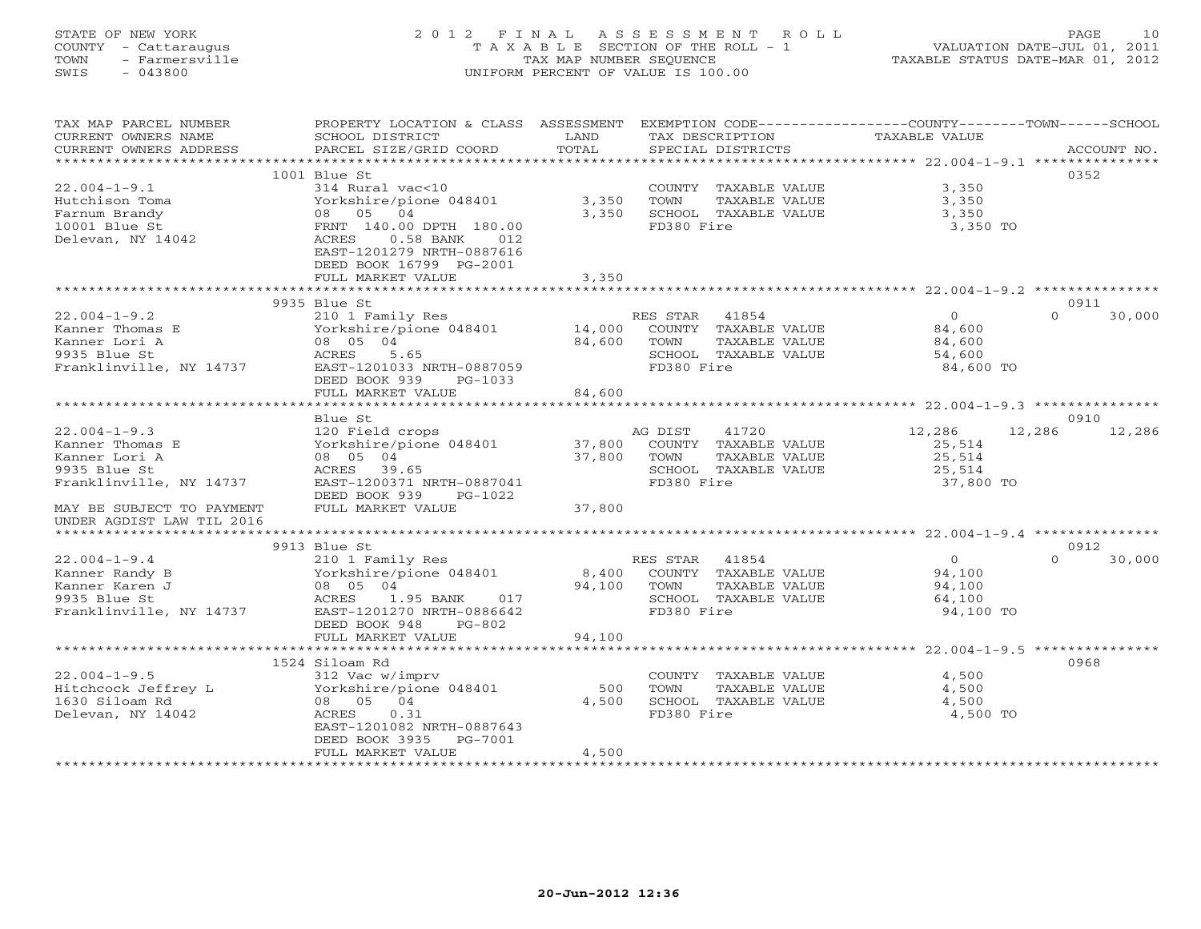STATE OF NEW YORK
COUNTY - Cattaraugus
TOWN - Farmersville
SWIS - 043800

2 0 1 2 F I N A L A S S E S S M E N T R O L L
T A X A B L E SECTION OF THE ROLL - 1
TAX MAP NUMBER SEQUENCE
UNIFORM PERCENT OF VALUE IS 100.00

VALUATION DATE-JUL 01, 2011
TAXABLE STATUS DATE-MAR 01, 2012

| TAX MAP PARCEL NUMBER / CURRENT OWNERS NAME / CURRENT OWNERS ADDRESS | PROPERTY LOCATION & CLASS / SCHOOL DISTRICT / PARCEL SIZE/GRID COORD | ASSESSMENT LAND | TOTAL | EXEMPTION CODE / TAX DESCRIPTION / SPECIAL DISTRICTS | COUNTY TAXABLE VALUE | TOWN | SCHOOL | ACCOUNT NO. |
|---|---|---|---|---|---|---|---|---|
| | 1001 Blue St | | | | | | | 0352 |
| 22.004-1-9.1 | 314 Rural vac<10 | | | COUNTY TAXABLE VALUE | 3,350 | | | |
| Hutchison Toma | Yorkshire/pione 048401 | 3,350 | | TOWN TAXABLE VALUE | 3,350 | | | |
| Farnum Brandy | 08 05 04 | | 3,350 | SCHOOL TAXABLE VALUE | 3,350 | | | |
| 10001 Blue St | FRNT 140.00 DPTH 180.00 | | | FD380 Fire | 3,350 TO | | | |
| Delevan, NY 14042 | ACRES 0.58 BANK 012 | | | | | | | |
| | EAST-1201279 NRTH-0887616 | | | | | | | |
| | DEED BOOK 16799 PG-2001 | | | | | | | |
| | FULL MARKET VALUE | | 3,350 | | | | | |
| | 9935 Blue St | | | | | | | 0911 |
| 22.004-1-9.2 | 210 1 Family Res | | | RES STAR 41854 | 0 | | 0 30,000 | |
| Kanner Thomas E | Yorkshire/pione 048401 | 14,000 | | COUNTY TAXABLE VALUE | 84,600 | | | |
| Kanner Lori A | 08 05 04 | | 84,600 | TOWN TAXABLE VALUE | 84,600 | | | |
| 9935 Blue St | ACRES 5.65 | | | SCHOOL TAXABLE VALUE | 54,600 | | | |
| Franklinville, NY 14737 | EAST-1201033 NRTH-0887059 | | | FD380 Fire | 84,600 TO | | | |
| | DEED BOOK 939 PG-1033 | | | | | | | |
| | FULL MARKET VALUE | | 84,600 | | | | | |
| | Blue St | | | | | | | 0910 |
| 22.004-1-9.3 | 120 Field crops | | | AG DIST 41720 | 12,286 | 12,286 | 12,286 | |
| Kanner Thomas E | Yorkshire/pione 048401 | 37,800 | | COUNTY TAXABLE VALUE | 25,514 | | | |
| Kanner Lori A | 08 05 04 | | 37,800 | TOWN TAXABLE VALUE | 25,514 | | | |
| 9935 Blue St | ACRES 39.65 | | | SCHOOL TAXABLE VALUE | 25,514 | | | |
| Franklinville, NY 14737 | EAST-1200371 NRTH-0887041 | | | FD380 Fire | 37,800 TO | | | |
| | DEED BOOK 939 PG-1022 | | | | | | | |
| MAY BE SUBJECT TO PAYMENT | FULL MARKET VALUE | | 37,800 | | | | | |
| UNDER AGDIST LAW TIL 2016 | | | | | | | | |
| | 9913 Blue St | | | | | | | 0912 |
| 22.004-1-9.4 | 210 1 Family Res | | | RES STAR 41854 | 0 | | 0 30,000 | |
| Kanner Randy B | Yorkshire/pione 048401 | 8,400 | | COUNTY TAXABLE VALUE | 94,100 | | | |
| Kanner Karen J | 08 05 04 | | 94,100 | TOWN TAXABLE VALUE | 94,100 | | | |
| 9935 Blue St | ACRES 1.95 BANK 017 | | | SCHOOL TAXABLE VALUE | 64,100 | | | |
| Franklinville, NY 14737 | EAST-1201270 NRTH-0886642 | | | FD380 Fire | 94,100 TO | | | |
| | DEED BOOK 948 PG-802 | | | | | | | |
| | FULL MARKET VALUE | | 94,100 | | | | | |
| | 1524 Siloam Rd | | | | | | | 0968 |
| 22.004-1-9.5 | 312 Vac w/imprv | | | COUNTY TAXABLE VALUE | 4,500 | | | |
| Hitchcock Jeffrey L | Yorkshire/pione 048401 | 500 | | TOWN TAXABLE VALUE | 4,500 | | | |
| 1630 Siloam Rd | 08 05 04 | | 4,500 | SCHOOL TAXABLE VALUE | 4,500 | | | |
| Delevan, NY 14042 | ACRES 0.31 | | | FD380 Fire | 4,500 TO | | | |
| | EAST-1201082 NRTH-0887643 | | | | | | | |
| | DEED BOOK 3935 PG-7001 | | | | | | | |
| | FULL MARKET VALUE | | 4,500 | | | | | |

20-Jun-2012 12:36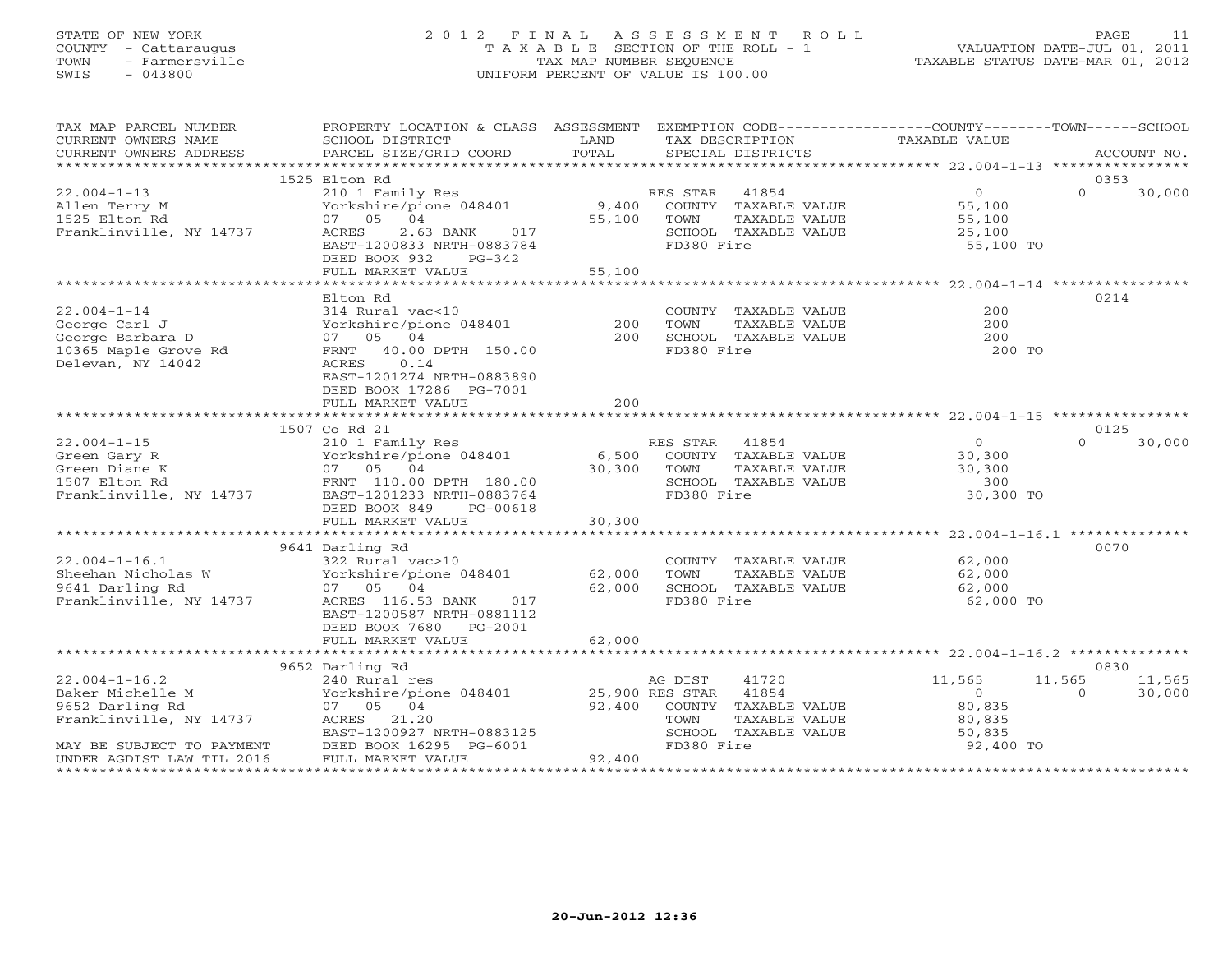STATE OF NEW YORK
COUNTY - Cattaraugus
TOWN - Farmersville
SWIS - 043800

2012 FINAL ASSESSMENT ROLL
TAXABLE SECTION OF THE ROLL - 1
TAX MAP NUMBER SEQUENCE
UNIFORM PERCENT OF VALUE IS 100.00

VALUATION DATE-JUL 01, 2011
TAXABLE STATUS DATE-MAR 01, 2012

| TAX MAP PARCEL NUMBER / CURRENT OWNERS NAME / CURRENT OWNERS ADDRESS | PROPERTY LOCATION & CLASS / SCHOOL DISTRICT / PARCEL SIZE/GRID COORD | ASSESSMENT LAND | TOTAL | EXEMPTION CODE / TAX DESCRIPTION / SPECIAL DISTRICTS | COUNTY TAXABLE VALUE | TOWN | SCHOOL | ACCOUNT NO. |
|---|---|---|---|---|---|---|---|---|
| | 1525 Elton Rd | | | | | | | 0353 |
| 22.004-1-13 | 210 1 Family Res | | | RES STAR 41854 | 0 | 0 | 30,000 | |
| Allen Terry M | Yorkshire/pione 048401 | 9,400 | | COUNTY TAXABLE VALUE | 55,100 | | | |
| 1525 Elton Rd | 07 05 04 | | 55,100 | TOWN TAXABLE VALUE | 55,100 | | | |
| Franklinville, NY 14737 | ACRES 2.63 BANK 017 | | | SCHOOL TAXABLE VALUE | 25,100 | | | |
| | EAST-1200833 NRTH-0883784 | | | FD380 Fire | 55,100 TO | | | |
| | DEED BOOK 932 PG-342 | | | | | | | |
| | FULL MARKET VALUE | | 55,100 | | | | | |
| | Elton Rd | | | | | | | 0214 |
| 22.004-1-14 | 314 Rural vac<10 | | | COUNTY TAXABLE VALUE | 200 | | | |
| George Carl J | Yorkshire/pione 048401 | 200 | | TOWN TAXABLE VALUE | 200 | | | |
| George Barbara D | 07 05 04 | | 200 | SCHOOL TAXABLE VALUE | 200 | | | |
| 10365 Maple Grove Rd | FRNT 40.00 DPTH 150.00 | | | FD380 Fire | 200 TO | | | |
| Delevan, NY 14042 | ACRES 0.14 | | | | | | | |
| | EAST-1201274 NRTH-0883890 | | | | | | | |
| | DEED BOOK 17286 PG-7001 | | | | | | | |
| | FULL MARKET VALUE | | 200 | | | | | |
| | 1507 Co Rd 21 | | | | | | | 0125 |
| 22.004-1-15 | 210 1 Family Res | | | RES STAR 41854 | 0 | 0 | 30,000 | |
| Green Gary R | Yorkshire/pione 048401 | 6,500 | | COUNTY TAXABLE VALUE | 30,300 | | | |
| Green Diane K | 07 05 04 | | 30,300 | TOWN TAXABLE VALUE | 30,300 | | | |
| 1507 Elton Rd | FRNT 110.00 DPTH 180.00 | | | SCHOOL TAXABLE VALUE | 300 | | | |
| Franklinville, NY 14737 | EAST-1201233 NRTH-0883764 | | | FD380 Fire | 30,300 TO | | | |
| | DEED BOOK 849 PG-00618 | | | | | | | |
| | FULL MARKET VALUE | | 30,300 | | | | | |
| | 9641 Darling Rd | | | | | | | 0070 |
| 22.004-1-16.1 | 322 Rural vac>10 | | | COUNTY TAXABLE VALUE | 62,000 | | | |
| Sheehan Nicholas W | Yorkshire/pione 048401 | 62,000 | | TOWN TAXABLE VALUE | 62,000 | | | |
| 9641 Darling Rd | 07 05 04 | | 62,000 | SCHOOL TAXABLE VALUE | 62,000 | | | |
| Franklinville, NY 14737 | ACRES 116.53 BANK 017 | | | FD380 Fire | 62,000 TO | | | |
| | EAST-1200587 NRTH-0881112 | | | | | | | |
| | DEED BOOK 7680 PG-2001 | | | | | | | |
| | FULL MARKET VALUE | | 62,000 | | | | | |
| | 9652 Darling Rd | | | | | | | 0830 |
| 22.004-1-16.2 | 240 Rural res | | | AG DIST 41720 | 11,565 | 11,565 | 11,565 | |
| Baker Michelle M | Yorkshire/pione 048401 | 25,900 | | RES STAR 41854 | 0 | 0 | 30,000 | |
| 9652 Darling Rd | 07 05 04 | | 92,400 | COUNTY TAXABLE VALUE | 80,835 | | | |
| Franklinville, NY 14737 | ACRES 21.20 | | | TOWN TAXABLE VALUE | 80,835 | | | |
| | EAST-1200927 NRTH-0883125 | | | SCHOOL TAXABLE VALUE | 50,835 | | | |
| MAY BE SUBJECT TO PAYMENT | DEED BOOK 16295 PG-6001 | | | FD380 Fire | 92,400 TO | | | |
| UNDER AGDIST LAW TIL 2016 | FULL MARKET VALUE | | 92,400 | | | | | |

20-Jun-2012 12:36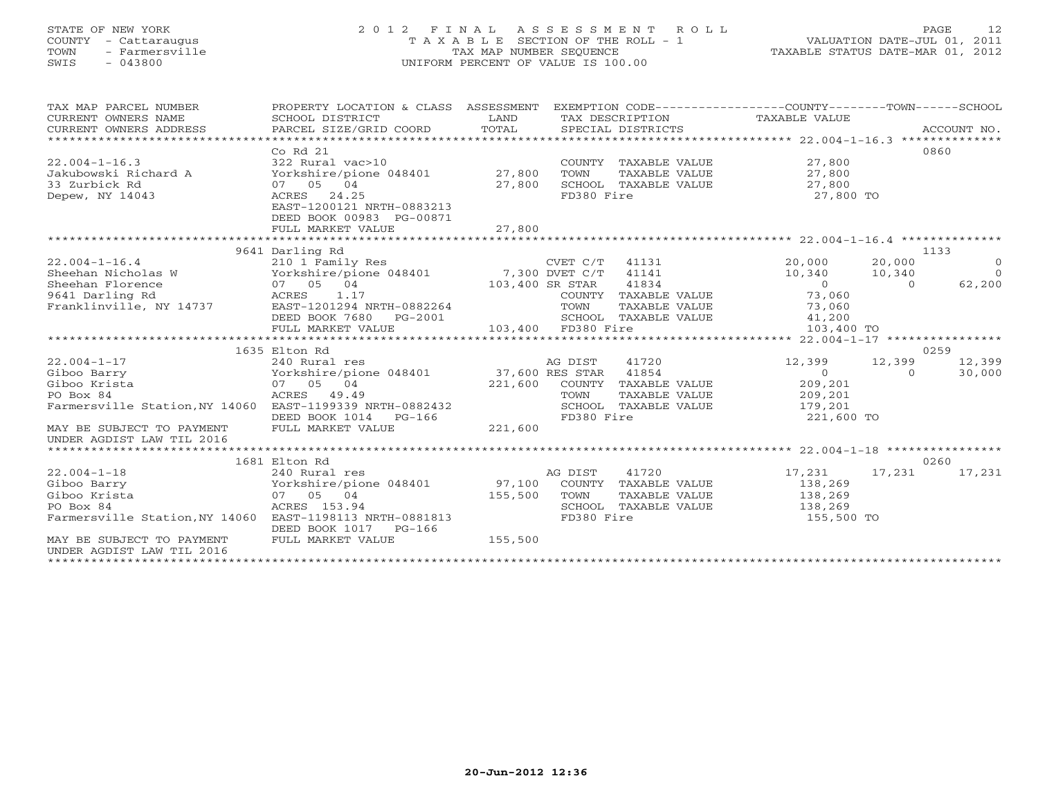STATE OF NEW YORK
COUNTY - Cattaraugus
TOWN - Farmersville
SWIS - 043800

2012 FINAL ASSESSMENT ROLL
TAXABLE SECTION OF THE ROLL - 1
TAX MAP NUMBER SEQUENCE
UNIFORM PERCENT OF VALUE IS 100.00

VALUATION DATE-JUL 01, 2011
TAXABLE STATUS DATE-MAR 01, 2012

```
TAX MAP PARCEL NUMBER          PROPERTY LOCATION & CLASS  ASSESSMENT  EXEMPTION CODE-----------------COUNTY--------TOWN------SCHOOL
CURRENT OWNERS NAME            SCHOOL DISTRICT               LAND      TAX DESCRIPTION                TAXABLE VALUE
CURRENT OWNERS ADDRESS         PARCEL SIZE/GRID COORD        TOTAL     SPECIAL DISTRICTS                                  ACCOUNT NO.
*********************************************************************************************** 22.004-1-16.3 **************
                               Co Rd 21                                                                                    0860
22.004-1-16.3                  322 Rural vac>10                        COUNTY  TAXABLE VALUE          27,800
Jakubowski Richard A           Yorkshire/pione 048401        27,800    TOWN    TAXABLE VALUE          27,800
33 Zurbick Rd                  07  05  04                    27,800    SCHOOL  TAXABLE VALUE          27,800
Depew, NY 14043                ACRES  24.25                            FD380 Fire                     27,800 TO
                               EAST-1200121 NRTH-0883213
                               DEED BOOK 00983 PG-00871
                               FULL MARKET VALUE             27,800
*********************************************************************************************** 22.004-1-16.4 **************
                               9641 Darling Rd                                                                             1133
22.004-1-16.4                  210 1 Family Res                        CVET C/T    41131          20,000      20,000           0
Sheehan Nicholas W             Yorkshire/pione 048401         7,300 DVET C/T    41141          10,340      10,340           0
Sheehan Florence               07  05  04                   103,400 SR STAR     41834               0           0      62,200
9641 Darling Rd                ACRES   1.17                            COUNTY  TAXABLE VALUE          73,060
Franklinville, NY 14737        EAST-1201294 NRTH-0882264               TOWN    TAXABLE VALUE          73,060
                               DEED BOOK 7680   PG-2001                SCHOOL  TAXABLE VALUE          41,200
                               FULL MARKET VALUE            103,400    FD380 Fire                    103,400 TO
*********************************************************************************************** 22.004-1-17 ****************
                               1635 Elton Rd                                                                               0259
22.004-1-17                    240 Rural res                           AG DIST     41720          12,399      12,399      12,399
Giboo Barry                    Yorkshire/pione 048401        37,600 RES STAR    41854               0           0      30,000
Giboo Krista                   07  05  04                   221,600    COUNTY  TAXABLE VALUE         209,201
PO Box 84                      ACRES  49.49                            TOWN    TAXABLE VALUE         209,201
Farmersville Station,NY 14060  EAST-1199339 NRTH-0882432               SCHOOL  TAXABLE VALUE         179,201
                               DEED BOOK 1014   PG-166                 FD380 Fire                    221,600 TO
MAY BE SUBJECT TO PAYMENT      FULL MARKET VALUE            221,600
UNDER AGDIST LAW TIL 2016
*********************************************************************************************** 22.004-1-18 ****************
                               1681 Elton Rd                                                                               0260
22.004-1-18                    240 Rural res                           AG DIST     41720          17,231      17,231      17,231
Giboo Barry                    Yorkshire/pione 048401        97,100    COUNTY  TAXABLE VALUE         138,269
Giboo Krista                   07  05  04                   155,500    TOWN    TAXABLE VALUE         138,269
PO Box 84                      ACRES 153.94                            SCHOOL  TAXABLE VALUE         138,269
Farmersville Station,NY 14060  EAST-1198113 NRTH-0881813               FD380 Fire                    155,500 TO
                               DEED BOOK 1017   PG-166
MAY BE SUBJECT TO PAYMENT      FULL MARKET VALUE            155,500
UNDER AGDIST LAW TIL 2016
****************************************************************************************************************************
```

20-Jun-2012 12:36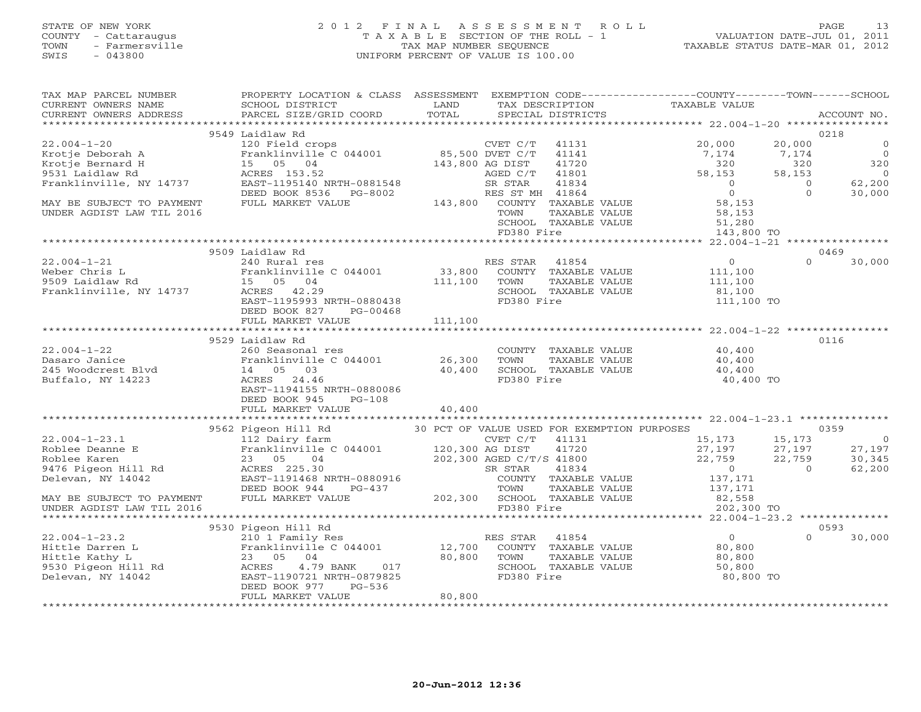STATE OF NEW YORK
COUNTY - Cattaraugus
TOWN - Farmersville
SWIS - 043800

# 2012 FINAL ASSESSMENT ROLL
TAXABLE SECTION OF THE ROLL - 1
TAX MAP NUMBER SEQUENCE
UNIFORM PERCENT OF VALUE IS 100.00

VALUATION DATE-JUL 01, 2011
TAXABLE STATUS DATE-MAR 01, 2012

```
TAX MAP PARCEL NUMBER          PROPERTY LOCATION & CLASS  ASSESSMENT  EXEMPTION CODE-----------------COUNTY--------TOWN------SCHOOL
CURRENT OWNERS NAME            SCHOOL DISTRICT               LAND      TAX DESCRIPTION              TAXABLE VALUE
CURRENT OWNERS ADDRESS         PARCEL SIZE/GRID COORD        TOTAL     SPECIAL DISTRICTS                                    ACCOUNT NO.
******************************************************************************************************* 22.004-1-20 *****************
                          9549 Laidlaw Rd                                                                                    0218
22.004-1-20                    120 Field crops                      CVET C/T   41131          20,000       20,000            0
Krotje Deborah A               Franklinville C 044001    85,500 DVET C/T   41141           7,174        7,174            0
Krotje Bernard H               15   05   04             143,800 AG DIST    41720             320          320          320
9531 Laidlaw Rd                ACRES 153.52                         AGED C/T   41801          58,153       58,153            0
Franklinville, NY 14737        EAST-1195140 NRTH-0881548            SR STAR    41834               0            0       62,200
                               DEED BOOK 8536   PG-8002             RES ST MH  41864               0            0       30,000
MAY BE SUBJECT TO PAYMENT      FULL MARKET VALUE            143,800    COUNTY  TAXABLE VALUE          58,153
UNDER AGDIST LAW TIL 2016                                              TOWN    TAXABLE VALUE          58,153
                                                                       SCHOOL  TAXABLE VALUE          51,280
                                                                       FD380 Fire                    143,800 TO
******************************************************************************************************* 22.004-1-21 *****************
                          9509 Laidlaw Rd                                                                                    0469
22.004-1-21                    240 Rural res                        RES STAR   41854               0            0       30,000
Weber Chris L                  Franklinville C 044001    33,800    COUNTY  TAXABLE VALUE         111,100
9509 Laidlaw Rd                15   05   04             111,100    TOWN    TAXABLE VALUE         111,100
Franklinville, NY 14737        ACRES  42.29                            SCHOOL  TAXABLE VALUE          81,100
                               EAST-1195993 NRTH-0880438               FD380 Fire                    111,100 TO
                               DEED BOOK 827    PG-00468
                               FULL MARKET VALUE            111,100
******************************************************************************************************* 22.004-1-22 *****************
                          9529 Laidlaw Rd                                                                                    0116
22.004-1-22                    260 Seasonal res                        COUNTY  TAXABLE VALUE          40,400
Dasaro Janice                  Franklinville C 044001    26,300    TOWN    TAXABLE VALUE          40,400
245 Woodcrest Blvd             14   05   03              40,400    SCHOOL  TAXABLE VALUE          40,400
Buffalo, NY 14223              ACRES  24.46                            FD380 Fire                     40,400 TO
                               EAST-1194155 NRTH-0880086
                               DEED BOOK 945    PG-108
                               FULL MARKET VALUE             40,400
******************************************************************************************************* 22.004-1-23.1 ***************
                          9562 Pigeon Hill Rd          30 PCT OF VALUE USED FOR EXEMPTION PURPOSES                           0359
22.004-1-23.1                  112 Dairy farm                       CVET C/T   41131          15,173       15,173            0
Roblee Deanne E                Franklinville C 044001   120,300 AG DIST    41720          27,197       27,197       27,197
Roblee Karen                   23   05   04             202,300 AGED C/T/S 41800          22,759       22,759       30,345
9476 Pigeon Hill Rd            ACRES 225.30                         SR STAR    41834               0            0       62,200
Delevan, NY 14042              EAST-1191468 NRTH-0880916               COUNTY  TAXABLE VALUE         137,171
                               DEED BOOK 944    PG-437                 TOWN    TAXABLE VALUE         137,171
MAY BE SUBJECT TO PAYMENT      FULL MARKET VALUE            202,300    SCHOOL  TAXABLE VALUE          82,558
UNDER AGDIST LAW TIL 2016                                              FD380 Fire                    202,300 TO
******************************************************************************************************* 22.004-1-23.2 ***************
                          9530 Pigeon Hill Rd                                                                                0593
22.004-1-23.2                  210 1 Family Res                     RES STAR   41854               0            0       30,000
Hittle Darren L                Franklinville C 044001    12,700    COUNTY  TAXABLE VALUE          80,800
Hittle Kathy L                 23   05   04              80,800    TOWN    TAXABLE VALUE          80,800
9530 Pigeon Hill Rd            ACRES   4.79 BANK     017               SCHOOL  TAXABLE VALUE          50,800
Delevan, NY 14042              EAST-1190721 NRTH-0879825               FD380 Fire                     80,800 TO
                               DEED BOOK 977    PG-536
                               FULL MARKET VALUE             80,800
*************************************************************************************************************************************
```

20-Jun-2012 12:36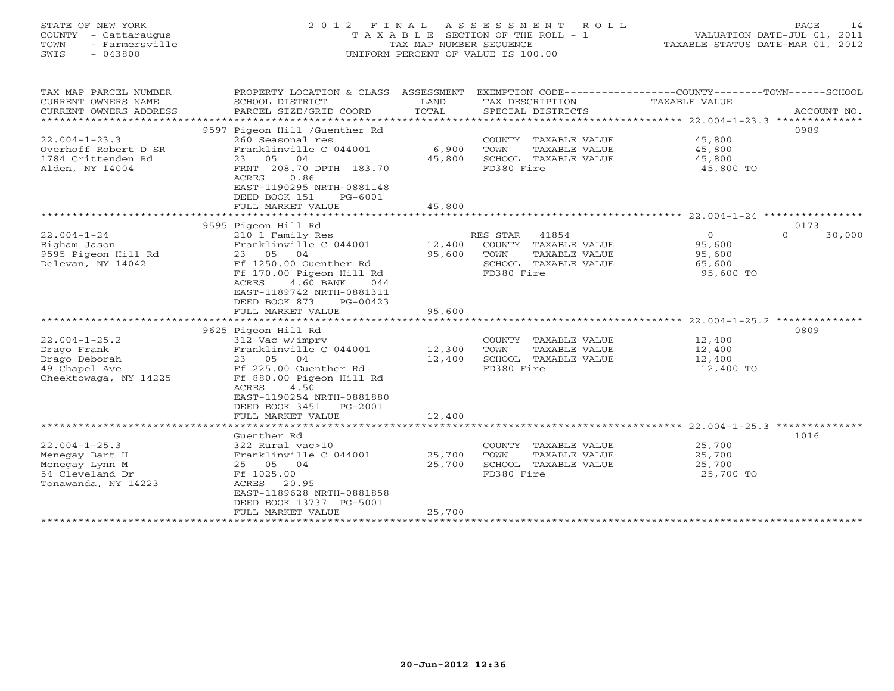STATE OF NEW YORK
COUNTY - Cattaraugus
TOWN - Farmersville
SWIS - 043800

2012 FINAL ASSESSMENT ROLL
TAXABLE SECTION OF THE ROLL - 1
TAX MAP NUMBER SEQUENCE
UNIFORM PERCENT OF VALUE IS 100.00

VALUATION DATE-JUL 01, 2011
TAXABLE STATUS DATE-MAR 01, 2012

| TAX MAP PARCEL NUMBER / CURRENT OWNERS NAME / CURRENT OWNERS ADDRESS | PROPERTY LOCATION & CLASS / SCHOOL DISTRICT / PARCEL SIZE/GRID COORD | ASSESSMENT LAND / TOTAL | EXEMPTION CODE / TAX DESCRIPTION / SPECIAL DISTRICTS | COUNTY / TOWN / SCHOOL TAXABLE VALUE | ACCOUNT NO. |
|---|---|---|---|---|---|
| 22.004-1-23.3 | 9597 Pigeon Hill /Guenther Rd | | | | 0989 |
| | 260 Seasonal res | | COUNTY TAXABLE VALUE | 45,800 | |
| Overhoff Robert D SR | Franklinville C 044001 | 6,900 | TOWN TAXABLE VALUE | 45,800 | |
| 1784 Crittenden Rd | 23 05 04 | 45,800 | SCHOOL TAXABLE VALUE | 45,800 | |
| Alden, NY 14004 | FRNT 208.70 DPTH 183.70 | | FD380 Fire | 45,800 TO | |
| | ACRES 0.86 | | | | |
| | EAST-1190295 NRTH-0881148 | | | | |
| | DEED BOOK 151 PG-6001 | | | | |
| | FULL MARKET VALUE | 45,800 | | | |
| 22.004-1-24 | 9595 Pigeon Hill Rd | | | | 0173 |
| | 210 1 Family Res | | RES STAR 41854 | 0 0 30,000 | |
| Bigham Jason | Franklinville C 044001 | 12,400 | COUNTY TAXABLE VALUE | 95,600 | |
| 9595 Pigeon Hill Rd | 23 05 04 | 95,600 | TOWN TAXABLE VALUE | 95,600 | |
| Delevan, NY 14042 | Ff 1250.00 Guenther Rd | | SCHOOL TAXABLE VALUE | 65,600 | |
| | Ff 170.00 Pigeon Hill Rd | | FD380 Fire | 95,600 TO | |
| | ACRES 4.60 BANK 044 | | | | |
| | EAST-1189742 NRTH-0881311 | | | | |
| | DEED BOOK 873 PG-00423 | | | | |
| | FULL MARKET VALUE | 95,600 | | | |
| 22.004-1-25.2 | 9625 Pigeon Hill Rd | | | | 0809 |
| | 312 Vac w/imprv | | COUNTY TAXABLE VALUE | 12,400 | |
| Drago Frank | Franklinville C 044001 | 12,300 | TOWN TAXABLE VALUE | 12,400 | |
| Drago Deborah | 23 05 04 | 12,400 | SCHOOL TAXABLE VALUE | 12,400 | |
| 49 Chapel Ave | Ff 225.00 Guenther Rd | | FD380 Fire | 12,400 TO | |
| Cheektowaga, NY 14225 | Ff 880.00 Pigeon Hill Rd | | | | |
| | ACRES 4.50 | | | | |
| | EAST-1190254 NRTH-0881880 | | | | |
| | DEED BOOK 3451 PG-2001 | | | | |
| | FULL MARKET VALUE | 12,400 | | | |
| 22.004-1-25.3 | Guenther Rd | | | | 1016 |
| | 322 Rural vac>10 | | COUNTY TAXABLE VALUE | 25,700 | |
| Menegay Bart H | Franklinville C 044001 | 25,700 | TOWN TAXABLE VALUE | 25,700 | |
| Menegay Lynn M | 25 05 04 | 25,700 | SCHOOL TAXABLE VALUE | 25,700 | |
| 54 Cleveland Dr | Ff 1025.00 | | FD380 Fire | 25,700 TO | |
| Tonawanda, NY 14223 | ACRES 20.95 | | | | |
| | EAST-1189628 NRTH-0881858 | | | | |
| | DEED BOOK 13737 PG-5001 | | | | |
| | FULL MARKET VALUE | 25,700 | | | |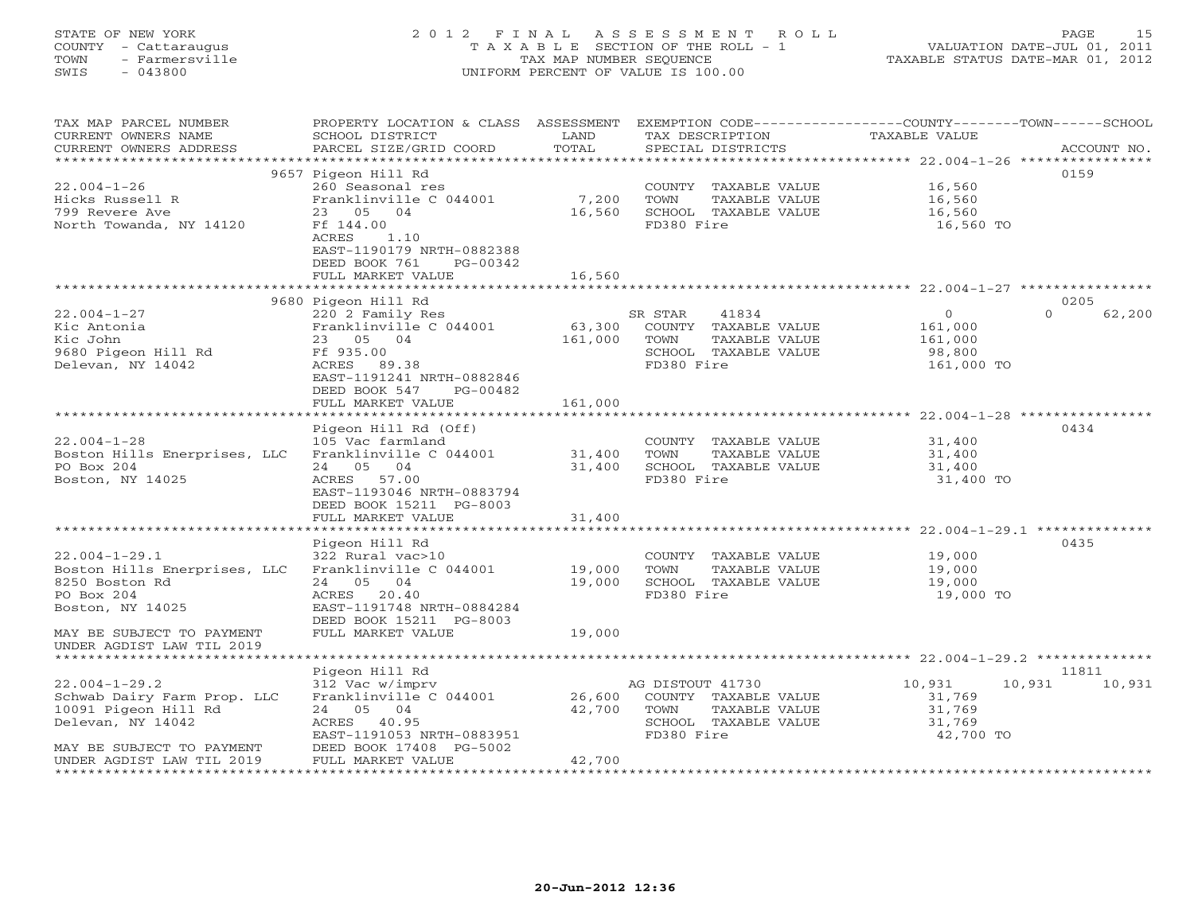STATE OF NEW YORK
COUNTY - Cattaraugus
TOWN - Farmersville
SWIS - 043800

# 2012 FINAL ASSESSMENT ROLL
TAXABLE SECTION OF THE ROLL - 1
TAX MAP NUMBER SEQUENCE
UNIFORM PERCENT OF VALUE IS 100.00

VALUATION DATE-JUL 01, 2011
TAXABLE STATUS DATE-MAR 01, 2012

| TAX MAP PARCEL NUMBER / CURRENT OWNERS NAME / CURRENT OWNERS ADDRESS | PROPERTY LOCATION & CLASS / SCHOOL DISTRICT / PARCEL SIZE/GRID COORD | ASSESSMENT LAND | TOTAL | EXEMPTION CODE / TAX DESCRIPTION / SPECIAL DISTRICTS | COUNTY TAXABLE VALUE | TOWN | SCHOOL / ACCOUNT NO. |
|---|---|---|---|---|---|---|---|
| | 9657 Pigeon Hill Rd | | | | | | 0159 |
| 22.004-1-26 | 260 Seasonal res | | | COUNTY TAXABLE VALUE | 16,560 | | |
| Hicks Russell R | Franklinville C 044001 | 7,200 | | TOWN TAXABLE VALUE | 16,560 | | |
| 799 Revere Ave | 23 05 04 | | 16,560 | SCHOOL TAXABLE VALUE | 16,560 | | |
| North Towanda, NY 14120 | Ff 144.00 | | | FD380 Fire | 16,560 TO | | |
| | ACRES 1.10 | | | | | | |
| | EAST-1190179 NRTH-0882388 | | | | | | |
| | DEED BOOK 761 PG-00342 | | | | | | |
| | FULL MARKET VALUE | | 16,560 | | | | |
| | 9680 Pigeon Hill Rd | | | | | | 0205 |
| 22.004-1-27 | 220 2 Family Res | | | SR STAR 41834 | 0 | 0 | 62,200 |
| Kic Antonia | Franklinville C 044001 | 63,300 | | COUNTY TAXABLE VALUE | 161,000 | | |
| Kic John | 23 05 04 | | 161,000 | TOWN TAXABLE VALUE | 161,000 | | |
| 9680 Pigeon Hill Rd | Ff 935.00 | | | SCHOOL TAXABLE VALUE | 98,800 | | |
| Delevan, NY 14042 | ACRES 89.38 | | | FD380 Fire | 161,000 TO | | |
| | EAST-1191241 NRTH-0882846 | | | | | | |
| | DEED BOOK 547 PG-00482 | | | | | | |
| | FULL MARKET VALUE | | 161,000 | | | | |
| | Pigeon Hill Rd (Off) | | | | | | 0434 |
| 22.004-1-28 | 105 Vac farmland | | | COUNTY TAXABLE VALUE | 31,400 | | |
| Boston Hills Enerprises, LLC | Franklinville C 044001 | 31,400 | | TOWN TAXABLE VALUE | 31,400 | | |
| PO Box 204 | 24 05 04 | | 31,400 | SCHOOL TAXABLE VALUE | 31,400 | | |
| Boston, NY 14025 | ACRES 57.00 | | | FD380 Fire | 31,400 TO | | |
| | EAST-1193046 NRTH-0883794 | | | | | | |
| | DEED BOOK 15211 PG-8003 | | | | | | |
| | FULL MARKET VALUE | | 31,400 | | | | |
| | Pigeon Hill Rd | | | | | | 0435 |
| 22.004-1-29.1 | 322 Rural vac>10 | | | COUNTY TAXABLE VALUE | 19,000 | | |
| Boston Hills Enerprises, LLC | Franklinville C 044001 | 19,000 | | TOWN TAXABLE VALUE | 19,000 | | |
| 8250 Boston Rd | 24 05 04 | | 19,000 | SCHOOL TAXABLE VALUE | 19,000 | | |
| PO Box 204 | ACRES 20.40 | | | FD380 Fire | 19,000 TO | | |
| Boston, NY 14025 | EAST-1191748 NRTH-0884284 | | | | | | |
| | DEED BOOK 15211 PG-8003 | | | | | | |
| MAY BE SUBJECT TO PAYMENT | FULL MARKET VALUE | | 19,000 | | | | |
| UNDER AGDIST LAW TIL 2019 | | | | | | | |
| | Pigeon Hill Rd | | | | | | 11811 |
| 22.004-1-29.2 | 312 Vac w/imprv | | | AG DISTOUT 41730 | 10,931 | 10,931 | 10,931 |
| Schwab Dairy Farm Prop. LLC | Franklinville C 044001 | 26,600 | | COUNTY TAXABLE VALUE | 31,769 | | |
| 10091 Pigeon Hill Rd | 24 05 04 | | 42,700 | TOWN TAXABLE VALUE | 31,769 | | |
| Delevan, NY 14042 | ACRES 40.95 | | | SCHOOL TAXABLE VALUE | 31,769 | | |
| | EAST-1191053 NRTH-0883951 | | | FD380 Fire | 42,700 TO | | |
| MAY BE SUBJECT TO PAYMENT | DEED BOOK 17408 PG-5002 | | | | | | |
| UNDER AGDIST LAW TIL 2019 | FULL MARKET VALUE | | 42,700 | | | | |

20-Jun-2012 12:36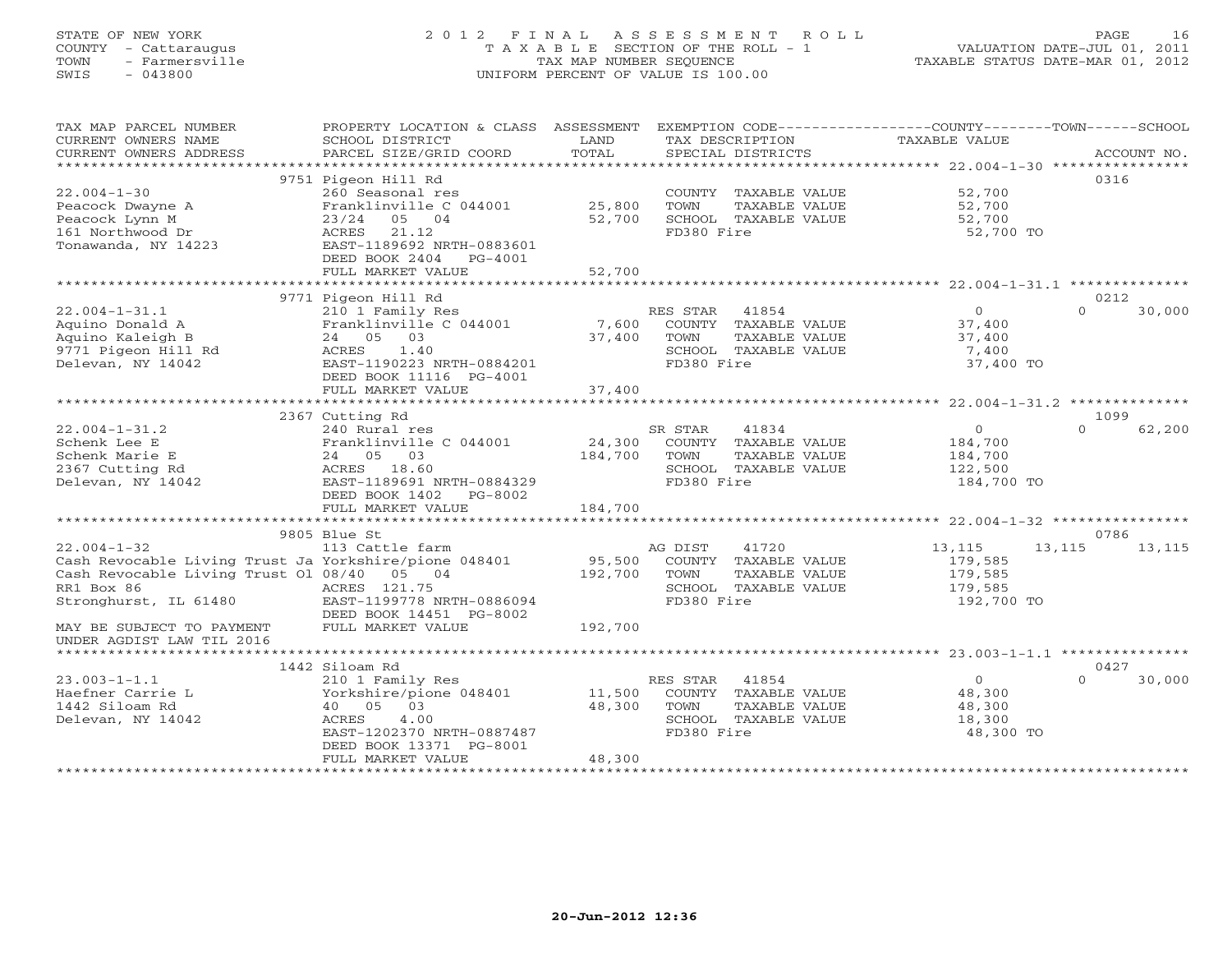STATE OF NEW YORK
COUNTY - Cattaraugus
TOWN - Farmersville
SWIS - 043800

# 2012 FINAL ASSESSMENT ROLL
TAXABLE SECTION OF THE ROLL - 1
TAX MAP NUMBER SEQUENCE
UNIFORM PERCENT OF VALUE IS 100.00

VALUATION DATE-JUL 01, 2011
TAXABLE STATUS DATE-MAR 01, 2012

| TAX MAP PARCEL NUMBER / CURRENT OWNERS NAME / CURRENT OWNERS ADDRESS | PROPERTY LOCATION & CLASS / SCHOOL DISTRICT / PARCEL SIZE/GRID COORD | ASSESSMENT LAND / TOTAL | EXEMPTION CODE / TAX DESCRIPTION / SPECIAL DISTRICTS | COUNTY | TOWN | SCHOOL | ACCOUNT NO. |
|---|---|---|---|---|---|---|---|
| 22.004-1-30 | 9751 Pigeon Hill Rd | | | | | | 0316 |
| Peacock Dwayne A | 260 Seasonal res | | COUNTY TAXABLE VALUE | 52,700 | | | |
| Peacock Lynn M | Franklinville C 044001 | 25,800 | TOWN TAXABLE VALUE | | 52,700 | | |
| 161 Northwood Dr | 23/24 05 04 | 52,700 | SCHOOL TAXABLE VALUE | | | 52,700 | |
| Tonawanda, NY 14223 | ACRES 21.12 | | FD380 Fire | 52,700 TO | | | |
| | EAST-1189692 NRTH-0883601 | | | | | | |
| | DEED BOOK 2404 PG-4001 | | | | | | |
| | FULL MARKET VALUE | 52,700 | | | | | |
| 22.004-1-31.1 | 9771 Pigeon Hill Rd | | | | | | 0212 |
| Aquino Donald A | 210 1 Family Res | | RES STAR 41854 | 0 | 0 | 30,000 | |
| Aquino Kaleigh B | Franklinville C 044001 | 7,600 | COUNTY TAXABLE VALUE | 37,400 | | | |
| 9771 Pigeon Hill Rd | 24 05 03 | 37,400 | TOWN TAXABLE VALUE | | 37,400 | | |
| Delevan, NY 14042 | ACRES 1.40 | | SCHOOL TAXABLE VALUE | | | 7,400 | |
| | EAST-1190223 NRTH-0884201 | | FD380 Fire | 37,400 TO | | | |
| | DEED BOOK 11116 PG-4001 | | | | | | |
| | FULL MARKET VALUE | 37,400 | | | | | |
| 22.004-1-31.2 | 2367 Cutting Rd | | | | | | 1099 |
| Schenk Lee E | 240 Rural res | | SR STAR 41834 | 0 | 0 | 62,200 | |
| Schenk Marie E | Franklinville C 044001 | 24,300 | COUNTY TAXABLE VALUE | 184,700 | | | |
| 2367 Cutting Rd | 24 05 03 | 184,700 | TOWN TAXABLE VALUE | | 184,700 | | |
| Delevan, NY 14042 | ACRES 18.60 | | SCHOOL TAXABLE VALUE | | | 122,500 | |
| | EAST-1189691 NRTH-0884329 | | FD380 Fire | 184,700 TO | | | |
| | DEED BOOK 1402 PG-8002 | | | | | | |
| | FULL MARKET VALUE | 184,700 | | | | | |
| 22.004-1-32 | 9805 Blue St | | | | | | 0786 |
| Cash Revocable Living Trust Ja | 113 Cattle farm | | AG DIST 41720 | 13,115 | 13,115 | 13,115 | |
| Cash Revocable Living Trust Ol | Yorkshire/pione 048401 | 95,500 | COUNTY TAXABLE VALUE | 179,585 | | | |
| RR1 Box 86 | 08/40 05 04 | 192,700 | TOWN TAXABLE VALUE | | 179,585 | | |
| Stronghurst, IL 61480 | ACRES 121.75 | | SCHOOL TAXABLE VALUE | | | 179,585 | |
| | EAST-1199778 NRTH-0886094 | | FD380 Fire | 192,700 TO | | | |
| | DEED BOOK 14451 PG-8002 | | | | | | |
| MAY BE SUBJECT TO PAYMENT UNDER AGDIST LAW TIL 2016 | FULL MARKET VALUE | 192,700 | | | | | |
| 23.003-1-1.1 | 1442 Siloam Rd | | | | | | 0427 |
| Haefner Carrie L | 210 1 Family Res | | RES STAR 41854 | 0 | 0 | 30,000 | |
| 1442 Siloam Rd | Yorkshire/pione 048401 | 11,500 | COUNTY TAXABLE VALUE | 48,300 | | | |
| Delevan, NY 14042 | 40 05 03 | 48,300 | TOWN TAXABLE VALUE | | 48,300 | | |
| | ACRES 4.00 | | SCHOOL TAXABLE VALUE | | | 18,300 | |
| | EAST-1202370 NRTH-0887487 | | FD380 Fire | 48,300 TO | | | |
| | DEED BOOK 13371 PG-8001 | | | | | | |
| | FULL MARKET VALUE | 48,300 | | | | | |

20-Jun-2012 12:36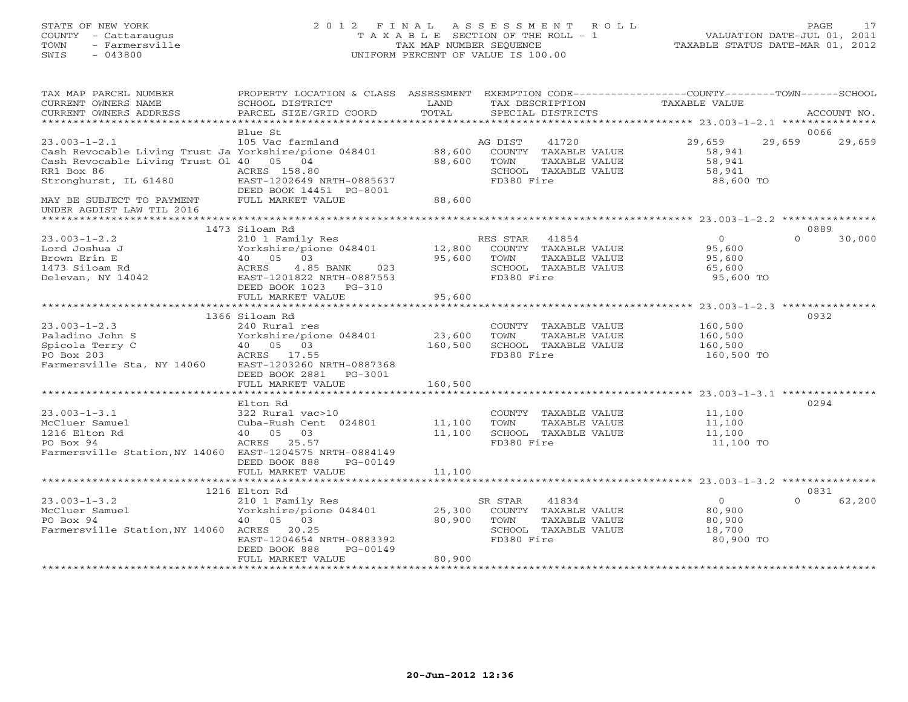STATE OF NEW YORK
COUNTY - Cattaraugus
TOWN - Farmersville
SWIS - 043800

2012 FINAL ASSESSMENT ROLL
TAXABLE SECTION OF THE ROLL - 1
TAX MAP NUMBER SEQUENCE
UNIFORM PERCENT OF VALUE IS 100.00

VALUATION DATE-JUL 01, 2011
TAXABLE STATUS DATE-MAR 01, 2012

| TAX MAP PARCEL NUMBER / CURRENT OWNERS NAME / CURRENT OWNERS ADDRESS | PROPERTY LOCATION & CLASS / SCHOOL DISTRICT / PARCEL SIZE/GRID COORD | ASSESSMENT LAND / TOTAL | EXEMPTION CODE / TAX DESCRIPTION / SPECIAL DISTRICTS | COUNTY TAXABLE VALUE | TOWN | SCHOOL / ACCOUNT NO. |
|---|---|---|---|---|---|---|
| **23.003-1-2.1** | Blue St | | | | | 0066 |
| | 105 Vac farmland | | AG DIST 41720 | 29,659 | 29,659 | 29,659 |
| Cash Revocable Living Trust Ja | Yorkshire/pione 048401 | 88,600 | COUNTY TAXABLE VALUE | 58,941 | | |
| Cash Revocable Living Trust Ol | 40 05 04 | 88,600 | TOWN TAXABLE VALUE | 58,941 | | |
| RR1 Box 86 | ACRES 158.80 | | SCHOOL TAXABLE VALUE | 58,941 | | |
| Stronghurst, IL 61480 | EAST-1202649 NRTH-0885637 | | FD380 Fire | 88,600 TO | | |
| | DEED BOOK 14451 PG-8001 | | | | | |
| MAY BE SUBJECT TO PAYMENT UNDER AGDIST LAW TIL 2016 | FULL MARKET VALUE | 88,600 | | | | |
| **23.003-1-2.2** | 1473 Siloam Rd | | | | | 0889 |
| | 210 1 Family Res | | RES STAR 41854 | 0 | 0 | 30,000 |
| Lord Joshua J | Yorkshire/pione 048401 | 12,800 | COUNTY TAXABLE VALUE | 95,600 | | |
| Brown Erin E | 40 05 03 | 95,600 | TOWN TAXABLE VALUE | 95,600 | | |
| 1473 Siloam Rd | ACRES 4.85 BANK 023 | | SCHOOL TAXABLE VALUE | 65,600 | | |
| Delevan, NY 14042 | EAST-1201822 NRTH-0887553 | | FD380 Fire | 95,600 TO | | |
| | DEED BOOK 1023 PG-310 | | | | | |
| | FULL MARKET VALUE | 95,600 | | | | |
| **23.003-1-2.3** | 1366 Siloam Rd | | | | | 0932 |
| | 240 Rural res | | COUNTY TAXABLE VALUE | 160,500 | | |
| Paladino John S | Yorkshire/pione 048401 | 23,600 | TOWN TAXABLE VALUE | 160,500 | | |
| Spicola Terry C | 40 05 03 | 160,500 | SCHOOL TAXABLE VALUE | 160,500 | | |
| PO Box 203 | ACRES 17.55 | | FD380 Fire | 160,500 TO | | |
| Farmersville Sta, NY 14060 | EAST-1203260 NRTH-0887368 | | | | | |
| | DEED BOOK 2881 PG-3001 | | | | | |
| | FULL MARKET VALUE | 160,500 | | | | |
| **23.003-1-3.1** | Elton Rd | | | | | 0294 |
| | 322 Rural vac>10 | | COUNTY TAXABLE VALUE | 11,100 | | |
| McCluer Samuel | Cuba-Rush Cent 024801 | 11,100 | TOWN TAXABLE VALUE | 11,100 | | |
| 1216 Elton Rd | 40 05 03 | 11,100 | SCHOOL TAXABLE VALUE | 11,100 | | |
| PO Box 94 | ACRES 25.57 | | FD380 Fire | 11,100 TO | | |
| Farmersville Station,NY 14060 | EAST-1204575 NRTH-0884149 | | | | | |
| | DEED BOOK 888 PG-00149 | | | | | |
| | FULL MARKET VALUE | 11,100 | | | | |
| **23.003-1-3.2** | 1216 Elton Rd | | | | | 0831 |
| | 210 1 Family Res | | SR STAR 41834 | 0 | 0 | 62,200 |
| McCluer Samuel | Yorkshire/pione 048401 | 25,300 | COUNTY TAXABLE VALUE | 80,900 | | |
| PO Box 94 | 40 05 03 | 80,900 | TOWN TAXABLE VALUE | 80,900 | | |
| Farmersville Station,NY 14060 | ACRES 20.25 | | SCHOOL TAXABLE VALUE | 18,700 | | |
| | EAST-1204654 NRTH-0883392 | | FD380 Fire | 80,900 TO | | |
| | DEED BOOK 888 PG-00149 | | | | | |
| | FULL MARKET VALUE | 80,900 | | | | |

20-Jun-2012 12:36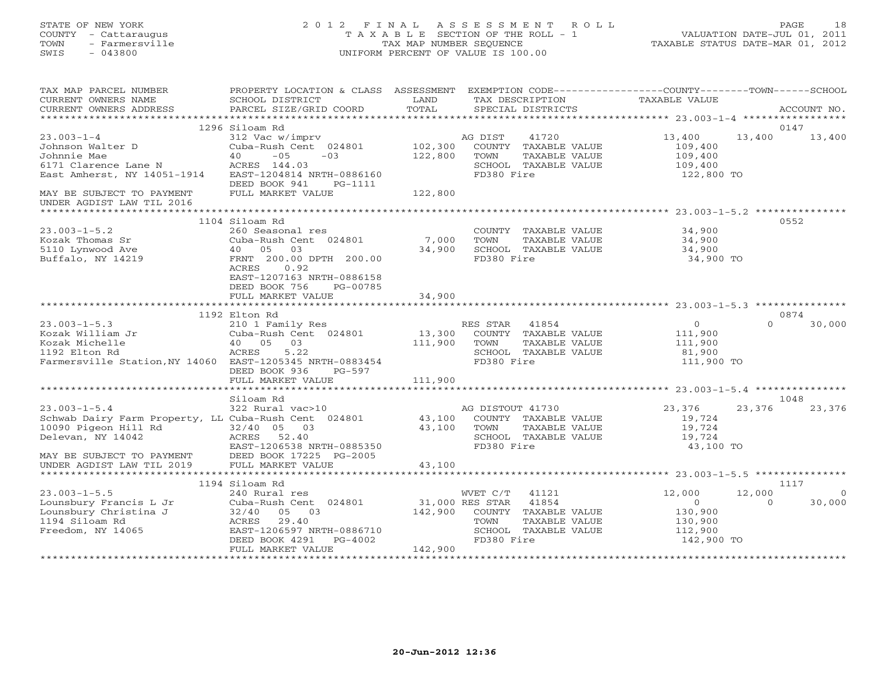STATE OF NEW YORK
COUNTY - Cattaraugus
TOWN - Farmersville
SWIS - 043800

# 2012 FINAL ASSESSMENT ROLL

TAXABLE SECTION OF THE ROLL - 1
TAX MAP NUMBER SEQUENCE
UNIFORM PERCENT OF VALUE IS 100.00

VALUATION DATE-JUL 01, 2011
TAXABLE STATUS DATE-MAR 01, 2012

| TAX MAP PARCEL NUMBER / CURRENT OWNERS NAME / CURRENT OWNERS ADDRESS | PROPERTY LOCATION & CLASS / SCHOOL DISTRICT / PARCEL SIZE/GRID COORD | ASSESSMENT LAND | TOTAL | EXEMPTION CODE / TAX DESCRIPTION / SPECIAL DISTRICTS | COUNTY TAXABLE VALUE | TOWN | SCHOOL | ACCOUNT NO. |
|---|---|---|---|---|---|---|---|---|
| 23.003-1-4 | 1296 Siloam Rd | | | | | | | 0147 |
| Johnson Walter D | 312 Vac w/imprv | | | AG DIST 41720 | 13,400 | 13,400 | 13,400 | |
| Johnnie Mae | Cuba-Rush Cent 024801 | 102,300 | | COUNTY TAXABLE VALUE | 109,400 | | | |
| 6171 Clarence Lane N | 40 -05 -03 | | 122,800 | TOWN TAXABLE VALUE | 109,400 | | | |
| East Amherst, NY 14051-1914 | ACRES 144.03 | | | SCHOOL TAXABLE VALUE | 109,400 | | | |
| | EAST-1204814 NRTH-0886160 | | | FD380 Fire | 122,800 TO | | | |
| | DEED BOOK 941 PG-1111 | | | | | | | |
| MAY BE SUBJECT TO PAYMENT UNDER AGDIST LAW TIL 2016 | FULL MARKET VALUE | | 122,800 | | | | | |
| 23.003-1-5.2 | 1104 Siloam Rd | | | | | | | 0552 |
| Kozak Thomas Sr | 260 Seasonal res | | | COUNTY TAXABLE VALUE | 34,900 | | | |
| 5110 Lynwood Ave | Cuba-Rush Cent 024801 | 7,000 | | TOWN TAXABLE VALUE | 34,900 | | | |
| Buffalo, NY 14219 | 40 05 03 | | 34,900 | SCHOOL TAXABLE VALUE | 34,900 | | | |
| | FRNT 200.00 DPTH 200.00 | | | FD380 Fire | 34,900 TO | | | |
| | ACRES 0.92 | | | | | | | |
| | EAST-1207163 NRTH-0886158 | | | | | | | |
| | DEED BOOK 756 PG-00785 | | | | | | | |
| | FULL MARKET VALUE | | 34,900 | | | | | |
| 23.003-1-5.3 | 1192 Elton Rd | | | | | | | 0874 |
| Kozak William Jr | 210 1 Family Res | | | RES STAR 41854 | 0 | 0 | 30,000 | |
| Kozak Michelle | Cuba-Rush Cent 024801 | 13,300 | | COUNTY TAXABLE VALUE | 111,900 | | | |
| 1192 Elton Rd | 40 05 03 | | 111,900 | TOWN TAXABLE VALUE | 111,900 | | | |
| Farmersville Station,NY 14060 | ACRES 5.22 | | | SCHOOL TAXABLE VALUE | 81,900 | | | |
| | EAST-1205345 NRTH-0883454 | | | FD380 Fire | 111,900 TO | | | |
| | DEED BOOK 936 PG-597 | | | | | | | |
| | FULL MARKET VALUE | | 111,900 | | | | | |
| 23.003-1-5.4 | Siloam Rd | | | | | | | 1048 |
| Schwab Dairy Farm Property, LL | 322 Rural vac>10 | | | AG DISTOUT 41730 | 23,376 | 23,376 | 23,376 | |
| 10090 Pigeon Hill Rd | Cuba-Rush Cent 024801 | 43,100 | | COUNTY TAXABLE VALUE | 19,724 | | | |
| Delevan, NY 14042 | 32/40 05 03 | | 43,100 | TOWN TAXABLE VALUE | 19,724 | | | |
| | ACRES 52.40 | | | SCHOOL TAXABLE VALUE | 19,724 | | | |
| | EAST-1206538 NRTH-0885350 | | | FD380 Fire | 43,100 TO | | | |
| MAY BE SUBJECT TO PAYMENT | DEED BOOK 17225 PG-2005 | | | | | | | |
| UNDER AGDIST LAW TIL 2019 | FULL MARKET VALUE | | 43,100 | | | | | |
| 23.003-1-5.5 | 1194 Siloam Rd | | | | | | | 1117 |
| Lounsbury Francis L Jr | 240 Rural res | | | WVET C/T 41121 | 12,000 | 12,000 | 0 | |
| Lounsbury Christina J | Cuba-Rush Cent 024801 | 31,000 | | RES STAR 41854 | 0 | 0 | 30,000 | |
| 1194 Siloam Rd | 32/40 05 03 | | 142,900 | COUNTY TAXABLE VALUE | 130,900 | | | |
| Freedom, NY 14065 | ACRES 29.40 | | | TOWN TAXABLE VALUE | 130,900 | | | |
| | EAST-1206597 NRTH-0886710 | | | SCHOOL TAXABLE VALUE | 112,900 | | | |
| | DEED BOOK 4291 PG-4002 | | | FD380 Fire | 142,900 TO | | | |
| | FULL MARKET VALUE | | 142,900 | | | | | |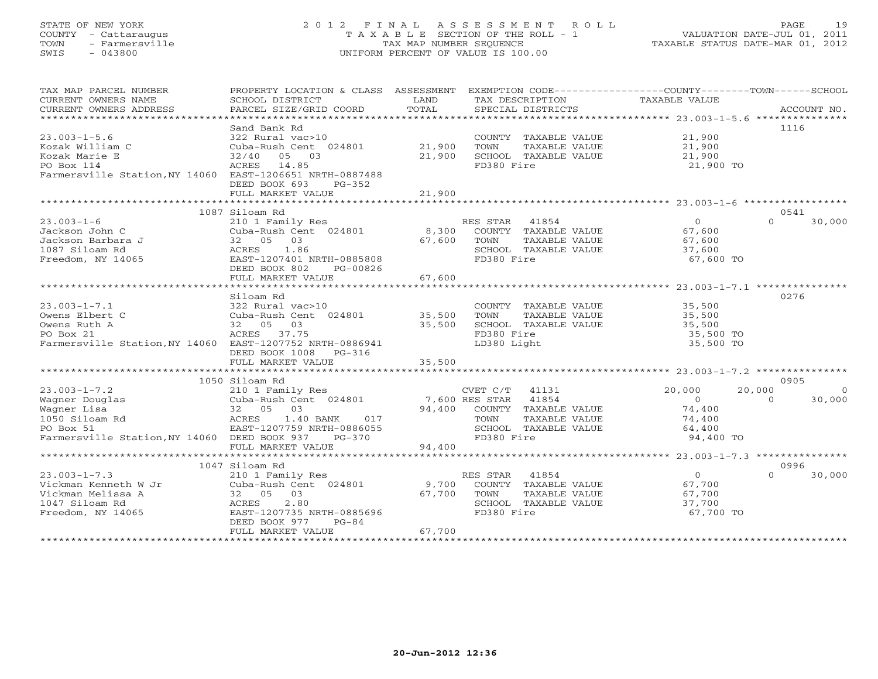STATE OF NEW YORK
COUNTY - Cattaraugus
TOWN - Farmersville
SWIS - 043800

2012 FINAL ASSESSMENT ROLL
TAXABLE SECTION OF THE ROLL - 1
TAX MAP NUMBER SEQUENCE
UNIFORM PERCENT OF VALUE IS 100.00

VALUATION DATE-JUL 01, 2011
TAXABLE STATUS DATE-MAR 01, 2012

| TAX MAP PARCEL NUMBER / CURRENT OWNERS NAME / CURRENT OWNERS ADDRESS | PROPERTY LOCATION & CLASS / SCHOOL DISTRICT / PARCEL SIZE/GRID COORD | ASSESSMENT LAND / TOTAL | EXEMPTION CODE / TAX DESCRIPTION / SPECIAL DISTRICTS | COUNTY | TOWN | SCHOOL | ACCOUNT NO. |
|---|---|---|---|---|---|---|---|
| 23.003-1-5.6 | Sand Bank Rd | | | | | | 1116 |
| Kozak William C | 322 Rural vac>10 | | COUNTY TAXABLE VALUE | 21,900 | | | |
| Kozak Marie E | Cuba-Rush Cent 024801 | 21,900 | TOWN TAXABLE VALUE | | 21,900 | | |
| PO Box 114 | 32/40 05 03 | 21,900 | SCHOOL TAXABLE VALUE | | | 21,900 | |
| Farmersville Station,NY 14060 | ACRES 14.85 | | FD380 Fire | 21,900 TO | | | |
| | EAST-1206651 NRTH-0887488 | | | | | | |
| | DEED BOOK 693 PG-352 | | | | | | |
| | FULL MARKET VALUE | 21,900 | | | | | |
| 23.003-1-6 | 1087 Siloam Rd | | | | | | 0541 |
| Jackson John C | 210 1 Family Res | | RES STAR 41854 | 0 | 0 | 30,000 | |
| Jackson Barbara J | Cuba-Rush Cent 024801 | 8,300 | COUNTY TAXABLE VALUE | 67,600 | | | |
| 1087 Siloam Rd | 32 05 03 | 67,600 | TOWN TAXABLE VALUE | | 67,600 | | |
| Freedom, NY 14065 | ACRES 1.86 | | SCHOOL TAXABLE VALUE | | | 37,600 | |
| | EAST-1207401 NRTH-0885808 | | FD380 Fire | 67,600 TO | | | |
| | DEED BOOK 802 PG-00826 | | | | | | |
| | FULL MARKET VALUE | 67,600 | | | | | |
| 23.003-1-7.1 | Siloam Rd | | | | | | 0276 |
| Owens Elbert C | 322 Rural vac>10 | | COUNTY TAXABLE VALUE | 35,500 | | | |
| Owens Ruth A | Cuba-Rush Cent 024801 | 35,500 | TOWN TAXABLE VALUE | | 35,500 | | |
| PO Box 21 | 32 05 03 | 35,500 | SCHOOL TAXABLE VALUE | | | 35,500 | |
| Farmersville Station,NY 14060 | ACRES 37.75 | | FD380 Fire | 35,500 TO | | | |
| | EAST-1207752 NRTH-0886941 | | LD380 Light | 35,500 TO | | | |
| | DEED BOOK 1008 PG-316 | | | | | | |
| | FULL MARKET VALUE | 35,500 | | | | | |
| 23.003-1-7.2 | 1050 Siloam Rd | | | | | | 0905 |
| Wagner Douglas | 210 1 Family Res | | CVET C/T 41131 | 20,000 | 20,000 | 0 | |
| Wagner Lisa | Cuba-Rush Cent 024801 | 7,600 | RES STAR 41854 | 0 | 0 | 30,000 | |
| 1050 Siloam Rd | 32 05 03 | 94,400 | COUNTY TAXABLE VALUE | 74,400 | | | |
| PO Box 51 | ACRES 1.40 BANK 017 | | TOWN TAXABLE VALUE | | 74,400 | | |
| Farmersville Station,NY 14060 | EAST-1207759 NRTH-0886055 | | SCHOOL TAXABLE VALUE | | | 64,400 | |
| | DEED BOOK 937 PG-370 | | FD380 Fire | 94,400 TO | | | |
| | FULL MARKET VALUE | 94,400 | | | | | |
| 23.003-1-7.3 | 1047 Siloam Rd | | | | | | 0996 |
| Vickman Kenneth W Jr | 210 1 Family Res | | RES STAR 41854 | 0 | 0 | 30,000 | |
| Vickman Melissa A | Cuba-Rush Cent 024801 | 9,700 | COUNTY TAXABLE VALUE | 67,700 | | | |
| 1047 Siloam Rd | 32 05 03 | 67,700 | TOWN TAXABLE VALUE | | 67,700 | | |
| Freedom, NY 14065 | ACRES 2.80 | | SCHOOL TAXABLE VALUE | | | 37,700 | |
| | EAST-1207735 NRTH-0885696 | | FD380 Fire | 67,700 TO | | | |
| | DEED BOOK 977 PG-84 | | | | | | |
| | FULL MARKET VALUE | 67,700 | | | | | |

20-Jun-2012 12:36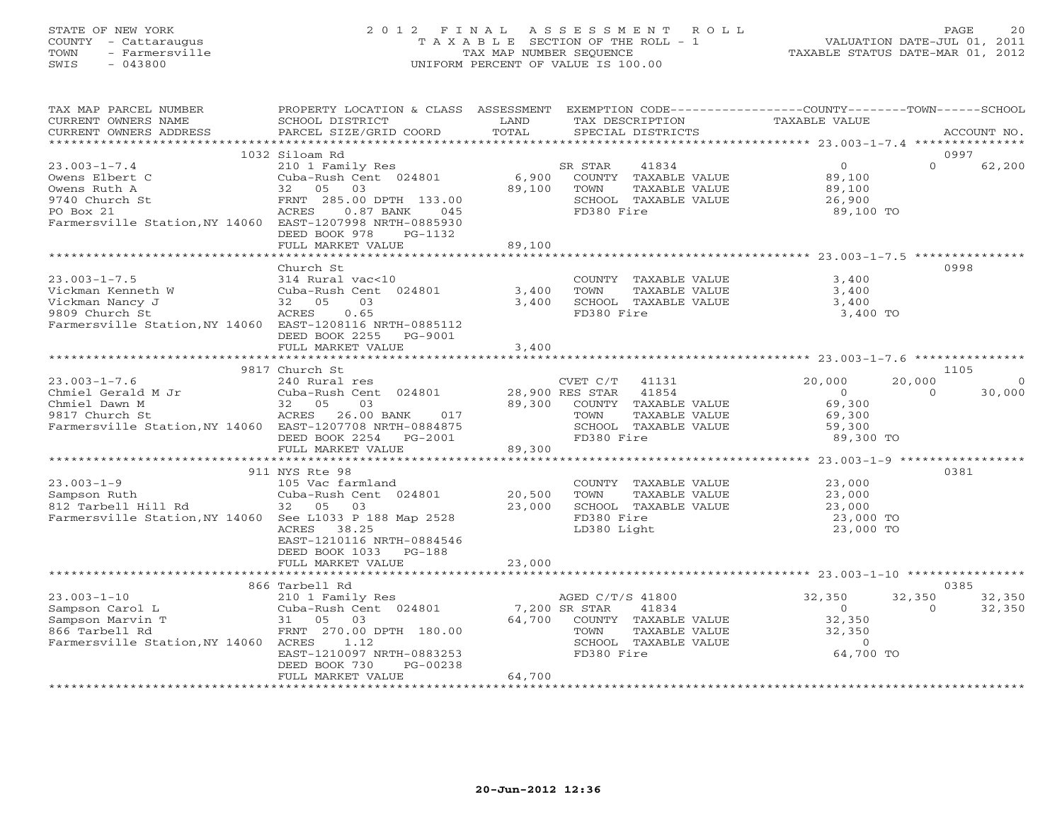STATE OF NEW YORK
COUNTY - Cattaraugus
TOWN - Farmersville
SWIS - 043800

# 2012 FINAL ASSESSMENT ROLL

TAXABLE SECTION OF THE ROLL - 1
TAX MAP NUMBER SEQUENCE
UNIFORM PERCENT OF VALUE IS 100.00

VALUATION DATE-JUL 01, 2011
TAXABLE STATUS DATE-MAR 01, 2012

| TAX MAP PARCEL NUMBER / CURRENT OWNERS NAME / CURRENT OWNERS ADDRESS | PROPERTY LOCATION & CLASS / SCHOOL DISTRICT / PARCEL SIZE/GRID COORD | ASSESSMENT LAND | TOTAL | EXEMPTION CODE / TAX DESCRIPTION / SPECIAL DISTRICTS | COUNTY TAXABLE VALUE | TOWN | SCHOOL | ACCOUNT NO. |
|---|---|---|---|---|---|---|---|---|
| 23.003-1-7.4 | 1032 Siloam Rd | | | | | | | 0997 |
| | 210 1 Family Res | | | SR STAR 41834 | 0 | 0 | 62,200 | |
| Owens Elbert C | Cuba-Rush Cent 024801 | 6,900 | | COUNTY TAXABLE VALUE | 89,100 | | | |
| Owens Ruth A | 32 05 03 | | 89,100 | TOWN TAXABLE VALUE | 89,100 | | | |
| 9740 Church St | FRNT 285.00 DPTH 133.00 | | | SCHOOL TAXABLE VALUE | 26,900 | | | |
| PO Box 21 | ACRES 0.87 BANK 045 | | | FD380 Fire | 89,100 TO | | | |
| Farmersville Station,NY 14060 | EAST-1207998 NRTH-0885930 | | | | | | | |
| | DEED BOOK 978 PG-1132 | | | | | | | |
| | FULL MARKET VALUE | | 89,100 | | | | | |
| 23.003-1-7.5 | Church St | | | | | | | 0998 |
| | 314 Rural vac<10 | | | COUNTY TAXABLE VALUE | 3,400 | | | |
| Vickman Kenneth W | Cuba-Rush Cent 024801 | 3,400 | | TOWN TAXABLE VALUE | 3,400 | | | |
| Vickman Nancy J | 32 05 03 | | 3,400 | SCHOOL TAXABLE VALUE | 3,400 | | | |
| 9809 Church St | ACRES 0.65 | | | FD380 Fire | 3,400 TO | | | |
| Farmersville Station,NY 14060 | EAST-1208116 NRTH-0885112 | | | | | | | |
| | DEED BOOK 2255 PG-9001 | | | | | | | |
| | FULL MARKET VALUE | | 3,400 | | | | | |
| 23.003-1-7.6 | 9817 Church St | | | | | | | 1105 |
| | 240 Rural res | | | CVET C/T 41131 | 20,000 | 20,000 | 0 | |
| Chmiel Gerald M Jr | Cuba-Rush Cent 024801 | 28,900 | | RES STAR 41854 | 0 | 0 | 30,000 | |
| Chmiel Dawn M | 32 05 03 | | 89,300 | COUNTY TAXABLE VALUE | 69,300 | | | |
| 9817 Church St | ACRES 26.00 BANK 017 | | | TOWN TAXABLE VALUE | 69,300 | | | |
| Farmersville Station,NY 14060 | EAST-1207708 NRTH-0884875 | | | SCHOOL TAXABLE VALUE | 59,300 | | | |
| | DEED BOOK 2254 PG-2001 | | | FD380 Fire | 89,300 TO | | | |
| | FULL MARKET VALUE | | 89,300 | | | | | |
| 23.003-1-9 | 911 NYS Rte 98 | | | | | | | 0381 |
| | 105 Vac farmland | | | COUNTY TAXABLE VALUE | 23,000 | | | |
| Sampson Ruth | Cuba-Rush Cent 024801 | 20,500 | | TOWN TAXABLE VALUE | 23,000 | | | |
| 812 Tarbell Hill Rd | 32 05 03 | | 23,000 | SCHOOL TAXABLE VALUE | 23,000 | | | |
| Farmersville Station,NY 14060 | See L1033 P 188 Map 2528 | | | FD380 Fire | 23,000 TO | | | |
| | ACRES 38.25 | | | LD380 Light | 23,000 TO | | | |
| | EAST-1210116 NRTH-0884546 | | | | | | | |
| | DEED BOOK 1033 PG-188 | | | | | | | |
| | FULL MARKET VALUE | | 23,000 | | | | | |
| 23.003-1-10 | 866 Tarbell Rd | | | | | | | 0385 |
| | 210 1 Family Res | | | AGED C/T/S 41800 | 32,350 | 32,350 | 32,350 | |
| Sampson Carol L | Cuba-Rush Cent 024801 | 7,200 | | SR STAR 41834 | 0 | 0 | 32,350 | |
| Sampson Marvin T | 31 05 03 | | 64,700 | COUNTY TAXABLE VALUE | 32,350 | | | |
| 866 Tarbell Rd | FRNT 270.00 DPTH 180.00 | | | TOWN TAXABLE VALUE | 32,350 | | | |
| Farmersville Station,NY 14060 | ACRES 1.12 | | | SCHOOL TAXABLE VALUE | 0 | | | |
| | EAST-1210097 NRTH-0883253 | | | FD380 Fire | 64,700 TO | | | |
| | DEED BOOK 730 PG-00238 | | | | | | | |
| | FULL MARKET VALUE | | 64,700 | | | | | |

20-Jun-2012 12:36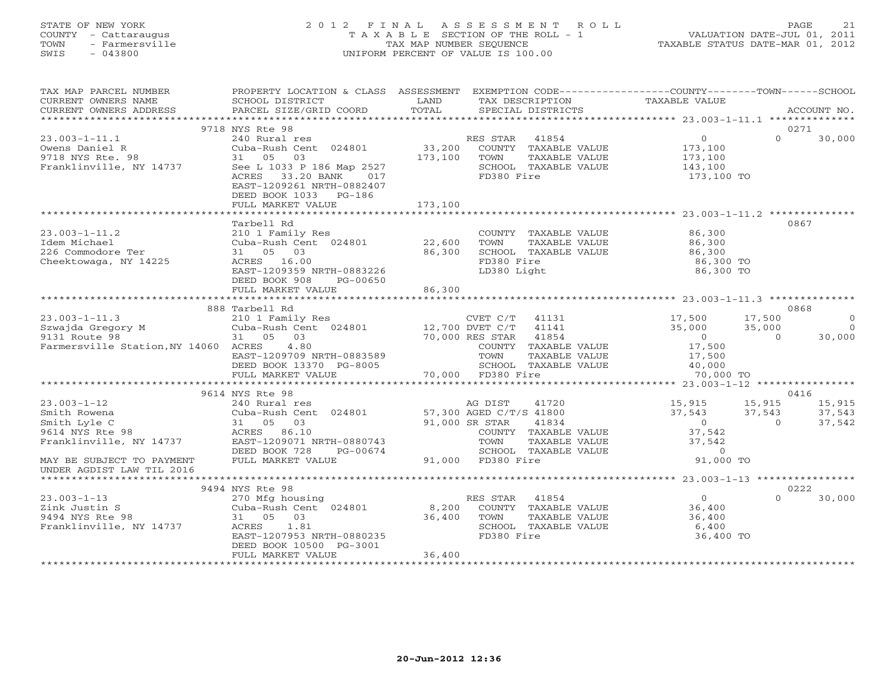STATE OF NEW YORK
COUNTY - Cattaraugus
TOWN - Farmersville
SWIS - 043800

2 0 1 2 F I N A L A S S E S S M E N T R O L L
T A X A B L E SECTION OF THE ROLL - 1
TAX MAP NUMBER SEQUENCE
UNIFORM PERCENT OF VALUE IS 100.00

VALUATION DATE-JUL 01, 2011
TAXABLE STATUS DATE-MAR 01, 2012

| TAX MAP PARCEL NUMBER / CURRENT OWNERS NAME / CURRENT OWNERS ADDRESS | PROPERTY LOCATION & CLASS / SCHOOL DISTRICT / PARCEL SIZE/GRID COORD | ASSESSMENT LAND / TOTAL | EXEMPTION CODE / TAX DESCRIPTION / SPECIAL DISTRICTS | COUNTY TAXABLE VALUE | TOWN | SCHOOL | ACCOUNT NO. |
|---|---|---|---|---|---|---|---|
| | 9718 NYS Rte 98 | | | | | | 0271 |
| 23.003-1-11.1 | 240 Rural res | | RES STAR 41854 | 0 | 0 | 30,000 | |
| Owens Daniel R | Cuba-Rush Cent 024801 | 33,200 | COUNTY TAXABLE VALUE | 173,100 | | | |
| 9718 NYS Rte. 98 | 31 05 03 | 173,100 | TOWN TAXABLE VALUE | 173,100 | | | |
| Franklinville, NY 14737 | See L 1033 P 186 Map 2527 | | SCHOOL TAXABLE VALUE | 143,100 | | | |
| | ACRES 33.20 BANK 017 | | FD380 Fire | 173,100 TO | | | |
| | EAST-1209261 NRTH-0882407 | | | | | | |
| | DEED BOOK 1033 PG-186 | | | | | | |
| | FULL MARKET VALUE | 173,100 | | | | | |
| | Tarbell Rd | | | | | | 0867 |
| 23.003-1-11.2 | 210 1 Family Res | | COUNTY TAXABLE VALUE | 86,300 | | | |
| Idem Michael | Cuba-Rush Cent 024801 | 22,600 | TOWN TAXABLE VALUE | 86,300 | | | |
| 226 Commodore Ter | 31 05 03 | 86,300 | SCHOOL TAXABLE VALUE | 86,300 | | | |
| Cheektowaga, NY 14225 | ACRES 16.00 | | FD380 Fire | 86,300 TO | | | |
| | EAST-1209359 NRTH-0883226 | | LD380 Light | 86,300 TO | | | |
| | DEED BOOK 908 PG-00650 | | | | | | |
| | FULL MARKET VALUE | 86,300 | | | | | |
| | 888 Tarbell Rd | | | | | | 0868 |
| 23.003-1-11.3 | 210 1 Family Res | | CVET C/T 41131 | 17,500 | 17,500 | 0 | |
| Szwajda Gregory M | Cuba-Rush Cent 024801 | 12,700 | DVET C/T 41141 | 35,000 | 35,000 | 0 | |
| 9131 Route 98 | 31 05 03 | 70,000 | RES STAR 41854 | 0 | 0 | 30,000 | |
| Farmersville Station,NY 14060 | ACRES 4.80 | | COUNTY TAXABLE VALUE | 17,500 | | | |
| | EAST-1209709 NRTH-0883589 | | TOWN TAXABLE VALUE | 17,500 | | | |
| | DEED BOOK 13370 PG-8005 | | SCHOOL TAXABLE VALUE | 40,000 | | | |
| | FULL MARKET VALUE | 70,000 | FD380 Fire | 70,000 TO | | | |
| | 9614 NYS Rte 98 | | | | | | 0416 |
| 23.003-1-12 | 240 Rural res | | AG DIST 41720 | 15,915 | 15,915 | 15,915 | |
| Smith Rowena | Cuba-Rush Cent 024801 | 57,300 | AGED C/T/S 41800 | 37,543 | 37,543 | 37,543 | |
| Smith Lyle C | 31 05 03 | 91,000 | SR STAR 41834 | 0 | 0 | 37,542 | |
| 9614 NYS Rte 98 | ACRES 86.10 | | COUNTY TAXABLE VALUE | 37,542 | | | |
| Franklinville, NY 14737 | EAST-1209071 NRTH-0880743 | | TOWN TAXABLE VALUE | 37,542 | | | |
| | DEED BOOK 728 PG-00674 | | SCHOOL TAXABLE VALUE | 0 | | | |
| MAY BE SUBJECT TO PAYMENT | FULL MARKET VALUE | 91,000 | FD380 Fire | 91,000 TO | | | |
| UNDER AGDIST LAW TIL 2016 | | | | | | | |
| | 9494 NYS Rte 98 | | | | | | 0222 |
| 23.003-1-13 | 270 Mfg housing | | RES STAR 41854 | 0 | 0 | 30,000 | |
| Zink Justin S | Cuba-Rush Cent 024801 | 8,200 | COUNTY TAXABLE VALUE | 36,400 | | | |
| 9494 NYS Rte 98 | 31 05 03 | 36,400 | TOWN TAXABLE VALUE | 36,400 | | | |
| Franklinville, NY 14737 | ACRES 1.81 | | SCHOOL TAXABLE VALUE | 6,400 | | | |
| | EAST-1207953 NRTH-0880235 | | FD380 Fire | 36,400 TO | | | |
| | DEED BOOK 10500 PG-3001 | | | | | | |
| | FULL MARKET VALUE | 36,400 | | | | | |

20-Jun-2012 12:36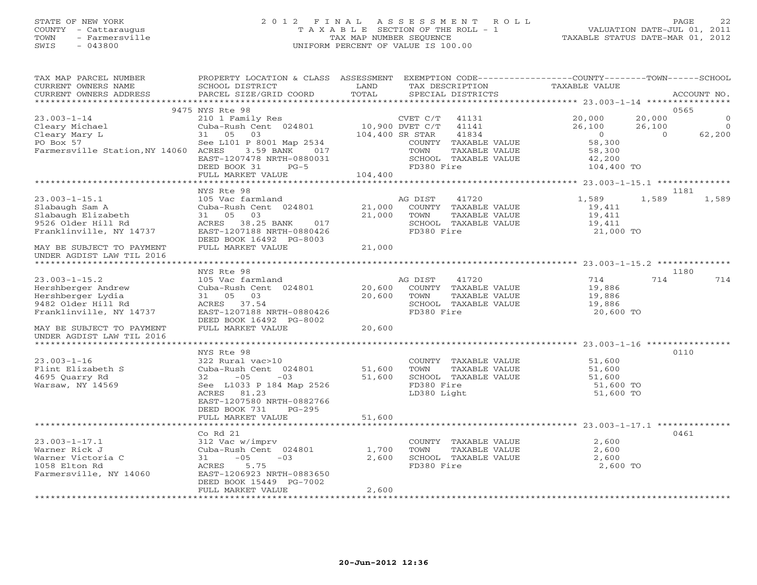STATE OF NEW YORK
COUNTY - Cattaraugus
TOWN - Farmersville
SWIS - 043800

2012 FINAL ASSESSMENT ROLL
TAXABLE SECTION OF THE ROLL - 1
TAX MAP NUMBER SEQUENCE
UNIFORM PERCENT OF VALUE IS 100.00

VALUATION DATE-JUL 01, 2011
TAXABLE STATUS DATE-MAR 01, 2012

| TAX MAP PARCEL NUMBER / CURRENT OWNERS NAME / CURRENT OWNERS ADDRESS | PROPERTY LOCATION & CLASS / SCHOOL DISTRICT / PARCEL SIZE/GRID COORD | ASSESSMENT LAND / TOTAL | EXEMPTION CODE / TAX DESCRIPTION / SPECIAL DISTRICTS | COUNTY TAXABLE VALUE | TOWN | SCHOOL | ACCOUNT NO. |
|---|---|---|---|---|---|---|---|
| | 9475 NYS Rte 98 | | | | | | 0565 |
| 23.003-1-14 | 210 1 Family Res | | CVET C/T 41131 | 20,000 | 20,000 | 0 | |
| Cleary Michael | Cuba-Rush Cent 024801 | 10,900 | DVET C/T 41141 | 26,100 | 26,100 | 0 | |
| Cleary Mary L | 31 05 03 | 104,400 | SR STAR 41834 | 0 | 0 | 62,200 | |
| PO Box 57 | See L101 P 8001 Map 2534 | | COUNTY TAXABLE VALUE | 58,300 | | | |
| Farmersville Station, NY 14060 | ACRES 3.59 BANK 017 | | TOWN TAXABLE VALUE | 58,300 | | | |
| | EAST-1207478 NRTH-0880031 | | SCHOOL TAXABLE VALUE | 42,200 | | | |
| | DEED BOOK 31 PG-5 | | FD380 Fire | 104,400 TO | | | |
| | FULL MARKET VALUE | 104,400 | | | | | |
| | NYS Rte 98 | | | | | | 1181 |
| 23.003-1-15.1 | 105 Vac farmland | | AG DIST 41720 | 1,589 | 1,589 | 1,589 | |
| Slabaugh Sam A | Cuba-Rush Cent 024801 | 21,000 | COUNTY TAXABLE VALUE | 19,411 | | | |
| Slabaugh Elizabeth | 31 05 03 | 21,000 | TOWN TAXABLE VALUE | 19,411 | | | |
| 9526 Older Hill Rd | ACRES 38.25 BANK 017 | | SCHOOL TAXABLE VALUE | 19,411 | | | |
| Franklinville, NY 14737 | EAST-1207188 NRTH-0880426 | | FD380 Fire | 21,000 TO | | | |
| | DEED BOOK 16492 PG-8003 | | | | | | |
| MAY BE SUBJECT TO PAYMENT UNDER AGDIST LAW TIL 2016 | FULL MARKET VALUE | 21,000 | | | | | |
| | NYS Rte 98 | | | | | | 1180 |
| 23.003-1-15.2 | 105 Vac farmland | | AG DIST 41720 | 714 | 714 | 714 | |
| Hershberger Andrew | Cuba-Rush Cent 024801 | 20,600 | COUNTY TAXABLE VALUE | 19,886 | | | |
| Hershberger Lydia | 31 05 03 | 20,600 | TOWN TAXABLE VALUE | 19,886 | | | |
| 9482 Older Hill Rd | ACRES 37.54 | | SCHOOL TAXABLE VALUE | 19,886 | | | |
| Franklinville, NY 14737 | EAST-1207188 NRTH-0880426 | | FD380 Fire | 20,600 TO | | | |
| | DEED BOOK 16492 PG-8002 | | | | | | |
| MAY BE SUBJECT TO PAYMENT UNDER AGDIST LAW TIL 2016 | FULL MARKET VALUE | 20,600 | | | | | |
| | NYS Rte 98 | | | | | | 0110 |
| 23.003-1-16 | 322 Rural vac>10 | | COUNTY TAXABLE VALUE | 51,600 | | | |
| Flint Elizabeth S | Cuba-Rush Cent 024801 | 51,600 | TOWN TAXABLE VALUE | 51,600 | | | |
| 4695 Quarry Rd | 32 -05 -03 | 51,600 | SCHOOL TAXABLE VALUE | 51,600 | | | |
| Warsaw, NY 14569 | See L1033 P 184 Map 2526 | | FD380 Fire | 51,600 TO | | | |
| | ACRES 81.23 | | LD380 Light | 51,600 TO | | | |
| | EAST-1207580 NRTH-0882766 | | | | | | |
| | DEED BOOK 731 PG-295 | | | | | | |
| | FULL MARKET VALUE | 51,600 | | | | | |
| | Co Rd 21 | | | | | | 0461 |
| 23.003-1-17.1 | 312 Vac w/imprv | | COUNTY TAXABLE VALUE | 2,600 | | | |
| Warner Rick J | Cuba-Rush Cent 024801 | 1,700 | TOWN TAXABLE VALUE | 2,600 | | | |
| Warner Victoria C | 31 -05 -03 | 2,600 | SCHOOL TAXABLE VALUE | 2,600 | | | |
| 1058 Elton Rd | ACRES 5.75 | | FD380 Fire | 2,600 TO | | | |
| Farmersville, NY 14060 | EAST-1206923 NRTH-0883650 | | | | | | |
| | DEED BOOK 15449 PG-7002 | | | | | | |
| | FULL MARKET VALUE | 2,600 | | | | | |

20-Jun-2012 12:36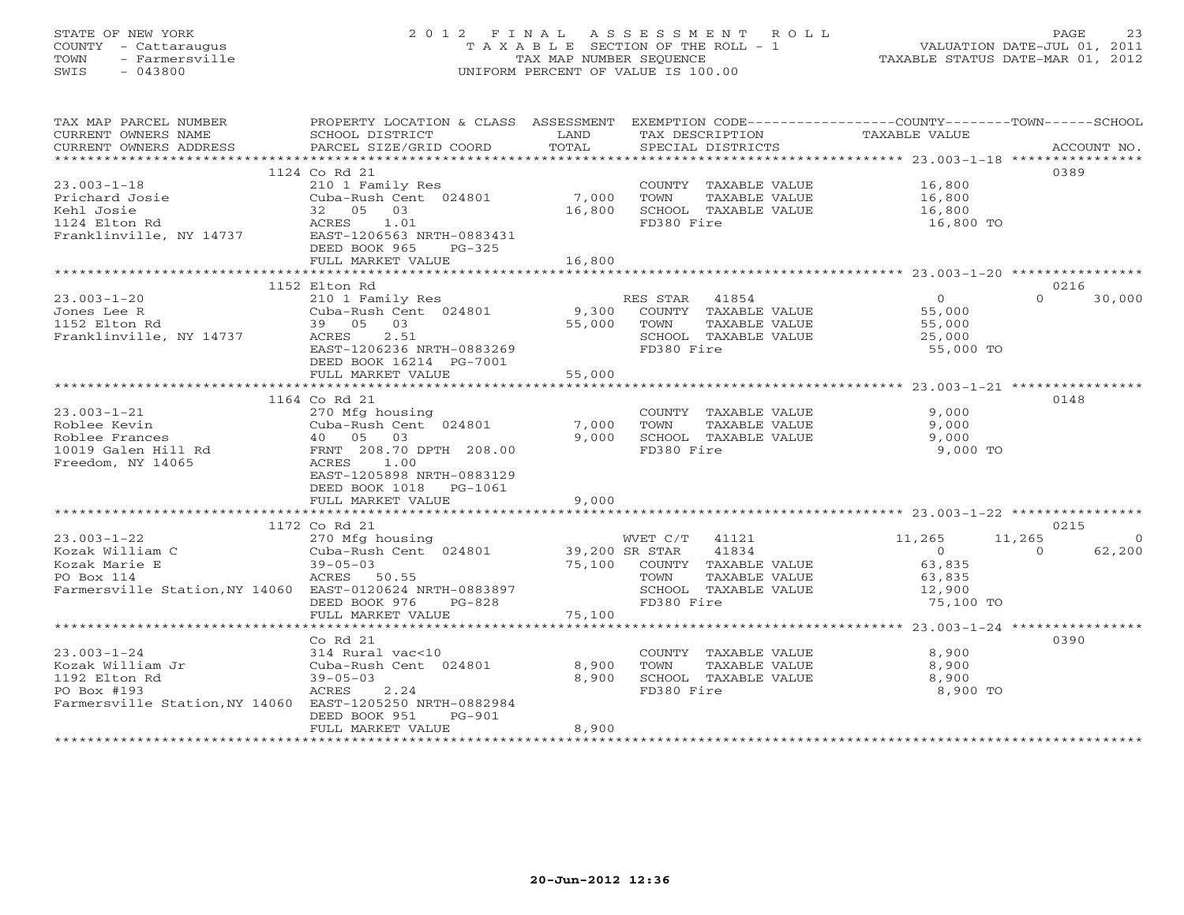STATE OF NEW YORK
COUNTY - Cattaraugus
TOWN - Farmersville
SWIS - 043800

2012 FINAL ASSESSMENT ROLL
TAXABLE SECTION OF THE ROLL - 1
TAX MAP NUMBER SEQUENCE
UNIFORM PERCENT OF VALUE IS 100.00

VALUATION DATE-JUL 01, 2011
TAXABLE STATUS DATE-MAR 01, 2012

| TAX MAP PARCEL NUMBER / CURRENT OWNERS NAME / CURRENT OWNERS ADDRESS | PROPERTY LOCATION & CLASS / SCHOOL DISTRICT / PARCEL SIZE/GRID COORD | ASSESSMENT LAND / TOTAL | EXEMPTION CODE / TAX DESCRIPTION / SPECIAL DISTRICTS | COUNTY TAXABLE VALUE | TOWN | SCHOOL | ACCOUNT NO. |
|---|---|---|---|---|---|---|---|
| 23.003-1-18 | 1124 Co Rd 21 | | | | | | 0389 |
| Prichard Josie | 210 1 Family Res | | COUNTY TAXABLE VALUE | 16,800 | | | |
| Kehl Josie | Cuba-Rush Cent 024801 | 7,000 | TOWN TAXABLE VALUE | 16,800 | | | |
| 1124 Elton Rd | 32 05 03 | 16,800 | SCHOOL TAXABLE VALUE | 16,800 | | | |
| Franklinville, NY 14737 | ACRES 1.01 | | FD380 Fire | 16,800 TO | | | |
| | EAST-1206563 NRTH-0883431 | | | | | | |
| | DEED BOOK 965 PG-325 | | | | | | |
| | FULL MARKET VALUE | 16,800 | | | | | |
| 23.003-1-20 | 1152 Elton Rd | | | | | | 0216 |
| Jones Lee R | 210 1 Family Res | | RES STAR 41854 | 0 | 0 | 30,000 | |
| 1152 Elton Rd | Cuba-Rush Cent 024801 | 9,300 | COUNTY TAXABLE VALUE | 55,000 | | | |
| Franklinville, NY 14737 | 39 05 03 | 55,000 | TOWN TAXABLE VALUE | 55,000 | | | |
| | ACRES 2.51 | | SCHOOL TAXABLE VALUE | 25,000 | | | |
| | EAST-1206236 NRTH-0883269 | | FD380 Fire | 55,000 TO | | | |
| | DEED BOOK 16214 PG-7001 | | | | | | |
| | FULL MARKET VALUE | 55,000 | | | | | |
| 23.003-1-21 | 1164 Co Rd 21 | | | | | | 0148 |
| Roblee Kevin | 270 Mfg housing | | COUNTY TAXABLE VALUE | 9,000 | | | |
| Roblee Frances | Cuba-Rush Cent 024801 | 7,000 | TOWN TAXABLE VALUE | 9,000 | | | |
| 10019 Galen Hill Rd | 40 05 03 | 9,000 | SCHOOL TAXABLE VALUE | 9,000 | | | |
| Freedom, NY 14065 | FRNT 208.70 DPTH 208.00 | | FD380 Fire | 9,000 TO | | | |
| | ACRES 1.00 | | | | | | |
| | EAST-1205898 NRTH-0883129 | | | | | | |
| | DEED BOOK 1018 PG-1061 | | | | | | |
| | FULL MARKET VALUE | 9,000 | | | | | |
| 23.003-1-22 | 1172 Co Rd 21 | | | | | | 0215 |
| Kozak William C | 270 Mfg housing | | WVET C/T 41121 | 11,265 | 11,265 | 0 | |
| Kozak Marie E | Cuba-Rush Cent 024801 | 39,200 | SR STAR 41834 | 0 | 0 | 62,200 | |
| PO Box 114 | 39-05-03 | 75,100 | COUNTY TAXABLE VALUE | 63,835 | | | |
| Farmersville Station, NY 14060 | ACRES 50.55 | | TOWN TAXABLE VALUE | 63,835 | | | |
| | EAST-0120624 NRTH-0883897 | | SCHOOL TAXABLE VALUE | 12,900 | | | |
| | DEED BOOK 976 PG-828 | | FD380 Fire | 75,100 TO | | | |
| | FULL MARKET VALUE | 75,100 | | | | | |
| 23.003-1-24 | Co Rd 21 | | | | | | 0390 |
| Kozak William Jr | 314 Rural vac<10 | | COUNTY TAXABLE VALUE | 8,900 | | | |
| 1192 Elton Rd | Cuba-Rush Cent 024801 | 8,900 | TOWN TAXABLE VALUE | 8,900 | | | |
| PO Box #193 | 39-05-03 | 8,900 | SCHOOL TAXABLE VALUE | 8,900 | | | |
| Farmersville Station, NY 14060 | ACRES 2.24 | | FD380 Fire | 8,900 TO | | | |
| | EAST-1205250 NRTH-0882984 | | | | | | |
| | DEED BOOK 951 PG-901 | | | | | | |
| | FULL MARKET VALUE | 8,900 | | | | | |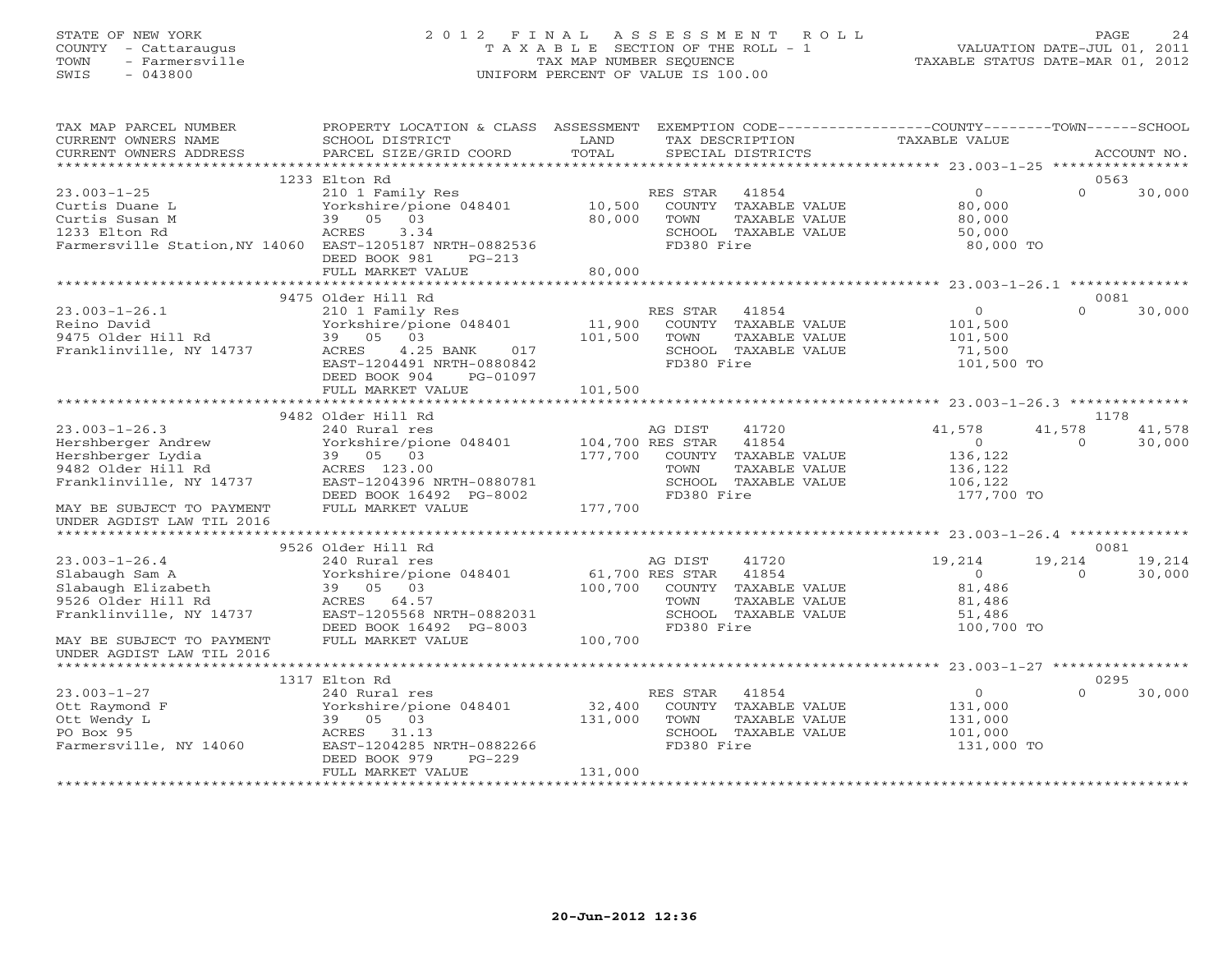STATE OF NEW YORK
COUNTY - Cattaraugus
TOWN - Farmersville
SWIS - 043800

# 2012 FINAL ASSESSMENT ROLL
TAXABLE SECTION OF THE ROLL - 1
TAX MAP NUMBER SEQUENCE
UNIFORM PERCENT OF VALUE IS 100.00

VALUATION DATE-JUL 01, 2011
TAXABLE STATUS DATE-MAR 01, 2012

| TAX MAP PARCEL NUMBER / CURRENT OWNERS NAME / CURRENT OWNERS ADDRESS | PROPERTY LOCATION & CLASS / SCHOOL DISTRICT / PARCEL SIZE/GRID COORD | ASSESSMENT LAND | TOTAL | EXEMPTION CODE / TAX DESCRIPTION / SPECIAL DISTRICTS | COUNTY TAXABLE VALUE | TOWN | SCHOOL | ACCOUNT NO. |
|---|---|---|---|---|---|---|---|---|
| | 1233 Elton Rd | | | | | | | 0563 |
| 23.003-1-25 | 210 1 Family Res | | | RES STAR 41854 | 0 | 0 | 30,000 | |
| Curtis Duane L | Yorkshire/pione 048401 | 10,500 | | COUNTY TAXABLE VALUE | 80,000 | | | |
| Curtis Susan M | 39 05 03 | | 80,000 | TOWN TAXABLE VALUE | 80,000 | | | |
| 1233 Elton Rd | ACRES 3.34 | | | SCHOOL TAXABLE VALUE | 50,000 | | | |
| Farmersville Station,NY 14060 | EAST-1205187 NRTH-0882536 | | | FD380 Fire | 80,000 TO | | | |
| | DEED BOOK 981 PG-213 | | | | | | | |
| | FULL MARKET VALUE | | 80,000 | | | | | |
| | 9475 Older Hill Rd | | | | | | | 0081 |
| 23.003-1-26.1 | 210 1 Family Res | | | RES STAR 41854 | 0 | 0 | 30,000 | |
| Reino David | Yorkshire/pione 048401 | 11,900 | | COUNTY TAXABLE VALUE | 101,500 | | | |
| 9475 Older Hill Rd | 39 05 03 | | 101,500 | TOWN TAXABLE VALUE | 101,500 | | | |
| Franklinville, NY 14737 | ACRES 4.25 BANK 017 | | | SCHOOL TAXABLE VALUE | 71,500 | | | |
| | EAST-1204491 NRTH-0880842 | | | FD380 Fire | 101,500 TO | | | |
| | DEED BOOK 904 PG-01097 | | | | | | | |
| | FULL MARKET VALUE | | 101,500 | | | | | |
| | 9482 Older Hill Rd | | | | | | | 1178 |
| 23.003-1-26.3 | 240 Rural res | | | AG DIST 41720 | 41,578 | 41,578 | 41,578 | |
| Hershberger Andrew | Yorkshire/pione 048401 | 104,700 | | RES STAR 41854 | 0 | 0 | 30,000 | |
| Hershberger Lydia | 39 05 03 | | 177,700 | COUNTY TAXABLE VALUE | 136,122 | | | |
| 9482 Older Hill Rd | ACRES 123.00 | | | TOWN TAXABLE VALUE | 136,122 | | | |
| Franklinville, NY 14737 | EAST-1204396 NRTH-0880781 | | | SCHOOL TAXABLE VALUE | 106,122 | | | |
| | DEED BOOK 16492 PG-8002 | | | FD380 Fire | 177,700 TO | | | |
| MAY BE SUBJECT TO PAYMENT | FULL MARKET VALUE | | 177,700 | | | | | |
| UNDER AGDIST LAW TIL 2016 | | | | | | | | |
| | 9526 Older Hill Rd | | | | | | | 0081 |
| 23.003-1-26.4 | 240 Rural res | | | AG DIST 41720 | 19,214 | 19,214 | 19,214 | |
| Slabaugh Sam A | Yorkshire/pione 048401 | 61,700 | | RES STAR 41854 | 0 | 0 | 30,000 | |
| Slabaugh Elizabeth | 39 05 03 | | 100,700 | COUNTY TAXABLE VALUE | 81,486 | | | |
| 9526 Older Hill Rd | ACRES 64.57 | | | TOWN TAXABLE VALUE | 81,486 | | | |
| Franklinville, NY 14737 | EAST-1205568 NRTH-0882031 | | | SCHOOL TAXABLE VALUE | 51,486 | | | |
| | DEED BOOK 16492 PG-8003 | | | FD380 Fire | 100,700 TO | | | |
| MAY BE SUBJECT TO PAYMENT | FULL MARKET VALUE | | 100,700 | | | | | |
| UNDER AGDIST LAW TIL 2016 | | | | | | | | |
| | 1317 Elton Rd | | | | | | | 0295 |
| 23.003-1-27 | 240 Rural res | | | RES STAR 41854 | 0 | 0 | 30,000 | |
| Ott Raymond F | Yorkshire/pione 048401 | 32,400 | | COUNTY TAXABLE VALUE | 131,000 | | | |
| Ott Wendy L | 39 05 03 | | 131,000 | TOWN TAXABLE VALUE | 131,000 | | | |
| PO Box 95 | ACRES 31.13 | | | SCHOOL TAXABLE VALUE | 101,000 | | | |
| Farmersville, NY 14060 | EAST-1204285 NRTH-0882266 | | | FD380 Fire | 131,000 TO | | | |
| | DEED BOOK 979 PG-229 | | | | | | | |
| | FULL MARKET VALUE | | 131,000 | | | | | |

20-Jun-2012 12:36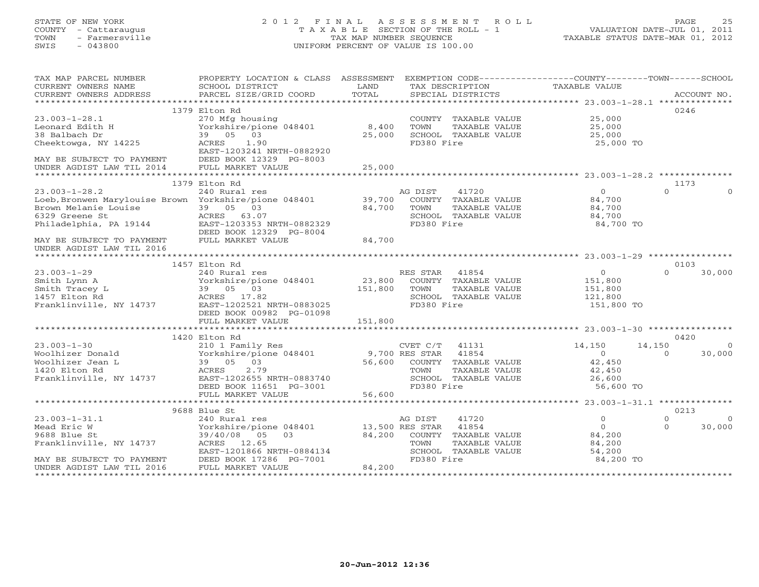STATE OF NEW YORK | COUNTY - Cattaraugus | TOWN - Farmersville | SWIS - 043800

# 2012 FINAL ASSESSMENT ROLL

TAXABLE SECTION OF THE ROLL - 1
TAX MAP NUMBER SEQUENCE
UNIFORM PERCENT OF VALUE IS 100.00

VALUATION DATE-JUL 01, 2011
TAXABLE STATUS DATE-MAR 01, 2012

| TAX MAP PARCEL NUMBER / CURRENT OWNERS NAME / CURRENT OWNERS ADDRESS | PROPERTY LOCATION & CLASS / SCHOOL DISTRICT / PARCEL SIZE/GRID COORD | ASSESSMENT LAND | TOTAL | EXEMPTION CODE / TAX DESCRIPTION / SPECIAL DISTRICTS | COUNTY | TOWN | SCHOOL | ACCOUNT NO. |
|---|---|---|---|---|---|---|---|---|
| **23.003-1-28.1** | 1379 Elton Rd | | | | | | | 0246 |
| Leonard Edith H | 270 Mfg housing | | | COUNTY TAXABLE VALUE | 25,000 | | | |
| 38 Balbach Dr | Yorkshire/pione 048401 | 8,400 | | TOWN TAXABLE VALUE | | 25,000 | | |
| Cheektowga, NY 14225 | 39 05 03 | | 25,000 | SCHOOL TAXABLE VALUE | | | 25,000 | |
| | ACRES 1.90 | | | FD380 Fire | 25,000 TO | | | |
| MAY BE SUBJECT TO PAYMENT | EAST-1203241 NRTH-0882920 | | | | | | | |
| UNDER AGDIST LAW TIL 2014 | DEED BOOK 12329 PG-8003 | | | | | | | |
| | FULL MARKET VALUE | | 25,000 | | | | | |
| **23.003-1-28.2** | 1379 Elton Rd | | | | | | | 1173 |
| Loeb,Bronwen Marylouise Brown | 240 Rural res | | | AG DIST 41720 | 0 | 0 | 0 | |
| Brown Melanie Louise | Yorkshire/pione 048401 | 39,700 | | COUNTY TAXABLE VALUE | 84,700 | | | |
| 6329 Greene St | 39 05 03 | | 84,700 | TOWN TAXABLE VALUE | | 84,700 | | |
| Philadelphia, PA 19144 | ACRES 63.07 | | | SCHOOL TAXABLE VALUE | | | 84,700 | |
| | EAST-1203353 NRTH-0882329 | | | FD380 Fire | 84,700 TO | | | |
| | DEED BOOK 12329 PG-8004 | | | | | | | |
| MAY BE SUBJECT TO PAYMENT | FULL MARKET VALUE | | 84,700 | | | | | |
| UNDER AGDIST LAW TIL 2016 | | | | | | | | |
| **23.003-1-29** | 1457 Elton Rd | | | | | | | 0103 |
| Smith Lynn A | 240 Rural res | | | RES STAR 41854 | 0 | 0 | 30,000 | |
| Smith Tracey L | Yorkshire/pione 048401 | 23,800 | | COUNTY TAXABLE VALUE | 151,800 | | | |
| 1457 Elton Rd | 39 05 03 | | 151,800 | TOWN TAXABLE VALUE | | 151,800 | | |
| Franklinville, NY 14737 | ACRES 17.82 | | | SCHOOL TAXABLE VALUE | | | 121,800 | |
| | EAST-1202521 NRTH-0883025 | | | FD380 Fire | 151,800 TO | | | |
| | DEED BOOK 00982 PG-01098 | | | | | | | |
| | FULL MARKET VALUE | | 151,800 | | | | | |
| **23.003-1-30** | 1420 Elton Rd | | | | | | | 0420 |
| Woolhizer Donald | 210 1 Family Res | | | CVET C/T 41131 | 14,150 | 14,150 | 0 | |
| Woolhizer Jean L | Yorkshire/pione 048401 | 9,700 | | RES STAR 41854 | 0 | 0 | 30,000 | |
| 1420 Elton Rd | 39 05 03 | | 56,600 | COUNTY TAXABLE VALUE | 42,450 | | | |
| Franklinville, NY 14737 | ACRES 2.79 | | | TOWN TAXABLE VALUE | | 42,450 | | |
| | EAST-1202655 NRTH-0883740 | | | SCHOOL TAXABLE VALUE | | | 26,600 | |
| | DEED BOOK 11651 PG-3001 | | | FD380 Fire | 56,600 TO | | | |
| | FULL MARKET VALUE | | 56,600 | | | | | |
| **23.003-1-31.1** | 9688 Blue St | | | | | | | 0213 |
| Mead Eric W | 240 Rural res | | | AG DIST 41720 | 0 | 0 | 0 | |
| 9688 Blue St | Yorkshire/pione 048401 | 13,500 | | RES STAR 41854 | 0 | 0 | 30,000 | |
| Franklinville, NY 14737 | 39/40/08 05 03 | | 84,200 | COUNTY TAXABLE VALUE | 84,200 | | | |
| | ACRES 12.65 | | | TOWN TAXABLE VALUE | | 84,200 | | |
| | EAST-1201866 NRTH-0884134 | | | SCHOOL TAXABLE VALUE | | | 54,200 | |
| MAY BE SUBJECT TO PAYMENT | DEED BOOK 17286 PG-7001 | | | FD380 Fire | 84,200 TO | | | |
| UNDER AGDIST LAW TIL 2016 | FULL MARKET VALUE | | 84,200 | | | | | |

20-Jun-2012 12:36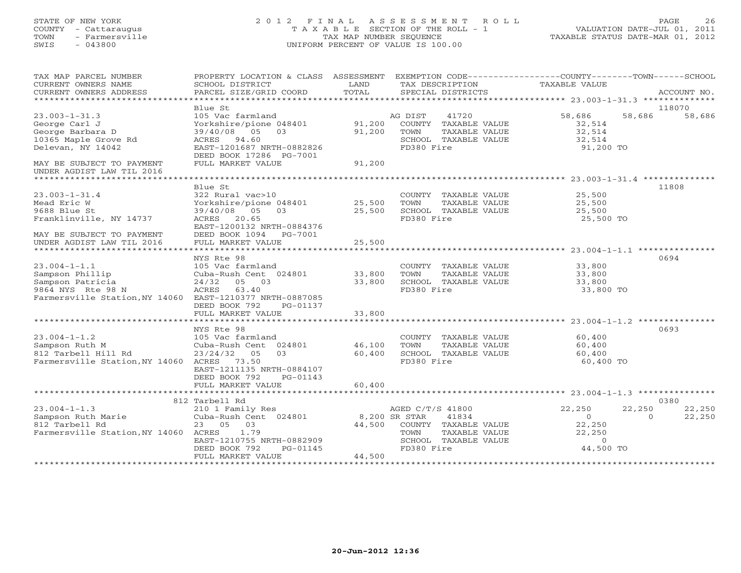STATE OF NEW YORK
COUNTY - Cattaraugus
TOWN - Farmersville
SWIS - 043800

2 0 1 2 F I N A L A S S E S S M E N T R O L L
T A X A B L E SECTION OF THE ROLL - 1
TAX MAP NUMBER SEQUENCE
UNIFORM PERCENT OF VALUE IS 100.00

VALUATION DATE-JUL 01, 2011
TAXABLE STATUS DATE-MAR 01, 2012

| TAX MAP PARCEL NUMBER / CURRENT OWNERS NAME / CURRENT OWNERS ADDRESS | PROPERTY LOCATION & CLASS / SCHOOL DISTRICT / PARCEL SIZE/GRID COORD | ASSESSMENT LAND / TOTAL | EXEMPTION CODE / TAX DESCRIPTION / SPECIAL DISTRICTS | COUNTY TAXABLE VALUE | TOWN | SCHOOL | ACCOUNT NO. |
|---|---|---|---|---|---|---|---|
| **23.003-1-31.3** | Blue St | | | | | | 118070 |
| 23.003-1-31.3 | 105 Vac farmland | | AG DIST 41720 | 58,686 | 58,686 | 58,686 | |
| George Carl J | Yorkshire/pione 048401 | 91,200 | COUNTY TAXABLE VALUE | 32,514 | | | |
| George Barbara D | 39/40/08 05 03 | 91,200 | TOWN TAXABLE VALUE | 32,514 | | | |
| 10365 Maple Grove Rd | ACRES 94.60 | | SCHOOL TAXABLE VALUE | 32,514 | | | |
| Delevan, NY 14042 | EAST-1201687 NRTH-0882826 | | FD380 Fire | 91,200 TO | | | |
| | DEED BOOK 17286 PG-7001 | | | | | | |
| MAY BE SUBJECT TO PAYMENT | FULL MARKET VALUE | 91,200 | | | | | |
| UNDER AGDIST LAW TIL 2016 | | | | | | | |
| **23.003-1-31.4** | Blue St | | | | | | 11808 |
| 23.003-1-31.4 | 322 Rural vac>10 | | COUNTY TAXABLE VALUE | 25,500 | | | |
| Mead Eric W | Yorkshire/pione 048401 | 25,500 | TOWN TAXABLE VALUE | 25,500 | | | |
| 9688 Blue St | 39/40/08 05 03 | 25,500 | SCHOOL TAXABLE VALUE | 25,500 | | | |
| Franklinville, NY 14737 | ACRES 20.65 | | FD380 Fire | 25,500 TO | | | |
| | EAST-1200132 NRTH-0884376 | | | | | | |
| MAY BE SUBJECT TO PAYMENT | DEED BOOK 1094 PG-7001 | | | | | | |
| UNDER AGDIST LAW TIL 2016 | FULL MARKET VALUE | 25,500 | | | | | |
| **23.004-1-1.1** | NYS Rte 98 | | | | | | 0694 |
| 23.004-1-1.1 | 105 Vac farmland | | COUNTY TAXABLE VALUE | 33,800 | | | |
| Sampson Phillip | Cuba-Rush Cent 024801 | 33,800 | TOWN TAXABLE VALUE | 33,800 | | | |
| Sampson Patricia | 24/32 05 03 | 33,800 | SCHOOL TAXABLE VALUE | 33,800 | | | |
| 9864 NYS Rte 98 N | ACRES 63.40 | | FD380 Fire | 33,800 TO | | | |
| Farmersville Station,NY 14060 | EAST-1210377 NRTH-0887085 | | | | | | |
| | DEED BOOK 792 PG-01137 | | | | | | |
| | FULL MARKET VALUE | 33,800 | | | | | |
| **23.004-1-1.2** | NYS Rte 98 | | | | | | 0693 |
| 23.004-1-1.2 | 105 Vac farmland | | COUNTY TAXABLE VALUE | 60,400 | | | |
| Sampson Ruth M | Cuba-Rush Cent 024801 | 46,100 | TOWN TAXABLE VALUE | 60,400 | | | |
| 812 Tarbell Hill Rd | 23/24/32 05 03 | 60,400 | SCHOOL TAXABLE VALUE | 60,400 | | | |
| Farmersville Station,NY 14060 | ACRES 73.50 | | FD380 Fire | 60,400 TO | | | |
| | EAST-1211135 NRTH-0884107 | | | | | | |
| | DEED BOOK 792 PG-01143 | | | | | | |
| | FULL MARKET VALUE | 60,400 | | | | | |
| **23.004-1-1.3** | 812 Tarbell Rd | | | | | | 0380 |
| 23.004-1-1.3 | 210 1 Family Res | | AGED C/T/S 41800 | 22,250 | 22,250 | 22,250 | |
| Sampson Ruth Marie | Cuba-Rush Cent 024801 | 8,200 | SR STAR 41834 | 0 | 0 | 22,250 | |
| 812 Tarbell Rd | 23 05 03 | 44,500 | COUNTY TAXABLE VALUE | 22,250 | | | |
| Farmersville Station,NY 14060 | ACRES 1.79 | | TOWN TAXABLE VALUE | 22,250 | | | |
| | EAST-1210755 NRTH-0882909 | | SCHOOL TAXABLE VALUE | 0 | | | |
| | DEED BOOK 792 PG-01145 | | FD380 Fire | 44,500 TO | | | |
| | FULL MARKET VALUE | 44,500 | | | | | |

20-Jun-2012 12:36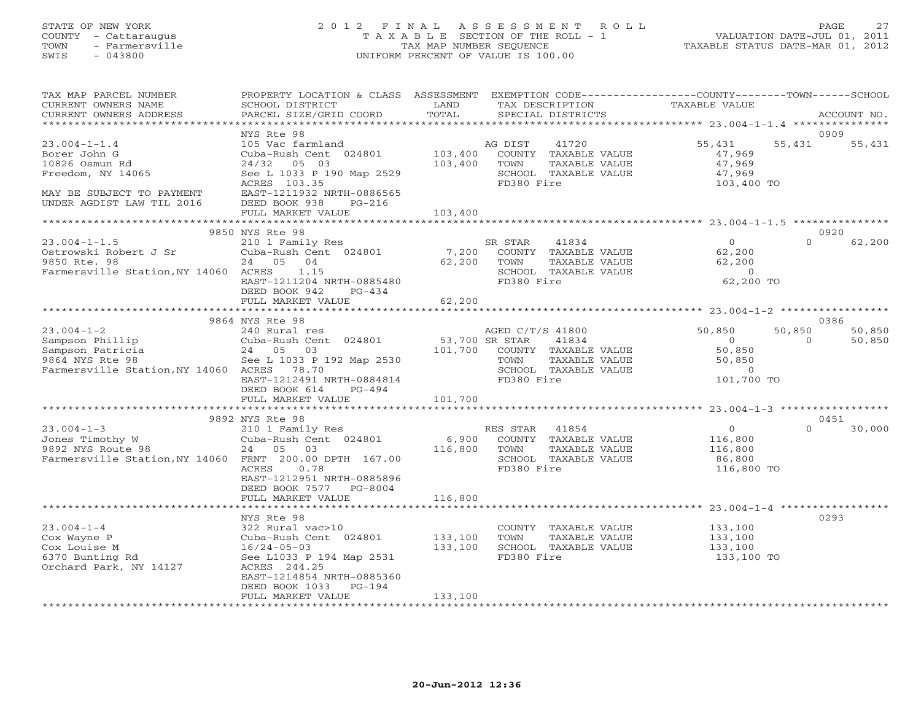STATE OF NEW YORK
COUNTY - Cattaraugus
TOWN - Farmersville
SWIS - 043800

# 2012 FINAL ASSESSMENT ROLL

TAXABLE SECTION OF THE ROLL - 1
TAX MAP NUMBER SEQUENCE
UNIFORM PERCENT OF VALUE IS 100.00

VALUATION DATE-JUL 01, 2011
TAXABLE STATUS DATE-MAR 01, 2012

| TAX MAP PARCEL NUMBER / CURRENT OWNERS NAME / CURRENT OWNERS ADDRESS | PROPERTY LOCATION & CLASS / SCHOOL DISTRICT / PARCEL SIZE/GRID COORD | ASSESSMENT LAND / TOTAL | EXEMPTION CODE / TAX DESCRIPTION / SPECIAL DISTRICTS | COUNTY TAXABLE VALUE | TOWN | SCHOOL | ACCOUNT NO. |
|---|---|---|---|---|---|---|---|
| 23.004-1-1.4 | NYS Rte 98 | | | | | | 0909 |
| Borer John G | 105 Vac farmland | | AG DIST 41720 | 55,431 | 55,431 | 55,431 | |
| 10826 Osmun Rd | Cuba-Rush Cent 024801 | 103,400 | COUNTY TAXABLE VALUE | 47,969 | | | |
| Freedom, NY 14065 | 24/32 05 03 | 103,400 | TOWN TAXABLE VALUE | 47,969 | | | |
| | See L 1033 P 190 Map 2529 | | SCHOOL TAXABLE VALUE | 47,969 | | | |
| | ACRES 103.35 | | FD380 Fire | 103,400 TO | | | |
| MAY BE SUBJECT TO PAYMENT | EAST-1211932 NRTH-0886565 | | | | | | |
| UNDER AGDIST LAW TIL 2016 | DEED BOOK 938 PG-216 | | | | | | |
| | FULL MARKET VALUE | 103,400 | | | | | |
| 23.004-1-1.5 | 9850 NYS Rte 98 | | | | | | 0920 |
| Ostrowski Robert J Sr | 210 1 Family Res | | SR STAR 41834 | 0 | 0 | 62,200 | |
| 9850 Rte. 98 | Cuba-Rush Cent 024801 | 7,200 | COUNTY TAXABLE VALUE | 62,200 | | | |
| Farmersville Station,NY 14060 | 24 05 04 | 62,200 | TOWN TAXABLE VALUE | 62,200 | | | |
| | ACRES 1.15 | | SCHOOL TAXABLE VALUE | 0 | | | |
| | EAST-1211204 NRTH-0885480 | | FD380 Fire | 62,200 TO | | | |
| | DEED BOOK 942 PG-434 | | | | | | |
| | FULL MARKET VALUE | 62,200 | | | | | |
| 23.004-1-2 | 9864 NYS Rte 98 | | | | | | 0386 |
| Sampson Phillip | 240 Rural res | | AGED C/T/S 41800 | 50,850 | 50,850 | 50,850 | |
| Sampson Patricia | Cuba-Rush Cent 024801 | 53,700 | SR STAR 41834 | 0 | 0 | 50,850 | |
| 9864 NYS Rte 98 | 24 05 03 | 101,700 | COUNTY TAXABLE VALUE | 50,850 | | | |
| Farmersville Station,NY 14060 | See L 1033 P 192 Map 2530 | | TOWN TAXABLE VALUE | 50,850 | | | |
| | ACRES 78.70 | | SCHOOL TAXABLE VALUE | 0 | | | |
| | EAST-1212491 NRTH-0884814 | | FD380 Fire | 101,700 TO | | | |
| | DEED BOOK 614 PG-494 | | | | | | |
| | FULL MARKET VALUE | 101,700 | | | | | |
| 23.004-1-3 | 9892 NYS Rte 98 | | | | | | 0451 |
| Jones Timothy W | 210 1 Family Res | | RES STAR 41854 | 0 | 0 | 30,000 | |
| 9892 NYS Route 98 | Cuba-Rush Cent 024801 | 6,900 | COUNTY TAXABLE VALUE | 116,800 | | | |
| Farmersville Station,NY 14060 | 24 05 03 | 116,800 | TOWN TAXABLE VALUE | 116,800 | | | |
| | FRNT 200.00 DPTH 167.00 | | SCHOOL TAXABLE VALUE | 86,800 | | | |
| | ACRES 0.78 | | FD380 Fire | 116,800 TO | | | |
| | EAST-1212951 NRTH-0885896 | | | | | | |
| | DEED BOOK 7577 PG-8004 | | | | | | |
| | FULL MARKET VALUE | 116,800 | | | | | |
| 23.004-1-4 | NYS Rte 98 | | | | | | 0293 |
| Cox Wayne P | 322 Rural vac>10 | | COUNTY TAXABLE VALUE | 133,100 | | | |
| Cox Louise M | Cuba-Rush Cent 024801 | 133,100 | TOWN TAXABLE VALUE | 133,100 | | | |
| 6370 Bunting Rd | 16/24-05-03 | 133,100 | SCHOOL TAXABLE VALUE | 133,100 | | | |
| Orchard Park, NY 14127 | See L1033 P 194 Map 2531 | | FD380 Fire | 133,100 TO | | | |
| | ACRES 244.25 | | | | | | |
| | EAST-1214854 NRTH-0885360 | | | | | | |
| | DEED BOOK 1033 PG-194 | | | | | | |
| | FULL MARKET VALUE | 133,100 | | | | | |

20-Jun-2012 12:36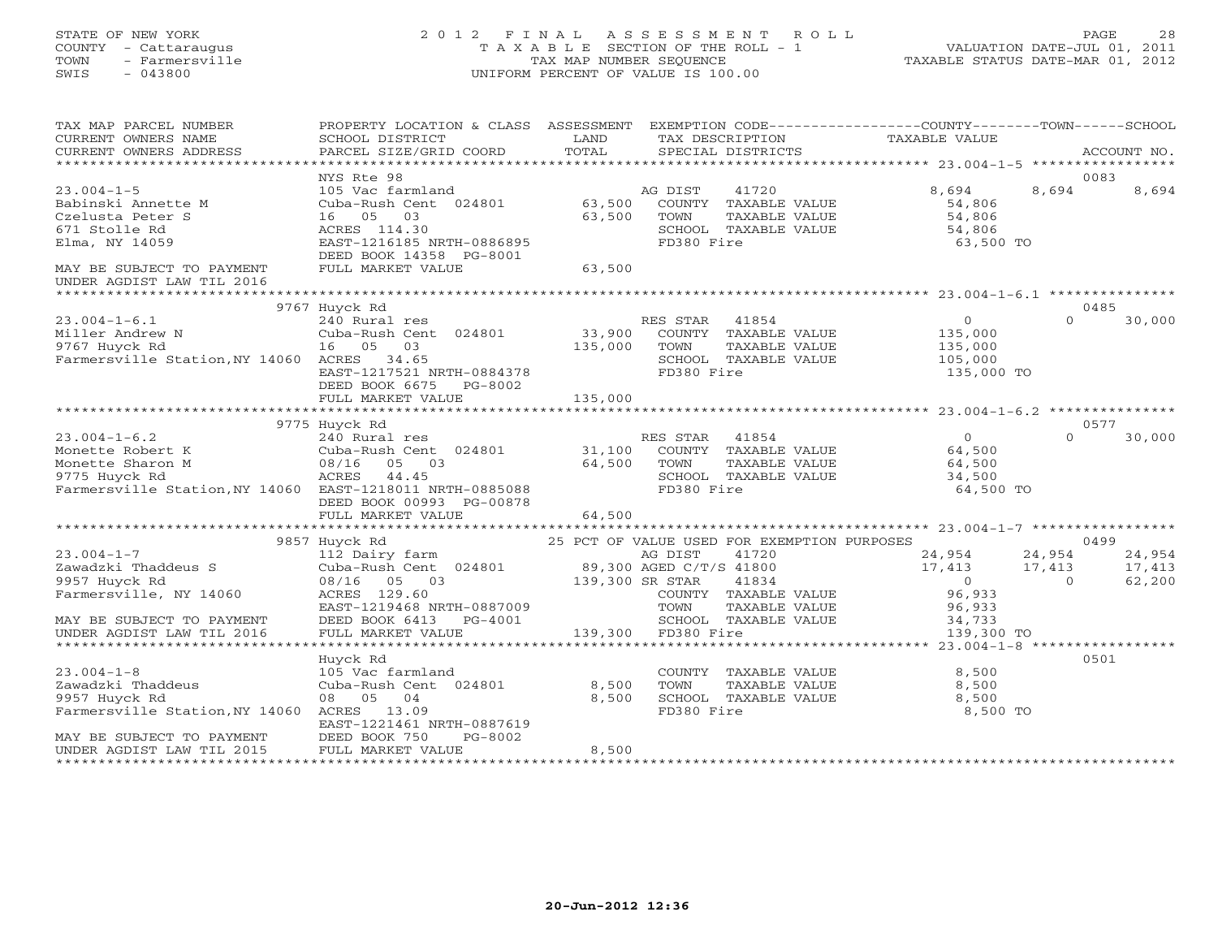STATE OF NEW YORK
COUNTY - Cattaraugus
TOWN - Farmersville
SWIS - 043800

# 2012 FINAL ASSESSMENT ROLL

TAXABLE SECTION OF THE ROLL - 1
TAX MAP NUMBER SEQUENCE
UNIFORM PERCENT OF VALUE IS 100.00

VALUATION DATE-JUL 01, 2011
TAXABLE STATUS DATE-MAR 01, 2012

| TAX MAP PARCEL NUMBER / CURRENT OWNERS NAME / CURRENT OWNERS ADDRESS | PROPERTY LOCATION & CLASS / SCHOOL DISTRICT / PARCEL SIZE/GRID COORD | ASSESSMENT LAND / TOTAL | EXEMPTION CODE / TAX DESCRIPTION / SPECIAL DISTRICTS | COUNTY TAXABLE VALUE | TOWN | SCHOOL / ACCOUNT NO. |
|---|---|---|---|---|---|---|
| | NYS Rte 98 | | | | | 0083 |
| 23.004-1-5 | 105 Vac farmland | | AG DIST 41720 | 8,694 | 8,694 | 8,694 |
| Babinski Annette M | Cuba-Rush Cent 024801 | 63,500 | COUNTY TAXABLE VALUE | 54,806 | | |
| Czelusta Peter S | 16 05 03 | 63,500 | TOWN TAXABLE VALUE | 54,806 | | |
| 671 Stolle Rd | ACRES 114.30 | | SCHOOL TAXABLE VALUE | 54,806 | | |
| Elma, NY 14059 | EAST-1216185 NRTH-0886895 | | FD380 Fire | 63,500 TO | | |
| | DEED BOOK 14358 PG-8001 | | | | | |
| MAY BE SUBJECT TO PAYMENT | FULL MARKET VALUE | 63,500 | | | | |
| UNDER AGDIST LAW TIL 2016 | | | | | | |
| | 9767 Huyck Rd | | | | | 0485 |
| 23.004-1-6.1 | 240 Rural res | | RES STAR 41854 | 0 | 0 | 30,000 |
| Miller Andrew N | Cuba-Rush Cent 024801 | 33,900 | COUNTY TAXABLE VALUE | 135,000 | | |
| 9767 Huyck Rd | 16 05 03 | 135,000 | TOWN TAXABLE VALUE | 135,000 | | |
| Farmersville Station,NY 14060 | ACRES 34.65 | | SCHOOL TAXABLE VALUE | 105,000 | | |
| | EAST-1217521 NRTH-0884378 | | FD380 Fire | 135,000 TO | | |
| | DEED BOOK 6675 PG-8002 | | | | | |
| | FULL MARKET VALUE | 135,000 | | | | |
| | 9775 Huyck Rd | | | | | 0577 |
| 23.004-1-6.2 | 240 Rural res | | RES STAR 41854 | 0 | 0 | 30,000 |
| Monette Robert K | Cuba-Rush Cent 024801 | 31,100 | COUNTY TAXABLE VALUE | 64,500 | | |
| Monette Sharon M | 08/16 05 03 | 64,500 | TOWN TAXABLE VALUE | 64,500 | | |
| 9775 Huyck Rd | ACRES 44.45 | | SCHOOL TAXABLE VALUE | 34,500 | | |
| Farmersville Station,NY 14060 | EAST-1218011 NRTH-0885088 | | FD380 Fire | 64,500 TO | | |
| | DEED BOOK 00993 PG-00878 | | | | | |
| | FULL MARKET VALUE | 64,500 | | | | |
| | 9857 Huyck Rd | | 25 PCT OF VALUE USED FOR EXEMPTION PURPOSES | | | 0499 |
| 23.004-1-7 | 112 Dairy farm | | AG DIST 41720 | 24,954 | 24,954 | 24,954 |
| Zawadzki Thaddeus S | Cuba-Rush Cent 024801 | 89,300 | AGED C/T/S 41800 | 17,413 | 17,413 | 17,413 |
| 9957 Huyck Rd | 08/16 05 03 | 139,300 | SR STAR 41834 | 0 | 0 | 62,200 |
| Farmersville, NY 14060 | ACRES 129.60 | | COUNTY TAXABLE VALUE | 96,933 | | |
| | EAST-1219468 NRTH-0887009 | | TOWN TAXABLE VALUE | 96,933 | | |
| MAY BE SUBJECT TO PAYMENT | DEED BOOK 6413 PG-4001 | | SCHOOL TAXABLE VALUE | 34,733 | | |
| UNDER AGDIST LAW TIL 2016 | FULL MARKET VALUE | 139,300 | FD380 Fire | 139,300 TO | | |
| | Huyck Rd | | | | | 0501 |
| 23.004-1-8 | 105 Vac farmland | | COUNTY TAXABLE VALUE | 8,500 | | |
| Zawadzki Thaddeus | Cuba-Rush Cent 024801 | 8,500 | TOWN TAXABLE VALUE | 8,500 | | |
| 9957 Huyck Rd | 08 05 04 | 8,500 | SCHOOL TAXABLE VALUE | 8,500 | | |
| Farmersville Station,NY 14060 | ACRES 13.09 | | FD380 Fire | 8,500 TO | | |
| | EAST-1221461 NRTH-0887619 | | | | | |
| MAY BE SUBJECT TO PAYMENT | DEED BOOK 750 PG-8002 | | | | | |
| UNDER AGDIST LAW TIL 2015 | FULL MARKET VALUE | 8,500 | | | | |

20-Jun-2012 12:36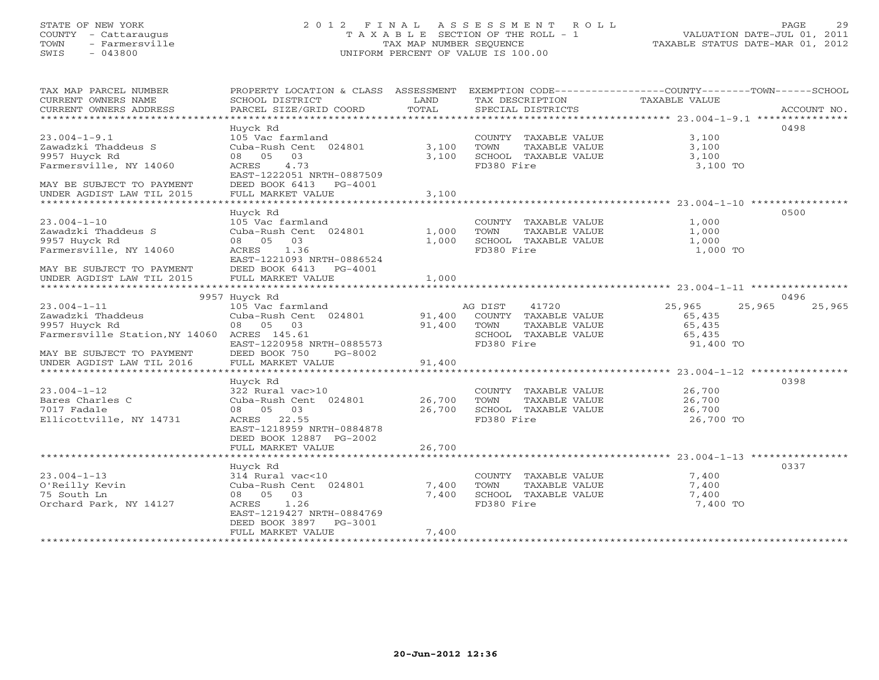STATE OF NEW YORK
COUNTY - Cattaraugus
TOWN - Farmersville
SWIS - 043800

# 2012 FINAL ASSESSMENT ROLL
TAXABLE SECTION OF THE ROLL - 1
TAX MAP NUMBER SEQUENCE
UNIFORM PERCENT OF VALUE IS 100.00

VALUATION DATE-JUL 01, 2011
TAXABLE STATUS DATE-MAR 01, 2012

| TAX MAP PARCEL NUMBER / CURRENT OWNERS NAME / CURRENT OWNERS ADDRESS | PROPERTY LOCATION & CLASS / SCHOOL DISTRICT / PARCEL SIZE/GRID COORD | ASSESSMENT LAND | TOTAL | EXEMPTION CODE / TAX DESCRIPTION / SPECIAL DISTRICTS | COUNTY TAXABLE VALUE | TOWN | SCHOOL | ACCOUNT NO. |
|---|---|---|---|---|---|---|---|---|
| 23.004-1-9.1 | Huyck Rd | | | | | | | 0498 |
| | 105 Vac farmland | | | COUNTY TAXABLE VALUE | 3,100 | | | |
| Zawadzki Thaddeus S | Cuba-Rush Cent 024801 | 3,100 | | TOWN TAXABLE VALUE | 3,100 | | | |
| 9957 Huyck Rd | 08 05 03 | | 3,100 | SCHOOL TAXABLE VALUE | 3,100 | | | |
| Farmersville, NY 14060 | ACRES 4.73 | | | FD380 Fire | 3,100 TO | | | |
| | EAST-1222051 NRTH-0887509 | | | | | | | |
| MAY BE SUBJECT TO PAYMENT | DEED BOOK 6413 PG-4001 | | | | | | | |
| UNDER AGDIST LAW TIL 2015 | FULL MARKET VALUE | | 3,100 | | | | | |
| 23.004-1-10 | Huyck Rd | | | | | | | 0500 |
| | 105 Vac farmland | | | COUNTY TAXABLE VALUE | 1,000 | | | |
| Zawadzki Thaddeus S | Cuba-Rush Cent 024801 | 1,000 | | TOWN TAXABLE VALUE | 1,000 | | | |
| 9957 Huyck Rd | 08 05 03 | | 1,000 | SCHOOL TAXABLE VALUE | 1,000 | | | |
| Farmersville, NY 14060 | ACRES 1.36 | | | FD380 Fire | 1,000 TO | | | |
| | EAST-1221093 NRTH-0886524 | | | | | | | |
| MAY BE SUBJECT TO PAYMENT | DEED BOOK 6413 PG-4001 | | | | | | | |
| UNDER AGDIST LAW TIL 2015 | FULL MARKET VALUE | | 1,000 | | | | | |
| 23.004-1-11 | 9957 Huyck Rd | | | | | | | 0496 |
| | 105 Vac farmland | | | AG DIST 41720 | 25,965 | 25,965 | 25,965 | |
| Zawadzki Thaddeus | Cuba-Rush Cent 024801 | 91,400 | | COUNTY TAXABLE VALUE | 65,435 | | | |
| 9957 Huyck Rd | 08 05 03 | | 91,400 | TOWN TAXABLE VALUE | 65,435 | | | |
| Farmersville Station,NY 14060 | ACRES 145.61 | | | SCHOOL TAXABLE VALUE | 65,435 | | | |
| | EAST-1220958 NRTH-0885573 | | | FD380 Fire | 91,400 TO | | | |
| MAY BE SUBJECT TO PAYMENT | DEED BOOK 750 PG-8002 | | | | | | | |
| UNDER AGDIST LAW TIL 2016 | FULL MARKET VALUE | | 91,400 | | | | | |
| 23.004-1-12 | Huyck Rd | | | | | | | 0398 |
| | 322 Rural vac>10 | | | COUNTY TAXABLE VALUE | 26,700 | | | |
| Bares Charles C | Cuba-Rush Cent 024801 | 26,700 | | TOWN TAXABLE VALUE | 26,700 | | | |
| 7017 Fadale | 08 05 03 | | 26,700 | SCHOOL TAXABLE VALUE | 26,700 | | | |
| Ellicottville, NY 14731 | ACRES 22.55 | | | FD380 Fire | 26,700 TO | | | |
| | EAST-1218959 NRTH-0884878 | | | | | | | |
| | DEED BOOK 12887 PG-2002 | | | | | | | |
| | FULL MARKET VALUE | | 26,700 | | | | | |
| 23.004-1-13 | Huyck Rd | | | | | | | 0337 |
| | 314 Rural vac<10 | | | COUNTY TAXABLE VALUE | 7,400 | | | |
| O'Reilly Kevin | Cuba-Rush Cent 024801 | 7,400 | | TOWN TAXABLE VALUE | 7,400 | | | |
| 75 South Ln | 08 05 03 | | 7,400 | SCHOOL TAXABLE VALUE | 7,400 | | | |
| Orchard Park, NY 14127 | ACRES 1.26 | | | FD380 Fire | 7,400 TO | | | |
| | EAST-1219427 NRTH-0884769 | | | | | | | |
| | DEED BOOK 3897 PG-3001 | | | | | | | |
| | FULL MARKET VALUE | | 7,400 | | | | | |

20-Jun-2012 12:36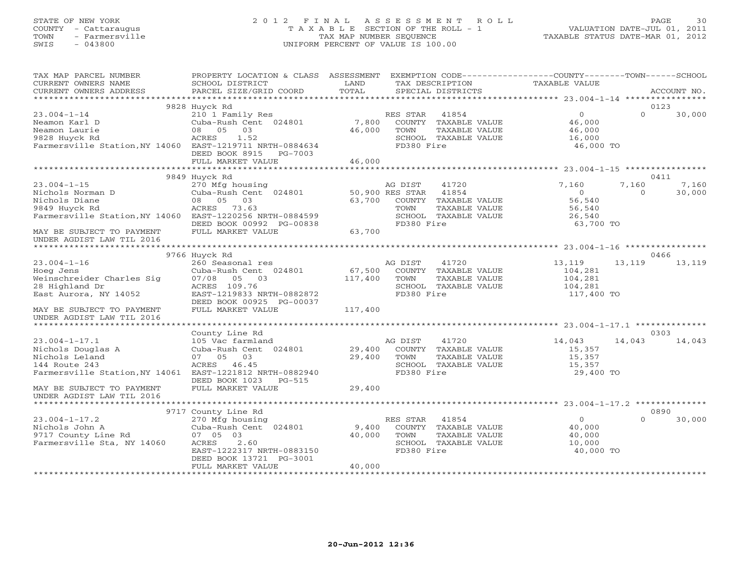STATE OF NEW YORK
COUNTY - Cattaraugus
TOWN - Farmersville
SWIS - 043800

2012 FINAL ASSESSMENT ROLL
TAXABLE SECTION OF THE ROLL - 1
TAX MAP NUMBER SEQUENCE
UNIFORM PERCENT OF VALUE IS 100.00

VALUATION DATE-JUL 01, 2011
TAXABLE STATUS DATE-MAR 01, 2012

| TAX MAP PARCEL NUMBER / CURRENT OWNERS NAME / CURRENT OWNERS ADDRESS | PROPERTY LOCATION & CLASS / SCHOOL DISTRICT / PARCEL SIZE/GRID COORD | ASSESSMENT LAND | TOTAL | EXEMPTION CODE / TAX DESCRIPTION / SPECIAL DISTRICTS | COUNTY TAXABLE VALUE | TOWN | SCHOOL | ACCOUNT NO. |
|---|---|---|---|---|---|---|---|---|
| 23.004-1-14 | 9828 Huyck Rd | | | | | | | 0123 |
| | 210 1 Family Res | | | RES STAR 41854 | 0 | 0 | 30,000 | |
| Neamon Karl D | Cuba-Rush Cent 024801 | 7,800 | | COUNTY TAXABLE VALUE | 46,000 | | | |
| Neamon Laurie | 08 05 03 | | 46,000 | TOWN TAXABLE VALUE | 46,000 | | | |
| 9828 Huyck Rd | ACRES 1.52 | | | SCHOOL TAXABLE VALUE | 16,000 | | | |
| Farmersville Station,NY 14060 | EAST-1219711 NRTH-0884634 | | | FD380 Fire | 46,000 TO | | | |
| | DEED BOOK 8915 PG-7003 | | | | | | | |
| | FULL MARKET VALUE | | 46,000 | | | | | |
| 23.004-1-15 | 9849 Huyck Rd | | | | | | | 0411 |
| | 270 Mfg housing | | | AG DIST 41720 | 7,160 | 7,160 | 7,160 | |
| Nichols Norman D | Cuba-Rush Cent 024801 | 50,900 | | RES STAR 41854 | 0 | 0 | 30,000 | |
| Nichols Diane | 08 05 03 | | 63,700 | COUNTY TAXABLE VALUE | 56,540 | | | |
| 9849 Huyck Rd | ACRES 73.63 | | | TOWN TAXABLE VALUE | 56,540 | | | |
| Farmersville Station,NY 14060 | EAST-1220256 NRTH-0884599 | | | SCHOOL TAXABLE VALUE | 26,540 | | | |
| | DEED BOOK 00992 PG-00838 | | | FD380 Fire | 63,700 TO | | | |
| MAY BE SUBJECT TO PAYMENT UNDER AGDIST LAW TIL 2016 | FULL MARKET VALUE | | 63,700 | | | | | |
| 23.004-1-16 | 9766 Huyck Rd | | | | | | | 0466 |
| | 260 Seasonal res | | | AG DIST 41720 | 13,119 | 13,119 | 13,119 | |
| Hoeg Jens | Cuba-Rush Cent 024801 | 67,500 | | COUNTY TAXABLE VALUE | 104,281 | | | |
| Weinschreider Charles Sig | 07/08 05 03 | | 117,400 | TOWN TAXABLE VALUE | 104,281 | | | |
| 28 Highland Dr | ACRES 109.76 | | | SCHOOL TAXABLE VALUE | 104,281 | | | |
| East Aurora, NY 14052 | EAST-1219833 NRTH-0882872 | | | FD380 Fire | 117,400 TO | | | |
| | DEED BOOK 00925 PG-00037 | | | | | | | |
| MAY BE SUBJECT TO PAYMENT UNDER AGDIST LAW TIL 2016 | FULL MARKET VALUE | | 117,400 | | | | | |
| 23.004-1-17.1 | County Line Rd | | | | | | | 0303 |
| | 105 Vac farmland | | | AG DIST 41720 | 14,043 | 14,043 | 14,043 | |
| Nichols Douglas A | Cuba-Rush Cent 024801 | 29,400 | | COUNTY TAXABLE VALUE | 15,357 | | | |
| Nichols Leland | 07 05 03 | | 29,400 | TOWN TAXABLE VALUE | 15,357 | | | |
| 144 Route 243 | ACRES 46.45 | | | SCHOOL TAXABLE VALUE | 15,357 | | | |
| Farmersville Station,NY 14061 | EAST-1221812 NRTH-0882940 | | | FD380 Fire | 29,400 TO | | | |
| | DEED BOOK 1023 PG-515 | | | | | | | |
| MAY BE SUBJECT TO PAYMENT UNDER AGDIST LAW TIL 2016 | FULL MARKET VALUE | | 29,400 | | | | | |
| 23.004-1-17.2 | 9717 County Line Rd | | | | | | | 0890 |
| | 270 Mfg housing | | | RES STAR 41854 | 0 | 0 | 30,000 | |
| Nichols John A | Cuba-Rush Cent 024801 | 9,400 | | COUNTY TAXABLE VALUE | 40,000 | | | |
| 9717 County Line Rd | 07 05 03 | | 40,000 | TOWN TAXABLE VALUE | 40,000 | | | |
| Farmersville Sta, NY 14060 | ACRES 2.60 | | | SCHOOL TAXABLE VALUE | 10,000 | | | |
| | EAST-1222317 NRTH-0883150 | | | FD380 Fire | 40,000 TO | | | |
| | DEED BOOK 13721 PG-3001 | | | | | | | |
| | FULL MARKET VALUE | | 40,000 | | | | | |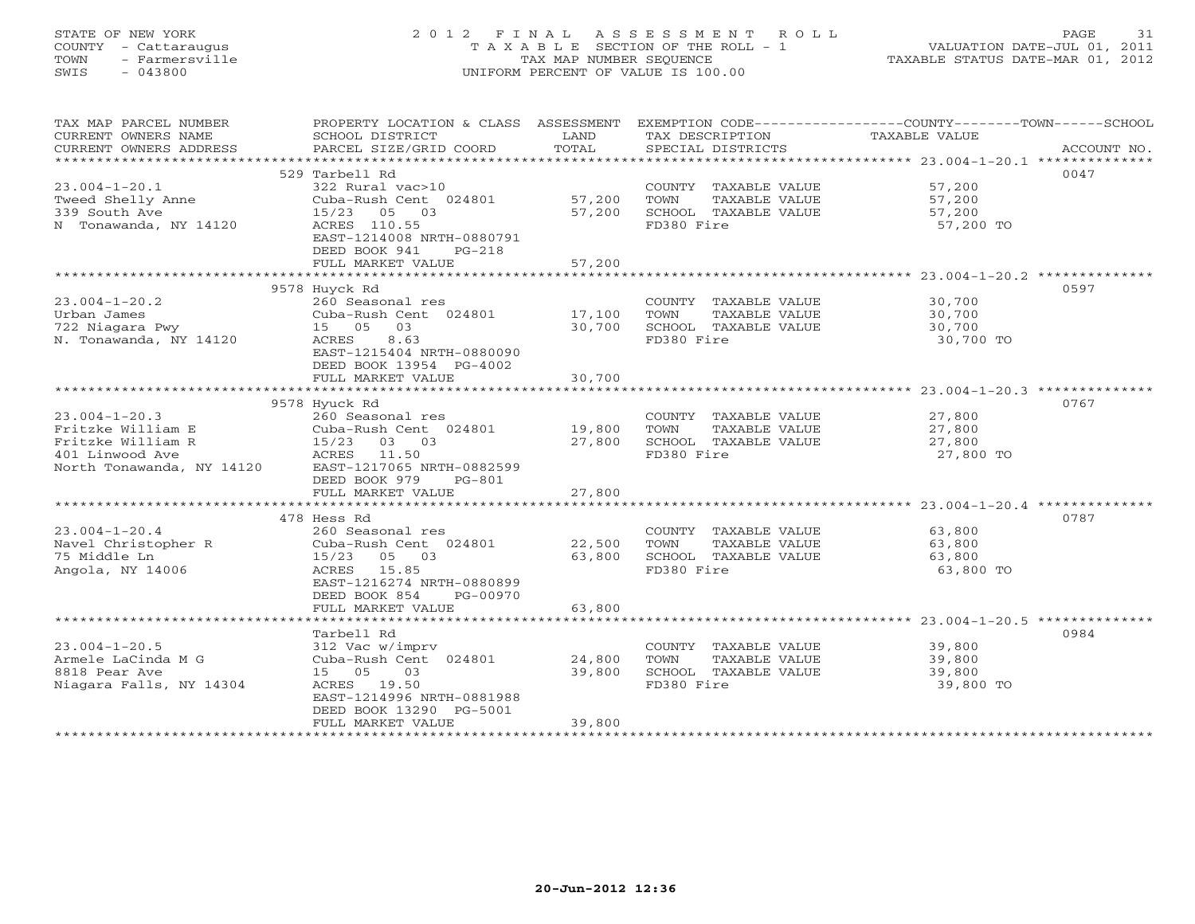STATE OF NEW YORK
COUNTY - Cattaraugus
TOWN - Farmersville
SWIS - 043800

# 2012 FINAL ASSESSMENT ROLL
TAXABLE SECTION OF THE ROLL - 1
TAX MAP NUMBER SEQUENCE
UNIFORM PERCENT OF VALUE IS 100.00

VALUATION DATE-JUL 01, 2011
TAXABLE STATUS DATE-MAR 01, 2012

| TAX MAP PARCEL NUMBER / CURRENT OWNERS NAME / CURRENT OWNERS ADDRESS | PROPERTY LOCATION & CLASS / SCHOOL DISTRICT / PARCEL SIZE/GRID COORD | ASSESSMENT LAND | TOTAL | EXEMPTION CODE / TAX DESCRIPTION / SPECIAL DISTRICTS | TAXABLE VALUE (COUNTY / TOWN / SCHOOL) | ACCOUNT NO. |
|---|---|---|---|---|---|---|
| 23.004-1-20.1 | 529 Tarbell Rd | | | | | 0047 |
| Tweed Shelly Anne | 322 Rural vac>10 | | | COUNTY TAXABLE VALUE | 57,200 | |
| 339 South Ave | Cuba-Rush Cent 024801 | 57,200 | | TOWN TAXABLE VALUE | 57,200 | |
| N Tonawanda, NY 14120 | 15/23 05 03 | | 57,200 | SCHOOL TAXABLE VALUE | 57,200 | |
| | ACRES 110.55 | | | FD380 Fire | 57,200 TO | |
| | EAST-1214008 NRTH-0880791 | | | | | |
| | DEED BOOK 941 PG-218 | | | | | |
| | FULL MARKET VALUE | | 57,200 | | | |
| 23.004-1-20.2 | 9578 Huyck Rd | | | | | 0597 |
| Urban James | 260 Seasonal res | | | COUNTY TAXABLE VALUE | 30,700 | |
| 722 Niagara Pwy | Cuba-Rush Cent 024801 | 17,100 | | TOWN TAXABLE VALUE | 30,700 | |
| N. Tonawanda, NY 14120 | 15 05 03 | | 30,700 | SCHOOL TAXABLE VALUE | 30,700 | |
| | ACRES 8.63 | | | FD380 Fire | 30,700 TO | |
| | EAST-1215404 NRTH-0880090 | | | | | |
| | DEED BOOK 13954 PG-4002 | | | | | |
| | FULL MARKET VALUE | | 30,700 | | | |
| 23.004-1-20.3 | 9578 Hyuck Rd | | | | | 0767 |
| Fritzke William E | 260 Seasonal res | | | COUNTY TAXABLE VALUE | 27,800 | |
| Fritzke William R | Cuba-Rush Cent 024801 | 19,800 | | TOWN TAXABLE VALUE | 27,800 | |
| 401 Linwood Ave | 15/23 03 03 | | 27,800 | SCHOOL TAXABLE VALUE | 27,800 | |
| North Tonawanda, NY 14120 | ACRES 11.50 | | | FD380 Fire | 27,800 TO | |
| | EAST-1217065 NRTH-0882599 | | | | | |
| | DEED BOOK 979 PG-801 | | | | | |
| | FULL MARKET VALUE | | 27,800 | | | |
| 23.004-1-20.4 | 478 Hess Rd | | | | | 0787 |
| Navel Christopher R | 260 Seasonal res | | | COUNTY TAXABLE VALUE | 63,800 | |
| 75 Middle Ln | Cuba-Rush Cent 024801 | 22,500 | | TOWN TAXABLE VALUE | 63,800 | |
| Angola, NY 14006 | 15/23 05 03 | | 63,800 | SCHOOL TAXABLE VALUE | 63,800 | |
| | ACRES 15.85 | | | FD380 Fire | 63,800 TO | |
| | EAST-1216274 NRTH-0880899 | | | | | |
| | DEED BOOK 854 PG-00970 | | | | | |
| | FULL MARKET VALUE | | 63,800 | | | |
| 23.004-1-20.5 | Tarbell Rd | | | | | 0984 |
| Armele LaCinda M G | 312 Vac w/imprv | | | COUNTY TAXABLE VALUE | 39,800 | |
| 8818 Pear Ave | Cuba-Rush Cent 024801 | 24,800 | | TOWN TAXABLE VALUE | 39,800 | |
| Niagara Falls, NY 14304 | 15 05 03 | | 39,800 | SCHOOL TAXABLE VALUE | 39,800 | |
| | ACRES 19.50 | | | FD380 Fire | 39,800 TO | |
| | EAST-1214996 NRTH-0881988 | | | | | |
| | DEED BOOK 13290 PG-5001 | | | | | |
| | FULL MARKET VALUE | | 39,800 | | | |

20-Jun-2012 12:36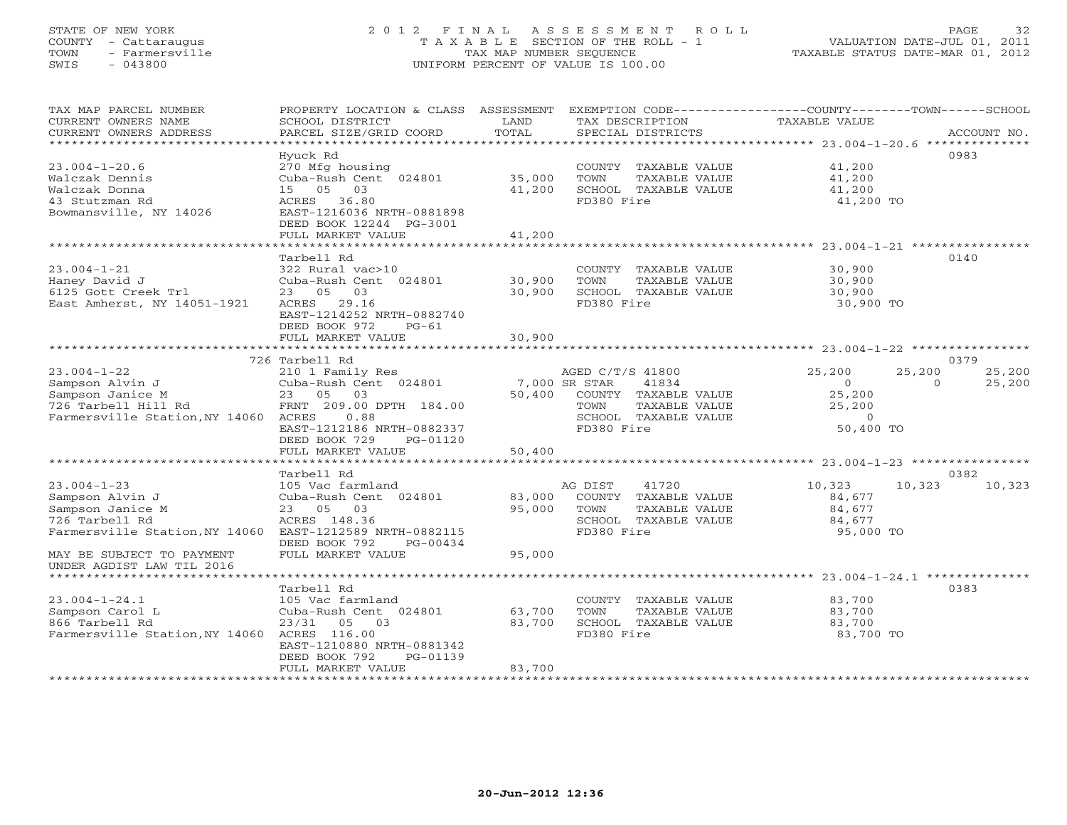STATE OF NEW YORK
COUNTY - Cattaraugus
TOWN - Farmersville
SWIS - 043800

# 2012 FINAL ASSESSMENT ROLL

TAXABLE SECTION OF THE ROLL - 1
TAX MAP NUMBER SEQUENCE
UNIFORM PERCENT OF VALUE IS 100.00

VALUATION DATE-JUL 01, 2011
TAXABLE STATUS DATE-MAR 01, 2012

| TAX MAP PARCEL NUMBER / CURRENT OWNERS NAME / CURRENT OWNERS ADDRESS | PROPERTY LOCATION & CLASS / SCHOOL DISTRICT / PARCEL SIZE/GRID COORD | ASSESSMENT LAND | TOTAL | EXEMPTION CODE / TAX DESCRIPTION / SPECIAL DISTRICTS | COUNTY TAXABLE VALUE | TOWN | SCHOOL | ACCOUNT NO. |
|---|---|---|---|---|---|---|---|---|
| 23.004-1-20.6 | Hyuck Rd | | | | | | | 0983 |
| | 270 Mfg housing | | | COUNTY TAXABLE VALUE | 41,200 | | | |
| Walczak Dennis | Cuba-Rush Cent 024801 | 35,000 | | TOWN TAXABLE VALUE | 41,200 | | | |
| Walczak Donna | 15 05 03 | | 41,200 | SCHOOL TAXABLE VALUE | 41,200 | | | |
| 43 Stutzman Rd | ACRES 36.80 | | | FD380 Fire | 41,200 TO | | | |
| Bowmansville, NY 14026 | EAST-1216036 NRTH-0881898 | | | | | | | |
| | DEED BOOK 12244 PG-3001 | | | | | | | |
| | FULL MARKET VALUE | | 41,200 | | | | | |
| 23.004-1-21 | Tarbell Rd | | | | | | | 0140 |
| | 322 Rural vac>10 | | | COUNTY TAXABLE VALUE | 30,900 | | | |
| Haney David J | Cuba-Rush Cent 024801 | 30,900 | | TOWN TAXABLE VALUE | 30,900 | | | |
| 6125 Gott Creek Trl | 23 05 03 | | 30,900 | SCHOOL TAXABLE VALUE | 30,900 | | | |
| East Amherst, NY 14051-1921 | ACRES 29.16 | | | FD380 Fire | 30,900 TO | | | |
| | EAST-1214252 NRTH-0882740 | | | | | | | |
| | DEED BOOK 972 PG-61 | | | | | | | |
| | FULL MARKET VALUE | | 30,900 | | | | | |
| 23.004-1-22 | 726 Tarbell Rd | | | | | | | 0379 |
| | 210 1 Family Res | | | AGED C/T/S 41800 | 25,200 | 25,200 | 25,200 | |
| Sampson Alvin J | Cuba-Rush Cent 024801 | 7,000 | | SR STAR 41834 | 0 | 0 | 25,200 | |
| Sampson Janice M | 23 05 03 | | 50,400 | COUNTY TAXABLE VALUE | 25,200 | | | |
| 726 Tarbell Hill Rd | FRNT 209.00 DPTH 184.00 | | | TOWN TAXABLE VALUE | 25,200 | | | |
| Farmersville Station,NY 14060 | ACRES 0.88 | | | SCHOOL TAXABLE VALUE | 0 | | | |
| | EAST-1212186 NRTH-0882337 | | | FD380 Fire | 50,400 TO | | | |
| | DEED BOOK 729 PG-01120 | | | | | | | |
| | FULL MARKET VALUE | | 50,400 | | | | | |
| 23.004-1-23 | Tarbell Rd | | | | | | | 0382 |
| | 105 Vac farmland | | | AG DIST 41720 | 10,323 | 10,323 | 10,323 | |
| Sampson Alvin J | Cuba-Rush Cent 024801 | 83,000 | | COUNTY TAXABLE VALUE | 84,677 | | | |
| Sampson Janice M | 23 05 03 | | 95,000 | TOWN TAXABLE VALUE | 84,677 | | | |
| 726 Tarbell Rd | ACRES 148.36 | | | SCHOOL TAXABLE VALUE | 84,677 | | | |
| Farmersville Station,NY 14060 | EAST-1212589 NRTH-0882115 | | | FD380 Fire | 95,000 TO | | | |
| | DEED BOOK 792 PG-00434 | | | | | | | |
| MAY BE SUBJECT TO PAYMENT UNDER AGDIST LAW TIL 2016 | FULL MARKET VALUE | | 95,000 | | | | | |
| 23.004-1-24.1 | Tarbell Rd | | | | | | | 0383 |
| | 105 Vac farmland | | | COUNTY TAXABLE VALUE | 83,700 | | | |
| Sampson Carol L | Cuba-Rush Cent 024801 | 63,700 | | TOWN TAXABLE VALUE | 83,700 | | | |
| 866 Tarbell Rd | 23/31 05 03 | | 83,700 | SCHOOL TAXABLE VALUE | 83,700 | | | |
| Farmersville Station,NY 14060 | ACRES 116.00 | | | FD380 Fire | 83,700 TO | | | |
| | EAST-1210880 NRTH-0881342 | | | | | | | |
| | DEED BOOK 792 PG-01139 | | | | | | | |
| | FULL MARKET VALUE | | 83,700 | | | | | |

20-Jun-2012 12:36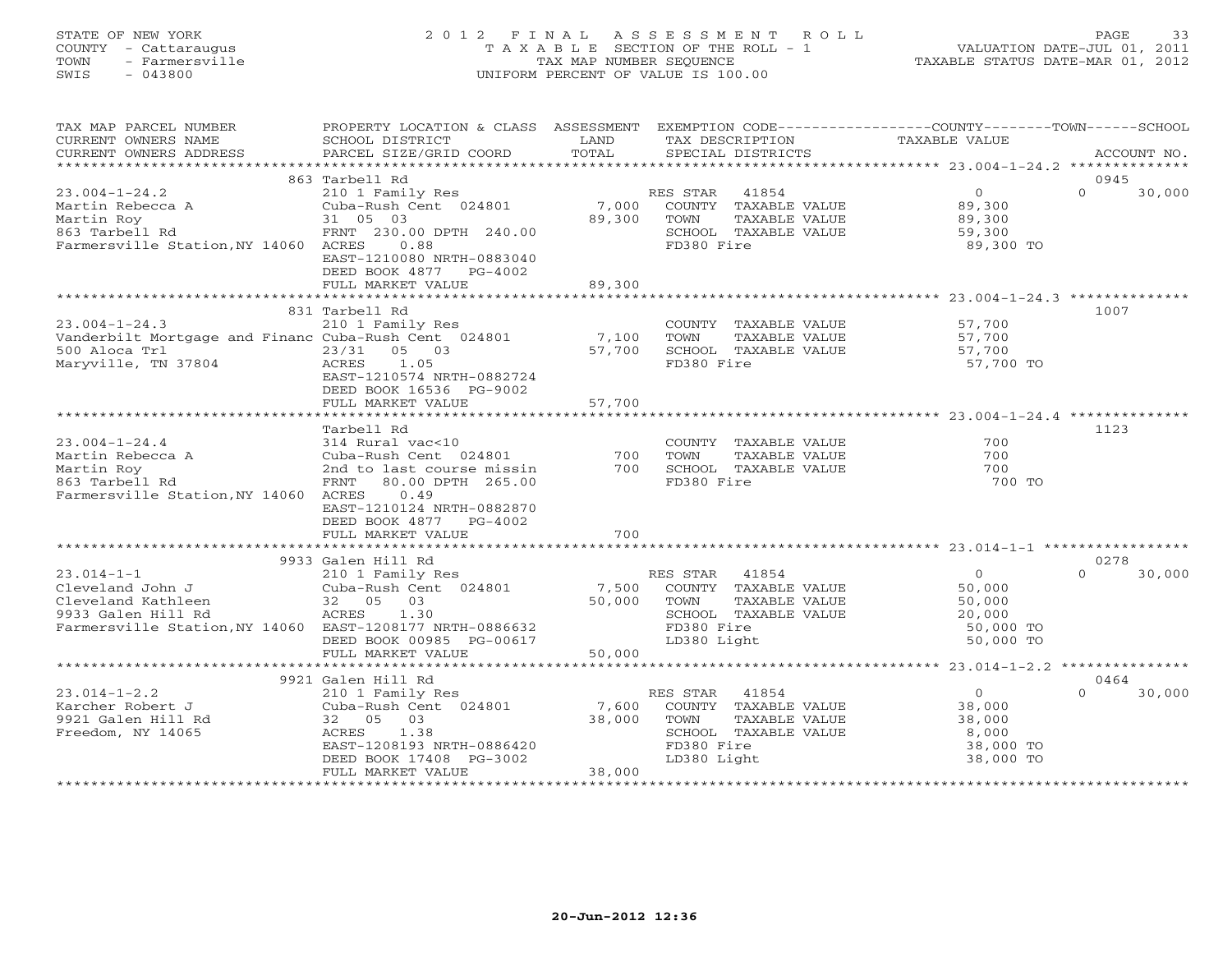STATE OF NEW YORK
COUNTY - Cattaraugus
TOWN - Farmersville
SWIS - 043800

# 2012 FINAL ASSESSMENT ROLL
TAXABLE SECTION OF THE ROLL - 1
TAX MAP NUMBER SEQUENCE
UNIFORM PERCENT OF VALUE IS 100.00

VALUATION DATE-JUL 01, 2011
TAXABLE STATUS DATE-MAR 01, 2012

| TAX MAP PARCEL NUMBER / CURRENT OWNERS NAME / CURRENT OWNERS ADDRESS | PROPERTY LOCATION & CLASS / SCHOOL DISTRICT / PARCEL SIZE/GRID COORD | ASSESSMENT LAND | TOTAL | EXEMPTION CODE / TAX DESCRIPTION / SPECIAL DISTRICTS | COUNTY TAXABLE VALUE | TOWN | SCHOOL / ACCOUNT NO. |
|---|---|---|---|---|---|---|---|
| | 863 Tarbell Rd | | | | | | 0945 |
| 23.004-1-24.2 | 210 1 Family Res | | | RES STAR 41854 | 0 | 0 | 30,000 |
| Martin Rebecca A | Cuba-Rush Cent 024801 | 7,000 | | COUNTY TAXABLE VALUE | 89,300 | | |
| Martin Roy | 31 05 03 | | 89,300 | TOWN TAXABLE VALUE | 89,300 | | |
| 863 Tarbell Rd | FRNT 230.00 DPTH 240.00 | | | SCHOOL TAXABLE VALUE | 59,300 | | |
| Farmersville Station,NY 14060 | ACRES 0.88 | | | FD380 Fire | 89,300 TO | | |
| | EAST-1210080 NRTH-0883040 | | | | | | |
| | DEED BOOK 4877 PG-4002 | | | | | | |
| | FULL MARKET VALUE | | 89,300 | | | | |
| | 831 Tarbell Rd | | | | | | 1007 |
| 23.004-1-24.3 | 210 1 Family Res | | | COUNTY TAXABLE VALUE | 57,700 | | |
| Vanderbilt Mortgage and Financ | Cuba-Rush Cent 024801 | 7,100 | | TOWN TAXABLE VALUE | 57,700 | | |
| 500 Aloca Trl | 23/31 05 03 | | 57,700 | SCHOOL TAXABLE VALUE | 57,700 | | |
| Maryville, TN 37804 | ACRES 1.05 | | | FD380 Fire | 57,700 TO | | |
| | EAST-1210574 NRTH-0882724 | | | | | | |
| | DEED BOOK 16536 PG-9002 | | | | | | |
| | FULL MARKET VALUE | | 57,700 | | | | |
| | Tarbell Rd | | | | | | 1123 |
| 23.004-1-24.4 | 314 Rural vac<10 | | | COUNTY TAXABLE VALUE | 700 | | |
| Martin Rebecca A | Cuba-Rush Cent 024801 | 700 | | TOWN TAXABLE VALUE | 700 | | |
| Martin Roy | 2nd to last course missin | | 700 | SCHOOL TAXABLE VALUE | 700 | | |
| 863 Tarbell Rd | FRNT 80.00 DPTH 265.00 | | | FD380 Fire | 700 TO | | |
| Farmersville Station,NY 14060 | ACRES 0.49 | | | | | | |
| | EAST-1210124 NRTH-0882870 | | | | | | |
| | DEED BOOK 4877 PG-4002 | | | | | | |
| | FULL MARKET VALUE | | 700 | | | | |
| | 9933 Galen Hill Rd | | | | | | 0278 |
| 23.014-1-1 | 210 1 Family Res | | | RES STAR 41854 | 0 | 0 | 30,000 |
| Cleveland John J | Cuba-Rush Cent 024801 | 7,500 | | COUNTY TAXABLE VALUE | 50,000 | | |
| Cleveland Kathleen | 32 05 03 | | 50,000 | TOWN TAXABLE VALUE | 50,000 | | |
| 9933 Galen Hill Rd | ACRES 1.30 | | | SCHOOL TAXABLE VALUE | 20,000 | | |
| Farmersville Station,NY 14060 | EAST-1208177 NRTH-0886632 | | | FD380 Fire | 50,000 TO | | |
| | DEED BOOK 00985 PG-00617 | | | LD380 Light | 50,000 TO | | |
| | FULL MARKET VALUE | | 50,000 | | | | |
| | 9921 Galen Hill Rd | | | | | | 0464 |
| 23.014-1-2.2 | 210 1 Family Res | | | RES STAR 41854 | 0 | 0 | 30,000 |
| Karcher Robert J | Cuba-Rush Cent 024801 | 7,600 | | COUNTY TAXABLE VALUE | 38,000 | | |
| 9921 Galen Hill Rd | 32 05 03 | | 38,000 | TOWN TAXABLE VALUE | 38,000 | | |
| Freedom, NY 14065 | ACRES 1.38 | | | SCHOOL TAXABLE VALUE | 8,000 | | |
| | EAST-1208193 NRTH-0886420 | | | FD380 Fire | 38,000 TO | | |
| | DEED BOOK 17408 PG-3002 | | | LD380 Light | 38,000 TO | | |
| | FULL MARKET VALUE | | 38,000 | | | | |

20-Jun-2012 12:36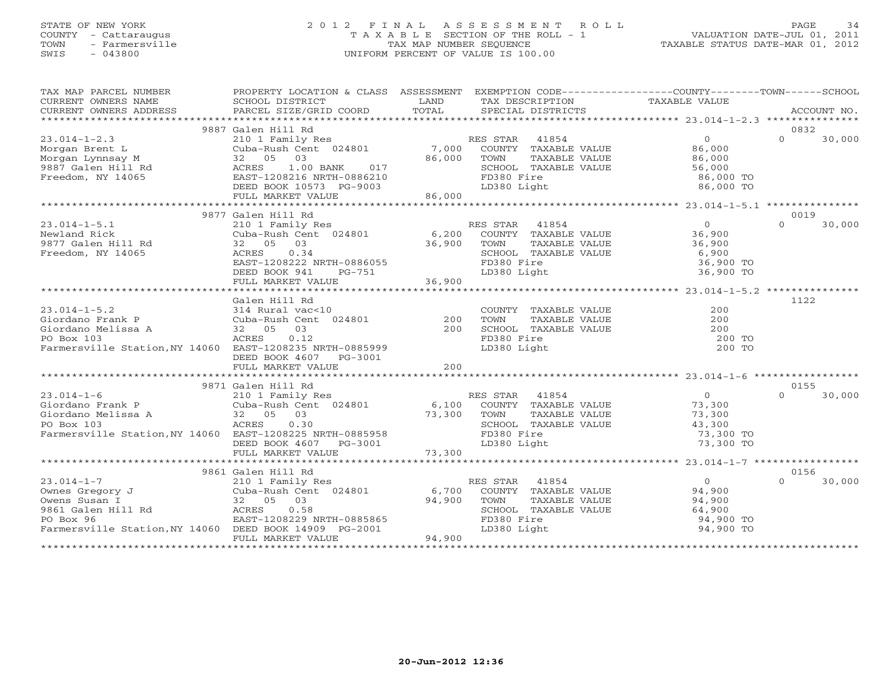STATE OF NEW YORK
COUNTY - Cattaraugus
TOWN - Farmersville
SWIS - 043800

2012 FINAL ASSESSMENT ROLL
TAXABLE SECTION OF THE ROLL - 1
TAX MAP NUMBER SEQUENCE
UNIFORM PERCENT OF VALUE IS 100.00

VALUATION DATE-JUL 01, 2011
TAXABLE STATUS DATE-MAR 01, 2012

| TAX MAP PARCEL NUMBER / CURRENT OWNERS NAME / CURRENT OWNERS ADDRESS | PROPERTY LOCATION & CLASS / SCHOOL DISTRICT / PARCEL SIZE/GRID COORD | ASSESSMENT LAND / TOTAL | EXEMPTION CODE / TAX DESCRIPTION / SPECIAL DISTRICTS | COUNTY TAXABLE VALUE | TOWN | SCHOOL / ACCOUNT NO. |
|---|---|---|---|---|---|---|
| 23.014-1-2.3 | 9887 Galen Hill Rd | | | | | 0832 |
| | 210 1 Family Res | | RES STAR 41854 | 0 | 0 | 30,000 |
| Morgan Brent L | Cuba-Rush Cent 024801 | 7,000 | COUNTY TAXABLE VALUE | 86,000 | | |
| Morgan Lynnsay M | 32 05 03 | 86,000 | TOWN TAXABLE VALUE | 86,000 | | |
| 9887 Galen Hill Rd | ACRES 1.00 BANK 017 | | SCHOOL TAXABLE VALUE | 56,000 | | |
| Freedom, NY 14065 | EAST-1208216 NRTH-0886210 | | FD380 Fire | 86,000 TO | | |
| | DEED BOOK 10573 PG-9003 | | LD380 Light | 86,000 TO | | |
| | FULL MARKET VALUE | 86,000 | | | | |
| 23.014-1-5.1 | 9877 Galen Hill Rd | | | | | 0019 |
| | 210 1 Family Res | | RES STAR 41854 | 0 | 0 | 30,000 |
| Newland Rick | Cuba-Rush Cent 024801 | 6,200 | COUNTY TAXABLE VALUE | 36,900 | | |
| 9877 Galen Hill Rd | 32 05 03 | 36,900 | TOWN TAXABLE VALUE | 36,900 | | |
| Freedom, NY 14065 | ACRES 0.34 | | SCHOOL TAXABLE VALUE | 6,900 | | |
| | EAST-1208222 NRTH-0886055 | | FD380 Fire | 36,900 TO | | |
| | DEED BOOK 941 PG-751 | | LD380 Light | 36,900 TO | | |
| | FULL MARKET VALUE | 36,900 | | | | |
| 23.014-1-5.2 | Galen Hill Rd | | | | | 1122 |
| | 314 Rural vac<10 | | COUNTY TAXABLE VALUE | 200 | | |
| Giordano Frank P | Cuba-Rush Cent 024801 | 200 | TOWN TAXABLE VALUE | 200 | | |
| Giordano Melissa A | 32 05 03 | 200 | SCHOOL TAXABLE VALUE | 200 | | |
| PO Box 103 | ACRES 0.12 | | FD380 Fire | 200 TO | | |
| Farmersville Station,NY 14060 | EAST-1208235 NRTH-0885999 | | LD380 Light | 200 TO | | |
| | DEED BOOK 4607 PG-3001 | | | | | |
| | FULL MARKET VALUE | 200 | | | | |
| 23.014-1-6 | 9871 Galen Hill Rd | | | | | 0155 |
| | 210 1 Family Res | | RES STAR 41854 | 0 | 0 | 30,000 |
| Giordano Frank P | Cuba-Rush Cent 024801 | 6,100 | COUNTY TAXABLE VALUE | 73,300 | | |
| Giordano Melissa A | 32 05 03 | 73,300 | TOWN TAXABLE VALUE | 73,300 | | |
| PO Box 103 | ACRES 0.30 | | SCHOOL TAXABLE VALUE | 43,300 | | |
| Farmersville Station,NY 14060 | EAST-1208225 NRTH-0885958 | | FD380 Fire | 73,300 TO | | |
| | DEED BOOK 4607 PG-3001 | | LD380 Light | 73,300 TO | | |
| | FULL MARKET VALUE | 73,300 | | | | |
| 23.014-1-7 | 9861 Galen Hill Rd | | | | | 0156 |
| | 210 1 Family Res | | RES STAR 41854 | 0 | 0 | 30,000 |
| Ownes Gregory J | Cuba-Rush Cent 024801 | 6,700 | COUNTY TAXABLE VALUE | 94,900 | | |
| Owens Susan I | 32 05 03 | 94,900 | TOWN TAXABLE VALUE | 94,900 | | |
| 9861 Galen Hill Rd | ACRES 0.58 | | SCHOOL TAXABLE VALUE | 64,900 | | |
| PO Box 96 | EAST-1208229 NRTH-0885865 | | FD380 Fire | 94,900 TO | | |
| Farmersville Station,NY 14060 | DEED BOOK 14909 PG-2001 | | LD380 Light | 94,900 TO | | |
| | FULL MARKET VALUE | 94,900 | | | | |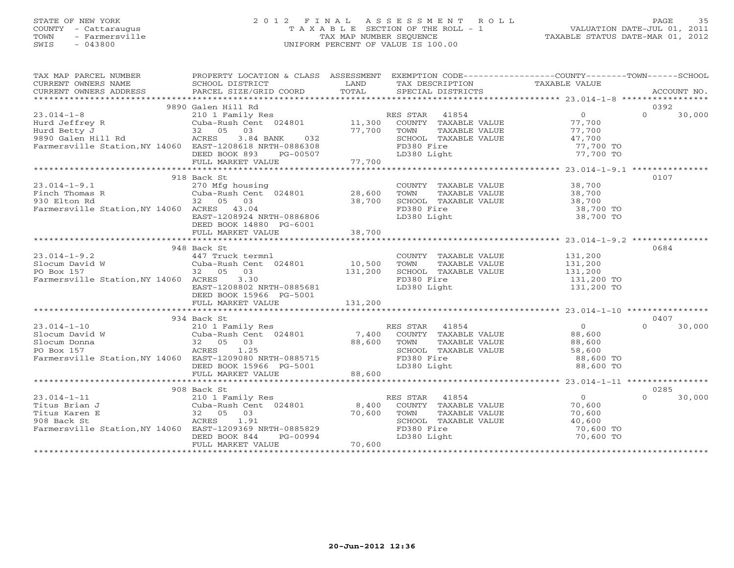STATE OF NEW YORK
COUNTY - Cattaraugus
TOWN - Farmersville
SWIS - 043800

# 2012 FINAL ASSESSMENT ROLL

TAXABLE SECTION OF THE ROLL - 1
TAX MAP NUMBER SEQUENCE
UNIFORM PERCENT OF VALUE IS 100.00

VALUATION DATE-JUL 01, 2011
TAXABLE STATUS DATE-MAR 01, 2012

| TAX MAP PARCEL NUMBER / CURRENT OWNERS NAME / CURRENT OWNERS ADDRESS | PROPERTY LOCATION & CLASS / SCHOOL DISTRICT / PARCEL SIZE/GRID COORD | ASSESSMENT LAND | TOTAL | EXEMPTION CODE / TAX DESCRIPTION / SPECIAL DISTRICTS | COUNTY TAXABLE VALUE | TOWN | SCHOOL | ACCOUNT NO. |
|---|---|---|---|---|---|---|---|---|
| **23.014-1-8** | 9890 Galen Hill Rd | | | | | | | 0392 |
| Hurd Jeffrey R | 210 1 Family Res | | | RES STAR 41854 | 0 | 0 | 30,000 | |
| Hurd Betty J | Cuba-Rush Cent 024801 | 11,300 | | COUNTY TAXABLE VALUE | 77,700 | | | |
| 9890 Galen Hill Rd | 32 05 03 | | 77,700 | TOWN TAXABLE VALUE | | 77,700 | | |
| Farmersville Station,NY 14060 | ACRES 3.84 BANK 032 | | | SCHOOL TAXABLE VALUE | | | 47,700 | |
| | EAST-1208618 NRTH-0886308 | | | FD380 Fire | 77,700 TO | | | |
| | DEED BOOK 893 PG-00507 | | | LD380 Light | 77,700 TO | | | |
| | FULL MARKET VALUE | | 77,700 | | | | | |
| **23.014-1-9.1** | 918 Back St | | | | | | | 0107 |
| Finch Thomas R | 270 Mfg housing | | | COUNTY TAXABLE VALUE | 38,700 | | | |
| 930 Elton Rd | Cuba-Rush Cent 024801 | 28,600 | | TOWN TAXABLE VALUE | | 38,700 | | |
| Farmersville Station,NY 14060 | 32 05 03 | | 38,700 | SCHOOL TAXABLE VALUE | | | 38,700 | |
| | ACRES 43.04 | | | FD380 Fire | 38,700 TO | | | |
| | EAST-1208924 NRTH-0886806 | | | LD380 Light | 38,700 TO | | | |
| | DEED BOOK 14880 PG-6001 | | | | | | | |
| | FULL MARKET VALUE | | 38,700 | | | | | |
| **23.014-1-9.2** | 948 Back St | | | | | | | 0684 |
| Slocum David W | 447 Truck termnl | | | COUNTY TAXABLE VALUE | 131,200 | | | |
| PO Box 157 | Cuba-Rush Cent 024801 | 10,500 | | TOWN TAXABLE VALUE | | 131,200 | | |
| Farmersville Station,NY 14060 | 32 05 03 | | 131,200 | SCHOOL TAXABLE VALUE | | | 131,200 | |
| | ACRES 3.30 | | | FD380 Fire | 131,200 TO | | | |
| | EAST-1208802 NRTH-0885681 | | | LD380 Light | 131,200 TO | | | |
| | DEED BOOK 15966 PG-5001 | | | | | | | |
| | FULL MARKET VALUE | | 131,200 | | | | | |
| **23.014-1-10** | 934 Back St | | | | | | | 0407 |
| Slocum David W | 210 1 Family Res | | | RES STAR 41854 | 0 | 0 | 30,000 | |
| Slocum Donna | Cuba-Rush Cent 024801 | 7,400 | | COUNTY TAXABLE VALUE | 88,600 | | | |
| PO Box 157 | 32 05 03 | | 88,600 | TOWN TAXABLE VALUE | | 88,600 | | |
| Farmersville Station,NY 14060 | ACRES 1.25 | | | SCHOOL TAXABLE VALUE | | | 58,600 | |
| | EAST-1209080 NRTH-0885715 | | | FD380 Fire | 88,600 TO | | | |
| | DEED BOOK 15966 PG-5001 | | | LD380 Light | 88,600 TO | | | |
| | FULL MARKET VALUE | | 88,600 | | | | | |
| **23.014-1-11** | 908 Back St | | | | | | | 0285 |
| Titus Brian J | 210 1 Family Res | | | RES STAR 41854 | 0 | 0 | 30,000 | |
| Titus Karen E | Cuba-Rush Cent 024801 | 8,400 | | COUNTY TAXABLE VALUE | 70,600 | | | |
| 908 Back St | 32 05 03 | | 70,600 | TOWN TAXABLE VALUE | | 70,600 | | |
| Farmersville Station,NY 14060 | ACRES 1.91 | | | SCHOOL TAXABLE VALUE | | | 40,600 | |
| | EAST-1209369 NRTH-0885829 | | | FD380 Fire | 70,600 TO | | | |
| | DEED BOOK 844 PG-00994 | | | LD380 Light | 70,600 TO | | | |
| | FULL MARKET VALUE | | 70,600 | | | | | |

20-Jun-2012 12:36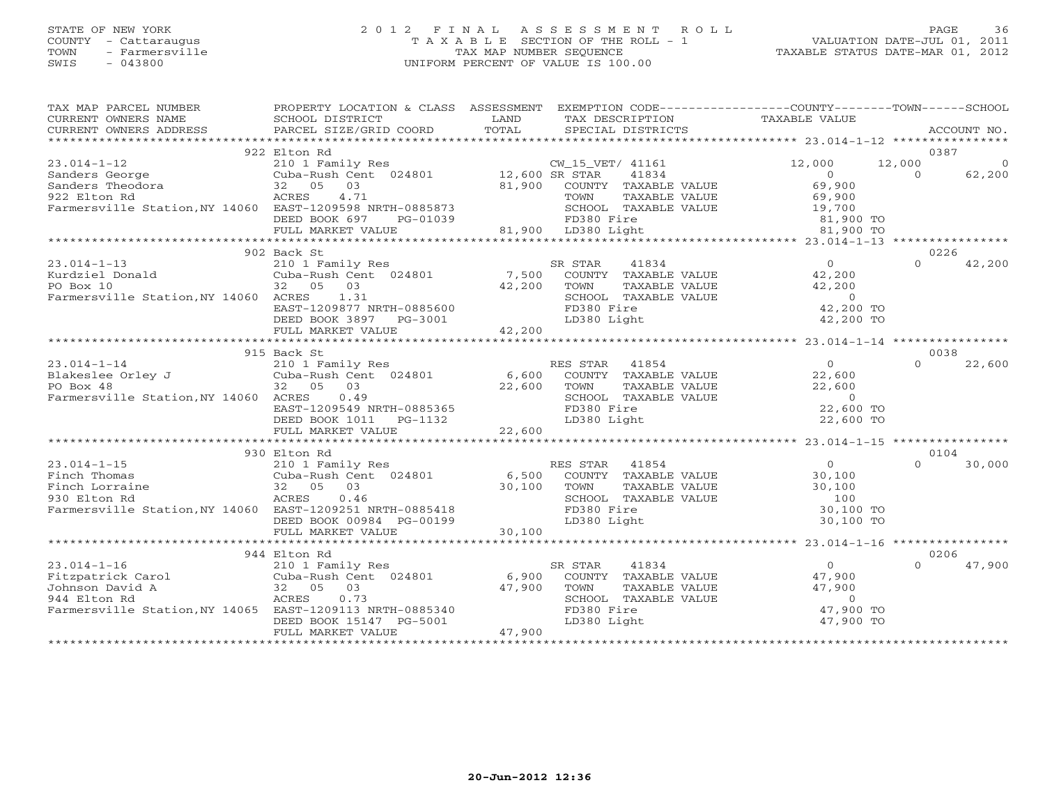STATE OF NEW YORK
COUNTY - Cattaraugus
TOWN - Farmersville
SWIS - 043800

2012 FINAL ASSESSMENT ROLL
TAXABLE SECTION OF THE ROLL - 1
TAX MAP NUMBER SEQUENCE
UNIFORM PERCENT OF VALUE IS 100.00

VALUATION DATE-JUL 01, 2011
TAXABLE STATUS DATE-MAR 01, 2012

| TAX MAP PARCEL NUMBER / CURRENT OWNERS NAME / CURRENT OWNERS ADDRESS | PROPERTY LOCATION & CLASS / SCHOOL DISTRICT / PARCEL SIZE/GRID COORD | ASSESSMENT LAND / TOTAL | EXEMPTION CODE / TAX DESCRIPTION / SPECIAL DISTRICTS | COUNTY TAXABLE VALUE | TOWN | SCHOOL | ACCOUNT NO. |
|---|---|---|---|---|---|---|---|
| 23.014-1-12 | 922 Elton Rd | | | | | | 0387 |
| 23.014-1-12 | 210 1 Family Res | | CW_15_VET/ 41161 | 12,000 | 12,000 | 0 | |
| Sanders George | Cuba-Rush Cent 024801 | 12,600 | SR STAR 41834 | 0 | 0 | 62,200 | |
| Sanders Theodora | 32 05 03 | 81,900 | COUNTY TAXABLE VALUE | 69,900 | | | |
| 922 Elton Rd | ACRES 4.71 | | TOWN TAXABLE VALUE | 69,900 | | | |
| Farmersville Station,NY 14060 | EAST-1209598 NRTH-0885873 | | SCHOOL TAXABLE VALUE | 19,700 | | | |
| | DEED BOOK 697 PG-01039 | | FD380 Fire | 81,900 TO | | | |
| | FULL MARKET VALUE | 81,900 | LD380 Light | 81,900 TO | | | |
| 23.014-1-13 | 902 Back St | | | | | | 0226 |
| 23.014-1-13 | 210 1 Family Res | | SR STAR 41834 | 0 | 0 | 42,200 | |
| Kurdziel Donald | Cuba-Rush Cent 024801 | 7,500 | COUNTY TAXABLE VALUE | 42,200 | | | |
| PO Box 10 | 32 05 03 | 42,200 | TOWN TAXABLE VALUE | 42,200 | | | |
| Farmersville Station,NY 14060 | ACRES 1.31 | | SCHOOL TAXABLE VALUE | 0 | | | |
| | EAST-1209877 NRTH-0885600 | | FD380 Fire | 42,200 TO | | | |
| | DEED BOOK 3897 PG-3001 | | LD380 Light | 42,200 TO | | | |
| | FULL MARKET VALUE | 42,200 | | | | | |
| 23.014-1-14 | 915 Back St | | | | | | 0038 |
| 23.014-1-14 | 210 1 Family Res | | RES STAR 41854 | 0 | 0 | 22,600 | |
| Blakeslee Orley J | Cuba-Rush Cent 024801 | 6,600 | COUNTY TAXABLE VALUE | 22,600 | | | |
| PO Box 48 | 32 05 03 | 22,600 | TOWN TAXABLE VALUE | 22,600 | | | |
| Farmersville Station,NY 14060 | ACRES 0.49 | | SCHOOL TAXABLE VALUE | 0 | | | |
| | EAST-1209549 NRTH-0885365 | | FD380 Fire | 22,600 TO | | | |
| | DEED BOOK 1011 PG-1132 | | LD380 Light | 22,600 TO | | | |
| | FULL MARKET VALUE | 22,600 | | | | | |
| 23.014-1-15 | 930 Elton Rd | | | | | | 0104 |
| 23.014-1-15 | 210 1 Family Res | | RES STAR 41854 | 0 | 0 | 30,000 | |
| Finch Thomas | Cuba-Rush Cent 024801 | 6,500 | COUNTY TAXABLE VALUE | 30,100 | | | |
| Finch Lorraine | 32 05 03 | 30,100 | TOWN TAXABLE VALUE | 30,100 | | | |
| 930 Elton Rd | ACRES 0.46 | | SCHOOL TAXABLE VALUE | 100 | | | |
| Farmersville Station,NY 14060 | EAST-1209251 NRTH-0885418 | | FD380 Fire | 30,100 TO | | | |
| | DEED BOOK 00984 PG-00199 | | LD380 Light | 30,100 TO | | | |
| | FULL MARKET VALUE | 30,100 | | | | | |
| 23.014-1-16 | 944 Elton Rd | | | | | | 0206 |
| 23.014-1-16 | 210 1 Family Res | | SR STAR 41834 | 0 | 0 | 47,900 | |
| Fitzpatrick Carol | Cuba-Rush Cent 024801 | 6,900 | COUNTY TAXABLE VALUE | 47,900 | | | |
| Johnson David A | 32 05 03 | 47,900 | TOWN TAXABLE VALUE | 47,900 | | | |
| 944 Elton Rd | ACRES 0.73 | | SCHOOL TAXABLE VALUE | 0 | | | |
| Farmersville Station,NY 14065 | EAST-1209113 NRTH-0885340 | | FD380 Fire | 47,900 TO | | | |
| | DEED BOOK 15147 PG-5001 | | LD380 Light | 47,900 TO | | | |
| | FULL MARKET VALUE | 47,900 | | | | | |

20-Jun-2012 12:36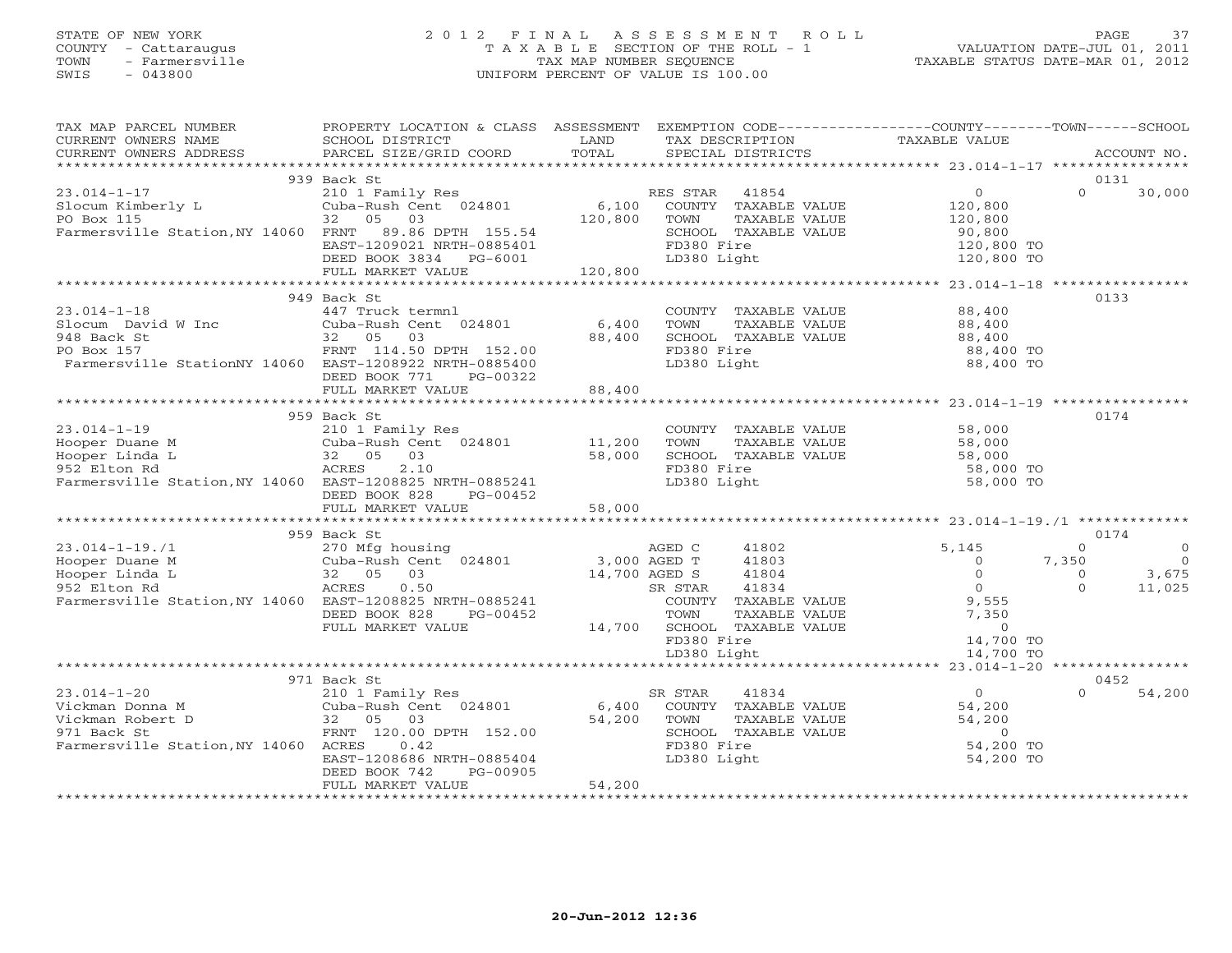STATE OF NEW YORK
COUNTY - Cattaraugus
TOWN - Farmersville
SWIS - 043800

# 2012 FINAL ASSESSMENT ROLL
TAXABLE SECTION OF THE ROLL - 1
TAX MAP NUMBER SEQUENCE
UNIFORM PERCENT OF VALUE IS 100.00

VALUATION DATE-JUL 01, 2011
TAXABLE STATUS DATE-MAR 01, 2012

| TAX MAP PARCEL NUMBER / CURRENT OWNERS NAME / CURRENT OWNERS ADDRESS | PROPERTY LOCATION & CLASS / SCHOOL DISTRICT / PARCEL SIZE/GRID COORD | ASSESSMENT LAND / TOTAL | EXEMPTION CODE / TAX DESCRIPTION / SPECIAL DISTRICTS | COUNTY TAXABLE VALUE | TOWN | SCHOOL / ACCOUNT NO. |
|---|---|---|---|---|---|---|
| | 939 Back St | | | | | 0131 |
| 23.014-1-17 | 210 1 Family Res | | RES STAR 41854 | 0 | 0 | 30,000 |
| Slocum Kimberly L | Cuba-Rush Cent 024801 | 6,100 | COUNTY TAXABLE VALUE | 120,800 | | |
| PO Box 115 | 32 05 03 | 120,800 | TOWN TAXABLE VALUE | 120,800 | | |
| Farmersville Station,NY 14060 | FRNT 89.86 DPTH 155.54 | | SCHOOL TAXABLE VALUE | 90,800 | | |
| | EAST-1209021 NRTH-0885401 | | FD380 Fire | 120,800 TO | | |
| | DEED BOOK 3834 PG-6001 | | LD380 Light | 120,800 TO | | |
| | FULL MARKET VALUE | 120,800 | | | | |
| | 949 Back St | | | | | 0133 |
| 23.014-1-18 | 447 Truck termnl | | COUNTY TAXABLE VALUE | 88,400 | | |
| Slocum David W Inc | Cuba-Rush Cent 024801 | 6,400 | TOWN TAXABLE VALUE | 88,400 | | |
| 948 Back St | 32 05 03 | 88,400 | SCHOOL TAXABLE VALUE | 88,400 | | |
| PO Box 157 | FRNT 114.50 DPTH 152.00 | | FD380 Fire | 88,400 TO | | |
| Farmersville StationNY 14060 | EAST-1208922 NRTH-0885400 | | LD380 Light | 88,400 TO | | |
| | DEED BOOK 771 PG-00322 | | | | | |
| | FULL MARKET VALUE | 88,400 | | | | |
| | 959 Back St | | | | | 0174 |
| 23.014-1-19 | 210 1 Family Res | | COUNTY TAXABLE VALUE | 58,000 | | |
| Hooper Duane M | Cuba-Rush Cent 024801 | 11,200 | TOWN TAXABLE VALUE | 58,000 | | |
| Hooper Linda L | 32 05 03 | 58,000 | SCHOOL TAXABLE VALUE | 58,000 | | |
| 952 Elton Rd | ACRES 2.10 | | FD380 Fire | 58,000 TO | | |
| Farmersville Station,NY 14060 | EAST-1208825 NRTH-0885241 | | LD380 Light | 58,000 TO | | |
| | DEED BOOK 828 PG-00452 | | | | | |
| | FULL MARKET VALUE | 58,000 | | | | |
| | 959 Back St | | | | | 0174 |
| 23.014-1-19./1 | 270 Mfg housing | | AGED C 41802 | 5,145 | 0 | 0 |
| Hooper Duane M | Cuba-Rush Cent 024801 | 3,000 | AGED T 41803 | 0 | 7,350 | 0 |
| Hooper Linda L | 32 05 03 | 14,700 | AGED S 41804 | 0 | 0 | 3,675 |
| 952 Elton Rd | ACRES 0.50 | | SR STAR 41834 | 0 | 0 | 11,025 |
| Farmersville Station,NY 14060 | EAST-1208825 NRTH-0885241 | | COUNTY TAXABLE VALUE | 9,555 | | |
| | DEED BOOK 828 PG-00452 | | TOWN TAXABLE VALUE | 7,350 | | |
| | FULL MARKET VALUE | 14,700 | SCHOOL TAXABLE VALUE | 0 | | |
| | | | FD380 Fire | 14,700 TO | | |
| | | | LD380 Light | 14,700 TO | | |
| | 971 Back St | | | | | 0452 |
| 23.014-1-20 | 210 1 Family Res | | SR STAR 41834 | 0 | 0 | 54,200 |
| Vickman Donna M | Cuba-Rush Cent 024801 | 6,400 | COUNTY TAXABLE VALUE | 54,200 | | |
| Vickman Robert D | 32 05 03 | 54,200 | TOWN TAXABLE VALUE | 54,200 | | |
| 971 Back St | FRNT 120.00 DPTH 152.00 | | SCHOOL TAXABLE VALUE | 0 | | |
| Farmersville Station,NY 14060 | ACRES 0.42 | | FD380 Fire | 54,200 TO | | |
| | EAST-1208686 NRTH-0885404 | | LD380 Light | 54,200 TO | | |
| | DEED BOOK 742 PG-00905 | | | | | |
| | FULL MARKET VALUE | 54,200 | | | | |

20-Jun-2012 12:36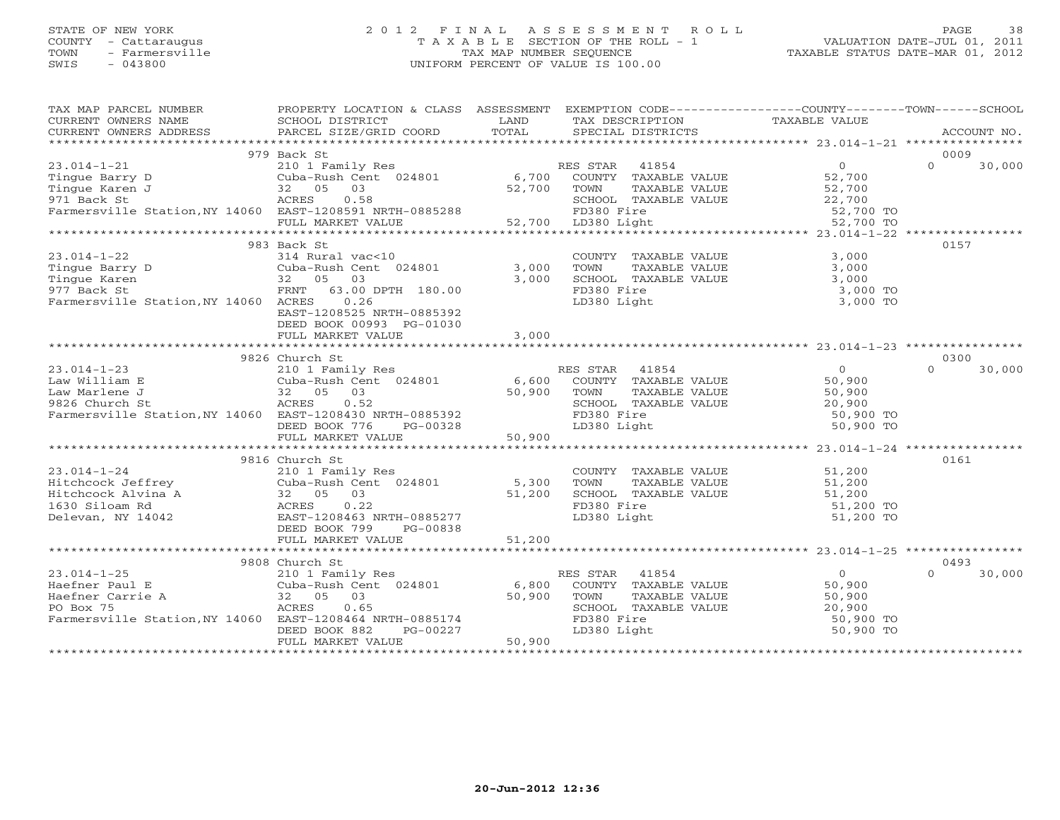STATE OF NEW YORK
COUNTY - Cattaraugus
TOWN - Farmersville
SWIS - 043800

2 0 1 2 F I N A L A S S E S S M E N T R O L L
T A X A B L E SECTION OF THE ROLL - 1
TAX MAP NUMBER SEQUENCE
UNIFORM PERCENT OF VALUE IS 100.00

VALUATION DATE-JUL 01, 2011
TAXABLE STATUS DATE-MAR 01, 2012

| TAX MAP PARCEL NUMBER / CURRENT OWNERS NAME / CURRENT OWNERS ADDRESS | PROPERTY LOCATION & CLASS / SCHOOL DISTRICT / PARCEL SIZE/GRID COORD | ASSESSMENT LAND | TOTAL | EXEMPTION CODE / TAX DESCRIPTION / SPECIAL DISTRICTS | COUNTY TAXABLE VALUE | TOWN | SCHOOL | ACCOUNT NO. |
|---|---|---|---|---|---|---|---|---|
| | 979 Back St | | | | | | | 0009 |
| 23.014-1-21 | 210 1 Family Res | | | RES STAR 41854 | 0 | 0 | 30,000 | |
| Tingue Barry D | Cuba-Rush Cent 024801 | 6,700 | | COUNTY TAXABLE VALUE | 52,700 | | | |
| Tingue Karen J | 32 05 03 | | 52,700 | TOWN TAXABLE VALUE | 52,700 | | | |
| 971 Back St | ACRES 0.58 | | | SCHOOL TAXABLE VALUE | 22,700 | | | |
| Farmersville Station,NY 14060 | EAST-1208591 NRTH-0885288 | | | FD380 Fire | 52,700 TO | | | |
| | FULL MARKET VALUE | | 52,700 | LD380 Light | 52,700 TO | | | |
| | 983 Back St | | | | | | | 0157 |
| 23.014-1-22 | 314 Rural vac<10 | | | COUNTY TAXABLE VALUE | 3,000 | | | |
| Tingue Barry D | Cuba-Rush Cent 024801 | 3,000 | | TOWN TAXABLE VALUE | 3,000 | | | |
| Tingue Karen | 32 05 03 | | 3,000 | SCHOOL TAXABLE VALUE | 3,000 | | | |
| 977 Back St | FRNT 63.00 DPTH 180.00 | | | FD380 Fire | 3,000 TO | | | |
| Farmersville Station,NY 14060 | ACRES 0.26 | | | LD380 Light | 3,000 TO | | | |
| | EAST-1208525 NRTH-0885392 | | | | | | | |
| | DEED BOOK 00993 PG-01030 | | | | | | | |
| | FULL MARKET VALUE | | 3,000 | | | | | |
| | 9826 Church St | | | | | | | 0300 |
| 23.014-1-23 | 210 1 Family Res | | | RES STAR 41854 | 0 | 0 | 30,000 | |
| Law William E | Cuba-Rush Cent 024801 | 6,600 | | COUNTY TAXABLE VALUE | 50,900 | | | |
| Law Marlene J | 32 05 03 | | 50,900 | TOWN TAXABLE VALUE | 50,900 | | | |
| 9826 Church St | ACRES 0.52 | | | SCHOOL TAXABLE VALUE | 20,900 | | | |
| Farmersville Station,NY 14060 | EAST-1208430 NRTH-0885392 | | | FD380 Fire | 50,900 TO | | | |
| | DEED BOOK 776 PG-00328 | | | LD380 Light | 50,900 TO | | | |
| | FULL MARKET VALUE | | 50,900 | | | | | |
| | 9816 Church St | | | | | | | 0161 |
| 23.014-1-24 | 210 1 Family Res | | | COUNTY TAXABLE VALUE | 51,200 | | | |
| Hitchcock Jeffrey | Cuba-Rush Cent 024801 | 5,300 | | TOWN TAXABLE VALUE | 51,200 | | | |
| Hitchcock Alvina A | 32 05 03 | | 51,200 | SCHOOL TAXABLE VALUE | 51,200 | | | |
| 1630 Siloam Rd | ACRES 0.22 | | | FD380 Fire | 51,200 TO | | | |
| Delevan, NY 14042 | EAST-1208463 NRTH-0885277 | | | LD380 Light | 51,200 TO | | | |
| | DEED BOOK 799 PG-00838 | | | | | | | |
| | FULL MARKET VALUE | | 51,200 | | | | | |
| | 9808 Church St | | | | | | | 0493 |
| 23.014-1-25 | 210 1 Family Res | | | RES STAR 41854 | 0 | 0 | 30,000 | |
| Haefner Paul E | Cuba-Rush Cent 024801 | 6,800 | | COUNTY TAXABLE VALUE | 50,900 | | | |
| Haefner Carrie A | 32 05 03 | | 50,900 | TOWN TAXABLE VALUE | 50,900 | | | |
| PO Box 75 | ACRES 0.65 | | | SCHOOL TAXABLE VALUE | 20,900 | | | |
| Farmersville Station,NY 14060 | EAST-1208464 NRTH-0885174 | | | FD380 Fire | 50,900 TO | | | |
| | DEED BOOK 882 PG-00227 | | | LD380 Light | 50,900 TO | | | |
| | FULL MARKET VALUE | | 50,900 | | | | | |

20-Jun-2012 12:36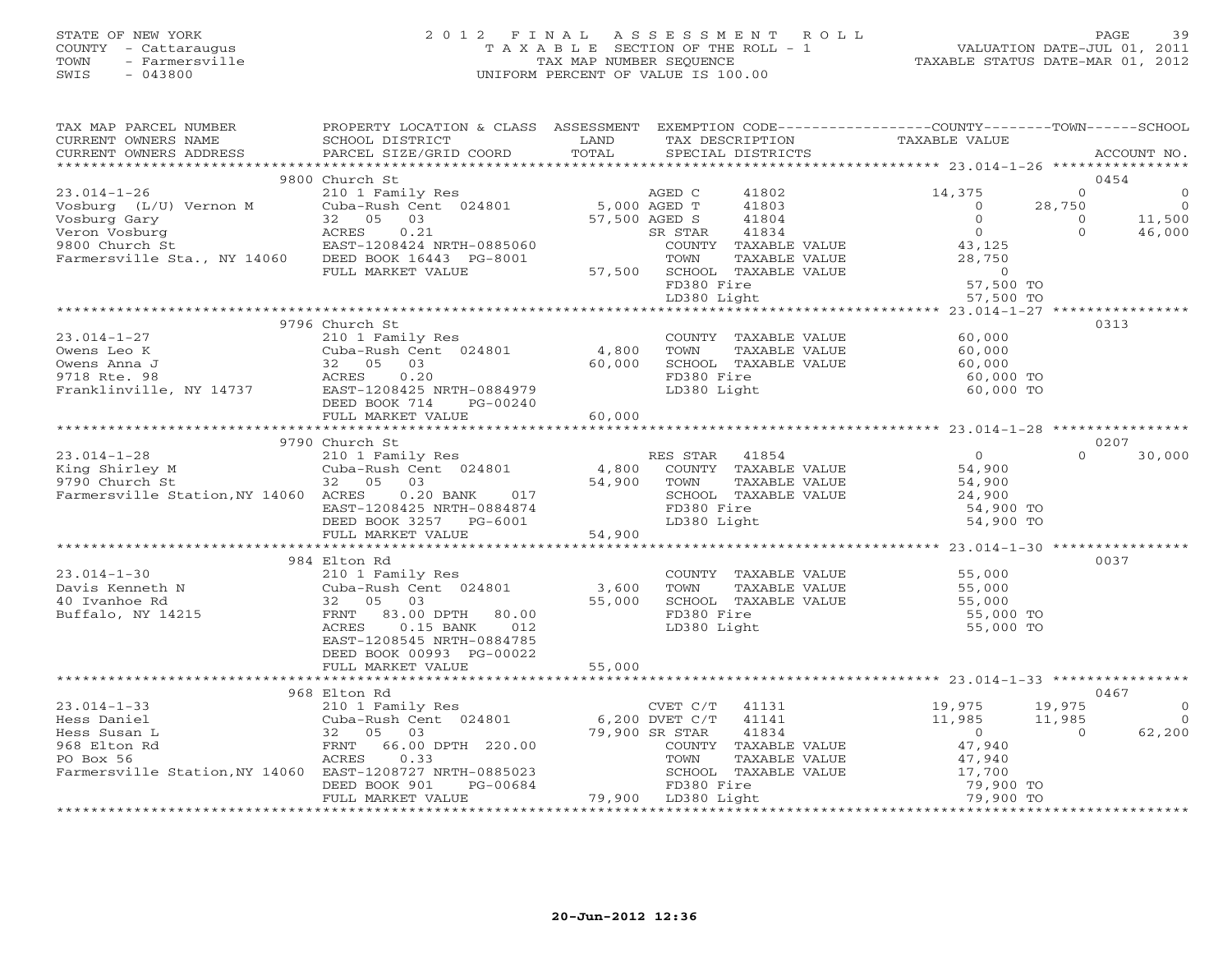STATE OF NEW YORK
COUNTY - Cattaraugus
TOWN - Farmersville
SWIS - 043800

2 0 1 2 F I N A L A S S E S S M E N T R O L L
T A X A B L E SECTION OF THE ROLL - 1
TAX MAP NUMBER SEQUENCE
UNIFORM PERCENT OF VALUE IS 100.00

VALUATION DATE-JUL 01, 2011
TAXABLE STATUS DATE-MAR 01, 2012

| TAX MAP PARCEL NUMBER / CURRENT OWNERS NAME / CURRENT OWNERS ADDRESS | PROPERTY LOCATION & CLASS / SCHOOL DISTRICT / PARCEL SIZE/GRID COORD | ASSESSMENT LAND / TOTAL | EXEMPTION CODE / TAX DESCRIPTION / SPECIAL DISTRICTS | COUNTY TAXABLE VALUE | TOWN | SCHOOL | ACCOUNT NO. |
|---|---|---|---|---|---|---|---|
| 9800 Church St | | | | | | | 0454 |
| 23.014-1-26 | 210 1 Family Res | | AGED C 41802 | 14,375 | 0 | 0 | |
| Vosburg (L/U) Vernon M | Cuba-Rush Cent 024801 | 5,000 | AGED T 41803 | 0 | 28,750 | 0 | |
| Vosburg Gary | 32 05 03 | 57,500 | AGED S 41804 | 0 | 0 | 11,500 | |
| Veron Vosburg | ACRES 0.21 | | SR STAR 41834 | 0 | 0 | 46,000 | |
| 9800 Church St | EAST-1208424 NRTH-0885060 | | COUNTY TAXABLE VALUE | 43,125 | | | |
| Farmersville Sta., NY 14060 | DEED BOOK 16443 PG-8001 | | TOWN TAXABLE VALUE | 28,750 | | | |
| | FULL MARKET VALUE | 57,500 | SCHOOL TAXABLE VALUE | 0 | | | |
| | | | FD380 Fire | 57,500 TO | | | |
| | | | LD380 Light | 57,500 TO | | | |
| 9796 Church St | | | | | | | 0313 |
| 23.014-1-27 | 210 1 Family Res | | COUNTY TAXABLE VALUE | 60,000 | | | |
| Owens Leo K | Cuba-Rush Cent 024801 | 4,800 | TOWN TAXABLE VALUE | 60,000 | | | |
| Owens Anna J | 32 05 03 | 60,000 | SCHOOL TAXABLE VALUE | 60,000 | | | |
| 9718 Rte. 98 | ACRES 0.20 | | FD380 Fire | 60,000 TO | | | |
| Franklinville, NY 14737 | EAST-1208425 NRTH-0884979 | | LD380 Light | 60,000 TO | | | |
| | DEED BOOK 714 PG-00240 | | | | | | |
| | FULL MARKET VALUE | 60,000 | | | | | |
| 9790 Church St | | | | | | | 0207 |
| 23.014-1-28 | 210 1 Family Res | | RES STAR 41854 | 0 | 0 | 30,000 | |
| King Shirley M | Cuba-Rush Cent 024801 | 4,800 | COUNTY TAXABLE VALUE | 54,900 | | | |
| 9790 Church St | 32 05 03 | 54,900 | TOWN TAXABLE VALUE | 54,900 | | | |
| Farmersville Station,NY 14060 | ACRES 0.20 BANK 017 | | SCHOOL TAXABLE VALUE | 24,900 | | | |
| | EAST-1208425 NRTH-0884874 | | FD380 Fire | 54,900 TO | | | |
| | DEED BOOK 3257 PG-6001 | | LD380 Light | 54,900 TO | | | |
| | FULL MARKET VALUE | 54,900 | | | | | |
| 984 Elton Rd | | | | | | | 0037 |
| 23.014-1-30 | 210 1 Family Res | | COUNTY TAXABLE VALUE | 55,000 | | | |
| Davis Kenneth N | Cuba-Rush Cent 024801 | 3,600 | TOWN TAXABLE VALUE | 55,000 | | | |
| 40 Ivanhoe Rd | 32 05 03 | 55,000 | SCHOOL TAXABLE VALUE | 55,000 | | | |
| Buffalo, NY 14215 | FRNT 83.00 DPTH 80.00 | | FD380 Fire | 55,000 TO | | | |
| | ACRES 0.15 BANK 012 | | LD380 Light | 55,000 TO | | | |
| | EAST-1208545 NRTH-0884785 | | | | | | |
| | DEED BOOK 00993 PG-00022 | | | | | | |
| | FULL MARKET VALUE | 55,000 | | | | | |
| 968 Elton Rd | | | | | | | 0467 |
| 23.014-1-33 | 210 1 Family Res | | CVET C/T 41131 | 19,975 | 19,975 | 0 | |
| Hess Daniel | Cuba-Rush Cent 024801 | 6,200 | DVET C/T 41141 | 11,985 | 11,985 | 0 | |
| Hess Susan L | 32 05 03 | 79,900 | SR STAR 41834 | 0 | 0 | 62,200 | |
| 968 Elton Rd | FRNT 66.00 DPTH 220.00 | | COUNTY TAXABLE VALUE | 47,940 | | | |
| PO Box 56 | ACRES 0.33 | | TOWN TAXABLE VALUE | 47,940 | | | |
| Farmersville Station,NY 14060 | EAST-1208727 NRTH-0885023 | | SCHOOL TAXABLE VALUE | 17,700 | | | |
| | DEED BOOK 901 PG-00684 | | FD380 Fire | 79,900 TO | | | |
| | FULL MARKET VALUE | 79,900 | LD380 Light | 79,900 TO | | | |

20-Jun-2012 12:36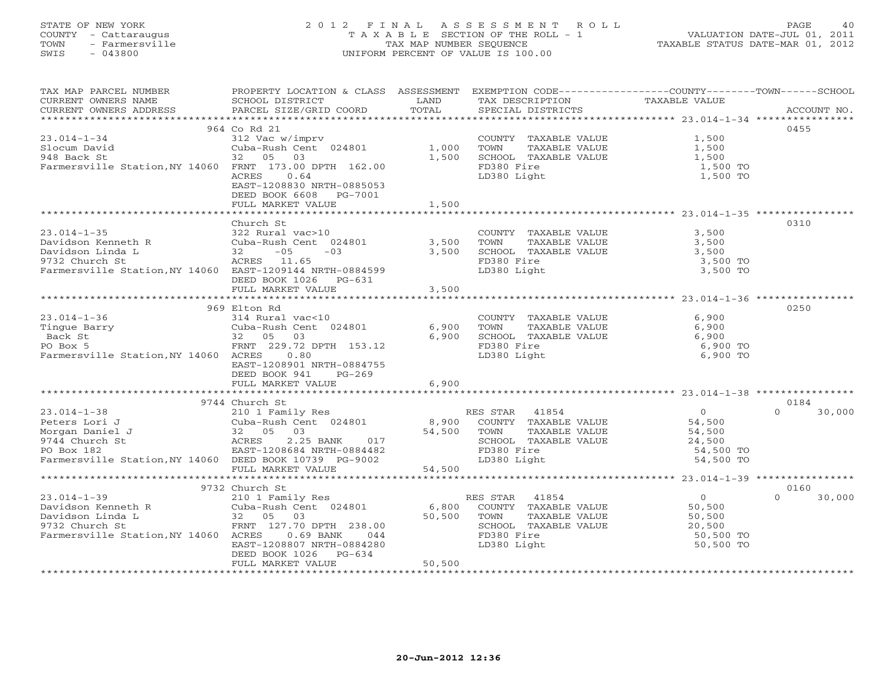STATE OF NEW YORK
COUNTY - Cattaraugus
TOWN - Farmersville
SWIS - 043800

# 2012 FINAL ASSESSMENT ROLL
TAXABLE SECTION OF THE ROLL - 1
TAX MAP NUMBER SEQUENCE
UNIFORM PERCENT OF VALUE IS 100.00

VALUATION DATE-JUL 01, 2011
TAXABLE STATUS DATE-MAR 01, 2012

| TAX MAP PARCEL NUMBER / CURRENT OWNERS NAME / CURRENT OWNERS ADDRESS | PROPERTY LOCATION & CLASS / SCHOOL DISTRICT / PARCEL SIZE/GRID COORD | ASSESSMENT LAND | TOTAL | EXEMPTION CODE / TAX DESCRIPTION / SPECIAL DISTRICTS | COUNTY | TOWN | SCHOOL | ACCOUNT NO. |
|---|---|---|---|---|---|---|---|---|
| | 964 Co Rd 21 | | | | | | | 0455 |
| 23.014-1-34 | 312 Vac w/imprv | | | COUNTY TAXABLE VALUE | 1,500 | | | |
| Slocum David | Cuba-Rush Cent 024801 | 1,000 | | TOWN TAXABLE VALUE | | 1,500 | | |
| 948 Back St | 32 05 03 | | 1,500 | SCHOOL TAXABLE VALUE | | | 1,500 | |
| Farmersville Station,NY 14060 | FRNT 173.00 DPTH 162.00 | | | FD380 Fire | 1,500 TO | | | |
| | ACRES 0.64 | | | LD380 Light | 1,500 TO | | | |
| | EAST-1208830 NRTH-0885053 | | | | | | | |
| | DEED BOOK 6608 PG-7001 | | | | | | | |
| | FULL MARKET VALUE | | 1,500 | | | | | |
| | Church St | | | | | | | 0310 |
| 23.014-1-35 | 322 Rural vac>10 | | | COUNTY TAXABLE VALUE | 3,500 | | | |
| Davidson Kenneth R | Cuba-Rush Cent 024801 | 3,500 | | TOWN TAXABLE VALUE | | 3,500 | | |
| Davidson Linda L | 32 -05 -03 | | 3,500 | SCHOOL TAXABLE VALUE | | | 3,500 | |
| 9732 Church St | ACRES 11.65 | | | FD380 Fire | 3,500 TO | | | |
| Farmersville Station,NY 14060 | EAST-1209144 NRTH-0884599 | | | LD380 Light | 3,500 TO | | | |
| | DEED BOOK 1026 PG-631 | | | | | | | |
| | FULL MARKET VALUE | | 3,500 | | | | | |
| | 969 Elton Rd | | | | | | | 0250 |
| 23.014-1-36 | 314 Rural vac<10 | | | COUNTY TAXABLE VALUE | 6,900 | | | |
| Tingue Barry | Cuba-Rush Cent 024801 | 6,900 | | TOWN TAXABLE VALUE | | 6,900 | | |
| Back St | 32 05 03 | | 6,900 | SCHOOL TAXABLE VALUE | | | 6,900 | |
| PO Box 5 | FRNT 229.72 DPTH 153.12 | | | FD380 Fire | 6,900 TO | | | |
| Farmersville Station,NY 14060 | ACRES 0.80 | | | LD380 Light | 6,900 TO | | | |
| | EAST-1208901 NRTH-0884755 | | | | | | | |
| | DEED BOOK 941 PG-269 | | | | | | | |
| | FULL MARKET VALUE | | 6,900 | | | | | |
| | 9744 Church St | | | | | | | 0184 |
| 23.014-1-38 | 210 1 Family Res | | | RES STAR 41854 | 0 | | 30,000 | |
| Peters Lori J | Cuba-Rush Cent 024801 | 8,900 | | COUNTY TAXABLE VALUE | 54,500 | | | |
| Morgan Daniel J | 32 05 03 | | 54,500 | TOWN TAXABLE VALUE | | 54,500 | | |
| 9744 Church St | ACRES 2.25 BANK 017 | | | SCHOOL TAXABLE VALUE | | | 24,500 | |
| PO Box 182 | EAST-1208684 NRTH-0884482 | | | FD380 Fire | 54,500 TO | | | |
| Farmersville Station,NY 14060 | DEED BOOK 10739 PG-9002 | | | LD380 Light | 54,500 TO | | | |
| | FULL MARKET VALUE | | 54,500 | | | | | |
| | 9732 Church St | | | | | | | 0160 |
| 23.014-1-39 | 210 1 Family Res | | | RES STAR 41854 | 0 | | 30,000 | |
| Davidson Kenneth R | Cuba-Rush Cent 024801 | 6,800 | | COUNTY TAXABLE VALUE | 50,500 | | | |
| Davidson Linda L | 32 05 03 | | 50,500 | TOWN TAXABLE VALUE | | 50,500 | | |
| 9732 Church St | FRNT 127.70 DPTH 238.00 | | | SCHOOL TAXABLE VALUE | | | 20,500 | |
| Farmersville Station,NY 14060 | ACRES 0.69 BANK 044 | | | FD380 Fire | 50,500 TO | | | |
| | EAST-1208807 NRTH-0884280 | | | LD380 Light | 50,500 TO | | | |
| | DEED BOOK 1026 PG-634 | | | | | | | |
| | FULL MARKET VALUE | | 50,500 | | | | | |

20-Jun-2012 12:36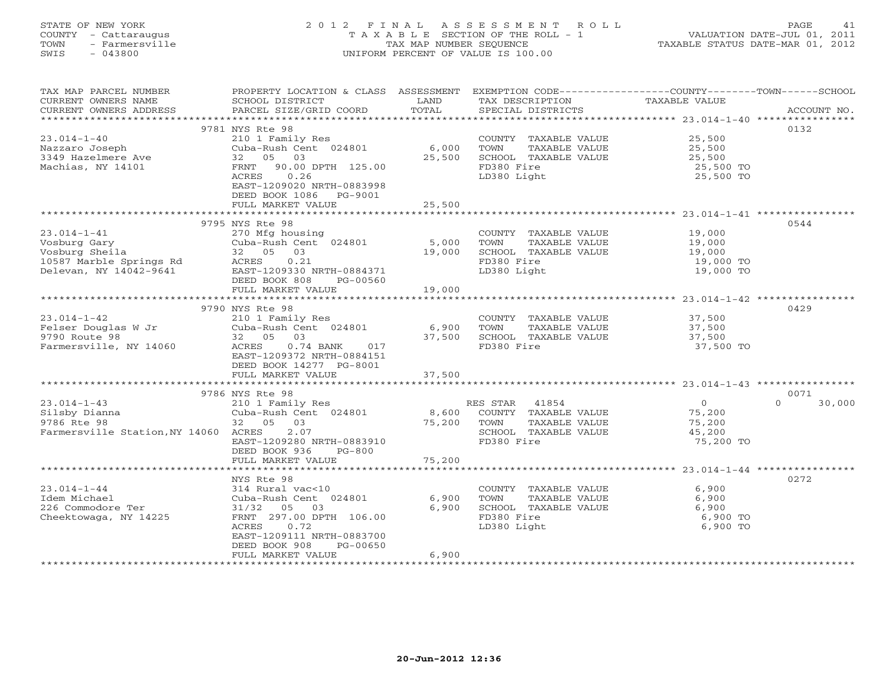STATE OF NEW YORK
COUNTY - Cattaraugus
TOWN - Farmersville
SWIS - 043800

# 2012 FINAL ASSESSMENT ROLL

TAXABLE SECTION OF THE ROLL - 1
TAX MAP NUMBER SEQUENCE
UNIFORM PERCENT OF VALUE IS 100.00

VALUATION DATE-JUL 01, 2011
TAXABLE STATUS DATE-MAR 01, 2012

| TAX MAP PARCEL NUMBER / CURRENT OWNERS NAME / CURRENT OWNERS ADDRESS | PROPERTY LOCATION & CLASS / SCHOOL DISTRICT / PARCEL SIZE/GRID COORD | ASSESSMENT LAND | TOTAL | EXEMPTION CODE / TAX DESCRIPTION / SPECIAL DISTRICTS | COUNTY / TOWN / SCHOOL TAXABLE VALUE | ACCOUNT NO. |
|---|---|---|---|---|---|---|
| 23.014-1-40 | 9781 NYS Rte 98 | | | | | 0132 |
| Nazzaro Joseph | 210 1 Family Res | | | COUNTY TAXABLE VALUE | 25,500 | |
| 3349 Hazelmere Ave | Cuba-Rush Cent 024801 | 6,000 | | TOWN TAXABLE VALUE | 25,500 | |
| Machias, NY 14101 | 32 05 03 | | 25,500 | SCHOOL TAXABLE VALUE | 25,500 | |
| | FRNT 90.00 DPTH 125.00 | | | FD380 Fire | 25,500 TO | |
| | ACRES 0.26 | | | LD380 Light | 25,500 TO | |
| | EAST-1209020 NRTH-0883998 | | | | | |
| | DEED BOOK 1086 PG-9001 | | | | | |
| | FULL MARKET VALUE | | 25,500 | | | |
| 23.014-1-41 | 9795 NYS Rte 98 | | | | | 0544 |
| Vosburg Gary | 270 Mfg housing | | | COUNTY TAXABLE VALUE | 19,000 | |
| Vosburg Sheila | Cuba-Rush Cent 024801 | 5,000 | | TOWN TAXABLE VALUE | 19,000 | |
| 10587 Marble Springs Rd | 32 05 03 | | 19,000 | SCHOOL TAXABLE VALUE | 19,000 | |
| Delevan, NY 14042-9641 | ACRES 0.21 | | | FD380 Fire | 19,000 TO | |
| | EAST-1209330 NRTH-0884371 | | | LD380 Light | 19,000 TO | |
| | DEED BOOK 808 PG-00560 | | | | | |
| | FULL MARKET VALUE | | 19,000 | | | |
| 23.014-1-42 | 9790 NYS Rte 98 | | | | | 0429 |
| Felser Douglas W Jr | 210 1 Family Res | | | COUNTY TAXABLE VALUE | 37,500 | |
| 9790 Route 98 | Cuba-Rush Cent 024801 | 6,900 | | TOWN TAXABLE VALUE | 37,500 | |
| Farmersville, NY 14060 | 32 05 03 | | 37,500 | SCHOOL TAXABLE VALUE | 37,500 | |
| | ACRES 0.74 BANK 017 | | | FD380 Fire | 37,500 TO | |
| | EAST-1209372 NRTH-0884151 | | | | | |
| | DEED BOOK 14277 PG-8001 | | | | | |
| | FULL MARKET VALUE | | 37,500 | | | |
| 23.014-1-43 | 9786 NYS Rte 98 | | | | | 0071 |
| Silsby Dianna | 210 1 Family Res | | | RES STAR 41854 | 0 / 0 / 30,000 | |
| 9786 Rte 98 | Cuba-Rush Cent 024801 | 8,600 | | COUNTY TAXABLE VALUE | 75,200 | |
| Farmersville Station,NY 14060 | 32 05 03 | | 75,200 | TOWN TAXABLE VALUE | 75,200 | |
| | ACRES 2.07 | | | SCHOOL TAXABLE VALUE | 45,200 | |
| | EAST-1209280 NRTH-0883910 | | | FD380 Fire | 75,200 TO | |
| | DEED BOOK 936 PG-800 | | | | | |
| | FULL MARKET VALUE | | 75,200 | | | |
| 23.014-1-44 | NYS Rte 98 | | | | | 0272 |
| Idem Michael | 314 Rural vac<10 | | | COUNTY TAXABLE VALUE | 6,900 | |
| 226 Commodore Ter | Cuba-Rush Cent 024801 | 6,900 | | TOWN TAXABLE VALUE | 6,900 | |
| Cheektowaga, NY 14225 | 31/32 05 03 | | 6,900 | SCHOOL TAXABLE VALUE | 6,900 | |
| | FRNT 297.00 DPTH 106.00 | | | FD380 Fire | 6,900 TO | |
| | ACRES 0.72 | | | LD380 Light | 6,900 TO | |
| | EAST-1209111 NRTH-0883700 | | | | | |
| | DEED BOOK 908 PG-00650 | | | | | |
| | FULL MARKET VALUE | | 6,900 | | | |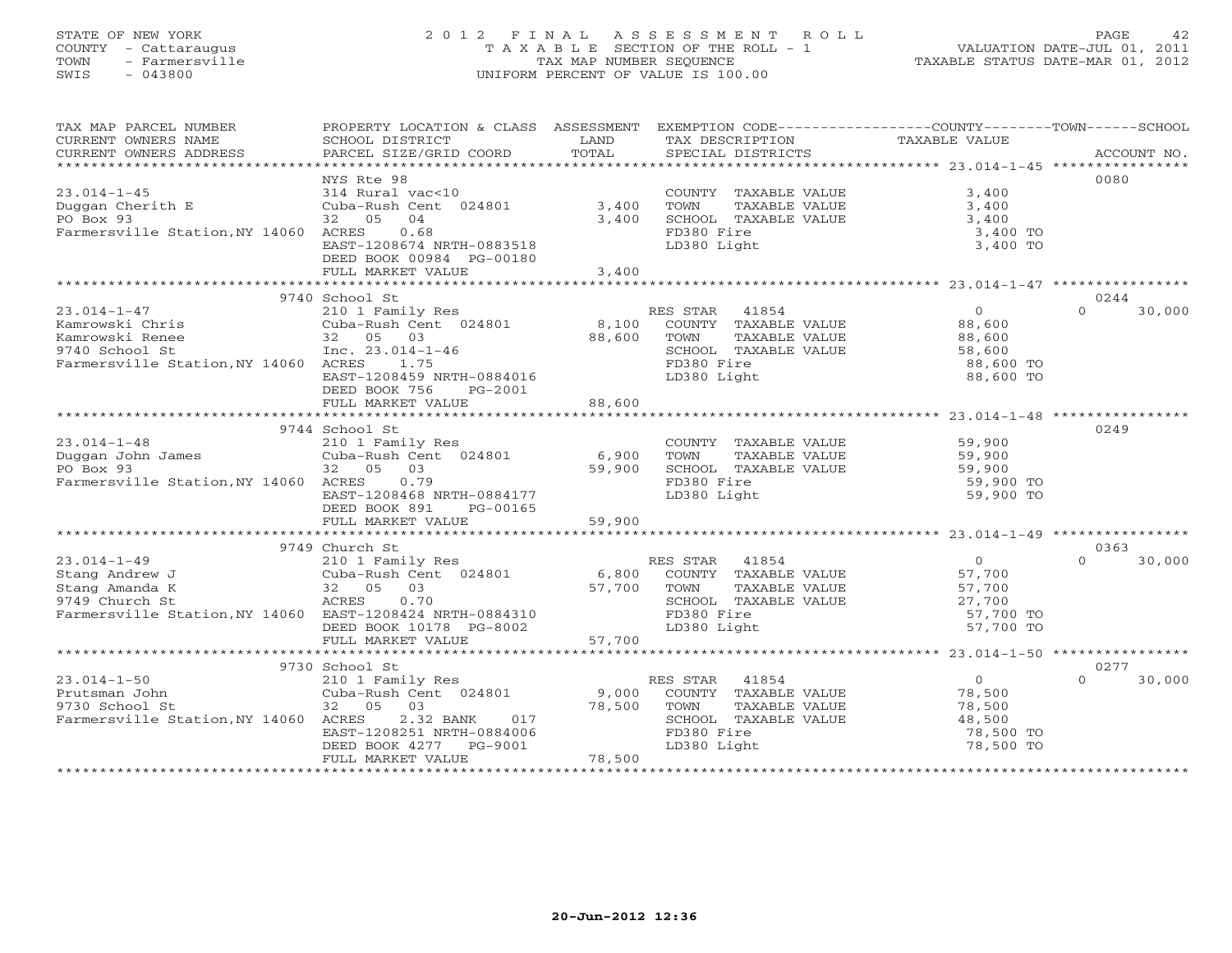STATE OF NEW YORK
COUNTY - Cattaraugus
TOWN - Farmersville
SWIS - 043800

# 2012 FINAL ASSESSMENT ROLL
TAXABLE SECTION OF THE ROLL - 1
TAX MAP NUMBER SEQUENCE
UNIFORM PERCENT OF VALUE IS 100.00

VALUATION DATE-JUL 01, 2011
TAXABLE STATUS DATE-MAR 01, 2012

| TAX MAP PARCEL NUMBER / CURRENT OWNERS NAME / CURRENT OWNERS ADDRESS | PROPERTY LOCATION & CLASS / SCHOOL DISTRICT / PARCEL SIZE/GRID COORD | ASSESSMENT LAND | ASSESSMENT TOTAL | EXEMPTION CODE / TAX DESCRIPTION / SPECIAL DISTRICTS | COUNTY TAXABLE VALUE | TOWN | SCHOOL | ACCOUNT NO. |
|---|---|---|---|---|---|---|---|---|
| **23.014-1-45** | NYS Rte 98 | | | | | | | 0080 |
| Duggan Cherith E | 314 Rural vac<10 | | | COUNTY TAXABLE VALUE | 3,400 | | | |
| PO Box 93 | Cuba-Rush Cent 024801 | 3,400 | | TOWN TAXABLE VALUE | 3,400 | | | |
| Farmersville Station,NY 14060 | 32 05 04 | | 3,400 | SCHOOL TAXABLE VALUE | 3,400 | | | |
| | ACRES 0.68 | | | FD380 Fire | 3,400 TO | | | |
| | EAST-1208674 NRTH-0883518 | | | LD380 Light | 3,400 TO | | | |
| | DEED BOOK 00984 PG-00180 | | | | | | | |
| | FULL MARKET VALUE | | 3,400 | | | | | |
| **23.014-1-47** | 9740 School St | | | | | | | 0244 |
| Kamrowski Chris | 210 1 Family Res | | | RES STAR 41854 | 0 | | 0 | 30,000 |
| Kamrowski Renee | Cuba-Rush Cent 024801 | 8,100 | | COUNTY TAXABLE VALUE | 88,600 | | | |
| 9740 School St | 32 05 03 | | 88,600 | TOWN TAXABLE VALUE | 88,600 | | | |
| Farmersville Station,NY 14060 | Inc. 23.014-1-46 | | | SCHOOL TAXABLE VALUE | 58,600 | | | |
| | ACRES 1.75 | | | FD380 Fire | 88,600 TO | | | |
| | EAST-1208459 NRTH-0884016 | | | LD380 Light | 88,600 TO | | | |
| | DEED BOOK 756 PG-2001 | | | | | | | |
| | FULL MARKET VALUE | | 88,600 | | | | | |
| **23.014-1-48** | 9744 School St | | | | | | | 0249 |
| Duggan John James | 210 1 Family Res | | | COUNTY TAXABLE VALUE | 59,900 | | | |
| PO Box 93 | Cuba-Rush Cent 024801 | 6,900 | | TOWN TAXABLE VALUE | 59,900 | | | |
| Farmersville Station,NY 14060 | 32 05 03 | | 59,900 | SCHOOL TAXABLE VALUE | 59,900 | | | |
| | ACRES 0.79 | | | FD380 Fire | 59,900 TO | | | |
| | EAST-1208468 NRTH-0884177 | | | LD380 Light | 59,900 TO | | | |
| | DEED BOOK 891 PG-00165 | | | | | | | |
| | FULL MARKET VALUE | | 59,900 | | | | | |
| **23.014-1-49** | 9749 Church St | | | | | | | 0363 |
| Stang Andrew J | 210 1 Family Res | | | RES STAR 41854 | 0 | | 0 | 30,000 |
| Stang Amanda K | Cuba-Rush Cent 024801 | 6,800 | | COUNTY TAXABLE VALUE | 57,700 | | | |
| 9749 Church St | 32 05 03 | | 57,700 | TOWN TAXABLE VALUE | 57,700 | | | |
| Farmersville Station,NY 14060 | ACRES 0.70 | | | SCHOOL TAXABLE VALUE | 27,700 | | | |
| | EAST-1208424 NRTH-0884310 | | | FD380 Fire | 57,700 TO | | | |
| | DEED BOOK 10178 PG-8002 | | | LD380 Light | 57,700 TO | | | |
| | FULL MARKET VALUE | | 57,700 | | | | | |
| **23.014-1-50** | 9730 School St | | | | | | | 0277 |
| Prutsman John | 210 1 Family Res | | | RES STAR 41854 | 0 | | 0 | 30,000 |
| 9730 School St | Cuba-Rush Cent 024801 | 9,000 | | COUNTY TAXABLE VALUE | 78,500 | | | |
| Farmersville Station,NY 14060 | 32 05 03 | | 78,500 | TOWN TAXABLE VALUE | 78,500 | | | |
| | ACRES 2.32 BANK 017 | | | SCHOOL TAXABLE VALUE | 48,500 | | | |
| | EAST-1208251 NRTH-0884006 | | | FD380 Fire | 78,500 TO | | | |
| | DEED BOOK 4277 PG-9001 | | | LD380 Light | 78,500 TO | | | |
| | FULL MARKET VALUE | | 78,500 | | | | | |

20-Jun-2012 12:36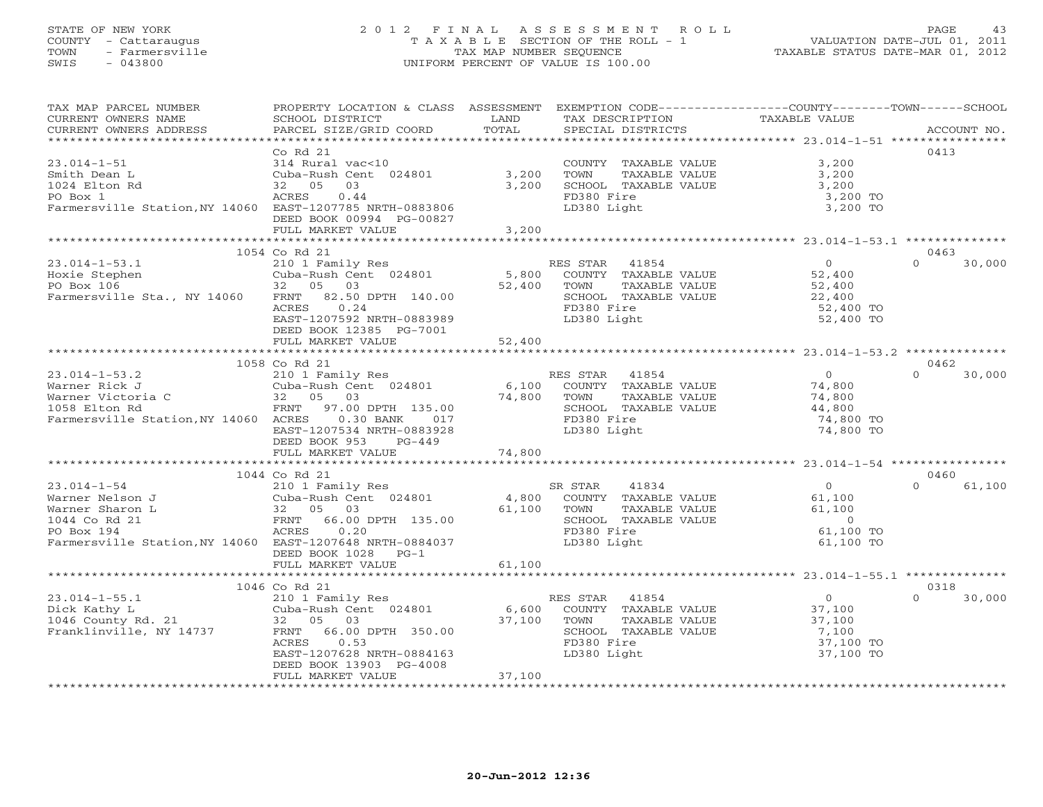STATE OF NEW YORK
COUNTY - Cattaraugus
TOWN - Farmersville
SWIS - 043800

# 2012 FINAL ASSESSMENT ROLL

TAXABLE SECTION OF THE ROLL - 1
TAX MAP NUMBER SEQUENCE
UNIFORM PERCENT OF VALUE IS 100.00

VALUATION DATE-JUL 01, 2011
TAXABLE STATUS DATE-MAR 01, 2012

| TAX MAP PARCEL NUMBER / CURRENT OWNERS NAME / CURRENT OWNERS ADDRESS | PROPERTY LOCATION & CLASS / SCHOOL DISTRICT / PARCEL SIZE/GRID COORD | ASSESSMENT LAND | TOTAL | EXEMPTION CODE / TAX DESCRIPTION / SPECIAL DISTRICTS | COUNTY TAXABLE VALUE | TOWN | SCHOOL / ACCOUNT NO. |
|---|---|---|---|---|---|---|---|
| 23.014-1-51 | Co Rd 21 | | | | | | 0413 |
| | 314 Rural vac<10 | | | COUNTY TAXABLE VALUE | 3,200 | | |
| Smith Dean L | Cuba-Rush Cent 024801 | 3,200 | | TOWN TAXABLE VALUE | 3,200 | | |
| 1024 Elton Rd | 32 05 03 | | 3,200 | SCHOOL TAXABLE VALUE | 3,200 | | |
| PO Box 1 | ACRES 0.44 | | | FD380 Fire | 3,200 TO | | |
| Farmersville Station,NY 14060 | EAST-1207785 NRTH-0883806 | | | LD380 Light | 3,200 TO | | |
| | DEED BOOK 00994 PG-00827 | | | | | | |
| | FULL MARKET VALUE | | 3,200 | | | | |
| 23.014-1-53.1 | 1054 Co Rd 21 | | | | | | 0463 |
| | 210 1 Family Res | | | RES STAR 41854 | 0 | 0 | 30,000 |
| Hoxie Stephen | Cuba-Rush Cent 024801 | 5,800 | | COUNTY TAXABLE VALUE | 52,400 | | |
| PO Box 106 | 32 05 03 | | 52,400 | TOWN TAXABLE VALUE | 52,400 | | |
| Farmersville Sta., NY 14060 | FRNT 82.50 DPTH 140.00 | | | SCHOOL TAXABLE VALUE | 22,400 | | |
| | ACRES 0.24 | | | FD380 Fire | 52,400 TO | | |
| | EAST-1207592 NRTH-0883989 | | | LD380 Light | 52,400 TO | | |
| | DEED BOOK 12385 PG-7001 | | | | | | |
| | FULL MARKET VALUE | | 52,400 | | | | |
| 23.014-1-53.2 | 1058 Co Rd 21 | | | | | | 0462 |
| | 210 1 Family Res | | | RES STAR 41854 | 0 | 0 | 30,000 |
| Warner Rick J | Cuba-Rush Cent 024801 | 6,100 | | COUNTY TAXABLE VALUE | 74,800 | | |
| Warner Victoria C | 32 05 03 | | 74,800 | TOWN TAXABLE VALUE | 74,800 | | |
| 1058 Elton Rd | FRNT 97.00 DPTH 135.00 | | | SCHOOL TAXABLE VALUE | 44,800 | | |
| Farmersville Station,NY 14060 | ACRES 0.30 BANK 017 | | | FD380 Fire | 74,800 TO | | |
| | EAST-1207534 NRTH-0883928 | | | LD380 Light | 74,800 TO | | |
| | DEED BOOK 953 PG-449 | | | | | | |
| | FULL MARKET VALUE | | 74,800 | | | | |
| 23.014-1-54 | 1044 Co Rd 21 | | | | | | 0460 |
| | 210 1 Family Res | | | SR STAR 41834 | 0 | 0 | 61,100 |
| Warner Nelson J | Cuba-Rush Cent 024801 | 4,800 | | COUNTY TAXABLE VALUE | 61,100 | | |
| Warner Sharon L | 32 05 03 | | 61,100 | TOWN TAXABLE VALUE | 61,100 | | |
| 1044 Co Rd 21 | FRNT 66.00 DPTH 135.00 | | | SCHOOL TAXABLE VALUE | 0 | | |
| PO Box 194 | ACRES 0.20 | | | FD380 Fire | 61,100 TO | | |
| Farmersville Station,NY 14060 | EAST-1207648 NRTH-0884037 | | | LD380 Light | 61,100 TO | | |
| | DEED BOOK 1028 PG-1 | | | | | | |
| | FULL MARKET VALUE | | 61,100 | | | | |
| 23.014-1-55.1 | 1046 Co Rd 21 | | | | | | 0318 |
| | 210 1 Family Res | | | RES STAR 41854 | 0 | 0 | 30,000 |
| Dick Kathy L | Cuba-Rush Cent 024801 | 6,600 | | COUNTY TAXABLE VALUE | 37,100 | | |
| 1046 County Rd. 21 | 32 05 03 | | 37,100 | TOWN TAXABLE VALUE | 37,100 | | |
| Franklinville, NY 14737 | FRNT 66.00 DPTH 350.00 | | | SCHOOL TAXABLE VALUE | 7,100 | | |
| | ACRES 0.53 | | | FD380 Fire | 37,100 TO | | |
| | EAST-1207628 NRTH-0884163 | | | LD380 Light | 37,100 TO | | |
| | DEED BOOK 13903 PG-4008 | | | | | | |
| | FULL MARKET VALUE | | 37,100 | | | | |

20-Jun-2012 12:36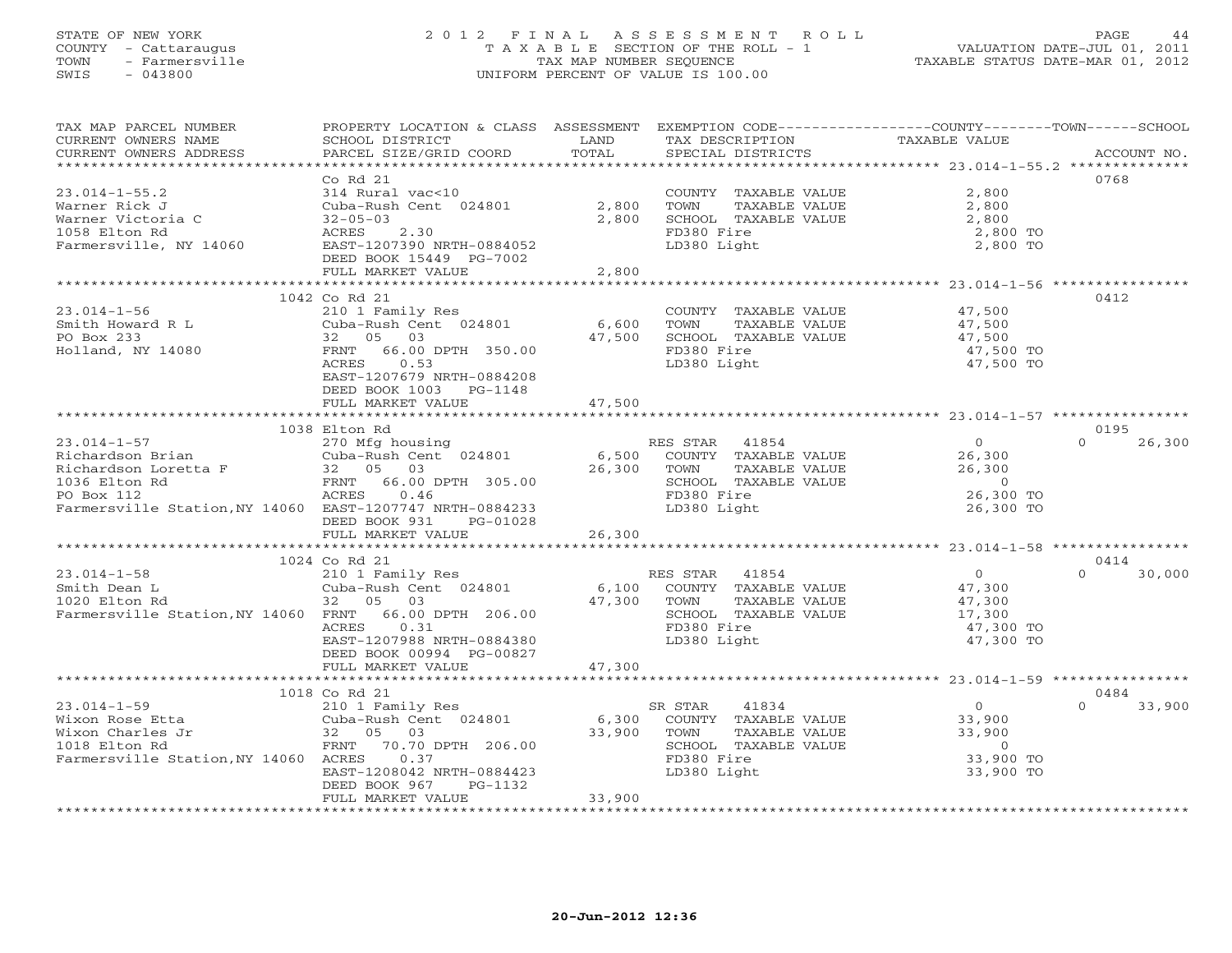STATE OF NEW YORK
COUNTY - Cattaraugus
TOWN - Farmersville
SWIS - 043800

2012 FINAL ASSESSMENT ROLL
TAXABLE SECTION OF THE ROLL - 1
TAX MAP NUMBER SEQUENCE
UNIFORM PERCENT OF VALUE IS 100.00

VALUATION DATE-JUL 01, 2011
TAXABLE STATUS DATE-MAR 01, 2012

| TAX MAP PARCEL NUMBER / CURRENT OWNERS NAME / CURRENT OWNERS ADDRESS | PROPERTY LOCATION & CLASS / SCHOOL DISTRICT / PARCEL SIZE/GRID COORD | ASSESSMENT LAND | TOTAL | EXEMPTION CODE / TAX DESCRIPTION / SPECIAL DISTRICTS | COUNTY / TOWN / SCHOOL TAXABLE VALUE | ACCOUNT NO. |
|---|---|---|---|---|---|---|
| 23.014-1-55.2 | Co Rd 21 | | | | | 0768 |
| | 314 Rural vac<10 | | | COUNTY TAXABLE VALUE | 2,800 | |
| Warner Rick J | Cuba-Rush Cent 024801 | 2,800 | | TOWN TAXABLE VALUE | 2,800 | |
| Warner Victoria C | 32-05-03 | | 2,800 | SCHOOL TAXABLE VALUE | 2,800 | |
| 1058 Elton Rd | ACRES 2.30 | | | FD380 Fire | 2,800 TO | |
| Farmersville, NY 14060 | EAST-1207390 NRTH-0884052 | | | LD380 Light | 2,800 TO | |
| | DEED BOOK 15449 PG-7002 | | | | | |
| | FULL MARKET VALUE | | 2,800 | | | |
| 23.014-1-56 | 1042 Co Rd 21 | | | | | 0412 |
| | 210 1 Family Res | | | COUNTY TAXABLE VALUE | 47,500 | |
| Smith Howard R L | Cuba-Rush Cent 024801 | 6,600 | | TOWN TAXABLE VALUE | 47,500 | |
| PO Box 233 | 32 05 03 | | 47,500 | SCHOOL TAXABLE VALUE | 47,500 | |
| Holland, NY 14080 | FRNT 66.00 DPTH 350.00 | | | FD380 Fire | 47,500 TO | |
| | ACRES 0.53 | | | LD380 Light | 47,500 TO | |
| | EAST-1207679 NRTH-0884208 | | | | | |
| | DEED BOOK 1003 PG-1148 | | | | | |
| | FULL MARKET VALUE | | 47,500 | | | |
| 23.014-1-57 | 1038 Elton Rd | | | | | 0195 |
| | 270 Mfg housing | | | RES STAR 41854 | 0 / 0 / 26,300 | |
| Richardson Brian | Cuba-Rush Cent 024801 | 6,500 | | COUNTY TAXABLE VALUE | 26,300 | |
| Richardson Loretta F | 32 05 03 | | 26,300 | TOWN TAXABLE VALUE | 26,300 | |
| 1036 Elton Rd | FRNT 66.00 DPTH 305.00 | | | SCHOOL TAXABLE VALUE | 0 | |
| PO Box 112 | ACRES 0.46 | | | FD380 Fire | 26,300 TO | |
| Farmersville Station,NY 14060 | EAST-1207747 NRTH-0884233 | | | LD380 Light | 26,300 TO | |
| | DEED BOOK 931 PG-01028 | | | | | |
| | FULL MARKET VALUE | | 26,300 | | | |
| 23.014-1-58 | 1024 Co Rd 21 | | | | | 0414 |
| | 210 1 Family Res | | | RES STAR 41854 | 0 / 0 / 30,000 | |
| Smith Dean L | Cuba-Rush Cent 024801 | 6,100 | | COUNTY TAXABLE VALUE | 47,300 | |
| 1020 Elton Rd | 32 05 03 | | 47,300 | TOWN TAXABLE VALUE | 47,300 | |
| Farmersville Station,NY 14060 | FRNT 66.00 DPTH 206.00 | | | SCHOOL TAXABLE VALUE | 17,300 | |
| | ACRES 0.31 | | | FD380 Fire | 47,300 TO | |
| | EAST-1207988 NRTH-0884380 | | | LD380 Light | 47,300 TO | |
| | DEED BOOK 00994 PG-00827 | | | | | |
| | FULL MARKET VALUE | | 47,300 | | | |
| 23.014-1-59 | 1018 Co Rd 21 | | | | | 0484 |
| | 210 1 Family Res | | | SR STAR 41834 | 0 / 0 / 33,900 | |
| Wixon Rose Etta | Cuba-Rush Cent 024801 | 6,300 | | COUNTY TAXABLE VALUE | 33,900 | |
| Wixon Charles Jr | 32 05 03 | | 33,900 | TOWN TAXABLE VALUE | 33,900 | |
| 1018 Elton Rd | FRNT 70.70 DPTH 206.00 | | | SCHOOL TAXABLE VALUE | 0 | |
| Farmersville Station,NY 14060 | ACRES 0.37 | | | FD380 Fire | 33,900 TO | |
| | EAST-1208042 NRTH-0884423 | | | LD380 Light | 33,900 TO | |
| | DEED BOOK 967 PG-1132 | | | | | |
| | FULL MARKET VALUE | | 33,900 | | | |

20-Jun-2012 12:36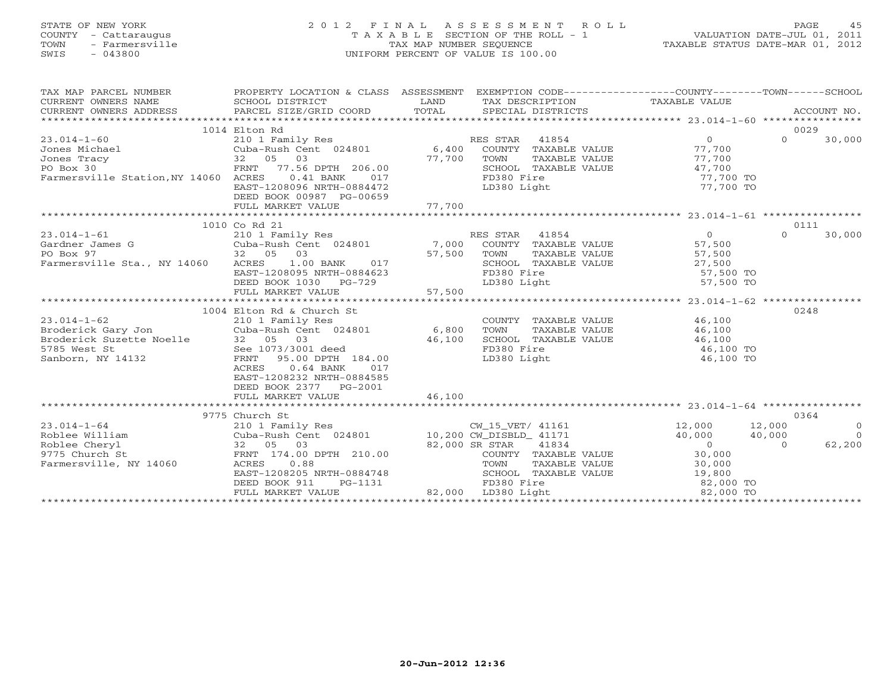STATE OF NEW YORK
COUNTY - Cattaraugus
TOWN - Farmersville
SWIS - 043800

# 2012 FINAL ASSESSMENT ROLL

TAXABLE SECTION OF THE ROLL - 1
TAX MAP NUMBER SEQUENCE
UNIFORM PERCENT OF VALUE IS 100.00

VALUATION DATE-JUL 01, 2011
TAXABLE STATUS DATE-MAR 01, 2012

| TAX MAP PARCEL NUMBER / CURRENT OWNERS NAME / CURRENT OWNERS ADDRESS | PROPERTY LOCATION & CLASS / SCHOOL DISTRICT / PARCEL SIZE/GRID COORD | ASSESSMENT LAND | ASSESSMENT TOTAL | EXEMPTION CODE / TAX DESCRIPTION / SPECIAL DISTRICTS | COUNTY TAXABLE VALUE | TOWN | SCHOOL | ACCOUNT NO. |
|---|---|---|---|---|---|---|---|---|
| **23.014-1-60** | 1014 Elton Rd | | | | | | | 0029 |
| Jones Michael | 210 1 Family Res | | | RES STAR 41854 | 0 | 0 | 30,000 | |
| Jones Tracy | Cuba-Rush Cent 024801 | 6,400 | | COUNTY TAXABLE VALUE | 77,700 | | | |
| PO Box 30 | 32 05 03 | | 77,700 | TOWN TAXABLE VALUE | 77,700 | | | |
| Farmersville Station,NY 14060 | FRNT 77.56 DPTH 206.00 | | | SCHOOL TAXABLE VALUE | 47,700 | | | |
| | ACRES 0.41 BANK 017 | | | FD380 Fire | 77,700 TO | | | |
| | EAST-1208096 NRTH-0884472 | | | LD380 Light | 77,700 TO | | | |
| | DEED BOOK 00987 PG-00659 | | | | | | | |
| | FULL MARKET VALUE | | 77,700 | | | | | |
| **23.014-1-61** | 1010 Co Rd 21 | | | | | | | 0111 |
| Gardner James G | 210 1 Family Res | | | RES STAR 41854 | 0 | 0 | 30,000 | |
| PO Box 97 | Cuba-Rush Cent 024801 | 7,000 | | COUNTY TAXABLE VALUE | 57,500 | | | |
| Farmersville Sta., NY 14060 | 32 05 03 | | 57,500 | TOWN TAXABLE VALUE | 57,500 | | | |
| | ACRES 1.00 BANK 017 | | | SCHOOL TAXABLE VALUE | 27,500 | | | |
| | EAST-1208095 NRTH-0884623 | | | FD380 Fire | 57,500 TO | | | |
| | DEED BOOK 1030 PG-729 | | | LD380 Light | 57,500 TO | | | |
| | FULL MARKET VALUE | | 57,500 | | | | | |
| **23.014-1-62** | 1004 Elton Rd & Church St | | | | | | | 0248 |
| Broderick Gary Jon | 210 1 Family Res | | | COUNTY TAXABLE VALUE | 46,100 | | | |
| Broderick Suzette Noelle | Cuba-Rush Cent 024801 | 6,800 | | TOWN TAXABLE VALUE | 46,100 | | | |
| 5785 West St | 32 05 03 | | 46,100 | SCHOOL TAXABLE VALUE | 46,100 | | | |
| Sanborn, NY 14132 | See 1073/3001 deed | | | FD380 Fire | 46,100 TO | | | |
| | FRNT 95.00 DPTH 184.00 | | | LD380 Light | 46,100 TO | | | |
| | ACRES 0.64 BANK 017 | | | | | | | |
| | EAST-1208232 NRTH-0884585 | | | | | | | |
| | DEED BOOK 2377 PG-2001 | | | | | | | |
| | FULL MARKET VALUE | | 46,100 | | | | | |
| **23.014-1-64** | 9775 Church St | | | | | | | 0364 |
| Roblee William | 210 1 Family Res | | | CW_15_VET/ 41161 | 12,000 | 12,000 | 0 | |
| Roblee Cheryl | Cuba-Rush Cent 024801 | 10,200 | | CW_DISBLD_ 41171 | 40,000 | 40,000 | 0 | |
| 9775 Church St | 32 05 03 | | 82,000 | SR STAR 41834 | 0 | 0 | 62,200 | |
| Farmersville, NY 14060 | FRNT 174.00 DPTH 210.00 | | | COUNTY TAXABLE VALUE | 30,000 | | | |
| | ACRES 0.88 | | | TOWN TAXABLE VALUE | 30,000 | | | |
| | EAST-1208205 NRTH-0884748 | | | SCHOOL TAXABLE VALUE | 19,800 | | | |
| | DEED BOOK 911 PG-1131 | | | FD380 Fire | 82,000 TO | | | |
| | FULL MARKET VALUE | | 82,000 | LD380 Light | 82,000 TO | | | |

20-Jun-2012 12:36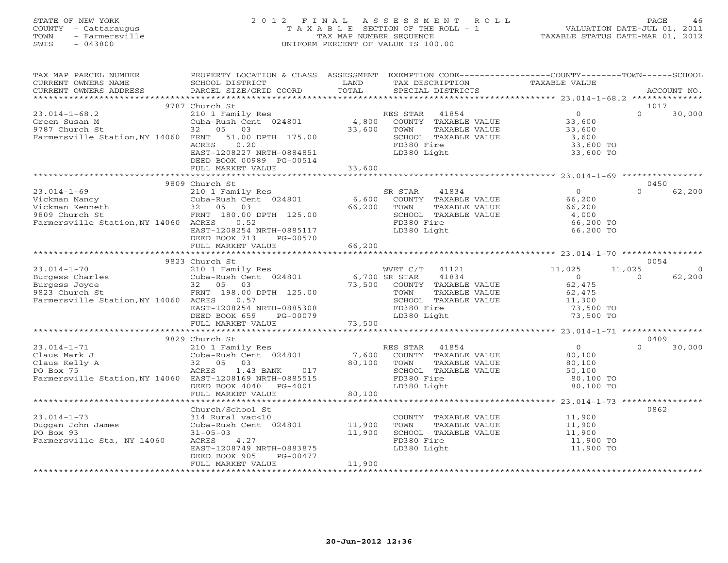STATE OF NEW YORK
COUNTY - Cattaraugus
TOWN - Farmersville
SWIS - 043800

2012 FINAL ASSESSMENT ROLL
TAXABLE SECTION OF THE ROLL - 1
TAX MAP NUMBER SEQUENCE
UNIFORM PERCENT OF VALUE IS 100.00

VALUATION DATE-JUL 01, 2011
TAXABLE STATUS DATE-MAR 01, 2012

| TAX MAP PARCEL NUMBER / CURRENT OWNERS NAME / CURRENT OWNERS ADDRESS | PROPERTY LOCATION & CLASS / SCHOOL DISTRICT / PARCEL SIZE/GRID COORD | ASSESSMENT LAND / TOTAL | EXEMPTION CODE / TAX DESCRIPTION / SPECIAL DISTRICTS | COUNTY TAXABLE VALUE | TOWN | SCHOOL / ACCOUNT NO. |
|---|---|---|---|---|---|---|
| | 9787 Church St | | | | | 1017 |
| 23.014-1-68.2 | 210 1 Family Res | | RES STAR 41854 | 0 | 0 | 30,000 |
| Green Susan M | Cuba-Rush Cent 024801 | 4,800 | COUNTY TAXABLE VALUE | 33,600 | | |
| 9787 Church St | 32 05 03 | 33,600 | TOWN TAXABLE VALUE | 33,600 | | |
| Farmersville Station,NY 14060 | FRNT 51.00 DPTH 175.00 | | SCHOOL TAXABLE VALUE | 3,600 | | |
| | ACRES 0.20 | | FD380 Fire | 33,600 TO | | |
| | EAST-1208227 NRTH-0884851 | | LD380 Light | 33,600 TO | | |
| | DEED BOOK 00989 PG-00514 | | | | | |
| | FULL MARKET VALUE | 33,600 | | | | |
| | 9809 Church St | | | | | 0450 |
| 23.014-1-69 | 210 1 Family Res | | SR STAR 41834 | 0 | 0 | 62,200 |
| Vickman Nancy | Cuba-Rush Cent 024801 | 6,600 | COUNTY TAXABLE VALUE | 66,200 | | |
| Vickman Kenneth | 32 05 03 | 66,200 | TOWN TAXABLE VALUE | 66,200 | | |
| 9809 Church St | FRNT 180.00 DPTH 125.00 | | SCHOOL TAXABLE VALUE | 4,000 | | |
| Farmersville Station,NY 14060 | ACRES 0.52 | | FD380 Fire | 66,200 TO | | |
| | EAST-1208254 NRTH-0885117 | | LD380 Light | 66,200 TO | | |
| | DEED BOOK 713 PG-00570 | | | | | |
| | FULL MARKET VALUE | 66,200 | | | | |
| | 9823 Church St | | | | | 0054 |
| 23.014-1-70 | 210 1 Family Res | | WVET C/T 41121 | 11,025 | 11,025 | 0 |
| Burgess Charles | Cuba-Rush Cent 024801 | 6,700 | SR STAR 41834 | 0 | 0 | 62,200 |
| Burgess Joyce | 32 05 03 | 73,500 | COUNTY TAXABLE VALUE | 62,475 | | |
| 9823 Church St | FRNT 198.00 DPTH 125.00 | | TOWN TAXABLE VALUE | 62,475 | | |
| Farmersville Station,NY 14060 | ACRES 0.57 | | SCHOOL TAXABLE VALUE | 11,300 | | |
| | EAST-1208254 NRTH-0885308 | | FD380 Fire | 73,500 TO | | |
| | DEED BOOK 659 PG-00079 | | LD380 Light | 73,500 TO | | |
| | FULL MARKET VALUE | 73,500 | | | | |
| | 9829 Church St | | | | | 0409 |
| 23.014-1-71 | 210 1 Family Res | | RES STAR 41854 | 0 | 0 | 30,000 |
| Claus Mark J | Cuba-Rush Cent 024801 | 7,600 | COUNTY TAXABLE VALUE | 80,100 | | |
| Claus Kelly A | 32 05 03 | 80,100 | TOWN TAXABLE VALUE | 80,100 | | |
| PO Box 75 | ACRES 1.43 BANK 017 | | SCHOOL TAXABLE VALUE | 50,100 | | |
| Farmersville Station,NY 14060 | EAST-1208169 NRTH-0885515 | | FD380 Fire | 80,100 TO | | |
| | DEED BOOK 4040 PG-4001 | | LD380 Light | 80,100 TO | | |
| | FULL MARKET VALUE | 80,100 | | | | |
| | Church/School St | | | | | 0862 |
| 23.014-1-73 | 314 Rural vac<10 | | COUNTY TAXABLE VALUE | 11,900 | | |
| Duggan John James | Cuba-Rush Cent 024801 | 11,900 | TOWN TAXABLE VALUE | 11,900 | | |
| PO Box 93 | 31-05-03 | 11,900 | SCHOOL TAXABLE VALUE | 11,900 | | |
| Farmersville Sta, NY 14060 | ACRES 4.27 | | FD380 Fire | 11,900 TO | | |
| | EAST-1208749 NRTH-0883875 | | LD380 Light | 11,900 TO | | |
| | DEED BOOK 905 PG-00477 | | | | | |
| | FULL MARKET VALUE | 11,900 | | | | |

20-Jun-2012 12:36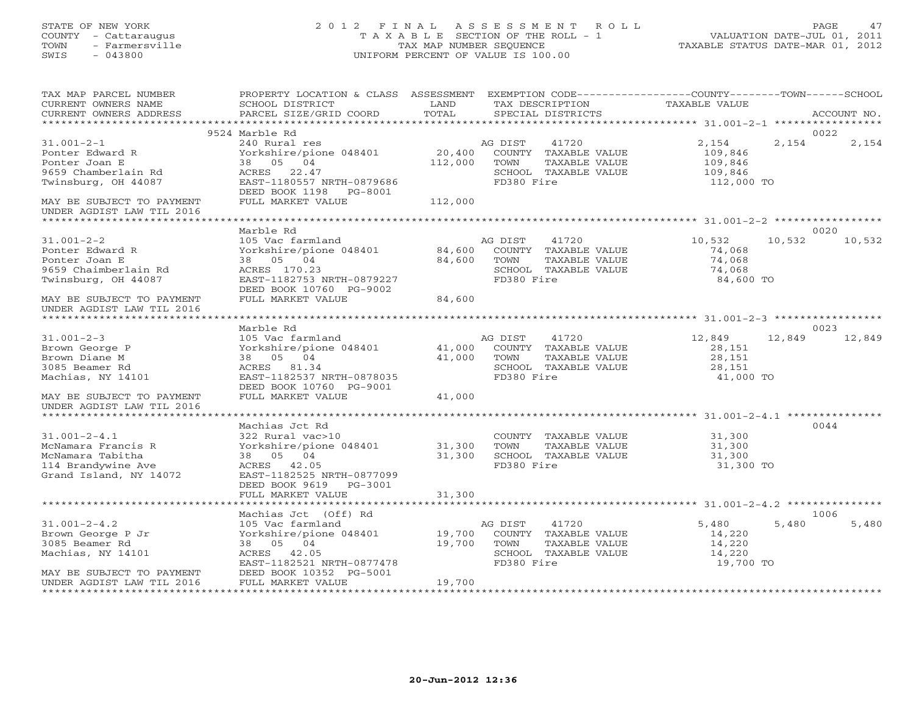STATE OF NEW YORK
COUNTY - Cattaraugus
TOWN - Farmersville
SWIS - 043800

# 2012 FINAL ASSESSMENT ROLL
TAXABLE SECTION OF THE ROLL - 1
TAX MAP NUMBER SEQUENCE
UNIFORM PERCENT OF VALUE IS 100.00

VALUATION DATE-JUL 01, 2011
TAXABLE STATUS DATE-MAR 01, 2012

| TAX MAP PARCEL NUMBER / CURRENT OWNERS NAME / CURRENT OWNERS ADDRESS | PROPERTY LOCATION & CLASS / SCHOOL DISTRICT / PARCEL SIZE/GRID COORD | ASSESSMENT LAND / TOTAL | EXEMPTION CODE / TAX DESCRIPTION / SPECIAL DISTRICTS | COUNTY | TOWN | SCHOOL | ACCOUNT NO. |
|---|---|---|---|---|---|---|---|
| **31.001-2-1** | 9524 Marble Rd | | | | | | 0022 |
| Ponter Edward R | 240 Rural res | | AG DIST 41720 | 2,154 | 2,154 | 2,154 | |
| Ponter Joan E | Yorkshire/pione 048401 | 20,400 | COUNTY TAXABLE VALUE | 109,846 | | | |
| 9659 Chamberlain Rd | 38 05 04 | 112,000 | TOWN TAXABLE VALUE | | 109,846 | | |
| Twinsburg, OH 44087 | ACRES 22.47 | | SCHOOL TAXABLE VALUE | | | 109,846 | |
| | EAST-1180557 NRTH-0879686 | | FD380 Fire | 112,000 TO | | | |
| | DEED BOOK 1198 PG-8001 | | | | | | |
| MAY BE SUBJECT TO PAYMENT UNDER AGDIST LAW TIL 2016 | FULL MARKET VALUE | 112,000 | | | | | |
| **31.001-2-2** | Marble Rd | | | | | | 0020 |
| Ponter Edward R | 105 Vac farmland | | AG DIST 41720 | 10,532 | 10,532 | 10,532 | |
| Ponter Joan E | Yorkshire/pione 048401 | 84,600 | COUNTY TAXABLE VALUE | 74,068 | | | |
| 9659 Chaimberlain Rd | 38 05 04 | 84,600 | TOWN TAXABLE VALUE | | 74,068 | | |
| Twinsburg, OH 44087 | ACRES 170.23 | | SCHOOL TAXABLE VALUE | | | 74,068 | |
| | EAST-1182753 NRTH-0879227 | | FD380 Fire | 84,600 TO | | | |
| | DEED BOOK 10760 PG-9002 | | | | | | |
| MAY BE SUBJECT TO PAYMENT UNDER AGDIST LAW TIL 2016 | FULL MARKET VALUE | 84,600 | | | | | |
| **31.001-2-3** | Marble Rd | | | | | | 0023 |
| Brown George P | 105 Vac farmland | | AG DIST 41720 | 12,849 | 12,849 | 12,849 | |
| Brown Diane M | Yorkshire/pione 048401 | 41,000 | COUNTY TAXABLE VALUE | 28,151 | | | |
| 3085 Beamer Rd | 38 05 04 | 41,000 | TOWN TAXABLE VALUE | | 28,151 | | |
| Machias, NY 14101 | ACRES 81.34 | | SCHOOL TAXABLE VALUE | | | 28,151 | |
| | EAST-1182537 NRTH-0878035 | | FD380 Fire | 41,000 TO | | | |
| | DEED BOOK 10760 PG-9001 | | | | | | |
| MAY BE SUBJECT TO PAYMENT UNDER AGDIST LAW TIL 2016 | FULL MARKET VALUE | 41,000 | | | | | |
| **31.001-2-4.1** | Machias Jct Rd | | | | | | 0044 |
| McNamara Francis R | 322 Rural vac>10 | | COUNTY TAXABLE VALUE | 31,300 | | | |
| McNamara Tabitha | Yorkshire/pione 048401 | 31,300 | TOWN TAXABLE VALUE | | 31,300 | | |
| 114 Brandywine Ave | 38 05 04 | 31,300 | SCHOOL TAXABLE VALUE | | | 31,300 | |
| Grand Island, NY 14072 | ACRES 42.05 | | FD380 Fire | 31,300 TO | | | |
| | EAST-1182525 NRTH-0877099 | | | | | | |
| | DEED BOOK 9619 PG-3001 | | | | | | |
| | FULL MARKET VALUE | 31,300 | | | | | |
| **31.001-2-4.2** | Machias Jct (Off) Rd | | | | | | 1006 |
| Brown George P Jr | 105 Vac farmland | | AG DIST 41720 | 5,480 | 5,480 | 5,480 | |
| 3085 Beamer Rd | Yorkshire/pione 048401 | 19,700 | COUNTY TAXABLE VALUE | 14,220 | | | |
| Machias, NY 14101 | 38 05 04 | 19,700 | TOWN TAXABLE VALUE | | 14,220 | | |
| | ACRES 42.05 | | SCHOOL TAXABLE VALUE | | | 14,220 | |
| | EAST-1182521 NRTH-0877478 | | FD380 Fire | 19,700 TO | | | |
| MAY BE SUBJECT TO PAYMENT | DEED BOOK 10352 PG-5001 | | | | | | |
| UNDER AGDIST LAW TIL 2016 | FULL MARKET VALUE | 19,700 | | | | | |

20-Jun-2012 12:36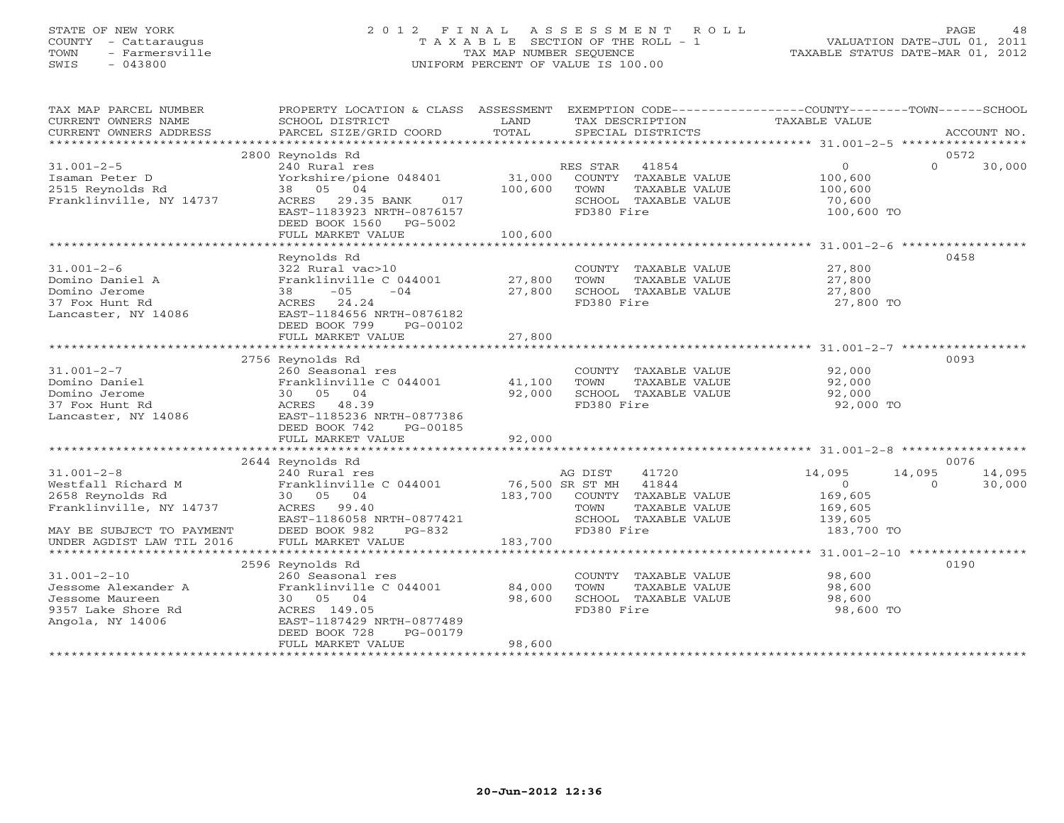STATE OF NEW YORK
COUNTY - Cattaraugus
TOWN - Farmersville
SWIS - 043800

# 2012 FINAL ASSESSMENT ROLL
TAXABLE SECTION OF THE ROLL - 1
TAX MAP NUMBER SEQUENCE
UNIFORM PERCENT OF VALUE IS 100.00

VALUATION DATE-JUL 01, 2011
TAXABLE STATUS DATE-MAR 01, 2012

| TAX MAP PARCEL NUMBER / CURRENT OWNERS NAME / CURRENT OWNERS ADDRESS | PROPERTY LOCATION & CLASS / SCHOOL DISTRICT / PARCEL SIZE/GRID COORD | ASSESSMENT LAND / TOTAL | EXEMPTION CODE / TAX DESCRIPTION / SPECIAL DISTRICTS | COUNTY TAXABLE VALUE | TOWN | SCHOOL | ACCOUNT NO. |
|---|---|---|---|---|---|---|---|
| **31.001-2-5** | 2800 Reynolds Rd | | | | | | 0572 |
| Isaman Peter D | 240 Rural res | | RES STAR 41854 | 0 | 0 | 30,000 | |
| 2515 Reynolds Rd | Yorkshire/pione 048401 | 31,000 | COUNTY TAXABLE VALUE | 100,600 | | | |
| Franklinville, NY 14737 | 38 05 04 | 100,600 | TOWN TAXABLE VALUE | 100,600 | | | |
| | ACRES 29.35 BANK 017 | | SCHOOL TAXABLE VALUE | 70,600 | | | |
| | EAST-1183923 NRTH-0876157 | | FD380 Fire | 100,600 TO | | | |
| | DEED BOOK 1560 PG-5002 | | | | | | |
| | FULL MARKET VALUE | 100,600 | | | | | |
| **31.001-2-6** | Reynolds Rd | | | | | | 0458 |
| Domino Daniel A | 322 Rural vac>10 | | COUNTY TAXABLE VALUE | 27,800 | | | |
| Domino Jerome | Franklinville C 044001 | 27,800 | TOWN TAXABLE VALUE | 27,800 | | | |
| 37 Fox Hunt Rd | 38 -05 -04 | 27,800 | SCHOOL TAXABLE VALUE | 27,800 | | | |
| Lancaster, NY 14086 | ACRES 24.24 | | FD380 Fire | 27,800 TO | | | |
| | EAST-1184656 NRTH-0876182 | | | | | | |
| | DEED BOOK 799 PG-00102 | | | | | | |
| | FULL MARKET VALUE | 27,800 | | | | | |
| **31.001-2-7** | 2756 Reynolds Rd | | | | | | 0093 |
| Domino Daniel | 260 Seasonal res | | COUNTY TAXABLE VALUE | 92,000 | | | |
| Domino Jerome | Franklinville C 044001 | 41,100 | TOWN TAXABLE VALUE | 92,000 | | | |
| 37 Fox Hunt Rd | 30 05 04 | 92,000 | SCHOOL TAXABLE VALUE | 92,000 | | | |
| Lancaster, NY 14086 | ACRES 48.39 | | FD380 Fire | 92,000 TO | | | |
| | EAST-1185236 NRTH-0877386 | | | | | | |
| | DEED BOOK 742 PG-00185 | | | | | | |
| | FULL MARKET VALUE | 92,000 | | | | | |
| **31.001-2-8** | 2644 Reynolds Rd | | | | | | 0076 |
| Westfall Richard M | 240 Rural res | | AG DIST 41720 | 14,095 | 14,095 | 14,095 | |
| 2658 Reynolds Rd | Franklinville C 044001 | 76,500 | SR ST MH 41844 | 0 | 0 | 30,000 | |
| Franklinville, NY 14737 | 30 05 04 | 183,700 | COUNTY TAXABLE VALUE | 169,605 | | | |
| | ACRES 99.40 | | TOWN TAXABLE VALUE | 169,605 | | | |
| | EAST-1186058 NRTH-0877421 | | SCHOOL TAXABLE VALUE | 139,605 | | | |
| MAY BE SUBJECT TO PAYMENT | DEED BOOK 982 PG-832 | | FD380 Fire | 183,700 TO | | | |
| UNDER AGDIST LAW TIL 2016 | FULL MARKET VALUE | 183,700 | | | | | |
| **31.001-2-10** | 2596 Reynolds Rd | | | | | | 0190 |
| Jessome Alexander A | 260 Seasonal res | | COUNTY TAXABLE VALUE | 98,600 | | | |
| Jessome Maureen | Franklinville C 044001 | 84,000 | TOWN TAXABLE VALUE | 98,600 | | | |
| 9357 Lake Shore Rd | 30 05 04 | 98,600 | SCHOOL TAXABLE VALUE | 98,600 | | | |
| Angola, NY 14006 | ACRES 149.05 | | FD380 Fire | 98,600 TO | | | |
| | EAST-1187429 NRTH-0877489 | | | | | | |
| | DEED BOOK 728 PG-00179 | | | | | | |
| | FULL MARKET VALUE | 98,600 | | | | | |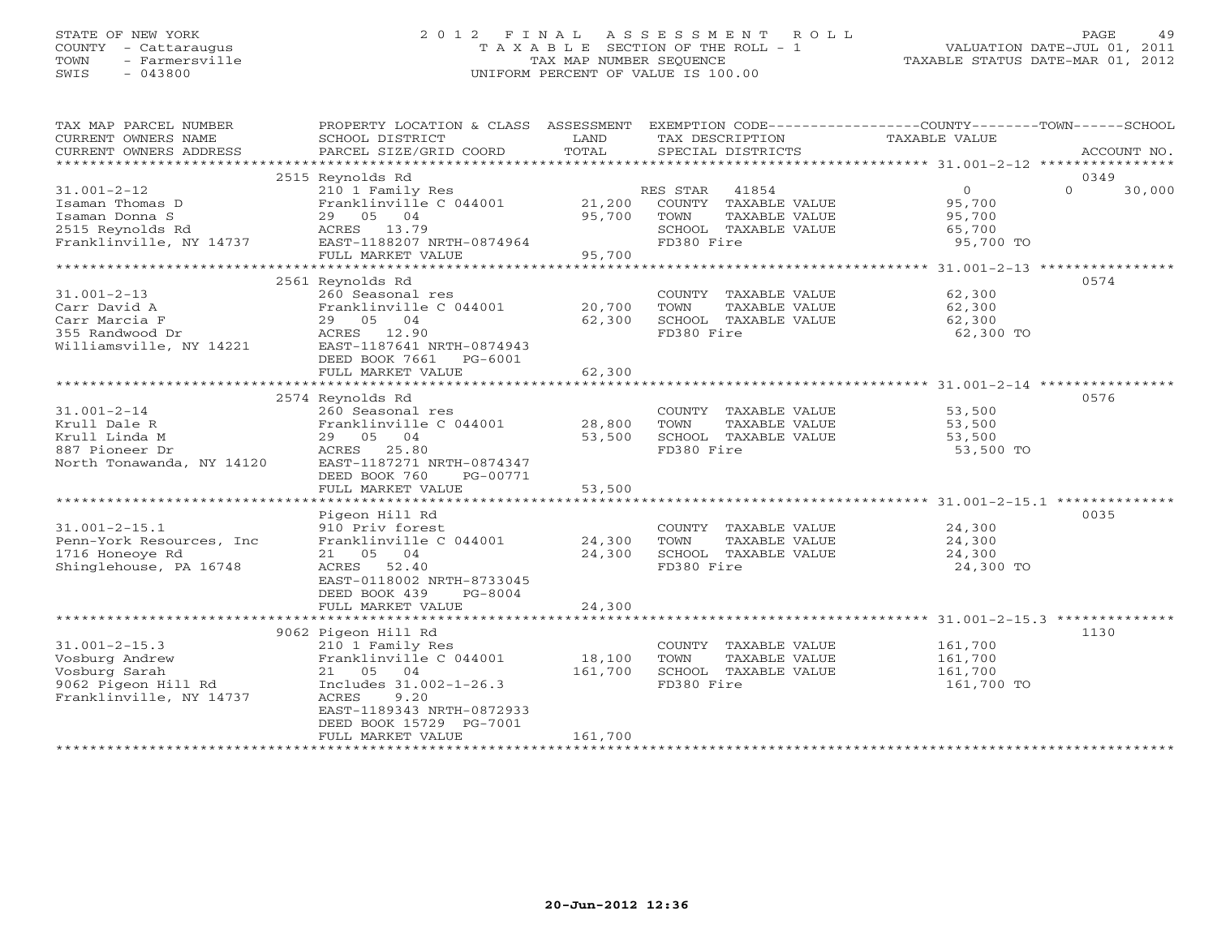STATE OF NEW YORK
COUNTY - Cattaraugus
TOWN - Farmersville
SWIS - 043800

2012 FINAL ASSESSMENT ROLL
TAXABLE SECTION OF THE ROLL - 1
TAX MAP NUMBER SEQUENCE
UNIFORM PERCENT OF VALUE IS 100.00

VALUATION DATE-JUL 01, 2011
TAXABLE STATUS DATE-MAR 01, 2012

| TAX MAP PARCEL NUMBER / CURRENT OWNERS NAME / CURRENT OWNERS ADDRESS | PROPERTY LOCATION & CLASS / SCHOOL DISTRICT / PARCEL SIZE/GRID COORD | ASSESSMENT LAND / TOTAL | EXEMPTION CODE / TAX DESCRIPTION / SPECIAL DISTRICTS | COUNTY / TOWN TAXABLE VALUE | SCHOOL / ACCOUNT NO. |
|---|---|---|---|---|---|
| | 2515 Reynolds Rd | | | | 0349 |
| 31.001-2-12 | 210 1 Family Res | | RES STAR 41854 | 0 | 0 30,000 |
| Isaman Thomas D | Franklinville C 044001 | 21,200 | COUNTY TAXABLE VALUE | 95,700 | |
| Isaman Donna S | 29 05 04 | 95,700 | TOWN TAXABLE VALUE | 95,700 | |
| 2515 Reynolds Rd | ACRES 13.79 | | SCHOOL TAXABLE VALUE | 65,700 | |
| Franklinville, NY 14737 | EAST-1188207 NRTH-0874964 | | FD380 Fire | 95,700 TO | |
| | FULL MARKET VALUE | 95,700 | | | |
| | 2561 Reynolds Rd | | | | 0574 |
| 31.001-2-13 | 260 Seasonal res | | COUNTY TAXABLE VALUE | 62,300 | |
| Carr David A | Franklinville C 044001 | 20,700 | TOWN TAXABLE VALUE | 62,300 | |
| Carr Marcia F | 29 05 04 | 62,300 | SCHOOL TAXABLE VALUE | 62,300 | |
| 355 Randwood Dr | ACRES 12.90 | | FD380 Fire | 62,300 TO | |
| Williamsville, NY 14221 | EAST-1187641 NRTH-0874943 | | | | |
| | DEED BOOK 7661 PG-6001 | | | | |
| | FULL MARKET VALUE | 62,300 | | | |
| | 2574 Reynolds Rd | | | | 0576 |
| 31.001-2-14 | 260 Seasonal res | | COUNTY TAXABLE VALUE | 53,500 | |
| Krull Dale R | Franklinville C 044001 | 28,800 | TOWN TAXABLE VALUE | 53,500 | |
| Krull Linda M | 29 05 04 | 53,500 | SCHOOL TAXABLE VALUE | 53,500 | |
| 887 Pioneer Dr | ACRES 25.80 | | FD380 Fire | 53,500 TO | |
| North Tonawanda, NY 14120 | EAST-1187271 NRTH-0874347 | | | | |
| | DEED BOOK 760 PG-00771 | | | | |
| | FULL MARKET VALUE | 53,500 | | | |
| | Pigeon Hill Rd | | | | 0035 |
| 31.001-2-15.1 | 910 Priv forest | | COUNTY TAXABLE VALUE | 24,300 | |
| Penn-York Resources, Inc | Franklinville C 044001 | 24,300 | TOWN TAXABLE VALUE | 24,300 | |
| 1716 Honeoye Rd | 21 05 04 | 24,300 | SCHOOL TAXABLE VALUE | 24,300 | |
| Shinglehouse, PA 16748 | ACRES 52.40 | | FD380 Fire | 24,300 TO | |
| | EAST-0118002 NRTH-8733045 | | | | |
| | DEED BOOK 439 PG-8004 | | | | |
| | FULL MARKET VALUE | 24,300 | | | |
| | 9062 Pigeon Hill Rd | | | | 1130 |
| 31.001-2-15.3 | 210 1 Family Res | | COUNTY TAXABLE VALUE | 161,700 | |
| Vosburg Andrew | Franklinville C 044001 | 18,100 | TOWN TAXABLE VALUE | 161,700 | |
| Vosburg Sarah | 21 05 04 | 161,700 | SCHOOL TAXABLE VALUE | 161,700 | |
| 9062 Pigeon Hill Rd | Includes 31.002-1-26.3 | | FD380 Fire | 161,700 TO | |
| Franklinville, NY 14737 | ACRES 9.20 | | | | |
| | EAST-1189343 NRTH-0872933 | | | | |
| | DEED BOOK 15729 PG-7001 | | | | |
| | FULL MARKET VALUE | 161,700 | | | |

20-Jun-2012 12:36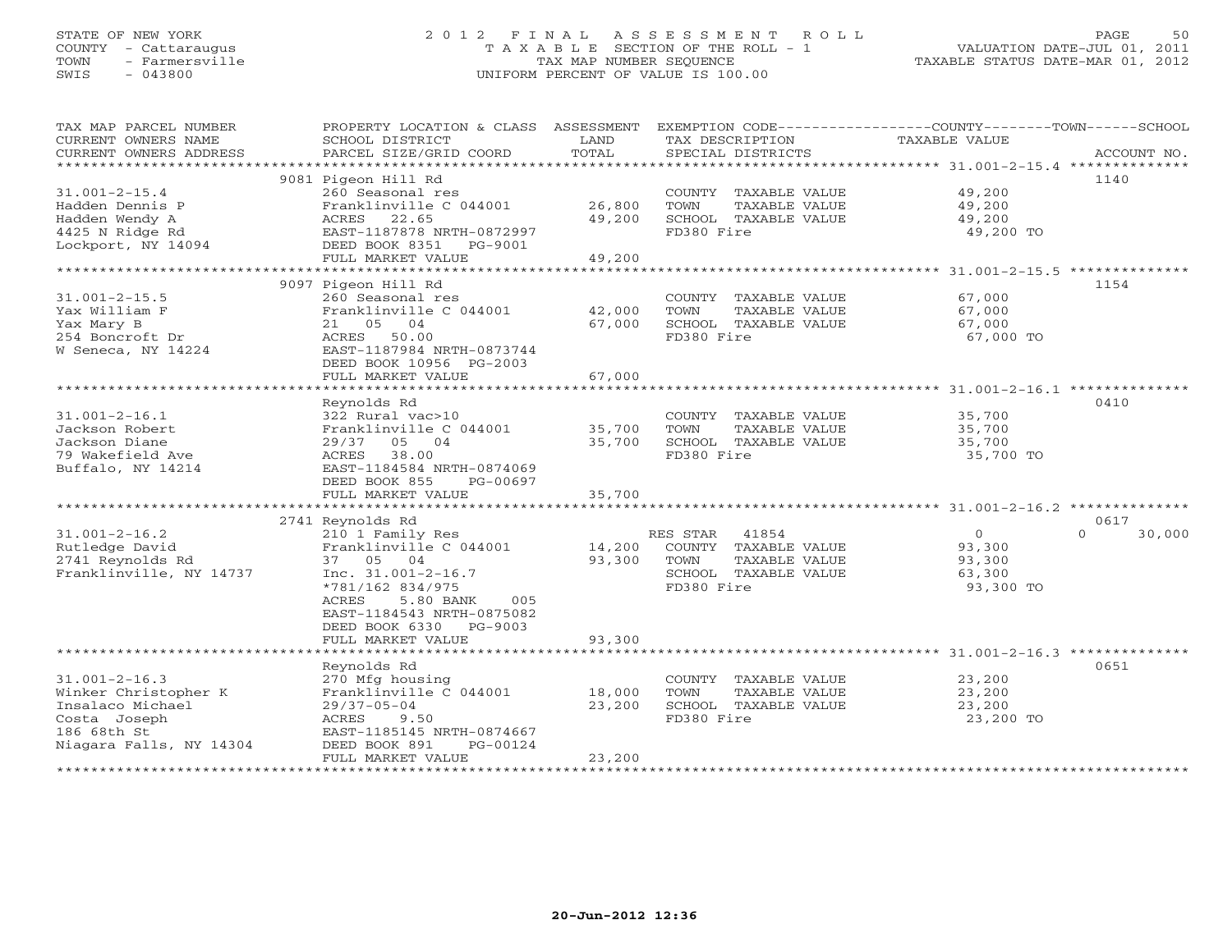STATE OF NEW YORK
COUNTY - Cattaraugus
TOWN - Farmersville
SWIS - 043800

# 2012 FINAL ASSESSMENT ROLL
TAXABLE SECTION OF THE ROLL - 1
TAX MAP NUMBER SEQUENCE
UNIFORM PERCENT OF VALUE IS 100.00

VALUATION DATE-JUL 01, 2011
TAXABLE STATUS DATE-MAR 01, 2012

| TAX MAP PARCEL NUMBER / CURRENT OWNERS NAME / CURRENT OWNERS ADDRESS | PROPERTY LOCATION & CLASS / SCHOOL DISTRICT / PARCEL SIZE/GRID COORD | ASSESSMENT LAND | TOTAL | EXEMPTION CODE / TAX DESCRIPTION / SPECIAL DISTRICTS | COUNTY TAXABLE VALUE | TOWN | SCHOOL | ACCOUNT NO. |
|---|---|---|---|---|---|---|---|---|
| | 9081 Pigeon Hill Rd | | | | | | | 1140 |
| 31.001-2-15.4 | 260 Seasonal res | | | COUNTY TAXABLE VALUE | 49,200 | | | |
| Hadden Dennis P | Franklinville C 044001 | 26,800 | | TOWN TAXABLE VALUE | 49,200 | | | |
| Hadden Wendy A | ACRES 22.65 | | 49,200 | SCHOOL TAXABLE VALUE | 49,200 | | | |
| 4425 N Ridge Rd | EAST-1187878 NRTH-0872997 | | | FD380 Fire | 49,200 TO | | | |
| Lockport, NY 14094 | DEED BOOK 8351 PG-9001 | | | | | | | |
| | FULL MARKET VALUE | | 49,200 | | | | | |
| | 9097 Pigeon Hill Rd | | | | | | | 1154 |
| 31.001-2-15.5 | 260 Seasonal res | | | COUNTY TAXABLE VALUE | 67,000 | | | |
| Yax William F | Franklinville C 044001 | 42,000 | | TOWN TAXABLE VALUE | 67,000 | | | |
| Yax Mary B | 21 05 04 | | 67,000 | SCHOOL TAXABLE VALUE | 67,000 | | | |
| 254 Boncroft Dr | ACRES 50.00 | | | FD380 Fire | 67,000 TO | | | |
| W Seneca, NY 14224 | EAST-1187984 NRTH-0873744 | | | | | | | |
| | DEED BOOK 10956 PG-2003 | | | | | | | |
| | FULL MARKET VALUE | | 67,000 | | | | | |
| | Reynolds Rd | | | | | | | 0410 |
| 31.001-2-16.1 | 322 Rural vac>10 | | | COUNTY TAXABLE VALUE | 35,700 | | | |
| Jackson Robert | Franklinville C 044001 | 35,700 | | TOWN TAXABLE VALUE | 35,700 | | | |
| Jackson Diane | 29/37 05 04 | | 35,700 | SCHOOL TAXABLE VALUE | 35,700 | | | |
| 79 Wakefield Ave | ACRES 38.00 | | | FD380 Fire | 35,700 TO | | | |
| Buffalo, NY 14214 | EAST-1184584 NRTH-0874069 | | | | | | | |
| | DEED BOOK 855 PG-00697 | | | | | | | |
| | FULL MARKET VALUE | | 35,700 | | | | | |
| | 2741 Reynolds Rd | | | | | | | 0617 |
| 31.001-2-16.2 | 210 1 Family Res | | | RES STAR 41854 | 0 | | 0 | 30,000 |
| Rutledge David | Franklinville C 044001 | 14,200 | | COUNTY TAXABLE VALUE | 93,300 | | | |
| 2741 Reynolds Rd | 37 05 04 | | 93,300 | TOWN TAXABLE VALUE | 93,300 | | | |
| Franklinville, NY 14737 | Inc. 31.001-2-16.7 | | | SCHOOL TAXABLE VALUE | 63,300 | | | |
| | *781/162 834/975 | | | FD380 Fire | 93,300 TO | | | |
| | ACRES 5.80 BANK 005 | | | | | | | |
| | EAST-1184543 NRTH-0875082 | | | | | | | |
| | DEED BOOK 6330 PG-9003 | | | | | | | |
| | FULL MARKET VALUE | | 93,300 | | | | | |
| | Reynolds Rd | | | | | | | 0651 |
| 31.001-2-16.3 | 270 Mfg housing | | | COUNTY TAXABLE VALUE | 23,200 | | | |
| Winker Christopher K | Franklinville C 044001 | 18,000 | | TOWN TAXABLE VALUE | 23,200 | | | |
| Insalaco Michael | 29/37-05-04 | | 23,200 | SCHOOL TAXABLE VALUE | 23,200 | | | |
| Costa Joseph | ACRES 9.50 | | | FD380 Fire | 23,200 TO | | | |
| 186 68th St | EAST-1185145 NRTH-0874667 | | | | | | | |
| Niagara Falls, NY 14304 | DEED BOOK 891 PG-00124 | | | | | | | |
| | FULL MARKET VALUE | | 23,200 | | | | | |

20-Jun-2012 12:36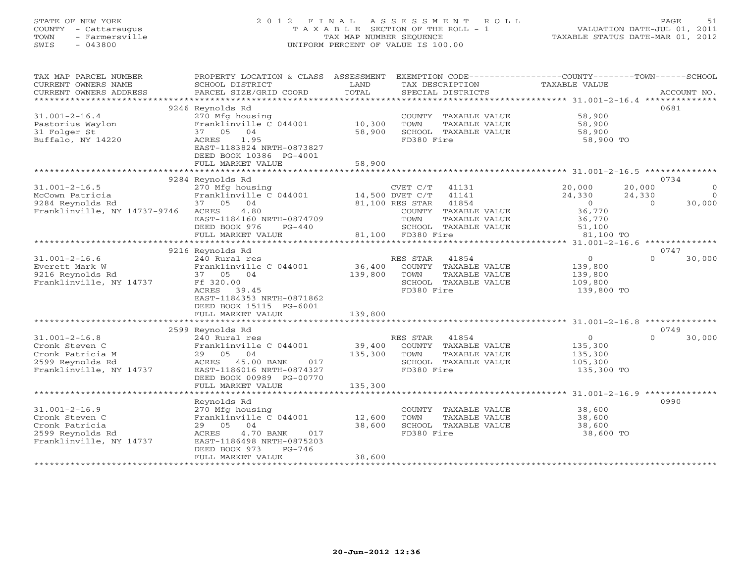STATE OF NEW YORK
COUNTY - Cattaraugus
TOWN - Farmersville
SWIS - 043800

2012 FINAL ASSESSMENT ROLL
TAXABLE SECTION OF THE ROLL - 1
TAX MAP NUMBER SEQUENCE
UNIFORM PERCENT OF VALUE IS 100.00

VALUATION DATE-JUL 01, 2011
TAXABLE STATUS DATE-MAR 01, 2012

| TAX MAP PARCEL NUMBER / CURRENT OWNERS NAME / CURRENT OWNERS ADDRESS | PROPERTY LOCATION & CLASS / SCHOOL DISTRICT / PARCEL SIZE/GRID COORD | ASSESSMENT LAND | TOTAL | EXEMPTION CODE / TAX DESCRIPTION / SPECIAL DISTRICTS | COUNTY TAXABLE VALUE | TOWN | SCHOOL | ACCOUNT NO. |
|---|---|---|---|---|---|---|---|---|
| **31.001-2-16.4** | 9246 Reynolds Rd | | | | | | | 0681 |
| Pastorius Waylon | 270 Mfg housing | | | COUNTY TAXABLE VALUE | 58,900 | | | |
| 31 Folger St | Franklinville C 044001 | 10,300 | | TOWN TAXABLE VALUE | 58,900 | | | |
| Buffalo, NY 14220 | 37 05 04 | | 58,900 | SCHOOL TAXABLE VALUE | 58,900 | | | |
| | ACRES 1.95 | | | FD380 Fire | 58,900 TO | | | |
| | EAST-1183824 NRTH-0873827 | | | | | | | |
| | DEED BOOK 10386 PG-4001 | | | | | | | |
| | FULL MARKET VALUE | | 58,900 | | | | | |
| **31.001-2-16.5** | 9284 Reynolds Rd | | | | | | | 0734 |
| McCown Patricia | 270 Mfg housing | | | CVET C/T 41131 | 20,000 | 20,000 | 0 | |
| 9284 Reynolds Rd | Franklinville C 044001 | 14,500 | | DVET C/T 41141 | 24,330 | 24,330 | 0 | |
| Franklinville, NY 14737-9746 | 37 05 04 | | 81,100 | RES STAR 41854 | 0 | 0 | 30,000 | |
| | ACRES 4.80 | | | COUNTY TAXABLE VALUE | 36,770 | | | |
| | EAST-1184160 NRTH-0874709 | | | TOWN TAXABLE VALUE | 36,770 | | | |
| | DEED BOOK 976 PG-440 | | | SCHOOL TAXABLE VALUE | 51,100 | | | |
| | FULL MARKET VALUE | | 81,100 | FD380 Fire | 81,100 TO | | | |
| **31.001-2-16.6** | 9216 Reynolds Rd | | | | | | | 0747 |
| Everett Mark W | 240 Rural res | | | RES STAR 41854 | 0 | 0 | 30,000 | |
| 9216 Reynolds Rd | Franklinville C 044001 | 36,400 | | COUNTY TAXABLE VALUE | 139,800 | | | |
| Franklinville, NY 14737 | 37 05 04 | | 139,800 | TOWN TAXABLE VALUE | 139,800 | | | |
| | Ff 320.00 | | | SCHOOL TAXABLE VALUE | 109,800 | | | |
| | ACRES 39.45 | | | FD380 Fire | 139,800 TO | | | |
| | EAST-1184353 NRTH-0871862 | | | | | | | |
| | DEED BOOK 15115 PG-6001 | | | | | | | |
| | FULL MARKET VALUE | | 139,800 | | | | | |
| **31.001-2-16.8** | 2599 Reynolds Rd | | | | | | | 0749 |
| Cronk Steven C | 240 Rural res | | | RES STAR 41854 | 0 | 0 | 30,000 | |
| Cronk Patricia M | Franklinville C 044001 | 39,400 | | COUNTY TAXABLE VALUE | 135,300 | | | |
| 2599 Reynolds Rd | 29 05 04 | | 135,300 | TOWN TAXABLE VALUE | 135,300 | | | |
| Franklinville, NY 14737 | ACRES 45.00 BANK 017 | | | SCHOOL TAXABLE VALUE | 105,300 | | | |
| | EAST-1186016 NRTH-0874327 | | | FD380 Fire | 135,300 TO | | | |
| | DEED BOOK 00989 PG-00770 | | | | | | | |
| | FULL MARKET VALUE | | 135,300 | | | | | |
| **31.001-2-16.9** | Reynolds Rd | | | | | | | 0990 |
| Cronk Steven C | 270 Mfg housing | | | COUNTY TAXABLE VALUE | 38,600 | | | |
| Cronk Patricia | Franklinville C 044001 | 12,600 | | TOWN TAXABLE VALUE | 38,600 | | | |
| 2599 Reynolds Rd | 29 05 04 | | 38,600 | SCHOOL TAXABLE VALUE | 38,600 | | | |
| Franklinville, NY 14737 | ACRES 4.70 BANK 017 | | | FD380 Fire | 38,600 TO | | | |
| | EAST-1186498 NRTH-0875203 | | | | | | | |
| | DEED BOOK 973 PG-746 | | | | | | | |
| | FULL MARKET VALUE | | 38,600 | | | | | |

20-Jun-2012 12:36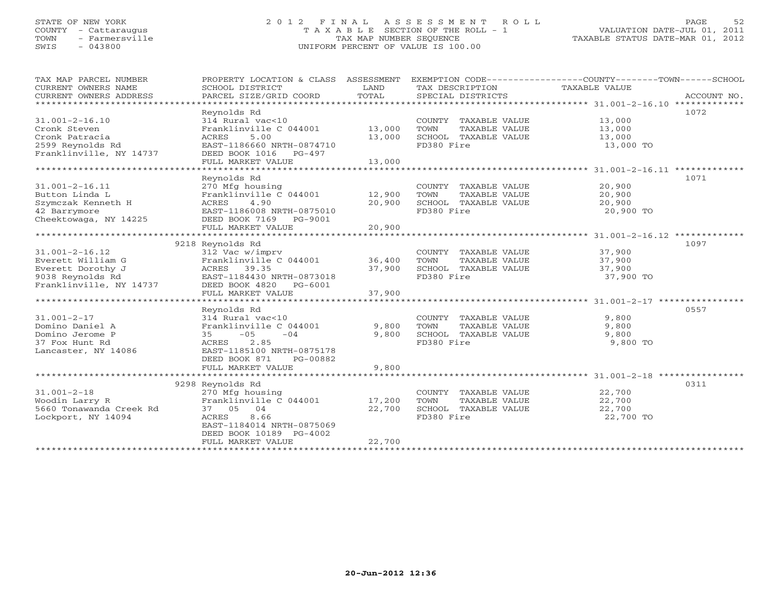STATE OF NEW YORK
COUNTY - Cattaraugus
TOWN - Farmersville
SWIS - 043800

# 2012 FINAL ASSESSMENT ROLL
TAXABLE SECTION OF THE ROLL - 1
TAX MAP NUMBER SEQUENCE
UNIFORM PERCENT OF VALUE IS 100.00

VALUATION DATE-JUL 01, 2011
TAXABLE STATUS DATE-MAR 01, 2012

| TAX MAP PARCEL NUMBER / CURRENT OWNERS NAME / CURRENT OWNERS ADDRESS | PROPERTY LOCATION & CLASS / SCHOOL DISTRICT / PARCEL SIZE/GRID COORD | ASSESSMENT LAND / TOTAL | EXEMPTION CODE / TAX DESCRIPTION / SPECIAL DISTRICTS | TAXABLE VALUE (COUNTY / TOWN / SCHOOL) | ACCOUNT NO. |
|---|---|---|---|---|---|
| 31.001-2-16.10 | Reynolds Rd | | | | 1072 |
| Cronk Steven | 314 Rural vac<10 | | COUNTY TAXABLE VALUE | 13,000 | |
| Cronk Patracia | Franklinville C 044001 | 13,000 | TOWN TAXABLE VALUE | 13,000 | |
| 2599 Reynolds Rd | ACRES 5.00 | 13,000 | SCHOOL TAXABLE VALUE | 13,000 | |
| Franklinville, NY 14737 | EAST-1186660 NRTH-0874710 | | FD380 Fire | 13,000 TO | |
| | DEED BOOK 1016 PG-497 | | | | |
| | FULL MARKET VALUE | 13,000 | | | |
| 31.001-2-16.11 | Reynolds Rd | | | | 1071 |
| Button Linda L | 270 Mfg housing | | COUNTY TAXABLE VALUE | 20,900 | |
| Szymczak Kenneth H | Franklinville C 044001 | 12,900 | TOWN TAXABLE VALUE | 20,900 | |
| 42 Barrymore | ACRES 4.90 | 20,900 | SCHOOL TAXABLE VALUE | 20,900 | |
| Cheektowaga, NY 14225 | EAST-1186008 NRTH-0875010 | | FD380 Fire | 20,900 TO | |
| | DEED BOOK 7169 PG-9001 | | | | |
| | FULL MARKET VALUE | 20,900 | | | |
| 31.001-2-16.12 | 9218 Reynolds Rd | | | | 1097 |
| Everett William G | 312 Vac w/imprv | | COUNTY TAXABLE VALUE | 37,900 | |
| Everett Dorothy J | Franklinville C 044001 | 36,400 | TOWN TAXABLE VALUE | 37,900 | |
| 9038 Reynolds Rd | ACRES 39.35 | 37,900 | SCHOOL TAXABLE VALUE | 37,900 | |
| Franklinville, NY 14737 | EAST-1184430 NRTH-0873018 | | FD380 Fire | 37,900 TO | |
| | DEED BOOK 4820 PG-6001 | | | | |
| | FULL MARKET VALUE | 37,900 | | | |
| 31.001-2-17 | Reynolds Rd | | | | 0557 |
| Domino Daniel A | 314 Rural vac<10 | | COUNTY TAXABLE VALUE | 9,800 | |
| Domino Jerome P | Franklinville C 044001 | 9,800 | TOWN TAXABLE VALUE | 9,800 | |
| 37 Fox Hunt Rd | 35 -05 -04 | 9,800 | SCHOOL TAXABLE VALUE | 9,800 | |
| Lancaster, NY 14086 | ACRES 2.85 | | FD380 Fire | 9,800 TO | |
| | EAST-1185100 NRTH-0875178 | | | | |
| | DEED BOOK 871 PG-00882 | | | | |
| | FULL MARKET VALUE | 9,800 | | | |
| 31.001-2-18 | 9298 Reynolds Rd | | | | 0311 |
| Woodin Larry R | 270 Mfg housing | | COUNTY TAXABLE VALUE | 22,700 | |
| 5660 Tonawanda Creek Rd | Franklinville C 044001 | 17,200 | TOWN TAXABLE VALUE | 22,700 | |
| Lockport, NY 14094 | 37 05 04 | 22,700 | SCHOOL TAXABLE VALUE | 22,700 | |
| | ACRES 8.66 | | FD380 Fire | 22,700 TO | |
| | EAST-1184014 NRTH-0875069 | | | | |
| | DEED BOOK 10189 PG-4002 | | | | |
| | FULL MARKET VALUE | 22,700 | | | |

20-Jun-2012 12:36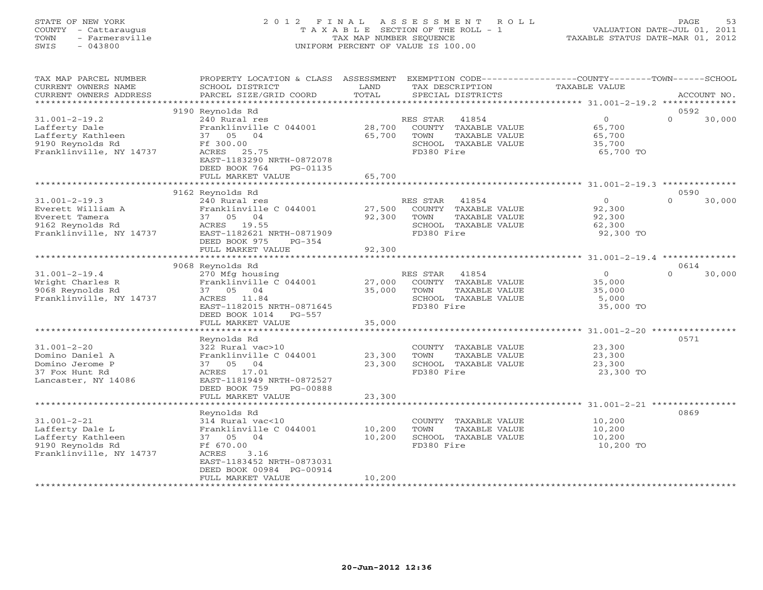STATE OF NEW YORK
COUNTY - Cattaraugus
TOWN - Farmersville
SWIS - 043800

# 2012 FINAL ASSESSMENT ROLL
TAXABLE SECTION OF THE ROLL - 1
TAX MAP NUMBER SEQUENCE
UNIFORM PERCENT OF VALUE IS 100.00

VALUATION DATE-JUL 01, 2011
TAXABLE STATUS DATE-MAR 01, 2012

| TAX MAP PARCEL NUMBER / CURRENT OWNERS NAME / CURRENT OWNERS ADDRESS | PROPERTY LOCATION & CLASS / SCHOOL DISTRICT / PARCEL SIZE/GRID COORD | ASSESSMENT LAND | TOTAL | EXEMPTION CODE / TAX DESCRIPTION / SPECIAL DISTRICTS | COUNTY / TOWN TAXABLE VALUE | SCHOOL | ACCOUNT NO. |
|---|---|---|---|---|---|---|---|
| 31.001-2-19.2 | 9190 Reynolds Rd | | | | | | 0592 |
| Lafferty Dale | 240 Rural res | | | RES STAR 41854 | 0 | 0 30,000 | |
| Lafferty Kathleen | Franklinville C 044001 | 28,700 | | COUNTY TAXABLE VALUE | 65,700 | | |
| 9190 Reynolds Rd | 37 05 04 | | 65,700 | TOWN TAXABLE VALUE | 65,700 | | |
| Franklinville, NY 14737 | Ff 300.00 | | | SCHOOL TAXABLE VALUE | 35,700 | | |
| | ACRES 25.75 | | | FD380 Fire | 65,700 TO | | |
| | EAST-1183290 NRTH-0872078 | | | | | | |
| | DEED BOOK 764 PG-01135 | | | | | | |
| | FULL MARKET VALUE | | 65,700 | | | | |
| 31.001-2-19.3 | 9162 Reynolds Rd | | | | | | 0590 |
| Everett William A | 240 Rural res | | | RES STAR 41854 | 0 | 0 30,000 | |
| Everett Tamera | Franklinville C 044001 | 27,500 | | COUNTY TAXABLE VALUE | 92,300 | | |
| 9162 Reynolds Rd | 37 05 04 | | 92,300 | TOWN TAXABLE VALUE | 92,300 | | |
| Franklinville, NY 14737 | ACRES 19.55 | | | SCHOOL TAXABLE VALUE | 62,300 | | |
| | EAST-1182621 NRTH-0871909 | | | FD380 Fire | 92,300 TO | | |
| | DEED BOOK 975 PG-354 | | | | | | |
| | FULL MARKET VALUE | | 92,300 | | | | |
| 31.001-2-19.4 | 9068 Reynolds Rd | | | | | | 0614 |
| Wright Charles R | 270 Mfg housing | | | RES STAR 41854 | 0 | 0 30,000 | |
| 9068 Reynolds Rd | Franklinville C 044001 | 27,000 | | COUNTY TAXABLE VALUE | 35,000 | | |
| Franklinville, NY 14737 | 37 05 04 | | 35,000 | TOWN TAXABLE VALUE | 35,000 | | |
| | ACRES 11.84 | | | SCHOOL TAXABLE VALUE | 5,000 | | |
| | EAST-1182015 NRTH-0871645 | | | FD380 Fire | 35,000 TO | | |
| | DEED BOOK 1014 PG-557 | | | | | | |
| | FULL MARKET VALUE | | 35,000 | | | | |
| 31.001-2-20 | Reynolds Rd | | | | | | 0571 |
| Domino Daniel A | 322 Rural vac>10 | | | COUNTY TAXABLE VALUE | 23,300 | | |
| Domino Jerome P | Franklinville C 044001 | 23,300 | | TOWN TAXABLE VALUE | 23,300 | | |
| 37 Fox Hunt Rd | 37 05 04 | | 23,300 | SCHOOL TAXABLE VALUE | 23,300 | | |
| Lancaster, NY 14086 | ACRES 17.01 | | | FD380 Fire | 23,300 TO | | |
| | EAST-1181949 NRTH-0872527 | | | | | | |
| | DEED BOOK 759 PG-00888 | | | | | | |
| | FULL MARKET VALUE | | 23,300 | | | | |
| 31.001-2-21 | Reynolds Rd | | | | | | 0869 |
| Lafferty Dale L | 314 Rural vac<10 | | | COUNTY TAXABLE VALUE | 10,200 | | |
| Lafferty Kathleen | Franklinville C 044001 | 10,200 | | TOWN TAXABLE VALUE | 10,200 | | |
| 9190 Reynolds Rd | 37 05 04 | | 10,200 | SCHOOL TAXABLE VALUE | 10,200 | | |
| Franklinville, NY 14737 | Ff 670.00 | | | FD380 Fire | 10,200 TO | | |
| | ACRES 3.16 | | | | | | |
| | EAST-1183452 NRTH-0873031 | | | | | | |
| | DEED BOOK 00984 PG-00914 | | | | | | |
| | FULL MARKET VALUE | | 10,200 | | | | |

20-Jun-2012 12:36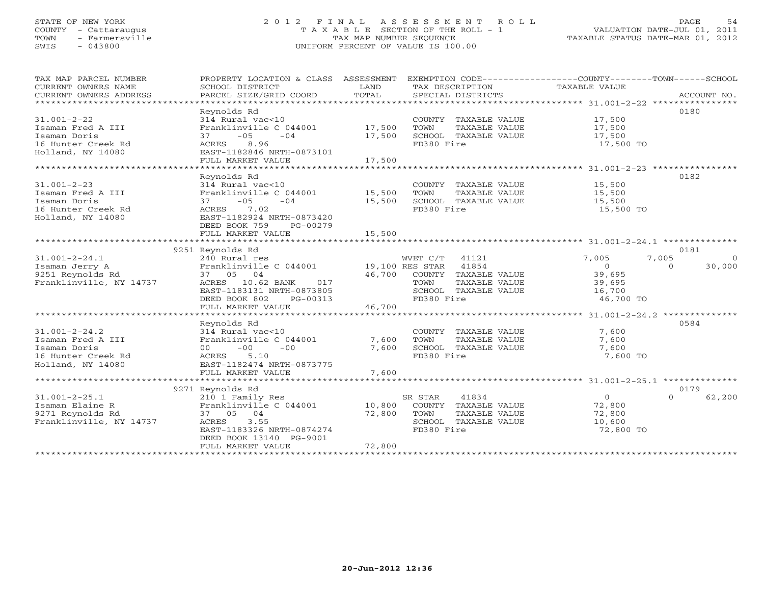STATE OF NEW YORK
COUNTY - Cattaraugus
TOWN - Farmersville
SWIS - 043800

# 2012 FINAL ASSESSMENT ROLL
TAXABLE SECTION OF THE ROLL - 1
TAX MAP NUMBER SEQUENCE
UNIFORM PERCENT OF VALUE IS 100.00

VALUATION DATE-JUL 01, 2011
TAXABLE STATUS DATE-MAR 01, 2012

| TAX MAP PARCEL NUMBER / CURRENT OWNERS NAME / CURRENT OWNERS ADDRESS | PROPERTY LOCATION & CLASS / SCHOOL DISTRICT / PARCEL SIZE/GRID COORD | ASSESSMENT LAND / TOTAL | EXEMPTION CODE / TAX DESCRIPTION / SPECIAL DISTRICTS | COUNTY TAXABLE VALUE | TOWN | SCHOOL | ACCOUNT NO. |
|---|---|---|---|---|---|---|---|
| 31.001-2-22 | Reynolds Rd | | | | | | 0180 |
| 31.001-2-22 | 314 Rural vac<10 | | COUNTY TAXABLE VALUE | 17,500 | | | |
| Isaman Fred A III | Franklinville C 044001 | 17,500 | TOWN TAXABLE VALUE | 17,500 | | | |
| Isaman Doris | 37 -05 -04 | 17,500 | SCHOOL TAXABLE VALUE | 17,500 | | | |
| 16 Hunter Creek Rd | ACRES 8.96 | | FD380 Fire | 17,500 TO | | | |
| Holland, NY 14080 | EAST-1182846 NRTH-0873101 | | | | | | |
| | FULL MARKET VALUE | 17,500 | | | | | |
| 31.001-2-23 | Reynolds Rd | | | | | | 0182 |
| 31.001-2-23 | 314 Rural vac<10 | | COUNTY TAXABLE VALUE | 15,500 | | | |
| Isaman Fred A III | Franklinville C 044001 | 15,500 | TOWN TAXABLE VALUE | 15,500 | | | |
| Isaman Doris | 37 -05 -04 | 15,500 | SCHOOL TAXABLE VALUE | 15,500 | | | |
| 16 Hunter Creek Rd | ACRES 7.02 | | FD380 Fire | 15,500 TO | | | |
| Holland, NY 14080 | EAST-1182924 NRTH-0873420 | | | | | | |
| | DEED BOOK 759 PG-00279 | | | | | | |
| | FULL MARKET VALUE | 15,500 | | | | | |
| 31.001-2-24.1 | 9251 Reynolds Rd | | | | | | 0181 |
| 31.001-2-24.1 | 240 Rural res | | WVET C/T 41121 | 7,005 | 7,005 | 0 | |
| Isaman Jerry A | Franklinville C 044001 | 19,100 | RES STAR 41854 | 0 | 0 | 30,000 | |
| 9251 Reynolds Rd | 37 05 04 | 46,700 | COUNTY TAXABLE VALUE | 39,695 | | | |
| Franklinville, NY 14737 | ACRES 10.62 BANK 017 | | TOWN TAXABLE VALUE | 39,695 | | | |
| | EAST-1183131 NRTH-0873805 | | SCHOOL TAXABLE VALUE | 16,700 | | | |
| | DEED BOOK 802 PG-00313 | | FD380 Fire | 46,700 TO | | | |
| | FULL MARKET VALUE | 46,700 | | | | | |
| 31.001-2-24.2 | Reynolds Rd | | | | | | 0584 |
| 31.001-2-24.2 | 314 Rural vac<10 | | COUNTY TAXABLE VALUE | 7,600 | | | |
| Isaman Fred A III | Franklinville C 044001 | 7,600 | TOWN TAXABLE VALUE | 7,600 | | | |
| Isaman Doris | 00 -00 -00 | 7,600 | SCHOOL TAXABLE VALUE | 7,600 | | | |
| 16 Hunter Creek Rd | ACRES 5.10 | | FD380 Fire | 7,600 TO | | | |
| Holland, NY 14080 | EAST-1182474 NRTH-0873775 | | | | | | |
| | FULL MARKET VALUE | 7,600 | | | | | |
| 31.001-2-25.1 | 9271 Reynolds Rd | | | | | | 0179 |
| 31.001-2-25.1 | 210 1 Family Res | | SR STAR 41834 | 0 | 0 | 62,200 | |
| Isaman Elaine R | Franklinville C 044001 | 10,800 | COUNTY TAXABLE VALUE | 72,800 | | | |
| 9271 Reynolds Rd | 37 05 04 | 72,800 | TOWN TAXABLE VALUE | 72,800 | | | |
| Franklinville, NY 14737 | ACRES 3.55 | | SCHOOL TAXABLE VALUE | 10,600 | | | |
| | EAST-1183326 NRTH-0874274 | | FD380 Fire | 72,800 TO | | | |
| | DEED BOOK 13140 PG-9001 | | | | | | |
| | FULL MARKET VALUE | 72,800 | | | | | |

20-Jun-2012 12:36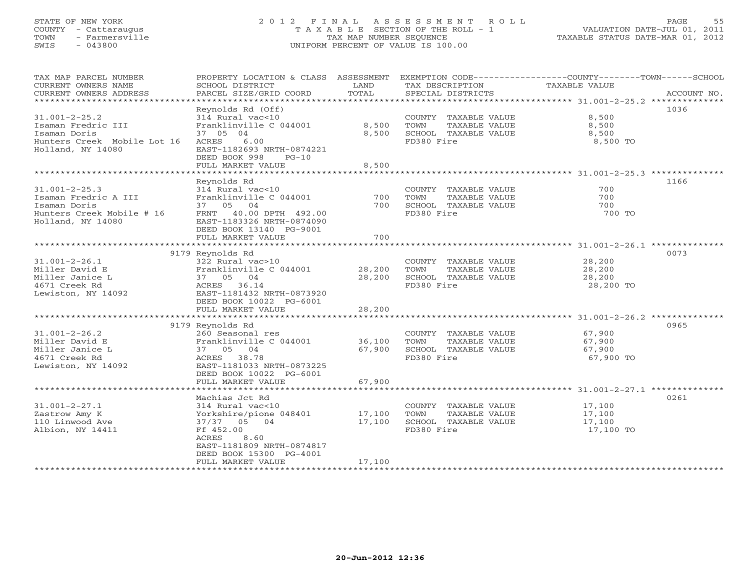STATE OF NEW YORK
COUNTY - Cattaraugus
TOWN - Farmersville
SWIS - 043800

2012 FINAL ASSESSMENT ROLL
TAXABLE SECTION OF THE ROLL - 1
TAX MAP NUMBER SEQUENCE
UNIFORM PERCENT OF VALUE IS 100.00

VALUATION DATE-JUL 01, 2011
TAXABLE STATUS DATE-MAR 01, 2012

| TAX MAP PARCEL NUMBER / CURRENT OWNERS NAME / CURRENT OWNERS ADDRESS | PROPERTY LOCATION & CLASS / SCHOOL DISTRICT / PARCEL SIZE/GRID COORD | ASSESSMENT LAND | TOTAL | EXEMPTION CODE / TAX DESCRIPTION / SPECIAL DISTRICTS | TAXABLE VALUE (COUNTY / TOWN / SCHOOL) | ACCOUNT NO. |
|---|---|---|---|---|---|---|
| 31.001-2-25.2 | Reynolds Rd (Off) | | | | | 1036 |
| Isaman Fredric III | 314 Rural vac<10 | | | COUNTY TAXABLE VALUE | 8,500 | |
| Isaman Doris | Franklinville C 044001 | 8,500 | | TOWN TAXABLE VALUE | 8,500 | |
| Hunters Creek Mobile Lot 16 | 37 05 04 | | 8,500 | SCHOOL TAXABLE VALUE | 8,500 | |
| Holland, NY 14080 | ACRES 6.00 | | | FD380 Fire | 8,500 TO | |
| | EAST-1182693 NRTH-0874221 | | | | | |
| | DEED BOOK 998 PG-10 | | | | | |
| | FULL MARKET VALUE | | 8,500 | | | |
| 31.001-2-25.3 | Reynolds Rd | | | | | 1166 |
| Isaman Fredric A III | 314 Rural vac<10 | | | COUNTY TAXABLE VALUE | 700 | |
| Isaman Doris | Franklinville C 044001 | 700 | | TOWN TAXABLE VALUE | 700 | |
| Hunters Creek Mobile # 16 | 37 05 04 | | 700 | SCHOOL TAXABLE VALUE | 700 | |
| Holland, NY 14080 | FRNT 40.00 DPTH 492.00 | | | FD380 Fire | 700 TO | |
| | EAST-1183326 NRTH-0874090 | | | | | |
| | DEED BOOK 13140 PG-9001 | | | | | |
| | FULL MARKET VALUE | | 700 | | | |
| 31.001-2-26.1 | 9179 Reynolds Rd | | | | | 0073 |
| Miller David E | 322 Rural vac>10 | | | COUNTY TAXABLE VALUE | 28,200 | |
| Miller Janice L | Franklinville C 044001 | 28,200 | | TOWN TAXABLE VALUE | 28,200 | |
| 4671 Creek Rd | 37 05 04 | | 28,200 | SCHOOL TAXABLE VALUE | 28,200 | |
| Lewiston, NY 14092 | ACRES 36.14 | | | FD380 Fire | 28,200 TO | |
| | EAST-1181432 NRTH-0873920 | | | | | |
| | DEED BOOK 10022 PG-6001 | | | | | |
| | FULL MARKET VALUE | | 28,200 | | | |
| 31.001-2-26.2 | 9179 Reynolds Rd | | | | | 0965 |
| Miller David E | 260 Seasonal res | | | COUNTY TAXABLE VALUE | 67,900 | |
| Miller Janice L | Franklinville C 044001 | 36,100 | | TOWN TAXABLE VALUE | 67,900 | |
| 4671 Creek Rd | 37 05 04 | | 67,900 | SCHOOL TAXABLE VALUE | 67,900 | |
| Lewiston, NY 14092 | ACRES 38.78 | | | FD380 Fire | 67,900 TO | |
| | EAST-1181033 NRTH-0873225 | | | | | |
| | DEED BOOK 10022 PG-6001 | | | | | |
| | FULL MARKET VALUE | | 67,900 | | | |
| 31.001-2-27.1 | Machias Jct Rd | | | | | 0261 |
| Zastrow Amy K | 314 Rural vac<10 | | | COUNTY TAXABLE VALUE | 17,100 | |
| 110 Linwood Ave | Yorkshire/pione 048401 | 17,100 | | TOWN TAXABLE VALUE | 17,100 | |
| Albion, NY 14411 | 37/37 05 04 | | 17,100 | SCHOOL TAXABLE VALUE | 17,100 | |
| | Ff 452.00 | | | FD380 Fire | 17,100 TO | |
| | ACRES 8.60 | | | | | |
| | EAST-1181809 NRTH-0874817 | | | | | |
| | DEED BOOK 15300 PG-4001 | | | | | |
| | FULL MARKET VALUE | | 17,100 | | | |

20-Jun-2012 12:36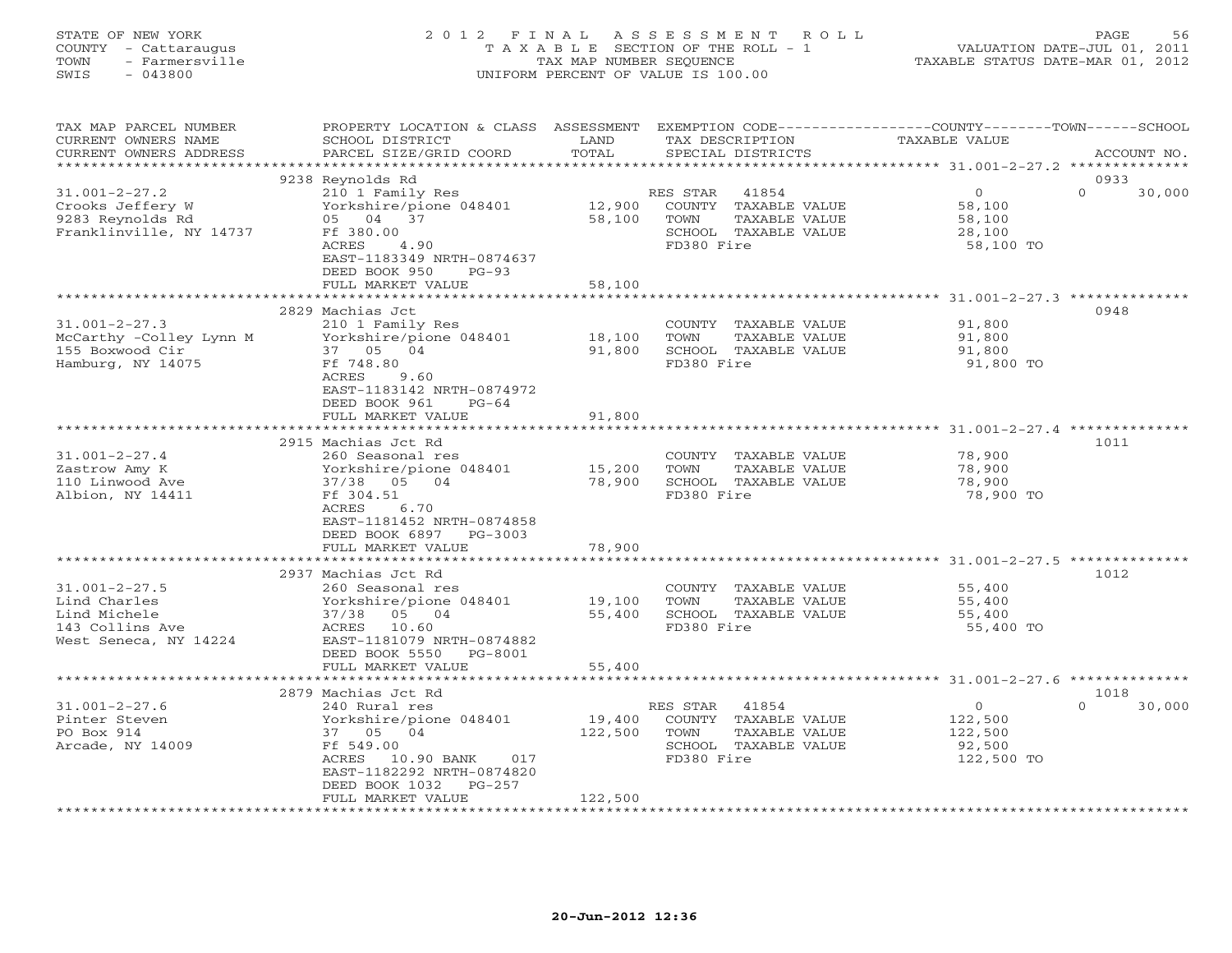STATE OF NEW YORK
COUNTY - Cattaraugus
TOWN - Farmersville
SWIS - 043800

2012 FINAL ASSESSMENT ROLL
TAXABLE SECTION OF THE ROLL - 1
TAX MAP NUMBER SEQUENCE
UNIFORM PERCENT OF VALUE IS 100.00

VALUATION DATE-JUL 01, 2011
TAXABLE STATUS DATE-MAR 01, 2012

| TAX MAP PARCEL NUMBER / CURRENT OWNERS NAME / CURRENT OWNERS ADDRESS | PROPERTY LOCATION & CLASS / SCHOOL DISTRICT / PARCEL SIZE/GRID COORD | ASSESSMENT LAND / TOTAL | EXEMPTION CODE / TAX DESCRIPTION / SPECIAL DISTRICTS | COUNTY TAXABLE VALUE | TOWN | SCHOOL | ACCOUNT NO. |
|---|---|---|---|---|---|---|---|
| | 9238 Reynolds Rd | | | | | | 0933 |
| 31.001-2-27.2 | 210 1 Family Res | | RES STAR 41854 | 0 | 0 | 30,000 | |
| Crooks Jeffery W | Yorkshire/pione 048401 | 12,900 | COUNTY TAXABLE VALUE | 58,100 | | | |
| 9283 Reynolds Rd | 05 04 37 | 58,100 | TOWN TAXABLE VALUE | 58,100 | | | |
| Franklinville, NY 14737 | Ff 380.00 | | SCHOOL TAXABLE VALUE | 28,100 | | | |
| | ACRES 4.90 | | FD380 Fire | 58,100 TO | | | |
| | EAST-1183349 NRTH-0874637 | | | | | | |
| | DEED BOOK 950 PG-93 | | | | | | |
| | FULL MARKET VALUE | 58,100 | | | | | |
| | 2829 Machias Jct | | | | | | 0948 |
| 31.001-2-27.3 | 210 1 Family Res | | COUNTY TAXABLE VALUE | 91,800 | | | |
| McCarthy -Colley Lynn M | Yorkshire/pione 048401 | 18,100 | TOWN TAXABLE VALUE | 91,800 | | | |
| 155 Boxwood Cir | 37 05 04 | 91,800 | SCHOOL TAXABLE VALUE | 91,800 | | | |
| Hamburg, NY 14075 | Ff 748.80 | | FD380 Fire | 91,800 TO | | | |
| | ACRES 9.60 | | | | | | |
| | EAST-1183142 NRTH-0874972 | | | | | | |
| | DEED BOOK 961 PG-64 | | | | | | |
| | FULL MARKET VALUE | 91,800 | | | | | |
| | 2915 Machias Jct Rd | | | | | | 1011 |
| 31.001-2-27.4 | 260 Seasonal res | | COUNTY TAXABLE VALUE | 78,900 | | | |
| Zastrow Amy K | Yorkshire/pione 048401 | 15,200 | TOWN TAXABLE VALUE | 78,900 | | | |
| 110 Linwood Ave | 37/38 05 04 | 78,900 | SCHOOL TAXABLE VALUE | 78,900 | | | |
| Albion, NY 14411 | Ff 304.51 | | FD380 Fire | 78,900 TO | | | |
| | ACRES 6.70 | | | | | | |
| | EAST-1181452 NRTH-0874858 | | | | | | |
| | DEED BOOK 6897 PG-3003 | | | | | | |
| | FULL MARKET VALUE | 78,900 | | | | | |
| | 2937 Machias Jct Rd | | | | | | 1012 |
| 31.001-2-27.5 | 260 Seasonal res | | COUNTY TAXABLE VALUE | 55,400 | | | |
| Lind Charles | Yorkshire/pione 048401 | 19,100 | TOWN TAXABLE VALUE | 55,400 | | | |
| Lind Michele | 37/38 05 04 | 55,400 | SCHOOL TAXABLE VALUE | 55,400 | | | |
| 143 Collins Ave | ACRES 10.60 | | FD380 Fire | 55,400 TO | | | |
| West Seneca, NY 14224 | EAST-1181079 NRTH-0874882 | | | | | | |
| | DEED BOOK 5550 PG-8001 | | | | | | |
| | FULL MARKET VALUE | 55,400 | | | | | |
| | 2879 Machias Jct Rd | | | | | | 1018 |
| 31.001-2-27.6 | 240 Rural res | | RES STAR 41854 | 0 | 0 | 30,000 | |
| Pinter Steven | Yorkshire/pione 048401 | 19,400 | COUNTY TAXABLE VALUE | 122,500 | | | |
| PO Box 914 | 37 05 04 | 122,500 | TOWN TAXABLE VALUE | 122,500 | | | |
| Arcade, NY 14009 | Ff 549.00 | | SCHOOL TAXABLE VALUE | 92,500 | | | |
| | ACRES 10.90 BANK 017 | | FD380 Fire | 122,500 TO | | | |
| | EAST-1182292 NRTH-0874820 | | | | | | |
| | DEED BOOK 1032 PG-257 | | | | | | |
| | FULL MARKET VALUE | 122,500 | | | | | |

20-Jun-2012 12:36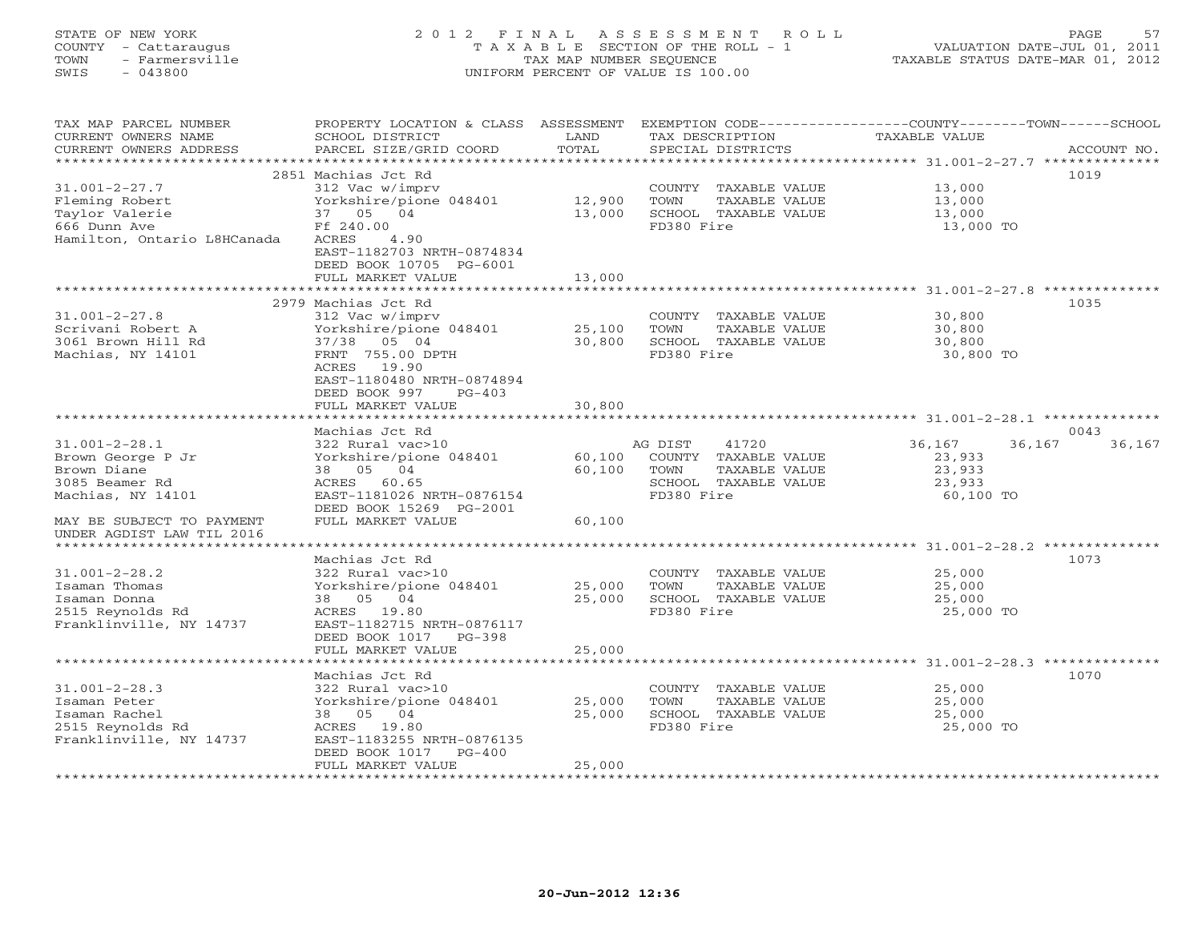STATE OF NEW YORK
COUNTY - Cattaraugus
TOWN - Farmersville
SWIS - 043800

# 2012 FINAL ASSESSMENT ROLL

TAXABLE SECTION OF THE ROLL - 1
TAX MAP NUMBER SEQUENCE
UNIFORM PERCENT OF VALUE IS 100.00

VALUATION DATE-JUL 01, 2011
TAXABLE STATUS DATE-MAR 01, 2012

| TAX MAP PARCEL NUMBER / CURRENT OWNERS NAME / CURRENT OWNERS ADDRESS | PROPERTY LOCATION & CLASS / SCHOOL DISTRICT / PARCEL SIZE/GRID COORD | ASSESSMENT LAND / TOTAL | EXEMPTION CODE / TAX DESCRIPTION / SPECIAL DISTRICTS | COUNTY | TOWN | SCHOOL | ACCOUNT NO. |
|---|---|---|---|---|---|---|---|
| 31.001-2-27.7 | 2851 Machias Jct Rd | | | | | | 1019 |
| 31.001-2-27.7 | 312 Vac w/imprv | | COUNTY TAXABLE VALUE | 13,000 | | | |
| Fleming Robert | Yorkshire/pione 048401 | 12,900 | TOWN TAXABLE VALUE | | 13,000 | | |
| Taylor Valerie | 37 05 04 | 13,000 | SCHOOL TAXABLE VALUE | | | 13,000 | |
| 666 Dunn Ave | Ff 240.00 | | FD380 Fire | 13,000 TO | | | |
| Hamilton, Ontario L8HCanada | ACRES 4.90 | | | | | | |
| | EAST-1182703 NRTH-0874834 | | | | | | |
| | DEED BOOK 10705 PG-6001 | | | | | | |
| | FULL MARKET VALUE | 13,000 | | | | | |
| 31.001-2-27.8 | 2979 Machias Jct Rd | | | | | | 1035 |
| 31.001-2-27.8 | 312 Vac w/imprv | | COUNTY TAXABLE VALUE | 30,800 | | | |
| Scrivani Robert A | Yorkshire/pione 048401 | 25,100 | TOWN TAXABLE VALUE | | 30,800 | | |
| 3061 Brown Hill Rd | 37/38 05 04 | 30,800 | SCHOOL TAXABLE VALUE | | | 30,800 | |
| Machias, NY 14101 | FRNT 755.00 DPTH | | FD380 Fire | 30,800 TO | | | |
| | ACRES 19.90 | | | | | | |
| | EAST-1180480 NRTH-0874894 | | | | | | |
| | DEED BOOK 997 PG-403 | | | | | | |
| | FULL MARKET VALUE | 30,800 | | | | | |
| 31.001-2-28.1 | Machias Jct Rd | | | | | | 0043 |
| 31.001-2-28.1 | 322 Rural vac>10 | | AG DIST 41720 | 36,167 | 36,167 | 36,167 | |
| Brown George P Jr | Yorkshire/pione 048401 | 60,100 | COUNTY TAXABLE VALUE | 23,933 | | | |
| Brown Diane | 38 05 04 | 60,100 | TOWN TAXABLE VALUE | | 23,933 | | |
| 3085 Beamer Rd | ACRES 60.65 | | SCHOOL TAXABLE VALUE | | | 23,933 | |
| Machias, NY 14101 | EAST-1181026 NRTH-0876154 | | FD380 Fire | 60,100 TO | | | |
| | DEED BOOK 15269 PG-2001 | | | | | | |
| MAY BE SUBJECT TO PAYMENT UNDER AGDIST LAW TIL 2016 | FULL MARKET VALUE | 60,100 | | | | | |
| 31.001-2-28.2 | Machias Jct Rd | | | | | | 1073 |
| 31.001-2-28.2 | 322 Rural vac>10 | | COUNTY TAXABLE VALUE | 25,000 | | | |
| Isaman Thomas | Yorkshire/pione 048401 | 25,000 | TOWN TAXABLE VALUE | | 25,000 | | |
| Isaman Donna | 38 05 04 | 25,000 | SCHOOL TAXABLE VALUE | | | 25,000 | |
| 2515 Reynolds Rd | ACRES 19.80 | | FD380 Fire | 25,000 TO | | | |
| Franklinville, NY 14737 | EAST-1182715 NRTH-0876117 | | | | | | |
| | DEED BOOK 1017 PG-398 | | | | | | |
| | FULL MARKET VALUE | 25,000 | | | | | |
| 31.001-2-28.3 | Machias Jct Rd | | | | | | 1070 |
| 31.001-2-28.3 | 322 Rural vac>10 | | COUNTY TAXABLE VALUE | 25,000 | | | |
| Isaman Peter | Yorkshire/pione 048401 | 25,000 | TOWN TAXABLE VALUE | | 25,000 | | |
| Isaman Rachel | 38 05 04 | 25,000 | SCHOOL TAXABLE VALUE | | | 25,000 | |
| 2515 Reynolds Rd | ACRES 19.80 | | FD380 Fire | 25,000 TO | | | |
| Franklinville, NY 14737 | EAST-1183255 NRTH-0876135 | | | | | | |
| | DEED BOOK 1017 PG-400 | | | | | | |
| | FULL MARKET VALUE | 25,000 | | | | | |

20-Jun-2012 12:36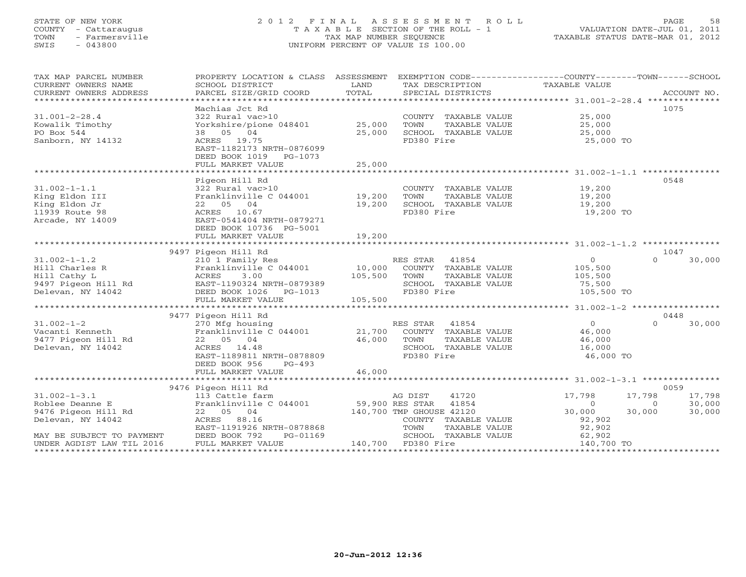STATE OF NEW YORK
COUNTY - Cattaraugus
TOWN - Farmersville
SWIS - 043800

# 2012 FINAL ASSESSMENT ROLL

TAXABLE SECTION OF THE ROLL - 1
TAX MAP NUMBER SEQUENCE
UNIFORM PERCENT OF VALUE IS 100.00

VALUATION DATE-JUL 01, 2011
TAXABLE STATUS DATE-MAR 01, 2012

| TAX MAP PARCEL NUMBER / CURRENT OWNERS NAME / CURRENT OWNERS ADDRESS | PROPERTY LOCATION & CLASS / SCHOOL DISTRICT / PARCEL SIZE/GRID COORD | ASSESSMENT LAND / TOTAL | EXEMPTION CODE / TAX DESCRIPTION / SPECIAL DISTRICTS | COUNTY TAXABLE VALUE | TOWN | SCHOOL | ACCOUNT NO. |
|---|---|---|---|---|---|---|---|
| 31.001-2-28.4 | Machias Jct Rd | | | | | | 1075 |
| 31.001-2-28.4 | 322 Rural vac>10 | | COUNTY TAXABLE VALUE | 25,000 | | | |
| Kowalik Timothy | Yorkshire/pione 048401 | 25,000 | TOWN TAXABLE VALUE | 25,000 | | | |
| PO Box 544 | 38 05 04 | 25,000 | SCHOOL TAXABLE VALUE | 25,000 | | | |
| Sanborn, NY 14132 | ACRES 19.75 | | FD380 Fire | 25,000 TO | | | |
| | EAST-1182173 NRTH-0876099 | | | | | | |
| | DEED BOOK 1019 PG-1073 | | | | | | |
| | FULL MARKET VALUE | 25,000 | | | | | |
| 31.002-1-1.1 | Pigeon Hill Rd | | | | | | 0548 |
| 31.002-1-1.1 | 322 Rural vac>10 | | COUNTY TAXABLE VALUE | 19,200 | | | |
| King Eldon III | Franklinville C 044001 | 19,200 | TOWN TAXABLE VALUE | 19,200 | | | |
| King Eldon Jr | 22 05 04 | 19,200 | SCHOOL TAXABLE VALUE | 19,200 | | | |
| 11939 Route 98 | ACRES 10.67 | | FD380 Fire | 19,200 TO | | | |
| Arcade, NY 14009 | EAST-0541404 NRTH-0879271 | | | | | | |
| | DEED BOOK 10736 PG-5001 | | | | | | |
| | FULL MARKET VALUE | 19,200 | | | | | |
| 31.002-1-1.2 | 9497 Pigeon Hill Rd | | | | | | 1047 |
| 31.002-1-1.2 | 210 1 Family Res | | RES STAR 41854 | 0 | 0 | 30,000 | |
| Hill Charles R | Franklinville C 044001 | 10,000 | COUNTY TAXABLE VALUE | 105,500 | | | |
| Hill Cathy L | ACRES 3.00 | 105,500 | TOWN TAXABLE VALUE | 105,500 | | | |
| 9497 Pigeon Hill Rd | EAST-1190324 NRTH-0879389 | | SCHOOL TAXABLE VALUE | 75,500 | | | |
| Delevan, NY 14042 | DEED BOOK 1026 PG-1013 | | FD380 Fire | 105,500 TO | | | |
| | FULL MARKET VALUE | 105,500 | | | | | |
| 31.002-1-2 | 9477 Pigeon Hill Rd | | | | | | 0448 |
| 31.002-1-2 | 270 Mfg housing | | RES STAR 41854 | 0 | 0 | 30,000 | |
| Vacanti Kenneth | Franklinville C 044001 | 21,700 | COUNTY TAXABLE VALUE | 46,000 | | | |
| 9477 Pigeon Hill Rd | 22 05 04 | 46,000 | TOWN TAXABLE VALUE | 46,000 | | | |
| Delevan, NY 14042 | ACRES 14.48 | | SCHOOL TAXABLE VALUE | 16,000 | | | |
| | EAST-1189811 NRTH-0878809 | | FD380 Fire | 46,000 TO | | | |
| | DEED BOOK 956 PG-493 | | | | | | |
| | FULL MARKET VALUE | 46,000 | | | | | |
| 31.002-1-3.1 | 9476 Pigeon Hill Rd | | | | | | 0059 |
| 31.002-1-3.1 | 113 Cattle farm | | AG DIST 41720 | 17,798 | 17,798 | 17,798 | |
| Roblee Deanne E | Franklinville C 044001 | 59,900 | RES STAR 41854 | 0 | 0 | 30,000 | |
| 9476 Pigeon Hill Rd | 22 05 04 | 140,700 | TMP GHOUSE 42120 | 30,000 | 30,000 | 30,000 | |
| Delevan, NY 14042 | ACRES 88.16 | | COUNTY TAXABLE VALUE | 92,902 | | | |
| | EAST-1191926 NRTH-0878868 | | TOWN TAXABLE VALUE | 92,902 | | | |
| MAY BE SUBJECT TO PAYMENT | DEED BOOK 792 PG-01169 | | SCHOOL TAXABLE VALUE | 62,902 | | | |
| UNDER AGDIST LAW TIL 2016 | FULL MARKET VALUE | 140,700 | FD380 Fire | 140,700 TO | | | |

20-Jun-2012 12:36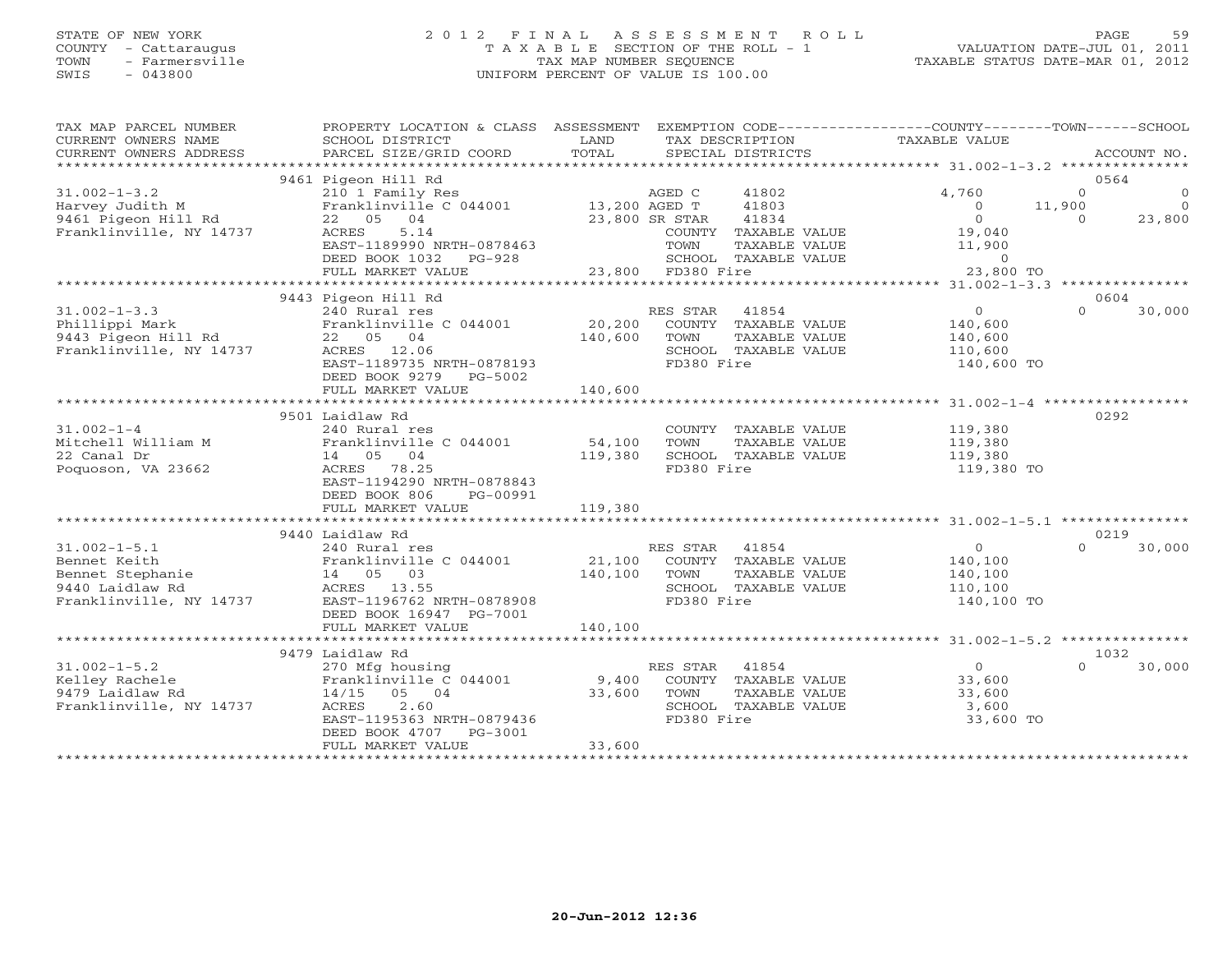STATE OF NEW YORK
COUNTY - Cattaraugus
TOWN - Farmersville
SWIS - 043800

# 2012 FINAL ASSESSMENT ROLL
TAXABLE SECTION OF THE ROLL - 1
TAX MAP NUMBER SEQUENCE
UNIFORM PERCENT OF VALUE IS 100.00

VALUATION DATE-JUL 01, 2011
TAXABLE STATUS DATE-MAR 01, 2012

| TAX MAP PARCEL NUMBER / CURRENT OWNERS NAME / CURRENT OWNERS ADDRESS | PROPERTY LOCATION & CLASS / SCHOOL DISTRICT / PARCEL SIZE/GRID COORD | ASSESSMENT LAND / TOTAL | EXEMPTION CODE / TAX DESCRIPTION / SPECIAL DISTRICTS | COUNTY TAXABLE VALUE | TOWN | SCHOOL / ACCOUNT NO. |
|---|---|---|---|---|---|---|
| | 9461 Pigeon Hill Rd | | | | | 0564 |
| 31.002-1-3.2 | 210 1 Family Res | | AGED C 41802 | 4,760 | 0 | 0 |
| Harvey Judith M | Franklinville C 044001 | 13,200 | AGED T 41803 | 0 | 11,900 | 0 |
| 9461 Pigeon Hill Rd | 22 05 04 | 23,800 | SR STAR 41834 | 0 | 0 | 23,800 |
| Franklinville, NY 14737 | ACRES 5.14 | | COUNTY TAXABLE VALUE | 19,040 | | |
| | EAST-1189990 NRTH-0878463 | | TOWN TAXABLE VALUE | 11,900 | | |
| | DEED BOOK 1032 PG-928 | | SCHOOL TAXABLE VALUE | 0 | | |
| | FULL MARKET VALUE | 23,800 | FD380 Fire | 23,800 TO | | |
| | 9443 Pigeon Hill Rd | | | | | 0604 |
| 31.002-1-3.3 | 240 Rural res | | RES STAR 41854 | 0 | 0 | 30,000 |
| Phillippi Mark | Franklinville C 044001 | 20,200 | COUNTY TAXABLE VALUE | 140,600 | | |
| 9443 Pigeon Hill Rd | 22 05 04 | 140,600 | TOWN TAXABLE VALUE | 140,600 | | |
| Franklinville, NY 14737 | ACRES 12.06 | | SCHOOL TAXABLE VALUE | 110,600 | | |
| | EAST-1189735 NRTH-0878193 | | FD380 Fire | 140,600 TO | | |
| | DEED BOOK 9279 PG-5002 | | | | | |
| | FULL MARKET VALUE | 140,600 | | | | |
| | 9501 Laidlaw Rd | | | | | 0292 |
| 31.002-1-4 | 240 Rural res | | COUNTY TAXABLE VALUE | 119,380 | | |
| Mitchell William M | Franklinville C 044001 | 54,100 | TOWN TAXABLE VALUE | 119,380 | | |
| 22 Canal Dr | 14 05 04 | 119,380 | SCHOOL TAXABLE VALUE | 119,380 | | |
| Poquoson, VA 23662 | ACRES 78.25 | | FD380 Fire | 119,380 TO | | |
| | EAST-1194290 NRTH-0878843 | | | | | |
| | DEED BOOK 806 PG-00991 | | | | | |
| | FULL MARKET VALUE | 119,380 | | | | |
| | 9440 Laidlaw Rd | | | | | 0219 |
| 31.002-1-5.1 | 240 Rural res | | RES STAR 41854 | 0 | 0 | 30,000 |
| Bennet Keith | Franklinville C 044001 | 21,100 | COUNTY TAXABLE VALUE | 140,100 | | |
| Bennet Stephanie | 14 05 03 | 140,100 | TOWN TAXABLE VALUE | 140,100 | | |
| 9440 Laidlaw Rd | ACRES 13.55 | | SCHOOL TAXABLE VALUE | 110,100 | | |
| Franklinville, NY 14737 | EAST-1196762 NRTH-0878908 | | FD380 Fire | 140,100 TO | | |
| | DEED BOOK 16947 PG-7001 | | | | | |
| | FULL MARKET VALUE | 140,100 | | | | |
| | 9479 Laidlaw Rd | | | | | 1032 |
| 31.002-1-5.2 | 270 Mfg housing | | RES STAR 41854 | 0 | 0 | 30,000 |
| Kelley Rachele | Franklinville C 044001 | 9,400 | COUNTY TAXABLE VALUE | 33,600 | | |
| 9479 Laidlaw Rd | 14/15 05 04 | 33,600 | TOWN TAXABLE VALUE | 33,600 | | |
| Franklinville, NY 14737 | ACRES 2.60 | | SCHOOL TAXABLE VALUE | 3,600 | | |
| | EAST-1195363 NRTH-0879436 | | FD380 Fire | 33,600 TO | | |
| | DEED BOOK 4707 PG-3001 | | | | | |
| | FULL MARKET VALUE | 33,600 | | | | |

20-Jun-2012 12:36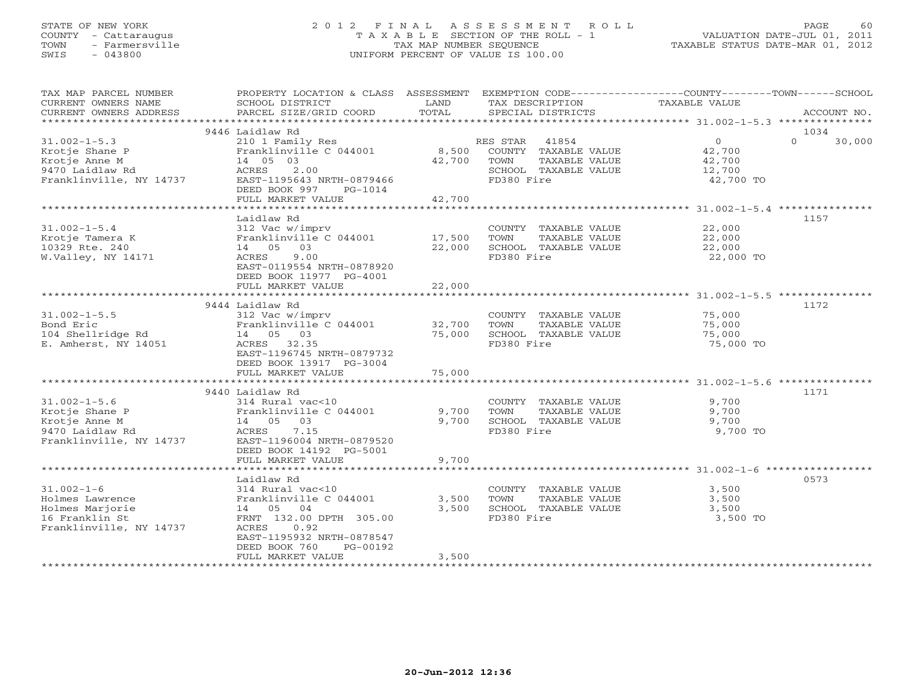STATE OF NEW YORK
COUNTY - Cattaraugus
TOWN - Farmersville
SWIS - 043800

# 2012 FINAL ASSESSMENT ROLL

TAXABLE SECTION OF THE ROLL - 1
TAX MAP NUMBER SEQUENCE
UNIFORM PERCENT OF VALUE IS 100.00

VALUATION DATE-JUL 01, 2011
TAXABLE STATUS DATE-MAR 01, 2012

| TAX MAP PARCEL NUMBER / CURRENT OWNERS NAME / CURRENT OWNERS ADDRESS | PROPERTY LOCATION & CLASS / SCHOOL DISTRICT / PARCEL SIZE/GRID COORD | ASSESSMENT LAND / TOTAL | EXEMPTION CODE / TAX DESCRIPTION / SPECIAL DISTRICTS | COUNTY / TOWN TAXABLE VALUE | SCHOOL | ACCOUNT NO. |
|---|---|---|---|---|---|---|
| 31.002-1-5.3 | 9446 Laidlaw Rd | | | | | 1034 |
| | 210 1 Family Res | | RES STAR 41854 | 0 | 0 | 30,000 |
| Krotje Shane P | Franklinville C 044001 | 8,500 | COUNTY TAXABLE VALUE | 42,700 | | |
| Krotje Anne M | 14 05 03 | 42,700 | TOWN TAXABLE VALUE | 42,700 | | |
| 9470 Laidlaw Rd | ACRES 2.00 | | SCHOOL TAXABLE VALUE | 12,700 | | |
| Franklinville, NY 14737 | EAST-1195643 NRTH-0879466 | | FD380 Fire | 42,700 TO | | |
| | DEED BOOK 997 PG-1014 | | | | | |
| | FULL MARKET VALUE | 42,700 | | | | |
| 31.002-1-5.4 | Laidlaw Rd | | | | | 1157 |
| | 312 Vac w/imprv | | COUNTY TAXABLE VALUE | 22,000 | | |
| Krotje Tamera K | Franklinville C 044001 | 17,500 | TOWN TAXABLE VALUE | 22,000 | | |
| 10329 Rte. 240 | 14 05 03 | 22,000 | SCHOOL TAXABLE VALUE | 22,000 | | |
| W.Valley, NY 14171 | ACRES 9.00 | | FD380 Fire | 22,000 TO | | |
| | EAST-0119554 NRTH-0878920 | | | | | |
| | DEED BOOK 11977 PG-4001 | | | | | |
| | FULL MARKET VALUE | 22,000 | | | | |
| 31.002-1-5.5 | 9444 Laidlaw Rd | | | | | 1172 |
| | 312 Vac w/imprv | | COUNTY TAXABLE VALUE | 75,000 | | |
| Bond Eric | Franklinville C 044001 | 32,700 | TOWN TAXABLE VALUE | 75,000 | | |
| 104 Shellridge Rd | 14 05 03 | 75,000 | SCHOOL TAXABLE VALUE | 75,000 | | |
| E. Amherst, NY 14051 | ACRES 32.35 | | FD380 Fire | 75,000 TO | | |
| | EAST-1196745 NRTH-0879732 | | | | | |
| | DEED BOOK 13917 PG-3004 | | | | | |
| | FULL MARKET VALUE | 75,000 | | | | |
| 31.002-1-5.6 | 9440 Laidlaw Rd | | | | | 1171 |
| | 314 Rural vac<10 | | COUNTY TAXABLE VALUE | 9,700 | | |
| Krotje Shane P | Franklinville C 044001 | 9,700 | TOWN TAXABLE VALUE | 9,700 | | |
| Krotje Anne M | 14 05 03 | 9,700 | SCHOOL TAXABLE VALUE | 9,700 | | |
| 9470 Laidlaw Rd | ACRES 7.15 | | FD380 Fire | 9,700 TO | | |
| Franklinville, NY 14737 | EAST-1196004 NRTH-0879520 | | | | | |
| | DEED BOOK 14192 PG-5001 | | | | | |
| | FULL MARKET VALUE | 9,700 | | | | |
| 31.002-1-6 | Laidlaw Rd | | | | | 0573 |
| | 314 Rural vac<10 | | COUNTY TAXABLE VALUE | 3,500 | | |
| Holmes Lawrence | Franklinville C 044001 | 3,500 | TOWN TAXABLE VALUE | 3,500 | | |
| Holmes Marjorie | 14 05 04 | 3,500 | SCHOOL TAXABLE VALUE | 3,500 | | |
| 16 Franklin St | FRNT 132.00 DPTH 305.00 | | FD380 Fire | 3,500 TO | | |
| Franklinville, NY 14737 | ACRES 0.92 | | | | | |
| | EAST-1195932 NRTH-0878547 | | | | | |
| | DEED BOOK 760 PG-00192 | | | | | |
| | FULL MARKET VALUE | 3,500 | | | | |

20-Jun-2012 12:36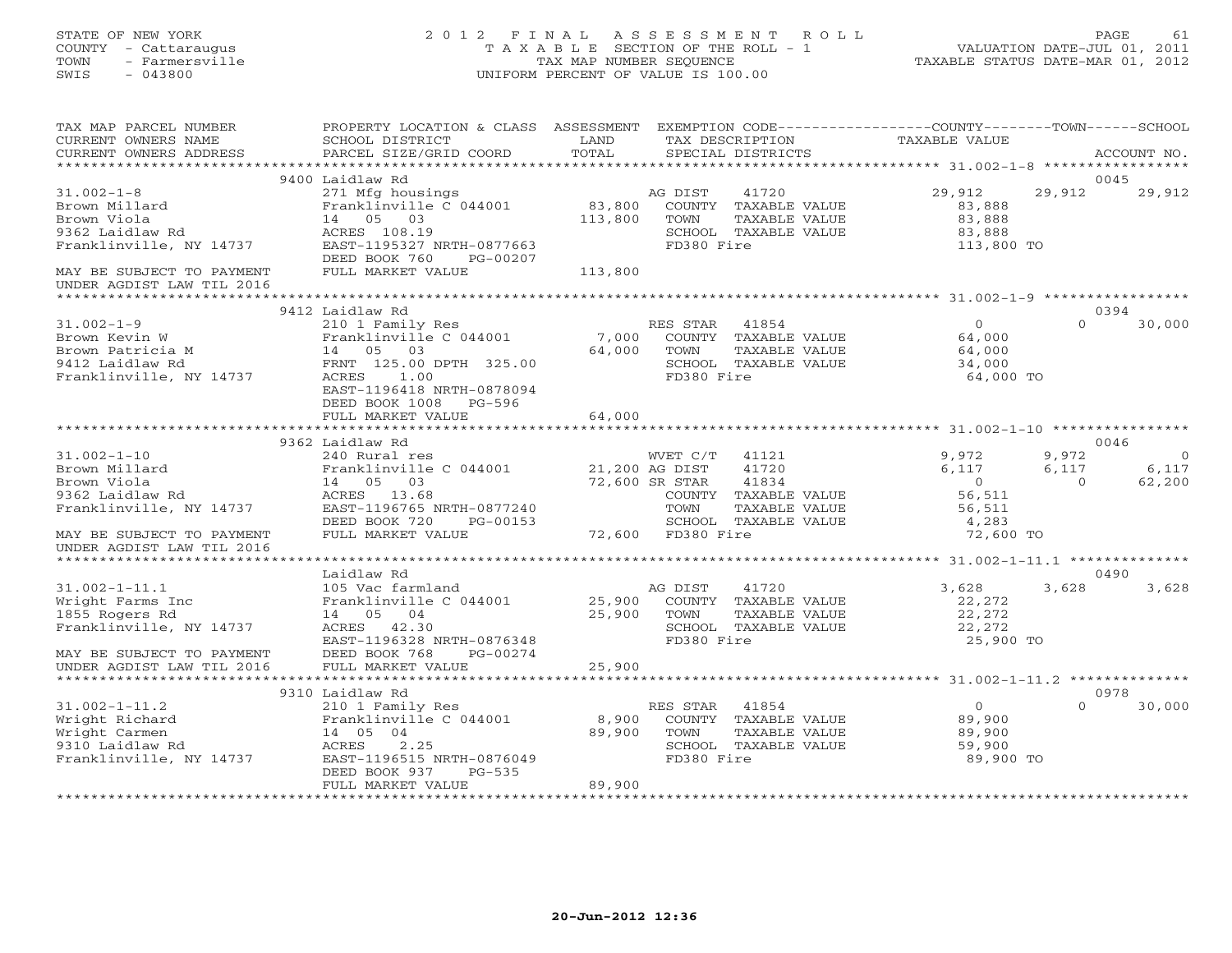STATE OF NEW YORK
COUNTY - Cattaraugus
TOWN - Farmersville
SWIS - 043800

2012 FINAL ASSESSMENT ROLL
TAXABLE SECTION OF THE ROLL - 1
TAX MAP NUMBER SEQUENCE
UNIFORM PERCENT OF VALUE IS 100.00

VALUATION DATE-JUL 01, 2011
TAXABLE STATUS DATE-MAR 01, 2012

| TAX MAP PARCEL NUMBER / CURRENT OWNERS NAME / CURRENT OWNERS ADDRESS | PROPERTY LOCATION & CLASS / SCHOOL DISTRICT / PARCEL SIZE/GRID COORD | ASSESSMENT LAND / TOTAL | EXEMPTION CODE / TAX DESCRIPTION / SPECIAL DISTRICTS | COUNTY TAXABLE VALUE | TOWN | SCHOOL | ACCOUNT NO. |
|---|---|---|---|---|---|---|---|
| **31.002-1-8** | 9400 Laidlaw Rd | | | | | | 0045 |
| Brown Millard | 271 Mfg housings | | AG DIST 41720 | 29,912 | 29,912 | 29,912 | |
| Brown Viola | Franklinville C 044001 | 83,800 | COUNTY TAXABLE VALUE | 83,888 | | | |
| 9362 Laidlaw Rd | 14 05 03 | 113,800 | TOWN TAXABLE VALUE | 83,888 | | | |
| Franklinville, NY 14737 | ACRES 108.19 | | SCHOOL TAXABLE VALUE | 83,888 | | | |
| | EAST-1195327 NRTH-0877663 | | FD380 Fire | 113,800 TO | | | |
| MAY BE SUBJECT TO PAYMENT | DEED BOOK 760 PG-00207 | | | | | | |
| UNDER AGDIST LAW TIL 2016 | FULL MARKET VALUE | 113,800 | | | | | |
| **31.002-1-9** | 9412 Laidlaw Rd | | | | | | 0394 |
| Brown Kevin W | 210 1 Family Res | | RES STAR 41854 | 0 | 0 | 30,000 | |
| Brown Patricia M | Franklinville C 044001 | 7,000 | COUNTY TAXABLE VALUE | 64,000 | | | |
| 9412 Laidlaw Rd | 14 05 03 | 64,000 | TOWN TAXABLE VALUE | 64,000 | | | |
| Franklinville, NY 14737 | FRNT 125.00 DPTH 325.00 | | SCHOOL TAXABLE VALUE | 34,000 | | | |
| | ACRES 1.00 | | FD380 Fire | 64,000 TO | | | |
| | EAST-1196418 NRTH-0878094 | | | | | | |
| | DEED BOOK 1008 PG-596 | | | | | | |
| | FULL MARKET VALUE | 64,000 | | | | | |
| **31.002-1-10** | 9362 Laidlaw Rd | | | | | | 0046 |
| Brown Millard | 240 Rural res | | WVET C/T 41121 | 9,972 | 9,972 | 0 | |
| Brown Viola | Franklinville C 044001 | 21,200 | AG DIST 41720 | 6,117 | 6,117 | 6,117 | |
| 9362 Laidlaw Rd | 14 05 03 | 72,600 | SR STAR 41834 | 0 | 0 | 62,200 | |
| Franklinville, NY 14737 | ACRES 13.68 | | COUNTY TAXABLE VALUE | 56,511 | | | |
| | EAST-1196765 NRTH-0877240 | | TOWN TAXABLE VALUE | 56,511 | | | |
| MAY BE SUBJECT TO PAYMENT | DEED BOOK 720 PG-00153 | | SCHOOL TAXABLE VALUE | 4,283 | | | |
| UNDER AGDIST LAW TIL 2016 | FULL MARKET VALUE | 72,600 | FD380 Fire | 72,600 TO | | | |
| **31.002-1-11.1** | Laidlaw Rd | | | | | | 0490 |
| Wright Farms Inc | 105 Vac farmland | | AG DIST 41720 | 3,628 | 3,628 | 3,628 | |
| 1855 Rogers Rd | Franklinville C 044001 | 25,900 | COUNTY TAXABLE VALUE | 22,272 | | | |
| Franklinville, NY 14737 | 14 05 04 | 25,900 | TOWN TAXABLE VALUE | 22,272 | | | |
| | ACRES 42.30 | | SCHOOL TAXABLE VALUE | 22,272 | | | |
| | EAST-1196328 NRTH-0876348 | | FD380 Fire | 25,900 TO | | | |
| MAY BE SUBJECT TO PAYMENT | DEED BOOK 768 PG-00274 | | | | | | |
| UNDER AGDIST LAW TIL 2016 | FULL MARKET VALUE | 25,900 | | | | | |
| **31.002-1-11.2** | 9310 Laidlaw Rd | | | | | | 0978 |
| Wright Richard | 210 1 Family Res | | RES STAR 41854 | 0 | 0 | 30,000 | |
| Wright Carmen | Franklinville C 044001 | 8,900 | COUNTY TAXABLE VALUE | 89,900 | | | |
| 9310 Laidlaw Rd | 14 05 04 | 89,900 | TOWN TAXABLE VALUE | 89,900 | | | |
| Franklinville, NY 14737 | ACRES 2.25 | | SCHOOL TAXABLE VALUE | 59,900 | | | |
| | EAST-1196515 NRTH-0876049 | | FD380 Fire | 89,900 TO | | | |
| | DEED BOOK 937 PG-535 | | | | | | |
| | FULL MARKET VALUE | 89,900 | | | | | |

20-Jun-2012 12:36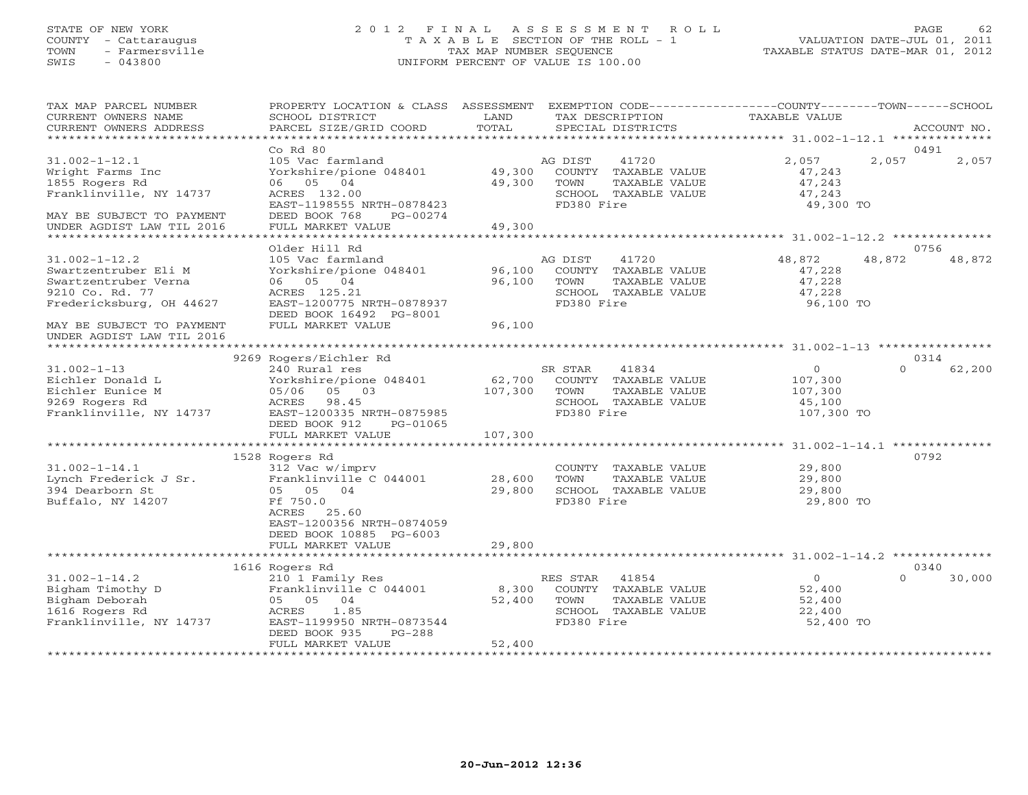STATE OF NEW YORK
COUNTY - Cattaraugus
TOWN - Farmersville
SWIS - 043800

# 2012 FINAL ASSESSMENT ROLL
TAXABLE SECTION OF THE ROLL - 1
TAX MAP NUMBER SEQUENCE
UNIFORM PERCENT OF VALUE IS 100.00

VALUATION DATE-JUL 01, 2011
TAXABLE STATUS DATE-MAR 01, 2012

| TAX MAP PARCEL NUMBER / CURRENT OWNERS NAME / CURRENT OWNERS ADDRESS | PROPERTY LOCATION & CLASS / SCHOOL DISTRICT / PARCEL SIZE/GRID COORD | ASSESSMENT LAND | TOTAL | EXEMPTION CODE / TAX DESCRIPTION / SPECIAL DISTRICTS | COUNTY TAXABLE VALUE | TOWN | SCHOOL | ACCOUNT NO. |
|---|---|---|---|---|---|---|---|---|
| 31.002-1-12.1 | Co Rd 80 | | | | | | | 0491 |
| Wright Farms Inc | 105 Vac farmland | | | AG DIST 41720 | 2,057 | 2,057 | 2,057 | |
| 1855 Rogers Rd | Yorkshire/pione 048401 | 49,300 | | COUNTY TAXABLE VALUE | 47,243 | | | |
| Franklinville, NY 14737 | 06 05 04 | | 49,300 | TOWN TAXABLE VALUE | 47,243 | | | |
| | ACRES 132.00 | | | SCHOOL TAXABLE VALUE | 47,243 | | | |
| | EAST-1198555 NRTH-0878423 | | | FD380 Fire | 49,300 TO | | | |
| MAY BE SUBJECT TO PAYMENT | DEED BOOK 768 PG-00274 | | | | | | | |
| UNDER AGDIST LAW TIL 2016 | FULL MARKET VALUE | | 49,300 | | | | | |
| 31.002-1-12.2 | Older Hill Rd | | | | | | | 0756 |
| Swartzentruber Eli M | 105 Vac farmland | | | AG DIST 41720 | 48,872 | 48,872 | 48,872 | |
| Swartzentruber Verna | Yorkshire/pione 048401 | 96,100 | | COUNTY TAXABLE VALUE | 47,228 | | | |
| 9210 Co. Rd. 77 | 06 05 04 | | 96,100 | TOWN TAXABLE VALUE | 47,228 | | | |
| Fredericksburg, OH 44627 | ACRES 125.21 | | | SCHOOL TAXABLE VALUE | 47,228 | | | |
| | EAST-1200775 NRTH-0878937 | | | FD380 Fire | 96,100 TO | | | |
| | DEED BOOK 16492 PG-8001 | | | | | | | |
| MAY BE SUBJECT TO PAYMENT | FULL MARKET VALUE | | 96,100 | | | | | |
| UNDER AGDIST LAW TIL 2016 | | | | | | | | |
| 31.002-1-13 | 9269 Rogers/Eichler Rd | | | | | | | 0314 |
| Eichler Donald L | 240 Rural res | | | SR STAR 41834 | 0 | 0 | 62,200 | |
| Eichler Eunice M | Yorkshire/pione 048401 | 62,700 | | COUNTY TAXABLE VALUE | 107,300 | | | |
| 9269 Rogers Rd | 05/06 05 03 | | 107,300 | TOWN TAXABLE VALUE | 107,300 | | | |
| Franklinville, NY 14737 | ACRES 98.45 | | | SCHOOL TAXABLE VALUE | 45,100 | | | |
| | EAST-1200335 NRTH-0875985 | | | FD380 Fire | 107,300 TO | | | |
| | DEED BOOK 912 PG-01065 | | | | | | | |
| | FULL MARKET VALUE | | 107,300 | | | | | |
| 31.002-1-14.1 | 1528 Rogers Rd | | | | | | | 0792 |
| Lynch Frederick J Sr. | 312 Vac w/imprv | | | COUNTY TAXABLE VALUE | 29,800 | | | |
| 394 Dearborn St | Franklinville C 044001 | 28,600 | | TOWN TAXABLE VALUE | 29,800 | | | |
| Buffalo, NY 14207 | 05 05 04 | | 29,800 | SCHOOL TAXABLE VALUE | 29,800 | | | |
| | Ff 750.0 | | | FD380 Fire | 29,800 TO | | | |
| | ACRES 25.60 | | | | | | | |
| | EAST-1200356 NRTH-0874059 | | | | | | | |
| | DEED BOOK 10885 PG-6003 | | | | | | | |
| | FULL MARKET VALUE | | 29,800 | | | | | |
| 31.002-1-14.2 | 1616 Rogers Rd | | | | | | | 0340 |
| Bigham Timothy D | 210 1 Family Res | | | RES STAR 41854 | 0 | 0 | 30,000 | |
| Bigham Deborah | Franklinville C 044001 | 8,300 | | COUNTY TAXABLE VALUE | 52,400 | | | |
| 1616 Rogers Rd | 05 05 04 | | 52,400 | TOWN TAXABLE VALUE | 52,400 | | | |
| Franklinville, NY 14737 | ACRES 1.85 | | | SCHOOL TAXABLE VALUE | 22,400 | | | |
| | EAST-1199950 NRTH-0873544 | | | FD380 Fire | 52,400 TO | | | |
| | DEED BOOK 935 PG-288 | | | | | | | |
| | FULL MARKET VALUE | | 52,400 | | | | | |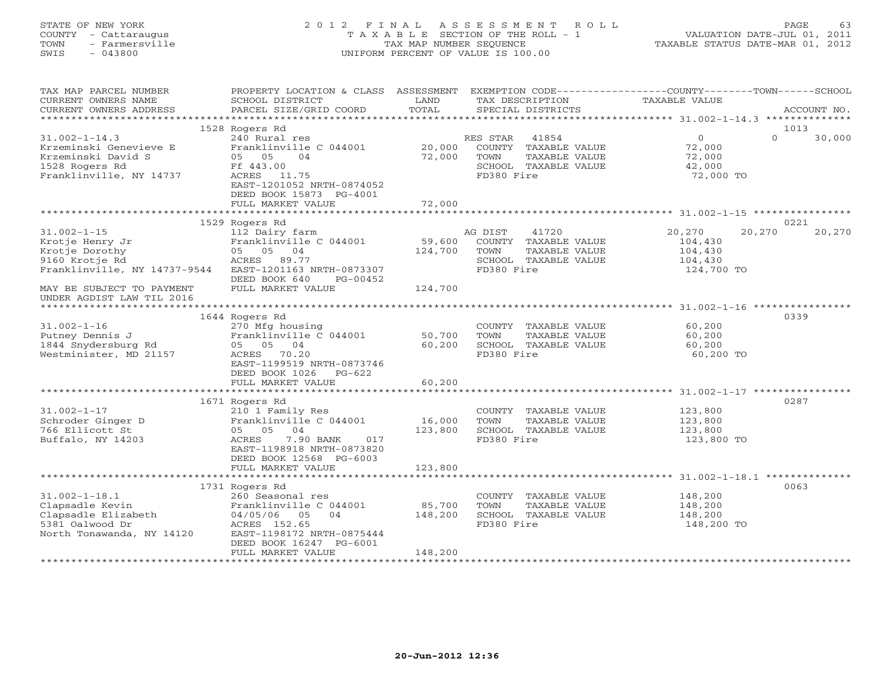STATE OF NEW YORK
COUNTY - Cattaraugus
TOWN - Farmersville
SWIS - 043800

# 2012 FINAL ASSESSMENT ROLL

TAXABLE SECTION OF THE ROLL - 1
TAX MAP NUMBER SEQUENCE
UNIFORM PERCENT OF VALUE IS 100.00

VALUATION DATE-JUL 01, 2011
TAXABLE STATUS DATE-MAR 01, 2012

| TAX MAP PARCEL NUMBER / CURRENT OWNERS NAME / CURRENT OWNERS ADDRESS | PROPERTY LOCATION & CLASS / SCHOOL DISTRICT / PARCEL SIZE/GRID COORD | ASSESSMENT LAND | TOTAL | EXEMPTION CODE / TAX DESCRIPTION / SPECIAL DISTRICTS | COUNTY TAXABLE VALUE | TOWN | SCHOOL | ACCOUNT NO. |
|---|---|---|---|---|---|---|---|---|
| 31.002-1-14.3 | 1528 Rogers Rd | | | | | | | 1013 |
| 31.002-1-14.3 | 240 Rural res | | | RES STAR 41854 | 0 | 0 | 30,000 | |
| Krzeminski Genevieve E | Franklinville C 044001 | 20,000 | | COUNTY TAXABLE VALUE | 72,000 | | | |
| Krzeminski David S | 05 05 04 | | 72,000 | TOWN TAXABLE VALUE | 72,000 | | | |
| 1528 Rogers Rd | Ff 443.00 | | | SCHOOL TAXABLE VALUE | 42,000 | | | |
| Franklinville, NY 14737 | ACRES 11.75 | | | FD380 Fire | 72,000 TO | | | |
| | EAST-1201052 NRTH-0874052 | | | | | | | |
| | DEED BOOK 15873 PG-4001 | | | | | | | |
| | FULL MARKET VALUE | | 72,000 | | | | | |
| 31.002-1-15 | 1529 Rogers Rd | | | | | | | 0221 |
| 31.002-1-15 | 112 Dairy farm | | | AG DIST 41720 | 20,270 | 20,270 | 20,270 | |
| Krotje Henry Jr | Franklinville C 044001 | 59,600 | | COUNTY TAXABLE VALUE | 104,430 | | | |
| Krotje Dorothy | 05 05 04 | | 124,700 | TOWN TAXABLE VALUE | 104,430 | | | |
| 9160 Krotje Rd | ACRES 89.77 | | | SCHOOL TAXABLE VALUE | 104,430 | | | |
| Franklinville, NY 14737-9544 | EAST-1201163 NRTH-0873307 | | | FD380 Fire | 124,700 TO | | | |
| | DEED BOOK 640 PG-00452 | | | | | | | |
| MAY BE SUBJECT TO PAYMENT UNDER AGDIST LAW TIL 2016 | FULL MARKET VALUE | | 124,700 | | | | | |
| 31.002-1-16 | 1644 Rogers Rd | | | | | | | 0339 |
| 31.002-1-16 | 270 Mfg housing | | | COUNTY TAXABLE VALUE | 60,200 | | | |
| Putney Dennis J | Franklinville C 044001 | 50,700 | | TOWN TAXABLE VALUE | 60,200 | | | |
| 1844 Snydersburg Rd | 05 05 04 | | 60,200 | SCHOOL TAXABLE VALUE | 60,200 | | | |
| Westminister, MD 21157 | ACRES 70.20 | | | FD380 Fire | 60,200 TO | | | |
| | EAST-1199519 NRTH-0873746 | | | | | | | |
| | DEED BOOK 1026 PG-622 | | | | | | | |
| | FULL MARKET VALUE | | 60,200 | | | | | |
| 31.002-1-17 | 1671 Rogers Rd | | | | | | | 0287 |
| 31.002-1-17 | 210 1 Family Res | | | COUNTY TAXABLE VALUE | 123,800 | | | |
| Schroder Ginger D | Franklinville C 044001 | 16,000 | | TOWN TAXABLE VALUE | 123,800 | | | |
| 766 Ellicott St | 05 05 04 | | 123,800 | SCHOOL TAXABLE VALUE | 123,800 | | | |
| Buffalo, NY 14203 | ACRES 7.90 BANK 017 | | | FD380 Fire | 123,800 TO | | | |
| | EAST-1198918 NRTH-0873820 | | | | | | | |
| | DEED BOOK 12568 PG-6003 | | | | | | | |
| | FULL MARKET VALUE | | 123,800 | | | | | |
| 31.002-1-18.1 | 1731 Rogers Rd | | | | | | | 0063 |
| 31.002-1-18.1 | 260 Seasonal res | | | COUNTY TAXABLE VALUE | 148,200 | | | |
| Clapsadle Kevin | Franklinville C 044001 | 85,700 | | TOWN TAXABLE VALUE | 148,200 | | | |
| Clapsadle Elizabeth | 04/05/06 05 04 | | 148,200 | SCHOOL TAXABLE VALUE | 148,200 | | | |
| 5381 Oalwood Dr | ACRES 152.65 | | | FD380 Fire | 148,200 TO | | | |
| North Tonawanda, NY 14120 | EAST-1198172 NRTH-0875444 | | | | | | | |
| | DEED BOOK 16247 PG-6001 | | | | | | | |
| | FULL MARKET VALUE | | 148,200 | | | | | |

20-Jun-2012 12:36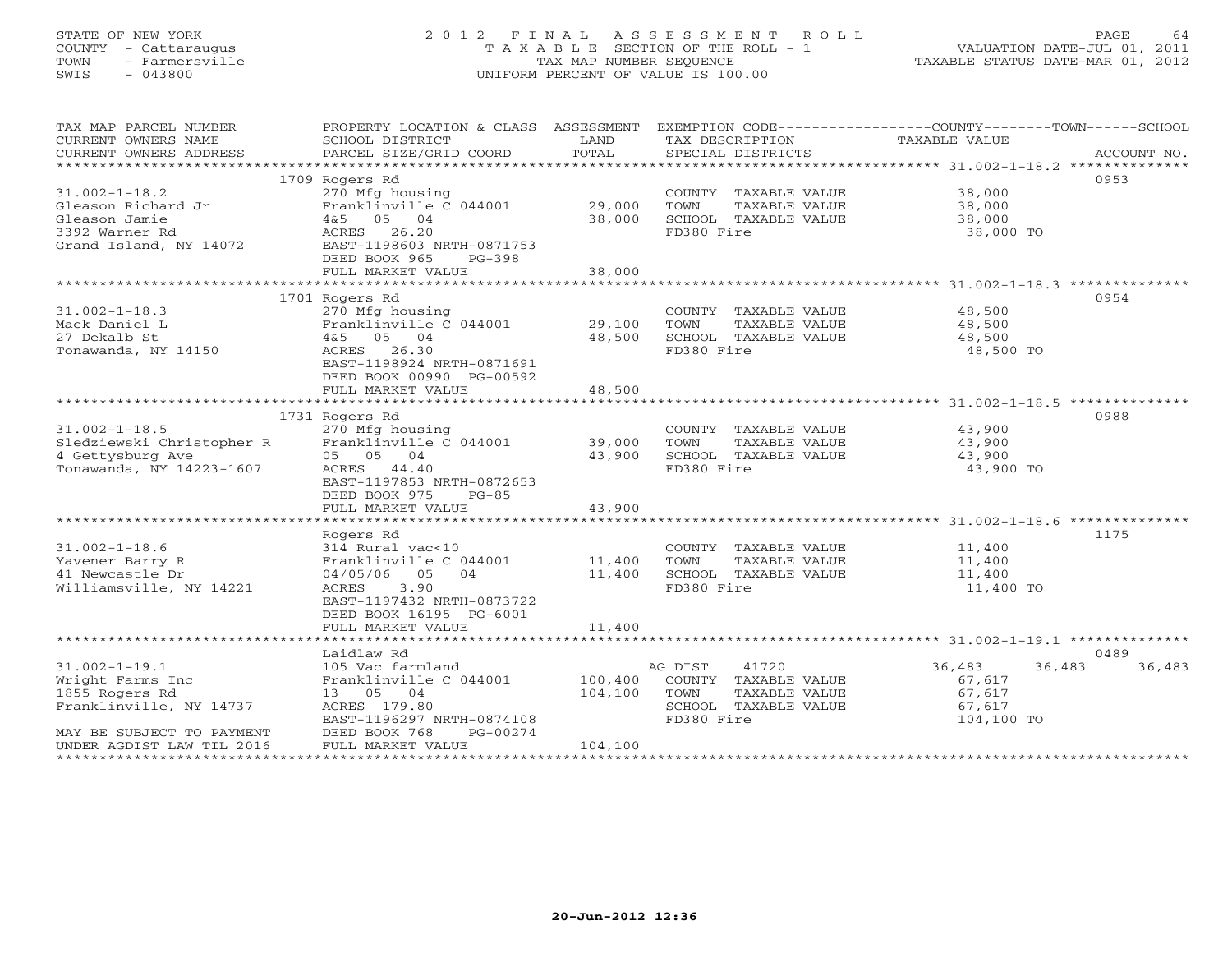STATE OF NEW YORK
COUNTY - Cattaraugus
TOWN - Farmersville
SWIS - 043800

2012 FINAL ASSESSMENT ROLL
TAXABLE SECTION OF THE ROLL - 1
TAX MAP NUMBER SEQUENCE
UNIFORM PERCENT OF VALUE IS 100.00

VALUATION DATE-JUL 01, 2011
TAXABLE STATUS DATE-MAR 01, 2012

| TAX MAP PARCEL NUMBER / CURRENT OWNERS NAME / CURRENT OWNERS ADDRESS | PROPERTY LOCATION & CLASS / SCHOOL DISTRICT / PARCEL SIZE/GRID COORD | ASSESSMENT LAND / TOTAL | EXEMPTION CODE / TAX DESCRIPTION / SPECIAL DISTRICTS | COUNTY | TOWN | SCHOOL / TAXABLE VALUE | ACCOUNT NO. |
|---|---|---|---|---|---|---|---|
| **31.002-1-18.2** | 1709 Rogers Rd | | | | | | 0953 |
| 31.002-1-18.2 | 270 Mfg housing | | COUNTY TAXABLE VALUE | 38,000 | | | |
| Gleason Richard Jr | Franklinville C 044001 | 29,000 | TOWN TAXABLE VALUE | | 38,000 | | |
| Gleason Jamie | 4&5 05 04 | 38,000 | SCHOOL TAXABLE VALUE | | | 38,000 | |
| 3392 Warner Rd | ACRES 26.20 | | FD380 Fire | | | 38,000 TO | |
| Grand Island, NY 14072 | EAST-1198603 NRTH-0871753 | | | | | | |
| | DEED BOOK 965 PG-398 | | | | | | |
| | FULL MARKET VALUE | 38,000 | | | | | |
| **31.002-1-18.3** | 1701 Rogers Rd | | | | | | 0954 |
| 31.002-1-18.3 | 270 Mfg housing | | COUNTY TAXABLE VALUE | 48,500 | | | |
| Mack Daniel L | Franklinville C 044001 | 29,100 | TOWN TAXABLE VALUE | | 48,500 | | |
| 27 Dekalb St | 4&5 05 04 | 48,500 | SCHOOL TAXABLE VALUE | | | 48,500 | |
| Tonawanda, NY 14150 | ACRES 26.30 | | FD380 Fire | | | 48,500 TO | |
| | EAST-1198924 NRTH-0871691 | | | | | | |
| | DEED BOOK 00990 PG-00592 | | | | | | |
| | FULL MARKET VALUE | 48,500 | | | | | |
| **31.002-1-18.5** | 1731 Rogers Rd | | | | | | 0988 |
| 31.002-1-18.5 | 270 Mfg housing | | COUNTY TAXABLE VALUE | 43,900 | | | |
| Sledziewski Christopher R | Franklinville C 044001 | 39,000 | TOWN TAXABLE VALUE | | 43,900 | | |
| 4 Gettysburg Ave | 05 05 04 | 43,900 | SCHOOL TAXABLE VALUE | | | 43,900 | |
| Tonawanda, NY 14223-1607 | ACRES 44.40 | | FD380 Fire | | | 43,900 TO | |
| | EAST-1197853 NRTH-0872653 | | | | | | |
| | DEED BOOK 975 PG-85 | | | | | | |
| | FULL MARKET VALUE | 43,900 | | | | | |
| **31.002-1-18.6** | Rogers Rd | | | | | | 1175 |
| 31.002-1-18.6 | 314 Rural vac<10 | | COUNTY TAXABLE VALUE | 11,400 | | | |
| Yavener Barry R | Franklinville C 044001 | 11,400 | TOWN TAXABLE VALUE | | 11,400 | | |
| 41 Newcastle Dr | 04/05/06 05 04 | 11,400 | SCHOOL TAXABLE VALUE | | | 11,400 | |
| Williamsville, NY 14221 | ACRES 3.90 | | FD380 Fire | | | 11,400 TO | |
| | EAST-1197432 NRTH-0873722 | | | | | | |
| | DEED BOOK 16195 PG-6001 | | | | | | |
| | FULL MARKET VALUE | 11,400 | | | | | |
| **31.002-1-19.1** | Laidlaw Rd | | | | | | 0489 |
| 31.002-1-19.1 | 105 Vac farmland | | AG DIST 41720 | 36,483 | 36,483 | 36,483 | |
| Wright Farms Inc | Franklinville C 044001 | 100,400 | COUNTY TAXABLE VALUE | 67,617 | | | |
| 1855 Rogers Rd | 13 05 04 | 104,100 | TOWN TAXABLE VALUE | | 67,617 | | |
| Franklinville, NY 14737 | ACRES 179.80 | | SCHOOL TAXABLE VALUE | | | 67,617 | |
| | EAST-1196297 NRTH-0874108 | | FD380 Fire | | | 104,100 TO | |
| MAY BE SUBJECT TO PAYMENT | DEED BOOK 768 PG-00274 | | | | | | |
| UNDER AGDIST LAW TIL 2016 | FULL MARKET VALUE | 104,100 | | | | | |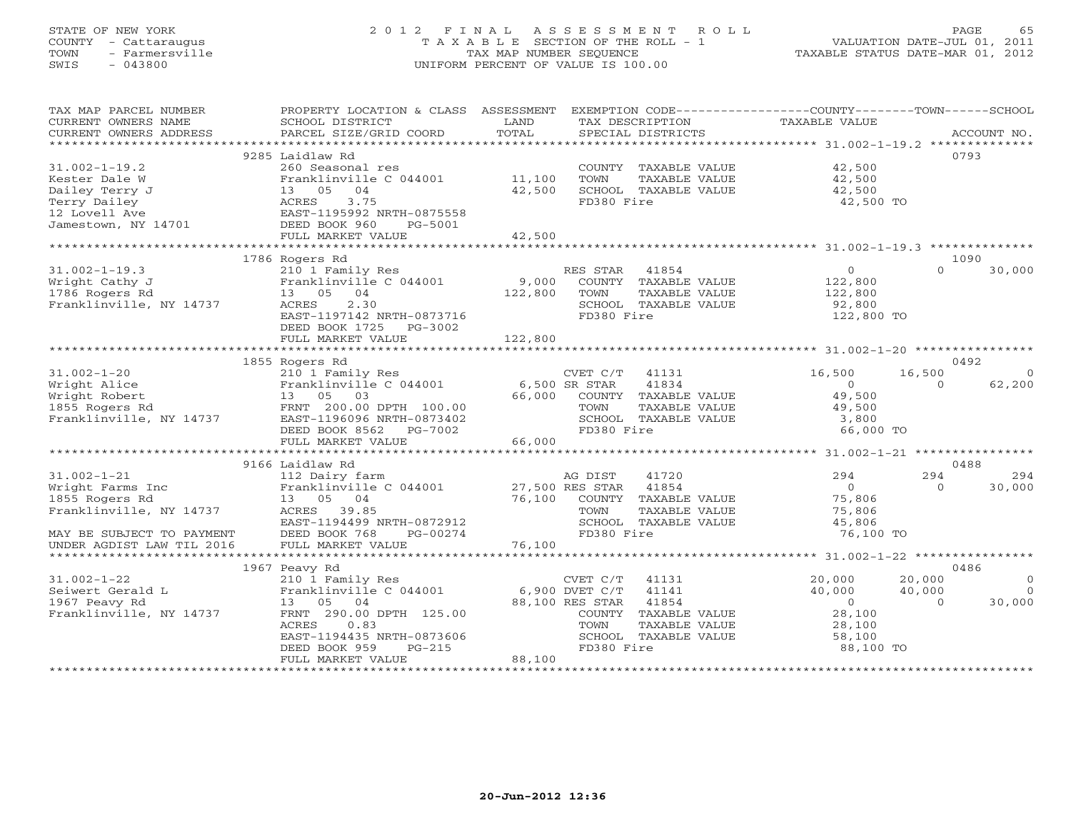STATE OF NEW YORK
COUNTY - Cattaraugus
TOWN - Farmersville
SWIS - 043800

2012 FINAL ASSESSMENT ROLL
TAXABLE SECTION OF THE ROLL - 1
TAX MAP NUMBER SEQUENCE
UNIFORM PERCENT OF VALUE IS 100.00

VALUATION DATE-JUL 01, 2011
TAXABLE STATUS DATE-MAR 01, 2012

| TAX MAP PARCEL NUMBER / CURRENT OWNERS NAME / CURRENT OWNERS ADDRESS | PROPERTY LOCATION & CLASS / SCHOOL DISTRICT / PARCEL SIZE/GRID COORD | ASSESSMENT LAND | TOTAL | EXEMPTION CODE / TAX DESCRIPTION / SPECIAL DISTRICTS | COUNTY TAXABLE VALUE | TOWN | SCHOOL | ACCOUNT NO. |
|---|---|---|---|---|---|---|---|---|
| **31.002-1-19.2** | 9285 Laidlaw Rd | | | | | | | 0793 |
| 31.002-1-19.2 | 260 Seasonal res | | | COUNTY TAXABLE VALUE | 42,500 | | | |
| Kester Dale W | Franklinville C 044001 | 11,100 | | TOWN TAXABLE VALUE | 42,500 | | | |
| Dailey Terry J | 13 05 04 | | 42,500 | SCHOOL TAXABLE VALUE | 42,500 | | | |
| Terry Dailey | ACRES 3.75 | | | FD380 Fire | 42,500 TO | | | |
| 12 Lovell Ave | EAST-1195992 NRTH-0875558 | | | | | | | |
| Jamestown, NY 14701 | DEED BOOK 960 PG-5001 | | | | | | | |
| | FULL MARKET VALUE | | 42,500 | | | | | |
| **31.002-1-19.3** | 1786 Rogers Rd | | | | | | | 1090 |
| 31.002-1-19.3 | 210 1 Family Res | | | RES STAR 41854 | 0 | 0 | 30,000 | |
| Wright Cathy J | Franklinville C 044001 | 9,000 | | COUNTY TAXABLE VALUE | 122,800 | | | |
| 1786 Rogers Rd | 13 05 04 | | 122,800 | TOWN TAXABLE VALUE | 122,800 | | | |
| Franklinville, NY 14737 | ACRES 2.30 | | | SCHOOL TAXABLE VALUE | 92,800 | | | |
| | EAST-1197142 NRTH-0873716 | | | FD380 Fire | 122,800 TO | | | |
| | DEED BOOK 1725 PG-3002 | | | | | | | |
| | FULL MARKET VALUE | | 122,800 | | | | | |
| **31.002-1-20** | 1855 Rogers Rd | | | | | | | 0492 |
| 31.002-1-20 | 210 1 Family Res | | | CVET C/T 41131 | 16,500 | 16,500 | 0 | |
| Wright Alice | Franklinville C 044001 | 6,500 | | SR STAR 41834 | 0 | 0 | 62,200 | |
| Wright Robert | 13 05 03 | | 66,000 | COUNTY TAXABLE VALUE | 49,500 | | | |
| 1855 Rogers Rd | FRNT 200.00 DPTH 100.00 | | | TOWN TAXABLE VALUE | 49,500 | | | |
| Franklinville, NY 14737 | EAST-1196096 NRTH-0873402 | | | SCHOOL TAXABLE VALUE | 3,800 | | | |
| | DEED BOOK 8562 PG-7002 | | | FD380 Fire | 66,000 TO | | | |
| | FULL MARKET VALUE | | 66,000 | | | | | |
| **31.002-1-21** | 9166 Laidlaw Rd | | | | | | | 0488 |
| 31.002-1-21 | 112 Dairy farm | | | AG DIST 41720 | 294 | 294 | 294 | |
| Wright Farms Inc | Franklinville C 044001 | 27,500 | | RES STAR 41854 | 0 | 0 | 30,000 | |
| 1855 Rogers Rd | 13 05 04 | | 76,100 | COUNTY TAXABLE VALUE | 75,806 | | | |
| Franklinville, NY 14737 | ACRES 39.85 | | | TOWN TAXABLE VALUE | 75,806 | | | |
| | EAST-1194499 NRTH-0872912 | | | SCHOOL TAXABLE VALUE | 45,806 | | | |
| MAY BE SUBJECT TO PAYMENT | DEED BOOK 768 PG-00274 | | | FD380 Fire | 76,100 TO | | | |
| UNDER AGDIST LAW TIL 2016 | FULL MARKET VALUE | | 76,100 | | | | | |
| **31.002-1-22** | 1967 Peavy Rd | | | | | | | 0486 |
| 31.002-1-22 | 210 1 Family Res | | | CVET C/T 41131 | 20,000 | 20,000 | 0 | |
| Seiwert Gerald L | Franklinville C 044001 | 6,900 | | DVET C/T 41141 | 40,000 | 40,000 | 0 | |
| 1967 Peavy Rd | 13 05 04 | | 88,100 | RES STAR 41854 | 0 | 0 | 30,000 | |
| Franklinville, NY 14737 | FRNT 290.00 DPTH 125.00 | | | COUNTY TAXABLE VALUE | 28,100 | | | |
| | ACRES 0.83 | | | TOWN TAXABLE VALUE | 28,100 | | | |
| | EAST-1194435 NRTH-0873606 | | | SCHOOL TAXABLE VALUE | 58,100 | | | |
| | DEED BOOK 959 PG-215 | | | FD380 Fire | 88,100 TO | | | |
| | FULL MARKET VALUE | | 88,100 | | | | | |

20-Jun-2012 12:36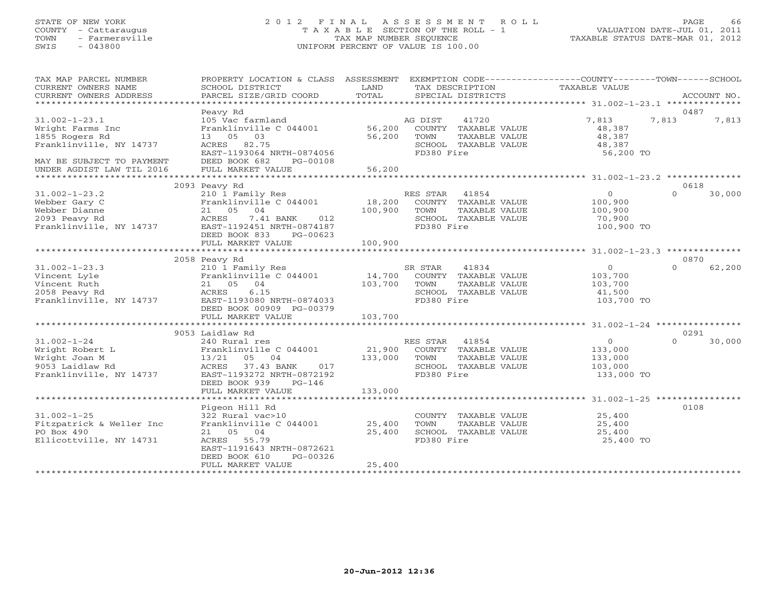STATE OF NEW YORK
COUNTY - Cattaraugus
TOWN - Farmersville
SWIS - 043800

# 2012 FINAL ASSESSMENT ROLL
TAXABLE SECTION OF THE ROLL - 1
TAX MAP NUMBER SEQUENCE
UNIFORM PERCENT OF VALUE IS 100.00

VALUATION DATE-JUL 01, 2011
TAXABLE STATUS DATE-MAR 01, 2012

| TAX MAP PARCEL NUMBER / CURRENT OWNERS NAME / CURRENT OWNERS ADDRESS | PROPERTY LOCATION & CLASS / SCHOOL DISTRICT / PARCEL SIZE/GRID COORD | ASSESSMENT LAND | TOTAL | EXEMPTION CODE / TAX DESCRIPTION / SPECIAL DISTRICTS | COUNTY | TOWN | SCHOOL | ACCOUNT NO. |
|---|---|---|---|---|---|---|---|---|
| **31.002-1-23.1** | Peavy Rd | | | | | | | 0487 |
| 31.002-1-23.1 | 105 Vac farmland | | | AG DIST 41720 | 7,813 | 7,813 | 7,813 | |
| Wright Farms Inc | Franklinville C 044001 | 56,200 | | COUNTY TAXABLE VALUE | 48,387 | | | |
| 1855 Rogers Rd | 13 05 03 | | 56,200 | TOWN TAXABLE VALUE | | 48,387 | | |
| Franklinville, NY 14737 | ACRES 82.75 | | | SCHOOL TAXABLE VALUE | | | 48,387 | |
| | EAST-1193064 NRTH-0874056 | | | FD380 Fire | 56,200 TO | | | |
| MAY BE SUBJECT TO PAYMENT | DEED BOOK 682 PG-00108 | | | | | | | |
| UNDER AGDIST LAW TIL 2016 | FULL MARKET VALUE | | 56,200 | | | | | |
| **31.002-1-23.2** | 2093 Peavy Rd | | | | | | | 0618 |
| 31.002-1-23.2 | 210 1 Family Res | | | RES STAR 41854 | 0 | 0 | 30,000 | |
| Webber Gary C | Franklinville C 044001 | 18,200 | | COUNTY TAXABLE VALUE | 100,900 | | | |
| Webber Dianne | 21 05 04 | | 100,900 | TOWN TAXABLE VALUE | | 100,900 | | |
| 2093 Peavy Rd | ACRES 7.41 BANK 012 | | | SCHOOL TAXABLE VALUE | | | 70,900 | |
| Franklinville, NY 14737 | EAST-1192451 NRTH-0874187 | | | FD380 Fire | 100,900 TO | | | |
| | DEED BOOK 833 PG-00623 | | | | | | | |
| | FULL MARKET VALUE | | 100,900 | | | | | |
| **31.002-1-23.3** | 2058 Peavy Rd | | | | | | | 0870 |
| 31.002-1-23.3 | 210 1 Family Res | | | SR STAR 41834 | 0 | 0 | 62,200 | |
| Vincent Lyle | Franklinville C 044001 | 14,700 | | COUNTY TAXABLE VALUE | 103,700 | | | |
| Vincent Ruth | 21 05 04 | | 103,700 | TOWN TAXABLE VALUE | | 103,700 | | |
| 2058 Peavy Rd | ACRES 6.15 | | | SCHOOL TAXABLE VALUE | | | 41,500 | |
| Franklinville, NY 14737 | EAST-1193080 NRTH-0874033 | | | FD380 Fire | 103,700 TO | | | |
| | DEED BOOK 00909 PG-00379 | | | | | | | |
| | FULL MARKET VALUE | | 103,700 | | | | | |
| **31.002-1-24** | 9053 Laidlaw Rd | | | | | | | 0291 |
| 31.002-1-24 | 240 Rural res | | | RES STAR 41854 | 0 | 0 | 30,000 | |
| Wright Robert L | Franklinville C 044001 | 21,900 | | COUNTY TAXABLE VALUE | 133,000 | | | |
| Wright Joan M | 13/21 05 04 | | 133,000 | TOWN TAXABLE VALUE | | 133,000 | | |
| 9053 Laidlaw Rd | ACRES 37.43 BANK 017 | | | SCHOOL TAXABLE VALUE | | | 103,000 | |
| Franklinville, NY 14737 | EAST-1193272 NRTH-0872192 | | | FD380 Fire | 133,000 TO | | | |
| | DEED BOOK 939 PG-146 | | | | | | | |
| | FULL MARKET VALUE | | 133,000 | | | | | |
| **31.002-1-25** | Pigeon Hill Rd | | | | | | | 0108 |
| 31.002-1-25 | 322 Rural vac>10 | | | COUNTY TAXABLE VALUE | 25,400 | | | |
| Fitzpatrick & Weller Inc | Franklinville C 044001 | 25,400 | | TOWN TAXABLE VALUE | | 25,400 | | |
| PO Box 490 | 21 05 04 | | 25,400 | SCHOOL TAXABLE VALUE | | | 25,400 | |
| Ellicottville, NY 14731 | ACRES 55.79 | | | FD380 Fire | 25,400 TO | | | |
| | EAST-1191643 NRTH-0872621 | | | | | | | |
| | DEED BOOK 610 PG-00326 | | | | | | | |
| | FULL MARKET VALUE | | 25,400 | | | | | |

20-Jun-2012 12:36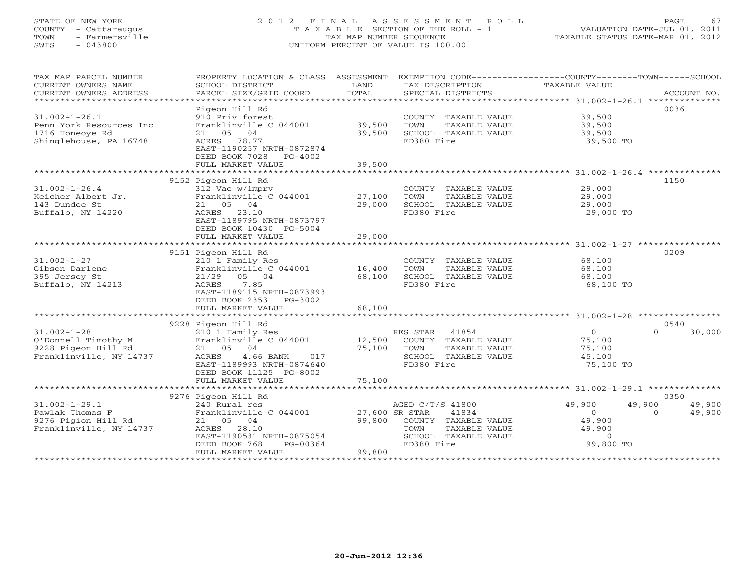STATE OF NEW YORK | COUNTY - Cattaraugus | TOWN - Farmersville | SWIS - 043800

# 2012 FINAL ASSESSMENT ROLL
TAXABLE SECTION OF THE ROLL - 1
TAX MAP NUMBER SEQUENCE
UNIFORM PERCENT OF VALUE IS 100.00

VALUATION DATE-JUL 01, 2011
TAXABLE STATUS DATE-MAR 01, 2012

| TAX MAP PARCEL NUMBER / CURRENT OWNERS NAME / CURRENT OWNERS ADDRESS | PROPERTY LOCATION & CLASS / SCHOOL DISTRICT / PARCEL SIZE/GRID COORD | ASSESSMENT LAND / TOTAL | EXEMPTION CODE / TAX DESCRIPTION / SPECIAL DISTRICTS | COUNTY TAXABLE VALUE | TOWN | SCHOOL | ACCOUNT NO. |
|---|---|---|---|---|---|---|---|
| 31.002-1-26.1 | Pigeon Hill Rd | | | | | | 0036 |
| Penn York Resources Inc | 910 Priv forest | | COUNTY TAXABLE VALUE | 39,500 | | | |
| 1716 Honeoye Rd | Franklinville C 044001 | 39,500 | TOWN TAXABLE VALUE | 39,500 | | | |
| Shinglehouse, PA 16748 | 21 05 04 | 39,500 | SCHOOL TAXABLE VALUE | 39,500 | | | |
| | ACRES 78.77 | | FD380 Fire | 39,500 TO | | | |
| | EAST-1190257 NRTH-0872874 | | | | | | |
| | DEED BOOK 7028 PG-4002 | | | | | | |
| | FULL MARKET VALUE | 39,500 | | | | | |
| 31.002-1-26.4 | 9152 Pigeon Hill Rd | | | | | | 1150 |
| Keicher Albert Jr. | 312 Vac w/imprv | | COUNTY TAXABLE VALUE | 29,000 | | | |
| 143 Dundee St | Franklinville C 044001 | 27,100 | TOWN TAXABLE VALUE | 29,000 | | | |
| Buffalo, NY 14220 | 21 05 04 | 29,000 | SCHOOL TAXABLE VALUE | 29,000 | | | |
| | ACRES 23.10 | | FD380 Fire | 29,000 TO | | | |
| | EAST-1189795 NRTH-0873797 | | | | | | |
| | DEED BOOK 10430 PG-5004 | | | | | | |
| | FULL MARKET VALUE | 29,000 | | | | | |
| 31.002-1-27 | 9151 Pigeon Hill Rd | | | | | | 0209 |
| Gibson Darlene | 210 1 Family Res | | COUNTY TAXABLE VALUE | 68,100 | | | |
| 395 Jersey St | Franklinville C 044001 | 16,400 | TOWN TAXABLE VALUE | 68,100 | | | |
| Buffalo, NY 14213 | 21/29 05 04 | 68,100 | SCHOOL TAXABLE VALUE | 68,100 | | | |
| | ACRES 7.85 | | FD380 Fire | 68,100 TO | | | |
| | EAST-1189115 NRTH-0873993 | | | | | | |
| | DEED BOOK 2353 PG-3002 | | | | | | |
| | FULL MARKET VALUE | 68,100 | | | | | |
| 31.002-1-28 | 9228 Pigeon Hill Rd | | | | | | 0540 |
| O'Donnell Timothy M | 210 1 Family Res | | RES STAR 41854 | 0 | 0 | 30,000 | |
| 9228 Pigeon Hill Rd | Franklinville C 044001 | 12,500 | COUNTY TAXABLE VALUE | 75,100 | | | |
| Franklinville, NY 14737 | 21 05 04 | 75,100 | TOWN TAXABLE VALUE | 75,100 | | | |
| | ACRES 4.66 BANK 017 | | SCHOOL TAXABLE VALUE | 45,100 | | | |
| | EAST-1189993 NRTH-0874640 | | FD380 Fire | 75,100 TO | | | |
| | DEED BOOK 11125 PG-8002 | | | | | | |
| | FULL MARKET VALUE | 75,100 | | | | | |
| 31.002-1-29.1 | 9276 Pigeon Hill Rd | | | | | | 0350 |
| Pawlak Thomas F | 240 Rural res | | AGED C/T/S 41800 | 49,900 | 49,900 | 49,900 | |
| 9276 Pigion Hill Rd | Franklinville C 044001 | 27,600 | SR STAR 41834 | 0 | 0 | 49,900 | |
| Franklinville, NY 14737 | 21 05 04 | 99,800 | COUNTY TAXABLE VALUE | 49,900 | | | |
| | ACRES 28.10 | | TOWN TAXABLE VALUE | 49,900 | | | |
| | EAST-1190531 NRTH-0875054 | | SCHOOL TAXABLE VALUE | 0 | | | |
| | DEED BOOK 768 PG-00364 | | FD380 Fire | 99,800 TO | | | |
| | FULL MARKET VALUE | 99,800 | | | | | |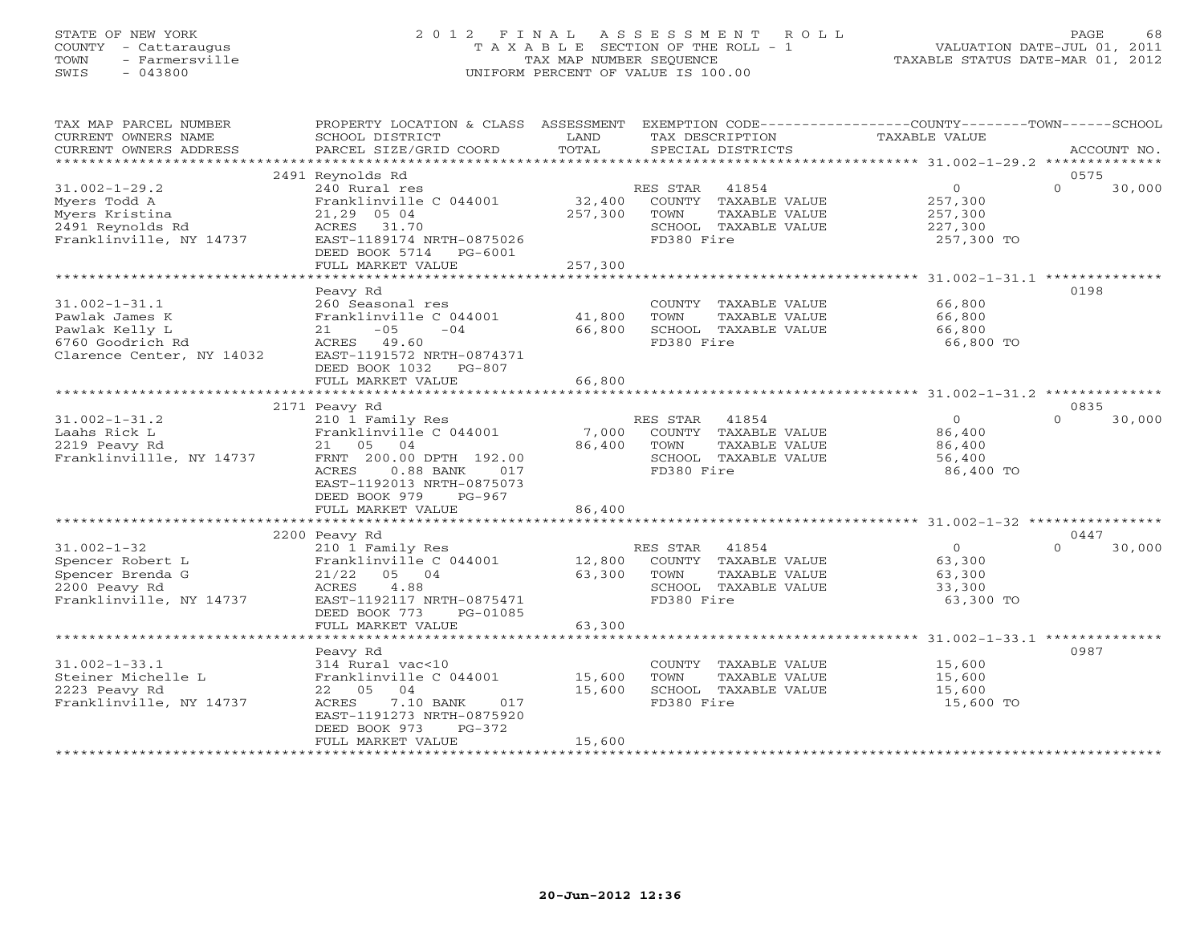STATE OF NEW YORK
COUNTY - Cattaraugus
TOWN - Farmersville
SWIS - 043800

2 0 1 2 F I N A L A S S E S S M E N T R O L L
T A X A B L E SECTION OF THE ROLL - 1
TAX MAP NUMBER SEQUENCE
UNIFORM PERCENT OF VALUE IS 100.00

VALUATION DATE-JUL 01, 2011
TAXABLE STATUS DATE-MAR 01, 2012

| TAX MAP PARCEL NUMBER / CURRENT OWNERS NAME / CURRENT OWNERS ADDRESS | PROPERTY LOCATION & CLASS / SCHOOL DISTRICT / PARCEL SIZE/GRID COORD | ASSESSMENT LAND / TOTAL | EXEMPTION CODE / TAX DESCRIPTION / SPECIAL DISTRICTS | COUNTY TAXABLE VALUE | TOWN | SCHOOL / ACCOUNT NO. |
|---|---|---|---|---|---|---|
| 31.002-1-29.2 | 2491 Reynolds Rd | | | | | 0575 |
| Myers Todd A | 240 Rural res | | RES STAR 41854 | 0 | 0 | 30,000 |
| Myers Kristina | Franklinville C 044001 | 32,400 | COUNTY TAXABLE VALUE | 257,300 | | |
| 2491 Reynolds Rd | 21,29 05 04 | 257,300 | TOWN TAXABLE VALUE | 257,300 | | |
| Franklinville, NY 14737 | ACRES 31.70 | | SCHOOL TAXABLE VALUE | 227,300 | | |
| | EAST-1189174 NRTH-0875026 | | FD380 Fire | 257,300 TO | | |
| | DEED BOOK 5714 PG-6001 | | | | | |
| | FULL MARKET VALUE | 257,300 | | | | |
| 31.002-1-31.1 | Peavy Rd | | | | | 0198 |
| Pawlak James K | 260 Seasonal res | | COUNTY TAXABLE VALUE | 66,800 | | |
| Pawlak Kelly L | Franklinville C 044001 | 41,800 | TOWN TAXABLE VALUE | 66,800 | | |
| 6760 Goodrich Rd | 21 -05 -04 | 66,800 | SCHOOL TAXABLE VALUE | 66,800 | | |
| Clarence Center, NY 14032 | ACRES 49.60 | | FD380 Fire | 66,800 TO | | |
| | EAST-1191572 NRTH-0874371 | | | | | |
| | DEED BOOK 1032 PG-807 | | | | | |
| | FULL MARKET VALUE | 66,800 | | | | |
| 31.002-1-31.2 | 2171 Peavy Rd | | | | | 0835 |
| Laahs Rick L | 210 1 Family Res | | RES STAR 41854 | 0 | 0 | 30,000 |
| 2219 Peavy Rd | Franklinville C 044001 | 7,000 | COUNTY TAXABLE VALUE | 86,400 | | |
| Franklinvillle, NY 14737 | 21 05 04 | 86,400 | TOWN TAXABLE VALUE | 86,400 | | |
| | FRNT 200.00 DPTH 192.00 | | SCHOOL TAXABLE VALUE | 56,400 | | |
| | ACRES 0.88 BANK 017 | | FD380 Fire | 86,400 TO | | |
| | EAST-1192013 NRTH-0875073 | | | | | |
| | DEED BOOK 979 PG-967 | | | | | |
| | FULL MARKET VALUE | 86,400 | | | | |
| 31.002-1-32 | 2200 Peavy Rd | | | | | 0447 |
| Spencer Robert L | 210 1 Family Res | | RES STAR 41854 | 0 | 0 | 30,000 |
| Spencer Brenda G | Franklinville C 044001 | 12,800 | COUNTY TAXABLE VALUE | 63,300 | | |
| 2200 Peavy Rd | 21/22 05 04 | 63,300 | TOWN TAXABLE VALUE | 63,300 | | |
| Franklinville, NY 14737 | ACRES 4.88 | | SCHOOL TAXABLE VALUE | 33,300 | | |
| | EAST-1192117 NRTH-0875471 | | FD380 Fire | 63,300 TO | | |
| | DEED BOOK 773 PG-01085 | | | | | |
| | FULL MARKET VALUE | 63,300 | | | | |
| 31.002-1-33.1 | Peavy Rd | | | | | 0987 |
| Steiner Michelle L | 314 Rural vac<10 | | COUNTY TAXABLE VALUE | 15,600 | | |
| 2223 Peavy Rd | Franklinville C 044001 | 15,600 | TOWN TAXABLE VALUE | 15,600 | | |
| Franklinville, NY 14737 | 22 05 04 | 15,600 | SCHOOL TAXABLE VALUE | 15,600 | | |
| | ACRES 7.10 BANK 017 | | FD380 Fire | 15,600 TO | | |
| | EAST-1191273 NRTH-0875920 | | | | | |
| | DEED BOOK 973 PG-372 | | | | | |
| | FULL MARKET VALUE | 15,600 | | | | |

20-Jun-2012 12:36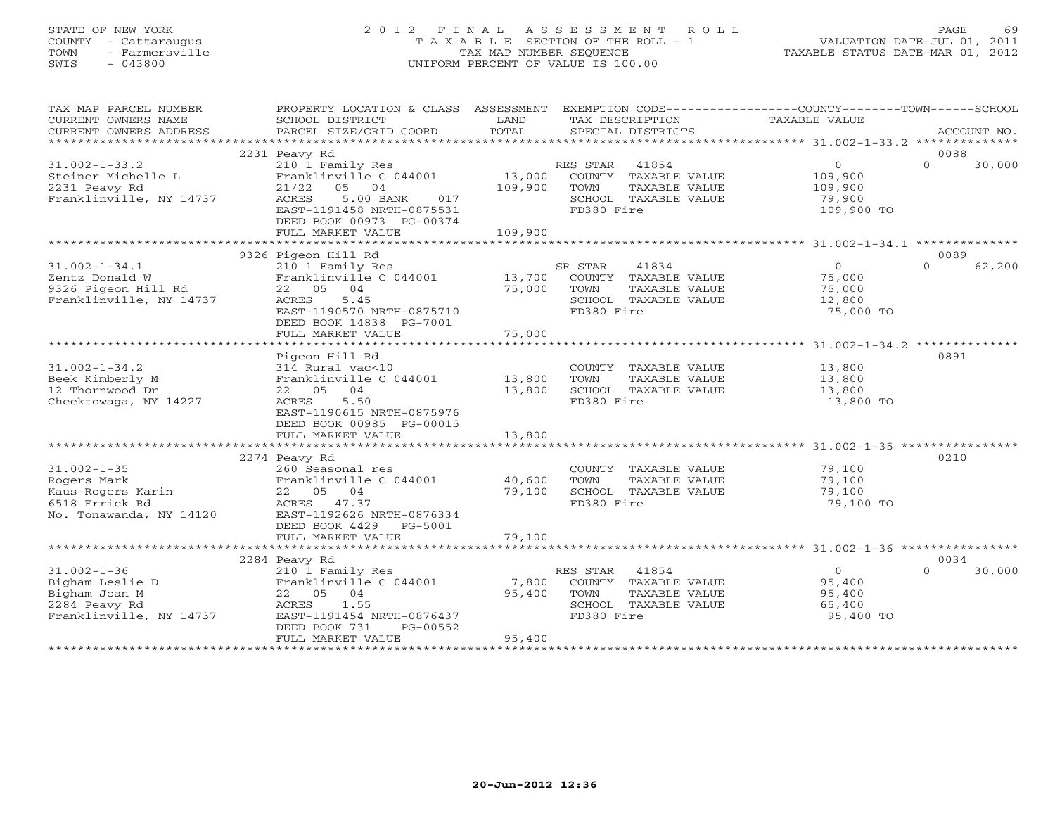STATE OF NEW YORK
COUNTY - Cattaraugus
TOWN - Farmersville
SWIS - 043800

2012 FINAL ASSESSMENT ROLL
TAXABLE SECTION OF THE ROLL - 1
TAX MAP NUMBER SEQUENCE
UNIFORM PERCENT OF VALUE IS 100.00

VALUATION DATE-JUL 01, 2011
TAXABLE STATUS DATE-MAR 01, 2012

| TAX MAP PARCEL NUMBER / CURRENT OWNERS NAME / CURRENT OWNERS ADDRESS | PROPERTY LOCATION & CLASS / SCHOOL DISTRICT / PARCEL SIZE/GRID COORD | ASSESSMENT LAND / TOTAL | EXEMPTION CODE / TAX DESCRIPTION / SPECIAL DISTRICTS | COUNTY / TAXABLE VALUE | TOWN | SCHOOL / ACCOUNT NO. |
|---|---|---|---|---|---|---|
| **31.002-1-33.2** | 2231 Peavy Rd | | | | | 0088 |
| 31.002-1-33.2 | 210 1 Family Res | | RES STAR 41854 | 0 | 0 | 30,000 |
| Steiner Michelle L | Franklinville C 044001 | 13,000 | COUNTY TAXABLE VALUE | 109,900 | | |
| 2231 Peavy Rd | 21/22 05 04 | 109,900 | TOWN TAXABLE VALUE | 109,900 | | |
| Franklinville, NY 14737 | ACRES 5.00 BANK 017 | | SCHOOL TAXABLE VALUE | 79,900 | | |
| | EAST-1191458 NRTH-0875531 | | FD380 Fire | 109,900 TO | | |
| | DEED BOOK 00973 PG-00374 | | | | | |
| | FULL MARKET VALUE | 109,900 | | | | |
| **31.002-1-34.1** | 9326 Pigeon Hill Rd | | | | | 0089 |
| 31.002-1-34.1 | 210 1 Family Res | | SR STAR 41834 | 0 | 0 | 62,200 |
| Zentz Donald W | Franklinville C 044001 | 13,700 | COUNTY TAXABLE VALUE | 75,000 | | |
| 9326 Pigeon Hill Rd | 22 05 04 | 75,000 | TOWN TAXABLE VALUE | 75,000 | | |
| Franklinville, NY 14737 | ACRES 5.45 | | SCHOOL TAXABLE VALUE | 12,800 | | |
| | EAST-1190570 NRTH-0875710 | | FD380 Fire | 75,000 TO | | |
| | DEED BOOK 14838 PG-7001 | | | | | |
| | FULL MARKET VALUE | 75,000 | | | | |
| **31.002-1-34.2** | Pigeon Hill Rd | | | | | 0891 |
| 31.002-1-34.2 | 314 Rural vac<10 | | COUNTY TAXABLE VALUE | 13,800 | | |
| Beek Kimberly M | Franklinville C 044001 | 13,800 | TOWN TAXABLE VALUE | 13,800 | | |
| 12 Thornwood Dr | 22 05 04 | 13,800 | SCHOOL TAXABLE VALUE | 13,800 | | |
| Cheektowaga, NY 14227 | ACRES 5.50 | | FD380 Fire | 13,800 TO | | |
| | EAST-1190615 NRTH-0875976 | | | | | |
| | DEED BOOK 00985 PG-00015 | | | | | |
| | FULL MARKET VALUE | 13,800 | | | | |
| **31.002-1-35** | 2274 Peavy Rd | | | | | 0210 |
| 31.002-1-35 | 260 Seasonal res | | COUNTY TAXABLE VALUE | 79,100 | | |
| Rogers Mark | Franklinville C 044001 | 40,600 | TOWN TAXABLE VALUE | 79,100 | | |
| Kaus-Rogers Karin | 22 05 04 | 79,100 | SCHOOL TAXABLE VALUE | 79,100 | | |
| 6518 Errick Rd | ACRES 47.37 | | FD380 Fire | 79,100 TO | | |
| No. Tonawanda, NY 14120 | EAST-1192626 NRTH-0876334 | | | | | |
| | DEED BOOK 4429 PG-5001 | | | | | |
| | FULL MARKET VALUE | 79,100 | | | | |
| **31.002-1-36** | 2284 Peavy Rd | | | | | 0034 |
| 31.002-1-36 | 210 1 Family Res | | RES STAR 41854 | 0 | 0 | 30,000 |
| Bigham Leslie D | Franklinville C 044001 | 7,800 | COUNTY TAXABLE VALUE | 95,400 | | |
| Bigham Joan M | 22 05 04 | 95,400 | TOWN TAXABLE VALUE | 95,400 | | |
| 2284 Peavy Rd | ACRES 1.55 | | SCHOOL TAXABLE VALUE | 65,400 | | |
| Franklinville, NY 14737 | EAST-1191454 NRTH-0876437 | | FD380 Fire | 95,400 TO | | |
| | DEED BOOK 731 PG-00552 | | | | | |
| | FULL MARKET VALUE | 95,400 | | | | |

20-Jun-2012 12:36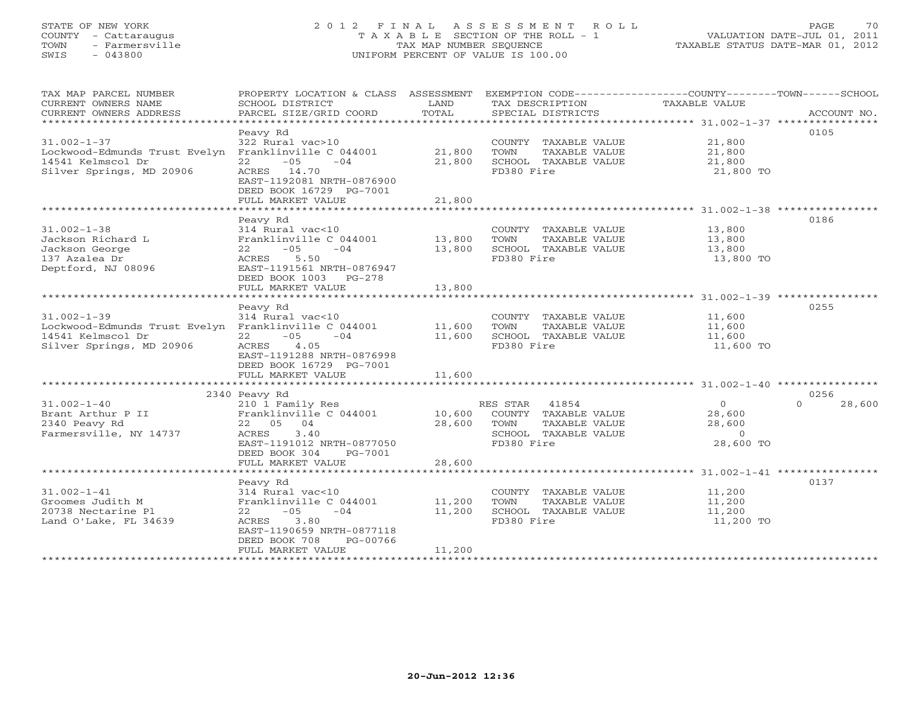STATE OF NEW YORK
COUNTY - Cattaraugus
TOWN - Farmersville
SWIS - 043800

2012 FINAL ASSESSMENT ROLL
TAXABLE SECTION OF THE ROLL - 1
TAX MAP NUMBER SEQUENCE
UNIFORM PERCENT OF VALUE IS 100.00

VALUATION DATE-JUL 01, 2011
TAXABLE STATUS DATE-MAR 01, 2012

| TAX MAP PARCEL NUMBER / CURRENT OWNERS NAME / CURRENT OWNERS ADDRESS | PROPERTY LOCATION & CLASS / SCHOOL DISTRICT / PARCEL SIZE/GRID COORD | ASSESSMENT LAND / TOTAL | EXEMPTION CODE / TAX DESCRIPTION / SPECIAL DISTRICTS | COUNTY | TOWN | SCHOOL | ACCOUNT NO. |
|---|---|---|---|---|---|---|---|
| **31.002-1-37** | Peavy Rd | | | | | | 0105 |
| | 322 Rural vac>10 | | COUNTY TAXABLE VALUE | 21,800 | | | |
| Lockwood-Edmunds Trust Evelyn | Franklinville C 044001 | 21,800 | TOWN TAXABLE VALUE | | 21,800 | | |
| 14541 Kelmscol Dr | 22 -05 -04 | 21,800 | SCHOOL TAXABLE VALUE | | | 21,800 | |
| Silver Springs, MD 20906 | ACRES 14.70 | | FD380 Fire | 21,800 TO | | | |
| | EAST-1192081 NRTH-0876900 | | | | | | |
| | DEED BOOK 16729 PG-7001 | | | | | | |
| | FULL MARKET VALUE | 21,800 | | | | | |
| **31.002-1-38** | Peavy Rd | | | | | | 0186 |
| | 314 Rural vac<10 | | COUNTY TAXABLE VALUE | 13,800 | | | |
| Jackson Richard L | Franklinville C 044001 | 13,800 | TOWN TAXABLE VALUE | | 13,800 | | |
| Jackson George | 22 -05 -04 | 13,800 | SCHOOL TAXABLE VALUE | | | 13,800 | |
| 137 Azalea Dr | ACRES 5.50 | | FD380 Fire | 13,800 TO | | | |
| Deptford, NJ 08096 | EAST-1191561 NRTH-0876947 | | | | | | |
| | DEED BOOK 1003 PG-278 | | | | | | |
| | FULL MARKET VALUE | 13,800 | | | | | |
| **31.002-1-39** | Peavy Rd | | | | | | 0255 |
| | 314 Rural vac<10 | | COUNTY TAXABLE VALUE | 11,600 | | | |
| Lockwood-Edmunds Trust Evelyn | Franklinville C 044001 | 11,600 | TOWN TAXABLE VALUE | | 11,600 | | |
| 14541 Kelmscol Dr | 22 -05 -04 | 11,600 | SCHOOL TAXABLE VALUE | | | 11,600 | |
| Silver Springs, MD 20906 | ACRES 4.05 | | FD380 Fire | 11,600 TO | | | |
| | EAST-1191288 NRTH-0876998 | | | | | | |
| | DEED BOOK 16729 PG-7001 | | | | | | |
| | FULL MARKET VALUE | 11,600 | | | | | |
| **31.002-1-40** | 2340 Peavy Rd | | | | | | 0256 |
| | 210 1 Family Res | | RES STAR 41854 | 0 | | 0 | 28,600 |
| Brant Arthur P II | Franklinville C 044001 | 10,600 | COUNTY TAXABLE VALUE | 28,600 | | | |
| 2340 Peavy Rd | 22 05 04 | 28,600 | TOWN TAXABLE VALUE | | 28,600 | | |
| Farmersville, NY 14737 | ACRES 3.40 | | SCHOOL TAXABLE VALUE | | | 0 | |
| | EAST-1191012 NRTH-0877050 | | FD380 Fire | 28,600 TO | | | |
| | DEED BOOK 304 PG-7001 | | | | | | |
| | FULL MARKET VALUE | 28,600 | | | | | |
| **31.002-1-41** | Peavy Rd | | | | | | 0137 |
| | 314 Rural vac<10 | | COUNTY TAXABLE VALUE | 11,200 | | | |
| Groomes Judith M | Franklinville C 044001 | 11,200 | TOWN TAXABLE VALUE | | 11,200 | | |
| 20738 Nectarine Pl | 22 -05 -04 | 11,200 | SCHOOL TAXABLE VALUE | | | 11,200 | |
| Land O'Lake, FL 34639 | ACRES 3.80 | | FD380 Fire | 11,200 TO | | | |
| | EAST-1190659 NRTH-0877118 | | | | | | |
| | DEED BOOK 708 PG-00766 | | | | | | |
| | FULL MARKET VALUE | 11,200 | | | | | |

20-Jun-2012 12:36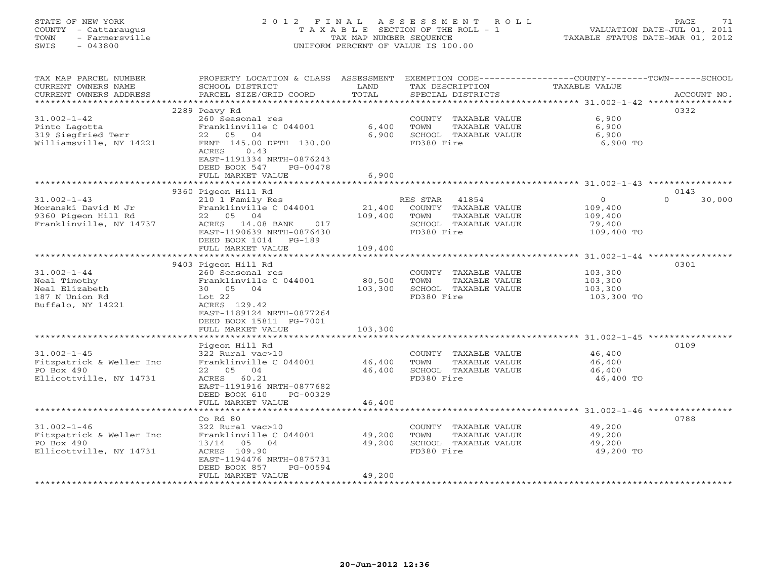STATE OF NEW YORK
COUNTY - Cattaraugus
TOWN - Farmersville
SWIS - 043800

2012 FINAL ASSESSMENT ROLL
TAXABLE SECTION OF THE ROLL - 1
TAX MAP NUMBER SEQUENCE
UNIFORM PERCENT OF VALUE IS 100.00

VALUATION DATE-JUL 01, 2011
TAXABLE STATUS DATE-MAR 01, 2012

| TAX MAP PARCEL NUMBER / CURRENT OWNERS NAME / CURRENT OWNERS ADDRESS | PROPERTY LOCATION & CLASS / SCHOOL DISTRICT / PARCEL SIZE/GRID COORD | ASSESSMENT LAND / TOTAL | EXEMPTION CODE / TAX DESCRIPTION / SPECIAL DISTRICTS | COUNTY / TOWN / SCHOOL TAXABLE VALUE | ACCOUNT NO. |
|---|---|---|---|---|---|
| **31.002-1-42** | 2289 Peavy Rd | | | | 0332 |
| Pinto Lagotta | 260 Seasonal res | | COUNTY TAXABLE VALUE | 6,900 | |
| 319 Siegfried Terr | Franklinville C 044001 | 6,400 | TOWN TAXABLE VALUE | 6,900 | |
| Williamsville, NY 14221 | 22 05 04 | 6,900 | SCHOOL TAXABLE VALUE | 6,900 | |
| | FRNT 145.00 DPTH 130.00 | | FD380 Fire | 6,900 TO | |
| | ACRES 0.43 | | | | |
| | EAST-1191334 NRTH-0876243 | | | | |
| | DEED BOOK 547 PG-00478 | | | | |
| | FULL MARKET VALUE | 6,900 | | | |
| **31.002-1-43** | 9360 Pigeon Hill Rd | | | | 0143 |
| Moranski David M Jr | 210 1 Family Res | | RES STAR 41854 | 0 0 30,000 | |
| 9360 Pigeon Hill Rd | Franklinville C 044001 | 21,400 | COUNTY TAXABLE VALUE | 109,400 | |
| Franklinville, NY 14737 | 22 05 04 | 109,400 | TOWN TAXABLE VALUE | 109,400 | |
| | ACRES 14.08 BANK 017 | | SCHOOL TAXABLE VALUE | 79,400 | |
| | EAST-1190639 NRTH-0876430 | | FD380 Fire | 109,400 TO | |
| | DEED BOOK 1014 PG-189 | | | | |
| | FULL MARKET VALUE | 109,400 | | | |
| **31.002-1-44** | 9403 Pigeon Hill Rd | | | | 0301 |
| Neal Timothy | 260 Seasonal res | | COUNTY TAXABLE VALUE | 103,300 | |
| Neal Elizabeth | Franklinville C 044001 | 80,500 | TOWN TAXABLE VALUE | 103,300 | |
| 187 N Union Rd | 30 05 04 | 103,300 | SCHOOL TAXABLE VALUE | 103,300 | |
| Buffalo, NY 14221 | Lot 22 | | FD380 Fire | 103,300 TO | |
| | ACRES 129.42 | | | | |
| | EAST-1189124 NRTH-0877264 | | | | |
| | DEED BOOK 15811 PG-7001 | | | | |
| | FULL MARKET VALUE | 103,300 | | | |
| **31.002-1-45** | Pigeon Hill Rd | | | | 0109 |
| Fitzpatrick & Weller Inc | 322 Rural vac>10 | | COUNTY TAXABLE VALUE | 46,400 | |
| PO Box 490 | Franklinville C 044001 | 46,400 | TOWN TAXABLE VALUE | 46,400 | |
| Ellicottville, NY 14731 | 22 05 04 | 46,400 | SCHOOL TAXABLE VALUE | 46,400 | |
| | ACRES 60.21 | | FD380 Fire | 46,400 TO | |
| | EAST-1191916 NRTH-0877682 | | | | |
| | DEED BOOK 610 PG-00329 | | | | |
| | FULL MARKET VALUE | 46,400 | | | |
| **31.002-1-46** | Co Rd 80 | | | | 0788 |
| Fitzpatrick & Weller Inc | 322 Rural vac>10 | | COUNTY TAXABLE VALUE | 49,200 | |
| PO Box 490 | Franklinville C 044001 | 49,200 | TOWN TAXABLE VALUE | 49,200 | |
| Ellicottville, NY 14731 | 13/14 05 04 | 49,200 | SCHOOL TAXABLE VALUE | 49,200 | |
| | ACRES 109.90 | | FD380 Fire | 49,200 TO | |
| | EAST-1194476 NRTH-0875731 | | | | |
| | DEED BOOK 857 PG-00594 | | | | |
| | FULL MARKET VALUE | 49,200 | | | |

20-Jun-2012 12:36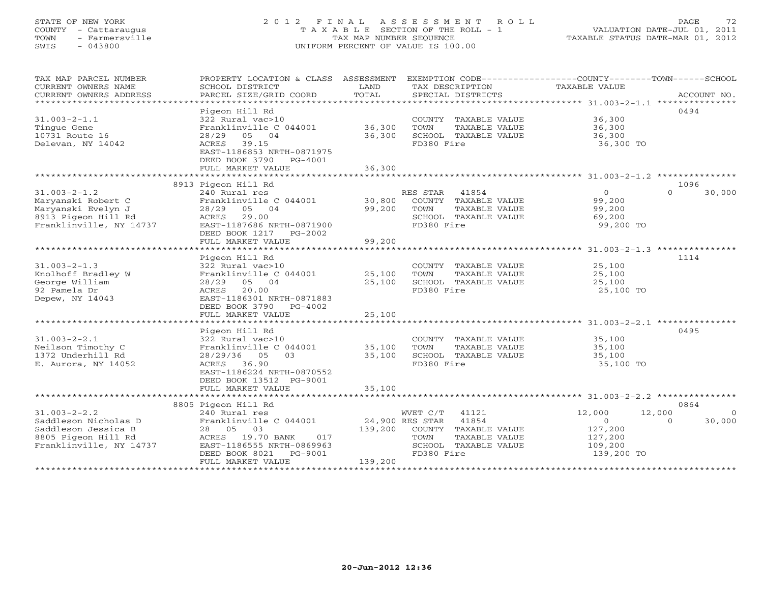STATE OF NEW YORK
COUNTY - Cattaraugus
TOWN - Farmersville
SWIS - 043800

# 2012 FINAL ASSESSMENT ROLL
TAXABLE SECTION OF THE ROLL - 1
TAX MAP NUMBER SEQUENCE
UNIFORM PERCENT OF VALUE IS 100.00

VALUATION DATE-JUL 01, 2011
TAXABLE STATUS DATE-MAR 01, 2012

| TAX MAP PARCEL NUMBER / CURRENT OWNERS NAME / CURRENT OWNERS ADDRESS | PROPERTY LOCATION & CLASS / SCHOOL DISTRICT / PARCEL SIZE/GRID COORD | ASSESSMENT LAND | TOTAL | EXEMPTION CODE / TAX DESCRIPTION / SPECIAL DISTRICTS | COUNTY TAXABLE VALUE | TOWN | SCHOOL | ACCOUNT NO. |
|---|---|---|---|---|---|---|---|---|
| 31.003-2-1.1 | Pigeon Hill Rd | | | | | | | 0494 |
| Tingue Gene | 322 Rural vac>10 | | | COUNTY TAXABLE VALUE | 36,300 | | | |
| 10731 Route 16 | Franklinville C 044001 | 36,300 | | TOWN TAXABLE VALUE | 36,300 | | | |
| Delevan, NY 14042 | 28/29 05 04 | | 36,300 | SCHOOL TAXABLE VALUE | 36,300 | | | |
| | ACRES 39.15 | | | FD380 Fire | 36,300 TO | | | |
| | EAST-1186853 NRTH-0871975 | | | | | | | |
| | DEED BOOK 3790 PG-4001 | | | | | | | |
| | FULL MARKET VALUE | | 36,300 | | | | | |
| 31.003-2-1.2 | 8913 Pigeon Hill Rd | | | | | | | 1096 |
| Maryanski Robert C | 240 Rural res | | | RES STAR 41854 | 0 | 0 | 30,000 | |
| Maryanski Evelyn J | Franklinville C 044001 | 30,800 | | COUNTY TAXABLE VALUE | 99,200 | | | |
| 8913 Pigeon Hill Rd | 28/29 05 04 | | 99,200 | TOWN TAXABLE VALUE | 99,200 | | | |
| Franklinville, NY 14737 | ACRES 29.00 | | | SCHOOL TAXABLE VALUE | 69,200 | | | |
| | EAST-1187686 NRTH-0871900 | | | FD380 Fire | 99,200 TO | | | |
| | DEED BOOK 1217 PG-2002 | | | | | | | |
| | FULL MARKET VALUE | | 99,200 | | | | | |
| 31.003-2-1.3 | Pigeon Hill Rd | | | | | | | 1114 |
| Knolhoff Bradley W | 322 Rural vac>10 | | | COUNTY TAXABLE VALUE | 25,100 | | | |
| George William | Franklinville C 044001 | 25,100 | | TOWN TAXABLE VALUE | 25,100 | | | |
| 92 Pamela Dr | 28/29 05 04 | | 25,100 | SCHOOL TAXABLE VALUE | 25,100 | | | |
| Depew, NY 14043 | ACRES 20.00 | | | FD380 Fire | 25,100 TO | | | |
| | EAST-1186301 NRTH-0871883 | | | | | | | |
| | DEED BOOK 3790 PG-4002 | | | | | | | |
| | FULL MARKET VALUE | | 25,100 | | | | | |
| 31.003-2-2.1 | Pigeon Hill Rd | | | | | | | 0495 |
| Neilson Timothy C | 322 Rural vac>10 | | | COUNTY TAXABLE VALUE | 35,100 | | | |
| 1372 Underhill Rd | Franklinville C 044001 | 35,100 | | TOWN TAXABLE VALUE | 35,100 | | | |
| E. Aurora, NY 14052 | 28/29/36 05 03 | | 35,100 | SCHOOL TAXABLE VALUE | 35,100 | | | |
| | ACRES 36.90 | | | FD380 Fire | 35,100 TO | | | |
| | EAST-1186224 NRTH-0870552 | | | | | | | |
| | DEED BOOK 13512 PG-9001 | | | | | | | |
| | FULL MARKET VALUE | | 35,100 | | | | | |
| 31.003-2-2.2 | 8805 Pigeon Hill Rd | | | | | | | 0864 |
| Saddleson Nicholas D | 240 Rural res | | | WVET C/T 41121 | 12,000 | 12,000 | 0 | |
| Saddleson Jessica B | Franklinville C 044001 | 24,900 | | RES STAR 41854 | 0 | 0 | 30,000 | |
| 8805 Pigeon Hill Rd | 28 05 03 | | 139,200 | COUNTY TAXABLE VALUE | 127,200 | | | |
| Franklinville, NY 14737 | ACRES 19.70 BANK 017 | | | TOWN TAXABLE VALUE | 127,200 | | | |
| | EAST-1186555 NRTH-0869963 | | | SCHOOL TAXABLE VALUE | 109,200 | | | |
| | DEED BOOK 8021 PG-9001 | | | FD380 Fire | 139,200 TO | | | |
| | FULL MARKET VALUE | | 139,200 | | | | | |

20-Jun-2012 12:36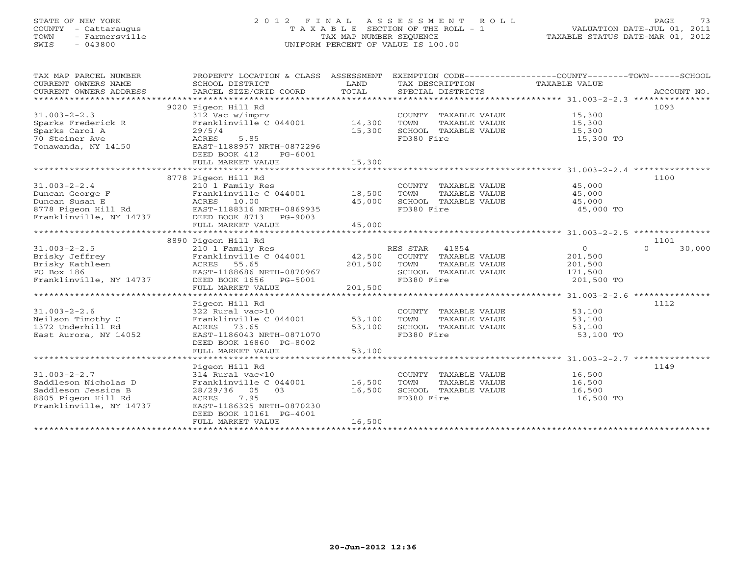STATE OF NEW YORK
COUNTY - Cattaraugus
TOWN - Farmersville
SWIS - 043800

# 2012 FINAL ASSESSMENT ROLL

TAXABLE SECTION OF THE ROLL - 1
TAX MAP NUMBER SEQUENCE
UNIFORM PERCENT OF VALUE IS 100.00

VALUATION DATE-JUL 01, 2011
TAXABLE STATUS DATE-MAR 01, 2012

| TAX MAP PARCEL NUMBER / CURRENT OWNERS NAME / CURRENT OWNERS ADDRESS | PROPERTY LOCATION & CLASS / SCHOOL DISTRICT / PARCEL SIZE/GRID COORD | ASSESSMENT LAND | TOTAL | EXEMPTION CODE / TAX DESCRIPTION / SPECIAL DISTRICTS | COUNTY TAXABLE VALUE | TOWN | SCHOOL | ACCOUNT NO. |
|---|---|---|---|---|---|---|---|---|
| **31.003-2-2.3** | 9020 Pigeon Hill Rd | | | | | | | 1093 |
| 31.003-2-2.3 | 312 Vac w/imprv | | | COUNTY TAXABLE VALUE | 15,300 | | | |
| Sparks Frederick R | Franklinville C 044001 | 14,300 | | TOWN TAXABLE VALUE | 15,300 | | | |
| Sparks Carol A | 29/5/4 | | 15,300 | SCHOOL TAXABLE VALUE | 15,300 | | | |
| 70 Steiner Ave | ACRES 5.85 | | | FD380 Fire | 15,300 TO | | | |
| Tonawanda, NY 14150 | EAST-1188957 NRTH-0872296 | | | | | | | |
| | DEED BOOK 412 PG-6001 | | | | | | | |
| | FULL MARKET VALUE | | 15,300 | | | | | |
| **31.003-2-2.4** | 8778 Pigeon Hill Rd | | | | | | | 1100 |
| 31.003-2-2.4 | 210 1 Family Res | | | COUNTY TAXABLE VALUE | 45,000 | | | |
| Duncan George F | Franklinville C 044001 | 18,500 | | TOWN TAXABLE VALUE | 45,000 | | | |
| Duncan Susan E | ACRES 10.00 | | 45,000 | SCHOOL TAXABLE VALUE | 45,000 | | | |
| 8778 Pigeon Hill Rd | EAST-1188316 NRTH-0869935 | | | FD380 Fire | 45,000 TO | | | |
| Franklinville, NY 14737 | DEED BOOK 8713 PG-9003 | | | | | | | |
| | FULL MARKET VALUE | | 45,000 | | | | | |
| **31.003-2-2.5** | 8890 Pigeon Hill Rd | | | | | | | 1101 |
| 31.003-2-2.5 | 210 1 Family Res | | | RES STAR 41854 | 0 | | 0 | 30,000 |
| Brisky Jeffrey | Franklinville C 044001 | 42,500 | | COUNTY TAXABLE VALUE | 201,500 | | | |
| Brisky Kathleen | ACRES 55.65 | | 201,500 | TOWN TAXABLE VALUE | 201,500 | | | |
| PO Box 186 | EAST-1188686 NRTH-0870967 | | | SCHOOL TAXABLE VALUE | 171,500 | | | |
| Franklinville, NY 14737 | DEED BOOK 1656 PG-5001 | | | FD380 Fire | 201,500 TO | | | |
| | FULL MARKET VALUE | | 201,500 | | | | | |
| **31.003-2-2.6** | Pigeon Hill Rd | | | | | | | 1112 |
| 31.003-2-2.6 | 322 Rural vac>10 | | | COUNTY TAXABLE VALUE | 53,100 | | | |
| Neilson Timothy C | Franklinville C 044001 | 53,100 | | TOWN TAXABLE VALUE | 53,100 | | | |
| 1372 Underhill Rd | ACRES 73.65 | | 53,100 | SCHOOL TAXABLE VALUE | 53,100 | | | |
| East Aurora, NY 14052 | EAST-1186043 NRTH-0871070 | | | FD380 Fire | 53,100 TO | | | |
| | DEED BOOK 16860 PG-8002 | | | | | | | |
| | FULL MARKET VALUE | | 53,100 | | | | | |
| **31.003-2-2.7** | Pigeon Hill Rd | | | | | | | 1149 |
| 31.003-2-2.7 | 314 Rural vac<10 | | | COUNTY TAXABLE VALUE | 16,500 | | | |
| Saddleson Nicholas D | Franklinville C 044001 | 16,500 | | TOWN TAXABLE VALUE | 16,500 | | | |
| Saddleson Jessica B | 28/29/36 05 03 | | 16,500 | SCHOOL TAXABLE VALUE | 16,500 | | | |
| 8805 Pigeon Hill Rd | ACRES 7.95 | | | FD380 Fire | 16,500 TO | | | |
| Franklinville, NY 14737 | EAST-1186325 NRTH-0870230 | | | | | | | |
| | DEED BOOK 10161 PG-4001 | | | | | | | |
| | FULL MARKET VALUE | | 16,500 | | | | | |

20-Jun-2012 12:36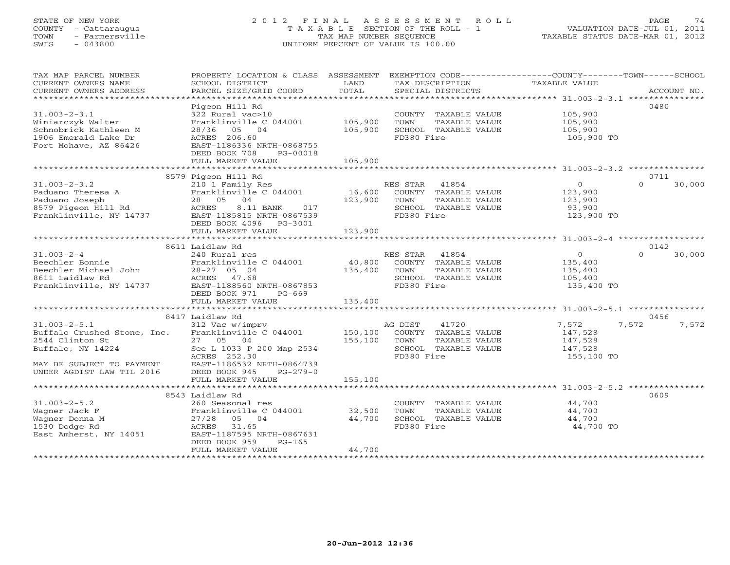STATE OF NEW YORK
COUNTY - Cattaraugus
TOWN - Farmersville
SWIS - 043800

# 2012 FINAL ASSESSMENT ROLL

TAXABLE SECTION OF THE ROLL - 1
TAX MAP NUMBER SEQUENCE
UNIFORM PERCENT OF VALUE IS 100.00

VALUATION DATE-JUL 01, 2011
TAXABLE STATUS DATE-MAR 01, 2012

| TAX MAP PARCEL NUMBER / CURRENT OWNERS NAME / CURRENT OWNERS ADDRESS | PROPERTY LOCATION & CLASS / SCHOOL DISTRICT / PARCEL SIZE/GRID COORD | ASSESSMENT LAND | TOTAL | EXEMPTION CODE / TAX DESCRIPTION / SPECIAL DISTRICTS | COUNTY TAXABLE VALUE | TOWN | SCHOOL | ACCOUNT NO. |
|---|---|---|---|---|---|---|---|---|
| 31.003-2-3.1 | Pigeon Hill Rd | | | | | | | 0480 |
| | 322 Rural vac>10 | | | COUNTY TAXABLE VALUE | 105,900 | | | |
| Winiarczyk Walter | Franklinville C 044001 | 105,900 | | TOWN TAXABLE VALUE | 105,900 | | | |
| Schnobrick Kathleen M | 28/36 05 04 | | 105,900 | SCHOOL TAXABLE VALUE | 105,900 | | | |
| 1906 Emerald Lake Dr | ACRES 206.60 | | | FD380 Fire | 105,900 TO | | | |
| Fort Mohave, AZ 86426 | EAST-1186336 NRTH-0868755 | | | | | | | |
| | DEED BOOK 708 PG-00018 | | | | | | | |
| | FULL MARKET VALUE | | 105,900 | | | | | |
| 31.003-2-3.2 | 8579 Pigeon Hill Rd | | | | | | | 0711 |
| | 210 1 Family Res | | | RES STAR 41854 | 0 | 0 | 30,000 | |
| Paduano Theresa A | Franklinville C 044001 | 16,600 | | COUNTY TAXABLE VALUE | 123,900 | | | |
| Paduano Joseph | 28 05 04 | | 123,900 | TOWN TAXABLE VALUE | 123,900 | | | |
| 8579 Pigeon Hill Rd | ACRES 8.11 BANK 017 | | | SCHOOL TAXABLE VALUE | 93,900 | | | |
| Franklinville, NY 14737 | EAST-1185815 NRTH-0867539 | | | FD380 Fire | 123,900 TO | | | |
| | DEED BOOK 4096 PG-3001 | | | | | | | |
| | FULL MARKET VALUE | | 123,900 | | | | | |
| 31.003-2-4 | 8611 Laidlaw Rd | | | | | | | 0142 |
| | 240 Rural res | | | RES STAR 41854 | 0 | 0 | 30,000 | |
| Beechler Bonnie | Franklinville C 044001 | 40,800 | | COUNTY TAXABLE VALUE | 135,400 | | | |
| Beechler Michael John | 28-27 05 04 | | 135,400 | TOWN TAXABLE VALUE | 135,400 | | | |
| 8611 Laidlaw Rd | ACRES 47.68 | | | SCHOOL TAXABLE VALUE | 105,400 | | | |
| Franklinville, NY 14737 | EAST-1188560 NRTH-0867853 | | | FD380 Fire | 135,400 TO | | | |
| | DEED BOOK 971 PG-669 | | | | | | | |
| | FULL MARKET VALUE | | 135,400 | | | | | |
| 31.003-2-5.1 | 8417 Laidlaw Rd | | | | | | | 0456 |
| | 312 Vac w/imprv | | | AG DIST 41720 | 7,572 | 7,572 | 7,572 | |
| Buffalo Crushed Stone, Inc. | Franklinville C 044001 | 150,100 | | COUNTY TAXABLE VALUE | 147,528 | | | |
| 2544 Clinton St | 27 05 04 | | 155,100 | TOWN TAXABLE VALUE | 147,528 | | | |
| Buffalo, NY 14224 | See L 1033 P 200 Map 2534 | | | SCHOOL TAXABLE VALUE | 147,528 | | | |
| | ACRES 252.30 | | | FD380 Fire | 155,100 TO | | | |
| MAY BE SUBJECT TO PAYMENT | EAST-1186532 NRTH-0864739 | | | | | | | |
| UNDER AGDIST LAW TIL 2016 | DEED BOOK 945 PG-279-0 | | | | | | | |
| | FULL MARKET VALUE | | 155,100 | | | | | |
| 31.003-2-5.2 | 8543 Laidlaw Rd | | | | | | | 0609 |
| | 260 Seasonal res | | | COUNTY TAXABLE VALUE | 44,700 | | | |
| Wagner Jack F | Franklinville C 044001 | 32,500 | | TOWN TAXABLE VALUE | 44,700 | | | |
| Wagner Donna M | 27/28 05 04 | | 44,700 | SCHOOL TAXABLE VALUE | 44,700 | | | |
| 1530 Dodge Rd | ACRES 31.65 | | | FD380 Fire | 44,700 TO | | | |
| East Amherst, NY 14051 | EAST-1187595 NRTH-0867631 | | | | | | | |
| | DEED BOOK 959 PG-165 | | | | | | | |
| | FULL MARKET VALUE | | 44,700 | | | | | |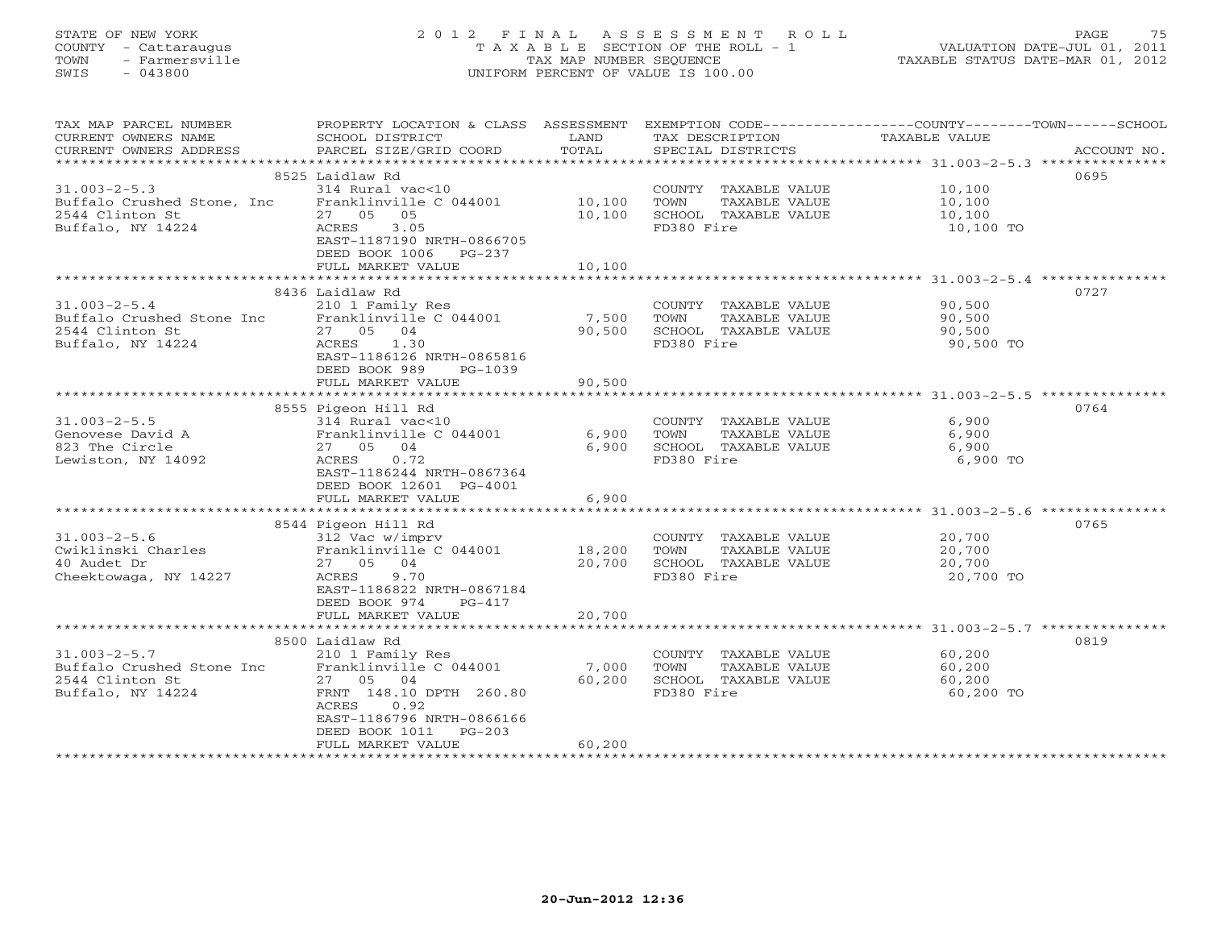STATE OF NEW YORK
COUNTY - Cattaraugus
TOWN - Farmersville
SWIS - 043800

2012 FINAL ASSESSMENT ROLL
TAXABLE SECTION OF THE ROLL - 1
TAX MAP NUMBER SEQUENCE
UNIFORM PERCENT OF VALUE IS 100.00

VALUATION DATE-JUL 01, 2011
TAXABLE STATUS DATE-MAR 01, 2012

| TAX MAP PARCEL NUMBER / CURRENT OWNERS NAME / CURRENT OWNERS ADDRESS | PROPERTY LOCATION & CLASS / SCHOOL DISTRICT / PARCEL SIZE/GRID COORD | ASSESSMENT LAND | TOTAL | EXEMPTION CODE / TAX DESCRIPTION / SPECIAL DISTRICTS | COUNTY--------TOWN------SCHOOL TAXABLE VALUE | ACCOUNT NO. |
|---|---|---|---|---|---|---|
| 31.003-2-5.3 | 8525 Laidlaw Rd | | | | | 0695 |
| 31.003-2-5.3 | 314 Rural vac<10 | | | COUNTY TAXABLE VALUE | 10,100 | |
| Buffalo Crushed Stone, Inc | Franklinville C 044001 | 10,100 | | TOWN TAXABLE VALUE | 10,100 | |
| 2544 Clinton St | 27 05 05 | | 10,100 | SCHOOL TAXABLE VALUE | 10,100 | |
| Buffalo, NY 14224 | ACRES 3.05 | | | FD380 Fire | 10,100 TO | |
| | EAST-1187190 NRTH-0866705 | | | | | |
| | DEED BOOK 1006 PG-237 | | | | | |
| | FULL MARKET VALUE | | 10,100 | | | |
| 31.003-2-5.4 | 8436 Laidlaw Rd | | | | | 0727 |
| 31.003-2-5.4 | 210 1 Family Res | | | COUNTY TAXABLE VALUE | 90,500 | |
| Buffalo Crushed Stone Inc | Franklinville C 044001 | 7,500 | | TOWN TAXABLE VALUE | 90,500 | |
| 2544 Clinton St | 27 05 04 | | 90,500 | SCHOOL TAXABLE VALUE | 90,500 | |
| Buffalo, NY 14224 | ACRES 1.30 | | | FD380 Fire | 90,500 TO | |
| | EAST-1186126 NRTH-0865816 | | | | | |
| | DEED BOOK 989 PG-1039 | | | | | |
| | FULL MARKET VALUE | | 90,500 | | | |
| 31.003-2-5.5 | 8555 Pigeon Hill Rd | | | | | 0764 |
| 31.003-2-5.5 | 314 Rural vac<10 | | | COUNTY TAXABLE VALUE | 6,900 | |
| Genovese David A | Franklinville C 044001 | 6,900 | | TOWN TAXABLE VALUE | 6,900 | |
| 823 The Circle | 27 05 04 | | 6,900 | SCHOOL TAXABLE VALUE | 6,900 | |
| Lewiston, NY 14092 | ACRES 0.72 | | | FD380 Fire | 6,900 TO | |
| | EAST-1186244 NRTH-0867364 | | | | | |
| | DEED BOOK 12601 PG-4001 | | | | | |
| | FULL MARKET VALUE | | 6,900 | | | |
| 31.003-2-5.6 | 8544 Pigeon Hill Rd | | | | | 0765 |
| 31.003-2-5.6 | 312 Vac w/imprv | | | COUNTY TAXABLE VALUE | 20,700 | |
| Cwiklinski Charles | Franklinville C 044001 | 18,200 | | TOWN TAXABLE VALUE | 20,700 | |
| 40 Audet Dr | 27 05 04 | | 20,700 | SCHOOL TAXABLE VALUE | 20,700 | |
| Cheektowaga, NY 14227 | ACRES 9.70 | | | FD380 Fire | 20,700 TO | |
| | EAST-1186822 NRTH-0867184 | | | | | |
| | DEED BOOK 974 PG-417 | | | | | |
| | FULL MARKET VALUE | | 20,700 | | | |
| 31.003-2-5.7 | 8500 Laidlaw Rd | | | | | 0819 |
| 31.003-2-5.7 | 210 1 Family Res | | | COUNTY TAXABLE VALUE | 60,200 | |
| Buffalo Crushed Stone Inc | Franklinville C 044001 | 7,000 | | TOWN TAXABLE VALUE | 60,200 | |
| 2544 Clinton St | 27 05 04 | | 60,200 | SCHOOL TAXABLE VALUE | 60,200 | |
| Buffalo, NY 14224 | FRNT 148.10 DPTH 260.80 | | | FD380 Fire | 60,200 TO | |
| | ACRES 0.92 | | | | | |
| | EAST-1186796 NRTH-0866166 | | | | | |
| | DEED BOOK 1011 PG-203 | | | | | |
| | FULL MARKET VALUE | | 60,200 | | | |

20-Jun-2012 12:36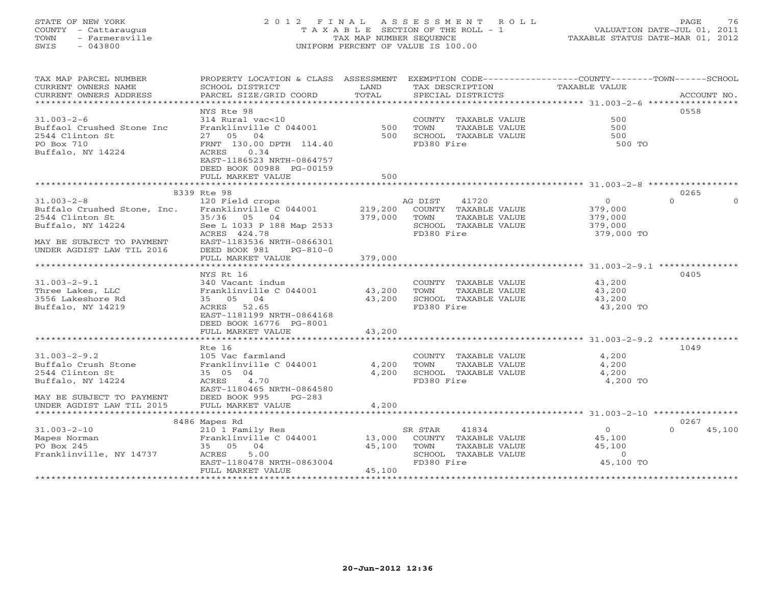STATE OF NEW YORK
COUNTY - Cattaraugus
TOWN - Farmersville
SWIS - 043800

2012 FINAL ASSESSMENT ROLL
TAXABLE SECTION OF THE ROLL - 1
TAX MAP NUMBER SEQUENCE
UNIFORM PERCENT OF VALUE IS 100.00

VALUATION DATE-JUL 01, 2011
TAXABLE STATUS DATE-MAR 01, 2012

| TAX MAP PARCEL NUMBER / CURRENT OWNERS NAME / CURRENT OWNERS ADDRESS | PROPERTY LOCATION & CLASS / SCHOOL DISTRICT / PARCEL SIZE/GRID COORD | ASSESSMENT LAND / TOTAL | EXEMPTION CODE / TAX DESCRIPTION / SPECIAL DISTRICTS | COUNTY / TAXABLE VALUE | TOWN | SCHOOL | ACCOUNT NO. |
|---|---|---|---|---|---|---|---|
| | NYS Rte 98 | | | | | | 0558 |
| 31.003-2-6 | 314 Rural vac<10 | | COUNTY TAXABLE VALUE | 500 | | | |
| Buffaol Crushed Stone Inc | Franklinville C 044001 | 500 | TOWN TAXABLE VALUE | 500 | | | |
| 2544 Clinton St | 27 05 04 | 500 | SCHOOL TAXABLE VALUE | 500 | | | |
| PO Box 710 | FRNT 130.00 DPTH 114.40 | | FD380 Fire | 500 TO | | | |
| Buffalo, NY 14224 | ACRES 0.34 | | | | | | |
| | EAST-1186523 NRTH-0864757 | | | | | | |
| | DEED BOOK 00988 PG-00159 | | | | | | |
| | FULL MARKET VALUE | 500 | | | | | |
| | 8339 Rte 98 | | | | | | 0265 |
| 31.003-2-8 | 120 Field crops | | AG DIST 41720 | 0 | 0 | 0 | |
| Buffalo Crushed Stone, Inc. | Franklinville C 044001 | 219,200 | COUNTY TAXABLE VALUE | 379,000 | | | |
| 2544 Clinton St | 35/36 05 04 | 379,000 | TOWN TAXABLE VALUE | 379,000 | | | |
| Buffalo, NY 14224 | See L 1033 P 188 Map 2533 | | SCHOOL TAXABLE VALUE | 379,000 | | | |
| | ACRES 424.78 | | FD380 Fire | 379,000 TO | | | |
| MAY BE SUBJECT TO PAYMENT | EAST-1183536 NRTH-0866301 | | | | | | |
| UNDER AGDIST LAW TIL 2016 | DEED BOOK 981 PG-810-0 | | | | | | |
| | FULL MARKET VALUE | 379,000 | | | | | |
| | NYS Rt 16 | | | | | | 0405 |
| 31.003-2-9.1 | 340 Vacant indus | | COUNTY TAXABLE VALUE | 43,200 | | | |
| Three Lakes, LLC | Franklinville C 044001 | 43,200 | TOWN TAXABLE VALUE | 43,200 | | | |
| 3556 Lakeshore Rd | 35 05 04 | 43,200 | SCHOOL TAXABLE VALUE | 43,200 | | | |
| Buffalo, NY 14219 | ACRES 52.65 | | FD380 Fire | 43,200 TO | | | |
| | EAST-1181199 NRTH-0864168 | | | | | | |
| | DEED BOOK 16776 PG-8001 | | | | | | |
| | FULL MARKET VALUE | 43,200 | | | | | |
| | Rte 16 | | | | | | 1049 |
| 31.003-2-9.2 | 105 Vac farmland | | COUNTY TAXABLE VALUE | 4,200 | | | |
| Buffalo Crush Stone | Franklinville C 044001 | 4,200 | TOWN TAXABLE VALUE | 4,200 | | | |
| 2544 Clinton St | 35 05 04 | 4,200 | SCHOOL TAXABLE VALUE | 4,200 | | | |
| Buffalo, NY 14224 | ACRES 4.70 | | FD380 Fire | 4,200 TO | | | |
| | EAST-1180465 NRTH-0864580 | | | | | | |
| MAY BE SUBJECT TO PAYMENT | DEED BOOK 995 PG-283 | | | | | | |
| UNDER AGDIST LAW TIL 2015 | FULL MARKET VALUE | 4,200 | | | | | |
| | 8486 Mapes Rd | | | | | | 0267 |
| 31.003-2-10 | 210 1 Family Res | | SR STAR 41834 | 0 | 0 | 45,100 | |
| Mapes Norman | Franklinville C 044001 | 13,000 | COUNTY TAXABLE VALUE | 45,100 | | | |
| PO Box 245 | 35 05 04 | 45,100 | TOWN TAXABLE VALUE | 45,100 | | | |
| Franklinville, NY 14737 | ACRES 5.00 | | SCHOOL TAXABLE VALUE | 0 | | | |
| | EAST-1180478 NRTH-0863004 | | FD380 Fire | 45,100 TO | | | |
| | FULL MARKET VALUE | 45,100 | | | | | |

20-Jun-2012 12:36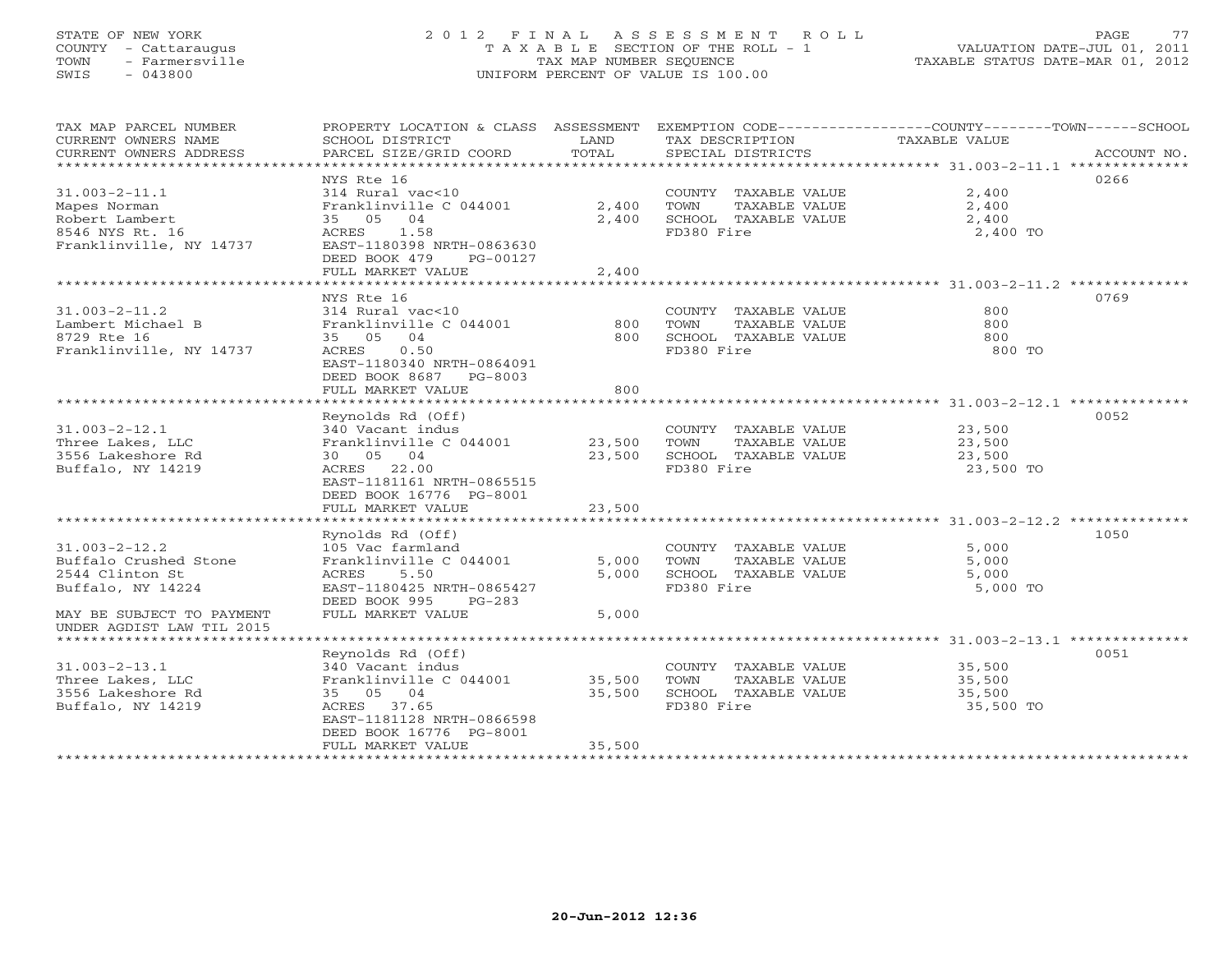STATE OF NEW YORK
COUNTY - Cattaraugus
TOWN - Farmersville
SWIS - 043800

2012 FINAL ASSESSMENT ROLL
TAXABLE SECTION OF THE ROLL - 1
TAX MAP NUMBER SEQUENCE
UNIFORM PERCENT OF VALUE IS 100.00

VALUATION DATE-JUL 01, 2011
TAXABLE STATUS DATE-MAR 01, 2012

| TAX MAP PARCEL NUMBER / CURRENT OWNERS NAME / CURRENT OWNERS ADDRESS | PROPERTY LOCATION & CLASS / SCHOOL DISTRICT / PARCEL SIZE/GRID COORD | ASSESSMENT LAND | TOTAL | EXEMPTION CODE / TAX DESCRIPTION / SPECIAL DISTRICTS | TAXABLE VALUE COUNTY--------TOWN------SCHOOL | ACCOUNT NO. |
|---|---|---|---|---|---|---|
| **31.003-2-11.1** | NYS Rte 16 | | | | | 0266 |
| 31.003-2-11.1 | 314 Rural vac<10 | | | COUNTY TAXABLE VALUE | 2,400 | |
| Mapes Norman | Franklinville C 044001 | 2,400 | | TOWN TAXABLE VALUE | 2,400 | |
| Robert Lambert | 35 05 04 | | 2,400 | SCHOOL TAXABLE VALUE | 2,400 | |
| 8546 NYS Rt. 16 | ACRES 1.58 | | | FD380 Fire | 2,400 TO | |
| Franklinville, NY 14737 | EAST-1180398 NRTH-0863630 | | | | | |
| | DEED BOOK 479 PG-00127 | | | | | |
| | FULL MARKET VALUE | | 2,400 | | | |
| **31.003-2-11.2** | NYS Rte 16 | | | | | 0769 |
| 31.003-2-11.2 | 314 Rural vac<10 | | | COUNTY TAXABLE VALUE | 800 | |
| Lambert Michael B | Franklinville C 044001 | 800 | | TOWN TAXABLE VALUE | 800 | |
| 8729 Rte 16 | 35 05 04 | | 800 | SCHOOL TAXABLE VALUE | 800 | |
| Franklinville, NY 14737 | ACRES 0.50 | | | FD380 Fire | 800 TO | |
| | EAST-1180340 NRTH-0864091 | | | | | |
| | DEED BOOK 8687 PG-8003 | | | | | |
| | FULL MARKET VALUE | | 800 | | | |
| **31.003-2-12.1** | Reynolds Rd (Off) | | | | | 0052 |
| 31.003-2-12.1 | 340 Vacant indus | | | COUNTY TAXABLE VALUE | 23,500 | |
| Three Lakes, LLC | Franklinville C 044001 | 23,500 | | TOWN TAXABLE VALUE | 23,500 | |
| 3556 Lakeshore Rd | 30 05 04 | | 23,500 | SCHOOL TAXABLE VALUE | 23,500 | |
| Buffalo, NY 14219 | ACRES 22.00 | | | FD380 Fire | 23,500 TO | |
| | EAST-1181161 NRTH-0865515 | | | | | |
| | DEED BOOK 16776 PG-8001 | | | | | |
| | FULL MARKET VALUE | | 23,500 | | | |
| **31.003-2-12.2** | Rynolds Rd (Off) | | | | | 1050 |
| 31.003-2-12.2 | 105 Vac farmland | | | COUNTY TAXABLE VALUE | 5,000 | |
| Buffalo Crushed Stone | Franklinville C 044001 | 5,000 | | TOWN TAXABLE VALUE | 5,000 | |
| 2544 Clinton St | ACRES 5.50 | | 5,000 | SCHOOL TAXABLE VALUE | 5,000 | |
| Buffalo, NY 14224 | EAST-1180425 NRTH-0865427 | | | FD380 Fire | 5,000 TO | |
| | DEED BOOK 995 PG-283 | | | | | |
| MAY BE SUBJECT TO PAYMENT UNDER AGDIST LAW TIL 2015 | FULL MARKET VALUE | | 5,000 | | | |
| **31.003-2-13.1** | Reynolds Rd (Off) | | | | | 0051 |
| 31.003-2-13.1 | 340 Vacant indus | | | COUNTY TAXABLE VALUE | 35,500 | |
| Three Lakes, LLC | Franklinville C 044001 | 35,500 | | TOWN TAXABLE VALUE | 35,500 | |
| 3556 Lakeshore Rd | 35 05 04 | | 35,500 | SCHOOL TAXABLE VALUE | 35,500 | |
| Buffalo, NY 14219 | ACRES 37.65 | | | FD380 Fire | 35,500 TO | |
| | EAST-1181128 NRTH-0866598 | | | | | |
| | DEED BOOK 16776 PG-8001 | | | | | |
| | FULL MARKET VALUE | | 35,500 | | | |

20-Jun-2012 12:36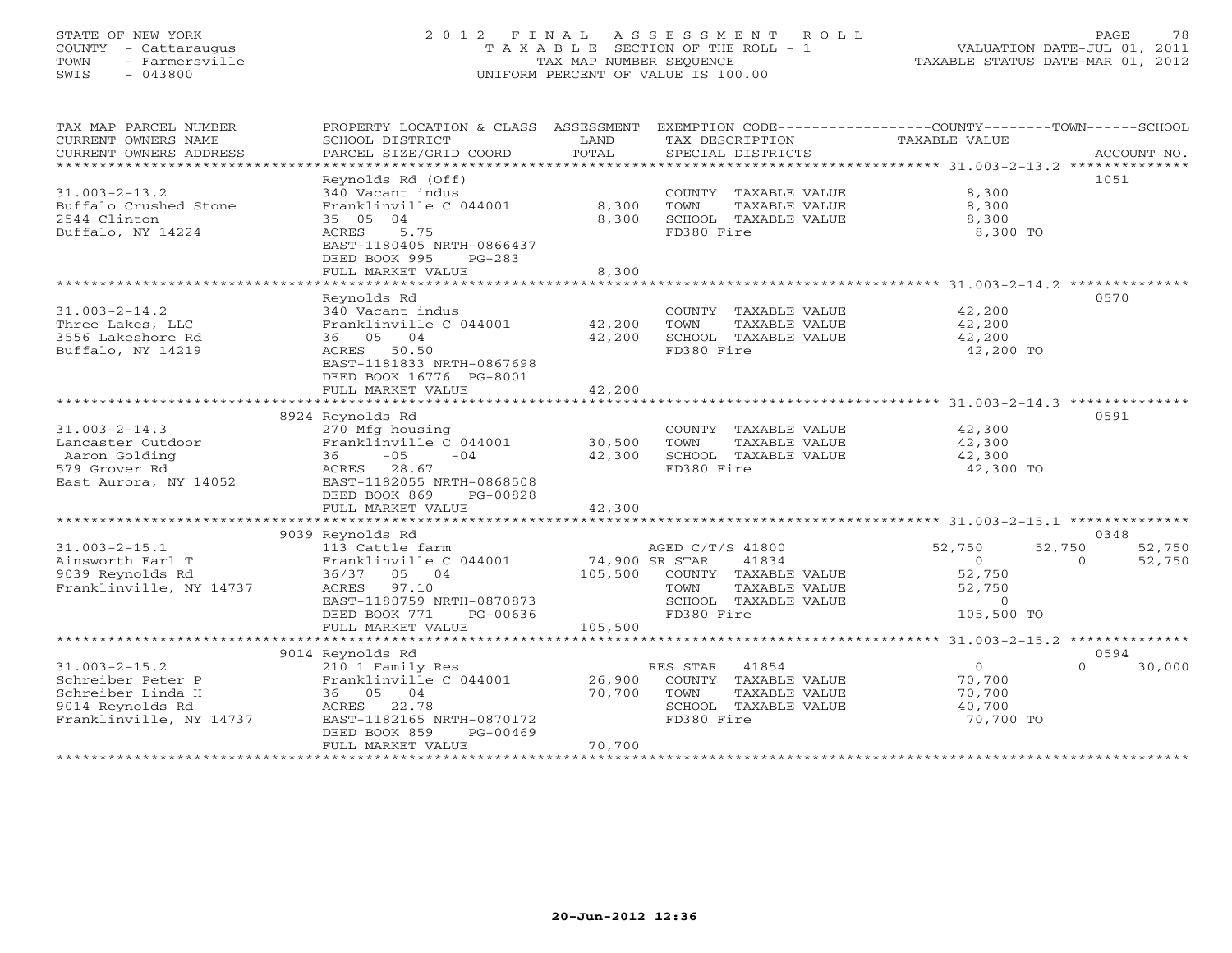STATE OF NEW YORK
COUNTY - Cattaraugus
TOWN - Farmersville
SWIS - 043800

# 2012 FINAL ASSESSMENT ROLL

TAXABLE SECTION OF THE ROLL - 1
TAX MAP NUMBER SEQUENCE
UNIFORM PERCENT OF VALUE IS 100.00

VALUATION DATE-JUL 01, 2011
TAXABLE STATUS DATE-MAR 01, 2012

| TAX MAP PARCEL NUMBER / CURRENT OWNERS NAME / CURRENT OWNERS ADDRESS | PROPERTY LOCATION & CLASS / SCHOOL DISTRICT / PARCEL SIZE/GRID COORD | ASSESSMENT LAND | TOTAL | EXEMPTION CODE / TAX DESCRIPTION / SPECIAL DISTRICTS | COUNTY TAXABLE VALUE | TOWN | SCHOOL | ACCOUNT NO. |
|---|---|---|---|---|---|---|---|---|
| 31.003-2-13.2 | Reynolds Rd (Off) | | | | | | | 1051 |
| Buffalo Crushed Stone | 340 Vacant indus | | | COUNTY TAXABLE VALUE | 8,300 | | | |
| 2544 Clinton | Franklinville C 044001 | 8,300 | | TOWN TAXABLE VALUE | 8,300 | | | |
| Buffalo, NY 14224 | 35 05 04 | | 8,300 | SCHOOL TAXABLE VALUE | 8,300 | | | |
| | ACRES 5.75 | | | FD380 Fire | 8,300 TO | | | |
| | EAST-1180405 NRTH-0866437 | | | | | | | |
| | DEED BOOK 995 PG-283 | | | | | | | |
| | FULL MARKET VALUE | | 8,300 | | | | | |
| 31.003-2-14.2 | Reynolds Rd | | | | | | | 0570 |
| Three Lakes, LLC | 340 Vacant indus | | | COUNTY TAXABLE VALUE | 42,200 | | | |
| 3556 Lakeshore Rd | Franklinville C 044001 | 42,200 | | TOWN TAXABLE VALUE | 42,200 | | | |
| Buffalo, NY 14219 | 36 05 04 | | 42,200 | SCHOOL TAXABLE VALUE | 42,200 | | | |
| | ACRES 50.50 | | | FD380 Fire | 42,200 TO | | | |
| | EAST-1181833 NRTH-0867698 | | | | | | | |
| | DEED BOOK 16776 PG-8001 | | | | | | | |
| | FULL MARKET VALUE | | 42,200 | | | | | |
| 31.003-2-14.3 | 8924 Reynolds Rd | | | | | | | 0591 |
| Lancaster Outdoor | 270 Mfg housing | | | COUNTY TAXABLE VALUE | 42,300 | | | |
| Aaron Golding | Franklinville C 044001 | 30,500 | | TOWN TAXABLE VALUE | 42,300 | | | |
| 579 Grover Rd | 36 -05 -04 | | 42,300 | SCHOOL TAXABLE VALUE | 42,300 | | | |
| East Aurora, NY 14052 | ACRES 28.67 | | | FD380 Fire | 42,300 TO | | | |
| | EAST-1182055 NRTH-0868508 | | | | | | | |
| | DEED BOOK 869 PG-00828 | | | | | | | |
| | FULL MARKET VALUE | | 42,300 | | | | | |
| 31.003-2-15.1 | 9039 Reynolds Rd | | | | | | | 0348 |
| Ainsworth Earl T | 113 Cattle farm | | | AGED C/T/S 41800 | 52,750 | 52,750 | 52,750 | |
| 9039 Reynolds Rd | Franklinville C 044001 | 74,900 | | SR STAR 41834 | 0 | 0 | 52,750 | |
| Franklinville, NY 14737 | 36/37 05 04 | | 105,500 | COUNTY TAXABLE VALUE | 52,750 | | | |
| | ACRES 97.10 | | | TOWN TAXABLE VALUE | 52,750 | | | |
| | EAST-1180759 NRTH-0870873 | | | SCHOOL TAXABLE VALUE | 0 | | | |
| | DEED BOOK 771 PG-00636 | | | FD380 Fire | 105,500 TO | | | |
| | FULL MARKET VALUE | | 105,500 | | | | | |
| 31.003-2-15.2 | 9014 Reynolds Rd | | | | | | | 0594 |
| Schreiber Peter P | 210 1 Family Res | | | RES STAR 41854 | 0 | 0 | 30,000 | |
| Schreiber Linda H | Franklinville C 044001 | 26,900 | | COUNTY TAXABLE VALUE | 70,700 | | | |
| 9014 Reynolds Rd | 36 05 04 | | 70,700 | TOWN TAXABLE VALUE | 70,700 | | | |
| Franklinville, NY 14737 | ACRES 22.78 | | | SCHOOL TAXABLE VALUE | 40,700 | | | |
| | EAST-1182165 NRTH-0870172 | | | FD380 Fire | 70,700 TO | | | |
| | DEED BOOK 859 PG-00469 | | | | | | | |
| | FULL MARKET VALUE | | 70,700 | | | | | |

20-Jun-2012 12:36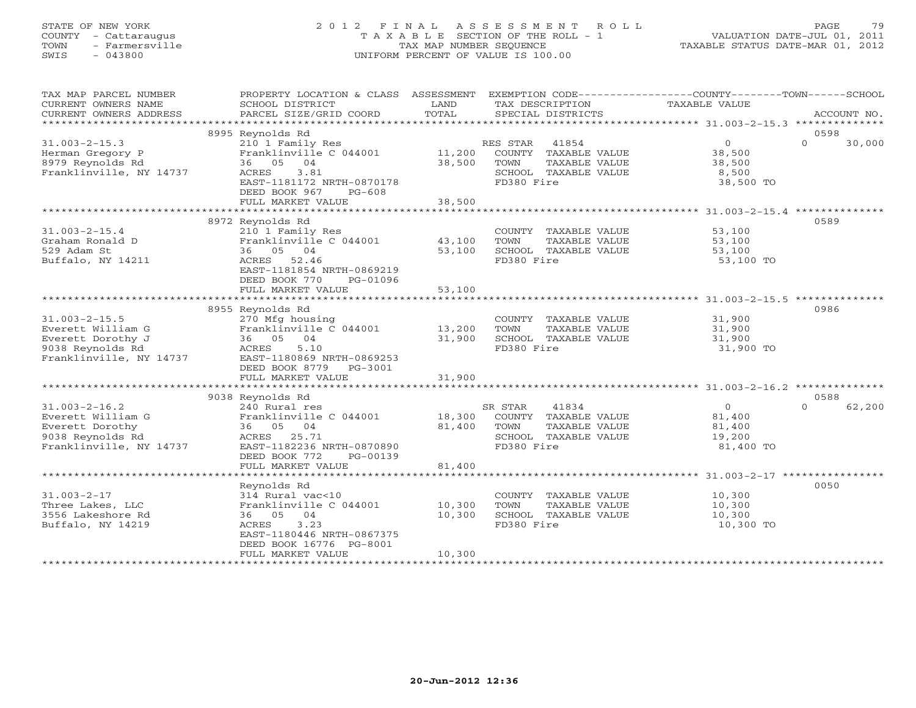STATE OF NEW YORK
COUNTY - Cattaraugus
TOWN - Farmersville
SWIS - 043800

# 2012 FINAL ASSESSMENT ROLL
TAXABLE SECTION OF THE ROLL - 1
TAX MAP NUMBER SEQUENCE
UNIFORM PERCENT OF VALUE IS 100.00

VALUATION DATE-JUL 01, 2011
TAXABLE STATUS DATE-MAR 01, 2012

| TAX MAP PARCEL NUMBER / CURRENT OWNERS NAME / CURRENT OWNERS ADDRESS | PROPERTY LOCATION & CLASS / SCHOOL DISTRICT / PARCEL SIZE/GRID COORD | ASSESSMENT LAND | TOTAL | EXEMPTION CODE / TAX DESCRIPTION / SPECIAL DISTRICTS | COUNTY TAXABLE VALUE | TOWN | SCHOOL | ACCOUNT NO. |
|---|---|---|---|---|---|---|---|---|
| 31.003-2-15.3 | 8995 Reynolds Rd | | | | | | | 0598 |
| Herman Gregory P | 210 1 Family Res | | | RES STAR 41854 | 0 | 0 | 30,000 | |
| 8979 Reynolds Rd | Franklinville C 044001 | 11,200 | | COUNTY TAXABLE VALUE | 38,500 | | | |
| Franklinville, NY 14737 | 36 05 04 | | 38,500 | TOWN TAXABLE VALUE | 38,500 | | | |
| | ACRES 3.81 | | | SCHOOL TAXABLE VALUE | 8,500 | | | |
| | EAST-1181172 NRTH-0870178 | | | FD380 Fire | 38,500 TO | | | |
| | DEED BOOK 967 PG-608 | | | | | | | |
| | FULL MARKET VALUE | | 38,500 | | | | | |
| 31.003-2-15.4 | 8972 Reynolds Rd | | | | | | | 0589 |
| Graham Ronald D | 210 1 Family Res | | | COUNTY TAXABLE VALUE | 53,100 | | | |
| 529 Adam St | Franklinville C 044001 | 43,100 | | TOWN TAXABLE VALUE | 53,100 | | | |
| Buffalo, NY 14211 | 36 05 04 | | 53,100 | SCHOOL TAXABLE VALUE | 53,100 | | | |
| | ACRES 52.46 | | | FD380 Fire | 53,100 TO | | | |
| | EAST-1181854 NRTH-0869219 | | | | | | | |
| | DEED BOOK 770 PG-01096 | | | | | | | |
| | FULL MARKET VALUE | | 53,100 | | | | | |
| 31.003-2-15.5 | 8955 Reynolds Rd | | | | | | | 0986 |
| Everett William G | 270 Mfg housing | | | COUNTY TAXABLE VALUE | 31,900 | | | |
| Everett Dorothy J | Franklinville C 044001 | 13,200 | | TOWN TAXABLE VALUE | 31,900 | | | |
| 9038 Reynolds Rd | 36 05 04 | | 31,900 | SCHOOL TAXABLE VALUE | 31,900 | | | |
| Franklinville, NY 14737 | ACRES 5.10 | | | FD380 Fire | 31,900 TO | | | |
| | EAST-1180869 NRTH-0869253 | | | | | | | |
| | DEED BOOK 8779 PG-3001 | | | | | | | |
| | FULL MARKET VALUE | | 31,900 | | | | | |
| 31.003-2-16.2 | 9038 Reynolds Rd | | | | | | | 0588 |
| Everett William G | 240 Rural res | | | SR STAR 41834 | 0 | 0 | 62,200 | |
| Everett Dorothy | Franklinville C 044001 | 18,300 | | COUNTY TAXABLE VALUE | 81,400 | | | |
| 9038 Reynolds Rd | 36 05 04 | | 81,400 | TOWN TAXABLE VALUE | 81,400 | | | |
| Franklinville, NY 14737 | ACRES 25.71 | | | SCHOOL TAXABLE VALUE | 19,200 | | | |
| | EAST-1182236 NRTH-0870890 | | | FD380 Fire | 81,400 TO | | | |
| | DEED BOOK 772 PG-00139 | | | | | | | |
| | FULL MARKET VALUE | | 81,400 | | | | | |
| 31.003-2-17 | Reynolds Rd | | | | | | | 0050 |
| Three Lakes, LLC | 314 Rural vac<10 | | | COUNTY TAXABLE VALUE | 10,300 | | | |
| 3556 Lakeshore Rd | Franklinville C 044001 | 10,300 | | TOWN TAXABLE VALUE | 10,300 | | | |
| Buffalo, NY 14219 | 36 05 04 | | 10,300 | SCHOOL TAXABLE VALUE | 10,300 | | | |
| | ACRES 3.23 | | | FD380 Fire | 10,300 TO | | | |
| | EAST-1180446 NRTH-0867375 | | | | | | | |
| | DEED BOOK 16776 PG-8001 | | | | | | | |
| | FULL MARKET VALUE | | 10,300 | | | | | |

20-Jun-2012 12:36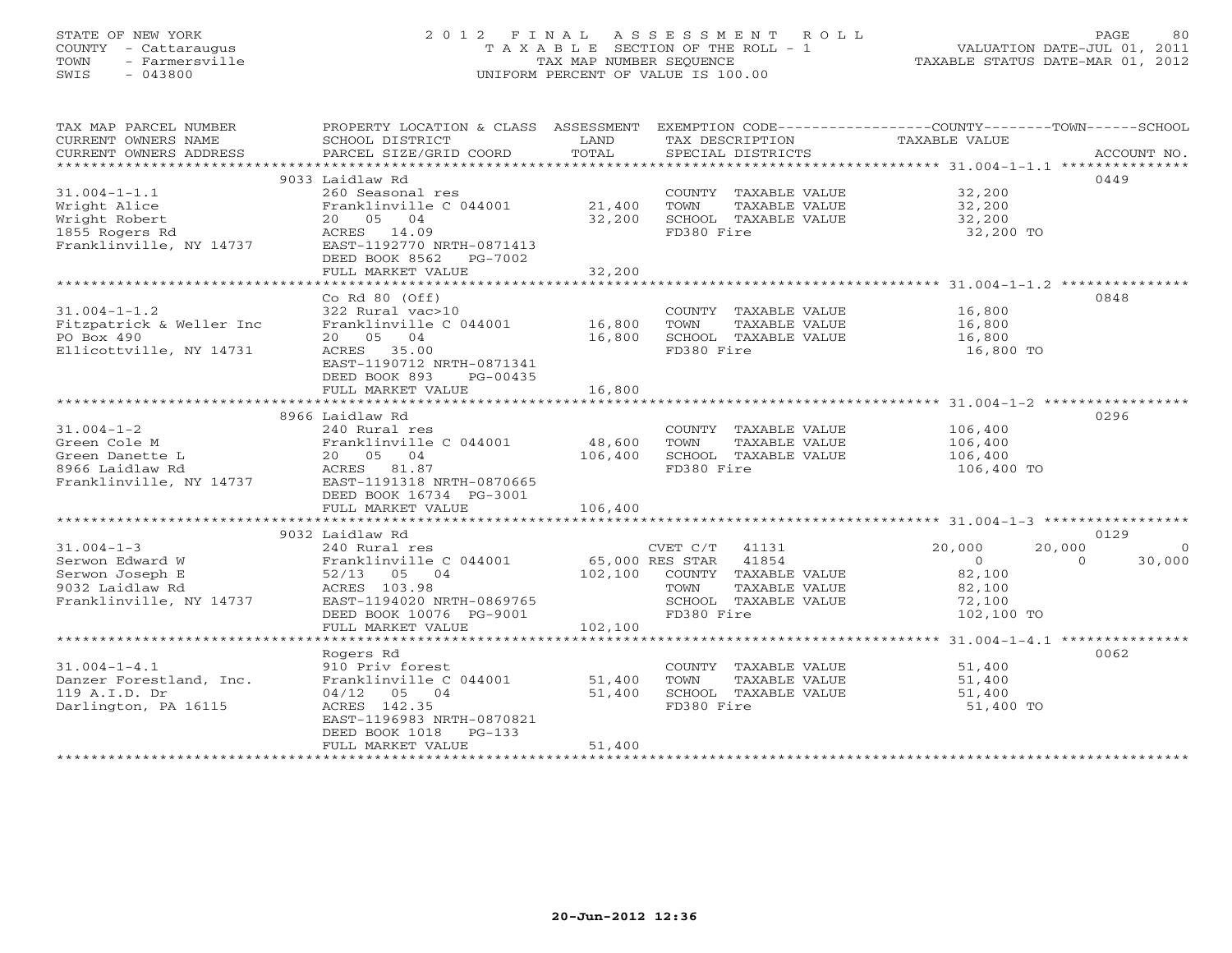STATE OF NEW YORK
COUNTY - Cattaraugus
TOWN - Farmersville
SWIS - 043800

2012 FINAL ASSESSMENT ROLL
TAXABLE SECTION OF THE ROLL - 1
TAX MAP NUMBER SEQUENCE
UNIFORM PERCENT OF VALUE IS 100.00

VALUATION DATE-JUL 01, 2011
TAXABLE STATUS DATE-MAR 01, 2012

| TAX MAP PARCEL NUMBER / CURRENT OWNERS NAME / CURRENT OWNERS ADDRESS | PROPERTY LOCATION & CLASS / SCHOOL DISTRICT / PARCEL SIZE/GRID COORD | ASSESSMENT LAND / TOTAL | EXEMPTION CODE / TAX DESCRIPTION / SPECIAL DISTRICTS | COUNTY TAXABLE VALUE | TOWN | SCHOOL | ACCOUNT NO. |
|---|---|---|---|---|---|---|---|
| **31.004-1-1.1** | 9033 Laidlaw Rd | | | | | | 0449 |
| 31.004-1-1.1 | 260 Seasonal res | | COUNTY TAXABLE VALUE | 32,200 | | | |
| Wright Alice | Franklinville C 044001 | 21,400 | TOWN TAXABLE VALUE | 32,200 | | | |
| Wright Robert | 20 05 04 | 32,200 | SCHOOL TAXABLE VALUE | 32,200 | | | |
| 1855 Rogers Rd | ACRES 14.09 | | FD380 Fire | 32,200 TO | | | |
| Franklinville, NY 14737 | EAST-1192770 NRTH-0871413 | | | | | | |
| | DEED BOOK 8562 PG-7002 | | | | | | |
| | FULL MARKET VALUE | 32,200 | | | | | |
| **31.004-1-1.2** | Co Rd 80 (Off) | | | | | | 0848 |
| 31.004-1-1.2 | 322 Rural vac>10 | | COUNTY TAXABLE VALUE | 16,800 | | | |
| Fitzpatrick & Weller Inc | Franklinville C 044001 | 16,800 | TOWN TAXABLE VALUE | 16,800 | | | |
| PO Box 490 | 20 05 04 | 16,800 | SCHOOL TAXABLE VALUE | 16,800 | | | |
| Ellicottville, NY 14731 | ACRES 35.00 | | FD380 Fire | 16,800 TO | | | |
| | EAST-1190712 NRTH-0871341 | | | | | | |
| | DEED BOOK 893 PG-00435 | | | | | | |
| | FULL MARKET VALUE | 16,800 | | | | | |
| **31.004-1-2** | 8966 Laidlaw Rd | | | | | | 0296 |
| 31.004-1-2 | 240 Rural res | | COUNTY TAXABLE VALUE | 106,400 | | | |
| Green Cole M | Franklinville C 044001 | 48,600 | TOWN TAXABLE VALUE | 106,400 | | | |
| Green Danette L | 20 05 04 | 106,400 | SCHOOL TAXABLE VALUE | 106,400 | | | |
| 8966 Laidlaw Rd | ACRES 81.87 | | FD380 Fire | 106,400 TO | | | |
| Franklinville, NY 14737 | EAST-1191318 NRTH-0870665 | | | | | | |
| | DEED BOOK 16734 PG-3001 | | | | | | |
| | FULL MARKET VALUE | 106,400 | | | | | |
| **31.004-1-3** | 9032 Laidlaw Rd | | | | | | 0129 |
| 31.004-1-3 | 240 Rural res | | CVET C/T 41131 | 20,000 | 20,000 | 0 | |
| Serwon Edward W | Franklinville C 044001 | 65,000 | RES STAR 41854 | 0 | 0 | 30,000 | |
| Serwon Joseph E | 52/13 05 04 | 102,100 | COUNTY TAXABLE VALUE | 82,100 | | | |
| 9032 Laidlaw Rd | ACRES 103.98 | | TOWN TAXABLE VALUE | 82,100 | | | |
| Franklinville, NY 14737 | EAST-1194020 NRTH-0869765 | | SCHOOL TAXABLE VALUE | 72,100 | | | |
| | DEED BOOK 10076 PG-9001 | | FD380 Fire | 102,100 TO | | | |
| | FULL MARKET VALUE | 102,100 | | | | | |
| **31.004-1-4.1** | Rogers Rd | | | | | | 0062 |
| 31.004-1-4.1 | 910 Priv forest | | COUNTY TAXABLE VALUE | 51,400 | | | |
| Danzer Forestland, Inc. | Franklinville C 044001 | 51,400 | TOWN TAXABLE VALUE | 51,400 | | | |
| 119 A.I.D. Dr | 04/12 05 04 | 51,400 | SCHOOL TAXABLE VALUE | 51,400 | | | |
| Darlington, PA 16115 | ACRES 142.35 | | FD380 Fire | 51,400 TO | | | |
| | EAST-1196983 NRTH-0870821 | | | | | | |
| | DEED BOOK 1018 PG-133 | | | | | | |
| | FULL MARKET VALUE | 51,400 | | | | | |

20-Jun-2012 12:36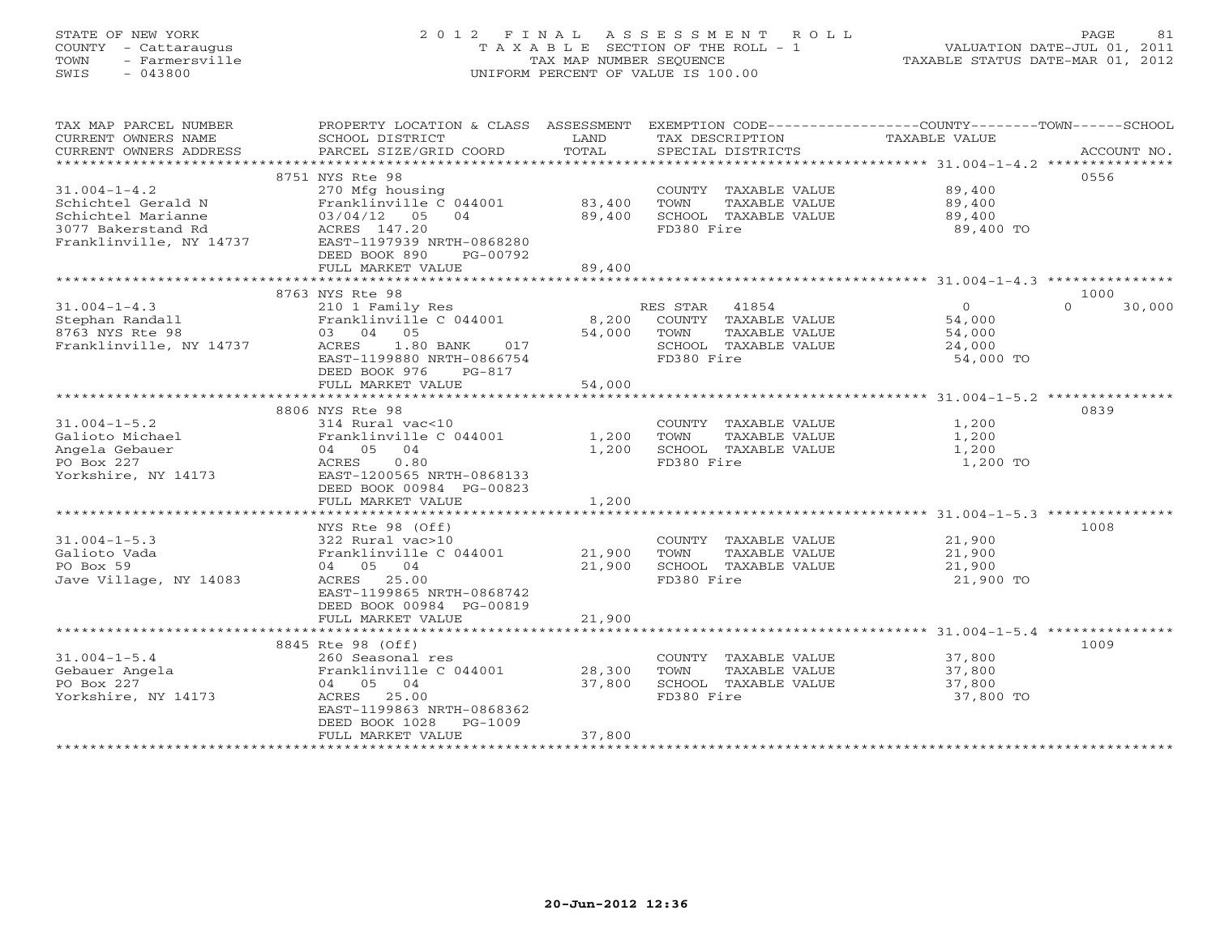STATE OF NEW YORK
COUNTY - Cattaraugus
TOWN - Farmersville
SWIS - 043800

# 2012 FINAL ASSESSMENT ROLL
TAXABLE SECTION OF THE ROLL - 1
TAX MAP NUMBER SEQUENCE
UNIFORM PERCENT OF VALUE IS 100.00

VALUATION DATE-JUL 01, 2011
TAXABLE STATUS DATE-MAR 01, 2012

| TAX MAP PARCEL NUMBER / CURRENT OWNERS NAME / CURRENT OWNERS ADDRESS | PROPERTY LOCATION & CLASS / SCHOOL DISTRICT / PARCEL SIZE/GRID COORD | ASSESSMENT LAND / TOTAL | EXEMPTION CODE / TAX DESCRIPTION / SPECIAL DISTRICTS | COUNTY / TOWN / SCHOOL TAXABLE VALUE | ACCOUNT NO. |
|---|---|---|---|---|---|
| 31.004-1-4.2 | 8751 NYS Rte 98 | | | | 0556 |
| Schichtel Gerald N | 270 Mfg housing | | COUNTY TAXABLE VALUE | 89,400 | |
| Schichtel Marianne | Franklinville C 044001 | 83,400 | TOWN TAXABLE VALUE | 89,400 | |
| 3077 Bakerstand Rd | 03/04/12 05 04 | 89,400 | SCHOOL TAXABLE VALUE | 89,400 | |
| Franklinville, NY 14737 | ACRES 147.20 | | FD380 Fire | 89,400 TO | |
| | EAST-1197939 NRTH-0868280 | | | | |
| | DEED BOOK 890 PG-00792 | | | | |
| | FULL MARKET VALUE | 89,400 | | | |
| 31.004-1-4.3 | 8763 NYS Rte 98 | | | | 1000 |
| Stephan Randall | 210 1 Family Res | | RES STAR 41854 | 0 / 0 / 30,000 | |
| 8763 NYS Rte 98 | Franklinville C 044001 | 8,200 | COUNTY TAXABLE VALUE | 54,000 | |
| Franklinville, NY 14737 | 03 04 05 | 54,000 | TOWN TAXABLE VALUE | 54,000 | |
| | ACRES 1.80 BANK 017 | | SCHOOL TAXABLE VALUE | 24,000 | |
| | EAST-1199880 NRTH-0866754 | | FD380 Fire | 54,000 TO | |
| | DEED BOOK 976 PG-817 | | | | |
| | FULL MARKET VALUE | 54,000 | | | |
| 31.004-1-5.2 | 8806 NYS Rte 98 | | | | 0839 |
| Galioto Michael | 314 Rural vac<10 | | COUNTY TAXABLE VALUE | 1,200 | |
| Angela Gebauer | Franklinville C 044001 | 1,200 | TOWN TAXABLE VALUE | 1,200 | |
| PO Box 227 | 04 05 04 | 1,200 | SCHOOL TAXABLE VALUE | 1,200 | |
| Yorkshire, NY 14173 | ACRES 0.80 | | FD380 Fire | 1,200 TO | |
| | EAST-1200565 NRTH-0868133 | | | | |
| | DEED BOOK 00984 PG-00823 | | | | |
| | FULL MARKET VALUE | 1,200 | | | |
| 31.004-1-5.3 | NYS Rte 98 (Off) | | | | 1008 |
| Galioto Vada | 322 Rural vac>10 | | COUNTY TAXABLE VALUE | 21,900 | |
| PO Box 59 | Franklinville C 044001 | 21,900 | TOWN TAXABLE VALUE | 21,900 | |
| Jave Village, NY 14083 | 04 05 04 | 21,900 | SCHOOL TAXABLE VALUE | 21,900 | |
| | ACRES 25.00 | | FD380 Fire | 21,900 TO | |
| | EAST-1199865 NRTH-0868742 | | | | |
| | DEED BOOK 00984 PG-00819 | | | | |
| | FULL MARKET VALUE | 21,900 | | | |
| 31.004-1-5.4 | 8845 Rte 98 (Off) | | | | 1009 |
| Gebauer Angela | 260 Seasonal res | | COUNTY TAXABLE VALUE | 37,800 | |
| PO Box 227 | Franklinville C 044001 | 28,300 | TOWN TAXABLE VALUE | 37,800 | |
| Yorkshire, NY 14173 | 04 05 04 | 37,800 | SCHOOL TAXABLE VALUE | 37,800 | |
| | ACRES 25.00 | | FD380 Fire | 37,800 TO | |
| | EAST-1199863 NRTH-0868362 | | | | |
| | DEED BOOK 1028 PG-1009 | | | | |
| | FULL MARKET VALUE | 37,800 | | | |

20-Jun-2012 12:36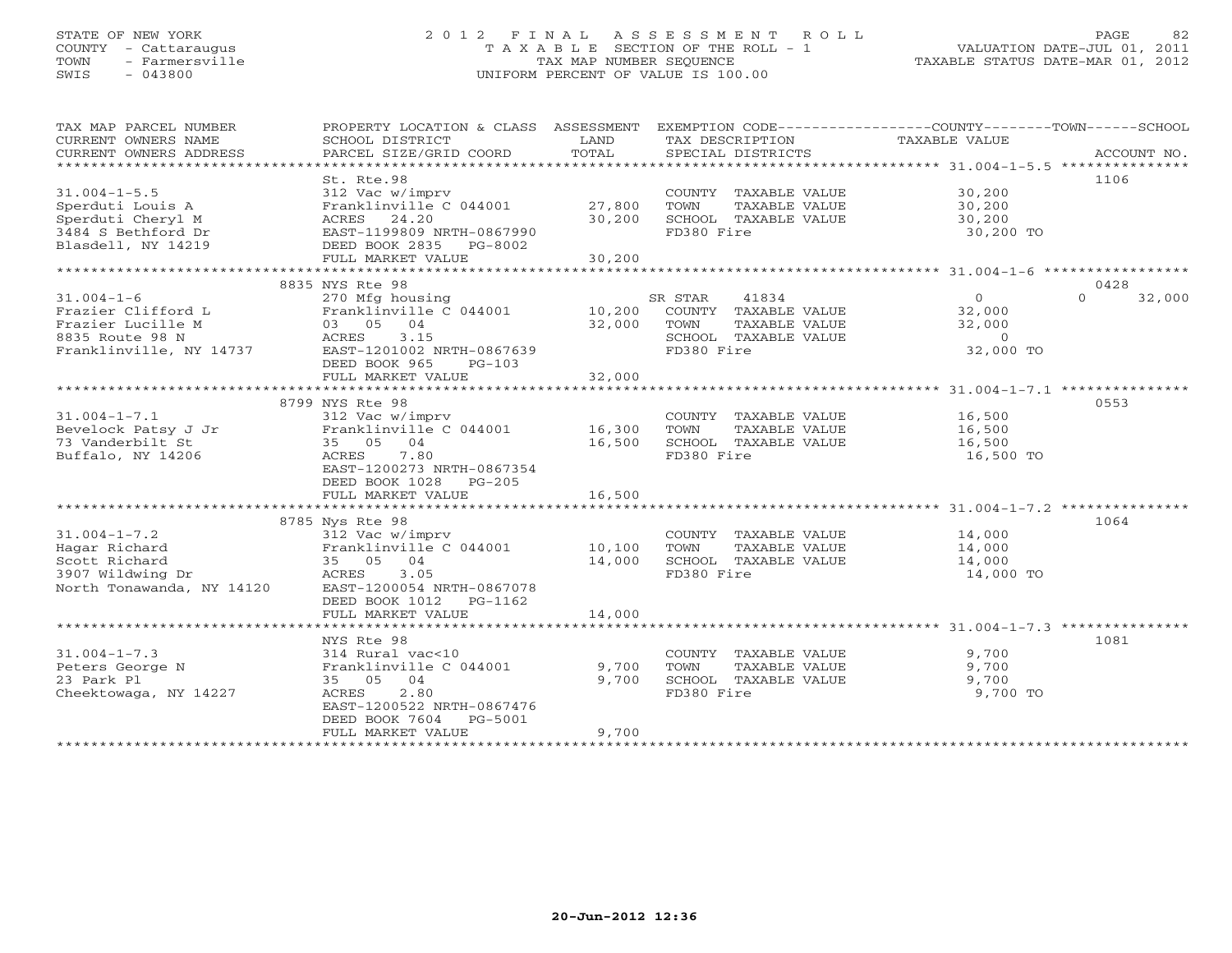STATE OF NEW YORK
COUNTY - Cattaraugus
TOWN - Farmersville
SWIS - 043800

# 2012 FINAL ASSESSMENT ROLL

TAXABLE SECTION OF THE ROLL - 1
TAX MAP NUMBER SEQUENCE
UNIFORM PERCENT OF VALUE IS 100.00

VALUATION DATE-JUL 01, 2011
TAXABLE STATUS DATE-MAR 01, 2012

| TAX MAP PARCEL NUMBER / CURRENT OWNERS NAME / CURRENT OWNERS ADDRESS | PROPERTY LOCATION & CLASS / SCHOOL DISTRICT / PARCEL SIZE/GRID COORD | ASSESSMENT LAND | TOTAL | EXEMPTION CODE / TAX DESCRIPTION / SPECIAL DISTRICTS | COUNTY / TOWN TAXABLE VALUE | SCHOOL | ACCOUNT NO. |
|---|---|---|---|---|---|---|---|
| 31.004-1-5.5 | St. Rte.98 | | | | | | 1106 |
| 31.004-1-5.5 | 312 Vac w/imprv | | | COUNTY TAXABLE VALUE | 30,200 | | |
| Sperduti Louis A | Franklinville C 044001 | 27,800 | | TOWN TAXABLE VALUE | 30,200 | | |
| Sperduti Cheryl M | ACRES 24.20 | | 30,200 | SCHOOL TAXABLE VALUE | 30,200 | | |
| 3484 S Bethford Dr | EAST-1199809 NRTH-0867990 | | | FD380 Fire | 30,200 TO | | |
| Blasdell, NY 14219 | DEED BOOK 2835 PG-8002 | | | | | | |
| | FULL MARKET VALUE | | 30,200 | | | | |
| 31.004-1-6 | 8835 NYS Rte 98 | | | | | | 0428 |
| 31.004-1-6 | 270 Mfg housing | | | SR STAR 41834 | 0 | 0 | 32,000 |
| Frazier Clifford L | Franklinville C 044001 | 10,200 | | COUNTY TAXABLE VALUE | 32,000 | | |
| Frazier Lucille M | 03 05 04 | | 32,000 | TOWN TAXABLE VALUE | 32,000 | | |
| 8835 Route 98 N | ACRES 3.15 | | | SCHOOL TAXABLE VALUE | 0 | | |
| Franklinville, NY 14737 | EAST-1201002 NRTH-0867639 | | | FD380 Fire | 32,000 TO | | |
| | DEED BOOK 965 PG-103 | | | | | | |
| | FULL MARKET VALUE | | 32,000 | | | | |
| 31.004-1-7.1 | 8799 NYS Rte 98 | | | | | | 0553 |
| 31.004-1-7.1 | 312 Vac w/imprv | | | COUNTY TAXABLE VALUE | 16,500 | | |
| Bevelock Patsy J Jr | Franklinville C 044001 | 16,300 | | TOWN TAXABLE VALUE | 16,500 | | |
| 73 Vanderbilt St | 35 05 04 | | 16,500 | SCHOOL TAXABLE VALUE | 16,500 | | |
| Buffalo, NY 14206 | ACRES 7.80 | | | FD380 Fire | 16,500 TO | | |
| | EAST-1200273 NRTH-0867354 | | | | | | |
| | DEED BOOK 1028 PG-205 | | | | | | |
| | FULL MARKET VALUE | | 16,500 | | | | |
| 31.004-1-7.2 | 8785 Nys Rte 98 | | | | | | 1064 |
| 31.004-1-7.2 | 312 Vac w/imprv | | | COUNTY TAXABLE VALUE | 14,000 | | |
| Hagar Richard | Franklinville C 044001 | 10,100 | | TOWN TAXABLE VALUE | 14,000 | | |
| Scott Richard | 35 05 04 | | 14,000 | SCHOOL TAXABLE VALUE | 14,000 | | |
| 3907 Wildwing Dr | ACRES 3.05 | | | FD380 Fire | 14,000 TO | | |
| North Tonawanda, NY 14120 | EAST-1200054 NRTH-0867078 | | | | | | |
| | DEED BOOK 1012 PG-1162 | | | | | | |
| | FULL MARKET VALUE | | 14,000 | | | | |
| 31.004-1-7.3 | NYS Rte 98 | | | | | | 1081 |
| 31.004-1-7.3 | 314 Rural vac<10 | | | COUNTY TAXABLE VALUE | 9,700 | | |
| Peters George N | Franklinville C 044001 | 9,700 | | TOWN TAXABLE VALUE | 9,700 | | |
| 23 Park Pl | 35 05 04 | | 9,700 | SCHOOL TAXABLE VALUE | 9,700 | | |
| Cheektowaga, NY 14227 | ACRES 2.80 | | | FD380 Fire | 9,700 TO | | |
| | EAST-1200522 NRTH-0867476 | | | | | | |
| | DEED BOOK 7604 PG-5001 | | | | | | |
| | FULL MARKET VALUE | | 9,700 | | | | |

20-Jun-2012 12:36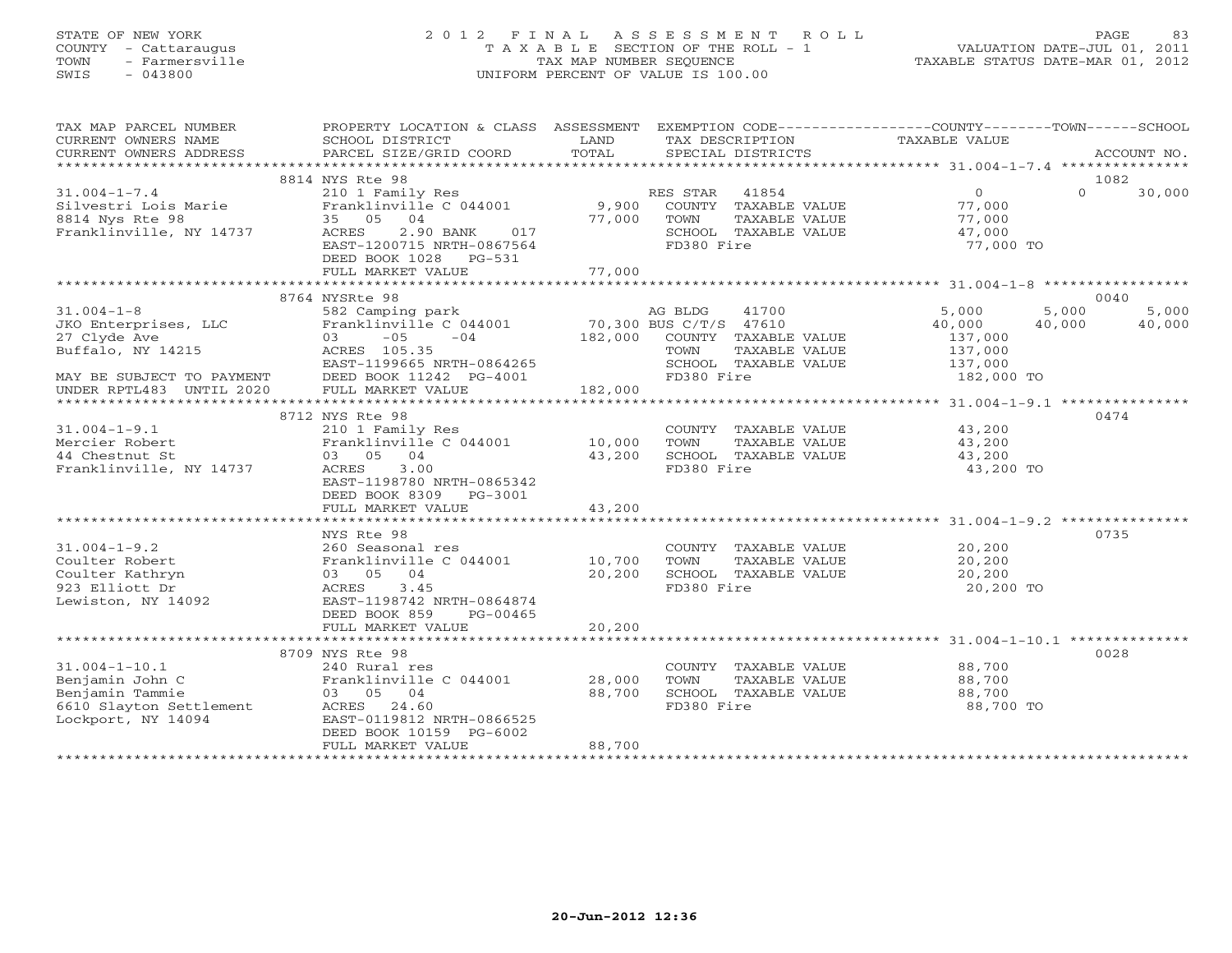STATE OF NEW YORK
COUNTY - Cattaraugus
TOWN - Farmersville
SWIS - 043800

2012 FINAL ASSESSMENT ROLL
TAXABLE SECTION OF THE ROLL - 1
TAX MAP NUMBER SEQUENCE
UNIFORM PERCENT OF VALUE IS 100.00

VALUATION DATE-JUL 01, 2011
TAXABLE STATUS DATE-MAR 01, 2012

| TAX MAP PARCEL NUMBER / CURRENT OWNERS NAME / CURRENT OWNERS ADDRESS | PROPERTY LOCATION & CLASS / SCHOOL DISTRICT / PARCEL SIZE/GRID COORD | ASSESSMENT LAND | TOTAL | EXEMPTION CODE / TAX DESCRIPTION / SPECIAL DISTRICTS | COUNTY TAXABLE VALUE | TOWN | SCHOOL | ACCOUNT NO. |
|---|---|---|---|---|---|---|---|---|
| 31.004-1-7.4 | 8814 NYS Rte 98 | | | | | | | 1082 |
| Silvestri Lois Marie | 210 1 Family Res | | | RES STAR 41854 | 0 | 0 | 30,000 | |
| 8814 Nys Rte 98 | Franklinville C 044001 | 9,900 | | COUNTY TAXABLE VALUE | 77,000 | | | |
| Franklinville, NY 14737 | 35 05 04 | | 77,000 | TOWN TAXABLE VALUE | 77,000 | | | |
| | ACRES 2.90 BANK 017 | | | SCHOOL TAXABLE VALUE | 47,000 | | | |
| | EAST-1200715 NRTH-0867564 | | | FD380 Fire | 77,000 TO | | | |
| | DEED BOOK 1028 PG-531 | | | | | | | |
| | FULL MARKET VALUE | | 77,000 | | | | | |
| 31.004-1-8 | 8764 NYSRte 98 | | | | | | | 0040 |
| JKO Enterprises, LLC | 582 Camping park | | | AG BLDG 41700 | 5,000 | 5,000 | 5,000 | |
| 27 Clyde Ave | Franklinville C 044001 | 70,300 | | BUS C/T/S 47610 | 40,000 | 40,000 | 40,000 | |
| Buffalo, NY 14215 | 03 -05 -04 | | 182,000 | COUNTY TAXABLE VALUE | 137,000 | | | |
| | ACRES 105.35 | | | TOWN TAXABLE VALUE | 137,000 | | | |
| | EAST-1199665 NRTH-0864265 | | | SCHOOL TAXABLE VALUE | 137,000 | | | |
| MAY BE SUBJECT TO PAYMENT | DEED BOOK 11242 PG-4001 | | | FD380 Fire | 182,000 TO | | | |
| UNDER RPTL483 UNTIL 2020 | FULL MARKET VALUE | | 182,000 | | | | | |
| 31.004-1-9.1 | 8712 NYS Rte 98 | | | | | | | 0474 |
| Mercier Robert | 210 1 Family Res | | | COUNTY TAXABLE VALUE | 43,200 | | | |
| 44 Chestnut St | Franklinville C 044001 | 10,000 | | TOWN TAXABLE VALUE | 43,200 | | | |
| Franklinville, NY 14737 | 03 05 04 | | 43,200 | SCHOOL TAXABLE VALUE | 43,200 | | | |
| | ACRES 3.00 | | | FD380 Fire | 43,200 TO | | | |
| | EAST-1198780 NRTH-0865342 | | | | | | | |
| | DEED BOOK 8309 PG-3001 | | | | | | | |
| | FULL MARKET VALUE | | 43,200 | | | | | |
| 31.004-1-9.2 | NYS Rte 98 | | | | | | | 0735 |
| Coulter Robert | 260 Seasonal res | | | COUNTY TAXABLE VALUE | 20,200 | | | |
| Coulter Kathryn | Franklinville C 044001 | 10,700 | | TOWN TAXABLE VALUE | 20,200 | | | |
| 923 Elliott Dr | 03 05 04 | | 20,200 | SCHOOL TAXABLE VALUE | 20,200 | | | |
| Lewiston, NY 14092 | ACRES 3.45 | | | FD380 Fire | 20,200 TO | | | |
| | EAST-1198742 NRTH-0864874 | | | | | | | |
| | DEED BOOK 859 PG-00465 | | | | | | | |
| | FULL MARKET VALUE | | 20,200 | | | | | |
| 31.004-1-10.1 | 8709 NYS Rte 98 | | | | | | | 0028 |
| Benjamin John C | 240 Rural res | | | COUNTY TAXABLE VALUE | 88,700 | | | |
| Benjamin Tammie | Franklinville C 044001 | 28,000 | | TOWN TAXABLE VALUE | 88,700 | | | |
| 6610 Slayton Settlement | 03 05 04 | | 88,700 | SCHOOL TAXABLE VALUE | 88,700 | | | |
| Lockport, NY 14094 | ACRES 24.60 | | | FD380 Fire | 88,700 TO | | | |
| | EAST-0119812 NRTH-0866525 | | | | | | | |
| | DEED BOOK 10159 PG-6002 | | | | | | | |
| | FULL MARKET VALUE | | 88,700 | | | | | |

20-Jun-2012 12:36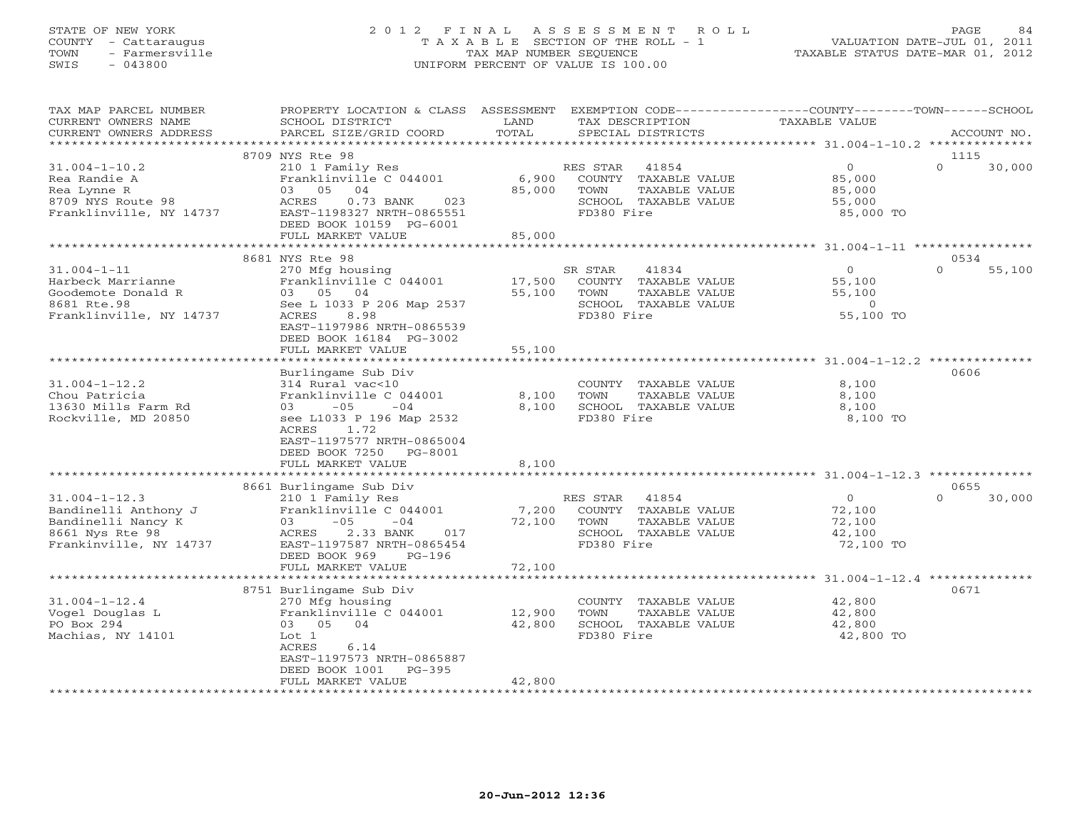STATE OF NEW YORK
COUNTY - Cattaraugus
TOWN - Farmersville
SWIS - 043800

2012 FINAL ASSESSMENT ROLL
TAXABLE SECTION OF THE ROLL - 1
TAX MAP NUMBER SEQUENCE
UNIFORM PERCENT OF VALUE IS 100.00

VALUATION DATE-JUL 01, 2011
TAXABLE STATUS DATE-MAR 01, 2012

| TAX MAP PARCEL NUMBER / CURRENT OWNERS NAME / CURRENT OWNERS ADDRESS | PROPERTY LOCATION & CLASS / SCHOOL DISTRICT / PARCEL SIZE/GRID COORD | ASSESSMENT LAND / TOTAL | EXEMPTION CODE / TAX DESCRIPTION / SPECIAL DISTRICTS | COUNTY / TOWN / SCHOOL TAXABLE VALUE | ACCOUNT NO. |
|---|---|---|---|---|---|
| 31.004-1-10.2 | 8709 NYS Rte 98 | | | | 1115 |
| Rea Randie A | 210 1 Family Res | | RES STAR 41854 | 0 | 0 30,000 |
| Rea Lynne R | Franklinville C 044001 | 6,900 | COUNTY TAXABLE VALUE | 85,000 | |
| 8709 NYS Route 98 | 03 05 04 | 85,000 | TOWN TAXABLE VALUE | 85,000 | |
| Franklinville, NY 14737 | ACRES 0.73 BANK 023 | | SCHOOL TAXABLE VALUE | 55,000 | |
| | EAST-1198327 NRTH-0865551 | | FD380 Fire | 85,000 TO | |
| | DEED BOOK 10159 PG-6001 | | | | |
| | FULL MARKET VALUE | 85,000 | | | |
| 31.004-1-11 | 8681 NYS Rte 98 | | | | 0534 |
| Harbeck Marrianne | 270 Mfg housing | | SR STAR 41834 | 0 | 0 55,100 |
| Goodemote Donald R | Franklinville C 044001 | 17,500 | COUNTY TAXABLE VALUE | 55,100 | |
| 8681 Rte.98 | 03 05 04 | 55,100 | TOWN TAXABLE VALUE | 55,100 | |
| Franklinville, NY 14737 | See L 1033 P 206 Map 2537 | | SCHOOL TAXABLE VALUE | 0 | |
| | ACRES 8.98 | | FD380 Fire | 55,100 TO | |
| | EAST-1197986 NRTH-0865539 | | | | |
| | DEED BOOK 16184 PG-3002 | | | | |
| | FULL MARKET VALUE | 55,100 | | | |
| 31.004-1-12.2 | Burlingame Sub Div | | | | 0606 |
| Chou Patricia | 314 Rural vac<10 | | COUNTY TAXABLE VALUE | 8,100 | |
| 13630 Mills Farm Rd | Franklinville C 044001 | 8,100 | TOWN TAXABLE VALUE | 8,100 | |
| Rockville, MD 20850 | 03 -05 -04 | 8,100 | SCHOOL TAXABLE VALUE | 8,100 | |
| | see L1033 P 196 Map 2532 | | FD380 Fire | 8,100 TO | |
| | ACRES 1.72 | | | | |
| | EAST-1197577 NRTH-0865004 | | | | |
| | DEED BOOK 7250 PG-8001 | | | | |
| | FULL MARKET VALUE | 8,100 | | | |
| 31.004-1-12.3 | 8661 Burlingame Sub Div | | | | 0655 |
| Bandinelli Anthony J | 210 1 Family Res | | RES STAR 41854 | 0 | 0 30,000 |
| Bandinelli Nancy K | Franklinville C 044001 | 7,200 | COUNTY TAXABLE VALUE | 72,100 | |
| 8661 Nys Rte 98 | 03 -05 -04 | 72,100 | TOWN TAXABLE VALUE | 72,100 | |
| Frankinville, NY 14737 | ACRES 2.33 BANK 017 | | SCHOOL TAXABLE VALUE | 42,100 | |
| | EAST-1197587 NRTH-0865454 | | FD380 Fire | 72,100 TO | |
| | DEED BOOK 969 PG-196 | | | | |
| | FULL MARKET VALUE | 72,100 | | | |
| 31.004-1-12.4 | 8751 Burlingame Sub Div | | | | 0671 |
| Vogel Douglas L | 270 Mfg housing | | COUNTY TAXABLE VALUE | 42,800 | |
| PO Box 294 | Franklinville C 044001 | 12,900 | TOWN TAXABLE VALUE | 42,800 | |
| Machias, NY 14101 | 03 05 04 | 42,800 | SCHOOL TAXABLE VALUE | 42,800 | |
| | Lot 1 | | FD380 Fire | 42,800 TO | |
| | ACRES 6.14 | | | | |
| | EAST-1197573 NRTH-0865887 | | | | |
| | DEED BOOK 1001 PG-395 | | | | |
| | FULL MARKET VALUE | 42,800 | | | |

20-Jun-2012 12:36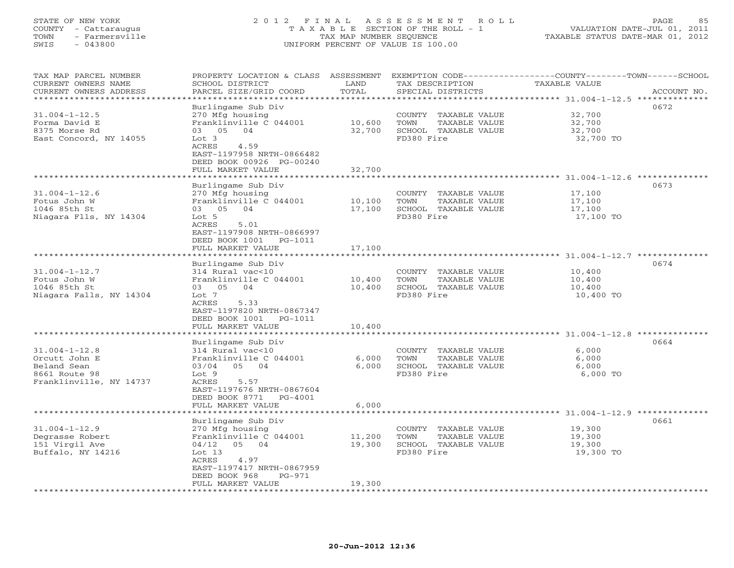STATE OF NEW YORK
COUNTY - Cattaraugus
TOWN - Farmersville
SWIS - 043800

# 2012 FINAL ASSESSMENT ROLL
TAXABLE SECTION OF THE ROLL - 1
TAX MAP NUMBER SEQUENCE
UNIFORM PERCENT OF VALUE IS 100.00

VALUATION DATE-JUL 01, 2011
TAXABLE STATUS DATE-MAR 01, 2012

| TAX MAP PARCEL NUMBER / CURRENT OWNERS NAME / CURRENT OWNERS ADDRESS | PROPERTY LOCATION & CLASS / SCHOOL DISTRICT / PARCEL SIZE/GRID COORD | ASSESSMENT LAND | TOTAL | EXEMPTION CODE / TAX DESCRIPTION / SPECIAL DISTRICTS | TAXABLE VALUE (COUNTY / TOWN / SCHOOL) | ACCOUNT NO. |
|---|---|---|---|---|---|---|
| 31.004-1-12.5 | Burlingame Sub Div | | | | | 0672 |
| Forma David E | 270 Mfg housing | | | COUNTY TAXABLE VALUE | 32,700 | |
| 8375 Morse Rd | Franklinville C 044001 | 10,600 | | TOWN TAXABLE VALUE | 32,700 | |
| East Concord, NY 14055 | 03 05 04 | | 32,700 | SCHOOL TAXABLE VALUE | 32,700 | |
| | Lot 3 | | | FD380 Fire | 32,700 TO | |
| | ACRES 4.59 | | | | | |
| | EAST-1197958 NRTH-0866482 | | | | | |
| | DEED BOOK 00926 PG-00240 | | | | | |
| | FULL MARKET VALUE | | 32,700 | | | |
| 31.004-1-12.6 | Burlingame Sub Div | | | | | 0673 |
| Fotus John W | 270 Mfg housing | | | COUNTY TAXABLE VALUE | 17,100 | |
| 1046 85th St | Franklinville C 044001 | 10,100 | | TOWN TAXABLE VALUE | 17,100 | |
| Niagara Flls, NY 14304 | 03 05 04 | | 17,100 | SCHOOL TAXABLE VALUE | 17,100 | |
| | Lot 5 | | | FD380 Fire | 17,100 TO | |
| | ACRES 5.01 | | | | | |
| | EAST-1197908 NRTH-0866997 | | | | | |
| | DEED BOOK 1001 PG-1011 | | | | | |
| | FULL MARKET VALUE | | 17,100 | | | |
| 31.004-1-12.7 | Burlingame Sub Div | | | | | 0674 |
| Fotus John W | 314 Rural vac<10 | | | COUNTY TAXABLE VALUE | 10,400 | |
| 1046 85th St | Franklinville C 044001 | 10,400 | | TOWN TAXABLE VALUE | 10,400 | |
| Niagara Falls, NY 14304 | 03 05 04 | | 10,400 | SCHOOL TAXABLE VALUE | 10,400 | |
| | Lot 7 | | | FD380 Fire | 10,400 TO | |
| | ACRES 5.33 | | | | | |
| | EAST-1197820 NRTH-0867347 | | | | | |
| | DEED BOOK 1001 PG-1011 | | | | | |
| | FULL MARKET VALUE | | 10,400 | | | |
| 31.004-1-12.8 | Burlingame Sub Div | | | | | 0664 |
| Orcutt John E | 314 Rural vac<10 | | | COUNTY TAXABLE VALUE | 6,000 | |
| Beland Sean | Franklinville C 044001 | 6,000 | | TOWN TAXABLE VALUE | 6,000 | |
| 8661 Route 98 | 03/04 05 04 | | 6,000 | SCHOOL TAXABLE VALUE | 6,000 | |
| Franklinville, NY 14737 | Lot 9 | | | FD380 Fire | 6,000 TO | |
| | ACRES 5.57 | | | | | |
| | EAST-1197676 NRTH-0867604 | | | | | |
| | DEED BOOK 8771 PG-4001 | | | | | |
| | FULL MARKET VALUE | | 6,000 | | | |
| 31.004-1-12.9 | Burlingame Sub Div | | | | | 0661 |
| Degrasse Robert | 270 Mfg housing | | | COUNTY TAXABLE VALUE | 19,300 | |
| 151 Virgil Ave | Franklinville C 044001 | 11,200 | | TOWN TAXABLE VALUE | 19,300 | |
| Buffalo, NY 14216 | 04/12 05 04 | | 19,300 | SCHOOL TAXABLE VALUE | 19,300 | |
| | Lot 13 | | | FD380 Fire | 19,300 TO | |
| | ACRES 4.97 | | | | | |
| | EAST-1197417 NRTH-0867959 | | | | | |
| | DEED BOOK 968 PG-971 | | | | | |
| | FULL MARKET VALUE | | 19,300 | | | |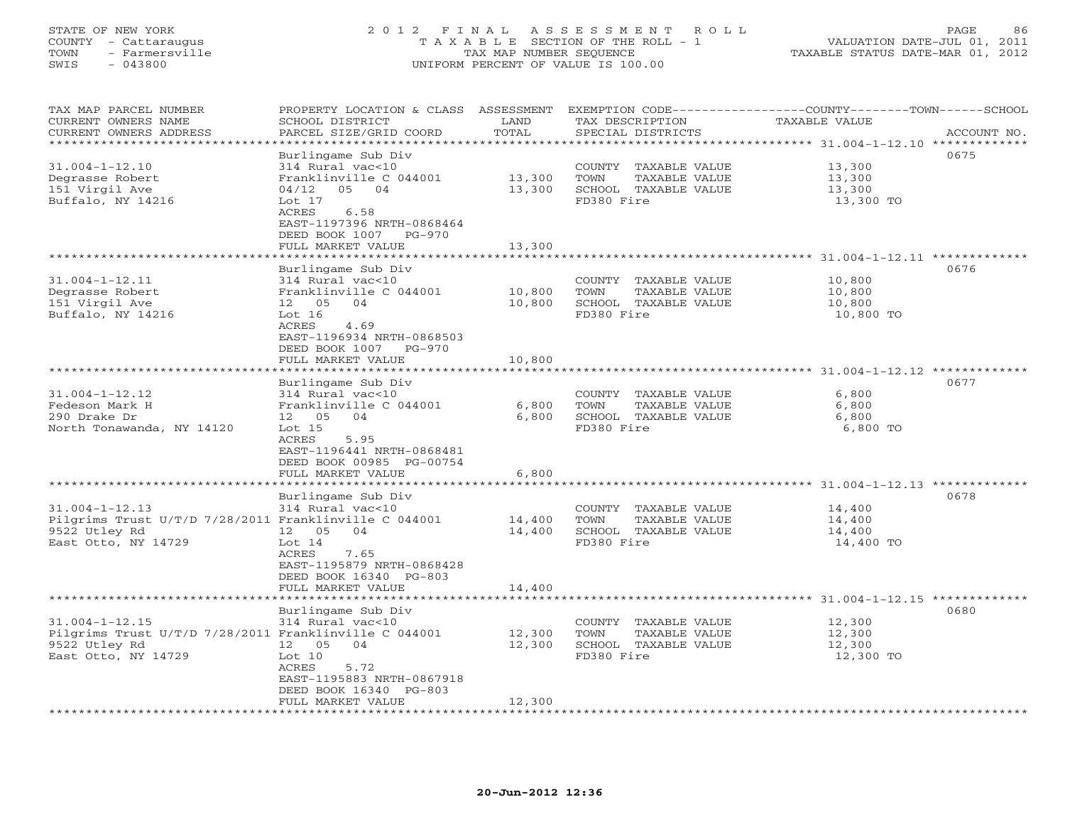STATE OF NEW YORK
COUNTY - Cattaraugus
TOWN - Farmersville
SWIS - 043800

# 2012 FINAL ASSESSMENT ROLL

TAXABLE SECTION OF THE ROLL - 1
TAX MAP NUMBER SEQUENCE
UNIFORM PERCENT OF VALUE IS 100.00

VALUATION DATE-JUL 01, 2011
TAXABLE STATUS DATE-MAR 01, 2012

| TAX MAP PARCEL NUMBER / CURRENT OWNERS NAME / CURRENT OWNERS ADDRESS | PROPERTY LOCATION & CLASS / SCHOOL DISTRICT / PARCEL SIZE/GRID COORD | ASSESSMENT LAND | TOTAL | EXEMPTION CODE / TAX DESCRIPTION / SPECIAL DISTRICTS | TAXABLE VALUE (COUNTY / TOWN / SCHOOL) | ACCOUNT NO. |
|---|---|---|---|---|---|---|
| 31.004-1-12.10 | Burlingame Sub Div | | | | | 0675 |
| Degrasse Robert | 314 Rural vac<10 | | | COUNTY TAXABLE VALUE | 13,300 | |
| 151 Virgil Ave | Franklinville C 044001 | 13,300 | | TOWN TAXABLE VALUE | 13,300 | |
| Buffalo, NY 14216 | 04/12 05 04 | | 13,300 | SCHOOL TAXABLE VALUE | 13,300 | |
| | Lot 17 | | | FD380 Fire | 13,300 TO | |
| | ACRES 6.58 | | | | | |
| | EAST-1197396 NRTH-0868464 | | | | | |
| | DEED BOOK 1007 PG-970 | | | | | |
| | FULL MARKET VALUE | | 13,300 | | | |
| 31.004-1-12.11 | Burlingame Sub Div | | | | | 0676 |
| Degrasse Robert | 314 Rural vac<10 | | | COUNTY TAXABLE VALUE | 10,800 | |
| 151 Virgil Ave | Franklinville C 044001 | 10,800 | | TOWN TAXABLE VALUE | 10,800 | |
| Buffalo, NY 14216 | 12 05 04 | | 10,800 | SCHOOL TAXABLE VALUE | 10,800 | |
| | Lot 16 | | | FD380 Fire | 10,800 TO | |
| | ACRES 4.69 | | | | | |
| | EAST-1196934 NRTH-0868503 | | | | | |
| | DEED BOOK 1007 PG-970 | | | | | |
| | FULL MARKET VALUE | | 10,800 | | | |
| 31.004-1-12.12 | Burlingame Sub Div | | | | | 0677 |
| Fedeson Mark H | 314 Rural vac<10 | | | COUNTY TAXABLE VALUE | 6,800 | |
| 290 Drake Dr | Franklinville C 044001 | 6,800 | | TOWN TAXABLE VALUE | 6,800 | |
| North Tonawanda, NY 14120 | 12 05 04 | | 6,800 | SCHOOL TAXABLE VALUE | 6,800 | |
| | Lot 15 | | | FD380 Fire | 6,800 TO | |
| | ACRES 5.95 | | | | | |
| | EAST-1196441 NRTH-0868481 | | | | | |
| | DEED BOOK 00985 PG-00754 | | | | | |
| | FULL MARKET VALUE | | 6,800 | | | |
| 31.004-1-12.13 | Burlingame Sub Div | | | | | 0678 |
| Pilgrims Trust U/T/D 7/28/2011 | 314 Rural vac<10 | | | COUNTY TAXABLE VALUE | 14,400 | |
| 9522 Utley Rd | Franklinville C 044001 | 14,400 | | TOWN TAXABLE VALUE | 14,400 | |
| East Otto, NY 14729 | 12 05 04 | | 14,400 | SCHOOL TAXABLE VALUE | 14,400 | |
| | Lot 14 | | | FD380 Fire | 14,400 TO | |
| | ACRES 7.65 | | | | | |
| | EAST-1195879 NRTH-0868428 | | | | | |
| | DEED BOOK 16340 PG-803 | | | | | |
| | FULL MARKET VALUE | | 14,400 | | | |
| 31.004-1-12.15 | Burlingame Sub Div | | | | | 0680 |
| Pilgrims Trust U/T/D 7/28/2011 | 314 Rural vac<10 | | | COUNTY TAXABLE VALUE | 12,300 | |
| 9522 Utley Rd | Franklinville C 044001 | 12,300 | | TOWN TAXABLE VALUE | 12,300 | |
| East Otto, NY 14729 | 12 05 04 | | 12,300 | SCHOOL TAXABLE VALUE | 12,300 | |
| | Lot 10 | | | FD380 Fire | 12,300 TO | |
| | ACRES 5.72 | | | | | |
| | EAST-1195883 NRTH-0867918 | | | | | |
| | DEED BOOK 16340 PG-803 | | | | | |
| | FULL MARKET VALUE | | 12,300 | | | |

20-Jun-2012 12:36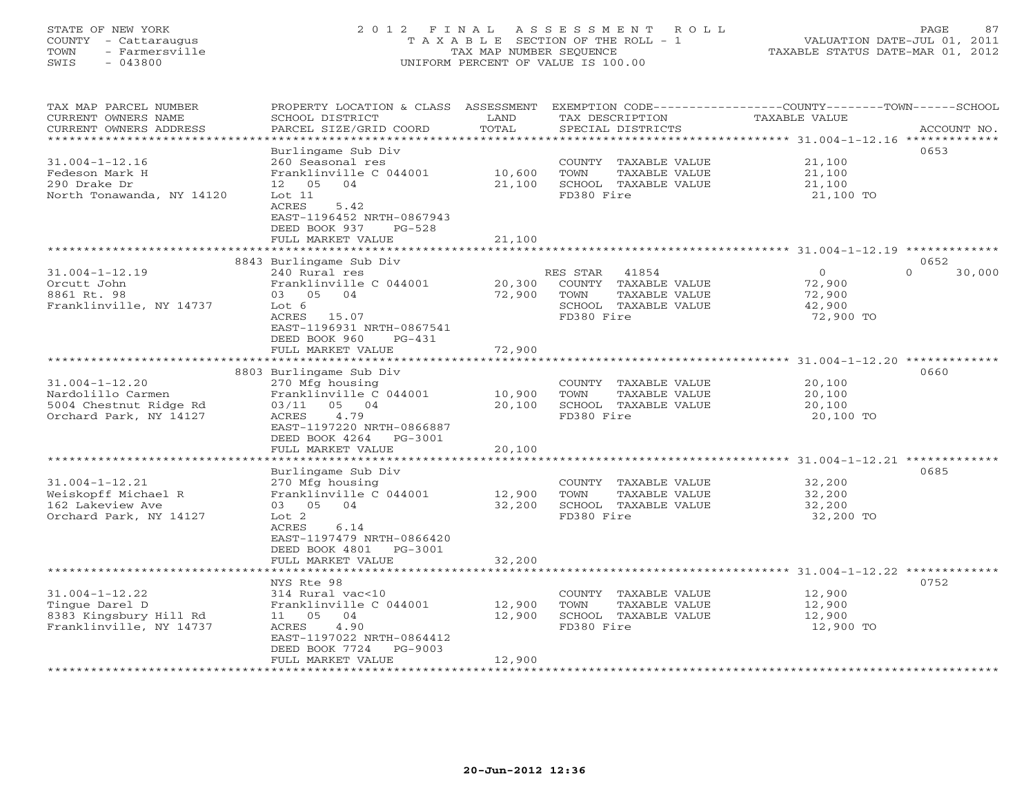STATE OF NEW YORK
COUNTY - Cattaraugus
TOWN - Farmersville
SWIS - 043800

2012 FINAL ASSESSMENT ROLL
TAXABLE SECTION OF THE ROLL - 1
TAX MAP NUMBER SEQUENCE
UNIFORM PERCENT OF VALUE IS 100.00

VALUATION DATE-JUL 01, 2011
TAXABLE STATUS DATE-MAR 01, 2012

| TAX MAP PARCEL NUMBER / CURRENT OWNERS NAME / CURRENT OWNERS ADDRESS | PROPERTY LOCATION & CLASS / SCHOOL DISTRICT / PARCEL SIZE/GRID COORD | LAND / ASSESSMENT TOTAL | EXEMPTION CODE / TAX DESCRIPTION / SPECIAL DISTRICTS | COUNTY | TOWN | SCHOOL | ACCOUNT NO. |
|---|---|---|---|---|---|---|---|
| **31.004-1-12.16** | Burlingame Sub Div | | | | | | 0653 |
| Fedeson Mark H | 260 Seasonal res | | COUNTY TAXABLE VALUE | 21,100 | | | |
| 290 Drake Dr | Franklinville C 044001 | 10,600 | TOWN TAXABLE VALUE | | 21,100 | | |
| North Tonawanda, NY 14120 | 12 05 04 | 21,100 | SCHOOL TAXABLE VALUE | | | 21,100 | |
| | Lot 11 | | FD380 Fire | 21,100 TO | | | |
| | ACRES 5.42 | | | | | | |
| | EAST-1196452 NRTH-0867943 | | | | | | |
| | DEED BOOK 937 PG-528 | | | | | | |
| | FULL MARKET VALUE | 21,100 | | | | | |
| **31.004-1-12.19** | 8843 Burlingame Sub Div | | | | | | 0652 |
| Orcutt John | 240 Rural res | | RES STAR 41854 | 0 | 0 | 30,000 | |
| 8861 Rt. 98 | Franklinville C 044001 | 20,300 | COUNTY TAXABLE VALUE | 72,900 | | | |
| Franklinville, NY 14737 | 03 05 04 | 72,900 | TOWN TAXABLE VALUE | | 72,900 | | |
| | Lot 6 | | SCHOOL TAXABLE VALUE | | | 42,900 | |
| | ACRES 15.07 | | FD380 Fire | 72,900 TO | | | |
| | EAST-1196931 NRTH-0867541 | | | | | | |
| | DEED BOOK 960 PG-431 | | | | | | |
| | FULL MARKET VALUE | 72,900 | | | | | |
| **31.004-1-12.20** | 8803 Burlingame Sub Div | | | | | | 0660 |
| Nardolillo Carmen | 270 Mfg housing | | COUNTY TAXABLE VALUE | 20,100 | | | |
| 5004 Chestnut Ridge Rd | Franklinville C 044001 | 10,900 | TOWN TAXABLE VALUE | | 20,100 | | |
| Orchard Park, NY 14127 | 03/11 05 04 | 20,100 | SCHOOL TAXABLE VALUE | | | 20,100 | |
| | ACRES 4.79 | | FD380 Fire | 20,100 TO | | | |
| | EAST-1197220 NRTH-0866887 | | | | | | |
| | DEED BOOK 4264 PG-3001 | | | | | | |
| | FULL MARKET VALUE | 20,100 | | | | | |
| **31.004-1-12.21** | Burlingame Sub Div | | | | | | 0685 |
| Weiskopff Michael R | 270 Mfg housing | | COUNTY TAXABLE VALUE | 32,200 | | | |
| 162 Lakeview Ave | Franklinville C 044001 | 12,900 | TOWN TAXABLE VALUE | | 32,200 | | |
| Orchard Park, NY 14127 | 03 05 04 | 32,200 | SCHOOL TAXABLE VALUE | | | 32,200 | |
| | Lot 2 | | FD380 Fire | 32,200 TO | | | |
| | ACRES 6.14 | | | | | | |
| | EAST-1197479 NRTH-0866420 | | | | | | |
| | DEED BOOK 4801 PG-3001 | | | | | | |
| | FULL MARKET VALUE | 32,200 | | | | | |
| **31.004-1-12.22** | NYS Rte 98 | | | | | | 0752 |
| Tingue Darel D | 314 Rural vac<10 | | COUNTY TAXABLE VALUE | 12,900 | | | |
| 8383 Kingsbury Hill Rd | Franklinville C 044001 | 12,900 | TOWN TAXABLE VALUE | | 12,900 | | |
| Franklinville, NY 14737 | 11 05 04 | 12,900 | SCHOOL TAXABLE VALUE | | | 12,900 | |
| | ACRES 4.90 | | FD380 Fire | 12,900 TO | | | |
| | EAST-1197022 NRTH-0864412 | | | | | | |
| | DEED BOOK 7724 PG-9003 | | | | | | |
| | FULL MARKET VALUE | 12,900 | | | | | |

20-Jun-2012 12:36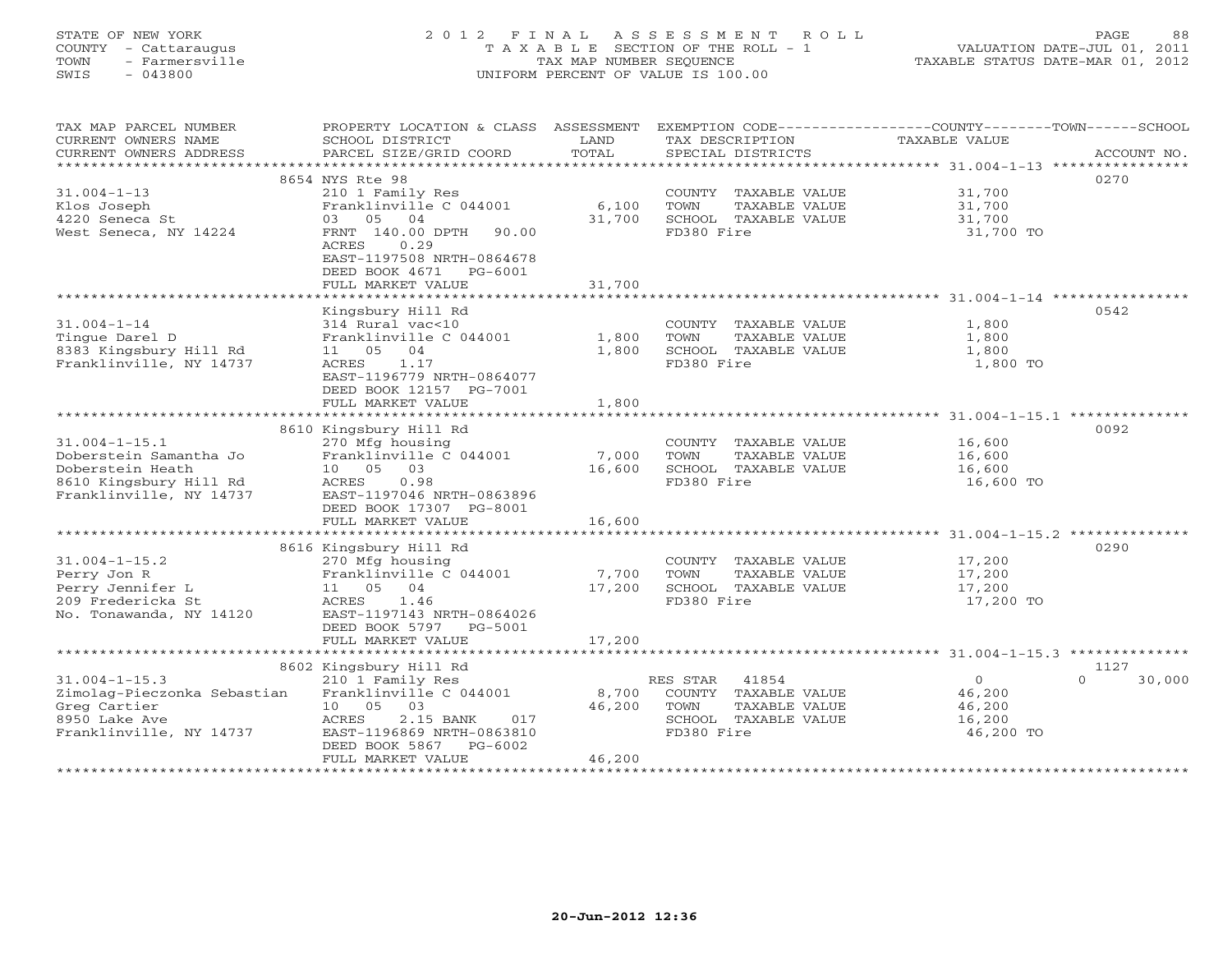STATE OF NEW YORK
COUNTY - Cattaraugus
TOWN - Farmersville
SWIS - 043800

2012 FINAL ASSESSMENT ROLL
TAXABLE SECTION OF THE ROLL - 1
TAX MAP NUMBER SEQUENCE
UNIFORM PERCENT OF VALUE IS 100.00

VALUATION DATE-JUL 01, 2011
TAXABLE STATUS DATE-MAR 01, 2012

| TAX MAP PARCEL NUMBER / CURRENT OWNERS NAME / CURRENT OWNERS ADDRESS | PROPERTY LOCATION & CLASS / SCHOOL DISTRICT / PARCEL SIZE/GRID COORD | ASSESSMENT LAND | TOTAL | EXEMPTION CODE / TAX DESCRIPTION / SPECIAL DISTRICTS | COUNTY / TOWN / SCHOOL TAXABLE VALUE | ACCOUNT NO. |
|---|---|---|---|---|---|---|
| 31.004-1-13 | 8654 NYS Rte 98 | | | | | 0270 |
| 31.004-1-13 | 210 1 Family Res | | | COUNTY TAXABLE VALUE | 31,700 | |
| Klos Joseph | Franklinville C 044001 | 6,100 | | TOWN TAXABLE VALUE | 31,700 | |
| 4220 Seneca St | 03 05 04 | | 31,700 | SCHOOL TAXABLE VALUE | 31,700 | |
| West Seneca, NY 14224 | FRNT 140.00 DPTH 90.00 | | | FD380 Fire | 31,700 TO | |
| | ACRES 0.29 | | | | | |
| | EAST-1197508 NRTH-0864678 | | | | | |
| | DEED BOOK 4671 PG-6001 | | | | | |
| | FULL MARKET VALUE | | 31,700 | | | |
| 31.004-1-14 | Kingsbury Hill Rd | | | | | 0542 |
| 31.004-1-14 | 314 Rural vac<10 | | | COUNTY TAXABLE VALUE | 1,800 | |
| Tingue Darel D | Franklinville C 044001 | 1,800 | | TOWN TAXABLE VALUE | 1,800 | |
| 8383 Kingsbury Hill Rd | 11 05 04 | | 1,800 | SCHOOL TAXABLE VALUE | 1,800 | |
| Franklinville, NY 14737 | ACRES 1.17 | | | FD380 Fire | 1,800 TO | |
| | EAST-1196779 NRTH-0864077 | | | | | |
| | DEED BOOK 12157 PG-7001 | | | | | |
| | FULL MARKET VALUE | | 1,800 | | | |
| 31.004-1-15.1 | 8610 Kingsbury Hill Rd | | | | | 0092 |
| 31.004-1-15.1 | 270 Mfg housing | | | COUNTY TAXABLE VALUE | 16,600 | |
| Doberstein Samantha Jo | Franklinville C 044001 | 7,000 | | TOWN TAXABLE VALUE | 16,600 | |
| Doberstein Heath | 10 05 03 | | 16,600 | SCHOOL TAXABLE VALUE | 16,600 | |
| 8610 Kingsbury Hill Rd | ACRES 0.98 | | | FD380 Fire | 16,600 TO | |
| Franklinville, NY 14737 | EAST-1197046 NRTH-0863896 | | | | | |
| | DEED BOOK 17307 PG-8001 | | | | | |
| | FULL MARKET VALUE | | 16,600 | | | |
| 31.004-1-15.2 | 8616 Kingsbury Hill Rd | | | | | 0290 |
| 31.004-1-15.2 | 270 Mfg housing | | | COUNTY TAXABLE VALUE | 17,200 | |
| Perry Jon R | Franklinville C 044001 | 7,700 | | TOWN TAXABLE VALUE | 17,200 | |
| Perry Jennifer L | 11 05 04 | | 17,200 | SCHOOL TAXABLE VALUE | 17,200 | |
| 209 Fredericka St | ACRES 1.46 | | | FD380 Fire | 17,200 TO | |
| No. Tonawanda, NY 14120 | EAST-1197143 NRTH-0864026 | | | | | |
| | DEED BOOK 5797 PG-5001 | | | | | |
| | FULL MARKET VALUE | | 17,200 | | | |
| 31.004-1-15.3 | 8602 Kingsbury Hill Rd | | | | | 1127 |
| 31.004-1-15.3 | 210 1 Family Res | | | RES STAR 41854 | 0 / 0 / 30,000 | |
| Zimolag-Pieczonka Sebastian | Franklinville C 044001 | 8,700 | | COUNTY TAXABLE VALUE | 46,200 | |
| Greg Cartier | 10 05 03 | | 46,200 | TOWN TAXABLE VALUE | 46,200 | |
| 8950 Lake Ave | ACRES 2.15 BANK 017 | | | SCHOOL TAXABLE VALUE | 16,200 | |
| Franklinville, NY 14737 | EAST-1196869 NRTH-0863810 | | | FD380 Fire | 46,200 TO | |
| | DEED BOOK 5867 PG-6002 | | | | | |
| | FULL MARKET VALUE | | 46,200 | | | |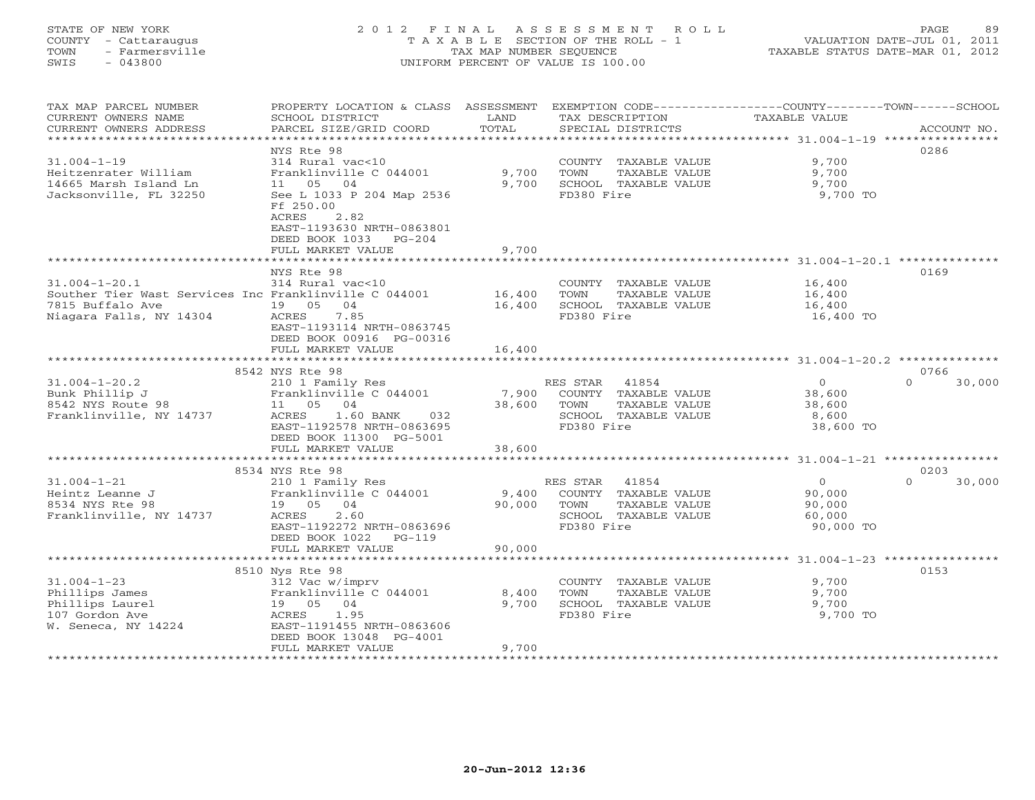STATE OF NEW YORK
COUNTY - Cattaraugus
TOWN - Farmersville
SWIS - 043800

2 0 1 2 F I N A L A S S E S S M E N T R O L L
T A X A B L E SECTION OF THE ROLL - 1
TAX MAP NUMBER SEQUENCE
UNIFORM PERCENT OF VALUE IS 100.00

VALUATION DATE-JUL 01, 2011
TAXABLE STATUS DATE-MAR 01, 2012

| TAX MAP PARCEL NUMBER / CURRENT OWNERS NAME / CURRENT OWNERS ADDRESS | PROPERTY LOCATION & CLASS / SCHOOL DISTRICT / PARCEL SIZE/GRID COORD | ASSESSMENT LAND / TOTAL | EXEMPTION CODE / TAX DESCRIPTION / SPECIAL DISTRICTS | COUNTY | TOWN | SCHOOL | ACCOUNT NO. |
|---|---|---|---|---|---|---|---|
| 31.004-1-19 | NYS Rte 98 | | | | | | 0286 |
| Heitzenrater William | 314 Rural vac<10 | | COUNTY TAXABLE VALUE | 9,700 | | | |
| 14665 Marsh Island Ln | Franklinville C 044001 | 9,700 | TOWN TAXABLE VALUE | | 9,700 | | |
| Jacksonville, FL 32250 | 11 05 04 | 9,700 | SCHOOL TAXABLE VALUE | | | 9,700 | |
| | See L 1033 P 204 Map 2536 | | FD380 Fire | 9,700 TO | | | |
| | Ff 250.00 | | | | | | |
| | ACRES 2.82 | | | | | | |
| | EAST-1193630 NRTH-0863801 | | | | | | |
| | DEED BOOK 1033 PG-204 | | | | | | |
| | FULL MARKET VALUE | 9,700 | | | | | |
| 31.004-1-20.1 | NYS Rte 98 | | | | | | 0169 |
| Souther Tier Wast Services Inc | 314 Rural vac<10 | | COUNTY TAXABLE VALUE | 16,400 | | | |
| 7815 Buffalo Ave | Franklinville C 044001 | 16,400 | TOWN TAXABLE VALUE | | 16,400 | | |
| Niagara Falls, NY 14304 | 19 05 04 | 16,400 | SCHOOL TAXABLE VALUE | | | 16,400 | |
| | ACRES 7.85 | | FD380 Fire | 16,400 TO | | | |
| | EAST-1193114 NRTH-0863745 | | | | | | |
| | DEED BOOK 00916 PG-00316 | | | | | | |
| | FULL MARKET VALUE | 16,400 | | | | | |
| 31.004-1-20.2 | 8542 NYS Rte 98 | | | | | | 0766 |
| Bunk Phillip J | 210 1 Family Res | | RES STAR 41854 | 0 | 0 | 30,000 | |
| 8542 NYS Route 98 | Franklinville C 044001 | 7,900 | COUNTY TAXABLE VALUE | 38,600 | | | |
| Franklinville, NY 14737 | 11 05 04 | 38,600 | TOWN TAXABLE VALUE | | 38,600 | | |
| | ACRES 1.60 BANK 032 | | SCHOOL TAXABLE VALUE | | | 8,600 | |
| | EAST-1192578 NRTH-0863695 | | FD380 Fire | 38,600 TO | | | |
| | DEED BOOK 11300 PG-5001 | | | | | | |
| | FULL MARKET VALUE | 38,600 | | | | | |
| 31.004-1-21 | 8534 NYS Rte 98 | | | | | | 0203 |
| Heintz Leanne J | 210 1 Family Res | | RES STAR 41854 | 0 | 0 | 30,000 | |
| 8534 NYS Rte 98 | Franklinville C 044001 | 9,400 | COUNTY TAXABLE VALUE | 90,000 | | | |
| Franklinville, NY 14737 | 19 05 04 | 90,000 | TOWN TAXABLE VALUE | | 90,000 | | |
| | ACRES 2.60 | | SCHOOL TAXABLE VALUE | | | 60,000 | |
| | EAST-1192272 NRTH-0863696 | | FD380 Fire | 90,000 TO | | | |
| | DEED BOOK 1022 PG-119 | | | | | | |
| | FULL MARKET VALUE | 90,000 | | | | | |
| 31.004-1-23 | 8510 Nys Rte 98 | | | | | | 0153 |
| Phillips James | 312 Vac w/imprv | | COUNTY TAXABLE VALUE | 9,700 | | | |
| Phillips Laurel | Franklinville C 044001 | 8,400 | TOWN TAXABLE VALUE | | 9,700 | | |
| 107 Gordon Ave | 19 05 04 | 9,700 | SCHOOL TAXABLE VALUE | | | 9,700 | |
| W. Seneca, NY 14224 | ACRES 1.95 | | FD380 Fire | 9,700 TO | | | |
| | EAST-1191455 NRTH-0863606 | | | | | | |
| | DEED BOOK 13048 PG-4001 | | | | | | |
| | FULL MARKET VALUE | 9,700 | | | | | |

20-Jun-2012 12:36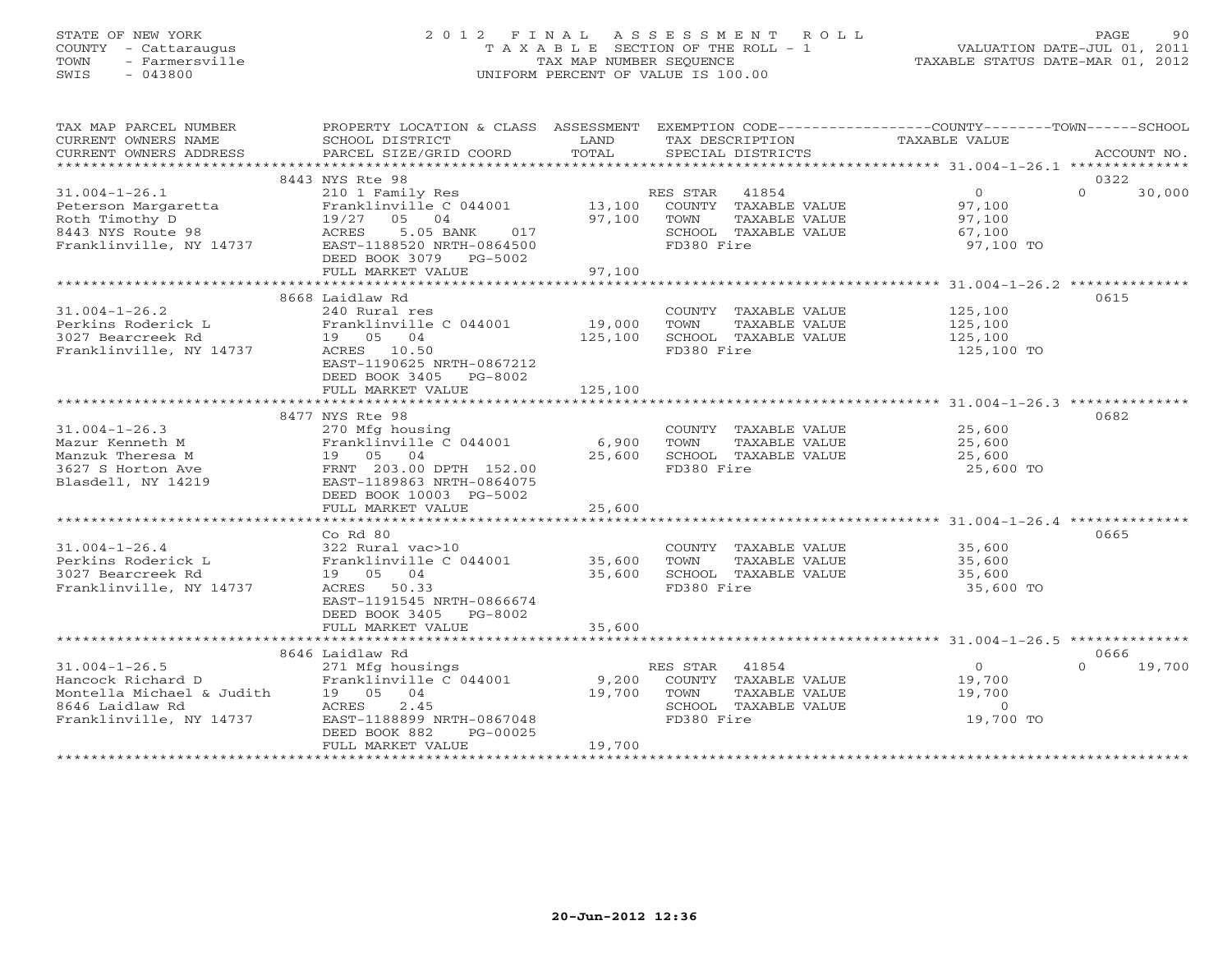STATE OF NEW YORK
COUNTY - Cattaraugus
TOWN - Farmersville
SWIS - 043800

2 0 1 2 F I N A L A S S E S S M E N T R O L L
T A X A B L E SECTION OF THE ROLL - 1
TAX MAP NUMBER SEQUENCE
UNIFORM PERCENT OF VALUE IS 100.00

VALUATION DATE-JUL 01, 2011
TAXABLE STATUS DATE-MAR 01, 2012

| TAX MAP PARCEL NUMBER / CURRENT OWNERS NAME / CURRENT OWNERS ADDRESS | PROPERTY LOCATION & CLASS / SCHOOL DISTRICT / PARCEL SIZE/GRID COORD | ASSESSMENT LAND / TOTAL | EXEMPTION CODE / TAX DESCRIPTION / SPECIAL DISTRICTS | COUNTY TAXABLE VALUE | TOWN | SCHOOL | ACCOUNT NO. |
|---|---|---|---|---|---|---|---|
| 31.004-1-26.1 | 8443 NYS Rte 98 | | | | | | 0322 |
| Peterson Margaretta | 210 1 Family Res | | RES STAR 41854 | 0 | 0 | 30,000 | |
| Roth Timothy D | Franklinville C 044001 | 13,100 | COUNTY TAXABLE VALUE | 97,100 | | | |
| 8443 NYS Route 98 | 19/27 05 04 | 97,100 | TOWN TAXABLE VALUE | | 97,100 | | |
| Franklinville, NY 14737 | ACRES 5.05 BANK 017 | | SCHOOL TAXABLE VALUE | | | 67,100 | |
| | EAST-1188520 NRTH-0864500 | | FD380 Fire | 97,100 TO | | | |
| | DEED BOOK 3079 PG-5002 | | | | | | |
| | FULL MARKET VALUE | 97,100 | | | | | |
| 31.004-1-26.2 | 8668 Laidlaw Rd | | | | | | 0615 |
| Perkins Roderick L | 240 Rural res | | COUNTY TAXABLE VALUE | 125,100 | | | |
| 3027 Bearcreek Rd | Franklinville C 044001 | 19,000 | TOWN TAXABLE VALUE | | 125,100 | | |
| Franklinville, NY 14737 | 19 05 04 | 125,100 | SCHOOL TAXABLE VALUE | | | 125,100 | |
| | ACRES 10.50 | | FD380 Fire | 125,100 TO | | | |
| | EAST-1190625 NRTH-0867212 | | | | | | |
| | DEED BOOK 3405 PG-8002 | | | | | | |
| | FULL MARKET VALUE | 125,100 | | | | | |
| 31.004-1-26.3 | 8477 NYS Rte 98 | | | | | | 0682 |
| Mazur Kenneth M | 270 Mfg housing | | COUNTY TAXABLE VALUE | 25,600 | | | |
| Manzuk Theresa M | Franklinville C 044001 | 6,900 | TOWN TAXABLE VALUE | | 25,600 | | |
| 3627 S Horton Ave | 19 05 04 | 25,600 | SCHOOL TAXABLE VALUE | | | 25,600 | |
| Blasdell, NY 14219 | FRNT 203.00 DPTH 152.00 | | FD380 Fire | 25,600 TO | | | |
| | EAST-1189863 NRTH-0864075 | | | | | | |
| | DEED BOOK 10003 PG-5002 | | | | | | |
| | FULL MARKET VALUE | 25,600 | | | | | |
| 31.004-1-26.4 | Co Rd 80 | | | | | | 0665 |
| Perkins Roderick L | 322 Rural vac>10 | | COUNTY TAXABLE VALUE | 35,600 | | | |
| 3027 Bearcreek Rd | Franklinville C 044001 | 35,600 | TOWN TAXABLE VALUE | | 35,600 | | |
| Franklinville, NY 14737 | 19 05 04 | 35,600 | SCHOOL TAXABLE VALUE | | | 35,600 | |
| | ACRES 50.33 | | FD380 Fire | 35,600 TO | | | |
| | EAST-1191545 NRTH-0866674 | | | | | | |
| | DEED BOOK 3405 PG-8002 | | | | | | |
| | FULL MARKET VALUE | 35,600 | | | | | |
| 31.004-1-26.5 | 8646 Laidlaw Rd | | | | | | 0666 |
| Hancock Richard D | 271 Mfg housings | | RES STAR 41854 | 0 | 0 | 19,700 | |
| Montella Michael & Judith | Franklinville C 044001 | 9,200 | COUNTY TAXABLE VALUE | 19,700 | | | |
| 8646 Laidlaw Rd | 19 05 04 | 19,700 | TOWN TAXABLE VALUE | | 19,700 | | |
| Franklinville, NY 14737 | ACRES 2.45 | | SCHOOL TAXABLE VALUE | | | 0 | |
| | EAST-1188899 NRTH-0867048 | | FD380 Fire | 19,700 TO | | | |
| | DEED BOOK 882 PG-00025 | | | | | | |
| | FULL MARKET VALUE | 19,700 | | | | | |

20-Jun-2012 12:36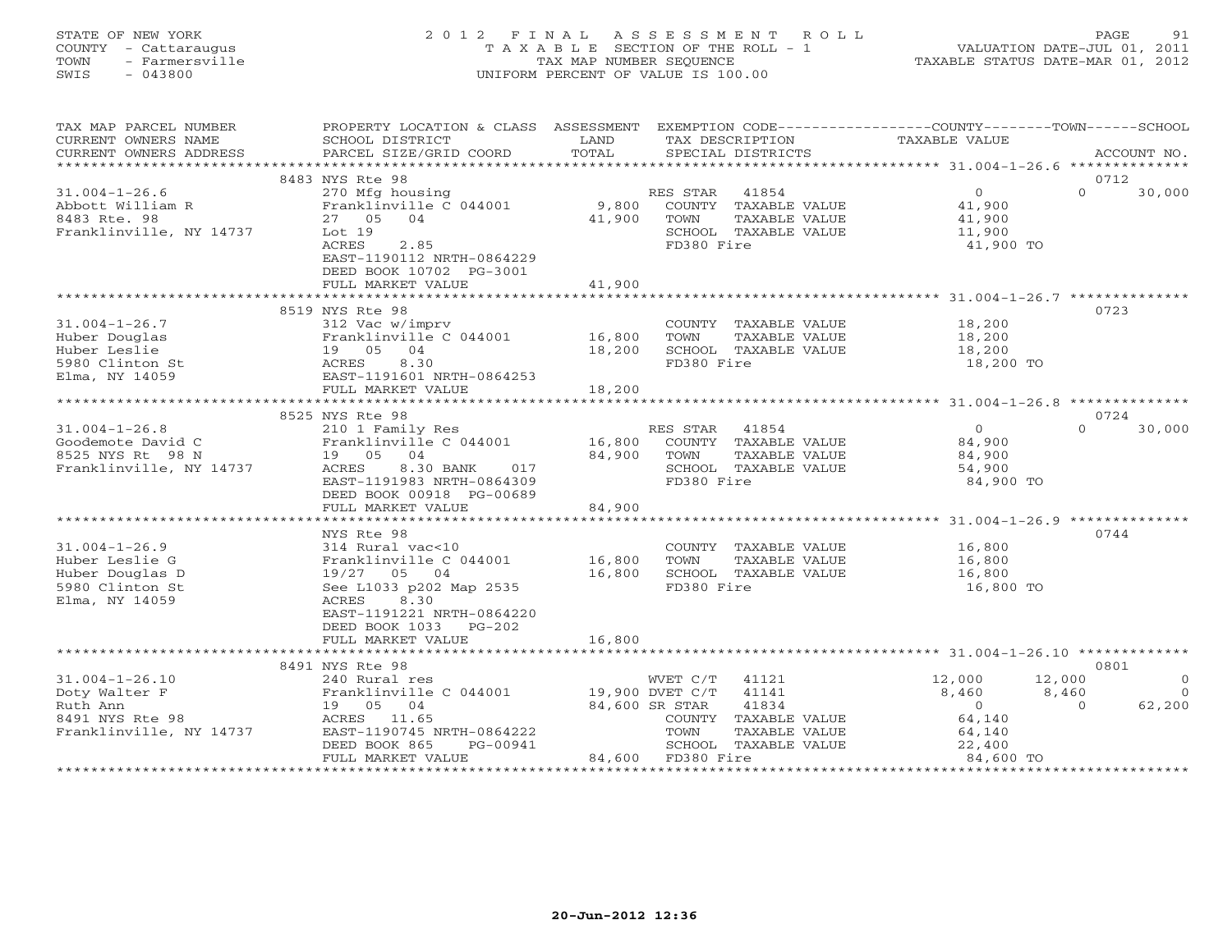STATE OF NEW YORK
COUNTY - Cattaraugus
TOWN - Farmersville
SWIS - 043800

2012 FINAL ASSESSMENT ROLL
TAXABLE SECTION OF THE ROLL - 1
TAX MAP NUMBER SEQUENCE
UNIFORM PERCENT OF VALUE IS 100.00

VALUATION DATE-JUL 01, 2011
TAXABLE STATUS DATE-MAR 01, 2012

| TAX MAP PARCEL NUMBER / CURRENT OWNERS NAME / CURRENT OWNERS ADDRESS | PROPERTY LOCATION & CLASS / SCHOOL DISTRICT / PARCEL SIZE/GRID COORD | ASSESSMENT LAND / TOTAL | EXEMPTION CODE / TAX DESCRIPTION / SPECIAL DISTRICTS | COUNTY TAXABLE VALUE | TOWN | SCHOOL | ACCOUNT NO. |
|---|---|---|---|---|---|---|---|
| **31.004-1-26.6** | 8483 NYS Rte 98 | | | | | | 0712 |
| 31.004-1-26.6 | 270 Mfg housing | | RES STAR 41854 | 0 | 0 | 30,000 | |
| Abbott William R | Franklinville C 044001 | 9,800 | COUNTY TAXABLE VALUE | 41,900 | | | |
| 8483 Rte. 98 | 27 05 04 | 41,900 | TOWN TAXABLE VALUE | 41,900 | | | |
| Franklinville, NY 14737 | Lot 19 | | SCHOOL TAXABLE VALUE | 11,900 | | | |
| | ACRES 2.85 | | FD380 Fire | 41,900 TO | | | |
| | EAST-1190112 NRTH-0864229 | | | | | | |
| | DEED BOOK 10702 PG-3001 | | | | | | |
| | FULL MARKET VALUE | 41,900 | | | | | |
| **31.004-1-26.7** | 8519 NYS Rte 98 | | | | | | 0723 |
| 31.004-1-26.7 | 312 Vac w/imprv | | COUNTY TAXABLE VALUE | 18,200 | | | |
| Huber Douglas | Franklinville C 044001 | 16,800 | TOWN TAXABLE VALUE | 18,200 | | | |
| Huber Leslie | 19 05 04 | 18,200 | SCHOOL TAXABLE VALUE | 18,200 | | | |
| 5980 Clinton St | ACRES 8.30 | | FD380 Fire | 18,200 TO | | | |
| Elma, NY 14059 | EAST-1191601 NRTH-0864253 | | | | | | |
| | FULL MARKET VALUE | 18,200 | | | | | |
| **31.004-1-26.8** | 8525 NYS Rte 98 | | | | | | 0724 |
| 31.004-1-26.8 | 210 1 Family Res | | RES STAR 41854 | 0 | 0 | 30,000 | |
| Goodemote David C | Franklinville C 044001 | 16,800 | COUNTY TAXABLE VALUE | 84,900 | | | |
| 8525 NYS Rt 98 N | 19 05 04 | 84,900 | TOWN TAXABLE VALUE | 84,900 | | | |
| Franklinville, NY 14737 | ACRES 8.30 BANK 017 | | SCHOOL TAXABLE VALUE | 54,900 | | | |
| | EAST-1191983 NRTH-0864309 | | FD380 Fire | 84,900 TO | | | |
| | DEED BOOK 00918 PG-00689 | | | | | | |
| | FULL MARKET VALUE | 84,900 | | | | | |
| **31.004-1-26.9** | NYS Rte 98 | | | | | | 0744 |
| 31.004-1-26.9 | 314 Rural vac<10 | | COUNTY TAXABLE VALUE | 16,800 | | | |
| Huber Leslie G | Franklinville C 044001 | 16,800 | TOWN TAXABLE VALUE | 16,800 | | | |
| Huber Douglas D | 19/27 05 04 | 16,800 | SCHOOL TAXABLE VALUE | 16,800 | | | |
| 5980 Clinton St | See L1033 p202 Map 2535 | | FD380 Fire | 16,800 TO | | | |
| Elma, NY 14059 | ACRES 8.30 | | | | | | |
| | EAST-1191221 NRTH-0864220 | | | | | | |
| | DEED BOOK 1033 PG-202 | | | | | | |
| | FULL MARKET VALUE | 16,800 | | | | | |
| **31.004-1-26.10** | 8491 NYS Rte 98 | | | | | | 0801 |
| 31.004-1-26.10 | 240 Rural res | | WVET C/T 41121 | 12,000 | 12,000 | 0 | |
| Doty Walter F | Franklinville C 044001 | 19,900 | DVET C/T 41141 | 8,460 | 8,460 | 0 | |
| Ruth Ann | 19 05 04 | 84,600 | SR STAR 41834 | 0 | 0 | 62,200 | |
| 8491 NYS Rte 98 | ACRES 11.65 | | COUNTY TAXABLE VALUE | 64,140 | | | |
| Franklinville, NY 14737 | EAST-1190745 NRTH-0864222 | | TOWN TAXABLE VALUE | 64,140 | | | |
| | DEED BOOK 865 PG-00941 | | SCHOOL TAXABLE VALUE | 22,400 | | | |
| | FULL MARKET VALUE | 84,600 | FD380 Fire | 84,600 TO | | | |

20-Jun-2012 12:36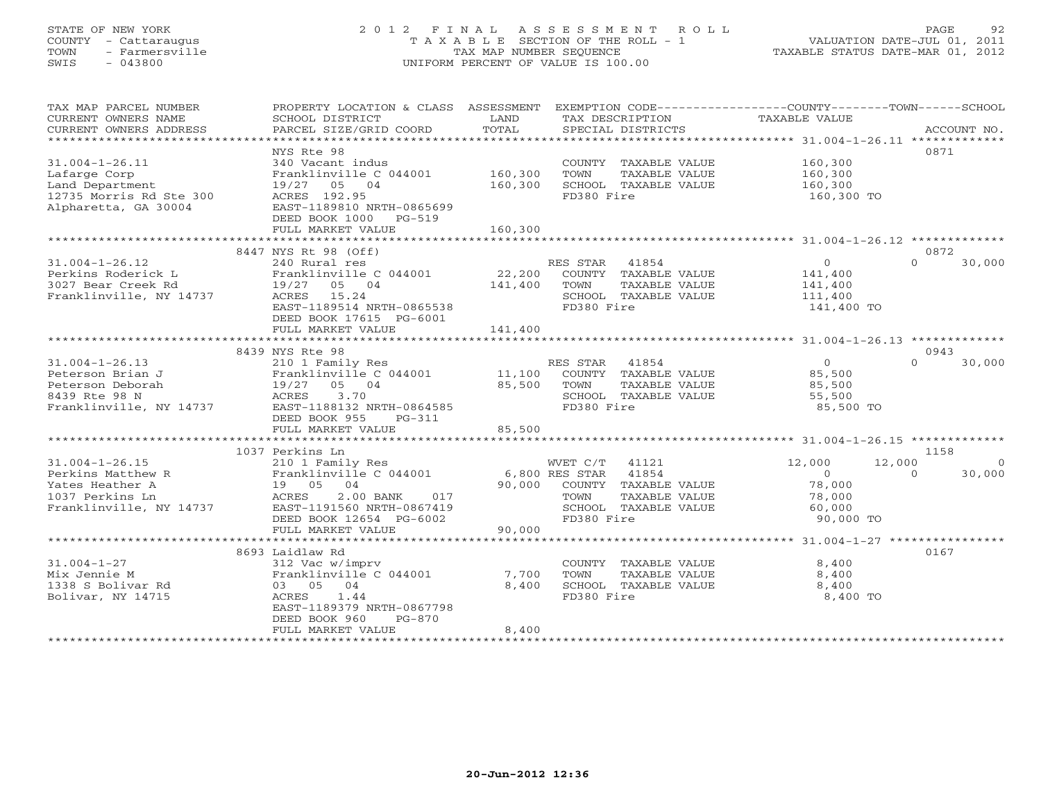STATE OF NEW YORK
COUNTY - Cattaraugus
TOWN - Farmersville
SWIS - 043800

2 0 1 2 F I N A L A S S E S S M E N T R O L L
T A X A B L E SECTION OF THE ROLL - 1
TAX MAP NUMBER SEQUENCE
UNIFORM PERCENT OF VALUE IS 100.00

VALUATION DATE-JUL 01, 2011
TAXABLE STATUS DATE-MAR 01, 2012

| TAX MAP PARCEL NUMBER / CURRENT OWNERS NAME / CURRENT OWNERS ADDRESS | PROPERTY LOCATION & CLASS / SCHOOL DISTRICT / PARCEL SIZE/GRID COORD | ASSESSMENT LAND / TOTAL | EXEMPTION CODE / TAX DESCRIPTION / SPECIAL DISTRICTS | COUNTY TAXABLE VALUE | TOWN | SCHOOL / ACCOUNT NO. |
|---|---|---|---|---|---|---|
| **31.004-1-26.11** | NYS Rte 98 | | | | | 0871 |
| Lafarge Corp | 340 Vacant indus | | COUNTY TAXABLE VALUE | 160,300 | | |
| Land Department | Franklinville C 044001 | 160,300 | TOWN TAXABLE VALUE | 160,300 | | |
| 12735 Morris Rd Ste 300 | 19/27 05 04 | 160,300 | SCHOOL TAXABLE VALUE | 160,300 | | |
| Alpharetta, GA 30004 | ACRES 192.95 | | FD380 Fire | 160,300 TO | | |
| | EAST-1189810 NRTH-0865699 | | | | | |
| | DEED BOOK 1000 PG-519 | | | | | |
| | FULL MARKET VALUE | 160,300 | | | | |
| **31.004-1-26.12** | 8447 NYS Rt 98 (Off) | | | | | 0872 |
| Perkins Roderick L | 240 Rural res | | RES STAR 41854 | 0 | 0 | 30,000 |
| 3027 Bear Creek Rd | Franklinville C 044001 | 22,200 | COUNTY TAXABLE VALUE | 141,400 | | |
| Franklinville, NY 14737 | 19/27 05 04 | 141,400 | TOWN TAXABLE VALUE | 141,400 | | |
| | ACRES 15.24 | | SCHOOL TAXABLE VALUE | 111,400 | | |
| | EAST-1189514 NRTH-0865538 | | FD380 Fire | 141,400 TO | | |
| | DEED BOOK 17615 PG-6001 | | | | | |
| | FULL MARKET VALUE | 141,400 | | | | |
| **31.004-1-26.13** | 8439 NYS Rte 98 | | | | | 0943 |
| Peterson Brian J | 210 1 Family Res | | RES STAR 41854 | 0 | 0 | 30,000 |
| Peterson Deborah | Franklinville C 044001 | 11,100 | COUNTY TAXABLE VALUE | 85,500 | | |
| 8439 Rte 98 N | 19/27 05 04 | 85,500 | TOWN TAXABLE VALUE | 85,500 | | |
| Franklinville, NY 14737 | ACRES 3.70 | | SCHOOL TAXABLE VALUE | 55,500 | | |
| | EAST-1188132 NRTH-0864585 | | FD380 Fire | 85,500 TO | | |
| | DEED BOOK 955 PG-311 | | | | | |
| | FULL MARKET VALUE | 85,500 | | | | |
| **31.004-1-26.15** | 1037 Perkins Ln | | | | | 1158 |
| Perkins Matthew R | 210 1 Family Res | | WVET C/T 41121 | 12,000 | 12,000 | 0 |
| Yates Heather A | Franklinville C 044001 | 6,800 | RES STAR 41854 | 0 | 0 | 30,000 |
| 1037 Perkins Ln | 19 05 04 | 90,000 | COUNTY TAXABLE VALUE | 78,000 | | |
| Franklinville, NY 14737 | ACRES 2.00 BANK 017 | | TOWN TAXABLE VALUE | 78,000 | | |
| | EAST-1191560 NRTH-0867419 | | SCHOOL TAXABLE VALUE | 60,000 | | |
| | DEED BOOK 12654 PG-6002 | | FD380 Fire | 90,000 TO | | |
| | FULL MARKET VALUE | 90,000 | | | | |
| **31.004-1-27** | 8693 Laidlaw Rd | | | | | 0167 |
| Mix Jennie M | 312 Vac w/imprv | | COUNTY TAXABLE VALUE | 8,400 | | |
| 1338 S Bolivar Rd | Franklinville C 044001 | 7,700 | TOWN TAXABLE VALUE | 8,400 | | |
| Bolivar, NY 14715 | 03 05 04 | 8,400 | SCHOOL TAXABLE VALUE | 8,400 | | |
| | ACRES 1.44 | | FD380 Fire | 8,400 TO | | |
| | EAST-1189379 NRTH-0867798 | | | | | |
| | DEED BOOK 960 PG-870 | | | | | |
| | FULL MARKET VALUE | 8,400 | | | | |

20-Jun-2012 12:36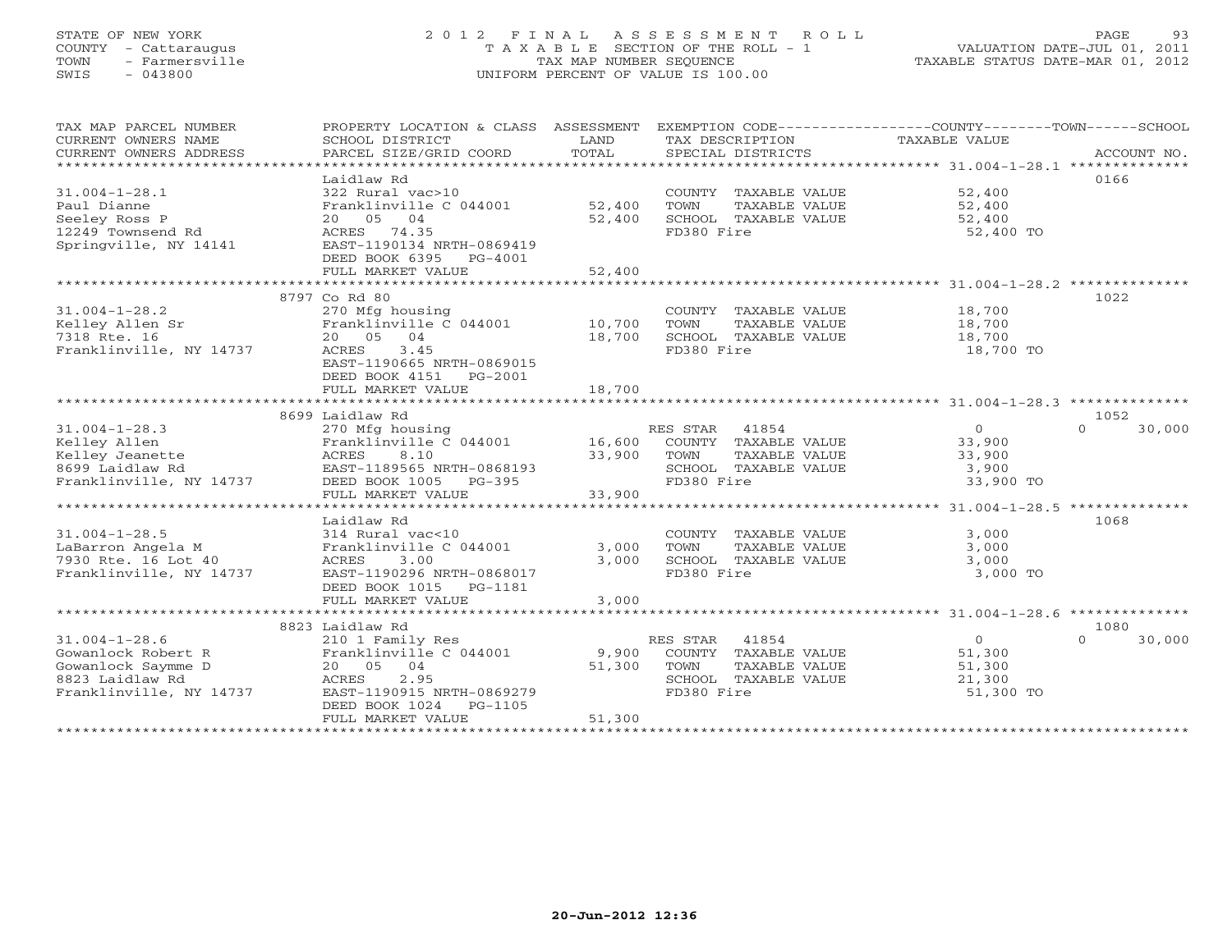STATE OF NEW YORK
COUNTY - Cattaraugus
TOWN - Farmersville
SWIS - 043800

2012 FINAL ASSESSMENT ROLL
TAXABLE SECTION OF THE ROLL - 1
TAX MAP NUMBER SEQUENCE
UNIFORM PERCENT OF VALUE IS 100.00

VALUATION DATE-JUL 01, 2011
TAXABLE STATUS DATE-MAR 01, 2012

| TAX MAP PARCEL NUMBER / CURRENT OWNERS NAME / CURRENT OWNERS ADDRESS | PROPERTY LOCATION & CLASS / SCHOOL DISTRICT / PARCEL SIZE/GRID COORD | ASSESSMENT LAND / TOTAL | EXEMPTION CODE / TAX DESCRIPTION / SPECIAL DISTRICTS | COUNTY TAXABLE VALUE | TOWN | SCHOOL | ACCOUNT NO. |
|---|---|---|---|---|---|---|---|
| **31.004-1-28.1** | Laidlaw Rd | | | | | | 0166 |
| Paul Dianne | 322 Rural vac>10 | | COUNTY TAXABLE VALUE | 52,400 | | | |
| Seeley Ross P | Franklinville C 044001 | 52,400 | TOWN TAXABLE VALUE | 52,400 | | | |
| 12249 Townsend Rd | 20 05 04 | 52,400 | SCHOOL TAXABLE VALUE | 52,400 | | | |
| Springville, NY 14141 | ACRES 74.35 | | FD380 Fire | 52,400 TO | | | |
| | EAST-1190134 NRTH-0869419 | | | | | | |
| | DEED BOOK 6395 PG-4001 | | | | | | |
| | FULL MARKET VALUE | 52,400 | | | | | |
| **31.004-1-28.2** | 8797 Co Rd 80 | | | | | | 1022 |
| Kelley Allen Sr | 270 Mfg housing | | COUNTY TAXABLE VALUE | 18,700 | | | |
| 7318 Rte. 16 | Franklinville C 044001 | 10,700 | TOWN TAXABLE VALUE | 18,700 | | | |
| Franklinville, NY 14737 | 20 05 04 | 18,700 | SCHOOL TAXABLE VALUE | 18,700 | | | |
| | ACRES 3.45 | | FD380 Fire | 18,700 TO | | | |
| | EAST-1190665 NRTH-0869015 | | | | | | |
| | DEED BOOK 4151 PG-2001 | | | | | | |
| | FULL MARKET VALUE | 18,700 | | | | | |
| **31.004-1-28.3** | 8699 Laidlaw Rd | | | | | | 1052 |
| Kelley Allen | 270 Mfg housing | | RES STAR 41854 | 0 | | 0 | 30,000 |
| Kelley Jeanette | Franklinville C 044001 | 16,600 | COUNTY TAXABLE VALUE | 33,900 | | | |
| 8699 Laidlaw Rd | ACRES 8.10 | 33,900 | TOWN TAXABLE VALUE | 33,900 | | | |
| Franklinville, NY 14737 | EAST-1189565 NRTH-0868193 | | SCHOOL TAXABLE VALUE | 3,900 | | | |
| | DEED BOOK 1005 PG-395 | | FD380 Fire | 33,900 TO | | | |
| | FULL MARKET VALUE | 33,900 | | | | | |
| **31.004-1-28.5** | Laidlaw Rd | | | | | | 1068 |
| LaBarron Angela M | 314 Rural vac<10 | | COUNTY TAXABLE VALUE | 3,000 | | | |
| 7930 Rte. 16 Lot 40 | Franklinville C 044001 | 3,000 | TOWN TAXABLE VALUE | 3,000 | | | |
| Franklinville, NY 14737 | ACRES 3.00 | 3,000 | SCHOOL TAXABLE VALUE | 3,000 | | | |
| | EAST-1190296 NRTH-0868017 | | FD380 Fire | 3,000 TO | | | |
| | DEED BOOK 1015 PG-1181 | | | | | | |
| | FULL MARKET VALUE | 3,000 | | | | | |
| **31.004-1-28.6** | 8823 Laidlaw Rd | | | | | | 1080 |
| Gowanlock Robert R | 210 1 Family Res | | RES STAR 41854 | 0 | | 0 | 30,000 |
| Gowanlock Saymme D | Franklinville C 044001 | 9,900 | COUNTY TAXABLE VALUE | 51,300 | | | |
| 8823 Laidlaw Rd | 20 05 04 | 51,300 | TOWN TAXABLE VALUE | 51,300 | | | |
| Franklinville, NY 14737 | ACRES 2.95 | | SCHOOL TAXABLE VALUE | 21,300 | | | |
| | EAST-1190915 NRTH-0869279 | | FD380 Fire | 51,300 TO | | | |
| | DEED BOOK 1024 PG-1105 | | | | | | |
| | FULL MARKET VALUE | 51,300 | | | | | |

20-Jun-2012 12:36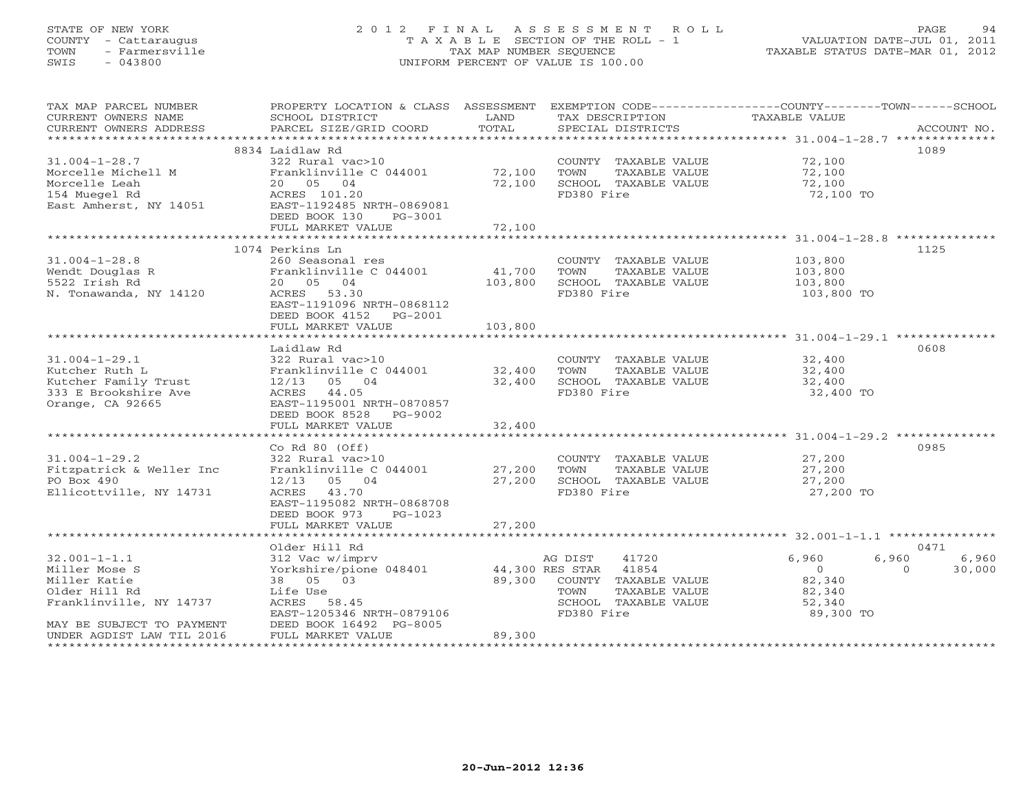STATE OF NEW YORK
COUNTY - Cattaraugus
TOWN - Farmersville
SWIS - 043800

# 2012 FINAL ASSESSMENT ROLL
TAXABLE SECTION OF THE ROLL - 1
TAX MAP NUMBER SEQUENCE
UNIFORM PERCENT OF VALUE IS 100.00

VALUATION DATE-JUL 01, 2011
TAXABLE STATUS DATE-MAR 01, 2012

| TAX MAP PARCEL NUMBER / CURRENT OWNERS NAME / CURRENT OWNERS ADDRESS | PROPERTY LOCATION & CLASS / SCHOOL DISTRICT / PARCEL SIZE/GRID COORD | ASSESSMENT LAND | TOTAL | EXEMPTION CODE / TAX DESCRIPTION / SPECIAL DISTRICTS | COUNTY TAXABLE VALUE | TOWN | SCHOOL | ACCOUNT NO. |
|---|---|---|---|---|---|---|---|---|
| **31.004-1-28.7** | 8834 Laidlaw Rd | | | | | | | 1089 |
| 31.004-1-28.7 | 322 Rural vac>10 | | | COUNTY TAXABLE VALUE | 72,100 | | | |
| Morcelle Michell M | Franklinville C 044001 | 72,100 | | TOWN TAXABLE VALUE | 72,100 | | | |
| Morcelle Leah | 20 05 04 | | 72,100 | SCHOOL TAXABLE VALUE | 72,100 | | | |
| 154 Muegel Rd | ACRES 101.20 | | | FD380 Fire | 72,100 TO | | | |
| East Amherst, NY 14051 | EAST-1192485 NRTH-0869081 | | | | | | | |
| | DEED BOOK 130 PG-3001 | | | | | | | |
| | FULL MARKET VALUE | | 72,100 | | | | | |
| **31.004-1-28.8** | 1074 Perkins Ln | | | | | | | 1125 |
| 31.004-1-28.8 | 260 Seasonal res | | | COUNTY TAXABLE VALUE | 103,800 | | | |
| Wendt Douglas R | Franklinville C 044001 | 41,700 | | TOWN TAXABLE VALUE | 103,800 | | | |
| 5522 Irish Rd | 20 05 04 | | 103,800 | SCHOOL TAXABLE VALUE | 103,800 | | | |
| N. Tonawanda, NY 14120 | ACRES 53.30 | | | FD380 Fire | 103,800 TO | | | |
| | EAST-1191096 NRTH-0868112 | | | | | | | |
| | DEED BOOK 4152 PG-2001 | | | | | | | |
| | FULL MARKET VALUE | | 103,800 | | | | | |
| **31.004-1-29.1** | Laidlaw Rd | | | | | | | 0608 |
| 31.004-1-29.1 | 322 Rural vac>10 | | | COUNTY TAXABLE VALUE | 32,400 | | | |
| Kutcher Ruth L | Franklinville C 044001 | 32,400 | | TOWN TAXABLE VALUE | 32,400 | | | |
| Kutcher Family Trust | 12/13 05 04 | | 32,400 | SCHOOL TAXABLE VALUE | 32,400 | | | |
| 333 E Brookshire Ave | ACRES 44.05 | | | FD380 Fire | 32,400 TO | | | |
| Orange, CA 92665 | EAST-1195001 NRTH-0870857 | | | | | | | |
| | DEED BOOK 8528 PG-9002 | | | | | | | |
| | FULL MARKET VALUE | | 32,400 | | | | | |
| **31.004-1-29.2** | Co Rd 80 (Off) | | | | | | | 0985 |
| 31.004-1-29.2 | 322 Rural vac>10 | | | COUNTY TAXABLE VALUE | 27,200 | | | |
| Fitzpatrick & Weller Inc | Franklinville C 044001 | 27,200 | | TOWN TAXABLE VALUE | 27,200 | | | |
| PO Box 490 | 12/13 05 04 | | 27,200 | SCHOOL TAXABLE VALUE | 27,200 | | | |
| Ellicottville, NY 14731 | ACRES 43.70 | | | FD380 Fire | 27,200 TO | | | |
| | EAST-1195082 NRTH-0868708 | | | | | | | |
| | DEED BOOK 973 PG-1023 | | | | | | | |
| | FULL MARKET VALUE | | 27,200 | | | | | |
| **32.001-1-1.1** | Older Hill Rd | | | | | | | 0471 |
| 32.001-1-1.1 | 312 Vac w/imprv | | | AG DIST 41720 | 6,960 | 6,960 | 6,960 | |
| Miller Mose S | Yorkshire/pione 048401 | 44,300 | | RES STAR 41854 | 0 | 0 | 30,000 | |
| Miller Katie | 38 05 03 | | 89,300 | COUNTY TAXABLE VALUE | 82,340 | | | |
| Older Hill Rd | Life Use | | | TOWN TAXABLE VALUE | 82,340 | | | |
| Franklinville, NY 14737 | ACRES 58.45 | | | SCHOOL TAXABLE VALUE | 52,340 | | | |
| | EAST-1205346 NRTH-0879106 | | | FD380 Fire | 89,300 TO | | | |
| MAY BE SUBJECT TO PAYMENT | DEED BOOK 16492 PG-8005 | | | | | | | |
| UNDER AGDIST LAW TIL 2016 | FULL MARKET VALUE | | 89,300 | | | | | |

20-Jun-2012 12:36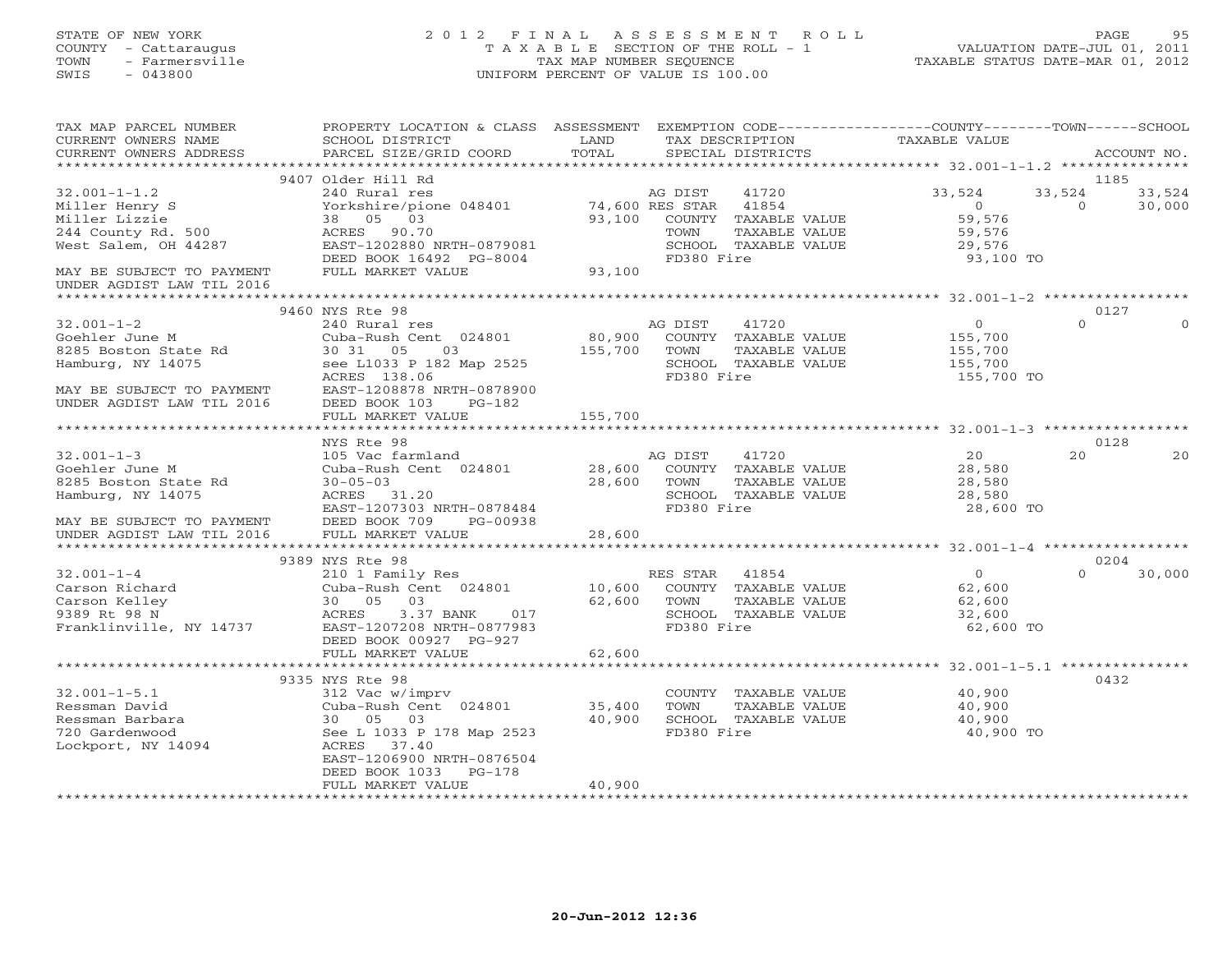STATE OF NEW YORK
COUNTY - Cattaraugus
TOWN - Farmersville
SWIS - 043800

2012 FINAL ASSESSMENT ROLL
TAXABLE SECTION OF THE ROLL - 1
TAX MAP NUMBER SEQUENCE
UNIFORM PERCENT OF VALUE IS 100.00

VALUATION DATE-JUL 01, 2011
TAXABLE STATUS DATE-MAR 01, 2012

```
TAX MAP PARCEL NUMBER          PROPERTY LOCATION & CLASS  ASSESSMENT  EXEMPTION CODE------------------COUNTY--------TOWN------SCHOOL
CURRENT OWNERS NAME            SCHOOL DISTRICT              LAND      TAX DESCRIPTION              TAXABLE VALUE
CURRENT OWNERS ADDRESS         PARCEL SIZE/GRID COORD       TOTAL     SPECIAL DISTRICTS                                        ACCOUNT NO.
*********************************************************************************************** 32.001-1-1.2 ***************
                               9407 Older Hill Rd                                                                             1185
32.001-1-1.2                   240 Rural res                          AG DIST     41720          33,524      33,524      33,524
Miller Henry S                 Yorkshire/pione 048401   74,600 RES STAR    41854               0           0      30,000
Miller Lizzie                  38  05  03               93,100    COUNTY  TAXABLE VALUE        59,576
244 County Rd. 500             ACRES  90.70                       TOWN    TAXABLE VALUE        59,576
West Salem, OH 44287           EAST-1202880 NRTH-0879081          SCHOOL  TAXABLE VALUE        29,576
                               DEED BOOK 16492  PG-8004           FD380 Fire                    93,100 TO
MAY BE SUBJECT TO PAYMENT      FULL MARKET VALUE          93,100
UNDER AGDIST LAW TIL 2016
*********************************************************************************************** 32.001-1-2 *****************
                               9460 NYS Rte 98                                                                                0127
32.001-1-2                     240 Rural res                          AG DIST     41720              0           0           0
Goehler June M                 Cuba-Rush Cent  024801   80,900    COUNTY  TAXABLE VALUE       155,700
8285 Boston State Rd           30 31  05    03         155,700    TOWN    TAXABLE VALUE       155,700
Hamburg, NY 14075              see L1033 P 182 Map 2525           SCHOOL  TAXABLE VALUE       155,700
                               ACRES 138.06                       FD380 Fire                   155,700 TO
MAY BE SUBJECT TO PAYMENT      EAST-1208878 NRTH-0878900
UNDER AGDIST LAW TIL 2016      DEED BOOK 103    PG-182
                               FULL MARKET VALUE         155,700
*********************************************************************************************** 32.001-1-3 *****************
                               NYS Rte 98                                                                                     0128
32.001-1-3                     105 Vac farmland                       AG DIST     41720             20          20          20
Goehler June M                 Cuba-Rush Cent  024801   28,600    COUNTY  TAXABLE VALUE        28,580
8285 Boston State Rd           30-05-03                  28,600   TOWN    TAXABLE VALUE        28,580
Hamburg, NY 14075              ACRES  31.20                       SCHOOL  TAXABLE VALUE        28,580
                               EAST-1207303 NRTH-0878484          FD380 Fire                    28,600 TO
MAY BE SUBJECT TO PAYMENT      DEED BOOK 709    PG-00938
UNDER AGDIST LAW TIL 2016      FULL MARKET VALUE          28,600
*********************************************************************************************** 32.001-1-4 *****************
                               9389 NYS Rte 98                                                                                0204
32.001-1-4                     210 1 Family Res                       RES STAR    41854              0           0      30,000
Carson Richard                 Cuba-Rush Cent  024801   10,600    COUNTY  TAXABLE VALUE        62,600
Carson Kelley                  30  05  03                62,600   TOWN    TAXABLE VALUE        62,600
9389 Rt 98 N                   ACRES    3.37 BANK    017          SCHOOL  TAXABLE VALUE        32,600
Franklinville, NY 14737        EAST-1207208 NRTH-0877983          FD380 Fire                    62,600 TO
                               DEED BOOK 00927  PG-927
                               FULL MARKET VALUE          62,600
*********************************************************************************************** 32.001-1-5.1 ***************
                               9335 NYS Rte 98                                                                                0432
32.001-1-5.1                   312 Vac w/imprv                        COUNTY  TAXABLE VALUE        40,900
Ressman David                  Cuba-Rush Cent  024801   35,400    TOWN    TAXABLE VALUE        40,900
Ressman Barbara                30  05  03                40,900   SCHOOL  TAXABLE VALUE        40,900
720 Gardenwood                 See L 1033 P 178 Map 2523          FD380 Fire                    40,900 TO
Lockport, NY 14094             ACRES  37.40
                               EAST-1206900 NRTH-0876504
                               DEED BOOK 1033   PG-178
                               FULL MARKET VALUE          40,900
******************************************************************************************************************************
```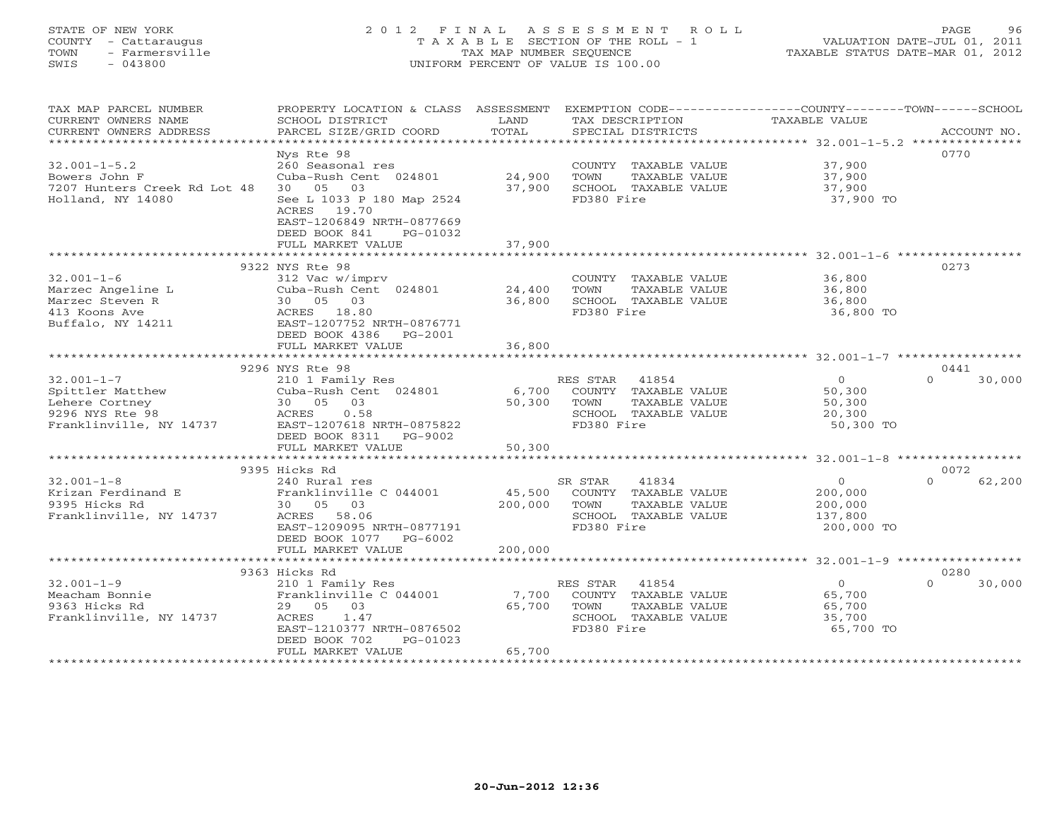STATE OF NEW YORK
COUNTY - Cattaraugus
TOWN - Farmersville
SWIS - 043800

# 2012 FINAL ASSESSMENT ROLL

TAXABLE SECTION OF THE ROLL - 1
TAX MAP NUMBER SEQUENCE
UNIFORM PERCENT OF VALUE IS 100.00

VALUATION DATE-JUL 01, 2011
TAXABLE STATUS DATE-MAR 01, 2012

| TAX MAP PARCEL NUMBER / CURRENT OWNERS NAME / CURRENT OWNERS ADDRESS | PROPERTY LOCATION & CLASS / SCHOOL DISTRICT / PARCEL SIZE/GRID COORD | ASSESSMENT LAND | TOTAL | EXEMPTION CODE / TAX DESCRIPTION / SPECIAL DISTRICTS | COUNTY TAXABLE VALUE | TOWN | SCHOOL | ACCOUNT NO. |
|---|---|---|---|---|---|---|---|---|
| 32.001-1-5.2 | Nys Rte 98 | | | | | | | 0770 |
| | 260 Seasonal res | | | COUNTY TAXABLE VALUE | 37,900 | | | |
| Bowers John F | Cuba-Rush Cent 024801 | 24,900 | | TOWN TAXABLE VALUE | 37,900 | | | |
| 7207 Hunters Creek Rd Lot 48 | 30 05 03 | | 37,900 | SCHOOL TAXABLE VALUE | 37,900 | | | |
| Holland, NY 14080 | See L 1033 P 180 Map 2524 | | | FD380 Fire | 37,900 TO | | | |
| | ACRES 19.70 | | | | | | | |
| | EAST-1206849 NRTH-0877669 | | | | | | | |
| | DEED BOOK 841 PG-01032 | | | | | | | |
| | FULL MARKET VALUE | | 37,900 | | | | | |
| 32.001-1-6 | 9322 NYS Rte 98 | | | | | | | 0273 |
| | 312 Vac w/imprv | | | COUNTY TAXABLE VALUE | 36,800 | | | |
| Marzec Angeline L | Cuba-Rush Cent 024801 | 24,400 | | TOWN TAXABLE VALUE | 36,800 | | | |
| Marzec Steven R | 30 05 03 | | 36,800 | SCHOOL TAXABLE VALUE | 36,800 | | | |
| 413 Koons Ave | ACRES 18.80 | | | FD380 Fire | 36,800 TO | | | |
| Buffalo, NY 14211 | EAST-1207752 NRTH-0876771 | | | | | | | |
| | DEED BOOK 4386 PG-2001 | | | | | | | |
| | FULL MARKET VALUE | | 36,800 | | | | | |
| 32.001-1-7 | 9296 NYS Rte 98 | | | | | | | 0441 |
| | 210 1 Family Res | | | RES STAR 41854 | 0 | 0 | 30,000 | |
| Spittler Matthew | Cuba-Rush Cent 024801 | 6,700 | | COUNTY TAXABLE VALUE | 50,300 | | | |
| Lehere Cortney | 30 05 03 | | 50,300 | TOWN TAXABLE VALUE | 50,300 | | | |
| 9296 NYS Rte 98 | ACRES 0.58 | | | SCHOOL TAXABLE VALUE | 20,300 | | | |
| Franklinville, NY 14737 | EAST-1207618 NRTH-0875822 | | | FD380 Fire | 50,300 TO | | | |
| | DEED BOOK 8311 PG-9002 | | | | | | | |
| | FULL MARKET VALUE | | 50,300 | | | | | |
| 32.001-1-8 | 9395 Hicks Rd | | | | | | | 0072 |
| | 240 Rural res | | | SR STAR 41834 | 0 | 0 | 62,200 | |
| Krizan Ferdinand E | Franklinville C 044001 | 45,500 | | COUNTY TAXABLE VALUE | 200,000 | | | |
| 9395 Hicks Rd | 30 05 03 | | 200,000 | TOWN TAXABLE VALUE | 200,000 | | | |
| Franklinville, NY 14737 | ACRES 58.06 | | | SCHOOL TAXABLE VALUE | 137,800 | | | |
| | EAST-1209095 NRTH-0877191 | | | FD380 Fire | 200,000 TO | | | |
| | DEED BOOK 1077 PG-6002 | | | | | | | |
| | FULL MARKET VALUE | | 200,000 | | | | | |
| 32.001-1-9 | 9363 Hicks Rd | | | | | | | 0280 |
| | 210 1 Family Res | | | RES STAR 41854 | 0 | 0 | 30,000 | |
| Meacham Bonnie | Franklinville C 044001 | 7,700 | | COUNTY TAXABLE VALUE | 65,700 | | | |
| 9363 Hicks Rd | 29 05 03 | | 65,700 | TOWN TAXABLE VALUE | 65,700 | | | |
| Franklinville, NY 14737 | ACRES 1.47 | | | SCHOOL TAXABLE VALUE | 35,700 | | | |
| | EAST-1210377 NRTH-0876502 | | | FD380 Fire | 65,700 TO | | | |
| | DEED BOOK 702 PG-01023 | | | | | | | |
| | FULL MARKET VALUE | | 65,700 | | | | | |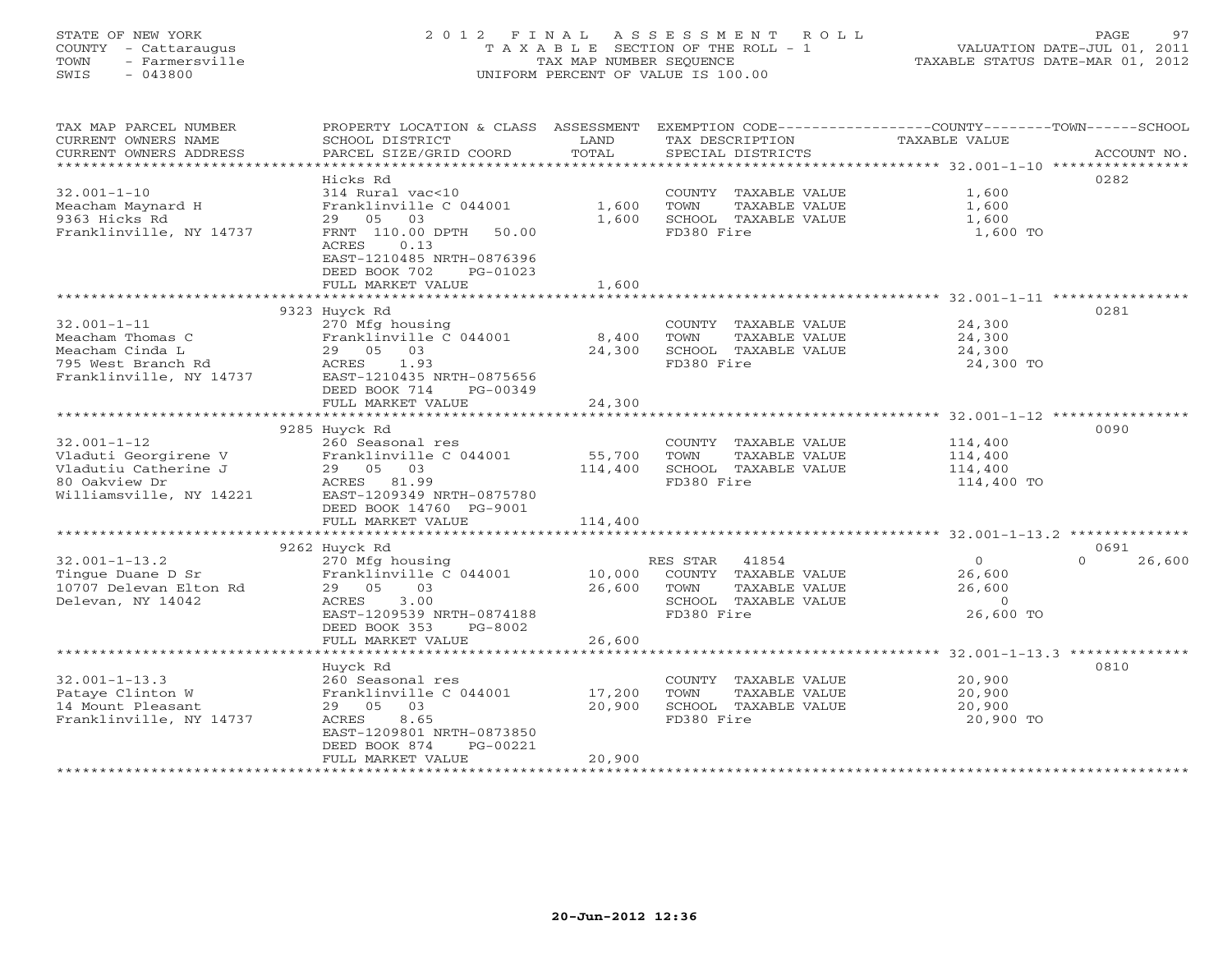STATE OF NEW YORK
COUNTY - Cattaraugus
TOWN - Farmersville
SWIS - 043800

# 2012 FINAL ASSESSMENT ROLL
TAXABLE SECTION OF THE ROLL - 1
TAX MAP NUMBER SEQUENCE
UNIFORM PERCENT OF VALUE IS 100.00

VALUATION DATE-JUL 01, 2011
TAXABLE STATUS DATE-MAR 01, 2012

| TAX MAP PARCEL NUMBER / CURRENT OWNERS NAME / CURRENT OWNERS ADDRESS | PROPERTY LOCATION & CLASS / SCHOOL DISTRICT / PARCEL SIZE/GRID COORD | ASSESSMENT LAND / TOTAL | EXEMPTION CODE / TAX DESCRIPTION / SPECIAL DISTRICTS | COUNTY / TOWN / SCHOOL TAXABLE VALUE | ACCOUNT NO. |
|---|---|---|---|---|---|
| **32.001-1-10** | Hicks Rd | | | | 0282 |
| Meacham Maynard H | 314 Rural vac<10 | | COUNTY TAXABLE VALUE | 1,600 | |
| 9363 Hicks Rd | Franklinville C 044001 | 1,600 | TOWN TAXABLE VALUE | 1,600 | |
| Franklinville, NY 14737 | 29 05 03 | 1,600 | SCHOOL TAXABLE VALUE | 1,600 | |
| | FRNT 110.00 DPTH 50.00 | | FD380 Fire | 1,600 TO | |
| | ACRES 0.13 | | | | |
| | EAST-1210485 NRTH-0876396 | | | | |
| | DEED BOOK 702 PG-01023 | | | | |
| | FULL MARKET VALUE | 1,600 | | | |
| **32.001-1-11** | 9323 Huyck Rd | | | | 0281 |
| Meacham Thomas C | 270 Mfg housing | | COUNTY TAXABLE VALUE | 24,300 | |
| Meacham Cinda L | Franklinville C 044001 | 8,400 | TOWN TAXABLE VALUE | 24,300 | |
| 795 West Branch Rd | 29 05 03 | 24,300 | SCHOOL TAXABLE VALUE | 24,300 | |
| Franklinville, NY 14737 | ACRES 1.93 | | FD380 Fire | 24,300 TO | |
| | EAST-1210435 NRTH-0875656 | | | | |
| | DEED BOOK 714 PG-00349 | | | | |
| | FULL MARKET VALUE | 24,300 | | | |
| **32.001-1-12** | 9285 Huyck Rd | | | | 0090 |
| Vladuti Georgirene V | 260 Seasonal res | | COUNTY TAXABLE VALUE | 114,400 | |
| Vladutiu Catherine J | Franklinville C 044001 | 55,700 | TOWN TAXABLE VALUE | 114,400 | |
| 80 Oakview Dr | 29 05 03 | 114,400 | SCHOOL TAXABLE VALUE | 114,400 | |
| Williamsville, NY 14221 | ACRES 81.99 | | FD380 Fire | 114,400 TO | |
| | EAST-1209349 NRTH-0875780 | | | | |
| | DEED BOOK 14760 PG-9001 | | | | |
| | FULL MARKET VALUE | 114,400 | | | |
| **32.001-1-13.2** | 9262 Huyck Rd | | | | 0691 |
| Tingue Duane D Sr | 270 Mfg housing | | RES STAR 41854 | 0 / 0 / 26,600 | |
| 10707 Delevan Elton Rd | Franklinville C 044001 | 10,000 | COUNTY TAXABLE VALUE | 26,600 | |
| Delevan, NY 14042 | 29 05 03 | 26,600 | TOWN TAXABLE VALUE | 26,600 | |
| | ACRES 3.00 | | SCHOOL TAXABLE VALUE | 0 | |
| | EAST-1209539 NRTH-0874188 | | FD380 Fire | 26,600 TO | |
| | DEED BOOK 353 PG-8002 | | | | |
| | FULL MARKET VALUE | 26,600 | | | |
| **32.001-1-13.3** | Huyck Rd | | | | 0810 |
| Pataye Clinton W | 260 Seasonal res | | COUNTY TAXABLE VALUE | 20,900 | |
| 14 Mount Pleasant | Franklinville C 044001 | 17,200 | TOWN TAXABLE VALUE | 20,900 | |
| Franklinville, NY 14737 | 29 05 03 | 20,900 | SCHOOL TAXABLE VALUE | 20,900 | |
| | ACRES 8.65 | | FD380 Fire | 20,900 TO | |
| | EAST-1209801 NRTH-0873850 | | | | |
| | DEED BOOK 874 PG-00221 | | | | |
| | FULL MARKET VALUE | 20,900 | | | |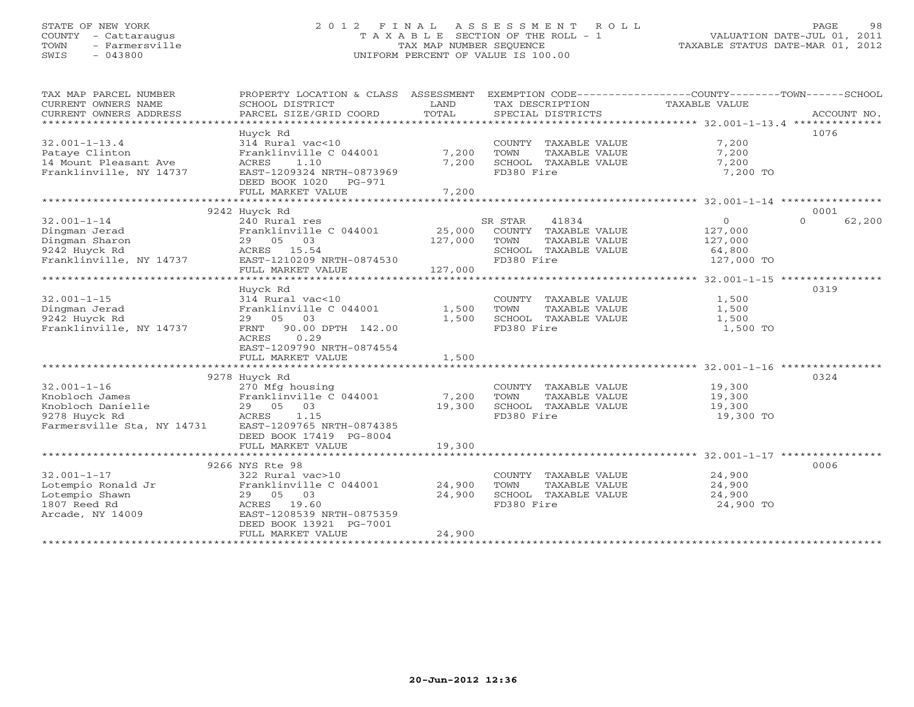STATE OF NEW YORK
COUNTY - Cattaraugus
TOWN - Farmersville
SWIS - 043800

# 2012 FINAL ASSESSMENT ROLL

TAXABLE SECTION OF THE ROLL - 1
TAX MAP NUMBER SEQUENCE
UNIFORM PERCENT OF VALUE IS 100.00

VALUATION DATE-JUL 01, 2011
TAXABLE STATUS DATE-MAR 01, 2012

| TAX MAP PARCEL NUMBER / CURRENT OWNERS NAME / CURRENT OWNERS ADDRESS | PROPERTY LOCATION & CLASS / SCHOOL DISTRICT / PARCEL SIZE/GRID COORD | ASSESSMENT LAND | TOTAL | EXEMPTION CODE / TAX DESCRIPTION / SPECIAL DISTRICTS | COUNTY--------TOWN------SCHOOL TAXABLE VALUE | ACCOUNT NO. |
|---|---|---|---|---|---|---|
| 32.001-1-13.4 | Huyck Rd | | | | | 1076 |
| | 314 Rural vac<10 | | | COUNTY TAXABLE VALUE | 7,200 | |
| Pataye Clinton | Franklinville C 044001 | 7,200 | | TOWN TAXABLE VALUE | 7,200 | |
| 14 Mount Pleasant Ave | ACRES 1.10 | | 7,200 | SCHOOL TAXABLE VALUE | 7,200 | |
| Franklinville, NY 14737 | EAST-1209324 NRTH-0873969 | | | FD380 Fire | 7,200 TO | |
| | DEED BOOK 1020 PG-971 | | | | | |
| | FULL MARKET VALUE | | 7,200 | | | |
| 32.001-1-14 | 9242 Huyck Rd | | | | | 0001 |
| | 240 Rural res | | | SR STAR 41834 | 0 0 62,200 | |
| Dingman Jerad | Franklinville C 044001 | 25,000 | | COUNTY TAXABLE VALUE | 127,000 | |
| Dingman Sharon | 29 05 03 | | 127,000 | TOWN TAXABLE VALUE | 127,000 | |
| 9242 Huyck Rd | ACRES 15.54 | | | SCHOOL TAXABLE VALUE | 64,800 | |
| Franklinville, NY 14737 | EAST-1210209 NRTH-0874530 | | | FD380 Fire | 127,000 TO | |
| | FULL MARKET VALUE | | 127,000 | | | |
| 32.001-1-15 | Huyck Rd | | | | | 0319 |
| | 314 Rural vac<10 | | | COUNTY TAXABLE VALUE | 1,500 | |
| Dingman Jerad | Franklinville C 044001 | 1,500 | | TOWN TAXABLE VALUE | 1,500 | |
| 9242 Huyck Rd | 29 05 03 | | 1,500 | SCHOOL TAXABLE VALUE | 1,500 | |
| Franklinville, NY 14737 | FRNT 90.00 DPTH 142.00 | | | FD380 Fire | 1,500 TO | |
| | ACRES 0.29 | | | | | |
| | EAST-1209790 NRTH-0874554 | | | | | |
| | FULL MARKET VALUE | | 1,500 | | | |
| 32.001-1-16 | 9278 Huyck Rd | | | | | 0324 |
| | 270 Mfg housing | | | COUNTY TAXABLE VALUE | 19,300 | |
| Knobloch James | Franklinville C 044001 | 7,200 | | TOWN TAXABLE VALUE | 19,300 | |
| Knobloch Danielle | 29 05 03 | | 19,300 | SCHOOL TAXABLE VALUE | 19,300 | |
| 9278 Huyck Rd | ACRES 1.15 | | | FD380 Fire | 19,300 TO | |
| Farmersville Sta, NY 14731 | EAST-1209765 NRTH-0874385 | | | | | |
| | DEED BOOK 17419 PG-8004 | | | | | |
| | FULL MARKET VALUE | | 19,300 | | | |
| 32.001-1-17 | 9266 NYS Rte 98 | | | | | 0006 |
| | 322 Rural vac>10 | | | COUNTY TAXABLE VALUE | 24,900 | |
| Lotempio Ronald Jr | Franklinville C 044001 | 24,900 | | TOWN TAXABLE VALUE | 24,900 | |
| Lotempio Shawn | 29 05 03 | | 24,900 | SCHOOL TAXABLE VALUE | 24,900 | |
| 1807 Reed Rd | ACRES 19.60 | | | FD380 Fire | 24,900 TO | |
| Arcade, NY 14009 | EAST-1208539 NRTH-0875359 | | | | | |
| | DEED BOOK 13921 PG-7001 | | | | | |
| | FULL MARKET VALUE | | 24,900 | | | |

20-Jun-2012 12:36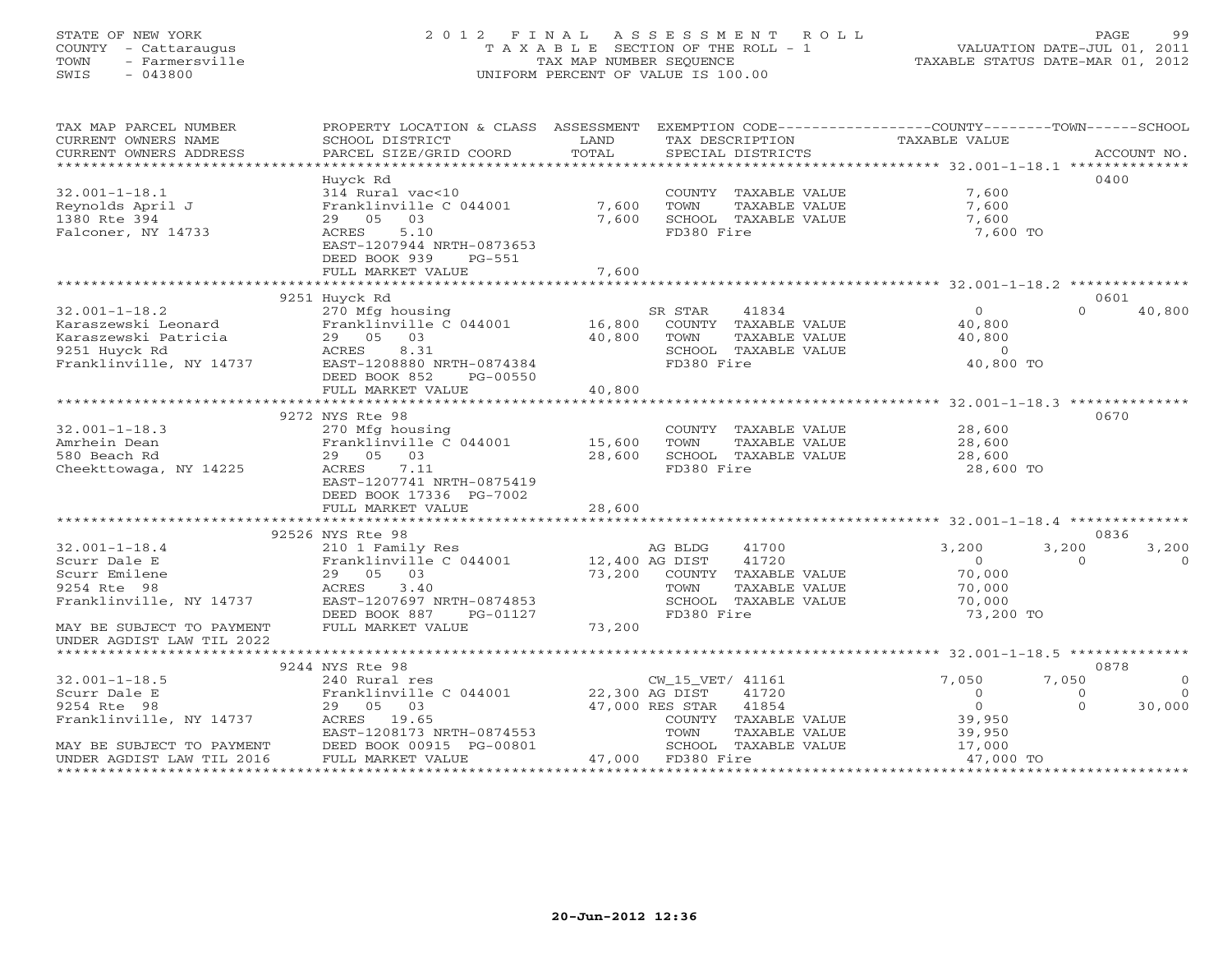STATE OF NEW YORK
COUNTY - Cattaraugus
TOWN - Farmersville
SWIS - 043800

2 0 1 2 F I N A L A S S E S S M E N T R O L L
T A X A B L E SECTION OF THE ROLL - 1
TAX MAP NUMBER SEQUENCE
UNIFORM PERCENT OF VALUE IS 100.00

VALUATION DATE-JUL 01, 2011
TAXABLE STATUS DATE-MAR 01, 2012

| TAX MAP PARCEL NUMBER / CURRENT OWNERS NAME / CURRENT OWNERS ADDRESS | PROPERTY LOCATION & CLASS / SCHOOL DISTRICT / PARCEL SIZE/GRID COORD | ASSESSMENT LAND / TOTAL | EXEMPTION CODE / TAX DESCRIPTION / SPECIAL DISTRICTS | COUNTY TAXABLE VALUE | TOWN | SCHOOL | ACCOUNT NO. |
|---|---|---|---|---|---|---|---|
| **32.001-1-18.1** | Huyck Rd | | | | | | 0400 |
| Reynolds April J | 314 Rural vac<10 | | COUNTY TAXABLE VALUE | 7,600 | | | |
| 1380 Rte 394 | Franklinville C 044001 | 7,600 | TOWN TAXABLE VALUE | 7,600 | | | |
| Falconer, NY 14733 | 29 05 03 | 7,600 | SCHOOL TAXABLE VALUE | 7,600 | | | |
| | ACRES 5.10 | | FD380 Fire | 7,600 TO | | | |
| | EAST-1207944 NRTH-0873653 | | | | | | |
| | DEED BOOK 939 PG-551 | | | | | | |
| | FULL MARKET VALUE | 7,600 | | | | | |
| **32.001-1-18.2** | 9251 Huyck Rd | | | | | | 0601 |
| Karaszewski Leonard | 270 Mfg housing | | SR STAR 41834 | 0 | 0 | 40,800 | |
| Karaszewski Patricia | Franklinville C 044001 | 16,800 | COUNTY TAXABLE VALUE | 40,800 | | | |
| 9251 Huyck Rd | 29 05 03 | 40,800 | TOWN TAXABLE VALUE | 40,800 | | | |
| Franklinville, NY 14737 | ACRES 8.31 | | SCHOOL TAXABLE VALUE | 0 | | | |
| | EAST-1208880 NRTH-0874384 | | FD380 Fire | 40,800 TO | | | |
| | DEED BOOK 852 PG-00550 | | | | | | |
| | FULL MARKET VALUE | 40,800 | | | | | |
| **32.001-1-18.3** | 9272 NYS Rte 98 | | | | | | 0670 |
| Amrhein Dean | 270 Mfg housing | | COUNTY TAXABLE VALUE | 28,600 | | | |
| 580 Beach Rd | Franklinville C 044001 | 15,600 | TOWN TAXABLE VALUE | 28,600 | | | |
| Cheekttowaga, NY 14225 | 29 05 03 | 28,600 | SCHOOL TAXABLE VALUE | 28,600 | | | |
| | ACRES 7.11 | | FD380 Fire | 28,600 TO | | | |
| | EAST-1207741 NRTH-0875419 | | | | | | |
| | DEED BOOK 17336 PG-7002 | | | | | | |
| | FULL MARKET VALUE | 28,600 | | | | | |
| **32.001-1-18.4** | 92526 NYS Rte 98 | | | | | | 0836 |
| Scurr Dale E | 210 1 Family Res | | AG BLDG 41700 | 3,200 | 3,200 | 3,200 | |
| Scurr Emilene | Franklinville C 044001 | 12,400 | AG DIST 41720 | 0 | 0 | 0 | |
| 9254 Rte 98 | 29 05 03 | 73,200 | COUNTY TAXABLE VALUE | 70,000 | | | |
| Franklinville, NY 14737 | ACRES 3.40 | | TOWN TAXABLE VALUE | 70,000 | | | |
| | EAST-1207697 NRTH-0874853 | | SCHOOL TAXABLE VALUE | 70,000 | | | |
| | DEED BOOK 887 PG-01127 | | FD380 Fire | 73,200 TO | | | |
| MAY BE SUBJECT TO PAYMENT | FULL MARKET VALUE | 73,200 | | | | | |
| UNDER AGDIST LAW TIL 2022 | | | | | | | |
| **32.001-1-18.5** | 9244 NYS Rte 98 | | | | | | 0878 |
| Scurr Dale E | 240 Rural res | | CW_15_VET/ 41161 | 7,050 | 7,050 | 0 | |
| 9254 Rte 98 | Franklinville C 044001 | 22,300 | AG DIST 41720 | 0 | 0 | 0 | |
| Franklinville, NY 14737 | 29 05 03 | 47,000 | RES STAR 41854 | 0 | 0 | 30,000 | |
| | ACRES 19.65 | | COUNTY TAXABLE VALUE | 39,950 | | | |
| | EAST-1208173 NRTH-0874553 | | TOWN TAXABLE VALUE | 39,950 | | | |
| MAY BE SUBJECT TO PAYMENT | DEED BOOK 00915 PG-00801 | | SCHOOL TAXABLE VALUE | 17,000 | | | |
| UNDER AGDIST LAW TIL 2016 | FULL MARKET VALUE | 47,000 | FD380 Fire | 47,000 TO | | | |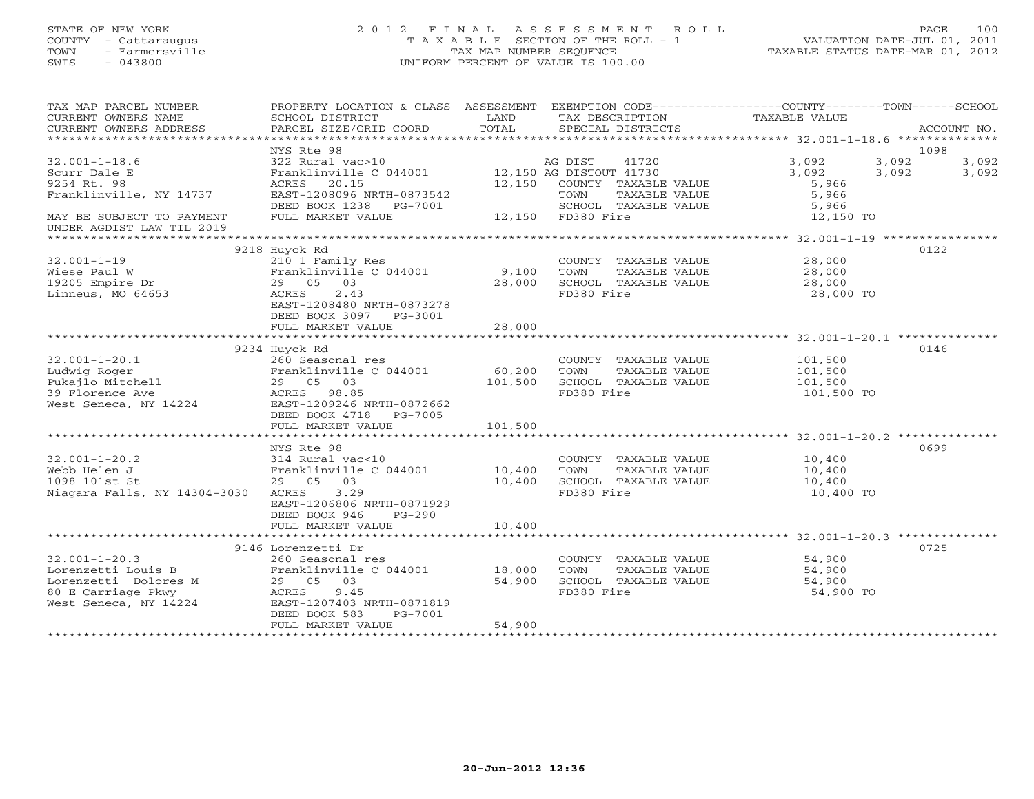STATE OF NEW YORK
COUNTY - Cattaraugus
TOWN - Farmersville
SWIS - 043800

2012 FINAL ASSESSMENT ROLL
TAXABLE SECTION OF THE ROLL - 1
TAX MAP NUMBER SEQUENCE
UNIFORM PERCENT OF VALUE IS 100.00

VALUATION DATE-JUL 01, 2011
TAXABLE STATUS DATE-MAR 01, 2012

| TAX MAP PARCEL NUMBER / CURRENT OWNERS NAME / CURRENT OWNERS ADDRESS | PROPERTY LOCATION & CLASS / SCHOOL DISTRICT / PARCEL SIZE/GRID COORD | ASSESSMENT LAND / TOTAL | EXEMPTION CODE / TAX DESCRIPTION / SPECIAL DISTRICTS | COUNTY TAXABLE VALUE | TOWN | SCHOOL | ACCOUNT NO. |
|---|---|---|---|---|---|---|---|
| **32.001-1-18.6** | NYS Rte 98 | | | | | | 1098 |
| 32.001-1-18.6 | 322 Rural vac>10 | | AG DIST 41720 | 3,092 | 3,092 | 3,092 | |
| Scurr Dale E | Franklinville C 044001 | 12,150 | AG DISTOUT 41730 | 3,092 | 3,092 | 3,092 | |
| 9254 Rt. 98 | ACRES 20.15 | 12,150 | COUNTY TAXABLE VALUE | 5,966 | | | |
| Franklinville, NY 14737 | EAST-1208096 NRTH-0873542 | | TOWN TAXABLE VALUE | 5,966 | | | |
| | DEED BOOK 1238 PG-7001 | | SCHOOL TAXABLE VALUE | 5,966 | | | |
| MAY BE SUBJECT TO PAYMENT | FULL MARKET VALUE | 12,150 | FD380 Fire | 12,150 TO | | | |
| UNDER AGDIST LAW TIL 2019 | | | | | | | |
| **32.001-1-19** | 9218 Huyck Rd | | | | | | 0122 |
| 32.001-1-19 | 210 1 Family Res | | COUNTY TAXABLE VALUE | 28,000 | | | |
| Wiese Paul W | Franklinville C 044001 | 9,100 | TOWN TAXABLE VALUE | 28,000 | | | |
| 19205 Empire Dr | 29 05 03 | 28,000 | SCHOOL TAXABLE VALUE | 28,000 | | | |
| Linneus, MO 64653 | ACRES 2.43 | | FD380 Fire | 28,000 TO | | | |
| | EAST-1208480 NRTH-0873278 | | | | | | |
| | DEED BOOK 3097 PG-3001 | | | | | | |
| | FULL MARKET VALUE | 28,000 | | | | | |
| **32.001-1-20.1** | 9234 Huyck Rd | | | | | | 0146 |
| 32.001-1-20.1 | 260 Seasonal res | | COUNTY TAXABLE VALUE | 101,500 | | | |
| Ludwig Roger | Franklinville C 044001 | 60,200 | TOWN TAXABLE VALUE | 101,500 | | | |
| Pukajlo Mitchell | 29 05 03 | 101,500 | SCHOOL TAXABLE VALUE | 101,500 | | | |
| 39 Florence Ave | ACRES 98.85 | | FD380 Fire | 101,500 TO | | | |
| West Seneca, NY 14224 | EAST-1209246 NRTH-0872662 | | | | | | |
| | DEED BOOK 4718 PG-7005 | | | | | | |
| | FULL MARKET VALUE | 101,500 | | | | | |
| **32.001-1-20.2** | NYS Rte 98 | | | | | | 0699 |
| 32.001-1-20.2 | 314 Rural vac<10 | | COUNTY TAXABLE VALUE | 10,400 | | | |
| Webb Helen J | Franklinville C 044001 | 10,400 | TOWN TAXABLE VALUE | 10,400 | | | |
| 1098 101st St | 29 05 03 | 10,400 | SCHOOL TAXABLE VALUE | 10,400 | | | |
| Niagara Falls, NY 14304-3030 | ACRES 3.29 | | FD380 Fire | 10,400 TO | | | |
| | EAST-1206806 NRTH-0871929 | | | | | | |
| | DEED BOOK 946 PG-290 | | | | | | |
| | FULL MARKET VALUE | 10,400 | | | | | |
| **32.001-1-20.3** | 9146 Lorenzetti Dr | | | | | | 0725 |
| 32.001-1-20.3 | 260 Seasonal res | | COUNTY TAXABLE VALUE | 54,900 | | | |
| Lorenzetti Louis B | Franklinville C 044001 | 18,000 | TOWN TAXABLE VALUE | 54,900 | | | |
| Lorenzetti Dolores M | 29 05 03 | 54,900 | SCHOOL TAXABLE VALUE | 54,900 | | | |
| 80 E Carriage Pkwy | ACRES 9.45 | | FD380 Fire | 54,900 TO | | | |
| West Seneca, NY 14224 | EAST-1207403 NRTH-0871819 | | | | | | |
| | DEED BOOK 583 PG-7001 | | | | | | |
| | FULL MARKET VALUE | 54,900 | | | | | |

20-Jun-2012 12:36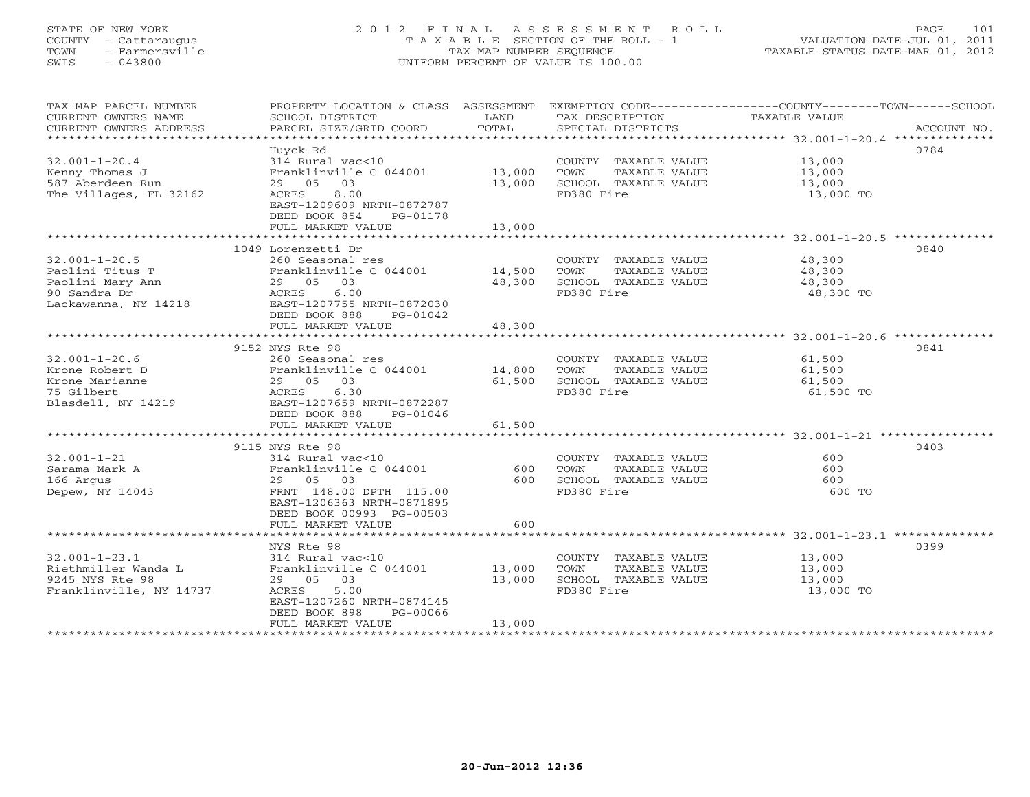STATE OF NEW YORK
COUNTY - Cattaraugus
TOWN - Farmersville
SWIS - 043800

2012 FINAL ASSESSMENT ROLL
TAXABLE SECTION OF THE ROLL - 1
TAX MAP NUMBER SEQUENCE
UNIFORM PERCENT OF VALUE IS 100.00

VALUATION DATE-JUL 01, 2011
TAXABLE STATUS DATE-MAR 01, 2012

| TAX MAP PARCEL NUMBER / CURRENT OWNERS NAME / CURRENT OWNERS ADDRESS | PROPERTY LOCATION & CLASS / SCHOOL DISTRICT / PARCEL SIZE/GRID COORD | ASSESSMENT LAND / TOTAL | EXEMPTION CODE / TAX DESCRIPTION / SPECIAL DISTRICTS | TAXABLE VALUE (COUNTY / TOWN / SCHOOL) | ACCOUNT NO. |
|---|---|---|---|---|---|
| 32.001-1-20.4 | Huyck Rd | | | | 0784 |
| 32.001-1-20.4 | 314 Rural vac<10 | | COUNTY TAXABLE VALUE | 13,000 | |
| Kenny Thomas J | Franklinville C 044001 | 13,000 | TOWN TAXABLE VALUE | 13,000 | |
| 587 Aberdeen Run | 29 05 03 | 13,000 | SCHOOL TAXABLE VALUE | 13,000 | |
| The Villages, FL 32162 | ACRES 8.00 | | FD380 Fire | 13,000 TO | |
| | EAST-1209609 NRTH-0872787 | | | | |
| | DEED BOOK 854 PG-01178 | | | | |
| | FULL MARKET VALUE | 13,000 | | | |
| 32.001-1-20.5 | 1049 Lorenzetti Dr | | | | 0840 |
| 32.001-1-20.5 | 260 Seasonal res | | COUNTY TAXABLE VALUE | 48,300 | |
| Paolini Titus T | Franklinville C 044001 | 14,500 | TOWN TAXABLE VALUE | 48,300 | |
| Paolini Mary Ann | 29 05 03 | 48,300 | SCHOOL TAXABLE VALUE | 48,300 | |
| 90 Sandra Dr | ACRES 6.00 | | FD380 Fire | 48,300 TO | |
| Lackawanna, NY 14218 | EAST-1207755 NRTH-0872030 | | | | |
| | DEED BOOK 888 PG-01042 | | | | |
| | FULL MARKET VALUE | 48,300 | | | |
| 32.001-1-20.6 | 9152 NYS Rte 98 | | | | 0841 |
| 32.001-1-20.6 | 260 Seasonal res | | COUNTY TAXABLE VALUE | 61,500 | |
| Krone Robert D | Franklinville C 044001 | 14,800 | TOWN TAXABLE VALUE | 61,500 | |
| Krone Marianne | 29 05 03 | 61,500 | SCHOOL TAXABLE VALUE | 61,500 | |
| 75 Gilbert | ACRES 6.30 | | FD380 Fire | 61,500 TO | |
| Blasdell, NY 14219 | EAST-1207659 NRTH-0872287 | | | | |
| | DEED BOOK 888 PG-01046 | | | | |
| | FULL MARKET VALUE | 61,500 | | | |
| 32.001-1-21 | 9115 NYS Rte 98 | | | | 0403 |
| 32.001-1-21 | 314 Rural vac<10 | | COUNTY TAXABLE VALUE | 600 | |
| Sarama Mark A | Franklinville C 044001 | 600 | TOWN TAXABLE VALUE | 600 | |
| 166 Argus | 29 05 03 | 600 | SCHOOL TAXABLE VALUE | 600 | |
| Depew, NY 14043 | FRNT 148.00 DPTH 115.00 | | FD380 Fire | 600 TO | |
| | EAST-1206363 NRTH-0871895 | | | | |
| | DEED BOOK 00993 PG-00503 | | | | |
| | FULL MARKET VALUE | 600 | | | |
| 32.001-1-23.1 | NYS Rte 98 | | | | 0399 |
| 32.001-1-23.1 | 314 Rural vac<10 | | COUNTY TAXABLE VALUE | 13,000 | |
| Riethmiller Wanda L | Franklinville C 044001 | 13,000 | TOWN TAXABLE VALUE | 13,000 | |
| 9245 NYS Rte 98 | 29 05 03 | 13,000 | SCHOOL TAXABLE VALUE | 13,000 | |
| Franklinville, NY 14737 | ACRES 5.00 | | FD380 Fire | 13,000 TO | |
| | EAST-1207260 NRTH-0874145 | | | | |
| | DEED BOOK 898 PG-00066 | | | | |
| | FULL MARKET VALUE | 13,000 | | | |

20-Jun-2012 12:36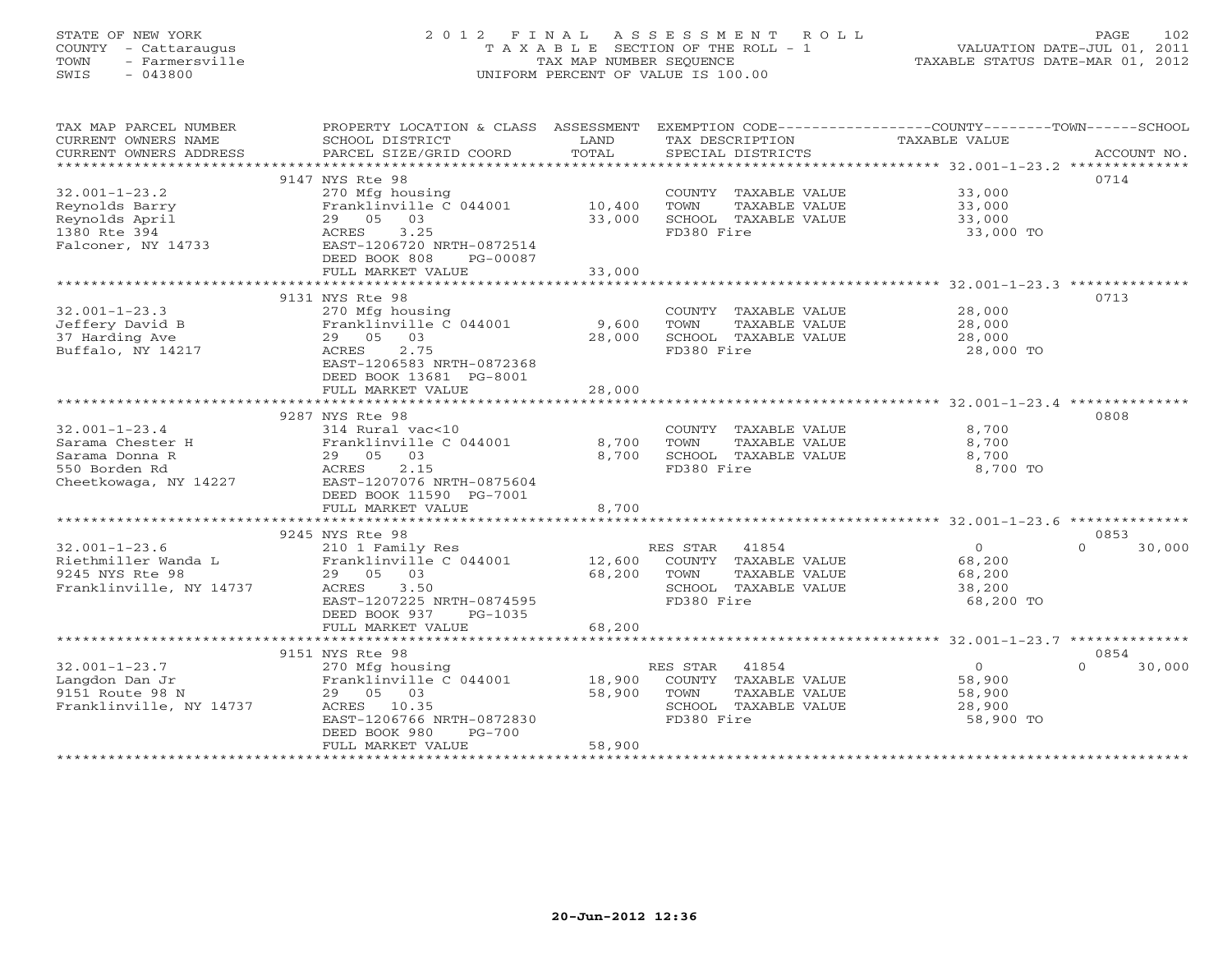STATE OF NEW YORK
COUNTY - Cattaraugus
TOWN - Farmersville
SWIS - 043800

# 2012 FINAL ASSESSMENT ROLL
TAXABLE SECTION OF THE ROLL - 1
TAX MAP NUMBER SEQUENCE
UNIFORM PERCENT OF VALUE IS 100.00

VALUATION DATE-JUL 01, 2011
TAXABLE STATUS DATE-MAR 01, 2012

| TAX MAP PARCEL NUMBER / CURRENT OWNERS NAME / CURRENT OWNERS ADDRESS | PROPERTY LOCATION & CLASS / SCHOOL DISTRICT / PARCEL SIZE/GRID COORD | ASSESSMENT LAND | ASSESSMENT TOTAL | EXEMPTION CODE / TAX DESCRIPTION / SPECIAL DISTRICTS | COUNTY TAXABLE VALUE | TOWN | SCHOOL | ACCOUNT NO. |
|---|---|---|---|---|---|---|---|---|
| 32.001-1-23.2 | 9147 NYS Rte 98 | | | | | | | 0714 |
| Reynolds Barry | 270 Mfg housing | | | COUNTY TAXABLE VALUE | 33,000 | | | |
| Reynolds April | Franklinville C 044001 | 10,400 | | TOWN TAXABLE VALUE | 33,000 | | | |
| 1380 Rte 394 | 29 05 03 | | 33,000 | SCHOOL TAXABLE VALUE | 33,000 | | | |
| Falconer, NY 14733 | ACRES 3.25 | | | FD380 Fire | 33,000 TO | | | |
| | EAST-1206720 NRTH-0872514 | | | | | | | |
| | DEED BOOK 808 PG-00087 | | | | | | | |
| | FULL MARKET VALUE | | 33,000 | | | | | |
| 32.001-1-23.3 | 9131 NYS Rte 98 | | | | | | | 0713 |
| Jeffery David B | 270 Mfg housing | | | COUNTY TAXABLE VALUE | 28,000 | | | |
| 37 Harding Ave | Franklinville C 044001 | 9,600 | | TOWN TAXABLE VALUE | 28,000 | | | |
| Buffalo, NY 14217 | 29 05 03 | | 28,000 | SCHOOL TAXABLE VALUE | 28,000 | | | |
| | ACRES 2.75 | | | FD380 Fire | 28,000 TO | | | |
| | EAST-1206583 NRTH-0872368 | | | | | | | |
| | DEED BOOK 13681 PG-8001 | | | | | | | |
| | FULL MARKET VALUE | | 28,000 | | | | | |
| 32.001-1-23.4 | 9287 NYS Rte 98 | | | | | | | 0808 |
| Sarama Chester H | 314 Rural vac<10 | | | COUNTY TAXABLE VALUE | 8,700 | | | |
| Sarama Donna R | Franklinville C 044001 | 8,700 | | TOWN TAXABLE VALUE | 8,700 | | | |
| 550 Borden Rd | 29 05 03 | | 8,700 | SCHOOL TAXABLE VALUE | 8,700 | | | |
| Cheetkowaga, NY 14227 | ACRES 2.15 | | | FD380 Fire | 8,700 TO | | | |
| | EAST-1207076 NRTH-0875604 | | | | | | | |
| | DEED BOOK 11590 PG-7001 | | | | | | | |
| | FULL MARKET VALUE | | 8,700 | | | | | |
| 32.001-1-23.6 | 9245 NYS Rte 98 | | | | | | | 0853 |
| Riethmiller Wanda L | 210 1 Family Res | | | RES STAR 41854 | 0 | | 0 | 30,000 |
| 9245 NYS Rte 98 | Franklinville C 044001 | 12,600 | | COUNTY TAXABLE VALUE | 68,200 | | | |
| Franklinville, NY 14737 | 29 05 03 | | 68,200 | TOWN TAXABLE VALUE | 68,200 | | | |
| | ACRES 3.50 | | | SCHOOL TAXABLE VALUE | 38,200 | | | |
| | EAST-1207225 NRTH-0874595 | | | FD380 Fire | 68,200 TO | | | |
| | DEED BOOK 937 PG-1035 | | | | | | | |
| | FULL MARKET VALUE | | 68,200 | | | | | |
| 32.001-1-23.7 | 9151 NYS Rte 98 | | | | | | | 0854 |
| Langdon Dan Jr | 270 Mfg housing | | | RES STAR 41854 | 0 | | 0 | 30,000 |
| 9151 Route 98 N | Franklinville C 044001 | 18,900 | | COUNTY TAXABLE VALUE | 58,900 | | | |
| Franklinville, NY 14737 | 29 05 03 | | 58,900 | TOWN TAXABLE VALUE | 58,900 | | | |
| | ACRES 10.35 | | | SCHOOL TAXABLE VALUE | 28,900 | | | |
| | EAST-1206766 NRTH-0872830 | | | FD380 Fire | 58,900 TO | | | |
| | DEED BOOK 980 PG-700 | | | | | | | |
| | FULL MARKET VALUE | | 58,900 | | | | | |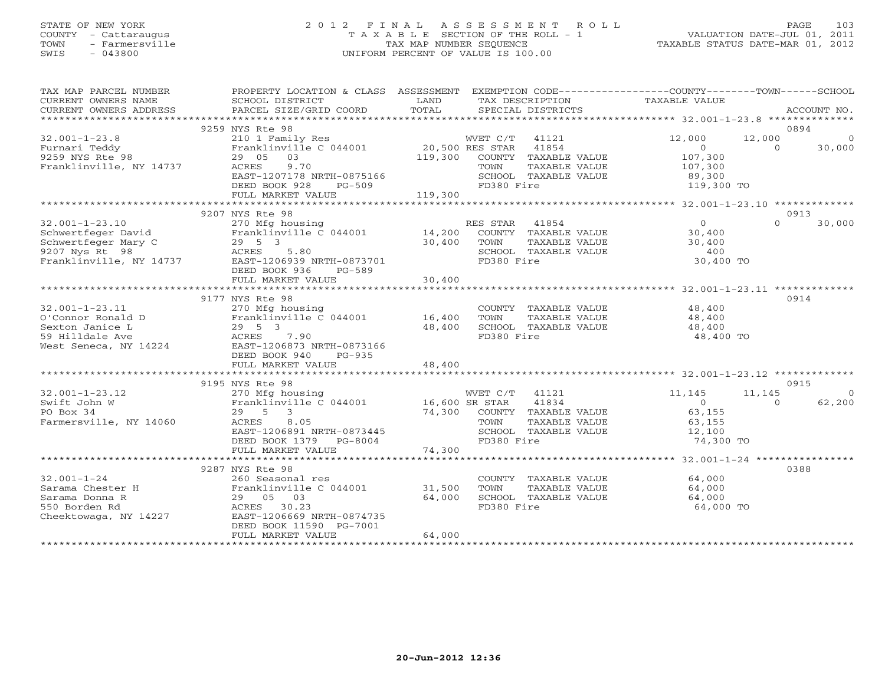STATE OF NEW YORK
COUNTY - Cattaraugus
TOWN - Farmersville
SWIS - 043800

# 2012 FINAL ASSESSMENT ROLL

TAXABLE SECTION OF THE ROLL - 1
TAX MAP NUMBER SEQUENCE
UNIFORM PERCENT OF VALUE IS 100.00

VALUATION DATE-JUL 01, 2011
TAXABLE STATUS DATE-MAR 01, 2012

| TAX MAP PARCEL NUMBER / CURRENT OWNERS NAME / CURRENT OWNERS ADDRESS | PROPERTY LOCATION & CLASS / SCHOOL DISTRICT / PARCEL SIZE/GRID COORD | ASSESSMENT LAND / TOTAL | EXEMPTION CODE / TAX DESCRIPTION / SPECIAL DISTRICTS | COUNTY TAXABLE VALUE | TOWN | SCHOOL / ACCOUNT NO. |
|---|---|---|---|---|---|---|
| 32.001-1-23.8 | 9259 NYS Rte 98 | | | | | 0894 |
| 32.001-1-23.8 | 210 1 Family Res | | WVET C/T 41121 | 12,000 | 12,000 | 0 |
| Furnari Teddy | Franklinville C 044001 | 20,500 | RES STAR 41854 | 0 | 0 | 30,000 |
| 9259 NYS Rte 98 | 29 05 03 | 119,300 | COUNTY TAXABLE VALUE | 107,300 | | |
| Franklinville, NY 14737 | ACRES 9.70 | | TOWN TAXABLE VALUE | 107,300 | | |
| | EAST-1207178 NRTH-0875166 | | SCHOOL TAXABLE VALUE | 89,300 | | |
| | DEED BOOK 928 PG-509 | | FD380 Fire | 119,300 TO | | |
| | FULL MARKET VALUE | 119,300 | | | | |
| 32.001-1-23.10 | 9207 NYS Rte 98 | | | | | 0913 |
| 32.001-1-23.10 | 270 Mfg housing | | RES STAR 41854 | 0 | 0 | 30,000 |
| Schwertfeger David | Franklinville C 044001 | 14,200 | COUNTY TAXABLE VALUE | 30,400 | | |
| Schwertfeger Mary C | 29 5 3 | 30,400 | TOWN TAXABLE VALUE | 30,400 | | |
| 9207 Nys Rt 98 | ACRES 5.80 | | SCHOOL TAXABLE VALUE | 400 | | |
| Franklinville, NY 14737 | EAST-1206939 NRTH-0873701 | | FD380 Fire | 30,400 TO | | |
| | DEED BOOK 936 PG-589 | | | | | |
| | FULL MARKET VALUE | 30,400 | | | | |
| 32.001-1-23.11 | 9177 NYS Rte 98 | | | | | 0914 |
| 32.001-1-23.11 | 270 Mfg housing | | COUNTY TAXABLE VALUE | 48,400 | | |
| O'Connor Ronald D | Franklinville C 044001 | 16,400 | TOWN TAXABLE VALUE | 48,400 | | |
| Sexton Janice L | 29 5 3 | 48,400 | SCHOOL TAXABLE VALUE | 48,400 | | |
| 59 Hilldale Ave | ACRES 7.90 | | FD380 Fire | 48,400 TO | | |
| West Seneca, NY 14224 | EAST-1206873 NRTH-0873166 | | | | | |
| | DEED BOOK 940 PG-935 | | | | | |
| | FULL MARKET VALUE | 48,400 | | | | |
| 32.001-1-23.12 | 9195 NYS Rte 98 | | | | | 0915 |
| 32.001-1-23.12 | 270 Mfg housing | | WVET C/T 41121 | 11,145 | 11,145 | 0 |
| Swift John W | Franklinville C 044001 | 16,600 | SR STAR 41834 | 0 | 0 | 62,200 |
| PO Box 34 | 29 5 3 | 74,300 | COUNTY TAXABLE VALUE | 63,155 | | |
| Farmersville, NY 14060 | ACRES 8.05 | | TOWN TAXABLE VALUE | 63,155 | | |
| | EAST-1206891 NRTH-0873445 | | SCHOOL TAXABLE VALUE | 12,100 | | |
| | DEED BOOK 1379 PG-8004 | | FD380 Fire | 74,300 TO | | |
| | FULL MARKET VALUE | 74,300 | | | | |
| 32.001-1-24 | 9287 NYS Rte 98 | | | | | 0388 |
| 32.001-1-24 | 260 Seasonal res | | COUNTY TAXABLE VALUE | 64,000 | | |
| Sarama Chester H | Franklinville C 044001 | 31,500 | TOWN TAXABLE VALUE | 64,000 | | |
| Sarama Donna R | 29 05 03 | 64,000 | SCHOOL TAXABLE VALUE | 64,000 | | |
| 550 Borden Rd | ACRES 30.23 | | FD380 Fire | 64,000 TO | | |
| Cheektowaga, NY 14227 | EAST-1206669 NRTH-0874735 | | | | | |
| | DEED BOOK 11590 PG-7001 | | | | | |
| | FULL MARKET VALUE | 64,000 | | | | |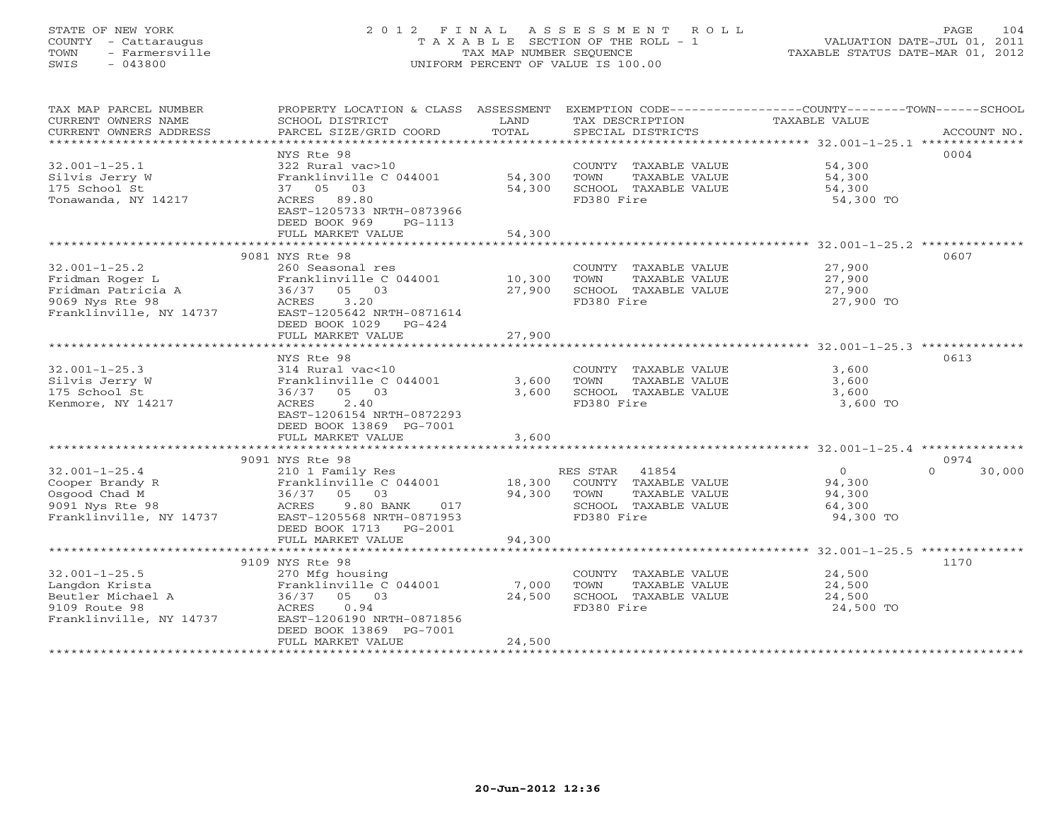STATE OF NEW YORK
COUNTY - Cattaraugus
TOWN - Farmersville
SWIS - 043800

# 2012 FINAL ASSESSMENT ROLL
TAXABLE SECTION OF THE ROLL - 1
TAX MAP NUMBER SEQUENCE
UNIFORM PERCENT OF VALUE IS 100.00

VALUATION DATE-JUL 01, 2011
TAXABLE STATUS DATE-MAR 01, 2012

| TAX MAP PARCEL NUMBER / CURRENT OWNERS NAME / CURRENT OWNERS ADDRESS | PROPERTY LOCATION & CLASS / SCHOOL DISTRICT / PARCEL SIZE/GRID COORD | ASSESSMENT LAND / TOTAL | EXEMPTION CODE / TAX DESCRIPTION / SPECIAL DISTRICTS | COUNTY / TOWN / SCHOOL TAXABLE VALUE | ACCOUNT NO. |
|---|---|---|---|---|---|
| **32.001-1-25.1** | NYS Rte 98 | | | | 0004 |
| 32.001-1-25.1 | 322 Rural vac>10 | | COUNTY TAXABLE VALUE | 54,300 | |
| Silvis Jerry W | Franklinville C 044001 | 54,300 | TOWN TAXABLE VALUE | 54,300 | |
| 175 School St | 37 05 03 | 54,300 | SCHOOL TAXABLE VALUE | 54,300 | |
| Tonawanda, NY 14217 | ACRES 89.80 | | FD380 Fire | 54,300 TO | |
| | EAST-1205733 NRTH-0873966 | | | | |
| | DEED BOOK 969 PG-1113 | | | | |
| | FULL MARKET VALUE | 54,300 | | | |
| **32.001-1-25.2** | 9081 NYS Rte 98 | | | | 0607 |
| 32.001-1-25.2 | 260 Seasonal res | | COUNTY TAXABLE VALUE | 27,900 | |
| Fridman Roger L | Franklinville C 044001 | 10,300 | TOWN TAXABLE VALUE | 27,900 | |
| Fridman Patricia A | 36/37 05 03 | 27,900 | SCHOOL TAXABLE VALUE | 27,900 | |
| 9069 Nys Rte 98 | ACRES 3.20 | | FD380 Fire | 27,900 TO | |
| Franklinville, NY 14737 | EAST-1205642 NRTH-0871614 | | | | |
| | DEED BOOK 1029 PG-424 | | | | |
| | FULL MARKET VALUE | 27,900 | | | |
| **32.001-1-25.3** | NYS Rte 98 | | | | 0613 |
| 32.001-1-25.3 | 314 Rural vac<10 | | COUNTY TAXABLE VALUE | 3,600 | |
| Silvis Jerry W | Franklinville C 044001 | 3,600 | TOWN TAXABLE VALUE | 3,600 | |
| 175 School St | 36/37 05 03 | 3,600 | SCHOOL TAXABLE VALUE | 3,600 | |
| Kenmore, NY 14217 | ACRES 2.40 | | FD380 Fire | 3,600 TO | |
| | EAST-1206154 NRTH-0872293 | | | | |
| | DEED BOOK 13869 PG-7001 | | | | |
| | FULL MARKET VALUE | 3,600 | | | |
| **32.001-1-25.4** | 9091 NYS Rte 98 | | | | 0974 |
| 32.001-1-25.4 | 210 1 Family Res | | RES STAR 41854 | 0 0 30,000 | |
| Cooper Brandy R | Franklinville C 044001 | 18,300 | COUNTY TAXABLE VALUE | 94,300 | |
| Osgood Chad M | 36/37 05 03 | 94,300 | TOWN TAXABLE VALUE | 94,300 | |
| 9091 Nys Rte 98 | ACRES 9.80 BANK 017 | | SCHOOL TAXABLE VALUE | 64,300 | |
| Franklinville, NY 14737 | EAST-1205568 NRTH-0871953 | | FD380 Fire | 94,300 TO | |
| | DEED BOOK 1713 PG-2001 | | | | |
| | FULL MARKET VALUE | 94,300 | | | |
| **32.001-1-25.5** | 9109 NYS Rte 98 | | | | 1170 |
| 32.001-1-25.5 | 270 Mfg housing | | COUNTY TAXABLE VALUE | 24,500 | |
| Langdon Krista | Franklinville C 044001 | 7,000 | TOWN TAXABLE VALUE | 24,500 | |
| Beutler Michael A | 36/37 05 03 | 24,500 | SCHOOL TAXABLE VALUE | 24,500 | |
| 9109 Route 98 | ACRES 0.94 | | FD380 Fire | 24,500 TO | |
| Franklinville, NY 14737 | EAST-1206190 NRTH-0871856 | | | | |
| | DEED BOOK 13869 PG-7001 | | | | |
| | FULL MARKET VALUE | 24,500 | | | |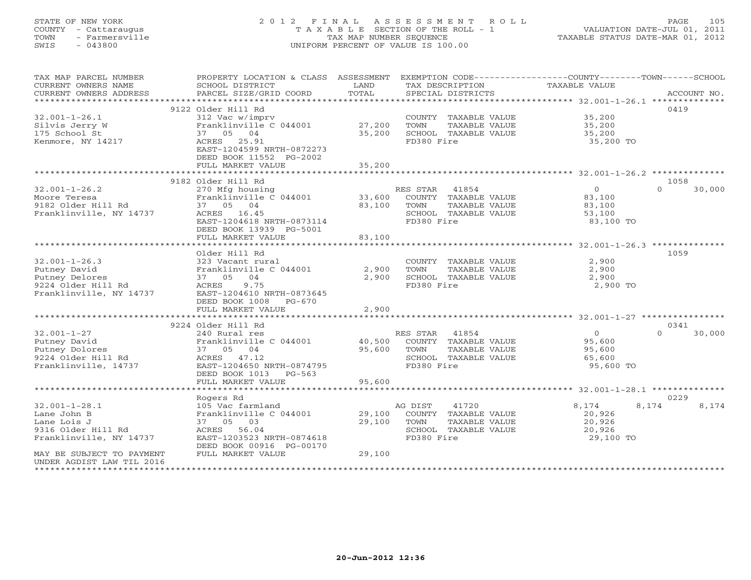STATE OF NEW YORK
COUNTY - Cattaraugus
TOWN - Farmersville
SWIS - 043800

# 2012 FINAL ASSESSMENT ROLL

TAXABLE SECTION OF THE ROLL - 1
TAX MAP NUMBER SEQUENCE
UNIFORM PERCENT OF VALUE IS 100.00

VALUATION DATE-JUL 01, 2011
TAXABLE STATUS DATE-MAR 01, 2012

| TAX MAP PARCEL NUMBER / CURRENT OWNERS NAME / CURRENT OWNERS ADDRESS | PROPERTY LOCATION & CLASS / SCHOOL DISTRICT / PARCEL SIZE/GRID COORD | ASSESSMENT LAND | ASSESSMENT TOTAL | EXEMPTION CODE / TAX DESCRIPTION / SPECIAL DISTRICTS | COUNTY TAXABLE VALUE | TOWN | SCHOOL | ACCOUNT NO. |
|---|---|---|---|---|---|---|---|---|
| 32.001-1-26.1 | 9122 Older Hill Rd | | | | | | | 0419 |
| Silvis Jerry W | 312 Vac w/imprv | | | COUNTY TAXABLE VALUE | 35,200 | | | |
| 175 School St | Franklinville C 044001 | 27,200 | | TOWN TAXABLE VALUE | 35,200 | | | |
| Kenmore, NY 14217 | 37 05 04 | | 35,200 | SCHOOL TAXABLE VALUE | 35,200 | | | |
| | ACRES 25.91 | | | FD380 Fire | 35,200 TO | | | |
| | EAST-1204599 NRTH-0872273 | | | | | | | |
| | DEED BOOK 11552 PG-2002 | | | | | | | |
| | FULL MARKET VALUE | | 35,200 | | | | | |
| 32.001-1-26.2 | 9182 Older Hill Rd | | | | | | | 1058 |
| Moore Teresa | 270 Mfg housing | | | RES STAR 41854 | 0 | 0 | 30,000 | |
| 9182 Older Hill Rd | Franklinville C 044001 | 33,600 | | COUNTY TAXABLE VALUE | 83,100 | | | |
| Franklinville, NY 14737 | 37 05 04 | | 83,100 | TOWN TAXABLE VALUE | 83,100 | | | |
| | ACRES 16.45 | | | SCHOOL TAXABLE VALUE | 53,100 | | | |
| | EAST-1204618 NRTH-0873114 | | | FD380 Fire | 83,100 TO | | | |
| | DEED BOOK 13939 PG-5001 | | | | | | | |
| | FULL MARKET VALUE | | 83,100 | | | | | |
| 32.001-1-26.3 | Older Hill Rd | | | | | | | 1059 |
| Putney David | 323 Vacant rural | | | COUNTY TAXABLE VALUE | 2,900 | | | |
| Putney Delores | Franklinville C 044001 | 2,900 | | TOWN TAXABLE VALUE | 2,900 | | | |
| 9224 Older Hill Rd | 37 05 04 | | 2,900 | SCHOOL TAXABLE VALUE | 2,900 | | | |
| Franklinville, NY 14737 | ACRES 9.75 | | | FD380 Fire | 2,900 TO | | | |
| | EAST-1204610 NRTH-0873645 | | | | | | | |
| | DEED BOOK 1008 PG-670 | | | | | | | |
| | FULL MARKET VALUE | | 2,900 | | | | | |
| 32.001-1-27 | 9224 Older Hill Rd | | | | | | | 0341 |
| Putney David | 240 Rural res | | | RES STAR 41854 | 0 | 0 | 30,000 | |
| Putney Dolores | Franklinville C 044001 | 40,500 | | COUNTY TAXABLE VALUE | 95,600 | | | |
| 9224 Older Hill Rd | 37 05 04 | | 95,600 | TOWN TAXABLE VALUE | 95,600 | | | |
| Franklinville, 14737 | ACRES 47.12 | | | SCHOOL TAXABLE VALUE | 65,600 | | | |
| | EAST-1204650 NRTH-0874795 | | | FD380 Fire | 95,600 TO | | | |
| | DEED BOOK 1013 PG-563 | | | | | | | |
| | FULL MARKET VALUE | | 95,600 | | | | | |
| 32.001-1-28.1 | Rogers Rd | | | | | | | 0229 |
| Lane John B | 105 Vac farmland | | | AG DIST 41720 | 8,174 | 8,174 | 8,174 | |
| Lane Lois J | Franklinville C 044001 | 29,100 | | COUNTY TAXABLE VALUE | 20,926 | | | |
| 9316 Older Hill Rd | 37 05 03 | | 29,100 | TOWN TAXABLE VALUE | 20,926 | | | |
| Franklinville, NY 14737 | ACRES 56.04 | | | SCHOOL TAXABLE VALUE | 20,926 | | | |
| | EAST-1203523 NRTH-0874618 | | | FD380 Fire | 29,100 TO | | | |
| | DEED BOOK 00916 PG-00170 | | | | | | | |
| MAY BE SUBJECT TO PAYMENT UNDER AGDIST LAW TIL 2016 | FULL MARKET VALUE | | 29,100 | | | | | |

20-Jun-2012 12:36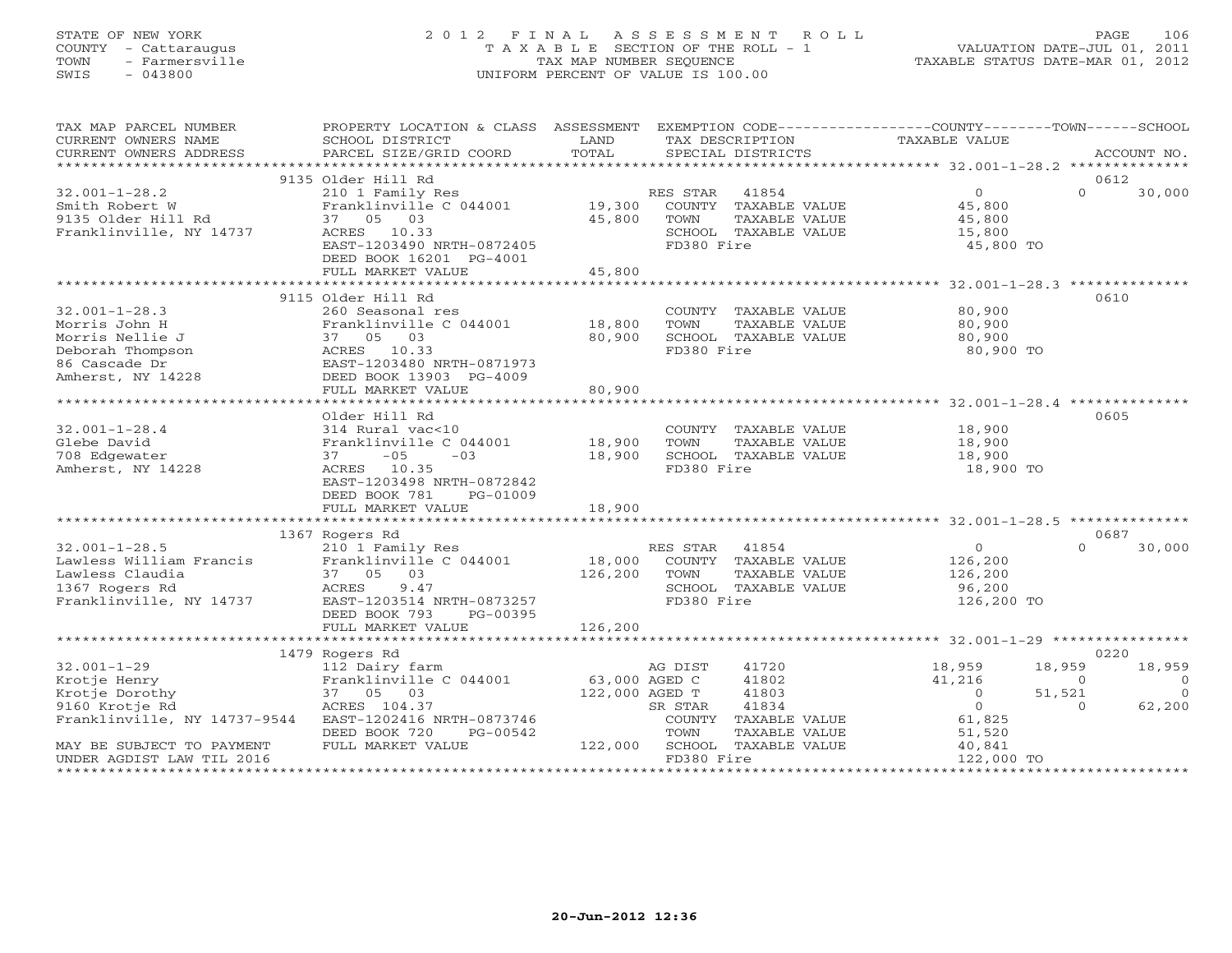STATE OF NEW YORK
COUNTY - Cattaraugus
TOWN - Farmersville
SWIS - 043800

2012 FINAL ASSESSMENT ROLL
TAXABLE SECTION OF THE ROLL - 1
TAX MAP NUMBER SEQUENCE
UNIFORM PERCENT OF VALUE IS 100.00

VALUATION DATE-JUL 01, 2011
TAXABLE STATUS DATE-MAR 01, 2012

| TAX MAP PARCEL NUMBER / CURRENT OWNERS NAME / CURRENT OWNERS ADDRESS | PROPERTY LOCATION & CLASS / SCHOOL DISTRICT / PARCEL SIZE/GRID COORD | ASSESSMENT LAND / TOTAL | EXEMPTION CODE / TAX DESCRIPTION / SPECIAL DISTRICTS | COUNTY TAXABLE VALUE | TOWN | SCHOOL / ACCOUNT NO. |
|---|---|---|---|---|---|---|
| **32.001-1-28.2** | 9135 Older Hill Rd | | | | | 0612 |
| Smith Robert W | 210 1 Family Res | | RES STAR 41854 | 0 | 0 | 30,000 |
| 9135 Older Hill Rd | Franklinville C 044001 | 19,300 | COUNTY TAXABLE VALUE | 45,800 | | |
| Franklinville, NY 14737 | 37 05 03 | 45,800 | TOWN TAXABLE VALUE | 45,800 | | |
| | ACRES 10.33 | | SCHOOL TAXABLE VALUE | 15,800 | | |
| | EAST-1203490 NRTH-0872405 | | FD380 Fire | 45,800 TO | | |
| | DEED BOOK 16201 PG-4001 | | | | | |
| | FULL MARKET VALUE | 45,800 | | | | |
| **32.001-1-28.3** | 9115 Older Hill Rd | | | | | 0610 |
| Morris John H | 260 Seasonal res | | COUNTY TAXABLE VALUE | 80,900 | | |
| Morris Nellie J | Franklinville C 044001 | 18,800 | TOWN TAXABLE VALUE | 80,900 | | |
| Deborah Thompson | 37 05 03 | 80,900 | SCHOOL TAXABLE VALUE | 80,900 | | |
| 86 Cascade Dr | ACRES 10.33 | | FD380 Fire | 80,900 TO | | |
| Amherst, NY 14228 | EAST-1203480 NRTH-0871973 | | | | | |
| | DEED BOOK 13903 PG-4009 | | | | | |
| | FULL MARKET VALUE | 80,900 | | | | |
| **32.001-1-28.4** | Older Hill Rd | | | | | 0605 |
| Glebe David | 314 Rural vac<10 | | COUNTY TAXABLE VALUE | 18,900 | | |
| 708 Edgewater | Franklinville C 044001 | 18,900 | TOWN TAXABLE VALUE | 18,900 | | |
| Amherst, NY 14228 | 37 -05 -03 | 18,900 | SCHOOL TAXABLE VALUE | 18,900 | | |
| | ACRES 10.35 | | FD380 Fire | 18,900 TO | | |
| | EAST-1203498 NRTH-0872842 | | | | | |
| | DEED BOOK 781 PG-01009 | | | | | |
| | FULL MARKET VALUE | 18,900 | | | | |
| **32.001-1-28.5** | 1367 Rogers Rd | | | | | 0687 |
| Lawless William Francis | 210 1 Family Res | | RES STAR 41854 | 0 | 0 | 30,000 |
| Lawless Claudia | Franklinville C 044001 | 18,000 | COUNTY TAXABLE VALUE | 126,200 | | |
| 1367 Rogers Rd | 37 05 03 | 126,200 | TOWN TAXABLE VALUE | 126,200 | | |
| Franklinville, NY 14737 | ACRES 9.47 | | SCHOOL TAXABLE VALUE | 96,200 | | |
| | EAST-1203514 NRTH-0873257 | | FD380 Fire | 126,200 TO | | |
| | DEED BOOK 793 PG-00395 | | | | | |
| | FULL MARKET VALUE | 126,200 | | | | |
| **32.001-1-29** | 1479 Rogers Rd | | | | | 0220 |
| Krotje Henry | 112 Dairy farm | | AG DIST 41720 | 18,959 | 18,959 | 18,959 |
| Krotje Dorothy | Franklinville C 044001 | 63,000 | AGED C 41802 | 41,216 | 0 | 0 |
| 9160 Krotje Rd | 37 05 03 | 122,000 | AGED T 41803 | 0 | 51,521 | 0 |
| Franklinville, NY 14737-9544 | ACRES 104.37 | | SR STAR 41834 | 0 | 0 | 62,200 |
| | EAST-1202416 NRTH-0873746 | | COUNTY TAXABLE VALUE | 61,825 | | |
| | DEED BOOK 720 PG-00542 | | TOWN TAXABLE VALUE | 51,520 | | |
| MAY BE SUBJECT TO PAYMENT | FULL MARKET VALUE | 122,000 | SCHOOL TAXABLE VALUE | 40,841 | | |
| UNDER AGDIST LAW TIL 2016 | | | FD380 Fire | 122,000 TO | | |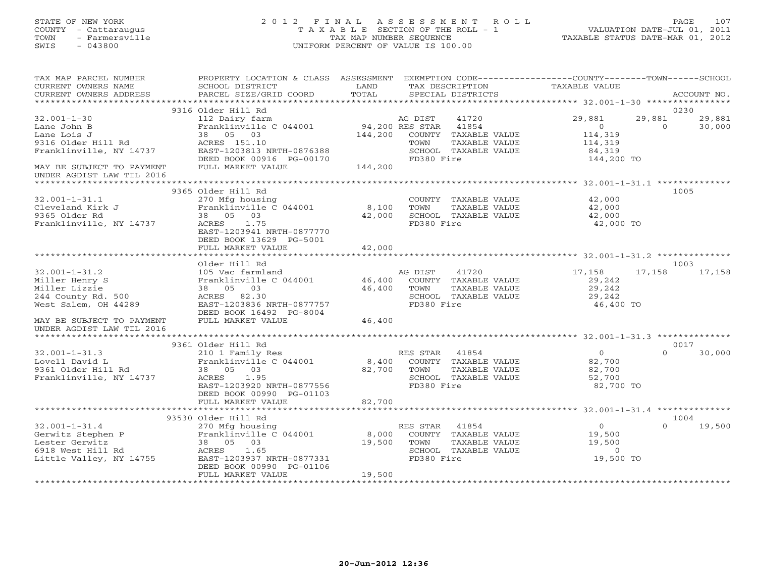STATE OF NEW YORK
COUNTY - Cattaraugus
TOWN - Farmersville
SWIS - 043800

# 2012 FINAL ASSESSMENT ROLL
TAXABLE SECTION OF THE ROLL - 1
TAX MAP NUMBER SEQUENCE
UNIFORM PERCENT OF VALUE IS 100.00

VALUATION DATE-JUL 01, 2011
TAXABLE STATUS DATE-MAR 01, 2012

| TAX MAP PARCEL NUMBER / CURRENT OWNERS NAME / CURRENT OWNERS ADDRESS | PROPERTY LOCATION & CLASS / SCHOOL DISTRICT / PARCEL SIZE/GRID COORD | ASSESSMENT LAND | TOTAL | EXEMPTION CODE / TAX DESCRIPTION / SPECIAL DISTRICTS | COUNTY TAXABLE VALUE | TOWN | SCHOOL | ACCOUNT NO. |
|---|---|---|---|---|---|---|---|---|
| | 9316 Older Hill Rd | | | | | | | 0230 |
| 32.001-1-30 | 112 Dairy farm | | | AG DIST 41720 | 29,881 | 29,881 | 29,881 | |
| Lane John B | Franklinville C 044001 | 94,200 | | RES STAR 41854 | 0 | 0 | 30,000 | |
| Lane Lois J | 38 05 03 | | 144,200 | COUNTY TAXABLE VALUE | 114,319 | | | |
| 9316 Older Hill Rd | ACRES 151.10 | | | TOWN TAXABLE VALUE | 114,319 | | | |
| Franklinville, NY 14737 | EAST-1203813 NRTH-0876388 | | | SCHOOL TAXABLE VALUE | 84,319 | | | |
| | DEED BOOK 00916 PG-00170 | | | FD380 Fire | 144,200 TO | | | |
| MAY BE SUBJECT TO PAYMENT UNDER AGDIST LAW TIL 2016 | FULL MARKET VALUE | | 144,200 | | | | | |
| | 9365 Older Hill Rd | | | | | | | 1005 |
| 32.001-1-31.1 | 270 Mfg housing | | | COUNTY TAXABLE VALUE | 42,000 | | | |
| Cleveland Kirk J | Franklinville C 044001 | 8,100 | | TOWN TAXABLE VALUE | 42,000 | | | |
| 9365 Older Rd | 38 05 03 | | 42,000 | SCHOOL TAXABLE VALUE | 42,000 | | | |
| Franklinville, NY 14737 | ACRES 1.75 | | | FD380 Fire | 42,000 TO | | | |
| | EAST-1203941 NRTH-0877770 | | | | | | | |
| | DEED BOOK 13629 PG-5001 | | | | | | | |
| | FULL MARKET VALUE | | 42,000 | | | | | |
| | Older Hill Rd | | | | | | | 1003 |
| 32.001-1-31.2 | 105 Vac farmland | | | AG DIST 41720 | 17,158 | 17,158 | 17,158 | |
| Miller Henry S | Franklinville C 044001 | 46,400 | | COUNTY TAXABLE VALUE | 29,242 | | | |
| Miller Lizzie | 38 05 03 | | 46,400 | TOWN TAXABLE VALUE | 29,242 | | | |
| 244 County Rd. 500 | ACRES 82.30 | | | SCHOOL TAXABLE VALUE | 29,242 | | | |
| West Salem, OH 44289 | EAST-1203836 NRTH-0877757 | | | FD380 Fire | 46,400 TO | | | |
| | DEED BOOK 16492 PG-8004 | | | | | | | |
| MAY BE SUBJECT TO PAYMENT UNDER AGDIST LAW TIL 2016 | FULL MARKET VALUE | | 46,400 | | | | | |
| | 9361 Older Hill Rd | | | | | | | 0017 |
| 32.001-1-31.3 | 210 1 Family Res | | | RES STAR 41854 | 0 | 0 | 30,000 | |
| Lovell David L | Franklinville C 044001 | 8,400 | | COUNTY TAXABLE VALUE | 82,700 | | | |
| 9361 Older Hill Rd | 38 05 03 | | 82,700 | TOWN TAXABLE VALUE | 82,700 | | | |
| Franklinville, NY 14737 | ACRES 1.95 | | | SCHOOL TAXABLE VALUE | 52,700 | | | |
| | EAST-1203920 NRTH-0877556 | | | FD380 Fire | 82,700 TO | | | |
| | DEED BOOK 00990 PG-01103 | | | | | | | |
| | FULL MARKET VALUE | | 82,700 | | | | | |
| | 93530 Older Hill Rd | | | | | | | 1004 |
| 32.001-1-31.4 | 270 Mfg housing | | | RES STAR 41854 | 0 | 0 | 19,500 | |
| Gerwitz Stephen P | Franklinville C 044001 | 8,000 | | COUNTY TAXABLE VALUE | 19,500 | | | |
| Lester Gerwitz | 38 05 03 | | 19,500 | TOWN TAXABLE VALUE | 19,500 | | | |
| 6918 West Hill Rd | ACRES 1.65 | | | SCHOOL TAXABLE VALUE | 0 | | | |
| Little Valley, NY 14755 | EAST-1203937 NRTH-0877331 | | | FD380 Fire | 19,500 TO | | | |
| | DEED BOOK 00990 PG-01106 | | | | | | | |
| | FULL MARKET VALUE | | 19,500 | | | | | |

20-Jun-2012 12:36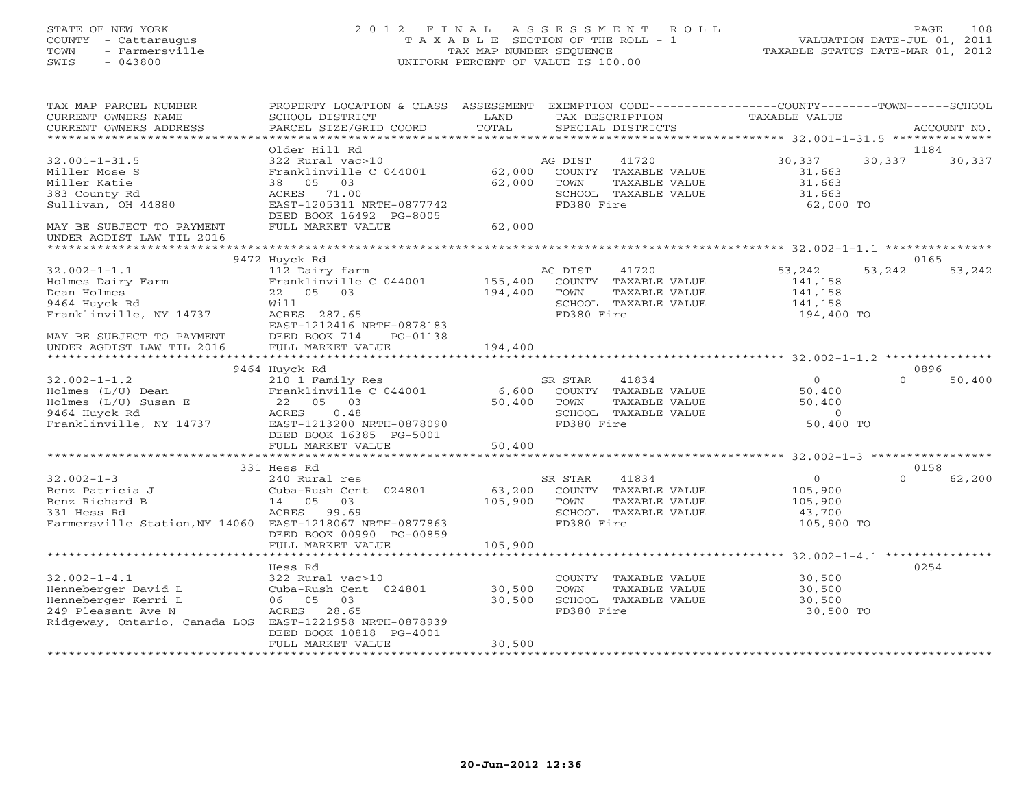STATE OF NEW YORK
COUNTY - Cattaraugus
TOWN - Farmersville
SWIS - 043800

# 2012 FINAL ASSESSMENT ROLL
TAXABLE SECTION OF THE ROLL - 1
TAX MAP NUMBER SEQUENCE
UNIFORM PERCENT OF VALUE IS 100.00

VALUATION DATE-JUL 01, 2011
TAXABLE STATUS DATE-MAR 01, 2012

| TAX MAP PARCEL NUMBER / CURRENT OWNERS NAME / CURRENT OWNERS ADDRESS | PROPERTY LOCATION & CLASS / SCHOOL DISTRICT / PARCEL SIZE/GRID COORD | ASSESSMENT LAND | TOTAL | EXEMPTION CODE / TAX DESCRIPTION / SPECIAL DISTRICTS | COUNTY TAXABLE VALUE | TOWN | SCHOOL | ACCOUNT NO. |
|---|---|---|---|---|---|---|---|---|
| 32.001-1-31.5 | Older Hill Rd | | | | | | | 1184 |
| Miller Mose S | 322 Rural vac>10 | | | AG DIST 41720 | 30,337 | 30,337 | 30,337 | |
| Miller Katie | Franklinville C 044001 | 62,000 | | COUNTY TAXABLE VALUE | 31,663 | | | |
| 383 County Rd | 38 05 03 | | 62,000 | TOWN TAXABLE VALUE | 31,663 | | | |
| Sullivan, OH 44880 | ACRES 71.00 | | | SCHOOL TAXABLE VALUE | 31,663 | | | |
| | EAST-1205311 NRTH-0877742 | | | FD380 Fire | 62,000 TO | | | |
| | DEED BOOK 16492 PG-8005 | | | | | | | |
| MAY BE SUBJECT TO PAYMENT UNDER AGDIST LAW TIL 2016 | FULL MARKET VALUE | | 62,000 | | | | | |
| 32.002-1-1.1 | 9472 Huyck Rd | | | | | | | 0165 |
| Holmes Dairy Farm | 112 Dairy farm | | | AG DIST 41720 | 53,242 | 53,242 | 53,242 | |
| Dean Holmes | Franklinville C 044001 | 155,400 | | COUNTY TAXABLE VALUE | 141,158 | | | |
| 9464 Huyck Rd | 22 05 03 | | 194,400 | TOWN TAXABLE VALUE | 141,158 | | | |
| Franklinville, NY 14737 | Will | | | SCHOOL TAXABLE VALUE | 141,158 | | | |
| | ACRES 287.65 | | | FD380 Fire | 194,400 TO | | | |
| | EAST-1212416 NRTH-0878183 | | | | | | | |
| MAY BE SUBJECT TO PAYMENT | DEED BOOK 714 PG-01138 | | | | | | | |
| UNDER AGDIST LAW TIL 2016 | FULL MARKET VALUE | | 194,400 | | | | | |
| 32.002-1-1.2 | 9464 Huyck Rd | | | | | | | 0896 |
| Holmes (L/U) Dean | 210 1 Family Res | | | SR STAR 41834 | 0 | 0 | 50,400 | |
| Holmes (L/U) Susan E | Franklinville C 044001 | 6,600 | | COUNTY TAXABLE VALUE | 50,400 | | | |
| 9464 Huyck Rd | 22 05 03 | | 50,400 | TOWN TAXABLE VALUE | 50,400 | | | |
| Franklinville, NY 14737 | ACRES 0.48 | | | SCHOOL TAXABLE VALUE | 0 | | | |
| | EAST-1213200 NRTH-0878090 | | | FD380 Fire | 50,400 TO | | | |
| | DEED BOOK 16385 PG-5001 | | | | | | | |
| | FULL MARKET VALUE | | 50,400 | | | | | |
| 32.002-1-3 | 331 Hess Rd | | | | | | | 0158 |
| Benz Patricia J | 240 Rural res | | | SR STAR 41834 | 0 | 0 | 62,200 | |
| Benz Richard B | Cuba-Rush Cent 024801 | 63,200 | | COUNTY TAXABLE VALUE | 105,900 | | | |
| 331 Hess Rd | 14 05 03 | | 105,900 | TOWN TAXABLE VALUE | 105,900 | | | |
| Farmersville Station,NY 14060 | ACRES 99.69 | | | SCHOOL TAXABLE VALUE | 43,700 | | | |
| | EAST-1218067 NRTH-0877863 | | | FD380 Fire | 105,900 TO | | | |
| | DEED BOOK 00990 PG-00859 | | | | | | | |
| | FULL MARKET VALUE | | 105,900 | | | | | |
| 32.002-1-4.1 | Hess Rd | | | | | | | 0254 |
| Henneberger David L | 322 Rural vac>10 | | | COUNTY TAXABLE VALUE | 30,500 | | | |
| Henneberger Kerri L | Cuba-Rush Cent 024801 | 30,500 | | TOWN TAXABLE VALUE | 30,500 | | | |
| 249 Pleasant Ave N | 06 05 03 | | 30,500 | SCHOOL TAXABLE VALUE | 30,500 | | | |
| Ridgeway, Ontario, Canada LOS | ACRES 28.65 | | | FD380 Fire | 30,500 TO | | | |
| | EAST-1221958 NRTH-0878939 | | | | | | | |
| | DEED BOOK 10818 PG-4001 | | | | | | | |
| | FULL MARKET VALUE | | 30,500 | | | | | |

20-Jun-2012 12:36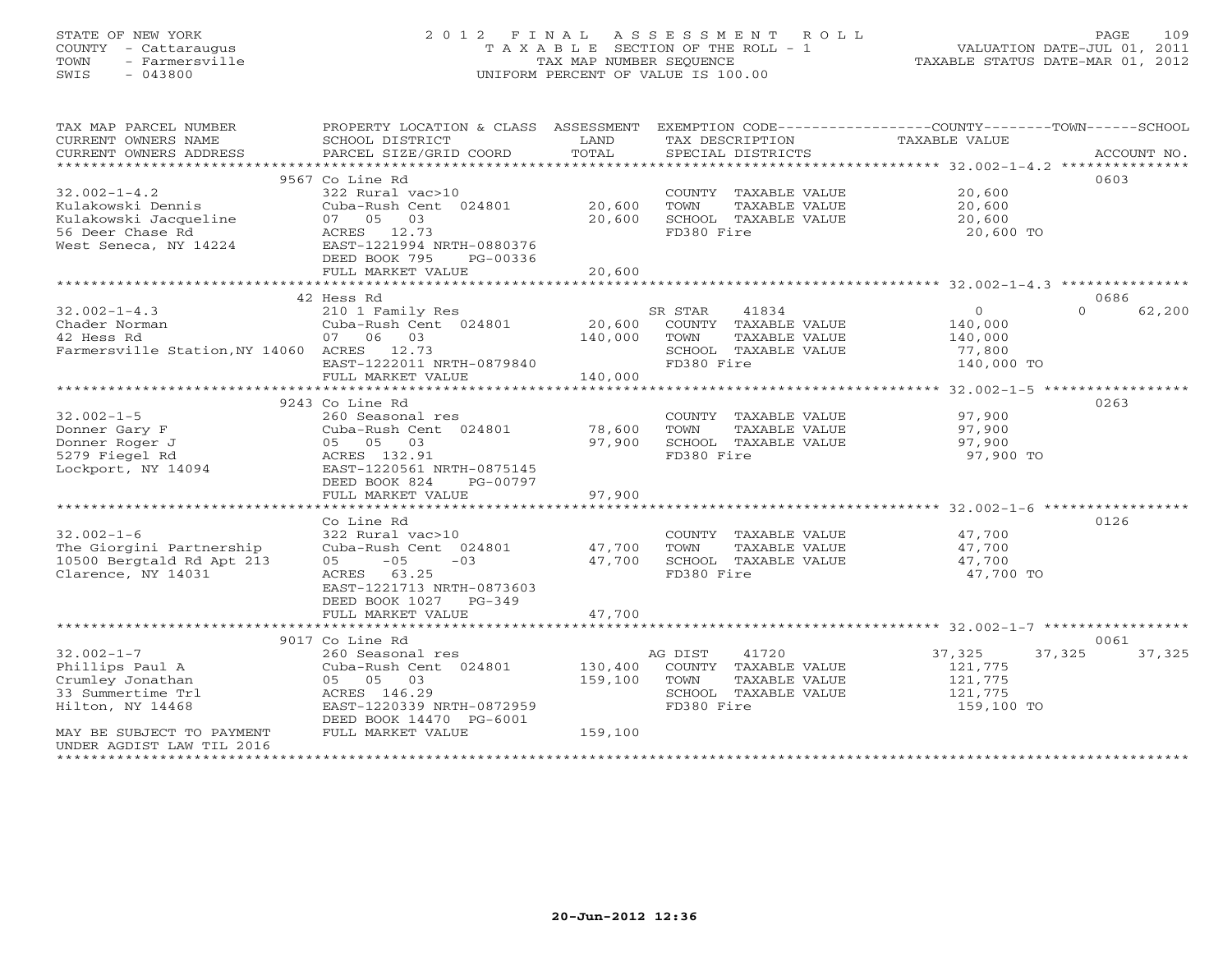STATE OF NEW YORK
COUNTY - Cattaraugus
TOWN - Farmersville
SWIS - 043800

# 2012 FINAL ASSESSMENT ROLL
TAXABLE SECTION OF THE ROLL - 1
TAX MAP NUMBER SEQUENCE
UNIFORM PERCENT OF VALUE IS 100.00

VALUATION DATE-JUL 01, 2011
TAXABLE STATUS DATE-MAR 01, 2012

| TAX MAP PARCEL NUMBER / CURRENT OWNERS NAME / CURRENT OWNERS ADDRESS | PROPERTY LOCATION & CLASS / SCHOOL DISTRICT / PARCEL SIZE/GRID COORD | ASSESSMENT LAND | TOTAL | EXEMPTION CODE / TAX DESCRIPTION / SPECIAL DISTRICTS | COUNTY TAXABLE VALUE | TOWN | SCHOOL | ACCOUNT NO. |
|---|---|---|---|---|---|---|---|---|
| 32.002-1-4.2 | 9567 Co Line Rd | | | | | | | 0603 |
| Kulakowski Dennis | 322 Rural vac>10 | | | COUNTY TAXABLE VALUE | 20,600 | | | |
| Kulakowski Jacqueline | Cuba-Rush Cent 024801 | 20,600 | | TOWN TAXABLE VALUE | 20,600 | | | |
| 56 Deer Chase Rd | 07 05 03 | | 20,600 | SCHOOL TAXABLE VALUE | 20,600 | | | |
| West Seneca, NY 14224 | ACRES 12.73 | | | FD380 Fire | 20,600 TO | | | |
| | EAST-1221994 NRTH-0880376 | | | | | | | |
| | DEED BOOK 795 PG-00336 | | | | | | | |
| | FULL MARKET VALUE | | 20,600 | | | | | |
| 32.002-1-4.3 | 42 Hess Rd | | | | | | | 0686 |
| Chader Norman | 210 1 Family Res | | | SR STAR 41834 | 0 | 0 | 62,200 | |
| 42 Hess Rd | Cuba-Rush Cent 024801 | 20,600 | | COUNTY TAXABLE VALUE | 140,000 | | | |
| Farmersville Station,NY 14060 | 07 06 03 | | 140,000 | TOWN TAXABLE VALUE | 140,000 | | | |
| | ACRES 12.73 | | | SCHOOL TAXABLE VALUE | 77,800 | | | |
| | EAST-1222011 NRTH-0879840 | | | FD380 Fire | 140,000 TO | | | |
| | FULL MARKET VALUE | | 140,000 | | | | | |
| 32.002-1-5 | 9243 Co Line Rd | | | | | | | 0263 |
| Donner Gary F | 260 Seasonal res | | | COUNTY TAXABLE VALUE | 97,900 | | | |
| Donner Roger J | Cuba-Rush Cent 024801 | 78,600 | | TOWN TAXABLE VALUE | 97,900 | | | |
| 5279 Fiegel Rd | 05 05 03 | | 97,900 | SCHOOL TAXABLE VALUE | 97,900 | | | |
| Lockport, NY 14094 | ACRES 132.91 | | | FD380 Fire | 97,900 TO | | | |
| | EAST-1220561 NRTH-0875145 | | | | | | | |
| | DEED BOOK 824 PG-00797 | | | | | | | |
| | FULL MARKET VALUE | | 97,900 | | | | | |
| 32.002-1-6 | Co Line Rd | | | | | | | 0126 |
| The Giorgini Partnership | 322 Rural vac>10 | | | COUNTY TAXABLE VALUE | 47,700 | | | |
| 10500 Bergtald Rd Apt 213 | Cuba-Rush Cent 024801 | 47,700 | | TOWN TAXABLE VALUE | 47,700 | | | |
| Clarence, NY 14031 | 05 -05 -03 | | 47,700 | SCHOOL TAXABLE VALUE | 47,700 | | | |
| | ACRES 63.25 | | | FD380 Fire | 47,700 TO | | | |
| | EAST-1221713 NRTH-0873603 | | | | | | | |
| | DEED BOOK 1027 PG-349 | | | | | | | |
| | FULL MARKET VALUE | | 47,700 | | | | | |
| 32.002-1-7 | 9017 Co Line Rd | | | | | | | 0061 |
| Phillips Paul A | 260 Seasonal res | | | AG DIST 41720 | 37,325 | 37,325 | 37,325 | |
| Crumley Jonathan | Cuba-Rush Cent 024801 | 130,400 | | COUNTY TAXABLE VALUE | 121,775 | | | |
| 33 Summertime Trl | 05 05 03 | | 159,100 | TOWN TAXABLE VALUE | 121,775 | | | |
| Hilton, NY 14468 | ACRES 146.29 | | | SCHOOL TAXABLE VALUE | 121,775 | | | |
| | EAST-1220339 NRTH-0872959 | | | FD380 Fire | 159,100 TO | | | |
| | DEED BOOK 14470 PG-6001 | | | | | | | |
| MAY BE SUBJECT TO PAYMENT UNDER AGDIST LAW TIL 2016 | FULL MARKET VALUE | | 159,100 | | | | | |

20-Jun-2012 12:36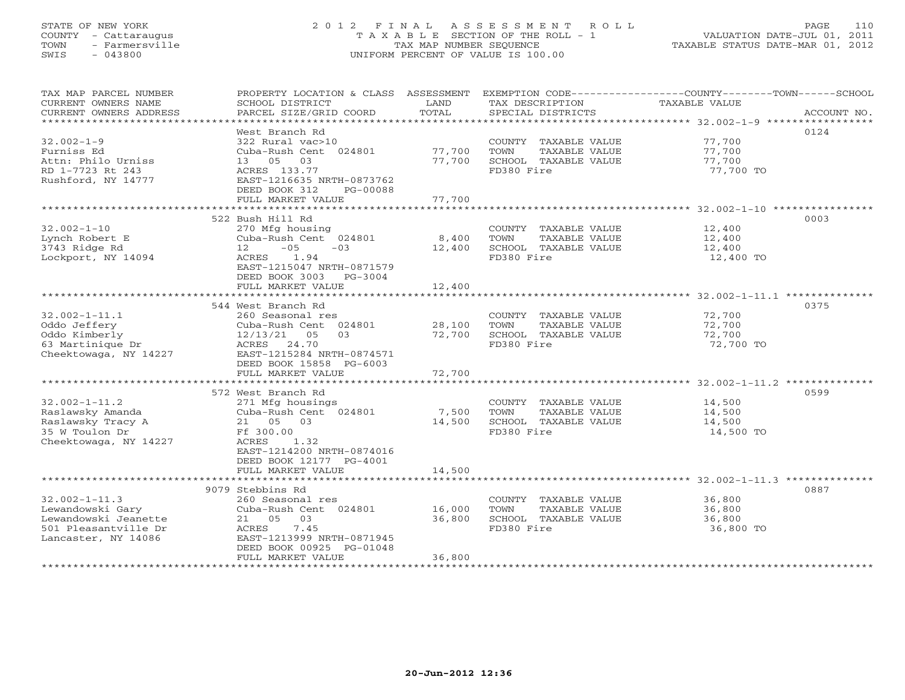STATE OF NEW YORK
COUNTY - Cattaraugus
TOWN - Farmersville
SWIS - 043800

# 2012 FINAL ASSESSMENT ROLL

TAXABLE SECTION OF THE ROLL - 1
TAX MAP NUMBER SEQUENCE
UNIFORM PERCENT OF VALUE IS 100.00

VALUATION DATE-JUL 01, 2011
TAXABLE STATUS DATE-MAR 01, 2012

| TAX MAP PARCEL NUMBER / CURRENT OWNERS NAME / CURRENT OWNERS ADDRESS | PROPERTY LOCATION & CLASS / SCHOOL DISTRICT / PARCEL SIZE/GRID COORD | ASSESSMENT LAND | TOTAL | EXEMPTION CODE / TAX DESCRIPTION / SPECIAL DISTRICTS | COUNTY--------TOWN------SCHOOL TAXABLE VALUE | ACCOUNT NO. |
|---|---|---|---|---|---|---|
| **32.002-1-9** | West Branch Rd | | | | | 0124 |
| Furniss Ed | 322 Rural vac>10 | | | COUNTY TAXABLE VALUE | 77,700 | |
| Attn: Philo Urniss | Cuba-Rush Cent 024801 | 77,700 | | TOWN TAXABLE VALUE | 77,700 | |
| RD 1-7723 Rt 243 | 13 05 03 | | 77,700 | SCHOOL TAXABLE VALUE | 77,700 | |
| Rushford, NY 14777 | ACRES 133.77 | | | FD380 Fire | 77,700 TO | |
| | EAST-1216635 NRTH-0873762 | | | | | |
| | DEED BOOK 312 PG-00088 | | | | | |
| | FULL MARKET VALUE | | 77,700 | | | |
| **32.002-1-10** | 522 Bush Hill Rd | | | | | 0003 |
| Lynch Robert E | 270 Mfg housing | | | COUNTY TAXABLE VALUE | 12,400 | |
| 3743 Ridge Rd | Cuba-Rush Cent 024801 | 8,400 | | TOWN TAXABLE VALUE | 12,400 | |
| Lockport, NY 14094 | 12 -05 -03 | | 12,400 | SCHOOL TAXABLE VALUE | 12,400 | |
| | ACRES 1.94 | | | FD380 Fire | 12,400 TO | |
| | EAST-1215047 NRTH-0871579 | | | | | |
| | DEED BOOK 3003 PG-3004 | | | | | |
| | FULL MARKET VALUE | | 12,400 | | | |
| **32.002-1-11.1** | 544 West Branch Rd | | | | | 0375 |
| Oddo Jeffery | 260 Seasonal res | | | COUNTY TAXABLE VALUE | 72,700 | |
| Oddo Kimberly | Cuba-Rush Cent 024801 | 28,100 | | TOWN TAXABLE VALUE | 72,700 | |
| 63 Martinique Dr | 12/13/21 05 03 | | 72,700 | SCHOOL TAXABLE VALUE | 72,700 | |
| Cheektowaga, NY 14227 | ACRES 24.70 | | | FD380 Fire | 72,700 TO | |
| | EAST-1215284 NRTH-0874571 | | | | | |
| | DEED BOOK 15858 PG-6003 | | | | | |
| | FULL MARKET VALUE | | 72,700 | | | |
| **32.002-1-11.2** | 572 West Branch Rd | | | | | 0599 |
| Raslawsky Amanda | 271 Mfg housings | | | COUNTY TAXABLE VALUE | 14,500 | |
| Raslawsky Tracy A | Cuba-Rush Cent 024801 | 7,500 | | TOWN TAXABLE VALUE | 14,500 | |
| 35 W Toulon Dr | 21 05 03 | | 14,500 | SCHOOL TAXABLE VALUE | 14,500 | |
| Cheektowaga, NY 14227 | Ff 300.00 | | | FD380 Fire | 14,500 TO | |
| | ACRES 1.32 | | | | | |
| | EAST-1214200 NRTH-0874016 | | | | | |
| | DEED BOOK 12177 PG-4001 | | | | | |
| | FULL MARKET VALUE | | 14,500 | | | |
| **32.002-1-11.3** | 9079 Stebbins Rd | | | | | 0887 |
| Lewandowski Gary | 260 Seasonal res | | | COUNTY TAXABLE VALUE | 36,800 | |
| Lewandowski Jeanette | Cuba-Rush Cent 024801 | 16,000 | | TOWN TAXABLE VALUE | 36,800 | |
| 501 Pleasantville Dr | 21 05 03 | | 36,800 | SCHOOL TAXABLE VALUE | 36,800 | |
| Lancaster, NY 14086 | ACRES 7.45 | | | FD380 Fire | 36,800 TO | |
| | EAST-1213999 NRTH-0871945 | | | | | |
| | DEED BOOK 00925 PG-01048 | | | | | |
| | FULL MARKET VALUE | | 36,800 | | | |

20-Jun-2012 12:36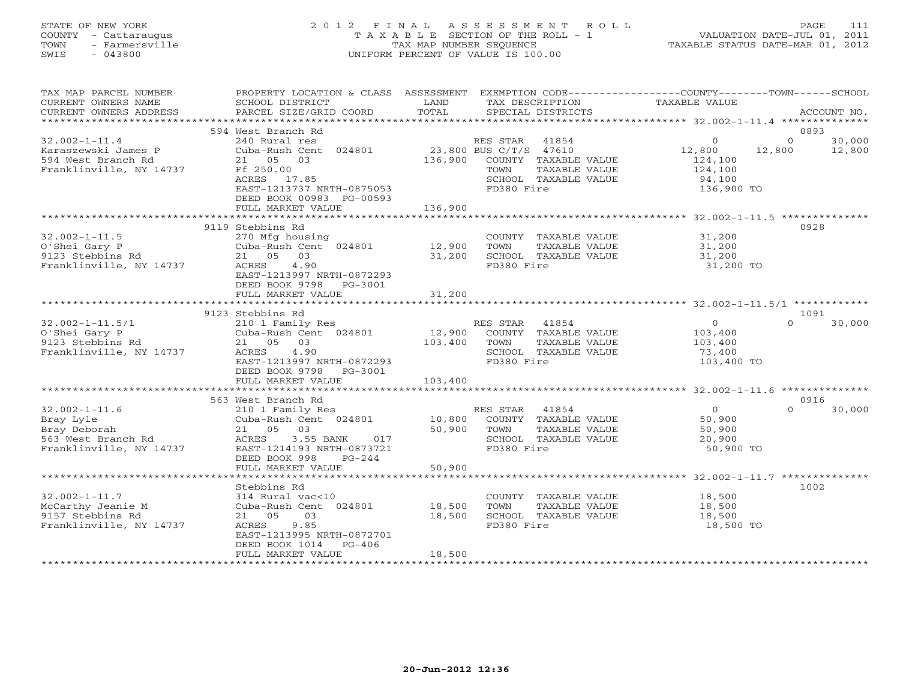STATE OF NEW YORK
COUNTY - Cattaraugus
TOWN - Farmersville
SWIS - 043800

2012 FINAL ASSESSMENT ROLL
TAXABLE SECTION OF THE ROLL - 1
TAX MAP NUMBER SEQUENCE
UNIFORM PERCENT OF VALUE IS 100.00

VALUATION DATE-JUL 01, 2011
TAXABLE STATUS DATE-MAR 01, 2012

| TAX MAP PARCEL NUMBER / CURRENT OWNERS NAME / CURRENT OWNERS ADDRESS | PROPERTY LOCATION & CLASS / SCHOOL DISTRICT / PARCEL SIZE/GRID COORD | ASSESSMENT LAND / TOTAL | EXEMPTION CODE / TAX DESCRIPTION / SPECIAL DISTRICTS | COUNTY TAXABLE VALUE | TOWN | SCHOOL | ACCOUNT NO. |
|---|---|---|---|---|---|---|---|
| 32.002-1-11.4 | 594 West Branch Rd | | | | | | 0893 |
| | 240 Rural res | | RES STAR 41854 | 0 | 0 | 30,000 | |
| Karaszewski James P | Cuba-Rush Cent 024801 | 23,800 | BUS C/T/S 47610 | 12,800 | 12,800 | 12,800 | |
| 594 West Branch Rd | 21 05 03 | 136,900 | COUNTY TAXABLE VALUE | 124,100 | | | |
| Franklinville, NY 14737 | Ff 250.00 | | TOWN TAXABLE VALUE | 124,100 | | | |
| | ACRES 17.85 | | SCHOOL TAXABLE VALUE | 94,100 | | | |
| | EAST-1213737 NRTH-0875053 | | FD380 Fire | 136,900 TO | | | |
| | DEED BOOK 00983 PG-00593 | | | | | | |
| | FULL MARKET VALUE | 136,900 | | | | | |
| 32.002-1-11.5 | 9119 Stebbins Rd | | | | | | 0928 |
| | 270 Mfg housing | | COUNTY TAXABLE VALUE | 31,200 | | | |
| O'Shei Gary P | Cuba-Rush Cent 024801 | 12,900 | TOWN TAXABLE VALUE | 31,200 | | | |
| 9123 Stebbins Rd | 21 05 03 | 31,200 | SCHOOL TAXABLE VALUE | 31,200 | | | |
| Franklinville, NY 14737 | ACRES 4.90 | | FD380 Fire | 31,200 TO | | | |
| | EAST-1213997 NRTH-0872293 | | | | | | |
| | DEED BOOK 9798 PG-3001 | | | | | | |
| | FULL MARKET VALUE | 31,200 | | | | | |
| 32.002-1-11.5/1 | 9123 Stebbins Rd | | | | | | 1091 |
| | 210 1 Family Res | | RES STAR 41854 | 0 | 0 | 30,000 | |
| O'Shei Gary P | Cuba-Rush Cent 024801 | 12,900 | COUNTY TAXABLE VALUE | 103,400 | | | |
| 9123 Stebbins Rd | 21 05 03 | 103,400 | TOWN TAXABLE VALUE | 103,400 | | | |
| Franklinville, NY 14737 | ACRES 4.90 | | SCHOOL TAXABLE VALUE | 73,400 | | | |
| | EAST-1213997 NRTH-0872293 | | FD380 Fire | 103,400 TO | | | |
| | DEED BOOK 9798 PG-3001 | | | | | | |
| | FULL MARKET VALUE | 103,400 | | | | | |
| 32.002-1-11.6 | 563 West Branch Rd | | | | | | 0916 |
| | 210 1 Family Res | | RES STAR 41854 | 0 | 0 | 30,000 | |
| Bray Lyle | Cuba-Rush Cent 024801 | 10,800 | COUNTY TAXABLE VALUE | 50,900 | | | |
| Bray Deborah | 21 05 03 | 50,900 | TOWN TAXABLE VALUE | 50,900 | | | |
| 563 West Branch Rd | ACRES 3.55 BANK 017 | | SCHOOL TAXABLE VALUE | 20,900 | | | |
| Franklinville, NY 14737 | EAST-1214193 NRTH-0873721 | | FD380 Fire | 50,900 TO | | | |
| | DEED BOOK 998 PG-244 | | | | | | |
| | FULL MARKET VALUE | 50,900 | | | | | |
| 32.002-1-11.7 | Stebbins Rd | | | | | | 1002 |
| | 314 Rural vac<10 | | COUNTY TAXABLE VALUE | 18,500 | | | |
| McCarthy Jeanie M | Cuba-Rush Cent 024801 | 18,500 | TOWN TAXABLE VALUE | 18,500 | | | |
| 9157 Stebbins Rd | 21 05 03 | 18,500 | SCHOOL TAXABLE VALUE | 18,500 | | | |
| Franklinville, NY 14737 | ACRES 9.85 | | FD380 Fire | 18,500 TO | | | |
| | EAST-1213995 NRTH-0872701 | | | | | | |
| | DEED BOOK 1014 PG-406 | | | | | | |
| | FULL MARKET VALUE | 18,500 | | | | | |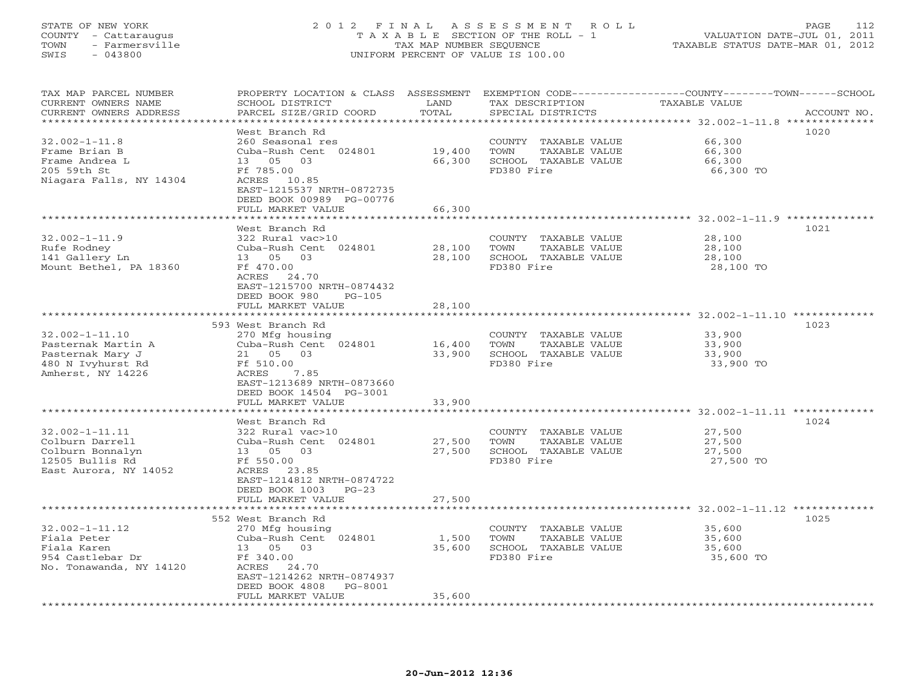STATE OF NEW YORK
COUNTY - Cattaraugus
TOWN - Farmersville
SWIS - 043800

# 2012 FINAL ASSESSMENT ROLL

TAXABLE SECTION OF THE ROLL - 1
TAX MAP NUMBER SEQUENCE
UNIFORM PERCENT OF VALUE IS 100.00

VALUATION DATE-JUL 01, 2011
TAXABLE STATUS DATE-MAR 01, 2012

| TAX MAP PARCEL NUMBER / CURRENT OWNERS NAME / CURRENT OWNERS ADDRESS | PROPERTY LOCATION & CLASS / SCHOOL DISTRICT / PARCEL SIZE/GRID COORD | ASSESSMENT LAND / TOTAL | EXEMPTION CODE / TAX DESCRIPTION / SPECIAL DISTRICTS | COUNTY--------TOWN------SCHOOL TAXABLE VALUE | ACCOUNT NO. |
|---|---|---|---|---|---|
| 32.002-1-11.8 | West Branch Rd | | | | 1020 |
| Frame Brian B | 260 Seasonal res | | COUNTY TAXABLE VALUE | 66,300 | |
| Frame Andrea L | Cuba-Rush Cent 024801 | 19,400 | TOWN TAXABLE VALUE | 66,300 | |
| 205 59th St | 13 05 03 | 66,300 | SCHOOL TAXABLE VALUE | 66,300 | |
| Niagara Falls, NY 14304 | Ff 785.00 | | FD380 Fire | 66,300 TO | |
| | ACRES 10.85 | | | | |
| | EAST-1215537 NRTH-0872735 | | | | |
| | DEED BOOK 00989 PG-00776 | | | | |
| | FULL MARKET VALUE | 66,300 | | | |
| 32.002-1-11.9 | West Branch Rd | | | | 1021 |
| Rufe Rodney | 322 Rural vac>10 | | COUNTY TAXABLE VALUE | 28,100 | |
| 141 Gallery Ln | Cuba-Rush Cent 024801 | 28,100 | TOWN TAXABLE VALUE | 28,100 | |
| Mount Bethel, PA 18360 | 13 05 03 | 28,100 | SCHOOL TAXABLE VALUE | 28,100 | |
| | Ff 470.00 | | FD380 Fire | 28,100 TO | |
| | ACRES 24.70 | | | | |
| | EAST-1215700 NRTH-0874432 | | | | |
| | DEED BOOK 980 PG-105 | | | | |
| | FULL MARKET VALUE | 28,100 | | | |
| 32.002-1-11.10 | 593 West Branch Rd | | | | 1023 |
| Pasternak Martin A | 270 Mfg housing | | COUNTY TAXABLE VALUE | 33,900 | |
| Pasternak Mary J | Cuba-Rush Cent 024801 | 16,400 | TOWN TAXABLE VALUE | 33,900 | |
| 480 N Ivyhurst Rd | 21 05 03 | 33,900 | SCHOOL TAXABLE VALUE | 33,900 | |
| Amherst, NY 14226 | Ff 510.00 | | FD380 Fire | 33,900 TO | |
| | ACRES 7.85 | | | | |
| | EAST-1213689 NRTH-0873660 | | | | |
| | DEED BOOK 14504 PG-3001 | | | | |
| | FULL MARKET VALUE | 33,900 | | | |
| 32.002-1-11.11 | West Branch Rd | | | | 1024 |
| Colburn Darrell | 322 Rural vac>10 | | COUNTY TAXABLE VALUE | 27,500 | |
| Colburn Bonnalyn | Cuba-Rush Cent 024801 | 27,500 | TOWN TAXABLE VALUE | 27,500 | |
| 12505 Bullis Rd | 13 05 03 | 27,500 | SCHOOL TAXABLE VALUE | 27,500 | |
| East Aurora, NY 14052 | Ff 550.00 | | FD380 Fire | 27,500 TO | |
| | ACRES 23.85 | | | | |
| | EAST-1214812 NRTH-0874722 | | | | |
| | DEED BOOK 1003 PG-23 | | | | |
| | FULL MARKET VALUE | 27,500 | | | |
| 32.002-1-11.12 | 552 West Branch Rd | | | | 1025 |
| Fiala Peter | 270 Mfg housing | | COUNTY TAXABLE VALUE | 35,600 | |
| Fiala Karen | Cuba-Rush Cent 024801 | 1,500 | TOWN TAXABLE VALUE | 35,600 | |
| 954 Castlebar Dr | 13 05 03 | 35,600 | SCHOOL TAXABLE VALUE | 35,600 | |
| No. Tonawanda, NY 14120 | Ff 340.00 | | FD380 Fire | 35,600 TO | |
| | ACRES 24.70 | | | | |
| | EAST-1214262 NRTH-0874937 | | | | |
| | DEED BOOK 4808 PG-8001 | | | | |
| | FULL MARKET VALUE | 35,600 | | | |

20-Jun-2012 12:36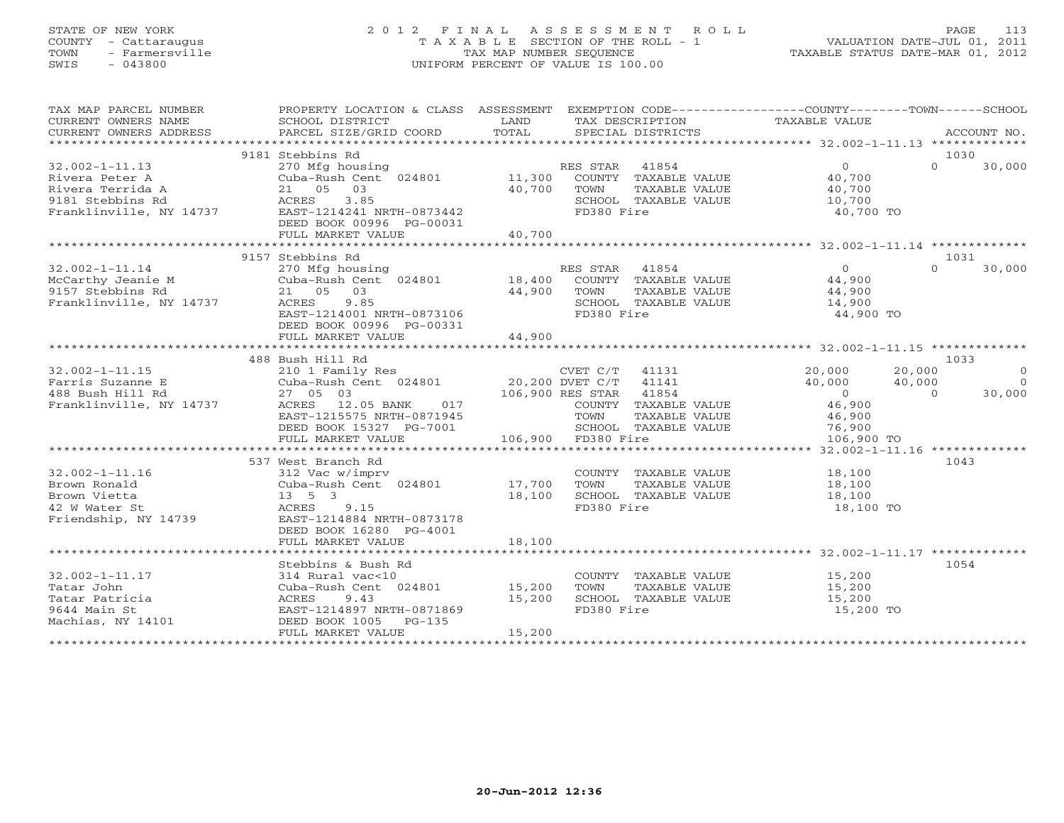STATE OF NEW YORK
COUNTY - Cattaraugus
TOWN - Farmersville
SWIS - 043800

# 2012 FINAL ASSESSMENT ROLL

TAXABLE SECTION OF THE ROLL - 1
TAX MAP NUMBER SEQUENCE
UNIFORM PERCENT OF VALUE IS 100.00

VALUATION DATE-JUL 01, 2011
TAXABLE STATUS DATE-MAR 01, 2012

| TAX MAP PARCEL NUMBER / CURRENT OWNERS NAME / CURRENT OWNERS ADDRESS | PROPERTY LOCATION & CLASS / SCHOOL DISTRICT / PARCEL SIZE/GRID COORD | ASSESSMENT LAND / TOTAL | EXEMPTION CODE / TAX DESCRIPTION / SPECIAL DISTRICTS | COUNTY TAXABLE VALUE | TOWN | SCHOOL / ACCOUNT NO. |
|---|---|---|---|---|---|---|
| | 9181 Stebbins Rd | | | | | 1030 |
| 32.002-1-11.13 | 270 Mfg housing | | RES STAR 41854 | 0 | 0 | 30,000 |
| Rivera Peter A | Cuba-Rush Cent 024801 | 11,300 | COUNTY TAXABLE VALUE | 40,700 | | |
| Rivera Terrida A | 21 05 03 | 40,700 | TOWN TAXABLE VALUE | 40,700 | | |
| 9181 Stebbins Rd | ACRES 3.85 | | SCHOOL TAXABLE VALUE | 10,700 | | |
| Franklinville, NY 14737 | EAST-1214241 NRTH-0873442 | | FD380 Fire | 40,700 TO | | |
| | DEED BOOK 00996 PG-00031 | | | | | |
| | FULL MARKET VALUE | 40,700 | | | | |
| | 9157 Stebbins Rd | | | | | 1031 |
| 32.002-1-11.14 | 270 Mfg housing | | RES STAR 41854 | 0 | 0 | 30,000 |
| McCarthy Jeanie M | Cuba-Rush Cent 024801 | 18,400 | COUNTY TAXABLE VALUE | 44,900 | | |
| 9157 Stebbins Rd | 21 05 03 | 44,900 | TOWN TAXABLE VALUE | 44,900 | | |
| Franklinville, NY 14737 | ACRES 9.85 | | SCHOOL TAXABLE VALUE | 14,900 | | |
| | EAST-1214001 NRTH-0873106 | | FD380 Fire | 44,900 TO | | |
| | DEED BOOK 00996 PG-00331 | | | | | |
| | FULL MARKET VALUE | 44,900 | | | | |
| | 488 Bush Hill Rd | | | | | 1033 |
| 32.002-1-11.15 | 210 1 Family Res | | CVET C/T 41131 | 20,000 | 20,000 | 0 |
| Farris Suzanne E | Cuba-Rush Cent 024801 | 20,200 | DVET C/T 41141 | 40,000 | 40,000 | 0 |
| 488 Bush Hill Rd | 27 05 03 | 106,900 | RES STAR 41854 | 0 | 0 | 30,000 |
| Franklinville, NY 14737 | ACRES 12.05 BANK 017 | | COUNTY TAXABLE VALUE | 46,900 | | |
| | EAST-1215575 NRTH-0871945 | | TOWN TAXABLE VALUE | 46,900 | | |
| | DEED BOOK 15327 PG-7001 | | SCHOOL TAXABLE VALUE | 76,900 | | |
| | FULL MARKET VALUE | 106,900 | FD380 Fire | 106,900 TO | | |
| | 537 West Branch Rd | | | | | 1043 |
| 32.002-1-11.16 | 312 Vac w/imprv | | COUNTY TAXABLE VALUE | 18,100 | | |
| Brown Ronald | Cuba-Rush Cent 024801 | 17,700 | TOWN TAXABLE VALUE | 18,100 | | |
| Brown Vietta | 13 5 3 | 18,100 | SCHOOL TAXABLE VALUE | 18,100 | | |
| 42 W Water St | ACRES 9.15 | | FD380 Fire | 18,100 TO | | |
| Friendship, NY 14739 | EAST-1214884 NRTH-0873178 | | | | | |
| | DEED BOOK 16280 PG-4001 | | | | | |
| | FULL MARKET VALUE | 18,100 | | | | |
| | Stebbins & Bush Rd | | | | | 1054 |
| 32.002-1-11.17 | 314 Rural vac<10 | | COUNTY TAXABLE VALUE | 15,200 | | |
| Tatar John | Cuba-Rush Cent 024801 | 15,200 | TOWN TAXABLE VALUE | 15,200 | | |
| Tatar Patricia | ACRES 9.43 | 15,200 | SCHOOL TAXABLE VALUE | 15,200 | | |
| 9644 Main St | EAST-1214897 NRTH-0871869 | | FD380 Fire | 15,200 TO | | |
| Machias, NY 14101 | DEED BOOK 1005 PG-135 | | | | | |
| | FULL MARKET VALUE | 15,200 | | | | |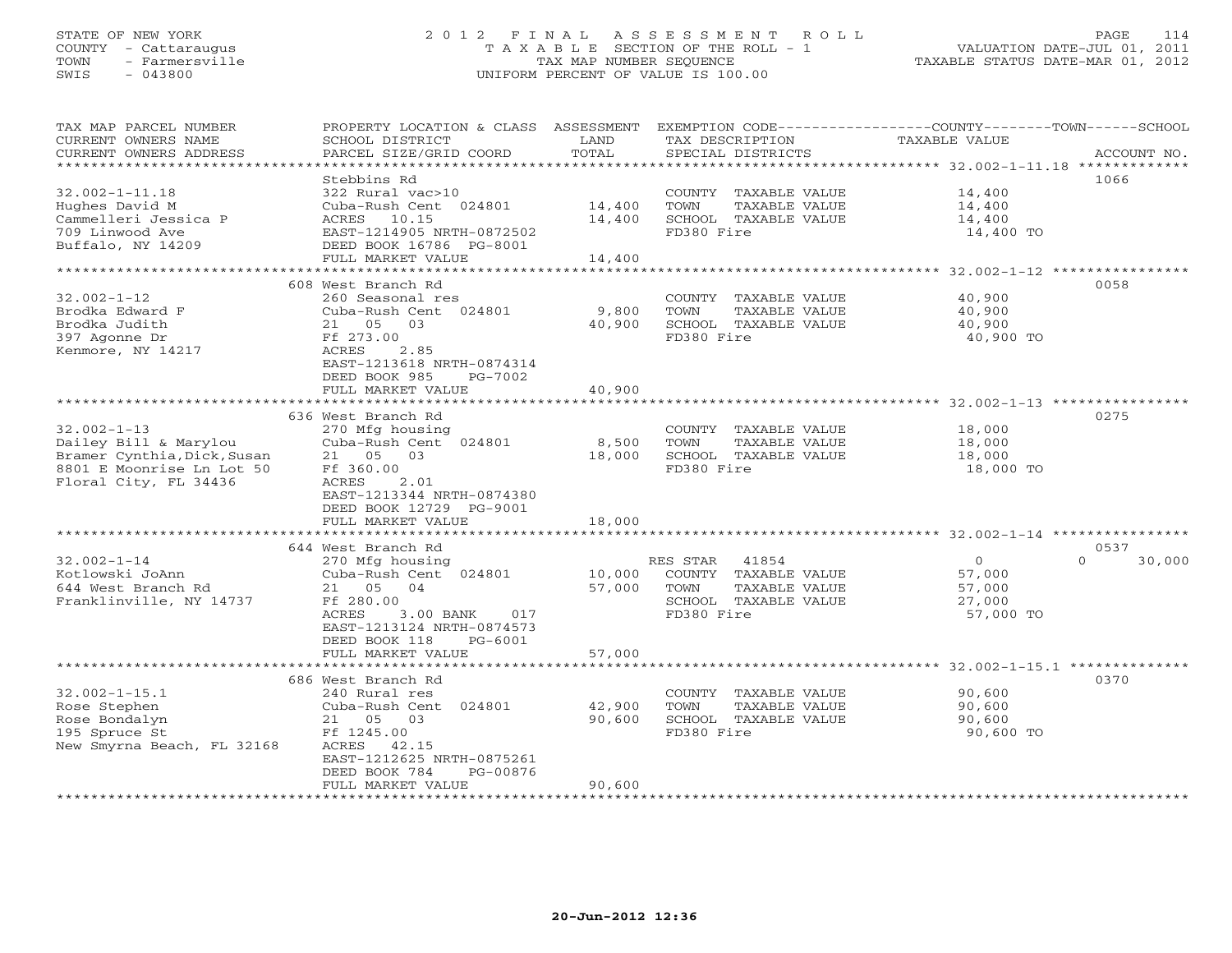STATE OF NEW YORK — 2012 FINAL ASSESSMENT ROLL
COUNTY - Cattaraugus — TAXABLE SECTION OF THE ROLL - 1 — VALUATION DATE-JUL 01, 2011
TOWN - Farmersville — TAX MAP NUMBER SEQUENCE — TAXABLE STATUS DATE-MAR 01, 2012
SWIS - 043800 — UNIFORM PERCENT OF VALUE IS 100.00

| TAX MAP PARCEL NUMBER / CURRENT OWNERS NAME / CURRENT OWNERS ADDRESS | PROPERTY LOCATION & CLASS / SCHOOL DISTRICT / PARCEL SIZE/GRID COORD | ASSESSMENT LAND | TOTAL | EXEMPTION CODE / TAX DESCRIPTION / SPECIAL DISTRICTS | COUNTY TAXABLE VALUE | TOWN | SCHOOL | ACCOUNT NO. |
|---|---|---|---|---|---|---|---|---|
| 32.002-1-11.18 | Stebbins Rd | | | | | | | 1066 |
| Hughes David M | 322 Rural vac>10 | | | COUNTY TAXABLE VALUE | 14,400 | | | |
| Cammelleri Jessica P | Cuba-Rush Cent 024801 | 14,400 | | TOWN TAXABLE VALUE | 14,400 | | | |
| 709 Linwood Ave | ACRES 10.15 | | 14,400 | SCHOOL TAXABLE VALUE | 14,400 | | | |
| Buffalo, NY 14209 | EAST-1214905 NRTH-0872502 | | | FD380 Fire | 14,400 TO | | | |
| | DEED BOOK 16786 PG-8001 | | | | | | | |
| | FULL MARKET VALUE | | 14,400 | | | | | |
| 32.002-1-12 | 608 West Branch Rd | | | | | | | 0058 |
| Brodka Edward F | 260 Seasonal res | | | COUNTY TAXABLE VALUE | 40,900 | | | |
| Brodka Judith | Cuba-Rush Cent 024801 | 9,800 | | TOWN TAXABLE VALUE | 40,900 | | | |
| 397 Agonne Dr | 21 05 03 | | 40,900 | SCHOOL TAXABLE VALUE | 40,900 | | | |
| Kenmore, NY 14217 | Ff 273.00 | | | FD380 Fire | 40,900 TO | | | |
| | ACRES 2.85 | | | | | | | |
| | EAST-1213618 NRTH-0874314 | | | | | | | |
| | DEED BOOK 985 PG-7002 | | | | | | | |
| | FULL MARKET VALUE | | 40,900 | | | | | |
| 32.002-1-13 | 636 West Branch Rd | | | | | | | 0275 |
| Dailey Bill & Marylou | 270 Mfg housing | | | COUNTY TAXABLE VALUE | 18,000 | | | |
| Bramer Cynthia,Dick,Susan | Cuba-Rush Cent 024801 | 8,500 | | TOWN TAXABLE VALUE | 18,000 | | | |
| 8801 E Moonrise Ln Lot 50 | 21 05 03 | | 18,000 | SCHOOL TAXABLE VALUE | 18,000 | | | |
| Floral City, FL 34436 | Ff 360.00 | | | FD380 Fire | 18,000 TO | | | |
| | ACRES 2.01 | | | | | | | |
| | EAST-1213344 NRTH-0874380 | | | | | | | |
| | DEED BOOK 12729 PG-9001 | | | | | | | |
| | FULL MARKET VALUE | | 18,000 | | | | | |
| 32.002-1-14 | 644 West Branch Rd | | | | | | | 0537 |
| Kotlowski JoAnn | 270 Mfg housing | | | RES STAR 41854 | 0 | | 0 | 30,000 |
| 644 West Branch Rd | Cuba-Rush Cent 024801 | 10,000 | | COUNTY TAXABLE VALUE | 57,000 | | | |
| Franklinville, NY 14737 | 21 05 04 | | 57,000 | TOWN TAXABLE VALUE | 57,000 | | | |
| | Ff 280.00 | | | SCHOOL TAXABLE VALUE | 27,000 | | | |
| | ACRES 3.00 BANK 017 | | | FD380 Fire | 57,000 TO | | | |
| | EAST-1213124 NRTH-0874573 | | | | | | | |
| | DEED BOOK 118 PG-6001 | | | | | | | |
| | FULL MARKET VALUE | | 57,000 | | | | | |
| 32.002-1-15.1 | 686 West Branch Rd | | | | | | | 0370 |
| Rose Stephen | 240 Rural res | | | COUNTY TAXABLE VALUE | 90,600 | | | |
| Rose Bondalyn | Cuba-Rush Cent 024801 | 42,900 | | TOWN TAXABLE VALUE | 90,600 | | | |
| 195 Spruce St | 21 05 03 | | 90,600 | SCHOOL TAXABLE VALUE | 90,600 | | | |
| New Smyrna Beach, FL 32168 | Ff 1245.00 | | | FD380 Fire | 90,600 TO | | | |
| | ACRES 42.15 | | | | | | | |
| | EAST-1212625 NRTH-0875261 | | | | | | | |
| | DEED BOOK 784 PG-00876 | | | | | | | |
| | FULL MARKET VALUE | | 90,600 | | | | | |

20-Jun-2012 12:36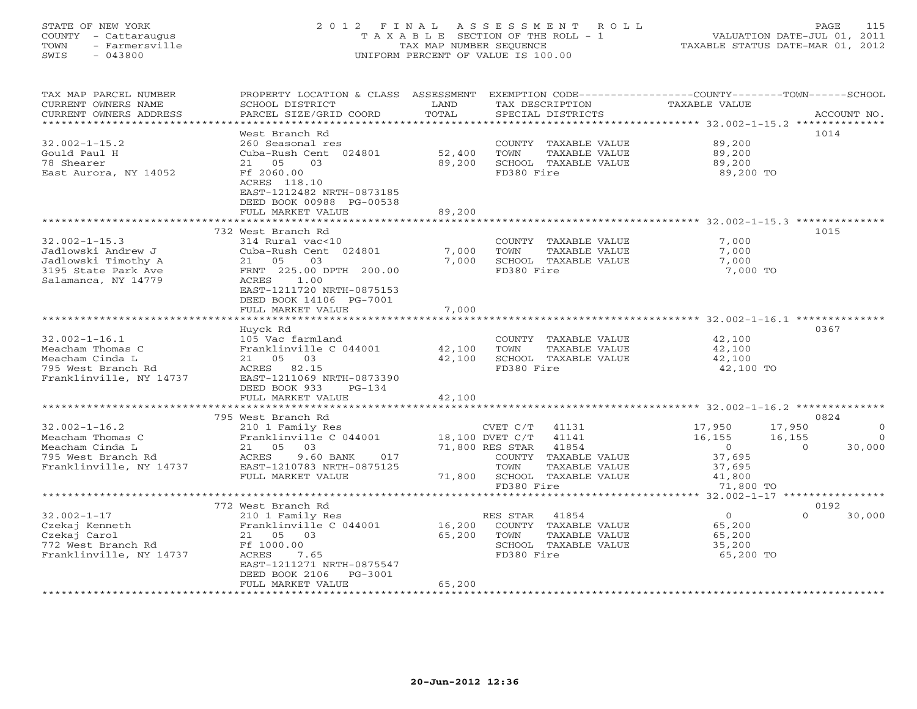STATE OF NEW YORK
COUNTY - Cattaraugus
TOWN - Farmersville
SWIS - 043800

2012 FINAL ASSESSMENT ROLL
TAXABLE SECTION OF THE ROLL - 1
TAX MAP NUMBER SEQUENCE
UNIFORM PERCENT OF VALUE IS 100.00

VALUATION DATE-JUL 01, 2011
TAXABLE STATUS DATE-MAR 01, 2012

| TAX MAP PARCEL NUMBER / CURRENT OWNERS NAME / CURRENT OWNERS ADDRESS | PROPERTY LOCATION & CLASS / SCHOOL DISTRICT / PARCEL SIZE/GRID COORD | ASSESSMENT LAND / TOTAL | EXEMPTION CODE / TAX DESCRIPTION / SPECIAL DISTRICTS | COUNTY TAXABLE VALUE | TOWN | SCHOOL | ACCOUNT NO. |
|---|---|---|---|---|---|---|---|
| | West Branch Rd | | | | | | 1014 |
| 32.002-1-15.2 | 260 Seasonal res | | COUNTY TAXABLE VALUE | 89,200 | | | |
| Gould Paul H | Cuba-Rush Cent 024801 | 52,400 | TOWN TAXABLE VALUE | 89,200 | | | |
| 78 Shearer | 21 05 03 | 89,200 | SCHOOL TAXABLE VALUE | 89,200 | | | |
| East Aurora, NY 14052 | Ff 2060.00 | | FD380 Fire | 89,200 TO | | | |
| | ACRES 118.10 | | | | | | |
| | EAST-1212482 NRTH-0873185 | | | | | | |
| | DEED BOOK 00988 PG-00538 | | | | | | |
| | FULL MARKET VALUE | 89,200 | | | | | |
| | 732 West Branch Rd | | | | | | 1015 |
| 32.002-1-15.3 | 314 Rural vac<10 | | COUNTY TAXABLE VALUE | 7,000 | | | |
| Jadlowski Andrew J | Cuba-Rush Cent 024801 | 7,000 | TOWN TAXABLE VALUE | 7,000 | | | |
| Jadlowski Timothy A | 21 05 03 | 7,000 | SCHOOL TAXABLE VALUE | 7,000 | | | |
| 3195 State Park Ave | FRNT 225.00 DPTH 200.00 | | FD380 Fire | 7,000 TO | | | |
| Salamanca, NY 14779 | ACRES 1.00 | | | | | | |
| | EAST-1211720 NRTH-0875153 | | | | | | |
| | DEED BOOK 14106 PG-7001 | | | | | | |
| | FULL MARKET VALUE | 7,000 | | | | | |
| | Huyck Rd | | | | | | 0367 |
| 32.002-1-16.1 | 105 Vac farmland | | COUNTY TAXABLE VALUE | 42,100 | | | |
| Meacham Thomas C | Franklinville C 044001 | 42,100 | TOWN TAXABLE VALUE | 42,100 | | | |
| Meacham Cinda L | 21 05 03 | 42,100 | SCHOOL TAXABLE VALUE | 42,100 | | | |
| 795 West Branch Rd | ACRES 82.15 | | FD380 Fire | 42,100 TO | | | |
| Franklinville, NY 14737 | EAST-1211069 NRTH-0873390 | | | | | | |
| | DEED BOOK 933 PG-134 | | | | | | |
| | FULL MARKET VALUE | 42,100 | | | | | |
| | 795 West Branch Rd | | | | | | 0824 |
| 32.002-1-16.2 | 210 1 Family Res | | CVET C/T 41131 | 17,950 | 17,950 | 0 | |
| Meacham Thomas C | Franklinville C 044001 | 18,100 | DVET C/T 41141 | 16,155 | 16,155 | 0 | |
| Meacham Cinda L | 21 05 03 | 71,800 | RES STAR 41854 | 0 | 0 | 30,000 | |
| 795 West Branch Rd | ACRES 9.60 BANK 017 | | COUNTY TAXABLE VALUE | 37,695 | | | |
| Franklinville, NY 14737 | EAST-1210783 NRTH-0875125 | | TOWN TAXABLE VALUE | 37,695 | | | |
| | FULL MARKET VALUE | 71,800 | SCHOOL TAXABLE VALUE | 41,800 | | | |
| | | | FD380 Fire | 71,800 TO | | | |
| | 772 West Branch Rd | | | | | | 0192 |
| 32.002-1-17 | 210 1 Family Res | | RES STAR 41854 | 0 | 0 | 30,000 | |
| Czekaj Kenneth | Franklinville C 044001 | 16,200 | COUNTY TAXABLE VALUE | 65,200 | | | |
| Czekaj Carol | 21 05 03 | 65,200 | TOWN TAXABLE VALUE | 65,200 | | | |
| 772 West Branch Rd | Ff 1000.00 | | SCHOOL TAXABLE VALUE | 35,200 | | | |
| Franklinville, NY 14737 | ACRES 7.65 | | FD380 Fire | 65,200 TO | | | |
| | EAST-1211271 NRTH-0875547 | | | | | | |
| | DEED BOOK 2106 PG-3001 | | | | | | |
| | FULL MARKET VALUE | 65,200 | | | | | |

20-Jun-2012 12:36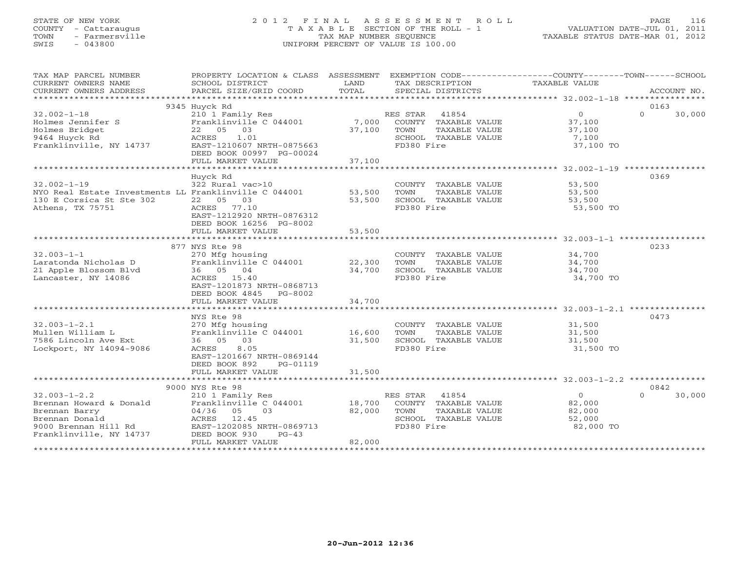STATE OF NEW YORK
COUNTY - Cattaraugus
TOWN - Farmersville
SWIS - 043800

2012 FINAL ASSESSMENT ROLL
TAXABLE SECTION OF THE ROLL - 1
TAX MAP NUMBER SEQUENCE
UNIFORM PERCENT OF VALUE IS 100.00

VALUATION DATE-JUL 01, 2011
TAXABLE STATUS DATE-MAR 01, 2012

| TAX MAP PARCEL NUMBER / CURRENT OWNERS NAME / CURRENT OWNERS ADDRESS | PROPERTY LOCATION & CLASS / SCHOOL DISTRICT / PARCEL SIZE/GRID COORD | ASSESSMENT LAND / TOTAL | EXEMPTION CODE / TAX DESCRIPTION / SPECIAL DISTRICTS | COUNTY TAXABLE VALUE | TOWN | SCHOOL | ACCOUNT NO. |
|---|---|---|---|---|---|---|---|
| | 9345 Huyck Rd | | | | | | 0163 |
| 32.002-1-18 | 210 1 Family Res | | RES STAR 41854 | 0 | 0 | 30,000 | |
| Holmes Jennifer S | Franklinville C 044001 | 7,000 | COUNTY TAXABLE VALUE | 37,100 | | | |
| Holmes Bridget | 22 05 03 | 37,100 | TOWN TAXABLE VALUE | 37,100 | | | |
| 9464 Huyck Rd | ACRES 1.01 | | SCHOOL TAXABLE VALUE | 7,100 | | | |
| Franklinville, NY 14737 | EAST-1210607 NRTH-0875663 | | FD380 Fire | 37,100 TO | | | |
| | DEED BOOK 00997 PG-00024 | | | | | | |
| | FULL MARKET VALUE | 37,100 | | | | | |
| | Huyck Rd | | | | | | 0369 |
| 32.002-1-19 | 322 Rural vac>10 | | COUNTY TAXABLE VALUE | 53,500 | | | |
| NYO Real Estate Investments LL | Franklinville C 044001 | 53,500 | TOWN TAXABLE VALUE | 53,500 | | | |
| 130 E Corsica St Ste 302 | 22 05 03 | 53,500 | SCHOOL TAXABLE VALUE | 53,500 | | | |
| Athens, TX 75751 | ACRES 77.10 | | FD380 Fire | 53,500 TO | | | |
| | EAST-1212920 NRTH-0876312 | | | | | | |
| | DEED BOOK 16256 PG-8002 | | | | | | |
| | FULL MARKET VALUE | 53,500 | | | | | |
| | 877 NYS Rte 98 | | | | | | 0233 |
| 32.003-1-1 | 270 Mfg housing | | COUNTY TAXABLE VALUE | 34,700 | | | |
| Laratonda Nicholas D | Franklinville C 044001 | 22,300 | TOWN TAXABLE VALUE | 34,700 | | | |
| 21 Apple Blossom Blvd | 36 05 04 | 34,700 | SCHOOL TAXABLE VALUE | 34,700 | | | |
| Lancaster, NY 14086 | ACRES 15.40 | | FD380 Fire | 34,700 TO | | | |
| | EAST-1201873 NRTH-0868713 | | | | | | |
| | DEED BOOK 4845 PG-8002 | | | | | | |
| | FULL MARKET VALUE | 34,700 | | | | | |
| | NYS Rte 98 | | | | | | 0473 |
| 32.003-1-2.1 | 270 Mfg housing | | COUNTY TAXABLE VALUE | 31,500 | | | |
| Mullen William L | Franklinville C 044001 | 16,600 | TOWN TAXABLE VALUE | 31,500 | | | |
| 7586 Lincoln Ave Ext | 36 05 03 | 31,500 | SCHOOL TAXABLE VALUE | 31,500 | | | |
| Lockport, NY 14094-9086 | ACRES 8.05 | | FD380 Fire | 31,500 TO | | | |
| | EAST-1201667 NRTH-0869144 | | | | | | |
| | DEED BOOK 892 PG-01119 | | | | | | |
| | FULL MARKET VALUE | 31,500 | | | | | |
| | 9000 NYS Rte 98 | | | | | | 0842 |
| 32.003-1-2.2 | 210 1 Family Res | | RES STAR 41854 | 0 | 0 | 30,000 | |
| Brennan Howard & Donald | Franklinville C 044001 | 18,700 | COUNTY TAXABLE VALUE | 82,000 | | | |
| Brennan Barry | 04/36 05 03 | 82,000 | TOWN TAXABLE VALUE | 82,000 | | | |
| Brennan Donald | ACRES 12.45 | | SCHOOL TAXABLE VALUE | 52,000 | | | |
| 9000 Brennan Hill Rd | EAST-1202085 NRTH-0869713 | | FD380 Fire | 82,000 TO | | | |
| Franklinville, NY 14737 | DEED BOOK 930 PG-43 | | | | | | |
| | FULL MARKET VALUE | 82,000 | | | | | |

20-Jun-2012 12:36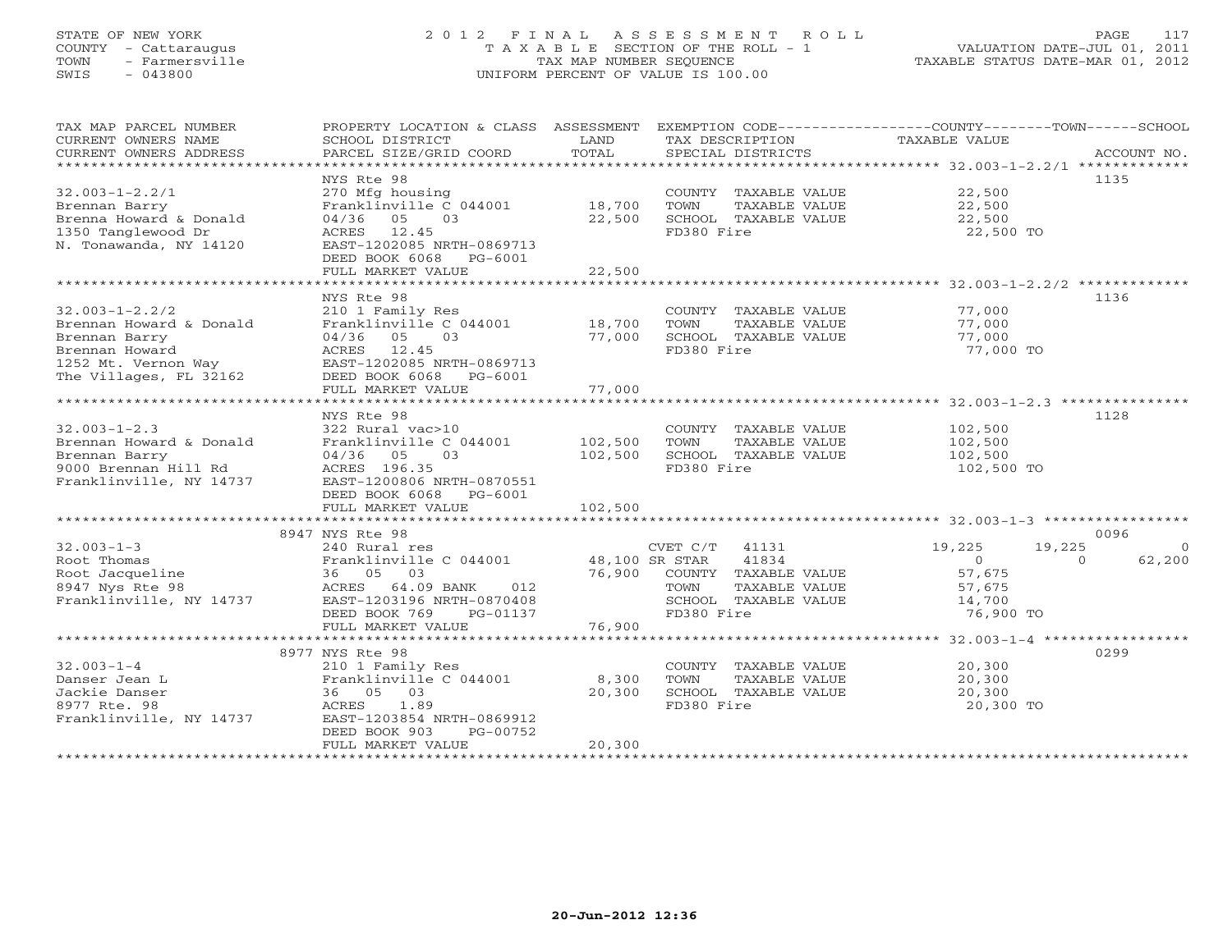STATE OF NEW YORK
COUNTY - Cattaraugus
TOWN - Farmersville
SWIS - 043800

# 2012 FINAL ASSESSMENT ROLL
TAXABLE SECTION OF THE ROLL - 1
TAX MAP NUMBER SEQUENCE
UNIFORM PERCENT OF VALUE IS 100.00

VALUATION DATE-JUL 01, 2011
TAXABLE STATUS DATE-MAR 01, 2012

| TAX MAP PARCEL NUMBER / CURRENT OWNERS NAME / CURRENT OWNERS ADDRESS | PROPERTY LOCATION & CLASS / SCHOOL DISTRICT / PARCEL SIZE/GRID COORD | ASSESSMENT LAND | TOTAL | EXEMPTION CODE / TAX DESCRIPTION / SPECIAL DISTRICTS | COUNTY TAXABLE VALUE | TOWN | SCHOOL | ACCOUNT NO. |
|---|---|---|---|---|---|---|---|---|
| 32.003-1-2.2/1 | NYS Rte 98 | | | | | | | 1135 |
| | 270 Mfg housing | | | COUNTY TAXABLE VALUE | 22,500 | | | |
| Brennan Barry | Franklinville C 044001 | 18,700 | | TOWN TAXABLE VALUE | 22,500 | | | |
| Brenna Howard & Donald | 04/36 05 03 | | 22,500 | SCHOOL TAXABLE VALUE | 22,500 | | | |
| 1350 Tanglewood Dr | ACRES 12.45 | | | FD380 Fire | 22,500 TO | | | |
| N. Tonawanda, NY 14120 | EAST-1202085 NRTH-0869713 | | | | | | | |
| | DEED BOOK 6068 PG-6001 | | | | | | | |
| | FULL MARKET VALUE | | 22,500 | | | | | |
| 32.003-1-2.2/2 | NYS Rte 98 | | | | | | | 1136 |
| | 210 1 Family Res | | | COUNTY TAXABLE VALUE | 77,000 | | | |
| Brennan Howard & Donald | Franklinville C 044001 | 18,700 | | TOWN TAXABLE VALUE | 77,000 | | | |
| Brennan Barry | 04/36 05 03 | | 77,000 | SCHOOL TAXABLE VALUE | 77,000 | | | |
| Brennan Howard | ACRES 12.45 | | | FD380 Fire | 77,000 TO | | | |
| 1252 Mt. Vernon Way | EAST-1202085 NRTH-0869713 | | | | | | | |
| The Villages, FL 32162 | DEED BOOK 6068 PG-6001 | | | | | | | |
| | FULL MARKET VALUE | | 77,000 | | | | | |
| 32.003-1-2.3 | NYS Rte 98 | | | | | | | 1128 |
| | 322 Rural vac>10 | | | COUNTY TAXABLE VALUE | 102,500 | | | |
| Brennan Howard & Donald | Franklinville C 044001 | 102,500 | | TOWN TAXABLE VALUE | 102,500 | | | |
| Brennan Barry | 04/36 05 03 | | 102,500 | SCHOOL TAXABLE VALUE | 102,500 | | | |
| 9000 Brennan Hill Rd | ACRES 196.35 | | | FD380 Fire | 102,500 TO | | | |
| Franklinville, NY 14737 | EAST-1200806 NRTH-0870551 | | | | | | | |
| | DEED BOOK 6068 PG-6001 | | | | | | | |
| | FULL MARKET VALUE | | 102,500 | | | | | |
| 32.003-1-3 | 8947 NYS Rte 98 | | | | | | | 0096 |
| | 240 Rural res | | | CVET C/T 41131 | 19,225 | 19,225 | 0 | |
| Root Thomas | Franklinville C 044001 | 48,100 | | SR STAR 41834 | 0 | 0 | 62,200 | |
| Root Jacqueline | 36 05 03 | | 76,900 | COUNTY TAXABLE VALUE | 57,675 | | | |
| 8947 Nys Rte 98 | ACRES 64.09 BANK 012 | | | TOWN TAXABLE VALUE | 57,675 | | | |
| Franklinville, NY 14737 | EAST-1203196 NRTH-0870408 | | | SCHOOL TAXABLE VALUE | 14,700 | | | |
| | DEED BOOK 769 PG-01137 | | | FD380 Fire | 76,900 TO | | | |
| | FULL MARKET VALUE | | 76,900 | | | | | |
| 32.003-1-4 | 8977 NYS Rte 98 | | | | | | | 0299 |
| | 210 1 Family Res | | | COUNTY TAXABLE VALUE | 20,300 | | | |
| Danser Jean L | Franklinville C 044001 | 8,300 | | TOWN TAXABLE VALUE | 20,300 | | | |
| Jackie Danser | 36 05 03 | | 20,300 | SCHOOL TAXABLE VALUE | 20,300 | | | |
| 8977 Rte. 98 | ACRES 1.89 | | | FD380 Fire | 20,300 TO | | | |
| Franklinville, NY 14737 | EAST-1203854 NRTH-0869912 | | | | | | | |
| | DEED BOOK 903 PG-00752 | | | | | | | |
| | FULL MARKET VALUE | | 20,300 | | | | | |

20-Jun-2012 12:36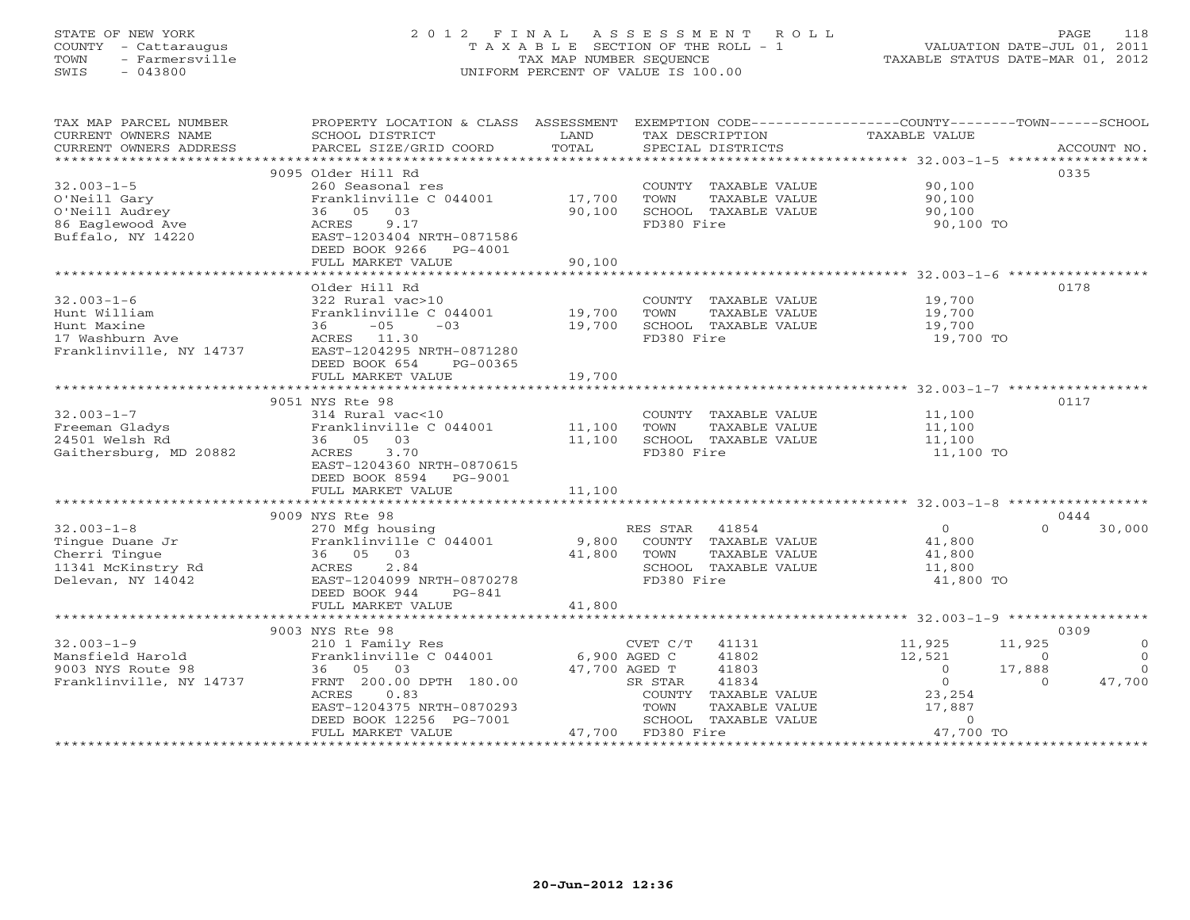STATE OF NEW YORK
COUNTY - Cattaraugus
TOWN - Farmersville
SWIS - 043800

# 2012 FINAL ASSESSMENT ROLL
TAXABLE SECTION OF THE ROLL - 1
TAX MAP NUMBER SEQUENCE
UNIFORM PERCENT OF VALUE IS 100.00

VALUATION DATE-JUL 01, 2011
TAXABLE STATUS DATE-MAR 01, 2012

| TAX MAP PARCEL NUMBER / CURRENT OWNERS NAME / CURRENT OWNERS ADDRESS | PROPERTY LOCATION & CLASS / SCHOOL DISTRICT / PARCEL SIZE/GRID COORD | ASSESSMENT LAND | TOTAL | EXEMPTION CODE / TAX DESCRIPTION / SPECIAL DISTRICTS | COUNTY TAXABLE VALUE | TOWN | SCHOOL | ACCOUNT NO. |
|---|---|---|---|---|---|---|---|---|
| | 9095 Older Hill Rd | | | | | | | 0335 |
| 32.003-1-5 | 260 Seasonal res | | | COUNTY TAXABLE VALUE | 90,100 | | | |
| O'Neill Gary | Franklinville C 044001 | 17,700 | | TOWN TAXABLE VALUE | 90,100 | | | |
| O'Neill Audrey | 36 05 03 | | 90,100 | SCHOOL TAXABLE VALUE | 90,100 | | | |
| 86 Eaglewood Ave | ACRES 9.17 | | | FD380 Fire | 90,100 TO | | | |
| Buffalo, NY 14220 | EAST-1203404 NRTH-0871586 | | | | | | | |
| | DEED BOOK 9266 PG-4001 | | | | | | | |
| | FULL MARKET VALUE | | 90,100 | | | | | |
| | Older Hill Rd | | | | | | | 0178 |
| 32.003-1-6 | 322 Rural vac>10 | | | COUNTY TAXABLE VALUE | 19,700 | | | |
| Hunt William | Franklinville C 044001 | 19,700 | | TOWN TAXABLE VALUE | 19,700 | | | |
| Hunt Maxine | 36 -05 -03 | | 19,700 | SCHOOL TAXABLE VALUE | 19,700 | | | |
| 17 Washburn Ave | ACRES 11.30 | | | FD380 Fire | 19,700 TO | | | |
| Franklinville, NY 14737 | EAST-1204295 NRTH-0871280 | | | | | | | |
| | DEED BOOK 654 PG-00365 | | | | | | | |
| | FULL MARKET VALUE | | 19,700 | | | | | |
| | 9051 NYS Rte 98 | | | | | | | 0117 |
| 32.003-1-7 | 314 Rural vac<10 | | | COUNTY TAXABLE VALUE | 11,100 | | | |
| Freeman Gladys | Franklinville C 044001 | 11,100 | | TOWN TAXABLE VALUE | 11,100 | | | |
| 24501 Welsh Rd | 36 05 03 | | 11,100 | SCHOOL TAXABLE VALUE | 11,100 | | | |
| Gaithersburg, MD 20882 | ACRES 3.70 | | | FD380 Fire | 11,100 TO | | | |
| | EAST-1204360 NRTH-0870615 | | | | | | | |
| | DEED BOOK 8594 PG-9001 | | | | | | | |
| | FULL MARKET VALUE | | 11,100 | | | | | |
| | 9009 NYS Rte 98 | | | | | | | 0444 |
| 32.003-1-8 | 270 Mfg housing | | | RES STAR 41854 | 0 | 0 | 30,000 | |
| Tingue Duane Jr | Franklinville C 044001 | 9,800 | | COUNTY TAXABLE VALUE | 41,800 | | | |
| Cherri Tingue | 36 05 03 | | 41,800 | TOWN TAXABLE VALUE | 41,800 | | | |
| 11341 McKinstry Rd | ACRES 2.84 | | | SCHOOL TAXABLE VALUE | 11,800 | | | |
| Delevan, NY 14042 | EAST-1204099 NRTH-0870278 | | | FD380 Fire | 41,800 TO | | | |
| | DEED BOOK 944 PG-841 | | | | | | | |
| | FULL MARKET VALUE | | 41,800 | | | | | |
| | 9003 NYS Rte 98 | | | | | | | 0309 |
| 32.003-1-9 | 210 1 Family Res | | | CVET C/T 41131 | 11,925 | 11,925 | 0 | |
| Mansfield Harold | Franklinville C 044001 | 6,900 | | AGED C 41802 | 12,521 | 0 | 0 | |
| 9003 NYS Route 98 | 36 05 03 | | 47,700 | AGED T 41803 | 0 | 17,888 | 0 | |
| Franklinville, NY 14737 | FRNT 200.00 DPTH 180.00 | | | SR STAR 41834 | 0 | 0 | 47,700 | |
| | ACRES 0.83 | | | COUNTY TAXABLE VALUE | 23,254 | | | |
| | EAST-1204375 NRTH-0870293 | | | TOWN TAXABLE VALUE | 17,887 | | | |
| | DEED BOOK 12256 PG-7001 | | | SCHOOL TAXABLE VALUE | 0 | | | |
| | FULL MARKET VALUE | | 47,700 | FD380 Fire | 47,700 TO | | | |

20-Jun-2012 12:36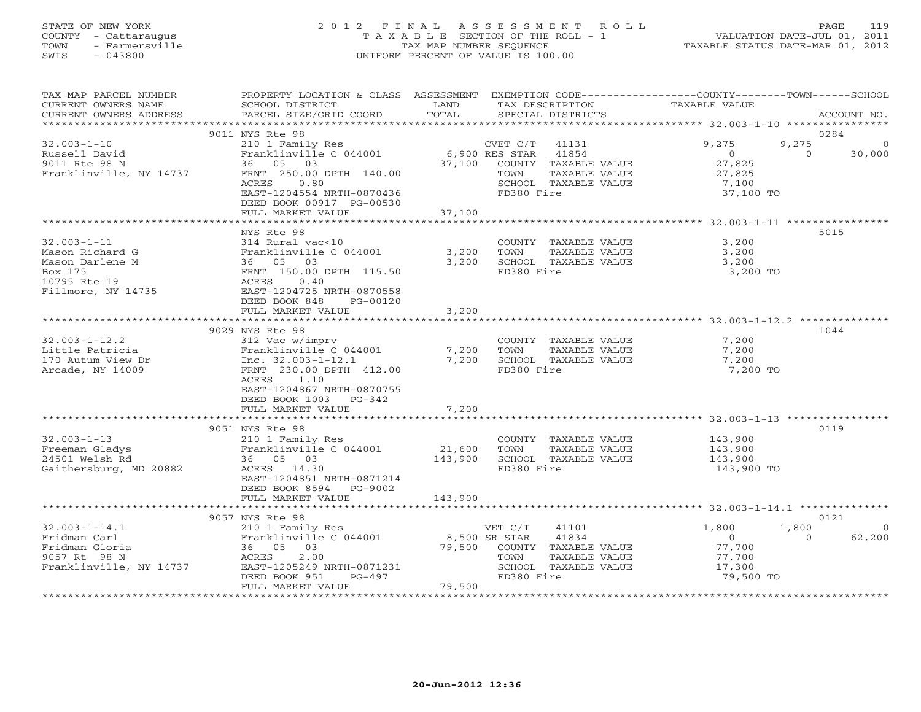STATE OF NEW YORK
COUNTY - Cattaraugus
TOWN - Farmersville
SWIS - 043800

2 0 1 2 F I N A L A S S E S S M E N T R O L L
T A X A B L E SECTION OF THE ROLL - 1
TAX MAP NUMBER SEQUENCE
UNIFORM PERCENT OF VALUE IS 100.00

VALUATION DATE-JUL 01, 2011
TAXABLE STATUS DATE-MAR 01, 2012

| TAX MAP PARCEL NUMBER / CURRENT OWNERS NAME / CURRENT OWNERS ADDRESS | PROPERTY LOCATION & CLASS / SCHOOL DISTRICT / PARCEL SIZE/GRID COORD | ASSESSMENT LAND / TOTAL | EXEMPTION CODE / TAX DESCRIPTION / SPECIAL DISTRICTS | COUNTY | TOWN | SCHOOL | ACCOUNT NO. |
|---|---|---|---|---|---|---|---|
| | 9011 NYS Rte 98 | | | | | | 0284 |
| 32.003-1-10 | 210 1 Family Res | | CVET C/T 41131 | 9,275 | 9,275 | 0 | |
| Russell David | Franklinville C 044001 | 6,900 | RES STAR 41854 | 0 | 0 | 30,000 | |
| 9011 Rte 98 N | 36 05 03 | 37,100 | COUNTY TAXABLE VALUE | 27,825 | | | |
| Franklinville, NY 14737 | FRNT 250.00 DPTH 140.00 | | TOWN TAXABLE VALUE | | 27,825 | | |
| | ACRES 0.80 | | SCHOOL TAXABLE VALUE | | | 7,100 | |
| | EAST-1204554 NRTH-0870436 | | FD380 Fire | 37,100 TO | | | |
| | DEED BOOK 00917 PG-00530 | | | | | | |
| | FULL MARKET VALUE | 37,100 | | | | | |
| | NYS Rte 98 | | | | | | 5015 |
| 32.003-1-11 | 314 Rural vac<10 | | COUNTY TAXABLE VALUE | 3,200 | | | |
| Mason Richard G | Franklinville C 044001 | 3,200 | TOWN TAXABLE VALUE | | 3,200 | | |
| Mason Darlene M | 36 05 03 | 3,200 | SCHOOL TAXABLE VALUE | | | 3,200 | |
| Box 175 | FRNT 150.00 DPTH 115.50 | | FD380 Fire | 3,200 TO | | | |
| 10795 Rte 19 | ACRES 0.40 | | | | | | |
| Fillmore, NY 14735 | EAST-1204725 NRTH-0870558 | | | | | | |
| | DEED BOOK 848 PG-00120 | | | | | | |
| | FULL MARKET VALUE | 3,200 | | | | | |
| | 9029 NYS Rte 98 | | | | | | 1044 |
| 32.003-1-12.2 | 312 Vac w/imprv | | COUNTY TAXABLE VALUE | 7,200 | | | |
| Little Patricia | Franklinville C 044001 | 7,200 | TOWN TAXABLE VALUE | | 7,200 | | |
| 170 Autum View Dr | Inc. 32.003-1-12.1 | 7,200 | SCHOOL TAXABLE VALUE | | | 7,200 | |
| Arcade, NY 14009 | FRNT 230.00 DPTH 412.00 | | FD380 Fire | 7,200 TO | | | |
| | ACRES 1.10 | | | | | | |
| | EAST-1204867 NRTH-0870755 | | | | | | |
| | DEED BOOK 1003 PG-342 | | | | | | |
| | FULL MARKET VALUE | 7,200 | | | | | |
| | 9051 NYS Rte 98 | | | | | | 0119 |
| 32.003-1-13 | 210 1 Family Res | | COUNTY TAXABLE VALUE | 143,900 | | | |
| Freeman Gladys | Franklinville C 044001 | 21,600 | TOWN TAXABLE VALUE | | 143,900 | | |
| 24501 Welsh Rd | 36 05 03 | 143,900 | SCHOOL TAXABLE VALUE | | | 143,900 | |
| Gaithersburg, MD 20882 | ACRES 14.30 | | FD380 Fire | 143,900 TO | | | |
| | EAST-1204851 NRTH-0871214 | | | | | | |
| | DEED BOOK 8594 PG-9002 | | | | | | |
| | FULL MARKET VALUE | 143,900 | | | | | |
| | 9057 NYS Rte 98 | | | | | | 0121 |
| 32.003-1-14.1 | 210 1 Family Res | | VET C/T 41101 | 1,800 | 1,800 | 0 | |
| Fridman Carl | Franklinville C 044001 | 8,500 | SR STAR 41834 | 0 | 0 | 62,200 | |
| Fridman Gloria | 36 05 03 | 79,500 | COUNTY TAXABLE VALUE | 77,700 | | | |
| 9057 Rt 98 N | ACRES 2.00 | | TOWN TAXABLE VALUE | | 77,700 | | |
| Franklinville, NY 14737 | EAST-1205249 NRTH-0871231 | | SCHOOL TAXABLE VALUE | | | 17,300 | |
| | DEED BOOK 951 PG-497 | | FD380 Fire | 79,500 TO | | | |
| | FULL MARKET VALUE | 79,500 | | | | | |

20-Jun-2012 12:36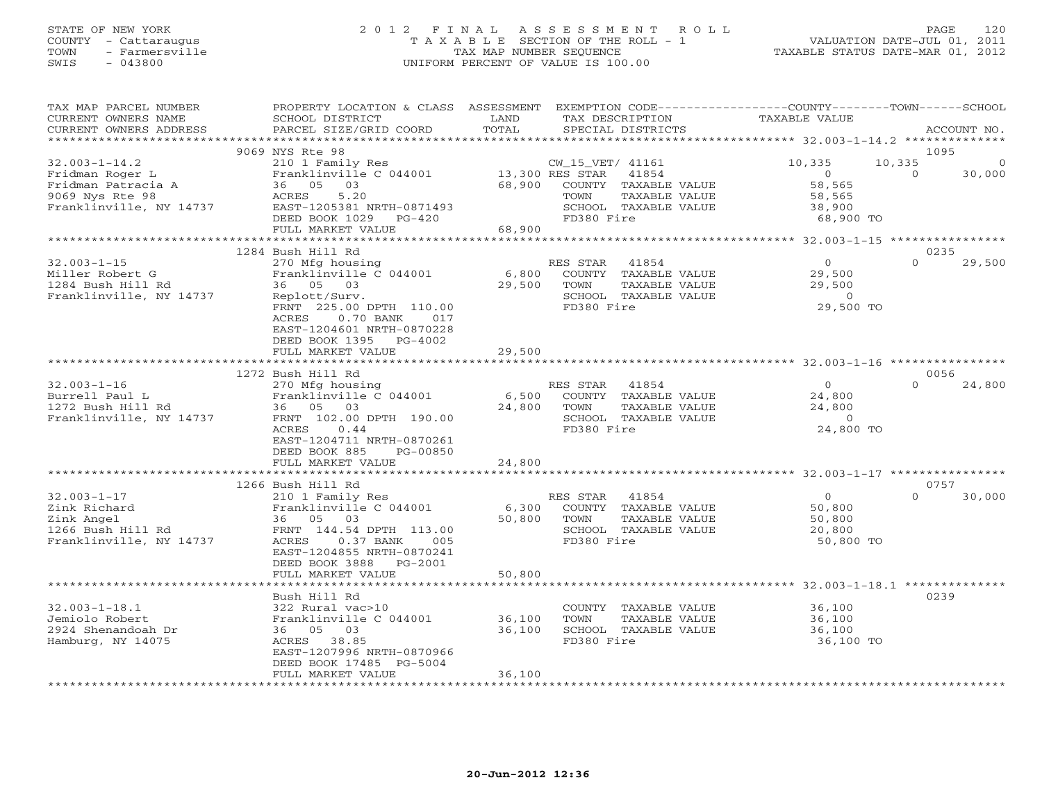STATE OF NEW YORK
COUNTY - Cattaraugus
TOWN - Farmersville
SWIS - 043800

2 0 1 2 F I N A L A S S E S S M E N T R O L L
T A X A B L E SECTION OF THE ROLL - 1
TAX MAP NUMBER SEQUENCE
UNIFORM PERCENT OF VALUE IS 100.00

VALUATION DATE-JUL 01, 2011
TAXABLE STATUS DATE-MAR 01, 2012

| TAX MAP PARCEL NUMBER / CURRENT OWNERS NAME / CURRENT OWNERS ADDRESS | PROPERTY LOCATION & CLASS / SCHOOL DISTRICT / PARCEL SIZE/GRID COORD | ASSESSMENT LAND / TOTAL | EXEMPTION CODE / TAX DESCRIPTION / SPECIAL DISTRICTS | COUNTY TAXABLE VALUE | TOWN | SCHOOL | ACCOUNT NO. |
|---|---|---|---|---|---|---|---|
| **32.003-1-14.2** | 9069 NYS Rte 98 | | | | | | 1095 |
| Fridman Roger L | 210 1 Family Res | | CW_15_VET/ 41161 | 10,335 | 10,335 | 0 | |
| Fridman Patracia A | Franklinville C 044001 | 13,300 | RES STAR 41854 | 0 | 0 | 30,000 | |
| 9069 Nys Rte 98 | 36 05 03 | 68,900 | COUNTY TAXABLE VALUE | 58,565 | | | |
| Franklinville, NY 14737 | ACRES 5.20 | | TOWN TAXABLE VALUE | 58,565 | | | |
| | EAST-1205381 NRTH-0871493 | | SCHOOL TAXABLE VALUE | 38,900 | | | |
| | DEED BOOK 1029 PG-420 | | FD380 Fire | 68,900 TO | | | |
| | FULL MARKET VALUE | 68,900 | | | | | |
| **32.003-1-15** | 1284 Bush Hill Rd | | | | | | 0235 |
| Miller Robert G | 270 Mfg housing | | RES STAR 41854 | 0 | 0 | 29,500 | |
| 1284 Bush Hill Rd | Franklinville C 044001 | 6,800 | COUNTY TAXABLE VALUE | 29,500 | | | |
| Franklinville, NY 14737 | 36 05 03 | 29,500 | TOWN TAXABLE VALUE | 29,500 | | | |
| | Replott/Surv. | | SCHOOL TAXABLE VALUE | 0 | | | |
| | FRNT 225.00 DPTH 110.00 | | FD380 Fire | 29,500 TO | | | |
| | ACRES 0.70 BANK 017 | | | | | | |
| | EAST-1204601 NRTH-0870228 | | | | | | |
| | DEED BOOK 1395 PG-4002 | | | | | | |
| | FULL MARKET VALUE | 29,500 | | | | | |
| **32.003-1-16** | 1272 Bush Hill Rd | | | | | | 0056 |
| Burrell Paul L | 270 Mfg housing | | RES STAR 41854 | 0 | 0 | 24,800 | |
| 1272 Bush Hill Rd | Franklinville C 044001 | 6,500 | COUNTY TAXABLE VALUE | 24,800 | | | |
| Franklinville, NY 14737 | 36 05 03 | 24,800 | TOWN TAXABLE VALUE | 24,800 | | | |
| | FRNT 102.00 DPTH 190.00 | | SCHOOL TAXABLE VALUE | 0 | | | |
| | ACRES 0.44 | | FD380 Fire | 24,800 TO | | | |
| | EAST-1204711 NRTH-0870261 | | | | | | |
| | DEED BOOK 885 PG-00850 | | | | | | |
| | FULL MARKET VALUE | 24,800 | | | | | |
| **32.003-1-17** | 1266 Bush Hill Rd | | | | | | 0757 |
| Zink Richard | 210 1 Family Res | | RES STAR 41854 | 0 | 0 | 30,000 | |
| Zink Angel | Franklinville C 044001 | 6,300 | COUNTY TAXABLE VALUE | 50,800 | | | |
| 1266 Bush Hill Rd | 36 05 03 | 50,800 | TOWN TAXABLE VALUE | 50,800 | | | |
| Franklinville, NY 14737 | FRNT 144.54 DPTH 113.00 | | SCHOOL TAXABLE VALUE | 20,800 | | | |
| | ACRES 0.37 BANK 005 | | FD380 Fire | 50,800 TO | | | |
| | EAST-1204855 NRTH-0870241 | | | | | | |
| | DEED BOOK 3888 PG-2001 | | | | | | |
| | FULL MARKET VALUE | 50,800 | | | | | |
| **32.003-1-18.1** | Bush Hill Rd | | | | | | 0239 |
| Jemiolo Robert | 322 Rural vac>10 | | COUNTY TAXABLE VALUE | 36,100 | | | |
| 2924 Shenandoah Dr | Franklinville C 044001 | 36,100 | TOWN TAXABLE VALUE | 36,100 | | | |
| Hamburg, NY 14075 | 36 05 03 | 36,100 | SCHOOL TAXABLE VALUE | 36,100 | | | |
| | ACRES 38.85 | | FD380 Fire | 36,100 TO | | | |
| | EAST-1207996 NRTH-0870966 | | | | | | |
| | DEED BOOK 17485 PG-5004 | | | | | | |
| | FULL MARKET VALUE | 36,100 | | | | | |

20-Jun-2012 12:36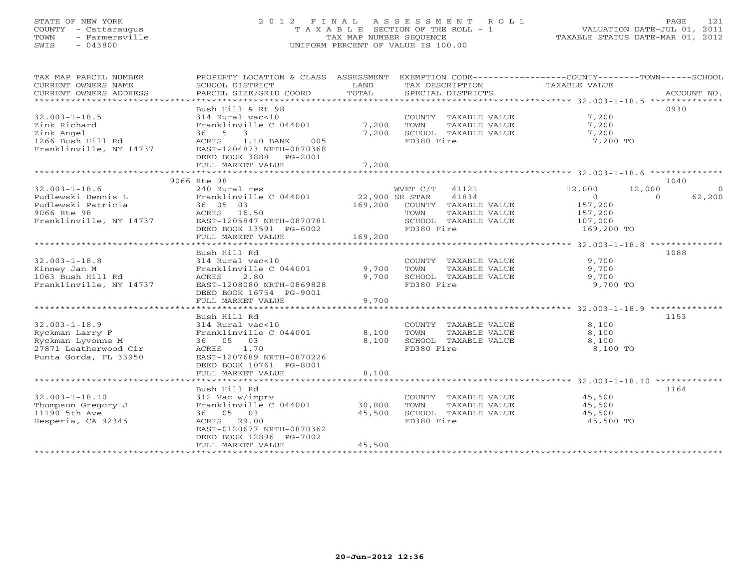STATE OF NEW YORK
COUNTY - Cattaraugus
TOWN - Farmersville
SWIS - 043800

2012 FINAL ASSESSMENT ROLL
TAXABLE SECTION OF THE ROLL - 1
TAX MAP NUMBER SEQUENCE
UNIFORM PERCENT OF VALUE IS 100.00

VALUATION DATE-JUL 01, 2011
TAXABLE STATUS DATE-MAR 01, 2012

| TAX MAP PARCEL NUMBER / CURRENT OWNERS NAME / CURRENT OWNERS ADDRESS | PROPERTY LOCATION & CLASS / SCHOOL DISTRICT / PARCEL SIZE/GRID COORD | ASSESSMENT LAND | TOTAL | EXEMPTION CODE / TAX DESCRIPTION / SPECIAL DISTRICTS | COUNTY TAXABLE VALUE | TOWN | SCHOOL | ACCOUNT NO. |
|---|---|---|---|---|---|---|---|---|
| 32.003-1-18.5 | Bush Hill & Rt 98 | | | | | | | 0930 |
| | 314 Rural vac<10 | | | COUNTY TAXABLE VALUE | 7,200 | | | |
| Zink Richard | Franklinville C 044001 | 7,200 | | TOWN TAXABLE VALUE | 7,200 | | | |
| Zink Angel | 36 5 3 | | 7,200 | SCHOOL TAXABLE VALUE | 7,200 | | | |
| 1266 Bush Hill Rd | ACRES 1.10 BANK 005 | | | FD380 Fire | 7,200 TO | | | |
| Franklinville, NY 14737 | EAST-1204873 NRTH-0870368 | | | | | | | |
| | DEED BOOK 3888 PG-2001 | | | | | | | |
| | FULL MARKET VALUE | | 7,200 | | | | | |
| 32.003-1-18.6 | 9066 Rte 98 | | | | | | | 1040 |
| | 240 Rural res | | | WVET C/T 41121 | 12,000 | 12,000 | 0 | |
| Pudlewski Dennis L | Franklinville C 044001 | 22,900 | | SR STAR 41834 | 0 | 0 | 62,200 | |
| Pudlewski Patricia | 36 05 03 | | 169,200 | COUNTY TAXABLE VALUE | 157,200 | | | |
| 9066 Rte 98 | ACRES 16.50 | | | TOWN TAXABLE VALUE | 157,200 | | | |
| Franklinville, NY 14737 | EAST-1205847 NRTH-0870781 | | | SCHOOL TAXABLE VALUE | 107,000 | | | |
| | DEED BOOK 13591 PG-6002 | | | FD380 Fire | 169,200 TO | | | |
| | FULL MARKET VALUE | | 169,200 | | | | | |
| 32.003-1-18.8 | Bush Hill Rd | | | | | | | 1088 |
| | 314 Rural vac<10 | | | COUNTY TAXABLE VALUE | 9,700 | | | |
| Kinney Jan M | Franklinville C 044001 | 9,700 | | TOWN TAXABLE VALUE | 9,700 | | | |
| 1063 Bush Hill Rd | ACRES 2.80 | | 9,700 | SCHOOL TAXABLE VALUE | 9,700 | | | |
| Franklinville, NY 14737 | EAST-1208080 NRTH-0869828 | | | FD380 Fire | 9,700 TO | | | |
| | DEED BOOK 16754 PG-9001 | | | | | | | |
| | FULL MARKET VALUE | | 9,700 | | | | | |
| 32.003-1-18.9 | Bush Hill Rd | | | | | | | 1153 |
| | 314 Rural vac<10 | | | COUNTY TAXABLE VALUE | 8,100 | | | |
| Ryckman Larry F | Franklinville C 044001 | 8,100 | | TOWN TAXABLE VALUE | 8,100 | | | |
| Ryckman Lyvonne M | 36 05 03 | | 8,100 | SCHOOL TAXABLE VALUE | 8,100 | | | |
| 27871 Leatherwood Cir | ACRES 1.70 | | | FD380 Fire | 8,100 TO | | | |
| Punta Gorda, FL 33950 | EAST-1207689 NRTH-0870226 | | | | | | | |
| | DEED BOOK 10761 PG-8001 | | | | | | | |
| | FULL MARKET VALUE | | 8,100 | | | | | |
| 32.003-1-18.10 | Bush Hill Rd | | | | | | | 1164 |
| | 312 Vac w/imprv | | | COUNTY TAXABLE VALUE | 45,500 | | | |
| Thompson Gregory J | Franklinville C 044001 | 30,800 | | TOWN TAXABLE VALUE | 45,500 | | | |
| 11190 5th Ave | 36 05 03 | | 45,500 | SCHOOL TAXABLE VALUE | 45,500 | | | |
| Hesperia, CA 92345 | ACRES 29.00 | | | FD380 Fire | 45,500 TO | | | |
| | EAST-0120677 NRTH-0870362 | | | | | | | |
| | DEED BOOK 12896 PG-7002 | | | | | | | |
| | FULL MARKET VALUE | | 45,500 | | | | | |

20-Jun-2012 12:36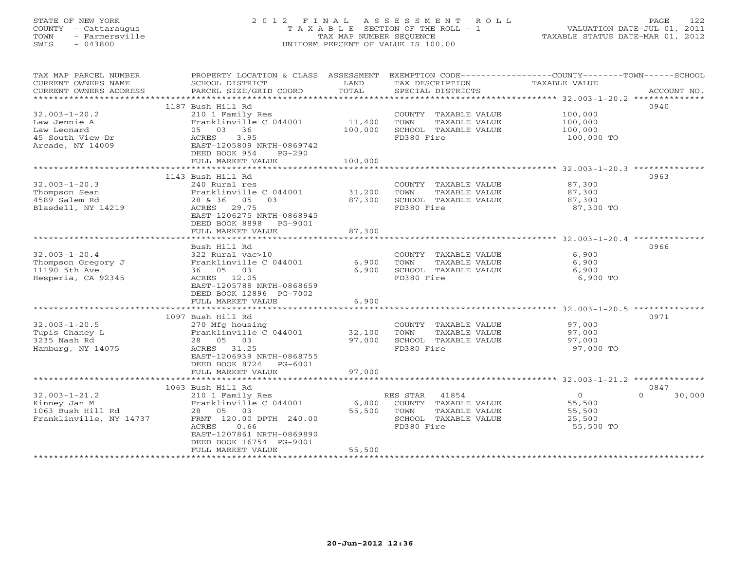STATE OF NEW YORK
COUNTY - Cattaraugus
TOWN - Farmersville
SWIS - 043800

# 2012 FINAL ASSESSMENT ROLL

TAXABLE SECTION OF THE ROLL - 1
TAX MAP NUMBER SEQUENCE
UNIFORM PERCENT OF VALUE IS 100.00

VALUATION DATE-JUL 01, 2011
TAXABLE STATUS DATE-MAR 01, 2012

| TAX MAP PARCEL NUMBER / CURRENT OWNERS NAME / CURRENT OWNERS ADDRESS | PROPERTY LOCATION & CLASS / SCHOOL DISTRICT / PARCEL SIZE/GRID COORD | ASSESSMENT LAND | ASSESSMENT TOTAL | EXEMPTION CODE / TAX DESCRIPTION / SPECIAL DISTRICTS | COUNTY TAXABLE VALUE | TOWN | SCHOOL | ACCOUNT NO. |
|---|---|---|---|---|---|---|---|---|
| 32.003-1-20.2 | 1187 Bush Hill Rd | | | | | | | 0940 |
| Law Jennie A | 210 1 Family Res | | | COUNTY TAXABLE VALUE | 100,000 | | | |
| Law Leonard | Franklinville C 044001 | 11,400 | | TOWN TAXABLE VALUE | 100,000 | | | |
| 45 South View Dr | 05 03 36 | | 100,000 | SCHOOL TAXABLE VALUE | 100,000 | | | |
| Arcade, NY 14009 | ACRES 3.95 | | | FD380 Fire | 100,000 TO | | | |
| | EAST-1205809 NRTH-0869742 | | | | | | | |
| | DEED BOOK 954 PG-290 | | | | | | | |
| | FULL MARKET VALUE | | 100,000 | | | | | |
| 32.003-1-20.3 | 1143 Bush Hill Rd | | | | | | | 0963 |
| Thompson Sean | 240 Rural res | | | COUNTY TAXABLE VALUE | 87,300 | | | |
| 4589 Salem Rd | Franklinville C 044001 | 31,200 | | TOWN TAXABLE VALUE | 87,300 | | | |
| Blasdell, NY 14219 | 28 & 36 05 03 | | 87,300 | SCHOOL TAXABLE VALUE | 87,300 | | | |
| | ACRES 29.75 | | | FD380 Fire | 87,300 TO | | | |
| | EAST-1206275 NRTH-0868945 | | | | | | | |
| | DEED BOOK 8898 PG-9001 | | | | | | | |
| | FULL MARKET VALUE | | 87,300 | | | | | |
| 32.003-1-20.4 | Bush Hill Rd | | | | | | | 0966 |
| Thompson Gregory J | 322 Rural vac>10 | | | COUNTY TAXABLE VALUE | 6,900 | | | |
| 11190 5th Ave | Franklinville C 044001 | 6,900 | | TOWN TAXABLE VALUE | 6,900 | | | |
| Hesperia, CA 92345 | 36 05 03 | | 6,900 | SCHOOL TAXABLE VALUE | 6,900 | | | |
| | ACRES 12.05 | | | FD380 Fire | 6,900 TO | | | |
| | EAST-1205788 NRTH-0868659 | | | | | | | |
| | DEED BOOK 12896 PG-7002 | | | | | | | |
| | FULL MARKET VALUE | | 6,900 | | | | | |
| 32.003-1-20.5 | 1097 Bush Hill Rd | | | | | | | 0971 |
| Tupis Chaney L | 270 Mfg housing | | | COUNTY TAXABLE VALUE | 97,000 | | | |
| 3235 Nash Rd | Franklinville C 044001 | 32,100 | | TOWN TAXABLE VALUE | 97,000 | | | |
| Hamburg, NY 14075 | 28 05 03 | | 97,000 | SCHOOL TAXABLE VALUE | 97,000 | | | |
| | ACRES 31.25 | | | FD380 Fire | 97,000 TO | | | |
| | EAST-1206939 NRTH-0868755 | | | | | | | |
| | DEED BOOK 8724 PG-6001 | | | | | | | |
| | FULL MARKET VALUE | | 97,000 | | | | | |
| 32.003-1-21.2 | 1063 Bush Hill Rd | | | | | | | 0847 |
| Kinney Jan M | 210 1 Family Res | | | RES STAR 41854 | 0 | | 30,000 | |
| 1063 Bush Hill Rd | Franklinville C 044001 | 6,800 | | COUNTY TAXABLE VALUE | 55,500 | | | |
| Franklinville, NY 14737 | 28 05 03 | | 55,500 | TOWN TAXABLE VALUE | 55,500 | | | |
| | FRNT 120.00 DPTH 240.00 | | | SCHOOL TAXABLE VALUE | 25,500 | | | |
| | ACRES 0.66 | | | FD380 Fire | 55,500 TO | | | |
| | EAST-1207861 NRTH-0869890 | | | | | | | |
| | DEED BOOK 16754 PG-9001 | | | | | | | |
| | FULL MARKET VALUE | | 55,500 | | | | | |

20-Jun-2012 12:36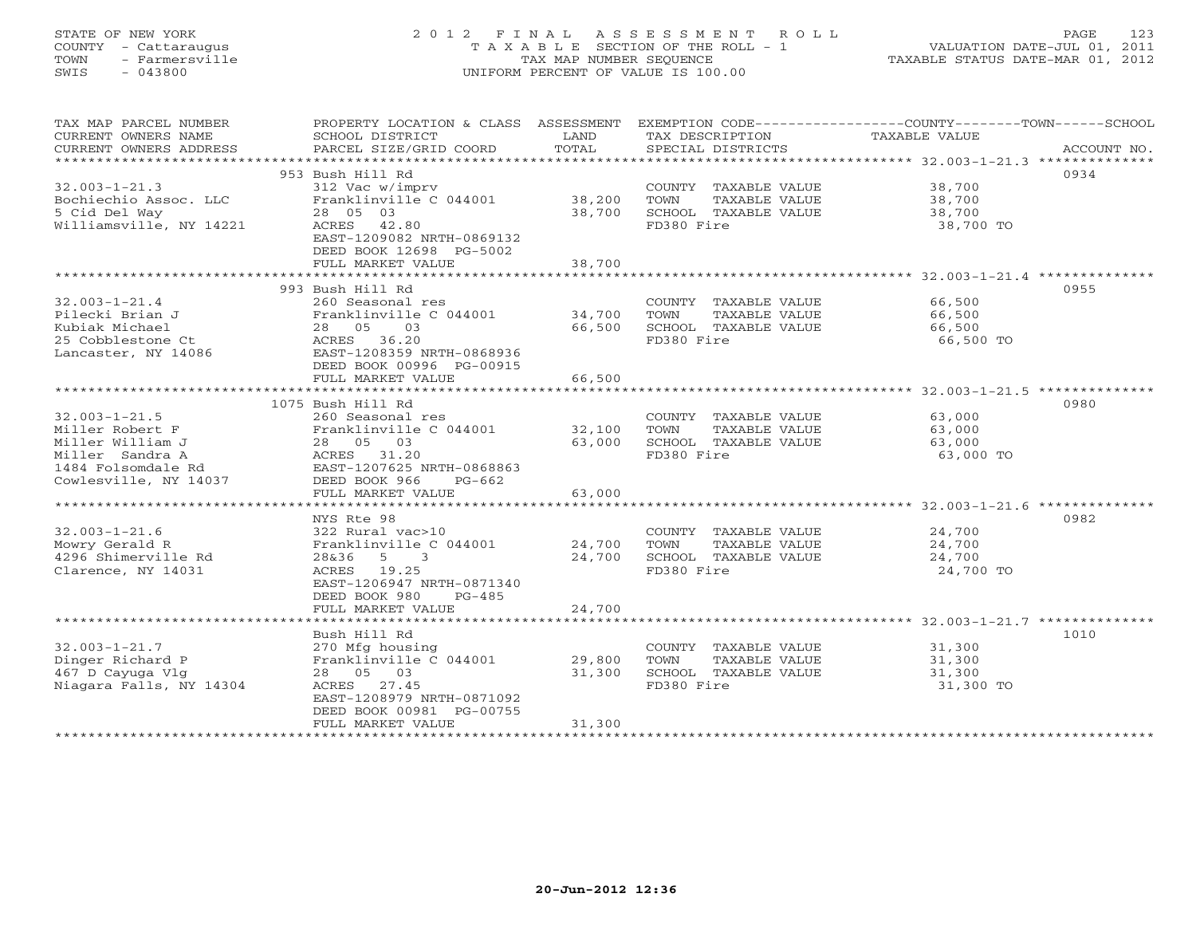STATE OF NEW YORK
COUNTY - Cattaraugus
TOWN - Farmersville
SWIS - 043800

2012 FINAL ASSESSMENT ROLL
TAXABLE SECTION OF THE ROLL - 1
TAX MAP NUMBER SEQUENCE
UNIFORM PERCENT OF VALUE IS 100.00

VALUATION DATE-JUL 01, 2011
TAXABLE STATUS DATE-MAR 01, 2012

| TAX MAP PARCEL NUMBER / CURRENT OWNERS NAME / CURRENT OWNERS ADDRESS | PROPERTY LOCATION & CLASS / SCHOOL DISTRICT / PARCEL SIZE/GRID COORD | ASSESSMENT LAND / TOTAL | EXEMPTION CODE / TAX DESCRIPTION / SPECIAL DISTRICTS | COUNTY / TOWN / SCHOOL TAXABLE VALUE | ACCOUNT NO. |
|---|---|---|---|---|---|
| | 953 Bush Hill Rd | | | | 0934 |
| 32.003-1-21.3 | 312 Vac w/imprv | | COUNTY TAXABLE VALUE | 38,700 | |
| Bochiechio Assoc. LLC | Franklinville C 044001 | 38,200 | TOWN TAXABLE VALUE | 38,700 | |
| 5 Cid Del Way | 28 05 03 | 38,700 | SCHOOL TAXABLE VALUE | 38,700 | |
| Williamsville, NY 14221 | ACRES 42.80 | | FD380 Fire | 38,700 TO | |
| | EAST-1209082 NRTH-0869132 | | | | |
| | DEED BOOK 12698 PG-5002 | | | | |
| | FULL MARKET VALUE | 38,700 | | | |
| | 993 Bush Hill Rd | | | | 0955 |
| 32.003-1-21.4 | 260 Seasonal res | | COUNTY TAXABLE VALUE | 66,500 | |
| Pilecki Brian J | Franklinville C 044001 | 34,700 | TOWN TAXABLE VALUE | 66,500 | |
| Kubiak Michael | 28 05 03 | 66,500 | SCHOOL TAXABLE VALUE | 66,500 | |
| 25 Cobblestone Ct | ACRES 36.20 | | FD380 Fire | 66,500 TO | |
| Lancaster, NY 14086 | EAST-1208359 NRTH-0868936 | | | | |
| | DEED BOOK 00996 PG-00915 | | | | |
| | FULL MARKET VALUE | 66,500 | | | |
| | 1075 Bush Hill Rd | | | | 0980 |
| 32.003-1-21.5 | 260 Seasonal res | | COUNTY TAXABLE VALUE | 63,000 | |
| Miller Robert F | Franklinville C 044001 | 32,100 | TOWN TAXABLE VALUE | 63,000 | |
| Miller William J | 28 05 03 | 63,000 | SCHOOL TAXABLE VALUE | 63,000 | |
| Miller Sandra A | ACRES 31.20 | | FD380 Fire | 63,000 TO | |
| 1484 Folsomdale Rd | EAST-1207625 NRTH-0868863 | | | | |
| Cowlesville, NY 14037 | DEED BOOK 966 PG-662 | | | | |
| | FULL MARKET VALUE | 63,000 | | | |
| | NYS Rte 98 | | | | 0982 |
| 32.003-1-21.6 | 322 Rural vac>10 | | COUNTY TAXABLE VALUE | 24,700 | |
| Mowry Gerald R | Franklinville C 044001 | 24,700 | TOWN TAXABLE VALUE | 24,700 | |
| 4296 Shimerville Rd | 28&36 5 3 | 24,700 | SCHOOL TAXABLE VALUE | 24,700 | |
| Clarence, NY 14031 | ACRES 19.25 | | FD380 Fire | 24,700 TO | |
| | EAST-1206947 NRTH-0871340 | | | | |
| | DEED BOOK 980 PG-485 | | | | |
| | FULL MARKET VALUE | 24,700 | | | |
| | Bush Hill Rd | | | | 1010 |
| 32.003-1-21.7 | 270 Mfg housing | | COUNTY TAXABLE VALUE | 31,300 | |
| Dinger Richard P | Franklinville C 044001 | 29,800 | TOWN TAXABLE VALUE | 31,300 | |
| 467 D Cayuga Vlg | 28 05 03 | 31,300 | SCHOOL TAXABLE VALUE | 31,300 | |
| Niagara Falls, NY 14304 | ACRES 27.45 | | FD380 Fire | 31,300 TO | |
| | EAST-1208979 NRTH-0871092 | | | | |
| | DEED BOOK 00981 PG-00755 | | | | |
| | FULL MARKET VALUE | 31,300 | | | |

20-Jun-2012 12:36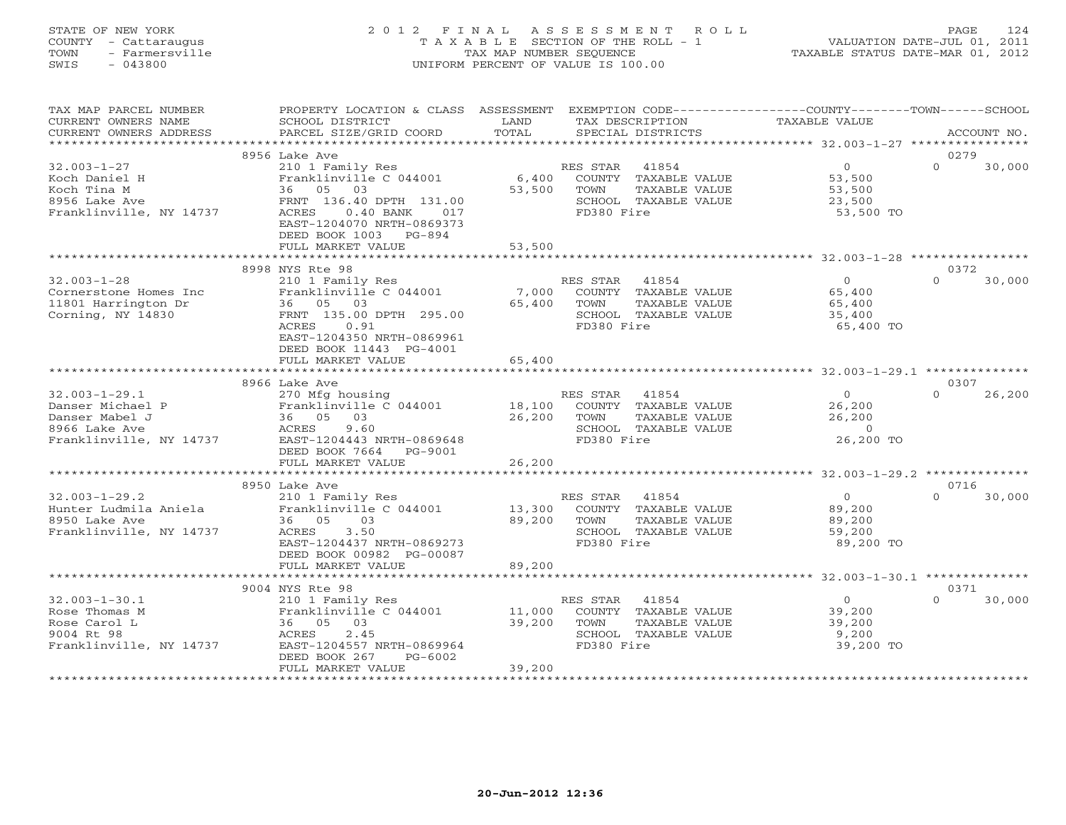STATE OF NEW YORK
COUNTY - Cattaraugus
TOWN - Farmersville
SWIS - 043800

# 2012 FINAL ASSESSMENT ROLL

TAXABLE SECTION OF THE ROLL - 1
TAX MAP NUMBER SEQUENCE
UNIFORM PERCENT OF VALUE IS 100.00

VALUATION DATE-JUL 01, 2011
TAXABLE STATUS DATE-MAR 01, 2012

| TAX MAP PARCEL NUMBER / CURRENT OWNERS NAME / CURRENT OWNERS ADDRESS | PROPERTY LOCATION & CLASS / SCHOOL DISTRICT / PARCEL SIZE/GRID COORD | ASSESSMENT LAND / TOTAL | EXEMPTION CODE / TAX DESCRIPTION / SPECIAL DISTRICTS | COUNTY / TOWN / SCHOOL TAXABLE VALUE | ACCOUNT NO. |
|---|---|---|---|---|---|
| **32.003-1-27** | 8956 Lake Ave | | | | 0279 |
| Koch Daniel H | 210 1 Family Res | | RES STAR 41854 | 0 | 0 30,000 |
| Koch Tina M | Franklinville C 044001 | 6,400 | COUNTY TAXABLE VALUE | 53,500 | |
| 8956 Lake Ave | 36 05 03 | 53,500 | TOWN TAXABLE VALUE | 53,500 | |
| Franklinville, NY 14737 | FRNT 136.40 DPTH 131.00 | | SCHOOL TAXABLE VALUE | 23,500 | |
| | ACRES 0.40 BANK 017 | | FD380 Fire | 53,500 TO | |
| | EAST-1204070 NRTH-0869373 | | | | |
| | DEED BOOK 1003 PG-894 | | | | |
| | FULL MARKET VALUE | 53,500 | | | |
| **32.003-1-28** | 8998 NYS Rte 98 | | | | 0372 |
| Cornerstone Homes Inc | 210 1 Family Res | | RES STAR 41854 | 0 | 0 30,000 |
| 11801 Harrington Dr | Franklinville C 044001 | 7,000 | COUNTY TAXABLE VALUE | 65,400 | |
| Corning, NY 14830 | 36 05 03 | 65,400 | TOWN TAXABLE VALUE | 65,400 | |
| | FRNT 135.00 DPTH 295.00 | | SCHOOL TAXABLE VALUE | 35,400 | |
| | ACRES 0.91 | | FD380 Fire | 65,400 TO | |
| | EAST-1204350 NRTH-0869961 | | | | |
| | DEED BOOK 11443 PG-4001 | | | | |
| | FULL MARKET VALUE | 65,400 | | | |
| **32.003-1-29.1** | 8966 Lake Ave | | | | 0307 |
| Danser Michael P | 270 Mfg housing | | RES STAR 41854 | 0 | 0 26,200 |
| Danser Mabel J | Franklinville C 044001 | 18,100 | COUNTY TAXABLE VALUE | 26,200 | |
| 8966 Lake Ave | 36 05 03 | 26,200 | TOWN TAXABLE VALUE | 26,200 | |
| Franklinville, NY 14737 | ACRES 9.60 | | SCHOOL TAXABLE VALUE | 0 | |
| | EAST-1204443 NRTH-0869648 | | FD380 Fire | 26,200 TO | |
| | DEED BOOK 7664 PG-9001 | | | | |
| | FULL MARKET VALUE | 26,200 | | | |
| **32.003-1-29.2** | 8950 Lake Ave | | | | 0716 |
| Hunter Ludmila Aniela | 210 1 Family Res | | RES STAR 41854 | 0 | 0 30,000 |
| 8950 Lake Ave | Franklinville C 044001 | 13,300 | COUNTY TAXABLE VALUE | 89,200 | |
| Franklinville, NY 14737 | 36 05 03 | 89,200 | TOWN TAXABLE VALUE | 89,200 | |
| | ACRES 3.50 | | SCHOOL TAXABLE VALUE | 59,200 | |
| | EAST-1204437 NRTH-0869273 | | FD380 Fire | 89,200 TO | |
| | DEED BOOK 00982 PG-00087 | | | | |
| | FULL MARKET VALUE | 89,200 | | | |
| **32.003-1-30.1** | 9004 NYS Rte 98 | | | | 0371 |
| Rose Thomas M | 210 1 Family Res | | RES STAR 41854 | 0 | 0 30,000 |
| Rose Carol L | Franklinville C 044001 | 11,000 | COUNTY TAXABLE VALUE | 39,200 | |
| 9004 Rt 98 | 36 05 03 | 39,200 | TOWN TAXABLE VALUE | 39,200 | |
| Franklinville, NY 14737 | ACRES 2.45 | | SCHOOL TAXABLE VALUE | 9,200 | |
| | EAST-1204557 NRTH-0869964 | | FD380 Fire | 39,200 TO | |
| | DEED BOOK 267 PG-6002 | | | | |
| | FULL MARKET VALUE | 39,200 | | | |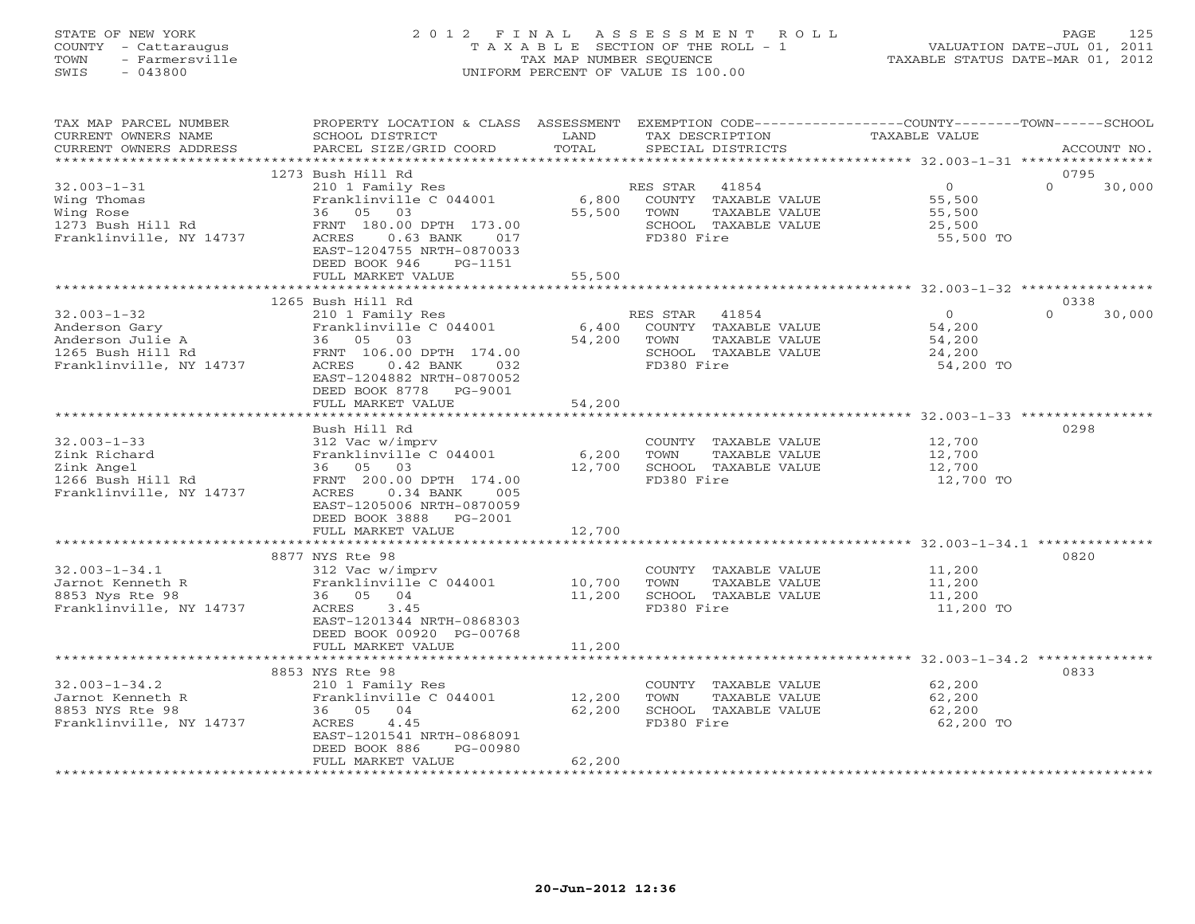STATE OF NEW YORK
COUNTY - Cattaraugus
TOWN - Farmersville
SWIS - 043800

# 2012 FINAL ASSESSMENT ROLL

TAXABLE SECTION OF THE ROLL - 1
TAX MAP NUMBER SEQUENCE
UNIFORM PERCENT OF VALUE IS 100.00

VALUATION DATE-JUL 01, 2011
TAXABLE STATUS DATE-MAR 01, 2012

| TAX MAP PARCEL NUMBER / CURRENT OWNERS NAME / CURRENT OWNERS ADDRESS | PROPERTY LOCATION & CLASS / SCHOOL DISTRICT / PARCEL SIZE/GRID COORD | ASSESSMENT LAND / TOTAL | EXEMPTION CODE / TAX DESCRIPTION / SPECIAL DISTRICTS | COUNTY TAXABLE VALUE | TOWN | SCHOOL | ACCOUNT NO. |
|---|---|---|---|---|---|---|---|
| 32.003-1-31 | 1273 Bush Hill Rd | | | | | | 0795 |
| Wing Thomas | 210 1 Family Res | | RES STAR 41854 | 0 | 0 | 30,000 | |
| Wing Rose | Franklinville C 044001 | 6,800 | COUNTY TAXABLE VALUE | 55,500 | | | |
| 1273 Bush Hill Rd | 36 05 03 | 55,500 | TOWN TAXABLE VALUE | | 55,500 | | |
| Franklinville, NY 14737 | FRNT 180.00 DPTH 173.00 | | SCHOOL TAXABLE VALUE | | | 25,500 | |
| | ACRES 0.63 BANK 017 | | FD380 Fire | 55,500 TO | | | |
| | EAST-1204755 NRTH-0870033 | | | | | | |
| | DEED BOOK 946 PG-1151 | | | | | | |
| | FULL MARKET VALUE | 55,500 | | | | | |
| 32.003-1-32 | 1265 Bush Hill Rd | | | | | | 0338 |
| Anderson Gary | 210 1 Family Res | | RES STAR 41854 | 0 | 0 | 30,000 | |
| Anderson Julie A | Franklinville C 044001 | 6,400 | COUNTY TAXABLE VALUE | 54,200 | | | |
| 1265 Bush Hill Rd | 36 05 03 | 54,200 | TOWN TAXABLE VALUE | | 54,200 | | |
| Franklinville, NY 14737 | FRNT 106.00 DPTH 174.00 | | SCHOOL TAXABLE VALUE | | | 24,200 | |
| | ACRES 0.42 BANK 032 | | FD380 Fire | 54,200 TO | | | |
| | EAST-1204882 NRTH-0870052 | | | | | | |
| | DEED BOOK 8778 PG-9001 | | | | | | |
| | FULL MARKET VALUE | 54,200 | | | | | |
| 32.003-1-33 | Bush Hill Rd | | | | | | 0298 |
| Zink Richard | 312 Vac w/imprv | | COUNTY TAXABLE VALUE | 12,700 | | | |
| Zink Angel | Franklinville C 044001 | 6,200 | TOWN TAXABLE VALUE | | 12,700 | | |
| 1266 Bush Hill Rd | 36 05 03 | 12,700 | SCHOOL TAXABLE VALUE | | | 12,700 | |
| Franklinville, NY 14737 | FRNT 200.00 DPTH 174.00 | | FD380 Fire | 12,700 TO | | | |
| | ACRES 0.34 BANK 005 | | | | | | |
| | EAST-1205006 NRTH-0870059 | | | | | | |
| | DEED BOOK 3888 PG-2001 | | | | | | |
| | FULL MARKET VALUE | 12,700 | | | | | |
| 32.003-1-34.1 | 8877 NYS Rte 98 | | | | | | 0820 |
| Jarnot Kenneth R | 312 Vac w/imprv | | COUNTY TAXABLE VALUE | 11,200 | | | |
| 8853 Nys Rte 98 | Franklinville C 044001 | 10,700 | TOWN TAXABLE VALUE | | 11,200 | | |
| Franklinville, NY 14737 | 36 05 04 | 11,200 | SCHOOL TAXABLE VALUE | | | 11,200 | |
| | ACRES 3.45 | | FD380 Fire | 11,200 TO | | | |
| | EAST-1201344 NRTH-0868303 | | | | | | |
| | DEED BOOK 00920 PG-00768 | | | | | | |
| | FULL MARKET VALUE | 11,200 | | | | | |
| 32.003-1-34.2 | 8853 NYS Rte 98 | | | | | | 0833 |
| Jarnot Kenneth R | 210 1 Family Res | | COUNTY TAXABLE VALUE | 62,200 | | | |
| 8853 NYS Rte 98 | Franklinville C 044001 | 12,200 | TOWN TAXABLE VALUE | | 62,200 | | |
| Franklinville, NY 14737 | 36 05 04 | 62,200 | SCHOOL TAXABLE VALUE | | | 62,200 | |
| | ACRES 4.45 | | FD380 Fire | 62,200 TO | | | |
| | EAST-1201541 NRTH-0868091 | | | | | | |
| | DEED BOOK 886 PG-00980 | | | | | | |
| | FULL MARKET VALUE | 62,200 | | | | | |

20-Jun-2012 12:36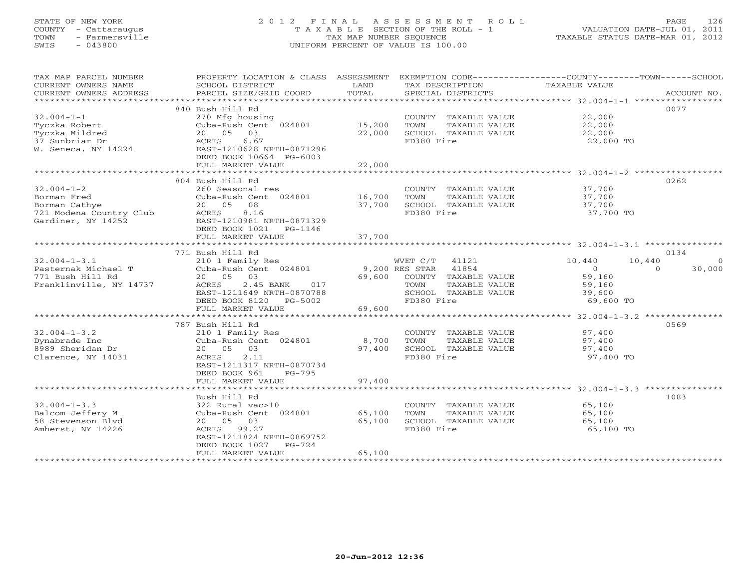STATE OF NEW YORK
COUNTY - Cattaraugus
TOWN - Farmersville
SWIS - 043800

# 2012 FINAL ASSESSMENT ROLL

TAXABLE SECTION OF THE ROLL - 1
TAX MAP NUMBER SEQUENCE
UNIFORM PERCENT OF VALUE IS 100.00

VALUATION DATE-JUL 01, 2011
TAXABLE STATUS DATE-MAR 01, 2012

| TAX MAP PARCEL NUMBER / CURRENT OWNERS NAME / CURRENT OWNERS ADDRESS | PROPERTY LOCATION & CLASS / SCHOOL DISTRICT / PARCEL SIZE/GRID COORD | ASSESSMENT LAND | ASSESSMENT TOTAL | EXEMPTION CODE / TAX DESCRIPTION / SPECIAL DISTRICTS | COUNTY TAXABLE VALUE | TOWN | SCHOOL | ACCOUNT NO. |
|---|---|---|---|---|---|---|---|---|
| **32.004-1-1** | 840 Bush Hill Rd | | | | | | | 0077 |
| Tyczka Robert | 270 Mfg housing | | | COUNTY TAXABLE VALUE | 22,000 | | | |
| Tyczka Mildred | Cuba-Rush Cent 024801 | 15,200 | | TOWN TAXABLE VALUE | 22,000 | | | |
| 37 Sunbriar Dr | 20 05 03 | | 22,000 | SCHOOL TAXABLE VALUE | 22,000 | | | |
| W. Seneca, NY 14224 | ACRES 6.67 | | | FD380 Fire | 22,000 TO | | | |
| | EAST-1210628 NRTH-0871296 | | | | | | | |
| | DEED BOOK 10664 PG-6003 | | | | | | | |
| | FULL MARKET VALUE | | 22,000 | | | | | |
| **32.004-1-2** | 804 Bush Hill Rd | | | | | | | 0262 |
| Borman Fred | 260 Seasonal res | | | COUNTY TAXABLE VALUE | 37,700 | | | |
| Borman Cathye | Cuba-Rush Cent 024801 | 16,700 | | TOWN TAXABLE VALUE | 37,700 | | | |
| 721 Modena Country Club | 20 05 08 | | 37,700 | SCHOOL TAXABLE VALUE | 37,700 | | | |
| Gardiner, NY 14252 | ACRES 8.16 | | | FD380 Fire | 37,700 TO | | | |
| | EAST-1210981 NRTH-0871329 | | | | | | | |
| | DEED BOOK 1021 PG-1146 | | | | | | | |
| | FULL MARKET VALUE | | 37,700 | | | | | |
| **32.004-1-3.1** | 771 Bush Hill Rd | | | | | | | 0134 |
| Pasternak Michael T | 210 1 Family Res | | | WVET C/T 41121 | 10,440 | 10,440 | 0 | |
| 771 Bush Hill Rd | Cuba-Rush Cent 024801 | 9,200 | | RES STAR 41854 | 0 | 0 | 30,000 | |
| Franklinville, NY 14737 | 20 05 03 | | 69,600 | COUNTY TAXABLE VALUE | 59,160 | | | |
| | ACRES 2.45 BANK 017 | | | TOWN TAXABLE VALUE | 59,160 | | | |
| | EAST-1211649 NRTH-0870788 | | | SCHOOL TAXABLE VALUE | 39,600 | | | |
| | DEED BOOK 8120 PG-5002 | | | FD380 Fire | 69,600 TO | | | |
| | FULL MARKET VALUE | | 69,600 | | | | | |
| **32.004-1-3.2** | 787 Bush Hill Rd | | | | | | | 0569 |
| Dynabrade Inc | 210 1 Family Res | | | COUNTY TAXABLE VALUE | 97,400 | | | |
| 8989 Sheridan Dr | Cuba-Rush Cent 024801 | 8,700 | | TOWN TAXABLE VALUE | 97,400 | | | |
| Clarence, NY 14031 | 20 05 03 | | 97,400 | SCHOOL TAXABLE VALUE | 97,400 | | | |
| | ACRES 2.11 | | | FD380 Fire | 97,400 TO | | | |
| | EAST-1211317 NRTH-0870734 | | | | | | | |
| | DEED BOOK 961 PG-795 | | | | | | | |
| | FULL MARKET VALUE | | 97,400 | | | | | |
| **32.004-1-3.3** | Bush Hill Rd | | | | | | | 1083 |
| Balcom Jeffery M | 322 Rural vac>10 | | | COUNTY TAXABLE VALUE | 65,100 | | | |
| 58 Stevenson Blvd | Cuba-Rush Cent 024801 | 65,100 | | TOWN TAXABLE VALUE | 65,100 | | | |
| Amherst, NY 14226 | 20 05 03 | | 65,100 | SCHOOL TAXABLE VALUE | 65,100 | | | |
| | ACRES 99.27 | | | FD380 Fire | 65,100 TO | | | |
| | EAST-1211824 NRTH-0869752 | | | | | | | |
| | DEED BOOK 1027 PG-724 | | | | | | | |
| | FULL MARKET VALUE | | 65,100 | | | | | |

20-Jun-2012 12:36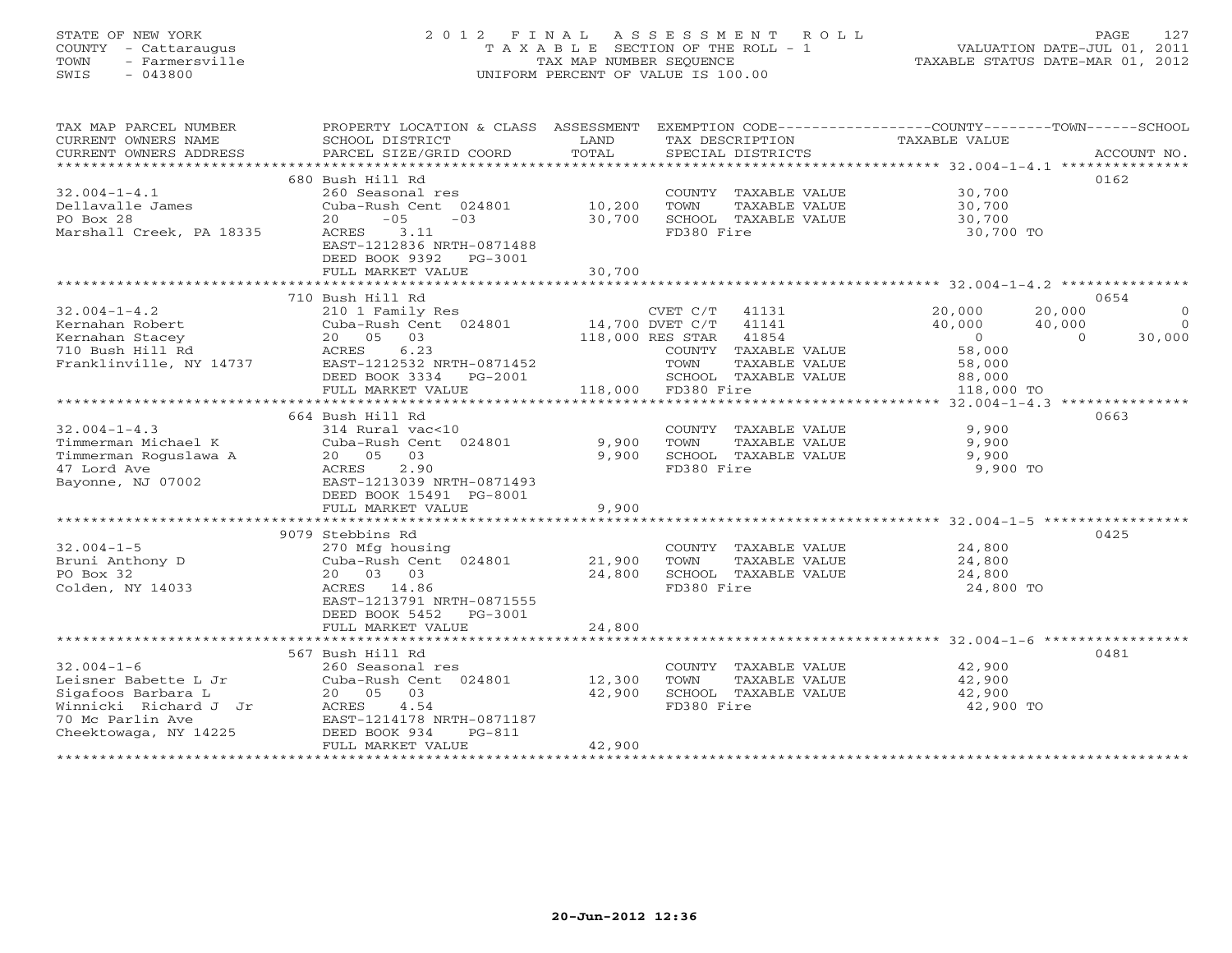STATE OF NEW YORK
COUNTY - Cattaraugus
TOWN - Farmersville
SWIS - 043800

2012 FINAL ASSESSMENT ROLL
TAXABLE SECTION OF THE ROLL - 1
TAX MAP NUMBER SEQUENCE
UNIFORM PERCENT OF VALUE IS 100.00

VALUATION DATE-JUL 01, 2011
TAXABLE STATUS DATE-MAR 01, 2012

| TAX MAP PARCEL NUMBER / CURRENT OWNERS NAME / CURRENT OWNERS ADDRESS | PROPERTY LOCATION & CLASS / SCHOOL DISTRICT / PARCEL SIZE/GRID COORD | ASSESSMENT LAND / TOTAL | EXEMPTION CODE / TAX DESCRIPTION / SPECIAL DISTRICTS | COUNTY | TOWN | SCHOOL | ACCOUNT NO. |
|---|---|---|---|---|---|---|---|
| 32.004-1-4.1 | 680 Bush Hill Rd | | | | | | 0162 |
| Dellavalle James | 260 Seasonal res | | COUNTY TAXABLE VALUE | 30,700 | | | |
| PO Box 28 | Cuba-Rush Cent 024801 | 10,200 | TOWN TAXABLE VALUE | | 30,700 | | |
| Marshall Creek, PA 18335 | 20 -05 -03 | 30,700 | SCHOOL TAXABLE VALUE | | | 30,700 | |
| | ACRES 3.11 | | FD380 Fire | 30,700 TO | | | |
| | EAST-1212836 NRTH-0871488 | | | | | | |
| | DEED BOOK 9392 PG-3001 | | | | | | |
| | FULL MARKET VALUE | 30,700 | | | | | |
| 32.004-1-4.2 | 710 Bush Hill Rd | | | | | | 0654 |
| Kernahan Robert | 210 1 Family Res | | CVET C/T 41131 | 20,000 | 20,000 | 0 | |
| Kernahan Stacey | Cuba-Rush Cent 024801 | 14,700 | DVET C/T 41141 | 40,000 | 40,000 | 0 | |
| 710 Bush Hill Rd | 20 05 03 | 118,000 | RES STAR 41854 | 0 | 0 | 30,000 | |
| Franklinville, NY 14737 | ACRES 6.23 | | COUNTY TAXABLE VALUE | 58,000 | | | |
| | EAST-1212532 NRTH-0871452 | | TOWN TAXABLE VALUE | | 58,000 | | |
| | DEED BOOK 3334 PG-2001 | | SCHOOL TAXABLE VALUE | | | 88,000 | |
| | FULL MARKET VALUE | 118,000 | FD380 Fire | 118,000 TO | | | |
| 32.004-1-4.3 | 664 Bush Hill Rd | | | | | | 0663 |
| Timmerman Michael K | 314 Rural vac<10 | | COUNTY TAXABLE VALUE | 9,900 | | | |
| Timmerman Roguslawa A | Cuba-Rush Cent 024801 | 9,900 | TOWN TAXABLE VALUE | | 9,900 | | |
| 47 Lord Ave | 20 05 03 | 9,900 | SCHOOL TAXABLE VALUE | | | 9,900 | |
| Bayonne, NJ 07002 | ACRES 2.90 | | FD380 Fire | 9,900 TO | | | |
| | EAST-1213039 NRTH-0871493 | | | | | | |
| | DEED BOOK 15491 PG-8001 | | | | | | |
| | FULL MARKET VALUE | 9,900 | | | | | |
| 32.004-1-5 | 9079 Stebbins Rd | | | | | | 0425 |
| Bruni Anthony D | 270 Mfg housing | | COUNTY TAXABLE VALUE | 24,800 | | | |
| PO Box 32 | Cuba-Rush Cent 024801 | 21,900 | TOWN TAXABLE VALUE | | 24,800 | | |
| Colden, NY 14033 | 20 03 03 | 24,800 | SCHOOL TAXABLE VALUE | | | 24,800 | |
| | ACRES 14.86 | | FD380 Fire | 24,800 TO | | | |
| | EAST-1213791 NRTH-0871555 | | | | | | |
| | DEED BOOK 5452 PG-3001 | | | | | | |
| | FULL MARKET VALUE | 24,800 | | | | | |
| 32.004-1-6 | 567 Bush Hill Rd | | | | | | 0481 |
| Leisner Babette L Jr | 260 Seasonal res | | COUNTY TAXABLE VALUE | 42,900 | | | |
| Sigafoos Barbara L | Cuba-Rush Cent 024801 | 12,300 | TOWN TAXABLE VALUE | | 42,900 | | |
| Winnicki Richard J Jr | 20 05 03 | 42,900 | SCHOOL TAXABLE VALUE | | | 42,900 | |
| 70 Mc Parlin Ave | ACRES 4.54 | | FD380 Fire | 42,900 TO | | | |
| Cheektowaga, NY 14225 | EAST-1214178 NRTH-0871187 | | | | | | |
| | DEED BOOK 934 PG-811 | | | | | | |
| | FULL MARKET VALUE | 42,900 | | | | | |

20-Jun-2012 12:36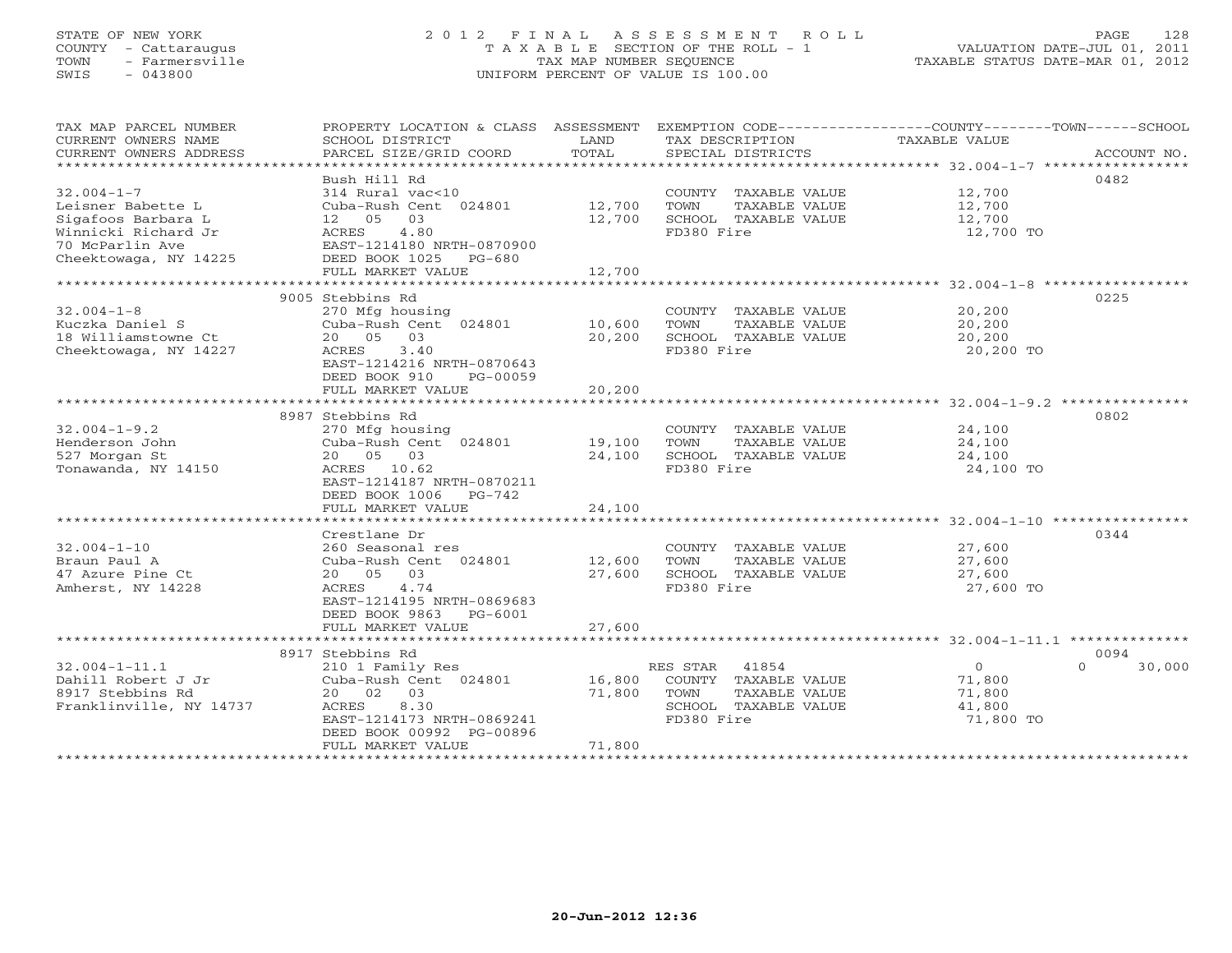STATE OF NEW YORK
COUNTY - Cattaraugus
TOWN - Farmersville
SWIS - 043800

# 2012 FINAL ASSESSMENT ROLL
TAXABLE SECTION OF THE ROLL - 1
TAX MAP NUMBER SEQUENCE
UNIFORM PERCENT OF VALUE IS 100.00

VALUATION DATE-JUL 01, 2011
TAXABLE STATUS DATE-MAR 01, 2012

| TAX MAP PARCEL NUMBER / CURRENT OWNERS NAME / CURRENT OWNERS ADDRESS | PROPERTY LOCATION & CLASS / SCHOOL DISTRICT / PARCEL SIZE/GRID COORD | ASSESSMENT LAND | ASSESSMENT TOTAL | EXEMPTION CODE / TAX DESCRIPTION / SPECIAL DISTRICTS | COUNTY TAXABLE VALUE | TOWN | SCHOOL | ACCOUNT NO. |
|---|---|---|---|---|---|---|---|---|
| 32.004-1-7 | Bush Hill Rd | | | | | | | 0482 |
| Leisner Babette L | 314 Rural vac<10 | | | COUNTY TAXABLE VALUE | 12,700 | | | |
| Sigafoos Barbara L | Cuba-Rush Cent 024801 | 12,700 | | TOWN TAXABLE VALUE | 12,700 | | | |
| Winnicki Richard Jr | 12 05 03 | | 12,700 | SCHOOL TAXABLE VALUE | 12,700 | | | |
| 70 McParlin Ave | ACRES 4.80 | | | FD380 Fire | 12,700 TO | | | |
| Cheektowaga, NY 14225 | EAST-1214180 NRTH-0870900 | | | | | | | |
| | DEED BOOK 1025 PG-680 | | | | | | | |
| | FULL MARKET VALUE | | 12,700 | | | | | |
| 32.004-1-8 | 9005 Stebbins Rd | | | | | | | 0225 |
| Kuczka Daniel S | 270 Mfg housing | | | COUNTY TAXABLE VALUE | 20,200 | | | |
| 18 Williamstowne Ct | Cuba-Rush Cent 024801 | 10,600 | | TOWN TAXABLE VALUE | 20,200 | | | |
| Cheektowaga, NY 14227 | 20 05 03 | | 20,200 | SCHOOL TAXABLE VALUE | 20,200 | | | |
| | ACRES 3.40 | | | FD380 Fire | 20,200 TO | | | |
| | EAST-1214216 NRTH-0870643 | | | | | | | |
| | DEED BOOK 910 PG-00059 | | | | | | | |
| | FULL MARKET VALUE | | 20,200 | | | | | |
| 32.004-1-9.2 | 8987 Stebbins Rd | | | | | | | 0802 |
| Henderson John | 270 Mfg housing | | | COUNTY TAXABLE VALUE | 24,100 | | | |
| 527 Morgan St | Cuba-Rush Cent 024801 | 19,100 | | TOWN TAXABLE VALUE | 24,100 | | | |
| Tonawanda, NY 14150 | 20 05 03 | | 24,100 | SCHOOL TAXABLE VALUE | 24,100 | | | |
| | ACRES 10.62 | | | FD380 Fire | 24,100 TO | | | |
| | EAST-1214187 NRTH-0870211 | | | | | | | |
| | DEED BOOK 1006 PG-742 | | | | | | | |
| | FULL MARKET VALUE | | 24,100 | | | | | |
| 32.004-1-10 | Crestlane Dr | | | | | | | 0344 |
| Braun Paul A | 260 Seasonal res | | | COUNTY TAXABLE VALUE | 27,600 | | | |
| 47 Azure Pine Ct | Cuba-Rush Cent 024801 | 12,600 | | TOWN TAXABLE VALUE | 27,600 | | | |
| Amherst, NY 14228 | 20 05 03 | | 27,600 | SCHOOL TAXABLE VALUE | 27,600 | | | |
| | ACRES 4.74 | | | FD380 Fire | 27,600 TO | | | |
| | EAST-1214195 NRTH-0869683 | | | | | | | |
| | DEED BOOK 9863 PG-6001 | | | | | | | |
| | FULL MARKET VALUE | | 27,600 | | | | | |
| 32.004-1-11.1 | 8917 Stebbins Rd | | | | | | | 0094 |
| Dahill Robert J Jr | 210 1 Family Res | | | RES STAR 41854 | 0 | | 30,000 | |
| 8917 Stebbins Rd | Cuba-Rush Cent 024801 | 16,800 | | COUNTY TAXABLE VALUE | 71,800 | | | |
| Franklinville, NY 14737 | 20 02 03 | | 71,800 | TOWN TAXABLE VALUE | 71,800 | | | |
| | ACRES 8.30 | | | SCHOOL TAXABLE VALUE | 41,800 | | | |
| | EAST-1214173 NRTH-0869241 | | | FD380 Fire | 71,800 TO | | | |
| | DEED BOOK 00992 PG-00896 | | | | | | | |
| | FULL MARKET VALUE | | 71,800 | | | | | |

20-Jun-2012 12:36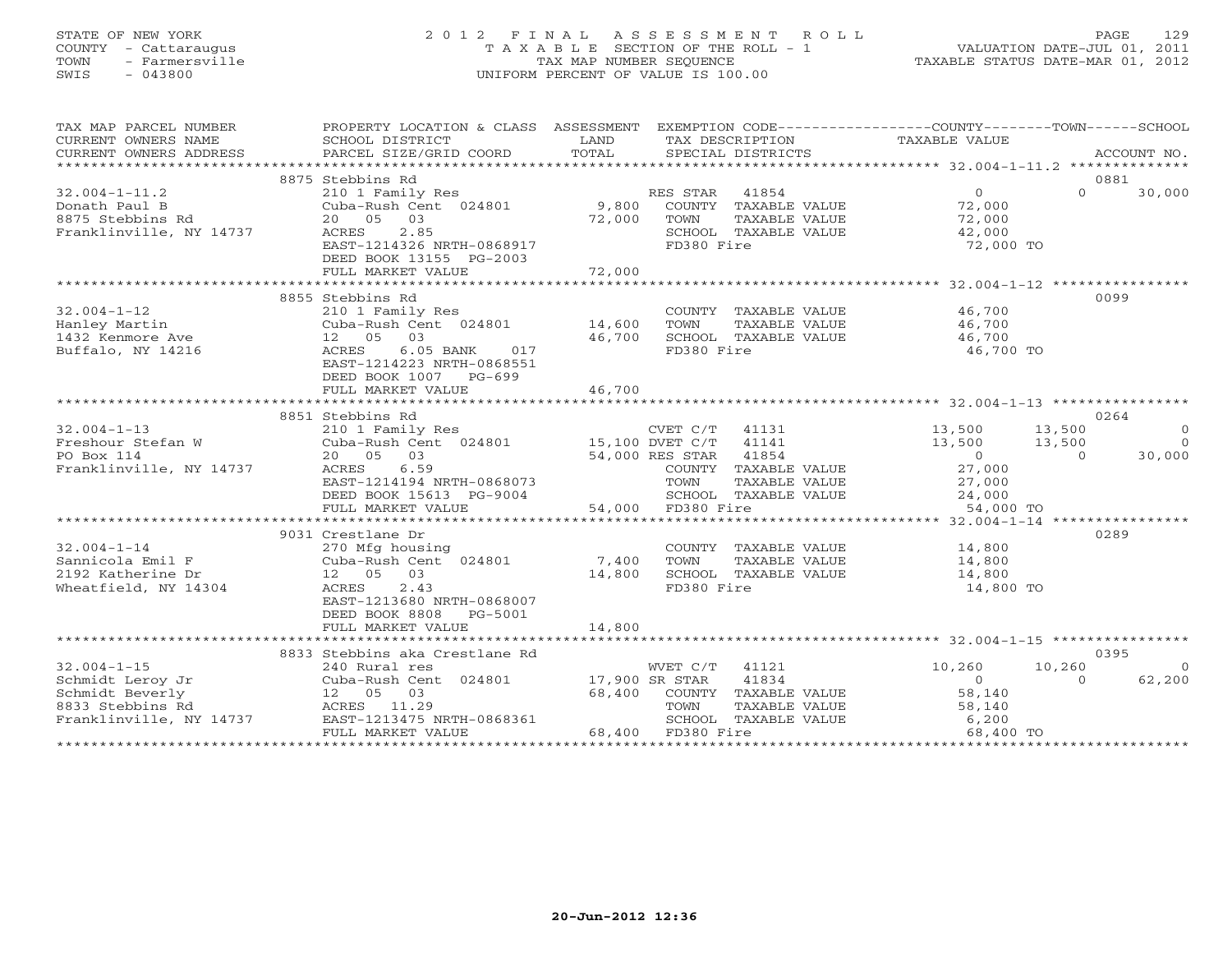STATE OF NEW YORK
COUNTY - Cattaraugus
TOWN - Farmersville
SWIS - 043800

2 0 1 2 F I N A L A S S E S S M E N T R O L L
T A X A B L E SECTION OF THE ROLL - 1
TAX MAP NUMBER SEQUENCE
UNIFORM PERCENT OF VALUE IS 100.00

VALUATION DATE-JUL 01, 2011
TAXABLE STATUS DATE-MAR 01, 2012

| TAX MAP PARCEL NUMBER / CURRENT OWNERS NAME / CURRENT OWNERS ADDRESS | PROPERTY LOCATION & CLASS / SCHOOL DISTRICT / PARCEL SIZE/GRID COORD | ASSESSMENT LAND / TOTAL | EXEMPTION CODE / TAX DESCRIPTION / SPECIAL DISTRICTS | COUNTY TAXABLE VALUE | TOWN | SCHOOL | ACCOUNT NO. |
|---|---|---|---|---|---|---|---|
| 32.004-1-11.2 | 8875 Stebbins Rd | | | | | | 0881 |
| Donath Paul B | 210 1 Family Res | | RES STAR 41854 | 0 | 0 | 30,000 | |
| 8875 Stebbins Rd | Cuba-Rush Cent 024801 | 9,800 | COUNTY TAXABLE VALUE | 72,000 | | | |
| Franklinville, NY 14737 | 20 05 03 | 72,000 | TOWN TAXABLE VALUE | 72,000 | | | |
| | ACRES 2.85 | | SCHOOL TAXABLE VALUE | 42,000 | | | |
| | EAST-1214326 NRTH-0868917 | | FD380 Fire | 72,000 TO | | | |
| | DEED BOOK 13155 PG-2003 | | | | | | |
| | FULL MARKET VALUE | 72,000 | | | | | |
| 32.004-1-12 | 8855 Stebbins Rd | | | | | | 0099 |
| Hanley Martin | 210 1 Family Res | | COUNTY TAXABLE VALUE | 46,700 | | | |
| 1432 Kenmore Ave | Cuba-Rush Cent 024801 | 14,600 | TOWN TAXABLE VALUE | 46,700 | | | |
| Buffalo, NY 14216 | 12 05 03 | 46,700 | SCHOOL TAXABLE VALUE | 46,700 | | | |
| | ACRES 6.05 BANK 017 | | FD380 Fire | 46,700 TO | | | |
| | EAST-1214223 NRTH-0868551 | | | | | | |
| | DEED BOOK 1007 PG-699 | | | | | | |
| | FULL MARKET VALUE | 46,700 | | | | | |
| 32.004-1-13 | 8851 Stebbins Rd | | | | | | 0264 |
| Freshour Stefan W | 210 1 Family Res | | CVET C/T 41131 | 13,500 | 13,500 | 0 | |
| PO Box 114 | Cuba-Rush Cent 024801 | 15,100 | DVET C/T 41141 | 13,500 | 13,500 | 0 | |
| Franklinville, NY 14737 | 20 05 03 | 54,000 | RES STAR 41854 | 0 | 0 | 30,000 | |
| | ACRES 6.59 | | COUNTY TAXABLE VALUE | 27,000 | | | |
| | EAST-1214194 NRTH-0868073 | | TOWN TAXABLE VALUE | 27,000 | | | |
| | DEED BOOK 15613 PG-9004 | | SCHOOL TAXABLE VALUE | 24,000 | | | |
| | FULL MARKET VALUE | 54,000 | FD380 Fire | 54,000 TO | | | |
| 32.004-1-14 | 9031 Crestlane Dr | | | | | | 0289 |
| Sannicola Emil F | 270 Mfg housing | | COUNTY TAXABLE VALUE | 14,800 | | | |
| 2192 Katherine Dr | Cuba-Rush Cent 024801 | 7,400 | TOWN TAXABLE VALUE | 14,800 | | | |
| Wheatfield, NY 14304 | 12 05 03 | 14,800 | SCHOOL TAXABLE VALUE | 14,800 | | | |
| | ACRES 2.43 | | FD380 Fire | 14,800 TO | | | |
| | EAST-1213680 NRTH-0868007 | | | | | | |
| | DEED BOOK 8808 PG-5001 | | | | | | |
| | FULL MARKET VALUE | 14,800 | | | | | |
| 32.004-1-15 | 8833 Stebbins aka Crestlane Rd | | | | | | 0395 |
| Schmidt Leroy Jr | 240 Rural res | | WVET C/T 41121 | 10,260 | 10,260 | 0 | |
| Schmidt Beverly | Cuba-Rush Cent 024801 | 17,900 | SR STAR 41834 | 0 | 0 | 62,200 | |
| 8833 Stebbins Rd | 12 05 03 | 68,400 | COUNTY TAXABLE VALUE | 58,140 | | | |
| Franklinville, NY 14737 | ACRES 11.29 | | TOWN TAXABLE VALUE | 58,140 | | | |
| | EAST-1213475 NRTH-0868361 | | SCHOOL TAXABLE VALUE | 6,200 | | | |
| | FULL MARKET VALUE | 68,400 | FD380 Fire | 68,400 TO | | | |

20-Jun-2012 12:36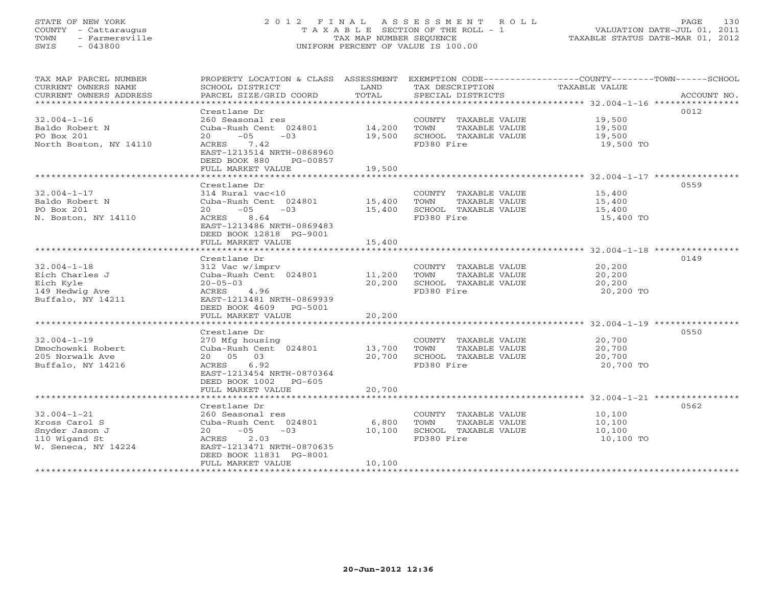STATE OF NEW YORK
COUNTY - Cattaraugus
TOWN - Farmersville
SWIS - 043800

2 0 1 2 F I N A L A S S E S S M E N T R O L L
T A X A B L E SECTION OF THE ROLL - 1
TAX MAP NUMBER SEQUENCE
UNIFORM PERCENT OF VALUE IS 100.00

VALUATION DATE-JUL 01, 2011
TAXABLE STATUS DATE-MAR 01, 2012

| TAX MAP PARCEL NUMBER / CURRENT OWNERS NAME / CURRENT OWNERS ADDRESS | PROPERTY LOCATION & CLASS / SCHOOL DISTRICT / PARCEL SIZE/GRID COORD | ASSESSMENT LAND / TOTAL | EXEMPTION CODE / TAX DESCRIPTION / SPECIAL DISTRICTS | COUNTY--------TOWN------SCHOOL TAXABLE VALUE | ACCOUNT NO. |
|---|---|---|---|---|---|
| 32.004-1-16 | Crestlane Dr | | | | 0012 |
| Baldo Robert N | 260 Seasonal res | | COUNTY TAXABLE VALUE | 19,500 | |
| PO Box 201 | Cuba-Rush Cent 024801 | 14,200 | TOWN TAXABLE VALUE | 19,500 | |
| North Boston, NY 14110 | 20 -05 -03 | 19,500 | SCHOOL TAXABLE VALUE | 19,500 | |
| | ACRES 7.42 | | FD380 Fire | 19,500 TO | |
| | EAST-1213514 NRTH-0868960 | | | | |
| | DEED BOOK 880 PG-00857 | | | | |
| | FULL MARKET VALUE | 19,500 | | | |
| 32.004-1-17 | Crestlane Dr | | | | 0559 |
| Baldo Robert N | 314 Rural vac<10 | | COUNTY TAXABLE VALUE | 15,400 | |
| PO Box 201 | Cuba-Rush Cent 024801 | 15,400 | TOWN TAXABLE VALUE | 15,400 | |
| N. Boston, NY 14110 | 20 -05 -03 | 15,400 | SCHOOL TAXABLE VALUE | 15,400 | |
| | ACRES 8.64 | | FD380 Fire | 15,400 TO | |
| | EAST-1213486 NRTH-0869483 | | | | |
| | DEED BOOK 12818 PG-9001 | | | | |
| | FULL MARKET VALUE | 15,400 | | | |
| 32.004-1-18 | Crestlane Dr | | | | 0149 |
| Eich Charles J | 312 Vac w/imprv | | COUNTY TAXABLE VALUE | 20,200 | |
| Eich Kyle | Cuba-Rush Cent 024801 | 11,200 | TOWN TAXABLE VALUE | 20,200 | |
| 149 Hedwig Ave | 20-05-03 | 20,200 | SCHOOL TAXABLE VALUE | 20,200 | |
| Buffalo, NY 14211 | ACRES 4.96 | | FD380 Fire | 20,200 TO | |
| | EAST-1213481 NRTH-0869939 | | | | |
| | DEED BOOK 4609 PG-5001 | | | | |
| | FULL MARKET VALUE | 20,200 | | | |
| 32.004-1-19 | Crestlane Dr | | | | 0550 |
| Dmochowski Robert | 270 Mfg housing | | COUNTY TAXABLE VALUE | 20,700 | |
| 205 Norwalk Ave | Cuba-Rush Cent 024801 | 13,700 | TOWN TAXABLE VALUE | 20,700 | |
| Buffalo, NY 14216 | 20 05 03 | 20,700 | SCHOOL TAXABLE VALUE | 20,700 | |
| | ACRES 6.92 | | FD380 Fire | 20,700 TO | |
| | EAST-1213454 NRTH-0870364 | | | | |
| | DEED BOOK 1002 PG-605 | | | | |
| | FULL MARKET VALUE | 20,700 | | | |
| 32.004-1-21 | Crestlane Dr | | | | 0562 |
| Kross Carol S | 260 Seasonal res | | COUNTY TAXABLE VALUE | 10,100 | |
| Snyder Jason J | Cuba-Rush Cent 024801 | 6,800 | TOWN TAXABLE VALUE | 10,100 | |
| 110 Wigand St | 20 -05 -03 | 10,100 | SCHOOL TAXABLE VALUE | 10,100 | |
| W. Seneca, NY 14224 | ACRES 2.03 | | FD380 Fire | 10,100 TO | |
| | EAST-1213471 NRTH-0870635 | | | | |
| | DEED BOOK 11831 PG-8001 | | | | |
| | FULL MARKET VALUE | 10,100 | | | |

20-Jun-2012 12:36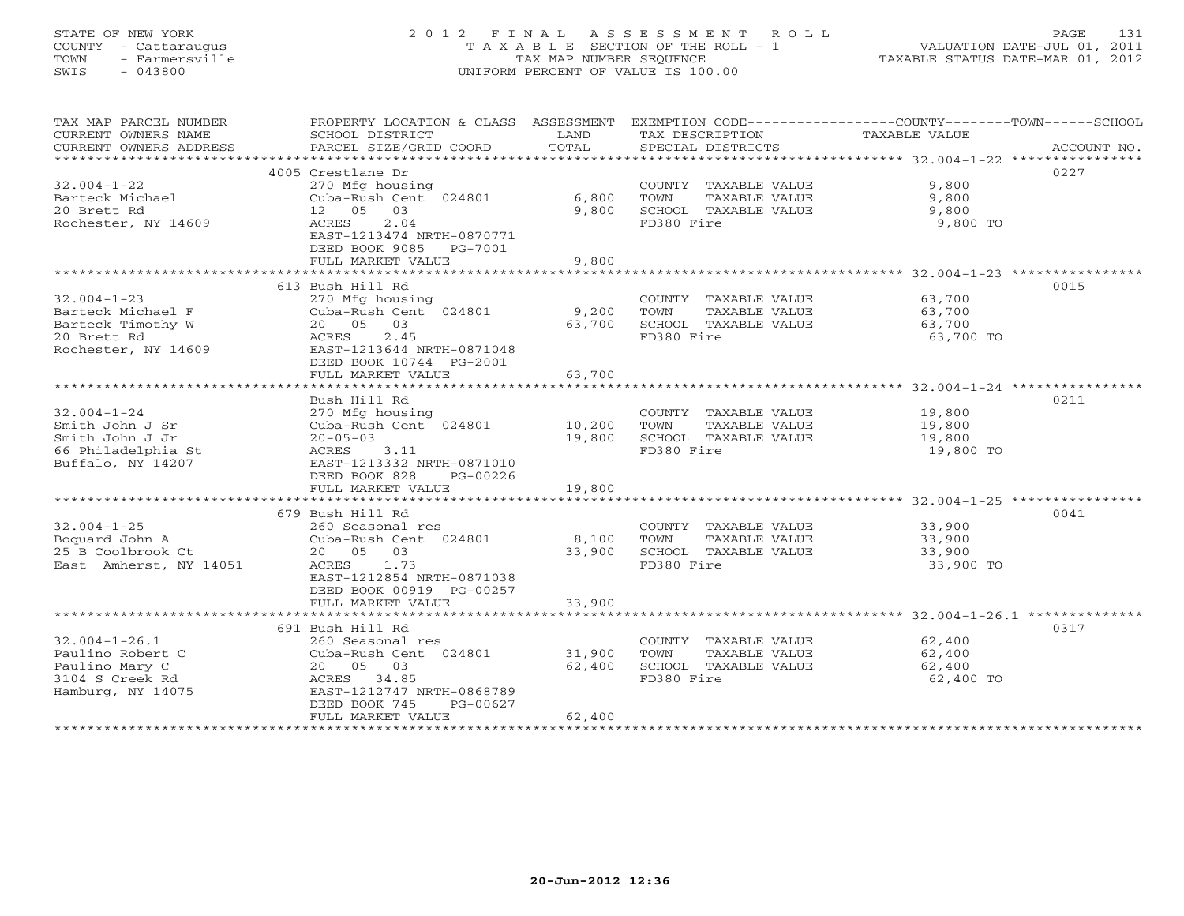STATE OF NEW YORK
COUNTY - Cattaraugus
TOWN - Farmersville
SWIS - 043800

# 2012 FINAL ASSESSMENT ROLL
TAXABLE SECTION OF THE ROLL - 1
TAX MAP NUMBER SEQUENCE
UNIFORM PERCENT OF VALUE IS 100.00

VALUATION DATE-JUL 01, 2011
TAXABLE STATUS DATE-MAR 01, 2012

| TAX MAP PARCEL NUMBER / CURRENT OWNERS NAME / CURRENT OWNERS ADDRESS | PROPERTY LOCATION & CLASS / SCHOOL DISTRICT / PARCEL SIZE/GRID COORD | ASSESSMENT LAND | TOTAL | EXEMPTION CODE / TAX DESCRIPTION / SPECIAL DISTRICTS | TAXABLE VALUE (COUNTY / TOWN / SCHOOL) | ACCOUNT NO. |
|---|---|---|---|---|---|---|
| 32.004-1-22 | 4005 Crestlane Dr | | | | | 0227 |
| Barteck Michael | 270 Mfg housing | | | COUNTY TAXABLE VALUE | 9,800 | |
| 20 Brett Rd | Cuba-Rush Cent 024801 | 6,800 | | TOWN TAXABLE VALUE | 9,800 | |
| Rochester, NY 14609 | 12 05 03 | | 9,800 | SCHOOL TAXABLE VALUE | 9,800 | |
| | ACRES 2.04 | | | FD380 Fire | 9,800 TO | |
| | EAST-1213474 NRTH-0870771 | | | | | |
| | DEED BOOK 9085 PG-7001 | | | | | |
| | FULL MARKET VALUE | | 9,800 | | | |
| 32.004-1-23 | 613 Bush Hill Rd | | | | | 0015 |
| Barteck Michael F | 270 Mfg housing | | | COUNTY TAXABLE VALUE | 63,700 | |
| Barteck Timothy W | Cuba-Rush Cent 024801 | 9,200 | | TOWN TAXABLE VALUE | 63,700 | |
| 20 Brett Rd | 20 05 03 | | 63,700 | SCHOOL TAXABLE VALUE | 63,700 | |
| Rochester, NY 14609 | ACRES 2.45 | | | FD380 Fire | 63,700 TO | |
| | EAST-1213644 NRTH-0871048 | | | | | |
| | DEED BOOK 10744 PG-2001 | | | | | |
| | FULL MARKET VALUE | | 63,700 | | | |
| 32.004-1-24 | Bush Hill Rd | | | | | 0211 |
| Smith John J Sr | 270 Mfg housing | | | COUNTY TAXABLE VALUE | 19,800 | |
| Smith John J Jr | Cuba-Rush Cent 024801 | 10,200 | | TOWN TAXABLE VALUE | 19,800 | |
| 66 Philadelphia St | 20-05-03 | | 19,800 | SCHOOL TAXABLE VALUE | 19,800 | |
| Buffalo, NY 14207 | ACRES 3.11 | | | FD380 Fire | 19,800 TO | |
| | EAST-1213332 NRTH-0871010 | | | | | |
| | DEED BOOK 828 PG-00226 | | | | | |
| | FULL MARKET VALUE | | 19,800 | | | |
| 32.004-1-25 | 679 Bush Hill Rd | | | | | 0041 |
| Boquard John A | 260 Seasonal res | | | COUNTY TAXABLE VALUE | 33,900 | |
| 25 B Coolbrook Ct | Cuba-Rush Cent 024801 | 8,100 | | TOWN TAXABLE VALUE | 33,900 | |
| East Amherst, NY 14051 | 20 05 03 | | 33,900 | SCHOOL TAXABLE VALUE | 33,900 | |
| | ACRES 1.73 | | | FD380 Fire | 33,900 TO | |
| | EAST-1212854 NRTH-0871038 | | | | | |
| | DEED BOOK 00919 PG-00257 | | | | | |
| | FULL MARKET VALUE | | 33,900 | | | |
| 32.004-1-26.1 | 691 Bush Hill Rd | | | | | 0317 |
| Paulino Robert C | 260 Seasonal res | | | COUNTY TAXABLE VALUE | 62,400 | |
| Paulino Mary C | Cuba-Rush Cent 024801 | 31,900 | | TOWN TAXABLE VALUE | 62,400 | |
| 3104 S Creek Rd | 20 05 03 | | 62,400 | SCHOOL TAXABLE VALUE | 62,400 | |
| Hamburg, NY 14075 | ACRES 34.85 | | | FD380 Fire | 62,400 TO | |
| | EAST-1212747 NRTH-0868789 | | | | | |
| | DEED BOOK 745 PG-00627 | | | | | |
| | FULL MARKET VALUE | | 62,400 | | | |

20-Jun-2012 12:36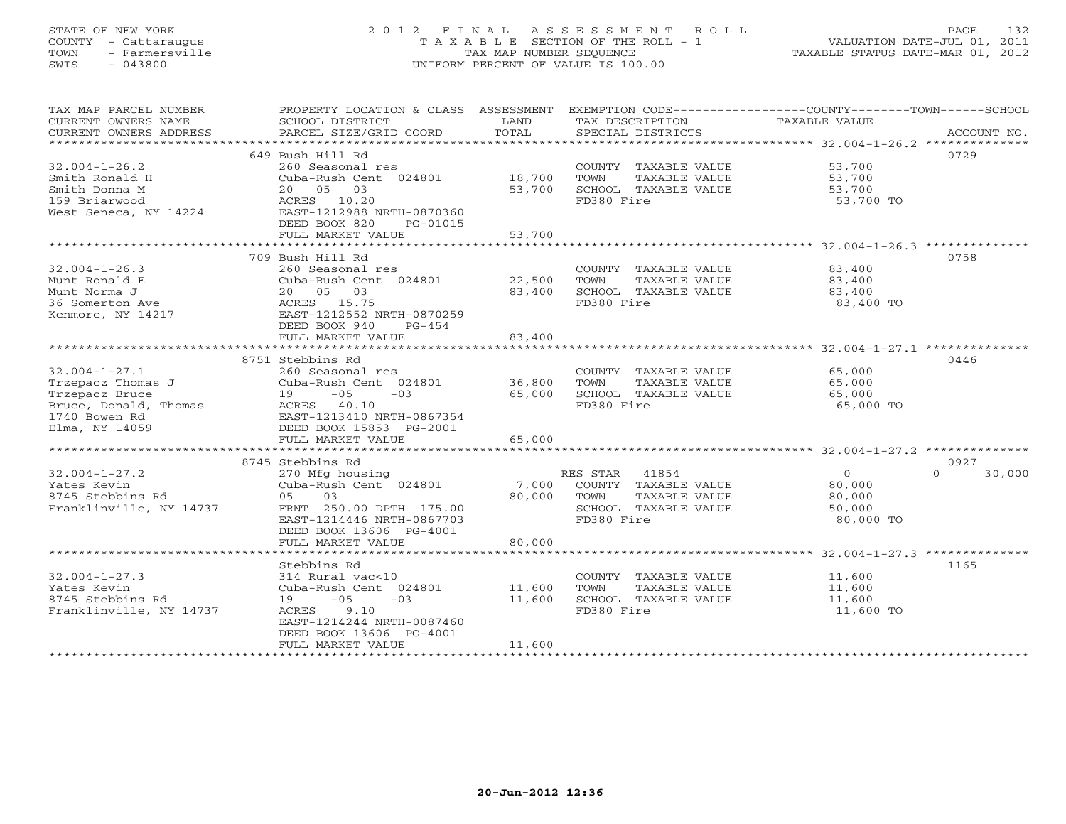STATE OF NEW YORK
COUNTY - Cattaraugus
TOWN - Farmersville
SWIS - 043800

2012 FINAL ASSESSMENT ROLL
TAXABLE SECTION OF THE ROLL - 1
TAX MAP NUMBER SEQUENCE
UNIFORM PERCENT OF VALUE IS 100.00

VALUATION DATE-JUL 01, 2011
TAXABLE STATUS DATE-MAR 01, 2012

| TAX MAP PARCEL NUMBER / CURRENT OWNERS NAME / CURRENT OWNERS ADDRESS | PROPERTY LOCATION & CLASS / SCHOOL DISTRICT / PARCEL SIZE/GRID COORD | ASSESSMENT LAND | TOTAL | EXEMPTION CODE / TAX DESCRIPTION / SPECIAL DISTRICTS | COUNTY / TOWN / SCHOOL TAXABLE VALUE | ACCOUNT NO. |
|---|---|---|---|---|---|---|
| 32.004-1-26.2 | 649 Bush Hill Rd | | | | | 0729 |
| Smith Ronald H | 260 Seasonal res | | | COUNTY TAXABLE VALUE | 53,700 | |
| Smith Donna M | Cuba-Rush Cent 024801 | 18,700 | | TOWN TAXABLE VALUE | 53,700 | |
| 159 Briarwood | 20 05 03 | | 53,700 | SCHOOL TAXABLE VALUE | 53,700 | |
| West Seneca, NY 14224 | ACRES 10.20 | | | FD380 Fire | 53,700 TO | |
| | EAST-1212988 NRTH-0870360 | | | | | |
| | DEED BOOK 820 PG-01015 | | | | | |
| | FULL MARKET VALUE | | 53,700 | | | |
| 32.004-1-26.3 | 709 Bush Hill Rd | | | | | 0758 |
| Munt Ronald E | 260 Seasonal res | | | COUNTY TAXABLE VALUE | 83,400 | |
| Munt Norma J | Cuba-Rush Cent 024801 | 22,500 | | TOWN TAXABLE VALUE | 83,400 | |
| 36 Somerton Ave | 20 05 03 | | 83,400 | SCHOOL TAXABLE VALUE | 83,400 | |
| Kenmore, NY 14217 | ACRES 15.75 | | | FD380 Fire | 83,400 TO | |
| | EAST-1212552 NRTH-0870259 | | | | | |
| | DEED BOOK 940 PG-454 | | | | | |
| | FULL MARKET VALUE | | 83,400 | | | |
| 32.004-1-27.1 | 8751 Stebbins Rd | | | | | 0446 |
| Trzepacz Thomas J | 260 Seasonal res | | | COUNTY TAXABLE VALUE | 65,000 | |
| Trzepacz Bruce | Cuba-Rush Cent 024801 | 36,800 | | TOWN TAXABLE VALUE | 65,000 | |
| Bruce, Donald, Thomas | 19 -05 -03 | | 65,000 | SCHOOL TAXABLE VALUE | 65,000 | |
| 1740 Bowen Rd | ACRES 40.10 | | | FD380 Fire | 65,000 TO | |
| Elma, NY 14059 | EAST-1213410 NRTH-0867354 | | | | | |
| | DEED BOOK 15853 PG-2001 | | | | | |
| | FULL MARKET VALUE | | 65,000 | | | |
| 32.004-1-27.2 | 8745 Stebbins Rd | | | | | 0927 |
| Yates Kevin | 270 Mfg housing | | | RES STAR 41854 | 0 / 0 / 30,000 | |
| 8745 Stebbins Rd | Cuba-Rush Cent 024801 | 7,000 | | COUNTY TAXABLE VALUE | 80,000 | |
| Franklinville, NY 14737 | 05 03 | | 80,000 | TOWN TAXABLE VALUE | 80,000 | |
| | FRNT 250.00 DPTH 175.00 | | | SCHOOL TAXABLE VALUE | 50,000 | |
| | EAST-1214446 NRTH-0867703 | | | FD380 Fire | 80,000 TO | |
| | DEED BOOK 13606 PG-4001 | | | | | |
| | FULL MARKET VALUE | | 80,000 | | | |
| 32.004-1-27.3 | Stebbins Rd | | | | | 1165 |
| Yates Kevin | 314 Rural vac<10 | | | COUNTY TAXABLE VALUE | 11,600 | |
| 8745 Stebbins Rd | Cuba-Rush Cent 024801 | 11,600 | | TOWN TAXABLE VALUE | 11,600 | |
| Franklinville, NY 14737 | 19 -05 -03 | | 11,600 | SCHOOL TAXABLE VALUE | 11,600 | |
| | ACRES 9.10 | | | FD380 Fire | 11,600 TO | |
| | EAST-1214244 NRTH-0087460 | | | | | |
| | DEED BOOK 13606 PG-4001 | | | | | |
| | FULL MARKET VALUE | | 11,600 | | | |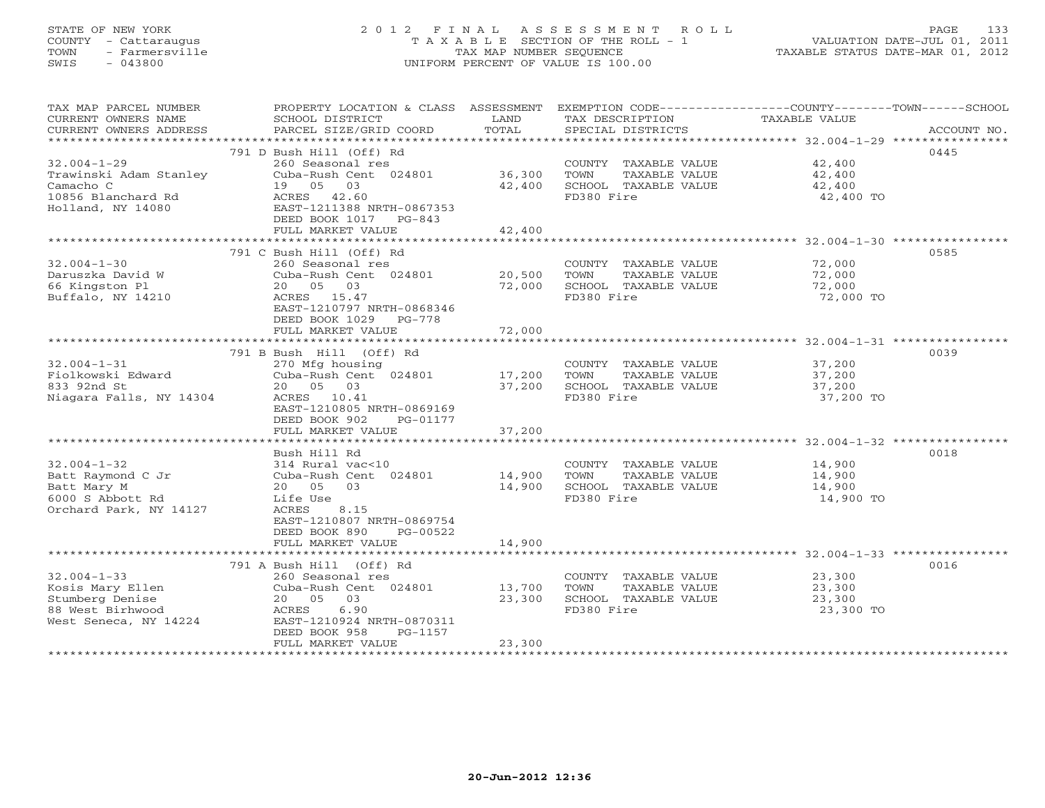STATE OF NEW YORK
COUNTY - Cattaraugus
TOWN - Farmersville
SWIS - 043800

# 2012 FINAL ASSESSMENT ROLL

TAXABLE SECTION OF THE ROLL - 1
TAX MAP NUMBER SEQUENCE
UNIFORM PERCENT OF VALUE IS 100.00

VALUATION DATE-JUL 01, 2011
TAXABLE STATUS DATE-MAR 01, 2012

| TAX MAP PARCEL NUMBER / CURRENT OWNERS NAME / CURRENT OWNERS ADDRESS | PROPERTY LOCATION & CLASS / SCHOOL DISTRICT / PARCEL SIZE/GRID COORD | ASSESSMENT LAND | TOTAL | EXEMPTION CODE / TAX DESCRIPTION / SPECIAL DISTRICTS | TAXABLE VALUE (COUNTY / TOWN / SCHOOL) | ACCOUNT NO. |
|---|---|---|---|---|---|---|
| 32.004-1-29 | 791 D Bush Hill (Off) Rd | | | | | 0445 |
| Trawinski Adam Stanley | 260 Seasonal res | | | COUNTY TAXABLE VALUE | 42,400 | |
| Camacho C | Cuba-Rush Cent 024801 | 36,300 | | TOWN TAXABLE VALUE | 42,400 | |
| 10856 Blanchard Rd | 19 05 03 | | 42,400 | SCHOOL TAXABLE VALUE | 42,400 | |
| Holland, NY 14080 | ACRES 42.60 | | | FD380 Fire | 42,400 TO | |
| | EAST-1211388 NRTH-0867353 | | | | | |
| | DEED BOOK 1017 PG-843 | | | | | |
| | FULL MARKET VALUE | | 42,400 | | | |
| 32.004-1-30 | 791 C Bush Hill (Off) Rd | | | | | 0585 |
| Daruszka David W | 260 Seasonal res | | | COUNTY TAXABLE VALUE | 72,000 | |
| 66 Kingston Pl | Cuba-Rush Cent 024801 | 20,500 | | TOWN TAXABLE VALUE | 72,000 | |
| Buffalo, NY 14210 | 20 05 03 | | 72,000 | SCHOOL TAXABLE VALUE | 72,000 | |
| | ACRES 15.47 | | | FD380 Fire | 72,000 TO | |
| | EAST-1210797 NRTH-0868346 | | | | | |
| | DEED BOOK 1029 PG-778 | | | | | |
| | FULL MARKET VALUE | | 72,000 | | | |
| 32.004-1-31 | 791 B Bush Hill (Off) Rd | | | | | 0039 |
| Fiolkowski Edward | 270 Mfg housing | | | COUNTY TAXABLE VALUE | 37,200 | |
| 833 92nd St | Cuba-Rush Cent 024801 | 17,200 | | TOWN TAXABLE VALUE | 37,200 | |
| Niagara Falls, NY 14304 | 20 05 03 | | 37,200 | SCHOOL TAXABLE VALUE | 37,200 | |
| | ACRES 10.41 | | | FD380 Fire | 37,200 TO | |
| | EAST-1210805 NRTH-0869169 | | | | | |
| | DEED BOOK 902 PG-01177 | | | | | |
| | FULL MARKET VALUE | | 37,200 | | | |
| 32.004-1-32 | Bush Hill Rd | | | | | 0018 |
| Batt Raymond C Jr | 314 Rural vac<10 | | | COUNTY TAXABLE VALUE | 14,900 | |
| Batt Mary M | Cuba-Rush Cent 024801 | 14,900 | | TOWN TAXABLE VALUE | 14,900 | |
| 6000 S Abbott Rd | 20 05 03 | | 14,900 | SCHOOL TAXABLE VALUE | 14,900 | |
| Orchard Park, NY 14127 | Life Use | | | FD380 Fire | 14,900 TO | |
| | ACRES 8.15 | | | | | |
| | EAST-1210807 NRTH-0869754 | | | | | |
| | DEED BOOK 890 PG-00522 | | | | | |
| | FULL MARKET VALUE | | 14,900 | | | |
| 32.004-1-33 | 791 A Bush Hill (Off) Rd | | | | | 0016 |
| Kosis Mary Ellen | 260 Seasonal res | | | COUNTY TAXABLE VALUE | 23,300 | |
| Stumberg Denise | Cuba-Rush Cent 024801 | 13,700 | | TOWN TAXABLE VALUE | 23,300 | |
| 88 West Birhwood | 20 05 03 | | 23,300 | SCHOOL TAXABLE VALUE | 23,300 | |
| West Seneca, NY 14224 | ACRES 6.90 | | | FD380 Fire | 23,300 TO | |
| | EAST-1210924 NRTH-0870311 | | | | | |
| | DEED BOOK 958 PG-1157 | | | | | |
| | FULL MARKET VALUE | | 23,300 | | | |

20-Jun-2012 12:36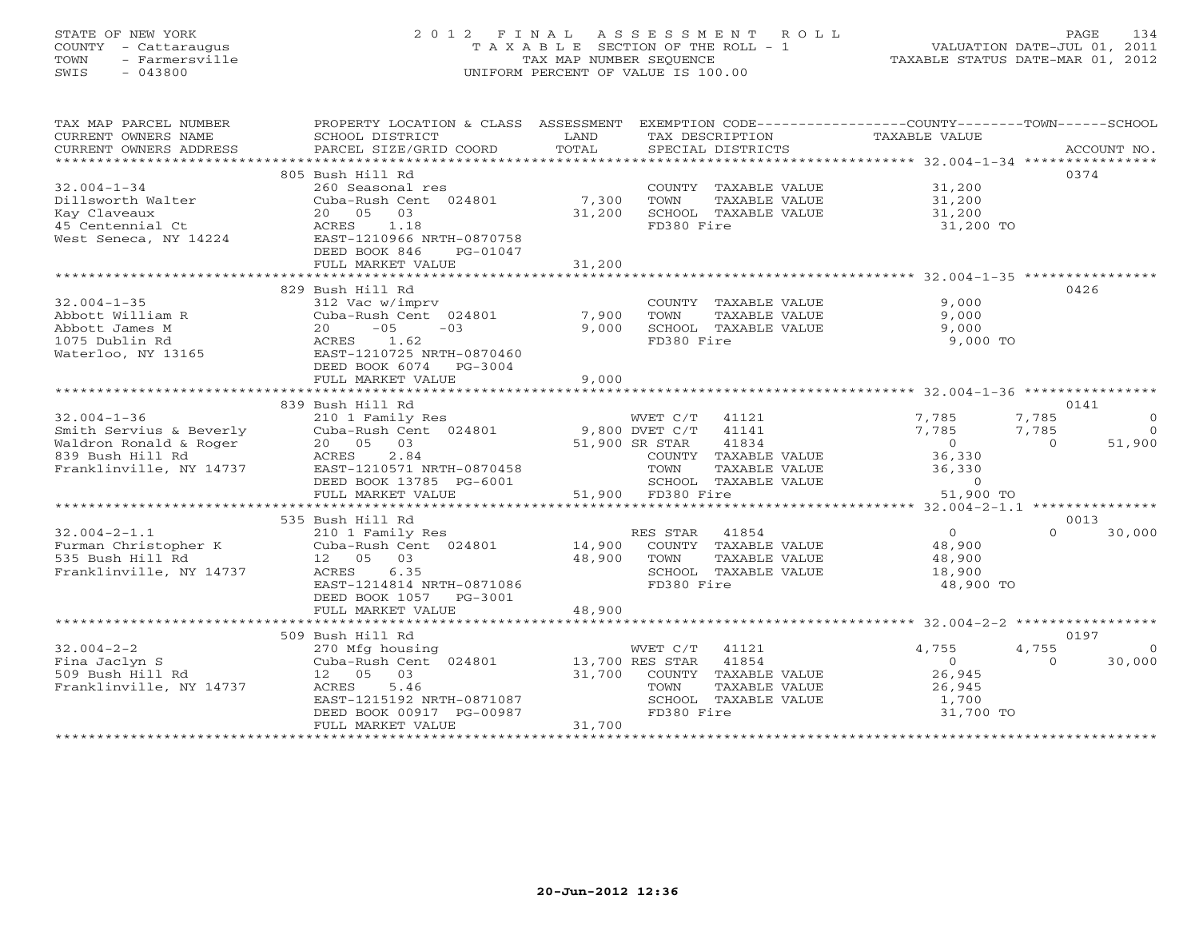STATE OF NEW YORK
COUNTY - Cattaraugus
TOWN - Farmersville
SWIS - 043800

# 2012 FINAL ASSESSMENT ROLL

TAXABLE SECTION OF THE ROLL - 1
TAX MAP NUMBER SEQUENCE
UNIFORM PERCENT OF VALUE IS 100.00

VALUATION DATE-JUL 01, 2011
TAXABLE STATUS DATE-MAR 01, 2012

| TAX MAP PARCEL NUMBER / CURRENT OWNERS NAME / CURRENT OWNERS ADDRESS | PROPERTY LOCATION & CLASS / SCHOOL DISTRICT / PARCEL SIZE/GRID COORD | ASSESSMENT LAND | TOTAL | EXEMPTION CODE / TAX DESCRIPTION / SPECIAL DISTRICTS | COUNTY TAXABLE VALUE | TOWN | SCHOOL | ACCOUNT NO. |
|---|---|---|---|---|---|---|---|---|
| 32.004-1-34 | 805 Bush Hill Rd | | | | | | | 0374 |
| Dillsworth Walter | 260 Seasonal res | | | COUNTY TAXABLE VALUE | 31,200 | | | |
| Kay Claveaux | Cuba-Rush Cent 024801 | 7,300 | | TOWN TAXABLE VALUE | 31,200 | | | |
| 45 Centennial Ct | 20 05 03 | | 31,200 | SCHOOL TAXABLE VALUE | 31,200 | | | |
| West Seneca, NY 14224 | ACRES 1.18 | | | FD380 Fire | 31,200 TO | | | |
| | EAST-1210966 NRTH-0870758 | | | | | | | |
| | DEED BOOK 846 PG-01047 | | | | | | | |
| | FULL MARKET VALUE | | 31,200 | | | | | |
| 32.004-1-35 | 829 Bush Hill Rd | | | | | | | 0426 |
| Abbott William R | 312 Vac w/imprv | | | COUNTY TAXABLE VALUE | 9,000 | | | |
| Abbott James M | Cuba-Rush Cent 024801 | 7,900 | | TOWN TAXABLE VALUE | 9,000 | | | |
| 1075 Dublin Rd | 20 -05 -03 | | 9,000 | SCHOOL TAXABLE VALUE | 9,000 | | | |
| Waterloo, NY 13165 | ACRES 1.62 | | | FD380 Fire | 9,000 TO | | | |
| | EAST-1210725 NRTH-0870460 | | | | | | | |
| | DEED BOOK 6074 PG-3004 | | | | | | | |
| | FULL MARKET VALUE | | 9,000 | | | | | |
| 32.004-1-36 | 839 Bush Hill Rd | | | | | | | 0141 |
| Smith Servius & Beverly | 210 1 Family Res | | | WVET C/T 41121 | 7,785 | 7,785 | 0 | |
| Waldron Ronald & Roger | Cuba-Rush Cent 024801 | 9,800 | | DVET C/T 41141 | 7,785 | 7,785 | 0 | |
| 839 Bush Hill Rd | 20 05 03 | | 51,900 | SR STAR 41834 | 0 | 0 | 51,900 | |
| Franklinville, NY 14737 | ACRES 2.84 | | | COUNTY TAXABLE VALUE | 36,330 | | | |
| | EAST-1210571 NRTH-0870458 | | | TOWN TAXABLE VALUE | 36,330 | | | |
| | DEED BOOK 13785 PG-6001 | | | SCHOOL TAXABLE VALUE | 0 | | | |
| | FULL MARKET VALUE | | 51,900 | FD380 Fire | 51,900 TO | | | |
| 32.004-2-1.1 | 535 Bush Hill Rd | | | | | | | 0013 |
| Furman Christopher K | 210 1 Family Res | | | RES STAR 41854 | 0 | 0 | 30,000 | |
| 535 Bush Hill Rd | Cuba-Rush Cent 024801 | 14,900 | | COUNTY TAXABLE VALUE | 48,900 | | | |
| Franklinville, NY 14737 | 12 05 03 | | 48,900 | TOWN TAXABLE VALUE | 48,900 | | | |
| | ACRES 6.35 | | | SCHOOL TAXABLE VALUE | 18,900 | | | |
| | EAST-1214814 NRTH-0871086 | | | FD380 Fire | 48,900 TO | | | |
| | DEED BOOK 1057 PG-3001 | | | | | | | |
| | FULL MARKET VALUE | | 48,900 | | | | | |
| 32.004-2-2 | 509 Bush Hill Rd | | | | | | | 0197 |
| Fina Jaclyn S | 270 Mfg housing | | | WVET C/T 41121 | 4,755 | 4,755 | 0 | |
| 509 Bush Hill Rd | Cuba-Rush Cent 024801 | 13,700 | | RES STAR 41854 | 0 | 0 | 30,000 | |
| Franklinville, NY 14737 | 12 05 03 | | 31,700 | COUNTY TAXABLE VALUE | 26,945 | | | |
| | ACRES 5.46 | | | TOWN TAXABLE VALUE | 26,945 | | | |
| | EAST-1215192 NRTH-0871087 | | | SCHOOL TAXABLE VALUE | 1,700 | | | |
| | DEED BOOK 00917 PG-00987 | | | FD380 Fire | 31,700 TO | | | |
| | FULL MARKET VALUE | | 31,700 | | | | | |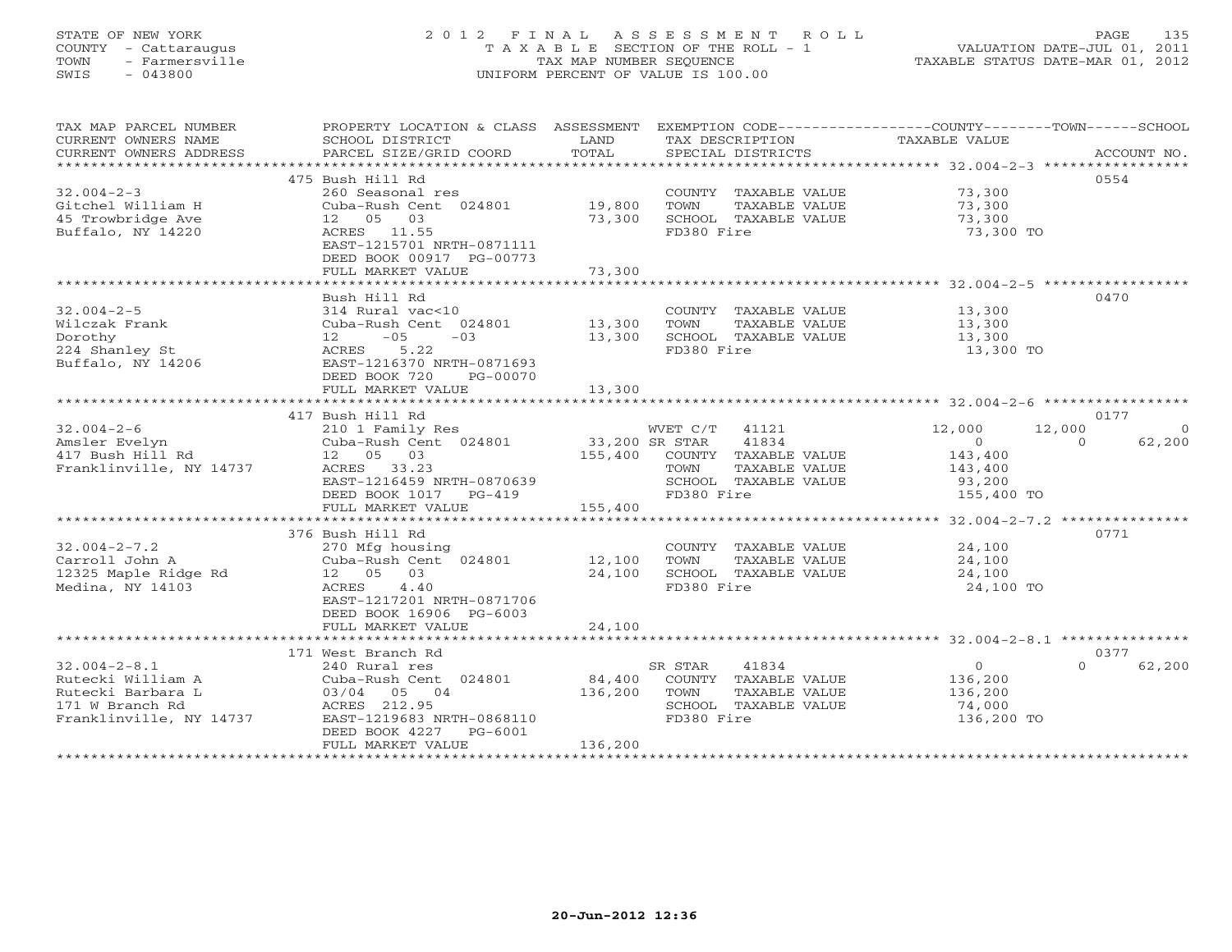STATE OF NEW YORK
COUNTY - Cattaraugus
TOWN - Farmersville
SWIS - 043800

2 0 1 2 F I N A L A S S E S S M E N T R O L L
T A X A B L E SECTION OF THE ROLL - 1
TAX MAP NUMBER SEQUENCE
UNIFORM PERCENT OF VALUE IS 100.00

VALUATION DATE-JUL 01, 2011
TAXABLE STATUS DATE-MAR 01, 2012

```
TAX MAP PARCEL NUMBER     PROPERTY LOCATION & CLASS  ASSESSMENT  EXEMPTION CODE-----------------COUNTY--------TOWN------SCHOOL
CURRENT OWNERS NAME       SCHOOL DISTRICT               LAND      TAX DESCRIPTION            TAXABLE VALUE
CURRENT OWNERS ADDRESS    PARCEL SIZE/GRID COORD        TOTAL     SPECIAL DISTRICTS                                   ACCOUNT NO.
******************************************************************************************************* 32.004-2-3 *****************
                          475 Bush Hill Rd                                                                             0554
32.004-2-3                260 Seasonal res                         COUNTY  TAXABLE VALUE          73,300
Gitchel William H         Cuba-Rush Cent  024801     19,800        TOWN    TAXABLE VALUE          73,300
45 Trowbridge Ave         12   05   03               73,300        SCHOOL  TAXABLE VALUE          73,300
Buffalo, NY 14220         ACRES  11.55                             FD380 Fire                      73,300 TO
                          EAST-1215701 NRTH-0871111
                          DEED BOOK 00917 PG-00773
                          FULL MARKET VALUE          73,300
******************************************************************************************************* 32.004-2-5 *****************
                          Bush Hill Rd                                                                                 0470
32.004-2-5                314 Rural vac<10                         COUNTY  TAXABLE VALUE          13,300
Wilczak Frank             Cuba-Rush Cent  024801     13,300        TOWN    TAXABLE VALUE          13,300
Dorothy                   12    -05    -03           13,300        SCHOOL  TAXABLE VALUE          13,300
224 Shanley St            ACRES   5.22                             FD380 Fire                      13,300 TO
Buffalo, NY 14206         EAST-1216370 NRTH-0871693
                          DEED BOOK 720    PG-00070
                          FULL MARKET VALUE          13,300
******************************************************************************************************* 32.004-2-6 *****************
                          417 Bush Hill Rd                                                                             0177
32.004-2-6                210 1 Family Res                  WVET C/T   41121                  12,000      12,000          0
Amsler Evelyn             Cuba-Rush Cent  024801     33,200 SR STAR    41834                       0           0     62,200
417 Bush Hill Rd          12   05   03              155,400        COUNTY  TAXABLE VALUE         143,400
Franklinville, NY 14737   ACRES  33.23                             TOWN    TAXABLE VALUE         143,400
                          EAST-1216459 NRTH-0870639                SCHOOL  TAXABLE VALUE          93,200
                          DEED BOOK 1017   PG-419                  FD380 Fire                     155,400 TO
                          FULL MARKET VALUE         155,400
******************************************************************************************************* 32.004-2-7.2 ***************
                          376 Bush Hill Rd                                                                             0771
32.004-2-7.2              270 Mfg housing                          COUNTY  TAXABLE VALUE          24,100
Carroll John A            Cuba-Rush Cent  024801     12,100        TOWN    TAXABLE VALUE          24,100
12325 Maple Ridge Rd      12   05   03               24,100        SCHOOL  TAXABLE VALUE          24,100
Medina, NY 14103          ACRES   4.40                             FD380 Fire                      24,100 TO
                          EAST-1217201 NRTH-0871706
                          DEED BOOK 16906 PG-6003
                          FULL MARKET VALUE          24,100
******************************************************************************************************* 32.004-2-8.1 ***************
                          171 West Branch Rd                                                                           0377
32.004-2-8.1              240 Rural res                     SR STAR    41834                       0           0     62,200
Rutecki William A         Cuba-Rush Cent  024801     84,400        COUNTY  TAXABLE VALUE         136,200
Rutecki Barbara L         03/04   05   04           136,200        TOWN    TAXABLE VALUE         136,200
171 W Branch Rd           ACRES 212.95                             SCHOOL  TAXABLE VALUE          74,000
Franklinville, NY 14737   EAST-1219683 NRTH-0868110                FD380 Fire                     136,200 TO
                          DEED BOOK 4227   PG-6001
                          FULL MARKET VALUE         136,200
************************************************************************************************************************************
```

20-Jun-2012 12:36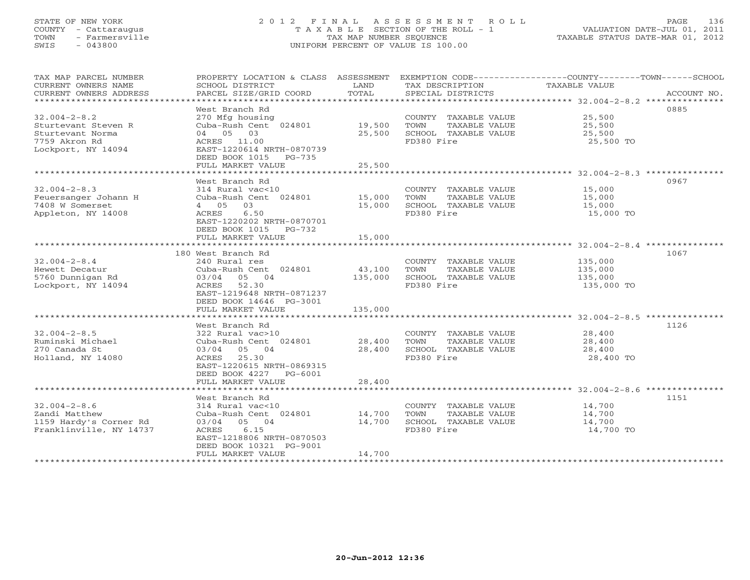STATE OF NEW YORK
COUNTY - Cattaraugus
TOWN - Farmersville
SWIS - 043800

# 2012 FINAL ASSESSMENT ROLL
TAXABLE SECTION OF THE ROLL - 1
TAX MAP NUMBER SEQUENCE
UNIFORM PERCENT OF VALUE IS 100.00

VALUATION DATE-JUL 01, 2011
TAXABLE STATUS DATE-MAR 01, 2012

| TAX MAP PARCEL NUMBER / CURRENT OWNERS NAME / CURRENT OWNERS ADDRESS | PROPERTY LOCATION & CLASS / SCHOOL DISTRICT / PARCEL SIZE/GRID COORD | ASSESSMENT LAND / TOTAL | EXEMPTION CODE / TAX DESCRIPTION / SPECIAL DISTRICTS | TAXABLE VALUE (COUNTY/TOWN/SCHOOL) | ACCOUNT NO. |
|---|---|---|---|---|---|
| 32.004-2-8.2 | West Branch Rd | | | | 0885 |
| Sturtevant Steven R | 270 Mfg housing | | COUNTY TAXABLE VALUE | 25,500 | |
| Sturtevant Norma | Cuba-Rush Cent 024801 | 19,500 | TOWN TAXABLE VALUE | 25,500 | |
| 7759 Akron Rd | 04 05 03 | 25,500 | SCHOOL TAXABLE VALUE | 25,500 | |
| Lockport, NY 14094 | ACRES 11.00 | | FD380 Fire | 25,500 TO | |
| | EAST-1220614 NRTH-0870739 | | | | |
| | DEED BOOK 1015 PG-735 | | | | |
| | FULL MARKET VALUE | 25,500 | | | |
| 32.004-2-8.3 | West Branch Rd | | | | 0967 |
| Feuersanger Johann H | 314 Rural vac<10 | | COUNTY TAXABLE VALUE | 15,000 | |
| 7408 W Somerset | Cuba-Rush Cent 024801 | 15,000 | TOWN TAXABLE VALUE | 15,000 | |
| Appleton, NY 14008 | 4 05 03 | 15,000 | SCHOOL TAXABLE VALUE | 15,000 | |
| | ACRES 6.50 | | FD380 Fire | 15,000 TO | |
| | EAST-1220202 NRTH-0870701 | | | | |
| | DEED BOOK 1015 PG-732 | | | | |
| | FULL MARKET VALUE | 15,000 | | | |
| 32.004-2-8.4 | 180 West Branch Rd | | | | 1067 |
| Hewett Decatur | 240 Rural res | | COUNTY TAXABLE VALUE | 135,000 | |
| 5760 Dunnigan Rd | Cuba-Rush Cent 024801 | 43,100 | TOWN TAXABLE VALUE | 135,000 | |
| Lockport, NY 14094 | 03/04 05 04 | 135,000 | SCHOOL TAXABLE VALUE | 135,000 | |
| | ACRES 52.30 | | FD380 Fire | 135,000 TO | |
| | EAST-1219648 NRTH-0871237 | | | | |
| | DEED BOOK 14646 PG-3001 | | | | |
| | FULL MARKET VALUE | 135,000 | | | |
| 32.004-2-8.5 | West Branch Rd | | | | 1126 |
| Ruminski Michael | 322 Rural vac>10 | | COUNTY TAXABLE VALUE | 28,400 | |
| 270 Canada St | Cuba-Rush Cent 024801 | 28,400 | TOWN TAXABLE VALUE | 28,400 | |
| Holland, NY 14080 | 03/04 05 04 | 28,400 | SCHOOL TAXABLE VALUE | 28,400 | |
| | ACRES 25.30 | | FD380 Fire | 28,400 TO | |
| | EAST-1220615 NRTH-0869315 | | | | |
| | DEED BOOK 4227 PG-6001 | | | | |
| | FULL MARKET VALUE | 28,400 | | | |
| 32.004-2-8.6 | West Branch Rd | | | | 1151 |
| Zandi Matthew | 314 Rural vac<10 | | COUNTY TAXABLE VALUE | 14,700 | |
| 1159 Hardy's Corner Rd | Cuba-Rush Cent 024801 | 14,700 | TOWN TAXABLE VALUE | 14,700 | |
| Franklinville, NY 14737 | 03/04 05 04 | 14,700 | SCHOOL TAXABLE VALUE | 14,700 | |
| | ACRES 6.15 | | FD380 Fire | 14,700 TO | |
| | EAST-1218806 NRTH-0870503 | | | | |
| | DEED BOOK 10321 PG-9001 | | | | |
| | FULL MARKET VALUE | 14,700 | | | |

20-Jun-2012 12:36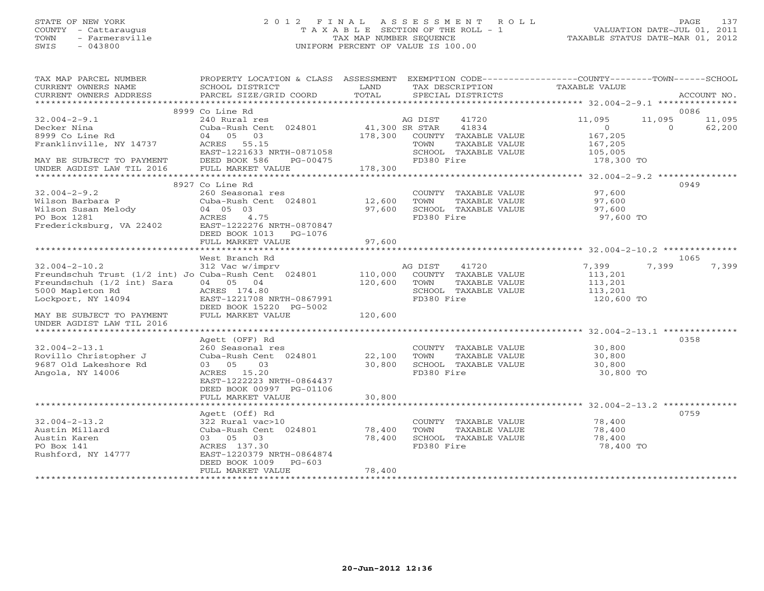STATE OF NEW YORK
COUNTY - Cattaraugus
TOWN - Farmersville
SWIS - 043800

2012 FINAL ASSESSMENT ROLL
TAXABLE SECTION OF THE ROLL - 1
TAX MAP NUMBER SEQUENCE
UNIFORM PERCENT OF VALUE IS 100.00

VALUATION DATE-JUL 01, 2011
TAXABLE STATUS DATE-MAR 01, 2012

| TAX MAP PARCEL NUMBER / CURRENT OWNERS NAME / CURRENT OWNERS ADDRESS | PROPERTY LOCATION & CLASS / SCHOOL DISTRICT / PARCEL SIZE/GRID COORD | ASSESSMENT LAND | TOTAL | EXEMPTION CODE / TAX DESCRIPTION / SPECIAL DISTRICTS | COUNTY TAXABLE VALUE | TOWN | SCHOOL | ACCOUNT NO. |
|---|---|---|---|---|---|---|---|---|
| 32.004-2-9.1 | 8999 Co Line Rd | | | | | | | 0086 |
| 32.004-2-9.1 | 240 Rural res | | | AG DIST 41720 | 11,095 | 11,095 | 11,095 | |
| Decker Nina | Cuba-Rush Cent 024801 | 41,300 | | SR STAR 41834 | 0 | 0 | 62,200 | |
| 8999 Co Line Rd | 04 05 03 | | 178,300 | COUNTY TAXABLE VALUE | 167,205 | | | |
| Franklinville, NY 14737 | ACRES 55.15 | | | TOWN TAXABLE VALUE | 167,205 | | | |
| | EAST-1221633 NRTH-0871058 | | | SCHOOL TAXABLE VALUE | 105,005 | | | |
| MAY BE SUBJECT TO PAYMENT | DEED BOOK 586 PG-00475 | | | FD380 Fire | 178,300 TO | | | |
| UNDER AGDIST LAW TIL 2016 | FULL MARKET VALUE | | 178,300 | | | | | |
| 32.004-2-9.2 | 8927 Co Line Rd | | | | | | | 0949 |
| 32.004-2-9.2 | 260 Seasonal res | | | COUNTY TAXABLE VALUE | 97,600 | | | |
| Wilson Barbara P | Cuba-Rush Cent 024801 | 12,600 | | TOWN TAXABLE VALUE | 97,600 | | | |
| Wilson Susan Melody | 04 05 03 | | 97,600 | SCHOOL TAXABLE VALUE | 97,600 | | | |
| PO Box 1281 | ACRES 4.75 | | | FD380 Fire | 97,600 TO | | | |
| Fredericksburg, VA 22402 | EAST-1222276 NRTH-0870847 | | | | | | | |
| | DEED BOOK 1013 PG-1076 | | | | | | | |
| | FULL MARKET VALUE | | 97,600 | | | | | |
| 32.004-2-10.2 | West Branch Rd | | | | | | | 1065 |
| 32.004-2-10.2 | 312 Vac w/imprv | | | AG DIST 41720 | 7,399 | 7,399 | 7,399 | |
| Freundschuh Trust (1/2 int) Jo | Cuba-Rush Cent 024801 | 110,000 | | COUNTY TAXABLE VALUE | 113,201 | | | |
| Freundschuh (1/2 int) Sara | 04 05 04 | | 120,600 | TOWN TAXABLE VALUE | 113,201 | | | |
| 5000 Mapleton Rd | ACRES 174.80 | | | SCHOOL TAXABLE VALUE | 113,201 | | | |
| Lockport, NY 14094 | EAST-1221708 NRTH-0867991 | | | FD380 Fire | 120,600 TO | | | |
| | DEED BOOK 15220 PG-5002 | | | | | | | |
| MAY BE SUBJECT TO PAYMENT | FULL MARKET VALUE | | 120,600 | | | | | |
| UNDER AGDIST LAW TIL 2016 | | | | | | | | |
| 32.004-2-13.1 | Agett (OFF) Rd | | | | | | | 0358 |
| 32.004-2-13.1 | 260 Seasonal res | | | COUNTY TAXABLE VALUE | 30,800 | | | |
| Rovillo Christopher J | Cuba-Rush Cent 024801 | 22,100 | | TOWN TAXABLE VALUE | 30,800 | | | |
| 9687 Old Lakeshore Rd | 03 05 03 | | 30,800 | SCHOOL TAXABLE VALUE | 30,800 | | | |
| Angola, NY 14006 | ACRES 15.20 | | | FD380 Fire | 30,800 TO | | | |
| | EAST-1222223 NRTH-0864437 | | | | | | | |
| | DEED BOOK 00997 PG-01106 | | | | | | | |
| | FULL MARKET VALUE | | 30,800 | | | | | |
| 32.004-2-13.2 | Agett (Off) Rd | | | | | | | 0759 |
| 32.004-2-13.2 | 322 Rural vac>10 | | | COUNTY TAXABLE VALUE | 78,400 | | | |
| Austin Millard | Cuba-Rush Cent 024801 | 78,400 | | TOWN TAXABLE VALUE | 78,400 | | | |
| Austin Karen | 03 05 03 | | 78,400 | SCHOOL TAXABLE VALUE | 78,400 | | | |
| PO Box 141 | ACRES 137.30 | | | FD380 Fire | 78,400 TO | | | |
| Rushford, NY 14777 | EAST-1220379 NRTH-0864874 | | | | | | | |
| | DEED BOOK 1009 PG-603 | | | | | | | |
| | FULL MARKET VALUE | | 78,400 | | | | | |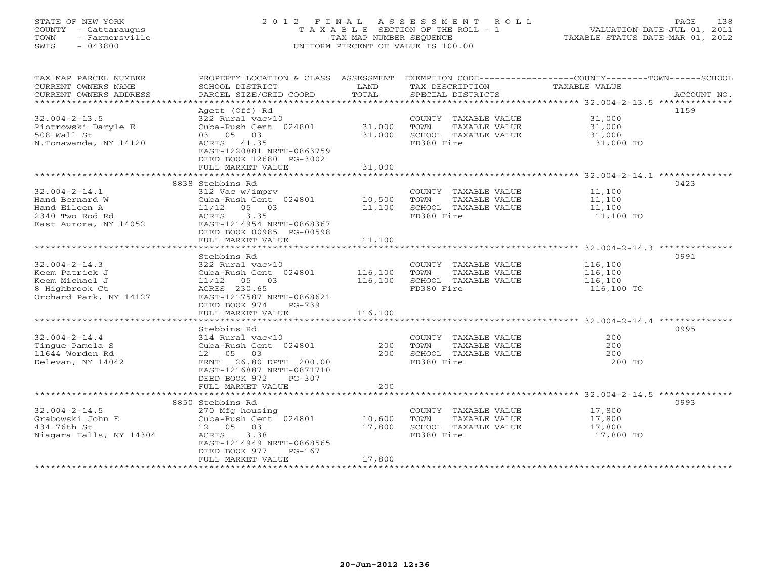STATE OF NEW YORK
COUNTY - Cattaraugus
TOWN - Farmersville
SWIS - 043800

2012 FINAL ASSESSMENT ROLL
TAXABLE SECTION OF THE ROLL - 1
TAX MAP NUMBER SEQUENCE
UNIFORM PERCENT OF VALUE IS 100.00

VALUATION DATE-JUL 01, 2011
TAXABLE STATUS DATE-MAR 01, 2012

| TAX MAP PARCEL NUMBER / CURRENT OWNERS NAME / CURRENT OWNERS ADDRESS | PROPERTY LOCATION & CLASS / SCHOOL DISTRICT / PARCEL SIZE/GRID COORD | ASSESSMENT LAND / TOTAL | EXEMPTION CODE / TAX DESCRIPTION / SPECIAL DISTRICTS | COUNTY--TOWN--SCHOOL TAXABLE VALUE | ACCOUNT NO. |
|---|---|---|---|---|---|
| **32.004-2-13.5** | Agett (Off) Rd | | | | 1159 |
| 32.004-2-13.5 | 322 Rural vac>10 | | COUNTY TAXABLE VALUE | 31,000 | |
| Piotrowski Daryle E | Cuba-Rush Cent 024801 | 31,000 | TOWN TAXABLE VALUE | 31,000 | |
| 508 Wall St | 03 05 03 | 31,000 | SCHOOL TAXABLE VALUE | 31,000 | |
| N.Tonawanda, NY 14120 | ACRES 41.35 | | FD380 Fire | 31,000 TO | |
| | EAST-1220881 NRTH-0863759 | | | | |
| | DEED BOOK 12680 PG-3002 | | | | |
| | FULL MARKET VALUE | 31,000 | | | |
| **32.004-2-14.1** | 8838 Stebbins Rd | | | | 0423 |
| 32.004-2-14.1 | 312 Vac w/imprv | | COUNTY TAXABLE VALUE | 11,100 | |
| Hand Bernard W | Cuba-Rush Cent 024801 | 10,500 | TOWN TAXABLE VALUE | 11,100 | |
| Hand Eileen A | 11/12 05 03 | 11,100 | SCHOOL TAXABLE VALUE | 11,100 | |
| 2340 Two Rod Rd | ACRES 3.35 | | FD380 Fire | 11,100 TO | |
| East Aurora, NY 14052 | EAST-1214954 NRTH-0868367 | | | | |
| | DEED BOOK 00985 PG-00598 | | | | |
| | FULL MARKET VALUE | 11,100 | | | |
| **32.004-2-14.3** | Stebbins Rd | | | | 0991 |
| 32.004-2-14.3 | 322 Rural vac>10 | | COUNTY TAXABLE VALUE | 116,100 | |
| Keem Patrick J | Cuba-Rush Cent 024801 | 116,100 | TOWN TAXABLE VALUE | 116,100 | |
| Keem Michael J | 11/12 05 03 | 116,100 | SCHOOL TAXABLE VALUE | 116,100 | |
| 8 Highbrook Ct | ACRES 230.65 | | FD380 Fire | 116,100 TO | |
| Orchard Park, NY 14127 | EAST-1217587 NRTH-0868621 | | | | |
| | DEED BOOK 974 PG-739 | | | | |
| | FULL MARKET VALUE | 116,100 | | | |
| **32.004-2-14.4** | Stebbins Rd | | | | 0995 |
| 32.004-2-14.4 | 314 Rural vac<10 | | COUNTY TAXABLE VALUE | 200 | |
| Tingue Pamela S | Cuba-Rush Cent 024801 | 200 | TOWN TAXABLE VALUE | 200 | |
| 11644 Worden Rd | 12 05 03 | 200 | SCHOOL TAXABLE VALUE | 200 | |
| Delevan, NY 14042 | FRNT 26.80 DPTH 200.00 | | FD380 Fire | 200 TO | |
| | EAST-1216887 NRTH-0871710 | | | | |
| | DEED BOOK 972 PG-307 | | | | |
| | FULL MARKET VALUE | 200 | | | |
| **32.004-2-14.5** | 8850 Stebbins Rd | | | | 0993 |
| 32.004-2-14.5 | 270 Mfg housing | | COUNTY TAXABLE VALUE | 17,800 | |
| Grabowski John E | Cuba-Rush Cent 024801 | 10,600 | TOWN TAXABLE VALUE | 17,800 | |
| 434 76th St | 12 05 03 | 17,800 | SCHOOL TAXABLE VALUE | 17,800 | |
| Niagara Falls, NY 14304 | ACRES 3.38 | | FD380 Fire | 17,800 TO | |
| | EAST-1214949 NRTH-0868565 | | | | |
| | DEED BOOK 977 PG-167 | | | | |
| | FULL MARKET VALUE | 17,800 | | | |

20-Jun-2012 12:36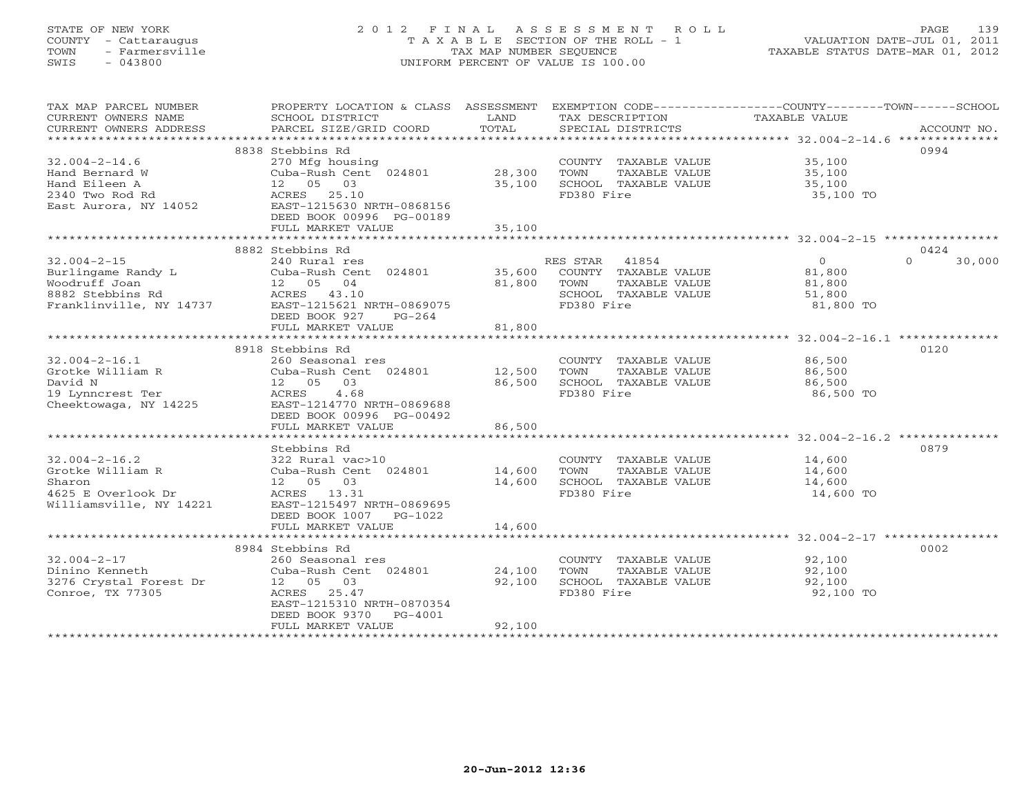STATE OF NEW YORK
COUNTY - Cattaraugus
TOWN - Farmersville
SWIS - 043800

# 2012 FINAL ASSESSMENT ROLL
TAXABLE SECTION OF THE ROLL - 1
TAX MAP NUMBER SEQUENCE
UNIFORM PERCENT OF VALUE IS 100.00

VALUATION DATE-JUL 01, 2011
TAXABLE STATUS DATE-MAR 01, 2012

| TAX MAP PARCEL NUMBER / CURRENT OWNERS NAME / CURRENT OWNERS ADDRESS | PROPERTY LOCATION & CLASS / SCHOOL DISTRICT / PARCEL SIZE/GRID COORD | ASSESSMENT LAND | TOTAL | EXEMPTION CODE / TAX DESCRIPTION / SPECIAL DISTRICTS | COUNTY TAXABLE VALUE | TOWN | SCHOOL | ACCOUNT NO. |
|---|---|---|---|---|---|---|---|---|
| 32.004-2-14.6 | 8838 Stebbins Rd | | | | | | | 0994 |
| Hand Bernard W | 270 Mfg housing | | | COUNTY TAXABLE VALUE | 35,100 | | | |
| Hand Eileen A | Cuba-Rush Cent 024801 | 28,300 | | TOWN TAXABLE VALUE | 35,100 | | | |
| 2340 Two Rod Rd | 12 05 03 | | 35,100 | SCHOOL TAXABLE VALUE | 35,100 | | | |
| East Aurora, NY 14052 | ACRES 25.10 | | | FD380 Fire | 35,100 TO | | | |
| | EAST-1215630 NRTH-0868156 | | | | | | | |
| | DEED BOOK 00996 PG-00189 | | | | | | | |
| | FULL MARKET VALUE | | 35,100 | | | | | |
| 32.004-2-15 | 8882 Stebbins Rd | | | | | | | 0424 |
| Burlingame Randy L | 240 Rural res | | | RES STAR 41854 | 0 | 0 | 30,000 | |
| Woodruff Joan | Cuba-Rush Cent 024801 | 35,600 | | COUNTY TAXABLE VALUE | 81,800 | | | |
| 8882 Stebbins Rd | 12 05 04 | | 81,800 | TOWN TAXABLE VALUE | 81,800 | | | |
| Franklinville, NY 14737 | ACRES 43.10 | | | SCHOOL TAXABLE VALUE | 51,800 | | | |
| | EAST-1215621 NRTH-0869075 | | | FD380 Fire | 81,800 TO | | | |
| | DEED BOOK 927 PG-264 | | | | | | | |
| | FULL MARKET VALUE | | 81,800 | | | | | |
| 32.004-2-16.1 | 8918 Stebbins Rd | | | | | | | 0120 |
| Grotke William R | 260 Seasonal res | | | COUNTY TAXABLE VALUE | 86,500 | | | |
| David N | Cuba-Rush Cent 024801 | 12,500 | | TOWN TAXABLE VALUE | 86,500 | | | |
| 19 Lynncrest Ter | 12 05 03 | | 86,500 | SCHOOL TAXABLE VALUE | 86,500 | | | |
| Cheektowaga, NY 14225 | ACRES 4.68 | | | FD380 Fire | 86,500 TO | | | |
| | EAST-1214770 NRTH-0869688 | | | | | | | |
| | DEED BOOK 00996 PG-00492 | | | | | | | |
| | FULL MARKET VALUE | | 86,500 | | | | | |
| 32.004-2-16.2 | Stebbins Rd | | | | | | | 0879 |
| Grotke William R | 322 Rural vac>10 | | | COUNTY TAXABLE VALUE | 14,600 | | | |
| Sharon | Cuba-Rush Cent 024801 | 14,600 | | TOWN TAXABLE VALUE | 14,600 | | | |
| 4625 E Overlook Dr | 12 05 03 | | 14,600 | SCHOOL TAXABLE VALUE | 14,600 | | | |
| Williamsville, NY 14221 | ACRES 13.31 | | | FD380 Fire | 14,600 TO | | | |
| | EAST-1215497 NRTH-0869695 | | | | | | | |
| | DEED BOOK 1007 PG-1022 | | | | | | | |
| | FULL MARKET VALUE | | 14,600 | | | | | |
| 32.004-2-17 | 8984 Stebbins Rd | | | | | | | 0002 |
| Dinino Kenneth | 260 Seasonal res | | | COUNTY TAXABLE VALUE | 92,100 | | | |
| 3276 Crystal Forest Dr | Cuba-Rush Cent 024801 | 24,100 | | TOWN TAXABLE VALUE | 92,100 | | | |
| Conroe, TX 77305 | 12 05 03 | | 92,100 | SCHOOL TAXABLE VALUE | 92,100 | | | |
| | ACRES 25.47 | | | FD380 Fire | 92,100 TO | | | |
| | EAST-1215310 NRTH-0870354 | | | | | | | |
| | DEED BOOK 9370 PG-4001 | | | | | | | |
| | FULL MARKET VALUE | | 92,100 | | | | | |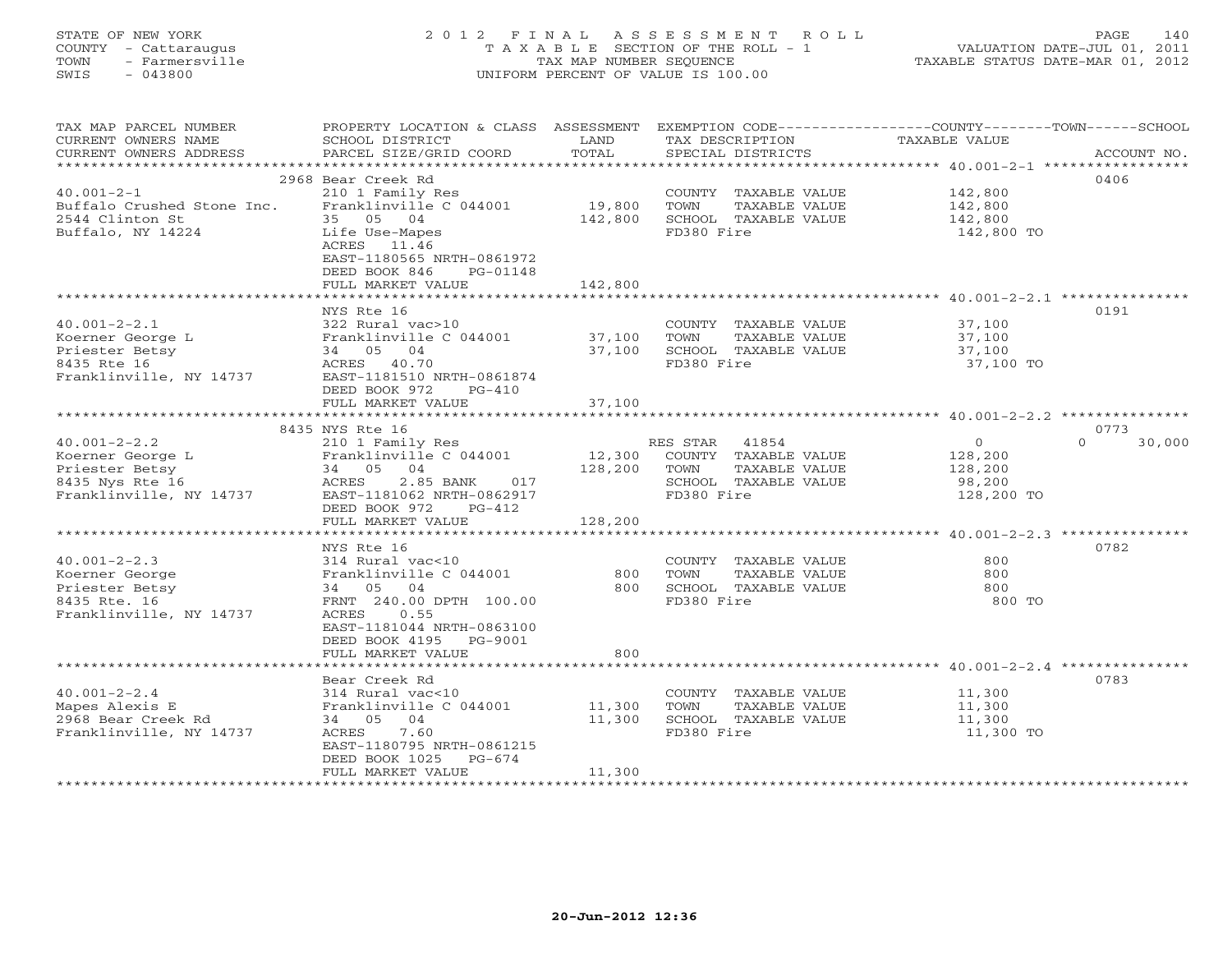STATE OF NEW YORK
COUNTY - Cattaraugus
TOWN - Farmersville
SWIS - 043800

2 0 1 2 F I N A L A S S E S S M E N T R O L L
T A X A B L E SECTION OF THE ROLL - 1
TAX MAP NUMBER SEQUENCE
UNIFORM PERCENT OF VALUE IS 100.00

VALUATION DATE-JUL 01, 2011
TAXABLE STATUS DATE-MAR 01, 2012

| TAX MAP PARCEL NUMBER / CURRENT OWNERS NAME / CURRENT OWNERS ADDRESS | PROPERTY LOCATION & CLASS / SCHOOL DISTRICT / PARCEL SIZE/GRID COORD | ASSESSMENT LAND / TOTAL | EXEMPTION CODE / TAX DESCRIPTION / SPECIAL DISTRICTS | COUNTY TAXABLE VALUE | TOWN | SCHOOL | ACCOUNT NO. |
|---|---|---|---|---|---|---|---|
| **40.001-2-1** | 2968 Bear Creek Rd | | | | | | 0406 |
| 40.001-2-1 | 210 1 Family Res | | COUNTY TAXABLE VALUE | 142,800 | | | |
| Buffalo Crushed Stone Inc. | Franklinville C 044001 | 19,800 | TOWN TAXABLE VALUE | 142,800 | | | |
| 2544 Clinton St | 35 05 04 | 142,800 | SCHOOL TAXABLE VALUE | 142,800 | | | |
| Buffalo, NY 14224 | Life Use-Mapes | | FD380 Fire | 142,800 TO | | | |
| | ACRES 11.46 | | | | | | |
| | EAST-1180565 NRTH-0861972 | | | | | | |
| | DEED BOOK 846 PG-01148 | | | | | | |
| | FULL MARKET VALUE | 142,800 | | | | | |
| **40.001-2-2.1** | NYS Rte 16 | | | | | | 0191 |
| 40.001-2-2.1 | 322 Rural vac>10 | | COUNTY TAXABLE VALUE | 37,100 | | | |
| Koerner George L | Franklinville C 044001 | 37,100 | TOWN TAXABLE VALUE | 37,100 | | | |
| Priester Betsy | 34 05 04 | 37,100 | SCHOOL TAXABLE VALUE | 37,100 | | | |
| 8435 Rte 16 | ACRES 40.70 | | FD380 Fire | 37,100 TO | | | |
| Franklinville, NY 14737 | EAST-1181510 NRTH-0861874 | | | | | | |
| | DEED BOOK 972 PG-410 | | | | | | |
| | FULL MARKET VALUE | 37,100 | | | | | |
| **40.001-2-2.2** | 8435 NYS Rte 16 | | | | | | 0773 |
| 40.001-2-2.2 | 210 1 Family Res | | RES STAR 41854 | 0 | | 0 | 30,000 |
| Koerner George L | Franklinville C 044001 | 12,300 | COUNTY TAXABLE VALUE | 128,200 | | | |
| Priester Betsy | 34 05 04 | 128,200 | TOWN TAXABLE VALUE | 128,200 | | | |
| 8435 Nys Rte 16 | ACRES 2.85 BANK 017 | | SCHOOL TAXABLE VALUE | 98,200 | | | |
| Franklinville, NY 14737 | EAST-1181062 NRTH-0862917 | | FD380 Fire | 128,200 TO | | | |
| | DEED BOOK 972 PG-412 | | | | | | |
| | FULL MARKET VALUE | 128,200 | | | | | |
| **40.001-2-2.3** | NYS Rte 16 | | | | | | 0782 |
| 40.001-2-2.3 | 314 Rural vac<10 | | COUNTY TAXABLE VALUE | 800 | | | |
| Koerner George | Franklinville C 044001 | 800 | TOWN TAXABLE VALUE | 800 | | | |
| Priester Betsy | 34 05 04 | 800 | SCHOOL TAXABLE VALUE | 800 | | | |
| 8435 Rte. 16 | FRNT 240.00 DPTH 100.00 | | FD380 Fire | 800 TO | | | |
| Franklinville, NY 14737 | ACRES 0.55 | | | | | | |
| | EAST-1181044 NRTH-0863100 | | | | | | |
| | DEED BOOK 4195 PG-9001 | | | | | | |
| | FULL MARKET VALUE | 800 | | | | | |
| **40.001-2-2.4** | Bear Creek Rd | | | | | | 0783 |
| 40.001-2-2.4 | 314 Rural vac<10 | | COUNTY TAXABLE VALUE | 11,300 | | | |
| Mapes Alexis E | Franklinville C 044001 | 11,300 | TOWN TAXABLE VALUE | 11,300 | | | |
| 2968 Bear Creek Rd | 34 05 04 | 11,300 | SCHOOL TAXABLE VALUE | 11,300 | | | |
| Franklinville, NY 14737 | ACRES 7.60 | | FD380 Fire | 11,300 TO | | | |
| | EAST-1180795 NRTH-0861215 | | | | | | |
| | DEED BOOK 1025 PG-674 | | | | | | |
| | FULL MARKET VALUE | 11,300 | | | | | |

20-Jun-2012 12:36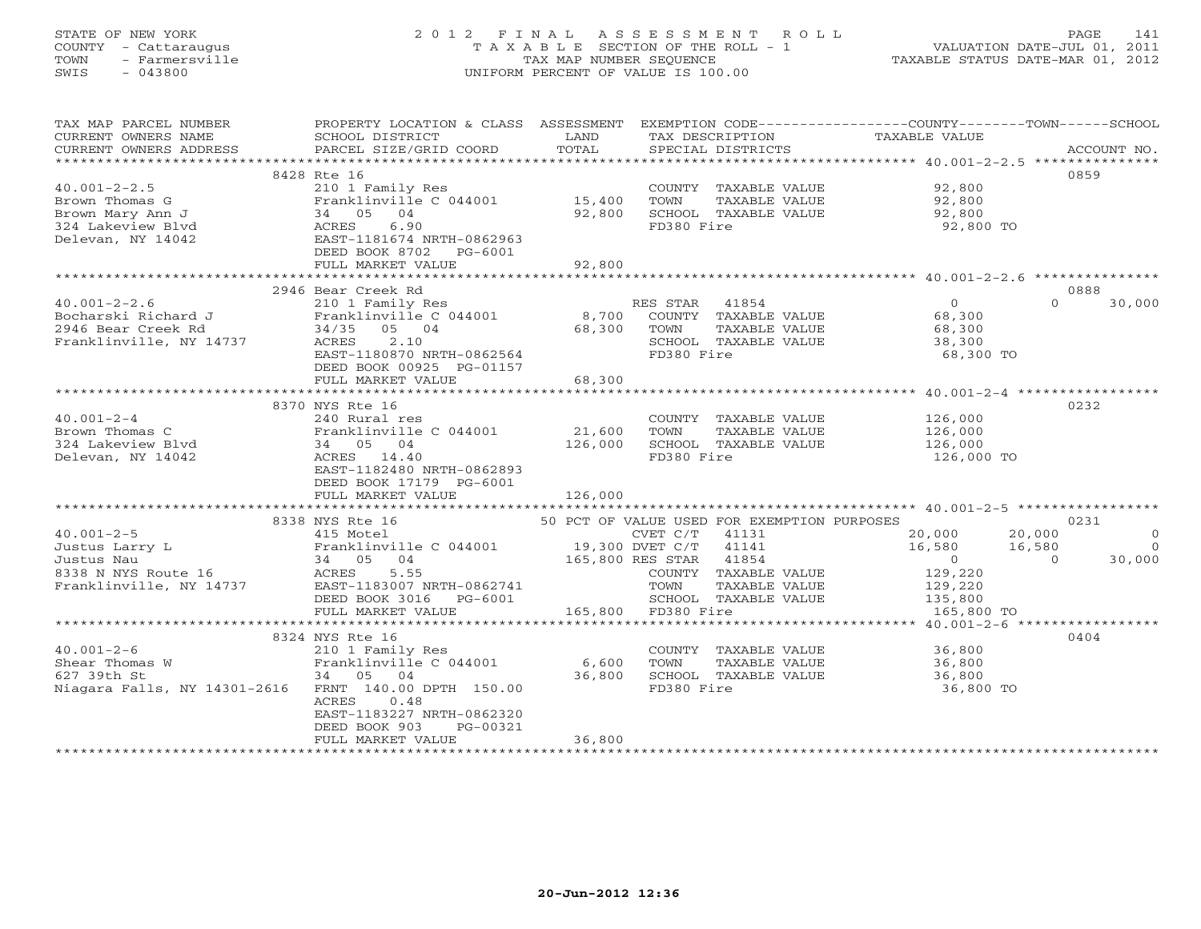STATE OF NEW YORK
COUNTY - Cattaraugus
TOWN - Farmersville
SWIS - 043800

# 2012 FINAL ASSESSMENT ROLL

TAXABLE SECTION OF THE ROLL - 1
TAX MAP NUMBER SEQUENCE
UNIFORM PERCENT OF VALUE IS 100.00

VALUATION DATE-JUL 01, 2011
TAXABLE STATUS DATE-MAR 01, 2012

| TAX MAP PARCEL NUMBER / CURRENT OWNERS NAME / CURRENT OWNERS ADDRESS | PROPERTY LOCATION & CLASS / SCHOOL DISTRICT / PARCEL SIZE/GRID COORD | ASSESSMENT LAND | ASSESSMENT TOTAL | EXEMPTION CODE / TAX DESCRIPTION / SPECIAL DISTRICTS | COUNTY TAXABLE VALUE | TOWN | SCHOOL | ACCOUNT NO. |
|---|---|---|---|---|---|---|---|---|
| **40.001-2-2.5** | 8428 Rte 16 | | | | | | | 0859 |
| Brown Thomas G | 210 1 Family Res | | | COUNTY TAXABLE VALUE | 92,800 | | | |
| Brown Mary Ann J | Franklinville C 044001 | 15,400 | | TOWN TAXABLE VALUE | 92,800 | | | |
| 324 Lakeview Blvd | 34 05 04 | | 92,800 | SCHOOL TAXABLE VALUE | 92,800 | | | |
| Delevan, NY 14042 | ACRES 6.90 | | | FD380 Fire | 92,800 TO | | | |
| | EAST-1181674 NRTH-0862963 | | | | | | | |
| | DEED BOOK 8702 PG-6001 | | | | | | | |
| | FULL MARKET VALUE | | 92,800 | | | | | |
| **40.001-2-2.6** | 2946 Bear Creek Rd | | | | | | | 0888 |
| Bocharski Richard J | 210 1 Family Res | | | RES STAR 41854 | 0 | 0 | 30,000 | |
| 2946 Bear Creek Rd | Franklinville C 044001 | 8,700 | | COUNTY TAXABLE VALUE | 68,300 | | | |
| Franklinville, NY 14737 | 34/35 05 04 | | 68,300 | TOWN TAXABLE VALUE | 68,300 | | | |
| | ACRES 2.10 | | | SCHOOL TAXABLE VALUE | 38,300 | | | |
| | EAST-1180870 NRTH-0862564 | | | FD380 Fire | 68,300 TO | | | |
| | DEED BOOK 00925 PG-01157 | | | | | | | |
| | FULL MARKET VALUE | | 68,300 | | | | | |
| **40.001-2-4** | 8370 NYS Rte 16 | | | | | | | 0232 |
| Brown Thomas C | 240 Rural res | | | COUNTY TAXABLE VALUE | 126,000 | | | |
| 324 Lakeview Blvd | Franklinville C 044001 | 21,600 | | TOWN TAXABLE VALUE | 126,000 | | | |
| Delevan, NY 14042 | 34 05 04 | | 126,000 | SCHOOL TAXABLE VALUE | 126,000 | | | |
| | ACRES 14.40 | | | FD380 Fire | 126,000 TO | | | |
| | EAST-1182480 NRTH-0862893 | | | | | | | |
| | DEED BOOK 17179 PG-6001 | | | | | | | |
| | FULL MARKET VALUE | | 126,000 | | | | | |
| **40.001-2-5** | 8338 NYS Rte 16 | | | 50 PCT OF VALUE USED FOR EXEMPTION PURPOSES | | | | 0231 |
| Justus Larry L | 415 Motel | | | CVET C/T 41131 | 20,000 | 20,000 | 0 | |
| Justus Nau | Franklinville C 044001 | 19,300 | | DVET C/T 41141 | 16,580 | 16,580 | 0 | |
| 8338 N NYS Route 16 | 34 05 04 | | 165,800 | RES STAR 41854 | 0 | 0 | 30,000 | |
| Franklinville, NY 14737 | ACRES 5.55 | | | COUNTY TAXABLE VALUE | 129,220 | | | |
| | EAST-1183007 NRTH-0862741 | | | TOWN TAXABLE VALUE | 129,220 | | | |
| | DEED BOOK 3016 PG-6001 | | | SCHOOL TAXABLE VALUE | 135,800 | | | |
| | FULL MARKET VALUE | | 165,800 | FD380 Fire | 165,800 TO | | | |
| **40.001-2-6** | 8324 NYS Rte 16 | | | | | | | 0404 |
| Shear Thomas W | 210 1 Family Res | | | COUNTY TAXABLE VALUE | 36,800 | | | |
| 627 39th St | Franklinville C 044001 | 6,600 | | TOWN TAXABLE VALUE | 36,800 | | | |
| Niagara Falls, NY 14301-2616 | 34 05 04 | | 36,800 | SCHOOL TAXABLE VALUE | 36,800 | | | |
| | FRNT 140.00 DPTH 150.00 | | | FD380 Fire | 36,800 TO | | | |
| | ACRES 0.48 | | | | | | | |
| | EAST-1183227 NRTH-0862320 | | | | | | | |
| | DEED BOOK 903 PG-00321 | | | | | | | |
| | FULL MARKET VALUE | | 36,800 | | | | | |

20-Jun-2012 12:36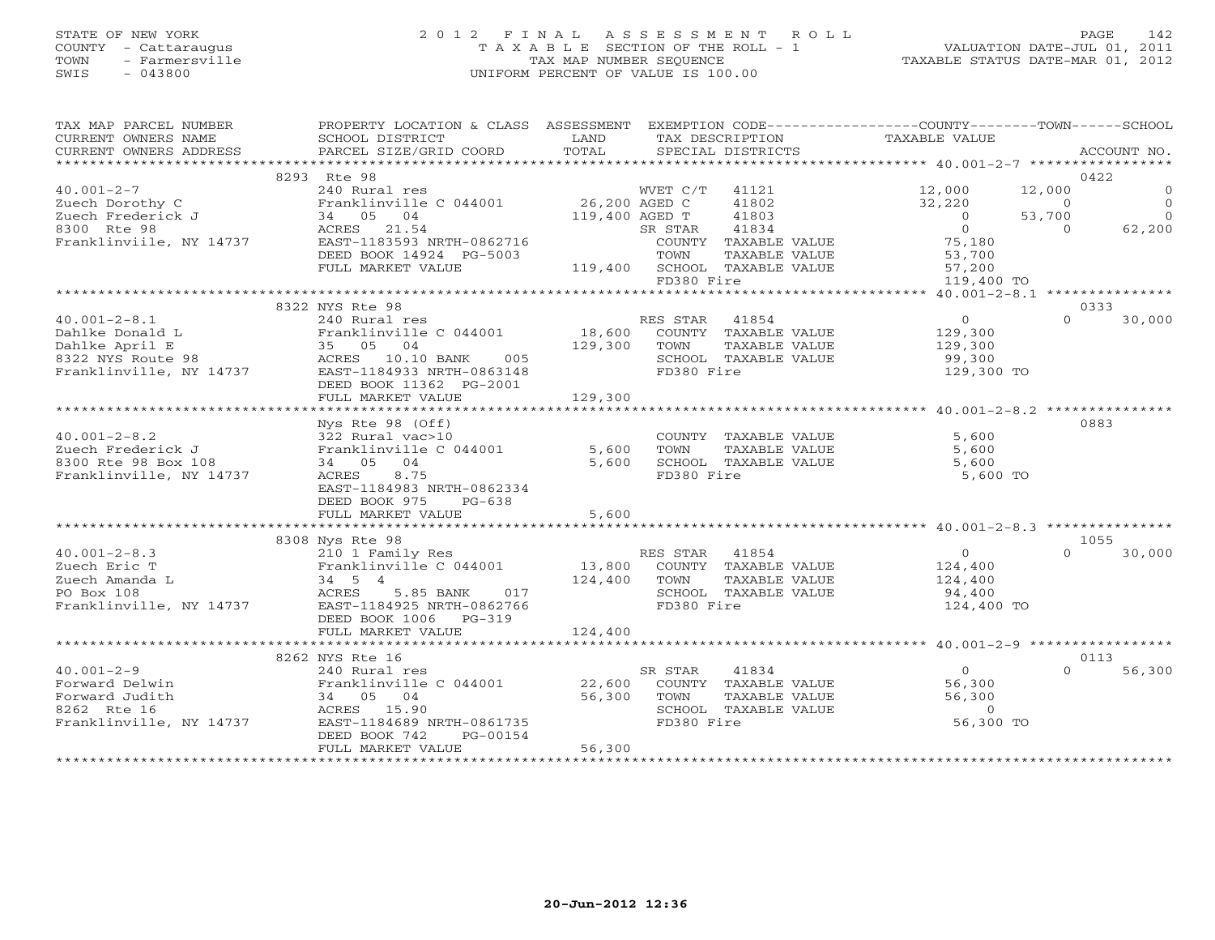STATE OF NEW YORK
COUNTY - Cattaraugus
TOWN - Farmersville
SWIS - 043800

# 2012 FINAL ASSESSMENT ROLL

TAXABLE SECTION OF THE ROLL - 1
TAX MAP NUMBER SEQUENCE
UNIFORM PERCENT OF VALUE IS 100.00

VALUATION DATE-JUL 01, 2011
TAXABLE STATUS DATE-MAR 01, 2012

| TAX MAP PARCEL NUMBER / CURRENT OWNERS NAME / CURRENT OWNERS ADDRESS | PROPERTY LOCATION & CLASS / SCHOOL DISTRICT / PARCEL SIZE/GRID COORD | ASSESSMENT LAND | TOTAL | EXEMPTION CODE / TAX DESCRIPTION / SPECIAL DISTRICTS | COUNTY TAXABLE VALUE | TOWN | SCHOOL | ACCOUNT NO. |
|---|---|---|---|---|---|---|---|---|
| 40.001-2-7 | 8293 Rte 98 | | | | | | | 0422 |
| 40.001-2-7 | 240 Rural res | | | WVET C/T 41121 | 12,000 | 12,000 | 0 | |
| Zuech Dorothy C | Franklinville C 044001 | 26,200 | | AGED C 41802 | 32,220 | 0 | 0 | |
| Zuech Frederick J | 34 05 04 | | 119,400 | AGED T 41803 | 0 | 53,700 | 0 | |
| 8300 Rte 98 | ACRES 21.54 | | | SR STAR 41834 | 0 | 0 | 62,200 | |
| Franklinviile, NY 14737 | EAST-1183593 NRTH-0862716 | | | COUNTY TAXABLE VALUE | 75,180 | | | |
| | DEED BOOK 14924 PG-5003 | | | TOWN TAXABLE VALUE | 53,700 | | | |
| | FULL MARKET VALUE | | 119,400 | SCHOOL TAXABLE VALUE | 57,200 | | | |
| | | | | FD380 Fire | 119,400 TO | | | |
| 40.001-2-8.1 | 8322 NYS Rte 98 | | | | | | | 0333 |
| 40.001-2-8.1 | 240 Rural res | | | RES STAR 41854 | 0 | 0 | 30,000 | |
| Dahlke Donald L | Franklinville C 044001 | 18,600 | | COUNTY TAXABLE VALUE | 129,300 | | | |
| Dahlke April E | 35 05 04 | | 129,300 | TOWN TAXABLE VALUE | 129,300 | | | |
| 8322 NYS Route 98 | ACRES 10.10 BANK 005 | | | SCHOOL TAXABLE VALUE | 99,300 | | | |
| Franklinville, NY 14737 | EAST-1184933 NRTH-0863148 | | | FD380 Fire | 129,300 TO | | | |
| | DEED BOOK 11362 PG-2001 | | | | | | | |
| | FULL MARKET VALUE | | 129,300 | | | | | |
| 40.001-2-8.2 | Nys Rte 98 (Off) | | | | | | | 0883 |
| 40.001-2-8.2 | 322 Rural vac>10 | | | COUNTY TAXABLE VALUE | 5,600 | | | |
| Zuech Frederick J | Franklinville C 044001 | 5,600 | | TOWN TAXABLE VALUE | 5,600 | | | |
| 8300 Rte 98 Box 108 | 34 05 04 | | 5,600 | SCHOOL TAXABLE VALUE | 5,600 | | | |
| Franklinville, NY 14737 | ACRES 8.75 | | | FD380 Fire | 5,600 TO | | | |
| | EAST-1184983 NRTH-0862334 | | | | | | | |
| | DEED BOOK 975 PG-638 | | | | | | | |
| | FULL MARKET VALUE | | 5,600 | | | | | |
| 40.001-2-8.3 | 8308 Nys Rte 98 | | | | | | | 1055 |
| 40.001-2-8.3 | 210 1 Family Res | | | RES STAR 41854 | 0 | 0 | 30,000 | |
| Zuech Eric T | Franklinville C 044001 | 13,800 | | COUNTY TAXABLE VALUE | 124,400 | | | |
| Zuech Amanda L | 34 5 4 | | 124,400 | TOWN TAXABLE VALUE | 124,400 | | | |
| PO Box 108 | ACRES 5.85 BANK 017 | | | SCHOOL TAXABLE VALUE | 94,400 | | | |
| Franklinville, NY 14737 | EAST-1184925 NRTH-0862766 | | | FD380 Fire | 124,400 TO | | | |
| | DEED BOOK 1006 PG-319 | | | | | | | |
| | FULL MARKET VALUE | | 124,400 | | | | | |
| 40.001-2-9 | 8262 NYS Rte 16 | | | | | | | 0113 |
| 40.001-2-9 | 240 Rural res | | | SR STAR 41834 | 0 | 0 | 56,300 | |
| Forward Delwin | Franklinville C 044001 | 22,600 | | COUNTY TAXABLE VALUE | 56,300 | | | |
| Forward Judith | 34 05 04 | | 56,300 | TOWN TAXABLE VALUE | 56,300 | | | |
| 8262 Rte 16 | ACRES 15.90 | | | SCHOOL TAXABLE VALUE | 0 | | | |
| Franklinville, NY 14737 | EAST-1184689 NRTH-0861735 | | | FD380 Fire | 56,300 TO | | | |
| | DEED BOOK 742 PG-00154 | | | | | | | |
| | FULL MARKET VALUE | | 56,300 | | | | | |

20-Jun-2012 12:36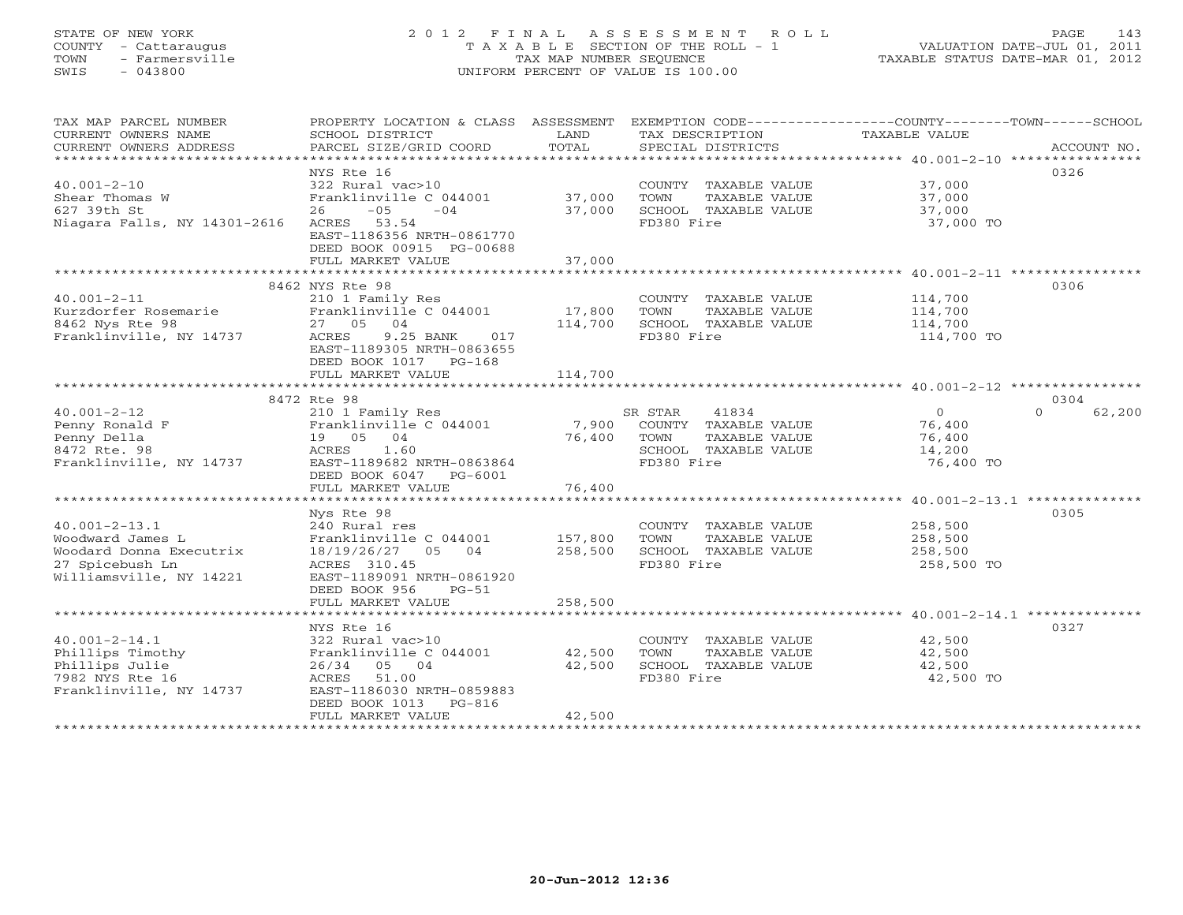STATE OF NEW YORK
COUNTY - Cattaraugus
TOWN - Farmersville
SWIS - 043800

# 2012 FINAL ASSESSMENT ROLL
TAXABLE SECTION OF THE ROLL - 1
TAX MAP NUMBER SEQUENCE
UNIFORM PERCENT OF VALUE IS 100.00

VALUATION DATE-JUL 01, 2011
TAXABLE STATUS DATE-MAR 01, 2012

| TAX MAP PARCEL NUMBER / CURRENT OWNERS NAME / CURRENT OWNERS ADDRESS | PROPERTY LOCATION & CLASS / SCHOOL DISTRICT / PARCEL SIZE/GRID COORD | ASSESSMENT LAND / TOTAL | EXEMPTION CODE / TAX DESCRIPTION / SPECIAL DISTRICTS | COUNTY / TOWN / SCHOOL TAXABLE VALUE | ACCOUNT NO. |
|---|---|---|---|---|---|
| **40.001-2-10** | NYS Rte 16 | | | | 0326 |
| 40.001-2-10 | 322 Rural vac>10 | | COUNTY TAXABLE VALUE | 37,000 | |
| Shear Thomas W | Franklinville C 044001 | 37,000 | TOWN TAXABLE VALUE | 37,000 | |
| 627 39th St | 26 -05 -04 | 37,000 | SCHOOL TAXABLE VALUE | 37,000 | |
| Niagara Falls, NY 14301-2616 | ACRES 53.54 | | FD380 Fire | 37,000 TO | |
| | EAST-1186356 NRTH-0861770 | | | | |
| | DEED BOOK 00915 PG-00688 | | | | |
| | FULL MARKET VALUE | 37,000 | | | |
| **40.001-2-11** | 8462 NYS Rte 98 | | | | 0306 |
| 40.001-2-11 | 210 1 Family Res | | COUNTY TAXABLE VALUE | 114,700 | |
| Kurzdorfer Rosemarie | Franklinville C 044001 | 17,800 | TOWN TAXABLE VALUE | 114,700 | |
| 8462 Nys Rte 98 | 27 05 04 | 114,700 | SCHOOL TAXABLE VALUE | 114,700 | |
| Franklinville, NY 14737 | ACRES 9.25 BANK 017 | | FD380 Fire | 114,700 TO | |
| | EAST-1189305 NRTH-0863655 | | | | |
| | DEED BOOK 1017 PG-168 | | | | |
| | FULL MARKET VALUE | 114,700 | | | |
| **40.001-2-12** | 8472 Rte 98 | | | | 0304 |
| 40.001-2-12 | 210 1 Family Res | | SR STAR 41834 | 0 / 0 / 62,200 | |
| Penny Ronald F | Franklinville C 044001 | 7,900 | COUNTY TAXABLE VALUE | 76,400 | |
| Penny Della | 19 05 04 | 76,400 | TOWN TAXABLE VALUE | 76,400 | |
| 8472 Rte. 98 | ACRES 1.60 | | SCHOOL TAXABLE VALUE | 14,200 | |
| Franklinville, NY 14737 | EAST-1189682 NRTH-0863864 | | FD380 Fire | 76,400 TO | |
| | DEED BOOK 6047 PG-6001 | | | | |
| | FULL MARKET VALUE | 76,400 | | | |
| **40.001-2-13.1** | Nys Rte 98 | | | | 0305 |
| 40.001-2-13.1 | 240 Rural res | | COUNTY TAXABLE VALUE | 258,500 | |
| Woodward James L | Franklinville C 044001 | 157,800 | TOWN TAXABLE VALUE | 258,500 | |
| Woodard Donna Executrix | 18/19/26/27 05 04 | 258,500 | SCHOOL TAXABLE VALUE | 258,500 | |
| 27 Spicebush Ln | ACRES 310.45 | | FD380 Fire | 258,500 TO | |
| Williamsville, NY 14221 | EAST-1189091 NRTH-0861920 | | | | |
| | DEED BOOK 956 PG-51 | | | | |
| | FULL MARKET VALUE | 258,500 | | | |
| **40.001-2-14.1** | NYS Rte 16 | | | | 0327 |
| 40.001-2-14.1 | 322 Rural vac>10 | | COUNTY TAXABLE VALUE | 42,500 | |
| Phillips Timothy | Franklinville C 044001 | 42,500 | TOWN TAXABLE VALUE | 42,500 | |
| Phillips Julie | 26/34 05 04 | 42,500 | SCHOOL TAXABLE VALUE | 42,500 | |
| 7982 NYS Rte 16 | ACRES 51.00 | | FD380 Fire | 42,500 TO | |
| Franklinville, NY 14737 | EAST-1186030 NRTH-0859883 | | | | |
| | DEED BOOK 1013 PG-816 | | | | |
| | FULL MARKET VALUE | 42,500 | | | |

20-Jun-2012 12:36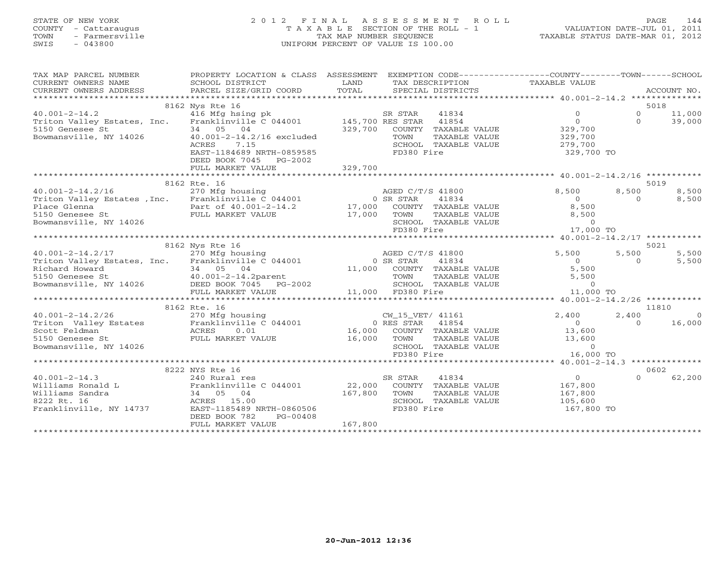STATE OF NEW YORK
COUNTY - Cattaraugus
TOWN - Farmersville
SWIS - 043800

# 2012 FINAL ASSESSMENT ROLL
TAXABLE SECTION OF THE ROLL - 1
TAX MAP NUMBER SEQUENCE
UNIFORM PERCENT OF VALUE IS 100.00

VALUATION DATE-JUL 01, 2011
TAXABLE STATUS DATE-MAR 01, 2012

| TAX MAP PARCEL NUMBER / CURRENT OWNERS NAME / CURRENT OWNERS ADDRESS | PROPERTY LOCATION & CLASS / SCHOOL DISTRICT / PARCEL SIZE/GRID COORD | ASSESSMENT LAND / TOTAL | EXEMPTION CODE / TAX DESCRIPTION / SPECIAL DISTRICTS | COUNTY TAXABLE VALUE | TOWN | SCHOOL / ACCOUNT NO. |
|---|---|---|---|---|---|---|
| | 8162 Nys Rte 16 | | | | | 5018 |
| 40.001-2-14.2 | 416 Mfg hsing pk | | SR STAR 41834 | 0 | 0 | 11,000 |
| Triton Valley Estates, Inc. | Franklinville C 044001 | 145,700 | RES STAR 41854 | 0 | 0 | 39,000 |
| 5150 Genesee St | 34 05 04 | 329,700 | COUNTY TAXABLE VALUE | 329,700 | | |
| Bowmansville, NY 14026 | 40.001-2-14.2/16 excluded | | TOWN TAXABLE VALUE | 329,700 | | |
| | ACRES 7.15 | | SCHOOL TAXABLE VALUE | 279,700 | | |
| | EAST-1184689 NRTH-0859585 | | FD380 Fire | 329,700 TO | | |
| | DEED BOOK 7045 PG-2002 | | | | | |
| | FULL MARKET VALUE | 329,700 | | | | |
| | 8162 Rte. 16 | | | | | 5019 |
| 40.001-2-14.2/16 | 270 Mfg housing | | AGED C/T/S 41800 | 8,500 | 8,500 | 8,500 |
| Triton Valley Estates ,Inc. | Franklinville C 044001 | 0 | SR STAR 41834 | 0 | 0 | 8,500 |
| Place Glenna | Part of 40.001-2-14.2 | 17,000 | COUNTY TAXABLE VALUE | 8,500 | | |
| 5150 Genesee St | FULL MARKET VALUE | 17,000 | TOWN TAXABLE VALUE | 8,500 | | |
| Bowmansville, NY 14026 | | | SCHOOL TAXABLE VALUE | 0 | | |
| | | | FD380 Fire | 17,000 TO | | |
| | 8162 Nys Rte 16 | | | | | 5021 |
| 40.001-2-14.2/17 | 270 Mfg housing | | AGED C/T/S 41800 | 5,500 | 5,500 | 5,500 |
| Triton Valley Estates, Inc. | Franklinville C 044001 | 0 | SR STAR 41834 | 0 | 0 | 5,500 |
| Richard Howard | 34 05 04 | 11,000 | COUNTY TAXABLE VALUE | 5,500 | | |
| 5150 Genesee St | 40.001-2-14.2parent | | TOWN TAXABLE VALUE | 5,500 | | |
| Bowmansville, NY 14026 | DEED BOOK 7045 PG-2002 | | SCHOOL TAXABLE VALUE | 0 | | |
| | FULL MARKET VALUE | 11,000 | FD380 Fire | 11,000 TO | | |
| | 8162 Rte. 16 | | | | | 11810 |
| 40.001-2-14.2/26 | 270 Mfg housing | | CW_15_VET/ 41161 | 2,400 | 2,400 | 0 |
| Triton Valley Estates | Franklinville C 044001 | 0 | RES STAR 41854 | 0 | 0 | 16,000 |
| Scott Feldman | ACRES 0.01 | 16,000 | COUNTY TAXABLE VALUE | 13,600 | | |
| 5150 Genesee St | FULL MARKET VALUE | 16,000 | TOWN TAXABLE VALUE | 13,600 | | |
| Bowmansville, NY 14026 | | | SCHOOL TAXABLE VALUE | 0 | | |
| | | | FD380 Fire | 16,000 TO | | |
| | 8222 NYS Rte 16 | | | | | 0602 |
| 40.001-2-14.3 | 240 Rural res | | SR STAR 41834 | 0 | 0 | 62,200 |
| Williams Ronald L | Franklinville C 044001 | 22,000 | COUNTY TAXABLE VALUE | 167,800 | | |
| Williams Sandra | 34 05 04 | 167,800 | TOWN TAXABLE VALUE | 167,800 | | |
| 8222 Rt. 16 | ACRES 15.00 | | SCHOOL TAXABLE VALUE | 105,600 | | |
| Franklinville, NY 14737 | EAST-1185489 NRTH-0860506 | | FD380 Fire | 167,800 TO | | |
| | DEED BOOK 782 PG-00408 | | | | | |
| | FULL MARKET VALUE | 167,800 | | | | |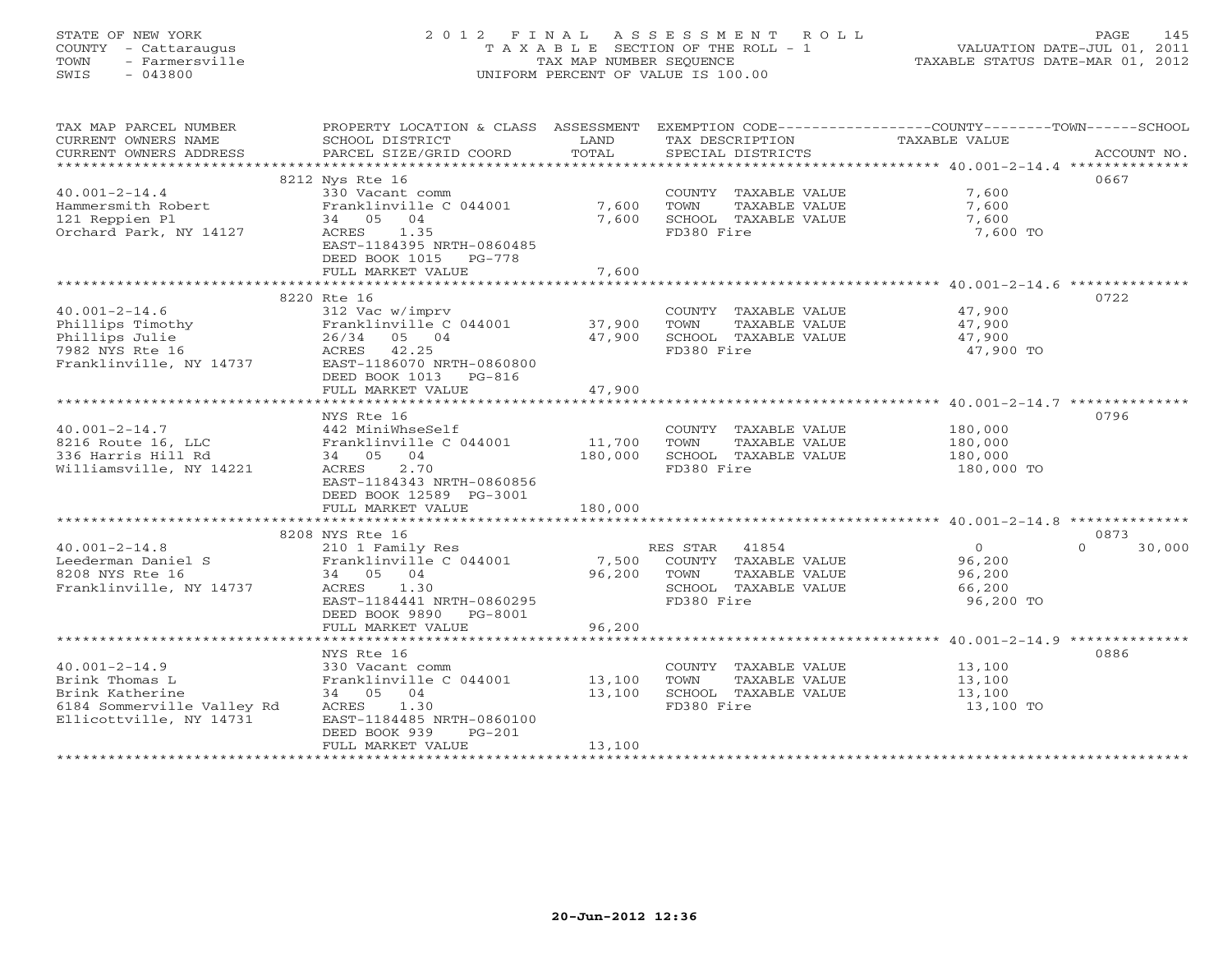STATE OF NEW YORK
COUNTY - Cattaraugus
TOWN - Farmersville
SWIS - 043800

2012 FINAL ASSESSMENT ROLL
TAXABLE SECTION OF THE ROLL - 1
TAX MAP NUMBER SEQUENCE
UNIFORM PERCENT OF VALUE IS 100.00

VALUATION DATE-JUL 01, 2011
TAXABLE STATUS DATE-MAR 01, 2012

| TAX MAP PARCEL NUMBER / CURRENT OWNERS NAME / CURRENT OWNERS ADDRESS | PROPERTY LOCATION & CLASS / SCHOOL DISTRICT / PARCEL SIZE/GRID COORD | ASSESSMENT LAND / TOTAL | EXEMPTION CODE / TAX DESCRIPTION / SPECIAL DISTRICTS | COUNTY / TOWN / SCHOOL TAXABLE VALUE | ACCOUNT NO. |
|---|---|---|---|---|---|
| **40.001-2-14.4** | 8212 Nys Rte 16 | | | | 0667 |
| Hammersmith Robert | 330 Vacant comm | | COUNTY TAXABLE VALUE | 7,600 | |
| 121 Reppien Pl | Franklinville C 044001 | 7,600 | TOWN TAXABLE VALUE | 7,600 | |
| Orchard Park, NY 14127 | 34 05 04 | 7,600 | SCHOOL TAXABLE VALUE | 7,600 | |
| | ACRES 1.35 | | FD380 Fire | 7,600 TO | |
| | EAST-1184395 NRTH-0860485 | | | | |
| | DEED BOOK 1015 PG-778 | | | | |
| | FULL MARKET VALUE | 7,600 | | | |
| **40.001-2-14.6** | 8220 Rte 16 | | | | 0722 |
| Phillips Timothy | 312 Vac w/imprv | | COUNTY TAXABLE VALUE | 47,900 | |
| Phillips Julie | Franklinville C 044001 | 37,900 | TOWN TAXABLE VALUE | 47,900 | |
| 7982 NYS Rte 16 | 26/34 05 04 | 47,900 | SCHOOL TAXABLE VALUE | 47,900 | |
| Franklinville, NY 14737 | ACRES 42.25 | | FD380 Fire | 47,900 TO | |
| | EAST-1186070 NRTH-0860800 | | | | |
| | DEED BOOK 1013 PG-816 | | | | |
| | FULL MARKET VALUE | 47,900 | | | |
| **40.001-2-14.7** | NYS Rte 16 | | | | 0796 |
| 8216 Route 16, LLC | 442 MiniWhseSelf | | COUNTY TAXABLE VALUE | 180,000 | |
| 336 Harris Hill Rd | Franklinville C 044001 | 11,700 | TOWN TAXABLE VALUE | 180,000 | |
| Williamsville, NY 14221 | 34 05 04 | 180,000 | SCHOOL TAXABLE VALUE | 180,000 | |
| | ACRES 2.70 | | FD380 Fire | 180,000 TO | |
| | EAST-1184343 NRTH-0860856 | | | | |
| | DEED BOOK 12589 PG-3001 | | | | |
| | FULL MARKET VALUE | 180,000 | | | |
| **40.001-2-14.8** | 8208 NYS Rte 16 | | | | 0873 |
| Leederman Daniel S | 210 1 Family Res | | RES STAR 41854 | 0 / 0 / 30,000 | |
| 8208 NYS Rte 16 | Franklinville C 044001 | 7,500 | COUNTY TAXABLE VALUE | 96,200 | |
| Franklinville, NY 14737 | 34 05 04 | 96,200 | TOWN TAXABLE VALUE | 96,200 | |
| | ACRES 1.30 | | SCHOOL TAXABLE VALUE | 66,200 | |
| | EAST-1184441 NRTH-0860295 | | FD380 Fire | 96,200 TO | |
| | DEED BOOK 9890 PG-8001 | | | | |
| | FULL MARKET VALUE | 96,200 | | | |
| **40.001-2-14.9** | NYS Rte 16 | | | | 0886 |
| Brink Thomas L | 330 Vacant comm | | COUNTY TAXABLE VALUE | 13,100 | |
| Brink Katherine | Franklinville C 044001 | 13,100 | TOWN TAXABLE VALUE | 13,100 | |
| 6184 Sommerville Valley Rd | 34 05 04 | 13,100 | SCHOOL TAXABLE VALUE | 13,100 | |
| Ellicottville, NY 14731 | ACRES 1.30 | | FD380 Fire | 13,100 TO | |
| | EAST-1184485 NRTH-0860100 | | | | |
| | DEED BOOK 939 PG-201 | | | | |
| | FULL MARKET VALUE | 13,100 | | | |

20-Jun-2012 12:36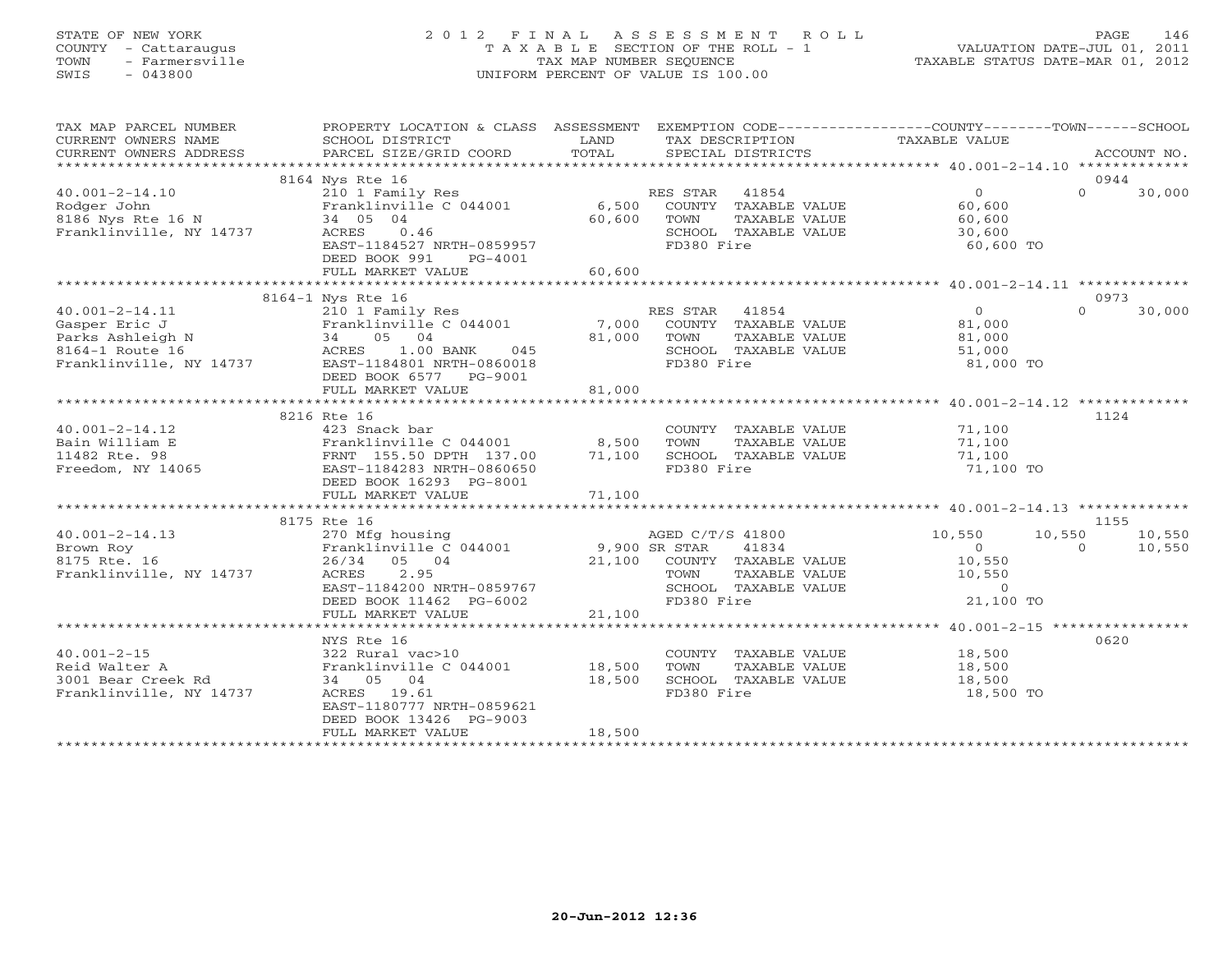STATE OF NEW YORK
COUNTY - Cattaraugus
TOWN - Farmersville
SWIS - 043800

2 0 1 2 F I N A L A S S E S S M E N T R O L L
T A X A B L E SECTION OF THE ROLL - 1
TAX MAP NUMBER SEQUENCE
UNIFORM PERCENT OF VALUE IS 100.00

VALUATION DATE-JUL 01, 2011
TAXABLE STATUS DATE-MAR 01, 2012

| TAX MAP PARCEL NUMBER / CURRENT OWNERS NAME / CURRENT OWNERS ADDRESS | PROPERTY LOCATION & CLASS / SCHOOL DISTRICT / PARCEL SIZE/GRID COORD | ASSESSMENT LAND / TOTAL | EXEMPTION CODE / TAX DESCRIPTION / SPECIAL DISTRICTS | COUNTY TAXABLE VALUE | TOWN | SCHOOL | ACCOUNT NO. |
|---|---|---|---|---|---|---|---|
| 8164 Nys Rte 16 | | | | | | | 0944 |
| 40.001-2-14.10 | 210 1 Family Res | | RES STAR 41854 | 0 | 0 | 30,000 | |
| Rodger John | Franklinville C 044001 | 6,500 | COUNTY TAXABLE VALUE | 60,600 | | | |
| 8186 Nys Rte 16 N | 34 05 04 | 60,600 | TOWN TAXABLE VALUE | 60,600 | | | |
| Franklinville, NY 14737 | ACRES 0.46 | | SCHOOL TAXABLE VALUE | 30,600 | | | |
| | EAST-1184527 NRTH-0859957 | | FD380 Fire | 60,600 TO | | | |
| | DEED BOOK 991 PG-4001 | | | | | | |
| | FULL MARKET VALUE | 60,600 | | | | | |
| 8164-1 Nys Rte 16 | | | | | | | 0973 |
| 40.001-2-14.11 | 210 1 Family Res | | RES STAR 41854 | 0 | 0 | 30,000 | |
| Gasper Eric J | Franklinville C 044001 | 7,000 | COUNTY TAXABLE VALUE | 81,000 | | | |
| Parks Ashleigh N | 34 05 04 | 81,000 | TOWN TAXABLE VALUE | 81,000 | | | |
| 8164-1 Route 16 | ACRES 1.00 BANK 045 | | SCHOOL TAXABLE VALUE | 51,000 | | | |
| Franklinville, NY 14737 | EAST-1184801 NRTH-0860018 | | FD380 Fire | 81,000 TO | | | |
| | DEED BOOK 6577 PG-9001 | | | | | | |
| | FULL MARKET VALUE | 81,000 | | | | | |
| 8216 Rte 16 | | | | | | | 1124 |
| 40.001-2-14.12 | 423 Snack bar | | COUNTY TAXABLE VALUE | 71,100 | | | |
| Bain William E | Franklinville C 044001 | 8,500 | TOWN TAXABLE VALUE | 71,100 | | | |
| 11482 Rte. 98 | FRNT 155.50 DPTH 137.00 | 71,100 | SCHOOL TAXABLE VALUE | 71,100 | | | |
| Freedom, NY 14065 | EAST-1184283 NRTH-0860650 | | FD380 Fire | 71,100 TO | | | |
| | DEED BOOK 16293 PG-8001 | | | | | | |
| | FULL MARKET VALUE | 71,100 | | | | | |
| 8175 Rte 16 | | | | | | | 1155 |
| 40.001-2-14.13 | 270 Mfg housing | | AGED C/T/S 41800 | 10,550 | 10,550 | 10,550 | |
| Brown Roy | Franklinville C 044001 | 9,900 | SR STAR 41834 | 0 | 0 | 10,550 | |
| 8175 Rte. 16 | 26/34 05 04 | 21,100 | COUNTY TAXABLE VALUE | 10,550 | | | |
| Franklinville, NY 14737 | ACRES 2.95 | | TOWN TAXABLE VALUE | 10,550 | | | |
| | EAST-1184200 NRTH-0859767 | | SCHOOL TAXABLE VALUE | 0 | | | |
| | DEED BOOK 11462 PG-6002 | | FD380 Fire | 21,100 TO | | | |
| | FULL MARKET VALUE | 21,100 | | | | | |
| NYS Rte 16 | | | | | | | 0620 |
| 40.001-2-15 | 322 Rural vac>10 | | COUNTY TAXABLE VALUE | 18,500 | | | |
| Reid Walter A | Franklinville C 044001 | 18,500 | TOWN TAXABLE VALUE | 18,500 | | | |
| 3001 Bear Creek Rd | 34 05 04 | 18,500 | SCHOOL TAXABLE VALUE | 18,500 | | | |
| Franklinville, NY 14737 | ACRES 19.61 | | FD380 Fire | 18,500 TO | | | |
| | EAST-1180777 NRTH-0859621 | | | | | | |
| | DEED BOOK 13426 PG-9003 | | | | | | |
| | FULL MARKET VALUE | 18,500 | | | | | |

20-Jun-2012 12:36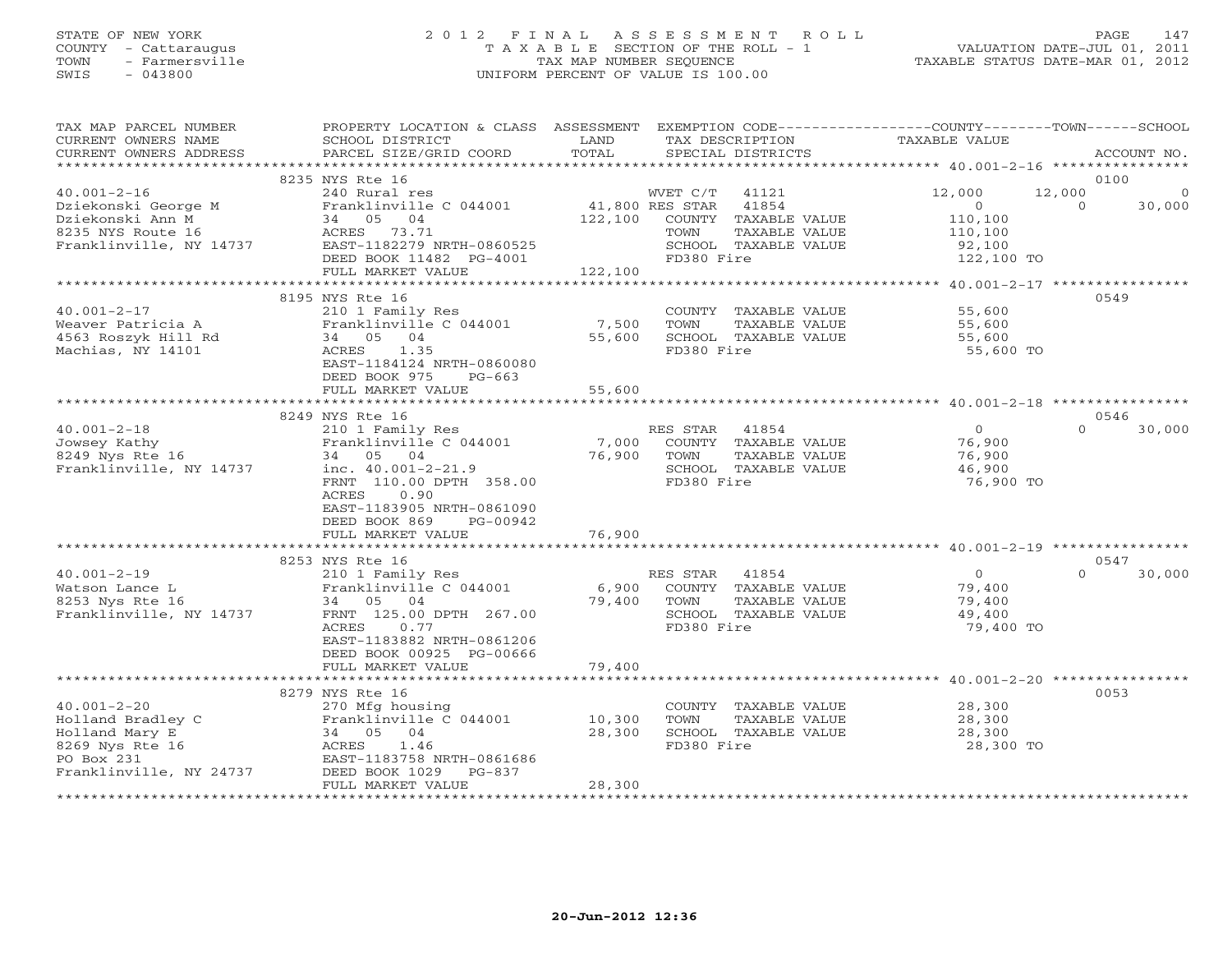STATE OF NEW YORK
COUNTY - Cattaraugus
TOWN - Farmersville
SWIS - 043800

2012 FINAL ASSESSMENT ROLL
TAXABLE SECTION OF THE ROLL - 1
TAX MAP NUMBER SEQUENCE
UNIFORM PERCENT OF VALUE IS 100.00

VALUATION DATE-JUL 01, 2011
TAXABLE STATUS DATE-MAR 01, 2012

| TAX MAP PARCEL NUMBER / CURRENT OWNERS NAME / CURRENT OWNERS ADDRESS | PROPERTY LOCATION & CLASS / SCHOOL DISTRICT / PARCEL SIZE/GRID COORD | ASSESSMENT LAND / TOTAL | EXEMPTION CODE / TAX DESCRIPTION / SPECIAL DISTRICTS | COUNTY TAXABLE VALUE | TOWN | SCHOOL / ACCOUNT NO. |
|---|---|---|---|---|---|---|
| | 8235 NYS Rte 16 | | | | | 0100 |
| 40.001-2-16 | 240 Rural res | | WVET C/T 41121 | 12,000 | 12,000 | 0 |
| Dziekonski George M | Franklinville C 044001 | 41,800 | RES STAR 41854 | 0 | 0 | 30,000 |
| Dziekonski Ann M | 34 05 04 | 122,100 | COUNTY TAXABLE VALUE | 110,100 | | |
| 8235 NYS Route 16 | ACRES 73.71 | | TOWN TAXABLE VALUE | 110,100 | | |
| Franklinville, NY 14737 | EAST-1182279 NRTH-0860525 | | SCHOOL TAXABLE VALUE | 92,100 | | |
| | DEED BOOK 11482 PG-4001 | | FD380 Fire | 122,100 TO | | |
| | FULL MARKET VALUE | 122,100 | | | | |
| | 8195 NYS Rte 16 | | | | | 0549 |
| 40.001-2-17 | 210 1 Family Res | | COUNTY TAXABLE VALUE | 55,600 | | |
| Weaver Patricia A | Franklinville C 044001 | 7,500 | TOWN TAXABLE VALUE | 55,600 | | |
| 4563 Roszyk Hill Rd | 34 05 04 | 55,600 | SCHOOL TAXABLE VALUE | 55,600 | | |
| Machias, NY 14101 | ACRES 1.35 | | FD380 Fire | 55,600 TO | | |
| | EAST-1184124 NRTH-0860080 | | | | | |
| | DEED BOOK 975 PG-663 | | | | | |
| | FULL MARKET VALUE | 55,600 | | | | |
| | 8249 NYS Rte 16 | | | | | 0546 |
| 40.001-2-18 | 210 1 Family Res | | RES STAR 41854 | 0 | 0 | 30,000 |
| Jowsey Kathy | Franklinville C 044001 | 7,000 | COUNTY TAXABLE VALUE | 76,900 | | |
| 8249 Nys Rte 16 | 34 05 04 | 76,900 | TOWN TAXABLE VALUE | 76,900 | | |
| Franklinville, NY 14737 | inc. 40.001-2-21.9 | | SCHOOL TAXABLE VALUE | 46,900 | | |
| | FRNT 110.00 DPTH 358.00 | | FD380 Fire | 76,900 TO | | |
| | ACRES 0.90 | | | | | |
| | EAST-1183905 NRTH-0861090 | | | | | |
| | DEED BOOK 869 PG-00942 | | | | | |
| | FULL MARKET VALUE | 76,900 | | | | |
| | 8253 NYS Rte 16 | | | | | 0547 |
| 40.001-2-19 | 210 1 Family Res | | RES STAR 41854 | 0 | 0 | 30,000 |
| Watson Lance L | Franklinville C 044001 | 6,900 | COUNTY TAXABLE VALUE | 79,400 | | |
| 8253 Nys Rte 16 | 34 05 04 | 79,400 | TOWN TAXABLE VALUE | 79,400 | | |
| Franklinville, NY 14737 | FRNT 125.00 DPTH 267.00 | | SCHOOL TAXABLE VALUE | 49,400 | | |
| | ACRES 0.77 | | FD380 Fire | 79,400 TO | | |
| | EAST-1183882 NRTH-0861206 | | | | | |
| | DEED BOOK 00925 PG-00666 | | | | | |
| | FULL MARKET VALUE | 79,400 | | | | |
| | 8279 NYS Rte 16 | | | | | 0053 |
| 40.001-2-20 | 270 Mfg housing | | COUNTY TAXABLE VALUE | 28,300 | | |
| Holland Bradley C | Franklinville C 044001 | 10,300 | TOWN TAXABLE VALUE | 28,300 | | |
| Holland Mary E | 34 05 04 | 28,300 | SCHOOL TAXABLE VALUE | 28,300 | | |
| 8269 Nys Rte 16 | ACRES 1.46 | | FD380 Fire | 28,300 TO | | |
| PO Box 231 | EAST-1183758 NRTH-0861686 | | | | | |
| Franklinville, NY 24737 | DEED BOOK 1029 PG-837 | | | | | |
| | FULL MARKET VALUE | 28,300 | | | | |

20-Jun-2012 12:36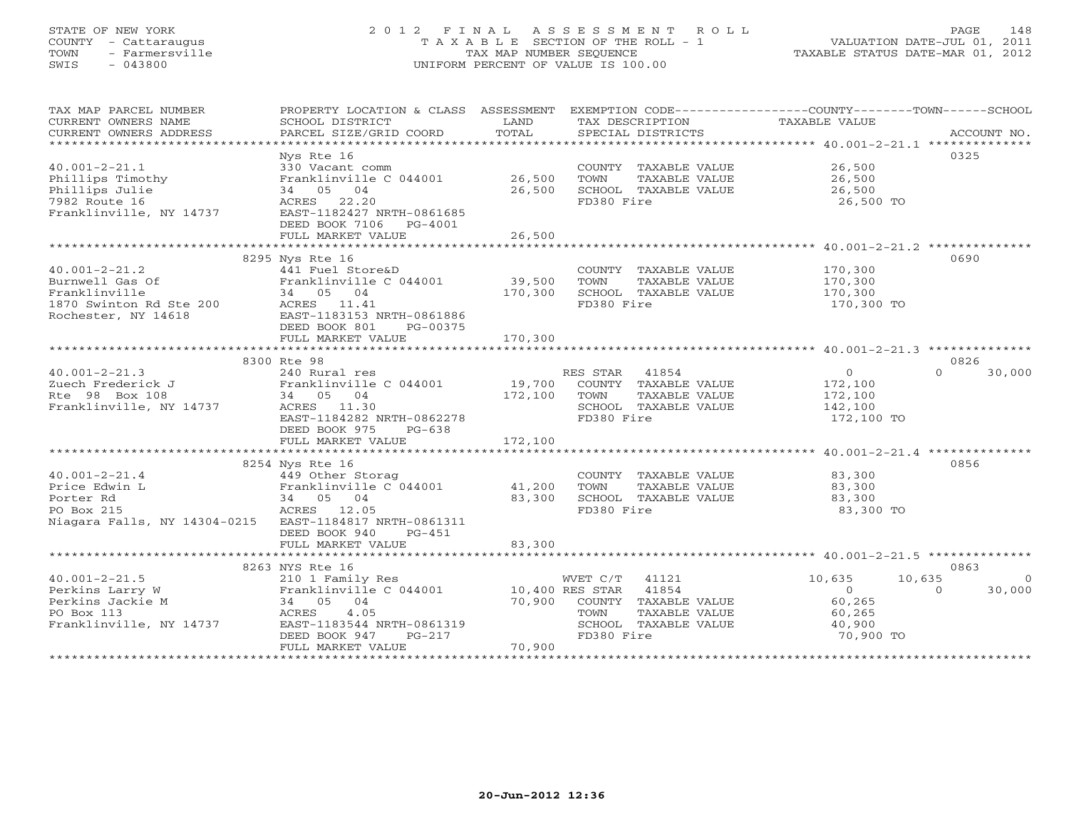STATE OF NEW YORK
COUNTY - Cattaraugus
TOWN - Farmersville
SWIS - 043800

# 2012 FINAL ASSESSMENT ROLL
TAXABLE SECTION OF THE ROLL - 1
TAX MAP NUMBER SEQUENCE
UNIFORM PERCENT OF VALUE IS 100.00

VALUATION DATE-JUL 01, 2011
TAXABLE STATUS DATE-MAR 01, 2012

| TAX MAP PARCEL NUMBER / CURRENT OWNERS NAME / CURRENT OWNERS ADDRESS | PROPERTY LOCATION & CLASS / SCHOOL DISTRICT / PARCEL SIZE/GRID COORD | ASSESSMENT LAND / TOTAL | EXEMPTION CODE / TAX DESCRIPTION / SPECIAL DISTRICTS | COUNTY | TOWN | SCHOOL | ACCOUNT NO. |
|---|---|---|---|---|---|---|---|
| 40.001-2-21.1 | Nys Rte 16 | | | | | | 0325 |
| Phillips Timothy | 330 Vacant comm | | COUNTY TAXABLE VALUE | 26,500 | | | |
| Phillips Julie | Franklinville C 044001 | 26,500 | TOWN TAXABLE VALUE | | 26,500 | | |
| 7982 Route 16 | 34 05 04 | 26,500 | SCHOOL TAXABLE VALUE | | | 26,500 | |
| Franklinville, NY 14737 | ACRES 22.20 | | FD380 Fire | 26,500 TO | | | |
| | EAST-1182427 NRTH-0861685 | | | | | | |
| | DEED BOOK 7106 PG-4001 | | | | | | |
| | FULL MARKET VALUE | 26,500 | | | | | |
| 40.001-2-21.2 | 8295 Nys Rte 16 | | | | | | 0690 |
| Burnwell Gas Of | 441 Fuel Store&D | | COUNTY TAXABLE VALUE | 170,300 | | | |
| Franklinville | Franklinville C 044001 | 39,500 | TOWN TAXABLE VALUE | | 170,300 | | |
| 1870 Swinton Rd Ste 200 | 34 05 04 | 170,300 | SCHOOL TAXABLE VALUE | | | 170,300 | |
| Rochester, NY 14618 | ACRES 11.41 | | FD380 Fire | 170,300 TO | | | |
| | EAST-1183153 NRTH-0861886 | | | | | | |
| | DEED BOOK 801 PG-00375 | | | | | | |
| | FULL MARKET VALUE | 170,300 | | | | | |
| 40.001-2-21.3 | 8300 Rte 98 | | | | | | 0826 |
| Zuech Frederick J | 240 Rural res | | RES STAR 41854 | 0 | 0 | 30,000 | |
| Rte 98 Box 108 | Franklinville C 044001 | 19,700 | COUNTY TAXABLE VALUE | 172,100 | | | |
| Franklinville, NY 14737 | 34 05 04 | 172,100 | TOWN TAXABLE VALUE | | 172,100 | | |
| | ACRES 11.30 | | SCHOOL TAXABLE VALUE | | | 142,100 | |
| | EAST-1184282 NRTH-0862278 | | FD380 Fire | 172,100 TO | | | |
| | DEED BOOK 975 PG-638 | | | | | | |
| | FULL MARKET VALUE | 172,100 | | | | | |
| 40.001-2-21.4 | 8254 Nys Rte 16 | | | | | | 0856 |
| Price Edwin L | 449 Other Storag | | COUNTY TAXABLE VALUE | 83,300 | | | |
| Porter Rd | Franklinville C 044001 | 41,200 | TOWN TAXABLE VALUE | | 83,300 | | |
| PO Box 215 | 34 05 04 | 83,300 | SCHOOL TAXABLE VALUE | | | 83,300 | |
| Niagara Falls, NY 14304-0215 | ACRES 12.05 | | FD380 Fire | 83,300 TO | | | |
| | EAST-1184817 NRTH-0861311 | | | | | | |
| | DEED BOOK 940 PG-451 | | | | | | |
| | FULL MARKET VALUE | 83,300 | | | | | |
| 40.001-2-21.5 | 8263 NYS Rte 16 | | | | | | 0863 |
| Perkins Larry W | 210 1 Family Res | | WVET C/T 41121 | 10,635 | 10,635 | 0 | |
| Perkins Jackie M | Franklinville C 044001 | 10,400 | RES STAR 41854 | 0 | 0 | 30,000 | |
| PO Box 113 | 34 05 04 | 70,900 | COUNTY TAXABLE VALUE | 60,265 | | | |
| Franklinville, NY 14737 | ACRES 4.05 | | TOWN TAXABLE VALUE | | 60,265 | | |
| | EAST-1183544 NRTH-0861319 | | SCHOOL TAXABLE VALUE | | | 40,900 | |
| | DEED BOOK 947 PG-217 | | FD380 Fire | 70,900 TO | | | |
| | FULL MARKET VALUE | 70,900 | | | | | |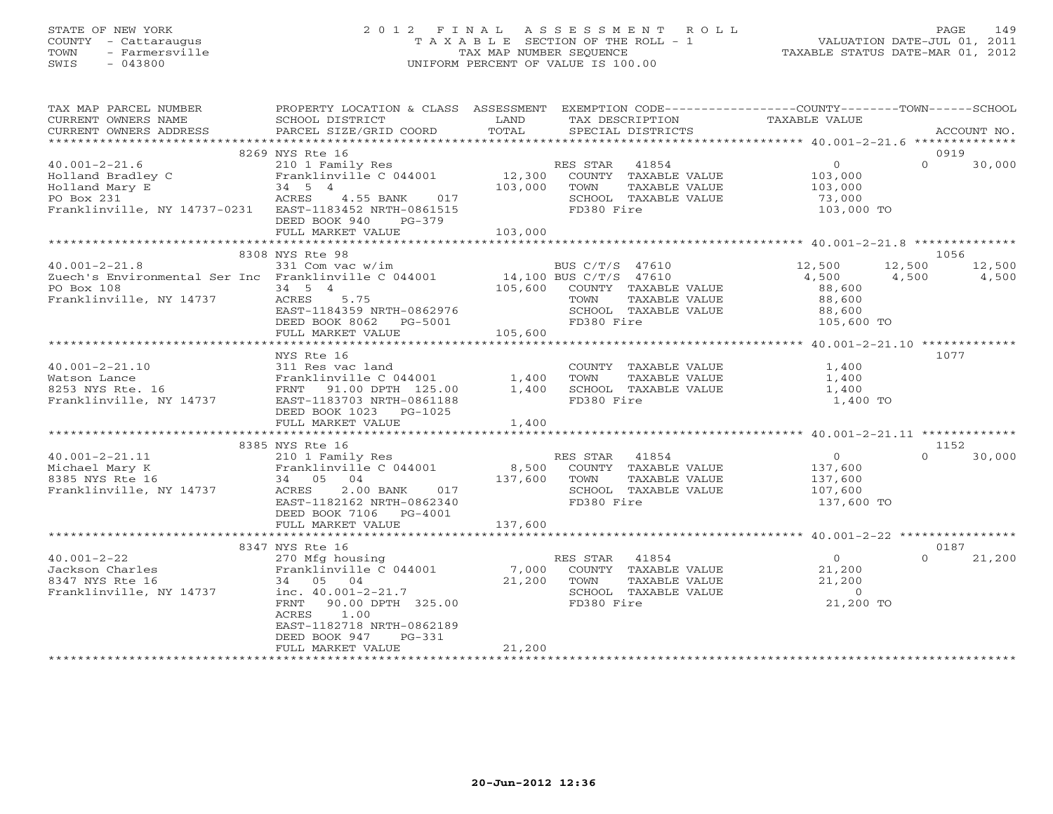STATE OF NEW YORK
COUNTY - Cattaraugus
TOWN - Farmersville
SWIS - 043800

# 2012 FINAL ASSESSMENT ROLL
TAXABLE SECTION OF THE ROLL - 1
TAX MAP NUMBER SEQUENCE
UNIFORM PERCENT OF VALUE IS 100.00

VALUATION DATE-JUL 01, 2011
TAXABLE STATUS DATE-MAR 01, 2012

| TAX MAP PARCEL NUMBER / CURRENT OWNERS NAME / CURRENT OWNERS ADDRESS | PROPERTY LOCATION & CLASS / SCHOOL DISTRICT / PARCEL SIZE/GRID COORD | ASSESSMENT LAND / TOTAL | EXEMPTION CODE / TAX DESCRIPTION / SPECIAL DISTRICTS | COUNTY TAXABLE VALUE | TOWN | SCHOOL / ACCOUNT NO. |
|---|---|---|---|---|---|---|
| | 8269 NYS Rte 16 | | | | | 0919 |
| 40.001-2-21.6 | 210 1 Family Res | | RES STAR 41854 | 0 | 0 | 30,000 |
| Holland Bradley C | Franklinville C 044001 | 12,300 | COUNTY TAXABLE VALUE | 103,000 | | |
| Holland Mary E | 34 5 4 | 103,000 | TOWN TAXABLE VALUE | 103,000 | | |
| PO Box 231 | ACRES 4.55 BANK 017 | | SCHOOL TAXABLE VALUE | 73,000 | | |
| Franklinville, NY 14737-0231 | EAST-1183452 NRTH-0861515 | | FD380 Fire | 103,000 TO | | |
| | DEED BOOK 940 PG-379 | | | | | |
| | FULL MARKET VALUE | 103,000 | | | | |
| | 8308 NYS Rte 98 | | | | | 1056 |
| 40.001-2-21.8 | 331 Com vac w/im | | BUS C/T/S 47610 | 12,500 | 12,500 | 12,500 |
| Zuech's Environmental Ser Inc | Franklinville C 044001 | 14,100 | BUS C/T/S 47610 | 4,500 | 4,500 | 4,500 |
| PO Box 108 | 34 5 4 | 105,600 | COUNTY TAXABLE VALUE | 88,600 | | |
| Franklinville, NY 14737 | ACRES 5.75 | | TOWN TAXABLE VALUE | 88,600 | | |
| | EAST-1184359 NRTH-0862976 | | SCHOOL TAXABLE VALUE | 88,600 | | |
| | DEED BOOK 8062 PG-5001 | | FD380 Fire | 105,600 TO | | |
| | FULL MARKET VALUE | 105,600 | | | | |
| | NYS Rte 16 | | | | | 1077 |
| 40.001-2-21.10 | 311 Res vac land | | COUNTY TAXABLE VALUE | 1,400 | | |
| Watson Lance | Franklinville C 044001 | 1,400 | TOWN TAXABLE VALUE | 1,400 | | |
| 8253 NYS Rte. 16 | FRNT 91.00 DPTH 125.00 | 1,400 | SCHOOL TAXABLE VALUE | 1,400 | | |
| Franklinville, NY 14737 | EAST-1183703 NRTH-0861188 | | FD380 Fire | 1,400 TO | | |
| | DEED BOOK 1023 PG-1025 | | | | | |
| | FULL MARKET VALUE | 1,400 | | | | |
| | 8385 NYS Rte 16 | | | | | 1152 |
| 40.001-2-21.11 | 210 1 Family Res | | RES STAR 41854 | 0 | 0 | 30,000 |
| Michael Mary K | Franklinville C 044001 | 8,500 | COUNTY TAXABLE VALUE | 137,600 | | |
| 8385 NYS Rte 16 | 34 05 04 | 137,600 | TOWN TAXABLE VALUE | 137,600 | | |
| Franklinville, NY 14737 | ACRES 2.00 BANK 017 | | SCHOOL TAXABLE VALUE | 107,600 | | |
| | EAST-1182162 NRTH-0862340 | | FD380 Fire | 137,600 TO | | |
| | DEED BOOK 7106 PG-4001 | | | | | |
| | FULL MARKET VALUE | 137,600 | | | | |
| | 8347 NYS Rte 16 | | | | | 0187 |
| 40.001-2-22 | 270 Mfg housing | | RES STAR 41854 | 0 | 0 | 21,200 |
| Jackson Charles | Franklinville C 044001 | 7,000 | COUNTY TAXABLE VALUE | 21,200 | | |
| 8347 NYS Rte 16 | 34 05 04 | 21,200 | TOWN TAXABLE VALUE | 21,200 | | |
| Franklinville, NY 14737 | inc. 40.001-2-21.7 | | SCHOOL TAXABLE VALUE | 0 | | |
| | FRNT 90.00 DPTH 325.00 | | FD380 Fire | 21,200 TO | | |
| | ACRES 1.00 | | | | | |
| | EAST-1182718 NRTH-0862189 | | | | | |
| | DEED BOOK 947 PG-331 | | | | | |
| | FULL MARKET VALUE | 21,200 | | | | |

20-Jun-2012 12:36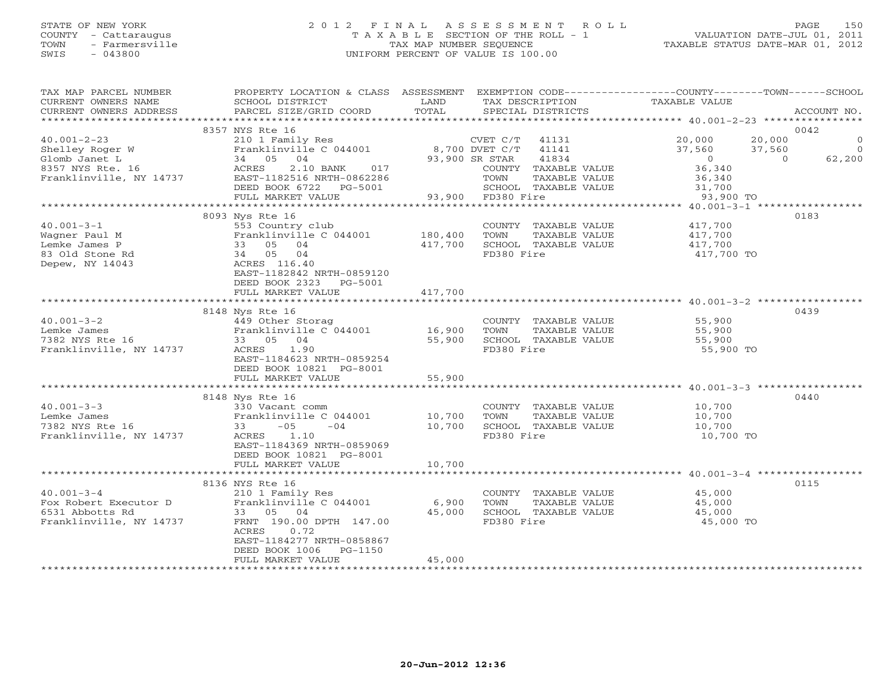STATE OF NEW YORK
COUNTY - Cattaraugus
TOWN - Farmersville
SWIS - 043800

# 2012 FINAL ASSESSMENT ROLL

TAXABLE SECTION OF THE ROLL - 1
TAX MAP NUMBER SEQUENCE
UNIFORM PERCENT OF VALUE IS 100.00

VALUATION DATE-JUL 01, 2011
TAXABLE STATUS DATE-MAR 01, 2012

| TAX MAP PARCEL NUMBER / CURRENT OWNERS NAME / CURRENT OWNERS ADDRESS | PROPERTY LOCATION & CLASS / SCHOOL DISTRICT / PARCEL SIZE/GRID COORD | ASSESSMENT LAND / TOTAL | EXEMPTION CODE / TAX DESCRIPTION / SPECIAL DISTRICTS | COUNTY | TOWN | SCHOOL | ACCOUNT NO. |
|---|---|---|---|---|---|---|---|
| | 8357 NYS Rte 16 | | | | | | 0042 |
| 40.001-2-23 | 210 1 Family Res | | CVET C/T 41131 | 20,000 | 20,000 | 0 | |
| Shelley Roger W | Franklinville C 044001 | 8,700 | DVET C/T 41141 | 37,560 | 37,560 | 0 | |
| Glomb Janet L | 34 05 04 | 93,900 | SR STAR 41834 | 0 | 0 | 62,200 | |
| 8357 NYS Rte. 16 | ACRES 2.10 BANK 017 | | COUNTY TAXABLE VALUE | 36,340 | | | |
| Franklinville, NY 14737 | EAST-1182516 NRTH-0862286 | | TOWN TAXABLE VALUE | | 36,340 | | |
| | DEED BOOK 6722 PG-5001 | | SCHOOL TAXABLE VALUE | | | 31,700 | |
| | FULL MARKET VALUE | 93,900 | FD380 Fire | 93,900 TO | | | |
| | 8093 Nys Rte 16 | | | | | | 0183 |
| 40.001-3-1 | 553 Country club | | COUNTY TAXABLE VALUE | 417,700 | | | |
| Wagner Paul M | Franklinville C 044001 | 180,400 | TOWN TAXABLE VALUE | | 417,700 | | |
| Lemke James P | 33 05 04 | 417,700 | SCHOOL TAXABLE VALUE | | | 417,700 | |
| 83 Old Stone Rd | 34 05 04 | | FD380 Fire | 417,700 TO | | | |
| Depew, NY 14043 | ACRES 116.40 | | | | | | |
| | EAST-1182842 NRTH-0859120 | | | | | | |
| | DEED BOOK 2323 PG-5001 | | | | | | |
| | FULL MARKET VALUE | 417,700 | | | | | |
| | 8148 Nys Rte 16 | | | | | | 0439 |
| 40.001-3-2 | 449 Other Storag | | COUNTY TAXABLE VALUE | 55,900 | | | |
| Lemke James | Franklinville C 044001 | 16,900 | TOWN TAXABLE VALUE | | 55,900 | | |
| 7382 NYS Rte 16 | 33 05 04 | 55,900 | SCHOOL TAXABLE VALUE | | | 55,900 | |
| Franklinville, NY 14737 | ACRES 1.90 | | FD380 Fire | 55,900 TO | | | |
| | EAST-1184623 NRTH-0859254 | | | | | | |
| | DEED BOOK 10821 PG-8001 | | | | | | |
| | FULL MARKET VALUE | 55,900 | | | | | |
| | 8148 Nys Rte 16 | | | | | | 0440 |
| 40.001-3-3 | 330 Vacant comm | | COUNTY TAXABLE VALUE | 10,700 | | | |
| Lemke James | Franklinville C 044001 | 10,700 | TOWN TAXABLE VALUE | | 10,700 | | |
| 7382 NYS Rte 16 | 33 -05 -04 | 10,700 | SCHOOL TAXABLE VALUE | | | 10,700 | |
| Franklinville, NY 14737 | ACRES 1.10 | | FD380 Fire | 10,700 TO | | | |
| | EAST-1184369 NRTH-0859069 | | | | | | |
| | DEED BOOK 10821 PG-8001 | | | | | | |
| | FULL MARKET VALUE | 10,700 | | | | | |
| | 8136 NYS Rte 16 | | | | | | 0115 |
| 40.001-3-4 | 210 1 Family Res | | COUNTY TAXABLE VALUE | 45,000 | | | |
| Fox Robert Executor D | Franklinville C 044001 | 6,900 | TOWN TAXABLE VALUE | | 45,000 | | |
| 6531 Abbotts Rd | 33 05 04 | 45,000 | SCHOOL TAXABLE VALUE | | | 45,000 | |
| Franklinville, NY 14737 | FRNT 190.00 DPTH 147.00 | | FD380 Fire | 45,000 TO | | | |
| | ACRES 0.72 | | | | | | |
| | EAST-1184277 NRTH-0858867 | | | | | | |
| | DEED BOOK 1006 PG-1150 | | | | | | |
| | FULL MARKET VALUE | 45,000 | | | | | |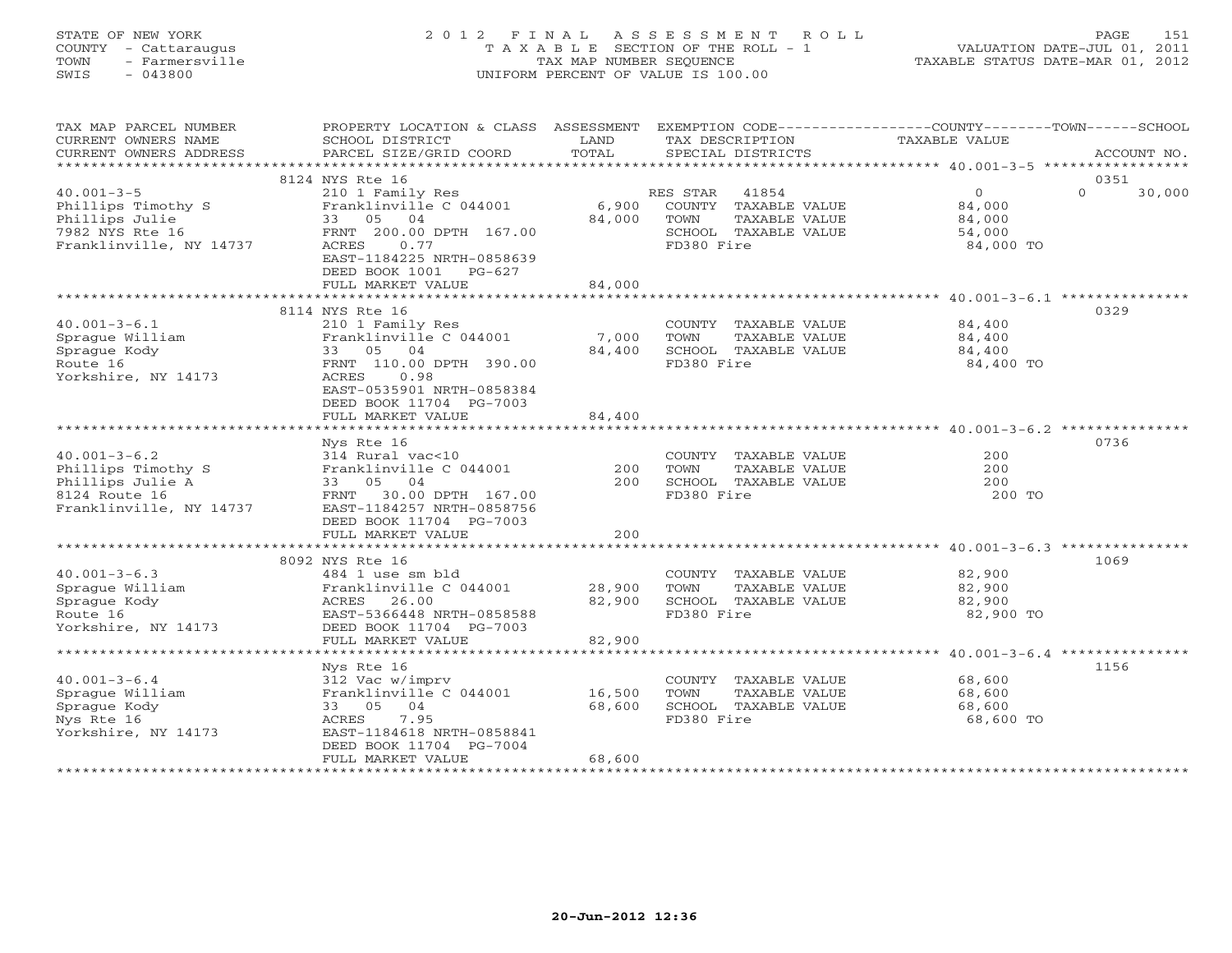STATE OF NEW YORK
COUNTY - Cattaraugus
TOWN - Farmersville
SWIS - 043800

2012 FINAL ASSESSMENT ROLL
TAXABLE SECTION OF THE ROLL - 1
TAX MAP NUMBER SEQUENCE
UNIFORM PERCENT OF VALUE IS 100.00

VALUATION DATE-JUL 01, 2011
TAXABLE STATUS DATE-MAR 01, 2012

| TAX MAP PARCEL NUMBER / CURRENT OWNERS NAME / CURRENT OWNERS ADDRESS | PROPERTY LOCATION & CLASS / SCHOOL DISTRICT / PARCEL SIZE/GRID COORD | ASSESSMENT LAND / TOTAL | EXEMPTION CODE / TAX DESCRIPTION / SPECIAL DISTRICTS | COUNTY TAXABLE VALUE | TOWN | SCHOOL | ACCOUNT NO. |
|---|---|---|---|---|---|---|---|
| 40.001-3-5 | 8124 NYS Rte 16 | | | | | | 0351 |
| Phillips Timothy S | 210 1 Family Res | | RES STAR 41854 | 0 | 0 | 30,000 | |
| Phillips Julie | Franklinville C 044001 | 6,900 | COUNTY TAXABLE VALUE | 84,000 | | | |
| 7982 NYS Rte 16 | 33 05 04 | 84,000 | TOWN TAXABLE VALUE | 84,000 | | | |
| Franklinville, NY 14737 | FRNT 200.00 DPTH 167.00 | | SCHOOL TAXABLE VALUE | 54,000 | | | |
| | ACRES 0.77 | | FD380 Fire | 84,000 TO | | | |
| | EAST-1184225 NRTH-0858639 | | | | | | |
| | DEED BOOK 1001 PG-627 | | | | | | |
| | FULL MARKET VALUE | 84,000 | | | | | |
| 40.001-3-6.1 | 8114 NYS Rte 16 | | | | | | 0329 |
| Sprague William | 210 1 Family Res | | COUNTY TAXABLE VALUE | 84,400 | | | |
| Sprague Kody | Franklinville C 044001 | 7,000 | TOWN TAXABLE VALUE | 84,400 | | | |
| Route 16 | 33 05 04 | 84,400 | SCHOOL TAXABLE VALUE | 84,400 | | | |
| Yorkshire, NY 14173 | FRNT 110.00 DPTH 390.00 | | FD380 Fire | 84,400 TO | | | |
| | ACRES 0.98 | | | | | | |
| | EAST-0535901 NRTH-0858384 | | | | | | |
| | DEED BOOK 11704 PG-7003 | | | | | | |
| | FULL MARKET VALUE | 84,400 | | | | | |
| 40.001-3-6.2 | Nys Rte 16 | | | | | | 0736 |
| Phillips Timothy S | 314 Rural vac<10 | | COUNTY TAXABLE VALUE | 200 | | | |
| Phillips Julie A | Franklinville C 044001 | 200 | TOWN TAXABLE VALUE | 200 | | | |
| 8124 Route 16 | 33 05 04 | 200 | SCHOOL TAXABLE VALUE | 200 | | | |
| Franklinville, NY 14737 | FRNT 30.00 DPTH 167.00 | | FD380 Fire | 200 TO | | | |
| | EAST-1184257 NRTH-0858756 | | | | | | |
| | DEED BOOK 11704 PG-7003 | | | | | | |
| | FULL MARKET VALUE | 200 | | | | | |
| 40.001-3-6.3 | 8092 NYS Rte 16 | | | | | | 1069 |
| Sprague William | 484 1 use sm bld | | COUNTY TAXABLE VALUE | 82,900 | | | |
| Sprague Kody | Franklinville C 044001 | 28,900 | TOWN TAXABLE VALUE | 82,900 | | | |
| Route 16 | ACRES 26.00 | 82,900 | SCHOOL TAXABLE VALUE | 82,900 | | | |
| Yorkshire, NY 14173 | EAST-5366448 NRTH-0858588 | | FD380 Fire | 82,900 TO | | | |
| | DEED BOOK 11704 PG-7003 | | | | | | |
| | FULL MARKET VALUE | 82,900 | | | | | |
| 40.001-3-6.4 | Nys Rte 16 | | | | | | 1156 |
| Sprague William | 312 Vac w/imprv | | COUNTY TAXABLE VALUE | 68,600 | | | |
| Sprague Kody | Franklinville C 044001 | 16,500 | TOWN TAXABLE VALUE | 68,600 | | | |
| Nys Rte 16 | 33 05 04 | 68,600 | SCHOOL TAXABLE VALUE | 68,600 | | | |
| Yorkshire, NY 14173 | ACRES 7.95 | | FD380 Fire | 68,600 TO | | | |
| | EAST-1184618 NRTH-0858841 | | | | | | |
| | DEED BOOK 11704 PG-7004 | | | | | | |
| | FULL MARKET VALUE | 68,600 | | | | | |

20-Jun-2012 12:36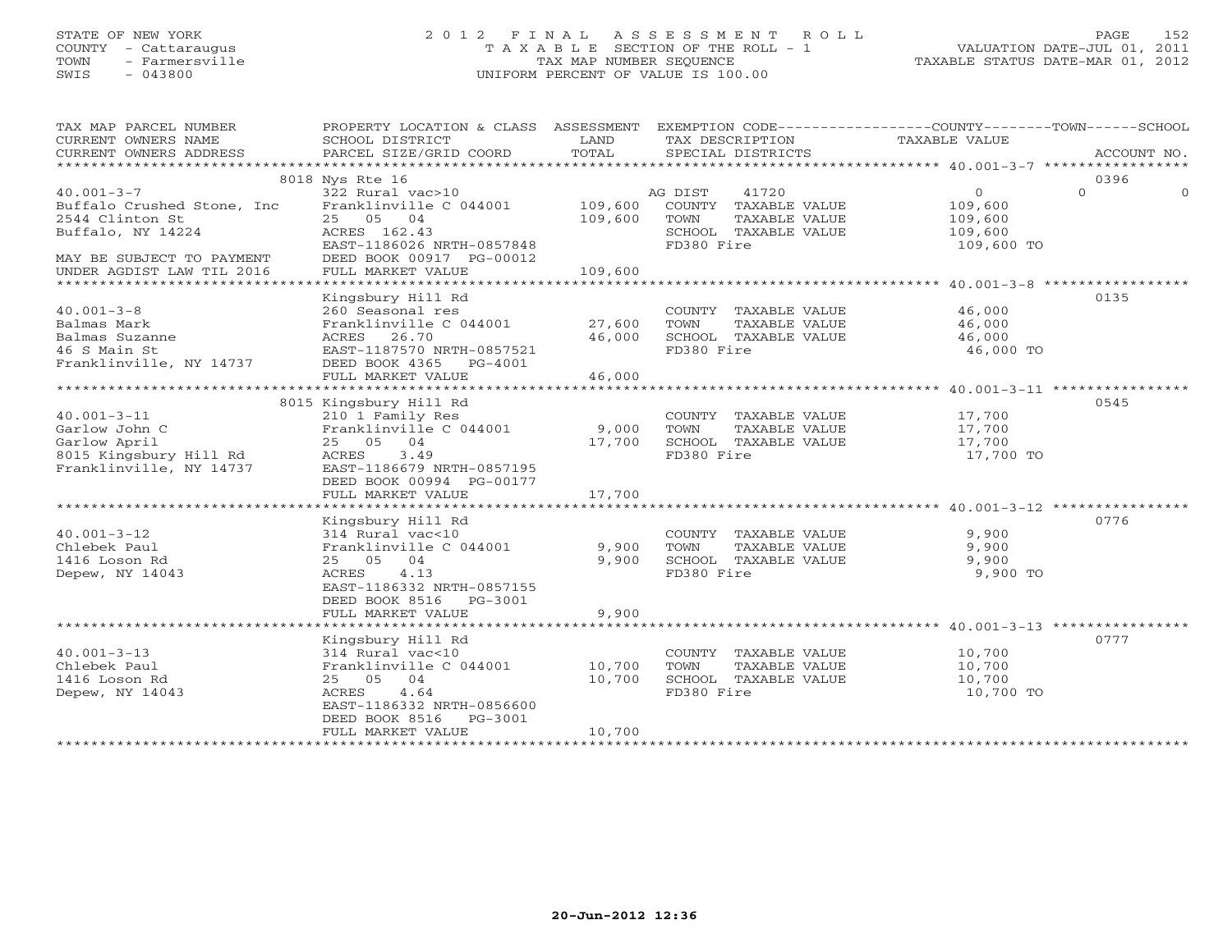STATE OF NEW YORK
COUNTY - Cattaraugus
TOWN - Farmersville
SWIS - 043800

# 2012 FINAL ASSESSMENT ROLL

TAXABLE SECTION OF THE ROLL - 1
TAX MAP NUMBER SEQUENCE
UNIFORM PERCENT OF VALUE IS 100.00

VALUATION DATE-JUL 01, 2011
TAXABLE STATUS DATE-MAR 01, 2012

| TAX MAP PARCEL NUMBER / CURRENT OWNERS NAME / CURRENT OWNERS ADDRESS | PROPERTY LOCATION & CLASS / SCHOOL DISTRICT / PARCEL SIZE/GRID COORD | LAND / ASSESSMENT TOTAL | EXEMPTION CODE / TAX DESCRIPTION / SPECIAL DISTRICTS | COUNTY / TAXABLE VALUE | TOWN | SCHOOL | ACCOUNT NO. |
|---|---|---|---|---|---|---|---|
| 40.001-3-7 | 8018 Nys Rte 16 | | | | | | 0396 |
| | 322 Rural vac>10 | | AG DIST 41720 | 0 | 0 | 0 | |
| Buffalo Crushed Stone, Inc | Franklinville C 044001 | 109,600 | COUNTY TAXABLE VALUE | 109,600 | | | |
| 2544 Clinton St | 25 05 04 | 109,600 | TOWN TAXABLE VALUE | 109,600 | | | |
| Buffalo, NY 14224 | ACRES 162.43 | | SCHOOL TAXABLE VALUE | 109,600 | | | |
| | EAST-1186026 NRTH-0857848 | | FD380 Fire | 109,600 TO | | | |
| MAY BE SUBJECT TO PAYMENT | DEED BOOK 00917 PG-00012 | | | | | | |
| UNDER AGDIST LAW TIL 2016 | FULL MARKET VALUE | 109,600 | | | | | |
| 40.001-3-8 | Kingsbury Hill Rd | | | | | | 0135 |
| | 260 Seasonal res | | COUNTY TAXABLE VALUE | 46,000 | | | |
| Balmas Mark | Franklinville C 044001 | 27,600 | TOWN TAXABLE VALUE | 46,000 | | | |
| Balmas Suzanne | ACRES 26.70 | 46,000 | SCHOOL TAXABLE VALUE | 46,000 | | | |
| 46 S Main St | EAST-1187570 NRTH-0857521 | | FD380 Fire | 46,000 TO | | | |
| Franklinville, NY 14737 | DEED BOOK 4365 PG-4001 | | | | | | |
| | FULL MARKET VALUE | 46,000 | | | | | |
| 40.001-3-11 | 8015 Kingsbury Hill Rd | | | | | | 0545 |
| | 210 1 Family Res | | COUNTY TAXABLE VALUE | 17,700 | | | |
| Garlow John C | Franklinville C 044001 | 9,000 | TOWN TAXABLE VALUE | 17,700 | | | |
| Garlow April | 25 05 04 | 17,700 | SCHOOL TAXABLE VALUE | 17,700 | | | |
| 8015 Kingsbury Hill Rd | ACRES 3.49 | | FD380 Fire | 17,700 TO | | | |
| Franklinville, NY 14737 | EAST-1186679 NRTH-0857195 | | | | | | |
| | DEED BOOK 00994 PG-00177 | | | | | | |
| | FULL MARKET VALUE | 17,700 | | | | | |
| 40.001-3-12 | Kingsbury Hill Rd | | | | | | 0776 |
| | 314 Rural vac<10 | | COUNTY TAXABLE VALUE | 9,900 | | | |
| Chlebek Paul | Franklinville C 044001 | 9,900 | TOWN TAXABLE VALUE | 9,900 | | | |
| 1416 Loson Rd | 25 05 04 | 9,900 | SCHOOL TAXABLE VALUE | 9,900 | | | |
| Depew, NY 14043 | ACRES 4.13 | | FD380 Fire | 9,900 TO | | | |
| | EAST-1186332 NRTH-0857155 | | | | | | |
| | DEED BOOK 8516 PG-3001 | | | | | | |
| | FULL MARKET VALUE | 9,900 | | | | | |
| 40.001-3-13 | Kingsbury Hill Rd | | | | | | 0777 |
| | 314 Rural vac<10 | | COUNTY TAXABLE VALUE | 10,700 | | | |
| Chlebek Paul | Franklinville C 044001 | 10,700 | TOWN TAXABLE VALUE | 10,700 | | | |
| 1416 Loson Rd | 25 05 04 | 10,700 | SCHOOL TAXABLE VALUE | 10,700 | | | |
| Depew, NY 14043 | ACRES 4.64 | | FD380 Fire | 10,700 TO | | | |
| | EAST-1186332 NRTH-0856600 | | | | | | |
| | DEED BOOK 8516 PG-3001 | | | | | | |
| | FULL MARKET VALUE | 10,700 | | | | | |

20-Jun-2012 12:36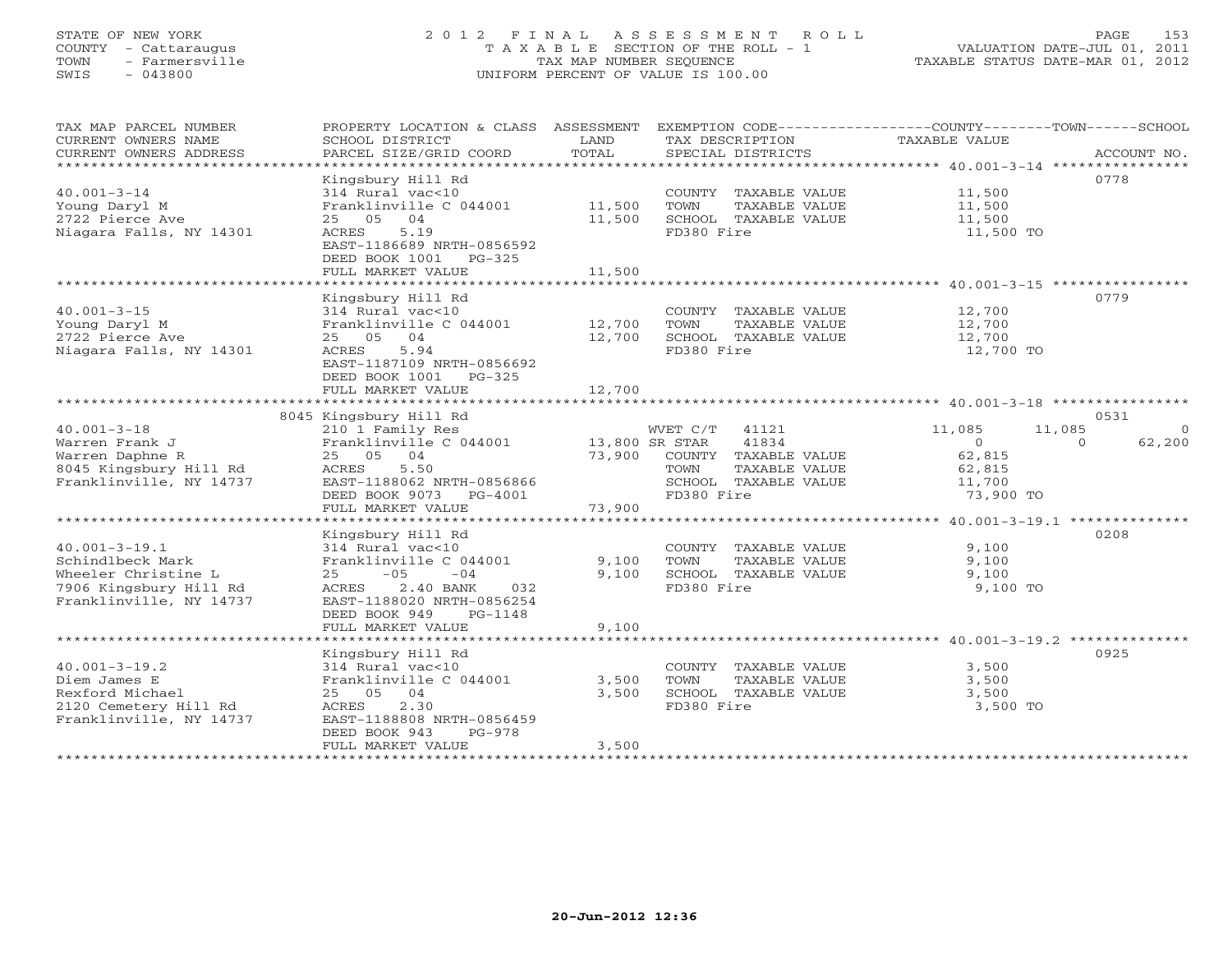STATE OF NEW YORK
COUNTY - Cattaraugus
TOWN - Farmersville
SWIS - 043800

# 2012 FINAL ASSESSMENT ROLL
TAXABLE SECTION OF THE ROLL - 1
TAX MAP NUMBER SEQUENCE
UNIFORM PERCENT OF VALUE IS 100.00

VALUATION DATE-JUL 01, 2011
TAXABLE STATUS DATE-MAR 01, 2012

| TAX MAP PARCEL NUMBER / CURRENT OWNERS NAME / CURRENT OWNERS ADDRESS | PROPERTY LOCATION & CLASS / SCHOOL DISTRICT / PARCEL SIZE/GRID COORD | ASSESSMENT LAND | TOTAL | EXEMPTION CODE / TAX DESCRIPTION / SPECIAL DISTRICTS | COUNTY TAXABLE VALUE | TOWN | SCHOOL | ACCOUNT NO. |
|---|---|---|---|---|---|---|---|---|
| 40.001-3-14 | Kingsbury Hill Rd | | | | | | | 0778 |
| Young Daryl M | 314 Rural vac<10 | | | COUNTY TAXABLE VALUE | 11,500 | | | |
| 2722 Pierce Ave | Franklinville C 044001 | 11,500 | | TOWN TAXABLE VALUE | 11,500 | | | |
| Niagara Falls, NY 14301 | 25 05 04 | | 11,500 | SCHOOL TAXABLE VALUE | 11,500 | | | |
| | ACRES 5.19 | | | FD380 Fire | 11,500 TO | | | |
| | EAST-1186689 NRTH-0856592 | | | | | | | |
| | DEED BOOK 1001 PG-325 | | | | | | | |
| | FULL MARKET VALUE | | 11,500 | | | | | |
| 40.001-3-15 | Kingsbury Hill Rd | | | | | | | 0779 |
| Young Daryl M | 314 Rural vac<10 | | | COUNTY TAXABLE VALUE | 12,700 | | | |
| 2722 Pierce Ave | Franklinville C 044001 | 12,700 | | TOWN TAXABLE VALUE | 12,700 | | | |
| Niagara Falls, NY 14301 | 25 05 04 | | 12,700 | SCHOOL TAXABLE VALUE | 12,700 | | | |
| | ACRES 5.94 | | | FD380 Fire | 12,700 TO | | | |
| | EAST-1187109 NRTH-0856692 | | | | | | | |
| | DEED BOOK 1001 PG-325 | | | | | | | |
| | FULL MARKET VALUE | | 12,700 | | | | | |
| 40.001-3-18 | 8045 Kingsbury Hill Rd | | | | | | | 0531 |
| Warren Frank J | 210 1 Family Res | | | WVET C/T 41121 | 11,085 | 11,085 | 0 | |
| Warren Daphne R | Franklinville C 044001 | 13,800 | | SR STAR 41834 | 0 | 0 | 62,200 | |
| 8045 Kingsbury Hill Rd | 25 05 04 | | 73,900 | COUNTY TAXABLE VALUE | 62,815 | | | |
| Franklinville, NY 14737 | ACRES 5.50 | | | TOWN TAXABLE VALUE | 62,815 | | | |
| | EAST-1188062 NRTH-0856866 | | | SCHOOL TAXABLE VALUE | 11,700 | | | |
| | DEED BOOK 9073 PG-4001 | | | FD380 Fire | 73,900 TO | | | |
| | FULL MARKET VALUE | | 73,900 | | | | | |
| 40.001-3-19.1 | Kingsbury Hill Rd | | | | | | | 0208 |
| Schindlbeck Mark | 314 Rural vac<10 | | | COUNTY TAXABLE VALUE | 9,100 | | | |
| Wheeler Christine L | Franklinville C 044001 | 9,100 | | TOWN TAXABLE VALUE | 9,100 | | | |
| 7906 Kingsbury Hill Rd | 25 -05 -04 | | 9,100 | SCHOOL TAXABLE VALUE | 9,100 | | | |
| Franklinville, NY 14737 | ACRES 2.40 BANK 032 | | | FD380 Fire | 9,100 TO | | | |
| | EAST-1188020 NRTH-0856254 | | | | | | | |
| | DEED BOOK 949 PG-1148 | | | | | | | |
| | FULL MARKET VALUE | | 9,100 | | | | | |
| 40.001-3-19.2 | Kingsbury Hill Rd | | | | | | | 0925 |
| Diem James E | 314 Rural vac<10 | | | COUNTY TAXABLE VALUE | 3,500 | | | |
| Rexford Michael | Franklinville C 044001 | 3,500 | | TOWN TAXABLE VALUE | 3,500 | | | |
| 2120 Cemetery Hill Rd | 25 05 04 | | 3,500 | SCHOOL TAXABLE VALUE | 3,500 | | | |
| Franklinville, NY 14737 | ACRES 2.30 | | | FD380 Fire | 3,500 TO | | | |
| | EAST-1188808 NRTH-0856459 | | | | | | | |
| | DEED BOOK 943 PG-978 | | | | | | | |
| | FULL MARKET VALUE | | 3,500 | | | | | |

20-Jun-2012 12:36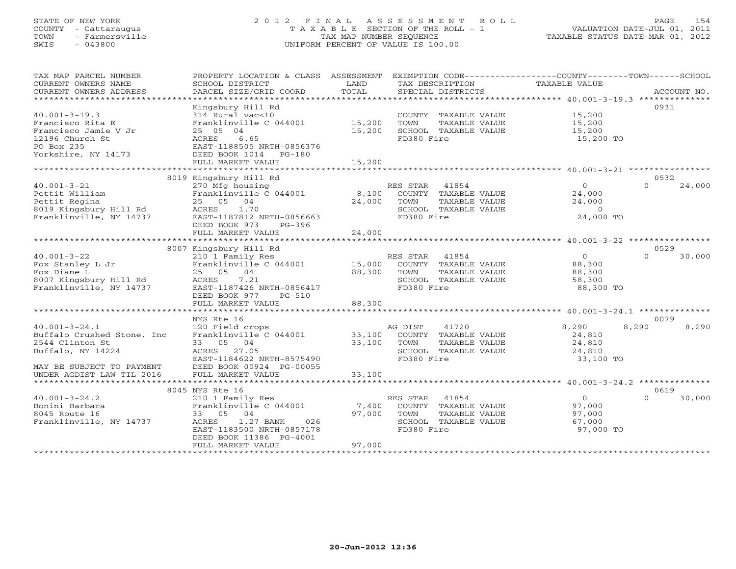STATE OF NEW YORK
COUNTY - Cattaraugus
TOWN - Farmersville
SWIS - 043800

2012 FINAL ASSESSMENT ROLL
TAXABLE SECTION OF THE ROLL - 1
TAX MAP NUMBER SEQUENCE
UNIFORM PERCENT OF VALUE IS 100.00

VALUATION DATE-JUL 01, 2011
TAXABLE STATUS DATE-MAR 01, 2012

| TAX MAP PARCEL NUMBER / CURRENT OWNERS NAME / CURRENT OWNERS ADDRESS | PROPERTY LOCATION & CLASS / SCHOOL DISTRICT / PARCEL SIZE/GRID COORD | ASSESSMENT LAND / TOTAL | EXEMPTION CODE / TAX DESCRIPTION / SPECIAL DISTRICTS | COUNTY | TOWN | SCHOOL | ACCOUNT NO. |
|---|---|---|---|---|---|---|---|
| **40.001-3-19.3** | Kingsbury Hill Rd | | | | | | 0931 |
| Francisco Rita E | 314 Rural vac<10 | | COUNTY TAXABLE VALUE | 15,200 | | | |
| Francisco Jamie V Jr | Franklinville C 044001 | 15,200 | TOWN TAXABLE VALUE | | 15,200 | | |
| 12196 Church St | 25 05 04 | 15,200 | SCHOOL TAXABLE VALUE | | | 15,200 | |
| PO Box 235 | ACRES 6.65 | | FD380 Fire | 15,200 TO | | | |
| Yorkshire, NY 14173 | EAST-1188505 NRTH-0856376 | | | | | | |
| | DEED BOOK 1014 PG-180 | | | | | | |
| | FULL MARKET VALUE | 15,200 | | | | | |
| **40.001-3-21** | 8019 Kingsbury Hill Rd | | | | | | 0532 |
| Pettit William | 270 Mfg housing | | RES STAR 41854 | 0 | 0 | 24,000 | |
| Pettit Regina | Franklinville C 044001 | 8,100 | COUNTY TAXABLE VALUE | 24,000 | | | |
| 8019 Kingsbury Hill Rd | 25 05 04 | 24,000 | TOWN TAXABLE VALUE | | 24,000 | | |
| Franklinville, NY 14737 | ACRES 1.70 | | SCHOOL TAXABLE VALUE | | | 0 | |
| | EAST-1187812 NRTH-0856663 | | FD380 Fire | 24,000 TO | | | |
| | DEED BOOK 973 PG-396 | | | | | | |
| | FULL MARKET VALUE | 24,000 | | | | | |
| **40.001-3-22** | 8007 Kingsbury Hill Rd | | | | | | 0529 |
| Fox Stanley L Jr | 210 1 Family Res | | RES STAR 41854 | 0 | 0 | 30,000 | |
| Fox Diane L | Franklinville C 044001 | 15,000 | COUNTY TAXABLE VALUE | 88,300 | | | |
| 8007 Kingsbury Hill Rd | 25 05 04 | 88,300 | TOWN TAXABLE VALUE | | 88,300 | | |
| Franklinville, NY 14737 | ACRES 7.21 | | SCHOOL TAXABLE VALUE | | | 58,300 | |
| | EAST-1187426 NRTH-0856417 | | FD380 Fire | 88,300 TO | | | |
| | DEED BOOK 977 PG-510 | | | | | | |
| | FULL MARKET VALUE | 88,300 | | | | | |
| **40.001-3-24.1** | NYS Rte 16 | | | | | | 0079 |
| Buffalo Crushed Stone, Inc | 120 Field crops | | AG DIST 41720 | 8,290 | 8,290 | 8,290 | |
| 2544 Clinton St | Franklinville C 044001 | 33,100 | COUNTY TAXABLE VALUE | 24,810 | | | |
| Buffalo, NY 14224 | 33 05 04 | 33,100 | TOWN TAXABLE VALUE | | 24,810 | | |
| | ACRES 27.05 | | SCHOOL TAXABLE VALUE | | | 24,810 | |
| | EAST-1184622 NRTH-8575490 | | FD380 Fire | 33,100 TO | | | |
| MAY BE SUBJECT TO PAYMENT | DEED BOOK 00924 PG-00055 | | | | | | |
| UNDER AGDIST LAW TIL 2016 | FULL MARKET VALUE | 33,100 | | | | | |
| **40.001-3-24.2** | 8045 NYS Rte 16 | | | | | | 0619 |
| Bonini Barbara | 210 1 Family Res | | RES STAR 41854 | 0 | 0 | 30,000 | |
| 8045 Route 16 | Franklinville C 044001 | 7,400 | COUNTY TAXABLE VALUE | 97,000 | | | |
| Franklinville, NY 14737 | 33 05 04 | 97,000 | TOWN TAXABLE VALUE | | 97,000 | | |
| | ACRES 1.27 BANK 026 | | SCHOOL TAXABLE VALUE | | | 67,000 | |
| | EAST-1183500 NRTH-0857178 | | FD380 Fire | 97,000 TO | | | |
| | DEED BOOK 11386 PG-4001 | | | | | | |
| | FULL MARKET VALUE | 97,000 | | | | | |

20-Jun-2012 12:36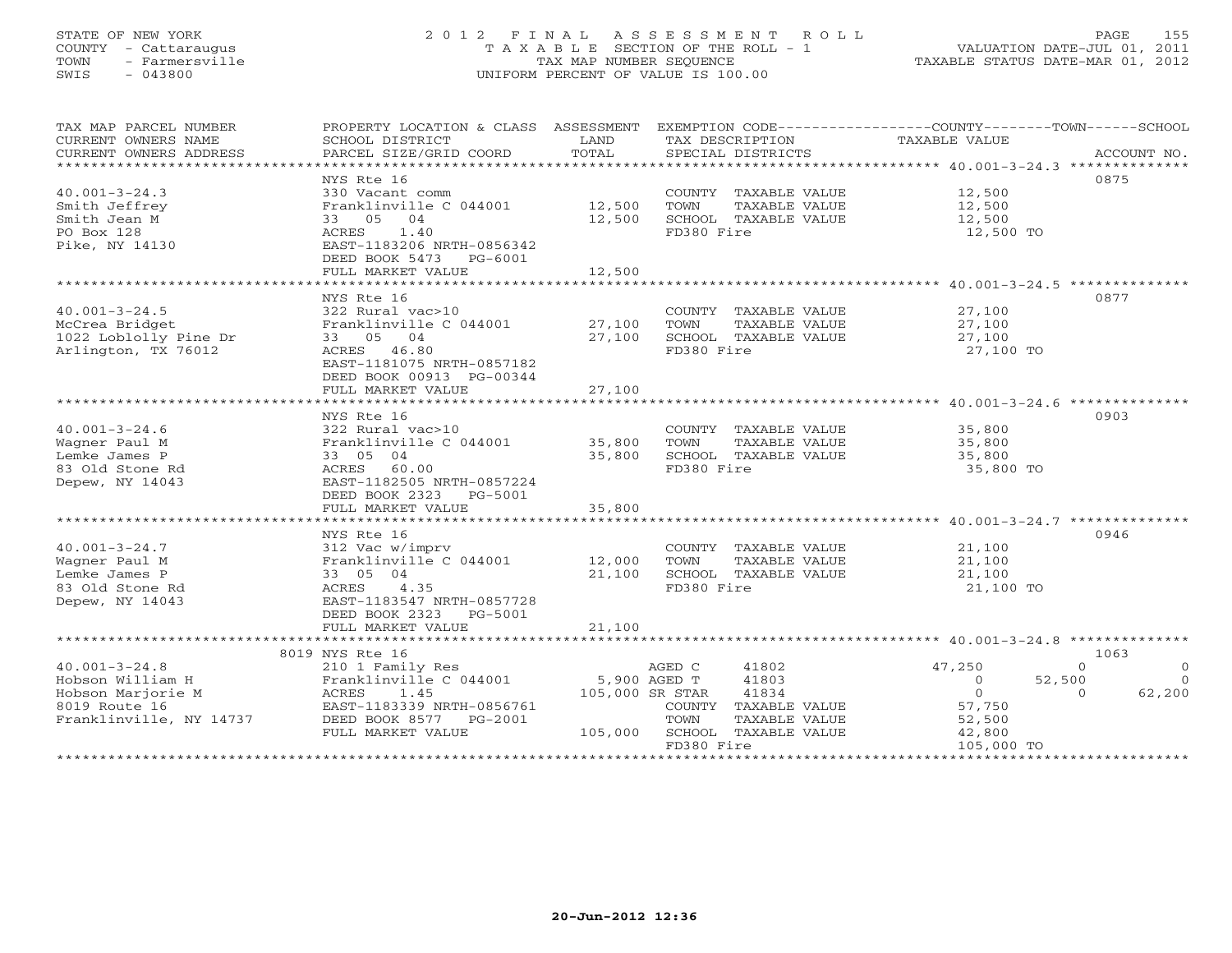STATE OF NEW YORK
COUNTY - Cattaraugus
TOWN - Farmersville
SWIS - 043800

# 2012 FINAL ASSESSMENT ROLL
TAXABLE SECTION OF THE ROLL - 1
TAX MAP NUMBER SEQUENCE
UNIFORM PERCENT OF VALUE IS 100.00

VALUATION DATE-JUL 01, 2011
TAXABLE STATUS DATE-MAR 01, 2012

| TAX MAP PARCEL NUMBER / CURRENT OWNERS NAME / CURRENT OWNERS ADDRESS | PROPERTY LOCATION & CLASS / SCHOOL DISTRICT / PARCEL SIZE/GRID COORD | ASSESSMENT LAND | TOTAL | EXEMPTION CODE / TAX DESCRIPTION / SPECIAL DISTRICTS | COUNTY TAXABLE VALUE | TOWN | SCHOOL | ACCOUNT NO. |
|---|---|---|---|---|---|---|---|---|
| 40.001-3-24.3 | NYS Rte 16 | | | | | | | 0875 |
| Smith Jeffrey | 330 Vacant comm | | | COUNTY TAXABLE VALUE | 12,500 | | | |
| Smith Jean M | Franklinville C 044001 | 12,500 | | TOWN TAXABLE VALUE | 12,500 | | | |
| PO Box 128 | 33 05 04 | | 12,500 | SCHOOL TAXABLE VALUE | 12,500 | | | |
| Pike, NY 14130 | ACRES 1.40 | | | FD380 Fire | 12,500 TO | | | |
| | EAST-1183206 NRTH-0856342 | | | | | | | |
| | DEED BOOK 5473 PG-6001 | | | | | | | |
| | FULL MARKET VALUE | | 12,500 | | | | | |
| 40.001-3-24.5 | NYS Rte 16 | | | | | | | 0877 |
| McCrea Bridget | 322 Rural vac>10 | | | COUNTY TAXABLE VALUE | 27,100 | | | |
| 1022 Loblolly Pine Dr | Franklinville C 044001 | 27,100 | | TOWN TAXABLE VALUE | 27,100 | | | |
| Arlington, TX 76012 | 33 05 04 | | 27,100 | SCHOOL TAXABLE VALUE | 27,100 | | | |
| | ACRES 46.80 | | | FD380 Fire | 27,100 TO | | | |
| | EAST-1181075 NRTH-0857182 | | | | | | | |
| | DEED BOOK 00913 PG-00344 | | | | | | | |
| | FULL MARKET VALUE | | 27,100 | | | | | |
| 40.001-3-24.6 | NYS Rte 16 | | | | | | | 0903 |
| Wagner Paul M | 322 Rural vac>10 | | | COUNTY TAXABLE VALUE | 35,800 | | | |
| Lemke James P | Franklinville C 044001 | 35,800 | | TOWN TAXABLE VALUE | 35,800 | | | |
| 83 Old Stone Rd | 33 05 04 | | 35,800 | SCHOOL TAXABLE VALUE | 35,800 | | | |
| Depew, NY 14043 | ACRES 60.00 | | | FD380 Fire | 35,800 TO | | | |
| | EAST-1182505 NRTH-0857224 | | | | | | | |
| | DEED BOOK 2323 PG-5001 | | | | | | | |
| | FULL MARKET VALUE | | 35,800 | | | | | |
| 40.001-3-24.7 | NYS Rte 16 | | | | | | | 0946 |
| Wagner Paul M | 312 Vac w/imprv | | | COUNTY TAXABLE VALUE | 21,100 | | | |
| Lemke James P | Franklinville C 044001 | 12,000 | | TOWN TAXABLE VALUE | 21,100 | | | |
| 83 Old Stone Rd | 33 05 04 | | 21,100 | SCHOOL TAXABLE VALUE | 21,100 | | | |
| Depew, NY 14043 | ACRES 4.35 | | | FD380 Fire | 21,100 TO | | | |
| | EAST-1183547 NRTH-0857728 | | | | | | | |
| | DEED BOOK 2323 PG-5001 | | | | | | | |
| | FULL MARKET VALUE | | 21,100 | | | | | |
| 40.001-3-24.8 | 8019 NYS Rte 16 | | | | | | | 1063 |
| Hobson William H | 210 1 Family Res | | | AGED C 41802 | 47,250 | 0 | 0 | |
| Hobson Marjorie M | Franklinville C 044001 | 5,900 | | AGED T 41803 | 0 | 52,500 | 0 | |
| 8019 Route 16 | ACRES 1.45 | | 105,000 | SR STAR 41834 | 0 | 0 | 62,200 | |
| Franklinville, NY 14737 | EAST-1183339 NRTH-0856761 | | | COUNTY TAXABLE VALUE | 57,750 | | | |
| | DEED BOOK 8577 PG-2001 | | | TOWN TAXABLE VALUE | 52,500 | | | |
| | FULL MARKET VALUE | | 105,000 | SCHOOL TAXABLE VALUE | 42,800 | | | |
| | | | | FD380 Fire | 105,000 TO | | | |

20-Jun-2012 12:36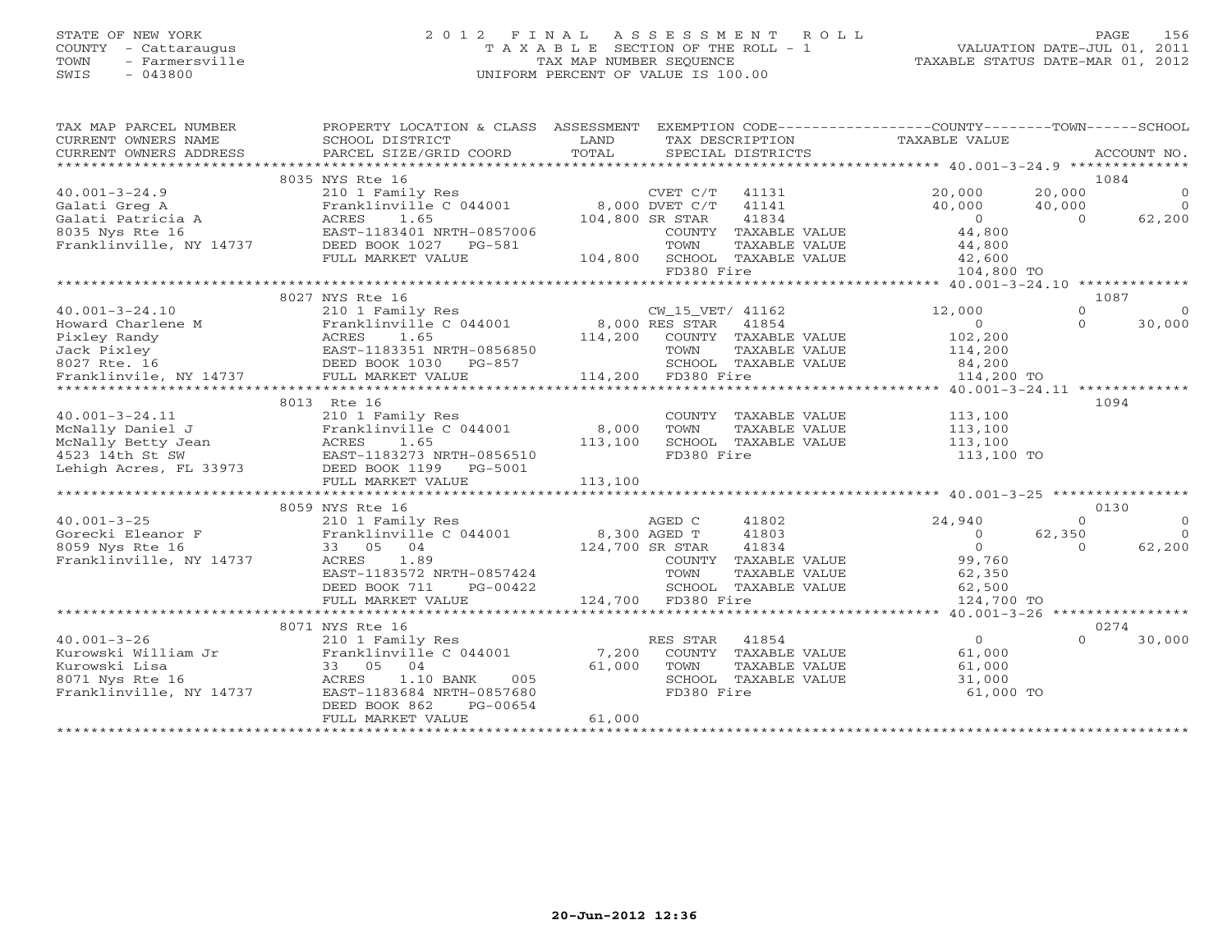STATE OF NEW YORK
COUNTY - Cattaraugus
TOWN - Farmersville
SWIS - 043800

# 2012 FINAL ASSESSMENT ROLL
TAXABLE SECTION OF THE ROLL - 1
TAX MAP NUMBER SEQUENCE
UNIFORM PERCENT OF VALUE IS 100.00

VALUATION DATE-JUL 01, 2011
TAXABLE STATUS DATE-MAR 01, 2012

| TAX MAP PARCEL NUMBER / CURRENT OWNERS NAME / CURRENT OWNERS ADDRESS | PROPERTY LOCATION & CLASS / SCHOOL DISTRICT / PARCEL SIZE/GRID COORD | ASSESSMENT LAND / TOTAL | EXEMPTION CODE / TAX DESCRIPTION / SPECIAL DISTRICTS | COUNTY TAXABLE VALUE | TOWN | SCHOOL | ACCOUNT NO. |
|---|---|---|---|---|---|---|---|
| | 8035 NYS Rte 16 | | | | | | 1084 |
| 40.001-3-24.9 | 210 1 Family Res | | CVET C/T 41131 | 20,000 | 20,000 | 0 | |
| Galati Greg A | Franklinville C 044001 | 8,000 | DVET C/T 41141 | 40,000 | 40,000 | 0 | |
| Galati Patricia A | ACRES 1.65 | 104,800 | SR STAR 41834 | 0 | 0 | 62,200 | |
| 8035 Nys Rte 16 | EAST-1183401 NRTH-0857006 | | COUNTY TAXABLE VALUE | 44,800 | | | |
| Franklinville, NY 14737 | DEED BOOK 1027 PG-581 | | TOWN TAXABLE VALUE | 44,800 | | | |
| | FULL MARKET VALUE | 104,800 | SCHOOL TAXABLE VALUE | 42,600 | | | |
| | | | FD380 Fire | 104,800 TO | | | |
| | 8027 NYS Rte 16 | | | | | | 1087 |
| 40.001-3-24.10 | 210 1 Family Res | | CW_15_VET/ 41162 | 12,000 | 0 | 0 | |
| Howard Charlene M | Franklinville C 044001 | 8,000 | RES STAR 41854 | 0 | 0 | 30,000 | |
| Pixley Randy | ACRES 1.65 | 114,200 | COUNTY TAXABLE VALUE | 102,200 | | | |
| Jack Pixley | EAST-1183351 NRTH-0856850 | | TOWN TAXABLE VALUE | 114,200 | | | |
| 8027 Rte. 16 | DEED BOOK 1030 PG-857 | | SCHOOL TAXABLE VALUE | 84,200 | | | |
| Franklinvile, NY 14737 | FULL MARKET VALUE | 114,200 | FD380 Fire | 114,200 TO | | | |
| | 8013 Rte 16 | | | | | | 1094 |
| 40.001-3-24.11 | 210 1 Family Res | | COUNTY TAXABLE VALUE | 113,100 | | | |
| McNally Daniel J | Franklinville C 044001 | 8,000 | TOWN TAXABLE VALUE | 113,100 | | | |
| McNally Betty Jean | ACRES 1.65 | 113,100 | SCHOOL TAXABLE VALUE | 113,100 | | | |
| 4523 14th St SW | EAST-1183273 NRTH-0856510 | | FD380 Fire | 113,100 TO | | | |
| Lehigh Acres, FL 33973 | DEED BOOK 1199 PG-5001 | | | | | | |
| | FULL MARKET VALUE | 113,100 | | | | | |
| | 8059 NYS Rte 16 | | | | | | 0130 |
| 40.001-3-25 | 210 1 Family Res | | AGED C 41802 | 24,940 | 0 | 0 | |
| Gorecki Eleanor F | Franklinville C 044001 | 8,300 | AGED T 41803 | 0 | 62,350 | 0 | |
| 8059 Nys Rte 16 | 33 05 04 | 124,700 | SR STAR 41834 | 0 | 0 | 62,200 | |
| Franklinville, NY 14737 | ACRES 1.89 | | COUNTY TAXABLE VALUE | 99,760 | | | |
| | EAST-1183572 NRTH-0857424 | | TOWN TAXABLE VALUE | 62,350 | | | |
| | DEED BOOK 711 PG-00422 | | SCHOOL TAXABLE VALUE | 62,500 | | | |
| | FULL MARKET VALUE | 124,700 | FD380 Fire | 124,700 TO | | | |
| | 8071 NYS Rte 16 | | | | | | 0274 |
| 40.001-3-26 | 210 1 Family Res | | RES STAR 41854 | 0 | 0 | 30,000 | |
| Kurowski William Jr | Franklinville C 044001 | 7,200 | COUNTY TAXABLE VALUE | 61,000 | | | |
| Kurowski Lisa | 33 05 04 | 61,000 | TOWN TAXABLE VALUE | 61,000 | | | |
| 8071 Nys Rte 16 | ACRES 1.10 BANK 005 | | SCHOOL TAXABLE VALUE | 31,000 | | | |
| Franklinville, NY 14737 | EAST-1183684 NRTH-0857680 | | FD380 Fire | 61,000 TO | | | |
| | DEED BOOK 862 PG-00654 | | | | | | |
| | FULL MARKET VALUE | 61,000 | | | | | |

20-Jun-2012 12:36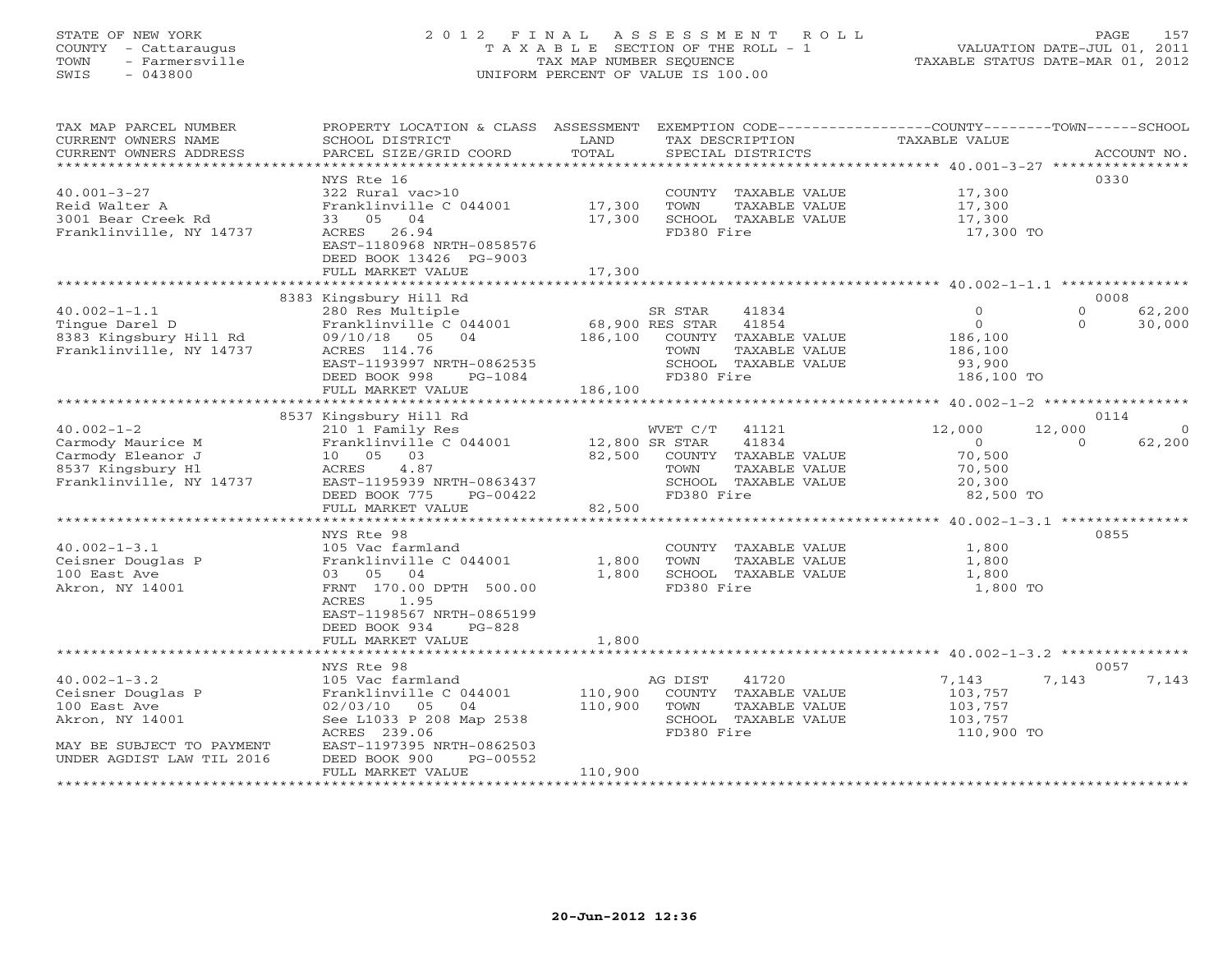STATE OF NEW YORK
COUNTY - Cattaraugus
TOWN - Farmersville
SWIS - 043800

# 2012 FINAL ASSESSMENT ROLL

TAXABLE SECTION OF THE ROLL - 1
TAX MAP NUMBER SEQUENCE
UNIFORM PERCENT OF VALUE IS 100.00

VALUATION DATE-JUL 01, 2011
TAXABLE STATUS DATE-MAR 01, 2012

| TAX MAP PARCEL NUMBER / CURRENT OWNERS NAME / CURRENT OWNERS ADDRESS | PROPERTY LOCATION & CLASS / SCHOOL DISTRICT / PARCEL SIZE/GRID COORD | ASSESSMENT LAND / TOTAL | EXEMPTION CODE / TAX DESCRIPTION / SPECIAL DISTRICTS | COUNTY TAXABLE VALUE | TOWN | SCHOOL | ACCOUNT NO. |
|---|---|---|---|---|---|---|---|
| **40.001-3-27** | NYS Rte 16 | | | | | | 0330 |
| Reid Walter A | 322 Rural vac>10 | | COUNTY TAXABLE VALUE | 17,300 | | | |
| 3001 Bear Creek Rd | Franklinville C 044001 | 17,300 | TOWN TAXABLE VALUE | 17,300 | | | |
| Franklinville, NY 14737 | 33 05 04 | 17,300 | SCHOOL TAXABLE VALUE | 17,300 | | | |
| | ACRES 26.94 | | FD380 Fire | 17,300 TO | | | |
| | EAST-1180968 NRTH-0858576 | | | | | | |
| | DEED BOOK 13426 PG-9003 | | | | | | |
| | FULL MARKET VALUE | 17,300 | | | | | |
| **40.002-1-1.1** | 8383 Kingsbury Hill Rd | | | | | | 0008 |
| Tingue Darel D | 280 Res Multiple | | SR STAR 41834 | 0 | 0 | 62,200 | |
| 8383 Kingsbury Hill Rd | Franklinville C 044001 | 68,900 | RES STAR 41854 | 0 | 0 | 30,000 | |
| Franklinville, NY 14737 | 09/10/18 05 04 | 186,100 | COUNTY TAXABLE VALUE | 186,100 | | | |
| | ACRES 114.76 | | TOWN TAXABLE VALUE | 186,100 | | | |
| | EAST-1193997 NRTH-0862535 | | SCHOOL TAXABLE VALUE | 93,900 | | | |
| | DEED BOOK 998 PG-1084 | | FD380 Fire | 186,100 TO | | | |
| | FULL MARKET VALUE | 186,100 | | | | | |
| **40.002-1-2** | 8537 Kingsbury Hill Rd | | | | | | 0114 |
| Carmody Maurice M | 210 1 Family Res | | WVET C/T 41121 | 12,000 | 12,000 | 0 | |
| Carmody Eleanor J | Franklinville C 044001 | 12,800 | SR STAR 41834 | 0 | 0 | 62,200 | |
| 8537 Kingsbury Hl | 10 05 03 | 82,500 | COUNTY TAXABLE VALUE | 70,500 | | | |
| Franklinville, NY 14737 | ACRES 4.87 | | TOWN TAXABLE VALUE | 70,500 | | | |
| | EAST-1195939 NRTH-0863437 | | SCHOOL TAXABLE VALUE | 20,300 | | | |
| | DEED BOOK 775 PG-00422 | | FD380 Fire | 82,500 TO | | | |
| | FULL MARKET VALUE | 82,500 | | | | | |
| **40.002-1-3.1** | NYS Rte 98 | | | | | | 0855 |
| Ceisner Douglas P | 105 Vac farmland | | COUNTY TAXABLE VALUE | 1,800 | | | |
| 100 East Ave | Franklinville C 044001 | 1,800 | TOWN TAXABLE VALUE | 1,800 | | | |
| Akron, NY 14001 | 03 05 04 | 1,800 | SCHOOL TAXABLE VALUE | 1,800 | | | |
| | FRNT 170.00 DPTH 500.00 | | FD380 Fire | 1,800 TO | | | |
| | ACRES 1.95 | | | | | | |
| | EAST-1198567 NRTH-0865199 | | | | | | |
| | DEED BOOK 934 PG-828 | | | | | | |
| | FULL MARKET VALUE | 1,800 | | | | | |
| **40.002-1-3.2** | NYS Rte 98 | | | | | | 0057 |
| Ceisner Douglas P | 105 Vac farmland | | AG DIST 41720 | 7,143 | 7,143 | 7,143 | |
| 100 East Ave | Franklinville C 044001 | 110,900 | COUNTY TAXABLE VALUE | 103,757 | | | |
| Akron, NY 14001 | 02/03/10 05 04 | 110,900 | TOWN TAXABLE VALUE | 103,757 | | | |
| | See L1033 P 208 Map 2538 | | SCHOOL TAXABLE VALUE | 103,757 | | | |
| | ACRES 239.06 | | FD380 Fire | 110,900 TO | | | |
| MAY BE SUBJECT TO PAYMENT | EAST-1197395 NRTH-0862503 | | | | | | |
| UNDER AGDIST LAW TIL 2016 | DEED BOOK 900 PG-00552 | | | | | | |
| | FULL MARKET VALUE | 110,900 | | | | | |

20-Jun-2012 12:36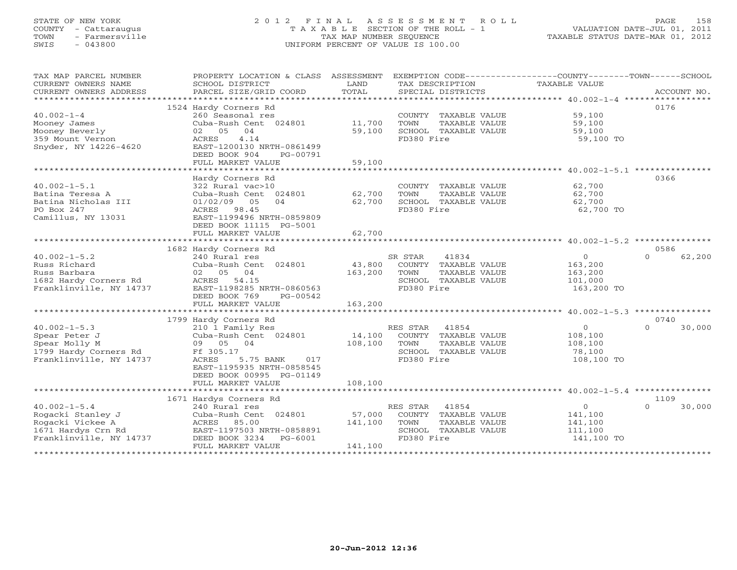STATE OF NEW YORK
COUNTY - Cattaraugus
TOWN - Farmersville
SWIS - 043800

2012 FINAL ASSESSMENT ROLL
TAXABLE SECTION OF THE ROLL - 1
TAX MAP NUMBER SEQUENCE
UNIFORM PERCENT OF VALUE IS 100.00

VALUATION DATE-JUL 01, 2011
TAXABLE STATUS DATE-MAR 01, 2012

| TAX MAP PARCEL NUMBER / CURRENT OWNERS NAME / CURRENT OWNERS ADDRESS | PROPERTY LOCATION & CLASS / SCHOOL DISTRICT / PARCEL SIZE/GRID COORD | ASSESSMENT LAND / TOTAL | EXEMPTION CODE / TAX DESCRIPTION / SPECIAL DISTRICTS | COUNTY / TOWN / SCHOOL TAXABLE VALUE | ACCOUNT NO. |
|---|---|---|---|---|---|
| 40.002-1-4 | 1524 Hardy Corners Rd | | | | 0176 |
| | 260 Seasonal res | | COUNTY TAXABLE VALUE | 59,100 | |
| Mooney James | Cuba-Rush Cent 024801 | 11,700 | TOWN TAXABLE VALUE | 59,100 | |
| Mooney Beverly | 02 05 04 | 59,100 | SCHOOL TAXABLE VALUE | 59,100 | |
| 359 Mount Vernon | ACRES 4.14 | | FD380 Fire | 59,100 TO | |
| Snyder, NY 14226-4620 | EAST-1200130 NRTH-0861499 | | | | |
| | DEED BOOK 904 PG-00791 | | | | |
| | FULL MARKET VALUE | 59,100 | | | |
| 40.002-1-5.1 | Hardy Corners Rd | | | | 0366 |
| | 322 Rural vac>10 | | COUNTY TAXABLE VALUE | 62,700 | |
| Batina Teresa A | Cuba-Rush Cent 024801 | 62,700 | TOWN TAXABLE VALUE | 62,700 | |
| Batina Nicholas III | 01/02/09 05 04 | 62,700 | SCHOOL TAXABLE VALUE | 62,700 | |
| PO Box 247 | ACRES 98.45 | | FD380 Fire | 62,700 TO | |
| Camillus, NY 13031 | EAST-1199496 NRTH-0859809 | | | | |
| | DEED BOOK 11115 PG-5001 | | | | |
| | FULL MARKET VALUE | 62,700 | | | |
| 40.002-1-5.2 | 1682 Hardy Corners Rd | | | | 0586 |
| | 240 Rural res | | SR STAR 41834 | 0 / 0 / 62,200 | |
| Russ Richard | Cuba-Rush Cent 024801 | 43,800 | COUNTY TAXABLE VALUE | 163,200 | |
| Russ Barbara | 02 05 04 | 163,200 | TOWN TAXABLE VALUE | 163,200 | |
| 1682 Hardy Corners Rd | ACRES 54.15 | | SCHOOL TAXABLE VALUE | 101,000 | |
| Franklinville, NY 14737 | EAST-1198285 NRTH-0860563 | | FD380 Fire | 163,200 TO | |
| | DEED BOOK 769 PG-00542 | | | | |
| | FULL MARKET VALUE | 163,200 | | | |
| 40.002-1-5.3 | 1799 Hardy Corners Rd | | | | 0740 |
| | 210 1 Family Res | | RES STAR 41854 | 0 / 0 / 30,000 | |
| Spear Peter J | Cuba-Rush Cent 024801 | 14,100 | COUNTY TAXABLE VALUE | 108,100 | |
| Spear Molly M | 09 05 04 | 108,100 | TOWN TAXABLE VALUE | 108,100 | |
| 1799 Hardy Corners Rd | Ff 305.17 | | SCHOOL TAXABLE VALUE | 78,100 | |
| Franklinville, NY 14737 | ACRES 5.75 BANK 017 | | FD380 Fire | 108,100 TO | |
| | EAST-1195935 NRTH-0858545 | | | | |
| | DEED BOOK 00995 PG-01149 | | | | |
| | FULL MARKET VALUE | 108,100 | | | |
| 40.002-1-5.4 | 1671 Hardys Corners Rd | | | | 1109 |
| | 240 Rural res | | RES STAR 41854 | 0 / 0 / 30,000 | |
| Rogacki Stanley J | Cuba-Rush Cent 024801 | 57,000 | COUNTY TAXABLE VALUE | 141,100 | |
| Rogacki Vickee A | ACRES 85.00 | 141,100 | TOWN TAXABLE VALUE | 141,100 | |
| 1671 Hardys Crn Rd | EAST-1197503 NRTH-0858891 | | SCHOOL TAXABLE VALUE | 111,100 | |
| Franklinville, NY 14737 | DEED BOOK 3234 PG-6001 | | FD380 Fire | 141,100 TO | |
| | FULL MARKET VALUE | 141,100 | | | |

20-Jun-2012 12:36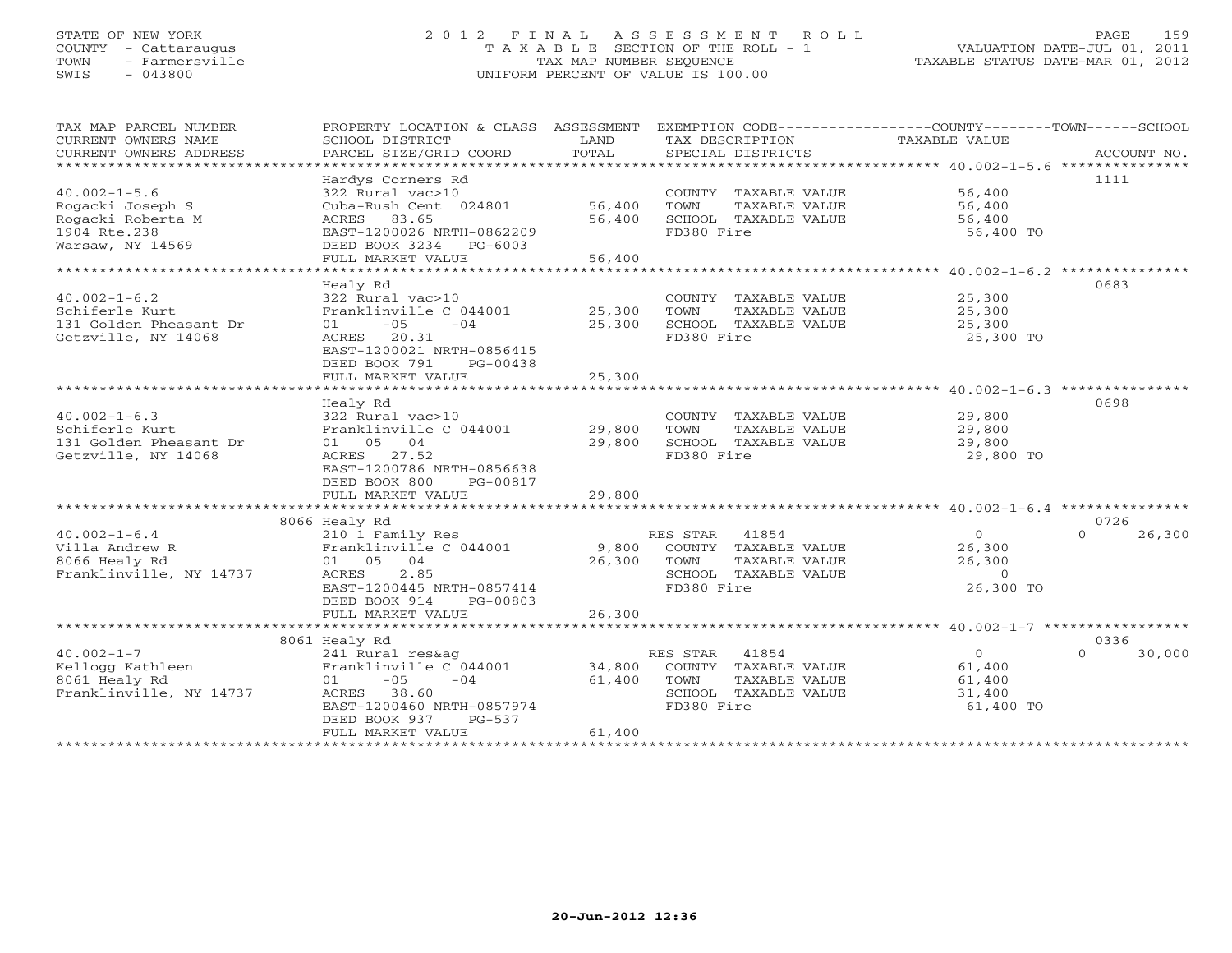STATE OF NEW YORK
COUNTY - Cattaraugus
TOWN - Farmersville
SWIS - 043800

# 2012 FINAL ASSESSMENT ROLL
TAXABLE SECTION OF THE ROLL - 1
TAX MAP NUMBER SEQUENCE
UNIFORM PERCENT OF VALUE IS 100.00

VALUATION DATE-JUL 01, 2011
TAXABLE STATUS DATE-MAR 01, 2012

| TAX MAP PARCEL NUMBER / CURRENT OWNERS NAME / CURRENT OWNERS ADDRESS | PROPERTY LOCATION & CLASS / SCHOOL DISTRICT / PARCEL SIZE/GRID COORD | ASSESSMENT LAND | TOTAL | EXEMPTION CODE / TAX DESCRIPTION / SPECIAL DISTRICTS | COUNTY TAXABLE VALUE | TOWN | SCHOOL | ACCOUNT NO. |
|---|---|---|---|---|---|---|---|---|
| 40.002-1-5.6 | Hardys Corners Rd | | | | | | | 1111 |
| 40.002-1-5.6 | 322 Rural vac>10 | | | COUNTY TAXABLE VALUE | 56,400 | | | |
| Rogacki Joseph S | Cuba-Rush Cent 024801 | 56,400 | | TOWN TAXABLE VALUE | 56,400 | | | |
| Rogacki Roberta M | ACRES 83.65 | | 56,400 | SCHOOL TAXABLE VALUE | 56,400 | | | |
| 1904 Rte.238 | EAST-1200026 NRTH-0862209 | | | FD380 Fire | 56,400 TO | | | |
| Warsaw, NY 14569 | DEED BOOK 3234 PG-6003 | | | | | | | |
| | FULL MARKET VALUE | | 56,400 | | | | | |
| 40.002-1-6.2 | Healy Rd | | | | | | | 0683 |
| 40.002-1-6.2 | 322 Rural vac>10 | | | COUNTY TAXABLE VALUE | 25,300 | | | |
| Schiferle Kurt | Franklinville C 044001 | 25,300 | | TOWN TAXABLE VALUE | 25,300 | | | |
| 131 Golden Pheasant Dr | 01 -05 -04 | | 25,300 | SCHOOL TAXABLE VALUE | 25,300 | | | |
| Getzville, NY 14068 | ACRES 20.31 | | | FD380 Fire | 25,300 TO | | | |
| | EAST-1200021 NRTH-0856415 | | | | | | | |
| | DEED BOOK 791 PG-00438 | | | | | | | |
| | FULL MARKET VALUE | | 25,300 | | | | | |
| 40.002-1-6.3 | Healy Rd | | | | | | | 0698 |
| 40.002-1-6.3 | 322 Rural vac>10 | | | COUNTY TAXABLE VALUE | 29,800 | | | |
| Schiferle Kurt | Franklinville C 044001 | 29,800 | | TOWN TAXABLE VALUE | 29,800 | | | |
| 131 Golden Pheasant Dr | 01 05 04 | | 29,800 | SCHOOL TAXABLE VALUE | 29,800 | | | |
| Getzville, NY 14068 | ACRES 27.52 | | | FD380 Fire | 29,800 TO | | | |
| | EAST-1200786 NRTH-0856638 | | | | | | | |
| | DEED BOOK 800 PG-00817 | | | | | | | |
| | FULL MARKET VALUE | | 29,800 | | | | | |
| 40.002-1-6.4 | 8066 Healy Rd | | | | | | | 0726 |
| 40.002-1-6.4 | 210 1 Family Res | | | RES STAR 41854 | 0 | | 0 | 26,300 |
| Villa Andrew R | Franklinville C 044001 | 9,800 | | COUNTY TAXABLE VALUE | 26,300 | | | |
| 8066 Healy Rd | 01 05 04 | | 26,300 | TOWN TAXABLE VALUE | 26,300 | | | |
| Franklinville, NY 14737 | ACRES 2.85 | | | SCHOOL TAXABLE VALUE | 0 | | | |
| | EAST-1200445 NRTH-0857414 | | | FD380 Fire | 26,300 TO | | | |
| | DEED BOOK 914 PG-00803 | | | | | | | |
| | FULL MARKET VALUE | | 26,300 | | | | | |
| 40.002-1-7 | 8061 Healy Rd | | | | | | | 0336 |
| 40.002-1-7 | 241 Rural res&ag | | | RES STAR 41854 | 0 | | 0 | 30,000 |
| Kellogg Kathleen | Franklinville C 044001 | 34,800 | | COUNTY TAXABLE VALUE | 61,400 | | | |
| 8061 Healy Rd | 01 -05 -04 | | 61,400 | TOWN TAXABLE VALUE | 61,400 | | | |
| Franklinville, NY 14737 | ACRES 38.60 | | | SCHOOL TAXABLE VALUE | 31,400 | | | |
| | EAST-1200460 NRTH-0857974 | | | FD380 Fire | 61,400 TO | | | |
| | DEED BOOK 937 PG-537 | | | | | | | |
| | FULL MARKET VALUE | | 61,400 | | | | | |

20-Jun-2012 12:36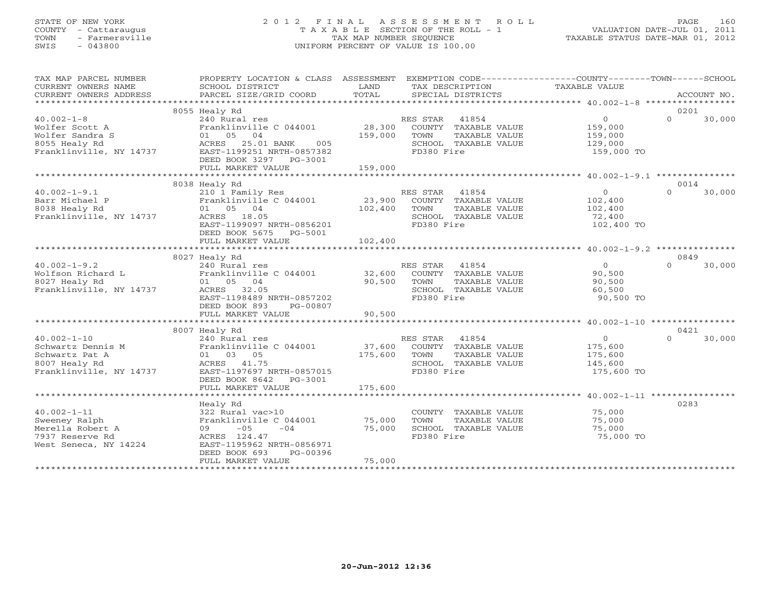STATE OF NEW YORK
COUNTY - Cattaraugus
TOWN - Farmersville
SWIS - 043800

# 2012 FINAL ASSESSMENT ROLL
TAXABLE SECTION OF THE ROLL - 1
TAX MAP NUMBER SEQUENCE
UNIFORM PERCENT OF VALUE IS 100.00

VALUATION DATE-JUL 01, 2011
TAXABLE STATUS DATE-MAR 01, 2012

| TAX MAP PARCEL NUMBER / CURRENT OWNERS NAME / CURRENT OWNERS ADDRESS | PROPERTY LOCATION & CLASS / SCHOOL DISTRICT / PARCEL SIZE/GRID COORD | ASSESSMENT LAND | TOTAL | EXEMPTION CODE / TAX DESCRIPTION / SPECIAL DISTRICTS | COUNTY TAXABLE VALUE | TOWN | SCHOOL | ACCOUNT NO. |
|---|---|---|---|---|---|---|---|---|
| 40.002-1-8 | 8055 Healy Rd | | | | | | | 0201 |
| 40.002-1-8 | 240 Rural res | | | RES STAR 41854 | 0 | 0 | 30,000 | |
| Wolfer Scott A | Franklinville C 044001 | 28,300 | | COUNTY TAXABLE VALUE | 159,000 | | | |
| Wolfer Sandra S | 01 05 04 | | 159,000 | TOWN TAXABLE VALUE | 159,000 | | | |
| 8055 Healy Rd | ACRES 25.01 BANK 005 | | | SCHOOL TAXABLE VALUE | 129,000 | | | |
| Franklinville, NY 14737 | EAST-1199251 NRTH-0857382 | | | FD380 Fire | 159,000 TO | | | |
| | DEED BOOK 3297 PG-3001 | | | | | | | |
| | FULL MARKET VALUE | | 159,000 | | | | | |
| 40.002-1-9.1 | 8038 Healy Rd | | | | | | | 0014 |
| 40.002-1-9.1 | 210 1 Family Res | | | RES STAR 41854 | 0 | 0 | 30,000 | |
| Barr Michael P | Franklinville C 044001 | 23,900 | | COUNTY TAXABLE VALUE | 102,400 | | | |
| 8038 Healy Rd | 01 05 04 | | 102,400 | TOWN TAXABLE VALUE | 102,400 | | | |
| Franklinville, NY 14737 | ACRES 18.05 | | | SCHOOL TAXABLE VALUE | 72,400 | | | |
| | EAST-1199097 NRTH-0856201 | | | FD380 Fire | 102,400 TO | | | |
| | DEED BOOK 5675 PG-5001 | | | | | | | |
| | FULL MARKET VALUE | | 102,400 | | | | | |
| 40.002-1-9.2 | 8027 Healy Rd | | | | | | | 0849 |
| 40.002-1-9.2 | 240 Rural res | | | RES STAR 41854 | 0 | 0 | 30,000 | |
| Wolfson Richard L | Franklinville C 044001 | 32,600 | | COUNTY TAXABLE VALUE | 90,500 | | | |
| 8027 Healy Rd | 01 05 04 | | 90,500 | TOWN TAXABLE VALUE | 90,500 | | | |
| Franklinville, NY 14737 | ACRES 32.05 | | | SCHOOL TAXABLE VALUE | 60,500 | | | |
| | EAST-1198489 NRTH-0857202 | | | FD380 Fire | 90,500 TO | | | |
| | DEED BOOK 893 PG-00807 | | | | | | | |
| | FULL MARKET VALUE | | 90,500 | | | | | |
| 40.002-1-10 | 8007 Healy Rd | | | | | | | 0421 |
| 40.002-1-10 | 240 Rural res | | | RES STAR 41854 | 0 | 0 | 30,000 | |
| Schwartz Dennis M | Franklinville C 044001 | 37,600 | | COUNTY TAXABLE VALUE | 175,600 | | | |
| Schwartz Pat A | 01 03 05 | | 175,600 | TOWN TAXABLE VALUE | 175,600 | | | |
| 8007 Healy Rd | ACRES 41.75 | | | SCHOOL TAXABLE VALUE | 145,600 | | | |
| Franklinville, NY 14737 | EAST-1197697 NRTH-0857015 | | | FD380 Fire | 175,600 TO | | | |
| | DEED BOOK 8642 PG-3001 | | | | | | | |
| | FULL MARKET VALUE | | 175,600 | | | | | |
| 40.002-1-11 | Healy Rd | | | | | | | 0283 |
| 40.002-1-11 | 322 Rural vac>10 | | | COUNTY TAXABLE VALUE | 75,000 | | | |
| Sweeney Ralph | Franklinville C 044001 | 75,000 | | TOWN TAXABLE VALUE | 75,000 | | | |
| Merella Robert A | 09 -05 -04 | | 75,000 | SCHOOL TAXABLE VALUE | 75,000 | | | |
| 7937 Reserve Rd | ACRES 124.47 | | | FD380 Fire | 75,000 TO | | | |
| West Seneca, NY 14224 | EAST-1195962 NRTH-0856971 | | | | | | | |
| | DEED BOOK 693 PG-00396 | | | | | | | |
| | FULL MARKET VALUE | | 75,000 | | | | | |

20-Jun-2012 12:36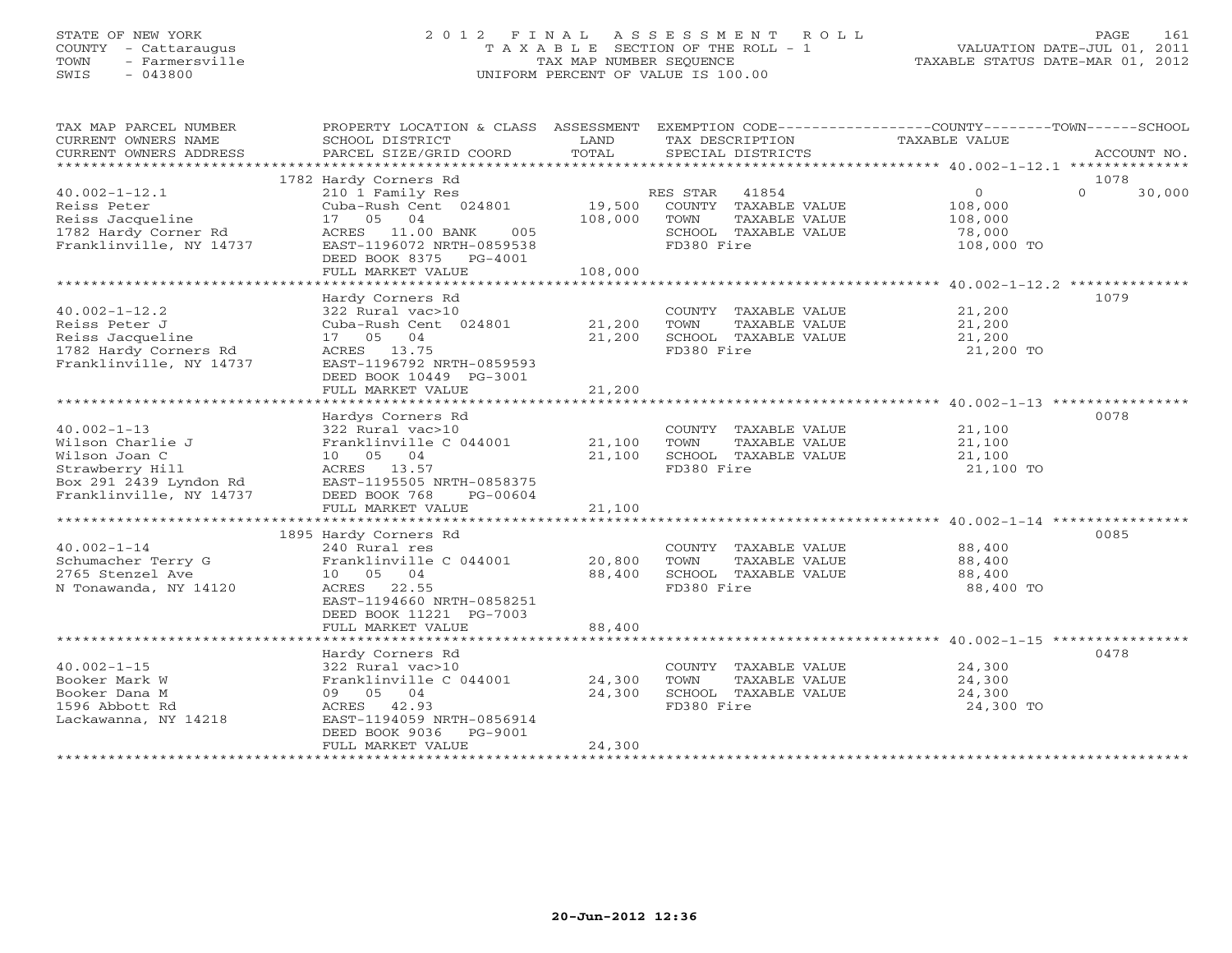STATE OF NEW YORK
COUNTY - Cattaraugus
TOWN - Farmersville
SWIS - 043800

# 2012 FINAL ASSESSMENT ROLL
TAXABLE SECTION OF THE ROLL - 1
TAX MAP NUMBER SEQUENCE
UNIFORM PERCENT OF VALUE IS 100.00

VALUATION DATE-JUL 01, 2011
TAXABLE STATUS DATE-MAR 01, 2012

| TAX MAP PARCEL NUMBER / CURRENT OWNERS NAME / CURRENT OWNERS ADDRESS | PROPERTY LOCATION & CLASS / SCHOOL DISTRICT / PARCEL SIZE/GRID COORD | ASSESSMENT LAND | TOTAL | EXEMPTION CODE / TAX DESCRIPTION / SPECIAL DISTRICTS | COUNTY TAXABLE VALUE | TOWN | SCHOOL | ACCOUNT NO. |
|---|---|---|---|---|---|---|---|---|
| 40.002-1-12.1 | 1782 Hardy Corners Rd | | | | | | | 1078 |
| Reiss Peter | 210 1 Family Res | | | RES STAR 41854 | 0 | | 30,000 | |
| Reiss Jacqueline | Cuba-Rush Cent 024801 | 19,500 | | COUNTY TAXABLE VALUE | 108,000 | | | |
| 1782 Hardy Corner Rd | 17 05 04 | | 108,000 | TOWN TAXABLE VALUE | 108,000 | | | |
| Franklinville, NY 14737 | ACRES 11.00 BANK 005 | | | SCHOOL TAXABLE VALUE | 78,000 | | | |
| | EAST-1196072 NRTH-0859538 | | | FD380 Fire | 108,000 TO | | | |
| | DEED BOOK 8375 PG-4001 | | | | | | | |
| | FULL MARKET VALUE | | 108,000 | | | | | |
| 40.002-1-12.2 | Hardy Corners Rd | | | | | | | 1079 |
| Reiss Peter J | 322 Rural vac>10 | | | COUNTY TAXABLE VALUE | 21,200 | | | |
| Reiss Jacqueline | Cuba-Rush Cent 024801 | 21,200 | | TOWN TAXABLE VALUE | 21,200 | | | |
| 1782 Hardy Corners Rd | 17 05 04 | | 21,200 | SCHOOL TAXABLE VALUE | 21,200 | | | |
| Franklinville, NY 14737 | ACRES 13.75 | | | FD380 Fire | 21,200 TO | | | |
| | EAST-1196792 NRTH-0859593 | | | | | | | |
| | DEED BOOK 10449 PG-3001 | | | | | | | |
| | FULL MARKET VALUE | | 21,200 | | | | | |
| 40.002-1-13 | Hardys Corners Rd | | | | | | | 0078 |
| Wilson Charlie J | 322 Rural vac>10 | | | COUNTY TAXABLE VALUE | 21,100 | | | |
| Wilson Joan C | Franklinville C 044001 | 21,100 | | TOWN TAXABLE VALUE | 21,100 | | | |
| Strawberry Hill | 10 05 04 | | 21,100 | SCHOOL TAXABLE VALUE | 21,100 | | | |
| Box 291 2439 Lyndon Rd | ACRES 13.57 | | | FD380 Fire | 21,100 TO | | | |
| Franklinville, NY 14737 | EAST-1195505 NRTH-0858375 | | | | | | | |
| | DEED BOOK 768 PG-00604 | | | | | | | |
| | FULL MARKET VALUE | | 21,100 | | | | | |
| 40.002-1-14 | 1895 Hardy Corners Rd | | | | | | | 0085 |
| Schumacher Terry G | 240 Rural res | | | COUNTY TAXABLE VALUE | 88,400 | | | |
| 2765 Stenzel Ave | Franklinville C 044001 | 20,800 | | TOWN TAXABLE VALUE | 88,400 | | | |
| N Tonawanda, NY 14120 | 10 05 04 | | 88,400 | SCHOOL TAXABLE VALUE | 88,400 | | | |
| | ACRES 22.55 | | | FD380 Fire | 88,400 TO | | | |
| | EAST-1194660 NRTH-0858251 | | | | | | | |
| | DEED BOOK 11221 PG-7003 | | | | | | | |
| | FULL MARKET VALUE | | 88,400 | | | | | |
| 40.002-1-15 | Hardy Corners Rd | | | | | | | 0478 |
| Booker Mark W | 322 Rural vac>10 | | | COUNTY TAXABLE VALUE | 24,300 | | | |
| Booker Dana M | Franklinville C 044001 | 24,300 | | TOWN TAXABLE VALUE | 24,300 | | | |
| 1596 Abbott Rd | 09 05 04 | | 24,300 | SCHOOL TAXABLE VALUE | 24,300 | | | |
| Lackawanna, NY 14218 | ACRES 42.93 | | | FD380 Fire | 24,300 TO | | | |
| | EAST-1194059 NRTH-0856914 | | | | | | | |
| | DEED BOOK 9036 PG-9001 | | | | | | | |
| | FULL MARKET VALUE | | 24,300 | | | | | |

20-Jun-2012 12:36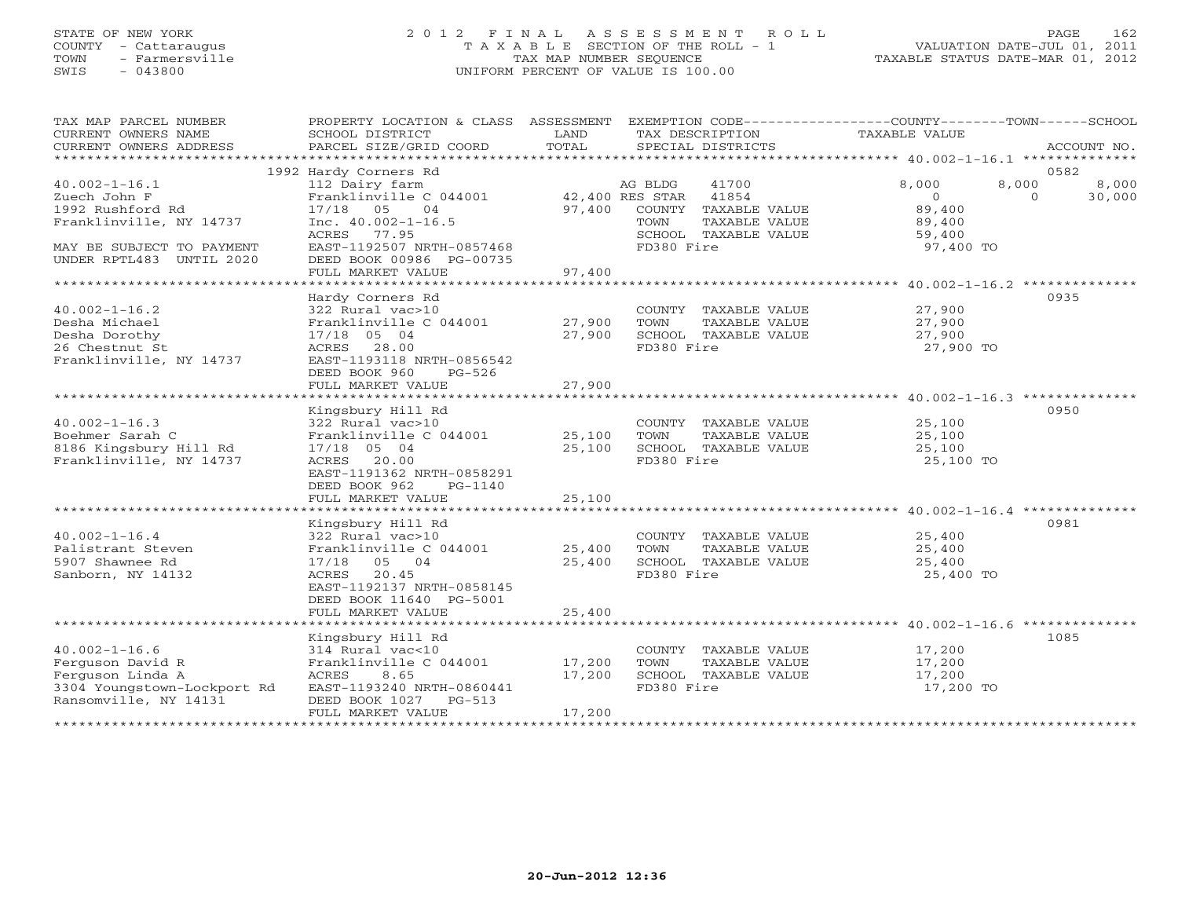STATE OF NEW YORK
COUNTY - Cattaraugus
TOWN - Farmersville
SWIS - 043800

# 2012 FINAL ASSESSMENT ROLL
TAXABLE SECTION OF THE ROLL - 1
TAX MAP NUMBER SEQUENCE
UNIFORM PERCENT OF VALUE IS 100.00

VALUATION DATE-JUL 01, 2011
TAXABLE STATUS DATE-MAR 01, 2012

| TAX MAP PARCEL NUMBER / CURRENT OWNERS NAME / CURRENT OWNERS ADDRESS | PROPERTY LOCATION & CLASS / SCHOOL DISTRICT / PARCEL SIZE/GRID COORD | ASSESSMENT LAND / TOTAL | EXEMPTION CODE / TAX DESCRIPTION / SPECIAL DISTRICTS | | COUNTY TAXABLE VALUE | TOWN | SCHOOL | ACCOUNT NO. |
|---|---|---|---|---|---|---|---|---|
| | 1992 Hardy Corners Rd | | | | | | | 0582 |
| 40.002-1-16.1 | 112 Dairy farm | | AG BLDG | 41700 | 8,000 | 8,000 | 8,000 | |
| Zuech John F | Franklinville C 044001 | 42,400 | RES STAR | 41854 | 0 | 0 | 30,000 | |
| 1992 Rushford Rd | 17/18 05 04 | 97,400 | COUNTY TAXABLE VALUE | | 89,400 | | | |
| Franklinville, NY 14737 | Inc. 40.002-1-16.5 | | TOWN TAXABLE VALUE | | 89,400 | | | |
| | ACRES 77.95 | | SCHOOL TAXABLE VALUE | | 59,400 | | | |
| MAY BE SUBJECT TO PAYMENT | EAST-1192507 NRTH-0857468 | | FD380 Fire | | 97,400 TO | | | |
| UNDER RPTL483 UNTIL 2020 | DEED BOOK 00986 PG-00735 | | | | | | | |
| | FULL MARKET VALUE | 97,400 | | | | | | |
| | Hardy Corners Rd | | | | | | | 0935 |
| 40.002-1-16.2 | 322 Rural vac>10 | | COUNTY TAXABLE VALUE | | 27,900 | | | |
| Desha Michael | Franklinville C 044001 | 27,900 | TOWN TAXABLE VALUE | | 27,900 | | | |
| Desha Dorothy | 17/18 05 04 | 27,900 | SCHOOL TAXABLE VALUE | | 27,900 | | | |
| 26 Chestnut St | ACRES 28.00 | | FD380 Fire | | 27,900 TO | | | |
| Franklinville, NY 14737 | EAST-1193118 NRTH-0856542 | | | | | | | |
| | DEED BOOK 960 PG-526 | | | | | | | |
| | FULL MARKET VALUE | 27,900 | | | | | | |
| | Kingsbury Hill Rd | | | | | | | 0950 |
| 40.002-1-16.3 | 322 Rural vac>10 | | COUNTY TAXABLE VALUE | | 25,100 | | | |
| Boehmer Sarah C | Franklinville C 044001 | 25,100 | TOWN TAXABLE VALUE | | 25,100 | | | |
| 8186 Kingsbury Hill Rd | 17/18 05 04 | 25,100 | SCHOOL TAXABLE VALUE | | 25,100 | | | |
| Franklinville, NY 14737 | ACRES 20.00 | | FD380 Fire | | 25,100 TO | | | |
| | EAST-1191362 NRTH-0858291 | | | | | | | |
| | DEED BOOK 962 PG-1140 | | | | | | | |
| | FULL MARKET VALUE | 25,100 | | | | | | |
| | Kingsbury Hill Rd | | | | | | | 0981 |
| 40.002-1-16.4 | 322 Rural vac>10 | | COUNTY TAXABLE VALUE | | 25,400 | | | |
| Palistrant Steven | Franklinville C 044001 | 25,400 | TOWN TAXABLE VALUE | | 25,400 | | | |
| 5907 Shawnee Rd | 17/18 05 04 | 25,400 | SCHOOL TAXABLE VALUE | | 25,400 | | | |
| Sanborn, NY 14132 | ACRES 20.45 | | FD380 Fire | | 25,400 TO | | | |
| | EAST-1192137 NRTH-0858145 | | | | | | | |
| | DEED BOOK 11640 PG-5001 | | | | | | | |
| | FULL MARKET VALUE | 25,400 | | | | | | |
| | Kingsbury Hill Rd | | | | | | | 1085 |
| 40.002-1-16.6 | 314 Rural vac<10 | | COUNTY TAXABLE VALUE | | 17,200 | | | |
| Ferguson David R | Franklinville C 044001 | 17,200 | TOWN TAXABLE VALUE | | 17,200 | | | |
| Ferguson Linda A | ACRES 8.65 | 17,200 | SCHOOL TAXABLE VALUE | | 17,200 | | | |
| 3304 Youngstown-Lockport Rd | EAST-1193240 NRTH-0860441 | | FD380 Fire | | 17,200 TO | | | |
| Ransomville, NY 14131 | DEED BOOK 1027 PG-513 | | | | | | | |
| | FULL MARKET VALUE | 17,200 | | | | | | |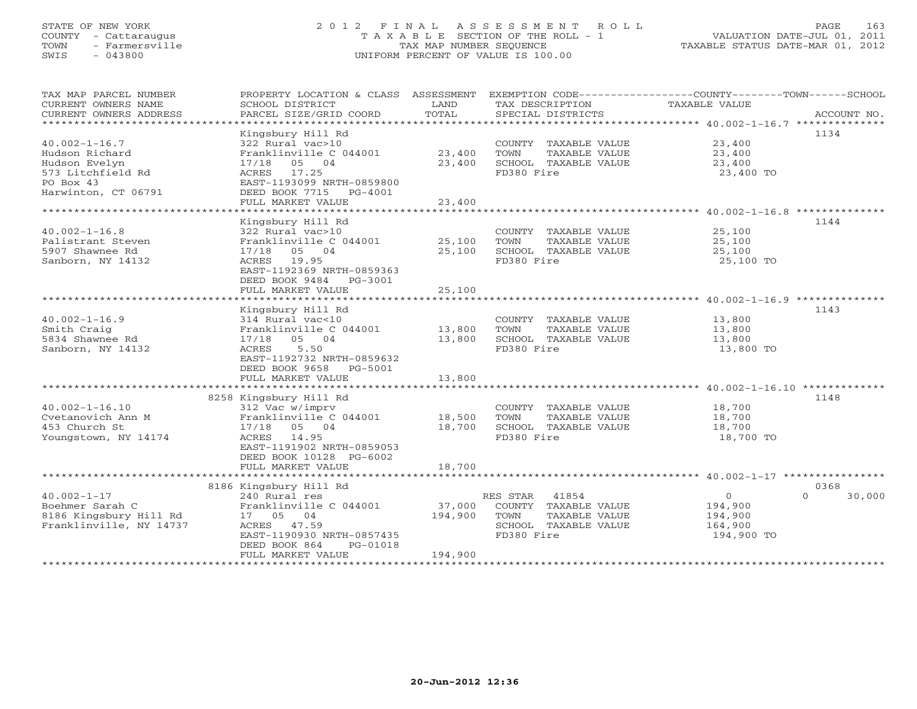STATE OF NEW YORK
COUNTY - Cattaraugus
TOWN - Farmersville
SWIS - 043800

# 2012 FINAL ASSESSMENT ROLL
TAXABLE SECTION OF THE ROLL - 1
TAX MAP NUMBER SEQUENCE
UNIFORM PERCENT OF VALUE IS 100.00

VALUATION DATE-JUL 01, 2011
TAXABLE STATUS DATE-MAR 01, 2012

| TAX MAP PARCEL NUMBER / CURRENT OWNERS NAME / CURRENT OWNERS ADDRESS | PROPERTY LOCATION & CLASS / SCHOOL DISTRICT / PARCEL SIZE/GRID COORD | ASSESSMENT LAND | ASSESSMENT TOTAL | EXEMPTION CODE / TAX DESCRIPTION / SPECIAL DISTRICTS | COUNTY / TOWN / SCHOOL TAXABLE VALUE | ACCOUNT NO. |
|---|---|---|---|---|---|---|
| 40.002-1-16.7 | Kingsbury Hill Rd | | | | | 1134 |
| Hudson Richard | 322 Rural vac>10 | | | COUNTY TAXABLE VALUE | 23,400 | |
| Hudson Evelyn | Franklinville C 044001 | 23,400 | | TOWN TAXABLE VALUE | 23,400 | |
| 573 Litchfield Rd | 17/18 05 04 | | 23,400 | SCHOOL TAXABLE VALUE | 23,400 | |
| PO Box 43 | ACRES 17.25 | | | FD380 Fire | 23,400 TO | |
| Harwinton, CT 06791 | EAST-1193099 NRTH-0859800 | | | | | |
| | DEED BOOK 7715 PG-4001 | | | | | |
| | FULL MARKET VALUE | | 23,400 | | | |
| 40.002-1-16.8 | Kingsbury Hill Rd | | | | | 1144 |
| Palistrant Steven | 322 Rural vac>10 | | | COUNTY TAXABLE VALUE | 25,100 | |
| 5907 Shawnee Rd | Franklinville C 044001 | 25,100 | | TOWN TAXABLE VALUE | 25,100 | |
| Sanborn, NY 14132 | 17/18 05 04 | | 25,100 | SCHOOL TAXABLE VALUE | 25,100 | |
| | ACRES 19.95 | | | FD380 Fire | 25,100 TO | |
| | EAST-1192369 NRTH-0859363 | | | | | |
| | DEED BOOK 9484 PG-3001 | | | | | |
| | FULL MARKET VALUE | | 25,100 | | | |
| 40.002-1-16.9 | Kingsbury Hill Rd | | | | | 1143 |
| Smith Craig | 314 Rural vac<10 | | | COUNTY TAXABLE VALUE | 13,800 | |
| 5834 Shawnee Rd | Franklinville C 044001 | 13,800 | | TOWN TAXABLE VALUE | 13,800 | |
| Sanborn, NY 14132 | 17/18 05 04 | | 13,800 | SCHOOL TAXABLE VALUE | 13,800 | |
| | ACRES 5.50 | | | FD380 Fire | 13,800 TO | |
| | EAST-1192732 NRTH-0859632 | | | | | |
| | DEED BOOK 9658 PG-5001 | | | | | |
| | FULL MARKET VALUE | | 13,800 | | | |
| 40.002-1-16.10 | 8258 Kingsbury Hill Rd | | | | | 1148 |
| Cvetanovich Ann M | 312 Vac w/imprv | | | COUNTY TAXABLE VALUE | 18,700 | |
| 453 Church St | Franklinville C 044001 | 18,500 | | TOWN TAXABLE VALUE | 18,700 | |
| Youngstown, NY 14174 | 17/18 05 04 | | 18,700 | SCHOOL TAXABLE VALUE | 18,700 | |
| | ACRES 14.95 | | | FD380 Fire | 18,700 TO | |
| | EAST-1191902 NRTH-0859053 | | | | | |
| | DEED BOOK 10128 PG-6002 | | | | | |
| | FULL MARKET VALUE | | 18,700 | | | |
| 40.002-1-17 | 8186 Kingsbury Hill Rd | | | | | 0368 |
| Boehmer Sarah C | 240 Rural res | | | RES STAR 41854 | 0 / 0 / 30,000 | |
| 8186 Kingsbury Hill Rd | Franklinville C 044001 | 37,000 | | COUNTY TAXABLE VALUE | 194,900 | |
| Franklinville, NY 14737 | 17 05 04 | | 194,900 | TOWN TAXABLE VALUE | 194,900 | |
| | ACRES 47.59 | | | SCHOOL TAXABLE VALUE | 164,900 | |
| | EAST-1190930 NRTH-0857435 | | | FD380 Fire | 194,900 TO | |
| | DEED BOOK 864 PG-01018 | | | | | |
| | FULL MARKET VALUE | | 194,900 | | | |

20-Jun-2012 12:36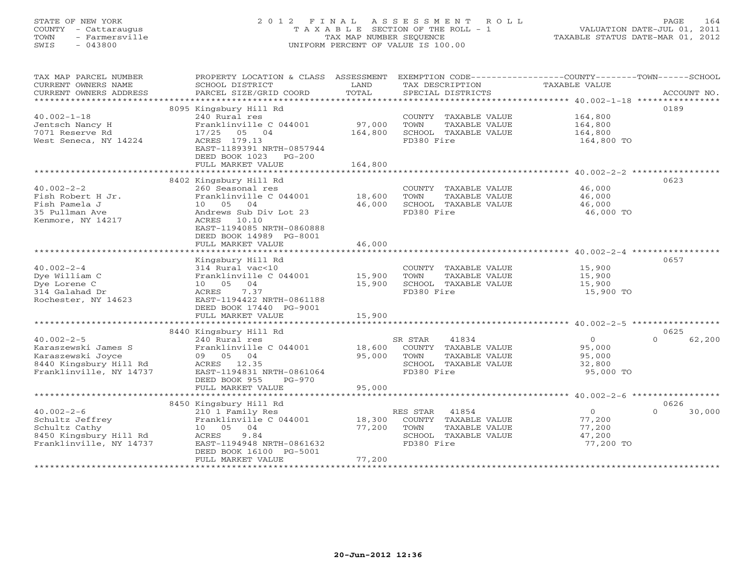STATE OF NEW YORK
COUNTY - Cattaraugus
TOWN - Farmersville
SWIS - 043800

2012 FINAL ASSESSMENT ROLL
TAXABLE SECTION OF THE ROLL - 1
TAX MAP NUMBER SEQUENCE
UNIFORM PERCENT OF VALUE IS 100.00

VALUATION DATE-JUL 01, 2011
TAXABLE STATUS DATE-MAR 01, 2012

| TAX MAP PARCEL NUMBER / CURRENT OWNERS NAME / CURRENT OWNERS ADDRESS | PROPERTY LOCATION & CLASS / SCHOOL DISTRICT / PARCEL SIZE/GRID COORD | ASSESSMENT LAND / TOTAL | EXEMPTION CODE / TAX DESCRIPTION / SPECIAL DISTRICTS | COUNTY--------TOWN------SCHOOL TAXABLE VALUE | ACCOUNT NO. |
|---|---|---|---|---|---|
| 40.002-1-18 | 8095 Kingsbury Hill Rd | | | | 0189 |
| | 240 Rural res | | COUNTY TAXABLE VALUE | 164,800 | |
| Jentsch Nancy H | Franklinville C 044001 | 97,000 | TOWN TAXABLE VALUE | 164,800 | |
| 7071 Reserve Rd | 17/25 05 04 | 164,800 | SCHOOL TAXABLE VALUE | 164,800 | |
| West Seneca, NY 14224 | ACRES 179.13 | | FD380 Fire | 164,800 TO | |
| | EAST-1189391 NRTH-0857944 | | | | |
| | DEED BOOK 1023 PG-200 | | | | |
| | FULL MARKET VALUE | 164,800 | | | |
| 40.002-2-2 | 8402 Kingsbury Hill Rd | | | | 0623 |
| | 260 Seasonal res | | COUNTY TAXABLE VALUE | 46,000 | |
| Fish Robert H Jr. | Franklinville C 044001 | 18,600 | TOWN TAXABLE VALUE | 46,000 | |
| Fish Pamela J | 10 05 04 | 46,000 | SCHOOL TAXABLE VALUE | 46,000 | |
| 35 Pullman Ave | Andrews Sub Div Lot 23 | | FD380 Fire | 46,000 TO | |
| Kenmore, NY 14217 | ACRES 10.10 | | | | |
| | EAST-1194085 NRTH-0860888 | | | | |
| | DEED BOOK 14989 PG-8001 | | | | |
| | FULL MARKET VALUE | 46,000 | | | |
| 40.002-2-4 | Kingsbury Hill Rd | | | | 0657 |
| | 314 Rural vac<10 | | COUNTY TAXABLE VALUE | 15,900 | |
| Dye William C | Franklinville C 044001 | 15,900 | TOWN TAXABLE VALUE | 15,900 | |
| Dye Lorene C | 10 05 04 | 15,900 | SCHOOL TAXABLE VALUE | 15,900 | |
| 314 Galahad Dr | ACRES 7.37 | | FD380 Fire | 15,900 TO | |
| Rochester, NY 14623 | EAST-1194422 NRTH-0861188 | | | | |
| | DEED BOOK 17440 PG-9001 | | | | |
| | FULL MARKET VALUE | 15,900 | | | |
| 40.002-2-5 | 8440 Kingsbury Hill Rd | | | | 0625 |
| | 240 Rural res | | SR STAR 41834 | 0 0 62,200 | |
| Karaszewski James S | Franklinville C 044001 | 18,600 | COUNTY TAXABLE VALUE | 95,000 | |
| Karaszewski Joyce | 09 05 04 | 95,000 | TOWN TAXABLE VALUE | 95,000 | |
| 8440 Kingsbury Hill Rd | ACRES 12.35 | | SCHOOL TAXABLE VALUE | 32,800 | |
| Franklinville, NY 14737 | EAST-1194831 NRTH-0861064 | | FD380 Fire | 95,000 TO | |
| | DEED BOOK 955 PG-970 | | | | |
| | FULL MARKET VALUE | 95,000 | | | |
| 40.002-2-6 | 8450 Kingsbury Hill Rd | | | | 0626 |
| | 210 1 Family Res | | RES STAR 41854 | 0 0 30,000 | |
| Schultz Jeffrey | Franklinville C 044001 | 18,300 | COUNTY TAXABLE VALUE | 77,200 | |
| Schultz Cathy | 10 05 04 | 77,200 | TOWN TAXABLE VALUE | 77,200 | |
| 8450 Kingsbury Hill Rd | ACRES 9.84 | | SCHOOL TAXABLE VALUE | 47,200 | |
| Franklinville, NY 14737 | EAST-1194948 NRTH-0861632 | | FD380 Fire | 77,200 TO | |
| | DEED BOOK 16100 PG-5001 | | | | |
| | FULL MARKET VALUE | 77,200 | | | |

20-Jun-2012 12:36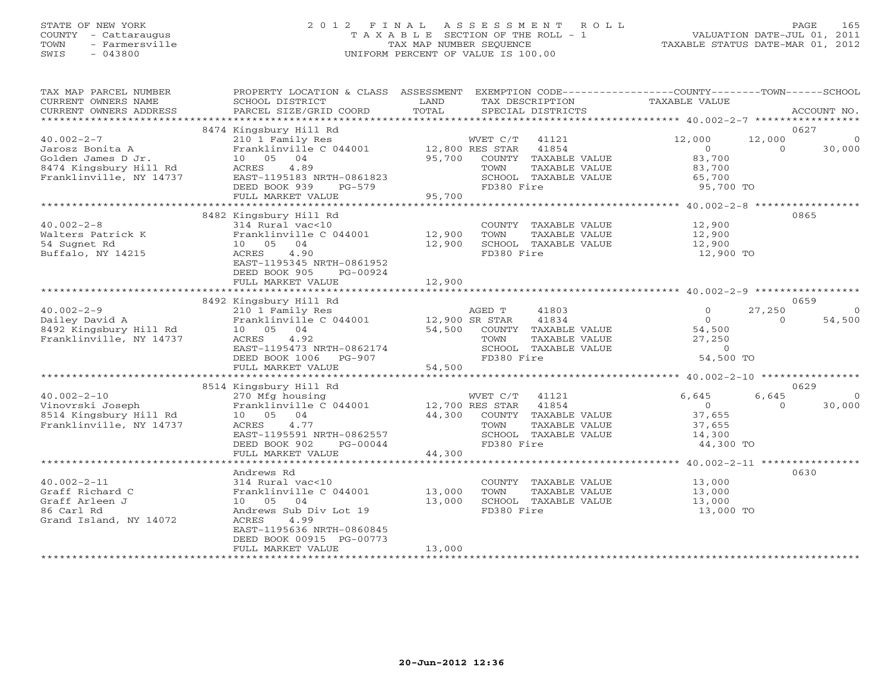STATE OF NEW YORK
COUNTY - Cattaraugus
TOWN - Farmersville
SWIS - 043800

2012 FINAL ASSESSMENT ROLL
TAXABLE SECTION OF THE ROLL - 1
TAX MAP NUMBER SEQUENCE
UNIFORM PERCENT OF VALUE IS 100.00

VALUATION DATE-JUL 01, 2011
TAXABLE STATUS DATE-MAR 01, 2012

| TAX MAP PARCEL NUMBER / CURRENT OWNERS NAME / CURRENT OWNERS ADDRESS | PROPERTY LOCATION & CLASS / SCHOOL DISTRICT / PARCEL SIZE/GRID COORD | ASSESSMENT LAND / TOTAL | EXEMPTION CODE / TAX DESCRIPTION / SPECIAL DISTRICTS | COUNTY TAXABLE VALUE | TOWN | SCHOOL | ACCOUNT NO. |
|---|---|---|---|---|---|---|---|
| 40.002-2-7 | 8474 Kingsbury Hill Rd | | | | | | 0627 |
| Jarosz Bonita A | 210 1 Family Res | | WVET C/T 41121 | 12,000 | 12,000 | 0 | |
| Golden James D Jr. | Franklinville C 044001 | 12,800 | RES STAR 41854 | 0 | 0 | 30,000 | |
| 8474 Kingsbury Hill Rd | 10 05 04 | 95,700 | COUNTY TAXABLE VALUE | 83,700 | | | |
| Franklinville, NY 14737 | ACRES 4.89 | | TOWN TAXABLE VALUE | 83,700 | | | |
| | EAST-1195183 NRTH-0861823 | | SCHOOL TAXABLE VALUE | 65,700 | | | |
| | DEED BOOK 939 PG-579 | | FD380 Fire | 95,700 TO | | | |
| | FULL MARKET VALUE | 95,700 | | | | | |
| 40.002-2-8 | 8482 Kingsbury Hill Rd | | | | | | 0865 |
| Walters Patrick K | 314 Rural vac<10 | | COUNTY TAXABLE VALUE | 12,900 | | | |
| 54 Sugnet Rd | Franklinville C 044001 | 12,900 | TOWN TAXABLE VALUE | 12,900 | | | |
| Buffalo, NY 14215 | 10 05 04 | 12,900 | SCHOOL TAXABLE VALUE | 12,900 | | | |
| | ACRES 4.90 | | FD380 Fire | 12,900 TO | | | |
| | EAST-1195345 NRTH-0861952 | | | | | | |
| | DEED BOOK 905 PG-00924 | | | | | | |
| | FULL MARKET VALUE | 12,900 | | | | | |
| 40.002-2-9 | 8492 Kingsbury Hill Rd | | | | | | 0659 |
| Dailey David A | 210 1 Family Res | | AGED T 41803 | 0 | 27,250 | 0 | |
| 8492 Kingsbury Hill Rd | Franklinville C 044001 | 12,900 | SR STAR 41834 | 0 | 0 | 54,500 | |
| Franklinville, NY 14737 | 10 05 04 | 54,500 | COUNTY TAXABLE VALUE | 54,500 | | | |
| | ACRES 4.92 | | TOWN TAXABLE VALUE | 27,250 | | | |
| | EAST-1195473 NRTH-0862174 | | SCHOOL TAXABLE VALUE | 0 | | | |
| | DEED BOOK 1006 PG-907 | | FD380 Fire | 54,500 TO | | | |
| | FULL MARKET VALUE | 54,500 | | | | | |
| 40.002-2-10 | 8514 Kingsbury Hill Rd | | | | | | 0629 |
| Vinovrski Joseph | 270 Mfg housing | | WVET C/T 41121 | 6,645 | 6,645 | 0 | |
| 8514 Kingsbury Hill Rd | Franklinville C 044001 | 12,700 | RES STAR 41854 | 0 | 0 | 30,000 | |
| Franklinville, NY 14737 | 10 05 04 | 44,300 | COUNTY TAXABLE VALUE | 37,655 | | | |
| | ACRES 4.77 | | TOWN TAXABLE VALUE | 37,655 | | | |
| | EAST-1195591 NRTH-0862557 | | SCHOOL TAXABLE VALUE | 14,300 | | | |
| | DEED BOOK 902 PG-00044 | | FD380 Fire | 44,300 TO | | | |
| | FULL MARKET VALUE | 44,300 | | | | | |
| 40.002-2-11 | Andrews Rd | | | | | | 0630 |
| Graff Richard C | 314 Rural vac<10 | | COUNTY TAXABLE VALUE | 13,000 | | | |
| Graff Arleen J | Franklinville C 044001 | 13,000 | TOWN TAXABLE VALUE | 13,000 | | | |
| 86 Carl Rd | 10 05 04 | 13,000 | SCHOOL TAXABLE VALUE | 13,000 | | | |
| Grand Island, NY 14072 | Andrews Sub Div Lot 19 | | FD380 Fire | 13,000 TO | | | |
| | ACRES 4.99 | | | | | | |
| | EAST-1195636 NRTH-0860845 | | | | | | |
| | DEED BOOK 00915 PG-00773 | | | | | | |
| | FULL MARKET VALUE | 13,000 | | | | | |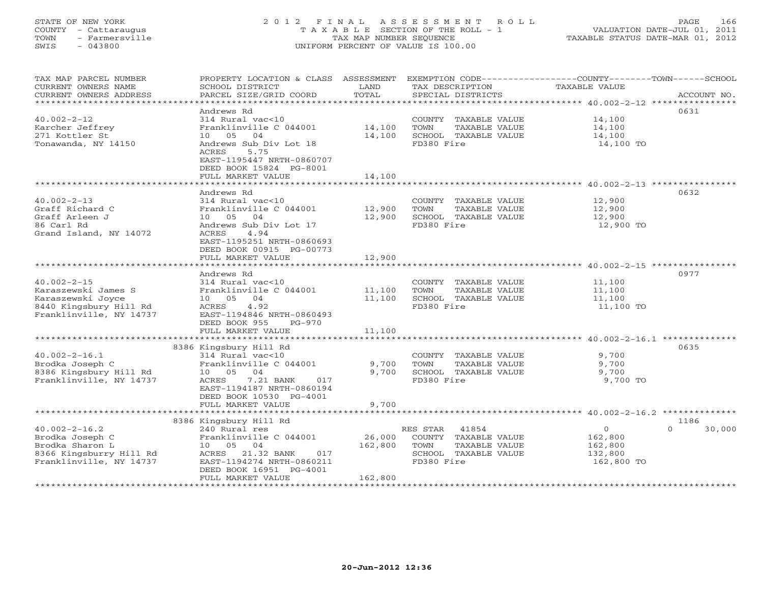STATE OF NEW YORK
COUNTY - Cattaraugus
TOWN - Farmersville
SWIS - 043800

# 2012 FINAL ASSESSMENT ROLL

TAXABLE SECTION OF THE ROLL - 1
TAX MAP NUMBER SEQUENCE
UNIFORM PERCENT OF VALUE IS 100.00

VALUATION DATE-JUL 01, 2011
TAXABLE STATUS DATE-MAR 01, 2012

| TAX MAP PARCEL NUMBER / CURRENT OWNERS NAME / CURRENT OWNERS ADDRESS | PROPERTY LOCATION & CLASS / SCHOOL DISTRICT / PARCEL SIZE/GRID COORD | ASSESSMENT LAND | TOTAL | EXEMPTION CODE / TAX DESCRIPTION / SPECIAL DISTRICTS | COUNTY TAXABLE VALUE | TOWN | SCHOOL | ACCOUNT NO. |
|---|---|---|---|---|---|---|---|---|
| 40.002-2-12 | Andrews Rd | | | | | | | 0631 |
| Karcher Jeffrey | 314 Rural vac<10 | | | COUNTY TAXABLE VALUE | 14,100 | | | |
| 271 Kottler St | Franklinville C 044001 | 14,100 | | TOWN TAXABLE VALUE | 14,100 | | | |
| Tonawanda, NY 14150 | 10 05 04 | | 14,100 | SCHOOL TAXABLE VALUE | 14,100 | | | |
| | Andrews Sub Div Lot 18 | | | FD380 Fire | 14,100 TO | | | |
| | ACRES 5.75 | | | | | | | |
| | EAST-1195447 NRTH-0860707 | | | | | | | |
| | DEED BOOK 15824 PG-8001 | | | | | | | |
| | FULL MARKET VALUE | | 14,100 | | | | | |
| 40.002-2-13 | Andrews Rd | | | | | | | 0632 |
| Graff Richard C | 314 Rural vac<10 | | | COUNTY TAXABLE VALUE | 12,900 | | | |
| Graff Arleen J | Franklinville C 044001 | 12,900 | | TOWN TAXABLE VALUE | 12,900 | | | |
| 86 Carl Rd | 10 05 04 | | 12,900 | SCHOOL TAXABLE VALUE | 12,900 | | | |
| Grand Island, NY 14072 | Andrews Sub Div Lot 17 | | | FD380 Fire | 12,900 TO | | | |
| | ACRES 4.94 | | | | | | | |
| | EAST-1195251 NRTH-0860693 | | | | | | | |
| | DEED BOOK 00915 PG-00773 | | | | | | | |
| | FULL MARKET VALUE | | 12,900 | | | | | |
| 40.002-2-15 | Andrews Rd | | | | | | | 0977 |
| Karaszewski James S | 314 Rural vac<10 | | | COUNTY TAXABLE VALUE | 11,100 | | | |
| Karaszewski Joyce | Franklinville C 044001 | 11,100 | | TOWN TAXABLE VALUE | 11,100 | | | |
| 8440 Kingsbury Hill Rd | 10 05 04 | | 11,100 | SCHOOL TAXABLE VALUE | 11,100 | | | |
| Franklinville, NY 14737 | ACRES 4.92 | | | FD380 Fire | 11,100 TO | | | |
| | EAST-1194846 NRTH-0860493 | | | | | | | |
| | DEED BOOK 955 PG-970 | | | | | | | |
| | FULL MARKET VALUE | | 11,100 | | | | | |
| 40.002-2-16.1 | 8386 Kingsbury Hill Rd | | | | | | | 0635 |
| Brodka Joseph C | 314 Rural vac<10 | | | COUNTY TAXABLE VALUE | 9,700 | | | |
| 8386 Kingsbury Hill Rd | Franklinville C 044001 | 9,700 | | TOWN TAXABLE VALUE | 9,700 | | | |
| Franklinville, NY 14737 | 10 05 04 | | 9,700 | SCHOOL TAXABLE VALUE | 9,700 | | | |
| | ACRES 7.21 BANK 017 | | | FD380 Fire | 9,700 TO | | | |
| | EAST-1194187 NRTH-0860194 | | | | | | | |
| | DEED BOOK 10530 PG-4001 | | | | | | | |
| | FULL MARKET VALUE | | 9,700 | | | | | |
| 40.002-2-16.2 | 8386 Kingsbury Hill Rd | | | | | | | 1186 |
| Brodka Joseph C | 240 Rural res | | | RES STAR 41854 | 0 | | 0 | 30,000 |
| Brodka Sharon L | Franklinville C 044001 | 26,000 | | COUNTY TAXABLE VALUE | 162,800 | | | |
| 8366 Kingsburry Hill Rd | 10 05 04 | | 162,800 | TOWN TAXABLE VALUE | 162,800 | | | |
| Franklinville, NY 14737 | ACRES 21.32 BANK 017 | | | SCHOOL TAXABLE VALUE | 132,800 | | | |
| | EAST-1194274 NRTH-0860211 | | | FD380 Fire | 162,800 TO | | | |
| | DEED BOOK 16951 PG-4001 | | | | | | | |
| | FULL MARKET VALUE | | 162,800 | | | | | |

20-Jun-2012 12:36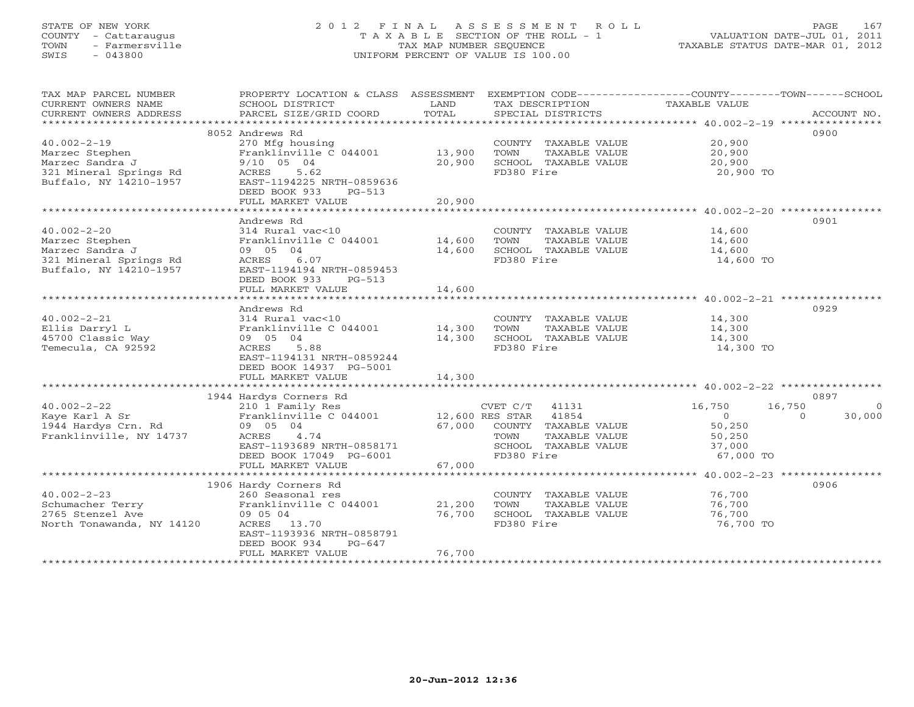STATE OF NEW YORK
COUNTY - Cattaraugus
TOWN - Farmersville
SWIS - 043800

2012 FINAL ASSESSMENT ROLL
TAXABLE SECTION OF THE ROLL - 1
TAX MAP NUMBER SEQUENCE
UNIFORM PERCENT OF VALUE IS 100.00

VALUATION DATE-JUL 01, 2011
TAXABLE STATUS DATE-MAR 01, 2012

| TAX MAP PARCEL NUMBER / CURRENT OWNERS NAME / CURRENT OWNERS ADDRESS | PROPERTY LOCATION & CLASS / SCHOOL DISTRICT / PARCEL SIZE/GRID COORD | ASSESSMENT LAND / TOTAL | EXEMPTION CODE / TAX DESCRIPTION / SPECIAL DISTRICTS | COUNTY TAXABLE VALUE | TOWN | SCHOOL | ACCOUNT NO. |
|---|---|---|---|---|---|---|---|
| 40.002-2-19 | 8052 Andrews Rd | | | | | | 0900 |
| 40.002-2-19 | 270 Mfg housing | | COUNTY TAXABLE VALUE | 20,900 | | | |
| Marzec Stephen | Franklinville C 044001 | 13,900 | TOWN TAXABLE VALUE | 20,900 | | | |
| Marzec Sandra J | 9/10 05 04 | 20,900 | SCHOOL TAXABLE VALUE | 20,900 | | | |
| 321 Mineral Springs Rd | ACRES 5.62 | | FD380 Fire | 20,900 TO | | | |
| Buffalo, NY 14210-1957 | EAST-1194225 NRTH-0859636 | | | | | | |
| | DEED BOOK 933 PG-513 | | | | | | |
| | FULL MARKET VALUE | 20,900 | | | | | |
| 40.002-2-20 | Andrews Rd | | | | | | 0901 |
| 40.002-2-20 | 314 Rural vac<10 | | COUNTY TAXABLE VALUE | 14,600 | | | |
| Marzec Stephen | Franklinville C 044001 | 14,600 | TOWN TAXABLE VALUE | 14,600 | | | |
| Marzec Sandra J | 09 05 04 | 14,600 | SCHOOL TAXABLE VALUE | 14,600 | | | |
| 321 Mineral Springs Rd | ACRES 6.07 | | FD380 Fire | 14,600 TO | | | |
| Buffalo, NY 14210-1957 | EAST-1194194 NRTH-0859453 | | | | | | |
| | DEED BOOK 933 PG-513 | | | | | | |
| | FULL MARKET VALUE | 14,600 | | | | | |
| 40.002-2-21 | Andrews Rd | | | | | | 0929 |
| 40.002-2-21 | 314 Rural vac<10 | | COUNTY TAXABLE VALUE | 14,300 | | | |
| Ellis Darryl L | Franklinville C 044001 | 14,300 | TOWN TAXABLE VALUE | 14,300 | | | |
| 45700 Classic Way | 09 05 04 | 14,300 | SCHOOL TAXABLE VALUE | 14,300 | | | |
| Temecula, CA 92592 | ACRES 5.88 | | FD380 Fire | 14,300 TO | | | |
| | EAST-1194131 NRTH-0859244 | | | | | | |
| | DEED BOOK 14937 PG-5001 | | | | | | |
| | FULL MARKET VALUE | 14,300 | | | | | |
| 40.002-2-22 | 1944 Hardys Corners Rd | | | | | | 0897 |
| 40.002-2-22 | 210 1 Family Res | | CVET C/T 41131 | 16,750 | 16,750 | 0 | |
| Kaye Karl A Sr | Franklinville C 044001 | 12,600 | RES STAR 41854 | 0 | 0 | 30,000 | |
| 1944 Hardys Crn. Rd | 09 05 04 | 67,000 | COUNTY TAXABLE VALUE | 50,250 | | | |
| Franklinville, NY 14737 | ACRES 4.74 | | TOWN TAXABLE VALUE | 50,250 | | | |
| | EAST-1193689 NRTH-0858171 | | SCHOOL TAXABLE VALUE | 37,000 | | | |
| | DEED BOOK 17049 PG-6001 | | FD380 Fire | 67,000 TO | | | |
| | FULL MARKET VALUE | 67,000 | | | | | |
| 40.002-2-23 | 1906 Hardy Corners Rd | | | | | | 0906 |
| 40.002-2-23 | 260 Seasonal res | | COUNTY TAXABLE VALUE | 76,700 | | | |
| Schumacher Terry | Franklinville C 044001 | 21,200 | TOWN TAXABLE VALUE | 76,700 | | | |
| 2765 Stenzel Ave | 09 05 04 | 76,700 | SCHOOL TAXABLE VALUE | 76,700 | | | |
| North Tonawanda, NY 14120 | ACRES 13.70 | | FD380 Fire | 76,700 TO | | | |
| | EAST-1193936 NRTH-0858791 | | | | | | |
| | DEED BOOK 934 PG-647 | | | | | | |
| | FULL MARKET VALUE | 76,700 | | | | | |

20-Jun-2012 12:36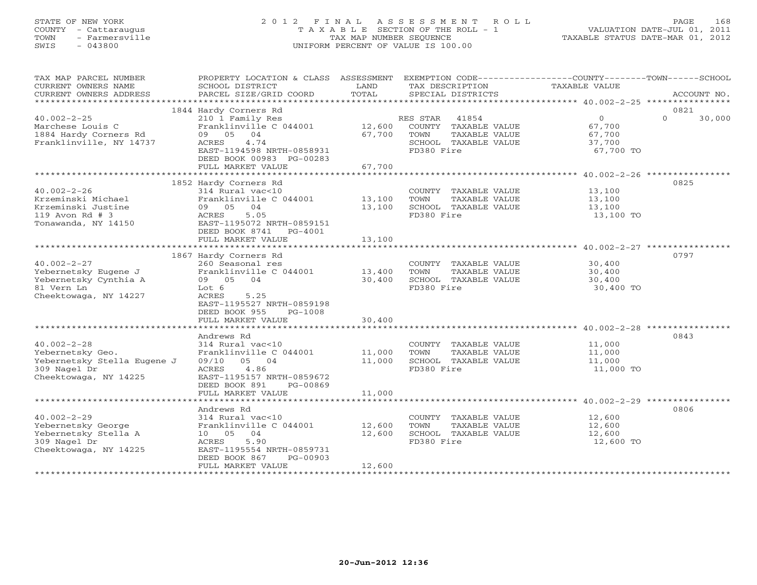STATE OF NEW YORK
COUNTY - Cattaraugus
TOWN - Farmersville
SWIS - 043800

2 0 1 2 F I N A L A S S E S S M E N T R O L L
T A X A B L E SECTION OF THE ROLL - 1
TAX MAP NUMBER SEQUENCE
UNIFORM PERCENT OF VALUE IS 100.00

VALUATION DATE-JUL 01, 2011
TAXABLE STATUS DATE-MAR 01, 2012

| TAX MAP PARCEL NUMBER / CURRENT OWNERS NAME / CURRENT OWNERS ADDRESS | PROPERTY LOCATION & CLASS / SCHOOL DISTRICT / PARCEL SIZE/GRID COORD | ASSESSMENT LAND | TOTAL | EXEMPTION CODE / TAX DESCRIPTION / SPECIAL DISTRICTS | COUNTY / TOWN TAXABLE VALUE | SCHOOL | ACCOUNT NO. |
|---|---|---|---|---|---|---|---|
| | 1844 Hardy Corners Rd | | | | | | 0821 |
| 40.002-2-25 | 210 1 Family Res | | | RES STAR 41854 | 0 | 0 30,000 | |
| Marchese Louis C | Franklinville C 044001 | 12,600 | | COUNTY TAXABLE VALUE | 67,700 | | |
| 1884 Hardy Corners Rd | 09 05 04 | | 67,700 | TOWN TAXABLE VALUE | 67,700 | | |
| Franklinville, NY 14737 | ACRES 4.74 | | | SCHOOL TAXABLE VALUE | 37,700 | | |
| | EAST-1194598 NRTH-0858931 | | | FD380 Fire | 67,700 TO | | |
| | DEED BOOK 00983 PG-00283 | | | | | | |
| | FULL MARKET VALUE | | 67,700 | | | | |
| | 1852 Hardy Corners Rd | | | | | | 0825 |
| 40.002-2-26 | 314 Rural vac<10 | | | COUNTY TAXABLE VALUE | 13,100 | | |
| Krzeminski Michael | Franklinville C 044001 | 13,100 | | TOWN TAXABLE VALUE | 13,100 | | |
| Krzeminski Justine | 09 05 04 | | 13,100 | SCHOOL TAXABLE VALUE | 13,100 | | |
| 119 Avon Rd # 3 | ACRES 5.05 | | | FD380 Fire | 13,100 TO | | |
| Tonawanda, NY 14150 | EAST-1195072 NRTH-0859151 | | | | | | |
| | DEED BOOK 8741 PG-4001 | | | | | | |
| | FULL MARKET VALUE | | 13,100 | | | | |
| | 1867 Hardy Corners Rd | | | | | | 0797 |
| 40.002-2-27 | 260 Seasonal res | | | COUNTY TAXABLE VALUE | 30,400 | | |
| Yebernetsky Eugene J | Franklinville C 044001 | 13,400 | | TOWN TAXABLE VALUE | 30,400 | | |
| Yebernetsky Cynthia A | 09 05 04 | | 30,400 | SCHOOL TAXABLE VALUE | 30,400 | | |
| 81 Vern Ln | Lot 6 | | | FD380 Fire | 30,400 TO | | |
| Cheektowaga, NY 14227 | ACRES 5.25 | | | | | | |
| | EAST-1195527 NRTH-0859198 | | | | | | |
| | DEED BOOK 955 PG-1008 | | | | | | |
| | FULL MARKET VALUE | | 30,400 | | | | |
| | Andrews Rd | | | | | | 0843 |
| 40.002-2-28 | 314 Rural vac<10 | | | COUNTY TAXABLE VALUE | 11,000 | | |
| Yebernetsky Geo. | Franklinville C 044001 | 11,000 | | TOWN TAXABLE VALUE | 11,000 | | |
| Yebernetsky Stella Eugene J | 09/10 05 04 | | 11,000 | SCHOOL TAXABLE VALUE | 11,000 | | |
| 309 Nagel Dr | ACRES 4.86 | | | FD380 Fire | 11,000 TO | | |
| Cheektowaga, NY 14225 | EAST-1195157 NRTH-0859672 | | | | | | |
| | DEED BOOK 891 PG-00869 | | | | | | |
| | FULL MARKET VALUE | | 11,000 | | | | |
| | Andrews Rd | | | | | | 0806 |
| 40.002-2-29 | 314 Rural vac<10 | | | COUNTY TAXABLE VALUE | 12,600 | | |
| Yebernetsky George | Franklinville C 044001 | 12,600 | | TOWN TAXABLE VALUE | 12,600 | | |
| Yebernetsky Stella A | 10 05 04 | | 12,600 | SCHOOL TAXABLE VALUE | 12,600 | | |
| 309 Nagel Dr | ACRES 5.90 | | | FD380 Fire | 12,600 TO | | |
| Cheektowaga, NY 14225 | EAST-1195554 NRTH-0859731 | | | | | | |
| | DEED BOOK 867 PG-00903 | | | | | | |
| | FULL MARKET VALUE | | 12,600 | | | | |

20-Jun-2012 12:36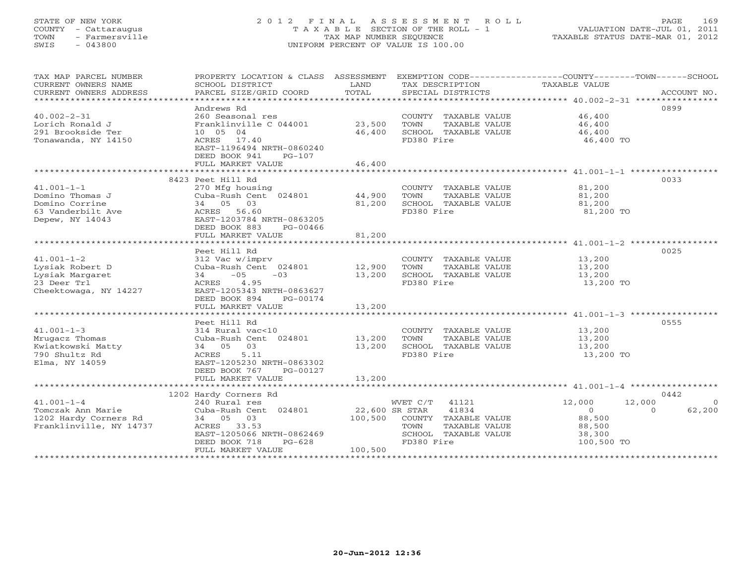STATE OF NEW YORK
COUNTY - Cattaraugus
TOWN - Farmersville
SWIS - 043800

# 2012 FINAL ASSESSMENT ROLL
TAXABLE SECTION OF THE ROLL - 1
TAX MAP NUMBER SEQUENCE
UNIFORM PERCENT OF VALUE IS 100.00

VALUATION DATE-JUL 01, 2011
TAXABLE STATUS DATE-MAR 01, 2012

| TAX MAP PARCEL NUMBER / CURRENT OWNERS NAME / CURRENT OWNERS ADDRESS | PROPERTY LOCATION & CLASS / SCHOOL DISTRICT / PARCEL SIZE/GRID COORD | ASSESSMENT LAND | TOTAL | EXEMPTION CODE / TAX DESCRIPTION / SPECIAL DISTRICTS | COUNTY TAXABLE VALUE | TOWN | SCHOOL | ACCOUNT NO. |
|---|---|---|---|---|---|---|---|---|
| **40.002-2-31** | Andrews Rd | | | | | | | 0899 |
| 40.002-2-31 | 260 Seasonal res | | | COUNTY TAXABLE VALUE | 46,400 | | | |
| Lorich Ronald J | Franklinville C 044001 | 23,500 | | TOWN TAXABLE VALUE | 46,400 | | | |
| 291 Brookside Ter | 10 05 04 | | 46,400 | SCHOOL TAXABLE VALUE | 46,400 | | | |
| Tonawanda, NY 14150 | ACRES 17.40 | | | FD380 Fire | 46,400 TO | | | |
| | EAST-1196494 NRTH-0860240 | | | | | | | |
| | DEED BOOK 941 PG-107 | | | | | | | |
| | FULL MARKET VALUE | | 46,400 | | | | | |
| **41.001-1-1** | 8423 Peet Hill Rd | | | | | | | 0033 |
| 41.001-1-1 | 270 Mfg housing | | | COUNTY TAXABLE VALUE | 81,200 | | | |
| Domino Thomas J | Cuba-Rush Cent 024801 | 44,900 | | TOWN TAXABLE VALUE | 81,200 | | | |
| Domino Corrine | 34 05 03 | | 81,200 | SCHOOL TAXABLE VALUE | 81,200 | | | |
| 63 Vanderbilt Ave | ACRES 56.60 | | | FD380 Fire | 81,200 TO | | | |
| Depew, NY 14043 | EAST-1203784 NRTH-0863205 | | | | | | | |
| | DEED BOOK 883 PG-00466 | | | | | | | |
| | FULL MARKET VALUE | | 81,200 | | | | | |
| **41.001-1-2** | Peet Hill Rd | | | | | | | 0025 |
| 41.001-1-2 | 312 Vac w/imprv | | | COUNTY TAXABLE VALUE | 13,200 | | | |
| Lysiak Robert D | Cuba-Rush Cent 024801 | 12,900 | | TOWN TAXABLE VALUE | 13,200 | | | |
| Lysiak Margaret | 34 -05 -03 | | 13,200 | SCHOOL TAXABLE VALUE | 13,200 | | | |
| 23 Deer Trl | ACRES 4.95 | | | FD380 Fire | 13,200 TO | | | |
| Cheektowaga, NY 14227 | EAST-1205343 NRTH-0863627 | | | | | | | |
| | DEED BOOK 894 PG-00174 | | | | | | | |
| | FULL MARKET VALUE | | 13,200 | | | | | |
| **41.001-1-3** | Peet Hill Rd | | | | | | | 0555 |
| 41.001-1-3 | 314 Rural vac<10 | | | COUNTY TAXABLE VALUE | 13,200 | | | |
| Mrugacz Thomas | Cuba-Rush Cent 024801 | 13,200 | | TOWN TAXABLE VALUE | 13,200 | | | |
| Kwiatkowski Matty | 34 05 03 | | 13,200 | SCHOOL TAXABLE VALUE | 13,200 | | | |
| 790 Shultz Rd | ACRES 5.11 | | | FD380 Fire | 13,200 TO | | | |
| Elma, NY 14059 | EAST-1205230 NRTH-0863302 | | | | | | | |
| | DEED BOOK 767 PG-00127 | | | | | | | |
| | FULL MARKET VALUE | | 13,200 | | | | | |
| **41.001-1-4** | 1202 Hardy Corners Rd | | | | | | | 0442 |
| 41.001-1-4 | 240 Rural res | | | WVET C/T 41121 | 12,000 | 12,000 | 0 | |
| Tomczak Ann Marie | Cuba-Rush Cent 024801 | 22,600 | | SR STAR 41834 | 0 | 0 | 62,200 | |
| 1202 Hardy Corners Rd | 34 05 03 | | 100,500 | COUNTY TAXABLE VALUE | 88,500 | | | |
| Franklinville, NY 14737 | ACRES 33.53 | | | TOWN TAXABLE VALUE | 88,500 | | | |
| | EAST-1205066 NRTH-0862469 | | | SCHOOL TAXABLE VALUE | 38,300 | | | |
| | DEED BOOK 718 PG-628 | | | FD380 Fire | 100,500 TO | | | |
| | FULL MARKET VALUE | | 100,500 | | | | | |

20-Jun-2012 12:36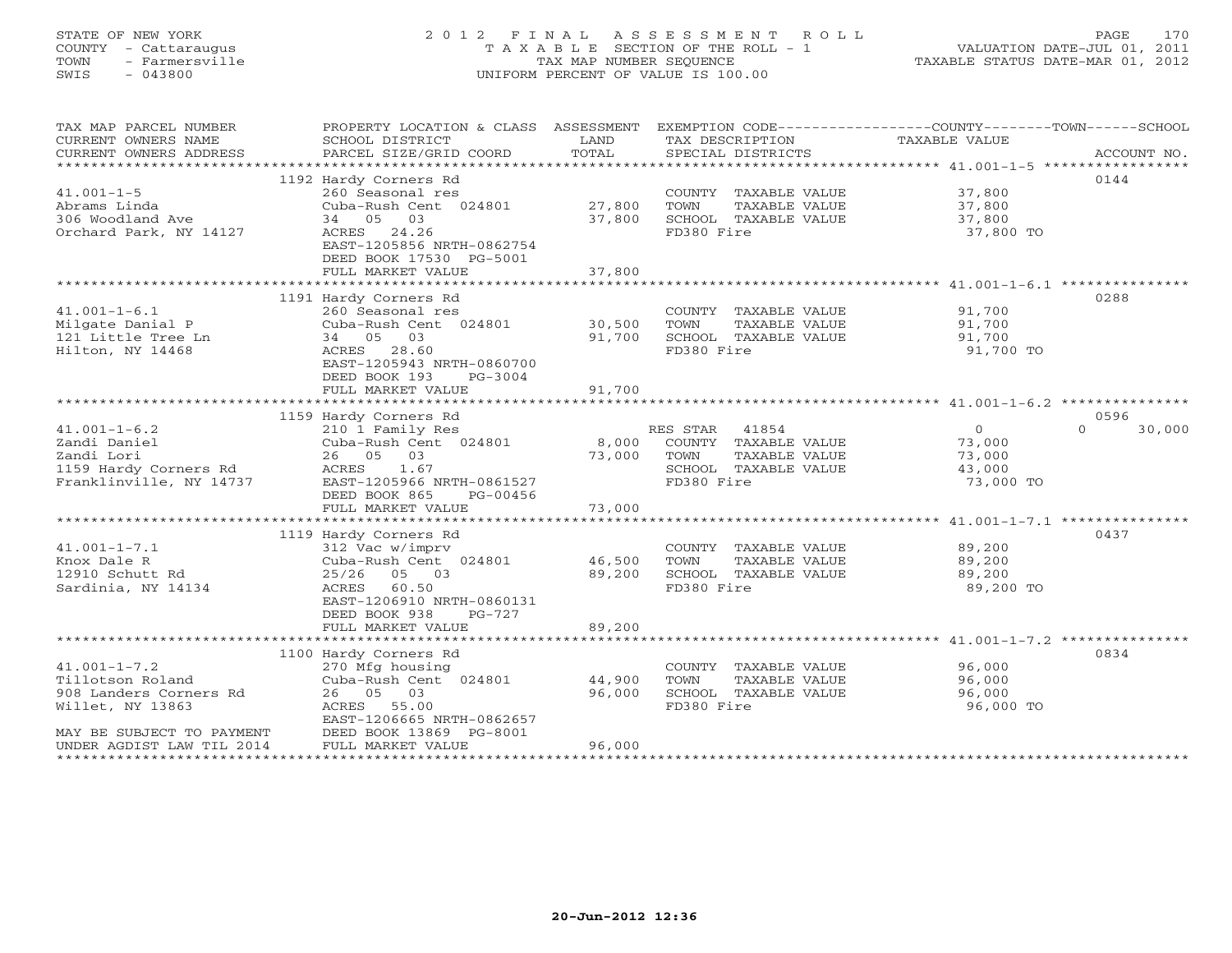STATE OF NEW YORK
COUNTY - Cattaraugus
TOWN - Farmersville
SWIS - 043800

2012 FINAL ASSESSMENT ROLL
TAXABLE SECTION OF THE ROLL - 1
TAX MAP NUMBER SEQUENCE
UNIFORM PERCENT OF VALUE IS 100.00

VALUATION DATE-JUL 01, 2011
TAXABLE STATUS DATE-MAR 01, 2012

| TAX MAP PARCEL NUMBER / CURRENT OWNERS NAME / CURRENT OWNERS ADDRESS | PROPERTY LOCATION & CLASS / SCHOOL DISTRICT / PARCEL SIZE/GRID COORD | ASSESSMENT LAND | TOTAL | EXEMPTION CODE / TAX DESCRIPTION / SPECIAL DISTRICTS | COUNTY TAXABLE VALUE | TOWN | SCHOOL | ACCOUNT NO. |
|---|---|---|---|---|---|---|---|---|
| 41.001-1-5 | 1192 Hardy Corners Rd | | | | | | | 0144 |
| Abrams Linda | 260 Seasonal res | | | COUNTY TAXABLE VALUE | 37,800 | | | |
| 306 Woodland Ave | Cuba-Rush Cent 024801 | 27,800 | | TOWN TAXABLE VALUE | 37,800 | | | |
| Orchard Park, NY 14127 | 34 05 03 | | 37,800 | SCHOOL TAXABLE VALUE | 37,800 | | | |
| | ACRES 24.26 | | | FD380 Fire | 37,800 TO | | | |
| | EAST-1205856 NRTH-0862754 | | | | | | | |
| | DEED BOOK 17530 PG-5001 | | | | | | | |
| | FULL MARKET VALUE | | 37,800 | | | | | |
| 41.001-1-6.1 | 1191 Hardy Corners Rd | | | | | | | 0288 |
| Milgate Danial P | 260 Seasonal res | | | COUNTY TAXABLE VALUE | 91,700 | | | |
| 121 Little Tree Ln | Cuba-Rush Cent 024801 | 30,500 | | TOWN TAXABLE VALUE | 91,700 | | | |
| Hilton, NY 14468 | 34 05 03 | | 91,700 | SCHOOL TAXABLE VALUE | 91,700 | | | |
| | ACRES 28.60 | | | FD380 Fire | 91,700 TO | | | |
| | EAST-1205943 NRTH-0860700 | | | | | | | |
| | DEED BOOK 193 PG-3004 | | | | | | | |
| | FULL MARKET VALUE | | 91,700 | | | | | |
| 41.001-1-6.2 | 1159 Hardy Corners Rd | | | | | | | 0596 |
| Zandi Daniel | 210 1 Family Res | | | RES STAR 41854 | 0 | | 0 | 30,000 |
| Zandi Lori | Cuba-Rush Cent 024801 | 8,000 | | COUNTY TAXABLE VALUE | 73,000 | | | |
| 1159 Hardy Corners Rd | 26 05 03 | | 73,000 | TOWN TAXABLE VALUE | 73,000 | | | |
| Franklinville, NY 14737 | ACRES 1.67 | | | SCHOOL TAXABLE VALUE | 43,000 | | | |
| | EAST-1205966 NRTH-0861527 | | | FD380 Fire | 73,000 TO | | | |
| | DEED BOOK 865 PG-00456 | | | | | | | |
| | FULL MARKET VALUE | | 73,000 | | | | | |
| 41.001-1-7.1 | 1119 Hardy Corners Rd | | | | | | | 0437 |
| Knox Dale R | 312 Vac w/imprv | | | COUNTY TAXABLE VALUE | 89,200 | | | |
| 12910 Schutt Rd | Cuba-Rush Cent 024801 | 46,500 | | TOWN TAXABLE VALUE | 89,200 | | | |
| Sardinia, NY 14134 | 25/26 05 03 | | 89,200 | SCHOOL TAXABLE VALUE | 89,200 | | | |
| | ACRES 60.50 | | | FD380 Fire | 89,200 TO | | | |
| | EAST-1206910 NRTH-0860131 | | | | | | | |
| | DEED BOOK 938 PG-727 | | | | | | | |
| | FULL MARKET VALUE | | 89,200 | | | | | |
| 41.001-1-7.2 | 1100 Hardy Corners Rd | | | | | | | 0834 |
| Tillotson Roland | 270 Mfg housing | | | COUNTY TAXABLE VALUE | 96,000 | | | |
| 908 Landers Corners Rd | Cuba-Rush Cent 024801 | 44,900 | | TOWN TAXABLE VALUE | 96,000 | | | |
| Willet, NY 13863 | 26 05 03 | | 96,000 | SCHOOL TAXABLE VALUE | 96,000 | | | |
| | ACRES 55.00 | | | FD380 Fire | 96,000 TO | | | |
| | EAST-1206665 NRTH-0862657 | | | | | | | |
| MAY BE SUBJECT TO PAYMENT | DEED BOOK 13869 PG-8001 | | | | | | | |
| UNDER AGDIST LAW TIL 2014 | FULL MARKET VALUE | | 96,000 | | | | | |

20-Jun-2012 12:36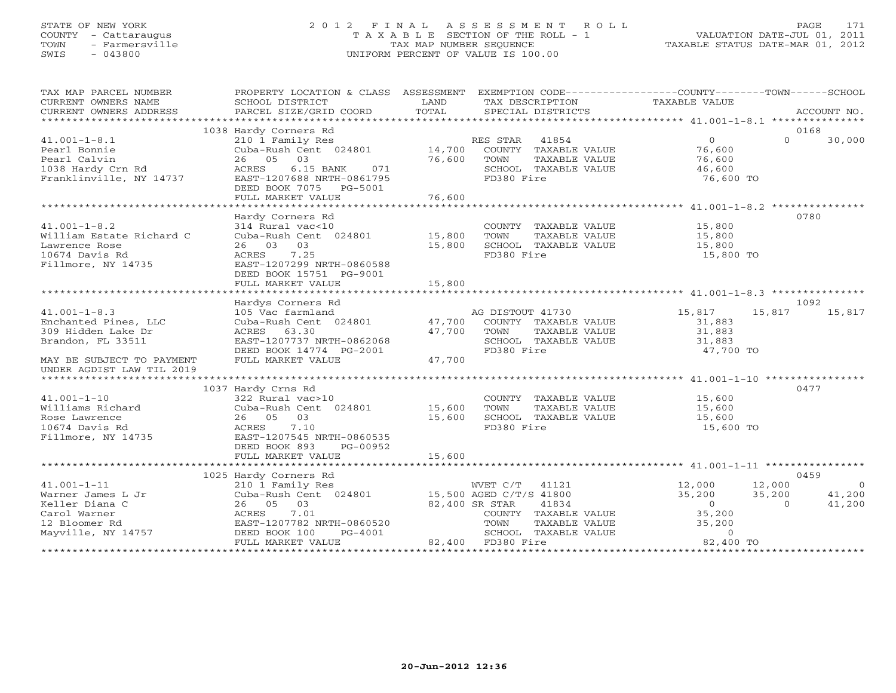STATE OF NEW YORK
COUNTY - Cattaraugus
TOWN - Farmersville
SWIS - 043800

2012 FINAL ASSESSMENT ROLL
TAXABLE SECTION OF THE ROLL - 1
TAX MAP NUMBER SEQUENCE
UNIFORM PERCENT OF VALUE IS 100.00

VALUATION DATE-JUL 01, 2011
TAXABLE STATUS DATE-MAR 01, 2012

| TAX MAP PARCEL NUMBER / CURRENT OWNERS NAME / CURRENT OWNERS ADDRESS | PROPERTY LOCATION & CLASS / SCHOOL DISTRICT / PARCEL SIZE/GRID COORD | ASSESSMENT LAND / TOTAL | EXEMPTION CODE / TAX DESCRIPTION / SPECIAL DISTRICTS | COUNTY TAXABLE VALUE | TOWN | SCHOOL / ACCOUNT NO. |
|---|---|---|---|---|---|---|
| **41.001-1-8.1** | 1038 Hardy Corners Rd | | | | | 0168 |
| 41.001-1-8.1 | 210 1 Family Res | | RES STAR 41854 | 0 | 0 | 30,000 |
| Pearl Bonnie | Cuba-Rush Cent 024801 | 14,700 | COUNTY TAXABLE VALUE | 76,600 | | |
| Pearl Calvin | 26 05 03 | 76,600 | TOWN TAXABLE VALUE | 76,600 | | |
| 1038 Hardy Crn Rd | ACRES 6.15 BANK 071 | | SCHOOL TAXABLE VALUE | 46,600 | | |
| Franklinville, NY 14737 | EAST-1207688 NRTH-0861795 | | FD380 Fire | 76,600 TO | | |
| | DEED BOOK 7075 PG-5001 | | | | | |
| | FULL MARKET VALUE | 76,600 | | | | |
| **41.001-1-8.2** | Hardy Corners Rd | | | | | 0780 |
| 41.001-1-8.2 | 314 Rural vac<10 | | COUNTY TAXABLE VALUE | 15,800 | | |
| William Estate Richard C | Cuba-Rush Cent 024801 | 15,800 | TOWN TAXABLE VALUE | 15,800 | | |
| Lawrence Rose | 26 03 03 | 15,800 | SCHOOL TAXABLE VALUE | 15,800 | | |
| 10674 Davis Rd | ACRES 7.25 | | FD380 Fire | 15,800 TO | | |
| Fillmore, NY 14735 | EAST-1207299 NRTH-0860588 | | | | | |
| | DEED BOOK 15751 PG-9001 | | | | | |
| | FULL MARKET VALUE | 15,800 | | | | |
| **41.001-1-8.3** | Hardys Corners Rd | | | | | 1092 |
| 41.001-1-8.3 | 105 Vac farmland | | AG DISTOUT 41730 | 15,817 | 15,817 | 15,817 |
| Enchanted Pines, LLC | Cuba-Rush Cent 024801 | 47,700 | COUNTY TAXABLE VALUE | 31,883 | | |
| 309 Hidden Lake Dr | ACRES 63.30 | 47,700 | TOWN TAXABLE VALUE | 31,883 | | |
| Brandon, FL 33511 | EAST-1207737 NRTH-0862068 | | SCHOOL TAXABLE VALUE | 31,883 | | |
| | DEED BOOK 14774 PG-2001 | | FD380 Fire | 47,700 TO | | |
| MAY BE SUBJECT TO PAYMENT | FULL MARKET VALUE | 47,700 | | | | |
| UNDER AGDIST LAW TIL 2019 | | | | | | |
| **41.001-1-10** | 1037 Hardy Crns Rd | | | | | 0477 |
| 41.001-1-10 | 322 Rural vac>10 | | COUNTY TAXABLE VALUE | 15,600 | | |
| Williams Richard | Cuba-Rush Cent 024801 | 15,600 | TOWN TAXABLE VALUE | 15,600 | | |
| Rose Lawrence | 26 05 03 | 15,600 | SCHOOL TAXABLE VALUE | 15,600 | | |
| 10674 Davis Rd | ACRES 7.10 | | FD380 Fire | 15,600 TO | | |
| Fillmore, NY 14735 | EAST-1207545 NRTH-0860535 | | | | | |
| | DEED BOOK 893 PG-00952 | | | | | |
| | FULL MARKET VALUE | 15,600 | | | | |
| **41.001-1-11** | 1025 Hardy Corners Rd | | | | | 0459 |
| 41.001-1-11 | 210 1 Family Res | | WVET C/T 41121 | 12,000 | 12,000 | 0 |
| Warner James L Jr | Cuba-Rush Cent 024801 | 15,500 | AGED C/T/S 41800 | 35,200 | 35,200 | 41,200 |
| Keller Diana C | 26 05 03 | 82,400 | SR STAR 41834 | 0 | 0 | 41,200 |
| Carol Warner | ACRES 7.01 | | COUNTY TAXABLE VALUE | 35,200 | | |
| 12 Bloomer Rd | EAST-1207782 NRTH-0860520 | | TOWN TAXABLE VALUE | 35,200 | | |
| Mayville, NY 14757 | DEED BOOK 100 PG-4001 | | SCHOOL TAXABLE VALUE | 0 | | |
| | FULL MARKET VALUE | 82,400 | FD380 Fire | 82,400 TO | | |

20-Jun-2012 12:36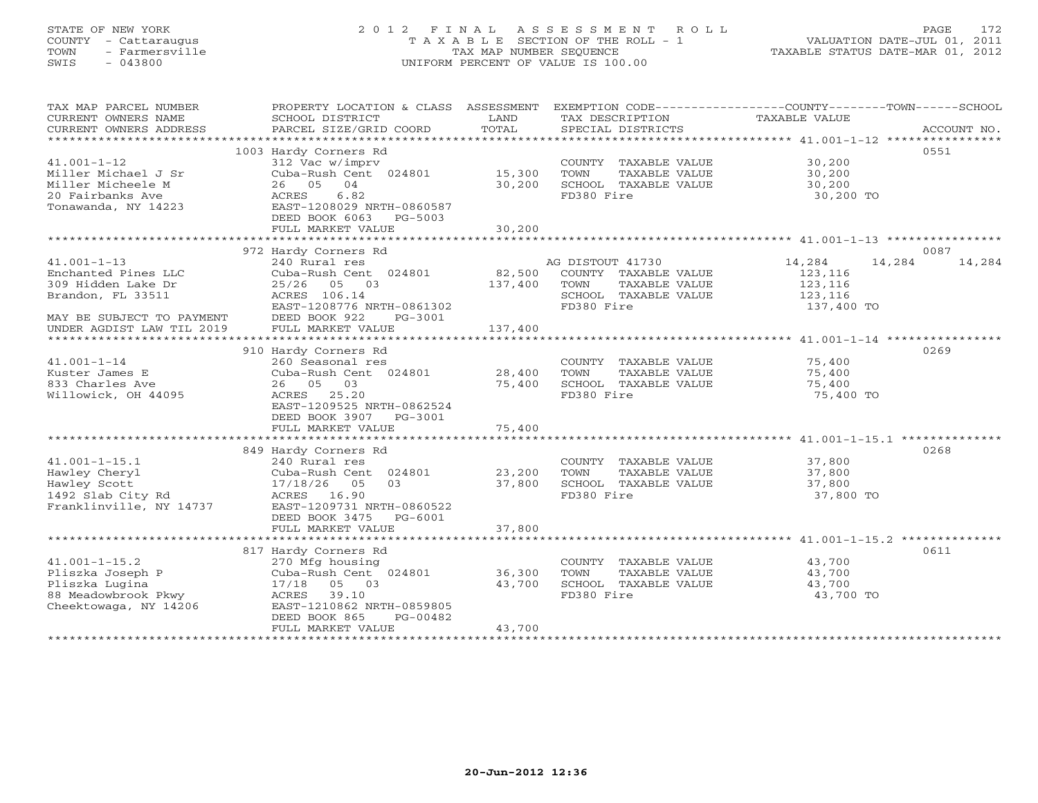STATE OF NEW YORK
COUNTY - Cattaraugus
TOWN - Farmersville
SWIS - 043800

# 2012 FINAL ASSESSMENT ROLL

TAXABLE SECTION OF THE ROLL - 1
TAX MAP NUMBER SEQUENCE
UNIFORM PERCENT OF VALUE IS 100.00

VALUATION DATE-JUL 01, 2011
TAXABLE STATUS DATE-MAR 01, 2012

| TAX MAP PARCEL NUMBER / CURRENT OWNERS NAME / CURRENT OWNERS ADDRESS | PROPERTY LOCATION & CLASS / SCHOOL DISTRICT / PARCEL SIZE/GRID COORD | ASSESSMENT LAND | ASSESSMENT TOTAL | EXEMPTION CODE / TAX DESCRIPTION / SPECIAL DISTRICTS | COUNTY TAXABLE VALUE | TOWN | SCHOOL | ACCOUNT NO. |
|---|---|---|---|---|---|---|---|---|
| | 1003 Hardy Corners Rd | | | | | | | 0551 |
| 41.001-1-12 | 312 Vac w/imprv | | | COUNTY TAXABLE VALUE | 30,200 | | | |
| Miller Michael J Sr | Cuba-Rush Cent 024801 | 15,300 | | TOWN TAXABLE VALUE | 30,200 | | | |
| Miller Micheele M | 26 05 04 | | 30,200 | SCHOOL TAXABLE VALUE | 30,200 | | | |
| 20 Fairbanks Ave | ACRES 6.82 | | | FD380 Fire | 30,200 TO | | | |
| Tonawanda, NY 14223 | EAST-1208029 NRTH-0860587 | | | | | | | |
| | DEED BOOK 6063 PG-5003 | | | | | | | |
| | FULL MARKET VALUE | | 30,200 | | | | | |
| | 972 Hardy Corners Rd | | | | | | | 0087 |
| 41.001-1-13 | 240 Rural res | | | AG DISTOUT 41730 | 14,284 | 14,284 | 14,284 | |
| Enchanted Pines LLC | Cuba-Rush Cent 024801 | 82,500 | | COUNTY TAXABLE VALUE | 123,116 | | | |
| 309 Hidden Lake Dr | 25/26 05 03 | | 137,400 | TOWN TAXABLE VALUE | 123,116 | | | |
| Brandon, FL 33511 | ACRES 106.14 | | | SCHOOL TAXABLE VALUE | 123,116 | | | |
| | EAST-1208776 NRTH-0861302 | | | FD380 Fire | 137,400 TO | | | |
| MAY BE SUBJECT TO PAYMENT | DEED BOOK 922 PG-3001 | | | | | | | |
| UNDER AGDIST LAW TIL 2019 | FULL MARKET VALUE | | 137,400 | | | | | |
| | 910 Hardy Corners Rd | | | | | | | 0269 |
| 41.001-1-14 | 260 Seasonal res | | | COUNTY TAXABLE VALUE | 75,400 | | | |
| Kuster James E | Cuba-Rush Cent 024801 | 28,400 | | TOWN TAXABLE VALUE | 75,400 | | | |
| 833 Charles Ave | 26 05 03 | | 75,400 | SCHOOL TAXABLE VALUE | 75,400 | | | |
| Willowick, OH 44095 | ACRES 25.20 | | | FD380 Fire | 75,400 TO | | | |
| | EAST-1209525 NRTH-0862524 | | | | | | | |
| | DEED BOOK 3907 PG-3001 | | | | | | | |
| | FULL MARKET VALUE | | 75,400 | | | | | |
| | 849 Hardy Corners Rd | | | | | | | 0268 |
| 41.001-1-15.1 | 240 Rural res | | | COUNTY TAXABLE VALUE | 37,800 | | | |
| Hawley Cheryl | Cuba-Rush Cent 024801 | 23,200 | | TOWN TAXABLE VALUE | 37,800 | | | |
| Hawley Scott | 17/18/26 05 03 | | 37,800 | SCHOOL TAXABLE VALUE | 37,800 | | | |
| 1492 Slab City Rd | ACRES 16.90 | | | FD380 Fire | 37,800 TO | | | |
| Franklinville, NY 14737 | EAST-1209731 NRTH-0860522 | | | | | | | |
| | DEED BOOK 3475 PG-6001 | | | | | | | |
| | FULL MARKET VALUE | | 37,800 | | | | | |
| | 817 Hardy Corners Rd | | | | | | | 0611 |
| 41.001-1-15.2 | 270 Mfg housing | | | COUNTY TAXABLE VALUE | 43,700 | | | |
| Pliszka Joseph P | Cuba-Rush Cent 024801 | 36,300 | | TOWN TAXABLE VALUE | 43,700 | | | |
| Pliszka Lugina | 17/18 05 03 | | 43,700 | SCHOOL TAXABLE VALUE | 43,700 | | | |
| 88 Meadowbrook Pkwy | ACRES 39.10 | | | FD380 Fire | 43,700 TO | | | |
| Cheektowaga, NY 14206 | EAST-1210862 NRTH-0859805 | | | | | | | |
| | DEED BOOK 865 PG-00482 | | | | | | | |
| | FULL MARKET VALUE | | 43,700 | | | | | |

20-Jun-2012 12:36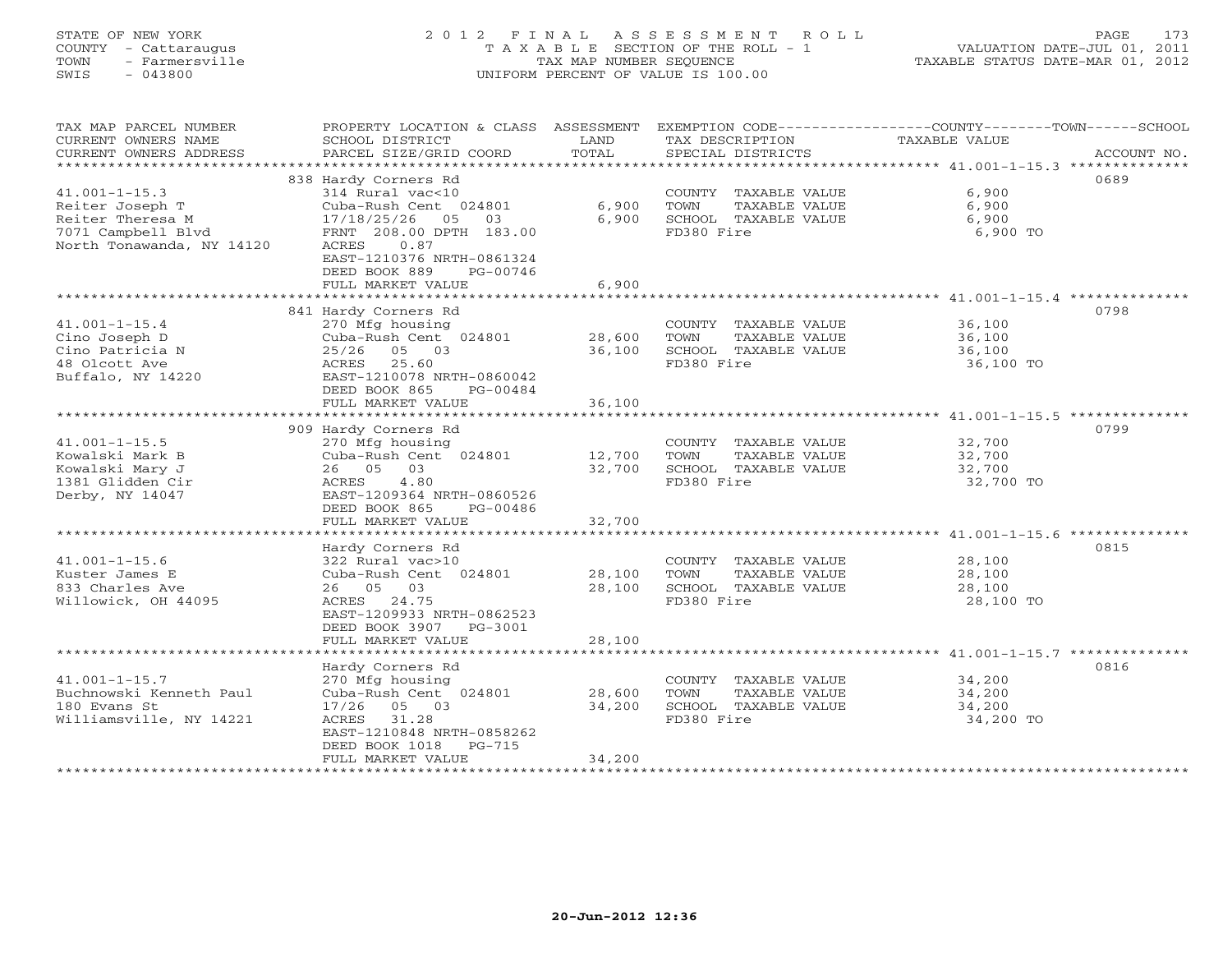STATE OF NEW YORK
COUNTY - Cattaraugus
TOWN - Farmersville
SWIS - 043800

# 2012 FINAL ASSESSMENT ROLL
TAXABLE SECTION OF THE ROLL - 1
TAX MAP NUMBER SEQUENCE
UNIFORM PERCENT OF VALUE IS 100.00

VALUATION DATE-JUL 01, 2011
TAXABLE STATUS DATE-MAR 01, 2012

| TAX MAP PARCEL NUMBER / CURRENT OWNERS NAME / CURRENT OWNERS ADDRESS | PROPERTY LOCATION & CLASS / SCHOOL DISTRICT / PARCEL SIZE/GRID COORD | ASSESSMENT LAND | TOTAL | EXEMPTION CODE / TAX DESCRIPTION / SPECIAL DISTRICTS | TAXABLE VALUE (COUNTY / TOWN / SCHOOL) | ACCOUNT NO. |
|---|---|---|---|---|---|---|
| 41.001-1-15.3 | 838 Hardy Corners Rd | | | | | 0689 |
| Reiter Joseph T | 314 Rural vac<10 | | | COUNTY TAXABLE VALUE | 6,900 | |
| Reiter Theresa M | Cuba-Rush Cent 024801 | 6,900 | | TOWN TAXABLE VALUE | 6,900 | |
| 7071 Campbell Blvd | 17/18/25/26 05 03 | | 6,900 | SCHOOL TAXABLE VALUE | 6,900 | |
| North Tonawanda, NY 14120 | FRNT 208.00 DPTH 183.00 | | | FD380 Fire | 6,900 TO | |
| | ACRES 0.87 | | | | | |
| | EAST-1210376 NRTH-0861324 | | | | | |
| | DEED BOOK 889 PG-00746 | | | | | |
| | FULL MARKET VALUE | | 6,900 | | | |
| 41.001-1-15.4 | 841 Hardy Corners Rd | | | | | 0798 |
| Cino Joseph D | 270 Mfg housing | | | COUNTY TAXABLE VALUE | 36,100 | |
| Cino Patricia N | Cuba-Rush Cent 024801 | 28,600 | | TOWN TAXABLE VALUE | 36,100 | |
| 48 Olcott Ave | 25/26 05 03 | | 36,100 | SCHOOL TAXABLE VALUE | 36,100 | |
| Buffalo, NY 14220 | ACRES 25.60 | | | FD380 Fire | 36,100 TO | |
| | EAST-1210078 NRTH-0860042 | | | | | |
| | DEED BOOK 865 PG-00484 | | | | | |
| | FULL MARKET VALUE | | 36,100 | | | |
| 41.001-1-15.5 | 909 Hardy Corners Rd | | | | | 0799 |
| Kowalski Mark B | 270 Mfg housing | | | COUNTY TAXABLE VALUE | 32,700 | |
| Kowalski Mary J | Cuba-Rush Cent 024801 | 12,700 | | TOWN TAXABLE VALUE | 32,700 | |
| 1381 Glidden Cir | 26 05 03 | | 32,700 | SCHOOL TAXABLE VALUE | 32,700 | |
| Derby, NY 14047 | ACRES 4.80 | | | FD380 Fire | 32,700 TO | |
| | EAST-1209364 NRTH-0860526 | | | | | |
| | DEED BOOK 865 PG-00486 | | | | | |
| | FULL MARKET VALUE | | 32,700 | | | |
| 41.001-1-15.6 | Hardy Corners Rd | | | | | 0815 |
| Kuster James E | 322 Rural vac>10 | | | COUNTY TAXABLE VALUE | 28,100 | |
| 833 Charles Ave | Cuba-Rush Cent 024801 | 28,100 | | TOWN TAXABLE VALUE | 28,100 | |
| Willowick, OH 44095 | 26 05 03 | | 28,100 | SCHOOL TAXABLE VALUE | 28,100 | |
| | ACRES 24.75 | | | FD380 Fire | 28,100 TO | |
| | EAST-1209933 NRTH-0862523 | | | | | |
| | DEED BOOK 3907 PG-3001 | | | | | |
| | FULL MARKET VALUE | | 28,100 | | | |
| 41.001-1-15.7 | Hardy Corners Rd | | | | | 0816 |
| Buchnowski Kenneth Paul | 270 Mfg housing | | | COUNTY TAXABLE VALUE | 34,200 | |
| 180 Evans St | Cuba-Rush Cent 024801 | 28,600 | | TOWN TAXABLE VALUE | 34,200 | |
| Williamsville, NY 14221 | 17/26 05 03 | | 34,200 | SCHOOL TAXABLE VALUE | 34,200 | |
| | ACRES 31.28 | | | FD380 Fire | 34,200 TO | |
| | EAST-1210848 NRTH-0858262 | | | | | |
| | DEED BOOK 1018 PG-715 | | | | | |
| | FULL MARKET VALUE | | 34,200 | | | |

20-Jun-2012 12:36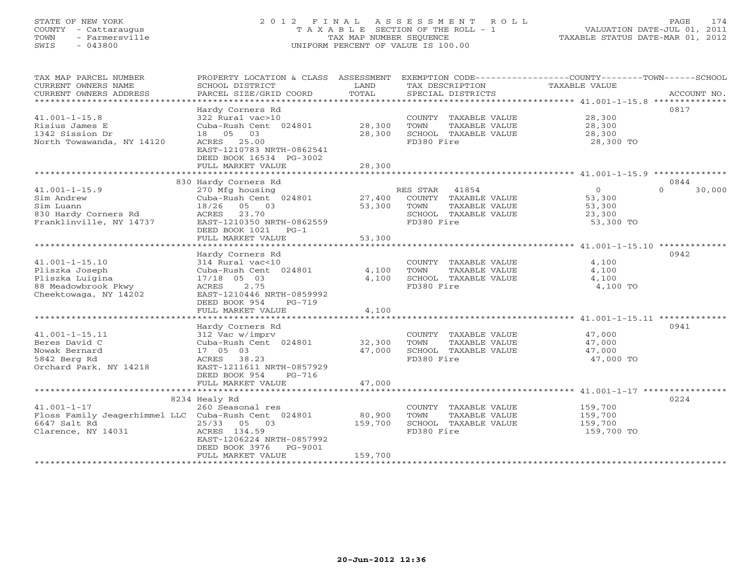STATE OF NEW YORK
COUNTY - Cattaraugus
TOWN - Farmersville
SWIS - 043800

2012 FINAL ASSESSMENT ROLL
TAXABLE SECTION OF THE ROLL - 1
TAX MAP NUMBER SEQUENCE
UNIFORM PERCENT OF VALUE IS 100.00

VALUATION DATE-JUL 01, 2011
TAXABLE STATUS DATE-MAR 01, 2012

| TAX MAP PARCEL NUMBER / CURRENT OWNERS NAME / CURRENT OWNERS ADDRESS | PROPERTY LOCATION & CLASS / SCHOOL DISTRICT / PARCEL SIZE/GRID COORD | ASSESSMENT LAND / TOTAL | EXEMPTION CODE / TAX DESCRIPTION / SPECIAL DISTRICTS | COUNTY / TOWN / SCHOOL TAXABLE VALUE | ACCOUNT NO. |
|---|---|---|---|---|---|
| | Hardy Corners Rd | | | | 0817 |
| 41.001-1-15.8 | 322 Rural vac>10 | | COUNTY TAXABLE VALUE | 28,300 | |
| Risius James E | Cuba-Rush Cent 024801 | 28,300 | TOWN TAXABLE VALUE | 28,300 | |
| 1342 Sission Dr | 18 05 03 | 28,300 | SCHOOL TAXABLE VALUE | 28,300 | |
| North Towawanda, NY 14120 | ACRES 25.00 | | FD380 Fire | 28,300 TO | |
| | EAST-1210783 NRTH-0862541 | | | | |
| | DEED BOOK 16534 PG-3002 | | | | |
| | FULL MARKET VALUE | 28,300 | | | |
| | 830 Hardy Corners Rd | | | | 0844 |
| 41.001-1-15.9 | 270 Mfg housing | | RES STAR 41854 | 0 0 30,000 | |
| Sim Andrew | Cuba-Rush Cent 024801 | 27,400 | COUNTY TAXABLE VALUE | 53,300 | |
| Sim Luann | 18/26 05 03 | 53,300 | TOWN TAXABLE VALUE | 53,300 | |
| 830 Hardy Corners Rd | ACRES 23.70 | | SCHOOL TAXABLE VALUE | 23,300 | |
| Franklinville, NY 14737 | EAST-1210350 NRTH-0862559 | | FD380 Fire | 53,300 TO | |
| | DEED BOOK 1021 PG-1 | | | | |
| | FULL MARKET VALUE | 53,300 | | | |
| | Hardy Corners Rd | | | | 0942 |
| 41.001-1-15.10 | 314 Rural vac<10 | | COUNTY TAXABLE VALUE | 4,100 | |
| Pliszka Joseph | Cuba-Rush Cent 024801 | 4,100 | TOWN TAXABLE VALUE | 4,100 | |
| Pliszka Luigina | 17/18 05 03 | 4,100 | SCHOOL TAXABLE VALUE | 4,100 | |
| 88 Meadowbrook Pkwy | ACRES 2.75 | | FD380 Fire | 4,100 TO | |
| Cheektowaga, NY 14202 | EAST-1210446 NRTH-0859992 | | | | |
| | DEED BOOK 954 PG-719 | | | | |
| | FULL MARKET VALUE | 4,100 | | | |
| | Hardy Corners Rd | | | | 0941 |
| 41.001-1-15.11 | 312 Vac w/imprv | | COUNTY TAXABLE VALUE | 47,000 | |
| Beres David C | Cuba-Rush Cent 024801 | 32,300 | TOWN TAXABLE VALUE | 47,000 | |
| Nowak Bernard | 17 05 03 | 47,000 | SCHOOL TAXABLE VALUE | 47,000 | |
| 5842 Berg Rd | ACRES 38.23 | | FD380 Fire | 47,000 TO | |
| Orchard Park, NY 14218 | EAST-1211611 NRTH-0857929 | | | | |
| | DEED BOOK 954 PG-716 | | | | |
| | FULL MARKET VALUE | 47,000 | | | |
| | 8234 Healy Rd | | | | 0224 |
| 41.001-1-17 | 260 Seasonal res | | COUNTY TAXABLE VALUE | 159,700 | |
| Floss Family Jeagerhimmel LLC | Cuba-Rush Cent 024801 | 80,900 | TOWN TAXABLE VALUE | 159,700 | |
| 6647 Salt Rd | 25/33 05 03 | 159,700 | SCHOOL TAXABLE VALUE | 159,700 | |
| Clarence, NY 14031 | ACRES 134.59 | | FD380 Fire | 159,700 TO | |
| | EAST-1206224 NRTH-0857992 | | | | |
| | DEED BOOK 3976 PG-9001 | | | | |
| | FULL MARKET VALUE | 159,700 | | | |

20-Jun-2012 12:36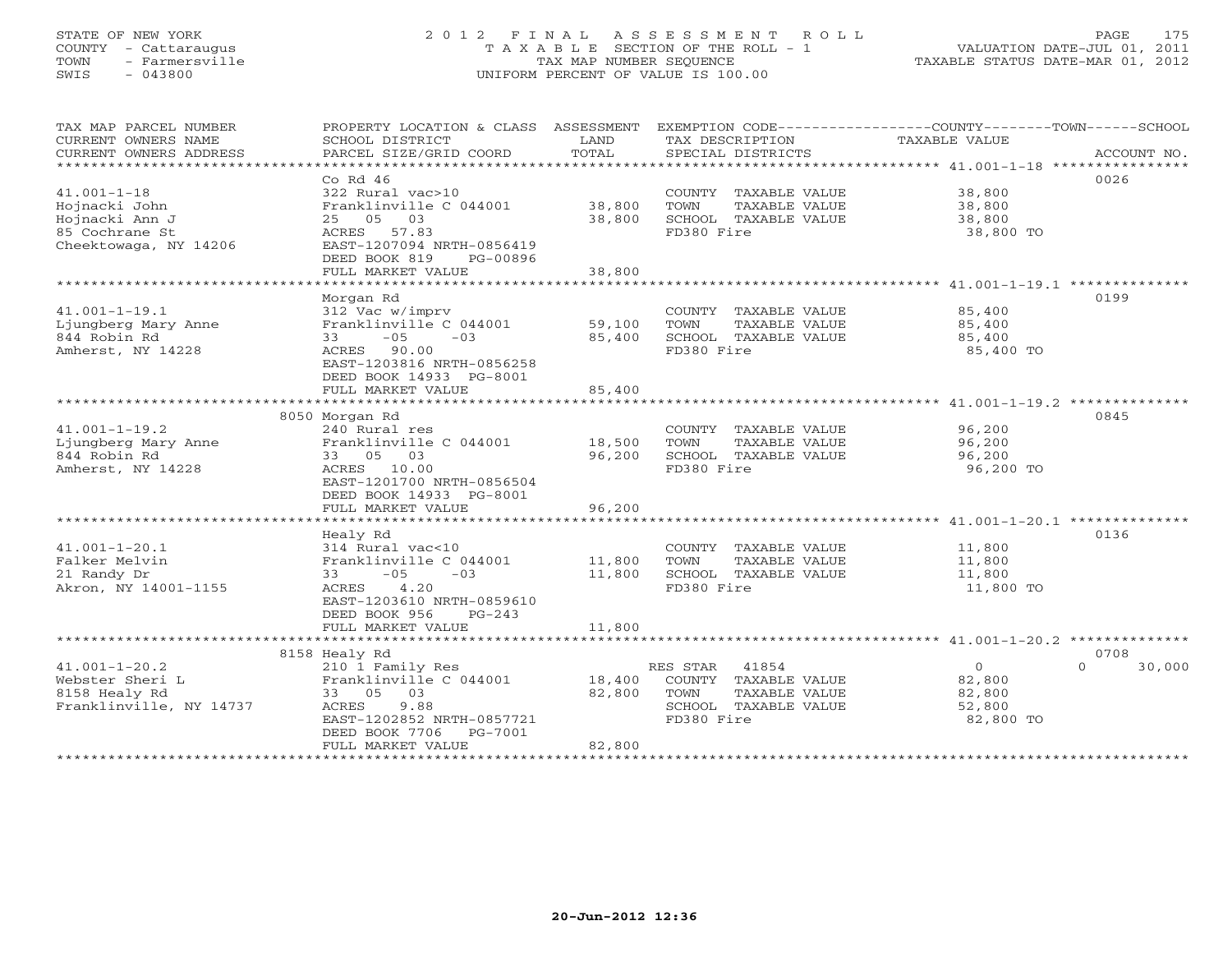STATE OF NEW YORK
COUNTY - Cattaraugus
TOWN - Farmersville
SWIS - 043800

2 0 1 2 F I N A L A S S E S S M E N T R O L L
T A X A B L E SECTION OF THE ROLL - 1
TAX MAP NUMBER SEQUENCE
UNIFORM PERCENT OF VALUE IS 100.00

VALUATION DATE-JUL 01, 2011
TAXABLE STATUS DATE-MAR 01, 2012

| TAX MAP PARCEL NUMBER / CURRENT OWNERS NAME / CURRENT OWNERS ADDRESS | PROPERTY LOCATION & CLASS / SCHOOL DISTRICT / PARCEL SIZE/GRID COORD | ASSESSMENT LAND / TOTAL | EXEMPTION CODE / TAX DESCRIPTION / SPECIAL DISTRICTS | COUNTY TAXABLE VALUE | TOWN | SCHOOL | ACCOUNT NO. |
|---|---|---|---|---|---|---|---|
| 41.001-1-18 | Co Rd 46 | | | | | | 0026 |
| | 322 Rural vac>10 | | COUNTY TAXABLE VALUE | 38,800 | | | |
| Hojnacki John | Franklinville C 044001 | 38,800 | TOWN TAXABLE VALUE | 38,800 | | | |
| Hojnacki Ann J | 25 05 03 | 38,800 | SCHOOL TAXABLE VALUE | 38,800 | | | |
| 85 Cochrane St | ACRES 57.83 | | FD380 Fire | 38,800 TO | | | |
| Cheektowaga, NY 14206 | EAST-1207094 NRTH-0856419 | | | | | | |
| | DEED BOOK 819 PG-00896 | | | | | | |
| | FULL MARKET VALUE | 38,800 | | | | | |
| 41.001-1-19.1 | Morgan Rd | | | | | | 0199 |
| | 312 Vac w/imprv | | COUNTY TAXABLE VALUE | 85,400 | | | |
| Ljungberg Mary Anne | Franklinville C 044001 | 59,100 | TOWN TAXABLE VALUE | 85,400 | | | |
| 844 Robin Rd | 33 -05 -03 | 85,400 | SCHOOL TAXABLE VALUE | 85,400 | | | |
| Amherst, NY 14228 | ACRES 90.00 | | FD380 Fire | 85,400 TO | | | |
| | EAST-1203816 NRTH-0856258 | | | | | | |
| | DEED BOOK 14933 PG-8001 | | | | | | |
| | FULL MARKET VALUE | 85,400 | | | | | |
| 41.001-1-19.2 | 8050 Morgan Rd | | | | | | 0845 |
| | 240 Rural res | | COUNTY TAXABLE VALUE | 96,200 | | | |
| Ljungberg Mary Anne | Franklinville C 044001 | 18,500 | TOWN TAXABLE VALUE | 96,200 | | | |
| 844 Robin Rd | 33 05 03 | 96,200 | SCHOOL TAXABLE VALUE | 96,200 | | | |
| Amherst, NY 14228 | ACRES 10.00 | | FD380 Fire | 96,200 TO | | | |
| | EAST-1201700 NRTH-0856504 | | | | | | |
| | DEED BOOK 14933 PG-8001 | | | | | | |
| | FULL MARKET VALUE | 96,200 | | | | | |
| 41.001-1-20.1 | Healy Rd | | | | | | 0136 |
| | 314 Rural vac<10 | | COUNTY TAXABLE VALUE | 11,800 | | | |
| Falker Melvin | Franklinville C 044001 | 11,800 | TOWN TAXABLE VALUE | 11,800 | | | |
| 21 Randy Dr | 33 -05 -03 | 11,800 | SCHOOL TAXABLE VALUE | 11,800 | | | |
| Akron, NY 14001-1155 | ACRES 4.20 | | FD380 Fire | 11,800 TO | | | |
| | EAST-1203610 NRTH-0859610 | | | | | | |
| | DEED BOOK 956 PG-243 | | | | | | |
| | FULL MARKET VALUE | 11,800 | | | | | |
| 41.001-1-20.2 | 8158 Healy Rd | | | | | | 0708 |
| | 210 1 Family Res | | RES STAR 41854 | 0 | | 0 | 30,000 |
| Webster Sheri L | Franklinville C 044001 | 18,400 | COUNTY TAXABLE VALUE | 82,800 | | | |
| 8158 Healy Rd | 33 05 03 | 82,800 | TOWN TAXABLE VALUE | 82,800 | | | |
| Franklinville, NY 14737 | ACRES 9.88 | | SCHOOL TAXABLE VALUE | 52,800 | | | |
| | EAST-1202852 NRTH-0857721 | | FD380 Fire | 82,800 TO | | | |
| | DEED BOOK 7706 PG-7001 | | | | | | |
| | FULL MARKET VALUE | 82,800 | | | | | |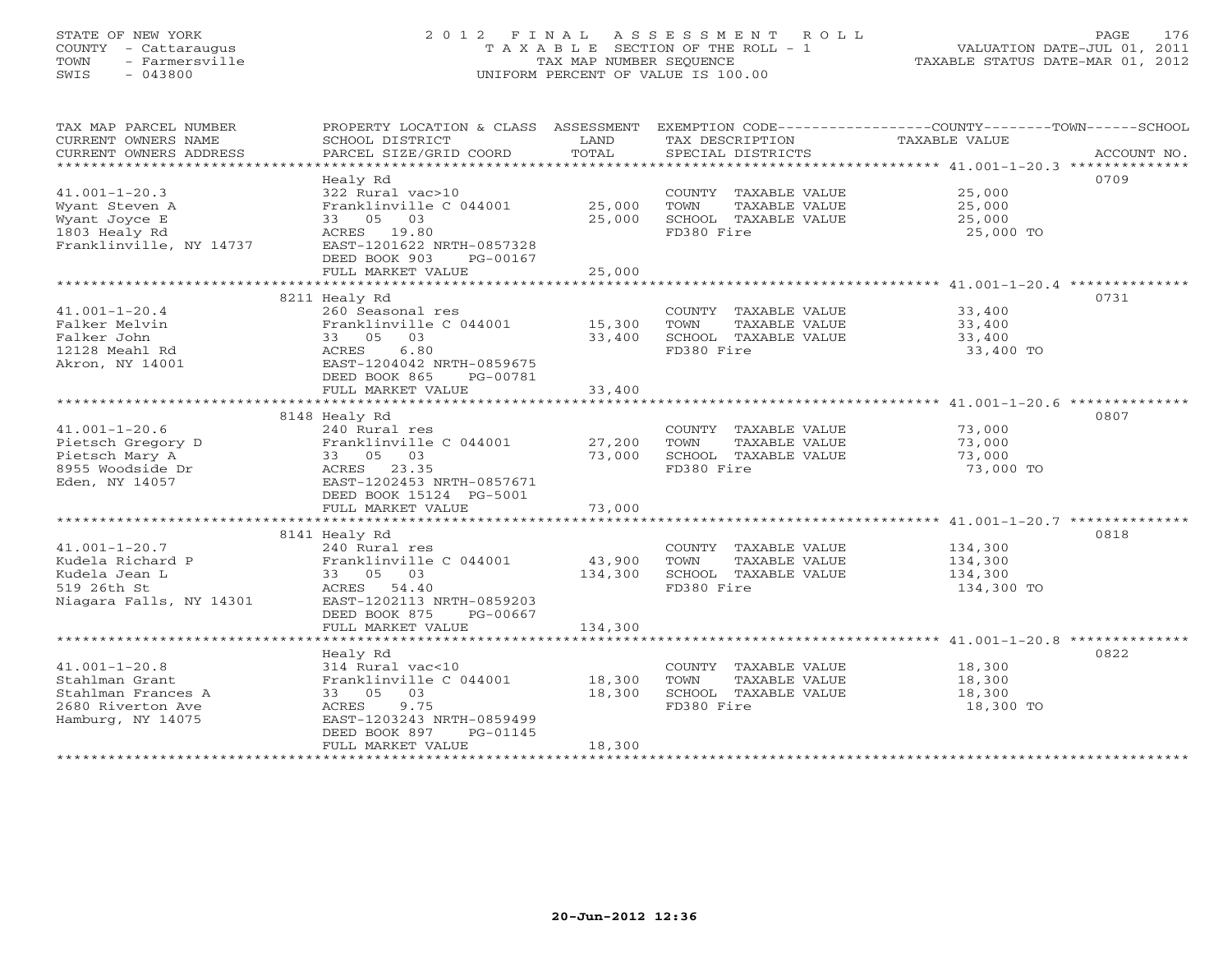STATE OF NEW YORK
COUNTY - Cattaraugus
TOWN - Farmersville
SWIS - 043800

# 2012 FINAL ASSESSMENT ROLL

TAXABLE SECTION OF THE ROLL - 1
TAX MAP NUMBER SEQUENCE
UNIFORM PERCENT OF VALUE IS 100.00

VALUATION DATE-JUL 01, 2011
TAXABLE STATUS DATE-MAR 01, 2012

| TAX MAP PARCEL NUMBER / CURRENT OWNERS NAME / CURRENT OWNERS ADDRESS | PROPERTY LOCATION & CLASS / SCHOOL DISTRICT / PARCEL SIZE/GRID COORD | ASSESSMENT LAND | TOTAL | EXEMPTION CODE / TAX DESCRIPTION / SPECIAL DISTRICTS | TAXABLE VALUE | ACCOUNT NO. |
|---|---|---|---|---|---|---|
| 41.001-1-20.3 | Healy Rd | | | | | 0709 |
| Wyant Steven A | 322 Rural vac>10 | | | COUNTY TAXABLE VALUE | 25,000 | |
| Wyant Joyce E | Franklinville C 044001 | 25,000 | | TOWN TAXABLE VALUE | 25,000 | |
| 1803 Healy Rd | 33 05 03 | | 25,000 | SCHOOL TAXABLE VALUE | 25,000 | |
| Franklinville, NY 14737 | ACRES 19.80 | | | FD380 Fire | 25,000 TO | |
| | EAST-1201622 NRTH-0857328 | | | | | |
| | DEED BOOK 903 PG-00167 | | | | | |
| | FULL MARKET VALUE | | 25,000 | | | |
| 41.001-1-20.4 | 8211 Healy Rd | | | | | 0731 |
| Falker Melvin | 260 Seasonal res | | | COUNTY TAXABLE VALUE | 33,400 | |
| Falker John | Franklinville C 044001 | 15,300 | | TOWN TAXABLE VALUE | 33,400 | |
| 12128 Meahl Rd | 33 05 03 | | 33,400 | SCHOOL TAXABLE VALUE | 33,400 | |
| Akron, NY 14001 | ACRES 6.80 | | | FD380 Fire | 33,400 TO | |
| | EAST-1204042 NRTH-0859675 | | | | | |
| | DEED BOOK 865 PG-00781 | | | | | |
| | FULL MARKET VALUE | | 33,400 | | | |
| 41.001-1-20.6 | 8148 Healy Rd | | | | | 0807 |
| Pietsch Gregory D | 240 Rural res | | | COUNTY TAXABLE VALUE | 73,000 | |
| Pietsch Mary A | Franklinville C 044001 | 27,200 | | TOWN TAXABLE VALUE | 73,000 | |
| 8955 Woodside Dr | 33 05 03 | | 73,000 | SCHOOL TAXABLE VALUE | 73,000 | |
| Eden, NY 14057 | ACRES 23.35 | | | FD380 Fire | 73,000 TO | |
| | EAST-1202453 NRTH-0857671 | | | | | |
| | DEED BOOK 15124 PG-5001 | | | | | |
| | FULL MARKET VALUE | | 73,000 | | | |
| 41.001-1-20.7 | 8141 Healy Rd | | | | | 0818 |
| Kudela Richard P | 240 Rural res | | | COUNTY TAXABLE VALUE | 134,300 | |
| Kudela Jean L | Franklinville C 044001 | 43,900 | | TOWN TAXABLE VALUE | 134,300 | |
| 519 26th St | 33 05 03 | | 134,300 | SCHOOL TAXABLE VALUE | 134,300 | |
| Niagara Falls, NY 14301 | ACRES 54.40 | | | FD380 Fire | 134,300 TO | |
| | EAST-1202113 NRTH-0859203 | | | | | |
| | DEED BOOK 875 PG-00667 | | | | | |
| | FULL MARKET VALUE | | 134,300 | | | |
| 41.001-1-20.8 | Healy Rd | | | | | 0822 |
| Stahlman Grant | 314 Rural vac<10 | | | COUNTY TAXABLE VALUE | 18,300 | |
| Stahlman Frances A | Franklinville C 044001 | 18,300 | | TOWN TAXABLE VALUE | 18,300 | |
| 2680 Riverton Ave | 33 05 03 | | 18,300 | SCHOOL TAXABLE VALUE | 18,300 | |
| Hamburg, NY 14075 | ACRES 9.75 | | | FD380 Fire | 18,300 TO | |
| | EAST-1203243 NRTH-0859499 | | | | | |
| | DEED BOOK 897 PG-01145 | | | | | |
| | FULL MARKET VALUE | | 18,300 | | | |

20-Jun-2012 12:36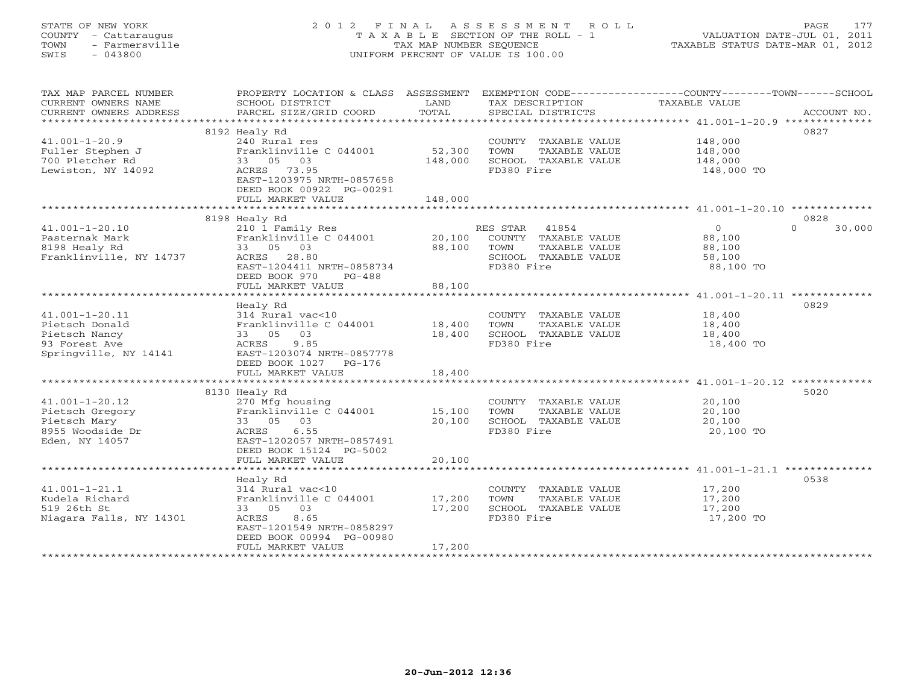STATE OF NEW YORK
COUNTY - Cattaraugus
TOWN - Farmersville
SWIS - 043800

2012 FINAL ASSESSMENT ROLL
TAXABLE SECTION OF THE ROLL - 1
TAX MAP NUMBER SEQUENCE
UNIFORM PERCENT OF VALUE IS 100.00

VALUATION DATE-JUL 01, 2011
TAXABLE STATUS DATE-MAR 01, 2012

| TAX MAP PARCEL NUMBER / CURRENT OWNERS NAME / CURRENT OWNERS ADDRESS | PROPERTY LOCATION & CLASS / SCHOOL DISTRICT / PARCEL SIZE/GRID COORD | ASSESSMENT LAND / TOTAL | EXEMPTION CODE / TAX DESCRIPTION / SPECIAL DISTRICTS | COUNTY / TOWN / SCHOOL TAXABLE VALUE | ACCOUNT NO. |
|---|---|---|---|---|---|
| 41.001-1-20.9 | 8192 Healy Rd | | | | 0827 |
| | 240 Rural res | | COUNTY TAXABLE VALUE | 148,000 | |
| Fuller Stephen J | Franklinville C 044001 | 52,300 | TOWN TAXABLE VALUE | 148,000 | |
| 700 Pletcher Rd | 33 05 03 | 148,000 | SCHOOL TAXABLE VALUE | 148,000 | |
| Lewiston, NY 14092 | ACRES 73.95 | | FD380 Fire | 148,000 TO | |
| | EAST-1203975 NRTH-0857658 | | | | |
| | DEED BOOK 00922 PG-00291 | | | | |
| | FULL MARKET VALUE | 148,000 | | | |
| 41.001-1-20.10 | 8198 Healy Rd | | | | 0828 |
| | 210 1 Family Res | | RES STAR 41854 | 0 0 30,000 | |
| Pasternak Mark | Franklinville C 044001 | 20,100 | COUNTY TAXABLE VALUE | 88,100 | |
| 8198 Healy Rd | 33 05 03 | 88,100 | TOWN TAXABLE VALUE | 88,100 | |
| Franklinville, NY 14737 | ACRES 28.80 | | SCHOOL TAXABLE VALUE | 58,100 | |
| | EAST-1204411 NRTH-0858734 | | FD380 Fire | 88,100 TO | |
| | DEED BOOK 970 PG-488 | | | | |
| | FULL MARKET VALUE | 88,100 | | | |
| 41.001-1-20.11 | Healy Rd | | | | 0829 |
| | 314 Rural vac<10 | | COUNTY TAXABLE VALUE | 18,400 | |
| Pietsch Donald | Franklinville C 044001 | 18,400 | TOWN TAXABLE VALUE | 18,400 | |
| Pietsch Nancy | 33 05 03 | 18,400 | SCHOOL TAXABLE VALUE | 18,400 | |
| 93 Forest Ave | ACRES 9.85 | | FD380 Fire | 18,400 TO | |
| Springville, NY 14141 | EAST-1203074 NRTH-0857778 | | | | |
| | DEED BOOK 1027 PG-176 | | | | |
| | FULL MARKET VALUE | 18,400 | | | |
| 41.001-1-20.12 | 8130 Healy Rd | | | | 5020 |
| | 270 Mfg housing | | COUNTY TAXABLE VALUE | 20,100 | |
| Pietsch Gregory | Franklinville C 044001 | 15,100 | TOWN TAXABLE VALUE | 20,100 | |
| Pietsch Mary | 33 05 03 | 20,100 | SCHOOL TAXABLE VALUE | 20,100 | |
| 8955 Woodside Dr | ACRES 6.55 | | FD380 Fire | 20,100 TO | |
| Eden, NY 14057 | EAST-1202057 NRTH-0857491 | | | | |
| | DEED BOOK 15124 PG-5002 | | | | |
| | FULL MARKET VALUE | 20,100 | | | |
| 41.001-1-21.1 | Healy Rd | | | | 0538 |
| | 314 Rural vac<10 | | COUNTY TAXABLE VALUE | 17,200 | |
| Kudela Richard | Franklinville C 044001 | 17,200 | TOWN TAXABLE VALUE | 17,200 | |
| 519 26th St | 33 05 03 | 17,200 | SCHOOL TAXABLE VALUE | 17,200 | |
| Niagara Falls, NY 14301 | ACRES 8.65 | | FD380 Fire | 17,200 TO | |
| | EAST-1201549 NRTH-0858297 | | | | |
| | DEED BOOK 00994 PG-00980 | | | | |
| | FULL MARKET VALUE | 17,200 | | | |

20-Jun-2012 12:36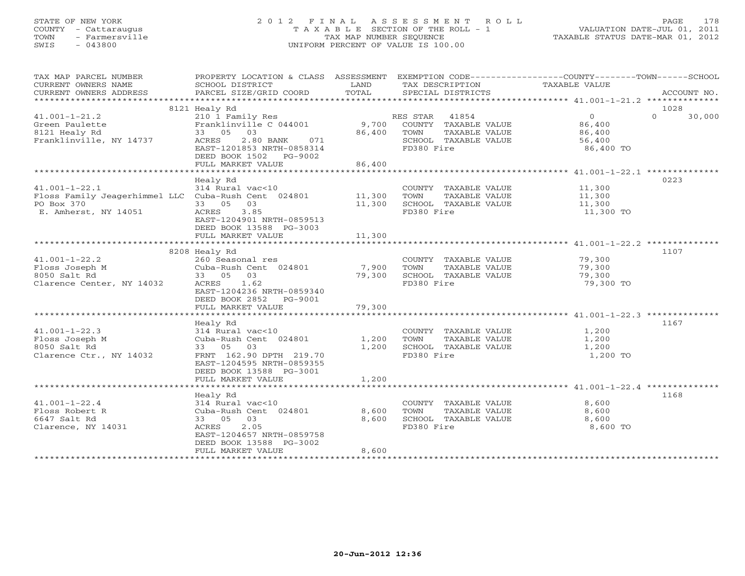STATE OF NEW YORK
COUNTY - Cattaraugus
TOWN - Farmersville
SWIS - 043800

# 2012 FINAL ASSESSMENT ROLL
TAXABLE SECTION OF THE ROLL - 1
TAX MAP NUMBER SEQUENCE
UNIFORM PERCENT OF VALUE IS 100.00

VALUATION DATE-JUL 01, 2011
TAXABLE STATUS DATE-MAR 01, 2012

| TAX MAP PARCEL NUMBER / CURRENT OWNERS NAME / CURRENT OWNERS ADDRESS | PROPERTY LOCATION & CLASS / SCHOOL DISTRICT / PARCEL SIZE/GRID COORD | ASSESSMENT LAND | TOTAL | EXEMPTION CODE / TAX DESCRIPTION / SPECIAL DISTRICTS | COUNTY / TOWN / SCHOOL TAXABLE VALUE | ACCOUNT NO. |
|---|---|---|---|---|---|---|
| 41.001-1-21.2 | 8121 Healy Rd | | | | | 1028 |
| 41.001-1-21.2 | 210 1 Family Res | | | RES STAR 41854 | 0 | 0 30,000 |
| Green Paulette | Franklinville C 044001 | 9,700 | | COUNTY TAXABLE VALUE | 86,400 | |
| 8121 Healy Rd | 33 05 03 | | 86,400 | TOWN TAXABLE VALUE | 86,400 | |
| Franklinville, NY 14737 | ACRES 2.80 BANK 071 | | | SCHOOL TAXABLE VALUE | 56,400 | |
| | EAST-1201853 NRTH-0858314 | | | FD380 Fire | 86,400 TO | |
| | DEED BOOK 1502 PG-9002 | | | | | |
| | FULL MARKET VALUE | | 86,400 | | | |
| 41.001-1-22.1 | Healy Rd | | | | | 0223 |
| 41.001-1-22.1 | 314 Rural vac<10 | | | COUNTY TAXABLE VALUE | 11,300 | |
| Floss Family Jeagerhimmel LLC | Cuba-Rush Cent 024801 | 11,300 | | TOWN TAXABLE VALUE | 11,300 | |
| PO Box 370 | 33 05 03 | | 11,300 | SCHOOL TAXABLE VALUE | 11,300 | |
| E. Amherst, NY 14051 | ACRES 3.85 | | | FD380 Fire | 11,300 TO | |
| | EAST-1204901 NRTH-0859513 | | | | | |
| | DEED BOOK 13588 PG-3003 | | | | | |
| | FULL MARKET VALUE | | 11,300 | | | |
| 41.001-1-22.2 | 8208 Healy Rd | | | | | 1107 |
| 41.001-1-22.2 | 260 Seasonal res | | | COUNTY TAXABLE VALUE | 79,300 | |
| Floss Joseph M | Cuba-Rush Cent 024801 | 7,900 | | TOWN TAXABLE VALUE | 79,300 | |
| 8050 Salt Rd | 33 05 03 | | 79,300 | SCHOOL TAXABLE VALUE | 79,300 | |
| Clarence Center, NY 14032 | ACRES 1.62 | | | FD380 Fire | 79,300 TO | |
| | EAST-1204236 NRTH-0859340 | | | | | |
| | DEED BOOK 2852 PG-9001 | | | | | |
| | FULL MARKET VALUE | | 79,300 | | | |
| 41.001-1-22.3 | Healy Rd | | | | | 1167 |
| 41.001-1-22.3 | 314 Rural vac<10 | | | COUNTY TAXABLE VALUE | 1,200 | |
| Floss Joseph M | Cuba-Rush Cent 024801 | 1,200 | | TOWN TAXABLE VALUE | 1,200 | |
| 8050 Salt Rd | 33 05 03 | | 1,200 | SCHOOL TAXABLE VALUE | 1,200 | |
| Clarence Ctr., NY 14032 | FRNT 162.90 DPTH 219.70 | | | FD380 Fire | 1,200 TO | |
| | EAST-1204595 NRTH-0859355 | | | | | |
| | DEED BOOK 13588 PG-3001 | | | | | |
| | FULL MARKET VALUE | | 1,200 | | | |
| 41.001-1-22.4 | Healy Rd | | | | | 1168 |
| 41.001-1-22.4 | 314 Rural vac<10 | | | COUNTY TAXABLE VALUE | 8,600 | |
| Floss Robert R | Cuba-Rush Cent 024801 | 8,600 | | TOWN TAXABLE VALUE | 8,600 | |
| 6647 Salt Rd | 33 05 03 | | 8,600 | SCHOOL TAXABLE VALUE | 8,600 | |
| Clarence, NY 14031 | ACRES 2.05 | | | FD380 Fire | 8,600 TO | |
| | EAST-1204657 NRTH-0859758 | | | | | |
| | DEED BOOK 13588 PG-3002 | | | | | |
| | FULL MARKET VALUE | | 8,600 | | | |

20-Jun-2012 12:36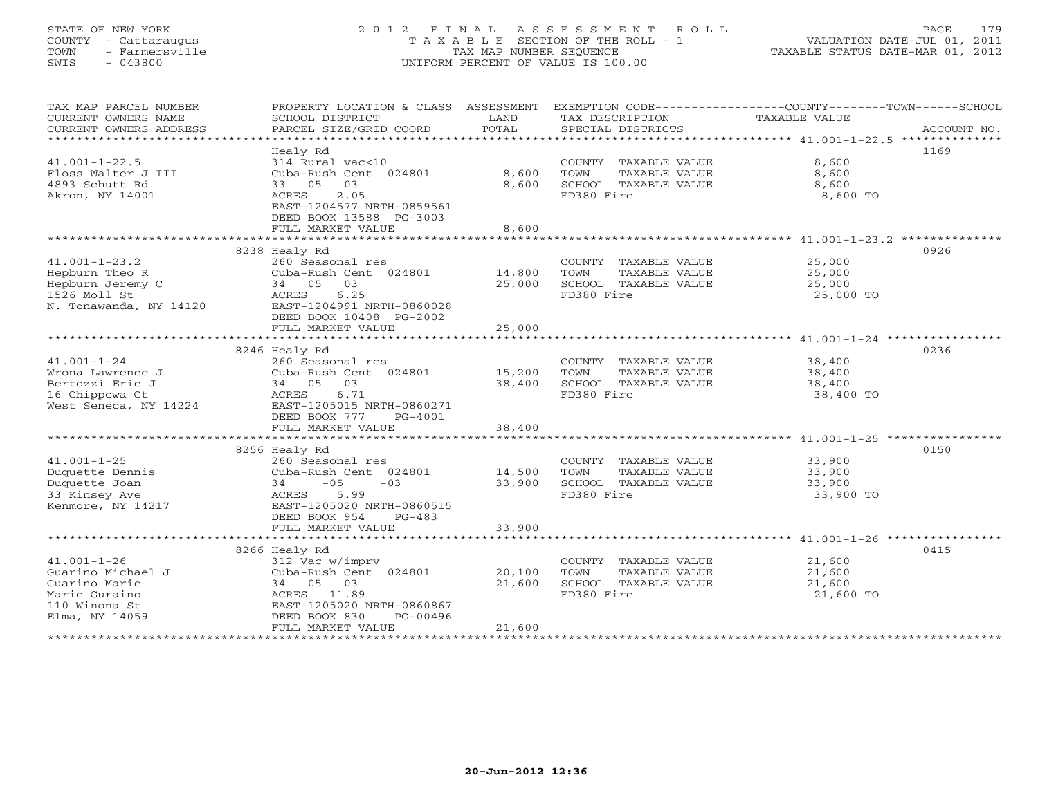STATE OF NEW YORK
COUNTY - Cattaraugus
TOWN - Farmersville
SWIS - 043800

# 2012 FINAL ASSESSMENT ROLL
TAXABLE SECTION OF THE ROLL - 1
TAX MAP NUMBER SEQUENCE
UNIFORM PERCENT OF VALUE IS 100.00

VALUATION DATE-JUL 01, 2011
TAXABLE STATUS DATE-MAR 01, 2012

| TAX MAP PARCEL NUMBER / CURRENT OWNERS NAME / CURRENT OWNERS ADDRESS | PROPERTY LOCATION & CLASS / SCHOOL DISTRICT / PARCEL SIZE/GRID COORD | ASSESSMENT LAND | ASSESSMENT TOTAL | EXEMPTION CODE / TAX DESCRIPTION / SPECIAL DISTRICTS | TAXABLE VALUE (COUNTY / TOWN / SCHOOL) | ACCOUNT NO. |
|---|---|---|---|---|---|---|
| 41.001-1-22.5 | Healy Rd | | | | | 1169 |
| 41.001-1-22.5 | 314 Rural vac<10 | | | COUNTY TAXABLE VALUE | 8,600 | |
| Floss Walter J III | Cuba-Rush Cent 024801 | 8,600 | | TOWN TAXABLE VALUE | 8,600 | |
| 4893 Schutt Rd | 33 05 03 | | 8,600 | SCHOOL TAXABLE VALUE | 8,600 | |
| Akron, NY 14001 | ACRES 2.05 | | | FD380 Fire | 8,600 TO | |
| | EAST-1204577 NRTH-0859561 | | | | | |
| | DEED BOOK 13588 PG-3003 | | | | | |
| | FULL MARKET VALUE | | 8,600 | | | |
| 41.001-1-23.2 | 8238 Healy Rd | | | | | 0926 |
| 41.001-1-23.2 | 260 Seasonal res | | | COUNTY TAXABLE VALUE | 25,000 | |
| Hepburn Theo R | Cuba-Rush Cent 024801 | 14,800 | | TOWN TAXABLE VALUE | 25,000 | |
| Hepburn Jeremy C | 34 05 03 | | 25,000 | SCHOOL TAXABLE VALUE | 25,000 | |
| 1526 Moll St | ACRES 6.25 | | | FD380 Fire | 25,000 TO | |
| N. Tonawanda, NY 14120 | EAST-1204991 NRTH-0860028 | | | | | |
| | DEED BOOK 10408 PG-2002 | | | | | |
| | FULL MARKET VALUE | | 25,000 | | | |
| 41.001-1-24 | 8246 Healy Rd | | | | | 0236 |
| 41.001-1-24 | 260 Seasonal res | | | COUNTY TAXABLE VALUE | 38,400 | |
| Wrona Lawrence J | Cuba-Rush Cent 024801 | 15,200 | | TOWN TAXABLE VALUE | 38,400 | |
| Bertozzi Eric J | 34 05 03 | | 38,400 | SCHOOL TAXABLE VALUE | 38,400 | |
| 16 Chippewa Ct | ACRES 6.71 | | | FD380 Fire | 38,400 TO | |
| West Seneca, NY 14224 | EAST-1205015 NRTH-0860271 | | | | | |
| | DEED BOOK 777 PG-4001 | | | | | |
| | FULL MARKET VALUE | | 38,400 | | | |
| 41.001-1-25 | 8256 Healy Rd | | | | | 0150 |
| 41.001-1-25 | 260 Seasonal res | | | COUNTY TAXABLE VALUE | 33,900 | |
| Duquette Dennis | Cuba-Rush Cent 024801 | 14,500 | | TOWN TAXABLE VALUE | 33,900 | |
| Duquette Joan | 34 -05 -03 | | 33,900 | SCHOOL TAXABLE VALUE | 33,900 | |
| 33 Kinsey Ave | ACRES 5.99 | | | FD380 Fire | 33,900 TO | |
| Kenmore, NY 14217 | EAST-1205020 NRTH-0860515 | | | | | |
| | DEED BOOK 954 PG-483 | | | | | |
| | FULL MARKET VALUE | | 33,900 | | | |
| 41.001-1-26 | 8266 Healy Rd | | | | | 0415 |
| 41.001-1-26 | 312 Vac w/imprv | | | COUNTY TAXABLE VALUE | 21,600 | |
| Guarino Michael J | Cuba-Rush Cent 024801 | 20,100 | | TOWN TAXABLE VALUE | 21,600 | |
| Guarino Marie | 34 05 03 | | 21,600 | SCHOOL TAXABLE VALUE | 21,600 | |
| Marie Guraino | ACRES 11.89 | | | FD380 Fire | 21,600 TO | |
| 110 Winona St | EAST-1205020 NRTH-0860867 | | | | | |
| Elma, NY 14059 | DEED BOOK 830 PG-00496 | | | | | |
| | FULL MARKET VALUE | | 21,600 | | | |

20-Jun-2012 12:36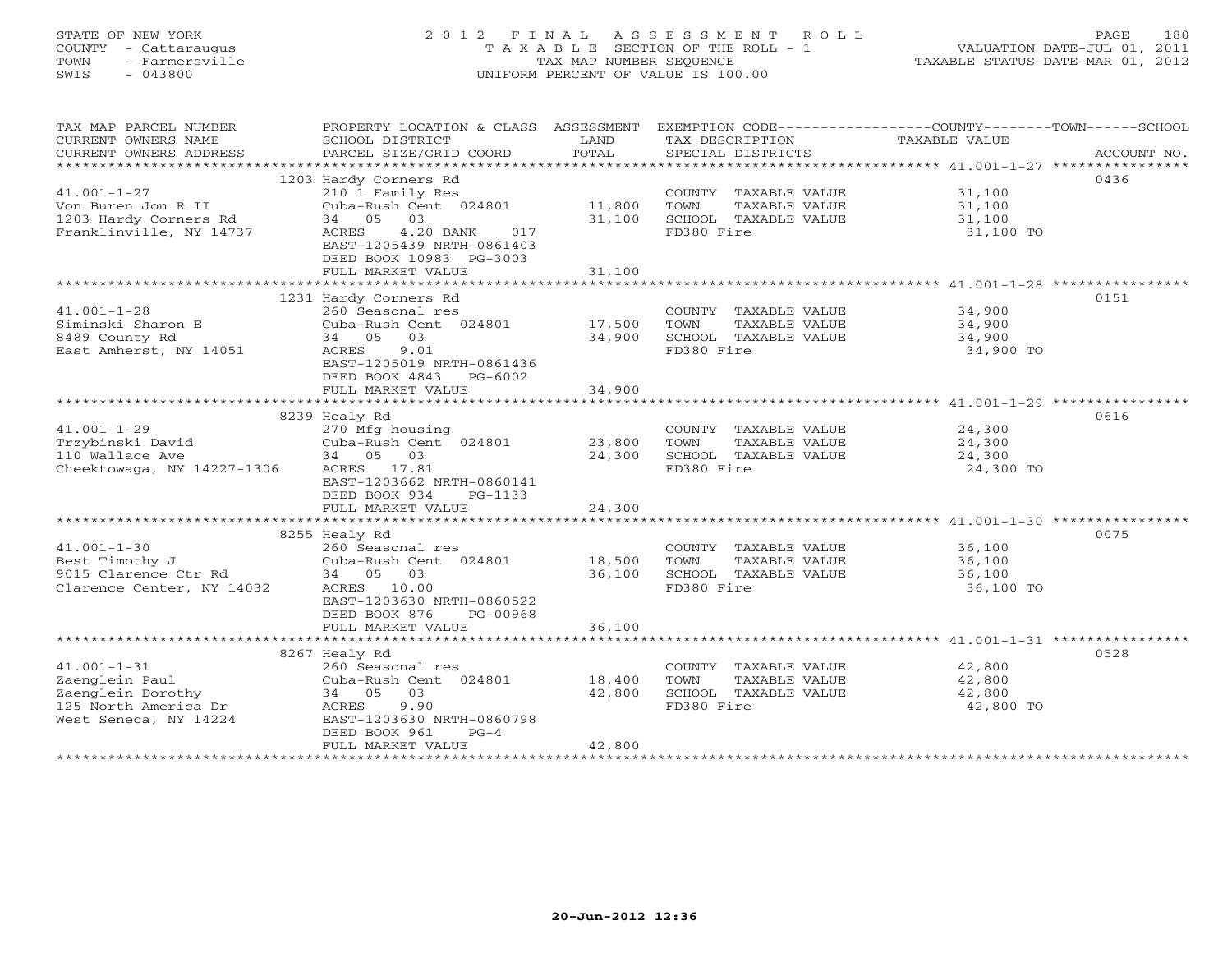STATE OF NEW YORK
COUNTY - Cattaraugus
TOWN - Farmersville
SWIS - 043800

# 2012 FINAL ASSESSMENT ROLL
TAXABLE SECTION OF THE ROLL - 1
TAX MAP NUMBER SEQUENCE
UNIFORM PERCENT OF VALUE IS 100.00

VALUATION DATE-JUL 01, 2011
TAXABLE STATUS DATE-MAR 01, 2012

| TAX MAP PARCEL NUMBER / CURRENT OWNERS NAME / CURRENT OWNERS ADDRESS | PROPERTY LOCATION & CLASS / SCHOOL DISTRICT / PARCEL SIZE/GRID COORD | ASSESSMENT LAND | TOTAL | EXEMPTION CODE / TAX DESCRIPTION / SPECIAL DISTRICTS | TAXABLE VALUE (COUNTY--TOWN--SCHOOL) | ACCOUNT NO. |
|---|---|---|---|---|---|---|
| 41.001-1-27 | 1203 Hardy Corners Rd | | | | | 0436 |
| | 210 1 Family Res | | | COUNTY TAXABLE VALUE | 31,100 | |
| Von Buren Jon R II | Cuba-Rush Cent 024801 | 11,800 | | TOWN TAXABLE VALUE | 31,100 | |
| 1203 Hardy Corners Rd | 34 05 03 | | 31,100 | SCHOOL TAXABLE VALUE | 31,100 | |
| Franklinville, NY 14737 | ACRES 4.20 BANK 017 | | | FD380 Fire | 31,100 TO | |
| | EAST-1205439 NRTH-0861403 | | | | | |
| | DEED BOOK 10983 PG-3003 | | | | | |
| | FULL MARKET VALUE | | 31,100 | | | |
| 41.001-1-28 | 1231 Hardy Corners Rd | | | | | 0151 |
| | 260 Seasonal res | | | COUNTY TAXABLE VALUE | 34,900 | |
| Siminski Sharon E | Cuba-Rush Cent 024801 | 17,500 | | TOWN TAXABLE VALUE | 34,900 | |
| 8489 County Rd | 34 05 03 | | 34,900 | SCHOOL TAXABLE VALUE | 34,900 | |
| East Amherst, NY 14051 | ACRES 9.01 | | | FD380 Fire | 34,900 TO | |
| | EAST-1205019 NRTH-0861436 | | | | | |
| | DEED BOOK 4843 PG-6002 | | | | | |
| | FULL MARKET VALUE | | 34,900 | | | |
| 41.001-1-29 | 8239 Healy Rd | | | | | 0616 |
| | 270 Mfg housing | | | COUNTY TAXABLE VALUE | 24,300 | |
| Trzybinski David | Cuba-Rush Cent 024801 | 23,800 | | TOWN TAXABLE VALUE | 24,300 | |
| 110 Wallace Ave | 34 05 03 | | 24,300 | SCHOOL TAXABLE VALUE | 24,300 | |
| Cheektowaga, NY 14227-1306 | ACRES 17.81 | | | FD380 Fire | 24,300 TO | |
| | EAST-1203662 NRTH-0860141 | | | | | |
| | DEED BOOK 934 PG-1133 | | | | | |
| | FULL MARKET VALUE | | 24,300 | | | |
| 41.001-1-30 | 8255 Healy Rd | | | | | 0075 |
| | 260 Seasonal res | | | COUNTY TAXABLE VALUE | 36,100 | |
| Best Timothy J | Cuba-Rush Cent 024801 | 18,500 | | TOWN TAXABLE VALUE | 36,100 | |
| 9015 Clarence Ctr Rd | 34 05 03 | | 36,100 | SCHOOL TAXABLE VALUE | 36,100 | |
| Clarence Center, NY 14032 | ACRES 10.00 | | | FD380 Fire | 36,100 TO | |
| | EAST-1203630 NRTH-0860522 | | | | | |
| | DEED BOOK 876 PG-00968 | | | | | |
| | FULL MARKET VALUE | | 36,100 | | | |
| 41.001-1-31 | 8267 Healy Rd | | | | | 0528 |
| | 260 Seasonal res | | | COUNTY TAXABLE VALUE | 42,800 | |
| Zaenglein Paul | Cuba-Rush Cent 024801 | 18,400 | | TOWN TAXABLE VALUE | 42,800 | |
| Zaenglein Dorothy | 34 05 03 | | 42,800 | SCHOOL TAXABLE VALUE | 42,800 | |
| 125 North America Dr | ACRES 9.90 | | | FD380 Fire | 42,800 TO | |
| West Seneca, NY 14224 | EAST-1203630 NRTH-0860798 | | | | | |
| | DEED BOOK 961 PG-4 | | | | | |
| | FULL MARKET VALUE | | 42,800 | | | |

20-Jun-2012 12:36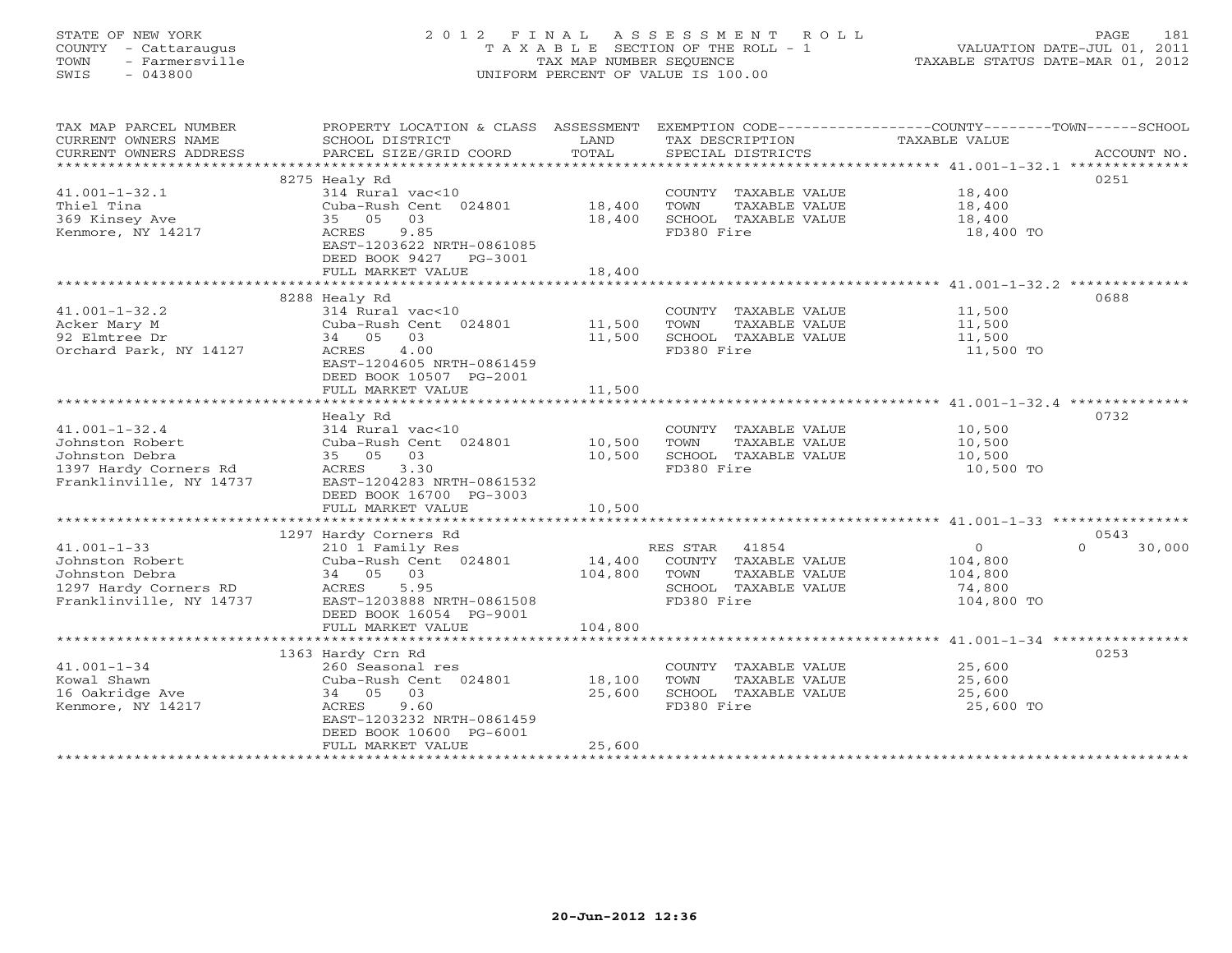STATE OF NEW YORK
COUNTY - Cattaraugus
TOWN - Farmersville
SWIS - 043800

# 2012 FINAL ASSESSMENT ROLL

TAXABLE SECTION OF THE ROLL - 1
TAX MAP NUMBER SEQUENCE
UNIFORM PERCENT OF VALUE IS 100.00

VALUATION DATE-JUL 01, 2011
TAXABLE STATUS DATE-MAR 01, 2012

| TAX MAP PARCEL NUMBER / CURRENT OWNERS NAME / CURRENT OWNERS ADDRESS | PROPERTY LOCATION & CLASS / SCHOOL DISTRICT / PARCEL SIZE/GRID COORD | ASSESSMENT LAND | TOTAL | EXEMPTION CODE / TAX DESCRIPTION / SPECIAL DISTRICTS | COUNTY | TOWN | SCHOOL | TAXABLE VALUE | ACCOUNT NO. |
|---|---|---|---|---|---|---|---|---|---|
| **41.001-1-32.1** | 8275 Healy Rd | | | | | | | | 0251 |
| Thiel Tina | 314 Rural vac<10 | | | COUNTY TAXABLE VALUE | | | | 18,400 | |
| 369 Kinsey Ave | Cuba-Rush Cent 024801 | 18,400 | | TOWN TAXABLE VALUE | | | | 18,400 | |
| Kenmore, NY 14217 | 35 05 03 | | 18,400 | SCHOOL TAXABLE VALUE | | | | 18,400 | |
| | ACRES 9.85 | | | FD380 Fire | | | | 18,400 TO | |
| | EAST-1203622 NRTH-0861085 | | | | | | | | |
| | DEED BOOK 9427 PG-3001 | | | | | | | | |
| | FULL MARKET VALUE | | 18,400 | | | | | | |
| **41.001-1-32.2** | 8288 Healy Rd | | | | | | | | 0688 |
| Acker Mary M | 314 Rural vac<10 | | | COUNTY TAXABLE VALUE | | | | 11,500 | |
| 92 Elmtree Dr | Cuba-Rush Cent 024801 | 11,500 | | TOWN TAXABLE VALUE | | | | 11,500 | |
| Orchard Park, NY 14127 | 34 05 03 | | 11,500 | SCHOOL TAXABLE VALUE | | | | 11,500 | |
| | ACRES 4.00 | | | FD380 Fire | | | | 11,500 TO | |
| | EAST-1204605 NRTH-0861459 | | | | | | | | |
| | DEED BOOK 10507 PG-2001 | | | | | | | | |
| | FULL MARKET VALUE | | 11,500 | | | | | | |
| **41.001-1-32.4** | Healy Rd | | | | | | | | 0732 |
| Johnston Robert | 314 Rural vac<10 | | | COUNTY TAXABLE VALUE | | | | 10,500 | |
| Johnston Debra | Cuba-Rush Cent 024801 | 10,500 | | TOWN TAXABLE VALUE | | | | 10,500 | |
| 1397 Hardy Corners Rd | 35 05 03 | | 10,500 | SCHOOL TAXABLE VALUE | | | | 10,500 | |
| Franklinville, NY 14737 | ACRES 3.30 | | | FD380 Fire | | | | 10,500 TO | |
| | EAST-1204283 NRTH-0861532 | | | | | | | | |
| | DEED BOOK 16700 PG-3003 | | | | | | | | |
| | FULL MARKET VALUE | | 10,500 | | | | | | |
| **41.001-1-33** | 1297 Hardy Corners Rd | | | | | | | | 0543 |
| Johnston Robert | 210 1 Family Res | | | RES STAR 41854 | 0 | 0 | 30,000 | | |
| Johnston Debra | Cuba-Rush Cent 024801 | 14,400 | | COUNTY TAXABLE VALUE | | | | 104,800 | |
| 1297 Hardy Corners RD | 34 05 03 | | 104,800 | TOWN TAXABLE VALUE | | | | 104,800 | |
| Franklinville, NY 14737 | ACRES 5.95 | | | SCHOOL TAXABLE VALUE | | | | 74,800 | |
| | EAST-1203888 NRTH-0861508 | | | FD380 Fire | | | | 104,800 TO | |
| | DEED BOOK 16054 PG-9001 | | | | | | | | |
| | FULL MARKET VALUE | | 104,800 | | | | | | |
| **41.001-1-34** | 1363 Hardy Crn Rd | | | | | | | | 0253 |
| Kowal Shawn | 260 Seasonal res | | | COUNTY TAXABLE VALUE | | | | 25,600 | |
| 16 Oakridge Ave | Cuba-Rush Cent 024801 | 18,100 | | TOWN TAXABLE VALUE | | | | 25,600 | |
| Kenmore, NY 14217 | 34 05 03 | | 25,600 | SCHOOL TAXABLE VALUE | | | | 25,600 | |
| | ACRES 9.60 | | | FD380 Fire | | | | 25,600 TO | |
| | EAST-1203232 NRTH-0861459 | | | | | | | | |
| | DEED BOOK 10600 PG-6001 | | | | | | | | |
| | FULL MARKET VALUE | | 25,600 | | | | | | |

20-Jun-2012 12:36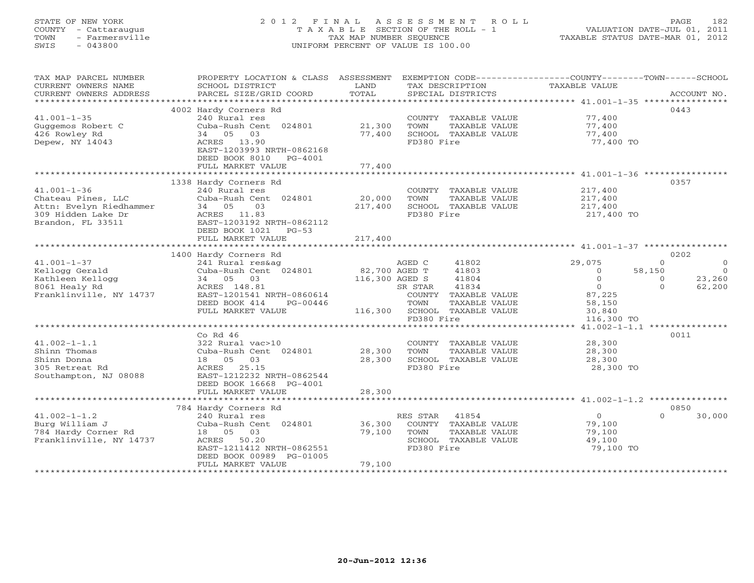STATE OF NEW YORK
COUNTY - Cattaraugus
TOWN - Farmersville
SWIS - 043800

2012 FINAL ASSESSMENT ROLL
TAXABLE SECTION OF THE ROLL - 1
TAX MAP NUMBER SEQUENCE
UNIFORM PERCENT OF VALUE IS 100.00

VALUATION DATE-JUL 01, 2011
TAXABLE STATUS DATE-MAR 01, 2012

| TAX MAP PARCEL NUMBER / CURRENT OWNERS NAME / CURRENT OWNERS ADDRESS | PROPERTY LOCATION & CLASS / SCHOOL DISTRICT / PARCEL SIZE/GRID COORD | ASSESSMENT LAND / TOTAL | EXEMPTION CODE / TAX DESCRIPTION / SPECIAL DISTRICTS | COUNTY TAXABLE VALUE | TOWN | SCHOOL | ACCOUNT NO. |
|---|---|---|---|---|---|---|---|
| 41.001-1-35 | 4002 Hardy Corners Rd | | | | | | 0443 |
| | 240 Rural res | | COUNTY TAXABLE VALUE | 77,400 | | | |
| Guggemos Robert C | Cuba-Rush Cent 024801 | 21,300 | TOWN TAXABLE VALUE | 77,400 | | | |
| 426 Rowley Rd | 34 05 03 | 77,400 | SCHOOL TAXABLE VALUE | 77,400 | | | |
| Depew, NY 14043 | ACRES 13.90 | | FD380 Fire | 77,400 TO | | | |
| | EAST-1203993 NRTH-0862168 | | | | | | |
| | DEED BOOK 8010 PG-4001 | | | | | | |
| | FULL MARKET VALUE | 77,400 | | | | | |
| 41.001-1-36 | 1338 Hardy Corners Rd | | | | | | 0357 |
| | 240 Rural res | | COUNTY TAXABLE VALUE | 217,400 | | | |
| Chateau Pines, LLC | Cuba-Rush Cent 024801 | 20,000 | TOWN TAXABLE VALUE | 217,400 | | | |
| Attn: Evelyn Riedhammer | 34 05 03 | 217,400 | SCHOOL TAXABLE VALUE | 217,400 | | | |
| 309 Hidden Lake Dr | ACRES 11.83 | | FD380 Fire | 217,400 TO | | | |
| Brandon, FL 33511 | EAST-1203192 NRTH-0862112 | | | | | | |
| | DEED BOOK 1021 PG-53 | | | | | | |
| | FULL MARKET VALUE | 217,400 | | | | | |
| 41.001-1-37 | 1400 Hardy Corners Rd | | | | | | 0202 |
| | 241 Rural res&ag | | AGED C 41802 | 29,075 | 0 | 0 | |
| Kellogg Gerald | Cuba-Rush Cent 024801 | 82,700 | AGED T 41803 | 0 | 58,150 | 0 | |
| Kathleen Kellogg | 34 05 03 | 116,300 | AGED S 41804 | 0 | 0 | 23,260 | |
| 8061 Healy Rd | ACRES 148.81 | | SR STAR 41834 | 0 | 0 | 62,200 | |
| Franklinville, NY 14737 | EAST-1201541 NRTH-0860614 | | COUNTY TAXABLE VALUE | 87,225 | | | |
| | DEED BOOK 414 PG-00446 | | TOWN TAXABLE VALUE | 58,150 | | | |
| | FULL MARKET VALUE | 116,300 | SCHOOL TAXABLE VALUE | 30,840 | | | |
| | | | FD380 Fire | 116,300 TO | | | |
| 41.002-1-1.1 | Co Rd 46 | | | | | | 0011 |
| | 322 Rural vac>10 | | COUNTY TAXABLE VALUE | 28,300 | | | |
| Shinn Thomas | Cuba-Rush Cent 024801 | 28,300 | TOWN TAXABLE VALUE | 28,300 | | | |
| Shinn Donna | 18 05 03 | 28,300 | SCHOOL TAXABLE VALUE | 28,300 | | | |
| 305 Retreat Rd | ACRES 25.15 | | FD380 Fire | 28,300 TO | | | |
| Southampton, NJ 08088 | EAST-1212232 NRTH-0862544 | | | | | | |
| | DEED BOOK 16668 PG-4001 | | | | | | |
| | FULL MARKET VALUE | 28,300 | | | | | |
| 41.002-1-1.2 | 784 Hardy Corners Rd | | | | | | 0850 |
| | 240 Rural res | | RES STAR 41854 | 0 | 0 | 30,000 | |
| Burg William J | Cuba-Rush Cent 024801 | 36,300 | COUNTY TAXABLE VALUE | 79,100 | | | |
| 784 Hardy Corner Rd | 18 05 03 | 79,100 | TOWN TAXABLE VALUE | 79,100 | | | |
| Franklinville, NY 14737 | ACRES 50.20 | | SCHOOL TAXABLE VALUE | 49,100 | | | |
| | EAST-1211412 NRTH-0862551 | | FD380 Fire | 79,100 TO | | | |
| | DEED BOOK 00989 PG-01005 | | | | | | |
| | FULL MARKET VALUE | 79,100 | | | | | |

20-Jun-2012 12:36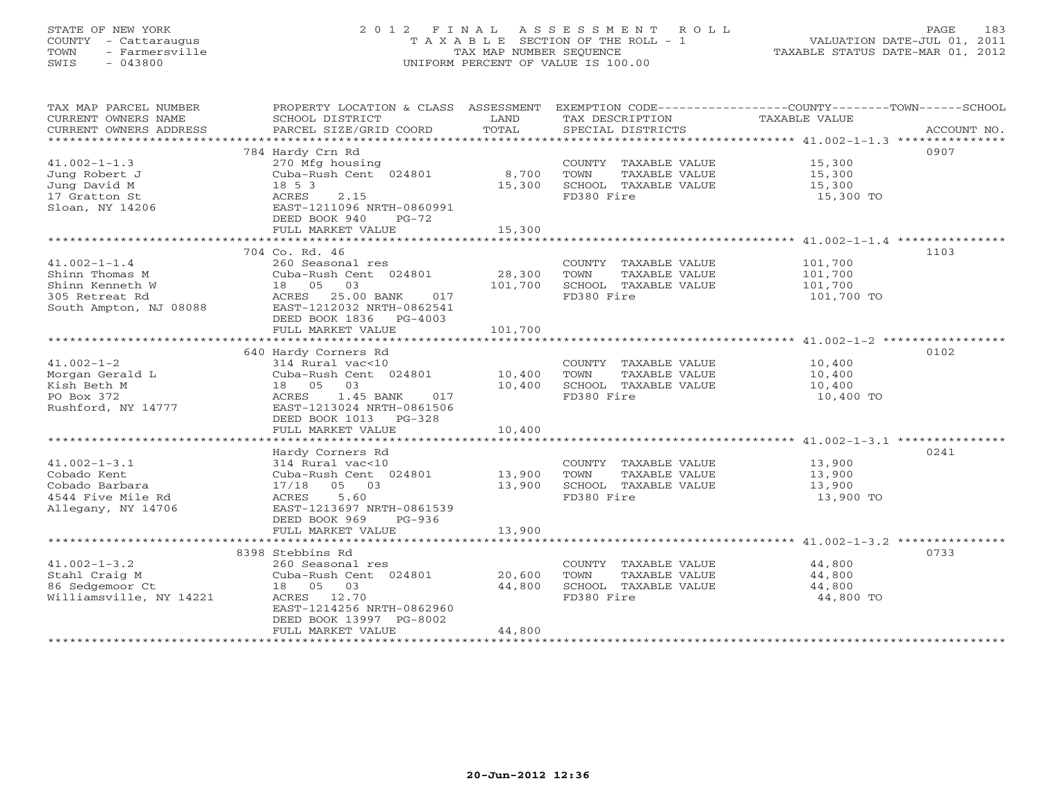STATE OF NEW YORK
COUNTY - Cattaraugus
TOWN - Farmersville
SWIS - 043800

# 2012 FINAL ASSESSMENT ROLL
TAXABLE SECTION OF THE ROLL - 1
TAX MAP NUMBER SEQUENCE
UNIFORM PERCENT OF VALUE IS 100.00

VALUATION DATE-JUL 01, 2011
TAXABLE STATUS DATE-MAR 01, 2012

| TAX MAP PARCEL NUMBER / CURRENT OWNERS NAME / CURRENT OWNERS ADDRESS | PROPERTY LOCATION & CLASS / SCHOOL DISTRICT / PARCEL SIZE/GRID COORD | ASSESSMENT LAND | TOTAL | EXEMPTION CODE / TAX DESCRIPTION / SPECIAL DISTRICTS | TAXABLE VALUE (COUNTY / TOWN / SCHOOL) | ACCOUNT NO. |
|---|---|---|---|---|---|---|
| 41.002-1-1.3 | 784 Hardy Crn Rd | | | | | 0907 |
| 41.002-1-1.3 | 270 Mfg housing | | | COUNTY TAXABLE VALUE | 15,300 | |
| Jung Robert J | Cuba-Rush Cent 024801 | 8,700 | | TOWN TAXABLE VALUE | 15,300 | |
| Jung David M | 18 5 3 | | 15,300 | SCHOOL TAXABLE VALUE | 15,300 | |
| 17 Gratton St | ACRES 2.15 | | | FD380 Fire | 15,300 TO | |
| Sloan, NY 14206 | EAST-1211096 NRTH-0860991 | | | | | |
| | DEED BOOK 940 PG-72 | | | | | |
| | FULL MARKET VALUE | | 15,300 | | | |
| 41.002-1-1.4 | 704 Co. Rd. 46 | | | | | 1103 |
| 41.002-1-1.4 | 260 Seasonal res | | | COUNTY TAXABLE VALUE | 101,700 | |
| Shinn Thomas M | Cuba-Rush Cent 024801 | 28,300 | | TOWN TAXABLE VALUE | 101,700 | |
| Shinn Kenneth W | 18 05 03 | | 101,700 | SCHOOL TAXABLE VALUE | 101,700 | |
| 305 Retreat Rd | ACRES 25.00 BANK 017 | | | FD380 Fire | 101,700 TO | |
| South Ampton, NJ 08088 | EAST-1212032 NRTH-0862541 | | | | | |
| | DEED BOOK 1836 PG-4003 | | | | | |
| | FULL MARKET VALUE | | 101,700 | | | |
| 41.002-1-2 | 640 Hardy Corners Rd | | | | | 0102 |
| 41.002-1-2 | 314 Rural vac<10 | | | COUNTY TAXABLE VALUE | 10,400 | |
| Morgan Gerald L | Cuba-Rush Cent 024801 | 10,400 | | TOWN TAXABLE VALUE | 10,400 | |
| Kish Beth M | 18 05 03 | | 10,400 | SCHOOL TAXABLE VALUE | 10,400 | |
| PO Box 372 | ACRES 1.45 BANK 017 | | | FD380 Fire | 10,400 TO | |
| Rushford, NY 14777 | EAST-1213024 NRTH-0861506 | | | | | |
| | DEED BOOK 1013 PG-328 | | | | | |
| | FULL MARKET VALUE | | 10,400 | | | |
| 41.002-1-3.1 | Hardy Corners Rd | | | | | 0241 |
| 41.002-1-3.1 | 314 Rural vac<10 | | | COUNTY TAXABLE VALUE | 13,900 | |
| Cobado Kent | Cuba-Rush Cent 024801 | 13,900 | | TOWN TAXABLE VALUE | 13,900 | |
| Cobado Barbara | 17/18 05 03 | | 13,900 | SCHOOL TAXABLE VALUE | 13,900 | |
| 4544 Five Mile Rd | ACRES 5.60 | | | FD380 Fire | 13,900 TO | |
| Allegany, NY 14706 | EAST-1213697 NRTH-0861539 | | | | | |
| | DEED BOOK 969 PG-936 | | | | | |
| | FULL MARKET VALUE | | 13,900 | | | |
| 41.002-1-3.2 | 8398 Stebbins Rd | | | | | 0733 |
| 41.002-1-3.2 | 260 Seasonal res | | | COUNTY TAXABLE VALUE | 44,800 | |
| Stahl Craig M | Cuba-Rush Cent 024801 | 20,600 | | TOWN TAXABLE VALUE | 44,800 | |
| 86 Sedgemoor Ct | 18 05 03 | | 44,800 | SCHOOL TAXABLE VALUE | 44,800 | |
| Williamsville, NY 14221 | ACRES 12.70 | | | FD380 Fire | 44,800 TO | |
| | EAST-1214256 NRTH-0862960 | | | | | |
| | DEED BOOK 13997 PG-8002 | | | | | |
| | FULL MARKET VALUE | | 44,800 | | | |

20-Jun-2012 12:36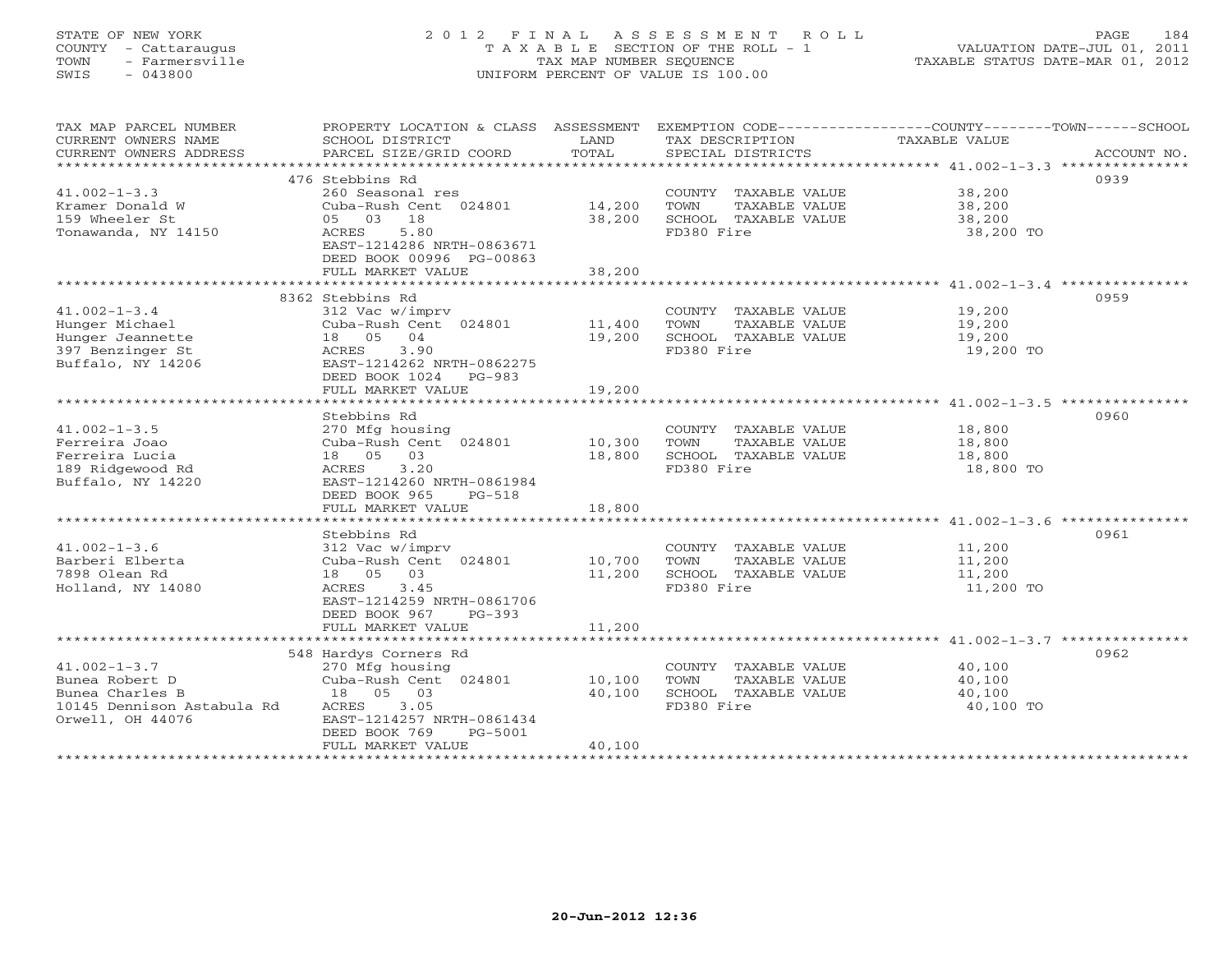STATE OF NEW YORK
COUNTY - Cattaraugus
TOWN - Farmersville
SWIS - 043800

2012 FINAL ASSESSMENT ROLL
TAXABLE SECTION OF THE ROLL - 1
TAX MAP NUMBER SEQUENCE
UNIFORM PERCENT OF VALUE IS 100.00

VALUATION DATE-JUL 01, 2011
TAXABLE STATUS DATE-MAR 01, 2012

| TAX MAP PARCEL NUMBER / CURRENT OWNERS NAME / CURRENT OWNERS ADDRESS | PROPERTY LOCATION & CLASS / SCHOOL DISTRICT / PARCEL SIZE/GRID COORD | ASSESSMENT LAND / TOTAL | EXEMPTION CODE / TAX DESCRIPTION / SPECIAL DISTRICTS | COUNTY / TOWN / SCHOOL TAXABLE VALUE | ACCOUNT NO. |
|---|---|---|---|---|---|
| **41.002-1-3.3** | 476 Stebbins Rd | | | | 0939 |
| Kramer Donald W | 260 Seasonal res | | COUNTY TAXABLE VALUE | 38,200 | |
| 159 Wheeler St | Cuba-Rush Cent 024801 | 14,200 | TOWN TAXABLE VALUE | 38,200 | |
| Tonawanda, NY 14150 | 05 03 18 | 38,200 | SCHOOL TAXABLE VALUE | 38,200 | |
| | ACRES 5.80 | | FD380 Fire | 38,200 TO | |
| | EAST-1214286 NRTH-0863671 | | | | |
| | DEED BOOK 00996 PG-00863 | | | | |
| | FULL MARKET VALUE | 38,200 | | | |
| **41.002-1-3.4** | 8362 Stebbins Rd | | | | 0959 |
| Hunger Michael | 312 Vac w/imprv | | COUNTY TAXABLE VALUE | 19,200 | |
| Hunger Jeannette | Cuba-Rush Cent 024801 | 11,400 | TOWN TAXABLE VALUE | 19,200 | |
| 397 Benzinger St | 18 05 04 | 19,200 | SCHOOL TAXABLE VALUE | 19,200 | |
| Buffalo, NY 14206 | ACRES 3.90 | | FD380 Fire | 19,200 TO | |
| | EAST-1214262 NRTH-0862275 | | | | |
| | DEED BOOK 1024 PG-983 | | | | |
| | FULL MARKET VALUE | 19,200 | | | |
| **41.002-1-3.5** | Stebbins Rd | | | | 0960 |
| Ferreira Joao | 270 Mfg housing | | COUNTY TAXABLE VALUE | 18,800 | |
| Ferreira Lucia | Cuba-Rush Cent 024801 | 10,300 | TOWN TAXABLE VALUE | 18,800 | |
| 189 Ridgewood Rd | 18 05 03 | 18,800 | SCHOOL TAXABLE VALUE | 18,800 | |
| Buffalo, NY 14220 | ACRES 3.20 | | FD380 Fire | 18,800 TO | |
| | EAST-1214260 NRTH-0861984 | | | | |
| | DEED BOOK 965 PG-518 | | | | |
| | FULL MARKET VALUE | 18,800 | | | |
| **41.002-1-3.6** | Stebbins Rd | | | | 0961 |
| Barberi Elberta | 312 Vac w/imprv | | COUNTY TAXABLE VALUE | 11,200 | |
| 7898 Olean Rd | Cuba-Rush Cent 024801 | 10,700 | TOWN TAXABLE VALUE | 11,200 | |
| Holland, NY 14080 | 18 05 03 | 11,200 | SCHOOL TAXABLE VALUE | 11,200 | |
| | ACRES 3.45 | | FD380 Fire | 11,200 TO | |
| | EAST-1214259 NRTH-0861706 | | | | |
| | DEED BOOK 967 PG-393 | | | | |
| | FULL MARKET VALUE | 11,200 | | | |
| **41.002-1-3.7** | 548 Hardys Corners Rd | | | | 0962 |
| Bunea Robert D | 270 Mfg housing | | COUNTY TAXABLE VALUE | 40,100 | |
| Bunea Charles B | Cuba-Rush Cent 024801 | 10,100 | TOWN TAXABLE VALUE | 40,100 | |
| 10145 Dennison Astabula Rd | 18 05 03 | 40,100 | SCHOOL TAXABLE VALUE | 40,100 | |
| Orwell, OH 44076 | ACRES 3.05 | | FD380 Fire | 40,100 TO | |
| | EAST-1214257 NRTH-0861434 | | | | |
| | DEED BOOK 769 PG-5001 | | | | |
| | FULL MARKET VALUE | 40,100 | | | |

20-Jun-2012 12:36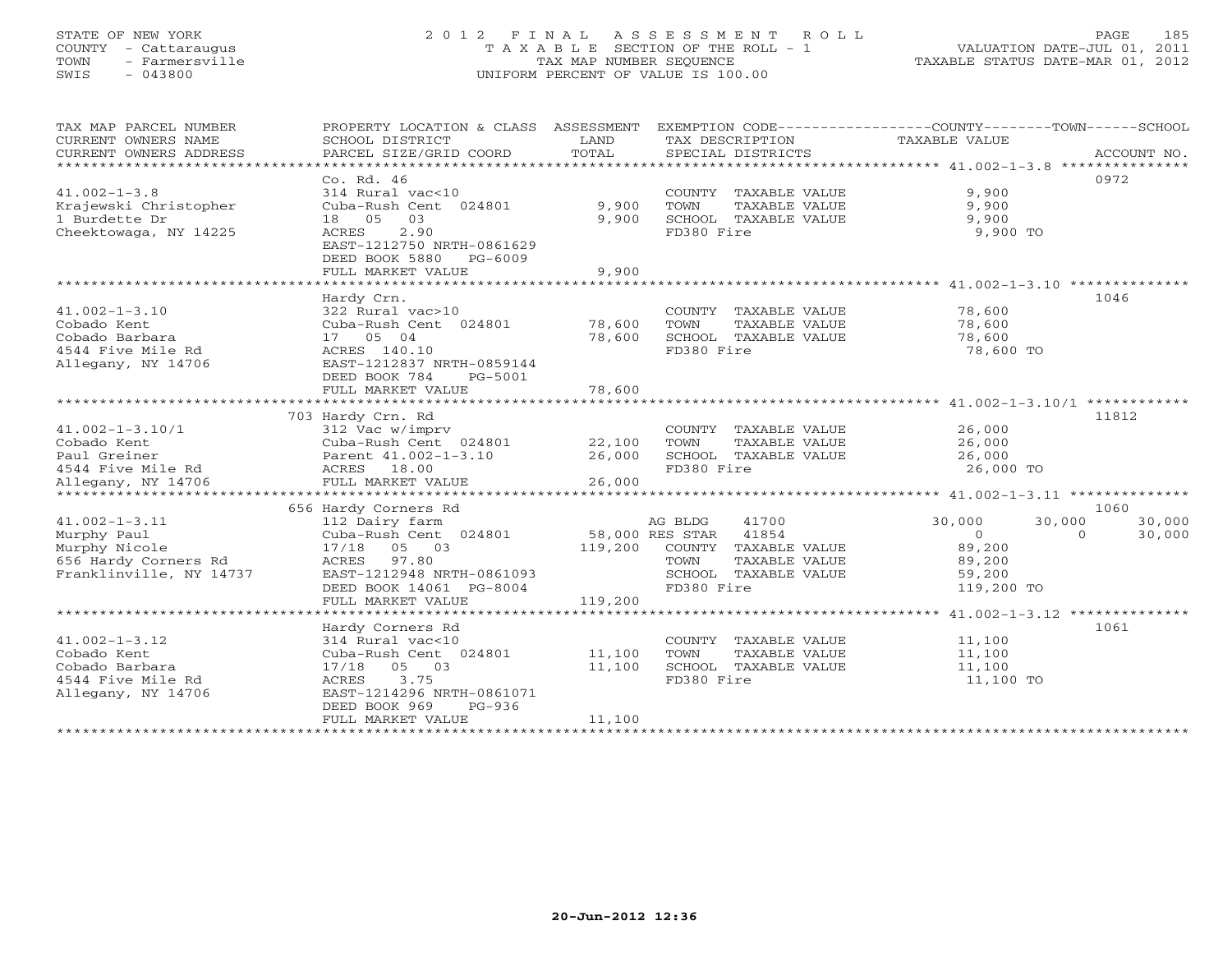STATE OF NEW YORK
COUNTY - Cattaraugus
TOWN - Farmersville
SWIS - 043800

# 2012 FINAL ASSESSMENT ROLL
TAXABLE SECTION OF THE ROLL - 1
TAX MAP NUMBER SEQUENCE
UNIFORM PERCENT OF VALUE IS 100.00

VALUATION DATE-JUL 01, 2011
TAXABLE STATUS DATE-MAR 01, 2012

| TAX MAP PARCEL NUMBER / CURRENT OWNERS NAME / CURRENT OWNERS ADDRESS | PROPERTY LOCATION & CLASS / SCHOOL DISTRICT / PARCEL SIZE/GRID COORD | ASSESSMENT LAND | TOTAL | EXEMPTION CODE / TAX DESCRIPTION / SPECIAL DISTRICTS | COUNTY TAXABLE VALUE | TOWN | SCHOOL | ACCOUNT NO. |
|---|---|---|---|---|---|---|---|---|
| 41.002-1-3.8 | Co. Rd. 46 | | | | | | | 0972 |
| Krajewski Christopher | 314 Rural vac<10 | | | COUNTY TAXABLE VALUE | 9,900 | | | |
| 1 Burdette Dr | Cuba-Rush Cent 024801 | 9,900 | | TOWN TAXABLE VALUE | 9,900 | | | |
| Cheektowaga, NY 14225 | 18 05 03 | | 9,900 | SCHOOL TAXABLE VALUE | 9,900 | | | |
| | ACRES 2.90 | | | FD380 Fire | 9,900 TO | | | |
| | EAST-1212750 NRTH-0861629 | | | | | | | |
| | DEED BOOK 5880 PG-6009 | | | | | | | |
| | FULL MARKET VALUE | | 9,900 | | | | | |
| 41.002-1-3.10 | Hardy Crn. | | | | | | | 1046 |
| Cobado Kent | 322 Rural vac>10 | | | COUNTY TAXABLE VALUE | 78,600 | | | |
| Cobado Barbara | Cuba-Rush Cent 024801 | 78,600 | | TOWN TAXABLE VALUE | 78,600 | | | |
| 4544 Five Mile Rd | 17 05 04 | | 78,600 | SCHOOL TAXABLE VALUE | 78,600 | | | |
| Allegany, NY 14706 | ACRES 140.10 | | | FD380 Fire | 78,600 TO | | | |
| | EAST-1212837 NRTH-0859144 | | | | | | | |
| | DEED BOOK 784 PG-5001 | | | | | | | |
| | FULL MARKET VALUE | | 78,600 | | | | | |
| 41.002-1-3.10/1 | 703 Hardy Crn. Rd | | | | | | | 11812 |
| Cobado Kent | 312 Vac w/imprv | | | COUNTY TAXABLE VALUE | 26,000 | | | |
| Paul Greiner | Cuba-Rush Cent 024801 | 22,100 | | TOWN TAXABLE VALUE | 26,000 | | | |
| 4544 Five Mile Rd | Parent 41.002-1-3.10 | | 26,000 | SCHOOL TAXABLE VALUE | 26,000 | | | |
| Allegany, NY 14706 | ACRES 18.00 | | | FD380 Fire | 26,000 TO | | | |
| | FULL MARKET VALUE | | 26,000 | | | | | |
| 41.002-1-3.11 | 656 Hardy Corners Rd | | | | | | | 1060 |
| Murphy Paul | 112 Dairy farm | | | AG BLDG 41700 | 30,000 | 30,000 | 30,000 | |
| Murphy Nicole | Cuba-Rush Cent 024801 | 58,000 | | RES STAR 41854 | 0 | 0 | 30,000 | |
| 656 Hardy Corners Rd | 17/18 05 03 | | 119,200 | COUNTY TAXABLE VALUE | 89,200 | | | |
| Franklinville, NY 14737 | ACRES 97.80 | | | TOWN TAXABLE VALUE | 89,200 | | | |
| | EAST-1212948 NRTH-0861093 | | | SCHOOL TAXABLE VALUE | 59,200 | | | |
| | DEED BOOK 14061 PG-8004 | | | FD380 Fire | 119,200 TO | | | |
| | FULL MARKET VALUE | | 119,200 | | | | | |
| 41.002-1-3.12 | Hardy Corners Rd | | | | | | | 1061 |
| Cobado Kent | 314 Rural vac<10 | | | COUNTY TAXABLE VALUE | 11,100 | | | |
| Cobado Barbara | Cuba-Rush Cent 024801 | 11,100 | | TOWN TAXABLE VALUE | 11,100 | | | |
| 4544 Five Mile Rd | 17/18 05 03 | | 11,100 | SCHOOL TAXABLE VALUE | 11,100 | | | |
| Allegany, NY 14706 | ACRES 3.75 | | | FD380 Fire | 11,100 TO | | | |
| | EAST-1214296 NRTH-0861071 | | | | | | | |
| | DEED BOOK 969 PG-936 | | | | | | | |
| | FULL MARKET VALUE | | 11,100 | | | | | |

20-Jun-2012 12:36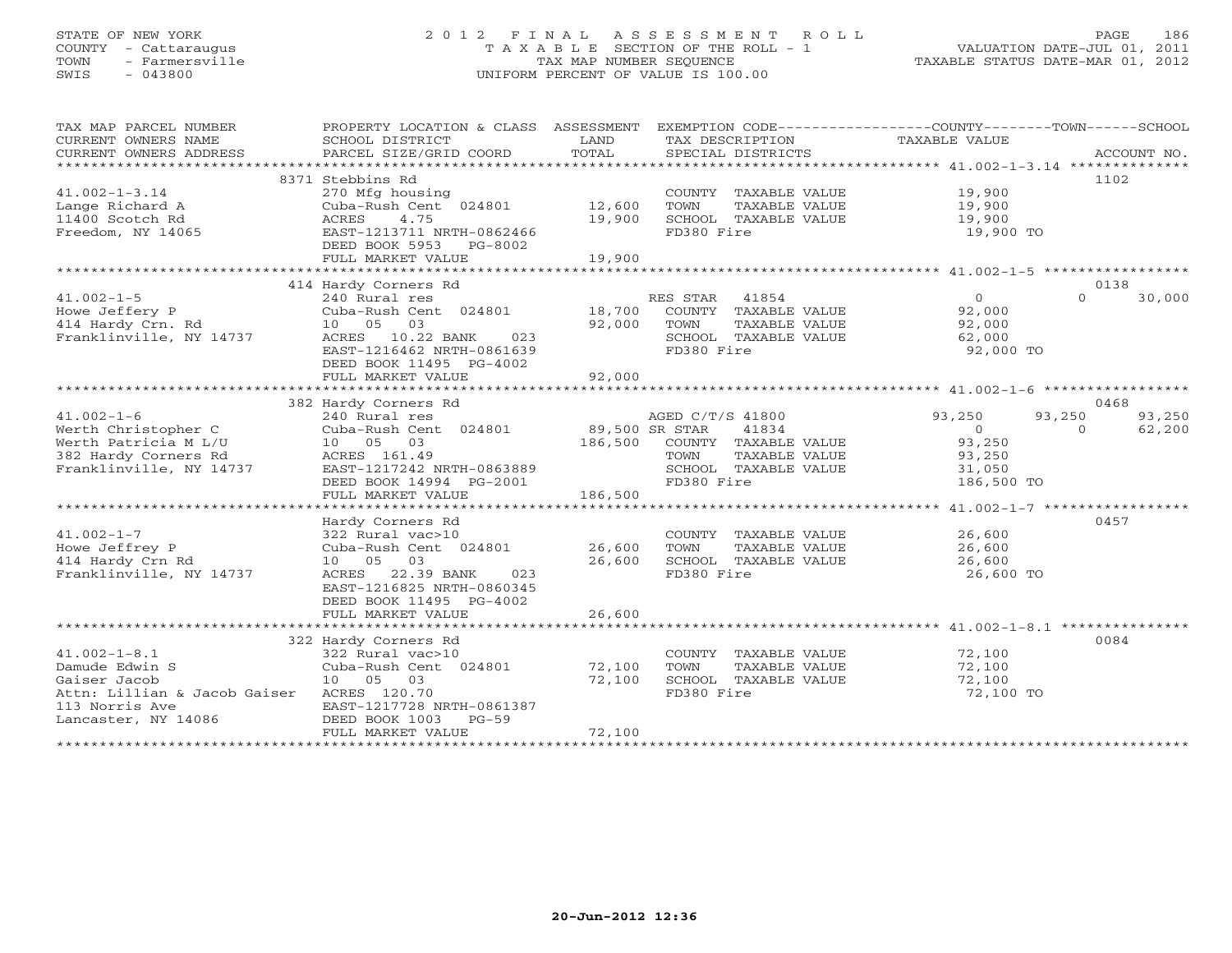STATE OF NEW YORK
COUNTY - Cattaraugus
TOWN - Farmersville
SWIS - 043800

# 2012 FINAL ASSESSMENT ROLL

TAXABLE SECTION OF THE ROLL - 1
TAX MAP NUMBER SEQUENCE
UNIFORM PERCENT OF VALUE IS 100.00

VALUATION DATE-JUL 01, 2011
TAXABLE STATUS DATE-MAR 01, 2012

| TAX MAP PARCEL NUMBER / CURRENT OWNERS NAME / CURRENT OWNERS ADDRESS | PROPERTY LOCATION & CLASS / SCHOOL DISTRICT / PARCEL SIZE/GRID COORD | ASSESSMENT LAND | TOTAL | EXEMPTION CODE / TAX DESCRIPTION / SPECIAL DISTRICTS | COUNTY TAXABLE VALUE | TOWN | SCHOOL | ACCOUNT NO. |
|---|---|---|---|---|---|---|---|---|
| 41.002-1-3.14 | 8371 Stebbins Rd | | | | | | | 1102 |
| Lange Richard A | 270 Mfg housing | | | COUNTY TAXABLE VALUE | 19,900 | | | |
| 11400 Scotch Rd | Cuba-Rush Cent 024801 | 12,600 | | TOWN TAXABLE VALUE | 19,900 | | | |
| Freedom, NY 14065 | ACRES 4.75 | | 19,900 | SCHOOL TAXABLE VALUE | 19,900 | | | |
| | EAST-1213711 NRTH-0862466 | | | FD380 Fire | 19,900 TO | | | |
| | DEED BOOK 5953 PG-8002 | | | | | | | |
| | FULL MARKET VALUE | | 19,900 | | | | | |
| 41.002-1-5 | 414 Hardy Corners Rd | | | | | | | 0138 |
| Howe Jeffery P | 240 Rural res | | | RES STAR 41854 | 0 | 0 | 30,000 | |
| 414 Hardy Crn. Rd | Cuba-Rush Cent 024801 | 18,700 | | COUNTY TAXABLE VALUE | 92,000 | | | |
| Franklinville, NY 14737 | 10 05 03 | | 92,000 | TOWN TAXABLE VALUE | 92,000 | | | |
| | ACRES 10.22 BANK 023 | | | SCHOOL TAXABLE VALUE | 62,000 | | | |
| | EAST-1216462 NRTH-0861639 | | | FD380 Fire | 92,000 TO | | | |
| | DEED BOOK 11495 PG-4002 | | | | | | | |
| | FULL MARKET VALUE | | 92,000 | | | | | |
| 41.002-1-6 | 382 Hardy Corners Rd | | | | | | | 0468 |
| Werth Christopher C | 240 Rural res | | | AGED C/T/S 41800 | 93,250 | 93,250 | 93,250 | |
| Werth Patricia M L/U | Cuba-Rush Cent 024801 | 89,500 | | SR STAR 41834 | 0 | 0 | 62,200 | |
| 382 Hardy Corners Rd | 10 05 03 | | 186,500 | COUNTY TAXABLE VALUE | 93,250 | | | |
| Franklinville, NY 14737 | ACRES 161.49 | | | TOWN TAXABLE VALUE | 93,250 | | | |
| | EAST-1217242 NRTH-0863889 | | | SCHOOL TAXABLE VALUE | 31,050 | | | |
| | DEED BOOK 14994 PG-2001 | | | FD380 Fire | 186,500 TO | | | |
| | FULL MARKET VALUE | | 186,500 | | | | | |
| 41.002-1-7 | Hardy Corners Rd | | | | | | | 0457 |
| Howe Jeffrey P | 322 Rural vac>10 | | | COUNTY TAXABLE VALUE | 26,600 | | | |
| 414 Hardy Crn Rd | Cuba-Rush Cent 024801 | 26,600 | | TOWN TAXABLE VALUE | 26,600 | | | |
| Franklinville, NY 14737 | 10 05 03 | | 26,600 | SCHOOL TAXABLE VALUE | 26,600 | | | |
| | ACRES 22.39 BANK 023 | | | FD380 Fire | 26,600 TO | | | |
| | EAST-1216825 NRTH-0860345 | | | | | | | |
| | DEED BOOK 11495 PG-4002 | | | | | | | |
| | FULL MARKET VALUE | | 26,600 | | | | | |
| 41.002-1-8.1 | 322 Hardy Corners Rd | | | | | | | 0084 |
| Damude Edwin S | 322 Rural vac>10 | | | COUNTY TAXABLE VALUE | 72,100 | | | |
| Gaiser Jacob | Cuba-Rush Cent 024801 | 72,100 | | TOWN TAXABLE VALUE | 72,100 | | | |
| Attn: Lillian & Jacob Gaiser | 10 05 03 | | 72,100 | SCHOOL TAXABLE VALUE | 72,100 | | | |
| 113 Norris Ave | ACRES 120.70 | | | FD380 Fire | 72,100 TO | | | |
| Lancaster, NY 14086 | EAST-1217728 NRTH-0861387 | | | | | | | |
| | DEED BOOK 1003 PG-59 | | | | | | | |
| | FULL MARKET VALUE | | 72,100 | | | | | |

20-Jun-2012 12:36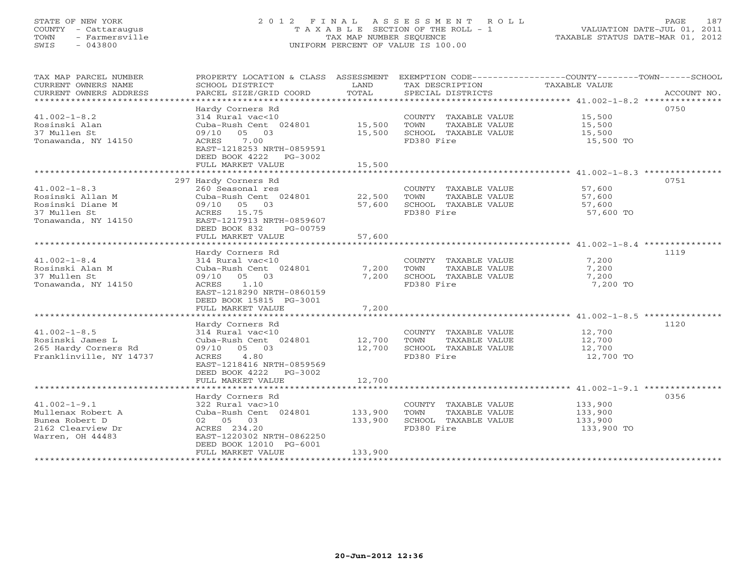STATE OF NEW YORK
COUNTY - Cattaraugus
TOWN - Farmersville
SWIS - 043800

# 2012 FINAL ASSESSMENT ROLL
TAXABLE SECTION OF THE ROLL - 1
TAX MAP NUMBER SEQUENCE
UNIFORM PERCENT OF VALUE IS 100.00

VALUATION DATE-JUL 01, 2011
TAXABLE STATUS DATE-MAR 01, 2012

| TAX MAP PARCEL NUMBER / CURRENT OWNERS NAME / CURRENT OWNERS ADDRESS | PROPERTY LOCATION & CLASS / SCHOOL DISTRICT / PARCEL SIZE/GRID COORD | ASSESSMENT LAND | TOTAL | EXEMPTION CODE / TAX DESCRIPTION / SPECIAL DISTRICTS | TAXABLE VALUE (COUNTY / TOWN / SCHOOL) | ACCOUNT NO. |
|---|---|---|---|---|---|---|
| 41.002-1-8.2 | Hardy Corners Rd | | | | | 0750 |
| Rosinski Alan | 314 Rural vac<10 | | | COUNTY TAXABLE VALUE | 15,500 | |
| 37 Mullen St | Cuba-Rush Cent 024801 | 15,500 | | TOWN TAXABLE VALUE | 15,500 | |
| Tonawanda, NY 14150 | 09/10 05 03 | | 15,500 | SCHOOL TAXABLE VALUE | 15,500 | |
| | ACRES 7.00 | | | FD380 Fire | 15,500 TO | |
| | EAST-1218253 NRTH-0859591 | | | | | |
| | DEED BOOK 4222 PG-3002 | | | | | |
| | FULL MARKET VALUE | | 15,500 | | | |
| 41.002-1-8.3 | 297 Hardy Corners Rd | | | | | 0751 |
| Rosinski Allan M | 260 Seasonal res | | | COUNTY TAXABLE VALUE | 57,600 | |
| Rosinski Diane M | Cuba-Rush Cent 024801 | 22,500 | | TOWN TAXABLE VALUE | 57,600 | |
| 37 Mullen St | 09/10 05 03 | | 57,600 | SCHOOL TAXABLE VALUE | 57,600 | |
| Tonawanda, NY 14150 | ACRES 15.75 | | | FD380 Fire | 57,600 TO | |
| | EAST-1217913 NRTH-0859607 | | | | | |
| | DEED BOOK 832 PG-00759 | | | | | |
| | FULL MARKET VALUE | | 57,600 | | | |
| 41.002-1-8.4 | Hardy Corners Rd | | | | | 1119 |
| Rosinski Alan M | 314 Rural vac<10 | | | COUNTY TAXABLE VALUE | 7,200 | |
| 37 Mullen St | Cuba-Rush Cent 024801 | 7,200 | | TOWN TAXABLE VALUE | 7,200 | |
| Tonawanda, NY 14150 | 09/10 05 03 | | 7,200 | SCHOOL TAXABLE VALUE | 7,200 | |
| | ACRES 1.10 | | | FD380 Fire | 7,200 TO | |
| | EAST-1218290 NRTH-0860159 | | | | | |
| | DEED BOOK 15815 PG-3001 | | | | | |
| | FULL MARKET VALUE | | 7,200 | | | |
| 41.002-1-8.5 | Hardy Corners Rd | | | | | 1120 |
| Rosinski James L | 314 Rural vac<10 | | | COUNTY TAXABLE VALUE | 12,700 | |
| 265 Hardy Corners Rd | Cuba-Rush Cent 024801 | 12,700 | | TOWN TAXABLE VALUE | 12,700 | |
| Franklinville, NY 14737 | 09/10 05 03 | | 12,700 | SCHOOL TAXABLE VALUE | 12,700 | |
| | ACRES 4.80 | | | FD380 Fire | 12,700 TO | |
| | EAST-1218416 NRTH-0859569 | | | | | |
| | DEED BOOK 4222 PG-3002 | | | | | |
| | FULL MARKET VALUE | | 12,700 | | | |
| 41.002-1-9.1 | Hardy Corners Rd | | | | | 0356 |
| Mullenax Robert A | 322 Rural vac>10 | | | COUNTY TAXABLE VALUE | 133,900 | |
| Bunea Robert D | Cuba-Rush Cent 024801 | 133,900 | | TOWN TAXABLE VALUE | 133,900 | |
| 2162 Clearview Dr | 02 05 03 | | 133,900 | SCHOOL TAXABLE VALUE | 133,900 | |
| Warren, OH 44483 | ACRES 234.20 | | | FD380 Fire | 133,900 TO | |
| | EAST-1220302 NRTH-0862250 | | | | | |
| | DEED BOOK 12010 PG-6001 | | | | | |
| | FULL MARKET VALUE | | 133,900 | | | |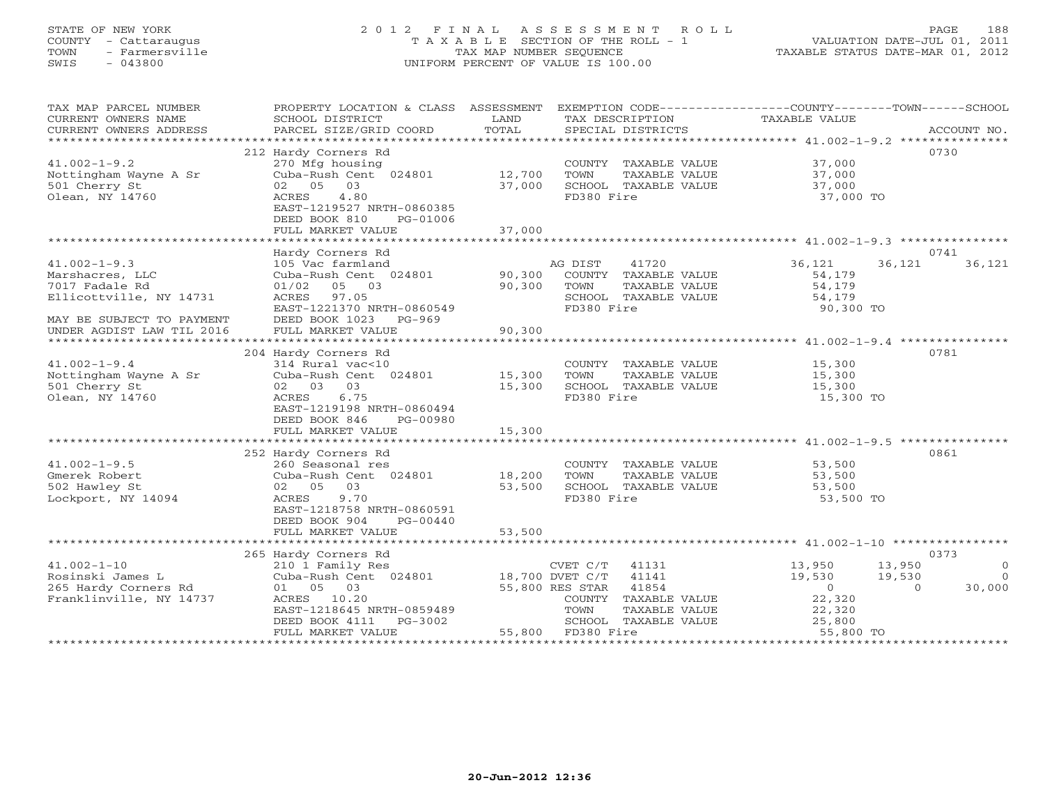STATE OF NEW YORK
COUNTY - Cattaraugus
TOWN - Farmersville
SWIS - 043800

# 2012 FINAL ASSESSMENT ROLL

TAXABLE SECTION OF THE ROLL - 1
TAX MAP NUMBER SEQUENCE
UNIFORM PERCENT OF VALUE IS 100.00

VALUATION DATE-JUL 01, 2011
TAXABLE STATUS DATE-MAR 01, 2012

| TAX MAP PARCEL NUMBER / CURRENT OWNERS NAME / CURRENT OWNERS ADDRESS | PROPERTY LOCATION & CLASS / SCHOOL DISTRICT / PARCEL SIZE/GRID COORD | ASSESSMENT LAND | TOTAL | EXEMPTION CODE / TAX DESCRIPTION / SPECIAL DISTRICTS | COUNTY TAXABLE VALUE | TOWN | SCHOOL | ACCOUNT NO. |
|---|---|---|---|---|---|---|---|---|
| 41.002-1-9.2 | 212 Hardy Corners Rd | | | | | | | 0730 |
| Nottingham Wayne A Sr | 270 Mfg housing | | | COUNTY TAXABLE VALUE | 37,000 | | | |
| 501 Cherry St | Cuba-Rush Cent 024801 | 12,700 | | TOWN TAXABLE VALUE | 37,000 | | | |
| Olean, NY 14760 | 02 05 03 | | 37,000 | SCHOOL TAXABLE VALUE | 37,000 | | | |
| | ACRES 4.80 | | | FD380 Fire | 37,000 TO | | | |
| | EAST-1219527 NRTH-0860385 | | | | | | | |
| | DEED BOOK 810 PG-01006 | | | | | | | |
| | FULL MARKET VALUE | | 37,000 | | | | | |
| 41.002-1-9.3 | Hardy Corners Rd | | | | | | | 0741 |
| Marshacres, LLC | 105 Vac farmland | | | AG DIST 41720 | 36,121 | 36,121 | 36,121 | |
| 7017 Fadale Rd | Cuba-Rush Cent 024801 | 90,300 | | COUNTY TAXABLE VALUE | 54,179 | | | |
| Ellicottville, NY 14731 | 01/02 05 03 | | 90,300 | TOWN TAXABLE VALUE | 54,179 | | | |
| | ACRES 97.05 | | | SCHOOL TAXABLE VALUE | 54,179 | | | |
| | EAST-1221370 NRTH-0860549 | | | FD380 Fire | 90,300 TO | | | |
| MAY BE SUBJECT TO PAYMENT | DEED BOOK 1023 PG-969 | | | | | | | |
| UNDER AGDIST LAW TIL 2016 | FULL MARKET VALUE | | 90,300 | | | | | |
| 41.002-1-9.4 | 204 Hardy Corners Rd | | | | | | | 0781 |
| Nottingham Wayne A Sr | 314 Rural vac<10 | | | COUNTY TAXABLE VALUE | 15,300 | | | |
| 501 Cherry St | Cuba-Rush Cent 024801 | 15,300 | | TOWN TAXABLE VALUE | 15,300 | | | |
| Olean, NY 14760 | 02 03 03 | | 15,300 | SCHOOL TAXABLE VALUE | 15,300 | | | |
| | ACRES 6.75 | | | FD380 Fire | 15,300 TO | | | |
| | EAST-1219198 NRTH-0860494 | | | | | | | |
| | DEED BOOK 846 PG-00980 | | | | | | | |
| | FULL MARKET VALUE | | 15,300 | | | | | |
| 41.002-1-9.5 | 252 Hardy Corners Rd | | | | | | | 0861 |
| Gmerek Robert | 260 Seasonal res | | | COUNTY TAXABLE VALUE | 53,500 | | | |
| 502 Hawley St | Cuba-Rush Cent 024801 | 18,200 | | TOWN TAXABLE VALUE | 53,500 | | | |
| Lockport, NY 14094 | 02 05 03 | | 53,500 | SCHOOL TAXABLE VALUE | 53,500 | | | |
| | ACRES 9.70 | | | FD380 Fire | 53,500 TO | | | |
| | EAST-1218758 NRTH-0860591 | | | | | | | |
| | DEED BOOK 904 PG-00440 | | | | | | | |
| | FULL MARKET VALUE | | 53,500 | | | | | |
| 41.002-1-10 | 265 Hardy Corners Rd | | | | | | | 0373 |
| Rosinski James L | 210 1 Family Res | | | CVET C/T 41131 | 13,950 | 13,950 | 0 | |
| 265 Hardy Corners Rd | Cuba-Rush Cent 024801 | 18,700 | | DVET C/T 41141 | 19,530 | 19,530 | 0 | |
| Franklinville, NY 14737 | 01 05 03 | | 55,800 | RES STAR 41854 | 0 | 0 | 30,000 | |
| | ACRES 10.20 | | | COUNTY TAXABLE VALUE | 22,320 | | | |
| | EAST-1218645 NRTH-0859489 | | | TOWN TAXABLE VALUE | 22,320 | | | |
| | DEED BOOK 4111 PG-3002 | | | SCHOOL TAXABLE VALUE | 25,800 | | | |
| | FULL MARKET VALUE | | 55,800 | FD380 Fire | 55,800 TO | | | |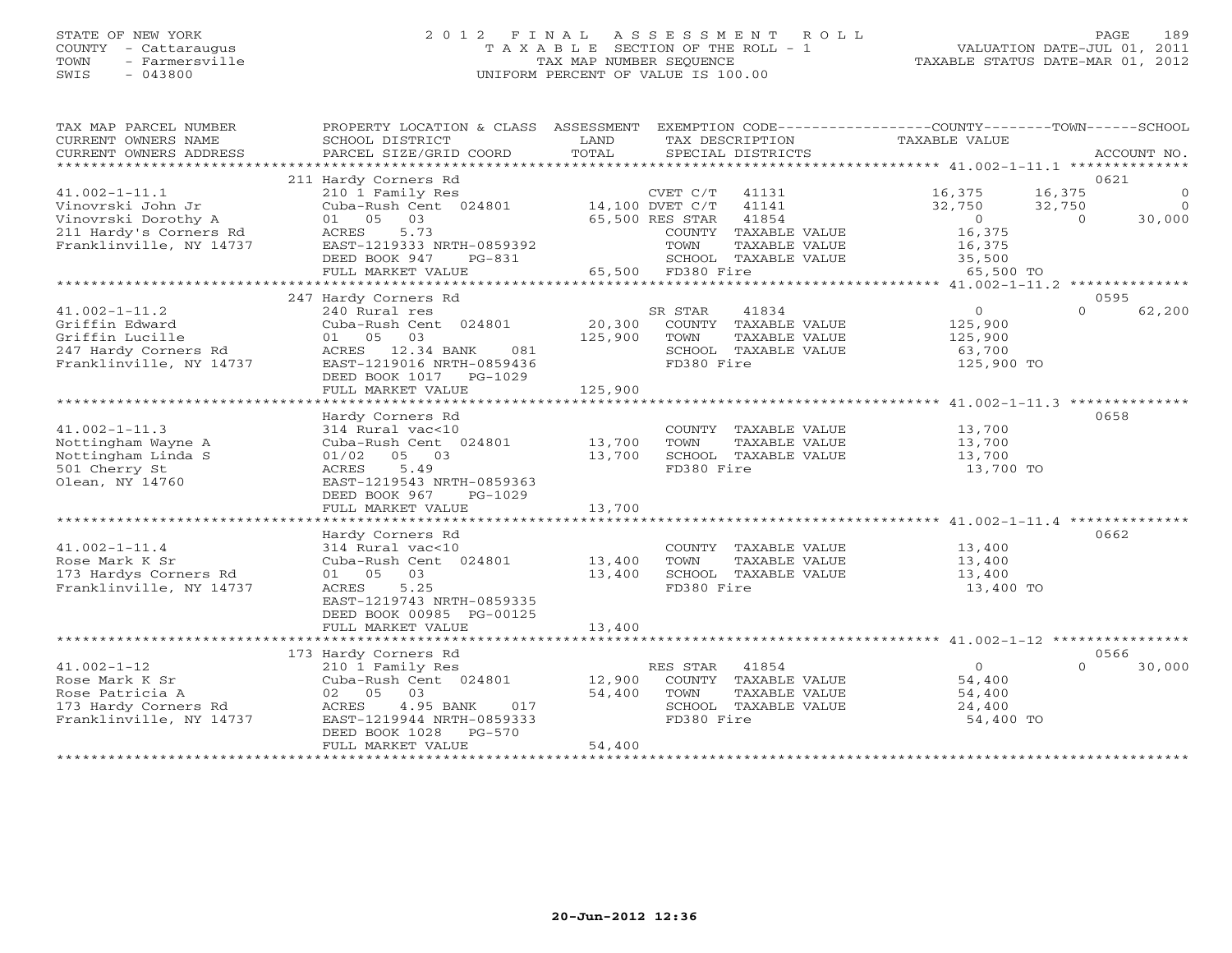STATE OF NEW YORK
COUNTY - Cattaraugus
TOWN - Farmersville
SWIS - 043800

2012 FINAL ASSESSMENT ROLL
TAXABLE SECTION OF THE ROLL - 1
TAX MAP NUMBER SEQUENCE
UNIFORM PERCENT OF VALUE IS 100.00

VALUATION DATE-JUL 01, 2011
TAXABLE STATUS DATE-MAR 01, 2012

| TAX MAP PARCEL NUMBER / CURRENT OWNERS NAME / CURRENT OWNERS ADDRESS | PROPERTY LOCATION & CLASS / SCHOOL DISTRICT / PARCEL SIZE/GRID COORD | ASSESSMENT LAND / TOTAL | EXEMPTION CODE / TAX DESCRIPTION / SPECIAL DISTRICTS | COUNTY TAXABLE VALUE | TOWN | SCHOOL | ACCOUNT NO. |
|---|---|---|---|---|---|---|---|
| | 211 Hardy Corners Rd | | | | | | 0621 |
| 41.002-1-11.1 | 210 1 Family Res | | CVET C/T 41131 | 16,375 | 16,375 | 0 | |
| Vinovrski John Jr | Cuba-Rush Cent 024801 | 14,100 | DVET C/T 41141 | 32,750 | 32,750 | 0 | |
| Vinovrski Dorothy A | 01 05 03 | 65,500 | RES STAR 41854 | 0 | 0 | 30,000 | |
| 211 Hardy's Corners Rd | ACRES 5.73 | | COUNTY TAXABLE VALUE | 16,375 | | | |
| Franklinville, NY 14737 | EAST-1219333 NRTH-0859392 | | TOWN TAXABLE VALUE | 16,375 | | | |
| | DEED BOOK 947 PG-831 | | SCHOOL TAXABLE VALUE | 35,500 | | | |
| | FULL MARKET VALUE | 65,500 | FD380 Fire | 65,500 TO | | | |
| | 247 Hardy Corners Rd | | | | | | 0595 |
| 41.002-1-11.2 | 240 Rural res | | SR STAR 41834 | 0 | 0 | 62,200 | |
| Griffin Edward | Cuba-Rush Cent 024801 | 20,300 | COUNTY TAXABLE VALUE | 125,900 | | | |
| Griffin Lucille | 01 05 03 | 125,900 | TOWN TAXABLE VALUE | 125,900 | | | |
| 247 Hardy Corners Rd | ACRES 12.34 BANK 081 | | SCHOOL TAXABLE VALUE | 63,700 | | | |
| Franklinville, NY 14737 | EAST-1219016 NRTH-0859436 | | FD380 Fire | 125,900 TO | | | |
| | DEED BOOK 1017 PG-1029 | | | | | | |
| | FULL MARKET VALUE | 125,900 | | | | | |
| | Hardy Corners Rd | | | | | | 0658 |
| 41.002-1-11.3 | 314 Rural vac<10 | | COUNTY TAXABLE VALUE | 13,700 | | | |
| Nottingham Wayne A | Cuba-Rush Cent 024801 | 13,700 | TOWN TAXABLE VALUE | 13,700 | | | |
| Nottingham Linda S | 01/02 05 03 | 13,700 | SCHOOL TAXABLE VALUE | 13,700 | | | |
| 501 Cherry St | ACRES 5.49 | | FD380 Fire | 13,700 TO | | | |
| Olean, NY 14760 | EAST-1219543 NRTH-0859363 | | | | | | |
| | DEED BOOK 967 PG-1029 | | | | | | |
| | FULL MARKET VALUE | 13,700 | | | | | |
| | Hardy Corners Rd | | | | | | 0662 |
| 41.002-1-11.4 | 314 Rural vac<10 | | COUNTY TAXABLE VALUE | 13,400 | | | |
| Rose Mark K Sr | Cuba-Rush Cent 024801 | 13,400 | TOWN TAXABLE VALUE | 13,400 | | | |
| 173 Hardys Corners Rd | 01 05 03 | 13,400 | SCHOOL TAXABLE VALUE | 13,400 | | | |
| Franklinville, NY 14737 | ACRES 5.25 | | FD380 Fire | 13,400 TO | | | |
| | EAST-1219743 NRTH-0859335 | | | | | | |
| | DEED BOOK 00985 PG-00125 | | | | | | |
| | FULL MARKET VALUE | 13,400 | | | | | |
| | 173 Hardy Corners Rd | | | | | | 0566 |
| 41.002-1-12 | 210 1 Family Res | | RES STAR 41854 | 0 | 0 | 30,000 | |
| Rose Mark K Sr | Cuba-Rush Cent 024801 | 12,900 | COUNTY TAXABLE VALUE | 54,400 | | | |
| Rose Patricia A | 02 05 03 | 54,400 | TOWN TAXABLE VALUE | 54,400 | | | |
| 173 Hardy Corners Rd | ACRES 4.95 BANK 017 | | SCHOOL TAXABLE VALUE | 24,400 | | | |
| Franklinville, NY 14737 | EAST-1219944 NRTH-0859333 | | FD380 Fire | 54,400 TO | | | |
| | DEED BOOK 1028 PG-570 | | | | | | |
| | FULL MARKET VALUE | 54,400 | | | | | |

20-Jun-2012 12:36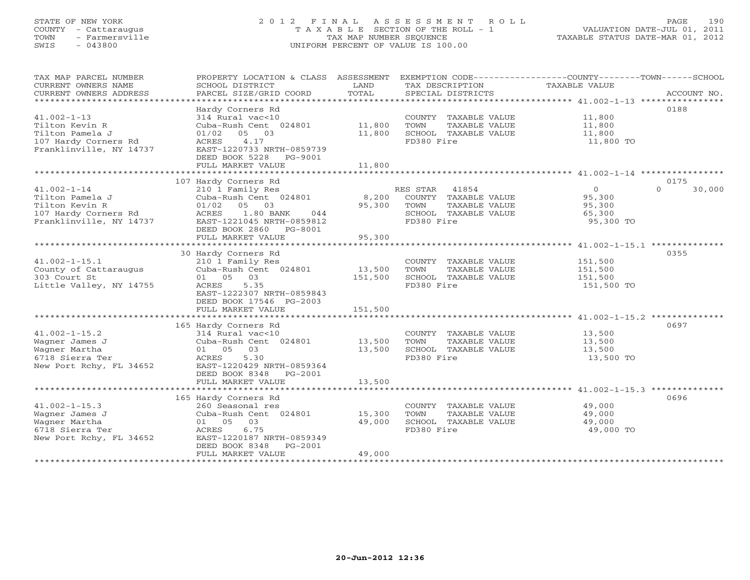STATE OF NEW YORK
COUNTY - Cattaraugus
TOWN - Farmersville
SWIS - 043800

2 0 1 2 F I N A L A S S E S S M E N T R O L L
T A X A B L E SECTION OF THE ROLL - 1
TAX MAP NUMBER SEQUENCE
UNIFORM PERCENT OF VALUE IS 100.00

VALUATION DATE-JUL 01, 2011
TAXABLE STATUS DATE-MAR 01, 2012

| TAX MAP PARCEL NUMBER / CURRENT OWNERS NAME / CURRENT OWNERS ADDRESS | PROPERTY LOCATION & CLASS / SCHOOL DISTRICT / PARCEL SIZE/GRID COORD | ASSESSMENT LAND / TOTAL | EXEMPTION CODE / TAX DESCRIPTION / SPECIAL DISTRICTS | COUNTY TAXABLE VALUE | TOWN | SCHOOL | ACCOUNT NO. |
|---|---|---|---|---|---|---|---|
| 41.002-1-13 | Hardy Corners Rd | | | | | | 0188 |
| Tilton Kevin R | 314 Rural vac<10 | | COUNTY TAXABLE VALUE | 11,800 | | | |
| Tilton Pamela J | Cuba-Rush Cent 024801 | 11,800 | TOWN TAXABLE VALUE | 11,800 | | | |
| 107 Hardy Corners Rd | 01/02 05 03 | 11,800 | SCHOOL TAXABLE VALUE | 11,800 | | | |
| Franklinville, NY 14737 | ACRES 4.17 | | FD380 Fire | 11,800 TO | | | |
| | EAST-1220733 NRTH-0859739 | | | | | | |
| | DEED BOOK 5228 PG-9001 | | | | | | |
| | FULL MARKET VALUE | 11,800 | | | | | |
| 41.002-1-14 | 107 Hardy Corners Rd | | | | | | 0175 |
| Tilton Pamela J | 210 1 Family Res | | RES STAR 41854 | 0 | | 0 | 30,000 |
| Tilton Kevin R | Cuba-Rush Cent 024801 | 8,200 | COUNTY TAXABLE VALUE | 95,300 | | | |
| 107 Hardy Corners Rd | 01/02 05 03 | 95,300 | TOWN TAXABLE VALUE | 95,300 | | | |
| Franklinville, NY 14737 | ACRES 1.80 BANK 044 | | SCHOOL TAXABLE VALUE | 65,300 | | | |
| | EAST-1221045 NRTH-0859812 | | FD380 Fire | 95,300 TO | | | |
| | DEED BOOK 2860 PG-8001 | | | | | | |
| | FULL MARKET VALUE | 95,300 | | | | | |
| 41.002-1-15.1 | 30 Hardy Corners Rd | | | | | | 0355 |
| County of Cattaraugus | 210 1 Family Res | | COUNTY TAXABLE VALUE | 151,500 | | | |
| 303 Court St | Cuba-Rush Cent 024801 | 13,500 | TOWN TAXABLE VALUE | 151,500 | | | |
| Little Valley, NY 14755 | 01 05 03 | 151,500 | SCHOOL TAXABLE VALUE | 151,500 | | | |
| | ACRES 5.35 | | FD380 Fire | 151,500 TO | | | |
| | EAST-1222307 NRTH-0859843 | | | | | | |
| | DEED BOOK 17546 PG-2003 | | | | | | |
| | FULL MARKET VALUE | 151,500 | | | | | |
| 41.002-1-15.2 | 165 Hardy Corners Rd | | | | | | 0697 |
| Wagner James J | 314 Rural vac<10 | | COUNTY TAXABLE VALUE | 13,500 | | | |
| Wagner Martha | Cuba-Rush Cent 024801 | 13,500 | TOWN TAXABLE VALUE | 13,500 | | | |
| 6718 Sierra Ter | 01 05 03 | 13,500 | SCHOOL TAXABLE VALUE | 13,500 | | | |
| New Port Rchy, FL 34652 | ACRES 5.30 | | FD380 Fire | 13,500 TO | | | |
| | EAST-1220429 NRTH-0859364 | | | | | | |
| | DEED BOOK 8348 PG-2001 | | | | | | |
| | FULL MARKET VALUE | 13,500 | | | | | |
| 41.002-1-15.3 | 165 Hardy Corners Rd | | | | | | 0696 |
| Wagner James J | 260 Seasonal res | | COUNTY TAXABLE VALUE | 49,000 | | | |
| Wagner Martha | Cuba-Rush Cent 024801 | 15,300 | TOWN TAXABLE VALUE | 49,000 | | | |
| 6718 Sierra Ter | 01 05 03 | 49,000 | SCHOOL TAXABLE VALUE | 49,000 | | | |
| New Port Rchy, FL 34652 | ACRES 6.75 | | FD380 Fire | 49,000 TO | | | |
| | EAST-1220187 NRTH-0859349 | | | | | | |
| | DEED BOOK 8348 PG-2001 | | | | | | |
| | FULL MARKET VALUE | 49,000 | | | | | |

20-Jun-2012 12:36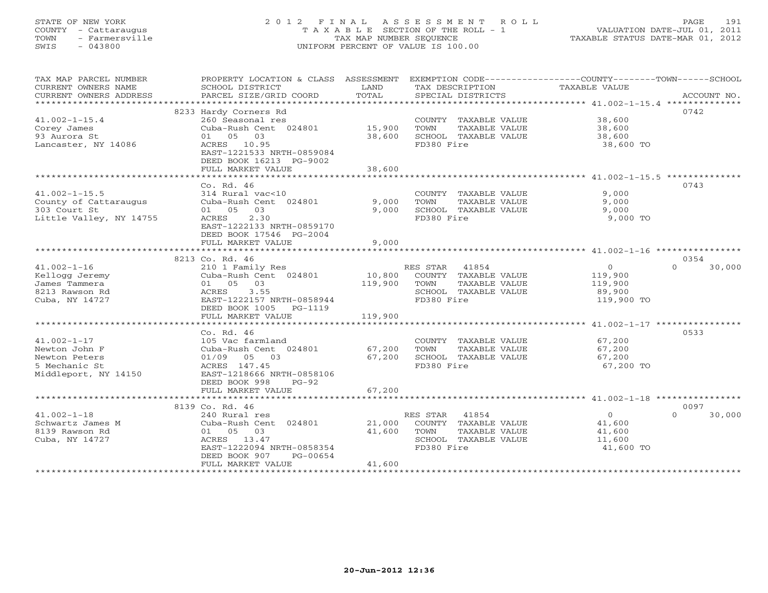STATE OF NEW YORK
COUNTY - Cattaraugus
TOWN - Farmersville
SWIS - 043800

2012 FINAL ASSESSMENT ROLL
TAXABLE SECTION OF THE ROLL - 1
TAX MAP NUMBER SEQUENCE
UNIFORM PERCENT OF VALUE IS 100.00

VALUATION DATE-JUL 01, 2011
TAXABLE STATUS DATE-MAR 01, 2012

| TAX MAP PARCEL NUMBER / CURRENT OWNERS NAME / CURRENT OWNERS ADDRESS | PROPERTY LOCATION & CLASS / SCHOOL DISTRICT / PARCEL SIZE/GRID COORD | ASSESSMENT LAND | TOTAL | EXEMPTION CODE / TAX DESCRIPTION / SPECIAL DISTRICTS | COUNTY TAXABLE VALUE | TOWN | SCHOOL | ACCOUNT NO. |
|---|---|---|---|---|---|---|---|---|
| 41.002-1-15.4 | 8233 Hardy Corners Rd | | | | | | | 0742 |
| Corey James | 260 Seasonal res | | | COUNTY TAXABLE VALUE | 38,600 | | | |
| 93 Aurora St | Cuba-Rush Cent 024801 | 15,900 | | TOWN TAXABLE VALUE | 38,600 | | | |
| Lancaster, NY 14086 | 01 05 03 | | 38,600 | SCHOOL TAXABLE VALUE | 38,600 | | | |
| | ACRES 10.95 | | | FD380 Fire | 38,600 TO | | | |
| | EAST-1221533 NRTH-0859084 | | | | | | | |
| | DEED BOOK 16213 PG-9002 | | | | | | | |
| | FULL MARKET VALUE | | 38,600 | | | | | |
| 41.002-1-15.5 | Co. Rd. 46 | | | | | | | 0743 |
| County of Cattaraugus | 314 Rural vac<10 | | | COUNTY TAXABLE VALUE | 9,000 | | | |
| 303 Court St | Cuba-Rush Cent 024801 | 9,000 | | TOWN TAXABLE VALUE | 9,000 | | | |
| Little Valley, NY 14755 | 01 05 03 | | 9,000 | SCHOOL TAXABLE VALUE | 9,000 | | | |
| | ACRES 2.30 | | | FD380 Fire | 9,000 TO | | | |
| | EAST-1222133 NRTH-0859170 | | | | | | | |
| | DEED BOOK 17546 PG-2004 | | | | | | | |
| | FULL MARKET VALUE | | 9,000 | | | | | |
| 41.002-1-16 | 8213 Co. Rd. 46 | | | | | | | 0354 |
| Kellogg Jeremy | 210 1 Family Res | | | RES STAR 41854 | 0 | | 0 | 30,000 |
| James Tammera | Cuba-Rush Cent 024801 | 10,800 | | COUNTY TAXABLE VALUE | 119,900 | | | |
| 8213 Rawson Rd | 01 05 03 | | 119,900 | TOWN TAXABLE VALUE | 119,900 | | | |
| Cuba, NY 14727 | ACRES 3.55 | | | SCHOOL TAXABLE VALUE | 89,900 | | | |
| | EAST-1222157 NRTH-0858944 | | | FD380 Fire | 119,900 TO | | | |
| | DEED BOOK 1005 PG-1119 | | | | | | | |
| | FULL MARKET VALUE | | 119,900 | | | | | |
| 41.002-1-17 | Co. Rd. 46 | | | | | | | 0533 |
| Newton John F | 105 Vac farmland | | | COUNTY TAXABLE VALUE | 67,200 | | | |
| Newton Peters | Cuba-Rush Cent 024801 | 67,200 | | TOWN TAXABLE VALUE | 67,200 | | | |
| 5 Mechanic St | 01/09 05 03 | | 67,200 | SCHOOL TAXABLE VALUE | 67,200 | | | |
| Middleport, NY 14150 | ACRES 147.45 | | | FD380 Fire | 67,200 TO | | | |
| | EAST-1218666 NRTH-0858106 | | | | | | | |
| | DEED BOOK 998 PG-92 | | | | | | | |
| | FULL MARKET VALUE | | 67,200 | | | | | |
| 41.002-1-18 | 8139 Co. Rd. 46 | | | | | | | 0097 |
| Schwartz James M | 240 Rural res | | | RES STAR 41854 | 0 | | 0 | 30,000 |
| 8139 Rawson Rd | Cuba-Rush Cent 024801 | 21,000 | | COUNTY TAXABLE VALUE | 41,600 | | | |
| Cuba, NY 14727 | 01 05 03 | | 41,600 | TOWN TAXABLE VALUE | 41,600 | | | |
| | ACRES 13.47 | | | SCHOOL TAXABLE VALUE | 11,600 | | | |
| | EAST-1222094 NRTH-0858354 | | | FD380 Fire | 41,600 TO | | | |
| | DEED BOOK 907 PG-00654 | | | | | | | |
| | FULL MARKET VALUE | | 41,600 | | | | | |

20-Jun-2012 12:36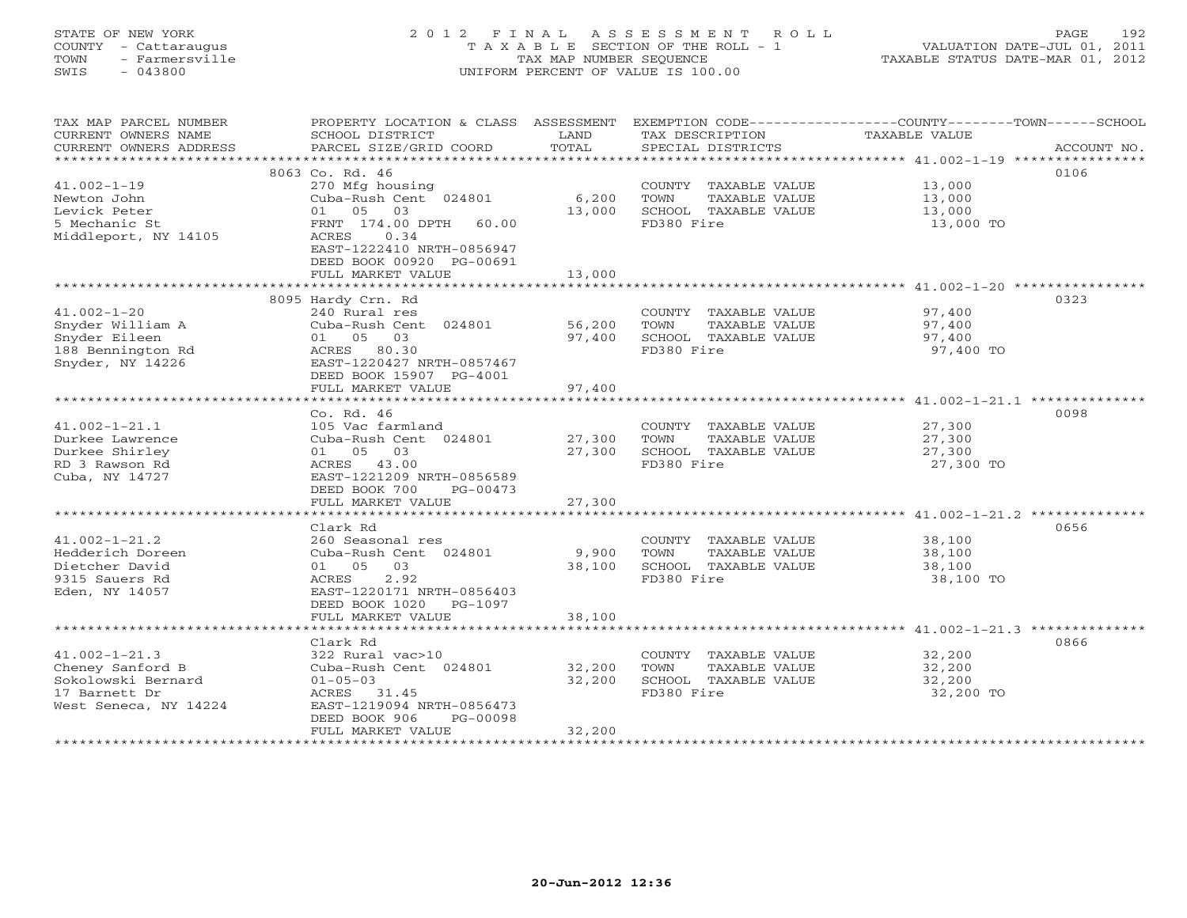STATE OF NEW YORK
COUNTY - Cattaraugus
TOWN - Farmersville
SWIS - 043800

# 2012 FINAL ASSESSMENT ROLL

TAXABLE SECTION OF THE ROLL - 1
TAX MAP NUMBER SEQUENCE
UNIFORM PERCENT OF VALUE IS 100.00

VALUATION DATE-JUL 01, 2011
TAXABLE STATUS DATE-MAR 01, 2012

| TAX MAP PARCEL NUMBER / CURRENT OWNERS NAME / CURRENT OWNERS ADDRESS | PROPERTY LOCATION & CLASS / SCHOOL DISTRICT / PARCEL SIZE/GRID COORD | ASSESSMENT LAND | TOTAL | EXEMPTION CODE / TAX DESCRIPTION / SPECIAL DISTRICTS | TAXABLE VALUE (COUNTY / TOWN / SCHOOL) | ACCOUNT NO. |
|---|---|---|---|---|---|---|
| **41.002-1-19** | 8063 Co. Rd. 46 | | | | | 0106 |
| 41.002-1-19 | 270 Mfg housing | | | COUNTY TAXABLE VALUE | 13,000 | |
| Newton John | Cuba-Rush Cent 024801 | 6,200 | | TOWN TAXABLE VALUE | 13,000 | |
| Levick Peter | 01 05 03 | | 13,000 | SCHOOL TAXABLE VALUE | 13,000 | |
| 5 Mechanic St | FRNT 174.00 DPTH 60.00 | | | FD380 Fire | 13,000 TO | |
| Middleport, NY 14105 | ACRES 0.34 | | | | | |
| | EAST-1222410 NRTH-0856947 | | | | | |
| | DEED BOOK 00920 PG-00691 | | | | | |
| | FULL MARKET VALUE | | 13,000 | | | |
| **41.002-1-20** | 8095 Hardy Crn. Rd | | | | | 0323 |
| 41.002-1-20 | 240 Rural res | | | COUNTY TAXABLE VALUE | 97,400 | |
| Snyder William A | Cuba-Rush Cent 024801 | 56,200 | | TOWN TAXABLE VALUE | 97,400 | |
| Snyder Eileen | 01 05 03 | | 97,400 | SCHOOL TAXABLE VALUE | 97,400 | |
| 188 Bennington Rd | ACRES 80.30 | | | FD380 Fire | 97,400 TO | |
| Snyder, NY 14226 | EAST-1220427 NRTH-0857467 | | | | | |
| | DEED BOOK 15907 PG-4001 | | | | | |
| | FULL MARKET VALUE | | 97,400 | | | |
| **41.002-1-21.1** | Co. Rd. 46 | | | | | 0098 |
| 41.002-1-21.1 | 105 Vac farmland | | | COUNTY TAXABLE VALUE | 27,300 | |
| Durkee Lawrence | Cuba-Rush Cent 024801 | 27,300 | | TOWN TAXABLE VALUE | 27,300 | |
| Durkee Shirley | 01 05 03 | | 27,300 | SCHOOL TAXABLE VALUE | 27,300 | |
| RD 3 Rawson Rd | ACRES 43.00 | | | FD380 Fire | 27,300 TO | |
| Cuba, NY 14727 | EAST-1221209 NRTH-0856589 | | | | | |
| | DEED BOOK 700 PG-00473 | | | | | |
| | FULL MARKET VALUE | | 27,300 | | | |
| **41.002-1-21.2** | Clark Rd | | | | | 0656 |
| 41.002-1-21.2 | 260 Seasonal res | | | COUNTY TAXABLE VALUE | 38,100 | |
| Hedderich Doreen | Cuba-Rush Cent 024801 | 9,900 | | TOWN TAXABLE VALUE | 38,100 | |
| Dietcher David | 01 05 03 | | 38,100 | SCHOOL TAXABLE VALUE | 38,100 | |
| 9315 Sauers Rd | ACRES 2.92 | | | FD380 Fire | 38,100 TO | |
| Eden, NY 14057 | EAST-1220171 NRTH-0856403 | | | | | |
| | DEED BOOK 1020 PG-1097 | | | | | |
| | FULL MARKET VALUE | | 38,100 | | | |
| **41.002-1-21.3** | Clark Rd | | | | | 0866 |
| 41.002-1-21.3 | 322 Rural vac>10 | | | COUNTY TAXABLE VALUE | 32,200 | |
| Cheney Sanford B | Cuba-Rush Cent 024801 | 32,200 | | TOWN TAXABLE VALUE | 32,200 | |
| Sokolowski Bernard | 01-05-03 | | 32,200 | SCHOOL TAXABLE VALUE | 32,200 | |
| 17 Barnett Dr | ACRES 31.45 | | | FD380 Fire | 32,200 TO | |
| West Seneca, NY 14224 | EAST-1219094 NRTH-0856473 | | | | | |
| | DEED BOOK 906 PG-00098 | | | | | |
| | FULL MARKET VALUE | | 32,200 | | | |

20-Jun-2012 12:36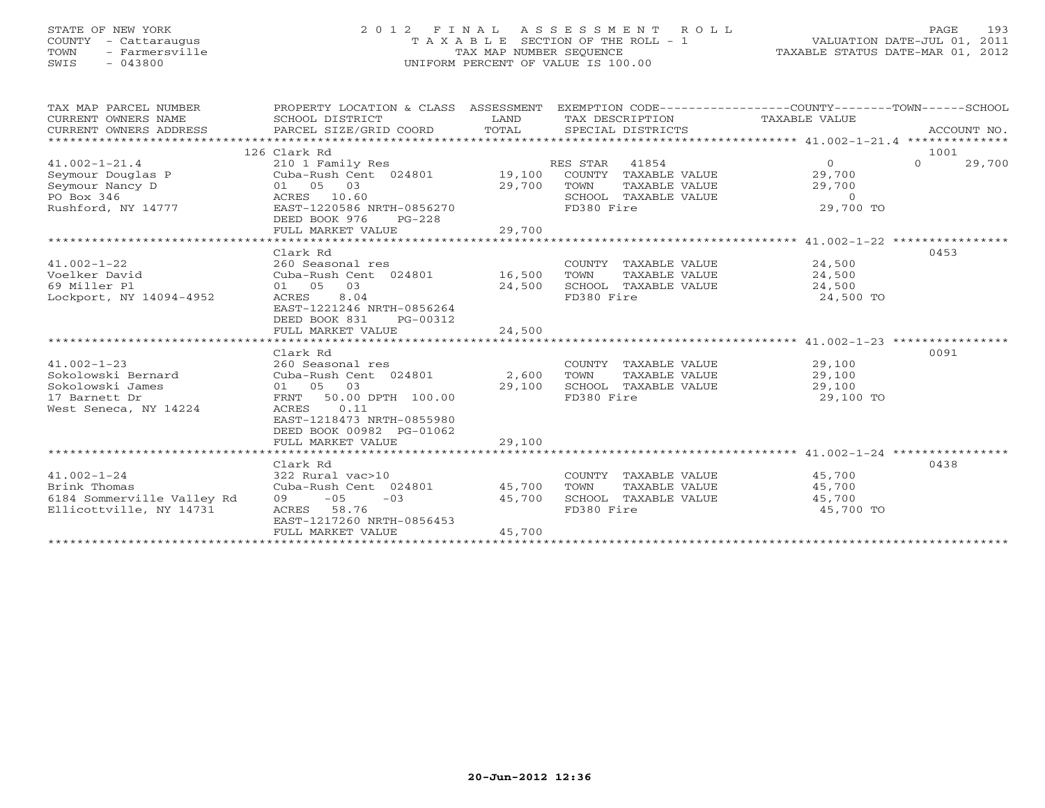STATE OF NEW YORK
COUNTY - Cattaraugus
TOWN - Farmersville
SWIS - 043800

# 2012 FINAL ASSESSMENT ROLL

TAXABLE SECTION OF THE ROLL - 1
TAX MAP NUMBER SEQUENCE
UNIFORM PERCENT OF VALUE IS 100.00

VALUATION DATE-JUL 01, 2011
TAXABLE STATUS DATE-MAR 01, 2012

| TAX MAP PARCEL NUMBER / CURRENT OWNERS NAME / CURRENT OWNERS ADDRESS | PROPERTY LOCATION & CLASS / SCHOOL DISTRICT / PARCEL SIZE/GRID COORD | ASSESSMENT LAND | TOTAL | EXEMPTION CODE / TAX DESCRIPTION / SPECIAL DISTRICTS | COUNTY / TOWN TAXABLE VALUE | SCHOOL | ACCOUNT NO. |
|---|---|---|---|---|---|---|---|
| **41.002-1-21.4** | 126 Clark Rd | | | | | | 1001 |
| 41.002-1-21.4 | 210 1 Family Res | | | RES STAR 41854 | 0 | 0 | 29,700 |
| Seymour Douglas P | Cuba-Rush Cent 024801 | 19,100 | | COUNTY TAXABLE VALUE | 29,700 | | |
| Seymour Nancy D | 01 05 03 | | 29,700 | TOWN TAXABLE VALUE | 29,700 | | |
| PO Box 346 | ACRES 10.60 | | | SCHOOL TAXABLE VALUE | 0 | | |
| Rushford, NY 14777 | EAST-1220586 NRTH-0856270 | | | FD380 Fire | 29,700 TO | | |
| | DEED BOOK 976 PG-228 | | | | | | |
| | FULL MARKET VALUE | | 29,700 | | | | |
| **41.002-1-22** | Clark Rd | | | | | | 0453 |
| 41.002-1-22 | 260 Seasonal res | | | COUNTY TAXABLE VALUE | 24,500 | | |
| Voelker David | Cuba-Rush Cent 024801 | 16,500 | | TOWN TAXABLE VALUE | 24,500 | | |
| 69 Miller Pl | 01 05 03 | | 24,500 | SCHOOL TAXABLE VALUE | 24,500 | | |
| Lockport, NY 14094-4952 | ACRES 8.04 | | | FD380 Fire | 24,500 TO | | |
| | EAST-1221246 NRTH-0856264 | | | | | | |
| | DEED BOOK 831 PG-00312 | | | | | | |
| | FULL MARKET VALUE | | 24,500 | | | | |
| **41.002-1-23** | Clark Rd | | | | | | 0091 |
| 41.002-1-23 | 260 Seasonal res | | | COUNTY TAXABLE VALUE | 29,100 | | |
| Sokolowski Bernard | Cuba-Rush Cent 024801 | 2,600 | | TOWN TAXABLE VALUE | 29,100 | | |
| Sokolowski James | 01 05 03 | | 29,100 | SCHOOL TAXABLE VALUE | 29,100 | | |
| 17 Barnett Dr | FRNT 50.00 DPTH 100.00 | | | FD380 Fire | 29,100 TO | | |
| West Seneca, NY 14224 | ACRES 0.11 | | | | | | |
| | EAST-1218473 NRTH-0855980 | | | | | | |
| | DEED BOOK 00982 PG-01062 | | | | | | |
| | FULL MARKET VALUE | | 29,100 | | | | |
| **41.002-1-24** | Clark Rd | | | | | | 0438 |
| 41.002-1-24 | 322 Rural vac>10 | | | COUNTY TAXABLE VALUE | 45,700 | | |
| Brink Thomas | Cuba-Rush Cent 024801 | 45,700 | | TOWN TAXABLE VALUE | 45,700 | | |
| 6184 Sommerville Valley Rd | 09 -05 -03 | | 45,700 | SCHOOL TAXABLE VALUE | 45,700 | | |
| Ellicottville, NY 14731 | ACRES 58.76 | | | FD380 Fire | 45,700 TO | | |
| | EAST-1217260 NRTH-0856453 | | | | | | |
| | FULL MARKET VALUE | | 45,700 | | | | |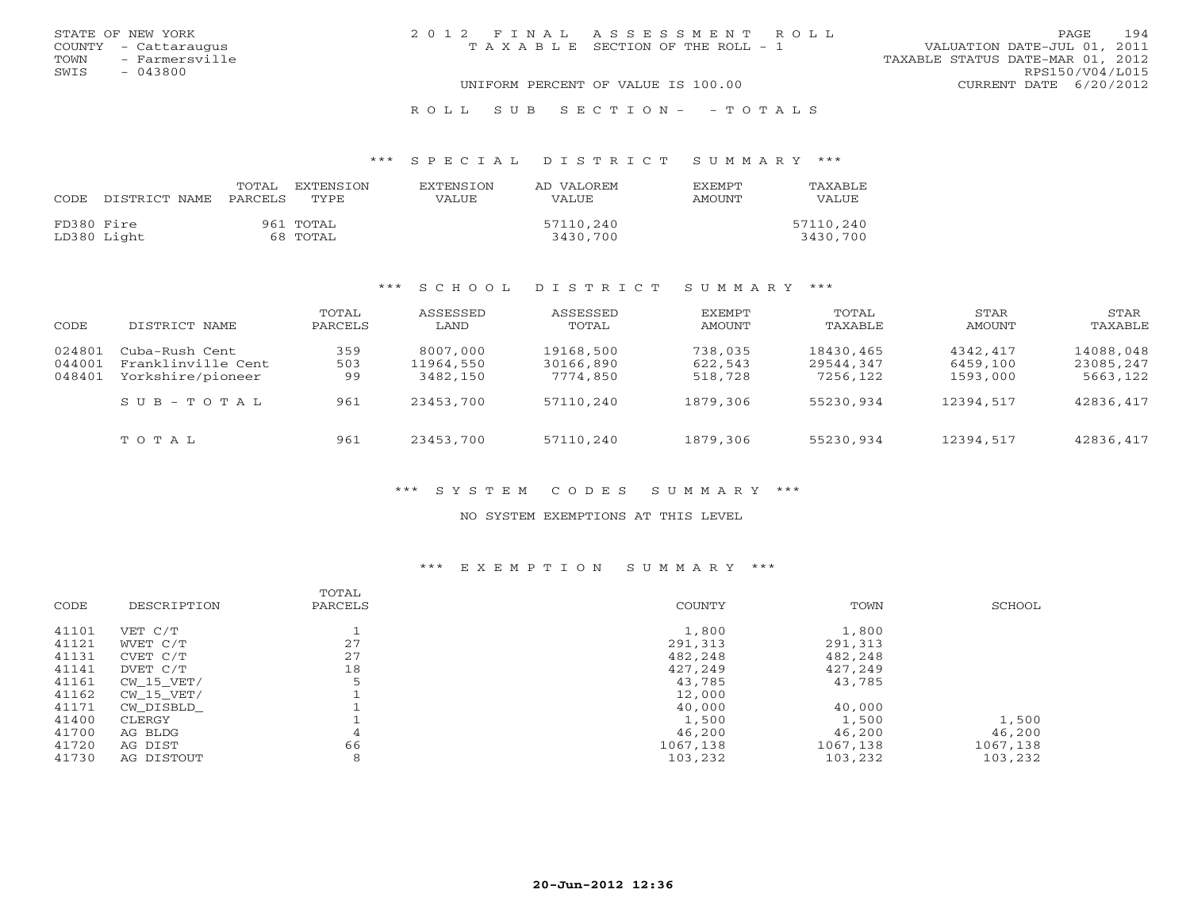STATE OF NEW YORK
COUNTY - Cattaraugus
TOWN - Farmersville
SWIS - 043800

2012 FINAL ASSESSMENT ROLL
TAXABLE SECTION OF THE ROLL - 1
UNIFORM PERCENT OF VALUE IS 100.00

VALUATION DATE-JUL 01, 2011
TAXABLE STATUS DATE-MAR 01, 2012
RPS150/V04/L015
CURRENT DATE 6/20/2012

ROLL SUB SECTION- - TOTALS

## *** SPECIAL DISTRICT SUMMARY ***

| CODE DISTRICT NAME | TOTAL PARCELS | EXTENSION TYPE | EXTENSION VALUE | AD VALOREM VALUE | EXEMPT AMOUNT | TAXABLE VALUE |
|---|---|---|---|---|---|---|
| FD380 Fire | 961 | TOTAL | | 57110,240 | | 57110,240 |
| LD380 Light | 68 | TOTAL | | 3430,700 | | 3430,700 |

## *** SCHOOL DISTRICT SUMMARY ***

| CODE | DISTRICT NAME | TOTAL PARCELS | ASSESSED LAND | ASSESSED TOTAL | EXEMPT AMOUNT | TOTAL TAXABLE | STAR AMOUNT | STAR TAXABLE |
|---|---|---|---|---|---|---|---|---|
| 024801 | Cuba-Rush Cent | 359 | 8007,000 | 19168,500 | 738,035 | 18430,465 | 4342,417 | 14088,048 |
| 044001 | Franklinville Cent | 503 | 11964,550 | 30166,890 | 622,543 | 29544,347 | 6459,100 | 23085,247 |
| 048401 | Yorkshire/pioneer | 99 | 3482,150 | 7774,850 | 518,728 | 7256,122 | 1593,000 | 5663,122 |
| | SUB-TOTAL | 961 | 23453,700 | 57110,240 | 1879,306 | 55230,934 | 12394,517 | 42836,417 |
| | TOTAL | 961 | 23453,700 | 57110,240 | 1879,306 | 55230,934 | 12394,517 | 42836,417 |

## *** SYSTEM CODES SUMMARY ***

NO SYSTEM EXEMPTIONS AT THIS LEVEL

## *** EXEMPTION SUMMARY ***

| CODE | DESCRIPTION | TOTAL PARCELS | COUNTY | TOWN | SCHOOL |
|---|---|---|---|---|---|
| 41101 | VET C/T | 1 | 1,800 | 1,800 | |
| 41121 | WVET C/T | 27 | 291,313 | 291,313 | |
| 41131 | CVET C/T | 27 | 482,248 | 482,248 | |
| 41141 | DVET C/T | 18 | 427,249 | 427,249 | |
| 41161 | CW_15_VET/ | 5 | 43,785 | 43,785 | |
| 41162 | CW_15_VET/ | 1 | 12,000 | | |
| 41171 | CW_DISBLD_ | 1 | 40,000 | 40,000 | |
| 41400 | CLERGY | 1 | 1,500 | 1,500 | 1,500 |
| 41700 | AG BLDG | 4 | 46,200 | 46,200 | 46,200 |
| 41720 | AG DIST | 66 | 1067,138 | 1067,138 | 1067,138 |
| 41730 | AG DISTOUT | 8 | 103,232 | 103,232 | 103,232 |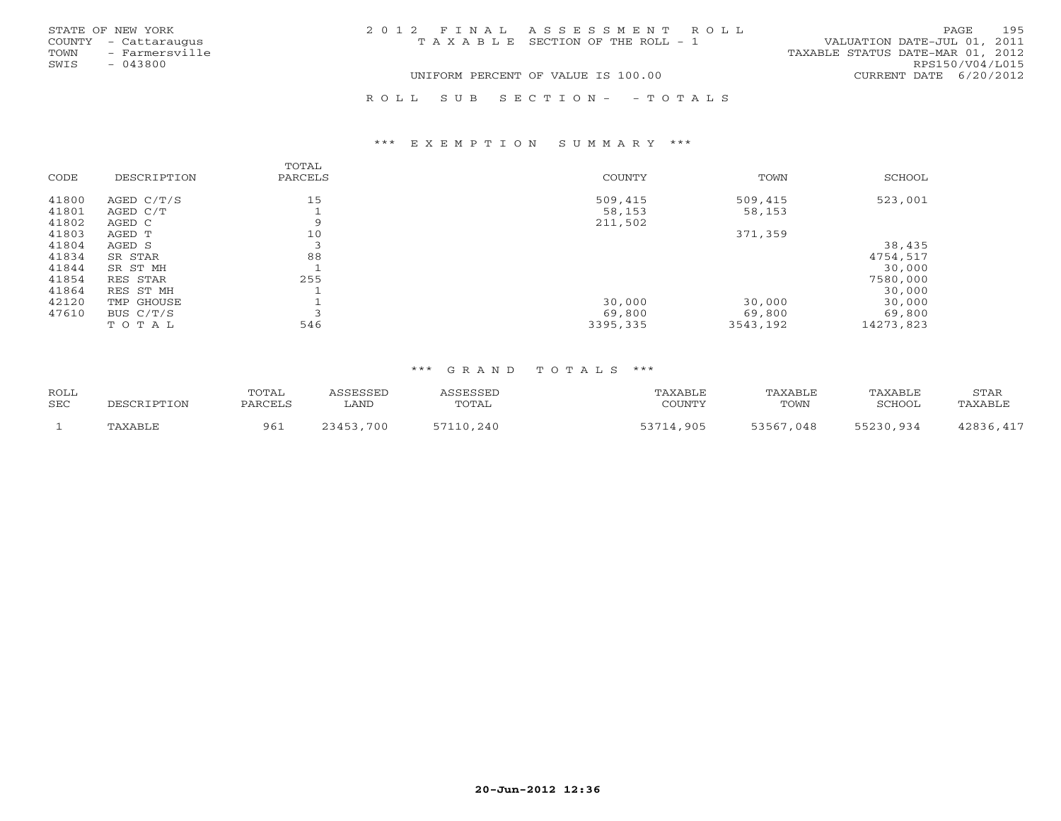STATE OF NEW YORK
COUNTY - Cattaraugus
TOWN - Farmersville
SWIS - 043800

# 2012 FINAL ASSESSMENT ROLL

TAXABLE SECTION OF THE ROLL - 1

UNIFORM PERCENT OF VALUE IS 100.00

VALUATION DATE-JUL 01, 2011
TAXABLE STATUS DATE-MAR 01, 2012
RPS150/V04/L015
CURRENT DATE 6/20/2012

ROLL SUB SECTION- - TOTALS

## *** EXEMPTION SUMMARY ***

| CODE | DESCRIPTION | TOTAL PARCELS | COUNTY | TOWN | SCHOOL |
|---|---|---|---|---|---|
| 41800 | AGED C/T/S | 15 | 509,415 | 509,415 | 523,001 |
| 41801 | AGED C/T | 1 | 58,153 | 58,153 | |
| 41802 | AGED C | 9 | 211,502 | | |
| 41803 | AGED T | 10 | | 371,359 | |
| 41804 | AGED S | 3 | | | 38,435 |
| 41834 | SR STAR | 88 | | | 4754,517 |
| 41844 | SR ST MH | 1 | | | 30,000 |
| 41854 | RES STAR | 255 | | | 7580,000 |
| 41864 | RES ST MH | 1 | | | 30,000 |
| 42120 | TMP GHOUSE | 1 | 30,000 | 30,000 | 30,000 |
| 47610 | BUS C/T/S | 3 | 69,800 | 69,800 | 69,800 |
| | TOTAL | 546 | 3395,335 | 3543,192 | 14273,823 |

## *** GRAND TOTALS ***

| ROLL SEC | DESCRIPTION | TOTAL PARCELS | ASSESSED LAND | ASSESSED TOTAL | TAXABLE COUNTY | TAXABLE TOWN | TAXABLE SCHOOL | STAR TAXABLE |
|---|---|---|---|---|---|---|---|---|
| 1 | TAXABLE | 961 | 23453,700 | 57110,240 | 53714,905 | 53567,048 | 55230,934 | 42836,417 |

20-Jun-2012 12:36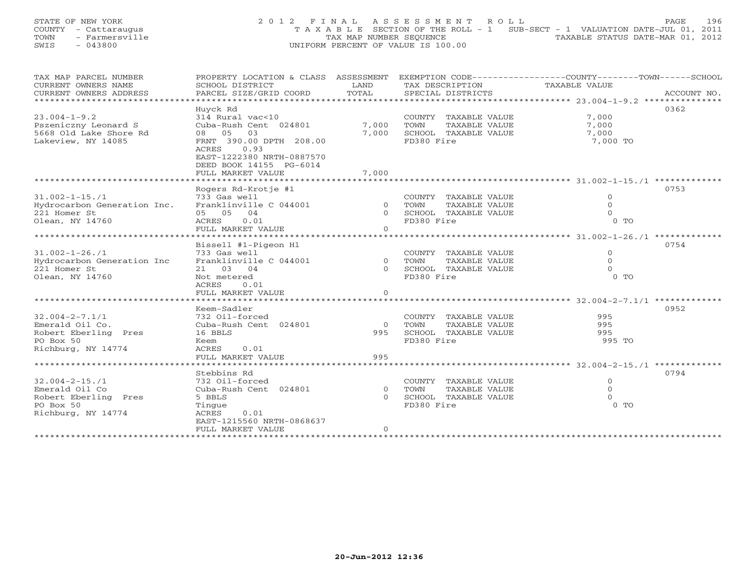STATE OF NEW YORK
COUNTY - Cattaraugus
TOWN - Farmersville
SWIS - 043800

# 2012 FINAL ASSESSMENT ROLL

TAXABLE SECTION OF THE ROLL - 1 SUB-SECT - 1 VALUATION DATE-JUL 01, 2011
TAX MAP NUMBER SEQUENCE TAXABLE STATUS DATE-MAR 01, 2012
UNIFORM PERCENT OF VALUE IS 100.00

| TAX MAP PARCEL NUMBER<br>CURRENT OWNERS NAME<br>CURRENT OWNERS ADDRESS | PROPERTY LOCATION & CLASS<br>SCHOOL DISTRICT<br>PARCEL SIZE/GRID COORD | ASSESSMENT<br>LAND<br>TOTAL | EXEMPTION CODE<br>TAX DESCRIPTION<br>SPECIAL DISTRICTS | COUNTY--TOWN--SCHOOL<br>TAXABLE VALUE | ACCOUNT NO. |
|---|---|---|---|---|---|
| 23.004-1-9.2 | Huyck Rd | | | | 0362 |
| 23.004-1-9.2<br>Pszeniczny Leonard S<br>5668 Old Lake Shore Rd<br>Lakeview, NY 14085 | 314 Rural vac<10<br>Cuba-Rush Cent 024801<br>08 05 03<br>FRNT 390.00 DPTH 208.00<br>ACRES 0.93<br>EAST-1222380 NRTH-0887570<br>DEED BOOK 14155 PG-6014<br>FULL MARKET VALUE | <br>7,000<br>7,000<br><br><br><br><br>7,000 | COUNTY TAXABLE VALUE<br>TOWN TAXABLE VALUE<br>SCHOOL TAXABLE VALUE<br>FD380 Fire | 7,000<br>7,000<br>7,000<br>7,000 TO | |
| 31.002-1-15./1 | Rogers Rd-Krotje #1 | | | | 0753 |
| 31.002-1-15./1<br>Hydrocarbon Generation Inc.<br>221 Homer St<br>Olean, NY 14760 | 733 Gas well<br>Franklinville C 044001<br>05 05 04<br>ACRES 0.01<br>FULL MARKET VALUE | <br>0<br>0<br><br>0 | COUNTY TAXABLE VALUE<br>TOWN TAXABLE VALUE<br>SCHOOL TAXABLE VALUE<br>FD380 Fire | 0<br>0<br>0<br>0 TO | |
| 31.002-1-26./1 | Bissell #1-Pigeon Hl | | | | 0754 |
| 31.002-1-26./1<br>Hydrocarbon Generation Inc<br>221 Homer St<br>Olean, NY 14760 | 733 Gas well<br>Franklinville C 044001<br>21 03 04<br>Not metered<br>ACRES 0.01<br>FULL MARKET VALUE | <br>0<br>0<br><br><br>0 | COUNTY TAXABLE VALUE<br>TOWN TAXABLE VALUE<br>SCHOOL TAXABLE VALUE<br>FD380 Fire | 0<br>0<br>0<br>0 TO | |
| 32.004-2-7.1/1 | Keem-Sadler | | | | 0952 |
| 32.004-2-7.1/1<br>Emerald Oil Co.<br>Robert Eberling Pres<br>PO Box 50<br>Richburg, NY 14774 | 732 Oil-forced<br>Cuba-Rush Cent 024801<br>16 BBLS<br>Keem<br>ACRES 0.01<br>FULL MARKET VALUE | <br>0<br>995<br><br><br>995 | COUNTY TAXABLE VALUE<br>TOWN TAXABLE VALUE<br>SCHOOL TAXABLE VALUE<br>FD380 Fire | 995<br>995<br>995<br>995 TO | |
| 32.004-2-15./1 | Stebbins Rd | | | | 0794 |
| 32.004-2-15./1<br>Emerald Oil Co<br>Robert Eberling Pres<br>PO Box 50<br>Richburg, NY 14774 | 732 Oil-forced<br>Cuba-Rush Cent 024801<br>5 BBLS<br>Tingue<br>ACRES 0.01<br>EAST-1215560 NRTH-0868637<br>FULL MARKET VALUE | <br>0<br>0<br><br><br><br>0 | COUNTY TAXABLE VALUE<br>TOWN TAXABLE VALUE<br>SCHOOL TAXABLE VALUE<br>FD380 Fire | 0<br>0<br>0<br>0 TO | |

20-Jun-2012 12:36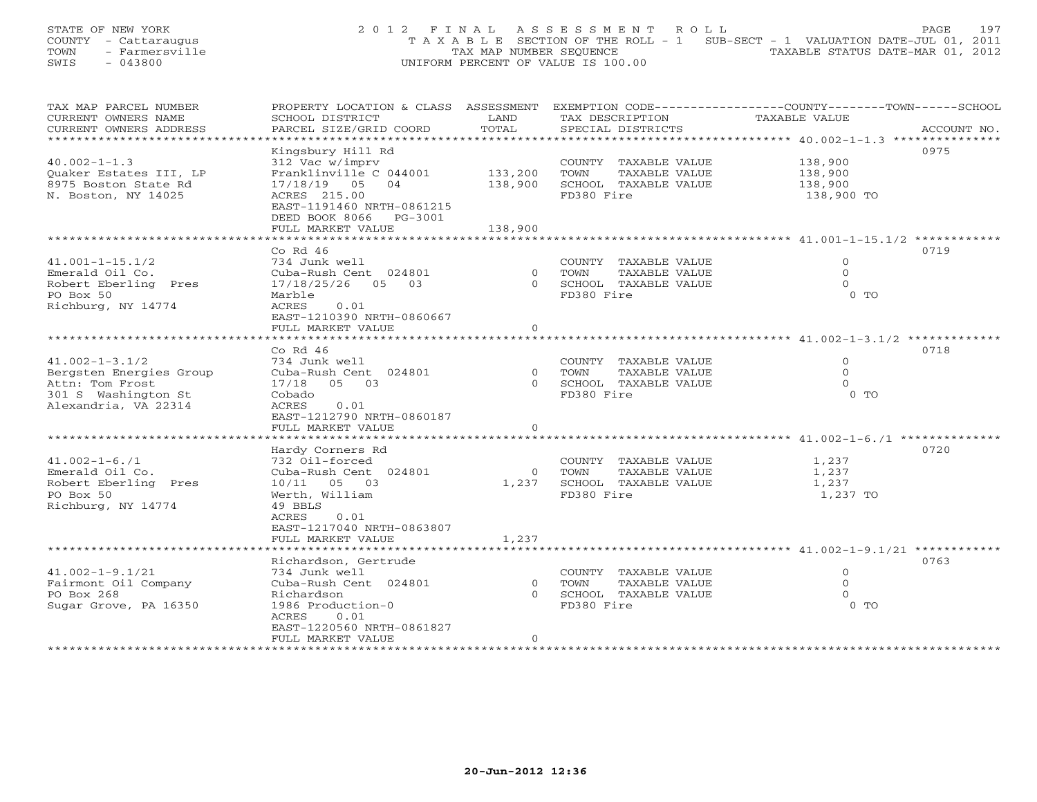STATE OF NEW YORK
COUNTY - Cattaraugus
TOWN - Farmersville
SWIS - 043800

# 2012 FINAL ASSESSMENT ROLL

TAXABLE SECTION OF THE ROLL - 1 SUB-SECT - 1 VALUATION DATE-JUL 01, 2011
TAX MAP NUMBER SEQUENCE TAXABLE STATUS DATE-MAR 01, 2012
UNIFORM PERCENT OF VALUE IS 100.00

| TAX MAP PARCEL NUMBER / CURRENT OWNERS NAME / CURRENT OWNERS ADDRESS | PROPERTY LOCATION & CLASS / SCHOOL DISTRICT / PARCEL SIZE/GRID COORD | ASSESSMENT LAND | TOTAL | EXEMPTION CODE / TAX DESCRIPTION / SPECIAL DISTRICTS | TAXABLE VALUE (COUNTY/TOWN/SCHOOL) | ACCOUNT NO. |
|---|---|---|---|---|---|---|
| 40.002-1-1.3 | Kingsbury Hill Rd | | | | | 0975 |
| 40.002-1-1.3 | 312 Vac w/imprv | | | COUNTY TAXABLE VALUE | 138,900 | |
| Quaker Estates III, LP | Franklinville C 044001 | 133,200 | | TOWN TAXABLE VALUE | 138,900 | |
| 8975 Boston State Rd | 17/18/19 05 04 | | 138,900 | SCHOOL TAXABLE VALUE | 138,900 | |
| N. Boston, NY 14025 | ACRES 215.00 | | | FD380 Fire | 138,900 TO | |
| | EAST-1191460 NRTH-0861215 | | | | | |
| | DEED BOOK 8066 PG-3001 | | | | | |
| | FULL MARKET VALUE | | 138,900 | | | |
| 41.001-1-15.1/2 | Co Rd 46 | | | | | 0719 |
| 41.001-1-15.1/2 | 734 Junk well | | | COUNTY TAXABLE VALUE | 0 | |
| Emerald Oil Co. | Cuba-Rush Cent 024801 | 0 | | TOWN TAXABLE VALUE | 0 | |
| Robert Eberling Pres | 17/18/25/26 05 03 | | 0 | SCHOOL TAXABLE VALUE | 0 | |
| PO Box 50 | Marble | | | FD380 Fire | 0 TO | |
| Richburg, NY 14774 | ACRES 0.01 | | | | | |
| | EAST-1210390 NRTH-0860667 | | | | | |
| | FULL MARKET VALUE | | 0 | | | |
| 41.002-1-3.1/2 | Co Rd 46 | | | | | 0718 |
| 41.002-1-3.1/2 | 734 Junk well | | | COUNTY TAXABLE VALUE | 0 | |
| Bergsten Energies Group | Cuba-Rush Cent 024801 | 0 | | TOWN TAXABLE VALUE | 0 | |
| Attn: Tom Frost | 17/18 05 03 | | 0 | SCHOOL TAXABLE VALUE | 0 | |
| 301 S Washington St | Cobado | | | FD380 Fire | 0 TO | |
| Alexandria, VA 22314 | ACRES 0.01 | | | | | |
| | EAST-1212790 NRTH-0860187 | | | | | |
| | FULL MARKET VALUE | | 0 | | | |
| 41.002-1-6./1 | Hardy Corners Rd | | | | | 0720 |
| 41.002-1-6./1 | 732 Oil-forced | | | COUNTY TAXABLE VALUE | 1,237 | |
| Emerald Oil Co. | Cuba-Rush Cent 024801 | 0 | | TOWN TAXABLE VALUE | 1,237 | |
| Robert Eberling Pres | 10/11 05 03 | | 1,237 | SCHOOL TAXABLE VALUE | 1,237 | |
| PO Box 50 | Werth, William | | | FD380 Fire | 1,237 TO | |
| Richburg, NY 14774 | 49 BBLS | | | | | |
| | ACRES 0.01 | | | | | |
| | EAST-1217040 NRTH-0863807 | | | | | |
| | FULL MARKET VALUE | | 1,237 | | | |
| 41.002-1-9.1/21 | Richardson, Gertrude | | | | | 0763 |
| 41.002-1-9.1/21 | 734 Junk well | | | COUNTY TAXABLE VALUE | 0 | |
| Fairmont Oil Company | Cuba-Rush Cent 024801 | 0 | | TOWN TAXABLE VALUE | 0 | |
| PO Box 268 | Richardson | | 0 | SCHOOL TAXABLE VALUE | 0 | |
| Sugar Grove, PA 16350 | 1986 Production-0 | | | FD380 Fire | 0 TO | |
| | ACRES 0.01 | | | | | |
| | EAST-1220560 NRTH-0861827 | | | | | |
| | FULL MARKET VALUE | | 0 | | | |

20-Jun-2012 12:36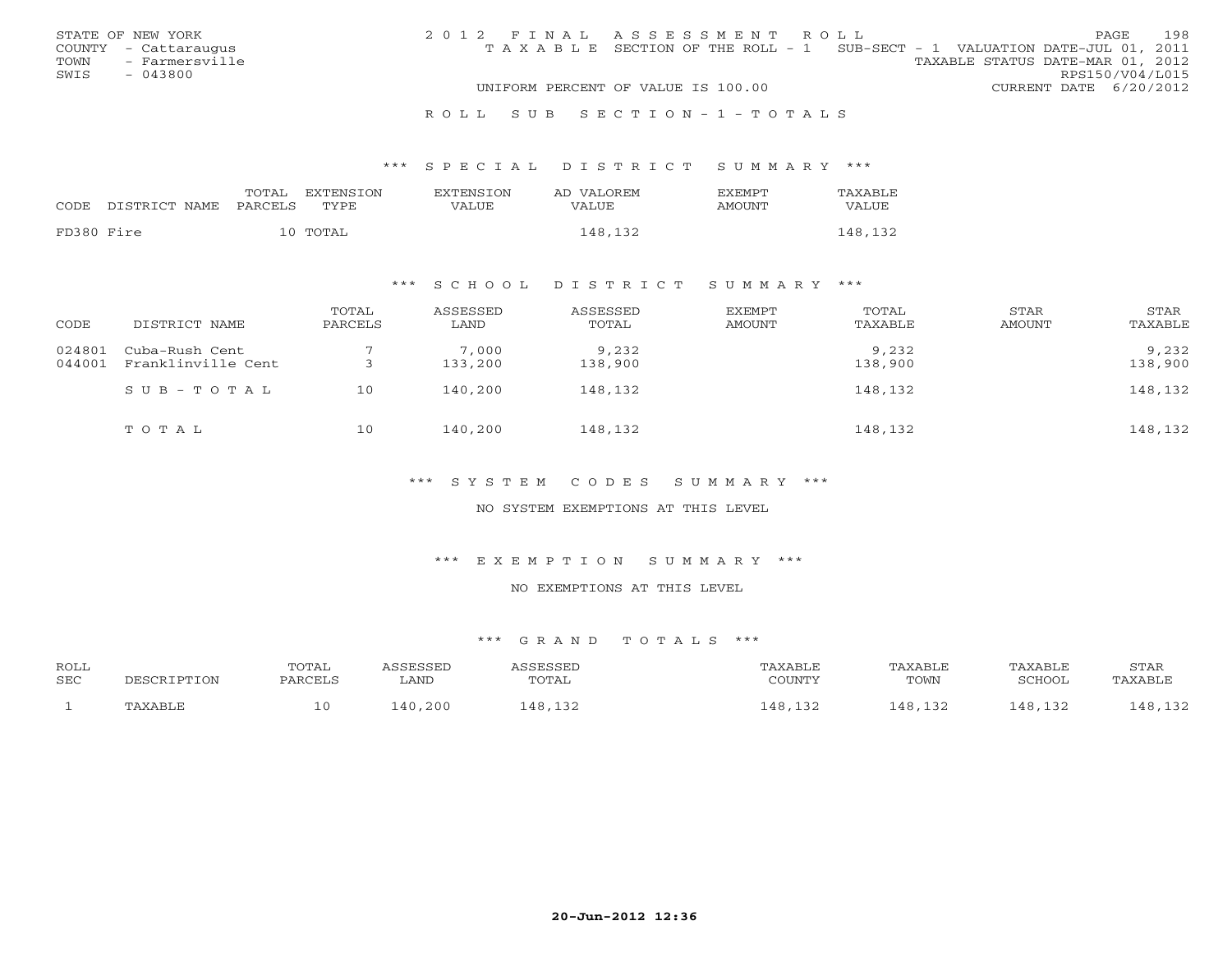STATE OF NEW YORK
COUNTY - Cattaraugus
TOWN - Farmersville
SWIS - 043800

2012 FINAL ASSESSMENT ROLL
TAXABLE SECTION OF THE ROLL - 1 SUB-SECT - 1 VALUATION DATE-JUL 01, 2011
TAXABLE STATUS DATE-MAR 01, 2012
RPS150/V04/L015
UNIFORM PERCENT OF VALUE IS 100.00 CURRENT DATE 6/20/2012

ROLL SUB SECTION-1-TOTALS

### *** SPECIAL DISTRICT SUMMARY ***

| CODE DISTRICT NAME | TOTAL PARCELS | EXTENSION TYPE | EXTENSION VALUE | AD VALOREM VALUE | EXEMPT AMOUNT | TAXABLE VALUE |
|---|---|---|---|---|---|---|
| FD380 Fire | 10 | TOTAL | | 148,132 | | 148,132 |

### *** SCHOOL DISTRICT SUMMARY ***

| CODE | DISTRICT NAME | TOTAL PARCELS | ASSESSED LAND | ASSESSED TOTAL | EXEMPT AMOUNT | TOTAL TAXABLE | STAR AMOUNT | STAR TAXABLE |
|---|---|---|---|---|---|---|---|---|
| 024801 | Cuba-Rush Cent | 7 | 7,000 | 9,232 | | 9,232 | | 9,232 |
| 044001 | Franklinville Cent | 3 | 133,200 | 138,900 | | 138,900 | | 138,900 |
| | SUB-TOTAL | 10 | 140,200 | 148,132 | | 148,132 | | 148,132 |
| | TOTAL | 10 | 140,200 | 148,132 | | 148,132 | | 148,132 |

### *** SYSTEM CODES SUMMARY ***

NO SYSTEM EXEMPTIONS AT THIS LEVEL

### *** EXEMPTION SUMMARY ***

NO EXEMPTIONS AT THIS LEVEL

### *** GRAND TOTALS ***

| ROLL SEC | DESCRIPTION | TOTAL PARCELS | ASSESSED LAND | ASSESSED TOTAL | TAXABLE COUNTY | TAXABLE TOWN | TAXABLE SCHOOL | STAR TAXABLE |
|---|---|---|---|---|---|---|---|---|
| 1 | TAXABLE | 10 | 140,200 | 148,132 | 148,132 | 148,132 | 148,132 | 148,132 |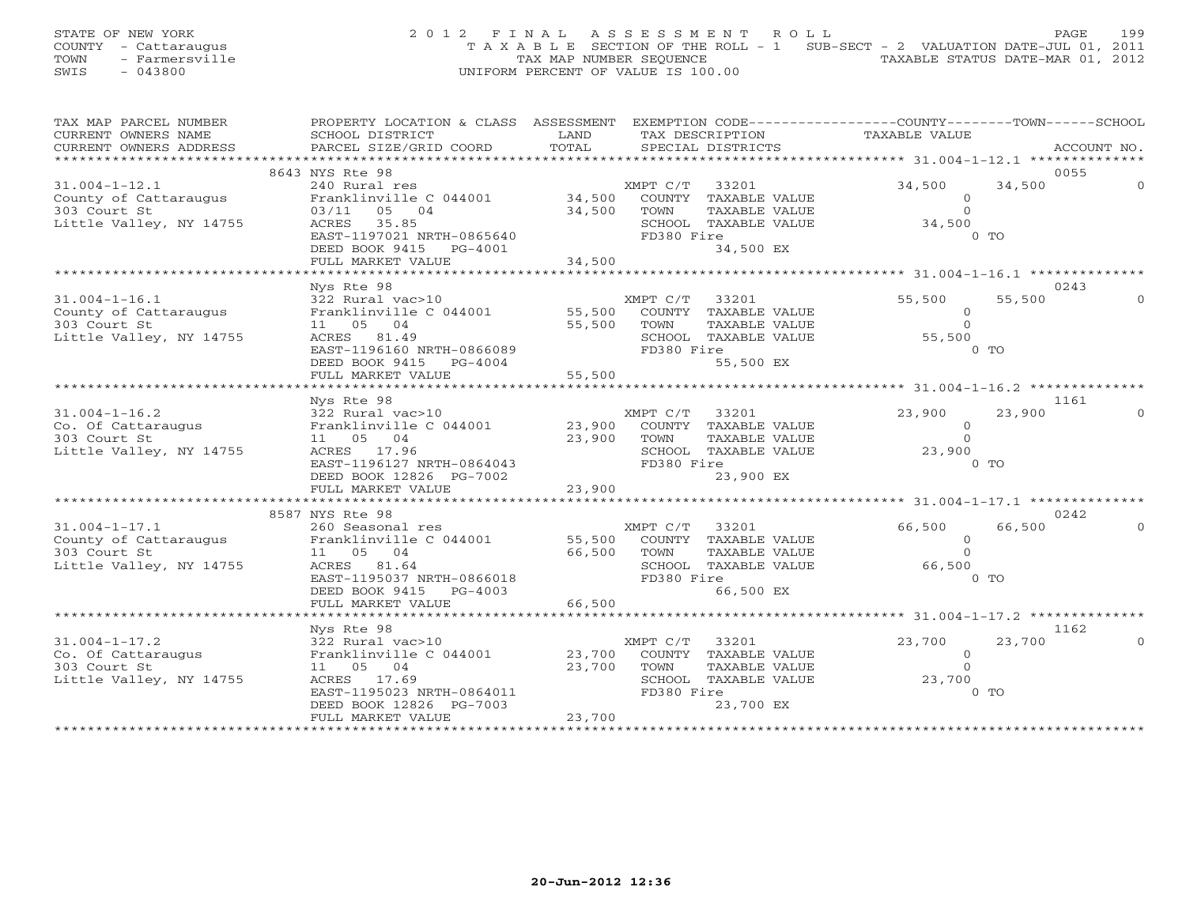STATE OF NEW YORK
COUNTY - Cattaraugus
TOWN - Farmersville
SWIS - 043800

2012 FINAL ASSESSMENT ROLL
TAXABLE SECTION OF THE ROLL - 1 SUB-SECT - 2 VALUATION DATE-JUL 01, 2011
TAX MAP NUMBER SEQUENCE TAXABLE STATUS DATE-MAR 01, 2012
UNIFORM PERCENT OF VALUE IS 100.00

| TAX MAP PARCEL NUMBER / CURRENT OWNERS NAME / CURRENT OWNERS ADDRESS | PROPERTY LOCATION & CLASS / SCHOOL DISTRICT / PARCEL SIZE/GRID COORD | ASSESSMENT LAND | TOTAL | EXEMPTION CODE / TAX DESCRIPTION / SPECIAL DISTRICTS | COUNTY TAXABLE VALUE | TOWN | SCHOOL / ACCOUNT NO. |
|---|---|---|---|---|---|---|---|
| 31.004-1-12.1 | 8643 NYS Rte 98 | | | | | | 0055 |
| County of Cattaraugus | 240 Rural res | | | XMPT C/T 33201 | 34,500 | 34,500 | 0 |
| 303 Court St | Franklinville C 044001 | 34,500 | | COUNTY TAXABLE VALUE | 0 | | |
| Little Valley, NY 14755 | 03/11 05 04 | | 34,500 | TOWN TAXABLE VALUE | 0 | | |
| | ACRES 35.85 | | | SCHOOL TAXABLE VALUE | 34,500 | | |
| | EAST-1197021 NRTH-0865640 | | | FD380 Fire | | 0 TO | |
| | DEED BOOK 9415 PG-4001 | | | 34,500 EX | | | |
| | FULL MARKET VALUE | | 34,500 | | | | |
| 31.004-1-16.1 | Nys Rte 98 | | | | | | 0243 |
| County of Cattaraugus | 322 Rural vac>10 | | | XMPT C/T 33201 | 55,500 | 55,500 | 0 |
| 303 Court St | Franklinville C 044001 | 55,500 | | COUNTY TAXABLE VALUE | 0 | | |
| Little Valley, NY 14755 | 11 05 04 | | 55,500 | TOWN TAXABLE VALUE | 0 | | |
| | ACRES 81.49 | | | SCHOOL TAXABLE VALUE | 55,500 | | |
| | EAST-1196160 NRTH-0866089 | | | FD380 Fire | | 0 TO | |
| | DEED BOOK 9415 PG-4004 | | | 55,500 EX | | | |
| | FULL MARKET VALUE | | 55,500 | | | | |
| 31.004-1-16.2 | Nys Rte 98 | | | | | | 1161 |
| Co. Of Cattaraugus | 322 Rural vac>10 | | | XMPT C/T 33201 | 23,900 | 23,900 | 0 |
| 303 Court St | Franklinville C 044001 | 23,900 | | COUNTY TAXABLE VALUE | 0 | | |
| Little Valley, NY 14755 | 11 05 04 | | 23,900 | TOWN TAXABLE VALUE | 0 | | |
| | ACRES 17.96 | | | SCHOOL TAXABLE VALUE | 23,900 | | |
| | EAST-1196127 NRTH-0864043 | | | FD380 Fire | | 0 TO | |
| | DEED BOOK 12826 PG-7002 | | | 23,900 EX | | | |
| | FULL MARKET VALUE | | 23,900 | | | | |
| 31.004-1-17.1 | 8587 NYS Rte 98 | | | | | | 0242 |
| County of Cattaraugus | 260 Seasonal res | | | XMPT C/T 33201 | 66,500 | 66,500 | 0 |
| 303 Court St | Franklinville C 044001 | 55,500 | | COUNTY TAXABLE VALUE | 0 | | |
| Little Valley, NY 14755 | 11 05 04 | | 66,500 | TOWN TAXABLE VALUE | 0 | | |
| | ACRES 81.64 | | | SCHOOL TAXABLE VALUE | 66,500 | | |
| | EAST-1195037 NRTH-0866018 | | | FD380 Fire | | 0 TO | |
| | DEED BOOK 9415 PG-4003 | | | 66,500 EX | | | |
| | FULL MARKET VALUE | | 66,500 | | | | |
| 31.004-1-17.2 | Nys Rte 98 | | | | | | 1162 |
| Co. Of Cattaraugus | 322 Rural vac>10 | | | XMPT C/T 33201 | 23,700 | 23,700 | 0 |
| 303 Court St | Franklinville C 044001 | 23,700 | | COUNTY TAXABLE VALUE | 0 | | |
| Little Valley, NY 14755 | 11 05 04 | | 23,700 | TOWN TAXABLE VALUE | 0 | | |
| | ACRES 17.69 | | | SCHOOL TAXABLE VALUE | 23,700 | | |
| | EAST-1195023 NRTH-0864011 | | | FD380 Fire | | 0 TO | |
| | DEED BOOK 12826 PG-7003 | | | 23,700 EX | | | |
| | FULL MARKET VALUE | | 23,700 | | | | |

20-Jun-2012 12:36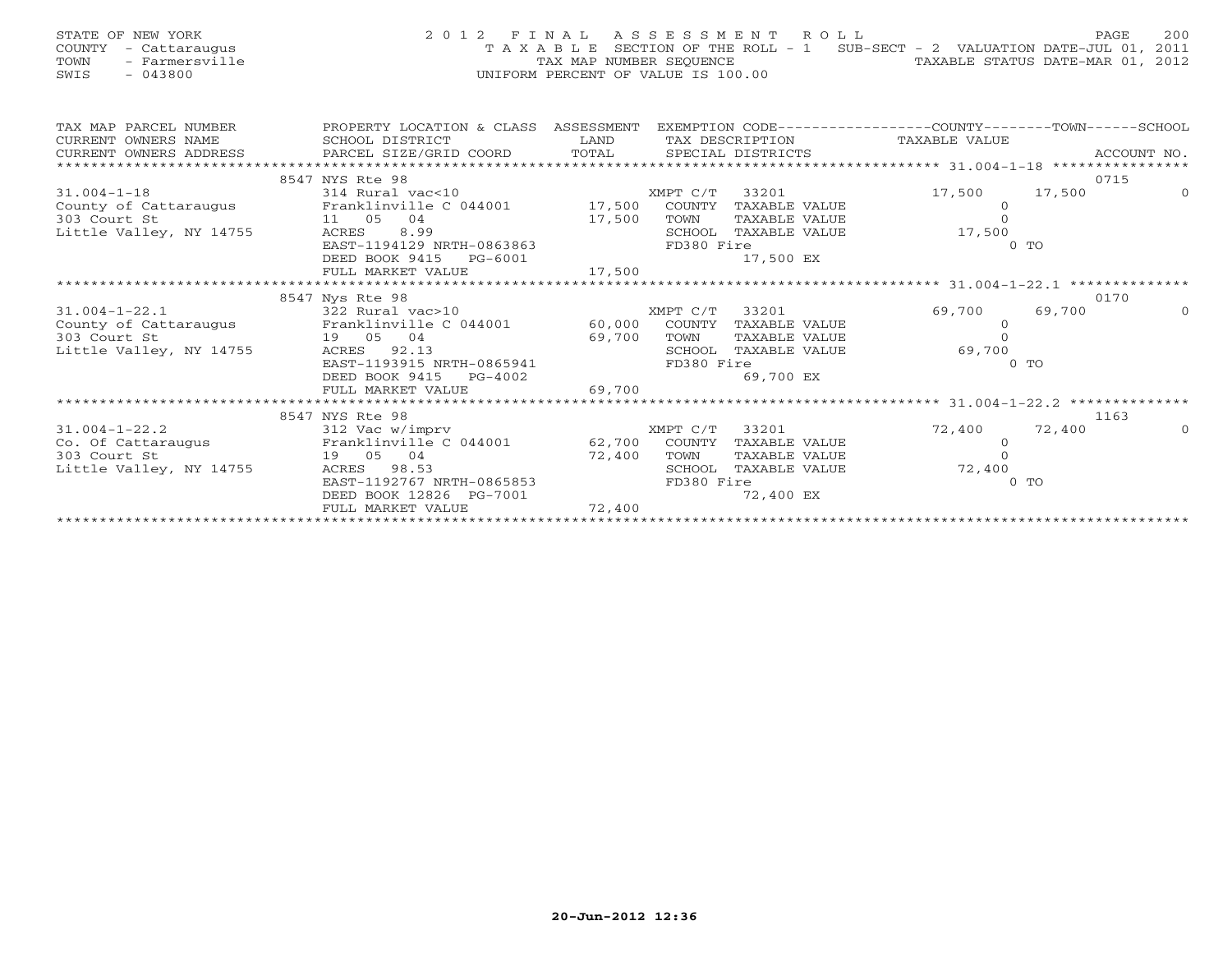STATE OF NEW YORK
COUNTY - Cattaraugus
TOWN - Farmersville
SWIS - 043800

2012 FINAL ASSESSMENT ROLL
TAXABLE SECTION OF THE ROLL - 1 SUB-SECT - 2 VALUATION DATE-JUL 01, 2011
TAX MAP NUMBER SEQUENCE TAXABLE STATUS DATE-MAR 01, 2012
UNIFORM PERCENT OF VALUE IS 100.00

| TAX MAP PARCEL NUMBER / CURRENT OWNERS NAME / CURRENT OWNERS ADDRESS | PROPERTY LOCATION & CLASS / SCHOOL DISTRICT / PARCEL SIZE/GRID COORD | ASSESSMENT LAND | TOTAL | EXEMPTION CODE / TAX DESCRIPTION / SPECIAL DISTRICTS | COUNTY TAXABLE VALUE | TOWN | SCHOOL | ACCOUNT NO. |
|---|---|---|---|---|---|---|---|---|
| **31.004-1-18** | 8547 NYS Rte 98 | | | | | | | 0715 |
| | 314 Rural vac<10 | | | XMPT C/T 33201 | 17,500 | 17,500 | 0 | |
| County of Cattaraugus | Franklinville C 044001 | 17,500 | | COUNTY TAXABLE VALUE | 0 | | | |
| 303 Court St | 11 05 04 | | 17,500 | TOWN TAXABLE VALUE | 0 | | | |
| Little Valley, NY 14755 | ACRES 8.99 | | | SCHOOL TAXABLE VALUE | 17,500 | | | |
| | EAST-1194129 NRTH-0863863 | | | FD380 Fire | 0 TO | | | |
| | DEED BOOK 9415 PG-6001 | | | 17,500 EX | | | | |
| | FULL MARKET VALUE | | 17,500 | | | | | |
| **31.004-1-22.1** | 8547 Nys Rte 98 | | | | | | | 0170 |
| | 322 Rural vac>10 | | | XMPT C/T 33201 | 69,700 | 69,700 | 0 | |
| County of Cattaraugus | Franklinville C 044001 | 60,000 | | COUNTY TAXABLE VALUE | 0 | | | |
| 303 Court St | 19 05 04 | | 69,700 | TOWN TAXABLE VALUE | 0 | | | |
| Little Valley, NY 14755 | ACRES 92.13 | | | SCHOOL TAXABLE VALUE | 69,700 | | | |
| | EAST-1193915 NRTH-0865941 | | | FD380 Fire | 0 TO | | | |
| | DEED BOOK 9415 PG-4002 | | | 69,700 EX | | | | |
| | FULL MARKET VALUE | | 69,700 | | | | | |
| **31.004-1-22.2** | 8547 NYS Rte 98 | | | | | | | 1163 |
| | 312 Vac w/imprv | | | XMPT C/T 33201 | 72,400 | 72,400 | 0 | |
| Co. Of Cattaraugus | Franklinville C 044001 | 62,700 | | COUNTY TAXABLE VALUE | 0 | | | |
| 303 Court St | 19 05 04 | | 72,400 | TOWN TAXABLE VALUE | 0 | | | |
| Little Valley, NY 14755 | ACRES 98.53 | | | SCHOOL TAXABLE VALUE | 72,400 | | | |
| | EAST-1192767 NRTH-0865853 | | | FD380 Fire | 0 TO | | | |
| | DEED BOOK 12826 PG-7001 | | | 72,400 EX | | | | |
| | FULL MARKET VALUE | | 72,400 | | | | | |

20-Jun-2012 12:36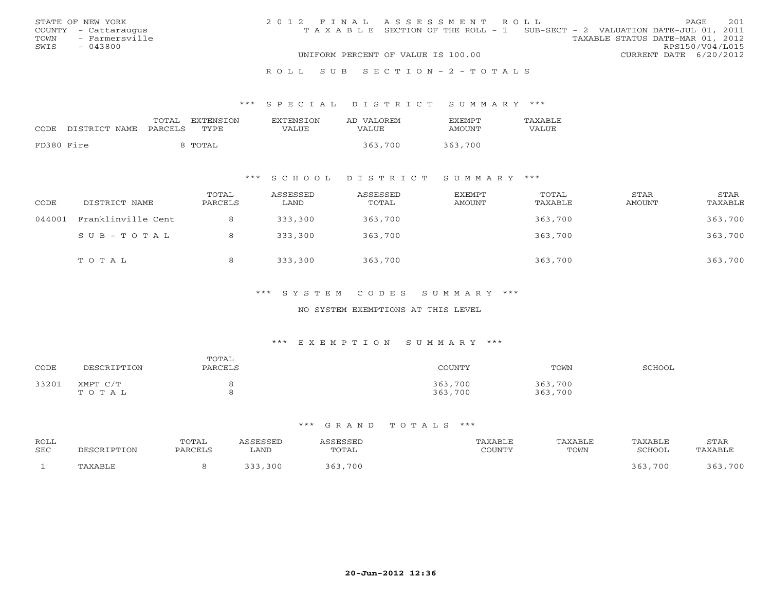STATE OF NEW YORK
COUNTY - Cattaraugus
TOWN - Farmersville
SWIS - 043800

2012 FINAL ASSESSMENT ROLL
TAXABLE SECTION OF THE ROLL - 1 SUB-SECT - 2 VALUATION DATE-JUL 01, 2011
TAXABLE STATUS DATE-MAR 01, 2012
RPS150/V04/L015
UNIFORM PERCENT OF VALUE IS 100.00
CURRENT DATE 6/20/2012

ROLL SUB SECTION-2-TOTALS

## *** SPECIAL DISTRICT SUMMARY ***

| CODE | DISTRICT NAME | TOTAL PARCELS | EXTENSION TYPE | EXTENSION VALUE | AD VALOREM VALUE | EXEMPT AMOUNT | TAXABLE VALUE |
|---|---|---|---|---|---|---|---|
| FD380 | Fire | 8 | TOTAL | | 363,700 | 363,700 | |

## *** SCHOOL DISTRICT SUMMARY ***

| CODE | DISTRICT NAME | TOTAL PARCELS | ASSESSED LAND | ASSESSED TOTAL | EXEMPT AMOUNT | TOTAL TAXABLE | STAR AMOUNT | STAR TAXABLE |
|---|---|---|---|---|---|---|---|---|
| 044001 | Franklinville Cent | 8 | 333,300 | 363,700 | | 363,700 | | 363,700 |
| | SUB-TOTAL | 8 | 333,300 | 363,700 | | 363,700 | | 363,700 |
| | TOTAL | 8 | 333,300 | 363,700 | | 363,700 | | 363,700 |

## *** SYSTEM CODES SUMMARY ***

NO SYSTEM EXEMPTIONS AT THIS LEVEL

## *** EXEMPTION SUMMARY ***

| CODE | DESCRIPTION | TOTAL PARCELS | COUNTY | TOWN | SCHOOL |
|---|---|---|---|---|---|
| 33201 | XMPT C/T | 8 | 363,700 | 363,700 | |
| | TOTAL | 8 | 363,700 | 363,700 | |

## *** GRAND TOTALS ***

| ROLL SEC | DESCRIPTION | TOTAL PARCELS | ASSESSED LAND | ASSESSED TOTAL | TAXABLE COUNTY | TAXABLE TOWN | TAXABLE SCHOOL | STAR TAXABLE |
|---|---|---|---|---|---|---|---|---|
| 1 | TAXABLE | 8 | 333,300 | 363,700 | | | 363,700 | 363,700 |

20-Jun-2012 12:36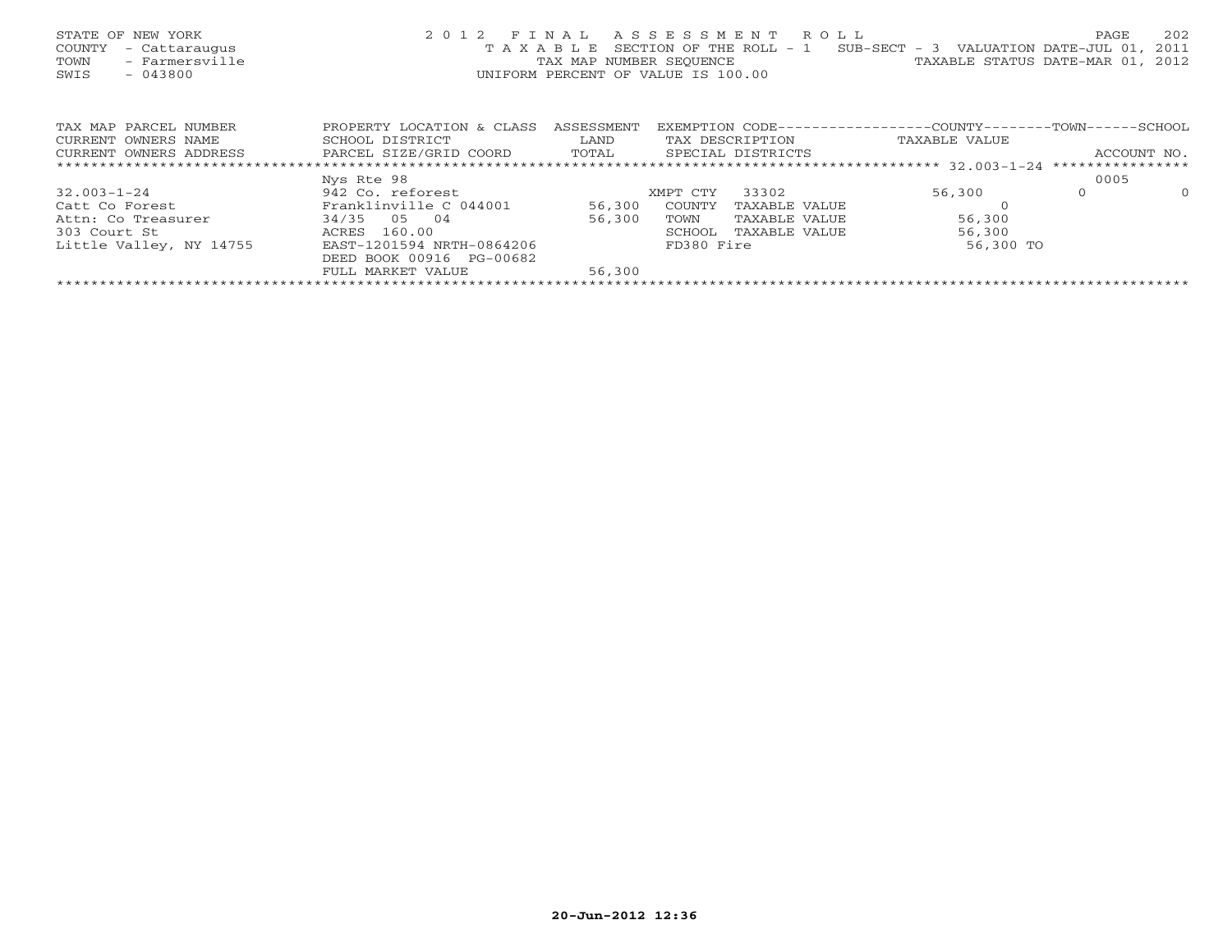STATE OF NEW YORK
COUNTY - Cattaraugus
TOWN - Farmersville
SWIS - 043800

2012 FINAL ASSESSMENT ROLL
TAXABLE SECTION OF THE ROLL - 1 SUB-SECT - 3 VALUATION DATE-JUL 01, 2011
TAX MAP NUMBER SEQUENCE TAXABLE STATUS DATE-MAR 01, 2012
UNIFORM PERCENT OF VALUE IS 100.00

| TAX MAP PARCEL NUMBER<br>CURRENT OWNERS NAME<br>CURRENT OWNERS ADDRESS | PROPERTY LOCATION & CLASS<br>SCHOOL DISTRICT<br>PARCEL SIZE/GRID COORD | ASSESSMENT<br>LAND<br>TOTAL | EXEMPTION CODE<br>TAX DESCRIPTION<br>SPECIAL DISTRICTS | COUNTY<br>TAXABLE VALUE | TOWN | SCHOOL<br>ACCOUNT NO. |
|---|---|---|---|---|---|---|
| 32.003-1-24 | Nys Rte 98 | | | | | 0005 |
| 32.003-1-24 | 942 Co. reforest | | XMPT CTY 33302 | 56,300 | 0 | 0 |
| Catt Co Forest | Franklinville C 044001 | 56,300 | COUNTY TAXABLE VALUE | 0 | | |
| Attn: Co Treasurer | 34/35 05 04 | 56,300 | TOWN TAXABLE VALUE | 56,300 | | |
| 303 Court St | ACRES 160.00 | | SCHOOL TAXABLE VALUE | 56,300 | | |
| Little Valley, NY 14755 | EAST-1201594 NRTH-0864206 | | FD380 Fire | 56,300 TO | | |
| | DEED BOOK 00916 PG-00682 | | | | | |
| | FULL MARKET VALUE | 56,300 | | | | |

20-Jun-2012 12:36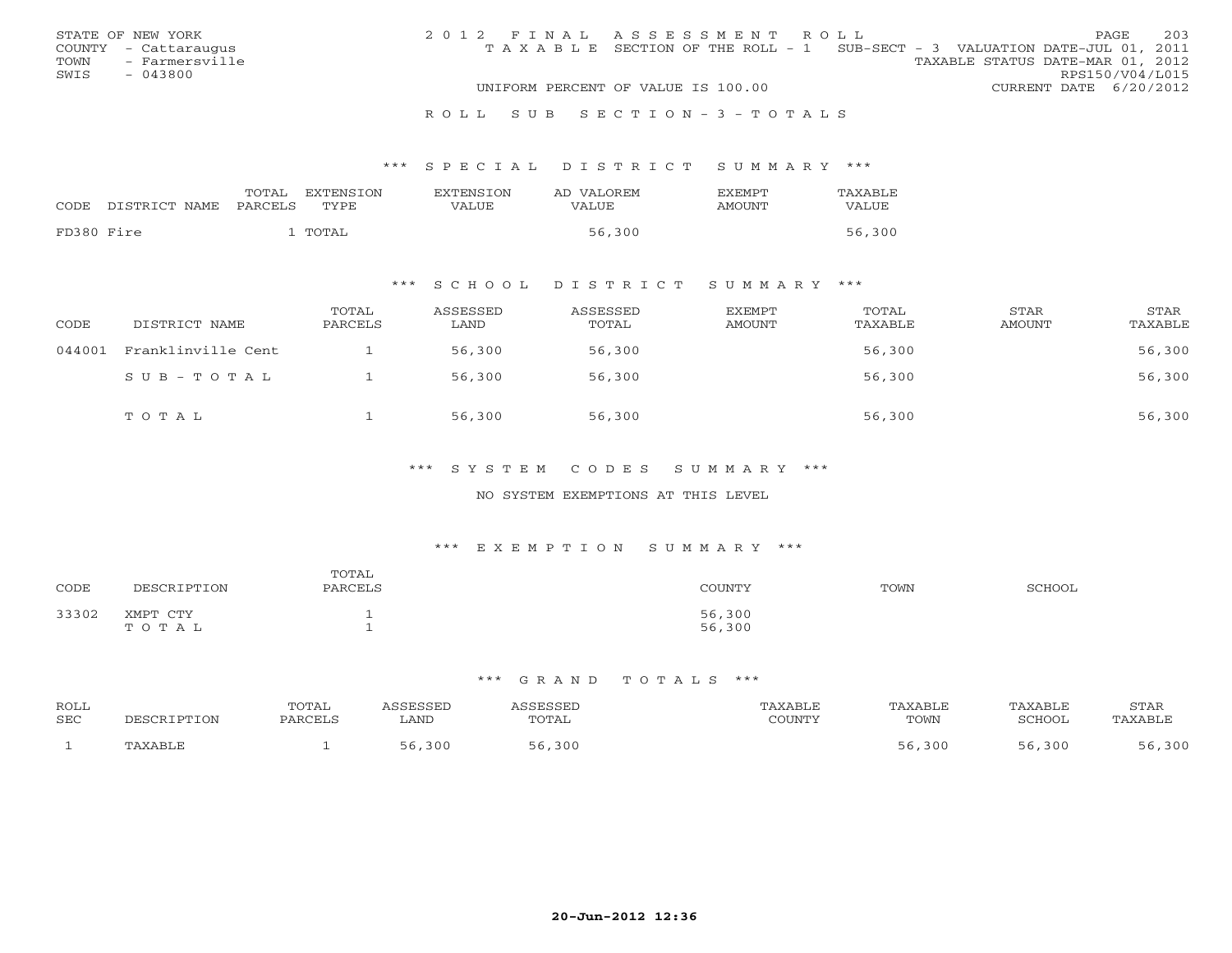STATE OF NEW YORK
COUNTY - Cattaraugus
TOWN - Farmersville
SWIS - 043800

2012 FINAL ASSESSMENT ROLL
TAXABLE SECTION OF THE ROLL - 1 SUB-SECT - 3 VALUATION DATE-JUL 01, 2011
TAXABLE STATUS DATE-MAR 01, 2012
RPS150/V04/L015
UNIFORM PERCENT OF VALUE IS 100.00 CURRENT DATE 6/20/2012

ROLL SUB SECTION-3-TOTALS

### *** SPECIAL DISTRICT SUMMARY ***

| CODE | DISTRICT NAME | TOTAL PARCELS | EXTENSION TYPE | EXTENSION VALUE | AD VALOREM VALUE | EXEMPT AMOUNT | TAXABLE VALUE |
|---|---|---|---|---|---|---|---|
| FD380 | Fire | 1 | TOTAL | | 56,300 | | 56,300 |

### *** SCHOOL DISTRICT SUMMARY ***

| CODE | DISTRICT NAME | TOTAL PARCELS | ASSESSED LAND | ASSESSED TOTAL | EXEMPT AMOUNT | TOTAL TAXABLE | STAR AMOUNT | STAR TAXABLE |
|---|---|---|---|---|---|---|---|---|
| 044001 | Franklinville Cent | 1 | 56,300 | 56,300 | | 56,300 | | 56,300 |
| | SUB-TOTAL | 1 | 56,300 | 56,300 | | 56,300 | | 56,300 |
| | TOTAL | 1 | 56,300 | 56,300 | | 56,300 | | 56,300 |

### *** SYSTEM CODES SUMMARY ***

NO SYSTEM EXEMPTIONS AT THIS LEVEL

### *** EXEMPTION SUMMARY ***

| CODE | DESCRIPTION | TOTAL PARCELS | COUNTY | TOWN | SCHOOL |
|---|---|---|---|---|---|
| 33302 | XMPT CTY | 1 | 56,300 | | |
| | TOTAL | 1 | 56,300 | | |

### *** GRAND TOTALS ***

| ROLL SEC | DESCRIPTION | TOTAL PARCELS | ASSESSED LAND | ASSESSED TOTAL | TAXABLE COUNTY | TAXABLE TOWN | TAXABLE SCHOOL | STAR TAXABLE |
|---|---|---|---|---|---|---|---|---|
| 1 | TAXABLE | 1 | 56,300 | 56,300 | | 56,300 | 56,300 | 56,300 |

20-Jun-2012 12:36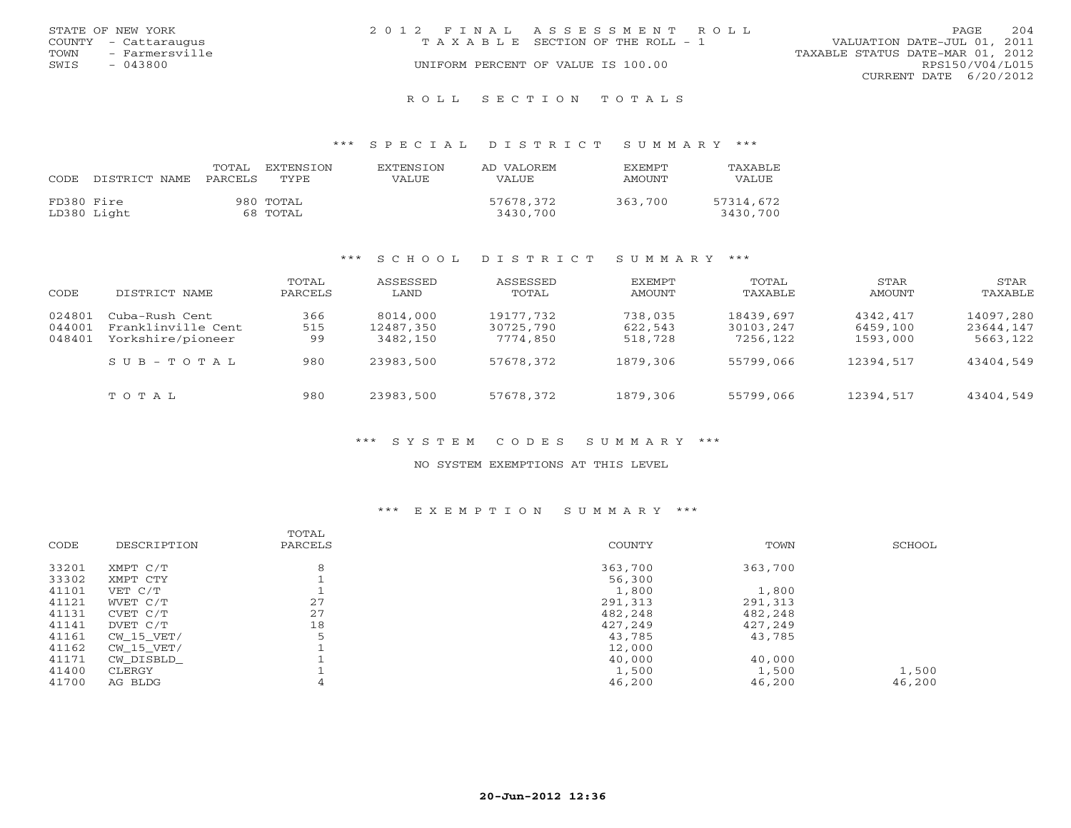STATE OF NEW YORK
COUNTY - Cattaraugus
TOWN - Farmersville
SWIS - 043800

2012 FINAL ASSESSMENT ROLL
TAXABLE SECTION OF THE ROLL - 1
UNIFORM PERCENT OF VALUE IS 100.00

VALUATION DATE-JUL 01, 2011
TAXABLE STATUS DATE-MAR 01, 2012
RPS150/V04/L015
CURRENT DATE 6/20/2012

## ROLL SECTION TOTALS

### *** SPECIAL DISTRICT SUMMARY ***

| CODE | DISTRICT NAME | TOTAL PARCELS | EXTENSION TYPE | EXTENSION VALUE | AD VALOREM VALUE | EXEMPT AMOUNT | TAXABLE VALUE |
|---|---|---|---|---|---|---|---|
| FD380 | Fire | 980 | TOTAL | | 57678,372 | 363,700 | 57314,672 |
| LD380 | Light | 68 | TOTAL | | 3430,700 | | 3430,700 |

### *** SCHOOL DISTRICT SUMMARY ***

| CODE | DISTRICT NAME | TOTAL PARCELS | ASSESSED LAND | ASSESSED TOTAL | EXEMPT AMOUNT | TOTAL TAXABLE | STAR AMOUNT | STAR TAXABLE |
|---|---|---|---|---|---|---|---|---|
| 024801 | Cuba-Rush Cent | 366 | 8014,000 | 19177,732 | 738,035 | 18439,697 | 4342,417 | 14097,280 |
| 044001 | Franklinville Cent | 515 | 12487,350 | 30725,790 | 622,543 | 30103,247 | 6459,100 | 23644,147 |
| 048401 | Yorkshire/pioneer | 99 | 3482,150 | 7774,850 | 518,728 | 7256,122 | 1593,000 | 5663,122 |
| | SUB-TOTAL | 980 | 23983,500 | 57678,372 | 1879,306 | 55799,066 | 12394,517 | 43404,549 |
| | TOTAL | 980 | 23983,500 | 57678,372 | 1879,306 | 55799,066 | 12394,517 | 43404,549 |

### *** SYSTEM CODES SUMMARY ***

NO SYSTEM EXEMPTIONS AT THIS LEVEL

### *** EXEMPTION SUMMARY ***

| CODE | DESCRIPTION | TOTAL PARCELS | COUNTY | TOWN | SCHOOL |
|---|---|---|---|---|---|
| 33201 | XMPT C/T | 8 | 363,700 | 363,700 | |
| 33302 | XMPT CTY | 1 | 56,300 | | |
| 41101 | VET C/T | 1 | 1,800 | 1,800 | |
| 41121 | WVET C/T | 27 | 291,313 | 291,313 | |
| 41131 | CVET C/T | 27 | 482,248 | 482,248 | |
| 41141 | DVET C/T | 18 | 427,249 | 427,249 | |
| 41161 | CW_15_VET/ | 5 | 43,785 | 43,785 | |
| 41162 | CW_15_VET/ | 1 | 12,000 | | |
| 41171 | CW_DISBLD_ | 1 | 40,000 | 40,000 | |
| 41400 | CLERGY | 1 | 1,500 | 1,500 | 1,500 |
| 41700 | AG BLDG | 4 | 46,200 | 46,200 | 46,200 |

20-Jun-2012 12:36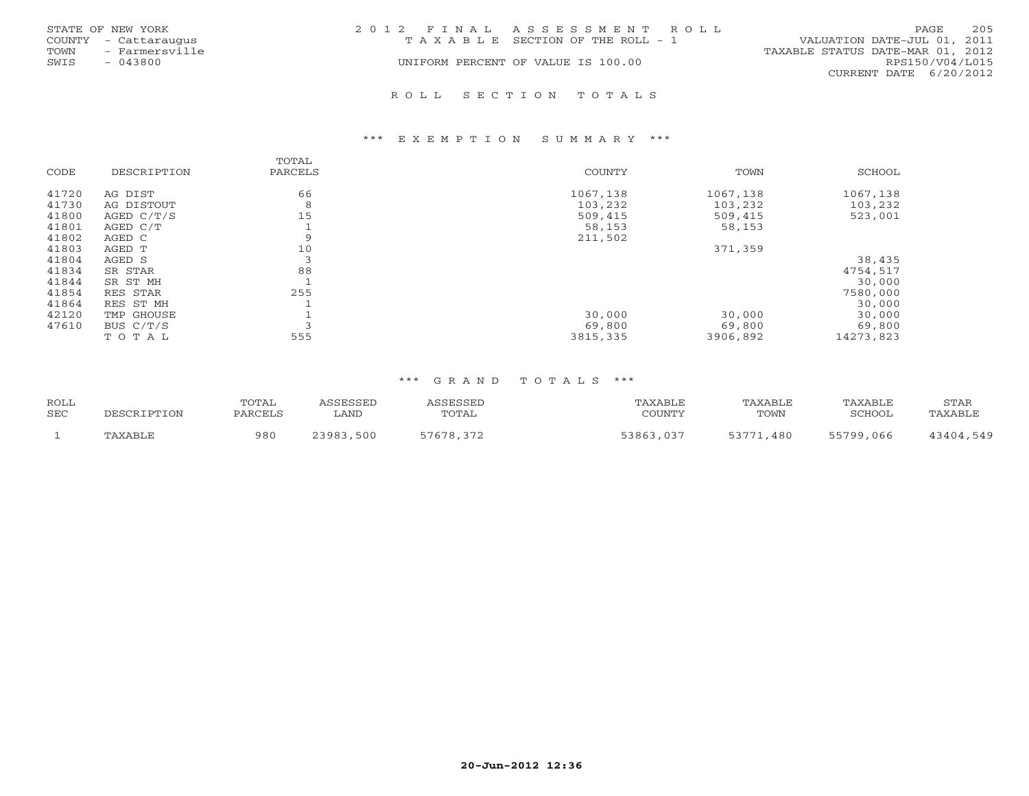STATE OF NEW YORK
COUNTY - Cattaraugus
TOWN - Farmersville
SWIS - 043800

2012 FINAL ASSESSMENT ROLL
TAXABLE SECTION OF THE ROLL - 1
UNIFORM PERCENT OF VALUE IS 100.00

VALUATION DATE-JUL 01, 2011
TAXABLE STATUS DATE-MAR 01, 2012
RPS150/V04/L015
CURRENT DATE 6/20/2012

## ROLL SECTION TOTALS

### *** EXEMPTION SUMMARY ***

| CODE | DESCRIPTION | TOTAL PARCELS | COUNTY | TOWN | SCHOOL |
|---|---|---|---|---|---|
| 41720 | AG DIST | 66 | 1067,138 | 1067,138 | 1067,138 |
| 41730 | AG DISTOUT | 8 | 103,232 | 103,232 | 103,232 |
| 41800 | AGED C/T/S | 15 | 509,415 | 509,415 | 523,001 |
| 41801 | AGED C/T | 1 | 58,153 | 58,153 | |
| 41802 | AGED C | 9 | 211,502 | | |
| 41803 | AGED T | 10 | | 371,359 | |
| 41804 | AGED S | 3 | | | 38,435 |
| 41834 | SR STAR | 88 | | | 4754,517 |
| 41844 | SR ST MH | 1 | | | 30,000 |
| 41854 | RES STAR | 255 | | | 7580,000 |
| 41864 | RES ST MH | 1 | | | 30,000 |
| 42120 | TMP GHOUSE | 1 | 30,000 | 30,000 | 30,000 |
| 47610 | BUS C/T/S | 3 | 69,800 | 69,800 | 69,800 |
| | TOTAL | 555 | 3815,335 | 3906,892 | 14273,823 |

### *** GRAND TOTALS ***

| ROLL SEC | DESCRIPTION | TOTAL PARCELS | ASSESSED LAND | ASSESSED TOTAL | TAXABLE COUNTY | TAXABLE TOWN | TAXABLE SCHOOL | STAR TAXABLE |
|---|---|---|---|---|---|---|---|---|
| 1 | TAXABLE | 980 | 23983,500 | 57678,372 | 53863,037 | 53771,480 | 55799,066 | 43404,549 |

20-Jun-2012 12:36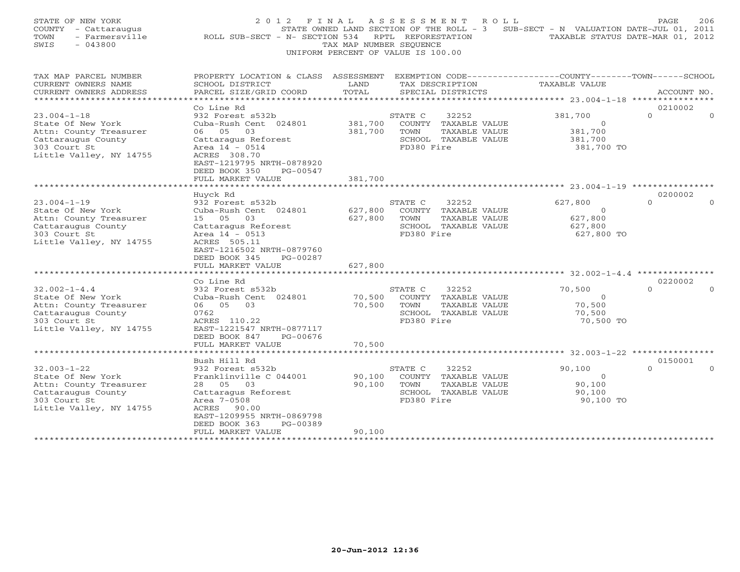STATE OF NEW YORK
COUNTY - Cattaraugus
TOWN - Farmersville
SWIS - 043800

2012 FINAL ASSESSMENT ROLL
STATE OWNED LAND SECTION OF THE ROLL - 3 SUB-SECT - N VALUATION DATE-JUL 01, 2011
ROLL SUB-SECT - N- SECTION 534 RPTL REFORESTATION TAXABLE STATUS DATE-MAR 01, 2012
TAX MAP NUMBER SEQUENCE
UNIFORM PERCENT OF VALUE IS 100.00

| TAX MAP PARCEL NUMBER / CURRENT OWNERS NAME / CURRENT OWNERS ADDRESS | PROPERTY LOCATION & CLASS / SCHOOL DISTRICT / PARCEL SIZE/GRID COORD | ASSESSMENT LAND / TOTAL | EXEMPTION CODE / TAX DESCRIPTION / SPECIAL DISTRICTS | COUNTY TAXABLE VALUE | TOWN | SCHOOL | ACCOUNT NO. |
|---|---|---|---|---|---|---|---|
| 23.004-1-18 | Co Line Rd | | | | | | 0210002 |
| 23.004-1-18 | 932 Forest s532b | | STATE C 32252 | 381,700 | 0 | 0 | |
| State Of New York | Cuba-Rush Cent 024801 | 381,700 | COUNTY TAXABLE VALUE | 0 | | | |
| Attn: County Treasurer | 06 05 03 | 381,700 | TOWN TAXABLE VALUE | 381,700 | | | |
| Cattaraugus County | Cattaragus Reforest | | SCHOOL TAXABLE VALUE | 381,700 | | | |
| 303 Court St | Area 14 - 0514 | | FD380 Fire | 381,700 TO | | | |
| Little Valley, NY 14755 | ACRES 308.70 | | | | | | |
| | EAST-1219795 NRTH-0878920 | | | | | | |
| | DEED BOOK 350 PG-00547 | | | | | | |
| | FULL MARKET VALUE | 381,700 | | | | | |
| 23.004-1-19 | Huyck Rd | | | | | | 0200002 |
| 23.004-1-19 | 932 Forest s532b | | STATE C 32252 | 627,800 | 0 | 0 | |
| State Of New York | Cuba-Rush Cent 024801 | 627,800 | COUNTY TAXABLE VALUE | 0 | | | |
| Attn: County Treasurer | 15 05 03 | 627,800 | TOWN TAXABLE VALUE | 627,800 | | | |
| Cattaraugus County | Cattaragus Reforest | | SCHOOL TAXABLE VALUE | 627,800 | | | |
| 303 Court St | Area 14 - 0513 | | FD380 Fire | 627,800 TO | | | |
| Little Valley, NY 14755 | ACRES 505.11 | | | | | | |
| | EAST-1216502 NRTH-0879760 | | | | | | |
| | DEED BOOK 345 PG-00287 | | | | | | |
| | FULL MARKET VALUE | 627,800 | | | | | |
| 32.002-1-4.4 | Co Line Rd | | | | | | 0220002 |
| 32.002-1-4.4 | 932 Forest s532b | | STATE C 32252 | 70,500 | 0 | 0 | |
| State Of New York | Cuba-Rush Cent 024801 | 70,500 | COUNTY TAXABLE VALUE | 0 | | | |
| Attn: County Treasurer | 06 05 03 | 70,500 | TOWN TAXABLE VALUE | 70,500 | | | |
| Cattaraugus County | 0762 | | SCHOOL TAXABLE VALUE | 70,500 | | | |
| 303 Court St | ACRES 110.22 | | FD380 Fire | 70,500 TO | | | |
| Little Valley, NY 14755 | EAST-1221547 NRTH-0877117 | | | | | | |
| | DEED BOOK 847 PG-00676 | | | | | | |
| | FULL MARKET VALUE | 70,500 | | | | | |
| 32.003-1-22 | Bush Hill Rd | | | | | | 0150001 |
| 32.003-1-22 | 932 Forest s532b | | STATE C 32252 | 90,100 | 0 | 0 | |
| State Of New York | Franklinville C 044001 | 90,100 | COUNTY TAXABLE VALUE | 0 | | | |
| Attn: County Treasurer | 28 05 03 | 90,100 | TOWN TAXABLE VALUE | 90,100 | | | |
| Cattaraugus County | Cattaragus Reforest | | SCHOOL TAXABLE VALUE | 90,100 | | | |
| 303 Court St | Area 7-0508 | | FD380 Fire | 90,100 TO | | | |
| Little Valley, NY 14755 | ACRES 90.00 | | | | | | |
| | EAST-1209955 NRTH-0869798 | | | | | | |
| | DEED BOOK 363 PG-00389 | | | | | | |
| | FULL MARKET VALUE | 90,100 | | | | | |

20-Jun-2012 12:36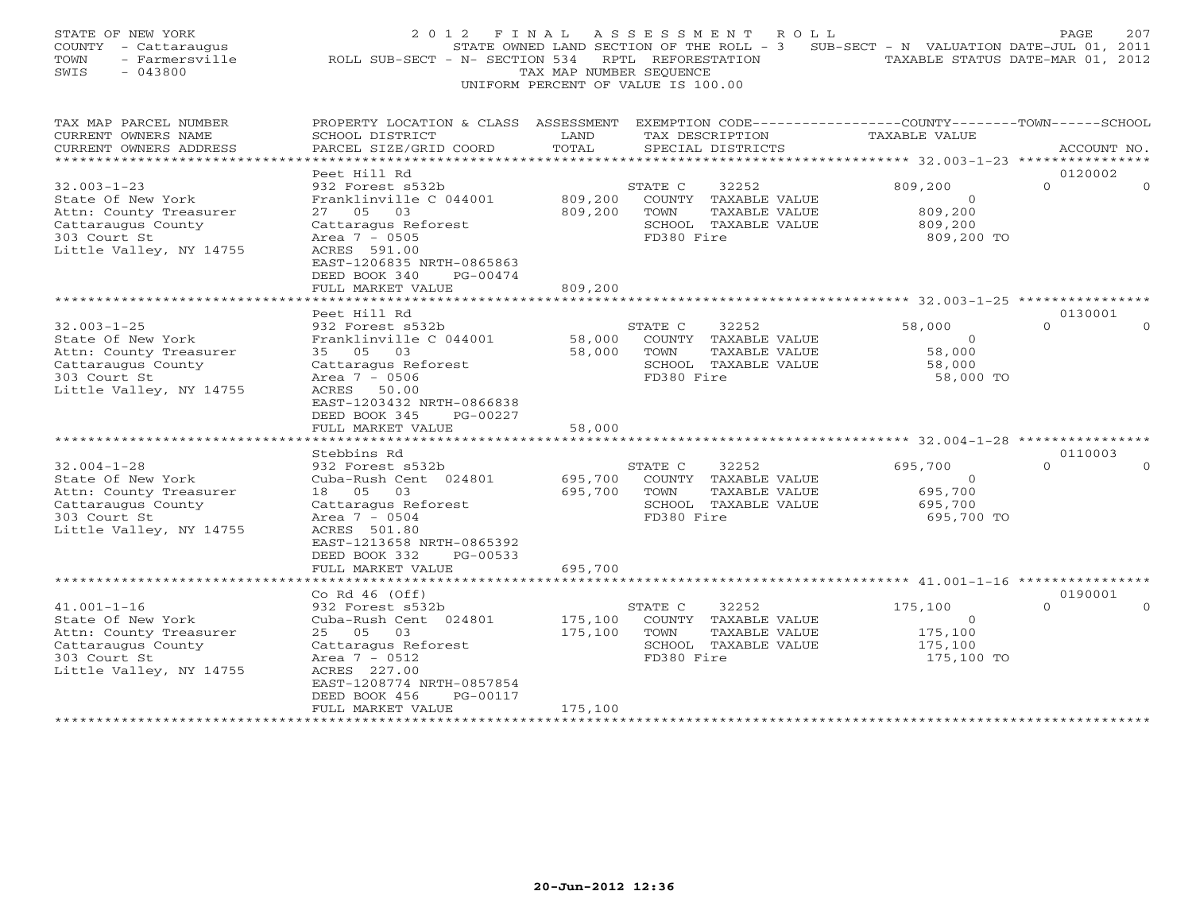STATE OF NEW YORK
COUNTY - Cattaraugus
TOWN - Farmersville
SWIS - 043800

2 0 1 2 F I N A L A S S E S S M E N T R O L L
STATE OWNED LAND SECTION OF THE ROLL - 3 SUB-SECT - N VALUATION DATE-JUL 01, 2011
ROLL SUB-SECT - N- SECTION 534 RPTL REFORESTATION TAXABLE STATUS DATE-MAR 01, 2012
TAX MAP NUMBER SEQUENCE
UNIFORM PERCENT OF VALUE IS 100.00

| TAX MAP PARCEL NUMBER / CURRENT OWNERS NAME / CURRENT OWNERS ADDRESS | PROPERTY LOCATION & CLASS / SCHOOL DISTRICT / PARCEL SIZE/GRID COORD | ASSESSMENT LAND / TOTAL | EXEMPTION CODE / TAX DESCRIPTION / SPECIAL DISTRICTS | COUNTY TAXABLE VALUE | TOWN | SCHOOL | ACCOUNT NO. |
|---|---|---|---|---|---|---|---|
| 32.003-1-23 | Peet Hill Rd | | | | | | 0120002 |
| | 932 Forest s532b | | STATE C 32252 | 809,200 | 0 | 0 | |
| State Of New York | Franklinville C 044001 | 809,200 | COUNTY TAXABLE VALUE | 0 | | | |
| Attn: County Treasurer | 27 05 03 | 809,200 | TOWN TAXABLE VALUE | 809,200 | | | |
| Cattaraugus County | Cattaragus Reforest | | SCHOOL TAXABLE VALUE | 809,200 | | | |
| 303 Court St | Area 7 - 0505 | | FD380 Fire | 809,200 TO | | | |
| Little Valley, NY 14755 | ACRES 591.00 | | | | | | |
| | EAST-1206835 NRTH-0865863 | | | | | | |
| | DEED BOOK 340 PG-00474 | | | | | | |
| | FULL MARKET VALUE | 809,200 | | | | | |
| 32.003-1-25 | Peet Hill Rd | | | | | | 0130001 |
| | 932 Forest s532b | | STATE C 32252 | 58,000 | 0 | 0 | |
| State Of New York | Franklinville C 044001 | 58,000 | COUNTY TAXABLE VALUE | 0 | | | |
| Attn: County Treasurer | 35 05 03 | 58,000 | TOWN TAXABLE VALUE | 58,000 | | | |
| Cattaraugus County | Cattaragus Reforest | | SCHOOL TAXABLE VALUE | 58,000 | | | |
| 303 Court St | Area 7 - 0506 | | FD380 Fire | 58,000 TO | | | |
| Little Valley, NY 14755 | ACRES 50.00 | | | | | | |
| | EAST-1203432 NRTH-0866838 | | | | | | |
| | DEED BOOK 345 PG-00227 | | | | | | |
| | FULL MARKET VALUE | 58,000 | | | | | |
| 32.004-1-28 | Stebbins Rd | | | | | | 0110003 |
| | 932 Forest s532b | | STATE C 32252 | 695,700 | 0 | 0 | |
| State Of New York | Cuba-Rush Cent 024801 | 695,700 | COUNTY TAXABLE VALUE | 0 | | | |
| Attn: County Treasurer | 18 05 03 | 695,700 | TOWN TAXABLE VALUE | 695,700 | | | |
| Cattaraugus County | Cattaragus Reforest | | SCHOOL TAXABLE VALUE | 695,700 | | | |
| 303 Court St | Area 7 - 0504 | | FD380 Fire | 695,700 TO | | | |
| Little Valley, NY 14755 | ACRES 501.80 | | | | | | |
| | EAST-1213658 NRTH-0865392 | | | | | | |
| | DEED BOOK 332 PG-00533 | | | | | | |
| | FULL MARKET VALUE | 695,700 | | | | | |
| 41.001-1-16 | Co Rd 46 (Off) | | | | | | 0190001 |
| | 932 Forest s532b | | STATE C 32252 | 175,100 | 0 | 0 | |
| State Of New York | Cuba-Rush Cent 024801 | 175,100 | COUNTY TAXABLE VALUE | 0 | | | |
| Attn: County Treasurer | 25 05 03 | 175,100 | TOWN TAXABLE VALUE | 175,100 | | | |
| Cattaraugus County | Cattaragus Reforest | | SCHOOL TAXABLE VALUE | 175,100 | | | |
| 303 Court St | Area 7 - 0512 | | FD380 Fire | 175,100 TO | | | |
| Little Valley, NY 14755 | ACRES 227.00 | | | | | | |
| | EAST-1208774 NRTH-0857854 | | | | | | |
| | DEED BOOK 456 PG-00117 | | | | | | |
| | FULL MARKET VALUE | 175,100 | | | | | |

20-Jun-2012 12:36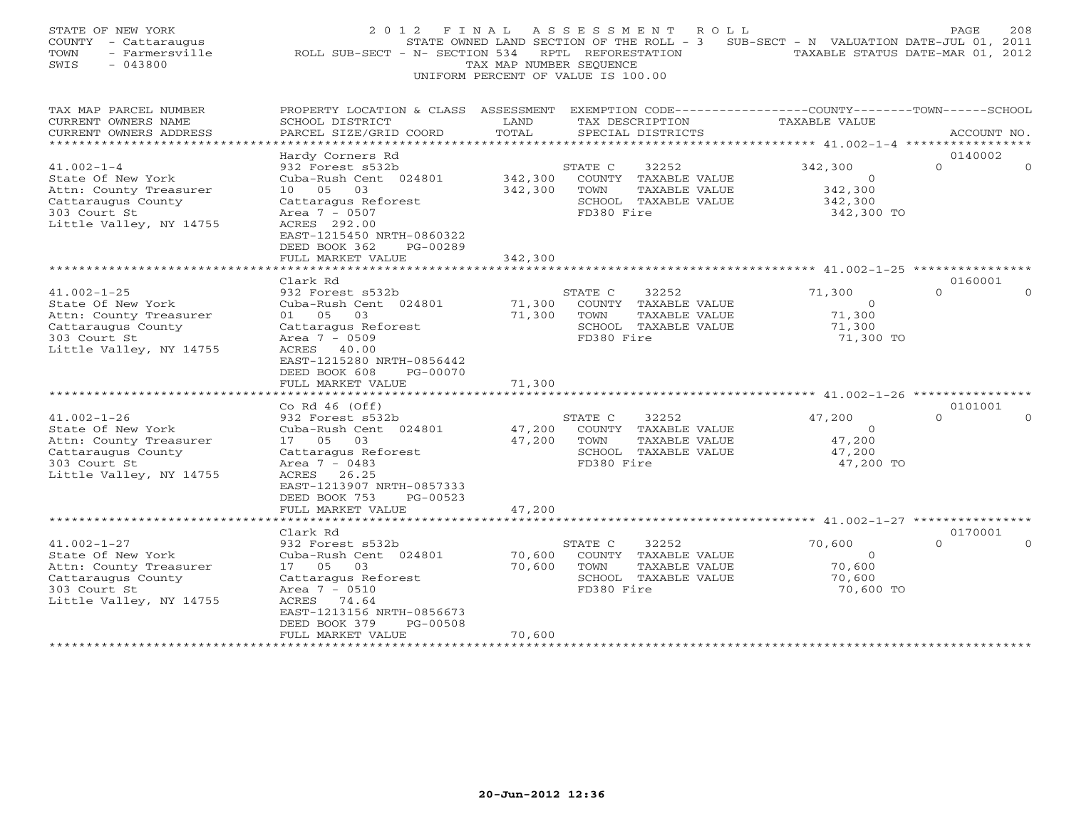STATE OF NEW YORK
COUNTY - Cattaraugus
TOWN - Farmersville
SWIS - 043800

# 2012 FINAL ASSESSMENT ROLL

STATE OWNED LAND SECTION OF THE ROLL - 3 SUB-SECT - N VALUATION DATE-JUL 01, 2011
ROLL SUB-SECT - N- SECTION 534 RPTL REFORESTATION TAXABLE STATUS DATE-MAR 01, 2012
TAX MAP NUMBER SEQUENCE
UNIFORM PERCENT OF VALUE IS 100.00

| TAX MAP PARCEL NUMBER / CURRENT OWNERS NAME / CURRENT OWNERS ADDRESS | PROPERTY LOCATION & CLASS / SCHOOL DISTRICT / PARCEL SIZE/GRID COORD | ASSESSMENT LAND / TOTAL | EXEMPTION CODE / TAX DESCRIPTION / SPECIAL DISTRICTS | COUNTY | TOWN | SCHOOL | ACCOUNT NO. |
|---|---|---|---|---|---|---|---|
| 41.002-1-4 | Hardy Corners Rd | | | | | | 0140002 |
| State Of New York | 932 Forest s532b | | STATE C 32252 | 342,300 | 0 | 0 | |
| Attn: County Treasurer | Cuba-Rush Cent 024801 | 342,300 | COUNTY TAXABLE VALUE | 0 | | | |
| Cattaraugus County | 10 05 03 | 342,300 | TOWN TAXABLE VALUE | | 342,300 | | |
| 303 Court St | Cattaragus Reforest | | SCHOOL TAXABLE VALUE | | | 342,300 | |
| Little Valley, NY 14755 | Area 7 - 0507 | | FD380 Fire | 342,300 TO | | | |
| | ACRES 292.00 | | | | | | |
| | EAST-1215450 NRTH-0860322 | | | | | | |
| | DEED BOOK 362 PG-00289 | | | | | | |
| | FULL MARKET VALUE | 342,300 | | | | | |
| 41.002-1-25 | Clark Rd | | | | | | 0160001 |
| State Of New York | 932 Forest s532b | | STATE C 32252 | 71,300 | 0 | 0 | |
| Attn: County Treasurer | Cuba-Rush Cent 024801 | 71,300 | COUNTY TAXABLE VALUE | 0 | | | |
| Cattaraugus County | 01 05 03 | 71,300 | TOWN TAXABLE VALUE | | 71,300 | | |
| 303 Court St | Cattaragus Reforest | | SCHOOL TAXABLE VALUE | | | 71,300 | |
| Little Valley, NY 14755 | Area 7 - 0509 | | FD380 Fire | 71,300 TO | | | |
| | ACRES 40.00 | | | | | | |
| | EAST-1215280 NRTH-0856442 | | | | | | |
| | DEED BOOK 608 PG-00070 | | | | | | |
| | FULL MARKET VALUE | 71,300 | | | | | |
| 41.002-1-26 | Co Rd 46 (Off) | | | | | | 0101001 |
| State Of New York | 932 Forest s532b | | STATE C 32252 | 47,200 | 0 | 0 | |
| Attn: County Treasurer | Cuba-Rush Cent 024801 | 47,200 | COUNTY TAXABLE VALUE | 0 | | | |
| Cattaraugus County | 17 05 03 | 47,200 | TOWN TAXABLE VALUE | | 47,200 | | |
| 303 Court St | Cattaragus Reforest | | SCHOOL TAXABLE VALUE | | | 47,200 | |
| Little Valley, NY 14755 | Area 7 - 0483 | | FD380 Fire | 47,200 TO | | | |
| | ACRES 26.25 | | | | | | |
| | EAST-1213907 NRTH-0857333 | | | | | | |
| | DEED BOOK 753 PG-00523 | | | | | | |
| | FULL MARKET VALUE | 47,200 | | | | | |
| 41.002-1-27 | Clark Rd | | | | | | 0170001 |
| State Of New York | 932 Forest s532b | | STATE C 32252 | 70,600 | 0 | 0 | |
| Attn: County Treasurer | Cuba-Rush Cent 024801 | 70,600 | COUNTY TAXABLE VALUE | 0 | | | |
| Cattaraugus County | 17 05 03 | 70,600 | TOWN TAXABLE VALUE | | 70,600 | | |
| 303 Court St | Cattaragus Reforest | | SCHOOL TAXABLE VALUE | | | 70,600 | |
| Little Valley, NY 14755 | Area 7 - 0510 | | FD380 Fire | 70,600 TO | | | |
| | ACRES 74.64 | | | | | | |
| | EAST-1213156 NRTH-0856673 | | | | | | |
| | DEED BOOK 379 PG-00508 | | | | | | |
| | FULL MARKET VALUE | 70,600 | | | | | |

20-Jun-2012 12:36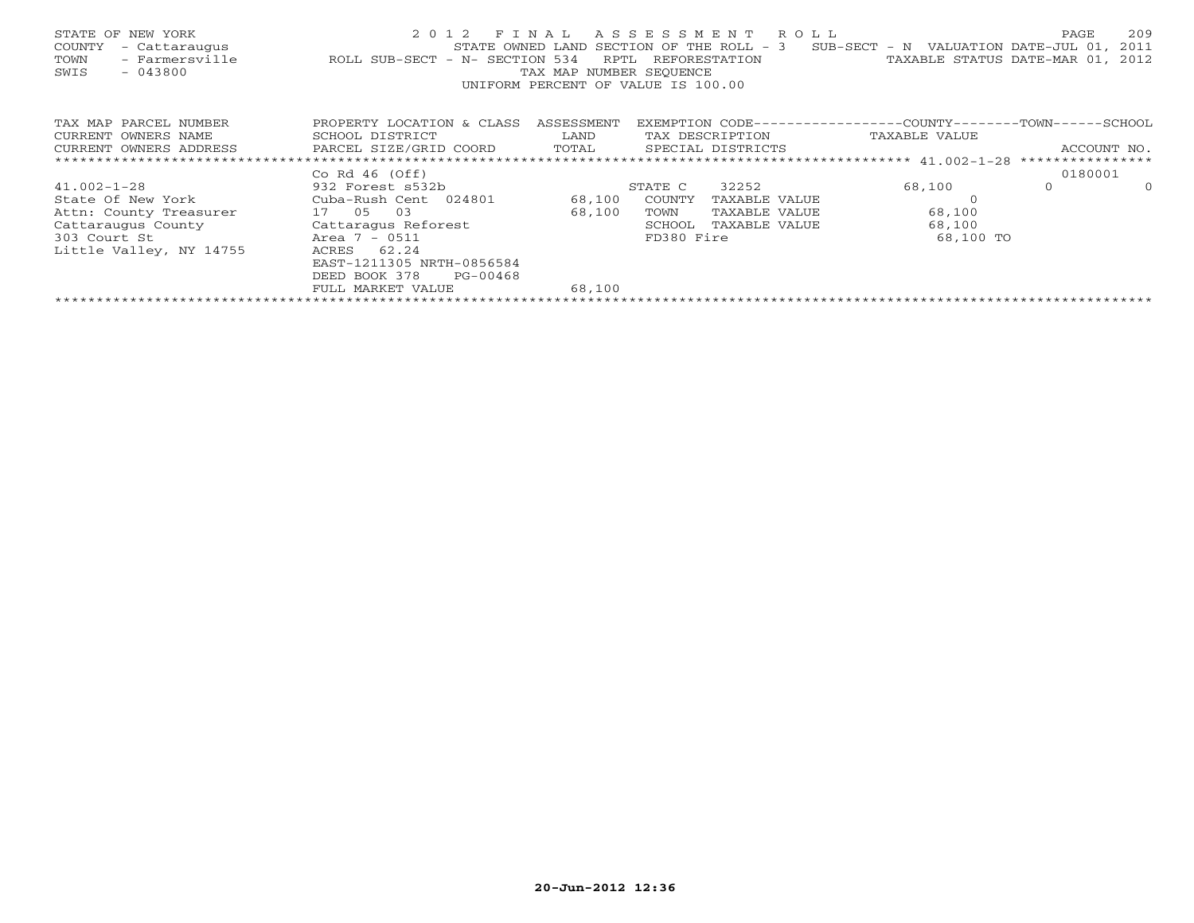STATE OF NEW YORK — 2012 FINAL ASSESSMENT ROLL
COUNTY - Cattaraugus — STATE OWNED LAND SECTION OF THE ROLL - 3 SUB-SECT - N VALUATION DATE-JUL 01, 2011
TOWN - Farmersville — ROLL SUB-SECT - N- SECTION 534 RPTL REFORESTATION — TAXABLE STATUS DATE-MAR 01, 2012
SWIS - 043800 — TAX MAP NUMBER SEQUENCE
UNIFORM PERCENT OF VALUE IS 100.00

| TAX MAP PARCEL NUMBER / CURRENT OWNERS NAME / CURRENT OWNERS ADDRESS | PROPERTY LOCATION & CLASS / SCHOOL DISTRICT / PARCEL SIZE/GRID COORD | ASSESSMENT LAND / TOTAL | EXEMPTION CODE / TAX DESCRIPTION / SPECIAL DISTRICTS | COUNTY TAXABLE VALUE | TOWN | SCHOOL / ACCOUNT NO. |
|---|---|---|---|---|---|---|
| 41.002-1-28 | Co Rd 46 (Off) | | | | | 0180001 |
| 41.002-1-28 | 932 Forest s532b | | STATE C 32252 | 68,100 | 0 | 0 |
| State Of New York | Cuba-Rush Cent 024801 | 68,100 | COUNTY TAXABLE VALUE | 0 | | |
| Attn: County Treasurer | 17 05 03 | 68,100 | TOWN TAXABLE VALUE | 68,100 | | |
| Cattaraugus County | Cattaragus Reforest | | SCHOOL TAXABLE VALUE | 68,100 | | |
| 303 Court St | Area 7 - 0511 | | FD380 Fire | 68,100 TO | | |
| Little Valley, NY 14755 | ACRES 62.24 | | | | | |
| | EAST-1211305 NRTH-0856584 | | | | | |
| | DEED BOOK 378 PG-00468 | | | | | |
| | FULL MARKET VALUE | 68,100 | | | | |

20-Jun-2012 12:36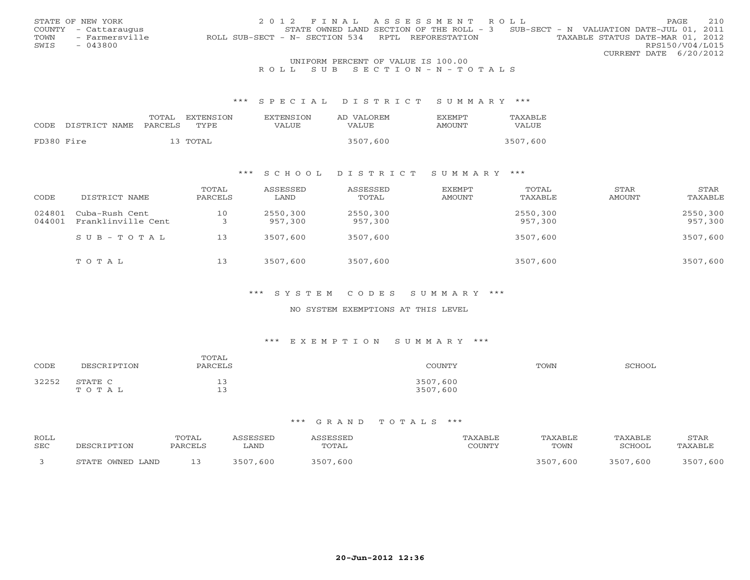STATE OF NEW YORK
COUNTY - Cattaraugus
TOWN - Farmersville
SWIS - 043800

2 0 1 2 F I N A L A S S E S S M E N T R O L L
STATE OWNED LAND SECTION OF THE ROLL - 3 SUB-SECT - N VALUATION DATE-JUL 01, 2011
ROLL SUB-SECT - N- SECTION 534 RPTL REFORESTATION TAXABLE STATUS DATE-MAR 01, 2012
RPS150/V04/L015
CURRENT DATE 6/20/2012

UNIFORM PERCENT OF VALUE IS 100.00

R O L L S U B S E C T I O N - N - T O T A L S

## *** S P E C I A L D I S T R I C T S U M M A R Y ***

| CODE | DISTRICT NAME | TOTAL PARCELS | EXTENSION TYPE | EXTENSION VALUE | AD VALOREM VALUE | EXEMPT AMOUNT | TAXABLE VALUE |
|---|---|---|---|---|---|---|---|
| FD380 | Fire | 13 | TOTAL | | 3507,600 | | 3507,600 |

## *** S C H O O L D I S T R I C T S U M M A R Y ***

| CODE | DISTRICT NAME | TOTAL PARCELS | ASSESSED LAND | ASSESSED TOTAL | EXEMPT AMOUNT | TOTAL TAXABLE | STAR AMOUNT | STAR TAXABLE |
|---|---|---|---|---|---|---|---|---|
| 024801 | Cuba-Rush Cent | 10 | 2550,300 | 2550,300 | | 2550,300 | | 2550,300 |
| 044001 | Franklinville Cent | 3 | 957,300 | 957,300 | | 957,300 | | 957,300 |
| | S U B - T O T A L | 13 | 3507,600 | 3507,600 | | 3507,600 | | 3507,600 |
| | T O T A L | 13 | 3507,600 | 3507,600 | | 3507,600 | | 3507,600 |

## *** S Y S T E M C O D E S S U M M A R Y ***

NO SYSTEM EXEMPTIONS AT THIS LEVEL

## *** E X E M P T I O N S U M M A R Y ***

| CODE | DESCRIPTION | TOTAL PARCELS | COUNTY | TOWN | SCHOOL |
|---|---|---|---|---|---|
| 32252 | STATE C | 13 | 3507,600 | | |
| | T O T A L | 13 | 3507,600 | | |

## *** G R A N D T O T A L S ***

| ROLL SEC | DESCRIPTION | TOTAL PARCELS | ASSESSED LAND | ASSESSED TOTAL | TAXABLE COUNTY | TAXABLE TOWN | TAXABLE SCHOOL | STAR TAXABLE |
|---|---|---|---|---|---|---|---|---|
| 3 | STATE OWNED LAND | 13 | 3507,600 | 3507,600 | | 3507,600 | 3507,600 | 3507,600 |

20-Jun-2012 12:36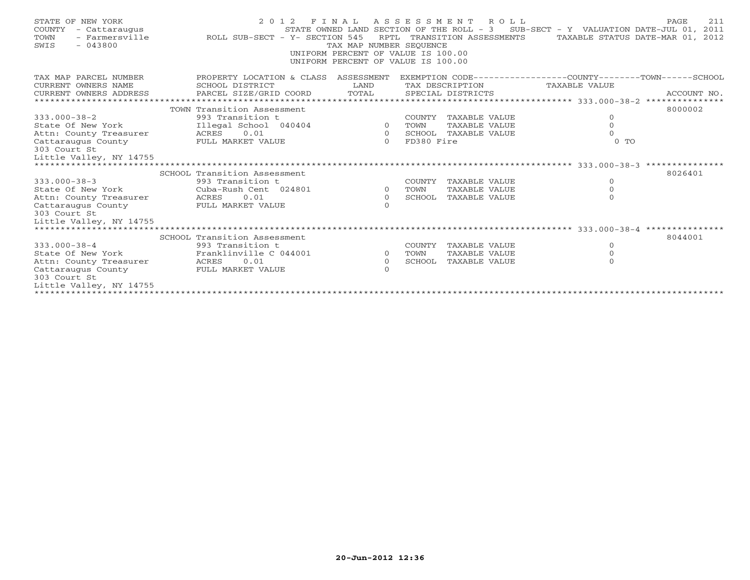STATE OF NEW YORK
COUNTY - Cattaraugus
TOWN - Farmersville
SWIS - 043800

2 0 1 2 F I N A L A S S E S S M E N T R O L L
STATE OWNED LAND SECTION OF THE ROLL - 3 SUB-SECT - Y VALUATION DATE-JUL 01, 2011
ROLL SUB-SECT - Y- SECTION 545 RPTL TRANSITION ASSESSMENTS TAXABLE STATUS DATE-MAR 01, 2012
TAX MAP NUMBER SEQUENCE
UNIFORM PERCENT OF VALUE IS 100.00
UNIFORM PERCENT OF VALUE IS 100.00

| TAX MAP PARCEL NUMBER / CURRENT OWNERS NAME / CURRENT OWNERS ADDRESS | PROPERTY LOCATION & CLASS / SCHOOL DISTRICT / PARCEL SIZE/GRID COORD | ASSESSMENT LAND / TOTAL | EXEMPTION CODE / TAX DESCRIPTION / SPECIAL DISTRICTS | COUNTY--------TOWN------SCHOOL TAXABLE VALUE | ACCOUNT NO. |
|---|---|---|---|---|---|
| ***** 333.000-38-2 ***** | TOWN Transition Assessment | | | | 8000002 |
| 333.000-38-2 | 993 Transition t | | COUNTY TAXABLE VALUE | 0 | |
| State Of New York | Illegal School 040404 | 0 | TOWN TAXABLE VALUE | 0 | |
| Attn: County Treasurer | ACRES 0.01 | 0 | SCHOOL TAXABLE VALUE | 0 | |
| Cattaraugus County | FULL MARKET VALUE | 0 | FD380 Fire | 0 TO | |
| 303 Court St | | | | | |
| Little Valley, NY 14755 | | | | | |
| ***** 333.000-38-3 ***** | SCHOOL Transition Assessment | | | | 8026401 |
| 333.000-38-3 | 993 Transition t | | COUNTY TAXABLE VALUE | 0 | |
| State Of New York | Cuba-Rush Cent 024801 | 0 | TOWN TAXABLE VALUE | 0 | |
| Attn: County Treasurer | ACRES 0.01 | 0 | SCHOOL TAXABLE VALUE | 0 | |
| Cattaraugus County | FULL MARKET VALUE | 0 | | | |
| 303 Court St | | | | | |
| Little Valley, NY 14755 | | | | | |
| ***** 333.000-38-4 ***** | SCHOOL Transition Assessment | | | | 8044001 |
| 333.000-38-4 | 993 Transition t | | COUNTY TAXABLE VALUE | 0 | |
| State Of New York | Franklinville C 044001 | 0 | TOWN TAXABLE VALUE | 0 | |
| Attn: County Treasurer | ACRES 0.01 | 0 | SCHOOL TAXABLE VALUE | 0 | |
| Cattaraugus County | FULL MARKET VALUE | 0 | | | |
| 303 Court St | | | | | |
| Little Valley, NY 14755 | | | | | |

20-Jun-2012 12:36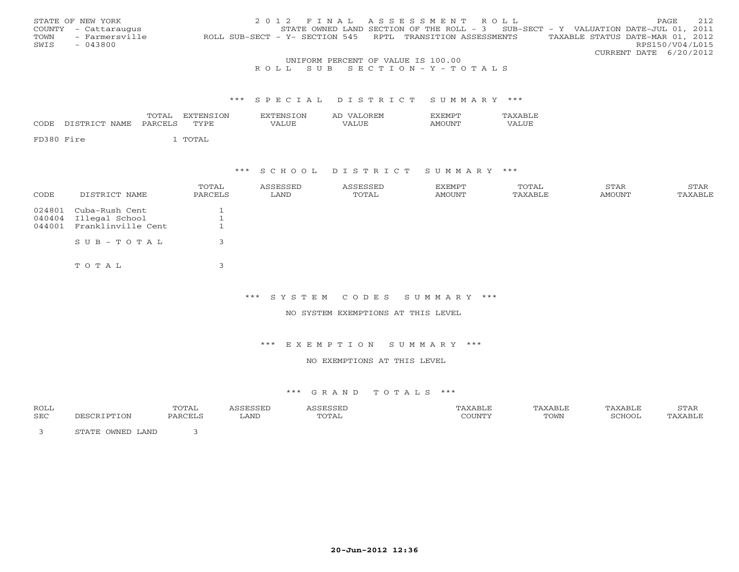STATE OF NEW YORK
COUNTY - Cattaraugus
TOWN - Farmersville
SWIS - 043800

2 0 1 2 F I N A L A S S E S S M E N T R O L L
STATE OWNED LAND SECTION OF THE ROLL - 3 SUB-SECT - Y VALUATION DATE-JUL 01, 2011
ROLL SUB-SECT - Y- SECTION 545 RPTL TRANSITION ASSESSMENTS TAXABLE STATUS DATE-MAR 01, 2012
RPS150/V04/L015
CURRENT DATE 6/20/2012

UNIFORM PERCENT OF VALUE IS 100.00

R O L L S U B S E C T I O N - Y - T O T A L S

*** S P E C I A L D I S T R I C T S U M M A R Y ***

| CODE | DISTRICT NAME | TOTAL PARCELS | EXTENSION TYPE | EXTENSION VALUE | AD VALOREM VALUE | EXEMPT AMOUNT | TAXABLE VALUE |
|---|---|---|---|---|---|---|---|
| FD380 | Fire | 1 | TOTAL | | | | |

*** S C H O O L D I S T R I C T S U M M A R Y ***

| CODE | DISTRICT NAME | TOTAL PARCELS | ASSESSED LAND | ASSESSED TOTAL | EXEMPT AMOUNT | TOTAL TAXABLE | STAR AMOUNT | STAR TAXABLE |
|---|---|---|---|---|---|---|---|---|
| 024801 | Cuba-Rush Cent | 1 | | | | | | |
| 040404 | Illegal School | 1 | | | | | | |
| 044001 | Franklinville Cent | 1 | | | | | | |
| | S U B - T O T A L | 3 | | | | | | |
| | T O T A L | 3 | | | | | | |

*** S Y S T E M C O D E S S U M M A R Y ***

NO SYSTEM EXEMPTIONS AT THIS LEVEL

*** E X E M P T I O N S U M M A R Y ***

NO EXEMPTIONS AT THIS LEVEL

*** G R A N D T O T A L S ***

| ROLL SEC | DESCRIPTION | TOTAL PARCELS | ASSESSED LAND | ASSESSED TOTAL | TAXABLE COUNTY | TAXABLE TOWN | TAXABLE SCHOOL | STAR TAXABLE |
|---|---|---|---|---|---|---|---|---|
| 3 | STATE OWNED LAND | 3 | | | | | | |

20-Jun-2012 12:36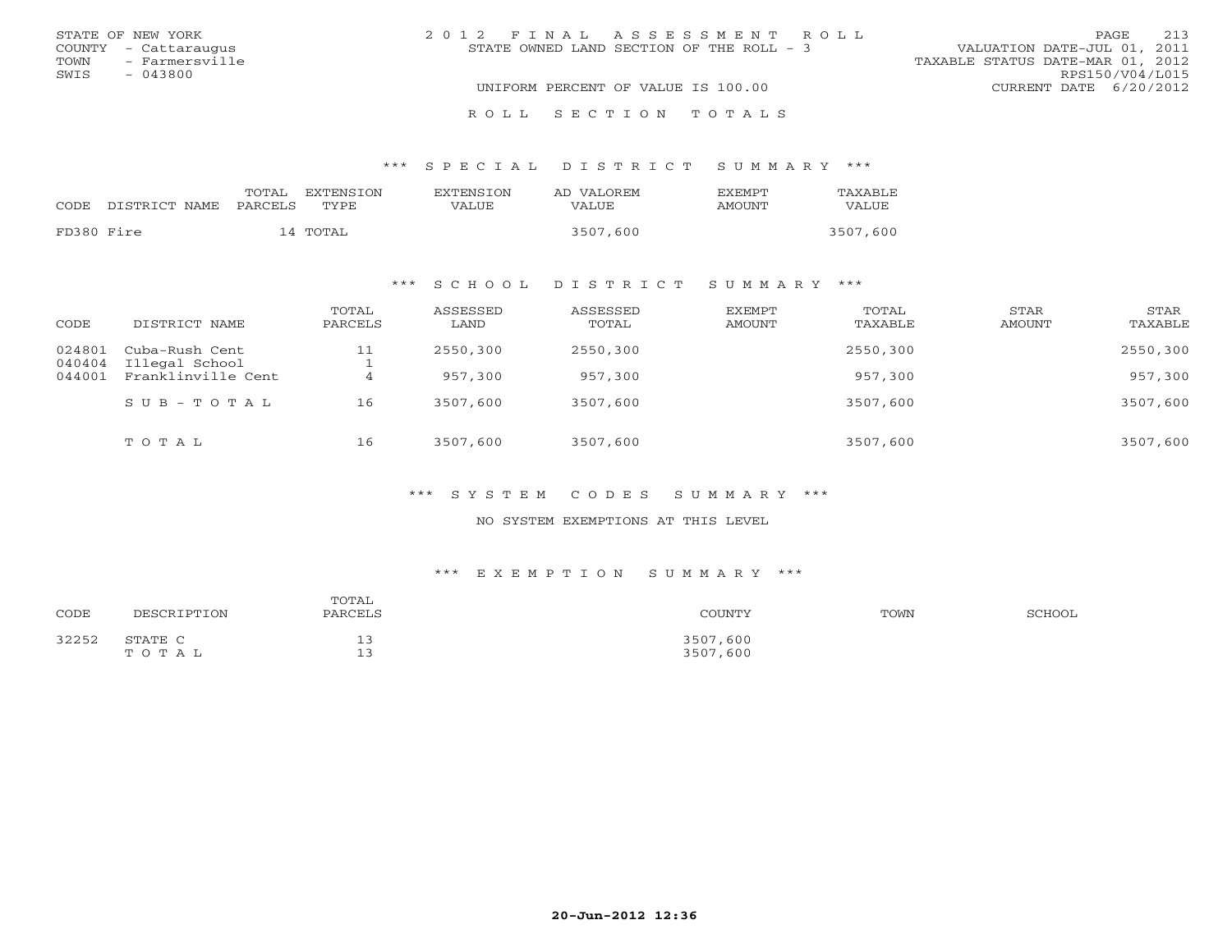STATE OF NEW YORK
COUNTY - Cattaraugus
TOWN - Farmersville
SWIS - 043800

2012 FINAL ASSESSMENT ROLL
STATE OWNED LAND SECTION OF THE ROLL - 3
UNIFORM PERCENT OF VALUE IS 100.00

VALUATION DATE-JUL 01, 2011
TAXABLE STATUS DATE-MAR 01, 2012
RPS150/V04/L015
CURRENT DATE 6/20/2012

## ROLL SECTION TOTALS

### *** SPECIAL DISTRICT SUMMARY ***

| CODE | DISTRICT NAME | TOTAL PARCELS | EXTENSION TYPE | EXTENSION VALUE | AD VALOREM VALUE | EXEMPT AMOUNT | TAXABLE VALUE |
|---|---|---|---|---|---|---|---|
| FD380 | Fire | 14 | TOTAL | | 3507,600 | | 3507,600 |

### *** SCHOOL DISTRICT SUMMARY ***

| CODE | DISTRICT NAME | TOTAL PARCELS | ASSESSED LAND | ASSESSED TOTAL | EXEMPT AMOUNT | TOTAL TAXABLE | STAR AMOUNT | STAR TAXABLE |
|---|---|---|---|---|---|---|---|---|
| 024801 | Cuba-Rush Cent | 11 | 2550,300 | 2550,300 | | 2550,300 | | 2550,300 |
| 040404 | Illegal School | 1 | | | | | | |
| 044001 | Franklinville Cent | 4 | 957,300 | 957,300 | | 957,300 | | 957,300 |
| | SUB-TOTAL | 16 | 3507,600 | 3507,600 | | 3507,600 | | 3507,600 |
| | TOTAL | 16 | 3507,600 | 3507,600 | | 3507,600 | | 3507,600 |

### *** SYSTEM CODES SUMMARY ***

NO SYSTEM EXEMPTIONS AT THIS LEVEL

### *** EXEMPTION SUMMARY ***

| CODE | DESCRIPTION | TOTAL PARCELS | COUNTY | TOWN | SCHOOL |
|---|---|---|---|---|---|
| 32252 | STATE C | 13 | 3507,600 | | |
| | TOTAL | 13 | 3507,600 | | |

20-Jun-2012 12:36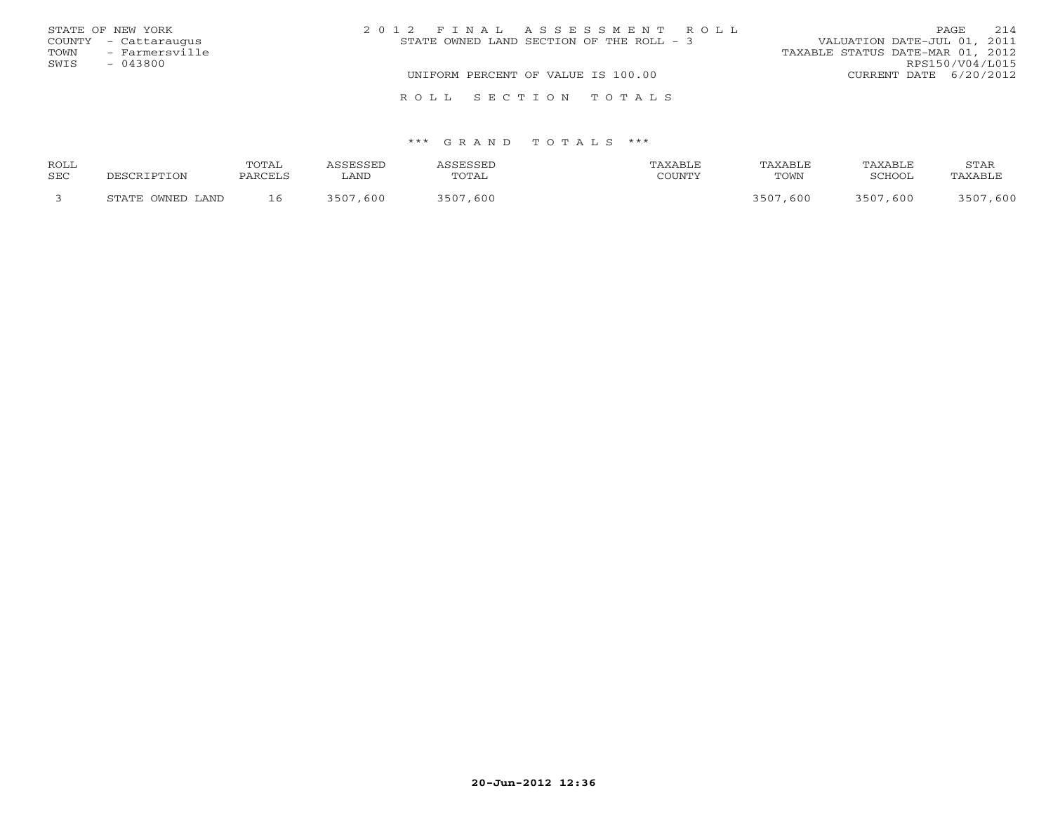STATE OF NEW YORK
COUNTY - Cattaraugus
TOWN - Farmersville
SWIS - 043800

2 0 1 2  F I N A L  A S S E S S M E N T  R O L L
STATE OWNED LAND SECTION OF THE ROLL - 3
UNIFORM PERCENT OF VALUE IS 100.00

VALUATION DATE-JUL 01, 2011
TAXABLE STATUS DATE-MAR 01, 2012
RPS150/V04/L015
CURRENT DATE 6/20/2012

R O L L  S E C T I O N  T O T A L S

\*\*\* G R A N D  T O T A L S \*\*\*

| ROLL SEC | DESCRIPTION | TOTAL PARCELS | ASSESSED LAND | ASSESSED TOTAL | TAXABLE COUNTY | TAXABLE TOWN | TAXABLE SCHOOL | STAR TAXABLE |
|---|---|---|---|---|---|---|---|---|
| 3 | STATE OWNED LAND | 16 | 3507,600 | 3507,600 | | 3507,600 | 3507,600 | 3507,600 |

20-Jun-2012 12:36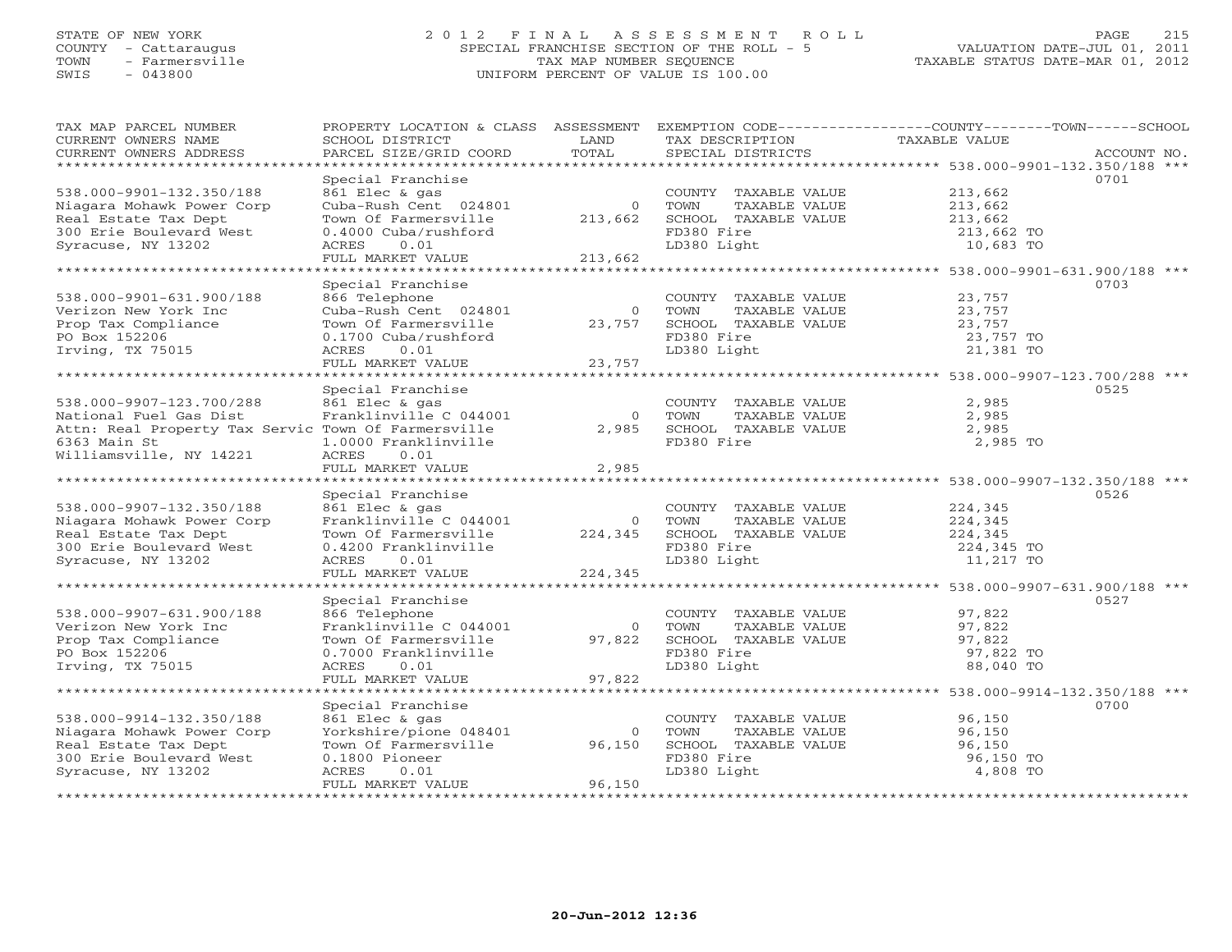STATE OF NEW YORK
COUNTY - Cattaraugus
TOWN - Farmersville
SWIS - 043800

# 2012 FINAL ASSESSMENT ROLL
SPECIAL FRANCHISE SECTION OF THE ROLL - 5
TAX MAP NUMBER SEQUENCE
UNIFORM PERCENT OF VALUE IS 100.00

VALUATION DATE-JUL 01, 2011
TAXABLE STATUS DATE-MAR 01, 2012

| TAX MAP PARCEL NUMBER / CURRENT OWNERS NAME / CURRENT OWNERS ADDRESS | PROPERTY LOCATION & CLASS / SCHOOL DISTRICT / PARCEL SIZE/GRID COORD | ASSESSMENT LAND / TOTAL | EXEMPTION CODE / TAX DESCRIPTION / SPECIAL DISTRICTS | COUNTY--------TOWN------SCHOOL TAXABLE VALUE | ACCOUNT NO. |
|---|---|---|---|---|---|
| **538.000-9901-132.350/188** | Special Franchise | | | | 0701 |
| 538.000-9901-132.350/188 | 861 Elec & gas | | COUNTY TAXABLE VALUE | 213,662 | |
| Niagara Mohawk Power Corp | Cuba-Rush Cent 024801 | 0 | TOWN TAXABLE VALUE | 213,662 | |
| Real Estate Tax Dept | Town Of Farmersville | 213,662 | SCHOOL TAXABLE VALUE | 213,662 | |
| 300 Erie Boulevard West | 0.4000 Cuba/rushford | | FD380 Fire | 213,662 TO | |
| Syracuse, NY 13202 | ACRES 0.01 | | LD380 Light | 10,683 TO | |
| | FULL MARKET VALUE | 213,662 | | | |
| **538.000-9901-631.900/188** | Special Franchise | | | | 0703 |
| 538.000-9901-631.900/188 | 866 Telephone | | COUNTY TAXABLE VALUE | 23,757 | |
| Verizon New York Inc | Cuba-Rush Cent 024801 | 0 | TOWN TAXABLE VALUE | 23,757 | |
| Prop Tax Compliance | Town Of Farmersville | 23,757 | SCHOOL TAXABLE VALUE | 23,757 | |
| PO Box 152206 | 0.1700 Cuba/rushford | | FD380 Fire | 23,757 TO | |
| Irving, TX 75015 | ACRES 0.01 | | LD380 Light | 21,381 TO | |
| | FULL MARKET VALUE | 23,757 | | | |
| **538.000-9907-123.700/288** | Special Franchise | | | | 0525 |
| 538.000-9907-123.700/288 | 861 Elec & gas | | COUNTY TAXABLE VALUE | 2,985 | |
| National Fuel Gas Dist | Franklinville C 044001 | 0 | TOWN TAXABLE VALUE | 2,985 | |
| Attn: Real Property Tax Servic | Town Of Farmersville | 2,985 | SCHOOL TAXABLE VALUE | 2,985 | |
| 6363 Main St | 1.0000 Franklinville | | FD380 Fire | 2,985 TO | |
| Williamsville, NY 14221 | ACRES 0.01 | | | | |
| | FULL MARKET VALUE | 2,985 | | | |
| **538.000-9907-132.350/188** | Special Franchise | | | | 0526 |
| 538.000-9907-132.350/188 | 861 Elec & gas | | COUNTY TAXABLE VALUE | 224,345 | |
| Niagara Mohawk Power Corp | Franklinville C 044001 | 0 | TOWN TAXABLE VALUE | 224,345 | |
| Real Estate Tax Dept | Town Of Farmersville | 224,345 | SCHOOL TAXABLE VALUE | 224,345 | |
| 300 Erie Boulevard West | 0.4200 Franklinville | | FD380 Fire | 224,345 TO | |
| Syracuse, NY 13202 | ACRES 0.01 | | LD380 Light | 11,217 TO | |
| | FULL MARKET VALUE | 224,345 | | | |
| **538.000-9907-631.900/188** | Special Franchise | | | | 0527 |
| 538.000-9907-631.900/188 | 866 Telephone | | COUNTY TAXABLE VALUE | 97,822 | |
| Verizon New York Inc | Franklinville C 044001 | 0 | TOWN TAXABLE VALUE | 97,822 | |
| Prop Tax Compliance | Town Of Farmersville | 97,822 | SCHOOL TAXABLE VALUE | 97,822 | |
| PO Box 152206 | 0.7000 Franklinville | | FD380 Fire | 97,822 TO | |
| Irving, TX 75015 | ACRES 0.01 | | LD380 Light | 88,040 TO | |
| | FULL MARKET VALUE | 97,822 | | | |
| **538.000-9914-132.350/188** | Special Franchise | | | | 0700 |
| 538.000-9914-132.350/188 | 861 Elec & gas | | COUNTY TAXABLE VALUE | 96,150 | |
| Niagara Mohawk Power Corp | Yorkshire/pione 048401 | 0 | TOWN TAXABLE VALUE | 96,150 | |
| Real Estate Tax Dept | Town Of Farmersville | 96,150 | SCHOOL TAXABLE VALUE | 96,150 | |
| 300 Erie Boulevard West | 0.1800 Pioneer | | FD380 Fire | 96,150 TO | |
| Syracuse, NY 13202 | ACRES 0.01 | | LD380 Light | 4,808 TO | |
| | FULL MARKET VALUE | 96,150 | | | |

20-Jun-2012 12:36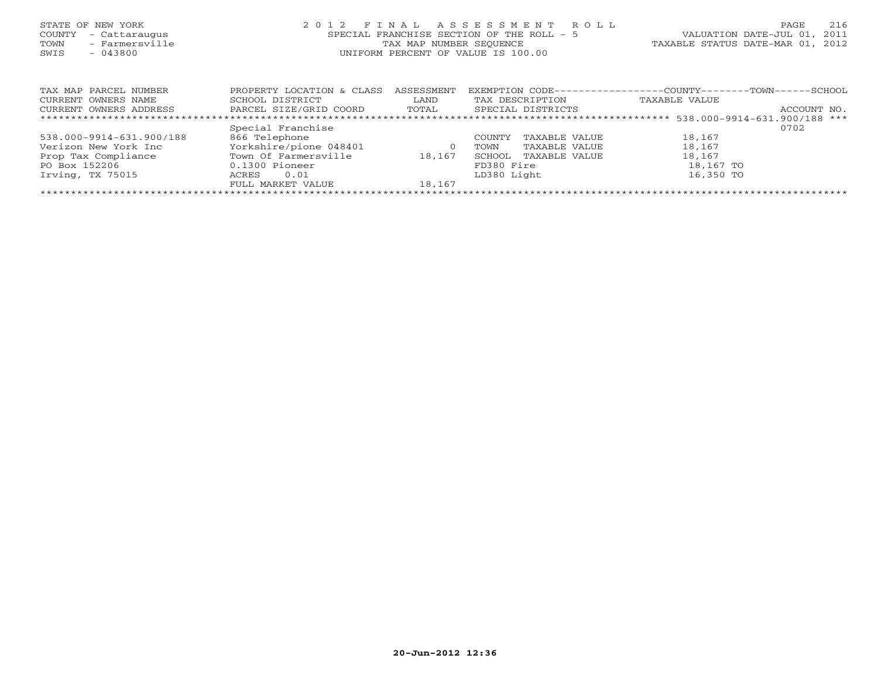STATE OF NEW YORK
COUNTY - Cattaraugus
TOWN - Farmersville
SWIS - 043800

# 2012 FINAL ASSESSMENT ROLL

SPECIAL FRANCHISE SECTION OF THE ROLL - 5
TAX MAP NUMBER SEQUENCE
UNIFORM PERCENT OF VALUE IS 100.00

VALUATION DATE-JUL 01, 2011
TAXABLE STATUS DATE-MAR 01, 2012

| TAX MAP PARCEL NUMBER<br>CURRENT OWNERS NAME<br>CURRENT OWNERS ADDRESS | PROPERTY LOCATION & CLASS<br>SCHOOL DISTRICT<br>PARCEL SIZE/GRID COORD | ASSESSMENT<br>LAND<br>TOTAL | EXEMPTION CODE<br>TAX DESCRIPTION<br>SPECIAL DISTRICTS | COUNTY--------TOWN------SCHOOL<br>TAXABLE VALUE | ACCOUNT NO. |
|---|---|---|---|---|---|
| *** 538.000-9914-631.900/188 *** | | | | | |
| | Special Franchise | | | | 0702 |
| 538.000-9914-631.900/188 | 866 Telephone | | COUNTY TAXABLE VALUE | 18,167 | |
| Verizon New York Inc | Yorkshire/pione 048401 | 0 | TOWN TAXABLE VALUE | 18,167 | |
| Prop Tax Compliance | Town Of Farmersville | 18,167 | SCHOOL TAXABLE VALUE | 18,167 | |
| PO Box 152206 | 0.1300 Pioneer | | FD380 Fire | 18,167 TO | |
| Irving, TX 75015 | ACRES 0.01 | | LD380 Light | 16,350 TO | |
| | FULL MARKET VALUE | 18,167 | | | |

20-Jun-2012 12:36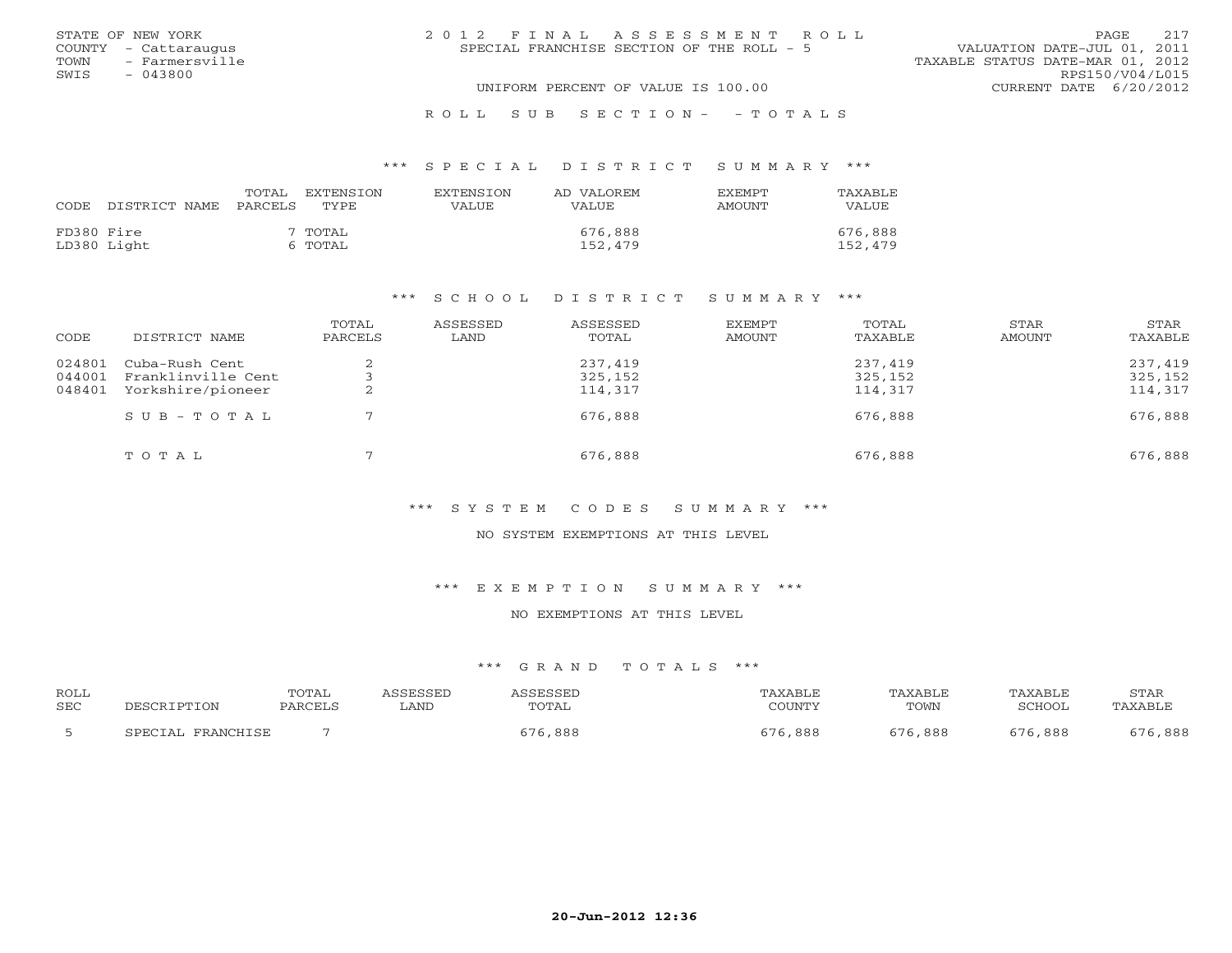STATE OF NEW YORK
COUNTY - Cattaraugus
TOWN - Farmersville
SWIS - 043800

# 2012 FINAL ASSESSMENT ROLL

SPECIAL FRANCHISE SECTION OF THE ROLL - 5

UNIFORM PERCENT OF VALUE IS 100.00

VALUATION DATE-JUL 01, 2011
TAXABLE STATUS DATE-MAR 01, 2012
RPS150/V04/L015
CURRENT DATE 6/20/2012

## ROLL SUB SECTION- - TOTALS

### *** SPECIAL DISTRICT SUMMARY ***

| CODE | DISTRICT NAME | TOTAL PARCELS | EXTENSION TYPE | EXTENSION VALUE | AD VALOREM VALUE | EXEMPT AMOUNT | TAXABLE VALUE |
|---|---|---|---|---|---|---|---|
| FD380 | Fire | 7 | TOTAL | | 676,888 | | 676,888 |
| LD380 | Light | 6 | TOTAL | | 152,479 | | 152,479 |

### *** SCHOOL DISTRICT SUMMARY ***

| CODE | DISTRICT NAME | TOTAL PARCELS | ASSESSED LAND | ASSESSED TOTAL | EXEMPT AMOUNT | TOTAL TAXABLE | STAR AMOUNT | STAR TAXABLE |
|---|---|---|---|---|---|---|---|---|
| 024801 | Cuba-Rush Cent | 2 | | 237,419 | | 237,419 | | 237,419 |
| 044001 | Franklinville Cent | 3 | | 325,152 | | 325,152 | | 325,152 |
| 048401 | Yorkshire/pioneer | 2 | | 114,317 | | 114,317 | | 114,317 |
| | SUB-TOTAL | 7 | | 676,888 | | 676,888 | | 676,888 |
| | TOTAL | 7 | | 676,888 | | 676,888 | | 676,888 |

### *** SYSTEM CODES SUMMARY ***

NO SYSTEM EXEMPTIONS AT THIS LEVEL

### *** EXEMPTION SUMMARY ***

NO EXEMPTIONS AT THIS LEVEL

### *** GRAND TOTALS ***

| ROLL SEC | DESCRIPTION | TOTAL PARCELS | ASSESSED LAND | ASSESSED TOTAL | TAXABLE COUNTY | TAXABLE TOWN | TAXABLE SCHOOL | STAR TAXABLE |
|---|---|---|---|---|---|---|---|---|
| 5 | SPECIAL FRANCHISE | 7 | | 676,888 | 676,888 | 676,888 | 676,888 | 676,888 |

20-Jun-2012 12:36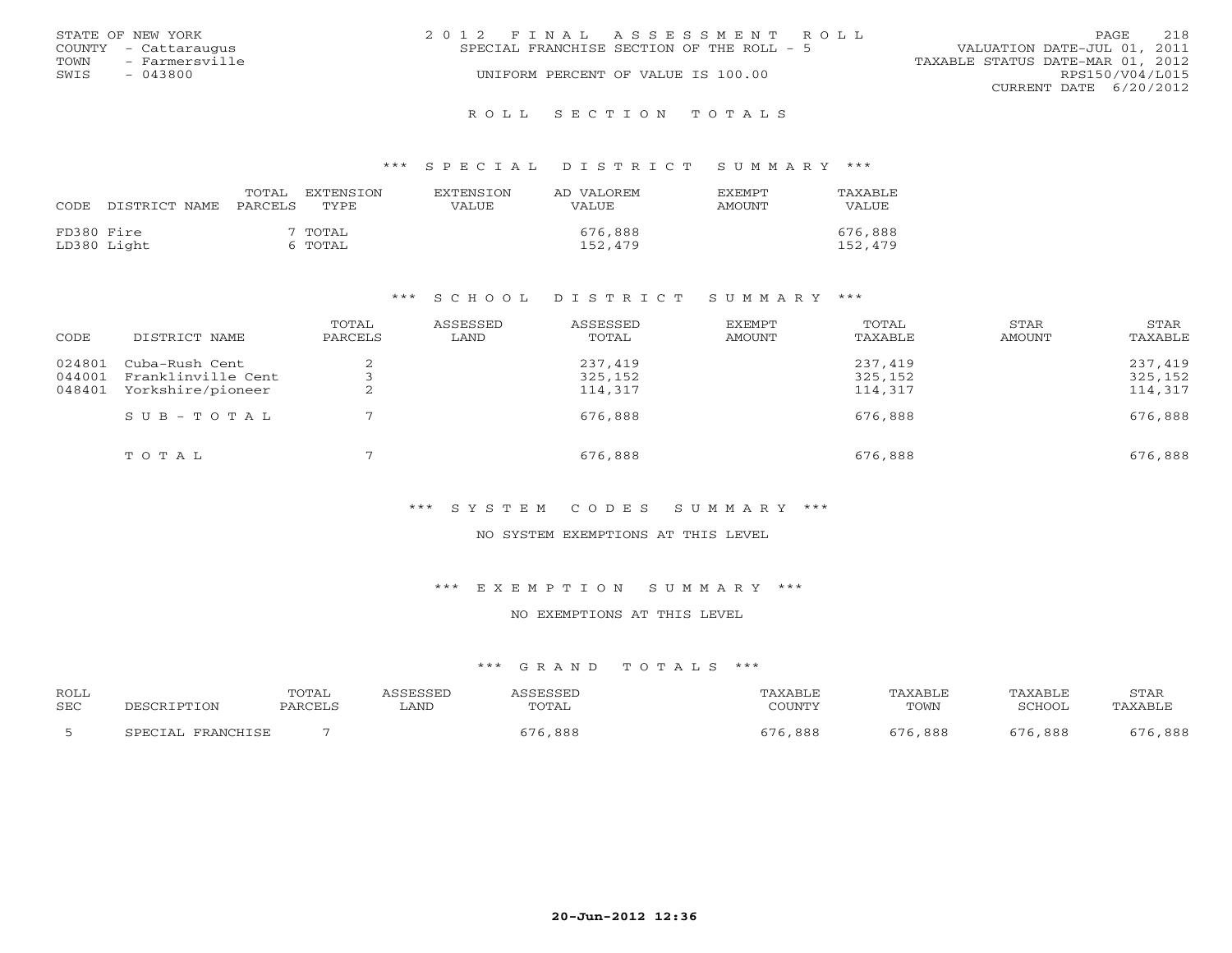STATE OF NEW YORK
COUNTY - Cattaraugus
TOWN - Farmersville
SWIS - 043800

2012 FINAL ASSESSMENT ROLL
SPECIAL FRANCHISE SECTION OF THE ROLL - 5
UNIFORM PERCENT OF VALUE IS 100.00

VALUATION DATE-JUL 01, 2011
TAXABLE STATUS DATE-MAR 01, 2012
RPS150/V04/L015
CURRENT DATE 6/20/2012

## ROLL SECTION TOTALS

### *** SPECIAL DISTRICT SUMMARY ***

| CODE | DISTRICT NAME | TOTAL PARCELS | EXTENSION TYPE | EXTENSION VALUE | AD VALOREM VALUE | EXEMPT AMOUNT | TAXABLE VALUE |
|---|---|---|---|---|---|---|---|
| FD380 | Fire | 7 | TOTAL | | 676,888 | | 676,888 |
| LD380 | Light | 6 | TOTAL | | 152,479 | | 152,479 |

### *** SCHOOL DISTRICT SUMMARY ***

| CODE | DISTRICT NAME | TOTAL PARCELS | ASSESSED LAND | ASSESSED TOTAL | EXEMPT AMOUNT | TOTAL TAXABLE | STAR AMOUNT | STAR TAXABLE |
|---|---|---|---|---|---|---|---|---|
| 024801 | Cuba-Rush Cent | 2 | | 237,419 | | 237,419 | | 237,419 |
| 044001 | Franklinville Cent | 3 | | 325,152 | | 325,152 | | 325,152 |
| 048401 | Yorkshire/pioneer | 2 | | 114,317 | | 114,317 | | 114,317 |
| | SUB-TOTAL | 7 | | 676,888 | | 676,888 | | 676,888 |
| | TOTAL | 7 | | 676,888 | | 676,888 | | 676,888 |

### *** SYSTEM CODES SUMMARY ***

NO SYSTEM EXEMPTIONS AT THIS LEVEL

### *** EXEMPTION SUMMARY ***

NO EXEMPTIONS AT THIS LEVEL

### *** GRAND TOTALS ***

| ROLL SEC | DESCRIPTION | TOTAL PARCELS | ASSESSED LAND | ASSESSED TOTAL | TAXABLE COUNTY | TAXABLE TOWN | TAXABLE SCHOOL | STAR TAXABLE |
|---|---|---|---|---|---|---|---|---|
| 5 | SPECIAL FRANCHISE | 7 | | 676,888 | 676,888 | 676,888 | 676,888 | 676,888 |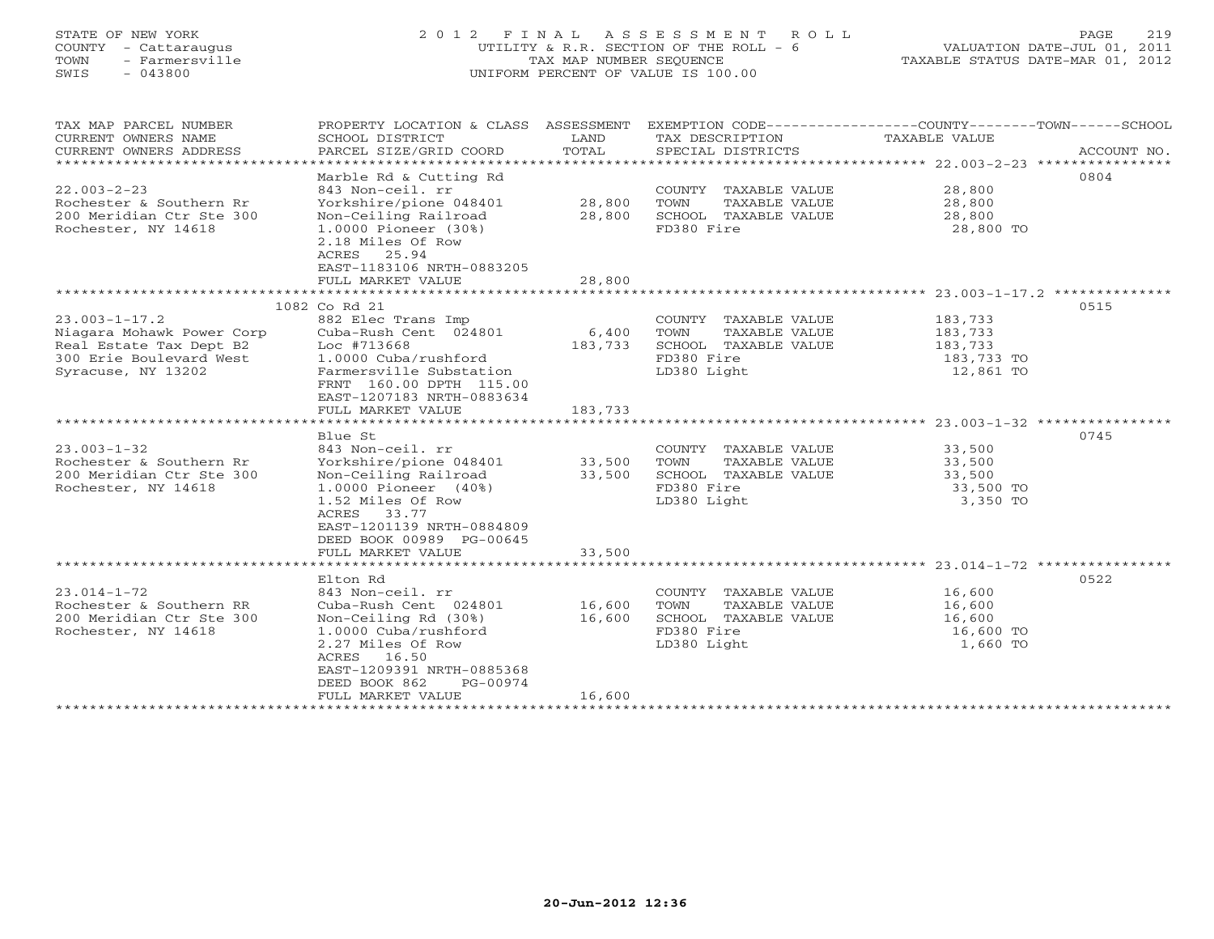STATE OF NEW YORK
COUNTY - Cattaraugus
TOWN - Farmersville
SWIS - 043800

# 2012 FINAL ASSESSMENT ROLL

UTILITY & R.R. SECTION OF THE ROLL - 6
TAX MAP NUMBER SEQUENCE
UNIFORM PERCENT OF VALUE IS 100.00

VALUATION DATE-JUL 01, 2011
TAXABLE STATUS DATE-MAR 01, 2012

| TAX MAP PARCEL NUMBER / CURRENT OWNERS NAME / CURRENT OWNERS ADDRESS | PROPERTY LOCATION & CLASS / SCHOOL DISTRICT / PARCEL SIZE/GRID COORD | ASSESSMENT LAND | ASSESSMENT TOTAL | EXEMPTION CODE / TAX DESCRIPTION / SPECIAL DISTRICTS | TAXABLE VALUE (COUNTY / TOWN / SCHOOL) | ACCOUNT NO. |
|---|---|---|---|---|---|---|
| **22.003-2-23** | Marble Rd & Cutting Rd | | | | | 0804 |
| | 843 Non-ceil. rr | | | COUNTY TAXABLE VALUE | 28,800 | |
| Rochester & Southern Rr | Yorkshire/pione 048401 | 28,800 | | TOWN TAXABLE VALUE | 28,800 | |
| 200 Meridian Ctr Ste 300 | Non-Ceiling Railroad | | 28,800 | SCHOOL TAXABLE VALUE | 28,800 | |
| Rochester, NY 14618 | 1.0000 Pioneer (30%) | | | FD380 Fire | 28,800 TO | |
| | 2.18 Miles Of Row | | | | | |
| | ACRES 25.94 | | | | | |
| | EAST-1183106 NRTH-0883205 | | | | | |
| | FULL MARKET VALUE | | 28,800 | | | |
| **23.003-1-17.2** | 1082 Co Rd 21 | | | | | 0515 |
| | 882 Elec Trans Imp | | | COUNTY TAXABLE VALUE | 183,733 | |
| Niagara Mohawk Power Corp | Cuba-Rush Cent 024801 | 6,400 | | TOWN TAXABLE VALUE | 183,733 | |
| Real Estate Tax Dept B2 | Loc #713668 | | 183,733 | SCHOOL TAXABLE VALUE | 183,733 | |
| 300 Erie Boulevard West | 1.0000 Cuba/rushford | | | FD380 Fire | 183,733 TO | |
| Syracuse, NY 13202 | Farmersville Substation | | | LD380 Light | 12,861 TO | |
| | FRNT 160.00 DPTH 115.00 | | | | | |
| | EAST-1207183 NRTH-0883634 | | | | | |
| | FULL MARKET VALUE | | 183,733 | | | |
| **23.003-1-32** | Blue St | | | | | 0745 |
| | 843 Non-ceil. rr | | | COUNTY TAXABLE VALUE | 33,500 | |
| Rochester & Southern Rr | Yorkshire/pione 048401 | 33,500 | | TOWN TAXABLE VALUE | 33,500 | |
| 200 Meridian Ctr Ste 300 | Non-Ceiling Railroad | | 33,500 | SCHOOL TAXABLE VALUE | 33,500 | |
| Rochester, NY 14618 | 1.0000 Pioneer (40%) | | | FD380 Fire | 33,500 TO | |
| | 1.52 Miles Of Row | | | LD380 Light | 3,350 TO | |
| | ACRES 33.77 | | | | | |
| | EAST-1201139 NRTH-0884809 | | | | | |
| | DEED BOOK 00989 PG-00645 | | | | | |
| | FULL MARKET VALUE | | 33,500 | | | |
| **23.014-1-72** | Elton Rd | | | | | 0522 |
| | 843 Non-ceil. rr | | | COUNTY TAXABLE VALUE | 16,600 | |
| Rochester & Southern RR | Cuba-Rush Cent 024801 | 16,600 | | TOWN TAXABLE VALUE | 16,600 | |
| 200 Meridian Ctr Ste 300 | Non-Ceiling Rd (30%) | | 16,600 | SCHOOL TAXABLE VALUE | 16,600 | |
| Rochester, NY 14618 | 1.0000 Cuba/rushford | | | FD380 Fire | 16,600 TO | |
| | 2.27 Miles Of Row | | | LD380 Light | 1,660 TO | |
| | ACRES 16.50 | | | | | |
| | EAST-1209391 NRTH-0885368 | | | | | |
| | DEED BOOK 862 PG-00974 | | | | | |
| | FULL MARKET VALUE | | 16,600 | | | |

20-Jun-2012 12:36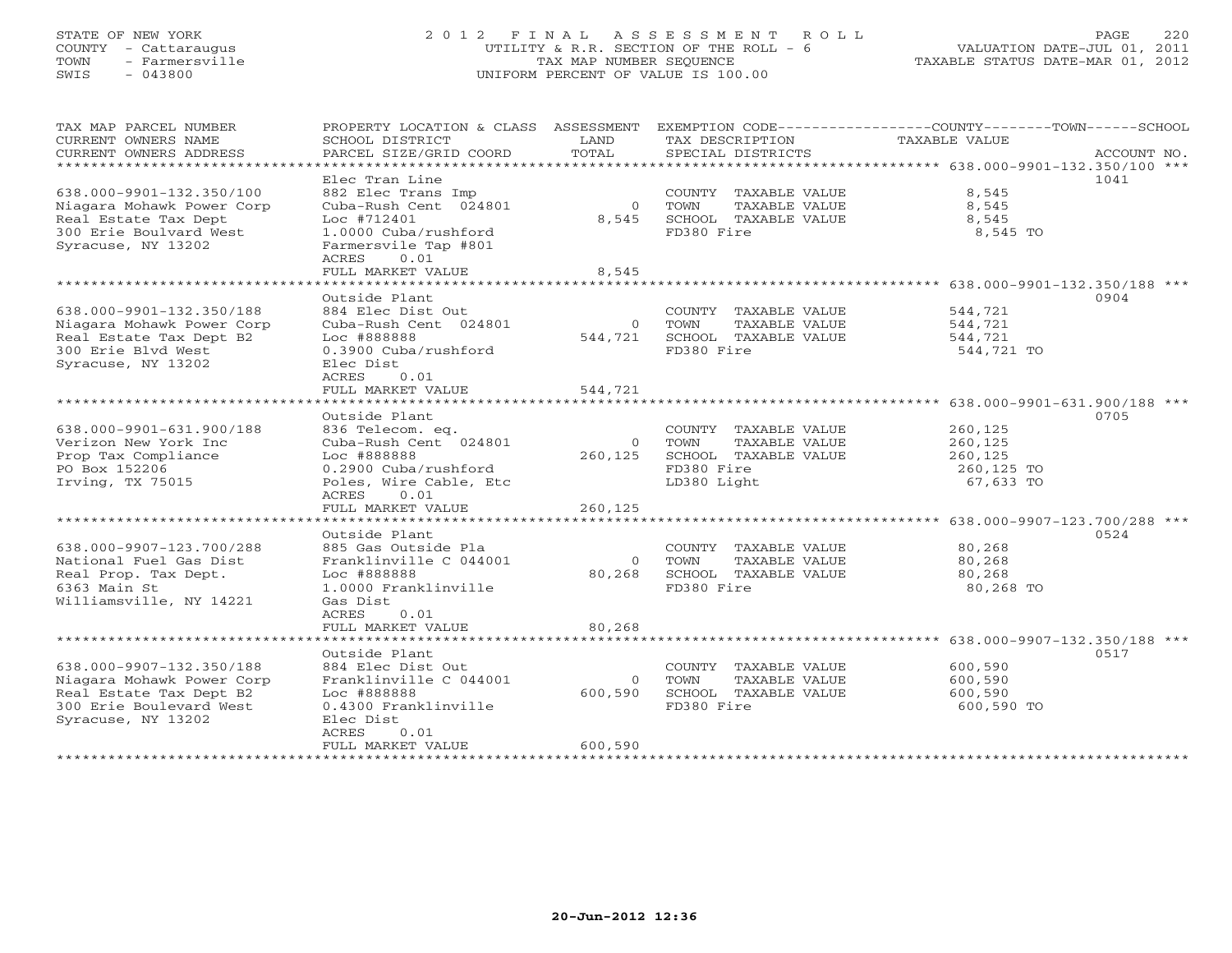STATE OF NEW YORK
COUNTY - Cattaraugus
TOWN - Farmersville
SWIS - 043800

# 2012 FINAL ASSESSMENT ROLL
UTILITY & R.R. SECTION OF THE ROLL - 6
TAX MAP NUMBER SEQUENCE
UNIFORM PERCENT OF VALUE IS 100.00

VALUATION DATE-JUL 01, 2011
TAXABLE STATUS DATE-MAR 01, 2012

| TAX MAP PARCEL NUMBER / CURRENT OWNERS NAME / CURRENT OWNERS ADDRESS | PROPERTY LOCATION & CLASS / SCHOOL DISTRICT / PARCEL SIZE/GRID COORD | ASSESSMENT LAND / TOTAL | EXEMPTION CODE / TAX DESCRIPTION / SPECIAL DISTRICTS | COUNTY / TOWN / SCHOOL TAXABLE VALUE | ACCOUNT NO. |
|---|---|---|---|---|---|
| **638.000-9901-132.350/100** | Elec Tran Line | | | | 1041 |
| 638.000-9901-132.350/100 | 882 Elec Trans Imp | | COUNTY TAXABLE VALUE | 8,545 | |
| Niagara Mohawk Power Corp | Cuba-Rush Cent 024801 | 0 | TOWN TAXABLE VALUE | 8,545 | |
| Real Estate Tax Dept | Loc #712401 | 8,545 | SCHOOL TAXABLE VALUE | 8,545 | |
| 300 Erie Boulvard West | 1.0000 Cuba/rushford | | FD380 Fire | 8,545 TO | |
| Syracuse, NY 13202 | Farmersvile Tap #801 | | | | |
| | ACRES 0.01 | | | | |
| | FULL MARKET VALUE | 8,545 | | | |
| **638.000-9901-132.350/188** | Outside Plant | | | | 0904 |
| 638.000-9901-132.350/188 | 884 Elec Dist Out | | COUNTY TAXABLE VALUE | 544,721 | |
| Niagara Mohawk Power Corp | Cuba-Rush Cent 024801 | 0 | TOWN TAXABLE VALUE | 544,721 | |
| Real Estate Tax Dept B2 | Loc #888888 | 544,721 | SCHOOL TAXABLE VALUE | 544,721 | |
| 300 Erie Blvd West | 0.3900 Cuba/rushford | | FD380 Fire | 544,721 TO | |
| Syracuse, NY 13202 | Elec Dist | | | | |
| | ACRES 0.01 | | | | |
| | FULL MARKET VALUE | 544,721 | | | |
| **638.000-9901-631.900/188** | Outside Plant | | | | 0705 |
| 638.000-9901-631.900/188 | 836 Telecom. eq. | | COUNTY TAXABLE VALUE | 260,125 | |
| Verizon New York Inc | Cuba-Rush Cent 024801 | 0 | TOWN TAXABLE VALUE | 260,125 | |
| Prop Tax Compliance | Loc #888888 | 260,125 | SCHOOL TAXABLE VALUE | 260,125 | |
| PO Box 152206 | 0.2900 Cuba/rushford | | FD380 Fire | 260,125 TO | |
| Irving, TX 75015 | Poles, Wire Cable, Etc | | LD380 Light | 67,633 TO | |
| | ACRES 0.01 | | | | |
| | FULL MARKET VALUE | 260,125 | | | |
| **638.000-9907-123.700/288** | Outside Plant | | | | 0524 |
| 638.000-9907-123.700/288 | 885 Gas Outside Pla | | COUNTY TAXABLE VALUE | 80,268 | |
| National Fuel Gas Dist | Franklinville C 044001 | 0 | TOWN TAXABLE VALUE | 80,268 | |
| Real Prop. Tax Dept. | Loc #888888 | 80,268 | SCHOOL TAXABLE VALUE | 80,268 | |
| 6363 Main St | 1.0000 Franklinville | | FD380 Fire | 80,268 TO | |
| Williamsville, NY 14221 | Gas Dist | | | | |
| | ACRES 0.01 | | | | |
| | FULL MARKET VALUE | 80,268 | | | |
| **638.000-9907-132.350/188** | Outside Plant | | | | 0517 |
| 638.000-9907-132.350/188 | 884 Elec Dist Out | | COUNTY TAXABLE VALUE | 600,590 | |
| Niagara Mohawk Power Corp | Franklinville C 044001 | 0 | TOWN TAXABLE VALUE | 600,590 | |
| Real Estate Tax Dept B2 | Loc #888888 | 600,590 | SCHOOL TAXABLE VALUE | 600,590 | |
| 300 Erie Boulevard West | 0.4300 Franklinville | | FD380 Fire | 600,590 TO | |
| Syracuse, NY 13202 | Elec Dist | | | | |
| | ACRES 0.01 | | | | |
| | FULL MARKET VALUE | 600,590 | | | |

20-Jun-2012 12:36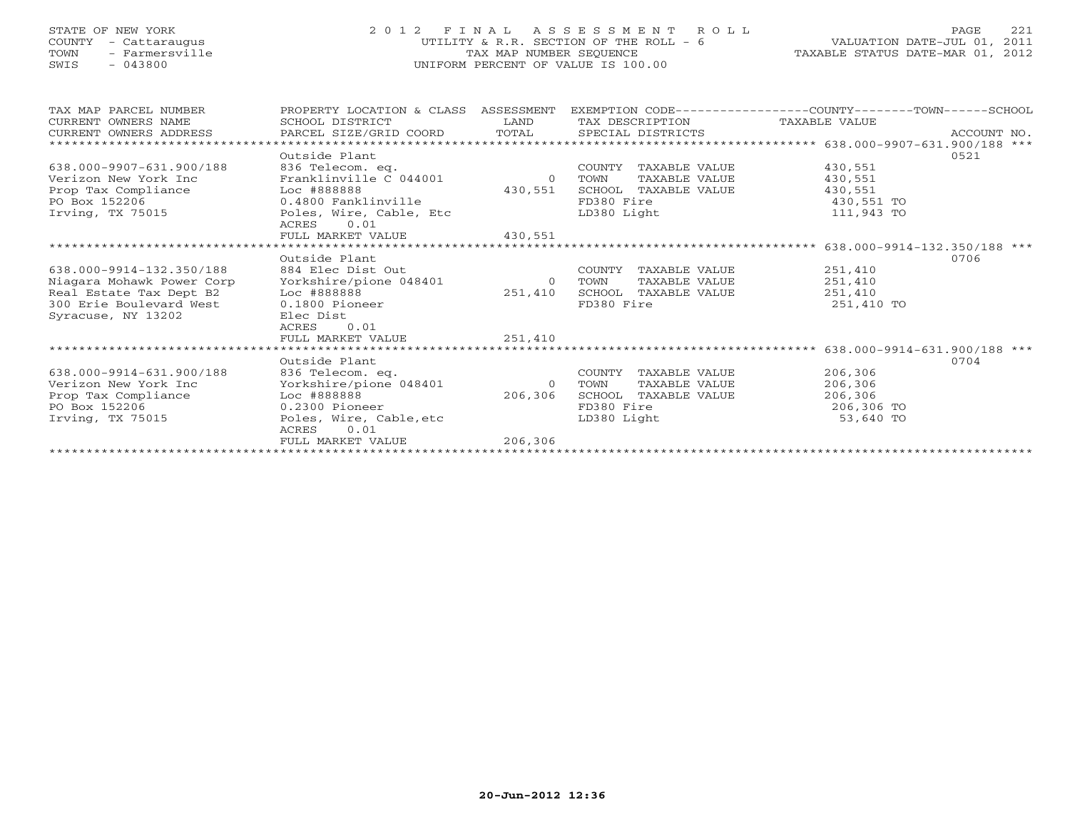STATE OF NEW YORK
COUNTY - Cattaraugus
TOWN - Farmersville
SWIS - 043800

2012 FINAL ASSESSMENT ROLL
UTILITY & R.R. SECTION OF THE ROLL - 6
TAX MAP NUMBER SEQUENCE
UNIFORM PERCENT OF VALUE IS 100.00

VALUATION DATE-JUL 01, 2011
TAXABLE STATUS DATE-MAR 01, 2012

| TAX MAP PARCEL NUMBER / CURRENT OWNERS NAME / CURRENT OWNERS ADDRESS | PROPERTY LOCATION & CLASS / SCHOOL DISTRICT / PARCEL SIZE/GRID COORD | ASSESSMENT LAND / TOTAL | EXEMPTION CODE / TAX DESCRIPTION / SPECIAL DISTRICTS | COUNTY--------TOWN------SCHOOL TAXABLE VALUE | ACCOUNT NO. |
|---|---|---|---|---|---|
| 638.000-9907-631.900/188 | Outside Plant | | | | 0521 |
| 638.000-9907-631.900/188 | 836 Telecom. eq. | | COUNTY TAXABLE VALUE | 430,551 | |
| Verizon New York Inc | Franklinville C 044001 | 0 | TOWN TAXABLE VALUE | 430,551 | |
| Prop Tax Compliance | Loc #888888 | 430,551 | SCHOOL TAXABLE VALUE | 430,551 | |
| PO Box 152206 | 0.4800 Fanklinville | | FD380 Fire | 430,551 TO | |
| Irving, TX 75015 | Poles, Wire, Cable, Etc | | LD380 Light | 111,943 TO | |
| | ACRES 0.01 | | | | |
| | FULL MARKET VALUE | 430,551 | | | |
| 638.000-9914-132.350/188 | Outside Plant | | | | 0706 |
| 638.000-9914-132.350/188 | 884 Elec Dist Out | | COUNTY TAXABLE VALUE | 251,410 | |
| Niagara Mohawk Power Corp | Yorkshire/pione 048401 | 0 | TOWN TAXABLE VALUE | 251,410 | |
| Real Estate Tax Dept B2 | Loc #888888 | 251,410 | SCHOOL TAXABLE VALUE | 251,410 | |
| 300 Erie Boulevard West | 0.1800 Pioneer | | FD380 Fire | 251,410 TO | |
| Syracuse, NY 13202 | Elec Dist | | | | |
| | ACRES 0.01 | | | | |
| | FULL MARKET VALUE | 251,410 | | | |
| 638.000-9914-631.900/188 | Outside Plant | | | | 0704 |
| 638.000-9914-631.900/188 | 836 Telecom. eq. | | COUNTY TAXABLE VALUE | 206,306 | |
| Verizon New York Inc | Yorkshire/pione 048401 | 0 | TOWN TAXABLE VALUE | 206,306 | |
| Prop Tax Compliance | Loc #888888 | 206,306 | SCHOOL TAXABLE VALUE | 206,306 | |
| PO Box 152206 | 0.2300 Pioneer | | FD380 Fire | 206,306 TO | |
| Irving, TX 75015 | Poles, Wire, Cable,etc | | LD380 Light | 53,640 TO | |
| | ACRES 0.01 | | | | |
| | FULL MARKET VALUE | 206,306 | | | |

20-Jun-2012 12:36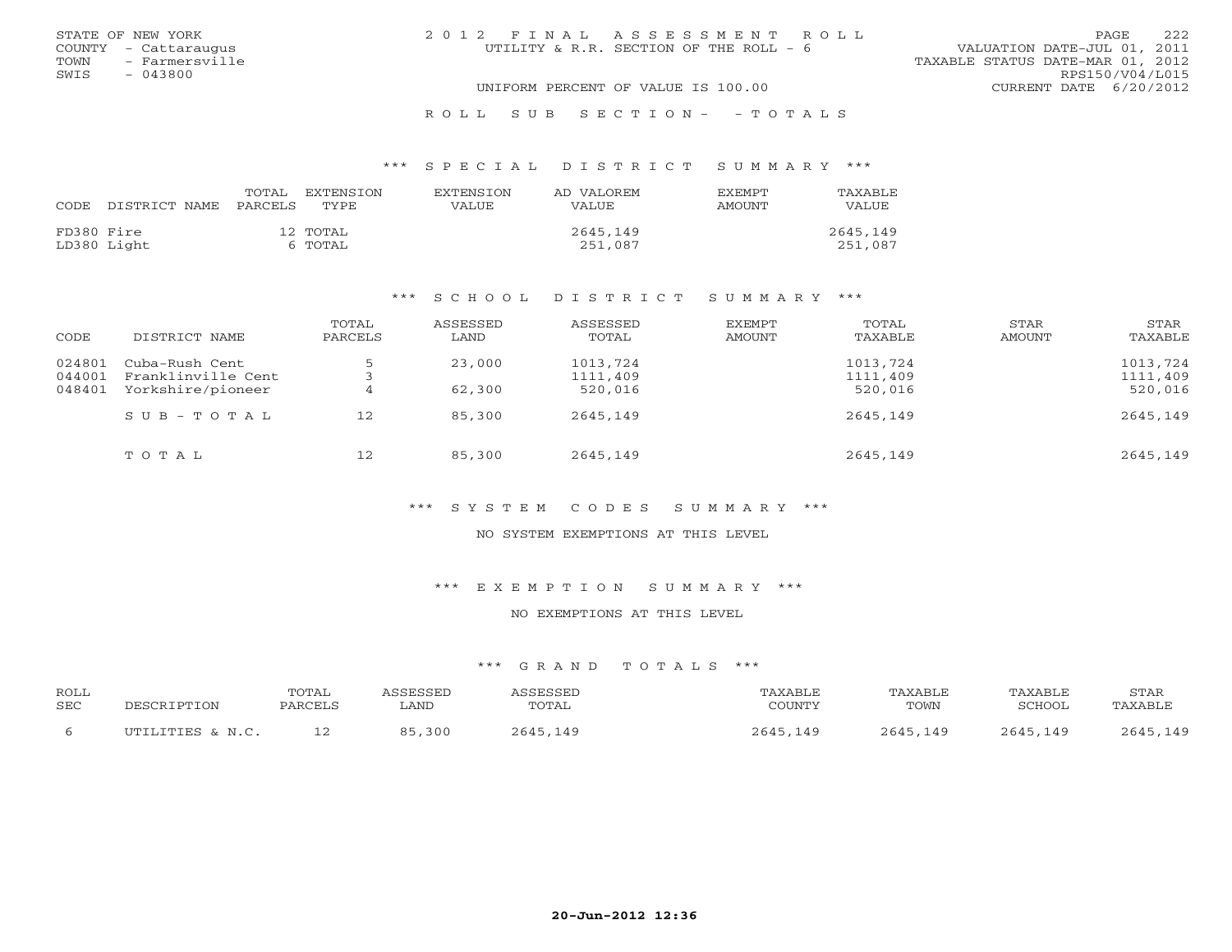STATE OF NEW YORK
COUNTY - Cattaraugus
TOWN - Farmersville
SWIS - 043800

# 2012 FINAL ASSESSMENT ROLL
UTILITY & R.R. SECTION OF THE ROLL - 6

UNIFORM PERCENT OF VALUE IS 100.00

VALUATION DATE-JUL 01, 2011
TAXABLE STATUS DATE-MAR 01, 2012
RPS150/V04/L015
CURRENT DATE 6/20/2012

## ROLL SUB SECTION- - TOTALS

### *** SPECIAL DISTRICT SUMMARY ***

| CODE | DISTRICT NAME | TOTAL PARCELS | EXTENSION TYPE | EXTENSION VALUE | AD VALOREM VALUE | EXEMPT AMOUNT | TAXABLE VALUE |
|---|---|---|---|---|---|---|---|
| FD380 | Fire | 12 | TOTAL | | 2645,149 | | 2645,149 |
| LD380 | Light | 6 | TOTAL | | 251,087 | | 251,087 |

### *** SCHOOL DISTRICT SUMMARY ***

| CODE | DISTRICT NAME | TOTAL PARCELS | ASSESSED LAND | ASSESSED TOTAL | EXEMPT AMOUNT | TOTAL TAXABLE | STAR AMOUNT | STAR TAXABLE |
|---|---|---|---|---|---|---|---|---|
| 024801 | Cuba-Rush Cent | 5 | 23,000 | 1013,724 | | 1013,724 | | 1013,724 |
| 044001 | Franklinville Cent | 3 | | 1111,409 | | 1111,409 | | 1111,409 |
| 048401 | Yorkshire/pioneer | 4 | 62,300 | 520,016 | | 520,016 | | 520,016 |
| | SUB-TOTAL | 12 | 85,300 | 2645,149 | | 2645,149 | | 2645,149 |
| | TOTAL | 12 | 85,300 | 2645,149 | | 2645,149 | | 2645,149 |

### *** SYSTEM CODES SUMMARY ***

NO SYSTEM EXEMPTIONS AT THIS LEVEL

### *** EXEMPTION SUMMARY ***

NO EXEMPTIONS AT THIS LEVEL

### *** GRAND TOTALS ***

| ROLL SEC | DESCRIPTION | TOTAL PARCELS | ASSESSED LAND | ASSESSED TOTAL | TAXABLE COUNTY | TAXABLE TOWN | TAXABLE SCHOOL | STAR TAXABLE |
|---|---|---|---|---|---|---|---|---|
| 6 | UTILITIES & N.C. | 12 | 85,300 | 2645,149 | 2645,149 | 2645,149 | 2645,149 | 2645,149 |

20-Jun-2012 12:36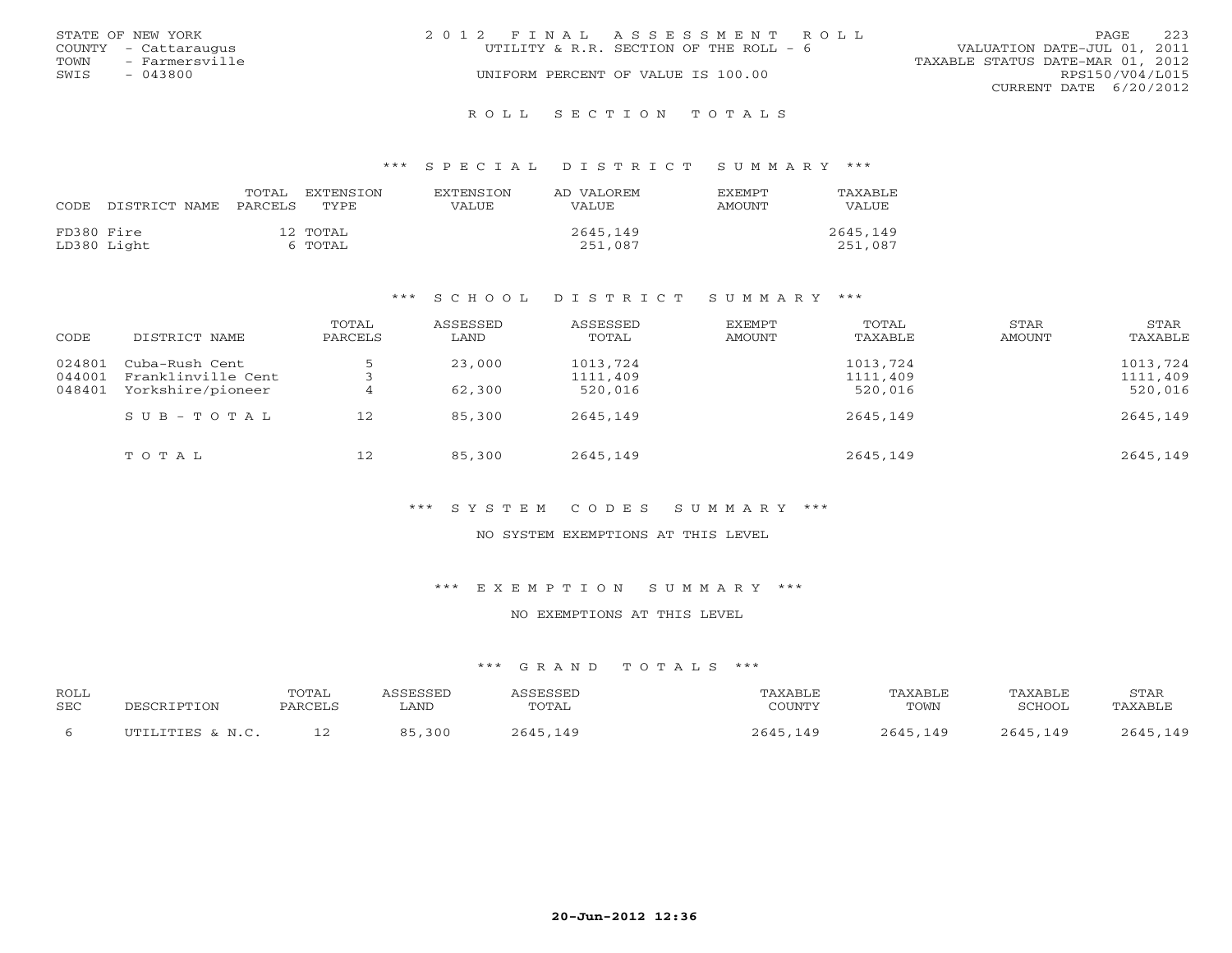STATE OF NEW YORK
COUNTY - Cattaraugus
TOWN - Farmersville
SWIS - 043800

2012 FINAL ASSESSMENT ROLL
UTILITY & R.R. SECTION OF THE ROLL - 6
UNIFORM PERCENT OF VALUE IS 100.00

VALUATION DATE-JUL 01, 2011
TAXABLE STATUS DATE-MAR 01, 2012
RPS150/V04/L015
CURRENT DATE 6/20/2012

# ROLL SECTION TOTALS

## *** SPECIAL DISTRICT SUMMARY ***

| CODE DISTRICT NAME | TOTAL PARCELS | EXTENSION TYPE | EXTENSION VALUE | AD VALOREM VALUE | EXEMPT AMOUNT | TAXABLE VALUE |
|---|---|---|---|---|---|---|
| FD380 Fire | 12 | TOTAL | | 2645,149 | | 2645,149 |
| LD380 Light | 6 | TOTAL | | 251,087 | | 251,087 |

## *** SCHOOL DISTRICT SUMMARY ***

| CODE | DISTRICT NAME | TOTAL PARCELS | ASSESSED LAND | ASSESSED TOTAL | EXEMPT AMOUNT | TOTAL TAXABLE | STAR AMOUNT | STAR TAXABLE |
|---|---|---|---|---|---|---|---|---|
| 024801 | Cuba-Rush Cent | 5 | 23,000 | 1013,724 | | 1013,724 | | 1013,724 |
| 044001 | Franklinville Cent | 3 | | 1111,409 | | 1111,409 | | 1111,409 |
| 048401 | Yorkshire/pioneer | 4 | 62,300 | 520,016 | | 520,016 | | 520,016 |
| | SUB-TOTAL | 12 | 85,300 | 2645,149 | | 2645,149 | | 2645,149 |
| | TOTAL | 12 | 85,300 | 2645,149 | | 2645,149 | | 2645,149 |

## *** SYSTEM CODES SUMMARY ***

NO SYSTEM EXEMPTIONS AT THIS LEVEL

## *** EXEMPTION SUMMARY ***

NO EXEMPTIONS AT THIS LEVEL

## *** GRAND TOTALS ***

| ROLL SEC | DESCRIPTION | TOTAL PARCELS | ASSESSED LAND | ASSESSED TOTAL | TAXABLE COUNTY | TAXABLE TOWN | TAXABLE SCHOOL | STAR TAXABLE |
|---|---|---|---|---|---|---|---|---|
| 6 | UTILITIES & N.C. | 12 | 85,300 | 2645,149 | 2645,149 | 2645,149 | 2645,149 | 2645,149 |

20-Jun-2012 12:36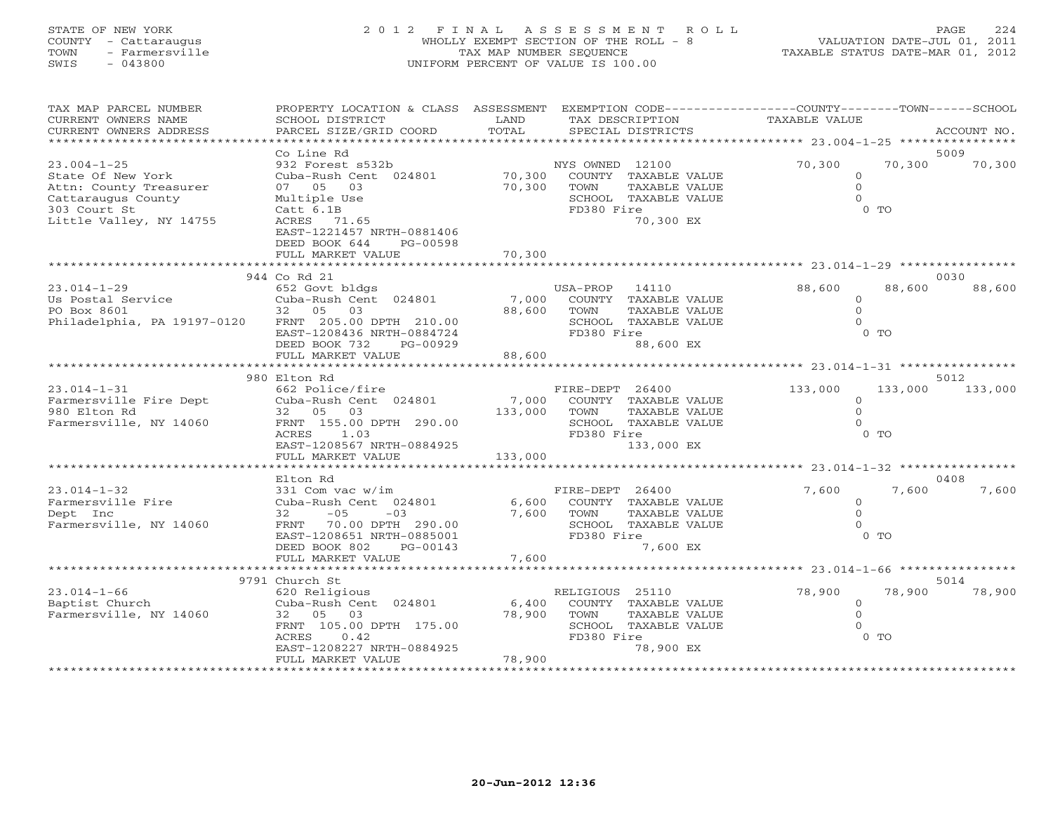STATE OF NEW YORK
COUNTY - Cattaraugus
TOWN - Farmersville
SWIS - 043800

2 0 1 2 F I N A L A S S E S S M E N T R O L L
WHOLLY EXEMPT SECTION OF THE ROLL - 8
TAX MAP NUMBER SEQUENCE
UNIFORM PERCENT OF VALUE IS 100.00

VALUATION DATE-JUL 01, 2011
TAXABLE STATUS DATE-MAR 01, 2012

| TAX MAP PARCEL NUMBER / CURRENT OWNERS NAME / CURRENT OWNERS ADDRESS | PROPERTY LOCATION & CLASS / SCHOOL DISTRICT / PARCEL SIZE/GRID COORD | ASSESSMENT LAND / TOTAL | EXEMPTION CODE / TAX DESCRIPTION / SPECIAL DISTRICTS | COUNTY | TOWN | SCHOOL | ACCOUNT NO. |
|---|---|---|---|---|---|---|---|
| 23.004-1-25 | Co Line Rd | | | | | | 5009 |
| State Of New York | 932 Forest s532b | | NYS OWNED 12100 | 70,300 | 70,300 | 70,300 | |
| Attn: County Treasurer | Cuba-Rush Cent 024801 | 70,300 | COUNTY TAXABLE VALUE | 0 | | | |
| Cattaraugus County | 07 05 03 | 70,300 | TOWN TAXABLE VALUE | | 0 | | |
| 303 Court St | Multiple Use | | SCHOOL TAXABLE VALUE | | | 0 | |
| Little Valley, NY 14755 | Catt 6.1B | | FD380 Fire 70,300 EX | | 0 TO | | |
| | ACRES 71.65 | | | | | | |
| | EAST-1221457 NRTH-0881406 | | | | | | |
| | DEED BOOK 644 PG-00598 | | | | | | |
| | FULL MARKET VALUE | 70,300 | | | | | |
| 23.014-1-29 | 944 Co Rd 21 | | | | | | 0030 |
| Us Postal Service | 652 Govt bldgs | | USA-PROP 14110 | 88,600 | 88,600 | 88,600 | |
| PO Box 8601 | Cuba-Rush Cent 024801 | 7,000 | COUNTY TAXABLE VALUE | 0 | | | |
| Philadelphia, PA 19197-0120 | 32 05 03 | 88,600 | TOWN TAXABLE VALUE | | 0 | | |
| | FRNT 205.00 DPTH 210.00 | | SCHOOL TAXABLE VALUE | | | 0 | |
| | EAST-1208436 NRTH-0884724 | | FD380 Fire 88,600 EX | | 0 TO | | |
| | DEED BOOK 732 PG-00929 | | | | | | |
| | FULL MARKET VALUE | 88,600 | | | | | |
| 23.014-1-31 | 980 Elton Rd | | | | | | 5012 |
| Farmersville Fire Dept | 662 Police/fire | | FIRE-DEPT 26400 | 133,000 | 133,000 | 133,000 | |
| 980 Elton Rd | Cuba-Rush Cent 024801 | 7,000 | COUNTY TAXABLE VALUE | 0 | | | |
| Farmersville, NY 14060 | 32 05 03 | 133,000 | TOWN TAXABLE VALUE | | 0 | | |
| | FRNT 155.00 DPTH 290.00 | | SCHOOL TAXABLE VALUE | | | 0 | |
| | ACRES 1.03 | | FD380 Fire 133,000 EX | | 0 TO | | |
| | EAST-1208567 NRTH-0884925 | | | | | | |
| | FULL MARKET VALUE | 133,000 | | | | | |
| 23.014-1-32 | Elton Rd | | | | | | 0408 |
| Farmersville Fire | 331 Com vac w/im | | FIRE-DEPT 26400 | 7,600 | 7,600 | 7,600 | |
| Dept Inc | Cuba-Rush Cent 024801 | 6,600 | COUNTY TAXABLE VALUE | 0 | | | |
| Farmersville, NY 14060 | 32 -05 -03 | 7,600 | TOWN TAXABLE VALUE | | 0 | | |
| | FRNT 70.00 DPTH 290.00 | | SCHOOL TAXABLE VALUE | | | 0 | |
| | EAST-1208651 NRTH-0885001 | | FD380 Fire 7,600 EX | | 0 TO | | |
| | DEED BOOK 802 PG-00143 | | | | | | |
| | FULL MARKET VALUE | 7,600 | | | | | |
| 23.014-1-66 | 9791 Church St | | | | | | 5014 |
| Baptist Church | 620 Religious | | RELIGIOUS 25110 | 78,900 | 78,900 | 78,900 | |
| Farmersville, NY 14060 | Cuba-Rush Cent 024801 | 6,400 | COUNTY TAXABLE VALUE | 0 | | | |
| | 32 05 03 | 78,900 | TOWN TAXABLE VALUE | | 0 | | |
| | FRNT 105.00 DPTH 175.00 | | SCHOOL TAXABLE VALUE | | | 0 | |
| | ACRES 0.42 | | FD380 Fire 78,900 EX | | 0 TO | | |
| | EAST-1208227 NRTH-0884925 | | | | | | |
| | FULL MARKET VALUE | 78,900 | | | | | |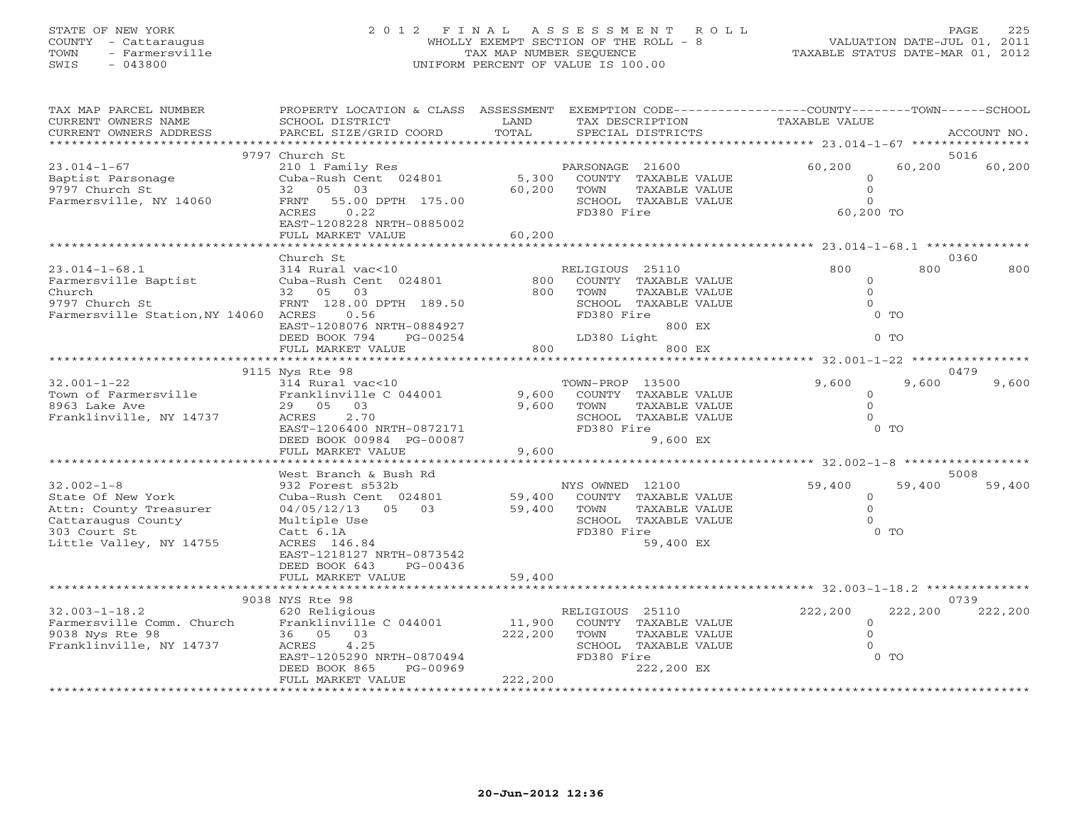STATE OF NEW YORK
COUNTY - Cattaraugus
TOWN - Farmersville
SWIS - 043800

# 2012 FINAL ASSESSMENT ROLL

WHOLLY EXEMPT SECTION OF THE ROLL - 8
TAX MAP NUMBER SEQUENCE
UNIFORM PERCENT OF VALUE IS 100.00

VALUATION DATE-JUL 01, 2011
TAXABLE STATUS DATE-MAR 01, 2012

| TAX MAP PARCEL NUMBER / CURRENT OWNERS NAME / CURRENT OWNERS ADDRESS | PROPERTY LOCATION & CLASS / SCHOOL DISTRICT / PARCEL SIZE/GRID COORD | ASSESSMENT LAND / TOTAL | EXEMPTION CODE / TAX DESCRIPTION / SPECIAL DISTRICTS | COUNTY TAXABLE VALUE | TOWN | SCHOOL / ACCOUNT NO. |
|---|---|---|---|---|---|---|
| **23.014-1-67** | 9797 Church St | | | | | 5016 |
| Baptist Parsonage | 210 1 Family Res | | PARSONAGE 21600 | 60,200 | 60,200 | 60,200 |
| 9797 Church St | Cuba-Rush Cent 024801 | 5,300 | COUNTY TAXABLE VALUE | 0 | | |
| Farmersville, NY 14060 | 32 05 03 | 60,200 | TOWN TAXABLE VALUE | 0 | | |
| | FRNT 55.00 DPTH 175.00 | | SCHOOL TAXABLE VALUE | 0 | | |
| | ACRES 0.22 | | FD380 Fire | 60,200 TO | | |
| | EAST-1208228 NRTH-0885002 | | | | | |
| | FULL MARKET VALUE | 60,200 | | | | |
| **23.014-1-68.1** | Church St | | | | | 0360 |
| Farmersville Baptist | 314 Rural vac<10 | | RELIGIOUS 25110 | 800 | 800 | 800 |
| Church | Cuba-Rush Cent 024801 | 800 | COUNTY TAXABLE VALUE | 0 | | |
| 9797 Church St | 32 05 03 | 800 | TOWN TAXABLE VALUE | 0 | | |
| Farmersville Station,NY 14060 | FRNT 128.00 DPTH 189.50 | | SCHOOL TAXABLE VALUE | 0 | | |
| | ACRES 0.56 | | FD380 Fire | 0 TO | | |
| | EAST-1208076 NRTH-0884927 | | 800 EX | | | |
| | DEED BOOK 794 PG-00254 | | LD380 Light | 0 TO | | |
| | FULL MARKET VALUE | 800 | 800 EX | | | |
| **32.001-1-22** | 9115 Nys Rte 98 | | | | | 0479 |
| Town of Farmersville | 314 Rural vac<10 | | TOWN-PROP 13500 | 9,600 | 9,600 | 9,600 |
| 8963 Lake Ave | Franklinville C 044001 | 9,600 | COUNTY TAXABLE VALUE | 0 | | |
| Franklinville, NY 14737 | 29 05 03 | 9,600 | TOWN TAXABLE VALUE | 0 | | |
| | ACRES 2.70 | | SCHOOL TAXABLE VALUE | 0 | | |
| | EAST-1206400 NRTH-0872171 | | FD380 Fire | 0 TO | | |
| | DEED BOOK 00984 PG-00087 | | 9,600 EX | | | |
| | FULL MARKET VALUE | 9,600 | | | | |
| **32.002-1-8** | West Branch & Bush Rd | | | | | 5008 |
| State Of New York | 932 Forest s532b | | NYS OWNED 12100 | 59,400 | 59,400 | 59,400 |
| Attn: County Treasurer | Cuba-Rush Cent 024801 | 59,400 | COUNTY TAXABLE VALUE | 0 | | |
| Cattaraugus County | 04/05/12/13 05 03 | 59,400 | TOWN TAXABLE VALUE | 0 | | |
| 303 Court St | Multiple Use | | SCHOOL TAXABLE VALUE | 0 | | |
| Little Valley, NY 14755 | Catt 6.1A | | FD380 Fire | 0 TO | | |
| | ACRES 146.84 | | 59,400 EX | | | |
| | EAST-1218127 NRTH-0873542 | | | | | |
| | DEED BOOK 643 PG-00436 | | | | | |
| | FULL MARKET VALUE | 59,400 | | | | |
| **32.003-1-18.2** | 9038 NYS Rte 98 | | | | | 0739 |
| Farmersville Comm. Church | 620 Religious | | RELIGIOUS 25110 | 222,200 | 222,200 | 222,200 |
| 9038 Nys Rte 98 | Franklinville C 044001 | 11,900 | COUNTY TAXABLE VALUE | 0 | | |
| Franklinville, NY 14737 | 36 05 03 | 222,200 | TOWN TAXABLE VALUE | 0 | | |
| | ACRES 4.25 | | SCHOOL TAXABLE VALUE | 0 | | |
| | EAST-1205290 NRTH-0870494 | | FD380 Fire | 0 TO | | |
| | DEED BOOK 865 PG-00969 | | 222,200 EX | | | |
| | FULL MARKET VALUE | 222,200 | | | | |

20-Jun-2012 12:36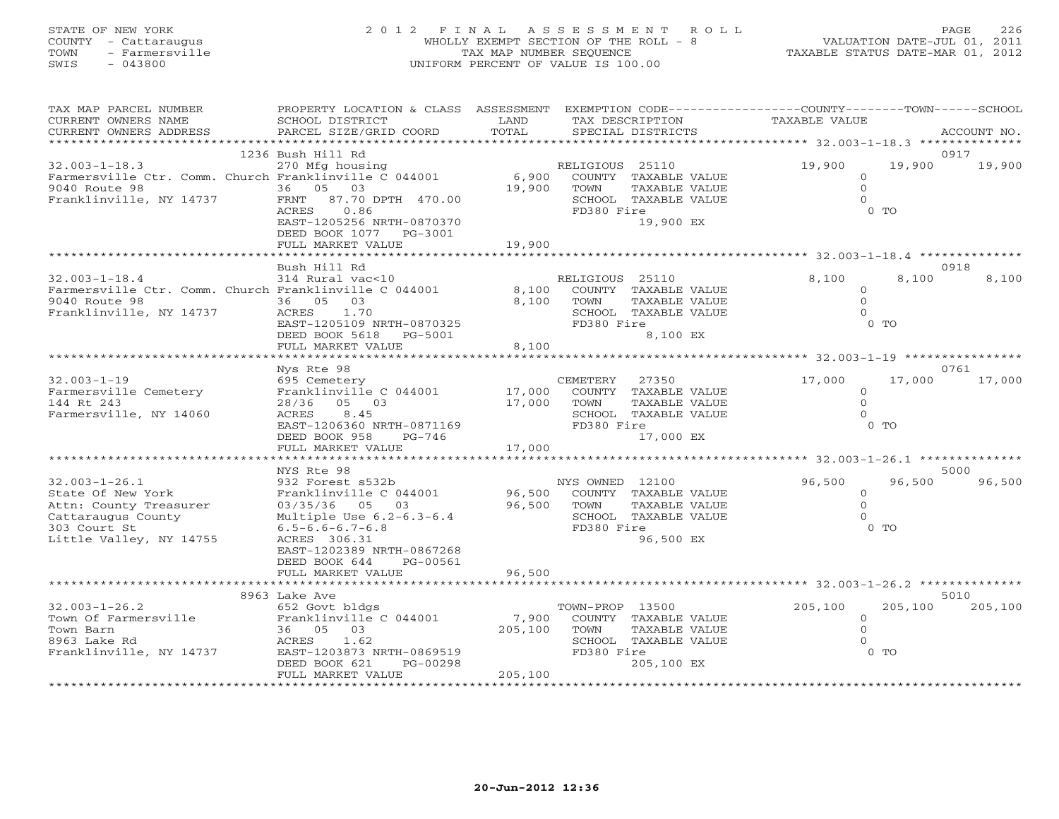STATE OF NEW YORK
COUNTY - Cattaraugus
TOWN - Farmersville
SWIS - 043800

# 2012 FINAL ASSESSMENT ROLL

WHOLLY EXEMPT SECTION OF THE ROLL - 8
TAX MAP NUMBER SEQUENCE
UNIFORM PERCENT OF VALUE IS 100.00

VALUATION DATE-JUL 01, 2011
TAXABLE STATUS DATE-MAR 01, 2012

| TAX MAP PARCEL NUMBER / CURRENT OWNERS NAME / CURRENT OWNERS ADDRESS | PROPERTY LOCATION & CLASS / SCHOOL DISTRICT / PARCEL SIZE/GRID COORD | ASSESSMENT LAND / TOTAL | EXEMPTION CODE / TAX DESCRIPTION / SPECIAL DISTRICTS | COUNTY TAXABLE VALUE | TOWN | SCHOOL / ACCOUNT NO. |
|---|---|---|---|---|---|---|
| 32.003-1-18.3 | 1236 Bush Hill Rd | | | | | 0917 |
| | 270 Mfg housing | | RELIGIOUS 25110 | 19,900 | 19,900 | 19,900 |
| Farmersville Ctr. Comm. Church | Franklinville C 044001 | 6,900 | COUNTY TAXABLE VALUE | 0 | | |
| 9040 Route 98 | 36 05 03 | 19,900 | TOWN TAXABLE VALUE | 0 | | |
| Franklinville, NY 14737 | FRNT 87.70 DPTH 470.00 | | SCHOOL TAXABLE VALUE | 0 | | |
| | ACRES 0.86 | | FD380 Fire | | 0 TO | |
| | EAST-1205256 NRTH-0870370 | | 19,900 EX | | | |
| | DEED BOOK 1077 PG-3001 | | | | | |
| | FULL MARKET VALUE | 19,900 | | | | |
| 32.003-1-18.4 | Bush Hill Rd | | | | | 0918 |
| | 314 Rural vac<10 | | RELIGIOUS 25110 | 8,100 | 8,100 | 8,100 |
| Farmersville Ctr. Comm. Church | Franklinville C 044001 | 8,100 | COUNTY TAXABLE VALUE | 0 | | |
| 9040 Route 98 | 36 05 03 | 8,100 | TOWN TAXABLE VALUE | 0 | | |
| Franklinville, NY 14737 | ACRES 1.70 | | SCHOOL TAXABLE VALUE | 0 | | |
| | EAST-1205109 NRTH-0870325 | | FD380 Fire | | 0 TO | |
| | DEED BOOK 5618 PG-5001 | | 8,100 EX | | | |
| | FULL MARKET VALUE | 8,100 | | | | |
| 32.003-1-19 | Nys Rte 98 | | | | | 0761 |
| | 695 Cemetery | | CEMETERY 27350 | 17,000 | 17,000 | 17,000 |
| Farmersville Cemetery | Franklinville C 044001 | 17,000 | COUNTY TAXABLE VALUE | 0 | | |
| 144 Rt 243 | 28/36 05 03 | 17,000 | TOWN TAXABLE VALUE | 0 | | |
| Farmersville, NY 14060 | ACRES 8.45 | | SCHOOL TAXABLE VALUE | 0 | | |
| | EAST-1206360 NRTH-0871169 | | FD380 Fire | | 0 TO | |
| | DEED BOOK 958 PG-746 | | 17,000 EX | | | |
| | FULL MARKET VALUE | 17,000 | | | | |
| 32.003-1-26.1 | NYS Rte 98 | | | | | 5000 |
| | 932 Forest s532b | | NYS OWNED 12100 | 96,500 | 96,500 | 96,500 |
| State Of New York | Franklinville C 044001 | 96,500 | COUNTY TAXABLE VALUE | 0 | | |
| Attn: County Treasurer | 03/35/36 05 03 | 96,500 | TOWN TAXABLE VALUE | 0 | | |
| Cattaraugus County | Multiple Use 6.2-6.3-6.4 | | SCHOOL TAXABLE VALUE | 0 | | |
| 303 Court St | 6.5-6.6-6.7-6.8 | | FD380 Fire | | 0 TO | |
| Little Valley, NY 14755 | ACRES 306.31 | | 96,500 EX | | | |
| | EAST-1202389 NRTH-0867268 | | | | | |
| | DEED BOOK 644 PG-00561 | | | | | |
| | FULL MARKET VALUE | 96,500 | | | | |
| 32.003-1-26.2 | 8963 Lake Ave | | | | | 5010 |
| | 652 Govt bldgs | | TOWN-PROP 13500 | 205,100 | 205,100 | 205,100 |
| Town Of Farmersville | Franklinville C 044001 | 7,900 | COUNTY TAXABLE VALUE | 0 | | |
| Town Barn | 36 05 03 | 205,100 | TOWN TAXABLE VALUE | 0 | | |
| 8963 Lake Rd | ACRES 1.62 | | SCHOOL TAXABLE VALUE | 0 | | |
| Franklinville, NY 14737 | EAST-1203873 NRTH-0869519 | | FD380 Fire | | 0 TO | |
| | DEED BOOK 621 PG-00298 | | 205,100 EX | | | |
| | FULL MARKET VALUE | 205,100 | | | | |

20-Jun-2012 12:36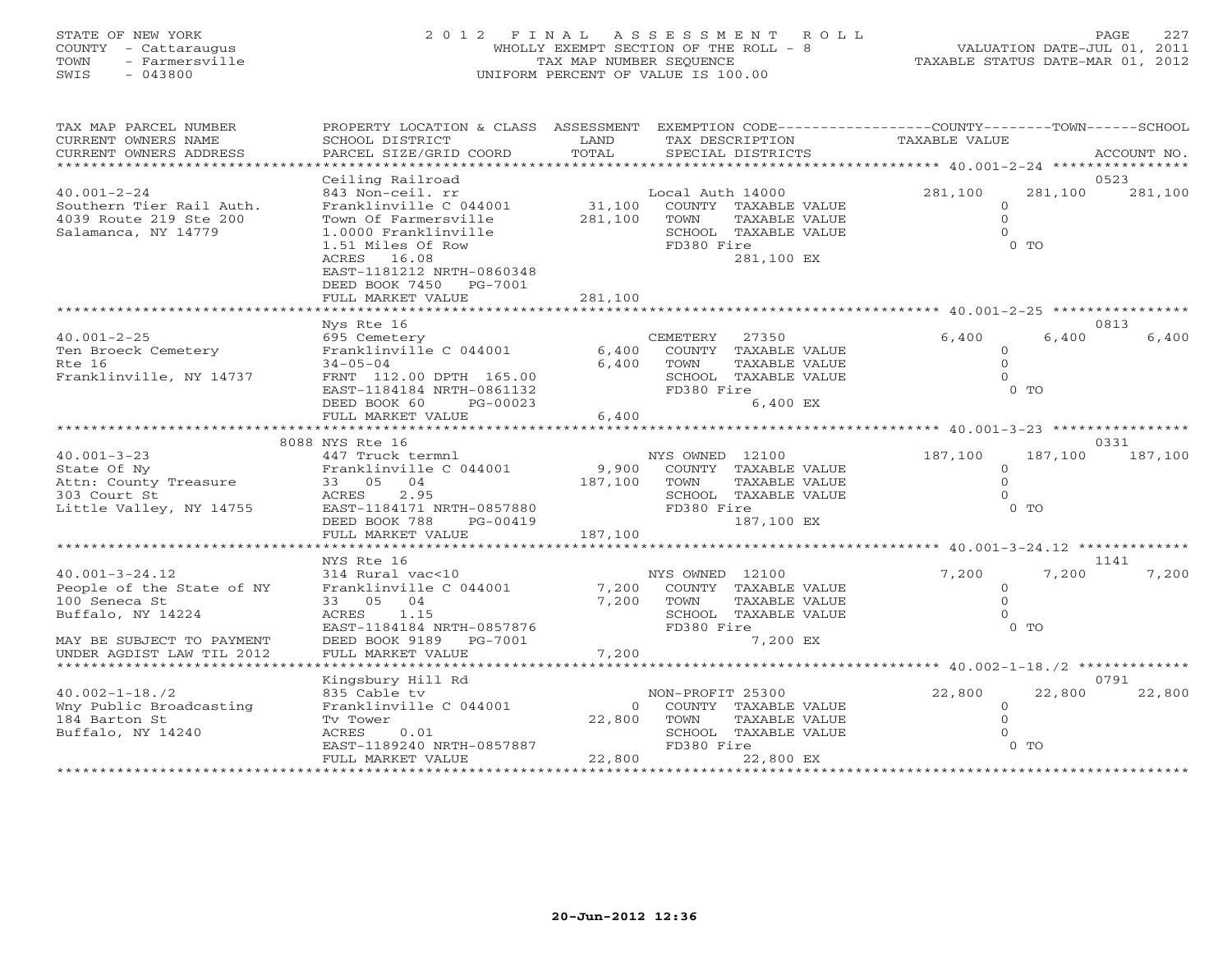STATE OF NEW YORK
COUNTY - Cattaraugus
TOWN - Farmersville
SWIS - 043800

# 2012 FINAL ASSESSMENT ROLL
WHOLLY EXEMPT SECTION OF THE ROLL - 8
TAX MAP NUMBER SEQUENCE
UNIFORM PERCENT OF VALUE IS 100.00

VALUATION DATE-JUL 01, 2011
TAXABLE STATUS DATE-MAR 01, 2012

| TAX MAP PARCEL NUMBER / CURRENT OWNERS NAME / CURRENT OWNERS ADDRESS | PROPERTY LOCATION & CLASS / SCHOOL DISTRICT / PARCEL SIZE/GRID COORD | ASSESSMENT LAND / TOTAL | EXEMPTION CODE / TAX DESCRIPTION / SPECIAL DISTRICTS | COUNTY TAXABLE VALUE | TOWN | SCHOOL / ACCOUNT NO. |
|---|---|---|---|---|---|---|
| 40.001-2-24 | Ceiling Railroad | | | | | 0523 |
| | 843 Non-ceil. rr | | Local Auth 14000 | 281,100 | 281,100 | 281,100 |
| Southern Tier Rail Auth. | Franklinville C 044001 | 31,100 | COUNTY TAXABLE VALUE | 0 | | |
| 4039 Route 219 Ste 200 | Town Of Farmersville | 281,100 | TOWN TAXABLE VALUE | 0 | | |
| Salamanca, NY 14779 | 1.0000 Franklinville | | SCHOOL TAXABLE VALUE | 0 | | |
| | 1.51 Miles Of Row | | FD380 Fire | 0 TO | | |
| | ACRES 16.08 | | 281,100 EX | | | |
| | EAST-1181212 NRTH-0860348 | | | | | |
| | DEED BOOK 7450 PG-7001 | | | | | |
| | FULL MARKET VALUE | 281,100 | | | | |
| 40.001-2-25 | Nys Rte 16 | | | | | 0813 |
| | 695 Cemetery | | CEMETERY 27350 | 6,400 | 6,400 | 6,400 |
| Ten Broeck Cemetery | Franklinville C 044001 | 6,400 | COUNTY TAXABLE VALUE | 0 | | |
| Rte 16 | 34-05-04 | 6,400 | TOWN TAXABLE VALUE | 0 | | |
| Franklinville, NY 14737 | FRNT 112.00 DPTH 165.00 | | SCHOOL TAXABLE VALUE | 0 | | |
| | EAST-1184184 NRTH-0861132 | | FD380 Fire | 0 TO | | |
| | DEED BOOK 60 PG-00023 | | 6,400 EX | | | |
| | FULL MARKET VALUE | 6,400 | | | | |
| 40.001-3-23 | 8088 NYS Rte 16 | | | | | 0331 |
| | 447 Truck termnl | | NYS OWNED 12100 | 187,100 | 187,100 | 187,100 |
| State Of Ny | Franklinville C 044001 | 9,900 | COUNTY TAXABLE VALUE | 0 | | |
| Attn: County Treasure | 33 05 04 | 187,100 | TOWN TAXABLE VALUE | 0 | | |
| 303 Court St | ACRES 2.95 | | SCHOOL TAXABLE VALUE | 0 | | |
| Little Valley, NY 14755 | EAST-1184171 NRTH-0857880 | | FD380 Fire | 0 TO | | |
| | DEED BOOK 788 PG-00419 | | 187,100 EX | | | |
| | FULL MARKET VALUE | 187,100 | | | | |
| 40.001-3-24.12 | NYS Rte 16 | | | | | 1141 |
| | 314 Rural vac<10 | | NYS OWNED 12100 | 7,200 | 7,200 | 7,200 |
| People of the State of NY | Franklinville C 044001 | 7,200 | COUNTY TAXABLE VALUE | 0 | | |
| 100 Seneca St | 33 05 04 | 7,200 | TOWN TAXABLE VALUE | 0 | | |
| Buffalo, NY 14224 | ACRES 1.15 | | SCHOOL TAXABLE VALUE | 0 | | |
| | EAST-1184184 NRTH-0857876 | | FD380 Fire | 0 TO | | |
| MAY BE SUBJECT TO PAYMENT | DEED BOOK 9189 PG-7001 | | 7,200 EX | | | |
| UNDER AGDIST LAW TIL 2012 | FULL MARKET VALUE | 7,200 | | | | |
| 40.002-1-18./2 | Kingsbury Hill Rd | | | | | 0791 |
| | 835 Cable tv | | NON-PROFIT 25300 | 22,800 | 22,800 | 22,800 |
| Wny Public Broadcasting | Franklinville C 044001 | 0 | COUNTY TAXABLE VALUE | 0 | | |
| 184 Barton St | Tv Tower | 22,800 | TOWN TAXABLE VALUE | 0 | | |
| Buffalo, NY 14240 | ACRES 0.01 | | SCHOOL TAXABLE VALUE | 0 | | |
| | EAST-1189240 NRTH-0857887 | | FD380 Fire | 0 TO | | |
| | FULL MARKET VALUE | 22,800 | 22,800 EX | | | |

20-Jun-2012 12:36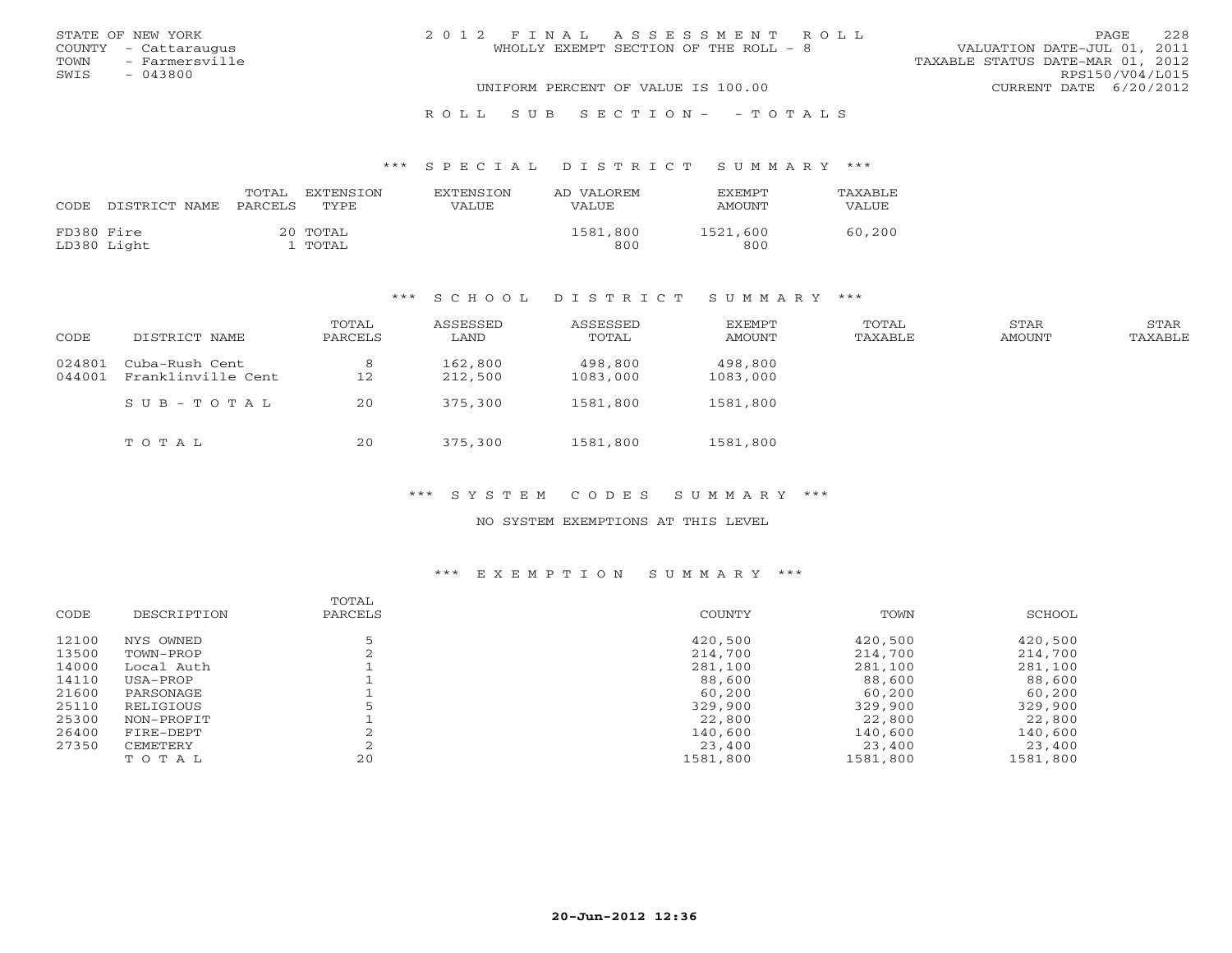STATE OF NEW YORK
COUNTY - Cattaraugus
TOWN - Farmersville
SWIS - 043800

# 2012 FINAL ASSESSMENT ROLL

WHOLLY EXEMPT SECTION OF THE ROLL - 8

UNIFORM PERCENT OF VALUE IS 100.00

VALUATION DATE-JUL 01, 2011
TAXABLE STATUS DATE-MAR 01, 2012
RPS150/V04/L015
CURRENT DATE 6/20/2012

## ROLL SUB SECTION- - TOTALS

### *** SPECIAL DISTRICT SUMMARY ***

| CODE | DISTRICT NAME | TOTAL PARCELS | EXTENSION TYPE | EXTENSION VALUE | AD VALOREM VALUE | EXEMPT AMOUNT | TAXABLE VALUE |
|---|---|---|---|---|---|---|---|
| FD380 | Fire | 20 | TOTAL | | 1581,800 | 1521,600 | 60,200 |
| LD380 | Light | 1 | TOTAL | | 800 | 800 | |

### *** SCHOOL DISTRICT SUMMARY ***

| CODE | DISTRICT NAME | TOTAL PARCELS | ASSESSED LAND | ASSESSED TOTAL | EXEMPT AMOUNT | TOTAL TAXABLE | STAR AMOUNT | STAR TAXABLE |
|---|---|---|---|---|---|---|---|---|
| 024801 | Cuba-Rush Cent | 8 | 162,800 | 498,800 | 498,800 | | | |
| 044001 | Franklinville Cent | 12 | 212,500 | 1083,000 | 1083,000 | | | |
| | SUB-TOTAL | 20 | 375,300 | 1581,800 | 1581,800 | | | |
| | TOTAL | 20 | 375,300 | 1581,800 | 1581,800 | | | |

### *** SYSTEM CODES SUMMARY ***

NO SYSTEM EXEMPTIONS AT THIS LEVEL

### *** EXEMPTION SUMMARY ***

| CODE | DESCRIPTION | TOTAL PARCELS | COUNTY | TOWN | SCHOOL |
|---|---|---|---|---|---|
| 12100 | NYS OWNED | 5 | 420,500 | 420,500 | 420,500 |
| 13500 | TOWN-PROP | 2 | 214,700 | 214,700 | 214,700 |
| 14000 | Local Auth | 1 | 281,100 | 281,100 | 281,100 |
| 14110 | USA-PROP | 1 | 88,600 | 88,600 | 88,600 |
| 21600 | PARSONAGE | 1 | 60,200 | 60,200 | 60,200 |
| 25110 | RELIGIOUS | 5 | 329,900 | 329,900 | 329,900 |
| 25300 | NON-PROFIT | 1 | 22,800 | 22,800 | 22,800 |
| 26400 | FIRE-DEPT | 2 | 140,600 | 140,600 | 140,600 |
| 27350 | CEMETERY | 2 | 23,400 | 23,400 | 23,400 |
| | TOTAL | 20 | 1581,800 | 1581,800 | 1581,800 |

20-Jun-2012 12:36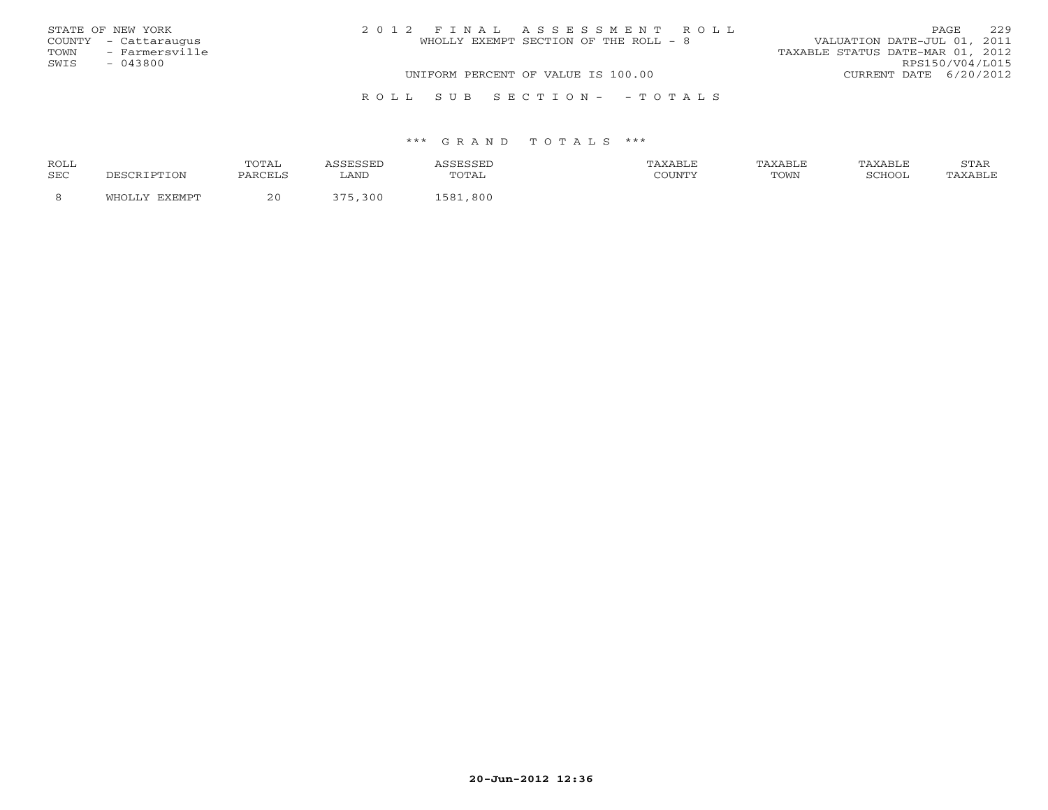STATE OF NEW YORK
COUNTY - Cattaraugus
TOWN - Farmersville
SWIS - 043800

2 0 1 2 F I N A L A S S E S S M E N T R O L L
WHOLLY EXEMPT SECTION OF THE ROLL - 8

VALUATION DATE-JUL 01, 2011
TAXABLE STATUS DATE-MAR 01, 2012
RPS150/V04/L015
CURRENT DATE 6/20/2012

UNIFORM PERCENT OF VALUE IS 100.00

R O L L S U B S E C T I O N - - T O T A L S

*** G R A N D T O T A L S ***

| ROLL SEC | DESCRIPTION | TOTAL PARCELS | ASSESSED LAND | ASSESSED TOTAL | TAXABLE COUNTY | TAXABLE TOWN | TAXABLE SCHOOL | STAR TAXABLE |
|---|---|---|---|---|---|---|---|---|
| 8 | WHOLLY EXEMPT | 20 | 375,300 | 1581,800 | | | | |

20-Jun-2012 12:36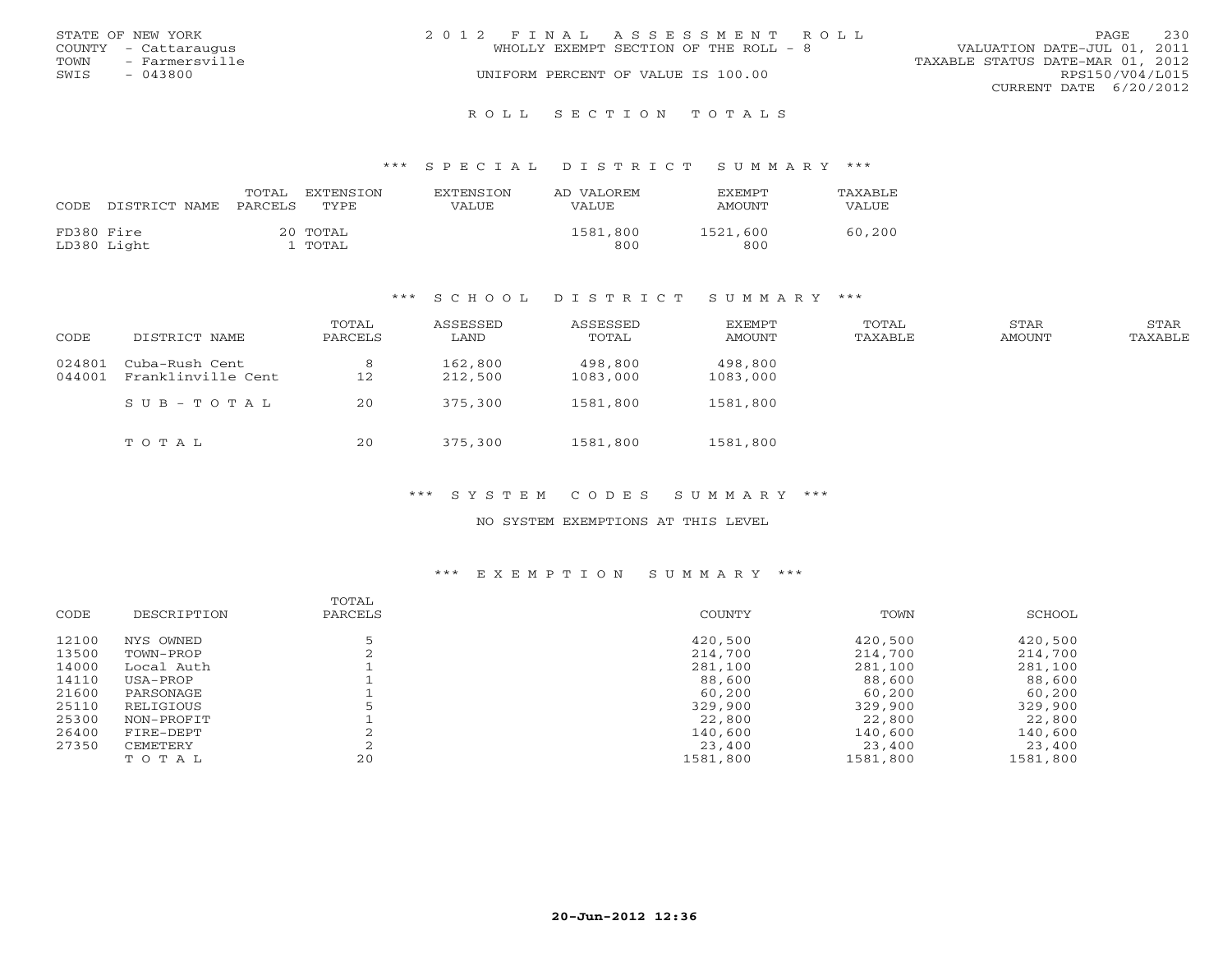STATE OF NEW YORK
COUNTY - Cattaraugus
TOWN - Farmersville
SWIS - 043800

2012 FINAL ASSESSMENT ROLL
WHOLLY EXEMPT SECTION OF THE ROLL - 8
UNIFORM PERCENT OF VALUE IS 100.00

VALUATION DATE-JUL 01, 2011
TAXABLE STATUS DATE-MAR 01, 2012
RPS150/V04/L015
CURRENT DATE 6/20/2012

## ROLL SECTION TOTALS

### *** SPECIAL DISTRICT SUMMARY ***

| CODE | DISTRICT NAME | TOTAL PARCELS | EXTENSION TYPE | EXTENSION VALUE | AD VALOREM VALUE | EXEMPT AMOUNT | TAXABLE VALUE |
|---|---|---|---|---|---|---|---|
| FD380 | Fire | 20 | TOTAL | | 1581,800 | 1521,600 | 60,200 |
| LD380 | Light | 1 | TOTAL | | 800 | 800 | |

### *** SCHOOL DISTRICT SUMMARY ***

| CODE | DISTRICT NAME | TOTAL PARCELS | ASSESSED LAND | ASSESSED TOTAL | EXEMPT AMOUNT | TOTAL TAXABLE | STAR AMOUNT | STAR TAXABLE |
|---|---|---|---|---|---|---|---|---|
| 024801 | Cuba-Rush Cent | 8 | 162,800 | 498,800 | 498,800 | | | |
| 044001 | Franklinville Cent | 12 | 212,500 | 1083,000 | 1083,000 | | | |
| | SUB-TOTAL | 20 | 375,300 | 1581,800 | 1581,800 | | | |
| | TOTAL | 20 | 375,300 | 1581,800 | 1581,800 | | | |

### *** SYSTEM CODES SUMMARY ***

NO SYSTEM EXEMPTIONS AT THIS LEVEL

### *** EXEMPTION SUMMARY ***

| CODE | DESCRIPTION | TOTAL PARCELS | COUNTY | TOWN | SCHOOL |
|---|---|---|---|---|---|
| 12100 | NYS OWNED | 5 | 420,500 | 420,500 | 420,500 |
| 13500 | TOWN-PROP | 2 | 214,700 | 214,700 | 214,700 |
| 14000 | Local Auth | 1 | 281,100 | 281,100 | 281,100 |
| 14110 | USA-PROP | 1 | 88,600 | 88,600 | 88,600 |
| 21600 | PARSONAGE | 1 | 60,200 | 60,200 | 60,200 |
| 25110 | RELIGIOUS | 5 | 329,900 | 329,900 | 329,900 |
| 25300 | NON-PROFIT | 1 | 22,800 | 22,800 | 22,800 |
| 26400 | FIRE-DEPT | 2 | 140,600 | 140,600 | 140,600 |
| 27350 | CEMETERY | 2 | 23,400 | 23,400 | 23,400 |
| | TOTAL | 20 | 1581,800 | 1581,800 | 1581,800 |

20-Jun-2012 12:36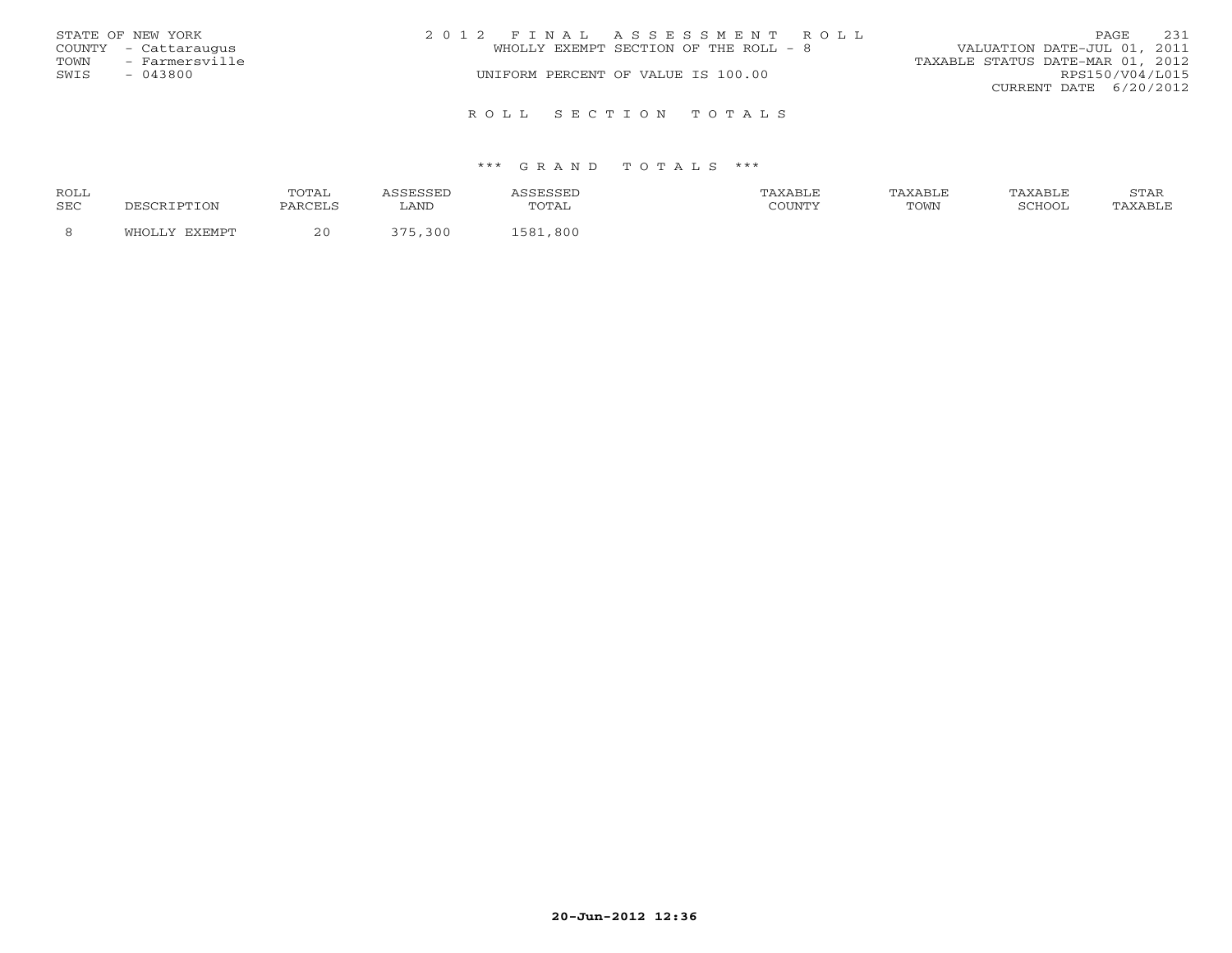STATE OF NEW YORK
COUNTY - Cattaraugus
TOWN - Farmersville
SWIS - 043800

# 2012 FINAL ASSESSMENT ROLL

WHOLLY EXEMPT SECTION OF THE ROLL - 8

UNIFORM PERCENT OF VALUE IS 100.00

VALUATION DATE-JUL 01, 2011
TAXABLE STATUS DATE-MAR 01, 2012
RPS150/V04/L015
CURRENT DATE 6/20/2012

## ROLL SECTION TOTALS

### *** GRAND TOTALS ***

| ROLL SEC | DESCRIPTION | TOTAL PARCELS | ASSESSED LAND | ASSESSED TOTAL | TAXABLE COUNTY | TAXABLE TOWN | TAXABLE SCHOOL | STAR TAXABLE |
|---|---|---|---|---|---|---|---|---|
| 8 | WHOLLY EXEMPT | 20 | 375,300 | 1581,800 | | | | |

20-Jun-2012 12:36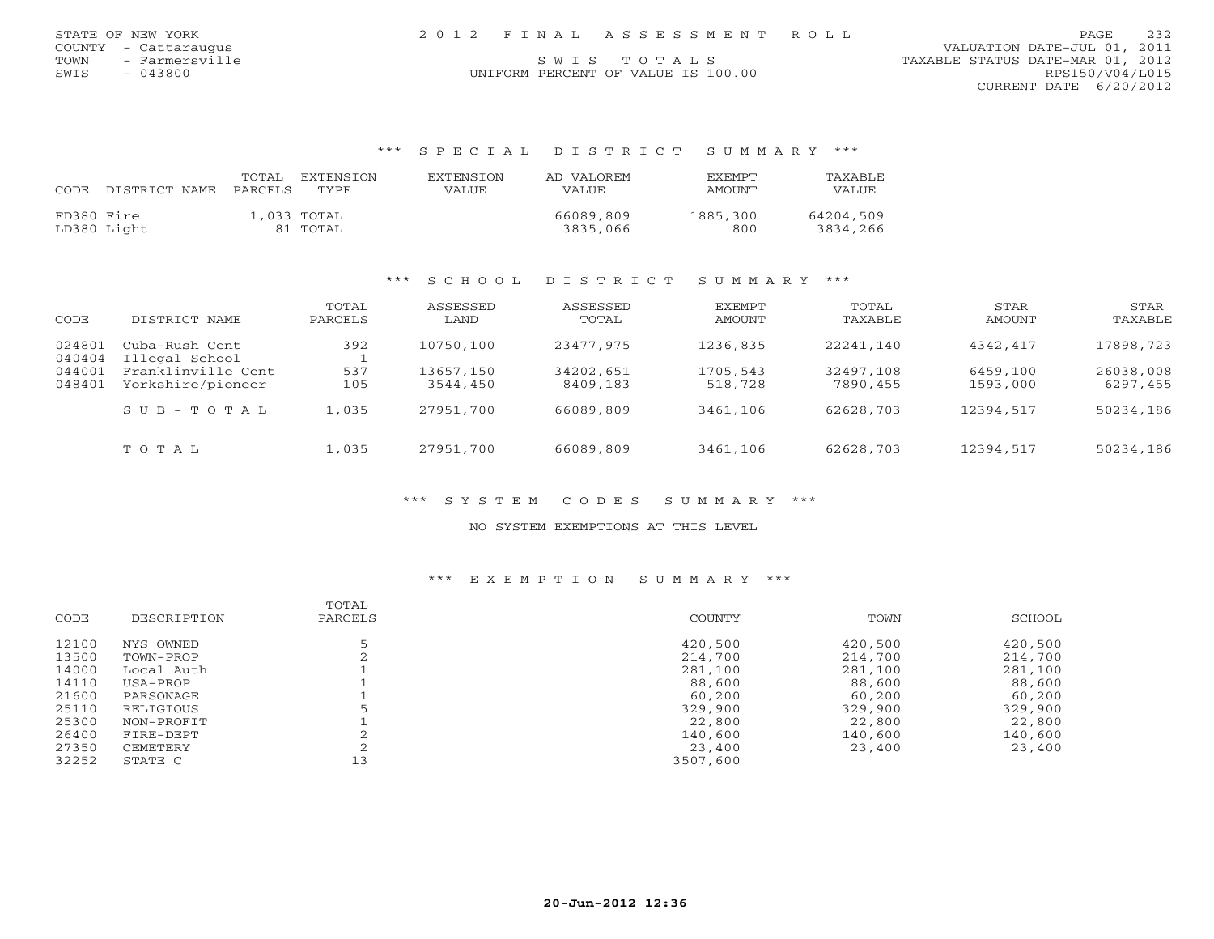STATE OF NEW YORK
COUNTY - Cattaraugus
TOWN - Farmersville
SWIS - 043800

2012 FINAL ASSESSMENT ROLL

SWIS TOTALS

UNIFORM PERCENT OF VALUE IS 100.00

VALUATION DATE-JUL 01, 2011
TAXABLE STATUS DATE-MAR 01, 2012
RPS150/V04/L015
CURRENT DATE 6/20/2012

### *** SPECIAL DISTRICT SUMMARY ***

| CODE | DISTRICT NAME | TOTAL PARCELS | EXTENSION TYPE | EXTENSION VALUE | AD VALOREM VALUE | EXEMPT AMOUNT | TAXABLE VALUE |
|---|---|---|---|---|---|---|---|
| FD380 | Fire | 1,033 | TOTAL | | 66089,809 | 1885,300 | 64204,509 |
| LD380 | Light | 81 | TOTAL | | 3835,066 | 800 | 3834,266 |

### *** SCHOOL DISTRICT SUMMARY ***

| CODE | DISTRICT NAME | TOTAL PARCELS | ASSESSED LAND | ASSESSED TOTAL | EXEMPT AMOUNT | TOTAL TAXABLE | STAR AMOUNT | STAR TAXABLE |
|---|---|---|---|---|---|---|---|---|
| 024801 | Cuba-Rush Cent | 392 | 10750,100 | 23477,975 | 1236,835 | 22241,140 | 4342,417 | 17898,723 |
| 040404 | Illegal School | 1 | | | | | | |
| 044001 | Franklinville Cent | 537 | 13657,150 | 34202,651 | 1705,543 | 32497,108 | 6459,100 | 26038,008 |
| 048401 | Yorkshire/pioneer | 105 | 3544,450 | 8409,183 | 518,728 | 7890,455 | 1593,000 | 6297,455 |
| | SUB-TOTAL | 1,035 | 27951,700 | 66089,809 | 3461,106 | 62628,703 | 12394,517 | 50234,186 |
| | TOTAL | 1,035 | 27951,700 | 66089,809 | 3461,106 | 62628,703 | 12394,517 | 50234,186 |

### *** SYSTEM CODES SUMMARY ***

NO SYSTEM EXEMPTIONS AT THIS LEVEL

### *** EXEMPTION SUMMARY ***

| CODE | DESCRIPTION | TOTAL PARCELS | COUNTY | TOWN | SCHOOL |
|---|---|---|---|---|---|
| 12100 | NYS OWNED | 5 | 420,500 | 420,500 | 420,500 |
| 13500 | TOWN-PROP | 2 | 214,700 | 214,700 | 214,700 |
| 14000 | Local Auth | 1 | 281,100 | 281,100 | 281,100 |
| 14110 | USA-PROP | 1 | 88,600 | 88,600 | 88,600 |
| 21600 | PARSONAGE | 1 | 60,200 | 60,200 | 60,200 |
| 25110 | RELIGIOUS | 5 | 329,900 | 329,900 | 329,900 |
| 25300 | NON-PROFIT | 1 | 22,800 | 22,800 | 22,800 |
| 26400 | FIRE-DEPT | 2 | 140,600 | 140,600 | 140,600 |
| 27350 | CEMETERY | 2 | 23,400 | 23,400 | 23,400 |
| 32252 | STATE C | 13 | 3507,600 | | |

20-Jun-2012 12:36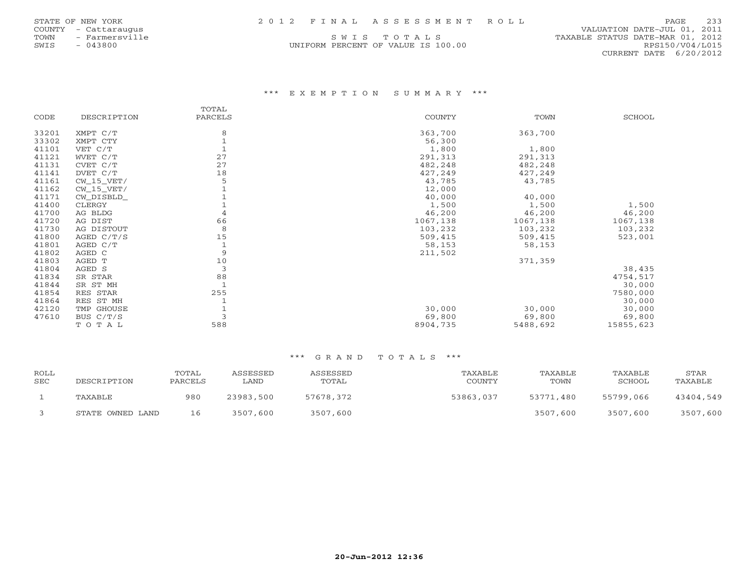STATE OF NEW YORK
COUNTY - Cattaraugus
TOWN - Farmersville
SWIS - 043800

2 0 1 2 F I N A L A S S E S S M E N T R O L L

S W I S T O T A L S
UNIFORM PERCENT OF VALUE IS 100.00

VALUATION DATE-JUL 01, 2011
TAXABLE STATUS DATE-MAR 01, 2012
RPS150/V04/L015
CURRENT DATE 6/20/2012

### *** E X E M P T I O N S U M M A R Y ***

| CODE | DESCRIPTION | TOTAL PARCELS | COUNTY | TOWN | SCHOOL |
|---|---|---|---|---|---|
| 33201 | XMPT C/T | 8 | 363,700 | 363,700 | |
| 33302 | XMPT CTY | 1 | 56,300 | | |
| 41101 | VET C/T | 1 | 1,800 | 1,800 | |
| 41121 | WVET C/T | 27 | 291,313 | 291,313 | |
| 41131 | CVET C/T | 27 | 482,248 | 482,248 | |
| 41141 | DVET C/T | 18 | 427,249 | 427,249 | |
| 41161 | CW_15_VET/ | 5 | 43,785 | 43,785 | |
| 41162 | CW_15_VET/ | 1 | 12,000 | | |
| 41171 | CW_DISBLD_ | 1 | 40,000 | 40,000 | |
| 41400 | CLERGY | 1 | 1,500 | 1,500 | 1,500 |
| 41700 | AG BLDG | 4 | 46,200 | 46,200 | 46,200 |
| 41720 | AG DIST | 66 | 1067,138 | 1067,138 | 1067,138 |
| 41730 | AG DISTOUT | 8 | 103,232 | 103,232 | 103,232 |
| 41800 | AGED C/T/S | 15 | 509,415 | 509,415 | 523,001 |
| 41801 | AGED C/T | 1 | 58,153 | 58,153 | |
| 41802 | AGED C | 9 | 211,502 | | |
| 41803 | AGED T | 10 | | 371,359 | |
| 41804 | AGED S | 3 | | | 38,435 |
| 41834 | SR STAR | 88 | | | 4754,517 |
| 41844 | SR ST MH | 1 | | | 30,000 |
| 41854 | RES STAR | 255 | | | 7580,000 |
| 41864 | RES ST MH | 1 | | | 30,000 |
| 42120 | TMP GHOUSE | 1 | 30,000 | 30,000 | 30,000 |
| 47610 | BUS C/T/S | 3 | 69,800 | 69,800 | 69,800 |
| | T O T A L | 588 | 8904,735 | 5488,692 | 15855,623 |

### *** G R A N D T O T A L S ***

| ROLL SEC | DESCRIPTION | TOTAL PARCELS | ASSESSED LAND | ASSESSED TOTAL | TAXABLE COUNTY | TAXABLE TOWN | TAXABLE SCHOOL | STAR TAXABLE |
|---|---|---|---|---|---|---|---|---|
| 1 | TAXABLE | 980 | 23983,500 | 57678,372 | 53863,037 | 53771,480 | 55799,066 | 43404,549 |
| 3 | STATE OWNED LAND | 16 | 3507,600 | 3507,600 | | 3507,600 | 3507,600 | 3507,600 |

20-Jun-2012 12:36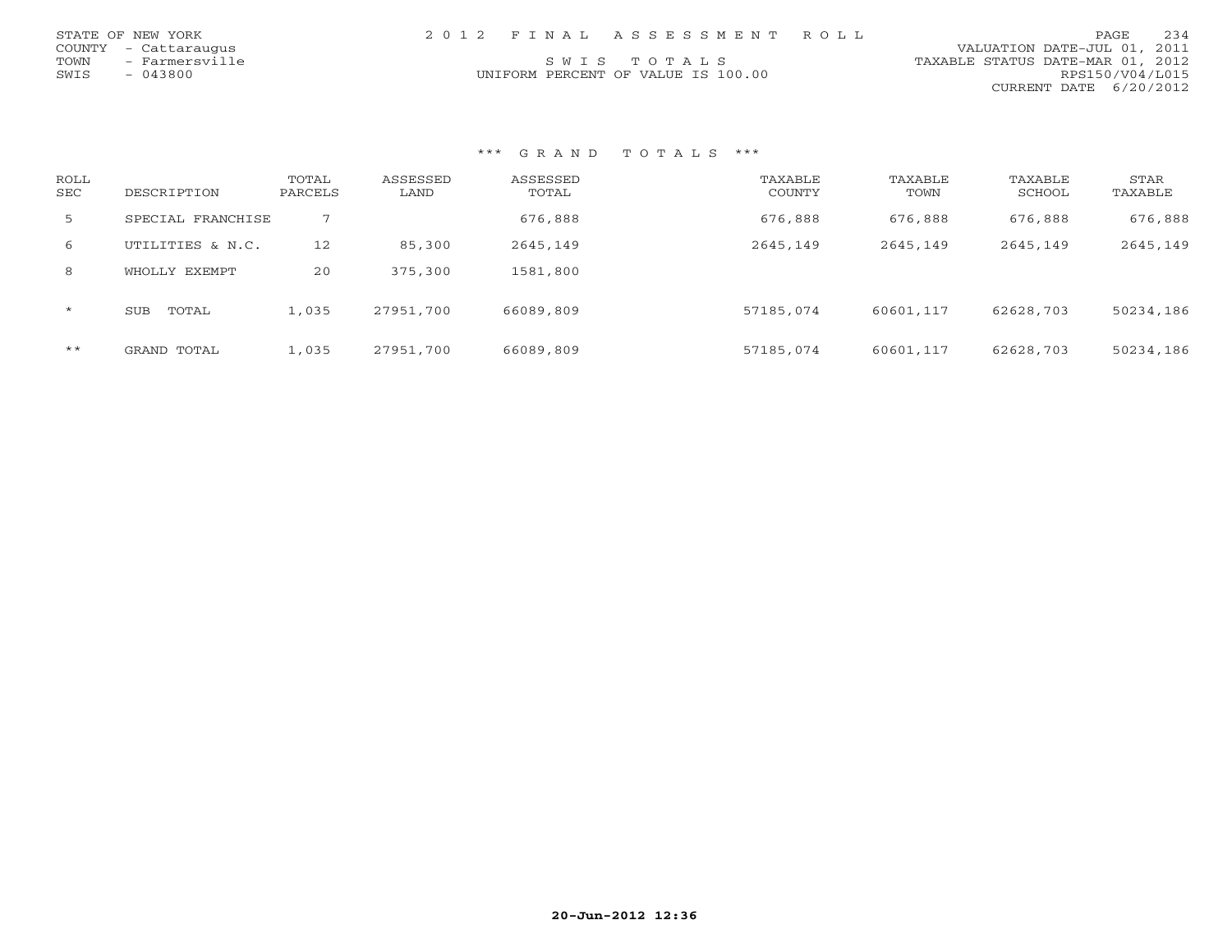STATE OF NEW YORK
COUNTY - Cattaraugus
TOWN - Farmersville
SWIS - 043800

2 0 1 2 F I N A L A S S E S S M E N T R O L L

S W I S T O T A L S

UNIFORM PERCENT OF VALUE IS 100.00

VALUATION DATE-JUL 01, 2011
TAXABLE STATUS DATE-MAR 01, 2012
RPS150/V04/L015
CURRENT DATE 6/20/2012

### *** G R A N D T O T A L S ***

| ROLL SEC | DESCRIPTION | TOTAL PARCELS | ASSESSED LAND | ASSESSED TOTAL | TAXABLE COUNTY | TAXABLE TOWN | TAXABLE SCHOOL | STAR TAXABLE |
|---|---|---|---|---|---|---|---|---|
| 5 | SPECIAL FRANCHISE | 7 | | 676,888 | 676,888 | 676,888 | 676,888 | 676,888 |
| 6 | UTILITIES & N.C. | 12 | 85,300 | 2645,149 | 2645,149 | 2645,149 | 2645,149 | 2645,149 |
| 8 | WHOLLY EXEMPT | 20 | 375,300 | 1581,800 | | | | |
| * | SUB TOTAL | 1,035 | 27951,700 | 66089,809 | 57185,074 | 60601,117 | 62628,703 | 50234,186 |
| ** | GRAND TOTAL | 1,035 | 27951,700 | 66089,809 | 57185,074 | 60601,117 | 62628,703 | 50234,186 |

20-Jun-2012 12:36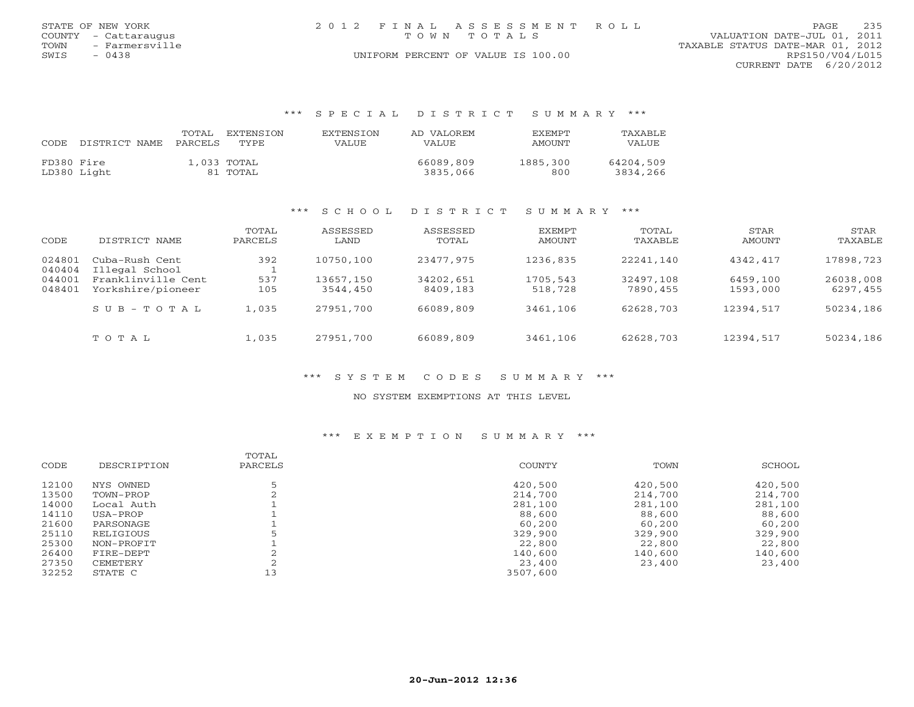STATE OF NEW YORK
COUNTY - Cattaraugus
TOWN - Farmersville
SWIS - 0438

2 0 1 2 F I N A L A S S E S S M E N T R O L L
T O W N T O T A L S
UNIFORM PERCENT OF VALUE IS 100.00

VALUATION DATE-JUL 01, 2011
TAXABLE STATUS DATE-MAR 01, 2012
RPS150/V04/L015
CURRENT DATE 6/20/2012

### *** S P E C I A L D I S T R I C T S U M M A R Y ***

| CODE DISTRICT NAME | TOTAL PARCELS | EXTENSION TYPE | EXTENSION VALUE | AD VALOREM VALUE | EXEMPT AMOUNT | TAXABLE VALUE |
|---|---|---|---|---|---|---|
| FD380 Fire | 1,033 | TOTAL | | 66089,809 | 1885,300 | 64204,509 |
| LD380 Light | 81 | TOTAL | | 3835,066 | 800 | 3834,266 |

### *** S C H O O L D I S T R I C T S U M M A R Y ***

| CODE | DISTRICT NAME | TOTAL PARCELS | ASSESSED LAND | ASSESSED TOTAL | EXEMPT AMOUNT | TOTAL TAXABLE | STAR AMOUNT | STAR TAXABLE |
|---|---|---|---|---|---|---|---|---|
| 024801 | Cuba-Rush Cent | 392 | 10750,100 | 23477,975 | 1236,835 | 22241,140 | 4342,417 | 17898,723 |
| 040404 | Illegal School | 1 | | | | | | |
| 044001 | Franklinville Cent | 537 | 13657,150 | 34202,651 | 1705,543 | 32497,108 | 6459,100 | 26038,008 |
| 048401 | Yorkshire/pioneer | 105 | 3544,450 | 8409,183 | 518,728 | 7890,455 | 1593,000 | 6297,455 |
| | S U B - T O T A L | 1,035 | 27951,700 | 66089,809 | 3461,106 | 62628,703 | 12394,517 | 50234,186 |
| | T O T A L | 1,035 | 27951,700 | 66089,809 | 3461,106 | 62628,703 | 12394,517 | 50234,186 |

### *** S Y S T E M C O D E S S U M M A R Y ***

NO SYSTEM EXEMPTIONS AT THIS LEVEL

### *** E X E M P T I O N S U M M A R Y ***

| CODE | DESCRIPTION | TOTAL PARCELS | COUNTY | TOWN | SCHOOL |
|---|---|---|---|---|---|
| 12100 | NYS OWNED | 5 | 420,500 | 420,500 | 420,500 |
| 13500 | TOWN-PROP | 2 | 214,700 | 214,700 | 214,700 |
| 14000 | Local Auth | 1 | 281,100 | 281,100 | 281,100 |
| 14110 | USA-PROP | 1 | 88,600 | 88,600 | 88,600 |
| 21600 | PARSONAGE | 1 | 60,200 | 60,200 | 60,200 |
| 25110 | RELIGIOUS | 5 | 329,900 | 329,900 | 329,900 |
| 25300 | NON-PROFIT | 1 | 22,800 | 22,800 | 22,800 |
| 26400 | FIRE-DEPT | 2 | 140,600 | 140,600 | 140,600 |
| 27350 | CEMETERY | 2 | 23,400 | 23,400 | 23,400 |
| 32252 | STATE C | 13 | 3507,600 | | |

20-Jun-2012 12:36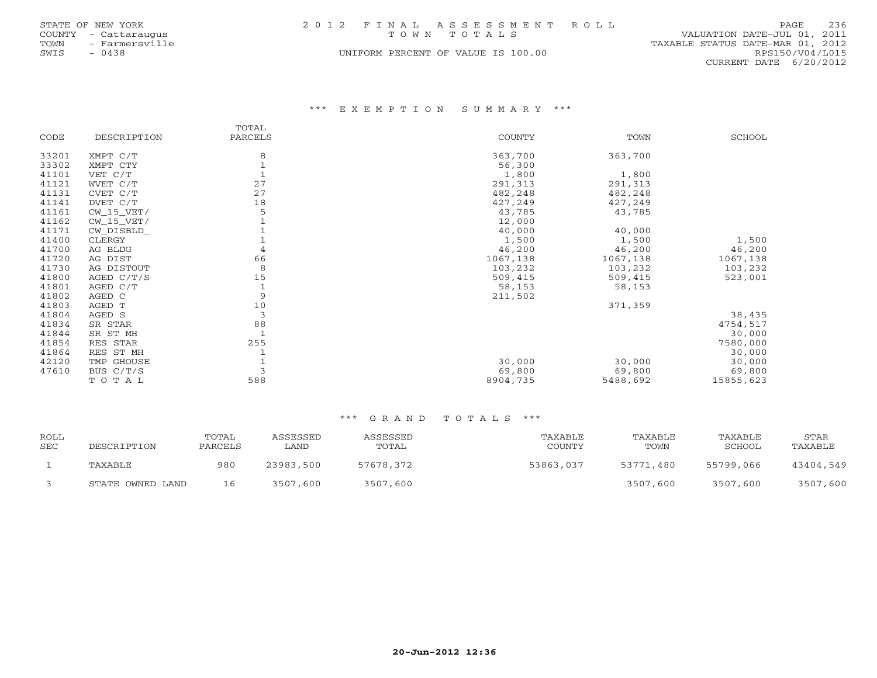STATE OF NEW YORK
COUNTY - Cattaraugus
TOWN - Farmersville
SWIS - 0438

# 2012 FINAL ASSESSMENT ROLL
TOWN TOTALS
UNIFORM PERCENT OF VALUE IS 100.00

VALUATION DATE-JUL 01, 2011
TAXABLE STATUS DATE-MAR 01, 2012
RPS150/V04/L015
CURRENT DATE 6/20/2012

## *** EXEMPTION SUMMARY ***

| CODE | DESCRIPTION | TOTAL PARCELS | COUNTY | TOWN | SCHOOL |
|---|---|---|---|---|---|
| 33201 | XMPT C/T | 8 | 363,700 | 363,700 | |
| 33302 | XMPT CTY | 1 | 56,300 | | |
| 41101 | VET C/T | 1 | 1,800 | 1,800 | |
| 41121 | WVET C/T | 27 | 291,313 | 291,313 | |
| 41131 | CVET C/T | 27 | 482,248 | 482,248 | |
| 41141 | DVET C/T | 18 | 427,249 | 427,249 | |
| 41161 | CW_15_VET/ | 5 | 43,785 | 43,785 | |
| 41162 | CW_15_VET/ | 1 | 12,000 | | |
| 41171 | CW_DISBLD_ | 1 | 40,000 | 40,000 | |
| 41400 | CLERGY | 1 | 1,500 | 1,500 | 1,500 |
| 41700 | AG BLDG | 4 | 46,200 | 46,200 | 46,200 |
| 41720 | AG DIST | 66 | 1067,138 | 1067,138 | 1067,138 |
| 41730 | AG DISTOUT | 8 | 103,232 | 103,232 | 103,232 |
| 41800 | AGED C/T/S | 15 | 509,415 | 509,415 | 523,001 |
| 41801 | AGED C/T | 1 | 58,153 | 58,153 | |
| 41802 | AGED C | 9 | 211,502 | | |
| 41803 | AGED T | 10 | | 371,359 | |
| 41804 | AGED S | 3 | | | 38,435 |
| 41834 | SR STAR | 88 | | | 4754,517 |
| 41844 | SR ST MH | 1 | | | 30,000 |
| 41854 | RES STAR | 255 | | | 7580,000 |
| 41864 | RES ST MH | 1 | | | 30,000 |
| 42120 | TMP GHOUSE | 1 | 30,000 | 30,000 | 30,000 |
| 47610 | BUS C/T/S | 3 | 69,800 | 69,800 | 69,800 |
| | TOTAL | 588 | 8904,735 | 5488,692 | 15855,623 |

## *** GRAND TOTALS ***

| ROLL SEC | DESCRIPTION | TOTAL PARCELS | ASSESSED LAND | ASSESSED TOTAL | TAXABLE COUNTY | TAXABLE TOWN | TAXABLE SCHOOL | STAR TAXABLE |
|---|---|---|---|---|---|---|---|---|
| 1 | TAXABLE | 980 | 23983,500 | 57678,372 | 53863,037 | 53771,480 | 55799,066 | 43404,549 |
| 3 | STATE OWNED LAND | 16 | 3507,600 | 3507,600 | | 3507,600 | 3507,600 | 3507,600 |

20-Jun-2012 12:36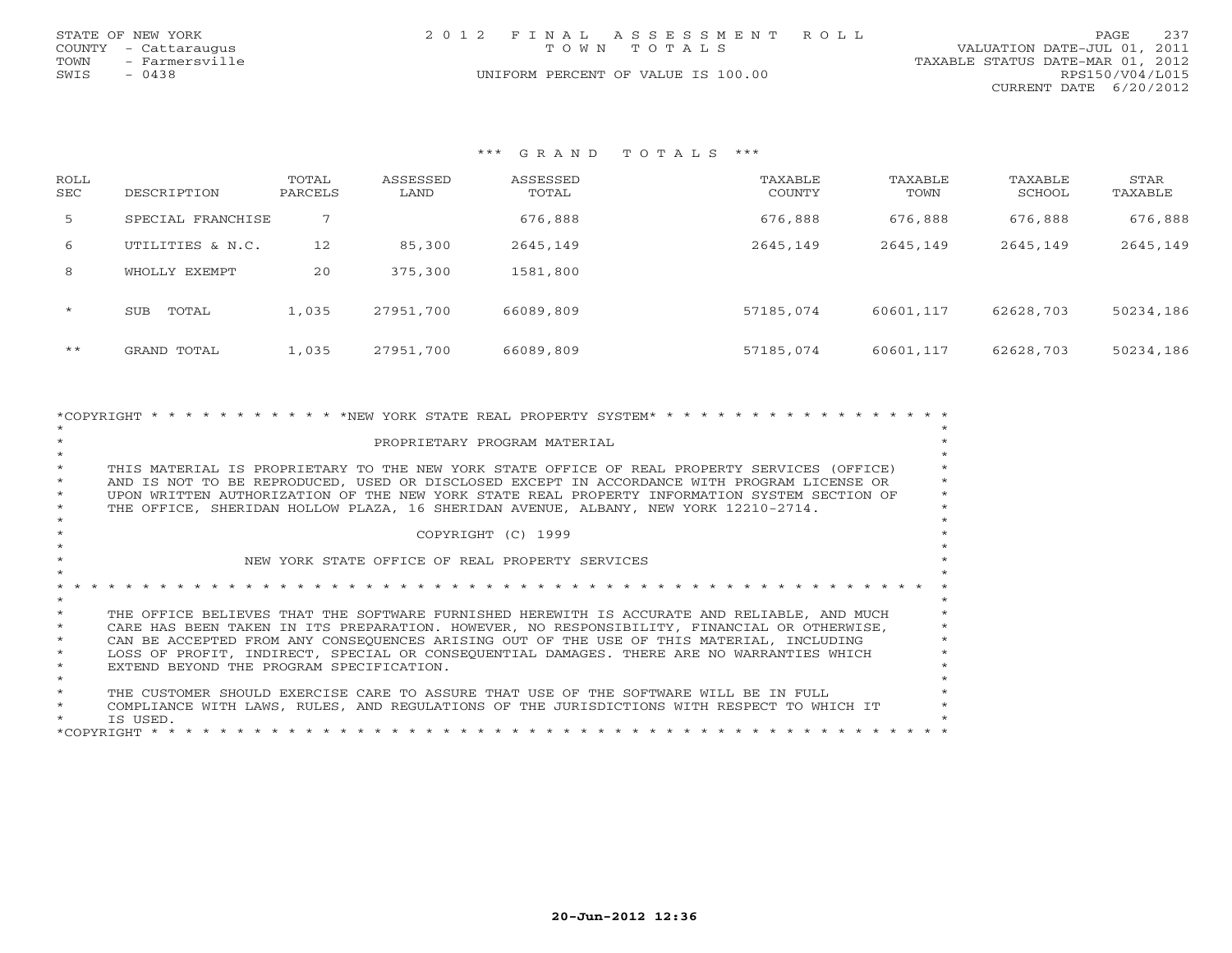STATE OF NEW YORK
COUNTY - Cattaraugus
TOWN - Farmersville
SWIS - 0438

2012 FINAL ASSESSMENT ROLL
TOWN TOTALS
UNIFORM PERCENT OF VALUE IS 100.00

VALUATION DATE-JUL 01, 2011
TAXABLE STATUS DATE-MAR 01, 2012
RPS150/V04/L015
CURRENT DATE 6/20/2012

### *** GRAND TOTALS ***

| ROLL SEC | DESCRIPTION | TOTAL PARCELS | ASSESSED LAND | ASSESSED TOTAL | TAXABLE COUNTY | TAXABLE TOWN | TAXABLE SCHOOL | STAR TAXABLE |
|---|---|---|---|---|---|---|---|---|
| 5 | SPECIAL FRANCHISE | 7 | | 676,888 | 676,888 | 676,888 | 676,888 | 676,888 |
| 6 | UTILITIES & N.C. | 12 | 85,300 | 2645,149 | 2645,149 | 2645,149 | 2645,149 | 2645,149 |
| 8 | WHOLLY EXEMPT | 20 | 375,300 | 1581,800 | | | | |
| * | SUB TOTAL | 1,035 | 27951,700 | 66089,809 | 57185,074 | 60601,117 | 62628,703 | 50234,186 |
| ** | GRAND TOTAL | 1,035 | 27951,700 | 66089,809 | 57185,074 | 60601,117 | 62628,703 | 50234,186 |

*COPYRIGHT * * * * * * * * * * * *NEW YORK STATE REAL PROPERTY SYSTEM* * * * * * * * * * * * * * * * * * *

PROPRIETARY PROGRAM MATERIAL

THIS MATERIAL IS PROPRIETARY TO THE NEW YORK STATE OFFICE OF REAL PROPERTY SERVICES (OFFICE) AND IS NOT TO BE REPRODUCED, USED OR DISCLOSED EXCEPT IN ACCORDANCE WITH PROGRAM LICENSE OR UPON WRITTEN AUTHORIZATION OF THE NEW YORK STATE REAL PROPERTY INFORMATION SYSTEM SECTION OF THE OFFICE, SHERIDAN HOLLOW PLAZA, 16 SHERIDAN AVENUE, ALBANY, NEW YORK 12210-2714.

COPYRIGHT (C) 1999

NEW YORK STATE OFFICE OF REAL PROPERTY SERVICES

THE OFFICE BELIEVES THAT THE SOFTWARE FURNISHED HEREWITH IS ACCURATE AND RELIABLE, AND MUCH CARE HAS BEEN TAKEN IN ITS PREPARATION. HOWEVER, NO RESPONSIBILITY, FINANCIAL OR OTHERWISE, CAN BE ACCEPTED FROM ANY CONSEQUENCES ARISING OUT OF THE USE OF THIS MATERIAL, INCLUDING LOSS OF PROFIT, INDIRECT, SPECIAL OR CONSEQUENTIAL DAMAGES. THERE ARE NO WARRANTIES WHICH EXTEND BEYOND THE PROGRAM SPECIFICATION.

THE CUSTOMER SHOULD EXERCISE CARE TO ASSURE THAT USE OF THE SOFTWARE WILL BE IN FULL COMPLIANCE WITH LAWS, RULES, AND REGULATIONS OF THE JURISDICTIONS WITH RESPECT TO WHICH IT IS USED.

*COPYRIGHT * * * * * * * * * * * * * * * * * * * * * * * * * * * * * * * * * * * * * * * * * * * * * *

20-Jun-2012 12:36